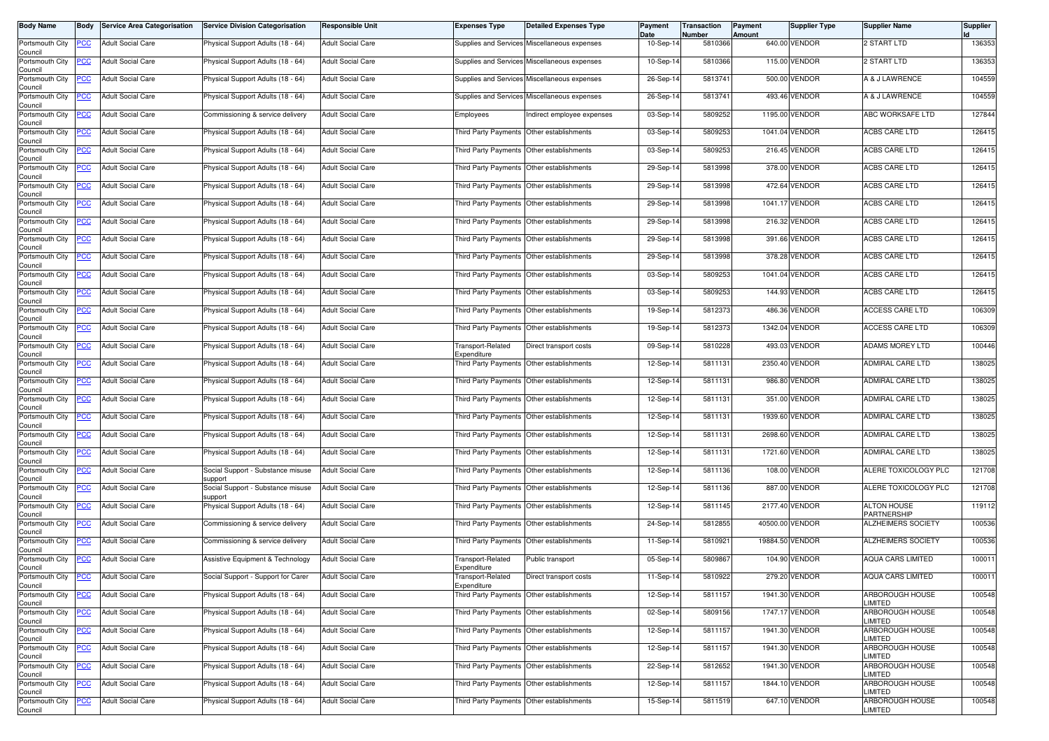| Body Name | Body | Service Area Categorisation | Service Division Categorisation | Responsible Unit | Expenses Type | Detailed Expenses Type | Payment Date | Transaction Number | Payment Amount | Supplier Type | Supplier Name | Supplier Id |
|---|---|---|---|---|---|---|---|---|---|---|---|---|
| Portsmouth City Council | PCC | Adult Social Care | Physical Support Adults (18 - 64) | Adult Social Care | Supplies and Services | Miscellaneous expenses | 10-Sep-14 | 5810366 | 640.00 | VENDOR | 2 START LTD | 136353 |
| Portsmouth City Council | PCC | Adult Social Care | Physical Support Adults (18 - 64) | Adult Social Care | Supplies and Services | Miscellaneous expenses | 10-Sep-14 | 5810366 | 115.00 | VENDOR | 2 START LTD | 136353 |
| Portsmouth City Council | PCC | Adult Social Care | Physical Support Adults (18 - 64) | Adult Social Care | Supplies and Services | Miscellaneous expenses | 26-Sep-14 | 5813741 | 500.00 | VENDOR | A & J LAWRENCE | 104559 |
| Portsmouth City Council | PCC | Adult Social Care | Physical Support Adults (18 - 64) | Adult Social Care | Supplies and Services | Miscellaneous expenses | 26-Sep-14 | 5813741 | 493.46 | VENDOR | A & J LAWRENCE | 104559 |
| Portsmouth City Council | PCC | Adult Social Care | Commissioning & service delivery | Adult Social Care | Employees | Indirect employee expenses | 03-Sep-14 | 5809252 | 1195.00 | VENDOR | ABC WORKSAFE LTD | 127844 |
| Portsmouth City Council | PCC | Adult Social Care | Physical Support Adults (18 - 64) | Adult Social Care | Third Party Payments | Other establishments | 03-Sep-14 | 5809253 | 1041.04 | VENDOR | ACBS CARE LTD | 126415 |
| Portsmouth City Council | PCC | Adult Social Care | Physical Support Adults (18 - 64) | Adult Social Care | Third Party Payments | Other establishments | 03-Sep-14 | 5809253 | 216.45 | VENDOR | ACBS CARE LTD | 126415 |
| Portsmouth City Council | PCC | Adult Social Care | Physical Support Adults (18 - 64) | Adult Social Care | Third Party Payments | Other establishments | 29-Sep-14 | 5813998 | 378.00 | VENDOR | ACBS CARE LTD | 126415 |
| Portsmouth City Council | PCC | Adult Social Care | Physical Support Adults (18 - 64) | Adult Social Care | Third Party Payments | Other establishments | 29-Sep-14 | 5813998 | 472.64 | VENDOR | ACBS CARE LTD | 126415 |
| Portsmouth City Council | PCC | Adult Social Care | Physical Support Adults (18 - 64) | Adult Social Care | Third Party Payments | Other establishments | 29-Sep-14 | 5813998 | 1041.17 | VENDOR | ACBS CARE LTD | 126415 |
| Portsmouth City Council | PCC | Adult Social Care | Physical Support Adults (18 - 64) | Adult Social Care | Third Party Payments | Other establishments | 29-Sep-14 | 5813998 | 216.32 | VENDOR | ACBS CARE LTD | 126415 |
| Portsmouth City Council | PCC | Adult Social Care | Physical Support Adults (18 - 64) | Adult Social Care | Third Party Payments | Other establishments | 29-Sep-14 | 5813998 | 391.66 | VENDOR | ACBS CARE LTD | 126415 |
| Portsmouth City Council | PCC | Adult Social Care | Physical Support Adults (18 - 64) | Adult Social Care | Third Party Payments | Other establishments | 29-Sep-14 | 5813998 | 378.28 | VENDOR | ACBS CARE LTD | 126415 |
| Portsmouth City Council | PCC | Adult Social Care | Physical Support Adults (18 - 64) | Adult Social Care | Third Party Payments | Other establishments | 03-Sep-14 | 5809253 | 1041.04 | VENDOR | ACBS CARE LTD | 126415 |
| Portsmouth City Council | PCC | Adult Social Care | Physical Support Adults (18 - 64) | Adult Social Care | Third Party Payments | Other establishments | 03-Sep-14 | 5809253 | 144.93 | VENDOR | ACBS CARE LTD | 126415 |
| Portsmouth City Council | PCC | Adult Social Care | Physical Support Adults (18 - 64) | Adult Social Care | Third Party Payments | Other establishments | 19-Sep-14 | 5812373 | 486.36 | VENDOR | ACCESS CARE LTD | 106309 |
| Portsmouth City Council | PCC | Adult Social Care | Physical Support Adults (18 - 64) | Adult Social Care | Third Party Payments | Other establishments | 19-Sep-14 | 5812373 | 1342.04 | VENDOR | ACCESS CARE LTD | 106309 |
| Portsmouth City Council | PCC | Adult Social Care | Physical Support Adults (18 - 64) | Adult Social Care | Transport-Related Expenditure | Direct transport costs | 09-Sep-14 | 5810228 | 493.03 | VENDOR | ADAMS MOREY LTD | 100446 |
| Portsmouth City Council | PCC | Adult Social Care | Physical Support Adults (18 - 64) | Adult Social Care | Third Party Payments | Other establishments | 12-Sep-14 | 5811131 | 2350.40 | VENDOR | ADMIRAL CARE LTD | 138025 |
| Portsmouth City Council | PCC | Adult Social Care | Physical Support Adults (18 - 64) | Adult Social Care | Third Party Payments | Other establishments | 12-Sep-14 | 5811131 | 986.80 | VENDOR | ADMIRAL CARE LTD | 138025 |
| Portsmouth City Council | PCC | Adult Social Care | Physical Support Adults (18 - 64) | Adult Social Care | Third Party Payments | Other establishments | 12-Sep-14 | 5811131 | 351.00 | VENDOR | ADMIRAL CARE LTD | 138025 |
| Portsmouth City Council | PCC | Adult Social Care | Physical Support Adults (18 - 64) | Adult Social Care | Third Party Payments | Other establishments | 12-Sep-14 | 5811131 | 1939.60 | VENDOR | ADMIRAL CARE LTD | 138025 |
| Portsmouth City Council | PCC | Adult Social Care | Physical Support Adults (18 - 64) | Adult Social Care | Third Party Payments | Other establishments | 12-Sep-14 | 5811131 | 2698.60 | VENDOR | ADMIRAL CARE LTD | 138025 |
| Portsmouth City Council | PCC | Adult Social Care | Physical Support Adults (18 - 64) | Adult Social Care | Third Party Payments | Other establishments | 12-Sep-14 | 5811131 | 1721.60 | VENDOR | ADMIRAL CARE LTD | 138025 |
| Portsmouth City Council | PCC | Adult Social Care | Social Support - Substance misuse support | Adult Social Care | Third Party Payments | Other establishments | 12-Sep-14 | 5811136 | 108.00 | VENDOR | ALERE TOXICOLOGY PLC | 121708 |
| Portsmouth City Council | PCC | Adult Social Care | Social Support - Substance misuse support | Adult Social Care | Third Party Payments | Other establishments | 12-Sep-14 | 5811136 | 887.00 | VENDOR | ALERE TOXICOLOGY PLC | 121708 |
| Portsmouth City Council | PCC | Adult Social Care | Physical Support Adults (18 - 64) | Adult Social Care | Third Party Payments | Other establishments | 12-Sep-14 | 5811145 | 2177.40 | VENDOR | ALTON HOUSE PARTNERSHIP | 119112 |
| Portsmouth City Council | PCC | Adult Social Care | Commissioning & service delivery | Adult Social Care | Third Party Payments | Other establishments | 24-Sep-14 | 5812855 | 40500.00 | VENDOR | ALZHEIMERS SOCIETY | 100536 |
| Portsmouth City Council | PCC | Adult Social Care | Commissioning & service delivery | Adult Social Care | Third Party Payments | Other establishments | 11-Sep-14 | 5810921 | 19884.50 | VENDOR | ALZHEIMERS SOCIETY | 100536 |
| Portsmouth City Council | PCC | Adult Social Care | Assistive Equipment & Technology | Adult Social Care | Transport-Related Expenditure | Public transport | 05-Sep-14 | 5809867 | 104.90 | VENDOR | AQUA CARS LIMITED | 100011 |
| Portsmouth City Council | PCC | Adult Social Care | Social Support - Support for Carer | Adult Social Care | Transport-Related Expenditure | Direct transport costs | 11-Sep-14 | 5810922 | 279.20 | VENDOR | AQUA CARS LIMITED | 100011 |
| Portsmouth City Council | PCC | Adult Social Care | Physical Support Adults (18 - 64) | Adult Social Care | Third Party Payments | Other establishments | 12-Sep-14 | 5811157 | 1941.30 | VENDOR | ARBOROUGH HOUSE LIMITED | 100548 |
| Portsmouth City Council | PCC | Adult Social Care | Physical Support Adults (18 - 64) | Adult Social Care | Third Party Payments | Other establishments | 02-Sep-14 | 5809156 | 1747.17 | VENDOR | ARBOROUGH HOUSE LIMITED | 100548 |
| Portsmouth City Council | PCC | Adult Social Care | Physical Support Adults (18 - 64) | Adult Social Care | Third Party Payments | Other establishments | 12-Sep-14 | 5811157 | 1941.30 | VENDOR | ARBOROUGH HOUSE LIMITED | 100548 |
| Portsmouth City Council | PCC | Adult Social Care | Physical Support Adults (18 - 64) | Adult Social Care | Third Party Payments | Other establishments | 12-Sep-14 | 5811157 | 1941.30 | VENDOR | ARBOROUGH HOUSE LIMITED | 100548 |
| Portsmouth City Council | PCC | Adult Social Care | Physical Support Adults (18 - 64) | Adult Social Care | Third Party Payments | Other establishments | 22-Sep-14 | 5812652 | 1941.30 | VENDOR | ARBOROUGH HOUSE LIMITED | 100548 |
| Portsmouth City Council | PCC | Adult Social Care | Physical Support Adults (18 - 64) | Adult Social Care | Third Party Payments | Other establishments | 12-Sep-14 | 5811157 | 1844.10 | VENDOR | ARBOROUGH HOUSE LIMITED | 100548 |
| Portsmouth City Council | PCC | Adult Social Care | Physical Support Adults (18 - 64) | Adult Social Care | Third Party Payments | Other establishments | 15-Sep-14 | 5811519 | 647.10 | VENDOR | ARBOROUGH HOUSE LIMITED | 100548 |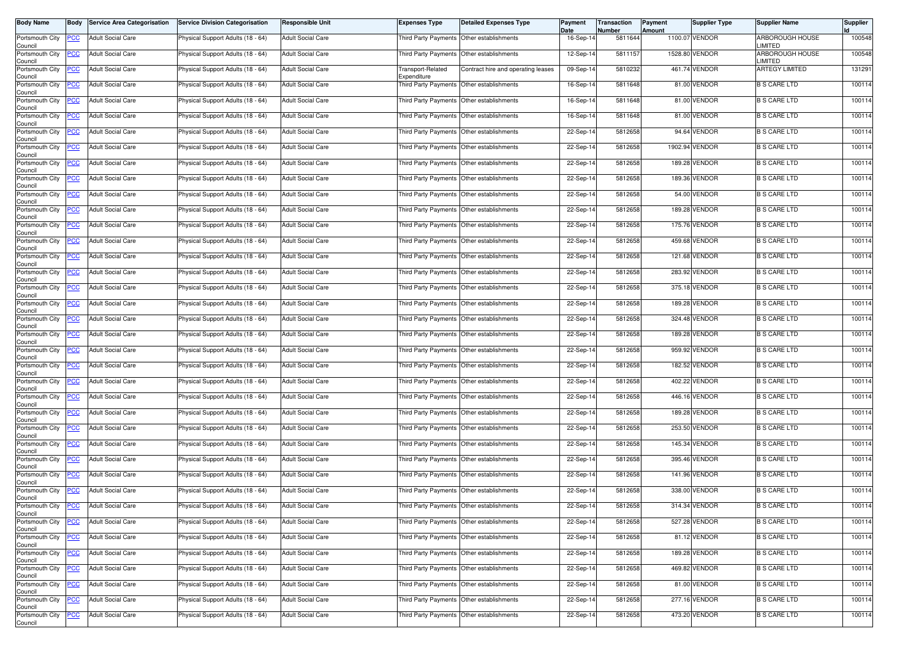| Body Name | Body | Service Area Categorisation | Service Division Categorisation | Responsible Unit | Expenses Type | Detailed Expenses Type | Payment Date | Transaction Number | Payment Amount | Supplier Type | Supplier Name | Supplier Id |
|---|---|---|---|---|---|---|---|---|---|---|---|---|
| Portsmouth City Council | PCC | Adult Social Care | Physical Support Adults (18 - 64) | Adult Social Care | Third Party Payments | Other establishments | 16-Sep-14 | 5811644 | 1100.07 | VENDOR | ARBOROUGH HOUSE LIMITED | 100548 |
| Portsmouth City Council | PCC | Adult Social Care | Physical Support Adults (18 - 64) | Adult Social Care | Third Party Payments | Other establishments | 12-Sep-14 | 5811157 | 1528.80 | VENDOR | ARBOROUGH HOUSE LIMITED | 100548 |
| Portsmouth City Council | PCC | Adult Social Care | Physical Support Adults (18 - 64) | Adult Social Care | Transport-Related Expenditure | Contract hire and operating leases | 09-Sep-14 | 5810232 | 461.74 | VENDOR | ARTEGY LIMITED | 131291 |
| Portsmouth City Council | PCC | Adult Social Care | Physical Support Adults (18 - 64) | Adult Social Care | Third Party Payments | Other establishments | 16-Sep-14 | 5811648 | 81.00 | VENDOR | B S CARE LTD | 100114 |
| Portsmouth City Council | PCC | Adult Social Care | Physical Support Adults (18 - 64) | Adult Social Care | Third Party Payments | Other establishments | 16-Sep-14 | 5811648 | 81.00 | VENDOR | B S CARE LTD | 100114 |
| Portsmouth City Council | PCC | Adult Social Care | Physical Support Adults (18 - 64) | Adult Social Care | Third Party Payments | Other establishments | 16-Sep-14 | 5811648 | 81.00 | VENDOR | B S CARE LTD | 100114 |
| Portsmouth City Council | PCC | Adult Social Care | Physical Support Adults (18 - 64) | Adult Social Care | Third Party Payments | Other establishments | 22-Sep-14 | 5812658 | 94.64 | VENDOR | B S CARE LTD | 100114 |
| Portsmouth City Council | PCC | Adult Social Care | Physical Support Adults (18 - 64) | Adult Social Care | Third Party Payments | Other establishments | 22-Sep-14 | 5812658 | 1902.94 | VENDOR | B S CARE LTD | 100114 |
| Portsmouth City Council | PCC | Adult Social Care | Physical Support Adults (18 - 64) | Adult Social Care | Third Party Payments | Other establishments | 22-Sep-14 | 5812658 | 189.28 | VENDOR | B S CARE LTD | 100114 |
| Portsmouth City Council | PCC | Adult Social Care | Physical Support Adults (18 - 64) | Adult Social Care | Third Party Payments | Other establishments | 22-Sep-14 | 5812658 | 189.36 | VENDOR | B S CARE LTD | 100114 |
| Portsmouth City Council | PCC | Adult Social Care | Physical Support Adults (18 - 64) | Adult Social Care | Third Party Payments | Other establishments | 22-Sep-14 | 5812658 | 54.00 | VENDOR | B S CARE LTD | 100114 |
| Portsmouth City Council | PCC | Adult Social Care | Physical Support Adults (18 - 64) | Adult Social Care | Third Party Payments | Other establishments | 22-Sep-14 | 5812658 | 189.28 | VENDOR | B S CARE LTD | 100114 |
| Portsmouth City Council | PCC | Adult Social Care | Physical Support Adults (18 - 64) | Adult Social Care | Third Party Payments | Other establishments | 22-Sep-14 | 5812658 | 175.76 | VENDOR | B S CARE LTD | 100114 |
| Portsmouth City Council | PCC | Adult Social Care | Physical Support Adults (18 - 64) | Adult Social Care | Third Party Payments | Other establishments | 22-Sep-14 | 5812658 | 459.68 | VENDOR | B S CARE LTD | 100114 |
| Portsmouth City Council | PCC | Adult Social Care | Physical Support Adults (18 - 64) | Adult Social Care | Third Party Payments | Other establishments | 22-Sep-14 | 5812658 | 121.68 | VENDOR | B S CARE LTD | 100114 |
| Portsmouth City Council | PCC | Adult Social Care | Physical Support Adults (18 - 64) | Adult Social Care | Third Party Payments | Other establishments | 22-Sep-14 | 5812658 | 283.92 | VENDOR | B S CARE LTD | 100114 |
| Portsmouth City Council | PCC | Adult Social Care | Physical Support Adults (18 - 64) | Adult Social Care | Third Party Payments | Other establishments | 22-Sep-14 | 5812658 | 375.18 | VENDOR | B S CARE LTD | 100114 |
| Portsmouth City Council | PCC | Adult Social Care | Physical Support Adults (18 - 64) | Adult Social Care | Third Party Payments | Other establishments | 22-Sep-14 | 5812658 | 189.28 | VENDOR | B S CARE LTD | 100114 |
| Portsmouth City Council | PCC | Adult Social Care | Physical Support Adults (18 - 64) | Adult Social Care | Third Party Payments | Other establishments | 22-Sep-14 | 5812658 | 324.48 | VENDOR | B S CARE LTD | 100114 |
| Portsmouth City Council | PCC | Adult Social Care | Physical Support Adults (18 - 64) | Adult Social Care | Third Party Payments | Other establishments | 22-Sep-14 | 5812658 | 189.28 | VENDOR | B S CARE LTD | 100114 |
| Portsmouth City Council | PCC | Adult Social Care | Physical Support Adults (18 - 64) | Adult Social Care | Third Party Payments | Other establishments | 22-Sep-14 | 5812658 | 959.92 | VENDOR | B S CARE LTD | 100114 |
| Portsmouth City Council | PCC | Adult Social Care | Physical Support Adults (18 - 64) | Adult Social Care | Third Party Payments | Other establishments | 22-Sep-14 | 5812658 | 182.52 | VENDOR | B S CARE LTD | 100114 |
| Portsmouth City Council | PCC | Adult Social Care | Physical Support Adults (18 - 64) | Adult Social Care | Third Party Payments | Other establishments | 22-Sep-14 | 5812658 | 402.22 | VENDOR | B S CARE LTD | 100114 |
| Portsmouth City Council | PCC | Adult Social Care | Physical Support Adults (18 - 64) | Adult Social Care | Third Party Payments | Other establishments | 22-Sep-14 | 5812658 | 446.16 | VENDOR | B S CARE LTD | 100114 |
| Portsmouth City Council | PCC | Adult Social Care | Physical Support Adults (18 - 64) | Adult Social Care | Third Party Payments | Other establishments | 22-Sep-14 | 5812658 | 189.28 | VENDOR | B S CARE LTD | 100114 |
| Portsmouth City Council | PCC | Adult Social Care | Physical Support Adults (18 - 64) | Adult Social Care | Third Party Payments | Other establishments | 22-Sep-14 | 5812658 | 253.50 | VENDOR | B S CARE LTD | 100114 |
| Portsmouth City Council | PCC | Adult Social Care | Physical Support Adults (18 - 64) | Adult Social Care | Third Party Payments | Other establishments | 22-Sep-14 | 5812658 | 145.34 | VENDOR | B S CARE LTD | 100114 |
| Portsmouth City Council | PCC | Adult Social Care | Physical Support Adults (18 - 64) | Adult Social Care | Third Party Payments | Other establishments | 22-Sep-14 | 5812658 | 395.46 | VENDOR | B S CARE LTD | 100114 |
| Portsmouth City Council | PCC | Adult Social Care | Physical Support Adults (18 - 64) | Adult Social Care | Third Party Payments | Other establishments | 22-Sep-14 | 5812658 | 141.96 | VENDOR | B S CARE LTD | 100114 |
| Portsmouth City Council | PCC | Adult Social Care | Physical Support Adults (18 - 64) | Adult Social Care | Third Party Payments | Other establishments | 22-Sep-14 | 5812658 | 338.00 | VENDOR | B S CARE LTD | 100114 |
| Portsmouth City Council | PCC | Adult Social Care | Physical Support Adults (18 - 64) | Adult Social Care | Third Party Payments | Other establishments | 22-Sep-14 | 5812658 | 314.34 | VENDOR | B S CARE LTD | 100114 |
| Portsmouth City Council | PCC | Adult Social Care | Physical Support Adults (18 - 64) | Adult Social Care | Third Party Payments | Other establishments | 22-Sep-14 | 5812658 | 527.28 | VENDOR | B S CARE LTD | 100114 |
| Portsmouth City Council | PCC | Adult Social Care | Physical Support Adults (18 - 64) | Adult Social Care | Third Party Payments | Other establishments | 22-Sep-14 | 5812658 | 81.12 | VENDOR | B S CARE LTD | 100114 |
| Portsmouth City Council | PCC | Adult Social Care | Physical Support Adults (18 - 64) | Adult Social Care | Third Party Payments | Other establishments | 22-Sep-14 | 5812658 | 189.28 | VENDOR | B S CARE LTD | 100114 |
| Portsmouth City Council | PCC | Adult Social Care | Physical Support Adults (18 - 64) | Adult Social Care | Third Party Payments | Other establishments | 22-Sep-14 | 5812658 | 469.82 | VENDOR | B S CARE LTD | 100114 |
| Portsmouth City Council | PCC | Adult Social Care | Physical Support Adults (18 - 64) | Adult Social Care | Third Party Payments | Other establishments | 22-Sep-14 | 5812658 | 81.00 | VENDOR | B S CARE LTD | 100114 |
| Portsmouth City Council | PCC | Adult Social Care | Physical Support Adults (18 - 64) | Adult Social Care | Third Party Payments | Other establishments | 22-Sep-14 | 5812658 | 277.16 | VENDOR | B S CARE LTD | 100114 |
| Portsmouth City Council | PCC | Adult Social Care | Physical Support Adults (18 - 64) | Adult Social Care | Third Party Payments | Other establishments | 22-Sep-14 | 5812658 | 473.20 | VENDOR | B S CARE LTD | 100114 |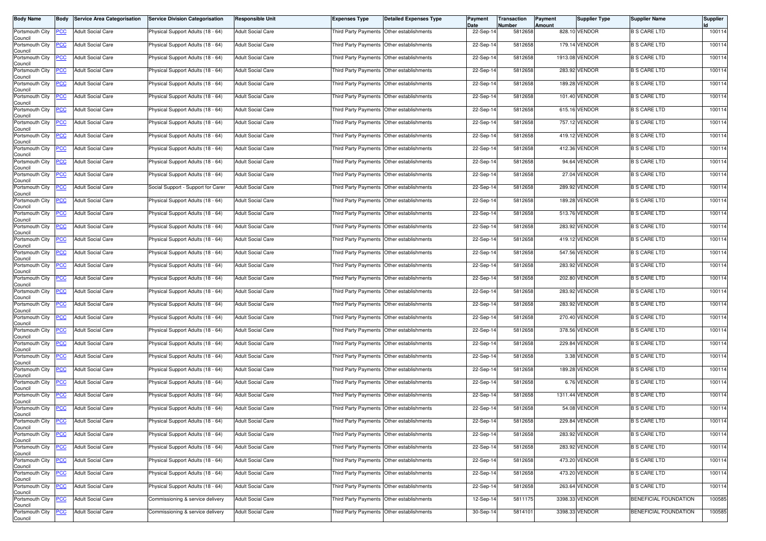| Body Name | Body | Service Area Categorisation | Service Division Categorisation | Responsible Unit | Expenses Type | Detailed Expenses Type | Payment Date | Transaction Number | Payment Amount | Supplier Type | Supplier Name | Supplier Id |
|---|---|---|---|---|---|---|---|---|---|---|---|---|
| Portsmouth City Council | PCC | Adult Social Care | Physical Support Adults (18 - 64) | Adult Social Care | Third Party Payments | Other establishments | 22-Sep-14 | 5812658 | 828.10 | VENDOR | B S CARE LTD | 100114 |
| Portsmouth City Council | PCC | Adult Social Care | Physical Support Adults (18 - 64) | Adult Social Care | Third Party Payments | Other establishments | 22-Sep-14 | 5812658 | 179.14 | VENDOR | B S CARE LTD | 100114 |
| Portsmouth City Council | PCC | Adult Social Care | Physical Support Adults (18 - 64) | Adult Social Care | Third Party Payments | Other establishments | 22-Sep-14 | 5812658 | 1913.08 | VENDOR | B S CARE LTD | 100114 |
| Portsmouth City Council | PCC | Adult Social Care | Physical Support Adults (18 - 64) | Adult Social Care | Third Party Payments | Other establishments | 22-Sep-14 | 5812658 | 283.92 | VENDOR | B S CARE LTD | 100114 |
| Portsmouth City Council | PCC | Adult Social Care | Physical Support Adults (18 - 64) | Adult Social Care | Third Party Payments | Other establishments | 22-Sep-14 | 5812658 | 189.28 | VENDOR | B S CARE LTD | 100114 |
| Portsmouth City Council | PCC | Adult Social Care | Physical Support Adults (18 - 64) | Adult Social Care | Third Party Payments | Other establishments | 22-Sep-14 | 5812658 | 101.40 | VENDOR | B S CARE LTD | 100114 |
| Portsmouth City Council | PCC | Adult Social Care | Physical Support Adults (18 - 64) | Adult Social Care | Third Party Payments | Other establishments | 22-Sep-14 | 5812658 | 615.16 | VENDOR | B S CARE LTD | 100114 |
| Portsmouth City Council | PCC | Adult Social Care | Physical Support Adults (18 - 64) | Adult Social Care | Third Party Payments | Other establishments | 22-Sep-14 | 5812658 | 757.12 | VENDOR | B S CARE LTD | 100114 |
| Portsmouth City Council | PCC | Adult Social Care | Physical Support Adults (18 - 64) | Adult Social Care | Third Party Payments | Other establishments | 22-Sep-14 | 5812658 | 419.12 | VENDOR | B S CARE LTD | 100114 |
| Portsmouth City Council | PCC | Adult Social Care | Physical Support Adults (18 - 64) | Adult Social Care | Third Party Payments | Other establishments | 22-Sep-14 | 5812658 | 412.36 | VENDOR | B S CARE LTD | 100114 |
| Portsmouth City Council | PCC | Adult Social Care | Physical Support Adults (18 - 64) | Adult Social Care | Third Party Payments | Other establishments | 22-Sep-14 | 5812658 | 94.64 | VENDOR | B S CARE LTD | 100114 |
| Portsmouth City Council | PCC | Adult Social Care | Physical Support Adults (18 - 64) | Adult Social Care | Third Party Payments | Other establishments | 22-Sep-14 | 5812658 | 27.04 | VENDOR | B S CARE LTD | 100114 |
| Portsmouth City Council | PCC | Adult Social Care | Social Support - Support for Carer | Adult Social Care | Third Party Payments | Other establishments | 22-Sep-14 | 5812658 | 289.92 | VENDOR | B S CARE LTD | 100114 |
| Portsmouth City Council | PCC | Adult Social Care | Physical Support Adults (18 - 64) | Adult Social Care | Third Party Payments | Other establishments | 22-Sep-14 | 5812658 | 189.28 | VENDOR | B S CARE LTD | 100114 |
| Portsmouth City Council | PCC | Adult Social Care | Physical Support Adults (18 - 64) | Adult Social Care | Third Party Payments | Other establishments | 22-Sep-14 | 5812658 | 513.76 | VENDOR | B S CARE LTD | 100114 |
| Portsmouth City Council | PCC | Adult Social Care | Physical Support Adults (18 - 64) | Adult Social Care | Third Party Payments | Other establishments | 22-Sep-14 | 5812658 | 283.92 | VENDOR | B S CARE LTD | 100114 |
| Portsmouth City Council | PCC | Adult Social Care | Physical Support Adults (18 - 64) | Adult Social Care | Third Party Payments | Other establishments | 22-Sep-14 | 5812658 | 419.12 | VENDOR | B S CARE LTD | 100114 |
| Portsmouth City Council | PCC | Adult Social Care | Physical Support Adults (18 - 64) | Adult Social Care | Third Party Payments | Other establishments | 22-Sep-14 | 5812658 | 547.56 | VENDOR | B S CARE LTD | 100114 |
| Portsmouth City Council | PCC | Adult Social Care | Physical Support Adults (18 - 64) | Adult Social Care | Third Party Payments | Other establishments | 22-Sep-14 | 5812658 | 283.92 | VENDOR | B S CARE LTD | 100114 |
| Portsmouth City Council | PCC | Adult Social Care | Physical Support Adults (18 - 64) | Adult Social Care | Third Party Payments | Other establishments | 22-Sep-14 | 5812658 | 202.80 | VENDOR | B S CARE LTD | 100114 |
| Portsmouth City Council | PCC | Adult Social Care | Physical Support Adults (18 - 64) | Adult Social Care | Third Party Payments | Other establishments | 22-Sep-14 | 5812658 | 283.92 | VENDOR | B S CARE LTD | 100114 |
| Portsmouth City Council | PCC | Adult Social Care | Physical Support Adults (18 - 64) | Adult Social Care | Third Party Payments | Other establishments | 22-Sep-14 | 5812658 | 283.92 | VENDOR | B S CARE LTD | 100114 |
| Portsmouth City Council | PCC | Adult Social Care | Physical Support Adults (18 - 64) | Adult Social Care | Third Party Payments | Other establishments | 22-Sep-14 | 5812658 | 270.40 | VENDOR | B S CARE LTD | 100114 |
| Portsmouth City Council | PCC | Adult Social Care | Physical Support Adults (18 - 64) | Adult Social Care | Third Party Payments | Other establishments | 22-Sep-14 | 5812658 | 378.56 | VENDOR | B S CARE LTD | 100114 |
| Portsmouth City Council | PCC | Adult Social Care | Physical Support Adults (18 - 64) | Adult Social Care | Third Party Payments | Other establishments | 22-Sep-14 | 5812658 | 229.84 | VENDOR | B S CARE LTD | 100114 |
| Portsmouth City Council | PCC | Adult Social Care | Physical Support Adults (18 - 64) | Adult Social Care | Third Party Payments | Other establishments | 22-Sep-14 | 5812658 | 3.38 | VENDOR | B S CARE LTD | 100114 |
| Portsmouth City Council | PCC | Adult Social Care | Physical Support Adults (18 - 64) | Adult Social Care | Third Party Payments | Other establishments | 22-Sep-14 | 5812658 | 189.28 | VENDOR | B S CARE LTD | 100114 |
| Portsmouth City Council | PCC | Adult Social Care | Physical Support Adults (18 - 64) | Adult Social Care | Third Party Payments | Other establishments | 22-Sep-14 | 5812658 | 6.76 | VENDOR | B S CARE LTD | 100114 |
| Portsmouth City Council | PCC | Adult Social Care | Physical Support Adults (18 - 64) | Adult Social Care | Third Party Payments | Other establishments | 22-Sep-14 | 5812658 | 1311.44 | VENDOR | B S CARE LTD | 100114 |
| Portsmouth City Council | PCC | Adult Social Care | Physical Support Adults (18 - 64) | Adult Social Care | Third Party Payments | Other establishments | 22-Sep-14 | 5812658 | 54.08 | VENDOR | B S CARE LTD | 100114 |
| Portsmouth City Council | PCC | Adult Social Care | Physical Support Adults (18 - 64) | Adult Social Care | Third Party Payments | Other establishments | 22-Sep-14 | 5812658 | 229.84 | VENDOR | B S CARE LTD | 100114 |
| Portsmouth City Council | PCC | Adult Social Care | Physical Support Adults (18 - 64) | Adult Social Care | Third Party Payments | Other establishments | 22-Sep-14 | 5812658 | 283.92 | VENDOR | B S CARE LTD | 100114 |
| Portsmouth City Council | PCC | Adult Social Care | Physical Support Adults (18 - 64) | Adult Social Care | Third Party Payments | Other establishments | 22-Sep-14 | 5812658 | 283.92 | VENDOR | B S CARE LTD | 100114 |
| Portsmouth City Council | PCC | Adult Social Care | Physical Support Adults (18 - 64) | Adult Social Care | Third Party Payments | Other establishments | 22-Sep-14 | 5812658 | 473.20 | VENDOR | B S CARE LTD | 100114 |
| Portsmouth City Council | PCC | Adult Social Care | Physical Support Adults (18 - 64) | Adult Social Care | Third Party Payments | Other establishments | 22-Sep-14 | 5812658 | 473.20 | VENDOR | B S CARE LTD | 100114 |
| Portsmouth City Council | PCC | Adult Social Care | Physical Support Adults (18 - 64) | Adult Social Care | Third Party Payments | Other establishments | 22-Sep-14 | 5812658 | 263.64 | VENDOR | B S CARE LTD | 100114 |
| Portsmouth City Council | PCC | Adult Social Care | Commissioning & service delivery | Adult Social Care | Third Party Payments | Other establishments | 12-Sep-14 | 5811175 | 3398.33 | VENDOR | BENEFICIAL FOUNDATION | 100585 |
| Portsmouth City Council | PCC | Adult Social Care | Commissioning & service delivery | Adult Social Care | Third Party Payments | Other establishments | 30-Sep-14 | 5814101 | 3398.33 | VENDOR | BENEFICIAL FOUNDATION | 100585 |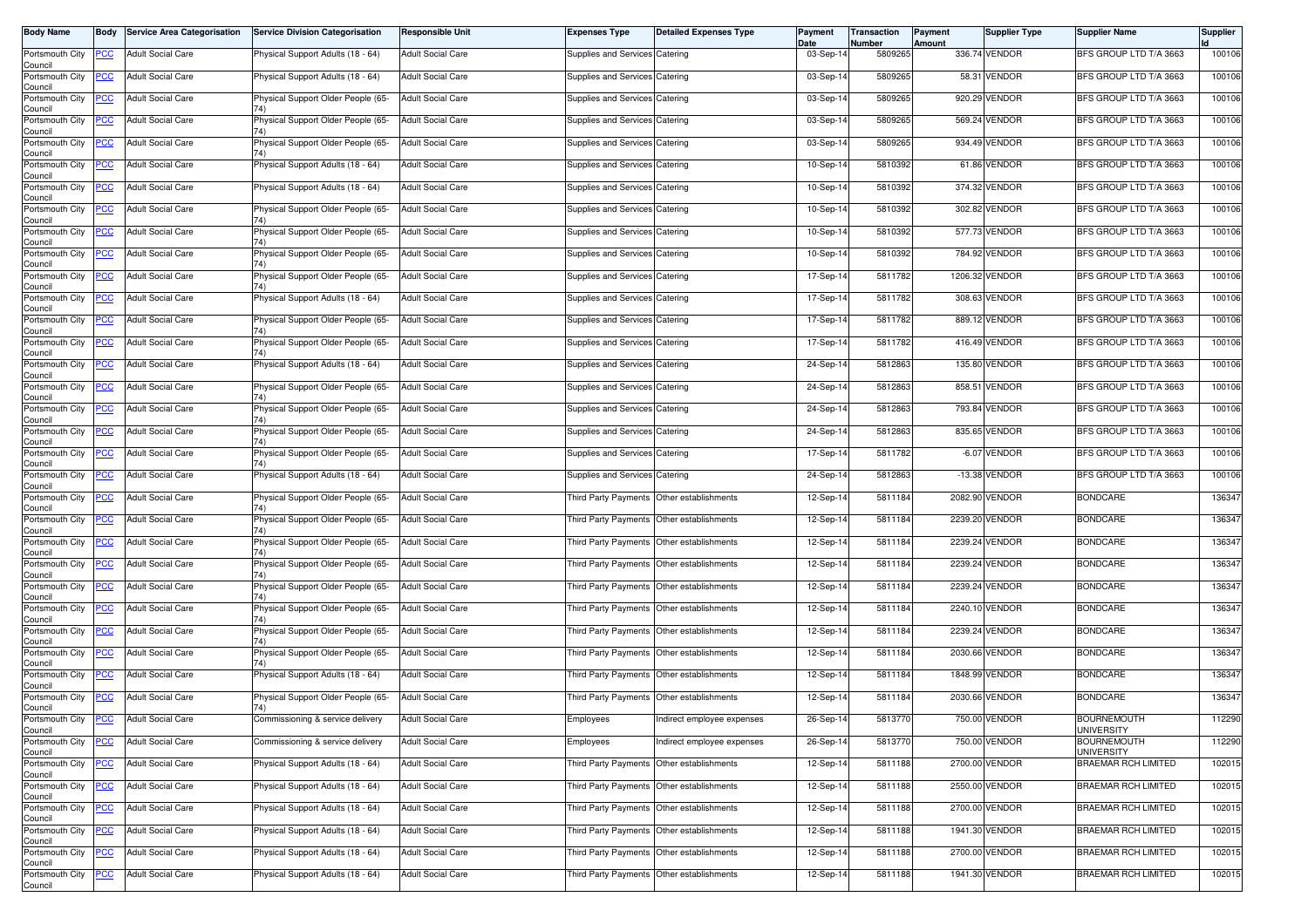| Body Name | Body | Service Area Categorisation | Service Division Categorisation | Responsible Unit | Expenses Type | Detailed Expenses Type | Payment Date | Transaction Number | Payment Amount | Supplier Type | Supplier Name | Supplier Id |
|---|---|---|---|---|---|---|---|---|---|---|---|---|
| Portsmouth City Council | PCC | Adult Social Care | Physical Support Adults (18 - 64) | Adult Social Care | Supplies and Services | Catering | 03-Sep-14 | 5809265 | 336.74 | VENDOR | BFS GROUP LTD T/A 3663 | 100106 |
| Portsmouth City Council | PCC | Adult Social Care | Physical Support Adults (18 - 64) | Adult Social Care | Supplies and Services | Catering | 03-Sep-14 | 5809265 | 58.31 | VENDOR | BFS GROUP LTD T/A 3663 | 100106 |
| Portsmouth City Council | PCC | Adult Social Care | Physical Support Older People (65-74) | Adult Social Care | Supplies and Services | Catering | 03-Sep-14 | 5809265 | 920.29 | VENDOR | BFS GROUP LTD T/A 3663 | 100106 |
| Portsmouth City Council | PCC | Adult Social Care | Physical Support Older People (65-74) | Adult Social Care | Supplies and Services | Catering | 03-Sep-14 | 5809265 | 569.24 | VENDOR | BFS GROUP LTD T/A 3663 | 100106 |
| Portsmouth City Council | PCC | Adult Social Care | Physical Support Older People (65-74) | Adult Social Care | Supplies and Services | Catering | 03-Sep-14 | 5809265 | 934.49 | VENDOR | BFS GROUP LTD T/A 3663 | 100106 |
| Portsmouth City Council | PCC | Adult Social Care | Physical Support Adults (18 - 64) | Adult Social Care | Supplies and Services | Catering | 10-Sep-14 | 5810392 | 61.86 | VENDOR | BFS GROUP LTD T/A 3663 | 100106 |
| Portsmouth City Council | PCC | Adult Social Care | Physical Support Adults (18 - 64) | Adult Social Care | Supplies and Services | Catering | 10-Sep-14 | 5810392 | 374.32 | VENDOR | BFS GROUP LTD T/A 3663 | 100106 |
| Portsmouth City Council | PCC | Adult Social Care | Physical Support Older People (65-74) | Adult Social Care | Supplies and Services | Catering | 10-Sep-14 | 5810392 | 302.82 | VENDOR | BFS GROUP LTD T/A 3663 | 100106 |
| Portsmouth City Council | PCC | Adult Social Care | Physical Support Older People (65-74) | Adult Social Care | Supplies and Services | Catering | 10-Sep-14 | 5810392 | 577.73 | VENDOR | BFS GROUP LTD T/A 3663 | 100106 |
| Portsmouth City Council | PCC | Adult Social Care | Physical Support Older People (65-74) | Adult Social Care | Supplies and Services | Catering | 10-Sep-14 | 5810392 | 784.92 | VENDOR | BFS GROUP LTD T/A 3663 | 100106 |
| Portsmouth City Council | PCC | Adult Social Care | Physical Support Older People (65-74) | Adult Social Care | Supplies and Services | Catering | 17-Sep-14 | 5811782 | 1206.32 | VENDOR | BFS GROUP LTD T/A 3663 | 100106 |
| Portsmouth City Council | PCC | Adult Social Care | Physical Support Adults (18 - 64) | Adult Social Care | Supplies and Services | Catering | 17-Sep-14 | 5811782 | 308.63 | VENDOR | BFS GROUP LTD T/A 3663 | 100106 |
| Portsmouth City Council | PCC | Adult Social Care | Physical Support Older People (65-74) | Adult Social Care | Supplies and Services | Catering | 17-Sep-14 | 5811782 | 889.12 | VENDOR | BFS GROUP LTD T/A 3663 | 100106 |
| Portsmouth City Council | PCC | Adult Social Care | Physical Support Older People (65-74) | Adult Social Care | Supplies and Services | Catering | 17-Sep-14 | 5811782 | 416.49 | VENDOR | BFS GROUP LTD T/A 3663 | 100106 |
| Portsmouth City Council | PCC | Adult Social Care | Physical Support Adults (18 - 64) | Adult Social Care | Supplies and Services | Catering | 24-Sep-14 | 5812863 | 135.80 | VENDOR | BFS GROUP LTD T/A 3663 | 100106 |
| Portsmouth City Council | PCC | Adult Social Care | Physical Support Older People (65-74) | Adult Social Care | Supplies and Services | Catering | 24-Sep-14 | 5812863 | 858.51 | VENDOR | BFS GROUP LTD T/A 3663 | 100106 |
| Portsmouth City Council | PCC | Adult Social Care | Physical Support Older People (65-74) | Adult Social Care | Supplies and Services | Catering | 24-Sep-14 | 5812863 | 793.84 | VENDOR | BFS GROUP LTD T/A 3663 | 100106 |
| Portsmouth City Council | PCC | Adult Social Care | Physical Support Older People (65-74) | Adult Social Care | Supplies and Services | Catering | 24-Sep-14 | 5812863 | 835.65 | VENDOR | BFS GROUP LTD T/A 3663 | 100106 |
| Portsmouth City Council | PCC | Adult Social Care | Physical Support Older People (65-74) | Adult Social Care | Supplies and Services | Catering | 17-Sep-14 | 5811782 | -6.07 | VENDOR | BFS GROUP LTD T/A 3663 | 100106 |
| Portsmouth City Council | PCC | Adult Social Care | Physical Support Adults (18 - 64) | Adult Social Care | Supplies and Services | Catering | 24-Sep-14 | 5812863 | -13.38 | VENDOR | BFS GROUP LTD T/A 3663 | 100106 |
| Portsmouth City Council | PCC | Adult Social Care | Physical Support Older People (65-74) | Adult Social Care | Third Party Payments | Other establishments | 12-Sep-14 | 5811184 | 2082.90 | VENDOR | BONDCARE | 136347 |
| Portsmouth City Council | PCC | Adult Social Care | Physical Support Older People (65-74) | Adult Social Care | Third Party Payments | Other establishments | 12-Sep-14 | 5811184 | 2239.20 | VENDOR | BONDCARE | 136347 |
| Portsmouth City Council | PCC | Adult Social Care | Physical Support Older People (65-74) | Adult Social Care | Third Party Payments | Other establishments | 12-Sep-14 | 5811184 | 2239.24 | VENDOR | BONDCARE | 136347 |
| Portsmouth City Council | PCC | Adult Social Care | Physical Support Older People (65-74) | Adult Social Care | Third Party Payments | Other establishments | 12-Sep-14 | 5811184 | 2239.24 | VENDOR | BONDCARE | 136347 |
| Portsmouth City Council | PCC | Adult Social Care | Physical Support Older People (65-74) | Adult Social Care | Third Party Payments | Other establishments | 12-Sep-14 | 5811184 | 2239.24 | VENDOR | BONDCARE | 136347 |
| Portsmouth City Council | PCC | Adult Social Care | Physical Support Older People (65-74) | Adult Social Care | Third Party Payments | Other establishments | 12-Sep-14 | 5811184 | 2240.10 | VENDOR | BONDCARE | 136347 |
| Portsmouth City Council | PCC | Adult Social Care | Physical Support Older People (65-74) | Adult Social Care | Third Party Payments | Other establishments | 12-Sep-14 | 5811184 | 2239.24 | VENDOR | BONDCARE | 136347 |
| Portsmouth City Council | PCC | Adult Social Care | Physical Support Older People (65-74) | Adult Social Care | Third Party Payments | Other establishments | 12-Sep-14 | 5811184 | 2030.66 | VENDOR | BONDCARE | 136347 |
| Portsmouth City Council | PCC | Adult Social Care | Physical Support Adults (18 - 64) | Adult Social Care | Third Party Payments | Other establishments | 12-Sep-14 | 5811184 | 1848.99 | VENDOR | BONDCARE | 136347 |
| Portsmouth City Council | PCC | Adult Social Care | Physical Support Older People (65-74) | Adult Social Care | Third Party Payments | Other establishments | 12-Sep-14 | 5811184 | 2030.66 | VENDOR | BONDCARE | 136347 |
| Portsmouth City Council | PCC | Adult Social Care | Commissioning & service delivery | Adult Social Care | Employees | Indirect employee expenses | 26-Sep-14 | 5813770 | 750.00 | VENDOR | BOURNEMOUTH UNIVERSITY | 112290 |
| Portsmouth City Council | PCC | Adult Social Care | Commissioning & service delivery | Adult Social Care | Employees | Indirect employee expenses | 26-Sep-14 | 5813770 | 750.00 | VENDOR | BOURNEMOUTH UNIVERSITY | 112290 |
| Portsmouth City Council | PCC | Adult Social Care | Physical Support Adults (18 - 64) | Adult Social Care | Third Party Payments | Other establishments | 12-Sep-14 | 5811188 | 2700.00 | VENDOR | BRAEMAR RCH LIMITED | 102015 |
| Portsmouth City Council | PCC | Adult Social Care | Physical Support Adults (18 - 64) | Adult Social Care | Third Party Payments | Other establishments | 12-Sep-14 | 5811188 | 2550.00 | VENDOR | BRAEMAR RCH LIMITED | 102015 |
| Portsmouth City Council | PCC | Adult Social Care | Physical Support Adults (18 - 64) | Adult Social Care | Third Party Payments | Other establishments | 12-Sep-14 | 5811188 | 2700.00 | VENDOR | BRAEMAR RCH LIMITED | 102015 |
| Portsmouth City Council | PCC | Adult Social Care | Physical Support Adults (18 - 64) | Adult Social Care | Third Party Payments | Other establishments | 12-Sep-14 | 5811188 | 1941.30 | VENDOR | BRAEMAR RCH LIMITED | 102015 |
| Portsmouth City Council | PCC | Adult Social Care | Physical Support Adults (18 - 64) | Adult Social Care | Third Party Payments | Other establishments | 12-Sep-14 | 5811188 | 2700.00 | VENDOR | BRAEMAR RCH LIMITED | 102015 |
| Portsmouth City Council | PCC | Adult Social Care | Physical Support Adults (18 - 64) | Adult Social Care | Third Party Payments | Other establishments | 12-Sep-14 | 5811188 | 1941.30 | VENDOR | BRAEMAR RCH LIMITED | 102015 |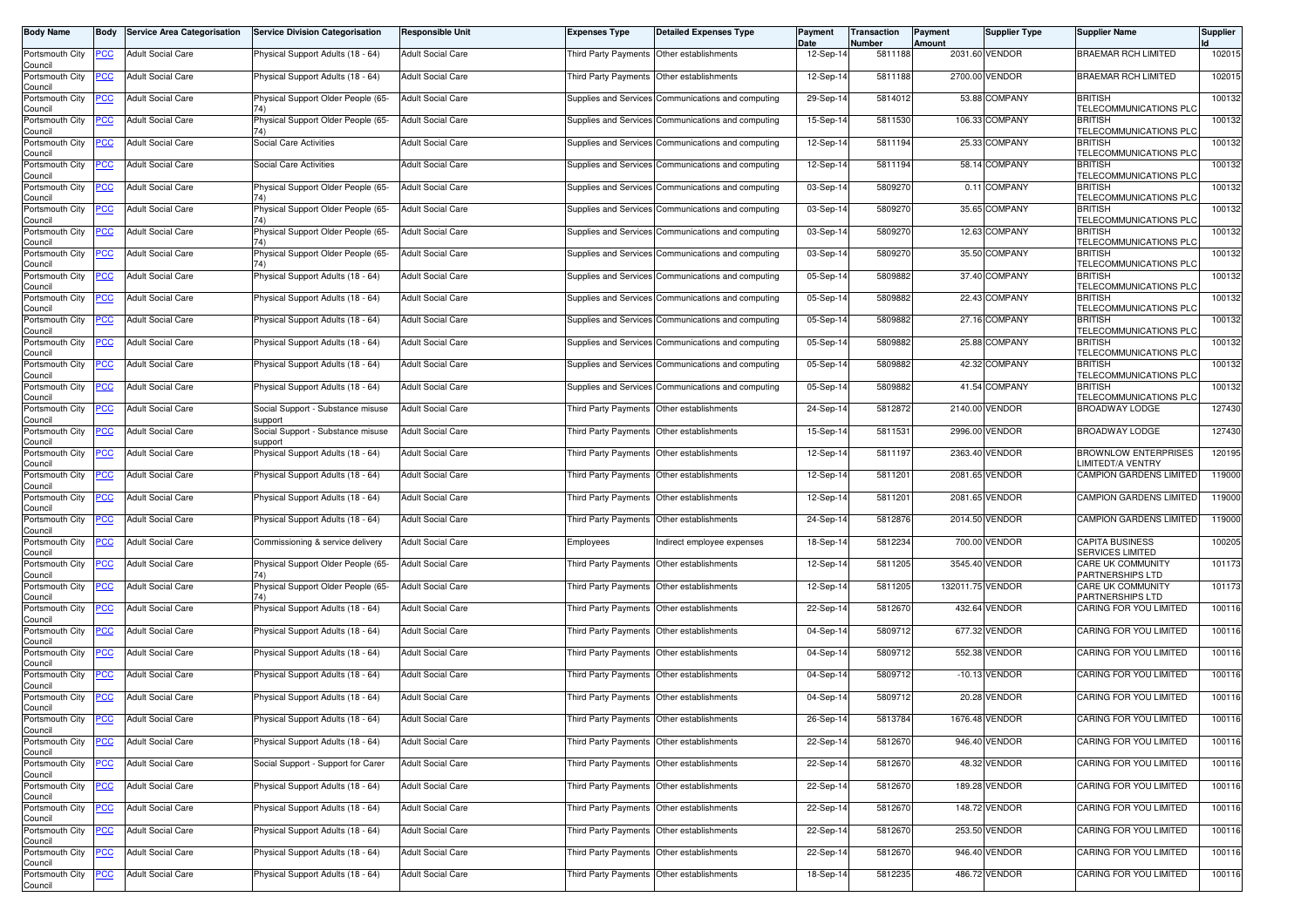| Body Name | Body | Service Area Categorisation | Service Division Categorisation | Responsible Unit | Expenses Type | Detailed Expenses Type | Payment Date | Transaction Number | Payment Amount | Supplier Type | Supplier Name | Supplier Id |
|---|---|---|---|---|---|---|---|---|---|---|---|---|
| Portsmouth City Council | PCC | Adult Social Care | Physical Support Adults (18 - 64) | Adult Social Care | Third Party Payments | Other establishments | 12-Sep-14 | 5811188 | 2031.60 | VENDOR | BRAEMAR RCH LIMITED | 102015 |
| Portsmouth City Council | PCC | Adult Social Care | Physical Support Adults (18 - 64) | Adult Social Care | Third Party Payments | Other establishments | 12-Sep-14 | 5811188 | 2700.00 | VENDOR | BRAEMAR RCH LIMITED | 102015 |
| Portsmouth City Council | PCC | Adult Social Care | Physical Support Older People (65-74) | Adult Social Care | Supplies and Services | Communications and computing | 29-Sep-14 | 5814012 | 53.88 | COMPANY | BRITISH TELECOMMUNICATIONS PLC | 100132 |
| Portsmouth City Council | PCC | Adult Social Care | Physical Support Older People (65-74) | Adult Social Care | Supplies and Services | Communications and computing | 15-Sep-14 | 5811530 | 106.33 | COMPANY | BRITISH TELECOMMUNICATIONS PLC | 100132 |
| Portsmouth City Council | PCC | Adult Social Care | Social Care Activities | Adult Social Care | Supplies and Services | Communications and computing | 12-Sep-14 | 5811194 | 25.33 | COMPANY | BRITISH TELECOMMUNICATIONS PLC | 100132 |
| Portsmouth City Council | PCC | Adult Social Care | Social Care Activities | Adult Social Care | Supplies and Services | Communications and computing | 12-Sep-14 | 5811194 | 58.14 | COMPANY | BRITISH TELECOMMUNICATIONS PLC | 100132 |
| Portsmouth City Council | PCC | Adult Social Care | Physical Support Older People (65-74) | Adult Social Care | Supplies and Services | Communications and computing | 03-Sep-14 | 5809270 | 0.11 | COMPANY | BRITISH TELECOMMUNICATIONS PLC | 100132 |
| Portsmouth City Council | PCC | Adult Social Care | Physical Support Older People (65-74) | Adult Social Care | Supplies and Services | Communications and computing | 03-Sep-14 | 5809270 | 35.65 | COMPANY | BRITISH TELECOMMUNICATIONS PLC | 100132 |
| Portsmouth City Council | PCC | Adult Social Care | Physical Support Older People (65-74) | Adult Social Care | Supplies and Services | Communications and computing | 03-Sep-14 | 5809270 | 12.63 | COMPANY | BRITISH TELECOMMUNICATIONS PLC | 100132 |
| Portsmouth City Council | PCC | Adult Social Care | Physical Support Older People (65-74) | Adult Social Care | Supplies and Services | Communications and computing | 03-Sep-14 | 5809270 | 35.50 | COMPANY | BRITISH TELECOMMUNICATIONS PLC | 100132 |
| Portsmouth City Council | PCC | Adult Social Care | Physical Support Adults (18 - 64) | Adult Social Care | Supplies and Services | Communications and computing | 05-Sep-14 | 5809882 | 37.40 | COMPANY | BRITISH TELECOMMUNICATIONS PLC | 100132 |
| Portsmouth City Council | PCC | Adult Social Care | Physical Support Adults (18 - 64) | Adult Social Care | Supplies and Services | Communications and computing | 05-Sep-14 | 5809882 | 22.43 | COMPANY | BRITISH TELECOMMUNICATIONS PLC | 100132 |
| Portsmouth City Council | PCC | Adult Social Care | Physical Support Adults (18 - 64) | Adult Social Care | Supplies and Services | Communications and computing | 05-Sep-14 | 5809882 | 27.16 | COMPANY | BRITISH TELECOMMUNICATIONS PLC | 100132 |
| Portsmouth City Council | PCC | Adult Social Care | Physical Support Adults (18 - 64) | Adult Social Care | Supplies and Services | Communications and computing | 05-Sep-14 | 5809882 | 25.88 | COMPANY | BRITISH TELECOMMUNICATIONS PLC | 100132 |
| Portsmouth City Council | PCC | Adult Social Care | Physical Support Adults (18 - 64) | Adult Social Care | Supplies and Services | Communications and computing | 05-Sep-14 | 5809882 | 42.32 | COMPANY | BRITISH TELECOMMUNICATIONS PLC | 100132 |
| Portsmouth City Council | PCC | Adult Social Care | Physical Support Adults (18 - 64) | Adult Social Care | Supplies and Services | Communications and computing | 05-Sep-14 | 5809882 | 41.54 | COMPANY | BRITISH TELECOMMUNICATIONS PLC | 100132 |
| Portsmouth City Council | PCC | Adult Social Care | Social Support - Substance misuse support | Adult Social Care | Third Party Payments | Other establishments | 24-Sep-14 | 5812872 | 2140.00 | VENDOR | BROADWAY LODGE | 127430 |
| Portsmouth City Council | PCC | Adult Social Care | Social Support - Substance misuse support | Adult Social Care | Third Party Payments | Other establishments | 15-Sep-14 | 5811531 | 2996.00 | VENDOR | BROADWAY LODGE | 127430 |
| Portsmouth City Council | PCC | Adult Social Care | Physical Support Adults (18 - 64) | Adult Social Care | Third Party Payments | Other establishments | 12-Sep-14 | 5811197 | 2363.40 | VENDOR | BROWNLOW ENTERPRISES LIMITEDT/A VENTRY | 120195 |
| Portsmouth City Council | PCC | Adult Social Care | Physical Support Adults (18 - 64) | Adult Social Care | Third Party Payments | Other establishments | 12-Sep-14 | 5811201 | 2081.65 | VENDOR | CAMPION GARDENS LIMITED | 119000 |
| Portsmouth City Council | PCC | Adult Social Care | Physical Support Adults (18 - 64) | Adult Social Care | Third Party Payments | Other establishments | 12-Sep-14 | 5811201 | 2081.65 | VENDOR | CAMPION GARDENS LIMITED | 119000 |
| Portsmouth City Council | PCC | Adult Social Care | Physical Support Adults (18 - 64) | Adult Social Care | Third Party Payments | Other establishments | 24-Sep-14 | 5812876 | 2014.50 | VENDOR | CAMPION GARDENS LIMITED | 119000 |
| Portsmouth City Council | PCC | Adult Social Care | Commissioning & service delivery | Adult Social Care | Employees | Indirect employee expenses | 18-Sep-14 | 5812234 | 700.00 | VENDOR | CAPITA BUSINESS SERVICES LIMITED | 100205 |
| Portsmouth City Council | PCC | Adult Social Care | Physical Support Older People (65-74) | Adult Social Care | Third Party Payments | Other establishments | 12-Sep-14 | 5811205 | 3545.40 | VENDOR | CARE UK COMMUNITY PARTNERSHIPS LTD | 101173 |
| Portsmouth City Council | PCC | Adult Social Care | Physical Support Older People (65-74) | Adult Social Care | Third Party Payments | Other establishments | 12-Sep-14 | 5811205 | 132011.75 | VENDOR | CARE UK COMMUNITY PARTNERSHIPS LTD | 101173 |
| Portsmouth City Council | PCC | Adult Social Care | Physical Support Adults (18 - 64) | Adult Social Care | Third Party Payments | Other establishments | 22-Sep-14 | 5812670 | 432.64 | VENDOR | CARING FOR YOU LIMITED | 100116 |
| Portsmouth City Council | PCC | Adult Social Care | Physical Support Adults (18 - 64) | Adult Social Care | Third Party Payments | Other establishments | 04-Sep-14 | 5809712 | 677.32 | VENDOR | CARING FOR YOU LIMITED | 100116 |
| Portsmouth City Council | PCC | Adult Social Care | Physical Support Adults (18 - 64) | Adult Social Care | Third Party Payments | Other establishments | 04-Sep-14 | 5809712 | 552.38 | VENDOR | CARING FOR YOU LIMITED | 100116 |
| Portsmouth City Council | PCC | Adult Social Care | Physical Support Adults (18 - 64) | Adult Social Care | Third Party Payments | Other establishments | 04-Sep-14 | 5809712 | -10.13 | VENDOR | CARING FOR YOU LIMITED | 100116 |
| Portsmouth City Council | PCC | Adult Social Care | Physical Support Adults (18 - 64) | Adult Social Care | Third Party Payments | Other establishments | 04-Sep-14 | 5809712 | 20.28 | VENDOR | CARING FOR YOU LIMITED | 100116 |
| Portsmouth City Council | PCC | Adult Social Care | Physical Support Adults (18 - 64) | Adult Social Care | Third Party Payments | Other establishments | 26-Sep-14 | 5813784 | 1676.48 | VENDOR | CARING FOR YOU LIMITED | 100116 |
| Portsmouth City Council | PCC | Adult Social Care | Physical Support Adults (18 - 64) | Adult Social Care | Third Party Payments | Other establishments | 22-Sep-14 | 5812670 | 946.40 | VENDOR | CARING FOR YOU LIMITED | 100116 |
| Portsmouth City Council | PCC | Adult Social Care | Social Support - Support for Carer | Adult Social Care | Third Party Payments | Other establishments | 22-Sep-14 | 5812670 | 48.32 | VENDOR | CARING FOR YOU LIMITED | 100116 |
| Portsmouth City Council | PCC | Adult Social Care | Physical Support Adults (18 - 64) | Adult Social Care | Third Party Payments | Other establishments | 22-Sep-14 | 5812670 | 189.28 | VENDOR | CARING FOR YOU LIMITED | 100116 |
| Portsmouth City Council | PCC | Adult Social Care | Physical Support Adults (18 - 64) | Adult Social Care | Third Party Payments | Other establishments | 22-Sep-14 | 5812670 | 148.72 | VENDOR | CARING FOR YOU LIMITED | 100116 |
| Portsmouth City Council | PCC | Adult Social Care | Physical Support Adults (18 - 64) | Adult Social Care | Third Party Payments | Other establishments | 22-Sep-14 | 5812670 | 253.50 | VENDOR | CARING FOR YOU LIMITED | 100116 |
| Portsmouth City Council | PCC | Adult Social Care | Physical Support Adults (18 - 64) | Adult Social Care | Third Party Payments | Other establishments | 22-Sep-14 | 5812670 | 946.40 | VENDOR | CARING FOR YOU LIMITED | 100116 |
| Portsmouth City Council | PCC | Adult Social Care | Physical Support Adults (18 - 64) | Adult Social Care | Third Party Payments | Other establishments | 18-Sep-14 | 5812235 | 486.72 | VENDOR | CARING FOR YOU LIMITED | 100116 |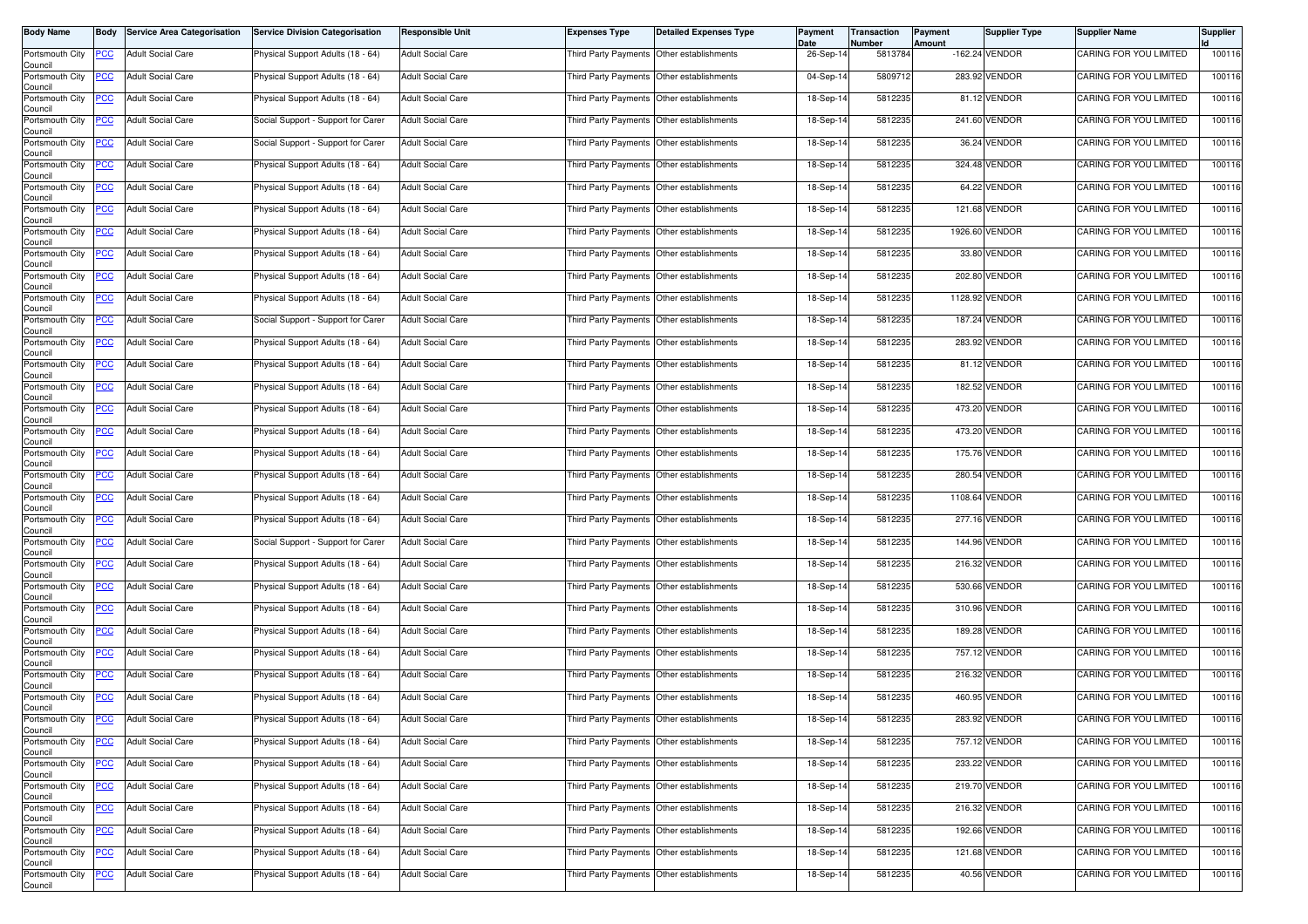| Body Name | Body | Service Area Categorisation | Service Division Categorisation | Responsible Unit | Expenses Type | Detailed Expenses Type | Payment Date | Transaction Number | Payment Amount | Supplier Type | Supplier Name | Supplier Id |
|---|---|---|---|---|---|---|---|---|---|---|---|---|
| Portsmouth City Council | PCC | Adult Social Care | Physical Support Adults (18 - 64) | Adult Social Care | Third Party Payments | Other establishments | 26-Sep-14 | 5813784 | -162.24 | VENDOR | CARING FOR YOU LIMITED | 100116 |
| Portsmouth City Council | PCC | Adult Social Care | Physical Support Adults (18 - 64) | Adult Social Care | Third Party Payments | Other establishments | 04-Sep-14 | 5809712 | 283.92 | VENDOR | CARING FOR YOU LIMITED | 100116 |
| Portsmouth City Council | PCC | Adult Social Care | Physical Support Adults (18 - 64) | Adult Social Care | Third Party Payments | Other establishments | 18-Sep-14 | 5812235 | 81.12 | VENDOR | CARING FOR YOU LIMITED | 100116 |
| Portsmouth City Council | PCC | Adult Social Care | Social Support - Support for Carer | Adult Social Care | Third Party Payments | Other establishments | 18-Sep-14 | 5812235 | 241.60 | VENDOR | CARING FOR YOU LIMITED | 100116 |
| Portsmouth City Council | PCC | Adult Social Care | Social Support - Support for Carer | Adult Social Care | Third Party Payments | Other establishments | 18-Sep-14 | 5812235 | 36.24 | VENDOR | CARING FOR YOU LIMITED | 100116 |
| Portsmouth City Council | PCC | Adult Social Care | Physical Support Adults (18 - 64) | Adult Social Care | Third Party Payments | Other establishments | 18-Sep-14 | 5812235 | 324.48 | VENDOR | CARING FOR YOU LIMITED | 100116 |
| Portsmouth City Council | PCC | Adult Social Care | Physical Support Adults (18 - 64) | Adult Social Care | Third Party Payments | Other establishments | 18-Sep-14 | 5812235 | 64.22 | VENDOR | CARING FOR YOU LIMITED | 100116 |
| Portsmouth City Council | PCC | Adult Social Care | Physical Support Adults (18 - 64) | Adult Social Care | Third Party Payments | Other establishments | 18-Sep-14 | 5812235 | 121.68 | VENDOR | CARING FOR YOU LIMITED | 100116 |
| Portsmouth City Council | PCC | Adult Social Care | Physical Support Adults (18 - 64) | Adult Social Care | Third Party Payments | Other establishments | 18-Sep-14 | 5812235 | 1926.60 | VENDOR | CARING FOR YOU LIMITED | 100116 |
| Portsmouth City Council | PCC | Adult Social Care | Physical Support Adults (18 - 64) | Adult Social Care | Third Party Payments | Other establishments | 18-Sep-14 | 5812235 | 33.80 | VENDOR | CARING FOR YOU LIMITED | 100116 |
| Portsmouth City Council | PCC | Adult Social Care | Physical Support Adults (18 - 64) | Adult Social Care | Third Party Payments | Other establishments | 18-Sep-14 | 5812235 | 202.80 | VENDOR | CARING FOR YOU LIMITED | 100116 |
| Portsmouth City Council | PCC | Adult Social Care | Physical Support Adults (18 - 64) | Adult Social Care | Third Party Payments | Other establishments | 18-Sep-14 | 5812235 | 1128.92 | VENDOR | CARING FOR YOU LIMITED | 100116 |
| Portsmouth City Council | PCC | Adult Social Care | Social Support - Support for Carer | Adult Social Care | Third Party Payments | Other establishments | 18-Sep-14 | 5812235 | 187.24 | VENDOR | CARING FOR YOU LIMITED | 100116 |
| Portsmouth City Council | PCC | Adult Social Care | Physical Support Adults (18 - 64) | Adult Social Care | Third Party Payments | Other establishments | 18-Sep-14 | 5812235 | 283.92 | VENDOR | CARING FOR YOU LIMITED | 100116 |
| Portsmouth City Council | PCC | Adult Social Care | Physical Support Adults (18 - 64) | Adult Social Care | Third Party Payments | Other establishments | 18-Sep-14 | 5812235 | 81.12 | VENDOR | CARING FOR YOU LIMITED | 100116 |
| Portsmouth City Council | PCC | Adult Social Care | Physical Support Adults (18 - 64) | Adult Social Care | Third Party Payments | Other establishments | 18-Sep-14 | 5812235 | 182.52 | VENDOR | CARING FOR YOU LIMITED | 100116 |
| Portsmouth City Council | PCC | Adult Social Care | Physical Support Adults (18 - 64) | Adult Social Care | Third Party Payments | Other establishments | 18-Sep-14 | 5812235 | 473.20 | VENDOR | CARING FOR YOU LIMITED | 100116 |
| Portsmouth City Council | PCC | Adult Social Care | Physical Support Adults (18 - 64) | Adult Social Care | Third Party Payments | Other establishments | 18-Sep-14 | 5812235 | 473.20 | VENDOR | CARING FOR YOU LIMITED | 100116 |
| Portsmouth City Council | PCC | Adult Social Care | Physical Support Adults (18 - 64) | Adult Social Care | Third Party Payments | Other establishments | 18-Sep-14 | 5812235 | 175.76 | VENDOR | CARING FOR YOU LIMITED | 100116 |
| Portsmouth City Council | PCC | Adult Social Care | Physical Support Adults (18 - 64) | Adult Social Care | Third Party Payments | Other establishments | 18-Sep-14 | 5812235 | 280.54 | VENDOR | CARING FOR YOU LIMITED | 100116 |
| Portsmouth City Council | PCC | Adult Social Care | Physical Support Adults (18 - 64) | Adult Social Care | Third Party Payments | Other establishments | 18-Sep-14 | 5812235 | 1108.64 | VENDOR | CARING FOR YOU LIMITED | 100116 |
| Portsmouth City Council | PCC | Adult Social Care | Physical Support Adults (18 - 64) | Adult Social Care | Third Party Payments | Other establishments | 18-Sep-14 | 5812235 | 277.16 | VENDOR | CARING FOR YOU LIMITED | 100116 |
| Portsmouth City Council | PCC | Adult Social Care | Social Support - Support for Carer | Adult Social Care | Third Party Payments | Other establishments | 18-Sep-14 | 5812235 | 144.96 | VENDOR | CARING FOR YOU LIMITED | 100116 |
| Portsmouth City Council | PCC | Adult Social Care | Physical Support Adults (18 - 64) | Adult Social Care | Third Party Payments | Other establishments | 18-Sep-14 | 5812235 | 216.32 | VENDOR | CARING FOR YOU LIMITED | 100116 |
| Portsmouth City Council | PCC | Adult Social Care | Physical Support Adults (18 - 64) | Adult Social Care | Third Party Payments | Other establishments | 18-Sep-14 | 5812235 | 530.66 | VENDOR | CARING FOR YOU LIMITED | 100116 |
| Portsmouth City Council | PCC | Adult Social Care | Physical Support Adults (18 - 64) | Adult Social Care | Third Party Payments | Other establishments | 18-Sep-14 | 5812235 | 310.96 | VENDOR | CARING FOR YOU LIMITED | 100116 |
| Portsmouth City Council | PCC | Adult Social Care | Physical Support Adults (18 - 64) | Adult Social Care | Third Party Payments | Other establishments | 18-Sep-14 | 5812235 | 189.28 | VENDOR | CARING FOR YOU LIMITED | 100116 |
| Portsmouth City Council | PCC | Adult Social Care | Physical Support Adults (18 - 64) | Adult Social Care | Third Party Payments | Other establishments | 18-Sep-14 | 5812235 | 757.12 | VENDOR | CARING FOR YOU LIMITED | 100116 |
| Portsmouth City Council | PCC | Adult Social Care | Physical Support Adults (18 - 64) | Adult Social Care | Third Party Payments | Other establishments | 18-Sep-14 | 5812235 | 216.32 | VENDOR | CARING FOR YOU LIMITED | 100116 |
| Portsmouth City Council | PCC | Adult Social Care | Physical Support Adults (18 - 64) | Adult Social Care | Third Party Payments | Other establishments | 18-Sep-14 | 5812235 | 460.95 | VENDOR | CARING FOR YOU LIMITED | 100116 |
| Portsmouth City Council | PCC | Adult Social Care | Physical Support Adults (18 - 64) | Adult Social Care | Third Party Payments | Other establishments | 18-Sep-14 | 5812235 | 283.92 | VENDOR | CARING FOR YOU LIMITED | 100116 |
| Portsmouth City Council | PCC | Adult Social Care | Physical Support Adults (18 - 64) | Adult Social Care | Third Party Payments | Other establishments | 18-Sep-14 | 5812235 | 757.12 | VENDOR | CARING FOR YOU LIMITED | 100116 |
| Portsmouth City Council | PCC | Adult Social Care | Physical Support Adults (18 - 64) | Adult Social Care | Third Party Payments | Other establishments | 18-Sep-14 | 5812235 | 233.22 | VENDOR | CARING FOR YOU LIMITED | 100116 |
| Portsmouth City Council | PCC | Adult Social Care | Physical Support Adults (18 - 64) | Adult Social Care | Third Party Payments | Other establishments | 18-Sep-14 | 5812235 | 219.70 | VENDOR | CARING FOR YOU LIMITED | 100116 |
| Portsmouth City Council | PCC | Adult Social Care | Physical Support Adults (18 - 64) | Adult Social Care | Third Party Payments | Other establishments | 18-Sep-14 | 5812235 | 216.32 | VENDOR | CARING FOR YOU LIMITED | 100116 |
| Portsmouth City Council | PCC | Adult Social Care | Physical Support Adults (18 - 64) | Adult Social Care | Third Party Payments | Other establishments | 18-Sep-14 | 5812235 | 192.66 | VENDOR | CARING FOR YOU LIMITED | 100116 |
| Portsmouth City Council | PCC | Adult Social Care | Physical Support Adults (18 - 64) | Adult Social Care | Third Party Payments | Other establishments | 18-Sep-14 | 5812235 | 121.68 | VENDOR | CARING FOR YOU LIMITED | 100116 |
| Portsmouth City Council | PCC | Adult Social Care | Physical Support Adults (18 - 64) | Adult Social Care | Third Party Payments | Other establishments | 18-Sep-14 | 5812235 | 40.56 | VENDOR | CARING FOR YOU LIMITED | 100116 |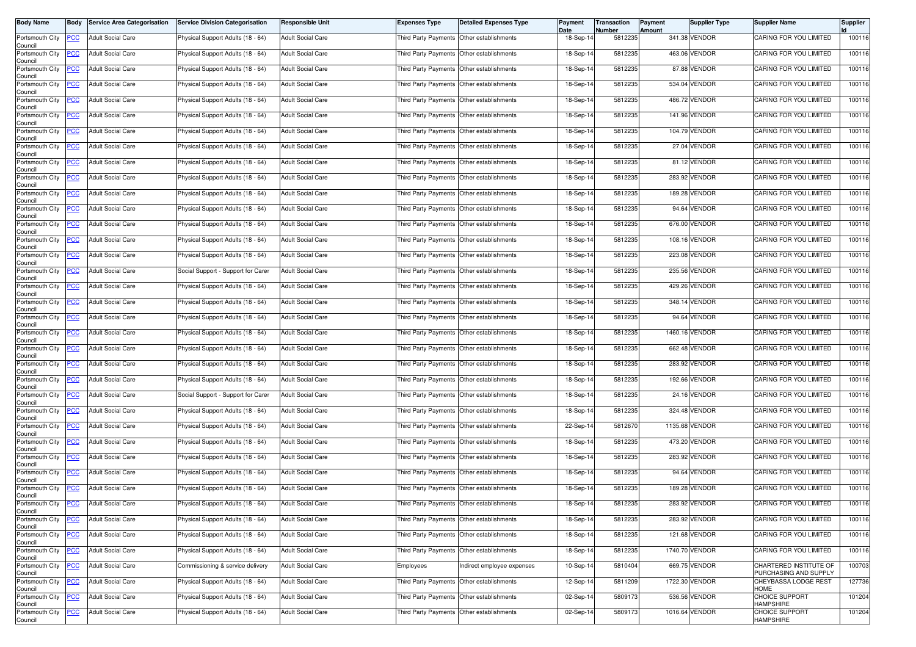| Body Name | Body | Service Area Categorisation | Service Division Categorisation | Responsible Unit | Expenses Type | Detailed Expenses Type | Payment Date | Transaction Number | Payment Amount | Supplier Type | Supplier Name | Supplier Id |
|---|---|---|---|---|---|---|---|---|---|---|---|---|
| Portsmouth City Council | PCC | Adult Social Care | Physical Support Adults (18 - 64) | Adult Social Care | Third Party Payments | Other establishments | 18-Sep-14 | 5812235 | 341.38 | VENDOR | CARING FOR YOU LIMITED | 100116 |
| Portsmouth City Council | PCC | Adult Social Care | Physical Support Adults (18 - 64) | Adult Social Care | Third Party Payments | Other establishments | 18-Sep-14 | 5812235 | 463.06 | VENDOR | CARING FOR YOU LIMITED | 100116 |
| Portsmouth City Council | PCC | Adult Social Care | Physical Support Adults (18 - 64) | Adult Social Care | Third Party Payments | Other establishments | 18-Sep-14 | 5812235 | 87.88 | VENDOR | CARING FOR YOU LIMITED | 100116 |
| Portsmouth City Council | PCC | Adult Social Care | Physical Support Adults (18 - 64) | Adult Social Care | Third Party Payments | Other establishments | 18-Sep-14 | 5812235 | 534.04 | VENDOR | CARING FOR YOU LIMITED | 100116 |
| Portsmouth City Council | PCC | Adult Social Care | Physical Support Adults (18 - 64) | Adult Social Care | Third Party Payments | Other establishments | 18-Sep-14 | 5812235 | 486.72 | VENDOR | CARING FOR YOU LIMITED | 100116 |
| Portsmouth City Council | PCC | Adult Social Care | Physical Support Adults (18 - 64) | Adult Social Care | Third Party Payments | Other establishments | 18-Sep-14 | 5812235 | 141.96 | VENDOR | CARING FOR YOU LIMITED | 100116 |
| Portsmouth City Council | PCC | Adult Social Care | Physical Support Adults (18 - 64) | Adult Social Care | Third Party Payments | Other establishments | 18-Sep-14 | 5812235 | 104.79 | VENDOR | CARING FOR YOU LIMITED | 100116 |
| Portsmouth City Council | PCC | Adult Social Care | Physical Support Adults (18 - 64) | Adult Social Care | Third Party Payments | Other establishments | 18-Sep-14 | 5812235 | 27.04 | VENDOR | CARING FOR YOU LIMITED | 100116 |
| Portsmouth City Council | PCC | Adult Social Care | Physical Support Adults (18 - 64) | Adult Social Care | Third Party Payments | Other establishments | 18-Sep-14 | 5812235 | 81.12 | VENDOR | CARING FOR YOU LIMITED | 100116 |
| Portsmouth City Council | PCC | Adult Social Care | Physical Support Adults (18 - 64) | Adult Social Care | Third Party Payments | Other establishments | 18-Sep-14 | 5812235 | 283.92 | VENDOR | CARING FOR YOU LIMITED | 100116 |
| Portsmouth City Council | PCC | Adult Social Care | Physical Support Adults (18 - 64) | Adult Social Care | Third Party Payments | Other establishments | 18-Sep-14 | 5812235 | 189.28 | VENDOR | CARING FOR YOU LIMITED | 100116 |
| Portsmouth City Council | PCC | Adult Social Care | Physical Support Adults (18 - 64) | Adult Social Care | Third Party Payments | Other establishments | 18-Sep-14 | 5812235 | 94.64 | VENDOR | CARING FOR YOU LIMITED | 100116 |
| Portsmouth City Council | PCC | Adult Social Care | Physical Support Adults (18 - 64) | Adult Social Care | Third Party Payments | Other establishments | 18-Sep-14 | 5812235 | 676.00 | VENDOR | CARING FOR YOU LIMITED | 100116 |
| Portsmouth City Council | PCC | Adult Social Care | Physical Support Adults (18 - 64) | Adult Social Care | Third Party Payments | Other establishments | 18-Sep-14 | 5812235 | 108.16 | VENDOR | CARING FOR YOU LIMITED | 100116 |
| Portsmouth City Council | PCC | Adult Social Care | Physical Support Adults (18 - 64) | Adult Social Care | Third Party Payments | Other establishments | 18-Sep-14 | 5812235 | 223.08 | VENDOR | CARING FOR YOU LIMITED | 100116 |
| Portsmouth City Council | PCC | Adult Social Care | Social Support - Support for Carer | Adult Social Care | Third Party Payments | Other establishments | 18-Sep-14 | 5812235 | 235.56 | VENDOR | CARING FOR YOU LIMITED | 100116 |
| Portsmouth City Council | PCC | Adult Social Care | Physical Support Adults (18 - 64) | Adult Social Care | Third Party Payments | Other establishments | 18-Sep-14 | 5812235 | 429.26 | VENDOR | CARING FOR YOU LIMITED | 100116 |
| Portsmouth City Council | PCC | Adult Social Care | Physical Support Adults (18 - 64) | Adult Social Care | Third Party Payments | Other establishments | 18-Sep-14 | 5812235 | 348.14 | VENDOR | CARING FOR YOU LIMITED | 100116 |
| Portsmouth City Council | PCC | Adult Social Care | Physical Support Adults (18 - 64) | Adult Social Care | Third Party Payments | Other establishments | 18-Sep-14 | 5812235 | 94.64 | VENDOR | CARING FOR YOU LIMITED | 100116 |
| Portsmouth City Council | PCC | Adult Social Care | Physical Support Adults (18 - 64) | Adult Social Care | Third Party Payments | Other establishments | 18-Sep-14 | 5812235 | 1460.16 | VENDOR | CARING FOR YOU LIMITED | 100116 |
| Portsmouth City Council | PCC | Adult Social Care | Physical Support Adults (18 - 64) | Adult Social Care | Third Party Payments | Other establishments | 18-Sep-14 | 5812235 | 662.48 | VENDOR | CARING FOR YOU LIMITED | 100116 |
| Portsmouth City Council | PCC | Adult Social Care | Physical Support Adults (18 - 64) | Adult Social Care | Third Party Payments | Other establishments | 18-Sep-14 | 5812235 | 283.92 | VENDOR | CARING FOR YOU LIMITED | 100116 |
| Portsmouth City Council | PCC | Adult Social Care | Physical Support Adults (18 - 64) | Adult Social Care | Third Party Payments | Other establishments | 18-Sep-14 | 5812235 | 192.66 | VENDOR | CARING FOR YOU LIMITED | 100116 |
| Portsmouth City Council | PCC | Adult Social Care | Social Support - Support for Carer | Adult Social Care | Third Party Payments | Other establishments | 18-Sep-14 | 5812235 | 24.16 | VENDOR | CARING FOR YOU LIMITED | 100116 |
| Portsmouth City Council | PCC | Adult Social Care | Physical Support Adults (18 - 64) | Adult Social Care | Third Party Payments | Other establishments | 18-Sep-14 | 5812235 | 324.48 | VENDOR | CARING FOR YOU LIMITED | 100116 |
| Portsmouth City Council | PCC | Adult Social Care | Physical Support Adults (18 - 64) | Adult Social Care | Third Party Payments | Other establishments | 22-Sep-14 | 5812670 | 1135.68 | VENDOR | CARING FOR YOU LIMITED | 100116 |
| Portsmouth City Council | PCC | Adult Social Care | Physical Support Adults (18 - 64) | Adult Social Care | Third Party Payments | Other establishments | 18-Sep-14 | 5812235 | 473.20 | VENDOR | CARING FOR YOU LIMITED | 100116 |
| Portsmouth City Council | PCC | Adult Social Care | Physical Support Adults (18 - 64) | Adult Social Care | Third Party Payments | Other establishments | 18-Sep-14 | 5812235 | 283.92 | VENDOR | CARING FOR YOU LIMITED | 100116 |
| Portsmouth City Council | PCC | Adult Social Care | Physical Support Adults (18 - 64) | Adult Social Care | Third Party Payments | Other establishments | 18-Sep-14 | 5812235 | 94.64 | VENDOR | CARING FOR YOU LIMITED | 100116 |
| Portsmouth City Council | PCC | Adult Social Care | Physical Support Adults (18 - 64) | Adult Social Care | Third Party Payments | Other establishments | 18-Sep-14 | 5812235 | 189.28 | VENDOR | CARING FOR YOU LIMITED | 100116 |
| Portsmouth City Council | PCC | Adult Social Care | Physical Support Adults (18 - 64) | Adult Social Care | Third Party Payments | Other establishments | 18-Sep-14 | 5812235 | 283.92 | VENDOR | CARING FOR YOU LIMITED | 100116 |
| Portsmouth City Council | PCC | Adult Social Care | Physical Support Adults (18 - 64) | Adult Social Care | Third Party Payments | Other establishments | 18-Sep-14 | 5812235 | 283.92 | VENDOR | CARING FOR YOU LIMITED | 100116 |
| Portsmouth City Council | PCC | Adult Social Care | Physical Support Adults (18 - 64) | Adult Social Care | Third Party Payments | Other establishments | 18-Sep-14 | 5812235 | 121.68 | VENDOR | CARING FOR YOU LIMITED | 100116 |
| Portsmouth City Council | PCC | Adult Social Care | Physical Support Adults (18 - 64) | Adult Social Care | Third Party Payments | Other establishments | 18-Sep-14 | 5812235 | 1740.70 | VENDOR | CARING FOR YOU LIMITED | 100116 |
| Portsmouth City Council | PCC | Adult Social Care | Commissioning & service delivery | Adult Social Care | Employees | Indirect employee expenses | 10-Sep-14 | 5810404 | 669.75 | VENDOR | CHARTERED INSTITUTE OF PURCHASING AND SUPPLY | 100703 |
| Portsmouth City Council | PCC | Adult Social Care | Physical Support Adults (18 - 64) | Adult Social Care | Third Party Payments | Other establishments | 12-Sep-14 | 5811209 | 1722.30 | VENDOR | CHEYBASSA LODGE REST HOME | 127736 |
| Portsmouth City Council | PCC | Adult Social Care | Physical Support Adults (18 - 64) | Adult Social Care | Third Party Payments | Other establishments | 02-Sep-14 | 5809173 | 536.56 | VENDOR | CHOICE SUPPORT HAMPSHIRE | 101204 |
| Portsmouth City Council | PCC | Adult Social Care | Physical Support Adults (18 - 64) | Adult Social Care | Third Party Payments | Other establishments | 02-Sep-14 | 5809173 | 1016.64 | VENDOR | CHOICE SUPPORT HAMPSHIRE | 101204 |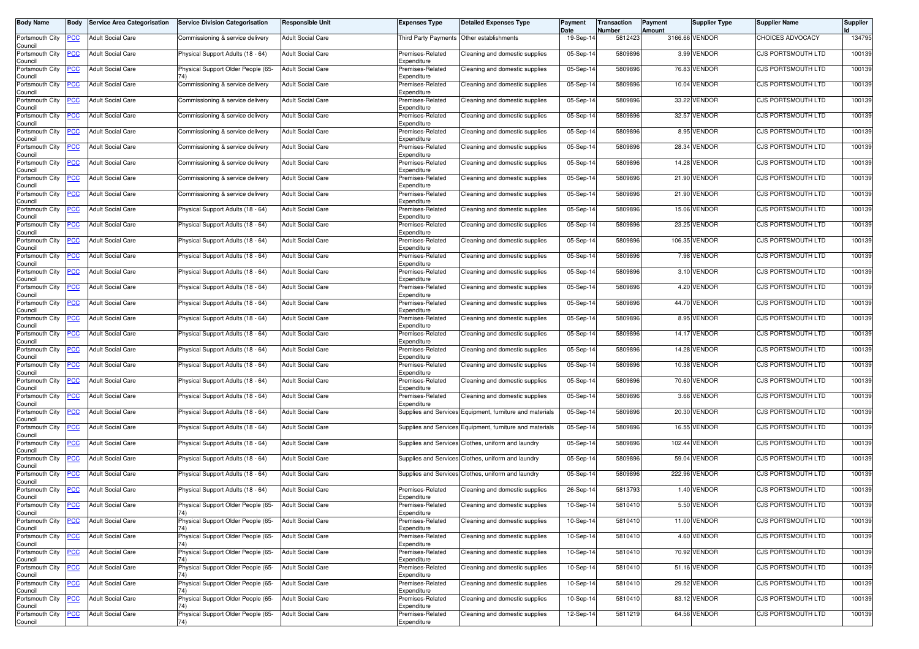| Body Name | Body | Service Area Categorisation | Service Division Categorisation | Responsible Unit | Expenses Type | Detailed Expenses Type | Payment Date | Transaction Number | Payment Amount | Supplier Type | Supplier Name | Supplier Id |
|---|---|---|---|---|---|---|---|---|---|---|---|---|
| Portsmouth City Council | PCC | Adult Social Care | Commissioning & service delivery | Adult Social Care | Third Party Payments | Other establishments | 19-Sep-14 | 5812423 | 3166.66 | VENDOR | CHOICES ADVOCACY | 134795 |
| Portsmouth City Council | PCC | Adult Social Care | Physical Support Adults (18 - 64) | Adult Social Care | Premises-Related Expenditure | Cleaning and domestic supplies | 05-Sep-14 | 5809896 | 3.99 | VENDOR | CJS PORTSMOUTH LTD | 100139 |
| Portsmouth City Council | PCC | Adult Social Care | Physical Support Older People (65-74) | Adult Social Care | Premises-Related Expenditure | Cleaning and domestic supplies | 05-Sep-14 | 5809896 | 76.83 | VENDOR | CJS PORTSMOUTH LTD | 100139 |
| Portsmouth City Council | PCC | Adult Social Care | Commissioning & service delivery | Adult Social Care | Premises-Related Expenditure | Cleaning and domestic supplies | 05-Sep-14 | 5809896 | 10.04 | VENDOR | CJS PORTSMOUTH LTD | 100139 |
| Portsmouth City Council | PCC | Adult Social Care | Commissioning & service delivery | Adult Social Care | Premises-Related Expenditure | Cleaning and domestic supplies | 05-Sep-14 | 5809896 | 33.22 | VENDOR | CJS PORTSMOUTH LTD | 100139 |
| Portsmouth City Council | PCC | Adult Social Care | Commissioning & service delivery | Adult Social Care | Premises-Related Expenditure | Cleaning and domestic supplies | 05-Sep-14 | 5809896 | 32.57 | VENDOR | CJS PORTSMOUTH LTD | 100139 |
| Portsmouth City Council | PCC | Adult Social Care | Commissioning & service delivery | Adult Social Care | Premises-Related Expenditure | Cleaning and domestic supplies | 05-Sep-14 | 5809896 | 8.95 | VENDOR | CJS PORTSMOUTH LTD | 100139 |
| Portsmouth City Council | PCC | Adult Social Care | Commissioning & service delivery | Adult Social Care | Premises-Related Expenditure | Cleaning and domestic supplies | 05-Sep-14 | 5809896 | 28.34 | VENDOR | CJS PORTSMOUTH LTD | 100139 |
| Portsmouth City Council | PCC | Adult Social Care | Commissioning & service delivery | Adult Social Care | Premises-Related Expenditure | Cleaning and domestic supplies | 05-Sep-14 | 5809896 | 14.28 | VENDOR | CJS PORTSMOUTH LTD | 100139 |
| Portsmouth City Council | PCC | Adult Social Care | Commissioning & service delivery | Adult Social Care | Premises-Related Expenditure | Cleaning and domestic supplies | 05-Sep-14 | 5809896 | 21.90 | VENDOR | CJS PORTSMOUTH LTD | 100139 |
| Portsmouth City Council | PCC | Adult Social Care | Commissioning & service delivery | Adult Social Care | Premises-Related Expenditure | Cleaning and domestic supplies | 05-Sep-14 | 5809896 | 21.90 | VENDOR | CJS PORTSMOUTH LTD | 100139 |
| Portsmouth City Council | PCC | Adult Social Care | Physical Support Adults (18 - 64) | Adult Social Care | Premises-Related Expenditure | Cleaning and domestic supplies | 05-Sep-14 | 5809896 | 15.06 | VENDOR | CJS PORTSMOUTH LTD | 100139 |
| Portsmouth City Council | PCC | Adult Social Care | Physical Support Adults (18 - 64) | Adult Social Care | Premises-Related Expenditure | Cleaning and domestic supplies | 05-Sep-14 | 5809896 | 23.25 | VENDOR | CJS PORTSMOUTH LTD | 100139 |
| Portsmouth City Council | PCC | Adult Social Care | Physical Support Adults (18 - 64) | Adult Social Care | Premises-Related Expenditure | Cleaning and domestic supplies | 05-Sep-14 | 5809896 | 106.35 | VENDOR | CJS PORTSMOUTH LTD | 100139 |
| Portsmouth City Council | PCC | Adult Social Care | Physical Support Adults (18 - 64) | Adult Social Care | Premises-Related Expenditure | Cleaning and domestic supplies | 05-Sep-14 | 5809896 | 7.98 | VENDOR | CJS PORTSMOUTH LTD | 100139 |
| Portsmouth City Council | PCC | Adult Social Care | Physical Support Adults (18 - 64) | Adult Social Care | Premises-Related Expenditure | Cleaning and domestic supplies | 05-Sep-14 | 5809896 | 3.10 | VENDOR | CJS PORTSMOUTH LTD | 100139 |
| Portsmouth City Council | PCC | Adult Social Care | Physical Support Adults (18 - 64) | Adult Social Care | Premises-Related Expenditure | Cleaning and domestic supplies | 05-Sep-14 | 5809896 | 4.20 | VENDOR | CJS PORTSMOUTH LTD | 100139 |
| Portsmouth City Council | PCC | Adult Social Care | Physical Support Adults (18 - 64) | Adult Social Care | Premises-Related Expenditure | Cleaning and domestic supplies | 05-Sep-14 | 5809896 | 44.70 | VENDOR | CJS PORTSMOUTH LTD | 100139 |
| Portsmouth City Council | PCC | Adult Social Care | Physical Support Adults (18 - 64) | Adult Social Care | Premises-Related Expenditure | Cleaning and domestic supplies | 05-Sep-14 | 5809896 | 8.95 | VENDOR | CJS PORTSMOUTH LTD | 100139 |
| Portsmouth City Council | PCC | Adult Social Care | Physical Support Adults (18 - 64) | Adult Social Care | Premises-Related Expenditure | Cleaning and domestic supplies | 05-Sep-14 | 5809896 | 14.17 | VENDOR | CJS PORTSMOUTH LTD | 100139 |
| Portsmouth City Council | PCC | Adult Social Care | Physical Support Adults (18 - 64) | Adult Social Care | Premises-Related Expenditure | Cleaning and domestic supplies | 05-Sep-14 | 5809896 | 14.28 | VENDOR | CJS PORTSMOUTH LTD | 100139 |
| Portsmouth City Council | PCC | Adult Social Care | Physical Support Adults (18 - 64) | Adult Social Care | Premises-Related Expenditure | Cleaning and domestic supplies | 05-Sep-14 | 5809896 | 10.38 | VENDOR | CJS PORTSMOUTH LTD | 100139 |
| Portsmouth City Council | PCC | Adult Social Care | Physical Support Adults (18 - 64) | Adult Social Care | Premises-Related Expenditure | Cleaning and domestic supplies | 05-Sep-14 | 5809896 | 70.60 | VENDOR | CJS PORTSMOUTH LTD | 100139 |
| Portsmouth City Council | PCC | Adult Social Care | Physical Support Adults (18 - 64) | Adult Social Care | Premises-Related Expenditure | Cleaning and domestic supplies | 05-Sep-14 | 5809896 | 3.66 | VENDOR | CJS PORTSMOUTH LTD | 100139 |
| Portsmouth City Council | PCC | Adult Social Care | Physical Support Adults (18 - 64) | Adult Social Care | Supplies and Services | Equipment, furniture and materials | 05-Sep-14 | 5809896 | 20.30 | VENDOR | CJS PORTSMOUTH LTD | 100139 |
| Portsmouth City Council | PCC | Adult Social Care | Physical Support Adults (18 - 64) | Adult Social Care | Supplies and Services | Equipment, furniture and materials | 05-Sep-14 | 5809896 | 16.55 | VENDOR | CJS PORTSMOUTH LTD | 100139 |
| Portsmouth City Council | PCC | Adult Social Care | Physical Support Adults (18 - 64) | Adult Social Care | Supplies and Services | Clothes, uniform and laundry | 05-Sep-14 | 5809896 | 102.44 | VENDOR | CJS PORTSMOUTH LTD | 100139 |
| Portsmouth City Council | PCC | Adult Social Care | Physical Support Adults (18 - 64) | Adult Social Care | Supplies and Services | Clothes, uniform and laundry | 05-Sep-14 | 5809896 | 59.04 | VENDOR | CJS PORTSMOUTH LTD | 100139 |
| Portsmouth City Council | PCC | Adult Social Care | Physical Support Adults (18 - 64) | Adult Social Care | Supplies and Services | Clothes, uniform and laundry | 05-Sep-14 | 5809896 | 222.96 | VENDOR | CJS PORTSMOUTH LTD | 100139 |
| Portsmouth City Council | PCC | Adult Social Care | Physical Support Adults (18 - 64) | Adult Social Care | Premises-Related Expenditure | Cleaning and domestic supplies | 26-Sep-14 | 5813793 | 1.40 | VENDOR | CJS PORTSMOUTH LTD | 100139 |
| Portsmouth City Council | PCC | Adult Social Care | Physical Support Older People (65-74) | Adult Social Care | Premises-Related Expenditure | Cleaning and domestic supplies | 10-Sep-14 | 5810410 | 5.50 | VENDOR | CJS PORTSMOUTH LTD | 100139 |
| Portsmouth City Council | PCC | Adult Social Care | Physical Support Older People (65-74) | Adult Social Care | Premises-Related Expenditure | Cleaning and domestic supplies | 10-Sep-14 | 5810410 | 11.00 | VENDOR | CJS PORTSMOUTH LTD | 100139 |
| Portsmouth City Council | PCC | Adult Social Care | Physical Support Older People (65-74) | Adult Social Care | Premises-Related Expenditure | Cleaning and domestic supplies | 10-Sep-14 | 5810410 | 4.60 | VENDOR | CJS PORTSMOUTH LTD | 100139 |
| Portsmouth City Council | PCC | Adult Social Care | Physical Support Older People (65-74) | Adult Social Care | Premises-Related Expenditure | Cleaning and domestic supplies | 10-Sep-14 | 5810410 | 70.92 | VENDOR | CJS PORTSMOUTH LTD | 100139 |
| Portsmouth City Council | PCC | Adult Social Care | Physical Support Older People (65-74) | Adult Social Care | Premises-Related Expenditure | Cleaning and domestic supplies | 10-Sep-14 | 5810410 | 51.16 | VENDOR | CJS PORTSMOUTH LTD | 100139 |
| Portsmouth City Council | PCC | Adult Social Care | Physical Support Older People (65-74) | Adult Social Care | Premises-Related Expenditure | Cleaning and domestic supplies | 10-Sep-14 | 5810410 | 29.52 | VENDOR | CJS PORTSMOUTH LTD | 100139 |
| Portsmouth City Council | PCC | Adult Social Care | Physical Support Older People (65-74) | Adult Social Care | Premises-Related Expenditure | Cleaning and domestic supplies | 10-Sep-14 | 5810410 | 83.12 | VENDOR | CJS PORTSMOUTH LTD | 100139 |
| Portsmouth City Council | PCC | Adult Social Care | Physical Support Older People (65-74) | Adult Social Care | Premises-Related Expenditure | Cleaning and domestic supplies | 12-Sep-14 | 5811219 | 64.56 | VENDOR | CJS PORTSMOUTH LTD | 100139 |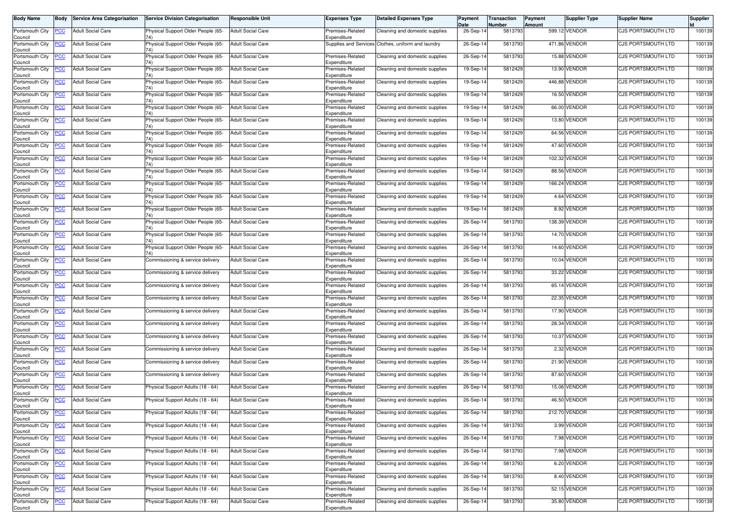| Body Name | Body | Service Area Categorisation | Service Division Categorisation | Responsible Unit | Expenses Type | Detailed Expenses Type | Payment Date | Transaction Number | Payment Amount | Supplier Type | Supplier Name | Supplier Id |
|---|---|---|---|---|---|---|---|---|---|---|---|---|
| Portsmouth City Council | PCC | Adult Social Care | Physical Support Older People (65-74) | Adult Social Care | Premises-Related Expenditure | Cleaning and domestic supplies | 26-Sep-14 | 5813793 | 599.12 | VENDOR | CJS PORTSMOUTH LTD | 100139 |
| Portsmouth City Council | PCC | Adult Social Care | Physical Support Older People (65-74) | Adult Social Care | Supplies and Services | Clothes, uniform and laundry | 26-Sep-14 | 5813793 | 471.86 | VENDOR | CJS PORTSMOUTH LTD | 100139 |
| Portsmouth City Council | PCC | Adult Social Care | Physical Support Older People (65-74) | Adult Social Care | Premises-Related Expenditure | Cleaning and domestic supplies | 26-Sep-14 | 5813793 | 15.88 | VENDOR | CJS PORTSMOUTH LTD | 100139 |
| Portsmouth City Council | PCC | Adult Social Care | Physical Support Older People (65-74) | Adult Social Care | Premises-Related Expenditure | Cleaning and domestic supplies | 19-Sep-14 | 5812429 | 13.90 | VENDOR | CJS PORTSMOUTH LTD | 100139 |
| Portsmouth City Council | PCC | Adult Social Care | Physical Support Older People (65-74) | Adult Social Care | Premises-Related Expenditure | Cleaning and domestic supplies | 19-Sep-14 | 5812429 | 446.88 | VENDOR | CJS PORTSMOUTH LTD | 100139 |
| Portsmouth City Council | PCC | Adult Social Care | Physical Support Older People (65-74) | Adult Social Care | Premises-Related Expenditure | Cleaning and domestic supplies | 19-Sep-14 | 5812429 | 16.50 | VENDOR | CJS PORTSMOUTH LTD | 100139 |
| Portsmouth City Council | PCC | Adult Social Care | Physical Support Older People (65-74) | Adult Social Care | Premises-Related Expenditure | Cleaning and domestic supplies | 19-Sep-14 | 5812429 | 66.00 | VENDOR | CJS PORTSMOUTH LTD | 100139 |
| Portsmouth City Council | PCC | Adult Social Care | Physical Support Older People (65-74) | Adult Social Care | Premises-Related Expenditure | Cleaning and domestic supplies | 19-Sep-14 | 5812429 | 13.80 | VENDOR | CJS PORTSMOUTH LTD | 100139 |
| Portsmouth City Council | PCC | Adult Social Care | Physical Support Older People (65-74) | Adult Social Care | Premises-Related Expenditure | Cleaning and domestic supplies | 19-Sep-14 | 5812429 | 64.56 | VENDOR | CJS PORTSMOUTH LTD | 100139 |
| Portsmouth City Council | PCC | Adult Social Care | Physical Support Older People (65-74) | Adult Social Care | Premises-Related Expenditure | Cleaning and domestic supplies | 19-Sep-14 | 5812429 | 47.60 | VENDOR | CJS PORTSMOUTH LTD | 100139 |
| Portsmouth City Council | PCC | Adult Social Care | Physical Support Older People (65-74) | Adult Social Care | Premises-Related Expenditure | Cleaning and domestic supplies | 19-Sep-14 | 5812429 | 102.32 | VENDOR | CJS PORTSMOUTH LTD | 100139 |
| Portsmouth City Council | PCC | Adult Social Care | Physical Support Older People (65-74) | Adult Social Care | Premises-Related Expenditure | Cleaning and domestic supplies | 19-Sep-14 | 5812429 | 88.56 | VENDOR | CJS PORTSMOUTH LTD | 100139 |
| Portsmouth City Council | PCC | Adult Social Care | Physical Support Older People (65-74) | Adult Social Care | Premises-Related Expenditure | Cleaning and domestic supplies | 19-Sep-14 | 5812429 | 166.24 | VENDOR | CJS PORTSMOUTH LTD | 100139 |
| Portsmouth City Council | PCC | Adult Social Care | Physical Support Older People (65-74) | Adult Social Care | Premises-Related Expenditure | Cleaning and domestic supplies | 19-Sep-14 | 5812429 | 4.64 | VENDOR | CJS PORTSMOUTH LTD | 100139 |
| Portsmouth City Council | PCC | Adult Social Care | Physical Support Older People (65-74) | Adult Social Care | Premises-Related Expenditure | Cleaning and domestic supplies | 19-Sep-14 | 5812429 | 8.92 | VENDOR | CJS PORTSMOUTH LTD | 100139 |
| Portsmouth City Council | PCC | Adult Social Care | Physical Support Older People (65-74) | Adult Social Care | Premises-Related Expenditure | Cleaning and domestic supplies | 26-Sep-14 | 5813793 | 138.39 | VENDOR | CJS PORTSMOUTH LTD | 100139 |
| Portsmouth City Council | PCC | Adult Social Care | Physical Support Older People (65-74) | Adult Social Care | Premises-Related Expenditure | Cleaning and domestic supplies | 26-Sep-14 | 5813793 | 14.70 | VENDOR | CJS PORTSMOUTH LTD | 100139 |
| Portsmouth City Council | PCC | Adult Social Care | Physical Support Older People (65-74) | Adult Social Care | Premises-Related Expenditure | Cleaning and domestic supplies | 26-Sep-14 | 5813793 | 14.60 | VENDOR | CJS PORTSMOUTH LTD | 100139 |
| Portsmouth City Council | PCC | Adult Social Care | Commissioning & service delivery | Adult Social Care | Premises-Related Expenditure | Cleaning and domestic supplies | 26-Sep-14 | 5813793 | 10.04 | VENDOR | CJS PORTSMOUTH LTD | 100139 |
| Portsmouth City Council | PCC | Adult Social Care | Commissioning & service delivery | Adult Social Care | Premises-Related Expenditure | Cleaning and domestic supplies | 26-Sep-14 | 5813793 | 33.22 | VENDOR | CJS PORTSMOUTH LTD | 100139 |
| Portsmouth City Council | PCC | Adult Social Care | Commissioning & service delivery | Adult Social Care | Premises-Related Expenditure | Cleaning and domestic supplies | 26-Sep-14 | 5813793 | 65.14 | VENDOR | CJS PORTSMOUTH LTD | 100139 |
| Portsmouth City Council | PCC | Adult Social Care | Commissioning & service delivery | Adult Social Care | Premises-Related Expenditure | Cleaning and domestic supplies | 26-Sep-14 | 5813793 | 22.35 | VENDOR | CJS PORTSMOUTH LTD | 100139 |
| Portsmouth City Council | PCC | Adult Social Care | Commissioning & service delivery | Adult Social Care | Premises-Related Expenditure | Cleaning and domestic supplies | 26-Sep-14 | 5813793 | 17.90 | VENDOR | CJS PORTSMOUTH LTD | 100139 |
| Portsmouth City Council | PCC | Adult Social Care | Commissioning & service delivery | Adult Social Care | Premises-Related Expenditure | Cleaning and domestic supplies | 26-Sep-14 | 5813793 | 28.34 | VENDOR | CJS PORTSMOUTH LTD | 100139 |
| Portsmouth City Council | PCC | Adult Social Care | Commissioning & service delivery | Adult Social Care | Premises-Related Expenditure | Cleaning and domestic supplies | 26-Sep-14 | 5813793 | 10.37 | VENDOR | CJS PORTSMOUTH LTD | 100139 |
| Portsmouth City Council | PCC | Adult Social Care | Commissioning & service delivery | Adult Social Care | Premises-Related Expenditure | Cleaning and domestic supplies | 26-Sep-14 | 5813793 | 2.32 | VENDOR | CJS PORTSMOUTH LTD | 100139 |
| Portsmouth City Council | PCC | Adult Social Care | Commissioning & service delivery | Adult Social Care | Premises-Related Expenditure | Cleaning and domestic supplies | 26-Sep-14 | 5813793 | 21.90 | VENDOR | CJS PORTSMOUTH LTD | 100139 |
| Portsmouth City Council | PCC | Adult Social Care | Commissioning & service delivery | Adult Social Care | Premises-Related Expenditure | Cleaning and domestic supplies | 26-Sep-14 | 5813793 | 87.60 | VENDOR | CJS PORTSMOUTH LTD | 100139 |
| Portsmouth City Council | PCC | Adult Social Care | Physical Support Adults (18 - 64) | Adult Social Care | Premises-Related Expenditure | Cleaning and domestic supplies | 26-Sep-14 | 5813793 | 15.06 | VENDOR | CJS PORTSMOUTH LTD | 100139 |
| Portsmouth City Council | PCC | Adult Social Care | Physical Support Adults (18 - 64) | Adult Social Care | Premises-Related Expenditure | Cleaning and domestic supplies | 26-Sep-14 | 5813793 | 46.50 | VENDOR | CJS PORTSMOUTH LTD | 100139 |
| Portsmouth City Council | PCC | Adult Social Care | Physical Support Adults (18 - 64) | Adult Social Care | Premises-Related Expenditure | Cleaning and domestic supplies | 26-Sep-14 | 5813793 | 212.70 | VENDOR | CJS PORTSMOUTH LTD | 100139 |
| Portsmouth City Council | PCC | Adult Social Care | Physical Support Adults (18 - 64) | Adult Social Care | Premises-Related Expenditure | Cleaning and domestic supplies | 26-Sep-14 | 5813793 | 3.99 | VENDOR | CJS PORTSMOUTH LTD | 100139 |
| Portsmouth City Council | PCC | Adult Social Care | Physical Support Adults (18 - 64) | Adult Social Care | Premises-Related Expenditure | Cleaning and domestic supplies | 26-Sep-14 | 5813793 | 7.98 | VENDOR | CJS PORTSMOUTH LTD | 100139 |
| Portsmouth City Council | PCC | Adult Social Care | Physical Support Adults (18 - 64) | Adult Social Care | Premises-Related Expenditure | Cleaning and domestic supplies | 26-Sep-14 | 5813793 | 7.98 | VENDOR | CJS PORTSMOUTH LTD | 100139 |
| Portsmouth City Council | PCC | Adult Social Care | Physical Support Adults (18 - 64) | Adult Social Care | Premises-Related Expenditure | Cleaning and domestic supplies | 26-Sep-14 | 5813793 | 6.20 | VENDOR | CJS PORTSMOUTH LTD | 100139 |
| Portsmouth City Council | PCC | Adult Social Care | Physical Support Adults (18 - 64) | Adult Social Care | Premises-Related Expenditure | Cleaning and domestic supplies | 26-Sep-14 | 5813793 | 8.40 | VENDOR | CJS PORTSMOUTH LTD | 100139 |
| Portsmouth City Council | PCC | Adult Social Care | Physical Support Adults (18 - 64) | Adult Social Care | Premises-Related Expenditure | Cleaning and domestic supplies | 26-Sep-14 | 5813793 | 52.15 | VENDOR | CJS PORTSMOUTH LTD | 100139 |
| Portsmouth City Council | PCC | Adult Social Care | Physical Support Adults (18 - 64) | Adult Social Care | Premises-Related Expenditure | Cleaning and domestic supplies | 26-Sep-14 | 5813793 | 35.80 | VENDOR | CJS PORTSMOUTH LTD | 100139 |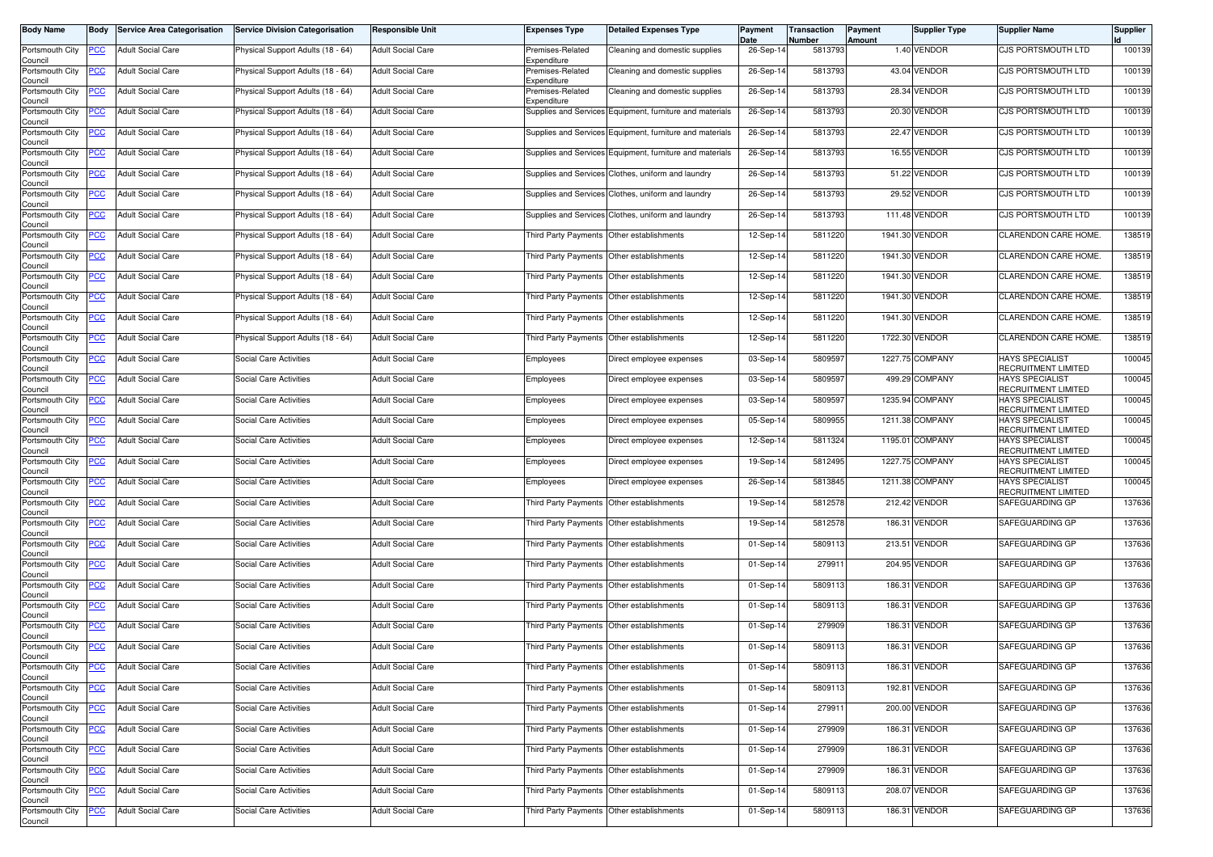| Body Name | Body | Service Area Categorisation | Service Division Categorisation | Responsible Unit | Expenses Type | Detailed Expenses Type | Payment Date | Transaction Number | Payment Amount | Supplier Type | Supplier Name | Supplier Id |
|---|---|---|---|---|---|---|---|---|---|---|---|---|
| Portsmouth City Council | PCC | Adult Social Care | Physical Support Adults (18 - 64) | Adult Social Care | Premises-Related Expenditure | Cleaning and domestic supplies | 26-Sep-14 | 5813793 | 1.40 | VENDOR | CJS PORTSMOUTH LTD | 100139 |
| Portsmouth City Council | PCC | Adult Social Care | Physical Support Adults (18 - 64) | Adult Social Care | Premises-Related Expenditure | Cleaning and domestic supplies | 26-Sep-14 | 5813793 | 43.04 | VENDOR | CJS PORTSMOUTH LTD | 100139 |
| Portsmouth City Council | PCC | Adult Social Care | Physical Support Adults (18 - 64) | Adult Social Care | Premises-Related Expenditure | Cleaning and domestic supplies | 26-Sep-14 | 5813793 | 28.34 | VENDOR | CJS PORTSMOUTH LTD | 100139 |
| Portsmouth City Council | PCC | Adult Social Care | Physical Support Adults (18 - 64) | Adult Social Care | Supplies and Services | Equipment, furniture and materials | 26-Sep-14 | 5813793 | 20.30 | VENDOR | CJS PORTSMOUTH LTD | 100139 |
| Portsmouth City Council | PCC | Adult Social Care | Physical Support Adults (18 - 64) | Adult Social Care | Supplies and Services | Equipment, furniture and materials | 26-Sep-14 | 5813793 | 22.47 | VENDOR | CJS PORTSMOUTH LTD | 100139 |
| Portsmouth City Council | PCC | Adult Social Care | Physical Support Adults (18 - 64) | Adult Social Care | Supplies and Services | Equipment, furniture and materials | 26-Sep-14 | 5813793 | 16.55 | VENDOR | CJS PORTSMOUTH LTD | 100139 |
| Portsmouth City Council | PCC | Adult Social Care | Physical Support Adults (18 - 64) | Adult Social Care | Supplies and Services | Clothes, uniform and laundry | 26-Sep-14 | 5813793 | 51.22 | VENDOR | CJS PORTSMOUTH LTD | 100139 |
| Portsmouth City Council | PCC | Adult Social Care | Physical Support Adults (18 - 64) | Adult Social Care | Supplies and Services | Clothes, uniform and laundry | 26-Sep-14 | 5813793 | 29.52 | VENDOR | CJS PORTSMOUTH LTD | 100139 |
| Portsmouth City Council | PCC | Adult Social Care | Physical Support Adults (18 - 64) | Adult Social Care | Supplies and Services | Clothes, uniform and laundry | 26-Sep-14 | 5813793 | 111.48 | VENDOR | CJS PORTSMOUTH LTD | 100139 |
| Portsmouth City Council | PCC | Adult Social Care | Physical Support Adults (18 - 64) | Adult Social Care | Third Party Payments | Other establishments | 12-Sep-14 | 5811220 | 1941.30 | VENDOR | CLARENDON CARE HOME. | 138519 |
| Portsmouth City Council | PCC | Adult Social Care | Physical Support Adults (18 - 64) | Adult Social Care | Third Party Payments | Other establishments | 12-Sep-14 | 5811220 | 1941.30 | VENDOR | CLARENDON CARE HOME. | 138519 |
| Portsmouth City Council | PCC | Adult Social Care | Physical Support Adults (18 - 64) | Adult Social Care | Third Party Payments | Other establishments | 12-Sep-14 | 5811220 | 1941.30 | VENDOR | CLARENDON CARE HOME. | 138519 |
| Portsmouth City Council | PCC | Adult Social Care | Physical Support Adults (18 - 64) | Adult Social Care | Third Party Payments | Other establishments | 12-Sep-14 | 5811220 | 1941.30 | VENDOR | CLARENDON CARE HOME. | 138519 |
| Portsmouth City Council | PCC | Adult Social Care | Physical Support Adults (18 - 64) | Adult Social Care | Third Party Payments | Other establishments | 12-Sep-14 | 5811220 | 1941.30 | VENDOR | CLARENDON CARE HOME. | 138519 |
| Portsmouth City Council | PCC | Adult Social Care | Physical Support Adults (18 - 64) | Adult Social Care | Third Party Payments | Other establishments | 12-Sep-14 | 5811220 | 1722.30 | VENDOR | CLARENDON CARE HOME. | 138519 |
| Portsmouth City Council | PCC | Adult Social Care | Social Care Activities | Adult Social Care | Employees | Direct employee expenses | 03-Sep-14 | 5809597 | 1227.75 | COMPANY | HAYS SPECIALIST RECRUITMENT LIMITED | 100045 |
| Portsmouth City Council | PCC | Adult Social Care | Social Care Activities | Adult Social Care | Employees | Direct employee expenses | 03-Sep-14 | 5809597 | 499.29 | COMPANY | HAYS SPECIALIST RECRUITMENT LIMITED | 100045 |
| Portsmouth City Council | PCC | Adult Social Care | Social Care Activities | Adult Social Care | Employees | Direct employee expenses | 03-Sep-14 | 5809597 | 1235.94 | COMPANY | HAYS SPECIALIST RECRUITMENT LIMITED | 100045 |
| Portsmouth City Council | PCC | Adult Social Care | Social Care Activities | Adult Social Care | Employees | Direct employee expenses | 05-Sep-14 | 5809955 | 1211.38 | COMPANY | HAYS SPECIALIST RECRUITMENT LIMITED | 100045 |
| Portsmouth City Council | PCC | Adult Social Care | Social Care Activities | Adult Social Care | Employees | Direct employee expenses | 12-Sep-14 | 5811324 | 1195.01 | COMPANY | HAYS SPECIALIST RECRUITMENT LIMITED | 100045 |
| Portsmouth City Council | PCC | Adult Social Care | Social Care Activities | Adult Social Care | Employees | Direct employee expenses | 19-Sep-14 | 5812495 | 1227.75 | COMPANY | HAYS SPECIALIST RECRUITMENT LIMITED | 100045 |
| Portsmouth City Council | PCC | Adult Social Care | Social Care Activities | Adult Social Care | Employees | Direct employee expenses | 26-Sep-14 | 5813845 | 1211.38 | COMPANY | HAYS SPECIALIST RECRUITMENT LIMITED | 100045 |
| Portsmouth City Council | PCC | Adult Social Care | Social Care Activities | Adult Social Care | Third Party Payments | Other establishments | 19-Sep-14 | 5812578 | 212.42 | VENDOR | SAFEGUARDING GP | 137636 |
| Portsmouth City Council | PCC | Adult Social Care | Social Care Activities | Adult Social Care | Third Party Payments | Other establishments | 19-Sep-14 | 5812578 | 186.31 | VENDOR | SAFEGUARDING GP | 137636 |
| Portsmouth City Council | PCC | Adult Social Care | Social Care Activities | Adult Social Care | Third Party Payments | Other establishments | 01-Sep-14 | 5809113 | 213.51 | VENDOR | SAFEGUARDING GP | 137636 |
| Portsmouth City Council | PCC | Adult Social Care | Social Care Activities | Adult Social Care | Third Party Payments | Other establishments | 01-Sep-14 | 279911 | 204.95 | VENDOR | SAFEGUARDING GP | 137636 |
| Portsmouth City Council | PCC | Adult Social Care | Social Care Activities | Adult Social Care | Third Party Payments | Other establishments | 01-Sep-14 | 5809113 | 186.31 | VENDOR | SAFEGUARDING GP | 137636 |
| Portsmouth City Council | PCC | Adult Social Care | Social Care Activities | Adult Social Care | Third Party Payments | Other establishments | 01-Sep-14 | 5809113 | 186.31 | VENDOR | SAFEGUARDING GP | 137636 |
| Portsmouth City Council | PCC | Adult Social Care | Social Care Activities | Adult Social Care | Third Party Payments | Other establishments | 01-Sep-14 | 279909 | 186.31 | VENDOR | SAFEGUARDING GP | 137636 |
| Portsmouth City Council | PCC | Adult Social Care | Social Care Activities | Adult Social Care | Third Party Payments | Other establishments | 01-Sep-14 | 5809113 | 186.31 | VENDOR | SAFEGUARDING GP | 137636 |
| Portsmouth City Council | PCC | Adult Social Care | Social Care Activities | Adult Social Care | Third Party Payments | Other establishments | 01-Sep-14 | 5809113 | 186.31 | VENDOR | SAFEGUARDING GP | 137636 |
| Portsmouth City Council | PCC | Adult Social Care | Social Care Activities | Adult Social Care | Third Party Payments | Other establishments | 01-Sep-14 | 5809113 | 192.81 | VENDOR | SAFEGUARDING GP | 137636 |
| Portsmouth City Council | PCC | Adult Social Care | Social Care Activities | Adult Social Care | Third Party Payments | Other establishments | 01-Sep-14 | 279911 | 200.00 | VENDOR | SAFEGUARDING GP | 137636 |
| Portsmouth City Council | PCC | Adult Social Care | Social Care Activities | Adult Social Care | Third Party Payments | Other establishments | 01-Sep-14 | 279909 | 186.31 | VENDOR | SAFEGUARDING GP | 137636 |
| Portsmouth City Council | PCC | Adult Social Care | Social Care Activities | Adult Social Care | Third Party Payments | Other establishments | 01-Sep-14 | 279909 | 186.31 | VENDOR | SAFEGUARDING GP | 137636 |
| Portsmouth City Council | PCC | Adult Social Care | Social Care Activities | Adult Social Care | Third Party Payments | Other establishments | 01-Sep-14 | 279909 | 186.31 | VENDOR | SAFEGUARDING GP | 137636 |
| Portsmouth City Council | PCC | Adult Social Care | Social Care Activities | Adult Social Care | Third Party Payments | Other establishments | 01-Sep-14 | 5809113 | 208.07 | VENDOR | SAFEGUARDING GP | 137636 |
| Portsmouth City Council | PCC | Adult Social Care | Social Care Activities | Adult Social Care | Third Party Payments | Other establishments | 01-Sep-14 | 5809113 | 186.31 | VENDOR | SAFEGUARDING GP | 137636 |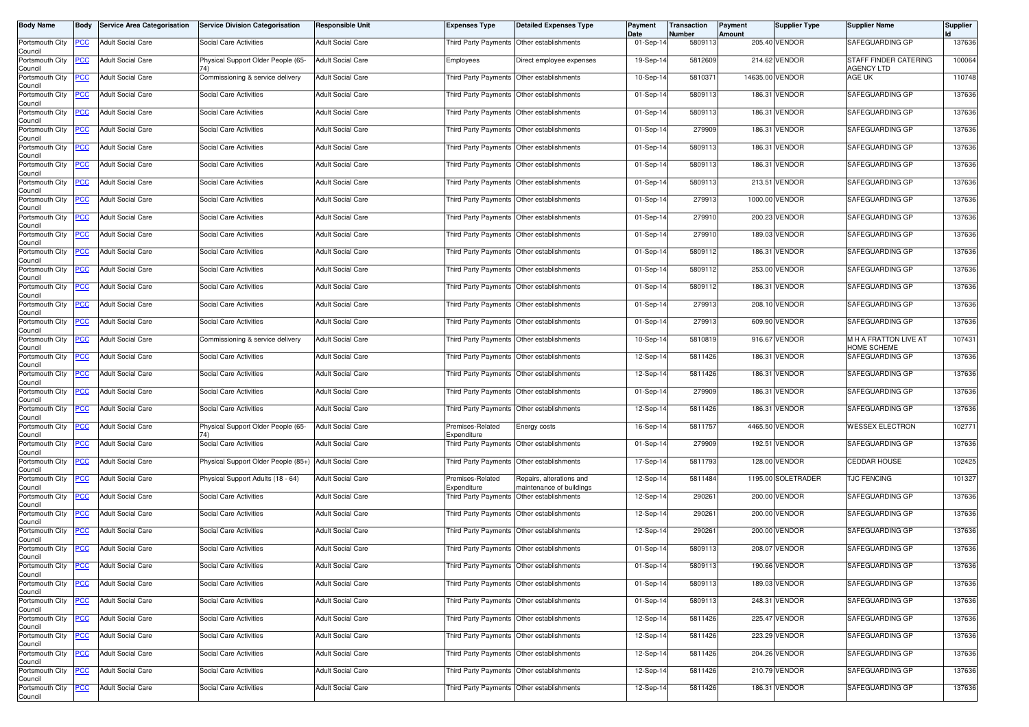| Body Name | Body | Service Area Categorisation | Service Division Categorisation | Responsible Unit | Expenses Type | Detailed Expenses Type | Payment Date | Transaction Number | Payment Amount | Supplier Type | Supplier Name | Supplier Id |
|---|---|---|---|---|---|---|---|---|---|---|---|---|
| Portsmouth City Council | PCC | Adult Social Care | Social Care Activities | Adult Social Care | Third Party Payments | Other establishments | 01-Sep-14 | 5809113 | 205.40 | VENDOR | SAFEGUARDING GP | 137636 |
| Portsmouth City Council | PCC | Adult Social Care | Physical Support Older People (65-74) | Adult Social Care | Employees | Direct employee expenses | 19-Sep-14 | 5812609 | 214.62 | VENDOR | STAFF FINDER CATERING AGENCY LTD | 100064 |
| Portsmouth City Council | PCC | Adult Social Care | Commissioning & service delivery | Adult Social Care | Third Party Payments | Other establishments | 10-Sep-14 | 5810371 | 14635.00 | VENDOR | AGE UK | 110748 |
| Portsmouth City Council | PCC | Adult Social Care | Social Care Activities | Adult Social Care | Third Party Payments | Other establishments | 01-Sep-14 | 5809113 | 186.31 | VENDOR | SAFEGUARDING GP | 137636 |
| Portsmouth City Council | PCC | Adult Social Care | Social Care Activities | Adult Social Care | Third Party Payments | Other establishments | 01-Sep-14 | 5809113 | 186.31 | VENDOR | SAFEGUARDING GP | 137636 |
| Portsmouth City Council | PCC | Adult Social Care | Social Care Activities | Adult Social Care | Third Party Payments | Other establishments | 01-Sep-14 | 279909 | 186.31 | VENDOR | SAFEGUARDING GP | 137636 |
| Portsmouth City Council | PCC | Adult Social Care | Social Care Activities | Adult Social Care | Third Party Payments | Other establishments | 01-Sep-14 | 5809113 | 186.31 | VENDOR | SAFEGUARDING GP | 137636 |
| Portsmouth City Council | PCC | Adult Social Care | Social Care Activities | Adult Social Care | Third Party Payments | Other establishments | 01-Sep-14 | 5809113 | 186.31 | VENDOR | SAFEGUARDING GP | 137636 |
| Portsmouth City Council | PCC | Adult Social Care | Social Care Activities | Adult Social Care | Third Party Payments | Other establishments | 01-Sep-14 | 5809113 | 213.51 | VENDOR | SAFEGUARDING GP | 137636 |
| Portsmouth City Council | PCC | Adult Social Care | Social Care Activities | Adult Social Care | Third Party Payments | Other establishments | 01-Sep-14 | 279913 | 1000.00 | VENDOR | SAFEGUARDING GP | 137636 |
| Portsmouth City Council | PCC | Adult Social Care | Social Care Activities | Adult Social Care | Third Party Payments | Other establishments | 01-Sep-14 | 279910 | 200.23 | VENDOR | SAFEGUARDING GP | 137636 |
| Portsmouth City Council | PCC | Adult Social Care | Social Care Activities | Adult Social Care | Third Party Payments | Other establishments | 01-Sep-14 | 279910 | 189.03 | VENDOR | SAFEGUARDING GP | 137636 |
| Portsmouth City Council | PCC | Adult Social Care | Social Care Activities | Adult Social Care | Third Party Payments | Other establishments | 01-Sep-14 | 5809112 | 186.31 | VENDOR | SAFEGUARDING GP | 137636 |
| Portsmouth City Council | PCC | Adult Social Care | Social Care Activities | Adult Social Care | Third Party Payments | Other establishments | 01-Sep-14 | 5809112 | 253.00 | VENDOR | SAFEGUARDING GP | 137636 |
| Portsmouth City Council | PCC | Adult Social Care | Social Care Activities | Adult Social Care | Third Party Payments | Other establishments | 01-Sep-14 | 5809112 | 186.31 | VENDOR | SAFEGUARDING GP | 137636 |
| Portsmouth City Council | PCC | Adult Social Care | Social Care Activities | Adult Social Care | Third Party Payments | Other establishments | 01-Sep-14 | 279913 | 208.10 | VENDOR | SAFEGUARDING GP | 137636 |
| Portsmouth City Council | PCC | Adult Social Care | Social Care Activities | Adult Social Care | Third Party Payments | Other establishments | 01-Sep-14 | 279913 | 609.90 | VENDOR | SAFEGUARDING GP | 137636 |
| Portsmouth City Council | PCC | Adult Social Care | Commissioning & service delivery | Adult Social Care | Third Party Payments | Other establishments | 10-Sep-14 | 5810819 | 916.67 | VENDOR | M H A FRATTON LIVE AT HOME SCHEME | 107431 |
| Portsmouth City Council | PCC | Adult Social Care | Social Care Activities | Adult Social Care | Third Party Payments | Other establishments | 12-Sep-14 | 5811426 | 186.31 | VENDOR | SAFEGUARDING GP | 137636 |
| Portsmouth City Council | PCC | Adult Social Care | Social Care Activities | Adult Social Care | Third Party Payments | Other establishments | 12-Sep-14 | 5811426 | 186.31 | VENDOR | SAFEGUARDING GP | 137636 |
| Portsmouth City Council | PCC | Adult Social Care | Social Care Activities | Adult Social Care | Third Party Payments | Other establishments | 01-Sep-14 | 279909 | 186.31 | VENDOR | SAFEGUARDING GP | 137636 |
| Portsmouth City Council | PCC | Adult Social Care | Social Care Activities | Adult Social Care | Third Party Payments | Other establishments | 12-Sep-14 | 5811426 | 186.31 | VENDOR | SAFEGUARDING GP | 137636 |
| Portsmouth City Council | PCC | Adult Social Care | Physical Support Older People (65-74) | Adult Social Care | Premises-Related Expenditure | Energy costs | 16-Sep-14 | 5811757 | 4465.50 | VENDOR | WESSEX ELECTRON | 102771 |
| Portsmouth City Council | PCC | Adult Social Care | Social Care Activities | Adult Social Care | Third Party Payments | Other establishments | 01-Sep-14 | 279909 | 192.51 | VENDOR | SAFEGUARDING GP | 137636 |
| Portsmouth City Council | PCC | Adult Social Care | Physical Support Older People (85+) | Adult Social Care | Third Party Payments | Other establishments | 17-Sep-14 | 5811793 | 128.00 | VENDOR | CEDDAR HOUSE | 102425 |
| Portsmouth City Council | PCC | Adult Social Care | Physical Support Adults (18 - 64) | Adult Social Care | Premises-Related Expenditure | Repairs, alterations and maintenance of buildings | 12-Sep-14 | 5811484 | 1195.00 | SOLETRADER | TJC FENCING | 101327 |
| Portsmouth City Council | PCC | Adult Social Care | Social Care Activities | Adult Social Care | Third Party Payments | Other establishments | 12-Sep-14 | 290261 | 200.00 | VENDOR | SAFEGUARDING GP | 137636 |
| Portsmouth City Council | PCC | Adult Social Care | Social Care Activities | Adult Social Care | Third Party Payments | Other establishments | 12-Sep-14 | 290261 | 200.00 | VENDOR | SAFEGUARDING GP | 137636 |
| Portsmouth City Council | PCC | Adult Social Care | Social Care Activities | Adult Social Care | Third Party Payments | Other establishments | 12-Sep-14 | 290261 | 200.00 | VENDOR | SAFEGUARDING GP | 137636 |
| Portsmouth City Council | PCC | Adult Social Care | Social Care Activities | Adult Social Care | Third Party Payments | Other establishments | 01-Sep-14 | 5809113 | 208.07 | VENDOR | SAFEGUARDING GP | 137636 |
| Portsmouth City Council | PCC | Adult Social Care | Social Care Activities | Adult Social Care | Third Party Payments | Other establishments | 01-Sep-14 | 5809113 | 190.66 | VENDOR | SAFEGUARDING GP | 137636 |
| Portsmouth City Council | PCC | Adult Social Care | Social Care Activities | Adult Social Care | Third Party Payments | Other establishments | 01-Sep-14 | 5809113 | 189.03 | VENDOR | SAFEGUARDING GP | 137636 |
| Portsmouth City Council | PCC | Adult Social Care | Social Care Activities | Adult Social Care | Third Party Payments | Other establishments | 01-Sep-14 | 5809113 | 248.31 | VENDOR | SAFEGUARDING GP | 137636 |
| Portsmouth City Council | PCC | Adult Social Care | Social Care Activities | Adult Social Care | Third Party Payments | Other establishments | 12-Sep-14 | 5811426 | 225.47 | VENDOR | SAFEGUARDING GP | 137636 |
| Portsmouth City Council | PCC | Adult Social Care | Social Care Activities | Adult Social Care | Third Party Payments | Other establishments | 12-Sep-14 | 5811426 | 223.29 | VENDOR | SAFEGUARDING GP | 137636 |
| Portsmouth City Council | PCC | Adult Social Care | Social Care Activities | Adult Social Care | Third Party Payments | Other establishments | 12-Sep-14 | 5811426 | 204.26 | VENDOR | SAFEGUARDING GP | 137636 |
| Portsmouth City Council | PCC | Adult Social Care | Social Care Activities | Adult Social Care | Third Party Payments | Other establishments | 12-Sep-14 | 5811426 | 210.79 | VENDOR | SAFEGUARDING GP | 137636 |
| Portsmouth City Council | PCC | Adult Social Care | Social Care Activities | Adult Social Care | Third Party Payments | Other establishments | 12-Sep-14 | 5811426 | 186.31 | VENDOR | SAFEGUARDING GP | 137636 |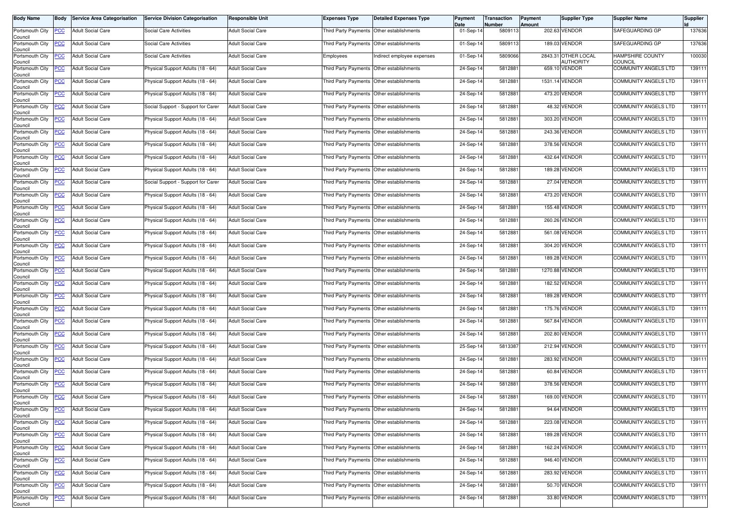| Body Name | Body | Service Area Categorisation | Service Division Categorisation | Responsible Unit | Expenses Type | Detailed Expenses Type | Payment Date | Transaction Number | Payment Amount | Supplier Type | Supplier Name | Supplier Id |
|---|---|---|---|---|---|---|---|---|---|---|---|---|
| Portsmouth City Council | PCC | Adult Social Care | Social Care Activities | Adult Social Care | Third Party Payments | Other establishments | 01-Sep-14 | 5809113 | 202.63 | VENDOR | SAFEGUARDING GP | 137636 |
| Portsmouth City Council | PCC | Adult Social Care | Social Care Activities | Adult Social Care | Third Party Payments | Other establishments | 01-Sep-14 | 5809113 | 189.03 | VENDOR | SAFEGUARDING GP | 137636 |
| Portsmouth City Council | PCC | Adult Social Care | Social Care Activities | Adult Social Care | Employees | Indirect employee expenses | 01-Sep-14 | 5809066 | 2843.31 | OTHER LOCAL AUTHORITY | HAMPSHIRE COUNTY COUNCIL | 100030 |
| Portsmouth City Council | PCC | Adult Social Care | Physical Support Adults (18 - 64) | Adult Social Care | Third Party Payments | Other establishments | 24-Sep-14 | 5812881 | 659.10 | VENDOR | COMMUNITY ANGELS LTD | 139111 |
| Portsmouth City Council | PCC | Adult Social Care | Physical Support Adults (18 - 64) | Adult Social Care | Third Party Payments | Other establishments | 24-Sep-14 | 5812881 | 1531.14 | VENDOR | COMMUNITY ANGELS LTD | 139111 |
| Portsmouth City Council | PCC | Adult Social Care | Physical Support Adults (18 - 64) | Adult Social Care | Third Party Payments | Other establishments | 24-Sep-14 | 5812881 | 473.20 | VENDOR | COMMUNITY ANGELS LTD | 139111 |
| Portsmouth City Council | PCC | Adult Social Care | Social Support - Support for Carer | Adult Social Care | Third Party Payments | Other establishments | 24-Sep-14 | 5812881 | 48.32 | VENDOR | COMMUNITY ANGELS LTD | 139111 |
| Portsmouth City Council | PCC | Adult Social Care | Physical Support Adults (18 - 64) | Adult Social Care | Third Party Payments | Other establishments | 24-Sep-14 | 5812881 | 303.20 | VENDOR | COMMUNITY ANGELS LTD | 139111 |
| Portsmouth City Council | PCC | Adult Social Care | Physical Support Adults (18 - 64) | Adult Social Care | Third Party Payments | Other establishments | 24-Sep-14 | 5812881 | 243.36 | VENDOR | COMMUNITY ANGELS LTD | 139111 |
| Portsmouth City Council | PCC | Adult Social Care | Physical Support Adults (18 - 64) | Adult Social Care | Third Party Payments | Other establishments | 24-Sep-14 | 5812881 | 378.56 | VENDOR | COMMUNITY ANGELS LTD | 139111 |
| Portsmouth City Council | PCC | Adult Social Care | Physical Support Adults (18 - 64) | Adult Social Care | Third Party Payments | Other establishments | 24-Sep-14 | 5812881 | 432.64 | VENDOR | COMMUNITY ANGELS LTD | 139111 |
| Portsmouth City Council | PCC | Adult Social Care | Physical Support Adults (18 - 64) | Adult Social Care | Third Party Payments | Other establishments | 24-Sep-14 | 5812881 | 189.28 | VENDOR | COMMUNITY ANGELS LTD | 139111 |
| Portsmouth City Council | PCC | Adult Social Care | Social Support - Support for Carer | Adult Social Care | Third Party Payments | Other establishments | 24-Sep-14 | 5812881 | 27.04 | VENDOR | COMMUNITY ANGELS LTD | 139111 |
| Portsmouth City Council | PCC | Adult Social Care | Physical Support Adults (18 - 64) | Adult Social Care | Third Party Payments | Other establishments | 24-Sep-14 | 5812881 | 473.20 | VENDOR | COMMUNITY ANGELS LTD | 139111 |
| Portsmouth City Council | PCC | Adult Social Care | Physical Support Adults (18 - 64) | Adult Social Care | Third Party Payments | Other establishments | 24-Sep-14 | 5812881 | 155.48 | VENDOR | COMMUNITY ANGELS LTD | 139111 |
| Portsmouth City Council | PCC | Adult Social Care | Physical Support Adults (18 - 64) | Adult Social Care | Third Party Payments | Other establishments | 24-Sep-14 | 5812881 | 260.26 | VENDOR | COMMUNITY ANGELS LTD | 139111 |
| Portsmouth City Council | PCC | Adult Social Care | Physical Support Adults (18 - 64) | Adult Social Care | Third Party Payments | Other establishments | 24-Sep-14 | 5812881 | 561.08 | VENDOR | COMMUNITY ANGELS LTD | 139111 |
| Portsmouth City Council | PCC | Adult Social Care | Physical Support Adults (18 - 64) | Adult Social Care | Third Party Payments | Other establishments | 24-Sep-14 | 5812881 | 304.20 | VENDOR | COMMUNITY ANGELS LTD | 139111 |
| Portsmouth City Council | PCC | Adult Social Care | Physical Support Adults (18 - 64) | Adult Social Care | Third Party Payments | Other establishments | 24-Sep-14 | 5812881 | 189.28 | VENDOR | COMMUNITY ANGELS LTD | 139111 |
| Portsmouth City Council | PCC | Adult Social Care | Physical Support Adults (18 - 64) | Adult Social Care | Third Party Payments | Other establishments | 24-Sep-14 | 5812881 | 1270.88 | VENDOR | COMMUNITY ANGELS LTD | 139111 |
| Portsmouth City Council | PCC | Adult Social Care | Physical Support Adults (18 - 64) | Adult Social Care | Third Party Payments | Other establishments | 24-Sep-14 | 5812881 | 182.52 | VENDOR | COMMUNITY ANGELS LTD | 139111 |
| Portsmouth City Council | PCC | Adult Social Care | Physical Support Adults (18 - 64) | Adult Social Care | Third Party Payments | Other establishments | 24-Sep-14 | 5812881 | 189.28 | VENDOR | COMMUNITY ANGELS LTD | 139111 |
| Portsmouth City Council | PCC | Adult Social Care | Physical Support Adults (18 - 64) | Adult Social Care | Third Party Payments | Other establishments | 24-Sep-14 | 5812881 | 175.76 | VENDOR | COMMUNITY ANGELS LTD | 139111 |
| Portsmouth City Council | PCC | Adult Social Care | Physical Support Adults (18 - 64) | Adult Social Care | Third Party Payments | Other establishments | 24-Sep-14 | 5812881 | 567.84 | VENDOR | COMMUNITY ANGELS LTD | 139111 |
| Portsmouth City Council | PCC | Adult Social Care | Physical Support Adults (18 - 64) | Adult Social Care | Third Party Payments | Other establishments | 24-Sep-14 | 5812881 | 202.80 | VENDOR | COMMUNITY ANGELS LTD | 139111 |
| Portsmouth City Council | PCC | Adult Social Care | Physical Support Adults (18 - 64) | Adult Social Care | Third Party Payments | Other establishments | 25-Sep-14 | 5813387 | 212.94 | VENDOR | COMMUNITY ANGELS LTD | 139111 |
| Portsmouth City Council | PCC | Adult Social Care | Physical Support Adults (18 - 64) | Adult Social Care | Third Party Payments | Other establishments | 24-Sep-14 | 5812881 | 283.92 | VENDOR | COMMUNITY ANGELS LTD | 139111 |
| Portsmouth City Council | PCC | Adult Social Care | Physical Support Adults (18 - 64) | Adult Social Care | Third Party Payments | Other establishments | 24-Sep-14 | 5812881 | 60.84 | VENDOR | COMMUNITY ANGELS LTD | 139111 |
| Portsmouth City Council | PCC | Adult Social Care | Physical Support Adults (18 - 64) | Adult Social Care | Third Party Payments | Other establishments | 24-Sep-14 | 5812881 | 378.56 | VENDOR | COMMUNITY ANGELS LTD | 139111 |
| Portsmouth City Council | PCC | Adult Social Care | Physical Support Adults (18 - 64) | Adult Social Care | Third Party Payments | Other establishments | 24-Sep-14 | 5812881 | 169.00 | VENDOR | COMMUNITY ANGELS LTD | 139111 |
| Portsmouth City Council | PCC | Adult Social Care | Physical Support Adults (18 - 64) | Adult Social Care | Third Party Payments | Other establishments | 24-Sep-14 | 5812881 | 94.64 | VENDOR | COMMUNITY ANGELS LTD | 139111 |
| Portsmouth City Council | PCC | Adult Social Care | Physical Support Adults (18 - 64) | Adult Social Care | Third Party Payments | Other establishments | 24-Sep-14 | 5812881 | 223.08 | VENDOR | COMMUNITY ANGELS LTD | 139111 |
| Portsmouth City Council | PCC | Adult Social Care | Physical Support Adults (18 - 64) | Adult Social Care | Third Party Payments | Other establishments | 24-Sep-14 | 5812881 | 189.28 | VENDOR | COMMUNITY ANGELS LTD | 139111 |
| Portsmouth City Council | PCC | Adult Social Care | Physical Support Adults (18 - 64) | Adult Social Care | Third Party Payments | Other establishments | 24-Sep-14 | 5812881 | 162.24 | VENDOR | COMMUNITY ANGELS LTD | 139111 |
| Portsmouth City Council | PCC | Adult Social Care | Physical Support Adults (18 - 64) | Adult Social Care | Third Party Payments | Other establishments | 24-Sep-14 | 5812881 | 946.40 | VENDOR | COMMUNITY ANGELS LTD | 139111 |
| Portsmouth City Council | PCC | Adult Social Care | Physical Support Adults (18 - 64) | Adult Social Care | Third Party Payments | Other establishments | 24-Sep-14 | 5812881 | 283.92 | VENDOR | COMMUNITY ANGELS LTD | 139111 |
| Portsmouth City Council | PCC | Adult Social Care | Physical Support Adults (18 - 64) | Adult Social Care | Third Party Payments | Other establishments | 24-Sep-14 | 5812881 | 50.70 | VENDOR | COMMUNITY ANGELS LTD | 139111 |
| Portsmouth City Council | PCC | Adult Social Care | Physical Support Adults (18 - 64) | Adult Social Care | Third Party Payments | Other establishments | 24-Sep-14 | 5812881 | 33.80 | VENDOR | COMMUNITY ANGELS LTD | 139111 |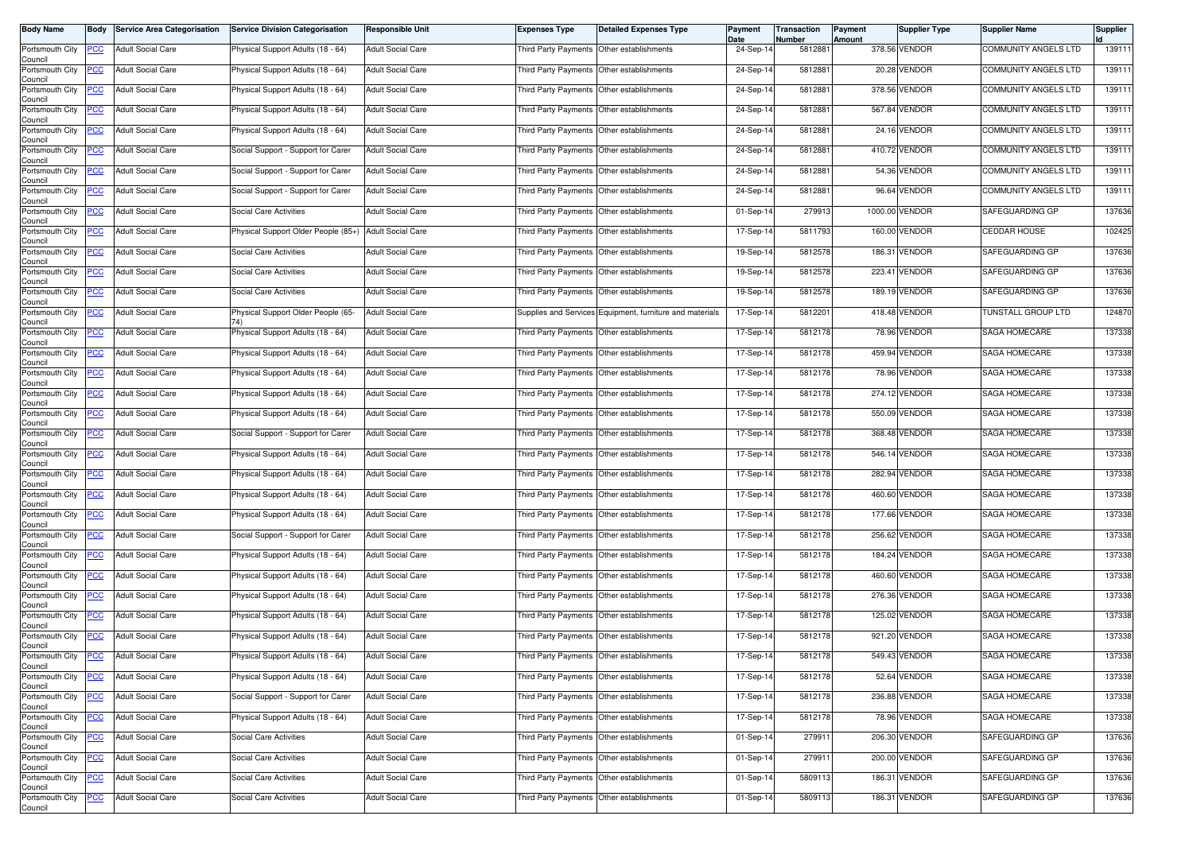| Body Name | Body | Service Area Categorisation | Service Division Categorisation | Responsible Unit | Expenses Type | Detailed Expenses Type | Payment Date | Transaction Number | Payment Amount | Supplier Type | Supplier Name | Supplier Id |
|---|---|---|---|---|---|---|---|---|---|---|---|---|
| Portsmouth City Council | PCC | Adult Social Care | Physical Support Adults (18 - 64) | Adult Social Care | Third Party Payments | Other establishments | 24-Sep-14 | 5812881 | 378.56 | VENDOR | COMMUNITY ANGELS LTD | 139111 |
| Portsmouth City Council | PCC | Adult Social Care | Physical Support Adults (18 - 64) | Adult Social Care | Third Party Payments | Other establishments | 24-Sep-14 | 5812881 | 20.28 | VENDOR | COMMUNITY ANGELS LTD | 139111 |
| Portsmouth City Council | PCC | Adult Social Care | Physical Support Adults (18 - 64) | Adult Social Care | Third Party Payments | Other establishments | 24-Sep-14 | 5812881 | 378.56 | VENDOR | COMMUNITY ANGELS LTD | 139111 |
| Portsmouth City Council | PCC | Adult Social Care | Physical Support Adults (18 - 64) | Adult Social Care | Third Party Payments | Other establishments | 24-Sep-14 | 5812881 | 567.84 | VENDOR | COMMUNITY ANGELS LTD | 139111 |
| Portsmouth City Council | PCC | Adult Social Care | Physical Support Adults (18 - 64) | Adult Social Care | Third Party Payments | Other establishments | 24-Sep-14 | 5812881 | 24.16 | VENDOR | COMMUNITY ANGELS LTD | 139111 |
| Portsmouth City Council | PCC | Adult Social Care | Social Support - Support for Carer | Adult Social Care | Third Party Payments | Other establishments | 24-Sep-14 | 5812881 | 410.72 | VENDOR | COMMUNITY ANGELS LTD | 139111 |
| Portsmouth City Council | PCC | Adult Social Care | Social Support - Support for Carer | Adult Social Care | Third Party Payments | Other establishments | 24-Sep-14 | 5812881 | 54.36 | VENDOR | COMMUNITY ANGELS LTD | 139111 |
| Portsmouth City Council | PCC | Adult Social Care | Social Support - Support for Carer | Adult Social Care | Third Party Payments | Other establishments | 24-Sep-14 | 5812881 | 96.64 | VENDOR | COMMUNITY ANGELS LTD | 139111 |
| Portsmouth City Council | PCC | Adult Social Care | Social Care Activities | Adult Social Care | Third Party Payments | Other establishments | 01-Sep-14 | 279913 | 1000.00 | VENDOR | SAFEGUARDING GP | 137636 |
| Portsmouth City Council | PCC | Adult Social Care | Physical Support Older People (85+) | Adult Social Care | Third Party Payments | Other establishments | 17-Sep-14 | 5811793 | 160.00 | VENDOR | CEDDAR HOUSE | 102425 |
| Portsmouth City Council | PCC | Adult Social Care | Social Care Activities | Adult Social Care | Third Party Payments | Other establishments | 19-Sep-14 | 5812578 | 186.31 | VENDOR | SAFEGUARDING GP | 137636 |
| Portsmouth City Council | PCC | Adult Social Care | Social Care Activities | Adult Social Care | Third Party Payments | Other establishments | 19-Sep-14 | 5812578 | 223.41 | VENDOR | SAFEGUARDING GP | 137636 |
| Portsmouth City Council | PCC | Adult Social Care | Social Care Activities | Adult Social Care | Third Party Payments | Other establishments | 19-Sep-14 | 5812578 | 189.19 | VENDOR | SAFEGUARDING GP | 137636 |
| Portsmouth City Council | PCC | Adult Social Care | Physical Support Older People (65-74) | Adult Social Care | Supplies and Services | Equipment, furniture and materials | 17-Sep-14 | 5812201 | 418.48 | VENDOR | TUNSTALL GROUP LTD | 124870 |
| Portsmouth City Council | PCC | Adult Social Care | Physical Support Adults (18 - 64) | Adult Social Care | Third Party Payments | Other establishments | 17-Sep-14 | 5812178 | 78.96 | VENDOR | SAGA HOMECARE | 137338 |
| Portsmouth City Council | PCC | Adult Social Care | Physical Support Adults (18 - 64) | Adult Social Care | Third Party Payments | Other establishments | 17-Sep-14 | 5812178 | 459.94 | VENDOR | SAGA HOMECARE | 137338 |
| Portsmouth City Council | PCC | Adult Social Care | Physical Support Adults (18 - 64) | Adult Social Care | Third Party Payments | Other establishments | 17-Sep-14 | 5812178 | 78.96 | VENDOR | SAGA HOMECARE | 137338 |
| Portsmouth City Council | PCC | Adult Social Care | Physical Support Adults (18 - 64) | Adult Social Care | Third Party Payments | Other establishments | 17-Sep-14 | 5812178 | 274.12 | VENDOR | SAGA HOMECARE | 137338 |
| Portsmouth City Council | PCC | Adult Social Care | Physical Support Adults (18 - 64) | Adult Social Care | Third Party Payments | Other establishments | 17-Sep-14 | 5812178 | 550.09 | VENDOR | SAGA HOMECARE | 137338 |
| Portsmouth City Council | PCC | Adult Social Care | Social Support - Support for Carer | Adult Social Care | Third Party Payments | Other establishments | 17-Sep-14 | 5812178 | 368.48 | VENDOR | SAGA HOMECARE | 137338 |
| Portsmouth City Council | PCC | Adult Social Care | Physical Support Adults (18 - 64) | Adult Social Care | Third Party Payments | Other establishments | 17-Sep-14 | 5812178 | 546.14 | VENDOR | SAGA HOMECARE | 137338 |
| Portsmouth City Council | PCC | Adult Social Care | Physical Support Adults (18 - 64) | Adult Social Care | Third Party Payments | Other establishments | 17-Sep-14 | 5812178 | 282.94 | VENDOR | SAGA HOMECARE | 137338 |
| Portsmouth City Council | PCC | Adult Social Care | Physical Support Adults (18 - 64) | Adult Social Care | Third Party Payments | Other establishments | 17-Sep-14 | 5812178 | 460.60 | VENDOR | SAGA HOMECARE | 137338 |
| Portsmouth City Council | PCC | Adult Social Care | Physical Support Adults (18 - 64) | Adult Social Care | Third Party Payments | Other establishments | 17-Sep-14 | 5812178 | 177.66 | VENDOR | SAGA HOMECARE | 137338 |
| Portsmouth City Council | PCC | Adult Social Care | Social Support - Support for Carer | Adult Social Care | Third Party Payments | Other establishments | 17-Sep-14 | 5812178 | 256.62 | VENDOR | SAGA HOMECARE | 137338 |
| Portsmouth City Council | PCC | Adult Social Care | Physical Support Adults (18 - 64) | Adult Social Care | Third Party Payments | Other establishments | 17-Sep-14 | 5812178 | 184.24 | VENDOR | SAGA HOMECARE | 137338 |
| Portsmouth City Council | PCC | Adult Social Care | Physical Support Adults (18 - 64) | Adult Social Care | Third Party Payments | Other establishments | 17-Sep-14 | 5812178 | 460.60 | VENDOR | SAGA HOMECARE | 137338 |
| Portsmouth City Council | PCC | Adult Social Care | Physical Support Adults (18 - 64) | Adult Social Care | Third Party Payments | Other establishments | 17-Sep-14 | 5812178 | 276.36 | VENDOR | SAGA HOMECARE | 137338 |
| Portsmouth City Council | PCC | Adult Social Care | Physical Support Adults (18 - 64) | Adult Social Care | Third Party Payments | Other establishments | 17-Sep-14 | 5812178 | 125.02 | VENDOR | SAGA HOMECARE | 137338 |
| Portsmouth City Council | PCC | Adult Social Care | Physical Support Adults (18 - 64) | Adult Social Care | Third Party Payments | Other establishments | 17-Sep-14 | 5812178 | 921.20 | VENDOR | SAGA HOMECARE | 137338 |
| Portsmouth City Council | PCC | Adult Social Care | Physical Support Adults (18 - 64) | Adult Social Care | Third Party Payments | Other establishments | 17-Sep-14 | 5812178 | 549.43 | VENDOR | SAGA HOMECARE | 137338 |
| Portsmouth City Council | PCC | Adult Social Care | Physical Support Adults (18 - 64) | Adult Social Care | Third Party Payments | Other establishments | 17-Sep-14 | 5812178 | 52.64 | VENDOR | SAGA HOMECARE | 137338 |
| Portsmouth City Council | PCC | Adult Social Care | Social Support - Support for Carer | Adult Social Care | Third Party Payments | Other establishments | 17-Sep-14 | 5812178 | 236.88 | VENDOR | SAGA HOMECARE | 137338 |
| Portsmouth City Council | PCC | Adult Social Care | Physical Support Adults (18 - 64) | Adult Social Care | Third Party Payments | Other establishments | 17-Sep-14 | 5812178 | 78.96 | VENDOR | SAGA HOMECARE | 137338 |
| Portsmouth City Council | PCC | Adult Social Care | Social Care Activities | Adult Social Care | Third Party Payments | Other establishments | 01-Sep-14 | 279911 | 206.30 | VENDOR | SAFEGUARDING GP | 137636 |
| Portsmouth City Council | PCC | Adult Social Care | Social Care Activities | Adult Social Care | Third Party Payments | Other establishments | 01-Sep-14 | 279911 | 200.00 | VENDOR | SAFEGUARDING GP | 137636 |
| Portsmouth City Council | PCC | Adult Social Care | Social Care Activities | Adult Social Care | Third Party Payments | Other establishments | 01-Sep-14 | 5809113 | 186.31 | VENDOR | SAFEGUARDING GP | 137636 |
| Portsmouth City Council | PCC | Adult Social Care | Social Care Activities | Adult Social Care | Third Party Payments | Other establishments | 01-Sep-14 | 5809113 | 186.31 | VENDOR | SAFEGUARDING GP | 137636 |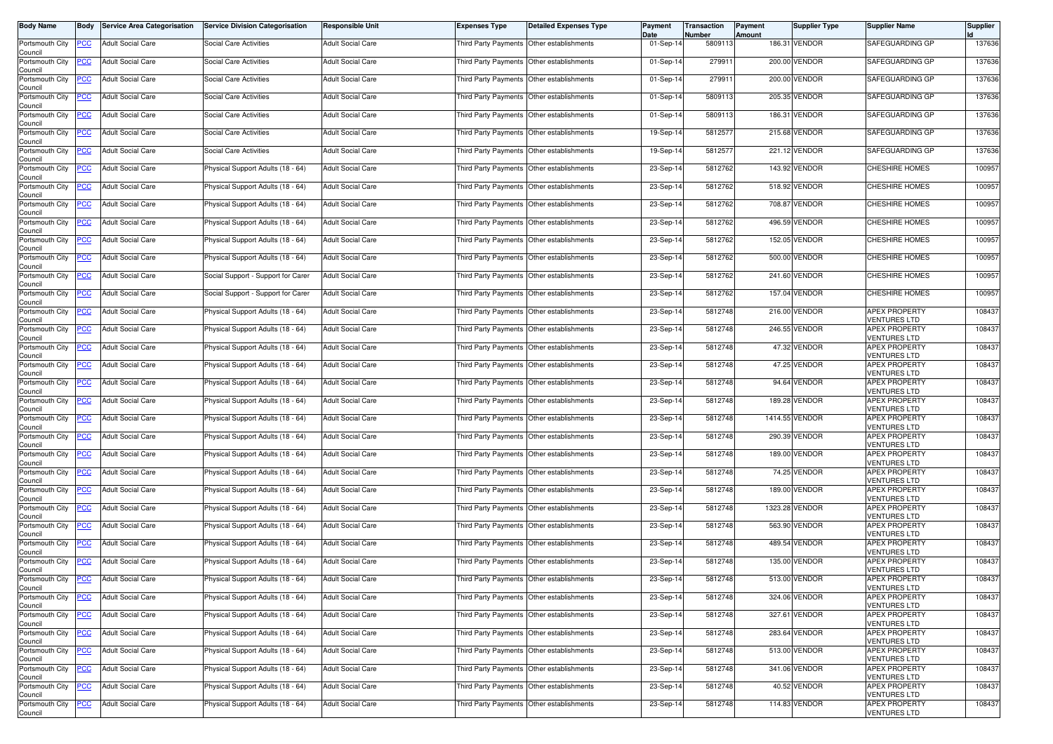| Body Name | Body | Service Area Categorisation | Service Division Categorisation | Responsible Unit | Expenses Type | Detailed Expenses Type | Payment Date | Transaction Number | Payment Amount | Supplier Type | Supplier Name | Supplier Id |
|---|---|---|---|---|---|---|---|---|---|---|---|---|
| Portsmouth City Council | PCC | Adult Social Care | Social Care Activities | Adult Social Care | Third Party Payments | Other establishments | 01-Sep-14 | 5809113 | 186.31 | VENDOR | SAFEGUARDING GP | 137636 |
| Portsmouth City Council | PCC | Adult Social Care | Social Care Activities | Adult Social Care | Third Party Payments | Other establishments | 01-Sep-14 | 279911 | 200.00 | VENDOR | SAFEGUARDING GP | 137636 |
| Portsmouth City Council | PCC | Adult Social Care | Social Care Activities | Adult Social Care | Third Party Payments | Other establishments | 01-Sep-14 | 279911 | 200.00 | VENDOR | SAFEGUARDING GP | 137636 |
| Portsmouth City Council | PCC | Adult Social Care | Social Care Activities | Adult Social Care | Third Party Payments | Other establishments | 01-Sep-14 | 5809113 | 205.35 | VENDOR | SAFEGUARDING GP | 137636 |
| Portsmouth City Council | PCC | Adult Social Care | Social Care Activities | Adult Social Care | Third Party Payments | Other establishments | 01-Sep-14 | 5809113 | 186.31 | VENDOR | SAFEGUARDING GP | 137636 |
| Portsmouth City Council | PCC | Adult Social Care | Social Care Activities | Adult Social Care | Third Party Payments | Other establishments | 19-Sep-14 | 5812577 | 215.68 | VENDOR | SAFEGUARDING GP | 137636 |
| Portsmouth City Council | PCC | Adult Social Care | Social Care Activities | Adult Social Care | Third Party Payments | Other establishments | 19-Sep-14 | 5812577 | 221.12 | VENDOR | SAFEGUARDING GP | 137636 |
| Portsmouth City Council | PCC | Adult Social Care | Physical Support Adults (18 - 64) | Adult Social Care | Third Party Payments | Other establishments | 23-Sep-14 | 5812762 | 143.92 | VENDOR | CHESHIRE HOMES | 100957 |
| Portsmouth City Council | PCC | Adult Social Care | Physical Support Adults (18 - 64) | Adult Social Care | Third Party Payments | Other establishments | 23-Sep-14 | 5812762 | 518.92 | VENDOR | CHESHIRE HOMES | 100957 |
| Portsmouth City Council | PCC | Adult Social Care | Physical Support Adults (18 - 64) | Adult Social Care | Third Party Payments | Other establishments | 23-Sep-14 | 5812762 | 708.87 | VENDOR | CHESHIRE HOMES | 100957 |
| Portsmouth City Council | PCC | Adult Social Care | Physical Support Adults (18 - 64) | Adult Social Care | Third Party Payments | Other establishments | 23-Sep-14 | 5812762 | 496.59 | VENDOR | CHESHIRE HOMES | 100957 |
| Portsmouth City Council | PCC | Adult Social Care | Physical Support Adults (18 - 64) | Adult Social Care | Third Party Payments | Other establishments | 23-Sep-14 | 5812762 | 152.05 | VENDOR | CHESHIRE HOMES | 100957 |
| Portsmouth City Council | PCC | Adult Social Care | Physical Support Adults (18 - 64) | Adult Social Care | Third Party Payments | Other establishments | 23-Sep-14 | 5812762 | 500.00 | VENDOR | CHESHIRE HOMES | 100957 |
| Portsmouth City Council | PCC | Adult Social Care | Social Support - Support for Carer | Adult Social Care | Third Party Payments | Other establishments | 23-Sep-14 | 5812762 | 241.60 | VENDOR | CHESHIRE HOMES | 100957 |
| Portsmouth City Council | PCC | Adult Social Care | Social Support - Support for Carer | Adult Social Care | Third Party Payments | Other establishments | 23-Sep-14 | 5812762 | 157.04 | VENDOR | CHESHIRE HOMES | 100957 |
| Portsmouth City Council | PCC | Adult Social Care | Physical Support Adults (18 - 64) | Adult Social Care | Third Party Payments | Other establishments | 23-Sep-14 | 5812748 | 216.00 | VENDOR | APEX PROPERTY VENTURES LTD | 108437 |
| Portsmouth City Council | PCC | Adult Social Care | Physical Support Adults (18 - 64) | Adult Social Care | Third Party Payments | Other establishments | 23-Sep-14 | 5812748 | 246.55 | VENDOR | APEX PROPERTY VENTURES LTD | 108437 |
| Portsmouth City Council | PCC | Adult Social Care | Physical Support Adults (18 - 64) | Adult Social Care | Third Party Payments | Other establishments | 23-Sep-14 | 5812748 | 47.32 | VENDOR | APEX PROPERTY VENTURES LTD | 108437 |
| Portsmouth City Council | PCC | Adult Social Care | Physical Support Adults (18 - 64) | Adult Social Care | Third Party Payments | Other establishments | 23-Sep-14 | 5812748 | 47.25 | VENDOR | APEX PROPERTY VENTURES LTD | 108437 |
| Portsmouth City Council | PCC | Adult Social Care | Physical Support Adults (18 - 64) | Adult Social Care | Third Party Payments | Other establishments | 23-Sep-14 | 5812748 | 94.64 | VENDOR | APEX PROPERTY VENTURES LTD | 108437 |
| Portsmouth City Council | PCC | Adult Social Care | Physical Support Adults (18 - 64) | Adult Social Care | Third Party Payments | Other establishments | 23-Sep-14 | 5812748 | 189.28 | VENDOR | APEX PROPERTY VENTURES LTD | 108437 |
| Portsmouth City Council | PCC | Adult Social Care | Physical Support Adults (18 - 64) | Adult Social Care | Third Party Payments | Other establishments | 23-Sep-14 | 5812748 | 1414.55 | VENDOR | APEX PROPERTY VENTURES LTD | 108437 |
| Portsmouth City Council | PCC | Adult Social Care | Physical Support Adults (18 - 64) | Adult Social Care | Third Party Payments | Other establishments | 23-Sep-14 | 5812748 | 290.39 | VENDOR | APEX PROPERTY VENTURES LTD | 108437 |
| Portsmouth City Council | PCC | Adult Social Care | Physical Support Adults (18 - 64) | Adult Social Care | Third Party Payments | Other establishments | 23-Sep-14 | 5812748 | 189.00 | VENDOR | APEX PROPERTY VENTURES LTD | 108437 |
| Portsmouth City Council | PCC | Adult Social Care | Physical Support Adults (18 - 64) | Adult Social Care | Third Party Payments | Other establishments | 23-Sep-14 | 5812748 | 74.25 | VENDOR | APEX PROPERTY VENTURES LTD | 108437 |
| Portsmouth City Council | PCC | Adult Social Care | Physical Support Adults (18 - 64) | Adult Social Care | Third Party Payments | Other establishments | 23-Sep-14 | 5812748 | 189.00 | VENDOR | APEX PROPERTY VENTURES LTD | 108437 |
| Portsmouth City Council | PCC | Adult Social Care | Physical Support Adults (18 - 64) | Adult Social Care | Third Party Payments | Other establishments | 23-Sep-14 | 5812748 | 1323.28 | VENDOR | APEX PROPERTY VENTURES LTD | 108437 |
| Portsmouth City Council | PCC | Adult Social Care | Physical Support Adults (18 - 64) | Adult Social Care | Third Party Payments | Other establishments | 23-Sep-14 | 5812748 | 563.90 | VENDOR | APEX PROPERTY VENTURES LTD | 108437 |
| Portsmouth City Council | PCC | Adult Social Care | Physical Support Adults (18 - 64) | Adult Social Care | Third Party Payments | Other establishments | 23-Sep-14 | 5812748 | 489.54 | VENDOR | APEX PROPERTY VENTURES LTD | 108437 |
| Portsmouth City Council | PCC | Adult Social Care | Physical Support Adults (18 - 64) | Adult Social Care | Third Party Payments | Other establishments | 23-Sep-14 | 5812748 | 135.00 | VENDOR | APEX PROPERTY VENTURES LTD | 108437 |
| Portsmouth City Council | PCC | Adult Social Care | Physical Support Adults (18 - 64) | Adult Social Care | Third Party Payments | Other establishments | 23-Sep-14 | 5812748 | 513.00 | VENDOR | APEX PROPERTY VENTURES LTD | 108437 |
| Portsmouth City Council | PCC | Adult Social Care | Physical Support Adults (18 - 64) | Adult Social Care | Third Party Payments | Other establishments | 23-Sep-14 | 5812748 | 324.06 | VENDOR | APEX PROPERTY VENTURES LTD | 108437 |
| Portsmouth City Council | PCC | Adult Social Care | Physical Support Adults (18 - 64) | Adult Social Care | Third Party Payments | Other establishments | 23-Sep-14 | 5812748 | 327.61 | VENDOR | APEX PROPERTY VENTURES LTD | 108437 |
| Portsmouth City Council | PCC | Adult Social Care | Physical Support Adults (18 - 64) | Adult Social Care | Third Party Payments | Other establishments | 23-Sep-14 | 5812748 | 283.64 | VENDOR | APEX PROPERTY VENTURES LTD | 108437 |
| Portsmouth City Council | PCC | Adult Social Care | Physical Support Adults (18 - 64) | Adult Social Care | Third Party Payments | Other establishments | 23-Sep-14 | 5812748 | 513.00 | VENDOR | APEX PROPERTY VENTURES LTD | 108437 |
| Portsmouth City Council | PCC | Adult Social Care | Physical Support Adults (18 - 64) | Adult Social Care | Third Party Payments | Other establishments | 23-Sep-14 | 5812748 | 341.06 | VENDOR | APEX PROPERTY VENTURES LTD | 108437 |
| Portsmouth City Council | PCC | Adult Social Care | Physical Support Adults (18 - 64) | Adult Social Care | Third Party Payments | Other establishments | 23-Sep-14 | 5812748 | 40.52 | VENDOR | APEX PROPERTY VENTURES LTD | 108437 |
| Portsmouth City Council | PCC | Adult Social Care | Physical Support Adults (18 - 64) | Adult Social Care | Third Party Payments | Other establishments | 23-Sep-14 | 5812748 | 114.83 | VENDOR | APEX PROPERTY VENTURES LTD | 108437 |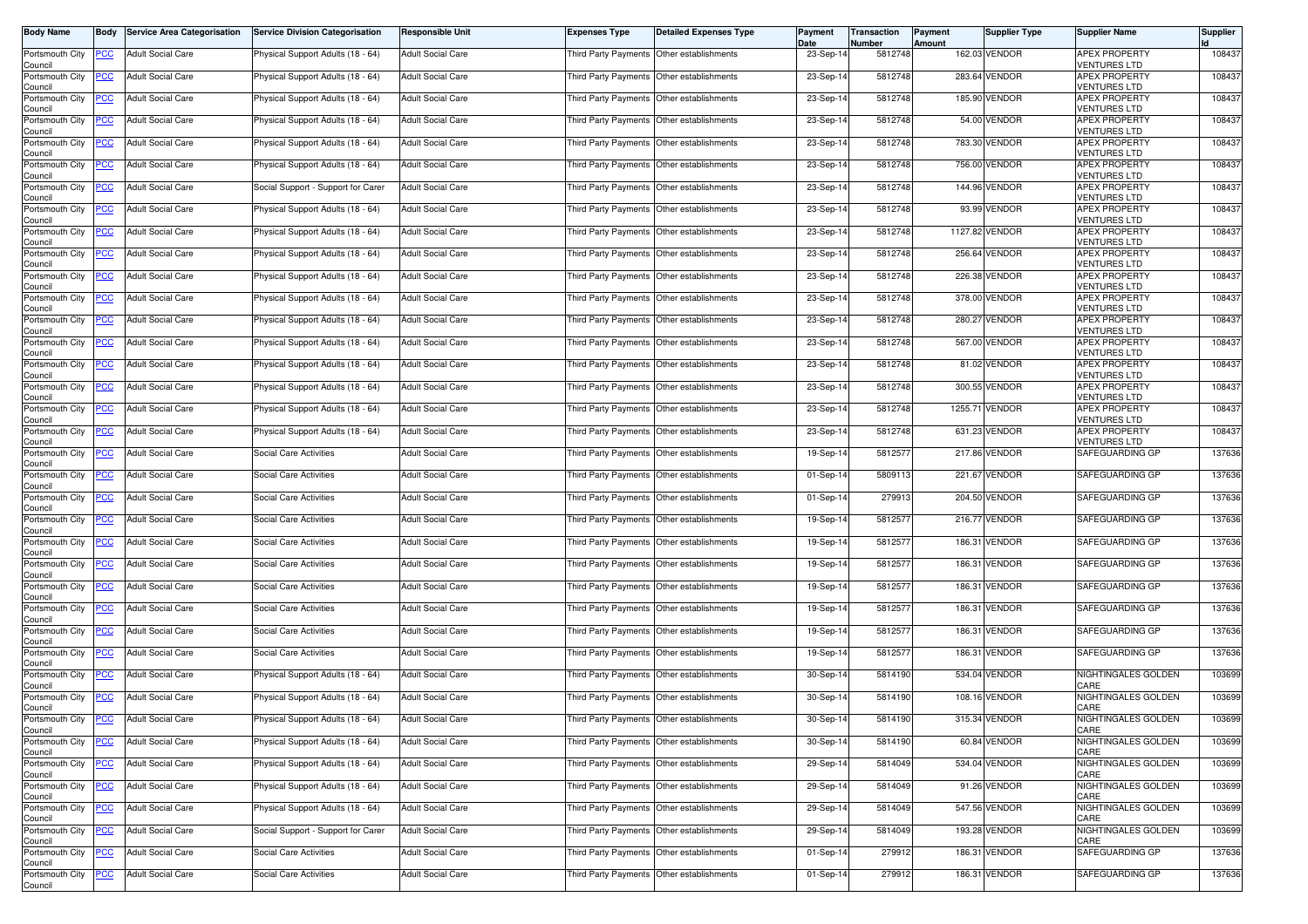| Body Name | Body | Service Area Categorisation | Service Division Categorisation | Responsible Unit | Expenses Type | Detailed Expenses Type | Payment Date | Transaction Number | Payment Amount | Supplier Type | Supplier Name | Supplier Id |
|---|---|---|---|---|---|---|---|---|---|---|---|---|
| Portsmouth City Council | PCC | Adult Social Care | Physical Support Adults (18 - 64) | Adult Social Care | Third Party Payments | Other establishments | 23-Sep-14 | 5812748 | 162.03 | VENDOR | APEX PROPERTY VENTURES LTD | 108437 |
| Portsmouth City Council | PCC | Adult Social Care | Physical Support Adults (18 - 64) | Adult Social Care | Third Party Payments | Other establishments | 23-Sep-14 | 5812748 | 283.64 | VENDOR | APEX PROPERTY VENTURES LTD | 108437 |
| Portsmouth City Council | PCC | Adult Social Care | Physical Support Adults (18 - 64) | Adult Social Care | Third Party Payments | Other establishments | 23-Sep-14 | 5812748 | 185.90 | VENDOR | APEX PROPERTY VENTURES LTD | 108437 |
| Portsmouth City Council | PCC | Adult Social Care | Physical Support Adults (18 - 64) | Adult Social Care | Third Party Payments | Other establishments | 23-Sep-14 | 5812748 | 54.00 | VENDOR | APEX PROPERTY VENTURES LTD | 108437 |
| Portsmouth City Council | PCC | Adult Social Care | Physical Support Adults (18 - 64) | Adult Social Care | Third Party Payments | Other establishments | 23-Sep-14 | 5812748 | 783.30 | VENDOR | APEX PROPERTY VENTURES LTD | 108437 |
| Portsmouth City Council | PCC | Adult Social Care | Physical Support Adults (18 - 64) | Adult Social Care | Third Party Payments | Other establishments | 23-Sep-14 | 5812748 | 756.00 | VENDOR | APEX PROPERTY VENTURES LTD | 108437 |
| Portsmouth City Council | PCC | Adult Social Care | Social Support - Support for Carer | Adult Social Care | Third Party Payments | Other establishments | 23-Sep-14 | 5812748 | 144.96 | VENDOR | APEX PROPERTY VENTURES LTD | 108437 |
| Portsmouth City Council | PCC | Adult Social Care | Physical Support Adults (18 - 64) | Adult Social Care | Third Party Payments | Other establishments | 23-Sep-14 | 5812748 | 93.99 | VENDOR | APEX PROPERTY VENTURES LTD | 108437 |
| Portsmouth City Council | PCC | Adult Social Care | Physical Support Adults (18 - 64) | Adult Social Care | Third Party Payments | Other establishments | 23-Sep-14 | 5812748 | 1127.82 | VENDOR | APEX PROPERTY VENTURES LTD | 108437 |
| Portsmouth City Council | PCC | Adult Social Care | Physical Support Adults (18 - 64) | Adult Social Care | Third Party Payments | Other establishments | 23-Sep-14 | 5812748 | 256.64 | VENDOR | APEX PROPERTY VENTURES LTD | 108437 |
| Portsmouth City Council | PCC | Adult Social Care | Physical Support Adults (18 - 64) | Adult Social Care | Third Party Payments | Other establishments | 23-Sep-14 | 5812748 | 226.38 | VENDOR | APEX PROPERTY VENTURES LTD | 108437 |
| Portsmouth City Council | PCC | Adult Social Care | Physical Support Adults (18 - 64) | Adult Social Care | Third Party Payments | Other establishments | 23-Sep-14 | 5812748 | 378.00 | VENDOR | APEX PROPERTY VENTURES LTD | 108437 |
| Portsmouth City Council | PCC | Adult Social Care | Physical Support Adults (18 - 64) | Adult Social Care | Third Party Payments | Other establishments | 23-Sep-14 | 5812748 | 280.27 | VENDOR | APEX PROPERTY VENTURES LTD | 108437 |
| Portsmouth City Council | PCC | Adult Social Care | Physical Support Adults (18 - 64) | Adult Social Care | Third Party Payments | Other establishments | 23-Sep-14 | 5812748 | 567.00 | VENDOR | APEX PROPERTY VENTURES LTD | 108437 |
| Portsmouth City Council | PCC | Adult Social Care | Physical Support Adults (18 - 64) | Adult Social Care | Third Party Payments | Other establishments | 23-Sep-14 | 5812748 | 81.02 | VENDOR | APEX PROPERTY VENTURES LTD | 108437 |
| Portsmouth City Council | PCC | Adult Social Care | Physical Support Adults (18 - 64) | Adult Social Care | Third Party Payments | Other establishments | 23-Sep-14 | 5812748 | 300.55 | VENDOR | APEX PROPERTY VENTURES LTD | 108437 |
| Portsmouth City Council | PCC | Adult Social Care | Physical Support Adults (18 - 64) | Adult Social Care | Third Party Payments | Other establishments | 23-Sep-14 | 5812748 | 1255.71 | VENDOR | APEX PROPERTY VENTURES LTD | 108437 |
| Portsmouth City Council | PCC | Adult Social Care | Physical Support Adults (18 - 64) | Adult Social Care | Third Party Payments | Other establishments | 23-Sep-14 | 5812748 | 631.23 | VENDOR | APEX PROPERTY VENTURES LTD | 108437 |
| Portsmouth City Council | PCC | Adult Social Care | Social Care Activities | Adult Social Care | Third Party Payments | Other establishments | 19-Sep-14 | 5812577 | 217.86 | VENDOR | SAFEGUARDING GP | 137636 |
| Portsmouth City Council | PCC | Adult Social Care | Social Care Activities | Adult Social Care | Third Party Payments | Other establishments | 01-Sep-14 | 5809113 | 221.67 | VENDOR | SAFEGUARDING GP | 137636 |
| Portsmouth City Council | PCC | Adult Social Care | Social Care Activities | Adult Social Care | Third Party Payments | Other establishments | 01-Sep-14 | 279913 | 204.50 | VENDOR | SAFEGUARDING GP | 137636 |
| Portsmouth City Council | PCC | Adult Social Care | Social Care Activities | Adult Social Care | Third Party Payments | Other establishments | 19-Sep-14 | 5812577 | 216.77 | VENDOR | SAFEGUARDING GP | 137636 |
| Portsmouth City Council | PCC | Adult Social Care | Social Care Activities | Adult Social Care | Third Party Payments | Other establishments | 19-Sep-14 | 5812577 | 186.31 | VENDOR | SAFEGUARDING GP | 137636 |
| Portsmouth City Council | PCC | Adult Social Care | Social Care Activities | Adult Social Care | Third Party Payments | Other establishments | 19-Sep-14 | 5812577 | 186.31 | VENDOR | SAFEGUARDING GP | 137636 |
| Portsmouth City Council | PCC | Adult Social Care | Social Care Activities | Adult Social Care | Third Party Payments | Other establishments | 19-Sep-14 | 5812577 | 186.31 | VENDOR | SAFEGUARDING GP | 137636 |
| Portsmouth City Council | PCC | Adult Social Care | Social Care Activities | Adult Social Care | Third Party Payments | Other establishments | 19-Sep-14 | 5812577 | 186.31 | VENDOR | SAFEGUARDING GP | 137636 |
| Portsmouth City Council | PCC | Adult Social Care | Social Care Activities | Adult Social Care | Third Party Payments | Other establishments | 19-Sep-14 | 5812577 | 186.31 | VENDOR | SAFEGUARDING GP | 137636 |
| Portsmouth City Council | PCC | Adult Social Care | Social Care Activities | Adult Social Care | Third Party Payments | Other establishments | 19-Sep-14 | 5812577 | 186.31 | VENDOR | SAFEGUARDING GP | 137636 |
| Portsmouth City Council | PCC | Adult Social Care | Physical Support Adults (18 - 64) | Adult Social Care | Third Party Payments | Other establishments | 30-Sep-14 | 5814190 | 534.04 | VENDOR | NIGHTINGALES GOLDEN CARE | 103699 |
| Portsmouth City Council | PCC | Adult Social Care | Physical Support Adults (18 - 64) | Adult Social Care | Third Party Payments | Other establishments | 30-Sep-14 | 5814190 | 108.16 | VENDOR | NIGHTINGALES GOLDEN CARE | 103699 |
| Portsmouth City Council | PCC | Adult Social Care | Physical Support Adults (18 - 64) | Adult Social Care | Third Party Payments | Other establishments | 30-Sep-14 | 5814190 | 315.34 | VENDOR | NIGHTINGALES GOLDEN CARE | 103699 |
| Portsmouth City Council | PCC | Adult Social Care | Physical Support Adults (18 - 64) | Adult Social Care | Third Party Payments | Other establishments | 30-Sep-14 | 5814190 | 60.84 | VENDOR | NIGHTINGALES GOLDEN CARE | 103699 |
| Portsmouth City Council | PCC | Adult Social Care | Physical Support Adults (18 - 64) | Adult Social Care | Third Party Payments | Other establishments | 29-Sep-14 | 5814049 | 534.04 | VENDOR | NIGHTINGALES GOLDEN CARE | 103699 |
| Portsmouth City Council | PCC | Adult Social Care | Physical Support Adults (18 - 64) | Adult Social Care | Third Party Payments | Other establishments | 29-Sep-14 | 5814049 | 91.26 | VENDOR | NIGHTINGALES GOLDEN CARE | 103699 |
| Portsmouth City Council | PCC | Adult Social Care | Physical Support Adults (18 - 64) | Adult Social Care | Third Party Payments | Other establishments | 29-Sep-14 | 5814049 | 547.56 | VENDOR | NIGHTINGALES GOLDEN CARE | 103699 |
| Portsmouth City Council | PCC | Adult Social Care | Social Support - Support for Carer | Adult Social Care | Third Party Payments | Other establishments | 29-Sep-14 | 5814049 | 193.28 | VENDOR | NIGHTINGALES GOLDEN CARE | 103699 |
| Portsmouth City Council | PCC | Adult Social Care | Social Care Activities | Adult Social Care | Third Party Payments | Other establishments | 01-Sep-14 | 279912 | 186.31 | VENDOR | SAFEGUARDING GP | 137636 |
| Portsmouth City Council | PCC | Adult Social Care | Social Care Activities | Adult Social Care | Third Party Payments | Other establishments | 01-Sep-14 | 279912 | 186.31 | VENDOR | SAFEGUARDING GP | 137636 |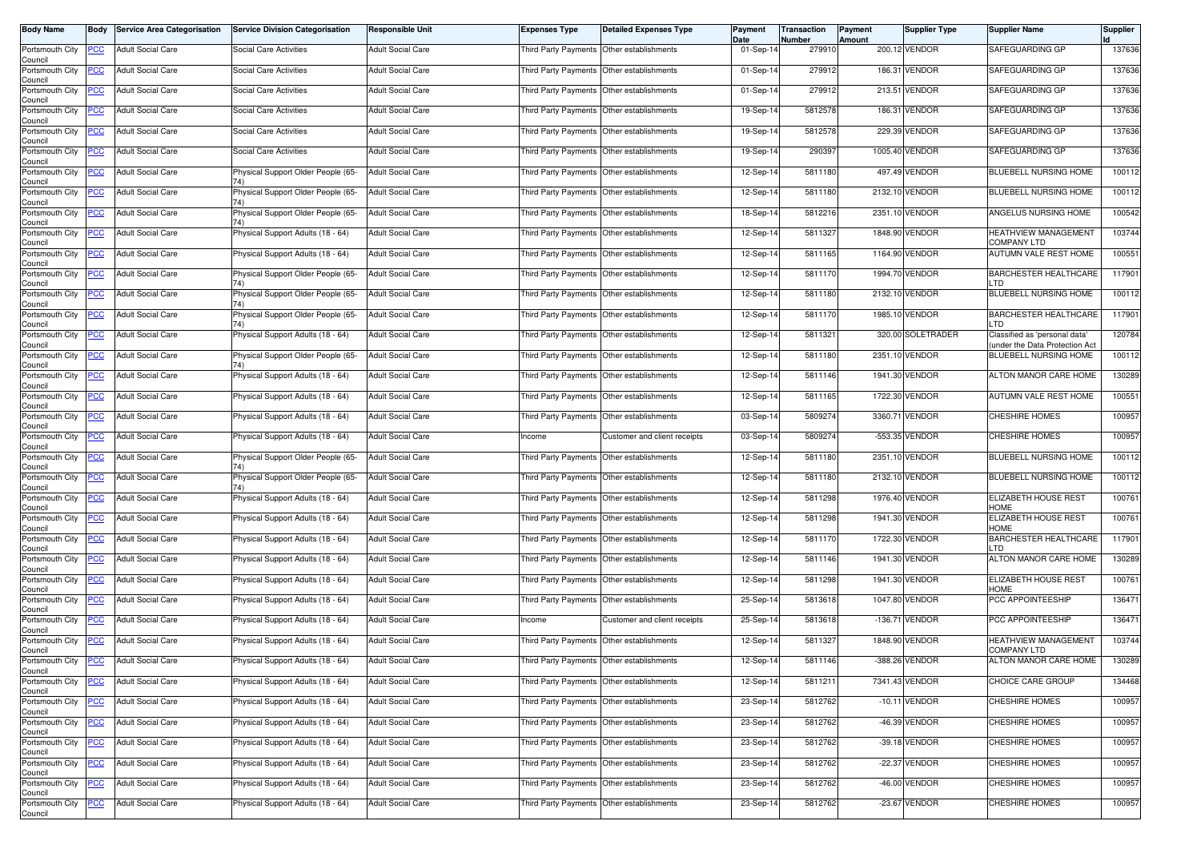| Body Name | Body | Service Area Categorisation | Service Division Categorisation | Responsible Unit | Expenses Type | Detailed Expenses Type | Payment Date | Transaction Number | Payment Amount | Supplier Type | Supplier Name | Supplier Id |
|---|---|---|---|---|---|---|---|---|---|---|---|---|
| Portsmouth City Council | PCC | Adult Social Care | Social Care Activities | Adult Social Care | Third Party Payments | Other establishments | 01-Sep-14 | 279910 | 200.12 | VENDOR | SAFEGUARDING GP | 137636 |
| Portsmouth City Council | PCC | Adult Social Care | Social Care Activities | Adult Social Care | Third Party Payments | Other establishments | 01-Sep-14 | 279912 | 186.31 | VENDOR | SAFEGUARDING GP | 137636 |
| Portsmouth City Council | PCC | Adult Social Care | Social Care Activities | Adult Social Care | Third Party Payments | Other establishments | 01-Sep-14 | 279912 | 213.51 | VENDOR | SAFEGUARDING GP | 137636 |
| Portsmouth City Council | PCC | Adult Social Care | Social Care Activities | Adult Social Care | Third Party Payments | Other establishments | 19-Sep-14 | 5812578 | 186.31 | VENDOR | SAFEGUARDING GP | 137636 |
| Portsmouth City Council | PCC | Adult Social Care | Social Care Activities | Adult Social Care | Third Party Payments | Other establishments | 19-Sep-14 | 5812578 | 229.39 | VENDOR | SAFEGUARDING GP | 137636 |
| Portsmouth City Council | PCC | Adult Social Care | Social Care Activities | Adult Social Care | Third Party Payments | Other establishments | 19-Sep-14 | 290397 | 1005.40 | VENDOR | SAFEGUARDING GP | 137636 |
| Portsmouth City Council | PCC | Adult Social Care | Physical Support Older People (65-74) | Adult Social Care | Third Party Payments | Other establishments | 12-Sep-14 | 5811180 | 497.49 | VENDOR | BLUEBELL NURSING HOME | 100112 |
| Portsmouth City Council | PCC | Adult Social Care | Physical Support Older People (65-74) | Adult Social Care | Third Party Payments | Other establishments | 12-Sep-14 | 5811180 | 2132.10 | VENDOR | BLUEBELL NURSING HOME | 100112 |
| Portsmouth City Council | PCC | Adult Social Care | Physical Support Older People (65-74) | Adult Social Care | Third Party Payments | Other establishments | 18-Sep-14 | 5812216 | 2351.10 | VENDOR | ANGELUS NURSING HOME | 100542 |
| Portsmouth City Council | PCC | Adult Social Care | Physical Support Adults (18 - 64) | Adult Social Care | Third Party Payments | Other establishments | 12-Sep-14 | 5811327 | 1848.90 | VENDOR | HEATHVIEW MANAGEMENT COMPANY LTD | 103744 |
| Portsmouth City Council | PCC | Adult Social Care | Physical Support Adults (18 - 64) | Adult Social Care | Third Party Payments | Other establishments | 12-Sep-14 | 5811165 | 1164.90 | VENDOR | AUTUMN VALE REST HOME | 100551 |
| Portsmouth City Council | PCC | Adult Social Care | Physical Support Older People (65-74) | Adult Social Care | Third Party Payments | Other establishments | 12-Sep-14 | 5811170 | 1994.70 | VENDOR | BARCHESTER HEALTHCARE LTD | 117901 |
| Portsmouth City Council | PCC | Adult Social Care | Physical Support Older People (65-74) | Adult Social Care | Third Party Payments | Other establishments | 12-Sep-14 | 5811180 | 2132.10 | VENDOR | BLUEBELL NURSING HOME | 100112 |
| Portsmouth City Council | PCC | Adult Social Care | Physical Support Older People (65-74) | Adult Social Care | Third Party Payments | Other establishments | 12-Sep-14 | 5811170 | 1985.10 | VENDOR | BARCHESTER HEALTHCARE LTD | 117901 |
| Portsmouth City Council | PCC | Adult Social Care | Physical Support Adults (18 - 64) | Adult Social Care | Third Party Payments | Other establishments | 12-Sep-14 | 5811321 | 320.00 | SOLETRADER | Classified as 'personal data' (under the Data Protection Act | 120784 |
| Portsmouth City Council | PCC | Adult Social Care | Physical Support Older People (65-74) | Adult Social Care | Third Party Payments | Other establishments | 12-Sep-14 | 5811180 | 2351.10 | VENDOR | BLUEBELL NURSING HOME | 100112 |
| Portsmouth City Council | PCC | Adult Social Care | Physical Support Adults (18 - 64) | Adult Social Care | Third Party Payments | Other establishments | 12-Sep-14 | 5811146 | 1941.30 | VENDOR | ALTON MANOR CARE HOME | 130289 |
| Portsmouth City Council | PCC | Adult Social Care | Physical Support Adults (18 - 64) | Adult Social Care | Third Party Payments | Other establishments | 12-Sep-14 | 5811165 | 1722.30 | VENDOR | AUTUMN VALE REST HOME | 100551 |
| Portsmouth City Council | PCC | Adult Social Care | Physical Support Adults (18 - 64) | Adult Social Care | Third Party Payments | Other establishments | 03-Sep-14 | 5809274 | 3360.71 | VENDOR | CHESHIRE HOMES | 100957 |
| Portsmouth City Council | PCC | Adult Social Care | Physical Support Adults (18 - 64) | Adult Social Care | Income | Customer and client receipts | 03-Sep-14 | 5809274 | -553.35 | VENDOR | CHESHIRE HOMES | 100957 |
| Portsmouth City Council | PCC | Adult Social Care | Physical Support Older People (65-74) | Adult Social Care | Third Party Payments | Other establishments | 12-Sep-14 | 5811180 | 2351.10 | VENDOR | BLUEBELL NURSING HOME | 100112 |
| Portsmouth City Council | PCC | Adult Social Care | Physical Support Older People (65-74) | Adult Social Care | Third Party Payments | Other establishments | 12-Sep-14 | 5811180 | 2132.10 | VENDOR | BLUEBELL NURSING HOME | 100112 |
| Portsmouth City Council | PCC | Adult Social Care | Physical Support Adults (18 - 64) | Adult Social Care | Third Party Payments | Other establishments | 12-Sep-14 | 5811298 | 1976.40 | VENDOR | ELIZABETH HOUSE REST HOME | 100761 |
| Portsmouth City Council | PCC | Adult Social Care | Physical Support Adults (18 - 64) | Adult Social Care | Third Party Payments | Other establishments | 12-Sep-14 | 5811298 | 1941.30 | VENDOR | ELIZABETH HOUSE REST HOME | 100761 |
| Portsmouth City Council | PCC | Adult Social Care | Physical Support Adults (18 - 64) | Adult Social Care | Third Party Payments | Other establishments | 12-Sep-14 | 5811170 | 1722.30 | VENDOR | BARCHESTER HEALTHCARE LTD | 117901 |
| Portsmouth City Council | PCC | Adult Social Care | Physical Support Adults (18 - 64) | Adult Social Care | Third Party Payments | Other establishments | 12-Sep-14 | 5811146 | 1941.30 | VENDOR | ALTON MANOR CARE HOME | 130289 |
| Portsmouth City Council | PCC | Adult Social Care | Physical Support Adults (18 - 64) | Adult Social Care | Third Party Payments | Other establishments | 12-Sep-14 | 5811298 | 1941.30 | VENDOR | ELIZABETH HOUSE REST HOME | 100761 |
| Portsmouth City Council | PCC | Adult Social Care | Physical Support Adults (18 - 64) | Adult Social Care | Third Party Payments | Other establishments | 25-Sep-14 | 5813618 | 1047.80 | VENDOR | PCC APPOINTEESHIP | 136471 |
| Portsmouth City Council | PCC | Adult Social Care | Physical Support Adults (18 - 64) | Adult Social Care | Income | Customer and client receipts | 25-Sep-14 | 5813618 | -136.71 | VENDOR | PCC APPOINTEESHIP | 136471 |
| Portsmouth City Council | PCC | Adult Social Care | Physical Support Adults (18 - 64) | Adult Social Care | Third Party Payments | Other establishments | 12-Sep-14 | 5811327 | 1848.90 | VENDOR | HEATHVIEW MANAGEMENT COMPANY LTD | 103744 |
| Portsmouth City Council | PCC | Adult Social Care | Physical Support Adults (18 - 64) | Adult Social Care | Third Party Payments | Other establishments | 12-Sep-14 | 5811146 | -388.26 | VENDOR | ALTON MANOR CARE HOME | 130289 |
| Portsmouth City Council | PCC | Adult Social Care | Physical Support Adults (18 - 64) | Adult Social Care | Third Party Payments | Other establishments | 12-Sep-14 | 5811211 | 7341.43 | VENDOR | CHOICE CARE GROUP | 134468 |
| Portsmouth City Council | PCC | Adult Social Care | Physical Support Adults (18 - 64) | Adult Social Care | Third Party Payments | Other establishments | 23-Sep-14 | 5812762 | -10.11 | VENDOR | CHESHIRE HOMES | 100957 |
| Portsmouth City Council | PCC | Adult Social Care | Physical Support Adults (18 - 64) | Adult Social Care | Third Party Payments | Other establishments | 23-Sep-14 | 5812762 | -46.39 | VENDOR | CHESHIRE HOMES | 100957 |
| Portsmouth City Council | PCC | Adult Social Care | Physical Support Adults (18 - 64) | Adult Social Care | Third Party Payments | Other establishments | 23-Sep-14 | 5812762 | -39.18 | VENDOR | CHESHIRE HOMES | 100957 |
| Portsmouth City Council | PCC | Adult Social Care | Physical Support Adults (18 - 64) | Adult Social Care | Third Party Payments | Other establishments | 23-Sep-14 | 5812762 | -22.37 | VENDOR | CHESHIRE HOMES | 100957 |
| Portsmouth City Council | PCC | Adult Social Care | Physical Support Adults (18 - 64) | Adult Social Care | Third Party Payments | Other establishments | 23-Sep-14 | 5812762 | -46.00 | VENDOR | CHESHIRE HOMES | 100957 |
| Portsmouth City Council | PCC | Adult Social Care | Physical Support Adults (18 - 64) | Adult Social Care | Third Party Payments | Other establishments | 23-Sep-14 | 5812762 | -23.67 | VENDOR | CHESHIRE HOMES | 100957 |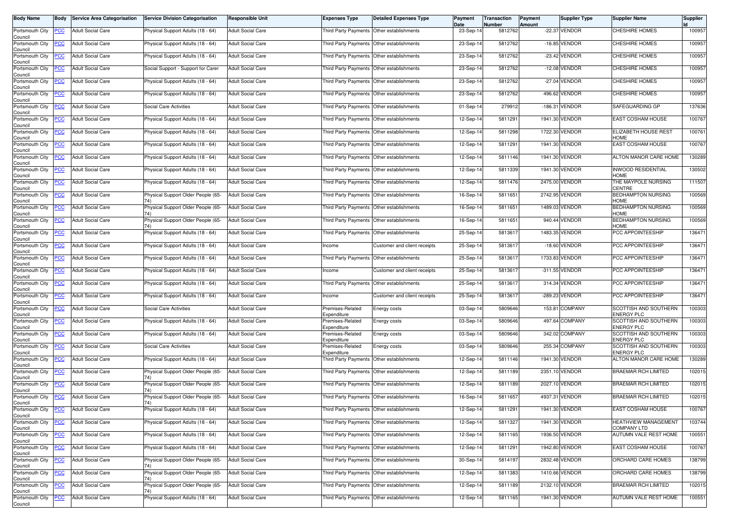| Body Name | Body | Service Area Categorisation | Service Division Categorisation | Responsible Unit | Expenses Type | Detailed Expenses Type | Payment Date | Transaction Number | Payment Amount | Supplier Type | Supplier Name | Supplier Id |
|---|---|---|---|---|---|---|---|---|---|---|---|---|
| Portsmouth City Council | PCC | Adult Social Care | Physical Support Adults (18 - 64) | Adult Social Care | Third Party Payments | Other establishments | 23-Sep-14 | 5812762 | -22.37 | VENDOR | CHESHIRE HOMES | 100957 |
| Portsmouth City Council | PCC | Adult Social Care | Physical Support Adults (18 - 64) | Adult Social Care | Third Party Payments | Other establishments | 23-Sep-14 | 5812762 | -16.85 | VENDOR | CHESHIRE HOMES | 100957 |
| Portsmouth City Council | PCC | Adult Social Care | Physical Support Adults (18 - 64) | Adult Social Care | Third Party Payments | Other establishments | 23-Sep-14 | 5812762 | -23.42 | VENDOR | CHESHIRE HOMES | 100957 |
| Portsmouth City Council | PCC | Adult Social Care | Social Support - Support for Carer | Adult Social Care | Third Party Payments | Other establishments | 23-Sep-14 | 5812762 | -12.08 | VENDOR | CHESHIRE HOMES | 100957 |
| Portsmouth City Council | PCC | Adult Social Care | Physical Support Adults (18 - 64) | Adult Social Care | Third Party Payments | Other establishments | 23-Sep-14 | 5812762 | -27.04 | VENDOR | CHESHIRE HOMES | 100957 |
| Portsmouth City Council | PCC | Adult Social Care | Physical Support Adults (18 - 64) | Adult Social Care | Third Party Payments | Other establishments | 23-Sep-14 | 5812762 | 496.62 | VENDOR | CHESHIRE HOMES | 100957 |
| Portsmouth City Council | PCC | Adult Social Care | Social Care Activities | Adult Social Care | Third Party Payments | Other establishments | 01-Sep-14 | 279912 | -186.31 | VENDOR | SAFEGUARDING GP | 137636 |
| Portsmouth City Council | PCC | Adult Social Care | Physical Support Adults (18 - 64) | Adult Social Care | Third Party Payments | Other establishments | 12-Sep-14 | 5811291 | 1941.30 | VENDOR | EAST COSHAM HOUSE | 100767 |
| Portsmouth City Council | PCC | Adult Social Care | Physical Support Adults (18 - 64) | Adult Social Care | Third Party Payments | Other establishments | 12-Sep-14 | 5811298 | 1722.30 | VENDOR | ELIZABETH HOUSE REST HOME | 100761 |
| Portsmouth City Council | PCC | Adult Social Care | Physical Support Adults (18 - 64) | Adult Social Care | Third Party Payments | Other establishments | 12-Sep-14 | 5811291 | 1941.30 | VENDOR | EAST COSHAM HOUSE | 100767 |
| Portsmouth City Council | PCC | Adult Social Care | Physical Support Adults (18 - 64) | Adult Social Care | Third Party Payments | Other establishments | 12-Sep-14 | 5811146 | 1941.30 | VENDOR | ALTON MANOR CARE HOME | 130289 |
| Portsmouth City Council | PCC | Adult Social Care | Physical Support Adults (18 - 64) | Adult Social Care | Third Party Payments | Other establishments | 12-Sep-14 | 5811339 | 1941.30 | VENDOR | INWOOD RESIDENTIAL HOME | 130502 |
| Portsmouth City Council | PCC | Adult Social Care | Physical Support Adults (18 - 64) | Adult Social Care | Third Party Payments | Other establishments | 12-Sep-14 | 5811476 | 2475.00 | VENDOR | THE MAYPOLE NURSING CENTRE | 111507 |
| Portsmouth City Council | PCC | Adult Social Care | Physical Support Older People (65-74) | Adult Social Care | Third Party Payments | Other establishments | 16-Sep-14 | 5811651 | 2742.95 | VENDOR | BEDHAMPTON NURSING HOME | 100569 |
| Portsmouth City Council | PCC | Adult Social Care | Physical Support Older People (65-74) | Adult Social Care | Third Party Payments | Other establishments | 16-Sep-14 | 5811651 | 1489.03 | VENDOR | BEDHAMPTON NURSING HOME | 100569 |
| Portsmouth City Council | PCC | Adult Social Care | Physical Support Older People (65-74) | Adult Social Care | Third Party Payments | Other establishments | 16-Sep-14 | 5811651 | 940.44 | VENDOR | BEDHAMPTON NURSING HOME | 100569 |
| Portsmouth City Council | PCC | Adult Social Care | Physical Support Adults (18 - 64) | Adult Social Care | Third Party Payments | Other establishments | 25-Sep-14 | 5813617 | 1483.35 | VENDOR | PCC APPOINTEESHIP | 136471 |
| Portsmouth City Council | PCC | Adult Social Care | Physical Support Adults (18 - 64) | Adult Social Care | Income | Customer and client receipts | 25-Sep-14 | 5813617 | -18.60 | VENDOR | PCC APPOINTEESHIP | 136471 |
| Portsmouth City Council | PCC | Adult Social Care | Physical Support Adults (18 - 64) | Adult Social Care | Third Party Payments | Other establishments | 25-Sep-14 | 5813617 | 1733.83 | VENDOR | PCC APPOINTEESHIP | 136471 |
| Portsmouth City Council | PCC | Adult Social Care | Physical Support Adults (18 - 64) | Adult Social Care | Income | Customer and client receipts | 25-Sep-14 | 5813617 | -311.55 | VENDOR | PCC APPOINTEESHIP | 136471 |
| Portsmouth City Council | PCC | Adult Social Care | Physical Support Adults (18 - 64) | Adult Social Care | Third Party Payments | Other establishments | 25-Sep-14 | 5813617 | 314.34 | VENDOR | PCC APPOINTEESHIP | 136471 |
| Portsmouth City Council | PCC | Adult Social Care | Physical Support Adults (18 - 64) | Adult Social Care | Income | Customer and client receipts | 25-Sep-14 | 5813617 | -289.23 | VENDOR | PCC APPOINTEESHIP | 136471 |
| Portsmouth City Council | PCC | Adult Social Care | Social Care Activities | Adult Social Care | Premises-Related Expenditure | Energy costs | 03-Sep-14 | 5809646 | 153.81 | COMPANY | SCOTTISH AND SOUTHERN ENERGY PLC | 100303 |
| Portsmouth City Council | PCC | Adult Social Care | Physical Support Adults (18 - 64) | Adult Social Care | Premises-Related Expenditure | Energy costs | 03-Sep-14 | 5809646 | 497.64 | COMPANY | SCOTTISH AND SOUTHERN ENERGY PLC | 100303 |
| Portsmouth City Council | PCC | Adult Social Care | Physical Support Adults (18 - 64) | Adult Social Care | Premises-Related Expenditure | Energy costs | 03-Sep-14 | 5809646 | 342.02 | COMPANY | SCOTTISH AND SOUTHERN ENERGY PLC | 100303 |
| Portsmouth City Council | PCC | Adult Social Care | Social Care Activities | Adult Social Care | Premises-Related Expenditure | Energy costs | 03-Sep-14 | 5809646 | 255.34 | COMPANY | SCOTTISH AND SOUTHERN ENERGY PLC | 100303 |
| Portsmouth City Council | PCC | Adult Social Care | Physical Support Adults (18 - 64) | Adult Social Care | Third Party Payments | Other establishments | 12-Sep-14 | 5811146 | 1941.30 | VENDOR | ALTON MANOR CARE HOME | 130289 |
| Portsmouth City Council | PCC | Adult Social Care | Physical Support Older People (65-74) | Adult Social Care | Third Party Payments | Other establishments | 12-Sep-14 | 5811189 | 2351.10 | VENDOR | BRAEMAR RCH LIMITED | 102015 |
| Portsmouth City Council | PCC | Adult Social Care | Physical Support Older People (65-74) | Adult Social Care | Third Party Payments | Other establishments | 12-Sep-14 | 5811189 | 2027.10 | VENDOR | BRAEMAR RCH LIMITED | 102015 |
| Portsmouth City Council | PCC | Adult Social Care | Physical Support Older People (65-74) | Adult Social Care | Third Party Payments | Other establishments | 16-Sep-14 | 5811657 | 4937.31 | VENDOR | BRAEMAR RCH LIMITED | 102015 |
| Portsmouth City Council | PCC | Adult Social Care | Physical Support Adults (18 - 64) | Adult Social Care | Third Party Payments | Other establishments | 12-Sep-14 | 5811291 | 1941.30 | VENDOR | EAST COSHAM HOUSE | 100767 |
| Portsmouth City Council | PCC | Adult Social Care | Physical Support Adults (18 - 64) | Adult Social Care | Third Party Payments | Other establishments | 12-Sep-14 | 5811327 | 1941.30 | VENDOR | HEATHVIEW MANAGEMENT COMPANY LTD | 103744 |
| Portsmouth City Council | PCC | Adult Social Care | Physical Support Adults (18 - 64) | Adult Social Care | Third Party Payments | Other establishments | 12-Sep-14 | 5811165 | 1936.50 | VENDOR | AUTUMN VALE REST HOME | 100551 |
| Portsmouth City Council | PCC | Adult Social Care | Physical Support Adults (18 - 64) | Adult Social Care | Third Party Payments | Other establishments | 12-Sep-14 | 5811291 | 1942.80 | VENDOR | EAST COSHAM HOUSE | 100767 |
| Portsmouth City Council | PCC | Adult Social Care | Physical Support Older People (65-74) | Adult Social Care | Third Party Payments | Other establishments | 30-Sep-14 | 5814197 | 2832.48 | VENDOR | ORCHARD CARE HOMES | 138799 |
| Portsmouth City Council | PCC | Adult Social Care | Physical Support Older People (65-74) | Adult Social Care | Third Party Payments | Other establishments | 12-Sep-14 | 5811383 | 1410.66 | VENDOR | ORCHARD CARE HOMES | 138799 |
| Portsmouth City Council | PCC | Adult Social Care | Physical Support Older People (65-74) | Adult Social Care | Third Party Payments | Other establishments | 12-Sep-14 | 5811189 | 2132.10 | VENDOR | BRAEMAR RCH LIMITED | 102015 |
| Portsmouth City Council | PCC | Adult Social Care | Physical Support Adults (18 - 64) | Adult Social Care | Third Party Payments | Other establishments | 12-Sep-14 | 5811165 | 1941.30 | VENDOR | AUTUMN VALE REST HOME | 100551 |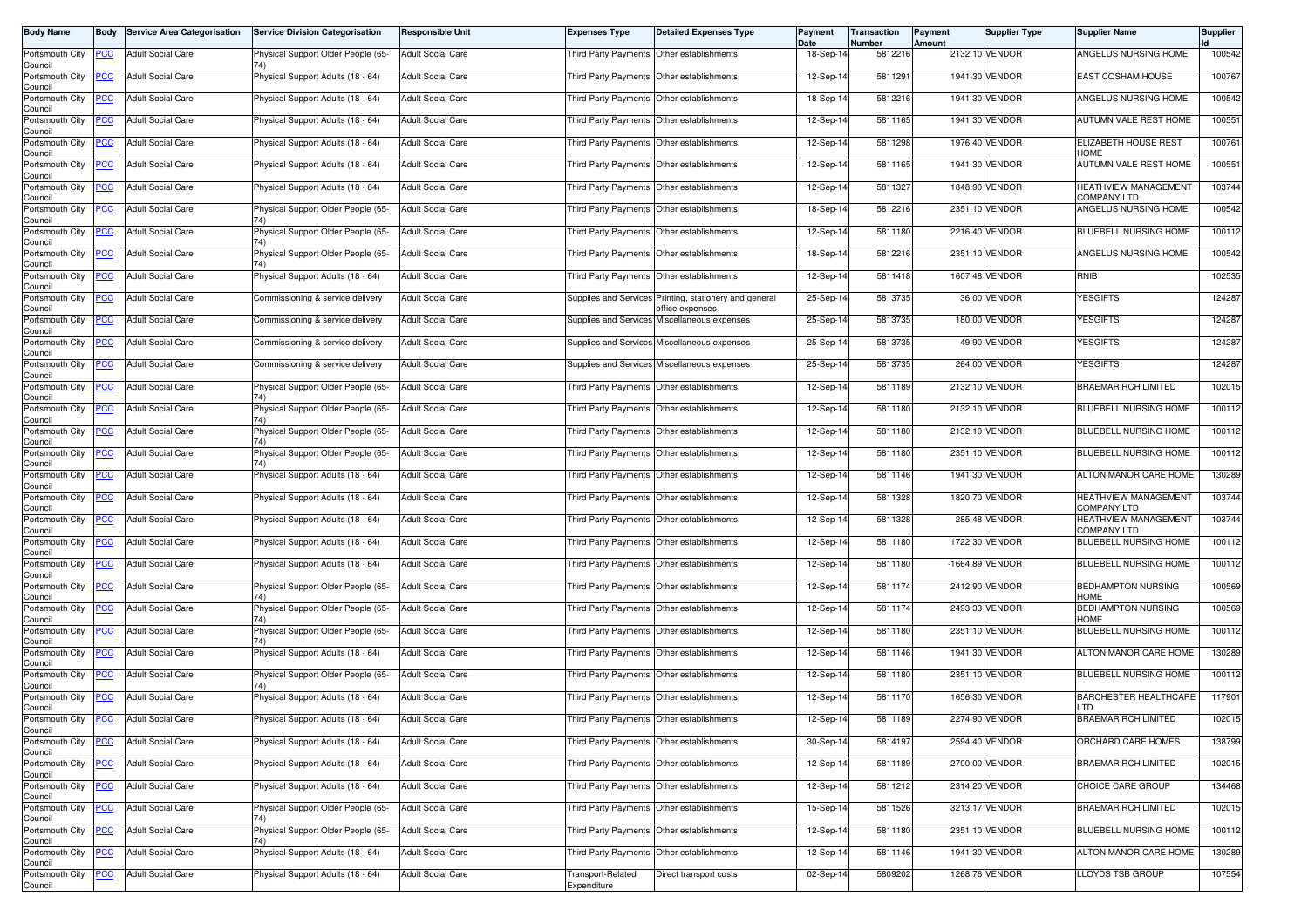| Body Name | Body | Service Area Categorisation | Service Division Categorisation | Responsible Unit | Expenses Type | Detailed Expenses Type | Payment Date | Transaction Number | Payment Amount | Supplier Type | Supplier Name | Supplier Id |
|---|---|---|---|---|---|---|---|---|---|---|---|---|
| Portsmouth City Council | PCC | Adult Social Care | Physical Support Older People (65-74) | Adult Social Care | Third Party Payments | Other establishments | 18-Sep-14 | 5812216 | 2132.10 | VENDOR | ANGELUS NURSING HOME | 100542 |
| Portsmouth City Council | PCC | Adult Social Care | Physical Support Adults (18 - 64) | Adult Social Care | Third Party Payments | Other establishments | 12-Sep-14 | 5811291 | 1941.30 | VENDOR | EAST COSHAM HOUSE | 100767 |
| Portsmouth City Council | PCC | Adult Social Care | Physical Support Adults (18 - 64) | Adult Social Care | Third Party Payments | Other establishments | 18-Sep-14 | 5812216 | 1941.30 | VENDOR | ANGELUS NURSING HOME | 100542 |
| Portsmouth City Council | PCC | Adult Social Care | Physical Support Adults (18 - 64) | Adult Social Care | Third Party Payments | Other establishments | 12-Sep-14 | 5811165 | 1941.30 | VENDOR | AUTUMN VALE REST HOME | 100551 |
| Portsmouth City Council | PCC | Adult Social Care | Physical Support Adults (18 - 64) | Adult Social Care | Third Party Payments | Other establishments | 12-Sep-14 | 5811298 | 1976.40 | VENDOR | ELIZABETH HOUSE REST HOME | 100761 |
| Portsmouth City Council | PCC | Adult Social Care | Physical Support Adults (18 - 64) | Adult Social Care | Third Party Payments | Other establishments | 12-Sep-14 | 5811165 | 1941.30 | VENDOR | AUTUMN VALE REST HOME | 100551 |
| Portsmouth City Council | PCC | Adult Social Care | Physical Support Adults (18 - 64) | Adult Social Care | Third Party Payments | Other establishments | 12-Sep-14 | 5811327 | 1848.90 | VENDOR | HEATHVIEW MANAGEMENT COMPANY LTD | 103744 |
| Portsmouth City Council | PCC | Adult Social Care | Physical Support Older People (65-74) | Adult Social Care | Third Party Payments | Other establishments | 18-Sep-14 | 5812216 | 2351.10 | VENDOR | ANGELUS NURSING HOME | 100542 |
| Portsmouth City Council | PCC | Adult Social Care | Physical Support Older People (65-74) | Adult Social Care | Third Party Payments | Other establishments | 12-Sep-14 | 5811180 | 2216.40 | VENDOR | BLUEBELL NURSING HOME | 100112 |
| Portsmouth City Council | PCC | Adult Social Care | Physical Support Older People (65-74) | Adult Social Care | Third Party Payments | Other establishments | 18-Sep-14 | 5812216 | 2351.10 | VENDOR | ANGELUS NURSING HOME | 100542 |
| Portsmouth City Council | PCC | Adult Social Care | Physical Support Adults (18 - 64) | Adult Social Care | Third Party Payments | Other establishments | 12-Sep-14 | 5811418 | 1607.48 | VENDOR | RNIB | 102535 |
| Portsmouth City Council | PCC | Adult Social Care | Commissioning & service delivery | Adult Social Care | Supplies and Services | Printing, stationery and general office expenses | 25-Sep-14 | 5813735 | 36.00 | VENDOR | YESGIFTS | 124287 |
| Portsmouth City Council | PCC | Adult Social Care | Commissioning & service delivery | Adult Social Care | Supplies and Services | Miscellaneous expenses | 25-Sep-14 | 5813735 | 180.00 | VENDOR | YESGIFTS | 124287 |
| Portsmouth City Council | PCC | Adult Social Care | Commissioning & service delivery | Adult Social Care | Supplies and Services | Miscellaneous expenses | 25-Sep-14 | 5813735 | 49.90 | VENDOR | YESGIFTS | 124287 |
| Portsmouth City Council | PCC | Adult Social Care | Commissioning & service delivery | Adult Social Care | Supplies and Services | Miscellaneous expenses | 25-Sep-14 | 5813735 | 264.00 | VENDOR | YESGIFTS | 124287 |
| Portsmouth City Council | PCC | Adult Social Care | Physical Support Older People (65-74) | Adult Social Care | Third Party Payments | Other establishments | 12-Sep-14 | 5811189 | 2132.10 | VENDOR | BRAEMAR RCH LIMITED | 102015 |
| Portsmouth City Council | PCC | Adult Social Care | Physical Support Older People (65-74) | Adult Social Care | Third Party Payments | Other establishments | 12-Sep-14 | 5811180 | 2132.10 | VENDOR | BLUEBELL NURSING HOME | 100112 |
| Portsmouth City Council | PCC | Adult Social Care | Physical Support Older People (65-74) | Adult Social Care | Third Party Payments | Other establishments | 12-Sep-14 | 5811180 | 2132.10 | VENDOR | BLUEBELL NURSING HOME | 100112 |
| Portsmouth City Council | PCC | Adult Social Care | Physical Support Older People (65-74) | Adult Social Care | Third Party Payments | Other establishments | 12-Sep-14 | 5811180 | 2351.10 | VENDOR | BLUEBELL NURSING HOME | 100112 |
| Portsmouth City Council | PCC | Adult Social Care | Physical Support Adults (18 - 64) | Adult Social Care | Third Party Payments | Other establishments | 12-Sep-14 | 5811146 | 1941.30 | VENDOR | ALTON MANOR CARE HOME | 130289 |
| Portsmouth City Council | PCC | Adult Social Care | Physical Support Adults (18 - 64) | Adult Social Care | Third Party Payments | Other establishments | 12-Sep-14 | 5811328 | 1820.70 | VENDOR | HEATHVIEW MANAGEMENT COMPANY LTD | 103744 |
| Portsmouth City Council | PCC | Adult Social Care | Physical Support Adults (18 - 64) | Adult Social Care | Third Party Payments | Other establishments | 12-Sep-14 | 5811328 | 285.48 | VENDOR | HEATHVIEW MANAGEMENT COMPANY LTD | 103744 |
| Portsmouth City Council | PCC | Adult Social Care | Physical Support Adults (18 - 64) | Adult Social Care | Third Party Payments | Other establishments | 12-Sep-14 | 5811180 | 1722.30 | VENDOR | BLUEBELL NURSING HOME | 100112 |
| Portsmouth City Council | PCC | Adult Social Care | Physical Support Adults (18 - 64) | Adult Social Care | Third Party Payments | Other establishments | 12-Sep-14 | 5811180 | -1664.89 | VENDOR | BLUEBELL NURSING HOME | 100112 |
| Portsmouth City Council | PCC | Adult Social Care | Physical Support Older People (65-74) | Adult Social Care | Third Party Payments | Other establishments | 12-Sep-14 | 5811174 | 2412.90 | VENDOR | BEDHAMPTON NURSING HOME | 100569 |
| Portsmouth City Council | PCC | Adult Social Care | Physical Support Older People (65-74) | Adult Social Care | Third Party Payments | Other establishments | 12-Sep-14 | 5811174 | 2493.33 | VENDOR | BEDHAMPTON NURSING HOME | 100569 |
| Portsmouth City Council | PCC | Adult Social Care | Physical Support Older People (65-74) | Adult Social Care | Third Party Payments | Other establishments | 12-Sep-14 | 5811180 | 2351.10 | VENDOR | BLUEBELL NURSING HOME | 100112 |
| Portsmouth City Council | PCC | Adult Social Care | Physical Support Adults (18 - 64) | Adult Social Care | Third Party Payments | Other establishments | 12-Sep-14 | 5811146 | 1941.30 | VENDOR | ALTON MANOR CARE HOME | 130289 |
| Portsmouth City Council | PCC | Adult Social Care | Physical Support Older People (65-74) | Adult Social Care | Third Party Payments | Other establishments | 12-Sep-14 | 5811180 | 2351.10 | VENDOR | BLUEBELL NURSING HOME | 100112 |
| Portsmouth City Council | PCC | Adult Social Care | Physical Support Adults (18 - 64) | Adult Social Care | Third Party Payments | Other establishments | 12-Sep-14 | 5811170 | 1656.30 | VENDOR | BARCHESTER HEALTHCARE LTD | 117901 |
| Portsmouth City Council | PCC | Adult Social Care | Physical Support Adults (18 - 64) | Adult Social Care | Third Party Payments | Other establishments | 12-Sep-14 | 5811189 | 2274.90 | VENDOR | BRAEMAR RCH LIMITED | 102015 |
| Portsmouth City Council | PCC | Adult Social Care | Physical Support Adults (18 - 64) | Adult Social Care | Third Party Payments | Other establishments | 30-Sep-14 | 5814197 | 2594.40 | VENDOR | ORCHARD CARE HOMES | 138799 |
| Portsmouth City Council | PCC | Adult Social Care | Physical Support Adults (18 - 64) | Adult Social Care | Third Party Payments | Other establishments | 12-Sep-14 | 5811189 | 2700.00 | VENDOR | BRAEMAR RCH LIMITED | 102015 |
| Portsmouth City Council | PCC | Adult Social Care | Physical Support Adults (18 - 64) | Adult Social Care | Third Party Payments | Other establishments | 12-Sep-14 | 5811212 | 2314.20 | VENDOR | CHOICE CARE GROUP | 134468 |
| Portsmouth City Council | PCC | Adult Social Care | Physical Support Older People (65-74) | Adult Social Care | Third Party Payments | Other establishments | 15-Sep-14 | 5811526 | 3213.17 | VENDOR | BRAEMAR RCH LIMITED | 102015 |
| Portsmouth City Council | PCC | Adult Social Care | Physical Support Older People (65-74) | Adult Social Care | Third Party Payments | Other establishments | 12-Sep-14 | 5811180 | 2351.10 | VENDOR | BLUEBELL NURSING HOME | 100112 |
| Portsmouth City Council | PCC | Adult Social Care | Physical Support Adults (18 - 64) | Adult Social Care | Third Party Payments | Other establishments | 12-Sep-14 | 5811146 | 1941.30 | VENDOR | ALTON MANOR CARE HOME | 130289 |
| Portsmouth City Council | PCC | Adult Social Care | Physical Support Adults (18 - 64) | Adult Social Care | Transport-Related Expenditure | Direct transport costs | 02-Sep-14 | 5809202 | 1268.76 | VENDOR | LLOYDS TSB GROUP | 107554 |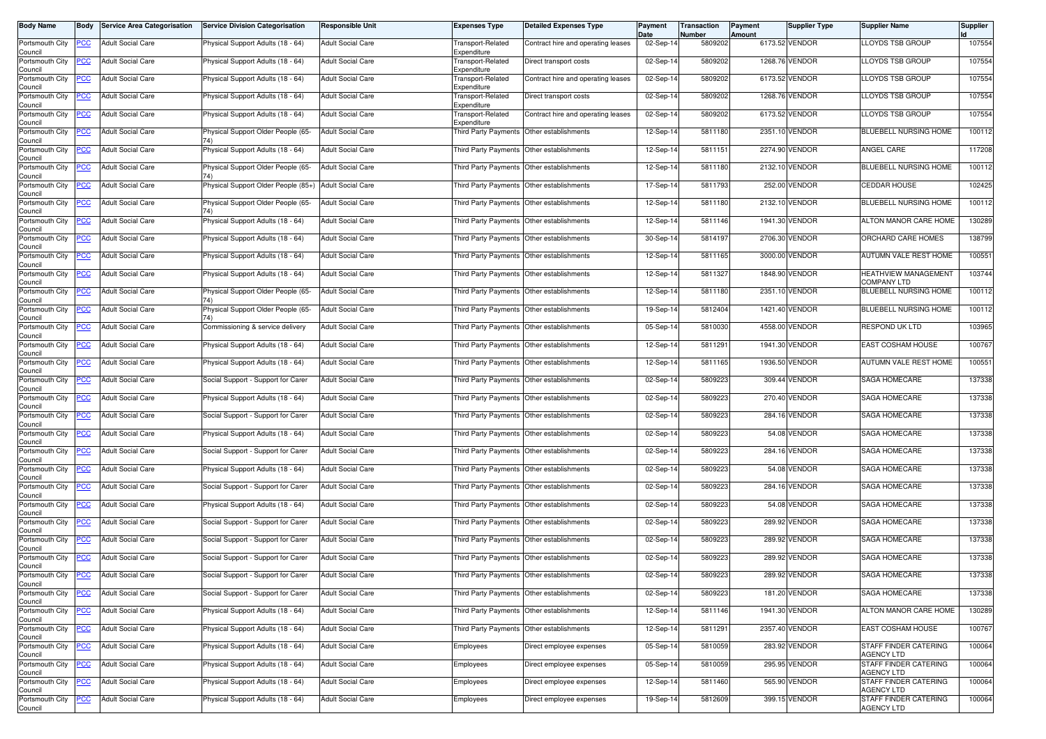| Body Name | Body | Service Area Categorisation | Service Division Categorisation | Responsible Unit | Expenses Type | Detailed Expenses Type | Payment Date | Transaction Number | Payment Amount | Supplier Type | Supplier Name | Supplier Id |
|---|---|---|---|---|---|---|---|---|---|---|---|---|
| Portsmouth City Council | PCC | Adult Social Care | Physical Support Adults (18 - 64) | Adult Social Care | Transport-Related Expenditure | Contract hire and operating leases | 02-Sep-14 | 5809202 | 6173.52 | VENDOR | LLOYDS TSB GROUP | 107554 |
| Portsmouth City Council | PCC | Adult Social Care | Physical Support Adults (18 - 64) | Adult Social Care | Transport-Related Expenditure | Direct transport costs | 02-Sep-14 | 5809202 | 1268.76 | VENDOR | LLOYDS TSB GROUP | 107554 |
| Portsmouth City Council | PCC | Adult Social Care | Physical Support Adults (18 - 64) | Adult Social Care | Transport-Related Expenditure | Contract hire and operating leases | 02-Sep-14 | 5809202 | 6173.52 | VENDOR | LLOYDS TSB GROUP | 107554 |
| Portsmouth City Council | PCC | Adult Social Care | Physical Support Adults (18 - 64) | Adult Social Care | Transport-Related Expenditure | Direct transport costs | 02-Sep-14 | 5809202 | 1268.76 | VENDOR | LLOYDS TSB GROUP | 107554 |
| Portsmouth City Council | PCC | Adult Social Care | Physical Support Adults (18 - 64) | Adult Social Care | Transport-Related Expenditure | Contract hire and operating leases | 02-Sep-14 | 5809202 | 6173.52 | VENDOR | LLOYDS TSB GROUP | 107554 |
| Portsmouth City Council | PCC | Adult Social Care | Physical Support Older People (65-74) | Adult Social Care | Third Party Payments | Other establishments | 12-Sep-14 | 5811180 | 2351.10 | VENDOR | BLUEBELL NURSING HOME | 100112 |
| Portsmouth City Council | PCC | Adult Social Care | Physical Support Adults (18 - 64) | Adult Social Care | Third Party Payments | Other establishments | 12-Sep-14 | 5811151 | 2274.90 | VENDOR | ANGEL CARE | 117208 |
| Portsmouth City Council | PCC | Adult Social Care | Physical Support Older People (65-74) | Adult Social Care | Third Party Payments | Other establishments | 12-Sep-14 | 5811180 | 2132.10 | VENDOR | BLUEBELL NURSING HOME | 100112 |
| Portsmouth City Council | PCC | Adult Social Care | Physical Support Older People (85+) | Adult Social Care | Third Party Payments | Other establishments | 17-Sep-14 | 5811793 | 252.00 | VENDOR | CEDDAR HOUSE | 102425 |
| Portsmouth City Council | PCC | Adult Social Care | Physical Support Older People (65-74) | Adult Social Care | Third Party Payments | Other establishments | 12-Sep-14 | 5811180 | 2132.10 | VENDOR | BLUEBELL NURSING HOME | 100112 |
| Portsmouth City Council | PCC | Adult Social Care | Physical Support Adults (18 - 64) | Adult Social Care | Third Party Payments | Other establishments | 12-Sep-14 | 5811146 | 1941.30 | VENDOR | ALTON MANOR CARE HOME | 130289 |
| Portsmouth City Council | PCC | Adult Social Care | Physical Support Adults (18 - 64) | Adult Social Care | Third Party Payments | Other establishments | 30-Sep-14 | 5814197 | 2706.30 | VENDOR | ORCHARD CARE HOMES | 138799 |
| Portsmouth City Council | PCC | Adult Social Care | Physical Support Adults (18 - 64) | Adult Social Care | Third Party Payments | Other establishments | 12-Sep-14 | 5811165 | 3000.00 | VENDOR | AUTUMN VALE REST HOME | 100551 |
| Portsmouth City Council | PCC | Adult Social Care | Physical Support Adults (18 - 64) | Adult Social Care | Third Party Payments | Other establishments | 12-Sep-14 | 5811327 | 1848.90 | VENDOR | HEATHVIEW MANAGEMENT COMPANY LTD | 103744 |
| Portsmouth City Council | PCC | Adult Social Care | Physical Support Older People (65-74) | Adult Social Care | Third Party Payments | Other establishments | 12-Sep-14 | 5811180 | 2351.10 | VENDOR | BLUEBELL NURSING HOME | 100112 |
| Portsmouth City Council | PCC | Adult Social Care | Physical Support Older People (65-74) | Adult Social Care | Third Party Payments | Other establishments | 19-Sep-14 | 5812404 | 1421.40 | VENDOR | BLUEBELL NURSING HOME | 100112 |
| Portsmouth City Council | PCC | Adult Social Care | Commissioning & service delivery | Adult Social Care | Third Party Payments | Other establishments | 05-Sep-14 | 5810030 | 4558.00 | VENDOR | RESPOND UK LTD | 103965 |
| Portsmouth City Council | PCC | Adult Social Care | Physical Support Adults (18 - 64) | Adult Social Care | Third Party Payments | Other establishments | 12-Sep-14 | 5811291 | 1941.30 | VENDOR | EAST COSHAM HOUSE | 100767 |
| Portsmouth City Council | PCC | Adult Social Care | Physical Support Adults (18 - 64) | Adult Social Care | Third Party Payments | Other establishments | 12-Sep-14 | 5811165 | 1936.50 | VENDOR | AUTUMN VALE REST HOME | 100551 |
| Portsmouth City Council | PCC | Adult Social Care | Social Support - Support for Carer | Adult Social Care | Third Party Payments | Other establishments | 02-Sep-14 | 5809223 | 309.44 | VENDOR | SAGA HOMECARE | 137338 |
| Portsmouth City Council | PCC | Adult Social Care | Physical Support Adults (18 - 64) | Adult Social Care | Third Party Payments | Other establishments | 02-Sep-14 | 5809223 | 270.40 | VENDOR | SAGA HOMECARE | 137338 |
| Portsmouth City Council | PCC | Adult Social Care | Social Support - Support for Carer | Adult Social Care | Third Party Payments | Other establishments | 02-Sep-14 | 5809223 | 284.16 | VENDOR | SAGA HOMECARE | 137338 |
| Portsmouth City Council | PCC | Adult Social Care | Physical Support Adults (18 - 64) | Adult Social Care | Third Party Payments | Other establishments | 02-Sep-14 | 5809223 | 54.08 | VENDOR | SAGA HOMECARE | 137338 |
| Portsmouth City Council | PCC | Adult Social Care | Social Support - Support for Carer | Adult Social Care | Third Party Payments | Other establishments | 02-Sep-14 | 5809223 | 284.16 | VENDOR | SAGA HOMECARE | 137338 |
| Portsmouth City Council | PCC | Adult Social Care | Physical Support Adults (18 - 64) | Adult Social Care | Third Party Payments | Other establishments | 02-Sep-14 | 5809223 | 54.08 | VENDOR | SAGA HOMECARE | 137338 |
| Portsmouth City Council | PCC | Adult Social Care | Social Support - Support for Carer | Adult Social Care | Third Party Payments | Other establishments | 02-Sep-14 | 5809223 | 284.16 | VENDOR | SAGA HOMECARE | 137338 |
| Portsmouth City Council | PCC | Adult Social Care | Physical Support Adults (18 - 64) | Adult Social Care | Third Party Payments | Other establishments | 02-Sep-14 | 5809223 | 54.08 | VENDOR | SAGA HOMECARE | 137338 |
| Portsmouth City Council | PCC | Adult Social Care | Social Support - Support for Carer | Adult Social Care | Third Party Payments | Other establishments | 02-Sep-14 | 5809223 | 289.92 | VENDOR | SAGA HOMECARE | 137338 |
| Portsmouth City Council | PCC | Adult Social Care | Social Support - Support for Carer | Adult Social Care | Third Party Payments | Other establishments | 02-Sep-14 | 5809223 | 289.92 | VENDOR | SAGA HOMECARE | 137338 |
| Portsmouth City Council | PCC | Adult Social Care | Social Support - Support for Carer | Adult Social Care | Third Party Payments | Other establishments | 02-Sep-14 | 5809223 | 289.92 | VENDOR | SAGA HOMECARE | 137338 |
| Portsmouth City Council | PCC | Adult Social Care | Social Support - Support for Carer | Adult Social Care | Third Party Payments | Other establishments | 02-Sep-14 | 5809223 | 289.92 | VENDOR | SAGA HOMECARE | 137338 |
| Portsmouth City Council | PCC | Adult Social Care | Social Support - Support for Carer | Adult Social Care | Third Party Payments | Other establishments | 02-Sep-14 | 5809223 | 181.20 | VENDOR | SAGA HOMECARE | 137338 |
| Portsmouth City Council | PCC | Adult Social Care | Physical Support Adults (18 - 64) | Adult Social Care | Third Party Payments | Other establishments | 12-Sep-14 | 5811146 | 1941.30 | VENDOR | ALTON MANOR CARE HOME | 130289 |
| Portsmouth City Council | PCC | Adult Social Care | Physical Support Adults (18 - 64) | Adult Social Care | Third Party Payments | Other establishments | 12-Sep-14 | 5811291 | 2357.40 | VENDOR | EAST COSHAM HOUSE | 100767 |
| Portsmouth City Council | PCC | Adult Social Care | Physical Support Adults (18 - 64) | Adult Social Care | Employees | Direct employee expenses | 05-Sep-14 | 5810059 | 283.92 | VENDOR | STAFF FINDER CATERING AGENCY LTD | 100064 |
| Portsmouth City Council | PCC | Adult Social Care | Physical Support Adults (18 - 64) | Adult Social Care | Employees | Direct employee expenses | 05-Sep-14 | 5810059 | 295.95 | VENDOR | STAFF FINDER CATERING AGENCY LTD | 100064 |
| Portsmouth City Council | PCC | Adult Social Care | Physical Support Adults (18 - 64) | Adult Social Care | Employees | Direct employee expenses | 12-Sep-14 | 5811460 | 565.90 | VENDOR | STAFF FINDER CATERING AGENCY LTD | 100064 |
| Portsmouth City Council | PCC | Adult Social Care | Physical Support Adults (18 - 64) | Adult Social Care | Employees | Direct employee expenses | 19-Sep-14 | 5812609 | 399.15 | VENDOR | STAFF FINDER CATERING AGENCY LTD | 100064 |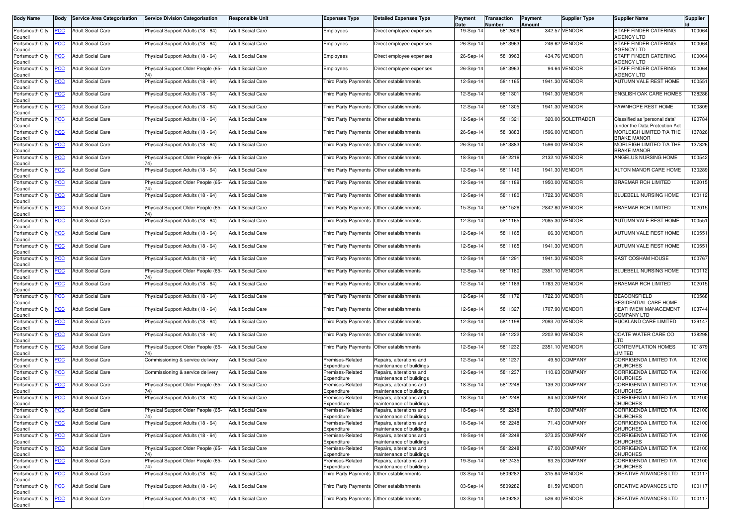| Body Name | Body | Service Area Categorisation | Service Division Categorisation | Responsible Unit | Expenses Type | Detailed Expenses Type | Payment Date | Transaction Number | Payment Amount | Supplier Type | Supplier Name | Supplier Id |
|---|---|---|---|---|---|---|---|---|---|---|---|---|
| Portsmouth City Council | PCC | Adult Social Care | Physical Support Adults (18 - 64) | Adult Social Care | Employees | Direct employee expenses | 19-Sep-14 | 5812609 | 342.57 | VENDOR | STAFF FINDER CATERING AGENCY LTD | 100064 |
| Portsmouth City Council | PCC | Adult Social Care | Physical Support Adults (18 - 64) | Adult Social Care | Employees | Direct employee expenses | 26-Sep-14 | 5813963 | 246.62 | VENDOR | STAFF FINDER CATERING AGENCY LTD | 100064 |
| Portsmouth City Council | PCC | Adult Social Care | Physical Support Adults (18 - 64) | Adult Social Care | Employees | Direct employee expenses | 26-Sep-14 | 5813963 | 434.76 | VENDOR | STAFF FINDER CATERING AGENCY LTD | 100064 |
| Portsmouth City Council | PCC | Adult Social Care | Physical Support Older People (65-74) | Adult Social Care | Employees | Direct employee expenses | 26-Sep-14 | 5813963 | 94.64 | VENDOR | STAFF FINDER CATERING AGENCY LTD | 100064 |
| Portsmouth City Council | PCC | Adult Social Care | Physical Support Adults (18 - 64) | Adult Social Care | Third Party Payments | Other establishments | 12-Sep-14 | 5811165 | 1941.30 | VENDOR | AUTUMN VALE REST HOME | 100551 |
| Portsmouth City Council | PCC | Adult Social Care | Physical Support Adults (18 - 64) | Adult Social Care | Third Party Payments | Other establishments | 12-Sep-14 | 5811301 | 1941.30 | VENDOR | ENGLISH OAK CARE HOMES | 128286 |
| Portsmouth City Council | PCC | Adult Social Care | Physical Support Adults (18 - 64) | Adult Social Care | Third Party Payments | Other establishments | 12-Sep-14 | 5811305 | 1941.30 | VENDOR | FAWNHOPE REST HOME | 100809 |
| Portsmouth City Council | PCC | Adult Social Care | Physical Support Adults (18 - 64) | Adult Social Care | Third Party Payments | Other establishments | 12-Sep-14 | 5811321 | 320.00 | SOLETRADER | Classified as 'personal data' (under the Data Protection Act | 120784 |
| Portsmouth City Council | PCC | Adult Social Care | Physical Support Adults (18 - 64) | Adult Social Care | Third Party Payments | Other establishments | 26-Sep-14 | 5813883 | 1596.00 | VENDOR | MORLEIGH LIMITED T/A THE BRAKE MANOR | 137826 |
| Portsmouth City Council | PCC | Adult Social Care | Physical Support Adults (18 - 64) | Adult Social Care | Third Party Payments | Other establishments | 26-Sep-14 | 5813883 | 1596.00 | VENDOR | MORLEIGH LIMITED T/A THE BRAKE MANOR | 137826 |
| Portsmouth City Council | PCC | Adult Social Care | Physical Support Older People (65-74) | Adult Social Care | Third Party Payments | Other establishments | 18-Sep-14 | 5812216 | 2132.10 | VENDOR | ANGELUS NURSING HOME | 100542 |
| Portsmouth City Council | PCC | Adult Social Care | Physical Support Adults (18 - 64) | Adult Social Care | Third Party Payments | Other establishments | 12-Sep-14 | 5811146 | 1941.30 | VENDOR | ALTON MANOR CARE HOME | 130289 |
| Portsmouth City Council | PCC | Adult Social Care | Physical Support Older People (65-74) | Adult Social Care | Third Party Payments | Other establishments | 12-Sep-14 | 5811189 | 1950.00 | VENDOR | BRAEMAR RCH LIMITED | 102015 |
| Portsmouth City Council | PCC | Adult Social Care | Physical Support Adults (18 - 64) | Adult Social Care | Third Party Payments | Other establishments | 12-Sep-14 | 5811180 | 1722.30 | VENDOR | BLUEBELL NURSING HOME | 100112 |
| Portsmouth City Council | PCC | Adult Social Care | Physical Support Older People (65-74) | Adult Social Care | Third Party Payments | Other establishments | 15-Sep-14 | 5811526 | 2842.80 | VENDOR | BRAEMAR RCH LIMITED | 102015 |
| Portsmouth City Council | PCC | Adult Social Care | Physical Support Adults (18 - 64) | Adult Social Care | Third Party Payments | Other establishments | 12-Sep-14 | 5811165 | 2085.30 | VENDOR | AUTUMN VALE REST HOME | 100551 |
| Portsmouth City Council | PCC | Adult Social Care | Physical Support Adults (18 - 64) | Adult Social Care | Third Party Payments | Other establishments | 12-Sep-14 | 5811165 | 66.30 | VENDOR | AUTUMN VALE REST HOME | 100551 |
| Portsmouth City Council | PCC | Adult Social Care | Physical Support Adults (18 - 64) | Adult Social Care | Third Party Payments | Other establishments | 12-Sep-14 | 5811165 | 1941.30 | VENDOR | AUTUMN VALE REST HOME | 100551 |
| Portsmouth City Council | PCC | Adult Social Care | Physical Support Adults (18 - 64) | Adult Social Care | Third Party Payments | Other establishments | 12-Sep-14 | 5811291 | 1941.30 | VENDOR | EAST COSHAM HOUSE | 100767 |
| Portsmouth City Council | PCC | Adult Social Care | Physical Support Older People (65-74) | Adult Social Care | Third Party Payments | Other establishments | 12-Sep-14 | 5811180 | 2351.10 | VENDOR | BLUEBELL NURSING HOME | 100112 |
| Portsmouth City Council | PCC | Adult Social Care | Physical Support Adults (18 - 64) | Adult Social Care | Third Party Payments | Other establishments | 12-Sep-14 | 5811189 | 1783.20 | VENDOR | BRAEMAR RCH LIMITED | 102015 |
| Portsmouth City Council | PCC | Adult Social Care | Physical Support Adults (18 - 64) | Adult Social Care | Third Party Payments | Other establishments | 12-Sep-14 | 5811172 | 1722.30 | VENDOR | BEACONSFIELD RESIDENTIAL CARE HOME | 100568 |
| Portsmouth City Council | PCC | Adult Social Care | Physical Support Adults (18 - 64) | Adult Social Care | Third Party Payments | Other establishments | 12-Sep-14 | 5811327 | 1707.90 | VENDOR | HEATHVIEW MANAGEMENT COMPANY LTD | 103744 |
| Portsmouth City Council | PCC | Adult Social Care | Physical Support Adults (18 - 64) | Adult Social Care | Third Party Payments | Other establishments | 12-Sep-14 | 5811198 | 2093.70 | VENDOR | BUCKLAND CARE LIMITED | 129147 |
| Portsmouth City Council | PCC | Adult Social Care | Physical Support Adults (18 - 64) | Adult Social Care | Third Party Payments | Other establishments | 12-Sep-14 | 5811222 | 2202.90 | VENDOR | COATE WATER CARE CO LTD | 138298 |
| Portsmouth City Council | PCC | Adult Social Care | Physical Support Older People (65-74) | Adult Social Care | Third Party Payments | Other establishments | 12-Sep-14 | 5811232 | 2351.10 | VENDOR | CONTEMPLATION HOMES LIMITED | 101879 |
| Portsmouth City Council | PCC | Adult Social Care | Commissioning & service delivery | Adult Social Care | Premises-Related Expenditure | Repairs, alterations and maintenance of buildings | 12-Sep-14 | 5811237 | 49.50 | COMPANY | CORRIGENDA LIMITED T/A CHURCHES | 102100 |
| Portsmouth City Council | PCC | Adult Social Care | Commissioning & service delivery | Adult Social Care | Premises-Related Expenditure | Repairs, alterations and maintenance of buildings | 12-Sep-14 | 5811237 | 110.63 | COMPANY | CORRIGENDA LIMITED T/A CHURCHES | 102100 |
| Portsmouth City Council | PCC | Adult Social Care | Physical Support Older People (65-74) | Adult Social Care | Premises-Related Expenditure | Repairs, alterations and maintenance of buildings | 18-Sep-14 | 5812248 | 139.20 | COMPANY | CORRIGENDA LIMITED T/A CHURCHES | 102100 |
| Portsmouth City Council | PCC | Adult Social Care | Physical Support Adults (18 - 64) | Adult Social Care | Premises-Related Expenditure | Repairs, alterations and maintenance of buildings | 18-Sep-14 | 5812248 | 84.50 | COMPANY | CORRIGENDA LIMITED T/A CHURCHES | 102100 |
| Portsmouth City Council | PCC | Adult Social Care | Physical Support Older People (65-74) | Adult Social Care | Premises-Related Expenditure | Repairs, alterations and maintenance of buildings | 18-Sep-14 | 5812248 | 67.00 | COMPANY | CORRIGENDA LIMITED T/A CHURCHES | 102100 |
| Portsmouth City Council | PCC | Adult Social Care | Physical Support Adults (18 - 64) | Adult Social Care | Premises-Related Expenditure | Repairs, alterations and maintenance of buildings | 18-Sep-14 | 5812248 | 71.43 | COMPANY | CORRIGENDA LIMITED T/A CHURCHES | 102100 |
| Portsmouth City Council | PCC | Adult Social Care | Physical Support Adults (18 - 64) | Adult Social Care | Premises-Related Expenditure | Repairs, alterations and maintenance of buildings | 18-Sep-14 | 5812248 | 373.25 | COMPANY | CORRIGENDA LIMITED T/A CHURCHES | 102100 |
| Portsmouth City Council | PCC | Adult Social Care | Physical Support Older People (65-74) | Adult Social Care | Premises-Related Expenditure | Repairs, alterations and maintenance of buildings | 18-Sep-14 | 5812248 | 67.00 | COMPANY | CORRIGENDA LIMITED T/A CHURCHES | 102100 |
| Portsmouth City Council | PCC | Adult Social Care | Physical Support Older People (65-74) | Adult Social Care | Premises-Related Expenditure | Repairs, alterations and maintenance of buildings | 19-Sep-14 | 5812435 | 93.25 | COMPANY | CORRIGENDA LIMITED T/A CHURCHES | 102100 |
| Portsmouth City Council | PCC | Adult Social Care | Physical Support Adults (18 - 64) | Adult Social Care | Third Party Payments | Other establishments | 03-Sep-14 | 5809282 | 315.84 | VENDOR | CREATIVE ADVANCES LTD | 100117 |
| Portsmouth City Council | PCC | Adult Social Care | Physical Support Adults (18 - 64) | Adult Social Care | Third Party Payments | Other establishments | 03-Sep-14 | 5809282 | 81.59 | VENDOR | CREATIVE ADVANCES LTD | 100117 |
| Portsmouth City Council | PCC | Adult Social Care | Physical Support Adults (18 - 64) | Adult Social Care | Third Party Payments | Other establishments | 03-Sep-14 | 5809282 | 526.40 | VENDOR | CREATIVE ADVANCES LTD | 100117 |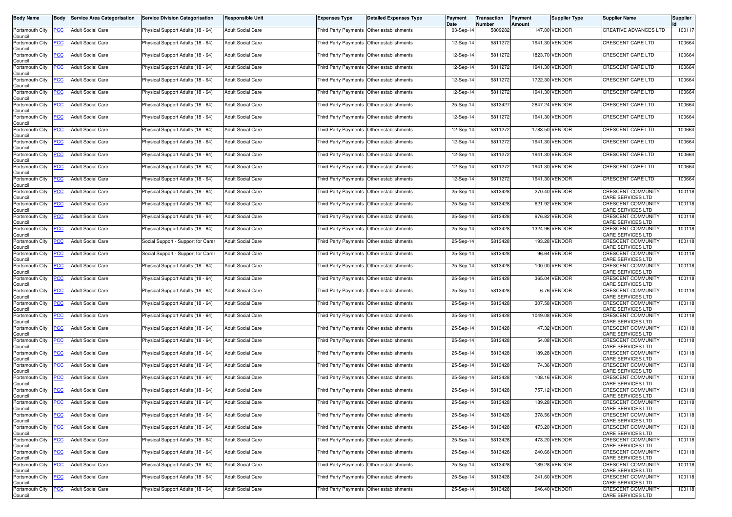| Body Name | Body | Service Area Categorisation | Service Division Categorisation | Responsible Unit | Expenses Type | Detailed Expenses Type | Payment Date | Transaction Number | Payment Amount | Supplier Type | Supplier Name | Supplier Id |
|---|---|---|---|---|---|---|---|---|---|---|---|---|
| Portsmouth City Council | PCC | Adult Social Care | Physical Support Adults (18 - 64) | Adult Social Care | Third Party Payments | Other establishments | 03-Sep-14 | 5809282 | 147.00 | VENDOR | CREATIVE ADVANCES LTD | 100117 |
| Portsmouth City Council | PCC | Adult Social Care | Physical Support Adults (18 - 64) | Adult Social Care | Third Party Payments | Other establishments | 12-Sep-14 | 5811272 | 1941.30 | VENDOR | CRESCENT CARE LTD | 100664 |
| Portsmouth City Council | PCC | Adult Social Care | Physical Support Adults (18 - 64) | Adult Social Care | Third Party Payments | Other establishments | 12-Sep-14 | 5811272 | 1823.70 | VENDOR | CRESCENT CARE LTD | 100664 |
| Portsmouth City Council | PCC | Adult Social Care | Physical Support Adults (18 - 64) | Adult Social Care | Third Party Payments | Other establishments | 12-Sep-14 | 5811272 | 1941.30 | VENDOR | CRESCENT CARE LTD | 100664 |
| Portsmouth City Council | PCC | Adult Social Care | Physical Support Adults (18 - 64) | Adult Social Care | Third Party Payments | Other establishments | 12-Sep-14 | 5811272 | 1722.30 | VENDOR | CRESCENT CARE LTD | 100664 |
| Portsmouth City Council | PCC | Adult Social Care | Physical Support Adults (18 - 64) | Adult Social Care | Third Party Payments | Other establishments | 12-Sep-14 | 5811272 | 1941.30 | VENDOR | CRESCENT CARE LTD | 100664 |
| Portsmouth City Council | PCC | Adult Social Care | Physical Support Adults (18 - 64) | Adult Social Care | Third Party Payments | Other establishments | 25-Sep-14 | 5813427 | 2847.24 | VENDOR | CRESCENT CARE LTD | 100664 |
| Portsmouth City Council | PCC | Adult Social Care | Physical Support Adults (18 - 64) | Adult Social Care | Third Party Payments | Other establishments | 12-Sep-14 | 5811272 | 1941.30 | VENDOR | CRESCENT CARE LTD | 100664 |
| Portsmouth City Council | PCC | Adult Social Care | Physical Support Adults (18 - 64) | Adult Social Care | Third Party Payments | Other establishments | 12-Sep-14 | 5811272 | 1783.50 | VENDOR | CRESCENT CARE LTD | 100664 |
| Portsmouth City Council | PCC | Adult Social Care | Physical Support Adults (18 - 64) | Adult Social Care | Third Party Payments | Other establishments | 12-Sep-14 | 5811272 | 1941.30 | VENDOR | CRESCENT CARE LTD | 100664 |
| Portsmouth City Council | PCC | Adult Social Care | Physical Support Adults (18 - 64) | Adult Social Care | Third Party Payments | Other establishments | 12-Sep-14 | 5811272 | 1941.30 | VENDOR | CRESCENT CARE LTD | 100664 |
| Portsmouth City Council | PCC | Adult Social Care | Physical Support Adults (18 - 64) | Adult Social Care | Third Party Payments | Other establishments | 12-Sep-14 | 5811272 | 1941.30 | VENDOR | CRESCENT CARE LTD | 100664 |
| Portsmouth City Council | PCC | Adult Social Care | Physical Support Adults (18 - 64) | Adult Social Care | Third Party Payments | Other establishments | 12-Sep-14 | 5811272 | 1941.30 | VENDOR | CRESCENT CARE LTD | 100664 |
| Portsmouth City Council | PCC | Adult Social Care | Physical Support Adults (18 - 64) | Adult Social Care | Third Party Payments | Other establishments | 25-Sep-14 | 5813428 | 270.40 | VENDOR | CRESCENT COMMUNITY CARE SERVICES LTD | 100118 |
| Portsmouth City Council | PCC | Adult Social Care | Physical Support Adults (18 - 64) | Adult Social Care | Third Party Payments | Other establishments | 25-Sep-14 | 5813428 | 621.92 | VENDOR | CRESCENT COMMUNITY CARE SERVICES LTD | 100118 |
| Portsmouth City Council | PCC | Adult Social Care | Physical Support Adults (18 - 64) | Adult Social Care | Third Party Payments | Other establishments | 25-Sep-14 | 5813428 | 976.82 | VENDOR | CRESCENT COMMUNITY CARE SERVICES LTD | 100118 |
| Portsmouth City Council | PCC | Adult Social Care | Physical Support Adults (18 - 64) | Adult Social Care | Third Party Payments | Other establishments | 25-Sep-14 | 5813428 | 1324.96 | VENDOR | CRESCENT COMMUNITY CARE SERVICES LTD | 100118 |
| Portsmouth City Council | PCC | Adult Social Care | Social Support - Support for Carer | Adult Social Care | Third Party Payments | Other establishments | 25-Sep-14 | 5813428 | 193.28 | VENDOR | CRESCENT COMMUNITY CARE SERVICES LTD | 100118 |
| Portsmouth City Council | PCC | Adult Social Care | Social Support - Support for Carer | Adult Social Care | Third Party Payments | Other establishments | 25-Sep-14 | 5813428 | 96.64 | VENDOR | CRESCENT COMMUNITY CARE SERVICES LTD | 100118 |
| Portsmouth City Council | PCC | Adult Social Care | Physical Support Adults (18 - 64) | Adult Social Care | Third Party Payments | Other establishments | 25-Sep-14 | 5813428 | 100.00 | VENDOR | CRESCENT COMMUNITY CARE SERVICES LTD | 100118 |
| Portsmouth City Council | PCC | Adult Social Care | Physical Support Adults (18 - 64) | Adult Social Care | Third Party Payments | Other establishments | 25-Sep-14 | 5813428 | 365.04 | VENDOR | CRESCENT COMMUNITY CARE SERVICES LTD | 100118 |
| Portsmouth City Council | PCC | Adult Social Care | Physical Support Adults (18 - 64) | Adult Social Care | Third Party Payments | Other establishments | 25-Sep-14 | 5813428 | 6.76 | VENDOR | CRESCENT COMMUNITY CARE SERVICES LTD | 100118 |
| Portsmouth City Council | PCC | Adult Social Care | Physical Support Adults (18 - 64) | Adult Social Care | Third Party Payments | Other establishments | 25-Sep-14 | 5813428 | 307.58 | VENDOR | CRESCENT COMMUNITY CARE SERVICES LTD | 100118 |
| Portsmouth City Council | PCC | Adult Social Care | Physical Support Adults (18 - 64) | Adult Social Care | Third Party Payments | Other establishments | 25-Sep-14 | 5813428 | 1049.08 | VENDOR | CRESCENT COMMUNITY CARE SERVICES LTD | 100118 |
| Portsmouth City Council | PCC | Adult Social Care | Physical Support Adults (18 - 64) | Adult Social Care | Third Party Payments | Other establishments | 25-Sep-14 | 5813428 | 47.32 | VENDOR | CRESCENT COMMUNITY CARE SERVICES LTD | 100118 |
| Portsmouth City Council | PCC | Adult Social Care | Physical Support Adults (18 - 64) | Adult Social Care | Third Party Payments | Other establishments | 25-Sep-14 | 5813428 | 54.08 | VENDOR | CRESCENT COMMUNITY CARE SERVICES LTD | 100118 |
| Portsmouth City Council | PCC | Adult Social Care | Physical Support Adults (18 - 64) | Adult Social Care | Third Party Payments | Other establishments | 25-Sep-14 | 5813428 | 189.28 | VENDOR | CRESCENT COMMUNITY CARE SERVICES LTD | 100118 |
| Portsmouth City Council | PCC | Adult Social Care | Physical Support Adults (18 - 64) | Adult Social Care | Third Party Payments | Other establishments | 25-Sep-14 | 5813428 | 74.36 | VENDOR | CRESCENT COMMUNITY CARE SERVICES LTD | 100118 |
| Portsmouth City Council | PCC | Adult Social Care | Physical Support Adults (18 - 64) | Adult Social Care | Third Party Payments | Other establishments | 25-Sep-14 | 5813428 | 108.16 | VENDOR | CRESCENT COMMUNITY CARE SERVICES LTD | 100118 |
| Portsmouth City Council | PCC | Adult Social Care | Physical Support Adults (18 - 64) | Adult Social Care | Third Party Payments | Other establishments | 25-Sep-14 | 5813428 | 757.12 | VENDOR | CRESCENT COMMUNITY CARE SERVICES LTD | 100118 |
| Portsmouth City Council | PCC | Adult Social Care | Physical Support Adults (18 - 64) | Adult Social Care | Third Party Payments | Other establishments | 25-Sep-14 | 5813428 | 189.28 | VENDOR | CRESCENT COMMUNITY CARE SERVICES LTD | 100118 |
| Portsmouth City Council | PCC | Adult Social Care | Physical Support Adults (18 - 64) | Adult Social Care | Third Party Payments | Other establishments | 25-Sep-14 | 5813428 | 378.56 | VENDOR | CRESCENT COMMUNITY CARE SERVICES LTD | 100118 |
| Portsmouth City Council | PCC | Adult Social Care | Physical Support Adults (18 - 64) | Adult Social Care | Third Party Payments | Other establishments | 25-Sep-14 | 5813428 | 473.20 | VENDOR | CRESCENT COMMUNITY CARE SERVICES LTD | 100118 |
| Portsmouth City Council | PCC | Adult Social Care | Physical Support Adults (18 - 64) | Adult Social Care | Third Party Payments | Other establishments | 25-Sep-14 | 5813428 | 473.20 | VENDOR | CRESCENT COMMUNITY CARE SERVICES LTD | 100118 |
| Portsmouth City Council | PCC | Adult Social Care | Physical Support Adults (18 - 64) | Adult Social Care | Third Party Payments | Other establishments | 25-Sep-14 | 5813428 | 240.66 | VENDOR | CRESCENT COMMUNITY CARE SERVICES LTD | 100118 |
| Portsmouth City Council | PCC | Adult Social Care | Physical Support Adults (18 - 64) | Adult Social Care | Third Party Payments | Other establishments | 25-Sep-14 | 5813428 | 189.28 | VENDOR | CRESCENT COMMUNITY CARE SERVICES LTD | 100118 |
| Portsmouth City Council | PCC | Adult Social Care | Physical Support Adults (18 - 64) | Adult Social Care | Third Party Payments | Other establishments | 25-Sep-14 | 5813428 | 241.60 | VENDOR | CRESCENT COMMUNITY CARE SERVICES LTD | 100118 |
| Portsmouth City Council | PCC | Adult Social Care | Physical Support Adults (18 - 64) | Adult Social Care | Third Party Payments | Other establishments | 25-Sep-14 | 5813428 | 946.40 | VENDOR | CRESCENT COMMUNITY CARE SERVICES LTD | 100118 |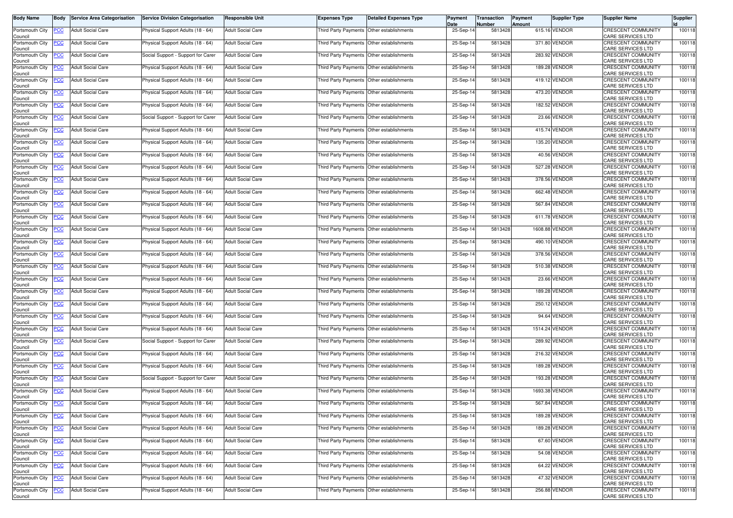| Body Name | Body | Service Area Categorisation | Service Division Categorisation | Responsible Unit | Expenses Type | Detailed Expenses Type | Payment Date | Transaction Number | Payment Amount | Supplier Type | Supplier Name | Supplier Id |
|---|---|---|---|---|---|---|---|---|---|---|---|---|
| Portsmouth City Council | PCC | Adult Social Care | Physical Support Adults (18 - 64) | Adult Social Care | Third Party Payments | Other establishments | 25-Sep-14 | 5813428 | 615.16 | VENDOR | CRESCENT COMMUNITY CARE SERVICES LTD | 100118 |
| Portsmouth City Council | PCC | Adult Social Care | Physical Support Adults (18 - 64) | Adult Social Care | Third Party Payments | Other establishments | 25-Sep-14 | 5813428 | 371.80 | VENDOR | CRESCENT COMMUNITY CARE SERVICES LTD | 100118 |
| Portsmouth City Council | PCC | Adult Social Care | Social Support - Support for Carer | Adult Social Care | Third Party Payments | Other establishments | 25-Sep-14 | 5813428 | 283.92 | VENDOR | CRESCENT COMMUNITY CARE SERVICES LTD | 100118 |
| Portsmouth City Council | PCC | Adult Social Care | Physical Support Adults (18 - 64) | Adult Social Care | Third Party Payments | Other establishments | 25-Sep-14 | 5813428 | 189.28 | VENDOR | CRESCENT COMMUNITY CARE SERVICES LTD | 100118 |
| Portsmouth City Council | PCC | Adult Social Care | Physical Support Adults (18 - 64) | Adult Social Care | Third Party Payments | Other establishments | 25-Sep-14 | 5813428 | 419.12 | VENDOR | CRESCENT COMMUNITY CARE SERVICES LTD | 100118 |
| Portsmouth City Council | PCC | Adult Social Care | Physical Support Adults (18 - 64) | Adult Social Care | Third Party Payments | Other establishments | 25-Sep-14 | 5813428 | 473.20 | VENDOR | CRESCENT COMMUNITY CARE SERVICES LTD | 100118 |
| Portsmouth City Council | PCC | Adult Social Care | Physical Support Adults (18 - 64) | Adult Social Care | Third Party Payments | Other establishments | 25-Sep-14 | 5813428 | 182.52 | VENDOR | CRESCENT COMMUNITY CARE SERVICES LTD | 100118 |
| Portsmouth City Council | PCC | Adult Social Care | Social Support - Support for Carer | Adult Social Care | Third Party Payments | Other establishments | 25-Sep-14 | 5813428 | 23.66 | VENDOR | CRESCENT COMMUNITY CARE SERVICES LTD | 100118 |
| Portsmouth City Council | PCC | Adult Social Care | Physical Support Adults (18 - 64) | Adult Social Care | Third Party Payments | Other establishments | 25-Sep-14 | 5813428 | 415.74 | VENDOR | CRESCENT COMMUNITY CARE SERVICES LTD | 100118 |
| Portsmouth City Council | PCC | Adult Social Care | Physical Support Adults (18 - 64) | Adult Social Care | Third Party Payments | Other establishments | 25-Sep-14 | 5813428 | 135.20 | VENDOR | CRESCENT COMMUNITY CARE SERVICES LTD | 100118 |
| Portsmouth City Council | PCC | Adult Social Care | Physical Support Adults (18 - 64) | Adult Social Care | Third Party Payments | Other establishments | 25-Sep-14 | 5813428 | 40.56 | VENDOR | CRESCENT COMMUNITY CARE SERVICES LTD | 100118 |
| Portsmouth City Council | PCC | Adult Social Care | Physical Support Adults (18 - 64) | Adult Social Care | Third Party Payments | Other establishments | 25-Sep-14 | 5813428 | 527.28 | VENDOR | CRESCENT COMMUNITY CARE SERVICES LTD | 100118 |
| Portsmouth City Council | PCC | Adult Social Care | Physical Support Adults (18 - 64) | Adult Social Care | Third Party Payments | Other establishments | 25-Sep-14 | 5813428 | 378.56 | VENDOR | CRESCENT COMMUNITY CARE SERVICES LTD | 100118 |
| Portsmouth City Council | PCC | Adult Social Care | Physical Support Adults (18 - 64) | Adult Social Care | Third Party Payments | Other establishments | 25-Sep-14 | 5813428 | 662.48 | VENDOR | CRESCENT COMMUNITY CARE SERVICES LTD | 100118 |
| Portsmouth City Council | PCC | Adult Social Care | Physical Support Adults (18 - 64) | Adult Social Care | Third Party Payments | Other establishments | 25-Sep-14 | 5813428 | 567.84 | VENDOR | CRESCENT COMMUNITY CARE SERVICES LTD | 100118 |
| Portsmouth City Council | PCC | Adult Social Care | Physical Support Adults (18 - 64) | Adult Social Care | Third Party Payments | Other establishments | 25-Sep-14 | 5813428 | 611.78 | VENDOR | CRESCENT COMMUNITY CARE SERVICES LTD | 100118 |
| Portsmouth City Council | PCC | Adult Social Care | Physical Support Adults (18 - 64) | Adult Social Care | Third Party Payments | Other establishments | 25-Sep-14 | 5813428 | 1608.88 | VENDOR | CRESCENT COMMUNITY CARE SERVICES LTD | 100118 |
| Portsmouth City Council | PCC | Adult Social Care | Physical Support Adults (18 - 64) | Adult Social Care | Third Party Payments | Other establishments | 25-Sep-14 | 5813428 | 490.10 | VENDOR | CRESCENT COMMUNITY CARE SERVICES LTD | 100118 |
| Portsmouth City Council | PCC | Adult Social Care | Physical Support Adults (18 - 64) | Adult Social Care | Third Party Payments | Other establishments | 25-Sep-14 | 5813428 | 378.56 | VENDOR | CRESCENT COMMUNITY CARE SERVICES LTD | 100118 |
| Portsmouth City Council | PCC | Adult Social Care | Physical Support Adults (18 - 64) | Adult Social Care | Third Party Payments | Other establishments | 25-Sep-14 | 5813428 | 510.38 | VENDOR | CRESCENT COMMUNITY CARE SERVICES LTD | 100118 |
| Portsmouth City Council | PCC | Adult Social Care | Physical Support Adults (18 - 64) | Adult Social Care | Third Party Payments | Other establishments | 25-Sep-14 | 5813428 | 23.66 | VENDOR | CRESCENT COMMUNITY CARE SERVICES LTD | 100118 |
| Portsmouth City Council | PCC | Adult Social Care | Physical Support Adults (18 - 64) | Adult Social Care | Third Party Payments | Other establishments | 25-Sep-14 | 5813428 | 189.28 | VENDOR | CRESCENT COMMUNITY CARE SERVICES LTD | 100118 |
| Portsmouth City Council | PCC | Adult Social Care | Physical Support Adults (18 - 64) | Adult Social Care | Third Party Payments | Other establishments | 25-Sep-14 | 5813428 | 250.12 | VENDOR | CRESCENT COMMUNITY CARE SERVICES LTD | 100118 |
| Portsmouth City Council | PCC | Adult Social Care | Physical Support Adults (18 - 64) | Adult Social Care | Third Party Payments | Other establishments | 25-Sep-14 | 5813428 | 94.64 | VENDOR | CRESCENT COMMUNITY CARE SERVICES LTD | 100118 |
| Portsmouth City Council | PCC | Adult Social Care | Physical Support Adults (18 - 64) | Adult Social Care | Third Party Payments | Other establishments | 25-Sep-14 | 5813428 | 1514.24 | VENDOR | CRESCENT COMMUNITY CARE SERVICES LTD | 100118 |
| Portsmouth City Council | PCC | Adult Social Care | Social Support - Support for Carer | Adult Social Care | Third Party Payments | Other establishments | 25-Sep-14 | 5813428 | 289.92 | VENDOR | CRESCENT COMMUNITY CARE SERVICES LTD | 100118 |
| Portsmouth City Council | PCC | Adult Social Care | Physical Support Adults (18 - 64) | Adult Social Care | Third Party Payments | Other establishments | 25-Sep-14 | 5813428 | 216.32 | VENDOR | CRESCENT COMMUNITY CARE SERVICES LTD | 100118 |
| Portsmouth City Council | PCC | Adult Social Care | Physical Support Adults (18 - 64) | Adult Social Care | Third Party Payments | Other establishments | 25-Sep-14 | 5813428 | 189.28 | VENDOR | CRESCENT COMMUNITY CARE SERVICES LTD | 100118 |
| Portsmouth City Council | PCC | Adult Social Care | Social Support - Support for Carer | Adult Social Care | Third Party Payments | Other establishments | 25-Sep-14 | 5813428 | 193.28 | VENDOR | CRESCENT COMMUNITY CARE SERVICES LTD | 100118 |
| Portsmouth City Council | PCC | Adult Social Care | Physical Support Adults (18 - 64) | Adult Social Care | Third Party Payments | Other establishments | 25-Sep-14 | 5813428 | 1693.38 | VENDOR | CRESCENT COMMUNITY CARE SERVICES LTD | 100118 |
| Portsmouth City Council | PCC | Adult Social Care | Physical Support Adults (18 - 64) | Adult Social Care | Third Party Payments | Other establishments | 25-Sep-14 | 5813428 | 567.84 | VENDOR | CRESCENT COMMUNITY CARE SERVICES LTD | 100118 |
| Portsmouth City Council | PCC | Adult Social Care | Physical Support Adults (18 - 64) | Adult Social Care | Third Party Payments | Other establishments | 25-Sep-14 | 5813428 | 189.28 | VENDOR | CRESCENT COMMUNITY CARE SERVICES LTD | 100118 |
| Portsmouth City Council | PCC | Adult Social Care | Physical Support Adults (18 - 64) | Adult Social Care | Third Party Payments | Other establishments | 25-Sep-14 | 5813428 | 189.28 | VENDOR | CRESCENT COMMUNITY CARE SERVICES LTD | 100118 |
| Portsmouth City Council | PCC | Adult Social Care | Physical Support Adults (18 - 64) | Adult Social Care | Third Party Payments | Other establishments | 25-Sep-14 | 5813428 | 67.60 | VENDOR | CRESCENT COMMUNITY CARE SERVICES LTD | 100118 |
| Portsmouth City Council | PCC | Adult Social Care | Physical Support Adults (18 - 64) | Adult Social Care | Third Party Payments | Other establishments | 25-Sep-14 | 5813428 | 54.08 | VENDOR | CRESCENT COMMUNITY CARE SERVICES LTD | 100118 |
| Portsmouth City Council | PCC | Adult Social Care | Physical Support Adults (18 - 64) | Adult Social Care | Third Party Payments | Other establishments | 25-Sep-14 | 5813428 | 64.22 | VENDOR | CRESCENT COMMUNITY CARE SERVICES LTD | 100118 |
| Portsmouth City Council | PCC | Adult Social Care | Physical Support Adults (18 - 64) | Adult Social Care | Third Party Payments | Other establishments | 25-Sep-14 | 5813428 | 47.32 | VENDOR | CRESCENT COMMUNITY CARE SERVICES LTD | 100118 |
| Portsmouth City Council | PCC | Adult Social Care | Physical Support Adults (18 - 64) | Adult Social Care | Third Party Payments | Other establishments | 25-Sep-14 | 5813428 | 256.88 | VENDOR | CRESCENT COMMUNITY CARE SERVICES LTD | 100118 |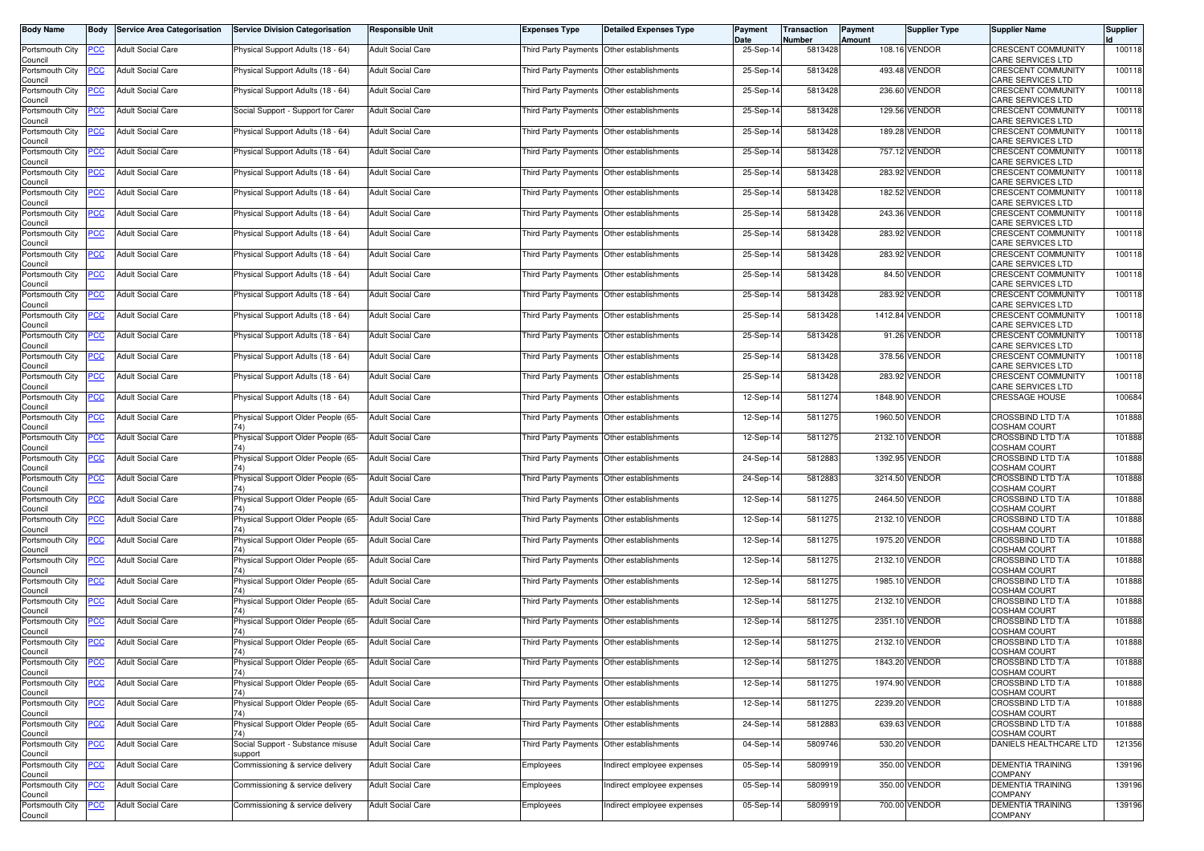| Body Name | Body | Service Area Categorisation | Service Division Categorisation | Responsible Unit | Expenses Type | Detailed Expenses Type | Payment Date | Transaction Number | Payment Amount | Supplier Type | Supplier Name | Supplier Id |
|---|---|---|---|---|---|---|---|---|---|---|---|---|
| Portsmouth City Council | PCC | Adult Social Care | Physical Support Adults (18 - 64) | Adult Social Care | Third Party Payments | Other establishments | 25-Sep-14 | 5813428 | 108.16 | VENDOR | CRESCENT COMMUNITY CARE SERVICES LTD | 100118 |
| Portsmouth City Council | PCC | Adult Social Care | Physical Support Adults (18 - 64) | Adult Social Care | Third Party Payments | Other establishments | 25-Sep-14 | 5813428 | 493.48 | VENDOR | CRESCENT COMMUNITY CARE SERVICES LTD | 100118 |
| Portsmouth City Council | PCC | Adult Social Care | Physical Support Adults (18 - 64) | Adult Social Care | Third Party Payments | Other establishments | 25-Sep-14 | 5813428 | 236.60 | VENDOR | CRESCENT COMMUNITY CARE SERVICES LTD | 100118 |
| Portsmouth City Council | PCC | Adult Social Care | Social Support - Support for Carer | Adult Social Care | Third Party Payments | Other establishments | 25-Sep-14 | 5813428 | 129.56 | VENDOR | CRESCENT COMMUNITY CARE SERVICES LTD | 100118 |
| Portsmouth City Council | PCC | Adult Social Care | Physical Support Adults (18 - 64) | Adult Social Care | Third Party Payments | Other establishments | 25-Sep-14 | 5813428 | 189.28 | VENDOR | CRESCENT COMMUNITY CARE SERVICES LTD | 100118 |
| Portsmouth City Council | PCC | Adult Social Care | Physical Support Adults (18 - 64) | Adult Social Care | Third Party Payments | Other establishments | 25-Sep-14 | 5813428 | 757.12 | VENDOR | CRESCENT COMMUNITY CARE SERVICES LTD | 100118 |
| Portsmouth City Council | PCC | Adult Social Care | Physical Support Adults (18 - 64) | Adult Social Care | Third Party Payments | Other establishments | 25-Sep-14 | 5813428 | 283.92 | VENDOR | CRESCENT COMMUNITY CARE SERVICES LTD | 100118 |
| Portsmouth City Council | PCC | Adult Social Care | Physical Support Adults (18 - 64) | Adult Social Care | Third Party Payments | Other establishments | 25-Sep-14 | 5813428 | 182.52 | VENDOR | CRESCENT COMMUNITY CARE SERVICES LTD | 100118 |
| Portsmouth City Council | PCC | Adult Social Care | Physical Support Adults (18 - 64) | Adult Social Care | Third Party Payments | Other establishments | 25-Sep-14 | 5813428 | 243.36 | VENDOR | CRESCENT COMMUNITY CARE SERVICES LTD | 100118 |
| Portsmouth City Council | PCC | Adult Social Care | Physical Support Adults (18 - 64) | Adult Social Care | Third Party Payments | Other establishments | 25-Sep-14 | 5813428 | 283.92 | VENDOR | CRESCENT COMMUNITY CARE SERVICES LTD | 100118 |
| Portsmouth City Council | PCC | Adult Social Care | Physical Support Adults (18 - 64) | Adult Social Care | Third Party Payments | Other establishments | 25-Sep-14 | 5813428 | 283.92 | VENDOR | CRESCENT COMMUNITY CARE SERVICES LTD | 100118 |
| Portsmouth City Council | PCC | Adult Social Care | Physical Support Adults (18 - 64) | Adult Social Care | Third Party Payments | Other establishments | 25-Sep-14 | 5813428 | 84.50 | VENDOR | CRESCENT COMMUNITY CARE SERVICES LTD | 100118 |
| Portsmouth City Council | PCC | Adult Social Care | Physical Support Adults (18 - 64) | Adult Social Care | Third Party Payments | Other establishments | 25-Sep-14 | 5813428 | 283.92 | VENDOR | CRESCENT COMMUNITY CARE SERVICES LTD | 100118 |
| Portsmouth City Council | PCC | Adult Social Care | Physical Support Adults (18 - 64) | Adult Social Care | Third Party Payments | Other establishments | 25-Sep-14 | 5813428 | 1412.84 | VENDOR | CRESCENT COMMUNITY CARE SERVICES LTD | 100118 |
| Portsmouth City Council | PCC | Adult Social Care | Physical Support Adults (18 - 64) | Adult Social Care | Third Party Payments | Other establishments | 25-Sep-14 | 5813428 | 91.26 | VENDOR | CRESCENT COMMUNITY CARE SERVICES LTD | 100118 |
| Portsmouth City Council | PCC | Adult Social Care | Physical Support Adults (18 - 64) | Adult Social Care | Third Party Payments | Other establishments | 25-Sep-14 | 5813428 | 378.56 | VENDOR | CRESCENT COMMUNITY CARE SERVICES LTD | 100118 |
| Portsmouth City Council | PCC | Adult Social Care | Physical Support Adults (18 - 64) | Adult Social Care | Third Party Payments | Other establishments | 25-Sep-14 | 5813428 | 283.92 | VENDOR | CRESCENT COMMUNITY CARE SERVICES LTD | 100118 |
| Portsmouth City Council | PCC | Adult Social Care | Physical Support Adults (18 - 64) | Adult Social Care | Third Party Payments | Other establishments | 12-Sep-14 | 5811274 | 1848.90 | VENDOR | CRESSAGE HOUSE | 100684 |
| Portsmouth City Council | PCC | Adult Social Care | Physical Support Older People (65-74) | Adult Social Care | Third Party Payments | Other establishments | 12-Sep-14 | 5811275 | 1960.50 | VENDOR | CROSSBIND LTD T/A COSHAM COURT | 101888 |
| Portsmouth City Council | PCC | Adult Social Care | Physical Support Older People (65-74) | Adult Social Care | Third Party Payments | Other establishments | 12-Sep-14 | 5811275 | 2132.10 | VENDOR | CROSSBIND LTD T/A COSHAM COURT | 101888 |
| Portsmouth City Council | PCC | Adult Social Care | Physical Support Older People (65-74) | Adult Social Care | Third Party Payments | Other establishments | 24-Sep-14 | 5812883 | 1392.95 | VENDOR | CROSSBIND LTD T/A COSHAM COURT | 101888 |
| Portsmouth City Council | PCC | Adult Social Care | Physical Support Older People (65-74) | Adult Social Care | Third Party Payments | Other establishments | 24-Sep-14 | 5812883 | 3214.50 | VENDOR | CROSSBIND LTD T/A COSHAM COURT | 101888 |
| Portsmouth City Council | PCC | Adult Social Care | Physical Support Older People (65-74) | Adult Social Care | Third Party Payments | Other establishments | 12-Sep-14 | 5811275 | 2464.50 | VENDOR | CROSSBIND LTD T/A COSHAM COURT | 101888 |
| Portsmouth City Council | PCC | Adult Social Care | Physical Support Older People (65-74) | Adult Social Care | Third Party Payments | Other establishments | 12-Sep-14 | 5811275 | 2132.10 | VENDOR | CROSSBIND LTD T/A COSHAM COURT | 101888 |
| Portsmouth City Council | PCC | Adult Social Care | Physical Support Older People (65-74) | Adult Social Care | Third Party Payments | Other establishments | 12-Sep-14 | 5811275 | 1975.20 | VENDOR | CROSSBIND LTD T/A COSHAM COURT | 101888 |
| Portsmouth City Council | PCC | Adult Social Care | Physical Support Older People (65-74) | Adult Social Care | Third Party Payments | Other establishments | 12-Sep-14 | 5811275 | 2132.10 | VENDOR | CROSSBIND LTD T/A COSHAM COURT | 101888 |
| Portsmouth City Council | PCC | Adult Social Care | Physical Support Older People (65-74) | Adult Social Care | Third Party Payments | Other establishments | 12-Sep-14 | 5811275 | 1985.10 | VENDOR | CROSSBIND LTD T/A COSHAM COURT | 101888 |
| Portsmouth City Council | PCC | Adult Social Care | Physical Support Older People (65-74) | Adult Social Care | Third Party Payments | Other establishments | 12-Sep-14 | 5811275 | 2132.10 | VENDOR | CROSSBIND LTD T/A COSHAM COURT | 101888 |
| Portsmouth City Council | PCC | Adult Social Care | Physical Support Older People (65-74) | Adult Social Care | Third Party Payments | Other establishments | 12-Sep-14 | 5811275 | 2351.10 | VENDOR | CROSSBIND LTD T/A COSHAM COURT | 101888 |
| Portsmouth City Council | PCC | Adult Social Care | Physical Support Older People (65-74) | Adult Social Care | Third Party Payments | Other establishments | 12-Sep-14 | 5811275 | 2132.10 | VENDOR | CROSSBIND LTD T/A COSHAM COURT | 101888 |
| Portsmouth City Council | PCC | Adult Social Care | Physical Support Older People (65-74) | Adult Social Care | Third Party Payments | Other establishments | 12-Sep-14 | 5811275 | 1843.20 | VENDOR | CROSSBIND LTD T/A COSHAM COURT | 101888 |
| Portsmouth City Council | PCC | Adult Social Care | Physical Support Older People (65-74) | Adult Social Care | Third Party Payments | Other establishments | 12-Sep-14 | 5811275 | 1974.90 | VENDOR | CROSSBIND LTD T/A COSHAM COURT | 101888 |
| Portsmouth City Council | PCC | Adult Social Care | Physical Support Older People (65-74) | Adult Social Care | Third Party Payments | Other establishments | 12-Sep-14 | 5811275 | 2239.20 | VENDOR | CROSSBIND LTD T/A COSHAM COURT | 101888 |
| Portsmouth City Council | PCC | Adult Social Care | Physical Support Older People (65-74) | Adult Social Care | Third Party Payments | Other establishments | 24-Sep-14 | 5812883 | 639.63 | VENDOR | CROSSBIND LTD T/A COSHAM COURT | 101888 |
| Portsmouth City Council | PCC | Adult Social Care | Social Support - Substance misuse support | Adult Social Care | Third Party Payments | Other establishments | 04-Sep-14 | 5809746 | 530.20 | VENDOR | DANIELS HEALTHCARE LTD | 121356 |
| Portsmouth City Council | PCC | Adult Social Care | Commissioning & service delivery | Adult Social Care | Employees | Indirect employee expenses | 05-Sep-14 | 5809919 | 350.00 | VENDOR | DEMENTIA TRAINING COMPANY | 139196 |
| Portsmouth City Council | PCC | Adult Social Care | Commissioning & service delivery | Adult Social Care | Employees | Indirect employee expenses | 05-Sep-14 | 5809919 | 350.00 | VENDOR | DEMENTIA TRAINING COMPANY | 139196 |
| Portsmouth City Council | PCC | Adult Social Care | Commissioning & service delivery | Adult Social Care | Employees | Indirect employee expenses | 05-Sep-14 | 5809919 | 700.00 | VENDOR | DEMENTIA TRAINING COMPANY | 139196 |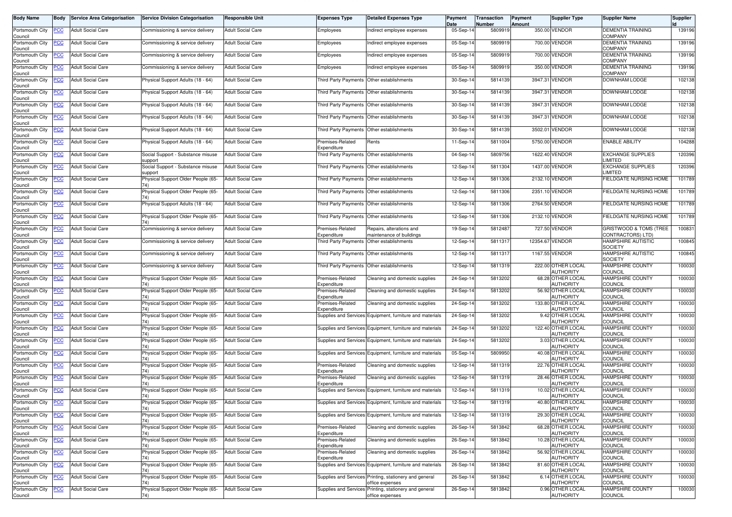| Body Name | Body | Service Area Categorisation | Service Division Categorisation | Responsible Unit | Expenses Type | Detailed Expenses Type | Payment Date | Transaction Number | Payment Amount | Supplier Type | Supplier Name | Supplier Id |
|---|---|---|---|---|---|---|---|---|---|---|---|---|
| Portsmouth City Council | PCC | Adult Social Care | Commissioning & service delivery | Adult Social Care | Employees | Indirect employee expenses | 05-Sep-14 | 5809919 | 350.00 | VENDOR | DEMENTIA TRAINING COMPANY | 139196 |
| Portsmouth City Council | PCC | Adult Social Care | Commissioning & service delivery | Adult Social Care | Employees | Indirect employee expenses | 05-Sep-14 | 5809919 | 700.00 | VENDOR | DEMENTIA TRAINING COMPANY | 139196 |
| Portsmouth City Council | PCC | Adult Social Care | Commissioning & service delivery | Adult Social Care | Employees | Indirect employee expenses | 05-Sep-14 | 5809919 | 700.00 | VENDOR | DEMENTIA TRAINING COMPANY | 139196 |
| Portsmouth City Council | PCC | Adult Social Care | Commissioning & service delivery | Adult Social Care | Employees | Indirect employee expenses | 05-Sep-14 | 5809919 | 350.00 | VENDOR | DEMENTIA TRAINING COMPANY | 139196 |
| Portsmouth City Council | PCC | Adult Social Care | Physical Support Adults (18 - 64) | Adult Social Care | Third Party Payments | Other establishments | 30-Sep-14 | 5814139 | 3947.31 | VENDOR | DOWNHAM LODGE | 102138 |
| Portsmouth City Council | PCC | Adult Social Care | Physical Support Adults (18 - 64) | Adult Social Care | Third Party Payments | Other establishments | 30-Sep-14 | 5814139 | 3947.31 | VENDOR | DOWNHAM LODGE | 102138 |
| Portsmouth City Council | PCC | Adult Social Care | Physical Support Adults (18 - 64) | Adult Social Care | Third Party Payments | Other establishments | 30-Sep-14 | 5814139 | 3947.31 | VENDOR | DOWNHAM LODGE | 102138 |
| Portsmouth City Council | PCC | Adult Social Care | Physical Support Adults (18 - 64) | Adult Social Care | Third Party Payments | Other establishments | 30-Sep-14 | 5814139 | 3947.31 | VENDOR | DOWNHAM LODGE | 102138 |
| Portsmouth City Council | PCC | Adult Social Care | Physical Support Adults (18 - 64) | Adult Social Care | Third Party Payments | Other establishments | 30-Sep-14 | 5814139 | 3502.01 | VENDOR | DOWNHAM LODGE | 102138 |
| Portsmouth City Council | PCC | Adult Social Care | Physical Support Adults (18 - 64) | Adult Social Care | Premises-Related Expenditure | Rents | 11-Sep-14 | 5811004 | 5750.00 | VENDOR | ENABLE ABILITY | 104288 |
| Portsmouth City Council | PCC | Adult Social Care | Social Support - Substance misuse support | Adult Social Care | Third Party Payments | Other establishments | 04-Sep-14 | 5809756 | 1622.40 | VENDOR | EXCHANGE SUPPLIES LIMITED | 120396 |
| Portsmouth City Council | PCC | Adult Social Care | Social Support - Substance misuse support | Adult Social Care | Third Party Payments | Other establishments | 12-Sep-14 | 5811304 | 1437.00 | VENDOR | EXCHANGE SUPPLIES LIMITED | 120396 |
| Portsmouth City Council | PCC | Adult Social Care | Physical Support Older People (65-74) | Adult Social Care | Third Party Payments | Other establishments | 12-Sep-14 | 5811306 | 2132.10 | VENDOR | FIELDGATE NURSING HOME | 101789 |
| Portsmouth City Council | PCC | Adult Social Care | Physical Support Older People (65-74) | Adult Social Care | Third Party Payments | Other establishments | 12-Sep-14 | 5811306 | 2351.10 | VENDOR | FIELDGATE NURSING HOME | 101789 |
| Portsmouth City Council | PCC | Adult Social Care | Physical Support Adults (18 - 64) | Adult Social Care | Third Party Payments | Other establishments | 12-Sep-14 | 5811306 | 2764.50 | VENDOR | FIELDGATE NURSING HOME | 101789 |
| Portsmouth City Council | PCC | Adult Social Care | Physical Support Older People (65-74) | Adult Social Care | Third Party Payments | Other establishments | 12-Sep-14 | 5811306 | 2132.10 | VENDOR | FIELDGATE NURSING HOME | 101789 |
| Portsmouth City Council | PCC | Adult Social Care | Commissioning & service delivery | Adult Social Care | Premises-Related Expenditure | Repairs, alterations and maintenance of buildings | 19-Sep-14 | 5812487 | 727.50 | VENDOR | GRISTWOOD & TOMS (TREE CONTRACTORS) LTD) | 100831 |
| Portsmouth City Council | PCC | Adult Social Care | Commissioning & service delivery | Adult Social Care | Third Party Payments | Other establishments | 12-Sep-14 | 5811317 | 12354.67 | VENDOR | HAMPSHIRE AUTISTIC SOCIETY | 100845 |
| Portsmouth City Council | PCC | Adult Social Care | Commissioning & service delivery | Adult Social Care | Third Party Payments | Other establishments | 12-Sep-14 | 5811317 | 1167.55 | VENDOR | HAMPSHIRE AUTISTIC SOCIETY | 100845 |
| Portsmouth City Council | PCC | Adult Social Care | Commissioning & service delivery | Adult Social Care | Third Party Payments | Other establishments | 12-Sep-14 | 5811319 | 222.00 | OTHER LOCAL AUTHORITY | HAMPSHIRE COUNTY COUNCIL | 100030 |
| Portsmouth City Council | PCC | Adult Social Care | Physical Support Older People (65-74) | Adult Social Care | Premises-Related Expenditure | Cleaning and domestic supplies | 24-Sep-14 | 5813202 | 68.28 | OTHER LOCAL AUTHORITY | HAMPSHIRE COUNTY COUNCIL | 100030 |
| Portsmouth City Council | PCC | Adult Social Care | Physical Support Older People (65-74) | Adult Social Care | Premises-Related Expenditure | Cleaning and domestic supplies | 24-Sep-14 | 5813202 | 56.92 | OTHER LOCAL AUTHORITY | HAMPSHIRE COUNTY COUNCIL | 100030 |
| Portsmouth City Council | PCC | Adult Social Care | Physical Support Older People (65-74) | Adult Social Care | Premises-Related Expenditure | Cleaning and domestic supplies | 24-Sep-14 | 5813202 | 133.80 | OTHER LOCAL AUTHORITY | HAMPSHIRE COUNTY COUNCIL | 100030 |
| Portsmouth City Council | PCC | Adult Social Care | Physical Support Older People (65-74) | Adult Social Care | Supplies and Services | Equipment, furniture and materials | 24-Sep-14 | 5813202 | 9.42 | OTHER LOCAL AUTHORITY | HAMPSHIRE COUNTY COUNCIL | 100030 |
| Portsmouth City Council | PCC | Adult Social Care | Physical Support Older People (65-74) | Adult Social Care | Supplies and Services | Equipment, furniture and materials | 24-Sep-14 | 5813202 | 122.40 | OTHER LOCAL AUTHORITY | HAMPSHIRE COUNTY COUNCIL | 100030 |
| Portsmouth City Council | PCC | Adult Social Care | Physical Support Older People (65-74) | Adult Social Care | Supplies and Services | Equipment, furniture and materials | 24-Sep-14 | 5813202 | 3.03 | OTHER LOCAL AUTHORITY | HAMPSHIRE COUNTY COUNCIL | 100030 |
| Portsmouth City Council | PCC | Adult Social Care | Physical Support Older People (65-74) | Adult Social Care | Supplies and Services | Equipment, furniture and materials | 05-Sep-14 | 5809950 | 40.08 | OTHER LOCAL AUTHORITY | HAMPSHIRE COUNTY COUNCIL | 100030 |
| Portsmouth City Council | PCC | Adult Social Care | Physical Support Older People (65-74) | Adult Social Care | Premises-Related Expenditure | Cleaning and domestic supplies | 12-Sep-14 | 5811319 | 22.76 | OTHER LOCAL AUTHORITY | HAMPSHIRE COUNTY COUNCIL | 100030 |
| Portsmouth City Council | PCC | Adult Social Care | Physical Support Older People (65-74) | Adult Social Care | Premises-Related Expenditure | Cleaning and domestic supplies | 12-Sep-14 | 5811319 | 28.46 | OTHER LOCAL AUTHORITY | HAMPSHIRE COUNTY COUNCIL | 100030 |
| Portsmouth City Council | PCC | Adult Social Care | Physical Support Older People (65-74) | Adult Social Care | Supplies and Services | Equipment, furniture and materials | 12-Sep-14 | 5811319 | 10.02 | OTHER LOCAL AUTHORITY | HAMPSHIRE COUNTY COUNCIL | 100030 |
| Portsmouth City Council | PCC | Adult Social Care | Physical Support Older People (65-74) | Adult Social Care | Supplies and Services | Equipment, furniture and materials | 12-Sep-14 | 5811319 | 40.80 | OTHER LOCAL AUTHORITY | HAMPSHIRE COUNTY COUNCIL | 100030 |
| Portsmouth City Council | PCC | Adult Social Care | Physical Support Older People (65-74) | Adult Social Care | Supplies and Services | Equipment, furniture and materials | 12-Sep-14 | 5811319 | 29.30 | OTHER LOCAL AUTHORITY | HAMPSHIRE COUNTY COUNCIL | 100030 |
| Portsmouth City Council | PCC | Adult Social Care | Physical Support Older People (65-74) | Adult Social Care | Premises-Related Expenditure | Cleaning and domestic supplies | 26-Sep-14 | 5813842 | 68.28 | OTHER LOCAL AUTHORITY | HAMPSHIRE COUNTY COUNCIL | 100030 |
| Portsmouth City Council | PCC | Adult Social Care | Physical Support Older People (65-74) | Adult Social Care | Premises-Related Expenditure | Cleaning and domestic supplies | 26-Sep-14 | 5813842 | 10.28 | OTHER LOCAL AUTHORITY | HAMPSHIRE COUNTY COUNCIL | 100030 |
| Portsmouth City Council | PCC | Adult Social Care | Physical Support Older People (65-74) | Adult Social Care | Premises-Related Expenditure | Cleaning and domestic supplies | 26-Sep-14 | 5813842 | 56.92 | OTHER LOCAL AUTHORITY | HAMPSHIRE COUNTY COUNCIL | 100030 |
| Portsmouth City Council | PCC | Adult Social Care | Physical Support Older People (65-74) | Adult Social Care | Supplies and Services | Equipment, furniture and materials | 26-Sep-14 | 5813842 | 81.60 | OTHER LOCAL AUTHORITY | HAMPSHIRE COUNTY COUNCIL | 100030 |
| Portsmouth City Council | PCC | Adult Social Care | Physical Support Older People (65-74) | Adult Social Care | Supplies and Services | Printing, stationery and general office expenses | 26-Sep-14 | 5813842 | 6.14 | OTHER LOCAL AUTHORITY | HAMPSHIRE COUNTY COUNCIL | 100030 |
| Portsmouth City Council | PCC | Adult Social Care | Physical Support Older People (65-74) | Adult Social Care | Supplies and Services | Printing, stationery and general office expenses | 26-Sep-14 | 5813842 | 0.96 | OTHER LOCAL AUTHORITY | HAMPSHIRE COUNTY COUNCIL | 100030 |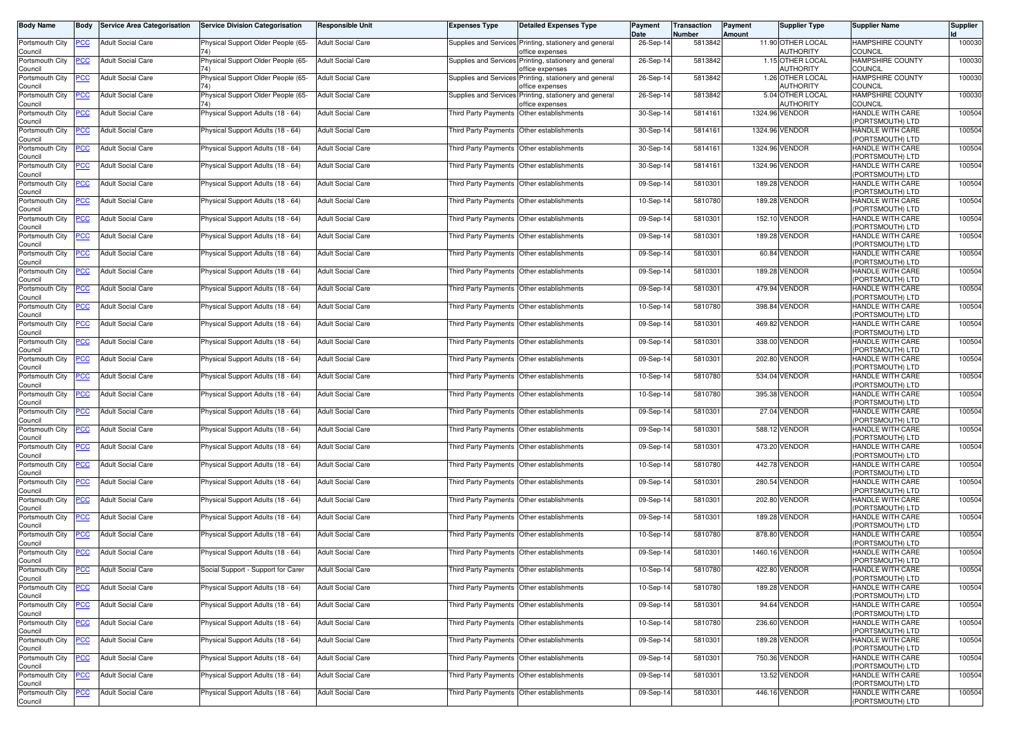| Body Name | Body | Service Area Categorisation | Service Division Categorisation | Responsible Unit | Expenses Type | Detailed Expenses Type | Payment Date | Transaction Number | Payment Amount | Supplier Type | Supplier Name | Supplier Id |
|---|---|---|---|---|---|---|---|---|---|---|---|---|
| Portsmouth City Council | PCC | Adult Social Care | Physical Support Older People (65-74) | Adult Social Care | Supplies and Services | Printing, stationery and general office expenses | 26-Sep-14 | 5813842 | 11.90 | OTHER LOCAL AUTHORITY | HAMPSHIRE COUNTY COUNCIL | 100030 |
| Portsmouth City Council | PCC | Adult Social Care | Physical Support Older People (65-74) | Adult Social Care | Supplies and Services | Printing, stationery and general office expenses | 26-Sep-14 | 5813842 | 1.15 | OTHER LOCAL AUTHORITY | HAMPSHIRE COUNTY COUNCIL | 100030 |
| Portsmouth City Council | PCC | Adult Social Care | Physical Support Older People (65-74) | Adult Social Care | Supplies and Services | Printing, stationery and general office expenses | 26-Sep-14 | 5813842 | 1.26 | OTHER LOCAL AUTHORITY | HAMPSHIRE COUNTY COUNCIL | 100030 |
| Portsmouth City Council | PCC | Adult Social Care | Physical Support Older People (65-74) | Adult Social Care | Supplies and Services | Printing, stationery and general office expenses | 26-Sep-14 | 5813842 | 5.04 | OTHER LOCAL AUTHORITY | HAMPSHIRE COUNTY COUNCIL | 100030 |
| Portsmouth City Council | PCC | Adult Social Care | Physical Support Adults (18 - 64) | Adult Social Care | Third Party Payments | Other establishments | 30-Sep-14 | 5814161 | 1324.96 | VENDOR | HANDLE WITH CARE (PORTSMOUTH) LTD | 100504 |
| Portsmouth City Council | PCC | Adult Social Care | Physical Support Adults (18 - 64) | Adult Social Care | Third Party Payments | Other establishments | 30-Sep-14 | 5814161 | 1324.96 | VENDOR | HANDLE WITH CARE (PORTSMOUTH) LTD | 100504 |
| Portsmouth City Council | PCC | Adult Social Care | Physical Support Adults (18 - 64) | Adult Social Care | Third Party Payments | Other establishments | 30-Sep-14 | 5814161 | 1324.96 | VENDOR | HANDLE WITH CARE (PORTSMOUTH) LTD | 100504 |
| Portsmouth City Council | PCC | Adult Social Care | Physical Support Adults (18 - 64) | Adult Social Care | Third Party Payments | Other establishments | 30-Sep-14 | 5814161 | 1324.96 | VENDOR | HANDLE WITH CARE (PORTSMOUTH) LTD | 100504 |
| Portsmouth City Council | PCC | Adult Social Care | Physical Support Adults (18 - 64) | Adult Social Care | Third Party Payments | Other establishments | 09-Sep-14 | 5810301 | 189.28 | VENDOR | HANDLE WITH CARE (PORTSMOUTH) LTD | 100504 |
| Portsmouth City Council | PCC | Adult Social Care | Physical Support Adults (18 - 64) | Adult Social Care | Third Party Payments | Other establishments | 10-Sep-14 | 5810780 | 189.28 | VENDOR | HANDLE WITH CARE (PORTSMOUTH) LTD | 100504 |
| Portsmouth City Council | PCC | Adult Social Care | Physical Support Adults (18 - 64) | Adult Social Care | Third Party Payments | Other establishments | 09-Sep-14 | 5810301 | 152.10 | VENDOR | HANDLE WITH CARE (PORTSMOUTH) LTD | 100504 |
| Portsmouth City Council | PCC | Adult Social Care | Physical Support Adults (18 - 64) | Adult Social Care | Third Party Payments | Other establishments | 09-Sep-14 | 5810301 | 189.28 | VENDOR | HANDLE WITH CARE (PORTSMOUTH) LTD | 100504 |
| Portsmouth City Council | PCC | Adult Social Care | Physical Support Adults (18 - 64) | Adult Social Care | Third Party Payments | Other establishments | 09-Sep-14 | 5810301 | 60.84 | VENDOR | HANDLE WITH CARE (PORTSMOUTH) LTD | 100504 |
| Portsmouth City Council | PCC | Adult Social Care | Physical Support Adults (18 - 64) | Adult Social Care | Third Party Payments | Other establishments | 09-Sep-14 | 5810301 | 189.28 | VENDOR | HANDLE WITH CARE (PORTSMOUTH) LTD | 100504 |
| Portsmouth City Council | PCC | Adult Social Care | Physical Support Adults (18 - 64) | Adult Social Care | Third Party Payments | Other establishments | 09-Sep-14 | 5810301 | 479.94 | VENDOR | HANDLE WITH CARE (PORTSMOUTH) LTD | 100504 |
| Portsmouth City Council | PCC | Adult Social Care | Physical Support Adults (18 - 64) | Adult Social Care | Third Party Payments | Other establishments | 10-Sep-14 | 5810780 | 398.84 | VENDOR | HANDLE WITH CARE (PORTSMOUTH) LTD | 100504 |
| Portsmouth City Council | PCC | Adult Social Care | Physical Support Adults (18 - 64) | Adult Social Care | Third Party Payments | Other establishments | 09-Sep-14 | 5810301 | 469.82 | VENDOR | HANDLE WITH CARE (PORTSMOUTH) LTD | 100504 |
| Portsmouth City Council | PCC | Adult Social Care | Physical Support Adults (18 - 64) | Adult Social Care | Third Party Payments | Other establishments | 09-Sep-14 | 5810301 | 338.00 | VENDOR | HANDLE WITH CARE (PORTSMOUTH) LTD | 100504 |
| Portsmouth City Council | PCC | Adult Social Care | Physical Support Adults (18 - 64) | Adult Social Care | Third Party Payments | Other establishments | 09-Sep-14 | 5810301 | 202.80 | VENDOR | HANDLE WITH CARE (PORTSMOUTH) LTD | 100504 |
| Portsmouth City Council | PCC | Adult Social Care | Physical Support Adults (18 - 64) | Adult Social Care | Third Party Payments | Other establishments | 10-Sep-14 | 5810780 | 534.04 | VENDOR | HANDLE WITH CARE (PORTSMOUTH) LTD | 100504 |
| Portsmouth City Council | PCC | Adult Social Care | Physical Support Adults (18 - 64) | Adult Social Care | Third Party Payments | Other establishments | 10-Sep-14 | 5810780 | 395.38 | VENDOR | HANDLE WITH CARE (PORTSMOUTH) LTD | 100504 |
| Portsmouth City Council | PCC | Adult Social Care | Physical Support Adults (18 - 64) | Adult Social Care | Third Party Payments | Other establishments | 09-Sep-14 | 5810301 | 27.04 | VENDOR | HANDLE WITH CARE (PORTSMOUTH) LTD | 100504 |
| Portsmouth City Council | PCC | Adult Social Care | Physical Support Adults (18 - 64) | Adult Social Care | Third Party Payments | Other establishments | 09-Sep-14 | 5810301 | 588.12 | VENDOR | HANDLE WITH CARE (PORTSMOUTH) LTD | 100504 |
| Portsmouth City Council | PCC | Adult Social Care | Physical Support Adults (18 - 64) | Adult Social Care | Third Party Payments | Other establishments | 09-Sep-14 | 5810301 | 473.20 | VENDOR | HANDLE WITH CARE (PORTSMOUTH) LTD | 100504 |
| Portsmouth City Council | PCC | Adult Social Care | Physical Support Adults (18 - 64) | Adult Social Care | Third Party Payments | Other establishments | 10-Sep-14 | 5810780 | 442.78 | VENDOR | HANDLE WITH CARE (PORTSMOUTH) LTD | 100504 |
| Portsmouth City Council | PCC | Adult Social Care | Physical Support Adults (18 - 64) | Adult Social Care | Third Party Payments | Other establishments | 09-Sep-14 | 5810301 | 280.54 | VENDOR | HANDLE WITH CARE (PORTSMOUTH) LTD | 100504 |
| Portsmouth City Council | PCC | Adult Social Care | Physical Support Adults (18 - 64) | Adult Social Care | Third Party Payments | Other establishments | 09-Sep-14 | 5810301 | 202.80 | VENDOR | HANDLE WITH CARE (PORTSMOUTH) LTD | 100504 |
| Portsmouth City Council | PCC | Adult Social Care | Physical Support Adults (18 - 64) | Adult Social Care | Third Party Payments | Other establishments | 09-Sep-14 | 5810301 | 189.28 | VENDOR | HANDLE WITH CARE (PORTSMOUTH) LTD | 100504 |
| Portsmouth City Council | PCC | Adult Social Care | Physical Support Adults (18 - 64) | Adult Social Care | Third Party Payments | Other establishments | 10-Sep-14 | 5810780 | 878.80 | VENDOR | HANDLE WITH CARE (PORTSMOUTH) LTD | 100504 |
| Portsmouth City Council | PCC | Adult Social Care | Physical Support Adults (18 - 64) | Adult Social Care | Third Party Payments | Other establishments | 09-Sep-14 | 5810301 | 1460.16 | VENDOR | HANDLE WITH CARE (PORTSMOUTH) LTD | 100504 |
| Portsmouth City Council | PCC | Adult Social Care | Social Support - Support for Carer | Adult Social Care | Third Party Payments | Other establishments | 10-Sep-14 | 5810780 | 422.80 | VENDOR | HANDLE WITH CARE (PORTSMOUTH) LTD | 100504 |
| Portsmouth City Council | PCC | Adult Social Care | Physical Support Adults (18 - 64) | Adult Social Care | Third Party Payments | Other establishments | 10-Sep-14 | 5810780 | 189.28 | VENDOR | HANDLE WITH CARE (PORTSMOUTH) LTD | 100504 |
| Portsmouth City Council | PCC | Adult Social Care | Physical Support Adults (18 - 64) | Adult Social Care | Third Party Payments | Other establishments | 09-Sep-14 | 5810301 | 94.64 | VENDOR | HANDLE WITH CARE (PORTSMOUTH) LTD | 100504 |
| Portsmouth City Council | PCC | Adult Social Care | Physical Support Adults (18 - 64) | Adult Social Care | Third Party Payments | Other establishments | 10-Sep-14 | 5810780 | 236.60 | VENDOR | HANDLE WITH CARE (PORTSMOUTH) LTD | 100504 |
| Portsmouth City Council | PCC | Adult Social Care | Physical Support Adults (18 - 64) | Adult Social Care | Third Party Payments | Other establishments | 09-Sep-14 | 5810301 | 189.28 | VENDOR | HANDLE WITH CARE (PORTSMOUTH) LTD | 100504 |
| Portsmouth City Council | PCC | Adult Social Care | Physical Support Adults (18 - 64) | Adult Social Care | Third Party Payments | Other establishments | 09-Sep-14 | 5810301 | 750.36 | VENDOR | HANDLE WITH CARE (PORTSMOUTH) LTD | 100504 |
| Portsmouth City Council | PCC | Adult Social Care | Physical Support Adults (18 - 64) | Adult Social Care | Third Party Payments | Other establishments | 09-Sep-14 | 5810301 | 13.52 | VENDOR | HANDLE WITH CARE (PORTSMOUTH) LTD | 100504 |
| Portsmouth City Council | PCC | Adult Social Care | Physical Support Adults (18 - 64) | Adult Social Care | Third Party Payments | Other establishments | 09-Sep-14 | 5810301 | 446.16 | VENDOR | HANDLE WITH CARE (PORTSMOUTH) LTD | 100504 |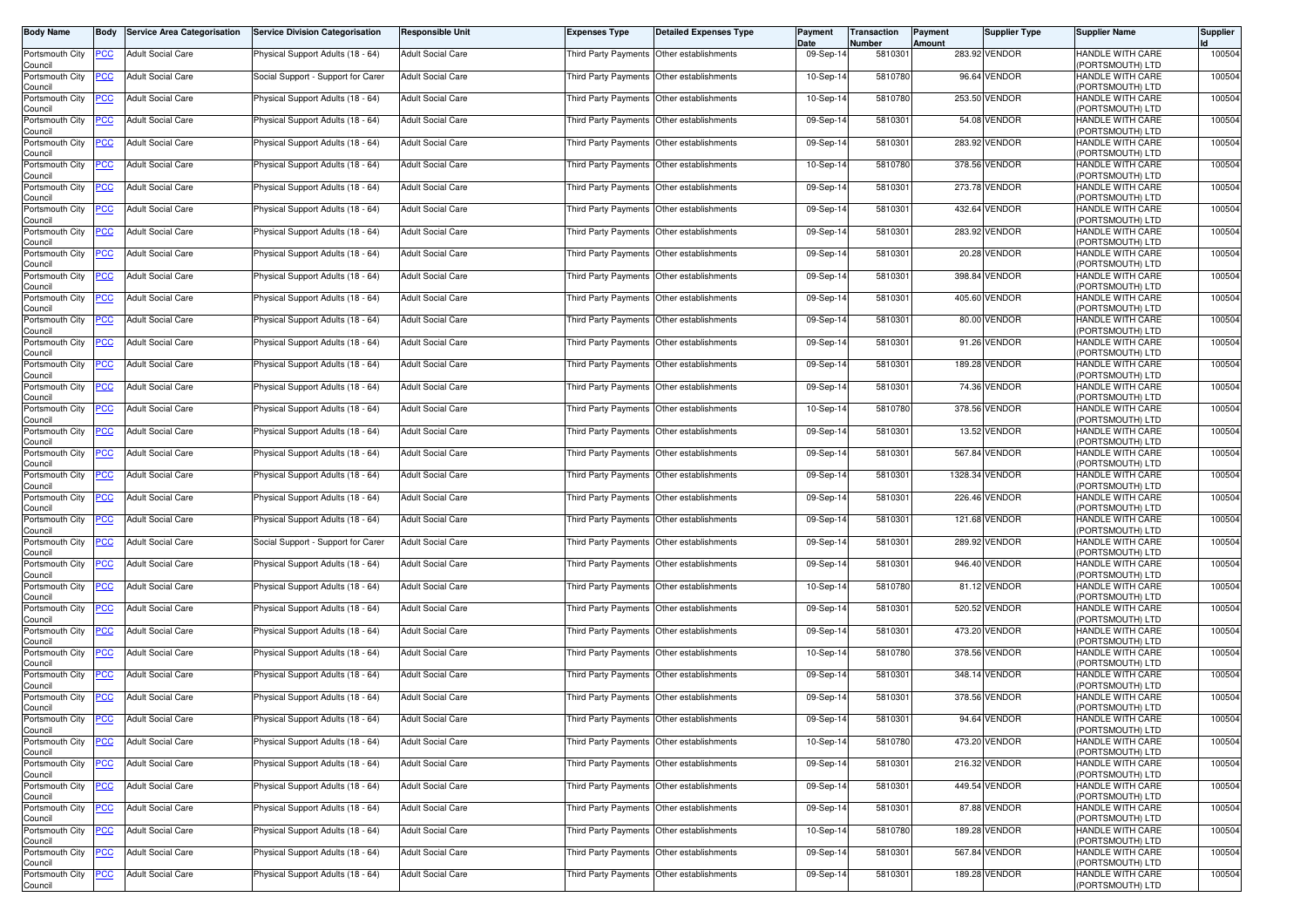| Body Name | Body | Service Area Categorisation | Service Division Categorisation | Responsible Unit | Expenses Type | Detailed Expenses Type | Payment Date | Transaction Number | Payment Amount | Supplier Type | Supplier Name | Supplier Id |
|---|---|---|---|---|---|---|---|---|---|---|---|---|
| Portsmouth City Council | PCC | Adult Social Care | Physical Support Adults (18 - 64) | Adult Social Care | Third Party Payments | Other establishments | 09-Sep-14 | 5810301 | 283.92 | VENDOR | HANDLE WITH CARE (PORTSMOUTH) LTD | 100504 |
| Portsmouth City Council | PCC | Adult Social Care | Social Support - Support for Carer | Adult Social Care | Third Party Payments | Other establishments | 10-Sep-14 | 5810780 | 96.64 | VENDOR | HANDLE WITH CARE (PORTSMOUTH) LTD | 100504 |
| Portsmouth City Council | PCC | Adult Social Care | Physical Support Adults (18 - 64) | Adult Social Care | Third Party Payments | Other establishments | 10-Sep-14 | 5810780 | 253.50 | VENDOR | HANDLE WITH CARE (PORTSMOUTH) LTD | 100504 |
| Portsmouth City Council | PCC | Adult Social Care | Physical Support Adults (18 - 64) | Adult Social Care | Third Party Payments | Other establishments | 09-Sep-14 | 5810301 | 54.08 | VENDOR | HANDLE WITH CARE (PORTSMOUTH) LTD | 100504 |
| Portsmouth City Council | PCC | Adult Social Care | Physical Support Adults (18 - 64) | Adult Social Care | Third Party Payments | Other establishments | 09-Sep-14 | 5810301 | 283.92 | VENDOR | HANDLE WITH CARE (PORTSMOUTH) LTD | 100504 |
| Portsmouth City Council | PCC | Adult Social Care | Physical Support Adults (18 - 64) | Adult Social Care | Third Party Payments | Other establishments | 10-Sep-14 | 5810780 | 378.56 | VENDOR | HANDLE WITH CARE (PORTSMOUTH) LTD | 100504 |
| Portsmouth City Council | PCC | Adult Social Care | Physical Support Adults (18 - 64) | Adult Social Care | Third Party Payments | Other establishments | 09-Sep-14 | 5810301 | 273.78 | VENDOR | HANDLE WITH CARE (PORTSMOUTH) LTD | 100504 |
| Portsmouth City Council | PCC | Adult Social Care | Physical Support Adults (18 - 64) | Adult Social Care | Third Party Payments | Other establishments | 09-Sep-14 | 5810301 | 432.64 | VENDOR | HANDLE WITH CARE (PORTSMOUTH) LTD | 100504 |
| Portsmouth City Council | PCC | Adult Social Care | Physical Support Adults (18 - 64) | Adult Social Care | Third Party Payments | Other establishments | 09-Sep-14 | 5810301 | 283.92 | VENDOR | HANDLE WITH CARE (PORTSMOUTH) LTD | 100504 |
| Portsmouth City Council | PCC | Adult Social Care | Physical Support Adults (18 - 64) | Adult Social Care | Third Party Payments | Other establishments | 09-Sep-14 | 5810301 | 20.28 | VENDOR | HANDLE WITH CARE (PORTSMOUTH) LTD | 100504 |
| Portsmouth City Council | PCC | Adult Social Care | Physical Support Adults (18 - 64) | Adult Social Care | Third Party Payments | Other establishments | 09-Sep-14 | 5810301 | 398.84 | VENDOR | HANDLE WITH CARE (PORTSMOUTH) LTD | 100504 |
| Portsmouth City Council | PCC | Adult Social Care | Physical Support Adults (18 - 64) | Adult Social Care | Third Party Payments | Other establishments | 09-Sep-14 | 5810301 | 405.60 | VENDOR | HANDLE WITH CARE (PORTSMOUTH) LTD | 100504 |
| Portsmouth City Council | PCC | Adult Social Care | Physical Support Adults (18 - 64) | Adult Social Care | Third Party Payments | Other establishments | 09-Sep-14 | 5810301 | 80.00 | VENDOR | HANDLE WITH CARE (PORTSMOUTH) LTD | 100504 |
| Portsmouth City Council | PCC | Adult Social Care | Physical Support Adults (18 - 64) | Adult Social Care | Third Party Payments | Other establishments | 09-Sep-14 | 5810301 | 91.26 | VENDOR | HANDLE WITH CARE (PORTSMOUTH) LTD | 100504 |
| Portsmouth City Council | PCC | Adult Social Care | Physical Support Adults (18 - 64) | Adult Social Care | Third Party Payments | Other establishments | 09-Sep-14 | 5810301 | 189.28 | VENDOR | HANDLE WITH CARE (PORTSMOUTH) LTD | 100504 |
| Portsmouth City Council | PCC | Adult Social Care | Physical Support Adults (18 - 64) | Adult Social Care | Third Party Payments | Other establishments | 09-Sep-14 | 5810301 | 74.36 | VENDOR | HANDLE WITH CARE (PORTSMOUTH) LTD | 100504 |
| Portsmouth City Council | PCC | Adult Social Care | Physical Support Adults (18 - 64) | Adult Social Care | Third Party Payments | Other establishments | 10-Sep-14 | 5810780 | 378.56 | VENDOR | HANDLE WITH CARE (PORTSMOUTH) LTD | 100504 |
| Portsmouth City Council | PCC | Adult Social Care | Physical Support Adults (18 - 64) | Adult Social Care | Third Party Payments | Other establishments | 09-Sep-14 | 5810301 | 13.52 | VENDOR | HANDLE WITH CARE (PORTSMOUTH) LTD | 100504 |
| Portsmouth City Council | PCC | Adult Social Care | Physical Support Adults (18 - 64) | Adult Social Care | Third Party Payments | Other establishments | 09-Sep-14 | 5810301 | 567.84 | VENDOR | HANDLE WITH CARE (PORTSMOUTH) LTD | 100504 |
| Portsmouth City Council | PCC | Adult Social Care | Physical Support Adults (18 - 64) | Adult Social Care | Third Party Payments | Other establishments | 09-Sep-14 | 5810301 | 1328.34 | VENDOR | HANDLE WITH CARE (PORTSMOUTH) LTD | 100504 |
| Portsmouth City Council | PCC | Adult Social Care | Physical Support Adults (18 - 64) | Adult Social Care | Third Party Payments | Other establishments | 09-Sep-14 | 5810301 | 226.46 | VENDOR | HANDLE WITH CARE (PORTSMOUTH) LTD | 100504 |
| Portsmouth City Council | PCC | Adult Social Care | Physical Support Adults (18 - 64) | Adult Social Care | Third Party Payments | Other establishments | 09-Sep-14 | 5810301 | 121.68 | VENDOR | HANDLE WITH CARE (PORTSMOUTH) LTD | 100504 |
| Portsmouth City Council | PCC | Adult Social Care | Social Support - Support for Carer | Adult Social Care | Third Party Payments | Other establishments | 09-Sep-14 | 5810301 | 289.92 | VENDOR | HANDLE WITH CARE (PORTSMOUTH) LTD | 100504 |
| Portsmouth City Council | PCC | Adult Social Care | Physical Support Adults (18 - 64) | Adult Social Care | Third Party Payments | Other establishments | 09-Sep-14 | 5810301 | 946.40 | VENDOR | HANDLE WITH CARE (PORTSMOUTH) LTD | 100504 |
| Portsmouth City Council | PCC | Adult Social Care | Physical Support Adults (18 - 64) | Adult Social Care | Third Party Payments | Other establishments | 10-Sep-14 | 5810780 | 81.12 | VENDOR | HANDLE WITH CARE (PORTSMOUTH) LTD | 100504 |
| Portsmouth City Council | PCC | Adult Social Care | Physical Support Adults (18 - 64) | Adult Social Care | Third Party Payments | Other establishments | 09-Sep-14 | 5810301 | 520.52 | VENDOR | HANDLE WITH CARE (PORTSMOUTH) LTD | 100504 |
| Portsmouth City Council | PCC | Adult Social Care | Physical Support Adults (18 - 64) | Adult Social Care | Third Party Payments | Other establishments | 09-Sep-14 | 5810301 | 473.20 | VENDOR | HANDLE WITH CARE (PORTSMOUTH) LTD | 100504 |
| Portsmouth City Council | PCC | Adult Social Care | Physical Support Adults (18 - 64) | Adult Social Care | Third Party Payments | Other establishments | 10-Sep-14 | 5810780 | 378.56 | VENDOR | HANDLE WITH CARE (PORTSMOUTH) LTD | 100504 |
| Portsmouth City Council | PCC | Adult Social Care | Physical Support Adults (18 - 64) | Adult Social Care | Third Party Payments | Other establishments | 09-Sep-14 | 5810301 | 348.14 | VENDOR | HANDLE WITH CARE (PORTSMOUTH) LTD | 100504 |
| Portsmouth City Council | PCC | Adult Social Care | Physical Support Adults (18 - 64) | Adult Social Care | Third Party Payments | Other establishments | 09-Sep-14 | 5810301 | 378.56 | VENDOR | HANDLE WITH CARE (PORTSMOUTH) LTD | 100504 |
| Portsmouth City Council | PCC | Adult Social Care | Physical Support Adults (18 - 64) | Adult Social Care | Third Party Payments | Other establishments | 09-Sep-14 | 5810301 | 94.64 | VENDOR | HANDLE WITH CARE (PORTSMOUTH) LTD | 100504 |
| Portsmouth City Council | PCC | Adult Social Care | Physical Support Adults (18 - 64) | Adult Social Care | Third Party Payments | Other establishments | 10-Sep-14 | 5810780 | 473.20 | VENDOR | HANDLE WITH CARE (PORTSMOUTH) LTD | 100504 |
| Portsmouth City Council | PCC | Adult Social Care | Physical Support Adults (18 - 64) | Adult Social Care | Third Party Payments | Other establishments | 09-Sep-14 | 5810301 | 216.32 | VENDOR | HANDLE WITH CARE (PORTSMOUTH) LTD | 100504 |
| Portsmouth City Council | PCC | Adult Social Care | Physical Support Adults (18 - 64) | Adult Social Care | Third Party Payments | Other establishments | 09-Sep-14 | 5810301 | 449.54 | VENDOR | HANDLE WITH CARE (PORTSMOUTH) LTD | 100504 |
| Portsmouth City Council | PCC | Adult Social Care | Physical Support Adults (18 - 64) | Adult Social Care | Third Party Payments | Other establishments | 09-Sep-14 | 5810301 | 87.88 | VENDOR | HANDLE WITH CARE (PORTSMOUTH) LTD | 100504 |
| Portsmouth City Council | PCC | Adult Social Care | Physical Support Adults (18 - 64) | Adult Social Care | Third Party Payments | Other establishments | 10-Sep-14 | 5810780 | 189.28 | VENDOR | HANDLE WITH CARE (PORTSMOUTH) LTD | 100504 |
| Portsmouth City Council | PCC | Adult Social Care | Physical Support Adults (18 - 64) | Adult Social Care | Third Party Payments | Other establishments | 09-Sep-14 | 5810301 | 567.84 | VENDOR | HANDLE WITH CARE (PORTSMOUTH) LTD | 100504 |
| Portsmouth City Council | PCC | Adult Social Care | Physical Support Adults (18 - 64) | Adult Social Care | Third Party Payments | Other establishments | 09-Sep-14 | 5810301 | 189.28 | VENDOR | HANDLE WITH CARE (PORTSMOUTH) LTD | 100504 |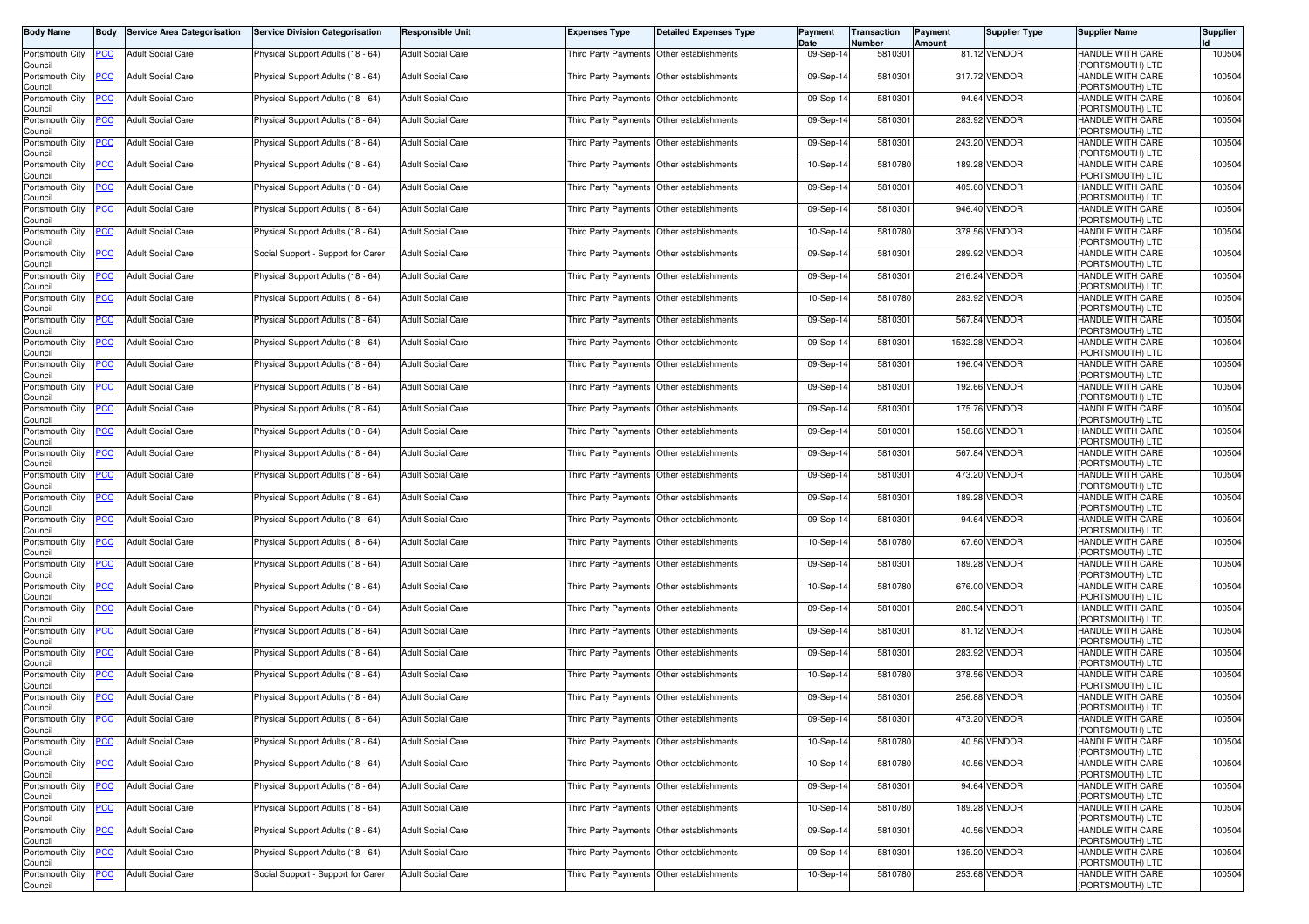| Body Name | Body | Service Area Categorisation | Service Division Categorisation | Responsible Unit | Expenses Type | Detailed Expenses Type | Payment Date | Transaction Number | Payment Amount | Supplier Type | Supplier Name | Supplier Id |
|---|---|---|---|---|---|---|---|---|---|---|---|---|
| Portsmouth City Council | PCC | Adult Social Care | Physical Support Adults (18 - 64) | Adult Social Care | Third Party Payments | Other establishments | 09-Sep-14 | 5810301 | 81.12 | VENDOR | HANDLE WITH CARE (PORTSMOUTH) LTD | 100504 |
| Portsmouth City Council | PCC | Adult Social Care | Physical Support Adults (18 - 64) | Adult Social Care | Third Party Payments | Other establishments | 09-Sep-14 | 5810301 | 317.72 | VENDOR | HANDLE WITH CARE (PORTSMOUTH) LTD | 100504 |
| Portsmouth City Council | PCC | Adult Social Care | Physical Support Adults (18 - 64) | Adult Social Care | Third Party Payments | Other establishments | 09-Sep-14 | 5810301 | 94.64 | VENDOR | HANDLE WITH CARE (PORTSMOUTH) LTD | 100504 |
| Portsmouth City Council | PCC | Adult Social Care | Physical Support Adults (18 - 64) | Adult Social Care | Third Party Payments | Other establishments | 09-Sep-14 | 5810301 | 283.92 | VENDOR | HANDLE WITH CARE (PORTSMOUTH) LTD | 100504 |
| Portsmouth City Council | PCC | Adult Social Care | Physical Support Adults (18 - 64) | Adult Social Care | Third Party Payments | Other establishments | 09-Sep-14 | 5810301 | 243.20 | VENDOR | HANDLE WITH CARE (PORTSMOUTH) LTD | 100504 |
| Portsmouth City Council | PCC | Adult Social Care | Physical Support Adults (18 - 64) | Adult Social Care | Third Party Payments | Other establishments | 10-Sep-14 | 5810780 | 189.28 | VENDOR | HANDLE WITH CARE (PORTSMOUTH) LTD | 100504 |
| Portsmouth City Council | PCC | Adult Social Care | Physical Support Adults (18 - 64) | Adult Social Care | Third Party Payments | Other establishments | 09-Sep-14 | 5810301 | 405.60 | VENDOR | HANDLE WITH CARE (PORTSMOUTH) LTD | 100504 |
| Portsmouth City Council | PCC | Adult Social Care | Physical Support Adults (18 - 64) | Adult Social Care | Third Party Payments | Other establishments | 09-Sep-14 | 5810301 | 946.40 | VENDOR | HANDLE WITH CARE (PORTSMOUTH) LTD | 100504 |
| Portsmouth City Council | PCC | Adult Social Care | Physical Support Adults (18 - 64) | Adult Social Care | Third Party Payments | Other establishments | 10-Sep-14 | 5810780 | 378.56 | VENDOR | HANDLE WITH CARE (PORTSMOUTH) LTD | 100504 |
| Portsmouth City Council | PCC | Adult Social Care | Social Support - Support for Carer | Adult Social Care | Third Party Payments | Other establishments | 09-Sep-14 | 5810301 | 289.92 | VENDOR | HANDLE WITH CARE (PORTSMOUTH) LTD | 100504 |
| Portsmouth City Council | PCC | Adult Social Care | Physical Support Adults (18 - 64) | Adult Social Care | Third Party Payments | Other establishments | 09-Sep-14 | 5810301 | 216.24 | VENDOR | HANDLE WITH CARE (PORTSMOUTH) LTD | 100504 |
| Portsmouth City Council | PCC | Adult Social Care | Physical Support Adults (18 - 64) | Adult Social Care | Third Party Payments | Other establishments | 10-Sep-14 | 5810780 | 283.92 | VENDOR | HANDLE WITH CARE (PORTSMOUTH) LTD | 100504 |
| Portsmouth City Council | PCC | Adult Social Care | Physical Support Adults (18 - 64) | Adult Social Care | Third Party Payments | Other establishments | 09-Sep-14 | 5810301 | 567.84 | VENDOR | HANDLE WITH CARE (PORTSMOUTH) LTD | 100504 |
| Portsmouth City Council | PCC | Adult Social Care | Physical Support Adults (18 - 64) | Adult Social Care | Third Party Payments | Other establishments | 09-Sep-14 | 5810301 | 1532.28 | VENDOR | HANDLE WITH CARE (PORTSMOUTH) LTD | 100504 |
| Portsmouth City Council | PCC | Adult Social Care | Physical Support Adults (18 - 64) | Adult Social Care | Third Party Payments | Other establishments | 09-Sep-14 | 5810301 | 196.04 | VENDOR | HANDLE WITH CARE (PORTSMOUTH) LTD | 100504 |
| Portsmouth City Council | PCC | Adult Social Care | Physical Support Adults (18 - 64) | Adult Social Care | Third Party Payments | Other establishments | 09-Sep-14 | 5810301 | 192.66 | VENDOR | HANDLE WITH CARE (PORTSMOUTH) LTD | 100504 |
| Portsmouth City Council | PCC | Adult Social Care | Physical Support Adults (18 - 64) | Adult Social Care | Third Party Payments | Other establishments | 09-Sep-14 | 5810301 | 175.76 | VENDOR | HANDLE WITH CARE (PORTSMOUTH) LTD | 100504 |
| Portsmouth City Council | PCC | Adult Social Care | Physical Support Adults (18 - 64) | Adult Social Care | Third Party Payments | Other establishments | 09-Sep-14 | 5810301 | 158.86 | VENDOR | HANDLE WITH CARE (PORTSMOUTH) LTD | 100504 |
| Portsmouth City Council | PCC | Adult Social Care | Physical Support Adults (18 - 64) | Adult Social Care | Third Party Payments | Other establishments | 09-Sep-14 | 5810301 | 567.84 | VENDOR | HANDLE WITH CARE (PORTSMOUTH) LTD | 100504 |
| Portsmouth City Council | PCC | Adult Social Care | Physical Support Adults (18 - 64) | Adult Social Care | Third Party Payments | Other establishments | 09-Sep-14 | 5810301 | 473.20 | VENDOR | HANDLE WITH CARE (PORTSMOUTH) LTD | 100504 |
| Portsmouth City Council | PCC | Adult Social Care | Physical Support Adults (18 - 64) | Adult Social Care | Third Party Payments | Other establishments | 09-Sep-14 | 5810301 | 189.28 | VENDOR | HANDLE WITH CARE (PORTSMOUTH) LTD | 100504 |
| Portsmouth City Council | PCC | Adult Social Care | Physical Support Adults (18 - 64) | Adult Social Care | Third Party Payments | Other establishments | 09-Sep-14 | 5810301 | 94.64 | VENDOR | HANDLE WITH CARE (PORTSMOUTH) LTD | 100504 |
| Portsmouth City Council | PCC | Adult Social Care | Physical Support Adults (18 - 64) | Adult Social Care | Third Party Payments | Other establishments | 10-Sep-14 | 5810780 | 67.60 | VENDOR | HANDLE WITH CARE (PORTSMOUTH) LTD | 100504 |
| Portsmouth City Council | PCC | Adult Social Care | Physical Support Adults (18 - 64) | Adult Social Care | Third Party Payments | Other establishments | 09-Sep-14 | 5810301 | 189.28 | VENDOR | HANDLE WITH CARE (PORTSMOUTH) LTD | 100504 |
| Portsmouth City Council | PCC | Adult Social Care | Physical Support Adults (18 - 64) | Adult Social Care | Third Party Payments | Other establishments | 10-Sep-14 | 5810780 | 676.00 | VENDOR | HANDLE WITH CARE (PORTSMOUTH) LTD | 100504 |
| Portsmouth City Council | PCC | Adult Social Care | Physical Support Adults (18 - 64) | Adult Social Care | Third Party Payments | Other establishments | 09-Sep-14 | 5810301 | 280.54 | VENDOR | HANDLE WITH CARE (PORTSMOUTH) LTD | 100504 |
| Portsmouth City Council | PCC | Adult Social Care | Physical Support Adults (18 - 64) | Adult Social Care | Third Party Payments | Other establishments | 09-Sep-14 | 5810301 | 81.12 | VENDOR | HANDLE WITH CARE (PORTSMOUTH) LTD | 100504 |
| Portsmouth City Council | PCC | Adult Social Care | Physical Support Adults (18 - 64) | Adult Social Care | Third Party Payments | Other establishments | 09-Sep-14 | 5810301 | 283.92 | VENDOR | HANDLE WITH CARE (PORTSMOUTH) LTD | 100504 |
| Portsmouth City Council | PCC | Adult Social Care | Physical Support Adults (18 - 64) | Adult Social Care | Third Party Payments | Other establishments | 10-Sep-14 | 5810780 | 378.56 | VENDOR | HANDLE WITH CARE (PORTSMOUTH) LTD | 100504 |
| Portsmouth City Council | PCC | Adult Social Care | Physical Support Adults (18 - 64) | Adult Social Care | Third Party Payments | Other establishments | 09-Sep-14 | 5810301 | 256.88 | VENDOR | HANDLE WITH CARE (PORTSMOUTH) LTD | 100504 |
| Portsmouth City Council | PCC | Adult Social Care | Physical Support Adults (18 - 64) | Adult Social Care | Third Party Payments | Other establishments | 09-Sep-14 | 5810301 | 473.20 | VENDOR | HANDLE WITH CARE (PORTSMOUTH) LTD | 100504 |
| Portsmouth City Council | PCC | Adult Social Care | Physical Support Adults (18 - 64) | Adult Social Care | Third Party Payments | Other establishments | 10-Sep-14 | 5810780 | 40.56 | VENDOR | HANDLE WITH CARE (PORTSMOUTH) LTD | 100504 |
| Portsmouth City Council | PCC | Adult Social Care | Physical Support Adults (18 - 64) | Adult Social Care | Third Party Payments | Other establishments | 10-Sep-14 | 5810780 | 40.56 | VENDOR | HANDLE WITH CARE (PORTSMOUTH) LTD | 100504 |
| Portsmouth City Council | PCC | Adult Social Care | Physical Support Adults (18 - 64) | Adult Social Care | Third Party Payments | Other establishments | 09-Sep-14 | 5810301 | 94.64 | VENDOR | HANDLE WITH CARE (PORTSMOUTH) LTD | 100504 |
| Portsmouth City Council | PCC | Adult Social Care | Physical Support Adults (18 - 64) | Adult Social Care | Third Party Payments | Other establishments | 10-Sep-14 | 5810780 | 189.28 | VENDOR | HANDLE WITH CARE (PORTSMOUTH) LTD | 100504 |
| Portsmouth City Council | PCC | Adult Social Care | Physical Support Adults (18 - 64) | Adult Social Care | Third Party Payments | Other establishments | 09-Sep-14 | 5810301 | 40.56 | VENDOR | HANDLE WITH CARE (PORTSMOUTH) LTD | 100504 |
| Portsmouth City Council | PCC | Adult Social Care | Physical Support Adults (18 - 64) | Adult Social Care | Third Party Payments | Other establishments | 09-Sep-14 | 5810301 | 135.20 | VENDOR | HANDLE WITH CARE (PORTSMOUTH) LTD | 100504 |
| Portsmouth City Council | PCC | Adult Social Care | Social Support - Support for Carer | Adult Social Care | Third Party Payments | Other establishments | 10-Sep-14 | 5810780 | 253.68 | VENDOR | HANDLE WITH CARE (PORTSMOUTH) LTD | 100504 |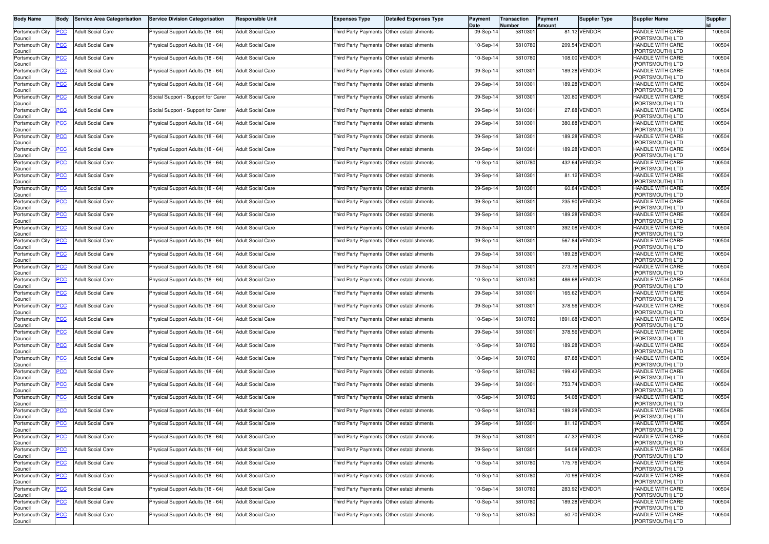| Body Name | Body | Service Area Categorisation | Service Division Categorisation | Responsible Unit | Expenses Type | Detailed Expenses Type | Payment Date | Transaction Number | Payment Amount | Supplier Type | Supplier Name | Supplier Id |
|---|---|---|---|---|---|---|---|---|---|---|---|---|
| Portsmouth City Council | PCC | Adult Social Care | Physical Support Adults (18 - 64) | Adult Social Care | Third Party Payments | Other establishments | 09-Sep-14 | 5810301 | 81.12 | VENDOR | HANDLE WITH CARE (PORTSMOUTH) LTD | 100504 |
| Portsmouth City Council | PCC | Adult Social Care | Physical Support Adults (18 - 64) | Adult Social Care | Third Party Payments | Other establishments | 10-Sep-14 | 5810780 | 209.54 | VENDOR | HANDLE WITH CARE (PORTSMOUTH) LTD | 100504 |
| Portsmouth City Council | PCC | Adult Social Care | Physical Support Adults (18 - 64) | Adult Social Care | Third Party Payments | Other establishments | 10-Sep-14 | 5810780 | 108.00 | VENDOR | HANDLE WITH CARE (PORTSMOUTH) LTD | 100504 |
| Portsmouth City Council | PCC | Adult Social Care | Physical Support Adults (18 - 64) | Adult Social Care | Third Party Payments | Other establishments | 09-Sep-14 | 5810301 | 189.28 | VENDOR | HANDLE WITH CARE (PORTSMOUTH) LTD | 100504 |
| Portsmouth City Council | PCC | Adult Social Care | Physical Support Adults (18 - 64) | Adult Social Care | Third Party Payments | Other establishments | 09-Sep-14 | 5810301 | 189.28 | VENDOR | HANDLE WITH CARE (PORTSMOUTH) LTD | 100504 |
| Portsmouth City Council | PCC | Adult Social Care | Social Support - Support for Carer | Adult Social Care | Third Party Payments | Other establishments | 09-Sep-14 | 5810301 | 120.80 | VENDOR | HANDLE WITH CARE (PORTSMOUTH) LTD | 100504 |
| Portsmouth City Council | PCC | Adult Social Care | Social Support - Support for Carer | Adult Social Care | Third Party Payments | Other establishments | 09-Sep-14 | 5810301 | 27.88 | VENDOR | HANDLE WITH CARE (PORTSMOUTH) LTD | 100504 |
| Portsmouth City Council | PCC | Adult Social Care | Physical Support Adults (18 - 64) | Adult Social Care | Third Party Payments | Other establishments | 09-Sep-14 | 5810301 | 380.88 | VENDOR | HANDLE WITH CARE (PORTSMOUTH) LTD | 100504 |
| Portsmouth City Council | PCC | Adult Social Care | Physical Support Adults (18 - 64) | Adult Social Care | Third Party Payments | Other establishments | 09-Sep-14 | 5810301 | 189.28 | VENDOR | HANDLE WITH CARE (PORTSMOUTH) LTD | 100504 |
| Portsmouth City Council | PCC | Adult Social Care | Physical Support Adults (18 - 64) | Adult Social Care | Third Party Payments | Other establishments | 09-Sep-14 | 5810301 | 189.28 | VENDOR | HANDLE WITH CARE (PORTSMOUTH) LTD | 100504 |
| Portsmouth City Council | PCC | Adult Social Care | Physical Support Adults (18 - 64) | Adult Social Care | Third Party Payments | Other establishments | 10-Sep-14 | 5810780 | 432.64 | VENDOR | HANDLE WITH CARE (PORTSMOUTH) LTD | 100504 |
| Portsmouth City Council | PCC | Adult Social Care | Physical Support Adults (18 - 64) | Adult Social Care | Third Party Payments | Other establishments | 09-Sep-14 | 5810301 | 81.12 | VENDOR | HANDLE WITH CARE (PORTSMOUTH) LTD | 100504 |
| Portsmouth City Council | PCC | Adult Social Care | Physical Support Adults (18 - 64) | Adult Social Care | Third Party Payments | Other establishments | 09-Sep-14 | 5810301 | 60.84 | VENDOR | HANDLE WITH CARE (PORTSMOUTH) LTD | 100504 |
| Portsmouth City Council | PCC | Adult Social Care | Physical Support Adults (18 - 64) | Adult Social Care | Third Party Payments | Other establishments | 09-Sep-14 | 5810301 | 235.90 | VENDOR | HANDLE WITH CARE (PORTSMOUTH) LTD | 100504 |
| Portsmouth City Council | PCC | Adult Social Care | Physical Support Adults (18 - 64) | Adult Social Care | Third Party Payments | Other establishments | 09-Sep-14 | 5810301 | 189.28 | VENDOR | HANDLE WITH CARE (PORTSMOUTH) LTD | 100504 |
| Portsmouth City Council | PCC | Adult Social Care | Physical Support Adults (18 - 64) | Adult Social Care | Third Party Payments | Other establishments | 09-Sep-14 | 5810301 | 392.08 | VENDOR | HANDLE WITH CARE (PORTSMOUTH) LTD | 100504 |
| Portsmouth City Council | PCC | Adult Social Care | Physical Support Adults (18 - 64) | Adult Social Care | Third Party Payments | Other establishments | 09-Sep-14 | 5810301 | 567.84 | VENDOR | HANDLE WITH CARE (PORTSMOUTH) LTD | 100504 |
| Portsmouth City Council | PCC | Adult Social Care | Physical Support Adults (18 - 64) | Adult Social Care | Third Party Payments | Other establishments | 09-Sep-14 | 5810301 | 189.28 | VENDOR | HANDLE WITH CARE (PORTSMOUTH) LTD | 100504 |
| Portsmouth City Council | PCC | Adult Social Care | Physical Support Adults (18 - 64) | Adult Social Care | Third Party Payments | Other establishments | 09-Sep-14 | 5810301 | 273.78 | VENDOR | HANDLE WITH CARE (PORTSMOUTH) LTD | 100504 |
| Portsmouth City Council | PCC | Adult Social Care | Physical Support Adults (18 - 64) | Adult Social Care | Third Party Payments | Other establishments | 10-Sep-14 | 5810780 | 486.68 | VENDOR | HANDLE WITH CARE (PORTSMOUTH) LTD | 100504 |
| Portsmouth City Council | PCC | Adult Social Care | Physical Support Adults (18 - 64) | Adult Social Care | Third Party Payments | Other establishments | 09-Sep-14 | 5810301 | 165.62 | VENDOR | HANDLE WITH CARE (PORTSMOUTH) LTD | 100504 |
| Portsmouth City Council | PCC | Adult Social Care | Physical Support Adults (18 - 64) | Adult Social Care | Third Party Payments | Other establishments | 09-Sep-14 | 5810301 | 378.56 | VENDOR | HANDLE WITH CARE (PORTSMOUTH) LTD | 100504 |
| Portsmouth City Council | PCC | Adult Social Care | Physical Support Adults (18 - 64) | Adult Social Care | Third Party Payments | Other establishments | 10-Sep-14 | 5810780 | 1891.68 | VENDOR | HANDLE WITH CARE (PORTSMOUTH) LTD | 100504 |
| Portsmouth City Council | PCC | Adult Social Care | Physical Support Adults (18 - 64) | Adult Social Care | Third Party Payments | Other establishments | 09-Sep-14 | 5810301 | 378.56 | VENDOR | HANDLE WITH CARE (PORTSMOUTH) LTD | 100504 |
| Portsmouth City Council | PCC | Adult Social Care | Physical Support Adults (18 - 64) | Adult Social Care | Third Party Payments | Other establishments | 10-Sep-14 | 5810780 | 189.28 | VENDOR | HANDLE WITH CARE (PORTSMOUTH) LTD | 100504 |
| Portsmouth City Council | PCC | Adult Social Care | Physical Support Adults (18 - 64) | Adult Social Care | Third Party Payments | Other establishments | 10-Sep-14 | 5810780 | 87.88 | VENDOR | HANDLE WITH CARE (PORTSMOUTH) LTD | 100504 |
| Portsmouth City Council | PCC | Adult Social Care | Physical Support Adults (18 - 64) | Adult Social Care | Third Party Payments | Other establishments | 10-Sep-14 | 5810780 | 199.42 | VENDOR | HANDLE WITH CARE (PORTSMOUTH) LTD | 100504 |
| Portsmouth City Council | PCC | Adult Social Care | Physical Support Adults (18 - 64) | Adult Social Care | Third Party Payments | Other establishments | 09-Sep-14 | 5810301 | 753.74 | VENDOR | HANDLE WITH CARE (PORTSMOUTH) LTD | 100504 |
| Portsmouth City Council | PCC | Adult Social Care | Physical Support Adults (18 - 64) | Adult Social Care | Third Party Payments | Other establishments | 10-Sep-14 | 5810780 | 54.08 | VENDOR | HANDLE WITH CARE (PORTSMOUTH) LTD | 100504 |
| Portsmouth City Council | PCC | Adult Social Care | Physical Support Adults (18 - 64) | Adult Social Care | Third Party Payments | Other establishments | 10-Sep-14 | 5810780 | 189.28 | VENDOR | HANDLE WITH CARE (PORTSMOUTH) LTD | 100504 |
| Portsmouth City Council | PCC | Adult Social Care | Physical Support Adults (18 - 64) | Adult Social Care | Third Party Payments | Other establishments | 09-Sep-14 | 5810301 | 81.12 | VENDOR | HANDLE WITH CARE (PORTSMOUTH) LTD | 100504 |
| Portsmouth City Council | PCC | Adult Social Care | Physical Support Adults (18 - 64) | Adult Social Care | Third Party Payments | Other establishments | 09-Sep-14 | 5810301 | 47.32 | VENDOR | HANDLE WITH CARE (PORTSMOUTH) LTD | 100504 |
| Portsmouth City Council | PCC | Adult Social Care | Physical Support Adults (18 - 64) | Adult Social Care | Third Party Payments | Other establishments | 09-Sep-14 | 5810301 | 54.08 | VENDOR | HANDLE WITH CARE (PORTSMOUTH) LTD | 100504 |
| Portsmouth City Council | PCC | Adult Social Care | Physical Support Adults (18 - 64) | Adult Social Care | Third Party Payments | Other establishments | 10-Sep-14 | 5810780 | 175.76 | VENDOR | HANDLE WITH CARE (PORTSMOUTH) LTD | 100504 |
| Portsmouth City Council | PCC | Adult Social Care | Physical Support Adults (18 - 64) | Adult Social Care | Third Party Payments | Other establishments | 10-Sep-14 | 5810780 | 70.98 | VENDOR | HANDLE WITH CARE (PORTSMOUTH) LTD | 100504 |
| Portsmouth City Council | PCC | Adult Social Care | Physical Support Adults (18 - 64) | Adult Social Care | Third Party Payments | Other establishments | 10-Sep-14 | 5810780 | 283.92 | VENDOR | HANDLE WITH CARE (PORTSMOUTH) LTD | 100504 |
| Portsmouth City Council | PCC | Adult Social Care | Physical Support Adults (18 - 64) | Adult Social Care | Third Party Payments | Other establishments | 10-Sep-14 | 5810780 | 189.28 | VENDOR | HANDLE WITH CARE (PORTSMOUTH) LTD | 100504 |
| Portsmouth City Council | PCC | Adult Social Care | Physical Support Adults (18 - 64) | Adult Social Care | Third Party Payments | Other establishments | 10-Sep-14 | 5810780 | 50.70 | VENDOR | HANDLE WITH CARE (PORTSMOUTH) LTD | 100504 |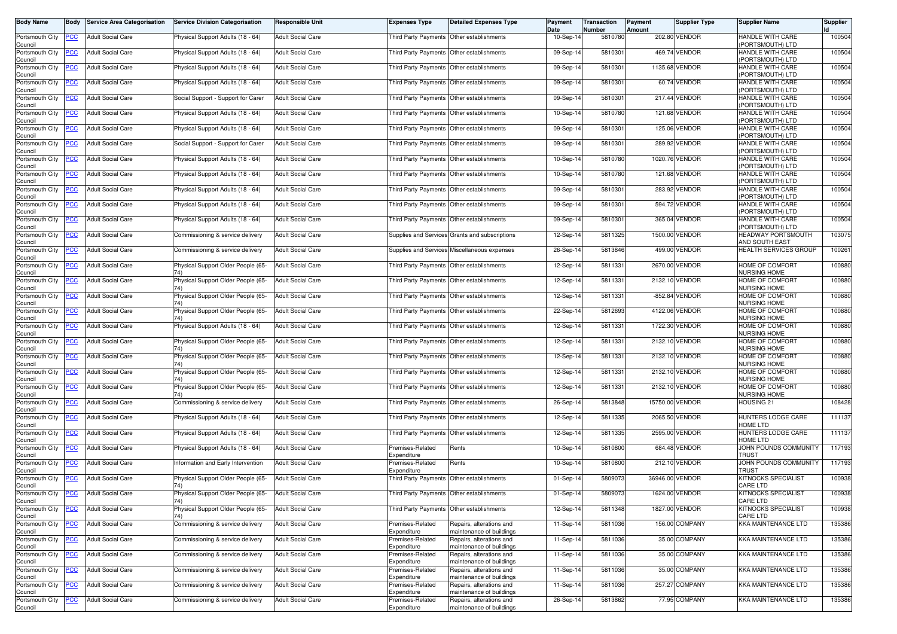| Body Name | Body | Service Area Categorisation | Service Division Categorisation | Responsible Unit | Expenses Type | Detailed Expenses Type | Payment Date | Transaction Number | Payment Amount | Supplier Type | Supplier Name | Supplier Id |
|---|---|---|---|---|---|---|---|---|---|---|---|---|
| Portsmouth City Council | PCC | Adult Social Care | Physical Support Adults (18 - 64) | Adult Social Care | Third Party Payments | Other establishments | 10-Sep-14 | 5810780 | 202.80 | VENDOR | HANDLE WITH CARE (PORTSMOUTH) LTD | 100504 |
| Portsmouth City Council | PCC | Adult Social Care | Physical Support Adults (18 - 64) | Adult Social Care | Third Party Payments | Other establishments | 09-Sep-14 | 5810301 | 469.74 | VENDOR | HANDLE WITH CARE (PORTSMOUTH) LTD | 100504 |
| Portsmouth City Council | PCC | Adult Social Care | Physical Support Adults (18 - 64) | Adult Social Care | Third Party Payments | Other establishments | 09-Sep-14 | 5810301 | 1135.68 | VENDOR | HANDLE WITH CARE (PORTSMOUTH) LTD | 100504 |
| Portsmouth City Council | PCC | Adult Social Care | Physical Support Adults (18 - 64) | Adult Social Care | Third Party Payments | Other establishments | 09-Sep-14 | 5810301 | 60.74 | VENDOR | HANDLE WITH CARE (PORTSMOUTH) LTD | 100504 |
| Portsmouth City Council | PCC | Adult Social Care | Social Support - Support for Carer | Adult Social Care | Third Party Payments | Other establishments | 09-Sep-14 | 5810301 | 217.44 | VENDOR | HANDLE WITH CARE (PORTSMOUTH) LTD | 100504 |
| Portsmouth City Council | PCC | Adult Social Care | Physical Support Adults (18 - 64) | Adult Social Care | Third Party Payments | Other establishments | 10-Sep-14 | 5810780 | 121.68 | VENDOR | HANDLE WITH CARE (PORTSMOUTH) LTD | 100504 |
| Portsmouth City Council | PCC | Adult Social Care | Physical Support Adults (18 - 64) | Adult Social Care | Third Party Payments | Other establishments | 09-Sep-14 | 5810301 | 125.06 | VENDOR | HANDLE WITH CARE (PORTSMOUTH) LTD | 100504 |
| Portsmouth City Council | PCC | Adult Social Care | Social Support - Support for Carer | Adult Social Care | Third Party Payments | Other establishments | 09-Sep-14 | 5810301 | 289.92 | VENDOR | HANDLE WITH CARE (PORTSMOUTH) LTD | 100504 |
| Portsmouth City Council | PCC | Adult Social Care | Physical Support Adults (18 - 64) | Adult Social Care | Third Party Payments | Other establishments | 10-Sep-14 | 5810780 | 1020.76 | VENDOR | HANDLE WITH CARE (PORTSMOUTH) LTD | 100504 |
| Portsmouth City Council | PCC | Adult Social Care | Physical Support Adults (18 - 64) | Adult Social Care | Third Party Payments | Other establishments | 10-Sep-14 | 5810780 | 121.68 | VENDOR | HANDLE WITH CARE (PORTSMOUTH) LTD | 100504 |
| Portsmouth City Council | PCC | Adult Social Care | Physical Support Adults (18 - 64) | Adult Social Care | Third Party Payments | Other establishments | 09-Sep-14 | 5810301 | 283.92 | VENDOR | HANDLE WITH CARE (PORTSMOUTH) LTD | 100504 |
| Portsmouth City Council | PCC | Adult Social Care | Physical Support Adults (18 - 64) | Adult Social Care | Third Party Payments | Other establishments | 09-Sep-14 | 5810301 | 594.72 | VENDOR | HANDLE WITH CARE (PORTSMOUTH) LTD | 100504 |
| Portsmouth City Council | PCC | Adult Social Care | Physical Support Adults (18 - 64) | Adult Social Care | Third Party Payments | Other establishments | 09-Sep-14 | 5810301 | 365.04 | VENDOR | HANDLE WITH CARE (PORTSMOUTH) LTD | 100504 |
| Portsmouth City Council | PCC | Adult Social Care | Commissioning & service delivery | Adult Social Care | Supplies and Services | Grants and subscriptions | 12-Sep-14 | 5811325 | 1500.00 | VENDOR | HEADWAY PORTSMOUTH AND SOUTH EAST | 103075 |
| Portsmouth City Council | PCC | Adult Social Care | Commissioning & service delivery | Adult Social Care | Supplies and Services | Miscellaneous expenses | 26-Sep-14 | 5813846 | 499.00 | VENDOR | HEALTH SERVICES GROUP | 100261 |
| Portsmouth City Council | PCC | Adult Social Care | Physical Support Older People (65-74) | Adult Social Care | Third Party Payments | Other establishments | 12-Sep-14 | 5811331 | 2670.00 | VENDOR | HOME OF COMFORT NURSING HOME | 100880 |
| Portsmouth City Council | PCC | Adult Social Care | Physical Support Older People (65-74) | Adult Social Care | Third Party Payments | Other establishments | 12-Sep-14 | 5811331 | 2132.10 | VENDOR | HOME OF COMFORT NURSING HOME | 100880 |
| Portsmouth City Council | PCC | Adult Social Care | Physical Support Older People (65-74) | Adult Social Care | Third Party Payments | Other establishments | 12-Sep-14 | 5811331 | -852.84 | VENDOR | HOME OF COMFORT NURSING HOME | 100880 |
| Portsmouth City Council | PCC | Adult Social Care | Physical Support Older People (65-74) | Adult Social Care | Third Party Payments | Other establishments | 22-Sep-14 | 5812693 | 4122.06 | VENDOR | HOME OF COMFORT NURSING HOME | 100880 |
| Portsmouth City Council | PCC | Adult Social Care | Physical Support Adults (18 - 64) | Adult Social Care | Third Party Payments | Other establishments | 12-Sep-14 | 5811331 | 1722.30 | VENDOR | HOME OF COMFORT NURSING HOME | 100880 |
| Portsmouth City Council | PCC | Adult Social Care | Physical Support Older People (65-74) | Adult Social Care | Third Party Payments | Other establishments | 12-Sep-14 | 5811331 | 2132.10 | VENDOR | HOME OF COMFORT NURSING HOME | 100880 |
| Portsmouth City Council | PCC | Adult Social Care | Physical Support Older People (65-74) | Adult Social Care | Third Party Payments | Other establishments | 12-Sep-14 | 5811331 | 2132.10 | VENDOR | HOME OF COMFORT NURSING HOME | 100880 |
| Portsmouth City Council | PCC | Adult Social Care | Physical Support Older People (65-74) | Adult Social Care | Third Party Payments | Other establishments | 12-Sep-14 | 5811331 | 2132.10 | VENDOR | HOME OF COMFORT NURSING HOME | 100880 |
| Portsmouth City Council | PCC | Adult Social Care | Physical Support Older People (65-74) | Adult Social Care | Third Party Payments | Other establishments | 12-Sep-14 | 5811331 | 2132.10 | VENDOR | HOME OF COMFORT NURSING HOME | 100880 |
| Portsmouth City Council | PCC | Adult Social Care | Commissioning & service delivery | Adult Social Care | Third Party Payments | Other establishments | 26-Sep-14 | 5813848 | 15750.00 | VENDOR | HOUSING 21 | 108428 |
| Portsmouth City Council | PCC | Adult Social Care | Physical Support Adults (18 - 64) | Adult Social Care | Third Party Payments | Other establishments | 12-Sep-14 | 5811335 | 2065.50 | VENDOR | HUNTERS LODGE CARE HOME LTD | 111137 |
| Portsmouth City Council | PCC | Adult Social Care | Physical Support Adults (18 - 64) | Adult Social Care | Third Party Payments | Other establishments | 12-Sep-14 | 5811335 | 2595.00 | VENDOR | HUNTERS LODGE CARE HOME LTD | 111137 |
| Portsmouth City Council | PCC | Adult Social Care | Physical Support Adults (18 - 64) | Adult Social Care | Premises-Related Expenditure | Rents | 10-Sep-14 | 5810800 | 684.48 | VENDOR | JOHN POUNDS COMMUNITY TRUST | 117193 |
| Portsmouth City Council | PCC | Adult Social Care | Information and Early Intervention | Adult Social Care | Premises-Related Expenditure | Rents | 10-Sep-14 | 5810800 | 212.10 | VENDOR | JOHN POUNDS COMMUNITY TRUST | 117193 |
| Portsmouth City Council | PCC | Adult Social Care | Physical Support Older People (65-74) | Adult Social Care | Third Party Payments | Other establishments | 01-Sep-14 | 5809073 | 36946.00 | VENDOR | KITNOCKS SPECIALIST CARE LTD | 100938 |
| Portsmouth City Council | PCC | Adult Social Care | Physical Support Older People (65-74) | Adult Social Care | Third Party Payments | Other establishments | 01-Sep-14 | 5809073 | 1624.00 | VENDOR | KITNOCKS SPECIALIST CARE LTD | 100938 |
| Portsmouth City Council | PCC | Adult Social Care | Physical Support Older People (65-74) | Adult Social Care | Third Party Payments | Other establishments | 12-Sep-14 | 5811348 | 1827.00 | VENDOR | KITNOCKS SPECIALIST CARE LTD | 100938 |
| Portsmouth City Council | PCC | Adult Social Care | Commissioning & service delivery | Adult Social Care | Premises-Related Expenditure | Repairs, alterations and maintenance of buildings | 11-Sep-14 | 5811036 | 156.00 | COMPANY | KKA MAINTENANCE LTD | 135386 |
| Portsmouth City Council | PCC | Adult Social Care | Commissioning & service delivery | Adult Social Care | Premises-Related Expenditure | Repairs, alterations and maintenance of buildings | 11-Sep-14 | 5811036 | 35.00 | COMPANY | KKA MAINTENANCE LTD | 135386 |
| Portsmouth City Council | PCC | Adult Social Care | Commissioning & service delivery | Adult Social Care | Premises-Related Expenditure | Repairs, alterations and maintenance of buildings | 11-Sep-14 | 5811036 | 35.00 | COMPANY | KKA MAINTENANCE LTD | 135386 |
| Portsmouth City Council | PCC | Adult Social Care | Commissioning & service delivery | Adult Social Care | Premises-Related Expenditure | Repairs, alterations and maintenance of buildings | 11-Sep-14 | 5811036 | 35.00 | COMPANY | KKA MAINTENANCE LTD | 135386 |
| Portsmouth City Council | PCC | Adult Social Care | Commissioning & service delivery | Adult Social Care | Premises-Related Expenditure | Repairs, alterations and maintenance of buildings | 11-Sep-14 | 5811036 | 257.27 | COMPANY | KKA MAINTENANCE LTD | 135386 |
| Portsmouth City Council | PCC | Adult Social Care | Commissioning & service delivery | Adult Social Care | Premises-Related Expenditure | Repairs, alterations and maintenance of buildings | 26-Sep-14 | 5813862 | 77.95 | COMPANY | KKA MAINTENANCE LTD | 135386 |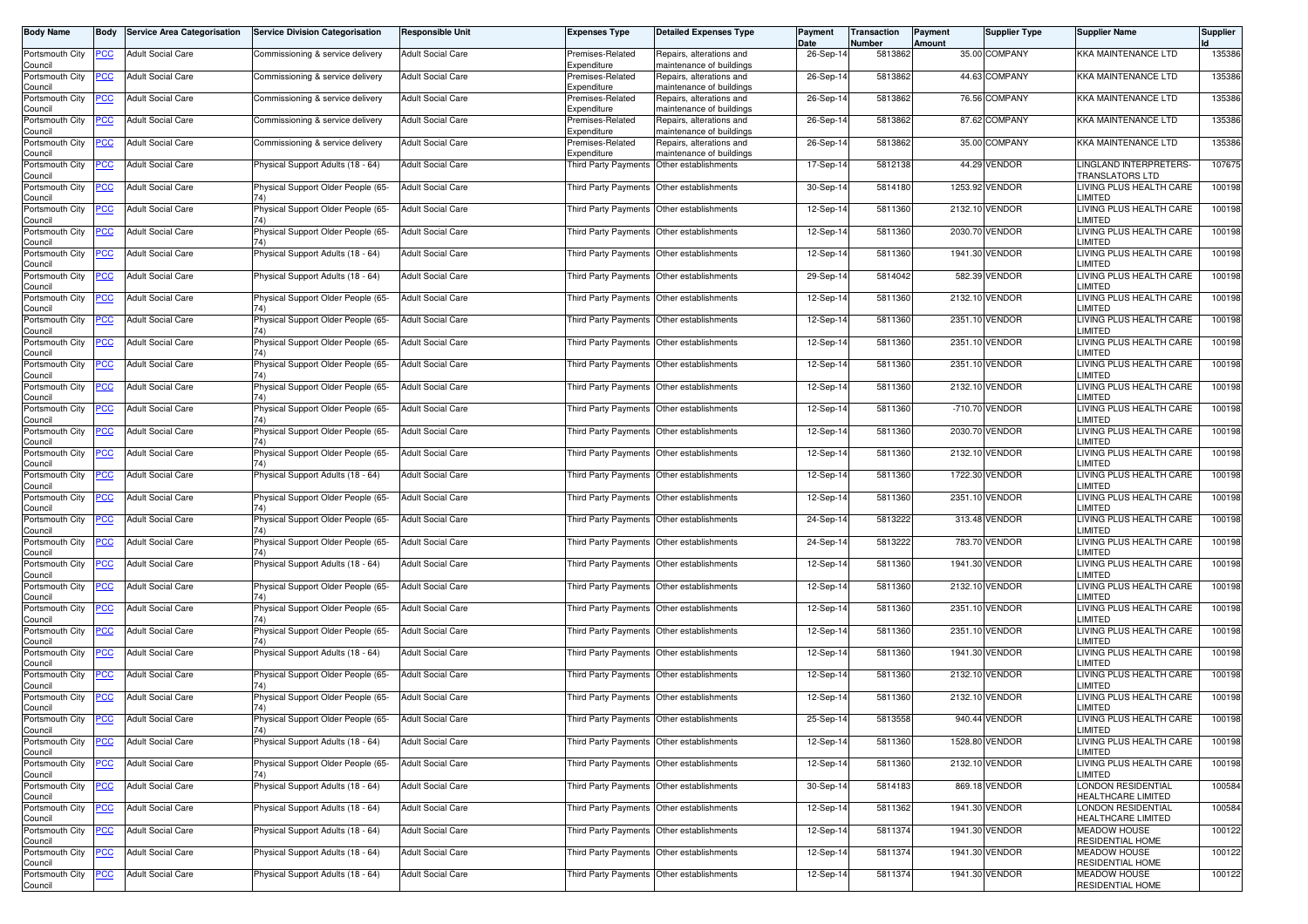| Body Name | Body | Service Area Categorisation | Service Division Categorisation | Responsible Unit | Expenses Type | Detailed Expenses Type | Payment Date | Transaction Number | Payment Amount | Supplier Type | Supplier Name | Supplier Id |
|---|---|---|---|---|---|---|---|---|---|---|---|---|
| Portsmouth City Council | PCC | Adult Social Care | Commissioning & service delivery | Adult Social Care | Premises-Related Expenditure | Repairs, alterations and maintenance of buildings | 26-Sep-14 | 5813862 | 35.00 | COMPANY | KKA MAINTENANCE LTD | 135386 |
| Portsmouth City Council | PCC | Adult Social Care | Commissioning & service delivery | Adult Social Care | Premises-Related Expenditure | Repairs, alterations and maintenance of buildings | 26-Sep-14 | 5813862 | 44.63 | COMPANY | KKA MAINTENANCE LTD | 135386 |
| Portsmouth City Council | PCC | Adult Social Care | Commissioning & service delivery | Adult Social Care | Premises-Related Expenditure | Repairs, alterations and maintenance of buildings | 26-Sep-14 | 5813862 | 76.56 | COMPANY | KKA MAINTENANCE LTD | 135386 |
| Portsmouth City Council | PCC | Adult Social Care | Commissioning & service delivery | Adult Social Care | Premises-Related Expenditure | Repairs, alterations and maintenance of buildings | 26-Sep-14 | 5813862 | 87.62 | COMPANY | KKA MAINTENANCE LTD | 135386 |
| Portsmouth City Council | PCC | Adult Social Care | Commissioning & service delivery | Adult Social Care | Premises-Related Expenditure | Repairs, alterations and maintenance of buildings | 26-Sep-14 | 5813862 | 35.00 | COMPANY | KKA MAINTENANCE LTD | 135386 |
| Portsmouth City Council | PCC | Adult Social Care | Physical Support Adults (18 - 64) | Adult Social Care | Third Party Payments | Other establishments | 17-Sep-14 | 5812138 | 44.29 | VENDOR | LINGLAND INTERPRETERS-TRANSLATORS LTD | 107675 |
| Portsmouth City Council | PCC | Adult Social Care | Physical Support Older People (65-74) | Adult Social Care | Third Party Payments | Other establishments | 30-Sep-14 | 5814180 | 1253.92 | VENDOR | LIVING PLUS HEALTH CARE LIMITED | 100198 |
| Portsmouth City Council | PCC | Adult Social Care | Physical Support Older People (65-74) | Adult Social Care | Third Party Payments | Other establishments | 12-Sep-14 | 5811360 | 2132.10 | VENDOR | LIVING PLUS HEALTH CARE LIMITED | 100198 |
| Portsmouth City Council | PCC | Adult Social Care | Physical Support Older People (65-74) | Adult Social Care | Third Party Payments | Other establishments | 12-Sep-14 | 5811360 | 2030.70 | VENDOR | LIVING PLUS HEALTH CARE LIMITED | 100198 |
| Portsmouth City Council | PCC | Adult Social Care | Physical Support Adults (18 - 64) | Adult Social Care | Third Party Payments | Other establishments | 12-Sep-14 | 5811360 | 1941.30 | VENDOR | LIVING PLUS HEALTH CARE LIMITED | 100198 |
| Portsmouth City Council | PCC | Adult Social Care | Physical Support Adults (18 - 64) | Adult Social Care | Third Party Payments | Other establishments | 29-Sep-14 | 5814042 | 582.39 | VENDOR | LIVING PLUS HEALTH CARE LIMITED | 100198 |
| Portsmouth City Council | PCC | Adult Social Care | Physical Support Older People (65-74) | Adult Social Care | Third Party Payments | Other establishments | 12-Sep-14 | 5811360 | 2132.10 | VENDOR | LIVING PLUS HEALTH CARE LIMITED | 100198 |
| Portsmouth City Council | PCC | Adult Social Care | Physical Support Older People (65-74) | Adult Social Care | Third Party Payments | Other establishments | 12-Sep-14 | 5811360 | 2351.10 | VENDOR | LIVING PLUS HEALTH CARE LIMITED | 100198 |
| Portsmouth City Council | PCC | Adult Social Care | Physical Support Older People (65-74) | Adult Social Care | Third Party Payments | Other establishments | 12-Sep-14 | 5811360 | 2351.10 | VENDOR | LIVING PLUS HEALTH CARE LIMITED | 100198 |
| Portsmouth City Council | PCC | Adult Social Care | Physical Support Older People (65-74) | Adult Social Care | Third Party Payments | Other establishments | 12-Sep-14 | 5811360 | 2351.10 | VENDOR | LIVING PLUS HEALTH CARE LIMITED | 100198 |
| Portsmouth City Council | PCC | Adult Social Care | Physical Support Older People (65-74) | Adult Social Care | Third Party Payments | Other establishments | 12-Sep-14 | 5811360 | 2132.10 | VENDOR | LIVING PLUS HEALTH CARE LIMITED | 100198 |
| Portsmouth City Council | PCC | Adult Social Care | Physical Support Older People (65-74) | Adult Social Care | Third Party Payments | Other establishments | 12-Sep-14 | 5811360 | -710.70 | VENDOR | LIVING PLUS HEALTH CARE LIMITED | 100198 |
| Portsmouth City Council | PCC | Adult Social Care | Physical Support Older People (65-74) | Adult Social Care | Third Party Payments | Other establishments | 12-Sep-14 | 5811360 | 2030.70 | VENDOR | LIVING PLUS HEALTH CARE LIMITED | 100198 |
| Portsmouth City Council | PCC | Adult Social Care | Physical Support Older People (65-74) | Adult Social Care | Third Party Payments | Other establishments | 12-Sep-14 | 5811360 | 2132.10 | VENDOR | LIVING PLUS HEALTH CARE LIMITED | 100198 |
| Portsmouth City Council | PCC | Adult Social Care | Physical Support Adults (18 - 64) | Adult Social Care | Third Party Payments | Other establishments | 12-Sep-14 | 5811360 | 1722.30 | VENDOR | LIVING PLUS HEALTH CARE LIMITED | 100198 |
| Portsmouth City Council | PCC | Adult Social Care | Physical Support Older People (65-74) | Adult Social Care | Third Party Payments | Other establishments | 12-Sep-14 | 5811360 | 2351.10 | VENDOR | LIVING PLUS HEALTH CARE LIMITED | 100198 |
| Portsmouth City Council | PCC | Adult Social Care | Physical Support Older People (65-74) | Adult Social Care | Third Party Payments | Other establishments | 24-Sep-14 | 5813222 | 313.48 | VENDOR | LIVING PLUS HEALTH CARE LIMITED | 100198 |
| Portsmouth City Council | PCC | Adult Social Care | Physical Support Older People (65-74) | Adult Social Care | Third Party Payments | Other establishments | 24-Sep-14 | 5813222 | 783.70 | VENDOR | LIVING PLUS HEALTH CARE LIMITED | 100198 |
| Portsmouth City Council | PCC | Adult Social Care | Physical Support Adults (18 - 64) | Adult Social Care | Third Party Payments | Other establishments | 12-Sep-14 | 5811360 | 1941.30 | VENDOR | LIVING PLUS HEALTH CARE LIMITED | 100198 |
| Portsmouth City Council | PCC | Adult Social Care | Physical Support Older People (65-74) | Adult Social Care | Third Party Payments | Other establishments | 12-Sep-14 | 5811360 | 2132.10 | VENDOR | LIVING PLUS HEALTH CARE LIMITED | 100198 |
| Portsmouth City Council | PCC | Adult Social Care | Physical Support Older People (65-74) | Adult Social Care | Third Party Payments | Other establishments | 12-Sep-14 | 5811360 | 2351.10 | VENDOR | LIVING PLUS HEALTH CARE LIMITED | 100198 |
| Portsmouth City Council | PCC | Adult Social Care | Physical Support Older People (65-74) | Adult Social Care | Third Party Payments | Other establishments | 12-Sep-14 | 5811360 | 2351.10 | VENDOR | LIVING PLUS HEALTH CARE LIMITED | 100198 |
| Portsmouth City Council | PCC | Adult Social Care | Physical Support Adults (18 - 64) | Adult Social Care | Third Party Payments | Other establishments | 12-Sep-14 | 5811360 | 1941.30 | VENDOR | LIVING PLUS HEALTH CARE LIMITED | 100198 |
| Portsmouth City Council | PCC | Adult Social Care | Physical Support Older People (65-74) | Adult Social Care | Third Party Payments | Other establishments | 12-Sep-14 | 5811360 | 2132.10 | VENDOR | LIVING PLUS HEALTH CARE LIMITED | 100198 |
| Portsmouth City Council | PCC | Adult Social Care | Physical Support Older People (65-74) | Adult Social Care | Third Party Payments | Other establishments | 12-Sep-14 | 5811360 | 2132.10 | VENDOR | LIVING PLUS HEALTH CARE LIMITED | 100198 |
| Portsmouth City Council | PCC | Adult Social Care | Physical Support Older People (65-74) | Adult Social Care | Third Party Payments | Other establishments | 25-Sep-14 | 5813558 | 940.44 | VENDOR | LIVING PLUS HEALTH CARE LIMITED | 100198 |
| Portsmouth City Council | PCC | Adult Social Care | Physical Support Adults (18 - 64) | Adult Social Care | Third Party Payments | Other establishments | 12-Sep-14 | 5811360 | 1528.80 | VENDOR | LIVING PLUS HEALTH CARE LIMITED | 100198 |
| Portsmouth City Council | PCC | Adult Social Care | Physical Support Older People (65-74) | Adult Social Care | Third Party Payments | Other establishments | 12-Sep-14 | 5811360 | 2132.10 | VENDOR | LIVING PLUS HEALTH CARE LIMITED | 100198 |
| Portsmouth City Council | PCC | Adult Social Care | Physical Support Adults (18 - 64) | Adult Social Care | Third Party Payments | Other establishments | 30-Sep-14 | 5814183 | 869.18 | VENDOR | LONDON RESIDENTIAL HEALTHCARE LIMITED | 100584 |
| Portsmouth City Council | PCC | Adult Social Care | Physical Support Adults (18 - 64) | Adult Social Care | Third Party Payments | Other establishments | 12-Sep-14 | 5811362 | 1941.30 | VENDOR | LONDON RESIDENTIAL HEALTHCARE LIMITED | 100584 |
| Portsmouth City Council | PCC | Adult Social Care | Physical Support Adults (18 - 64) | Adult Social Care | Third Party Payments | Other establishments | 12-Sep-14 | 5811374 | 1941.30 | VENDOR | MEADOW HOUSE RESIDENTIAL HOME | 100122 |
| Portsmouth City Council | PCC | Adult Social Care | Physical Support Adults (18 - 64) | Adult Social Care | Third Party Payments | Other establishments | 12-Sep-14 | 5811374 | 1941.30 | VENDOR | MEADOW HOUSE RESIDENTIAL HOME | 100122 |
| Portsmouth City Council | PCC | Adult Social Care | Physical Support Adults (18 - 64) | Adult Social Care | Third Party Payments | Other establishments | 12-Sep-14 | 5811374 | 1941.30 | VENDOR | MEADOW HOUSE RESIDENTIAL HOME | 100122 |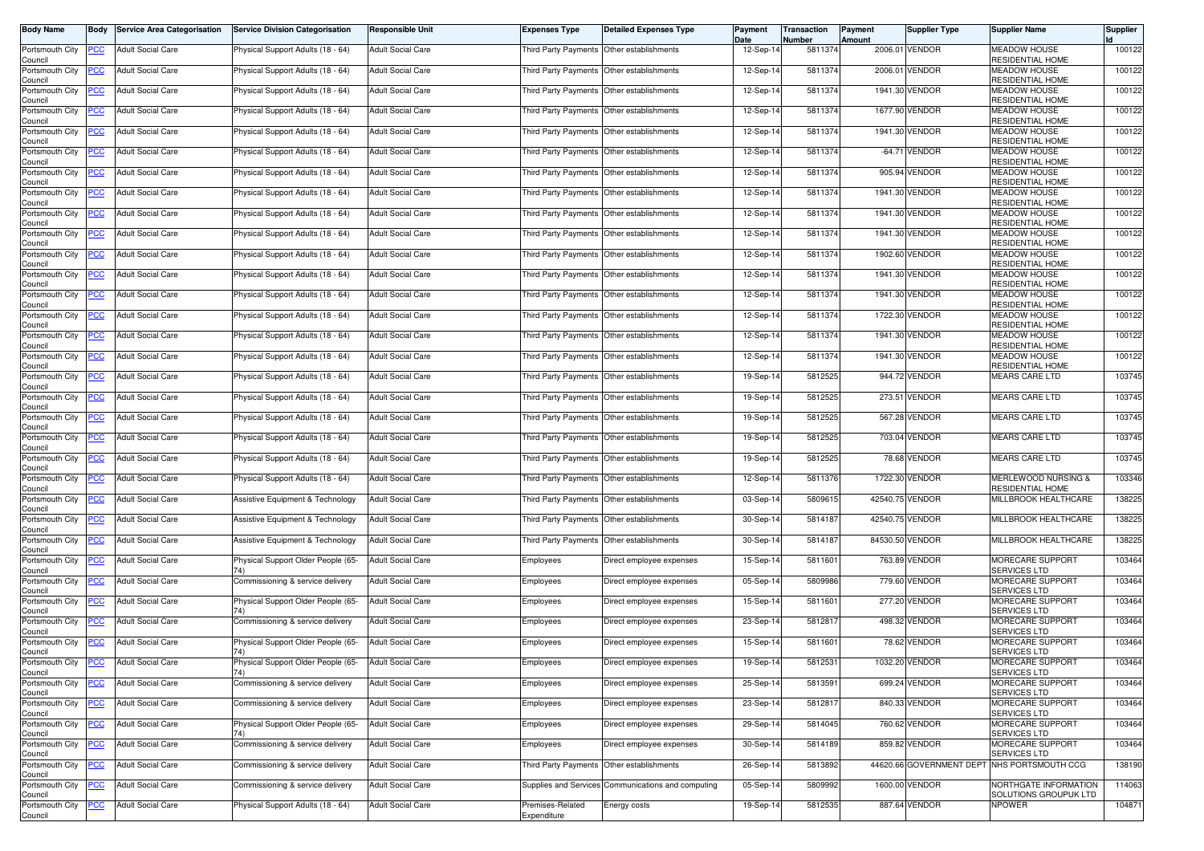| Body Name | Body | Service Area Categorisation | Service Division Categorisation | Responsible Unit | Expenses Type | Detailed Expenses Type | Payment Date | Transaction Number | Payment Amount | Supplier Type | Supplier Name | Supplier Id |
|---|---|---|---|---|---|---|---|---|---|---|---|---|
| Portsmouth City Council | PCC | Adult Social Care | Physical Support Adults (18 - 64) | Adult Social Care | Third Party Payments | Other establishments | 12-Sep-14 | 5811374 | 2006.01 | VENDOR | MEADOW HOUSE RESIDENTIAL HOME | 100122 |
| Portsmouth City Council | PCC | Adult Social Care | Physical Support Adults (18 - 64) | Adult Social Care | Third Party Payments | Other establishments | 12-Sep-14 | 5811374 | 2006.01 | VENDOR | MEADOW HOUSE RESIDENTIAL HOME | 100122 |
| Portsmouth City Council | PCC | Adult Social Care | Physical Support Adults (18 - 64) | Adult Social Care | Third Party Payments | Other establishments | 12-Sep-14 | 5811374 | 1941.30 | VENDOR | MEADOW HOUSE RESIDENTIAL HOME | 100122 |
| Portsmouth City Council | PCC | Adult Social Care | Physical Support Adults (18 - 64) | Adult Social Care | Third Party Payments | Other establishments | 12-Sep-14 | 5811374 | 1677.90 | VENDOR | MEADOW HOUSE RESIDENTIAL HOME | 100122 |
| Portsmouth City Council | PCC | Adult Social Care | Physical Support Adults (18 - 64) | Adult Social Care | Third Party Payments | Other establishments | 12-Sep-14 | 5811374 | 1941.30 | VENDOR | MEADOW HOUSE RESIDENTIAL HOME | 100122 |
| Portsmouth City Council | PCC | Adult Social Care | Physical Support Adults (18 - 64) | Adult Social Care | Third Party Payments | Other establishments | 12-Sep-14 | 5811374 | -64.71 | VENDOR | MEADOW HOUSE RESIDENTIAL HOME | 100122 |
| Portsmouth City Council | PCC | Adult Social Care | Physical Support Adults (18 - 64) | Adult Social Care | Third Party Payments | Other establishments | 12-Sep-14 | 5811374 | 905.94 | VENDOR | MEADOW HOUSE RESIDENTIAL HOME | 100122 |
| Portsmouth City Council | PCC | Adult Social Care | Physical Support Adults (18 - 64) | Adult Social Care | Third Party Payments | Other establishments | 12-Sep-14 | 5811374 | 1941.30 | VENDOR | MEADOW HOUSE RESIDENTIAL HOME | 100122 |
| Portsmouth City Council | PCC | Adult Social Care | Physical Support Adults (18 - 64) | Adult Social Care | Third Party Payments | Other establishments | 12-Sep-14 | 5811374 | 1941.30 | VENDOR | MEADOW HOUSE RESIDENTIAL HOME | 100122 |
| Portsmouth City Council | PCC | Adult Social Care | Physical Support Adults (18 - 64) | Adult Social Care | Third Party Payments | Other establishments | 12-Sep-14 | 5811374 | 1941.30 | VENDOR | MEADOW HOUSE RESIDENTIAL HOME | 100122 |
| Portsmouth City Council | PCC | Adult Social Care | Physical Support Adults (18 - 64) | Adult Social Care | Third Party Payments | Other establishments | 12-Sep-14 | 5811374 | 1902.60 | VENDOR | MEADOW HOUSE RESIDENTIAL HOME | 100122 |
| Portsmouth City Council | PCC | Adult Social Care | Physical Support Adults (18 - 64) | Adult Social Care | Third Party Payments | Other establishments | 12-Sep-14 | 5811374 | 1941.30 | VENDOR | MEADOW HOUSE RESIDENTIAL HOME | 100122 |
| Portsmouth City Council | PCC | Adult Social Care | Physical Support Adults (18 - 64) | Adult Social Care | Third Party Payments | Other establishments | 12-Sep-14 | 5811374 | 1941.30 | VENDOR | MEADOW HOUSE RESIDENTIAL HOME | 100122 |
| Portsmouth City Council | PCC | Adult Social Care | Physical Support Adults (18 - 64) | Adult Social Care | Third Party Payments | Other establishments | 12-Sep-14 | 5811374 | 1722.30 | VENDOR | MEADOW HOUSE RESIDENTIAL HOME | 100122 |
| Portsmouth City Council | PCC | Adult Social Care | Physical Support Adults (18 - 64) | Adult Social Care | Third Party Payments | Other establishments | 12-Sep-14 | 5811374 | 1941.30 | VENDOR | MEADOW HOUSE RESIDENTIAL HOME | 100122 |
| Portsmouth City Council | PCC | Adult Social Care | Physical Support Adults (18 - 64) | Adult Social Care | Third Party Payments | Other establishments | 12-Sep-14 | 5811374 | 1941.30 | VENDOR | MEADOW HOUSE RESIDENTIAL HOME | 100122 |
| Portsmouth City Council | PCC | Adult Social Care | Physical Support Adults (18 - 64) | Adult Social Care | Third Party Payments | Other establishments | 19-Sep-14 | 5812525 | 944.72 | VENDOR | MEARS CARE LTD | 103745 |
| Portsmouth City Council | PCC | Adult Social Care | Physical Support Adults (18 - 64) | Adult Social Care | Third Party Payments | Other establishments | 19-Sep-14 | 5812525 | 273.51 | VENDOR | MEARS CARE LTD | 103745 |
| Portsmouth City Council | PCC | Adult Social Care | Physical Support Adults (18 - 64) | Adult Social Care | Third Party Payments | Other establishments | 19-Sep-14 | 5812525 | 567.28 | VENDOR | MEARS CARE LTD | 103745 |
| Portsmouth City Council | PCC | Adult Social Care | Physical Support Adults (18 - 64) | Adult Social Care | Third Party Payments | Other establishments | 19-Sep-14 | 5812525 | 703.04 | VENDOR | MEARS CARE LTD | 103745 |
| Portsmouth City Council | PCC | Adult Social Care | Physical Support Adults (18 - 64) | Adult Social Care | Third Party Payments | Other establishments | 19-Sep-14 | 5812525 | 78.68 | VENDOR | MEARS CARE LTD | 103745 |
| Portsmouth City Council | PCC | Adult Social Care | Physical Support Adults (18 - 64) | Adult Social Care | Third Party Payments | Other establishments | 12-Sep-14 | 5811376 | 1722.30 | VENDOR | MERLEWOOD NURSING & RESIDENTIAL HOME | 103346 |
| Portsmouth City Council | PCC | Adult Social Care | Assistive Equipment & Technology | Adult Social Care | Third Party Payments | Other establishments | 03-Sep-14 | 5809615 | 42540.75 | VENDOR | MILLBROOK HEALTHCARE | 138225 |
| Portsmouth City Council | PCC | Adult Social Care | Assistive Equipment & Technology | Adult Social Care | Third Party Payments | Other establishments | 30-Sep-14 | 5814187 | 42540.75 | VENDOR | MILLBROOK HEALTHCARE | 138225 |
| Portsmouth City Council | PCC | Adult Social Care | Assistive Equipment & Technology | Adult Social Care | Third Party Payments | Other establishments | 30-Sep-14 | 5814187 | 84530.50 | VENDOR | MILLBROOK HEALTHCARE | 138225 |
| Portsmouth City Council | PCC | Adult Social Care | Physical Support Older People (65-74) | Adult Social Care | Employees | Direct employee expenses | 15-Sep-14 | 5811601 | 763.89 | VENDOR | MORECARE SUPPORT SERVICES LTD | 103464 |
| Portsmouth City Council | PCC | Adult Social Care | Commissioning & service delivery | Adult Social Care | Employees | Direct employee expenses | 05-Sep-14 | 5809986 | 779.60 | VENDOR | MORECARE SUPPORT SERVICES LTD | 103464 |
| Portsmouth City Council | PCC | Adult Social Care | Physical Support Older People (65-74) | Adult Social Care | Employees | Direct employee expenses | 15-Sep-14 | 5811601 | 277.20 | VENDOR | MORECARE SUPPORT SERVICES LTD | 103464 |
| Portsmouth City Council | PCC | Adult Social Care | Commissioning & service delivery | Adult Social Care | Employees | Direct employee expenses | 23-Sep-14 | 5812817 | 498.32 | VENDOR | MORECARE SUPPORT SERVICES LTD | 103464 |
| Portsmouth City Council | PCC | Adult Social Care | Physical Support Older People (65-74) | Adult Social Care | Employees | Direct employee expenses | 15-Sep-14 | 5811601 | 78.62 | VENDOR | MORECARE SUPPORT SERVICES LTD | 103464 |
| Portsmouth City Council | PCC | Adult Social Care | Physical Support Older People (65-74) | Adult Social Care | Employees | Direct employee expenses | 19-Sep-14 | 5812531 | 1032.20 | VENDOR | MORECARE SUPPORT SERVICES LTD | 103464 |
| Portsmouth City Council | PCC | Adult Social Care | Commissioning & service delivery | Adult Social Care | Employees | Direct employee expenses | 25-Sep-14 | 5813591 | 699.24 | VENDOR | MORECARE SUPPORT SERVICES LTD | 103464 |
| Portsmouth City Council | PCC | Adult Social Care | Commissioning & service delivery | Adult Social Care | Employees | Direct employee expenses | 23-Sep-14 | 5812817 | 840.33 | VENDOR | MORECARE SUPPORT SERVICES LTD | 103464 |
| Portsmouth City Council | PCC | Adult Social Care | Physical Support Older People (65-74) | Adult Social Care | Employees | Direct employee expenses | 29-Sep-14 | 5814045 | 760.62 | VENDOR | MORECARE SUPPORT SERVICES LTD | 103464 |
| Portsmouth City Council | PCC | Adult Social Care | Commissioning & service delivery | Adult Social Care | Employees | Direct employee expenses | 30-Sep-14 | 5814189 | 859.82 | VENDOR | MORECARE SUPPORT SERVICES LTD | 103464 |
| Portsmouth City Council | PCC | Adult Social Care | Commissioning & service delivery | Adult Social Care | Third Party Payments | Other establishments | 26-Sep-14 | 5813892 | 44620.66 | GOVERNMENT DEPT | NHS PORTSMOUTH CCG | 138190 |
| Portsmouth City Council | PCC | Adult Social Care | Commissioning & service delivery | Adult Social Care | Supplies and Services | Communications and computing | 05-Sep-14 | 5809992 | 1600.00 | VENDOR | NORTHGATE INFORMATION SOLUTIONS GROUPUK LTD | 114063 |
| Portsmouth City Council | PCC | Adult Social Care | Physical Support Adults (18 - 64) | Adult Social Care | Premises-Related Expenditure | Energy costs | 19-Sep-14 | 5812535 | 887.64 | VENDOR | NPOWER | 104871 |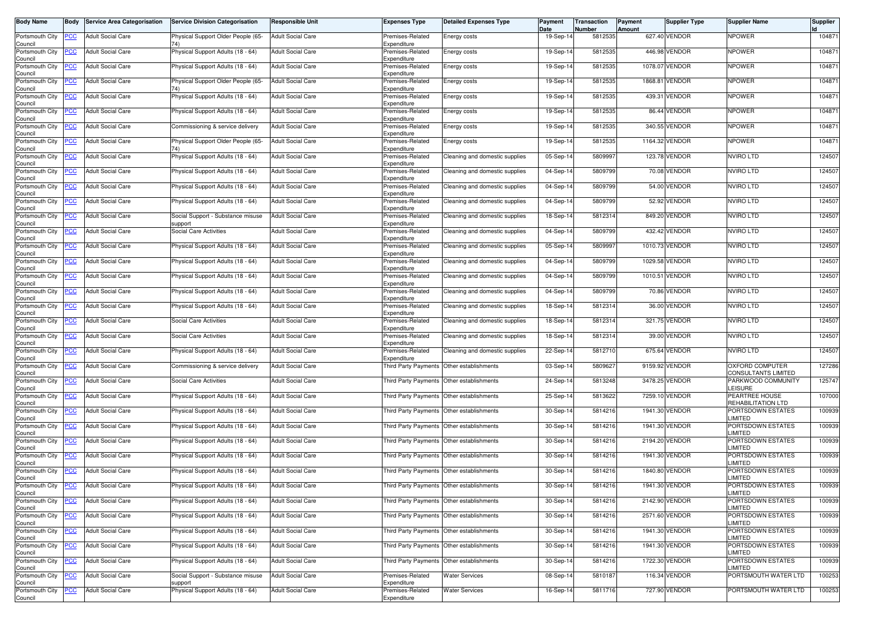| Body Name | Body | Service Area Categorisation | Service Division Categorisation | Responsible Unit | Expenses Type | Detailed Expenses Type | Payment Date | Transaction Number | Payment Amount | Supplier Type | Supplier Name | Supplier Id |
|---|---|---|---|---|---|---|---|---|---|---|---|---|
| Portsmouth City Council | PCC | Adult Social Care | Physical Support Older People (65-74) | Adult Social Care | Premises-Related Expenditure | Energy costs | 19-Sep-14 | 5812535 | 627.40 | VENDOR | NPOWER | 104871 |
| Portsmouth City Council | PCC | Adult Social Care | Physical Support Adults (18 - 64) | Adult Social Care | Premises-Related Expenditure | Energy costs | 19-Sep-14 | 5812535 | 446.98 | VENDOR | NPOWER | 104871 |
| Portsmouth City Council | PCC | Adult Social Care | Physical Support Adults (18 - 64) | Adult Social Care | Premises-Related Expenditure | Energy costs | 19-Sep-14 | 5812535 | 1078.07 | VENDOR | NPOWER | 104871 |
| Portsmouth City Council | PCC | Adult Social Care | Physical Support Older People (65-74) | Adult Social Care | Premises-Related Expenditure | Energy costs | 19-Sep-14 | 5812535 | 1868.81 | VENDOR | NPOWER | 104871 |
| Portsmouth City Council | PCC | Adult Social Care | Physical Support Adults (18 - 64) | Adult Social Care | Premises-Related Expenditure | Energy costs | 19-Sep-14 | 5812535 | 439.31 | VENDOR | NPOWER | 104871 |
| Portsmouth City Council | PCC | Adult Social Care | Physical Support Adults (18 - 64) | Adult Social Care | Premises-Related Expenditure | Energy costs | 19-Sep-14 | 5812535 | 86.44 | VENDOR | NPOWER | 104871 |
| Portsmouth City Council | PCC | Adult Social Care | Commissioning & service delivery | Adult Social Care | Premises-Related Expenditure | Energy costs | 19-Sep-14 | 5812535 | 340.55 | VENDOR | NPOWER | 104871 |
| Portsmouth City Council | PCC | Adult Social Care | Physical Support Older People (65-74) | Adult Social Care | Premises-Related Expenditure | Energy costs | 19-Sep-14 | 5812535 | 1164.32 | VENDOR | NPOWER | 104871 |
| Portsmouth City Council | PCC | Adult Social Care | Physical Support Adults (18 - 64) | Adult Social Care | Premises-Related Expenditure | Cleaning and domestic supplies | 05-Sep-14 | 5809997 | 123.78 | VENDOR | NVIRO LTD | 124507 |
| Portsmouth City Council | PCC | Adult Social Care | Physical Support Adults (18 - 64) | Adult Social Care | Premises-Related Expenditure | Cleaning and domestic supplies | 04-Sep-14 | 5809799 | 70.08 | VENDOR | NVIRO LTD | 124507 |
| Portsmouth City Council | PCC | Adult Social Care | Physical Support Adults (18 - 64) | Adult Social Care | Premises-Related Expenditure | Cleaning and domestic supplies | 04-Sep-14 | 5809799 | 54.00 | VENDOR | NVIRO LTD | 124507 |
| Portsmouth City Council | PCC | Adult Social Care | Physical Support Adults (18 - 64) | Adult Social Care | Premises-Related Expenditure | Cleaning and domestic supplies | 04-Sep-14 | 5809799 | 52.92 | VENDOR | NVIRO LTD | 124507 |
| Portsmouth City Council | PCC | Adult Social Care | Social Support - Substance misuse support | Adult Social Care | Premises-Related Expenditure | Cleaning and domestic supplies | 18-Sep-14 | 5812314 | 849.20 | VENDOR | NVIRO LTD | 124507 |
| Portsmouth City Council | PCC | Adult Social Care | Social Care Activities | Adult Social Care | Premises-Related Expenditure | Cleaning and domestic supplies | 04-Sep-14 | 5809799 | 432.42 | VENDOR | NVIRO LTD | 124507 |
| Portsmouth City Council | PCC | Adult Social Care | Physical Support Adults (18 - 64) | Adult Social Care | Premises-Related Expenditure | Cleaning and domestic supplies | 05-Sep-14 | 5809997 | 1010.73 | VENDOR | NVIRO LTD | 124507 |
| Portsmouth City Council | PCC | Adult Social Care | Physical Support Adults (18 - 64) | Adult Social Care | Premises-Related Expenditure | Cleaning and domestic supplies | 04-Sep-14 | 5809799 | 1029.58 | VENDOR | NVIRO LTD | 124507 |
| Portsmouth City Council | PCC | Adult Social Care | Physical Support Adults (18 - 64) | Adult Social Care | Premises-Related Expenditure | Cleaning and domestic supplies | 04-Sep-14 | 5809799 | 1010.51 | VENDOR | NVIRO LTD | 124507 |
| Portsmouth City Council | PCC | Adult Social Care | Physical Support Adults (18 - 64) | Adult Social Care | Premises-Related Expenditure | Cleaning and domestic supplies | 04-Sep-14 | 5809799 | 70.86 | VENDOR | NVIRO LTD | 124507 |
| Portsmouth City Council | PCC | Adult Social Care | Physical Support Adults (18 - 64) | Adult Social Care | Premises-Related Expenditure | Cleaning and domestic supplies | 18-Sep-14 | 5812314 | 36.00 | VENDOR | NVIRO LTD | 124507 |
| Portsmouth City Council | PCC | Adult Social Care | Social Care Activities | Adult Social Care | Premises-Related Expenditure | Cleaning and domestic supplies | 18-Sep-14 | 5812314 | 321.75 | VENDOR | NVIRO LTD | 124507 |
| Portsmouth City Council | PCC | Adult Social Care | Social Care Activities | Adult Social Care | Premises-Related Expenditure | Cleaning and domestic supplies | 18-Sep-14 | 5812314 | 39.00 | VENDOR | NVIRO LTD | 124507 |
| Portsmouth City Council | PCC | Adult Social Care | Physical Support Adults (18 - 64) | Adult Social Care | Premises-Related Expenditure | Cleaning and domestic supplies | 22-Sep-14 | 5812710 | 675.64 | VENDOR | NVIRO LTD | 124507 |
| Portsmouth City Council | PCC | Adult Social Care | Commissioning & service delivery | Adult Social Care | Third Party Payments | Other establishments | 03-Sep-14 | 5809627 | 9159.92 | VENDOR | OXFORD COMPUTER CONSULTANTS LIMITED | 127286 |
| Portsmouth City Council | PCC | Adult Social Care | Social Care Activities | Adult Social Care | Third Party Payments | Other establishments | 24-Sep-14 | 5813248 | 3478.25 | VENDOR | PARKWOOD COMMUNITY LEISURE | 125747 |
| Portsmouth City Council | PCC | Adult Social Care | Physical Support Adults (18 - 64) | Adult Social Care | Third Party Payments | Other establishments | 25-Sep-14 | 5813622 | 7259.10 | VENDOR | PEARTREE HOUSE REHABILITATION LTD | 107000 |
| Portsmouth City Council | PCC | Adult Social Care | Physical Support Adults (18 - 64) | Adult Social Care | Third Party Payments | Other establishments | 30-Sep-14 | 5814216 | 1941.30 | VENDOR | PORTSDOWN ESTATES LIMITED | 100939 |
| Portsmouth City Council | PCC | Adult Social Care | Physical Support Adults (18 - 64) | Adult Social Care | Third Party Payments | Other establishments | 30-Sep-14 | 5814216 | 1941.30 | VENDOR | PORTSDOWN ESTATES LIMITED | 100939 |
| Portsmouth City Council | PCC | Adult Social Care | Physical Support Adults (18 - 64) | Adult Social Care | Third Party Payments | Other establishments | 30-Sep-14 | 5814216 | 2194.20 | VENDOR | PORTSDOWN ESTATES LIMITED | 100939 |
| Portsmouth City Council | PCC | Adult Social Care | Physical Support Adults (18 - 64) | Adult Social Care | Third Party Payments | Other establishments | 30-Sep-14 | 5814216 | 1941.30 | VENDOR | PORTSDOWN ESTATES LIMITED | 100939 |
| Portsmouth City Council | PCC | Adult Social Care | Physical Support Adults (18 - 64) | Adult Social Care | Third Party Payments | Other establishments | 30-Sep-14 | 5814216 | 1840.80 | VENDOR | PORTSDOWN ESTATES LIMITED | 100939 |
| Portsmouth City Council | PCC | Adult Social Care | Physical Support Adults (18 - 64) | Adult Social Care | Third Party Payments | Other establishments | 30-Sep-14 | 5814216 | 1941.30 | VENDOR | PORTSDOWN ESTATES LIMITED | 100939 |
| Portsmouth City Council | PCC | Adult Social Care | Physical Support Adults (18 - 64) | Adult Social Care | Third Party Payments | Other establishments | 30-Sep-14 | 5814216 | 2142.90 | VENDOR | PORTSDOWN ESTATES LIMITED | 100939 |
| Portsmouth City Council | PCC | Adult Social Care | Physical Support Adults (18 - 64) | Adult Social Care | Third Party Payments | Other establishments | 30-Sep-14 | 5814216 | 2571.60 | VENDOR | PORTSDOWN ESTATES LIMITED | 100939 |
| Portsmouth City Council | PCC | Adult Social Care | Physical Support Adults (18 - 64) | Adult Social Care | Third Party Payments | Other establishments | 30-Sep-14 | 5814216 | 1941.30 | VENDOR | PORTSDOWN ESTATES LIMITED | 100939 |
| Portsmouth City Council | PCC | Adult Social Care | Physical Support Adults (18 - 64) | Adult Social Care | Third Party Payments | Other establishments | 30-Sep-14 | 5814216 | 1941.30 | VENDOR | PORTSDOWN ESTATES LIMITED | 100939 |
| Portsmouth City Council | PCC | Adult Social Care | Physical Support Adults (18 - 64) | Adult Social Care | Third Party Payments | Other establishments | 30-Sep-14 | 5814216 | 1722.30 | VENDOR | PORTSDOWN ESTATES LIMITED | 100939 |
| Portsmouth City Council | PCC | Adult Social Care | Social Support - Substance misuse support | Adult Social Care | Premises-Related Expenditure | Water Services | 08-Sep-14 | 5810187 | 116.34 | VENDOR | PORTSMOUTH WATER LTD | 100253 |
| Portsmouth City Council | PCC | Adult Social Care | Physical Support Adults (18 - 64) | Adult Social Care | Premises-Related Expenditure | Water Services | 16-Sep-14 | 5811716 | 727.90 | VENDOR | PORTSMOUTH WATER LTD | 100253 |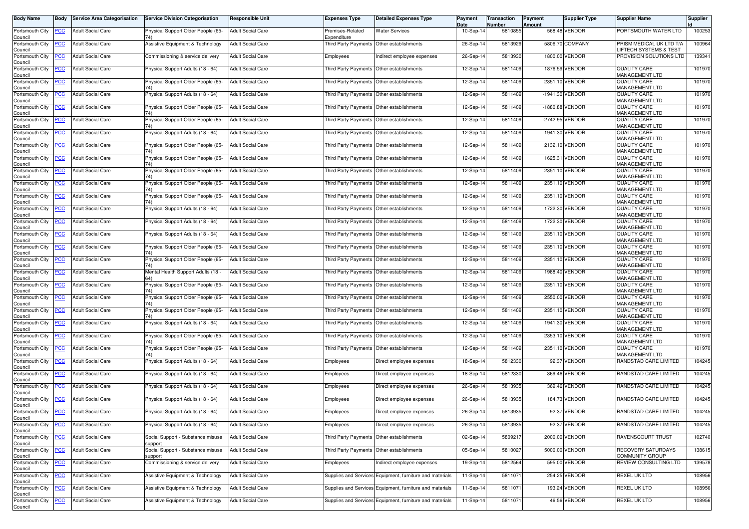| Body Name | Body | Service Area Categorisation | Service Division Categorisation | Responsible Unit | Expenses Type | Detailed Expenses Type | Payment Date | Transaction Number | Payment Amount | Supplier Type | Supplier Name | Supplier Id |
|---|---|---|---|---|---|---|---|---|---|---|---|---|
| Portsmouth City Council | PCC | Adult Social Care | Physical Support Older People (65-74) | Adult Social Care | Premises-Related Expenditure | Water Services | 10-Sep-14 | 5810855 | 568.48 | VENDOR | PORTSMOUTH WATER LTD | 100253 |
| Portsmouth City Council | PCC | Adult Social Care | Assistive Equipment & Technology | Adult Social Care | Third Party Payments | Other establishments | 26-Sep-14 | 5813929 | 5806.70 | COMPANY | PRISM MEDICAL UK LTD T/A LIFTECH SYSTEMS & TEST | 100964 |
| Portsmouth City Council | PCC | Adult Social Care | Commissioning & service delivery | Adult Social Care | Employees | Indirect employee expenses | 26-Sep-14 | 5813930 | 1800.00 | VENDOR | PROVISION SOLUTIONS LTD | 139341 |
| Portsmouth City Council | PCC | Adult Social Care | Physical Support Adults (18 - 64) | Adult Social Care | Third Party Payments | Other establishments | 12-Sep-14 | 5811409 | 1876.59 | VENDOR | QUALITY CARE MANAGEMENT LTD | 101970 |
| Portsmouth City Council | PCC | Adult Social Care | Physical Support Older People (65-74) | Adult Social Care | Third Party Payments | Other establishments | 12-Sep-14 | 5811409 | 2351.10 | VENDOR | QUALITY CARE MANAGEMENT LTD | 101970 |
| Portsmouth City Council | PCC | Adult Social Care | Physical Support Adults (18 - 64) | Adult Social Care | Third Party Payments | Other establishments | 12-Sep-14 | 5811409 | -1941.30 | VENDOR | QUALITY CARE MANAGEMENT LTD | 101970 |
| Portsmouth City Council | PCC | Adult Social Care | Physical Support Older People (65-74) | Adult Social Care | Third Party Payments | Other establishments | 12-Sep-14 | 5811409 | -1880.88 | VENDOR | QUALITY CARE MANAGEMENT LTD | 101970 |
| Portsmouth City Council | PCC | Adult Social Care | Physical Support Older People (65-74) | Adult Social Care | Third Party Payments | Other establishments | 12-Sep-14 | 5811409 | -2742.95 | VENDOR | QUALITY CARE MANAGEMENT LTD | 101970 |
| Portsmouth City Council | PCC | Adult Social Care | Physical Support Adults (18 - 64) | Adult Social Care | Third Party Payments | Other establishments | 12-Sep-14 | 5811409 | 1941.30 | VENDOR | QUALITY CARE MANAGEMENT LTD | 101970 |
| Portsmouth City Council | PCC | Adult Social Care | Physical Support Older People (65-74) | Adult Social Care | Third Party Payments | Other establishments | 12-Sep-14 | 5811409 | 2132.10 | VENDOR | QUALITY CARE MANAGEMENT LTD | 101970 |
| Portsmouth City Council | PCC | Adult Social Care | Physical Support Older People (65-74) | Adult Social Care | Third Party Payments | Other establishments | 12-Sep-14 | 5811409 | 1625.31 | VENDOR | QUALITY CARE MANAGEMENT LTD | 101970 |
| Portsmouth City Council | PCC | Adult Social Care | Physical Support Older People (65-74) | Adult Social Care | Third Party Payments | Other establishments | 12-Sep-14 | 5811409 | 2351.10 | VENDOR | QUALITY CARE MANAGEMENT LTD | 101970 |
| Portsmouth City Council | PCC | Adult Social Care | Physical Support Older People (65-74) | Adult Social Care | Third Party Payments | Other establishments | 12-Sep-14 | 5811409 | 2351.10 | VENDOR | QUALITY CARE MANAGEMENT LTD | 101970 |
| Portsmouth City Council | PCC | Adult Social Care | Physical Support Older People (65-74) | Adult Social Care | Third Party Payments | Other establishments | 12-Sep-14 | 5811409 | 2351.10 | VENDOR | QUALITY CARE MANAGEMENT LTD | 101970 |
| Portsmouth City Council | PCC | Adult Social Care | Physical Support Adults (18 - 64) | Adult Social Care | Third Party Payments | Other establishments | 12-Sep-14 | 5811409 | 1722.30 | VENDOR | QUALITY CARE MANAGEMENT LTD | 101970 |
| Portsmouth City Council | PCC | Adult Social Care | Physical Support Adults (18 - 64) | Adult Social Care | Third Party Payments | Other establishments | 12-Sep-14 | 5811409 | 1722.30 | VENDOR | QUALITY CARE MANAGEMENT LTD | 101970 |
| Portsmouth City Council | PCC | Adult Social Care | Physical Support Adults (18 - 64) | Adult Social Care | Third Party Payments | Other establishments | 12-Sep-14 | 5811409 | 2351.10 | VENDOR | QUALITY CARE MANAGEMENT LTD | 101970 |
| Portsmouth City Council | PCC | Adult Social Care | Physical Support Older People (65-74) | Adult Social Care | Third Party Payments | Other establishments | 12-Sep-14 | 5811409 | 2351.10 | VENDOR | QUALITY CARE MANAGEMENT LTD | 101970 |
| Portsmouth City Council | PCC | Adult Social Care | Physical Support Older People (65-74) | Adult Social Care | Third Party Payments | Other establishments | 12-Sep-14 | 5811409 | 2351.10 | VENDOR | QUALITY CARE MANAGEMENT LTD | 101970 |
| Portsmouth City Council | PCC | Adult Social Care | Mental Health Support Adults (18 - 64) | Adult Social Care | Third Party Payments | Other establishments | 12-Sep-14 | 5811409 | 1988.40 | VENDOR | QUALITY CARE MANAGEMENT LTD | 101970 |
| Portsmouth City Council | PCC | Adult Social Care | Physical Support Older People (65-74) | Adult Social Care | Third Party Payments | Other establishments | 12-Sep-14 | 5811409 | 2351.10 | VENDOR | QUALITY CARE MANAGEMENT LTD | 101970 |
| Portsmouth City Council | PCC | Adult Social Care | Physical Support Older People (65-74) | Adult Social Care | Third Party Payments | Other establishments | 12-Sep-14 | 5811409 | 2550.00 | VENDOR | QUALITY CARE MANAGEMENT LTD | 101970 |
| Portsmouth City Council | PCC | Adult Social Care | Physical Support Older People (65-74) | Adult Social Care | Third Party Payments | Other establishments | 12-Sep-14 | 5811409 | 2351.10 | VENDOR | QUALITY CARE MANAGEMENT LTD | 101970 |
| Portsmouth City Council | PCC | Adult Social Care | Physical Support Adults (18 - 64) | Adult Social Care | Third Party Payments | Other establishments | 12-Sep-14 | 5811409 | 1941.30 | VENDOR | QUALITY CARE MANAGEMENT LTD | 101970 |
| Portsmouth City Council | PCC | Adult Social Care | Physical Support Older People (65-74) | Adult Social Care | Third Party Payments | Other establishments | 12-Sep-14 | 5811409 | 2353.10 | VENDOR | QUALITY CARE MANAGEMENT LTD | 101970 |
| Portsmouth City Council | PCC | Adult Social Care | Physical Support Older People (65-74) | Adult Social Care | Third Party Payments | Other establishments | 12-Sep-14 | 5811409 | 2351.10 | VENDOR | QUALITY CARE MANAGEMENT LTD | 101970 |
| Portsmouth City Council | PCC | Adult Social Care | Physical Support Adults (18 - 64) | Adult Social Care | Employees | Direct employee expenses | 18-Sep-14 | 5812330 | 92.37 | VENDOR | RANDSTAD CARE LIMITED | 104245 |
| Portsmouth City Council | PCC | Adult Social Care | Physical Support Adults (18 - 64) | Adult Social Care | Employees | Direct employee expenses | 18-Sep-14 | 5812330 | 369.46 | VENDOR | RANDSTAD CARE LIMITED | 104245 |
| Portsmouth City Council | PCC | Adult Social Care | Physical Support Adults (18 - 64) | Adult Social Care | Employees | Direct employee expenses | 26-Sep-14 | 5813935 | 369.46 | VENDOR | RANDSTAD CARE LIMITED | 104245 |
| Portsmouth City Council | PCC | Adult Social Care | Physical Support Adults (18 - 64) | Adult Social Care | Employees | Direct employee expenses | 26-Sep-14 | 5813935 | 184.73 | VENDOR | RANDSTAD CARE LIMITED | 104245 |
| Portsmouth City Council | PCC | Adult Social Care | Physical Support Adults (18 - 64) | Adult Social Care | Employees | Direct employee expenses | 26-Sep-14 | 5813935 | 92.37 | VENDOR | RANDSTAD CARE LIMITED | 104245 |
| Portsmouth City Council | PCC | Adult Social Care | Physical Support Adults (18 - 64) | Adult Social Care | Employees | Direct employee expenses | 26-Sep-14 | 5813935 | 92.37 | VENDOR | RANDSTAD CARE LIMITED | 104245 |
| Portsmouth City Council | PCC | Adult Social Care | Social Support - Substance misuse support | Adult Social Care | Third Party Payments | Other establishments | 02-Sep-14 | 5809217 | 2000.00 | VENDOR | RAVENSCOURT TRUST | 102740 |
| Portsmouth City Council | PCC | Adult Social Care | Social Support - Substance misuse support | Adult Social Care | Third Party Payments | Other establishments | 05-Sep-14 | 5810027 | 5000.00 | VENDOR | RECOVERY SATURDAYS COMMUNITY GROUP | 138615 |
| Portsmouth City Council | PCC | Adult Social Care | Commissioning & service delivery | Adult Social Care | Employees | Indirect employee expenses | 19-Sep-14 | 5812564 | 595.00 | VENDOR | REVIEW CONSULTING LTD | 139578 |
| Portsmouth City Council | PCC | Adult Social Care | Assistive Equipment & Technology | Adult Social Care | Supplies and Services | Equipment, furniture and materials | 11-Sep-14 | 5811071 | 254.25 | VENDOR | REXEL UK LTD | 108956 |
| Portsmouth City Council | PCC | Adult Social Care | Assistive Equipment & Technology | Adult Social Care | Supplies and Services | Equipment, furniture and materials | 11-Sep-14 | 5811071 | 193.24 | VENDOR | REXEL UK LTD | 108956 |
| Portsmouth City Council | PCC | Adult Social Care | Assistive Equipment & Technology | Adult Social Care | Supplies and Services | Equipment, furniture and materials | 11-Sep-14 | 5811071 | 46.56 | VENDOR | REXEL UK LTD | 108956 |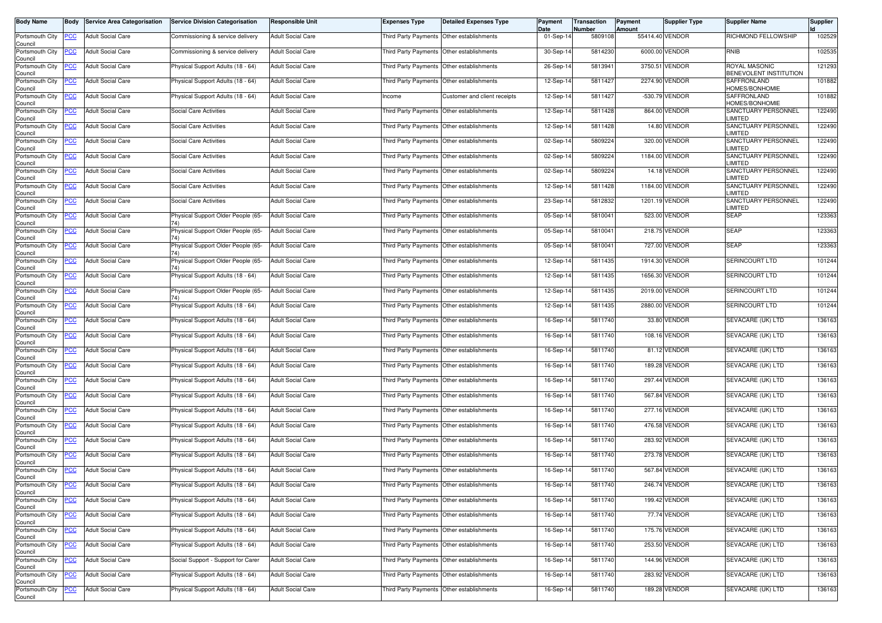| Body Name | Body | Service Area Categorisation | Service Division Categorisation | Responsible Unit | Expenses Type | Detailed Expenses Type | Payment Date | Transaction Number | Payment Amount | Supplier Type | Supplier Name | Supplier Id |
|---|---|---|---|---|---|---|---|---|---|---|---|---|
| Portsmouth City Council | PCC | Adult Social Care | Commissioning & service delivery | Adult Social Care | Third Party Payments | Other establishments | 01-Sep-14 | 5809108 | 55414.40 | VENDOR | RICHMOND FELLOWSHIP | 102529 |
| Portsmouth City Council | PCC | Adult Social Care | Commissioning & service delivery | Adult Social Care | Third Party Payments | Other establishments | 30-Sep-14 | 5814230 | 6000.00 | VENDOR | RNIB | 102535 |
| Portsmouth City Council | PCC | Adult Social Care | Physical Support Adults (18 - 64) | Adult Social Care | Third Party Payments | Other establishments | 26-Sep-14 | 5813941 | 3750.51 | VENDOR | ROYAL MASONIC BENEVOLENT INSTITUTION | 121293 |
| Portsmouth City Council | PCC | Adult Social Care | Physical Support Adults (18 - 64) | Adult Social Care | Third Party Payments | Other establishments | 12-Sep-14 | 5811427 | 2274.90 | VENDOR | SAFFRONLAND HOMES/BONHOMIE | 101882 |
| Portsmouth City Council | PCC | Adult Social Care | Physical Support Adults (18 - 64) | Adult Social Care | Income | Customer and client receipts | 12-Sep-14 | 5811427 | -530.79 | VENDOR | SAFFRONLAND HOMES/BONHOMIE | 101882 |
| Portsmouth City Council | PCC | Adult Social Care | Social Care Activities | Adult Social Care | Third Party Payments | Other establishments | 12-Sep-14 | 5811428 | 864.00 | VENDOR | SANCTUARY PERSONNEL LIMITED | 122490 |
| Portsmouth City Council | PCC | Adult Social Care | Social Care Activities | Adult Social Care | Third Party Payments | Other establishments | 12-Sep-14 | 5811428 | 14.80 | VENDOR | SANCTUARY PERSONNEL LIMITED | 122490 |
| Portsmouth City Council | PCC | Adult Social Care | Social Care Activities | Adult Social Care | Third Party Payments | Other establishments | 02-Sep-14 | 5809224 | 320.00 | VENDOR | SANCTUARY PERSONNEL LIMITED | 122490 |
| Portsmouth City Council | PCC | Adult Social Care | Social Care Activities | Adult Social Care | Third Party Payments | Other establishments | 02-Sep-14 | 5809224 | 1184.00 | VENDOR | SANCTUARY PERSONNEL LIMITED | 122490 |
| Portsmouth City Council | PCC | Adult Social Care | Social Care Activities | Adult Social Care | Third Party Payments | Other establishments | 02-Sep-14 | 5809224 | 14.18 | VENDOR | SANCTUARY PERSONNEL LIMITED | 122490 |
| Portsmouth City Council | PCC | Adult Social Care | Social Care Activities | Adult Social Care | Third Party Payments | Other establishments | 12-Sep-14 | 5811428 | 1184.00 | VENDOR | SANCTUARY PERSONNEL LIMITED | 122490 |
| Portsmouth City Council | PCC | Adult Social Care | Social Care Activities | Adult Social Care | Third Party Payments | Other establishments | 23-Sep-14 | 5812832 | 1201.19 | VENDOR | SANCTUARY PERSONNEL LIMITED | 122490 |
| Portsmouth City Council | PCC | Adult Social Care | Physical Support Older People (65-74) | Adult Social Care | Third Party Payments | Other establishments | 05-Sep-14 | 5810041 | 523.00 | VENDOR | SEAP | 123363 |
| Portsmouth City Council | PCC | Adult Social Care | Physical Support Older People (65-74) | Adult Social Care | Third Party Payments | Other establishments | 05-Sep-14 | 5810041 | 218.75 | VENDOR | SEAP | 123363 |
| Portsmouth City Council | PCC | Adult Social Care | Physical Support Older People (65-74) | Adult Social Care | Third Party Payments | Other establishments | 05-Sep-14 | 5810041 | 727.00 | VENDOR | SEAP | 123363 |
| Portsmouth City Council | PCC | Adult Social Care | Physical Support Older People (65-74) | Adult Social Care | Third Party Payments | Other establishments | 12-Sep-14 | 5811435 | 1914.30 | VENDOR | SERINCOURT LTD | 101244 |
| Portsmouth City Council | PCC | Adult Social Care | Physical Support Adults (18 - 64) | Adult Social Care | Third Party Payments | Other establishments | 12-Sep-14 | 5811435 | 1656.30 | VENDOR | SERINCOURT LTD | 101244 |
| Portsmouth City Council | PCC | Adult Social Care | Physical Support Older People (65-74) | Adult Social Care | Third Party Payments | Other establishments | 12-Sep-14 | 5811435 | 2019.00 | VENDOR | SERINCOURT LTD | 101244 |
| Portsmouth City Council | PCC | Adult Social Care | Physical Support Adults (18 - 64) | Adult Social Care | Third Party Payments | Other establishments | 12-Sep-14 | 5811435 | 2880.00 | VENDOR | SERINCOURT LTD | 101244 |
| Portsmouth City Council | PCC | Adult Social Care | Physical Support Adults (18 - 64) | Adult Social Care | Third Party Payments | Other establishments | 16-Sep-14 | 5811740 | 33.80 | VENDOR | SEVACARE (UK) LTD | 136163 |
| Portsmouth City Council | PCC | Adult Social Care | Physical Support Adults (18 - 64) | Adult Social Care | Third Party Payments | Other establishments | 16-Sep-14 | 5811740 | 108.16 | VENDOR | SEVACARE (UK) LTD | 136163 |
| Portsmouth City Council | PCC | Adult Social Care | Physical Support Adults (18 - 64) | Adult Social Care | Third Party Payments | Other establishments | 16-Sep-14 | 5811740 | 81.12 | VENDOR | SEVACARE (UK) LTD | 136163 |
| Portsmouth City Council | PCC | Adult Social Care | Physical Support Adults (18 - 64) | Adult Social Care | Third Party Payments | Other establishments | 16-Sep-14 | 5811740 | 189.28 | VENDOR | SEVACARE (UK) LTD | 136163 |
| Portsmouth City Council | PCC | Adult Social Care | Physical Support Adults (18 - 64) | Adult Social Care | Third Party Payments | Other establishments | 16-Sep-14 | 5811740 | 297.44 | VENDOR | SEVACARE (UK) LTD | 136163 |
| Portsmouth City Council | PCC | Adult Social Care | Physical Support Adults (18 - 64) | Adult Social Care | Third Party Payments | Other establishments | 16-Sep-14 | 5811740 | 567.84 | VENDOR | SEVACARE (UK) LTD | 136163 |
| Portsmouth City Council | PCC | Adult Social Care | Physical Support Adults (18 - 64) | Adult Social Care | Third Party Payments | Other establishments | 16-Sep-14 | 5811740 | 277.16 | VENDOR | SEVACARE (UK) LTD | 136163 |
| Portsmouth City Council | PCC | Adult Social Care | Physical Support Adults (18 - 64) | Adult Social Care | Third Party Payments | Other establishments | 16-Sep-14 | 5811740 | 476.58 | VENDOR | SEVACARE (UK) LTD | 136163 |
| Portsmouth City Council | PCC | Adult Social Care | Physical Support Adults (18 - 64) | Adult Social Care | Third Party Payments | Other establishments | 16-Sep-14 | 5811740 | 283.92 | VENDOR | SEVACARE (UK) LTD | 136163 |
| Portsmouth City Council | PCC | Adult Social Care | Physical Support Adults (18 - 64) | Adult Social Care | Third Party Payments | Other establishments | 16-Sep-14 | 5811740 | 273.78 | VENDOR | SEVACARE (UK) LTD | 136163 |
| Portsmouth City Council | PCC | Adult Social Care | Physical Support Adults (18 - 64) | Adult Social Care | Third Party Payments | Other establishments | 16-Sep-14 | 5811740 | 567.84 | VENDOR | SEVACARE (UK) LTD | 136163 |
| Portsmouth City Council | PCC | Adult Social Care | Physical Support Adults (18 - 64) | Adult Social Care | Third Party Payments | Other establishments | 16-Sep-14 | 5811740 | 246.74 | VENDOR | SEVACARE (UK) LTD | 136163 |
| Portsmouth City Council | PCC | Adult Social Care | Physical Support Adults (18 - 64) | Adult Social Care | Third Party Payments | Other establishments | 16-Sep-14 | 5811740 | 199.42 | VENDOR | SEVACARE (UK) LTD | 136163 |
| Portsmouth City Council | PCC | Adult Social Care | Physical Support Adults (18 - 64) | Adult Social Care | Third Party Payments | Other establishments | 16-Sep-14 | 5811740 | 77.74 | VENDOR | SEVACARE (UK) LTD | 136163 |
| Portsmouth City Council | PCC | Adult Social Care | Physical Support Adults (18 - 64) | Adult Social Care | Third Party Payments | Other establishments | 16-Sep-14 | 5811740 | 175.76 | VENDOR | SEVACARE (UK) LTD | 136163 |
| Portsmouth City Council | PCC | Adult Social Care | Physical Support Adults (18 - 64) | Adult Social Care | Third Party Payments | Other establishments | 16-Sep-14 | 5811740 | 253.50 | VENDOR | SEVACARE (UK) LTD | 136163 |
| Portsmouth City Council | PCC | Adult Social Care | Social Support - Support for Carer | Adult Social Care | Third Party Payments | Other establishments | 16-Sep-14 | 5811740 | 144.96 | VENDOR | SEVACARE (UK) LTD | 136163 |
| Portsmouth City Council | PCC | Adult Social Care | Physical Support Adults (18 - 64) | Adult Social Care | Third Party Payments | Other establishments | 16-Sep-14 | 5811740 | 283.92 | VENDOR | SEVACARE (UK) LTD | 136163 |
| Portsmouth City Council | PCC | Adult Social Care | Physical Support Adults (18 - 64) | Adult Social Care | Third Party Payments | Other establishments | 16-Sep-14 | 5811740 | 189.28 | VENDOR | SEVACARE (UK) LTD | 136163 |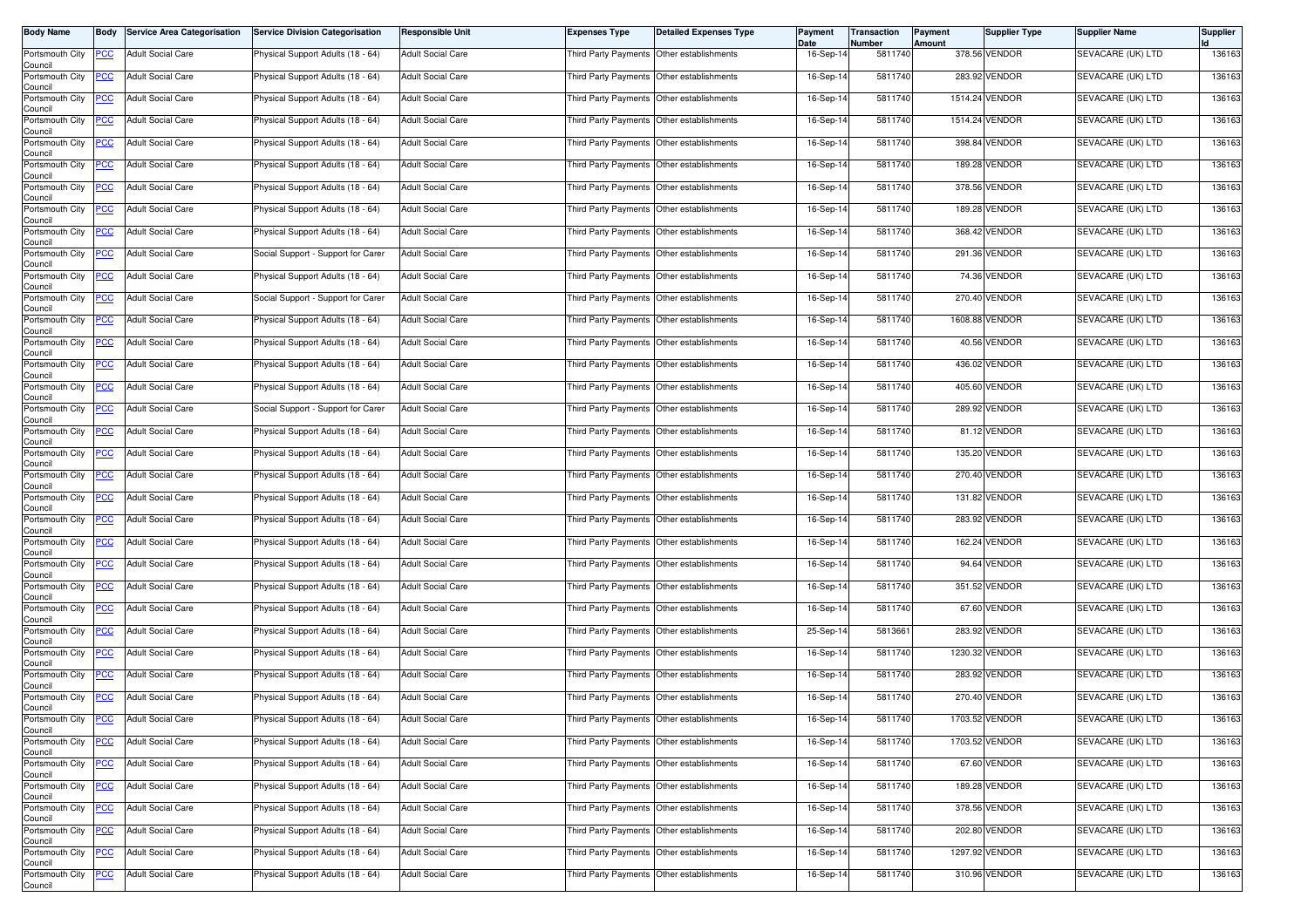| Body Name | Body | Service Area Categorisation | Service Division Categorisation | Responsible Unit | Expenses Type | Detailed Expenses Type | Payment Date | Transaction Number | Payment Amount | Supplier Type | Supplier Name | Supplier Id |
|---|---|---|---|---|---|---|---|---|---|---|---|---|
| Portsmouth City Council | PCC | Adult Social Care | Physical Support Adults (18 - 64) | Adult Social Care | Third Party Payments | Other establishments | 16-Sep-14 | 5811740 | 378.56 | VENDOR | SEVACARE (UK) LTD | 136163 |
| Portsmouth City Council | PCC | Adult Social Care | Physical Support Adults (18 - 64) | Adult Social Care | Third Party Payments | Other establishments | 16-Sep-14 | 5811740 | 283.92 | VENDOR | SEVACARE (UK) LTD | 136163 |
| Portsmouth City Council | PCC | Adult Social Care | Physical Support Adults (18 - 64) | Adult Social Care | Third Party Payments | Other establishments | 16-Sep-14 | 5811740 | 1514.24 | VENDOR | SEVACARE (UK) LTD | 136163 |
| Portsmouth City Council | PCC | Adult Social Care | Physical Support Adults (18 - 64) | Adult Social Care | Third Party Payments | Other establishments | 16-Sep-14 | 5811740 | 1514.24 | VENDOR | SEVACARE (UK) LTD | 136163 |
| Portsmouth City Council | PCC | Adult Social Care | Physical Support Adults (18 - 64) | Adult Social Care | Third Party Payments | Other establishments | 16-Sep-14 | 5811740 | 398.84 | VENDOR | SEVACARE (UK) LTD | 136163 |
| Portsmouth City Council | PCC | Adult Social Care | Physical Support Adults (18 - 64) | Adult Social Care | Third Party Payments | Other establishments | 16-Sep-14 | 5811740 | 189.28 | VENDOR | SEVACARE (UK) LTD | 136163 |
| Portsmouth City Council | PCC | Adult Social Care | Physical Support Adults (18 - 64) | Adult Social Care | Third Party Payments | Other establishments | 16-Sep-14 | 5811740 | 378.56 | VENDOR | SEVACARE (UK) LTD | 136163 |
| Portsmouth City Council | PCC | Adult Social Care | Physical Support Adults (18 - 64) | Adult Social Care | Third Party Payments | Other establishments | 16-Sep-14 | 5811740 | 189.28 | VENDOR | SEVACARE (UK) LTD | 136163 |
| Portsmouth City Council | PCC | Adult Social Care | Physical Support Adults (18 - 64) | Adult Social Care | Third Party Payments | Other establishments | 16-Sep-14 | 5811740 | 368.42 | VENDOR | SEVACARE (UK) LTD | 136163 |
| Portsmouth City Council | PCC | Adult Social Care | Social Support - Support for Carer | Adult Social Care | Third Party Payments | Other establishments | 16-Sep-14 | 5811740 | 291.36 | VENDOR | SEVACARE (UK) LTD | 136163 |
| Portsmouth City Council | PCC | Adult Social Care | Physical Support Adults (18 - 64) | Adult Social Care | Third Party Payments | Other establishments | 16-Sep-14 | 5811740 | 74.36 | VENDOR | SEVACARE (UK) LTD | 136163 |
| Portsmouth City Council | PCC | Adult Social Care | Social Support - Support for Carer | Adult Social Care | Third Party Payments | Other establishments | 16-Sep-14 | 5811740 | 270.40 | VENDOR | SEVACARE (UK) LTD | 136163 |
| Portsmouth City Council | PCC | Adult Social Care | Physical Support Adults (18 - 64) | Adult Social Care | Third Party Payments | Other establishments | 16-Sep-14 | 5811740 | 1608.88 | VENDOR | SEVACARE (UK) LTD | 136163 |
| Portsmouth City Council | PCC | Adult Social Care | Physical Support Adults (18 - 64) | Adult Social Care | Third Party Payments | Other establishments | 16-Sep-14 | 5811740 | 40.56 | VENDOR | SEVACARE (UK) LTD | 136163 |
| Portsmouth City Council | PCC | Adult Social Care | Physical Support Adults (18 - 64) | Adult Social Care | Third Party Payments | Other establishments | 16-Sep-14 | 5811740 | 436.02 | VENDOR | SEVACARE (UK) LTD | 136163 |
| Portsmouth City Council | PCC | Adult Social Care | Physical Support Adults (18 - 64) | Adult Social Care | Third Party Payments | Other establishments | 16-Sep-14 | 5811740 | 405.60 | VENDOR | SEVACARE (UK) LTD | 136163 |
| Portsmouth City Council | PCC | Adult Social Care | Social Support - Support for Carer | Adult Social Care | Third Party Payments | Other establishments | 16-Sep-14 | 5811740 | 289.92 | VENDOR | SEVACARE (UK) LTD | 136163 |
| Portsmouth City Council | PCC | Adult Social Care | Physical Support Adults (18 - 64) | Adult Social Care | Third Party Payments | Other establishments | 16-Sep-14 | 5811740 | 81.12 | VENDOR | SEVACARE (UK) LTD | 136163 |
| Portsmouth City Council | PCC | Adult Social Care | Physical Support Adults (18 - 64) | Adult Social Care | Third Party Payments | Other establishments | 16-Sep-14 | 5811740 | 135.20 | VENDOR | SEVACARE (UK) LTD | 136163 |
| Portsmouth City Council | PCC | Adult Social Care | Physical Support Adults (18 - 64) | Adult Social Care | Third Party Payments | Other establishments | 16-Sep-14 | 5811740 | 270.40 | VENDOR | SEVACARE (UK) LTD | 136163 |
| Portsmouth City Council | PCC | Adult Social Care | Physical Support Adults (18 - 64) | Adult Social Care | Third Party Payments | Other establishments | 16-Sep-14 | 5811740 | 131.82 | VENDOR | SEVACARE (UK) LTD | 136163 |
| Portsmouth City Council | PCC | Adult Social Care | Physical Support Adults (18 - 64) | Adult Social Care | Third Party Payments | Other establishments | 16-Sep-14 | 5811740 | 283.92 | VENDOR | SEVACARE (UK) LTD | 136163 |
| Portsmouth City Council | PCC | Adult Social Care | Physical Support Adults (18 - 64) | Adult Social Care | Third Party Payments | Other establishments | 16-Sep-14 | 5811740 | 162.24 | VENDOR | SEVACARE (UK) LTD | 136163 |
| Portsmouth City Council | PCC | Adult Social Care | Physical Support Adults (18 - 64) | Adult Social Care | Third Party Payments | Other establishments | 16-Sep-14 | 5811740 | 94.64 | VENDOR | SEVACARE (UK) LTD | 136163 |
| Portsmouth City Council | PCC | Adult Social Care | Physical Support Adults (18 - 64) | Adult Social Care | Third Party Payments | Other establishments | 16-Sep-14 | 5811740 | 351.52 | VENDOR | SEVACARE (UK) LTD | 136163 |
| Portsmouth City Council | PCC | Adult Social Care | Physical Support Adults (18 - 64) | Adult Social Care | Third Party Payments | Other establishments | 16-Sep-14 | 5811740 | 67.60 | VENDOR | SEVACARE (UK) LTD | 136163 |
| Portsmouth City Council | PCC | Adult Social Care | Physical Support Adults (18 - 64) | Adult Social Care | Third Party Payments | Other establishments | 25-Sep-14 | 5813661 | 283.92 | VENDOR | SEVACARE (UK) LTD | 136163 |
| Portsmouth City Council | PCC | Adult Social Care | Physical Support Adults (18 - 64) | Adult Social Care | Third Party Payments | Other establishments | 16-Sep-14 | 5811740 | 1230.32 | VENDOR | SEVACARE (UK) LTD | 136163 |
| Portsmouth City Council | PCC | Adult Social Care | Physical Support Adults (18 - 64) | Adult Social Care | Third Party Payments | Other establishments | 16-Sep-14 | 5811740 | 283.92 | VENDOR | SEVACARE (UK) LTD | 136163 |
| Portsmouth City Council | PCC | Adult Social Care | Physical Support Adults (18 - 64) | Adult Social Care | Third Party Payments | Other establishments | 16-Sep-14 | 5811740 | 270.40 | VENDOR | SEVACARE (UK) LTD | 136163 |
| Portsmouth City Council | PCC | Adult Social Care | Physical Support Adults (18 - 64) | Adult Social Care | Third Party Payments | Other establishments | 16-Sep-14 | 5811740 | 1703.52 | VENDOR | SEVACARE (UK) LTD | 136163 |
| Portsmouth City Council | PCC | Adult Social Care | Physical Support Adults (18 - 64) | Adult Social Care | Third Party Payments | Other establishments | 16-Sep-14 | 5811740 | 1703.52 | VENDOR | SEVACARE (UK) LTD | 136163 |
| Portsmouth City Council | PCC | Adult Social Care | Physical Support Adults (18 - 64) | Adult Social Care | Third Party Payments | Other establishments | 16-Sep-14 | 5811740 | 67.60 | VENDOR | SEVACARE (UK) LTD | 136163 |
| Portsmouth City Council | PCC | Adult Social Care | Physical Support Adults (18 - 64) | Adult Social Care | Third Party Payments | Other establishments | 16-Sep-14 | 5811740 | 189.28 | VENDOR | SEVACARE (UK) LTD | 136163 |
| Portsmouth City Council | PCC | Adult Social Care | Physical Support Adults (18 - 64) | Adult Social Care | Third Party Payments | Other establishments | 16-Sep-14 | 5811740 | 378.56 | VENDOR | SEVACARE (UK) LTD | 136163 |
| Portsmouth City Council | PCC | Adult Social Care | Physical Support Adults (18 - 64) | Adult Social Care | Third Party Payments | Other establishments | 16-Sep-14 | 5811740 | 202.80 | VENDOR | SEVACARE (UK) LTD | 136163 |
| Portsmouth City Council | PCC | Adult Social Care | Physical Support Adults (18 - 64) | Adult Social Care | Third Party Payments | Other establishments | 16-Sep-14 | 5811740 | 1297.92 | VENDOR | SEVACARE (UK) LTD | 136163 |
| Portsmouth City Council | PCC | Adult Social Care | Physical Support Adults (18 - 64) | Adult Social Care | Third Party Payments | Other establishments | 16-Sep-14 | 5811740 | 310.96 | VENDOR | SEVACARE (UK) LTD | 136163 |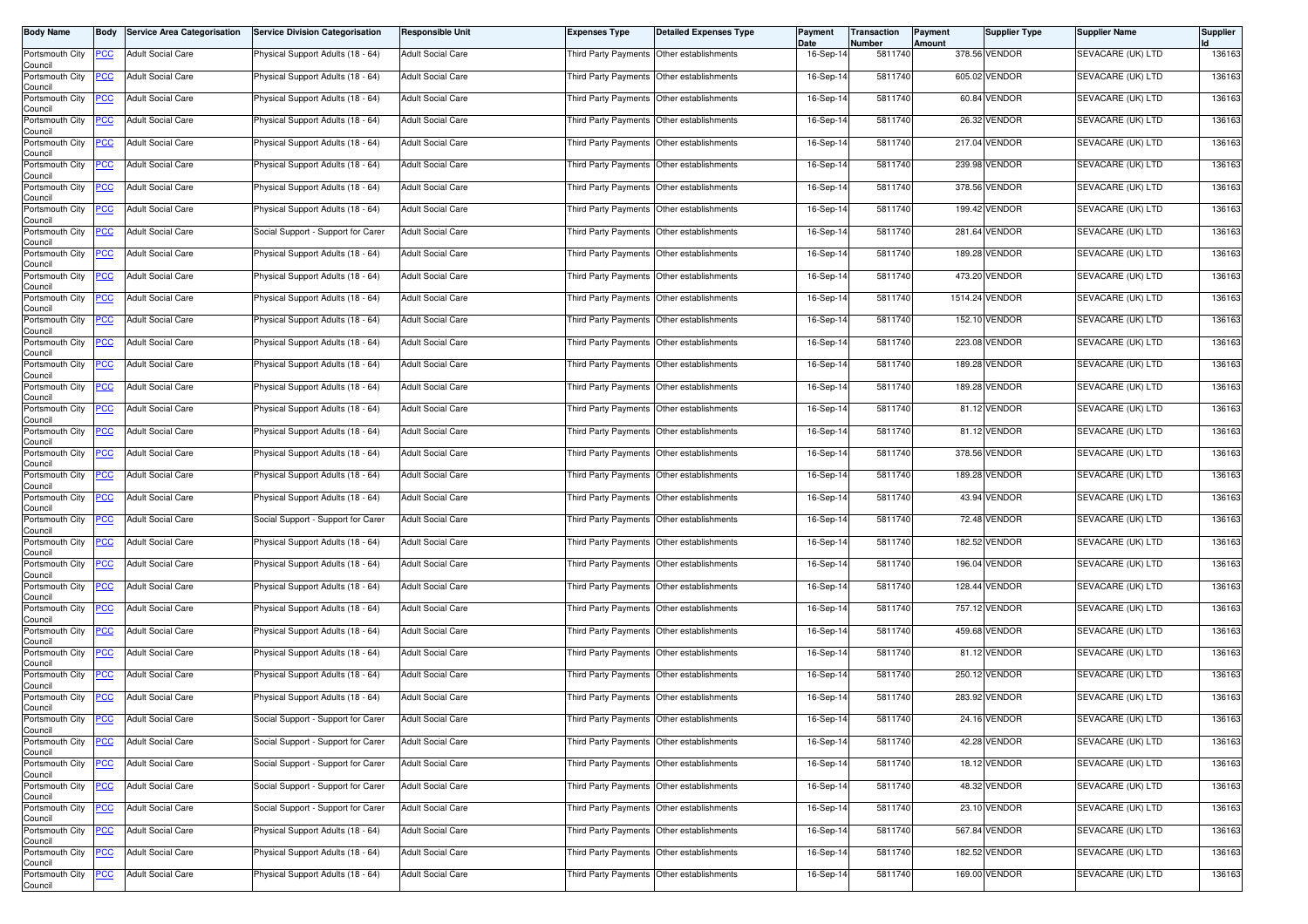| Body Name | Body | Service Area Categorisation | Service Division Categorisation | Responsible Unit | Expenses Type | Detailed Expenses Type | Payment Date | Transaction Number | Payment Amount | Supplier Type | Supplier Name | Supplier Id |
|---|---|---|---|---|---|---|---|---|---|---|---|---|
| Portsmouth City Council | PCC | Adult Social Care | Physical Support Adults (18 - 64) | Adult Social Care | Third Party Payments | Other establishments | 16-Sep-14 | 5811740 | 378.56 | VENDOR | SEVACARE (UK) LTD | 136163 |
| Portsmouth City Council | PCC | Adult Social Care | Physical Support Adults (18 - 64) | Adult Social Care | Third Party Payments | Other establishments | 16-Sep-14 | 5811740 | 605.02 | VENDOR | SEVACARE (UK) LTD | 136163 |
| Portsmouth City Council | PCC | Adult Social Care | Physical Support Adults (18 - 64) | Adult Social Care | Third Party Payments | Other establishments | 16-Sep-14 | 5811740 | 60.84 | VENDOR | SEVACARE (UK) LTD | 136163 |
| Portsmouth City Council | PCC | Adult Social Care | Physical Support Adults (18 - 64) | Adult Social Care | Third Party Payments | Other establishments | 16-Sep-14 | 5811740 | 26.32 | VENDOR | SEVACARE (UK) LTD | 136163 |
| Portsmouth City Council | PCC | Adult Social Care | Physical Support Adults (18 - 64) | Adult Social Care | Third Party Payments | Other establishments | 16-Sep-14 | 5811740 | 217.04 | VENDOR | SEVACARE (UK) LTD | 136163 |
| Portsmouth City Council | PCC | Adult Social Care | Physical Support Adults (18 - 64) | Adult Social Care | Third Party Payments | Other establishments | 16-Sep-14 | 5811740 | 239.98 | VENDOR | SEVACARE (UK) LTD | 136163 |
| Portsmouth City Council | PCC | Adult Social Care | Physical Support Adults (18 - 64) | Adult Social Care | Third Party Payments | Other establishments | 16-Sep-14 | 5811740 | 378.56 | VENDOR | SEVACARE (UK) LTD | 136163 |
| Portsmouth City Council | PCC | Adult Social Care | Physical Support Adults (18 - 64) | Adult Social Care | Third Party Payments | Other establishments | 16-Sep-14 | 5811740 | 199.42 | VENDOR | SEVACARE (UK) LTD | 136163 |
| Portsmouth City Council | PCC | Adult Social Care | Social Support - Support for Carer | Adult Social Care | Third Party Payments | Other establishments | 16-Sep-14 | 5811740 | 281.64 | VENDOR | SEVACARE (UK) LTD | 136163 |
| Portsmouth City Council | PCC | Adult Social Care | Physical Support Adults (18 - 64) | Adult Social Care | Third Party Payments | Other establishments | 16-Sep-14 | 5811740 | 189.28 | VENDOR | SEVACARE (UK) LTD | 136163 |
| Portsmouth City Council | PCC | Adult Social Care | Physical Support Adults (18 - 64) | Adult Social Care | Third Party Payments | Other establishments | 16-Sep-14 | 5811740 | 473.20 | VENDOR | SEVACARE (UK) LTD | 136163 |
| Portsmouth City Council | PCC | Adult Social Care | Physical Support Adults (18 - 64) | Adult Social Care | Third Party Payments | Other establishments | 16-Sep-14 | 5811740 | 1514.24 | VENDOR | SEVACARE (UK) LTD | 136163 |
| Portsmouth City Council | PCC | Adult Social Care | Physical Support Adults (18 - 64) | Adult Social Care | Third Party Payments | Other establishments | 16-Sep-14 | 5811740 | 152.10 | VENDOR | SEVACARE (UK) LTD | 136163 |
| Portsmouth City Council | PCC | Adult Social Care | Physical Support Adults (18 - 64) | Adult Social Care | Third Party Payments | Other establishments | 16-Sep-14 | 5811740 | 223.08 | VENDOR | SEVACARE (UK) LTD | 136163 |
| Portsmouth City Council | PCC | Adult Social Care | Physical Support Adults (18 - 64) | Adult Social Care | Third Party Payments | Other establishments | 16-Sep-14 | 5811740 | 189.28 | VENDOR | SEVACARE (UK) LTD | 136163 |
| Portsmouth City Council | PCC | Adult Social Care | Physical Support Adults (18 - 64) | Adult Social Care | Third Party Payments | Other establishments | 16-Sep-14 | 5811740 | 189.28 | VENDOR | SEVACARE (UK) LTD | 136163 |
| Portsmouth City Council | PCC | Adult Social Care | Physical Support Adults (18 - 64) | Adult Social Care | Third Party Payments | Other establishments | 16-Sep-14 | 5811740 | 81.12 | VENDOR | SEVACARE (UK) LTD | 136163 |
| Portsmouth City Council | PCC | Adult Social Care | Physical Support Adults (18 - 64) | Adult Social Care | Third Party Payments | Other establishments | 16-Sep-14 | 5811740 | 81.12 | VENDOR | SEVACARE (UK) LTD | 136163 |
| Portsmouth City Council | PCC | Adult Social Care | Physical Support Adults (18 - 64) | Adult Social Care | Third Party Payments | Other establishments | 16-Sep-14 | 5811740 | 378.56 | VENDOR | SEVACARE (UK) LTD | 136163 |
| Portsmouth City Council | PCC | Adult Social Care | Physical Support Adults (18 - 64) | Adult Social Care | Third Party Payments | Other establishments | 16-Sep-14 | 5811740 | 189.28 | VENDOR | SEVACARE (UK) LTD | 136163 |
| Portsmouth City Council | PCC | Adult Social Care | Physical Support Adults (18 - 64) | Adult Social Care | Third Party Payments | Other establishments | 16-Sep-14 | 5811740 | 43.94 | VENDOR | SEVACARE (UK) LTD | 136163 |
| Portsmouth City Council | PCC | Adult Social Care | Social Support - Support for Carer | Adult Social Care | Third Party Payments | Other establishments | 16-Sep-14 | 5811740 | 72.48 | VENDOR | SEVACARE (UK) LTD | 136163 |
| Portsmouth City Council | PCC | Adult Social Care | Physical Support Adults (18 - 64) | Adult Social Care | Third Party Payments | Other establishments | 16-Sep-14 | 5811740 | 182.52 | VENDOR | SEVACARE (UK) LTD | 136163 |
| Portsmouth City Council | PCC | Adult Social Care | Physical Support Adults (18 - 64) | Adult Social Care | Third Party Payments | Other establishments | 16-Sep-14 | 5811740 | 196.04 | VENDOR | SEVACARE (UK) LTD | 136163 |
| Portsmouth City Council | PCC | Adult Social Care | Physical Support Adults (18 - 64) | Adult Social Care | Third Party Payments | Other establishments | 16-Sep-14 | 5811740 | 128.44 | VENDOR | SEVACARE (UK) LTD | 136163 |
| Portsmouth City Council | PCC | Adult Social Care | Physical Support Adults (18 - 64) | Adult Social Care | Third Party Payments | Other establishments | 16-Sep-14 | 5811740 | 757.12 | VENDOR | SEVACARE (UK) LTD | 136163 |
| Portsmouth City Council | PCC | Adult Social Care | Physical Support Adults (18 - 64) | Adult Social Care | Third Party Payments | Other establishments | 16-Sep-14 | 5811740 | 459.68 | VENDOR | SEVACARE (UK) LTD | 136163 |
| Portsmouth City Council | PCC | Adult Social Care | Physical Support Adults (18 - 64) | Adult Social Care | Third Party Payments | Other establishments | 16-Sep-14 | 5811740 | 81.12 | VENDOR | SEVACARE (UK) LTD | 136163 |
| Portsmouth City Council | PCC | Adult Social Care | Physical Support Adults (18 - 64) | Adult Social Care | Third Party Payments | Other establishments | 16-Sep-14 | 5811740 | 250.12 | VENDOR | SEVACARE (UK) LTD | 136163 |
| Portsmouth City Council | PCC | Adult Social Care | Physical Support Adults (18 - 64) | Adult Social Care | Third Party Payments | Other establishments | 16-Sep-14 | 5811740 | 283.92 | VENDOR | SEVACARE (UK) LTD | 136163 |
| Portsmouth City Council | PCC | Adult Social Care | Social Support - Support for Carer | Adult Social Care | Third Party Payments | Other establishments | 16-Sep-14 | 5811740 | 24.16 | VENDOR | SEVACARE (UK) LTD | 136163 |
| Portsmouth City Council | PCC | Adult Social Care | Social Support - Support for Carer | Adult Social Care | Third Party Payments | Other establishments | 16-Sep-14 | 5811740 | 42.28 | VENDOR | SEVACARE (UK) LTD | 136163 |
| Portsmouth City Council | PCC | Adult Social Care | Social Support - Support for Carer | Adult Social Care | Third Party Payments | Other establishments | 16-Sep-14 | 5811740 | 18.12 | VENDOR | SEVACARE (UK) LTD | 136163 |
| Portsmouth City Council | PCC | Adult Social Care | Social Support - Support for Carer | Adult Social Care | Third Party Payments | Other establishments | 16-Sep-14 | 5811740 | 48.32 | VENDOR | SEVACARE (UK) LTD | 136163 |
| Portsmouth City Council | PCC | Adult Social Care | Social Support - Support for Carer | Adult Social Care | Third Party Payments | Other establishments | 16-Sep-14 | 5811740 | 23.10 | VENDOR | SEVACARE (UK) LTD | 136163 |
| Portsmouth City Council | PCC | Adult Social Care | Physical Support Adults (18 - 64) | Adult Social Care | Third Party Payments | Other establishments | 16-Sep-14 | 5811740 | 567.84 | VENDOR | SEVACARE (UK) LTD | 136163 |
| Portsmouth City Council | PCC | Adult Social Care | Physical Support Adults (18 - 64) | Adult Social Care | Third Party Payments | Other establishments | 16-Sep-14 | 5811740 | 182.52 | VENDOR | SEVACARE (UK) LTD | 136163 |
| Portsmouth City Council | PCC | Adult Social Care | Physical Support Adults (18 - 64) | Adult Social Care | Third Party Payments | Other establishments | 16-Sep-14 | 5811740 | 169.00 | VENDOR | SEVACARE (UK) LTD | 136163 |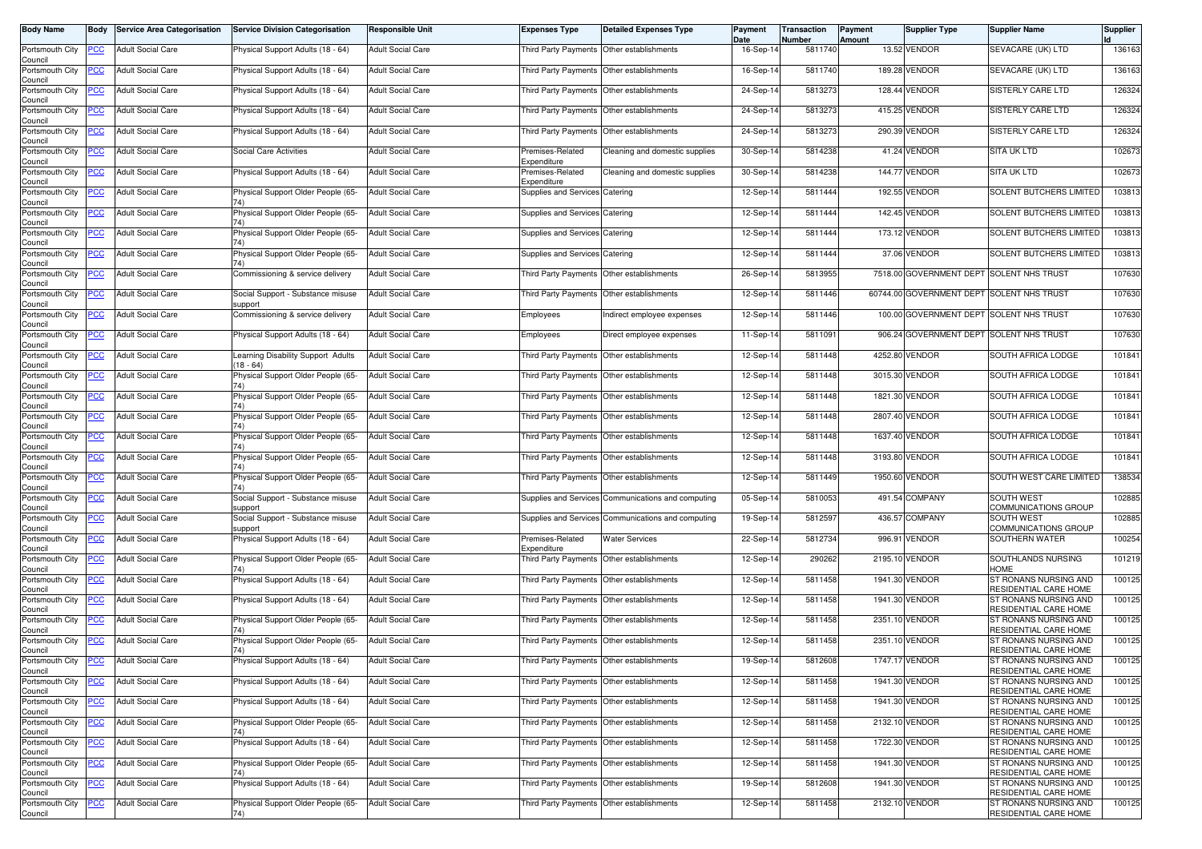| Body Name | Body | Service Area Categorisation | Service Division Categorisation | Responsible Unit | Expenses Type | Detailed Expenses Type | Payment Date | Transaction Number | Payment Amount | Supplier Type | Supplier Name | Supplier Id |
|---|---|---|---|---|---|---|---|---|---|---|---|---|
| Portsmouth City Council | PCC | Adult Social Care | Physical Support Adults (18 - 64) | Adult Social Care | Third Party Payments | Other establishments | 16-Sep-14 | 5811740 | 13.52 | VENDOR | SEVACARE (UK) LTD | 136163 |
| Portsmouth City Council | PCC | Adult Social Care | Physical Support Adults (18 - 64) | Adult Social Care | Third Party Payments | Other establishments | 16-Sep-14 | 5811740 | 189.28 | VENDOR | SEVACARE (UK) LTD | 136163 |
| Portsmouth City Council | PCC | Adult Social Care | Physical Support Adults (18 - 64) | Adult Social Care | Third Party Payments | Other establishments | 24-Sep-14 | 5813273 | 128.44 | VENDOR | SISTERLY CARE LTD | 126324 |
| Portsmouth City Council | PCC | Adult Social Care | Physical Support Adults (18 - 64) | Adult Social Care | Third Party Payments | Other establishments | 24-Sep-14 | 5813273 | 415.25 | VENDOR | SISTERLY CARE LTD | 126324 |
| Portsmouth City Council | PCC | Adult Social Care | Physical Support Adults (18 - 64) | Adult Social Care | Third Party Payments | Other establishments | 24-Sep-14 | 5813273 | 290.39 | VENDOR | SISTERLY CARE LTD | 126324 |
| Portsmouth City Council | PCC | Adult Social Care | Social Care Activities | Adult Social Care | Premises-Related Expenditure | Cleaning and domestic supplies | 30-Sep-14 | 5814238 | 41.24 | VENDOR | SITA UK LTD | 102673 |
| Portsmouth City Council | PCC | Adult Social Care | Physical Support Adults (18 - 64) | Adult Social Care | Premises-Related Expenditure | Cleaning and domestic supplies | 30-Sep-14 | 5814238 | 144.77 | VENDOR | SITA UK LTD | 102673 |
| Portsmouth City Council | PCC | Adult Social Care | Physical Support Older People (65-74) | Adult Social Care | Supplies and Services | Catering | 12-Sep-14 | 5811444 | 192.55 | VENDOR | SOLENT BUTCHERS LIMITED | 103813 |
| Portsmouth City Council | PCC | Adult Social Care | Physical Support Older People (65-74) | Adult Social Care | Supplies and Services | Catering | 12-Sep-14 | 5811444 | 142.45 | VENDOR | SOLENT BUTCHERS LIMITED | 103813 |
| Portsmouth City Council | PCC | Adult Social Care | Physical Support Older People (65-74) | Adult Social Care | Supplies and Services | Catering | 12-Sep-14 | 5811444 | 173.12 | VENDOR | SOLENT BUTCHERS LIMITED | 103813 |
| Portsmouth City Council | PCC | Adult Social Care | Physical Support Older People (65-74) | Adult Social Care | Supplies and Services | Catering | 12-Sep-14 | 5811444 | 37.06 | VENDOR | SOLENT BUTCHERS LIMITED | 103813 |
| Portsmouth City Council | PCC | Adult Social Care | Commissioning & service delivery | Adult Social Care | Third Party Payments | Other establishments | 26-Sep-14 | 5813955 | 7518.00 | GOVERNMENT DEPT | SOLENT NHS TRUST | 107630 |
| Portsmouth City Council | PCC | Adult Social Care | Social Support - Substance misuse support | Adult Social Care | Third Party Payments | Other establishments | 12-Sep-14 | 5811446 | 60744.00 | GOVERNMENT DEPT | SOLENT NHS TRUST | 107630 |
| Portsmouth City Council | PCC | Adult Social Care | Commissioning & service delivery | Adult Social Care | Employees | Indirect employee expenses | 12-Sep-14 | 5811446 | 100.00 | GOVERNMENT DEPT | SOLENT NHS TRUST | 107630 |
| Portsmouth City Council | PCC | Adult Social Care | Physical Support Adults (18 - 64) | Adult Social Care | Employees | Direct employee expenses | 11-Sep-14 | 5811091 | 906.24 | GOVERNMENT DEPT | SOLENT NHS TRUST | 107630 |
| Portsmouth City Council | PCC | Adult Social Care | Learning Disability Support Adults (18 - 64) | Adult Social Care | Third Party Payments | Other establishments | 12-Sep-14 | 5811448 | 4252.80 | VENDOR | SOUTH AFRICA LODGE | 101841 |
| Portsmouth City Council | PCC | Adult Social Care | Physical Support Older People (65-74) | Adult Social Care | Third Party Payments | Other establishments | 12-Sep-14 | 5811448 | 3015.30 | VENDOR | SOUTH AFRICA LODGE | 101841 |
| Portsmouth City Council | PCC | Adult Social Care | Physical Support Older People (65-74) | Adult Social Care | Third Party Payments | Other establishments | 12-Sep-14 | 5811448 | 1821.30 | VENDOR | SOUTH AFRICA LODGE | 101841 |
| Portsmouth City Council | PCC | Adult Social Care | Physical Support Older People (65-74) | Adult Social Care | Third Party Payments | Other establishments | 12-Sep-14 | 5811448 | 2807.40 | VENDOR | SOUTH AFRICA LODGE | 101841 |
| Portsmouth City Council | PCC | Adult Social Care | Physical Support Older People (65-74) | Adult Social Care | Third Party Payments | Other establishments | 12-Sep-14 | 5811448 | 1637.40 | VENDOR | SOUTH AFRICA LODGE | 101841 |
| Portsmouth City Council | PCC | Adult Social Care | Physical Support Older People (65-74) | Adult Social Care | Third Party Payments | Other establishments | 12-Sep-14 | 5811448 | 3193.80 | VENDOR | SOUTH AFRICA LODGE | 101841 |
| Portsmouth City Council | PCC | Adult Social Care | Physical Support Older People (65-74) | Adult Social Care | Third Party Payments | Other establishments | 12-Sep-14 | 5811449 | 1950.60 | VENDOR | SOUTH WEST CARE LIMITED | 138534 |
| Portsmouth City Council | PCC | Adult Social Care | Social Support - Substance misuse support | Adult Social Care | Supplies and Services | Communications and computing | 05-Sep-14 | 5810053 | 491.54 | COMPANY | SOUTH WEST COMMUNICATIONS GROUP | 102885 |
| Portsmouth City Council | PCC | Adult Social Care | Social Support - Substance misuse support | Adult Social Care | Supplies and Services | Communications and computing | 19-Sep-14 | 5812597 | 436.57 | COMPANY | SOUTH WEST COMMUNICATIONS GROUP | 102885 |
| Portsmouth City Council | PCC | Adult Social Care | Physical Support Adults (18 - 64) | Adult Social Care | Premises-Related Expenditure | Water Services | 22-Sep-14 | 5812734 | 996.91 | VENDOR | SOUTHERN WATER | 100254 |
| Portsmouth City Council | PCC | Adult Social Care | Physical Support Older People (65-74) | Adult Social Care | Third Party Payments | Other establishments | 12-Sep-14 | 290262 | 2195.10 | VENDOR | SOUTHLANDS NURSING HOME | 101219 |
| Portsmouth City Council | PCC | Adult Social Care | Physical Support Adults (18 - 64) | Adult Social Care | Third Party Payments | Other establishments | 12-Sep-14 | 5811458 | 1941.30 | VENDOR | ST RONANS NURSING AND RESIDENTIAL CARE HOME | 100125 |
| Portsmouth City Council | PCC | Adult Social Care | Physical Support Adults (18 - 64) | Adult Social Care | Third Party Payments | Other establishments | 12-Sep-14 | 5811458 | 1941.30 | VENDOR | ST RONANS NURSING AND RESIDENTIAL CARE HOME | 100125 |
| Portsmouth City Council | PCC | Adult Social Care | Physical Support Older People (65-74) | Adult Social Care | Third Party Payments | Other establishments | 12-Sep-14 | 5811458 | 2351.10 | VENDOR | ST RONANS NURSING AND RESIDENTIAL CARE HOME | 100125 |
| Portsmouth City Council | PCC | Adult Social Care | Physical Support Older People (65-74) | Adult Social Care | Third Party Payments | Other establishments | 12-Sep-14 | 5811458 | 2351.10 | VENDOR | ST RONANS NURSING AND RESIDENTIAL CARE HOME | 100125 |
| Portsmouth City Council | PCC | Adult Social Care | Physical Support Adults (18 - 64) | Adult Social Care | Third Party Payments | Other establishments | 19-Sep-14 | 5812608 | 1747.17 | VENDOR | ST RONANS NURSING AND RESIDENTIAL CARE HOME | 100125 |
| Portsmouth City Council | PCC | Adult Social Care | Physical Support Adults (18 - 64) | Adult Social Care | Third Party Payments | Other establishments | 12-Sep-14 | 5811458 | 1941.30 | VENDOR | ST RONANS NURSING AND RESIDENTIAL CARE HOME | 100125 |
| Portsmouth City Council | PCC | Adult Social Care | Physical Support Adults (18 - 64) | Adult Social Care | Third Party Payments | Other establishments | 12-Sep-14 | 5811458 | 1941.30 | VENDOR | ST RONANS NURSING AND RESIDENTIAL CARE HOME | 100125 |
| Portsmouth City Council | PCC | Adult Social Care | Physical Support Older People (65-74) | Adult Social Care | Third Party Payments | Other establishments | 12-Sep-14 | 5811458 | 2132.10 | VENDOR | ST RONANS NURSING AND RESIDENTIAL CARE HOME | 100125 |
| Portsmouth City Council | PCC | Adult Social Care | Physical Support Adults (18 - 64) | Adult Social Care | Third Party Payments | Other establishments | 12-Sep-14 | 5811458 | 1722.30 | VENDOR | ST RONANS NURSING AND RESIDENTIAL CARE HOME | 100125 |
| Portsmouth City Council | PCC | Adult Social Care | Physical Support Older People (65-74) | Adult Social Care | Third Party Payments | Other establishments | 12-Sep-14 | 5811458 | 1941.30 | VENDOR | ST RONANS NURSING AND RESIDENTIAL CARE HOME | 100125 |
| Portsmouth City Council | PCC | Adult Social Care | Physical Support Adults (18 - 64) | Adult Social Care | Third Party Payments | Other establishments | 19-Sep-14 | 5812608 | 1941.30 | VENDOR | ST RONANS NURSING AND RESIDENTIAL CARE HOME | 100125 |
| Portsmouth City Council | PCC | Adult Social Care | Physical Support Older People (65-74) | Adult Social Care | Third Party Payments | Other establishments | 12-Sep-14 | 5811458 | 2132.10 | VENDOR | ST RONANS NURSING AND RESIDENTIAL CARE HOME | 100125 |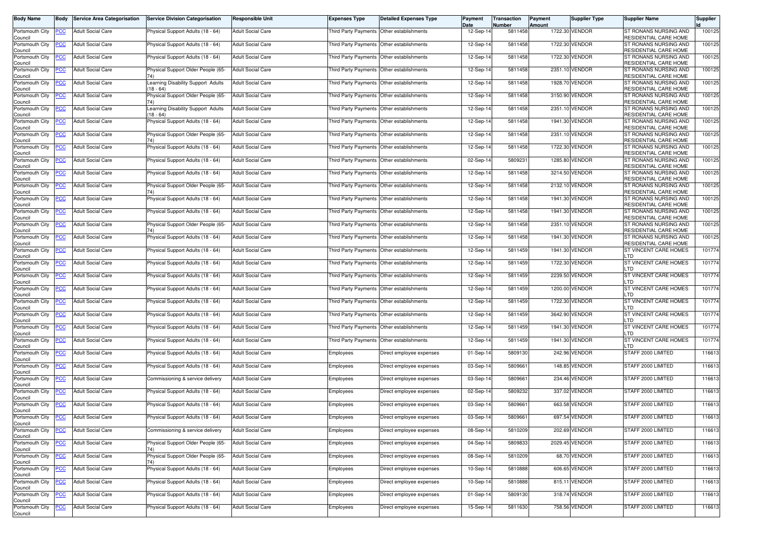| Body Name | Body | Service Area Categorisation | Service Division Categorisation | Responsible Unit | Expenses Type | Detailed Expenses Type | Payment Date | Transaction Number | Payment Amount | Supplier Type | Supplier Name | Supplier Id |
|---|---|---|---|---|---|---|---|---|---|---|---|---|
| Portsmouth City Council | PCC | Adult Social Care | Physical Support Adults (18 - 64) | Adult Social Care | Third Party Payments | Other establishments | 12-Sep-14 | 5811458 | 1722.30 | VENDOR | ST RONANS NURSING AND RESIDENTIAL CARE HOME | 100125 |
| Portsmouth City Council | PCC | Adult Social Care | Physical Support Adults (18 - 64) | Adult Social Care | Third Party Payments | Other establishments | 12-Sep-14 | 5811458 | 1722.30 | VENDOR | ST RONANS NURSING AND RESIDENTIAL CARE HOME | 100125 |
| Portsmouth City Council | PCC | Adult Social Care | Physical Support Adults (18 - 64) | Adult Social Care | Third Party Payments | Other establishments | 12-Sep-14 | 5811458 | 1722.30 | VENDOR | ST RONANS NURSING AND RESIDENTIAL CARE HOME | 100125 |
| Portsmouth City Council | PCC | Adult Social Care | Physical Support Older People (65-74) | Adult Social Care | Third Party Payments | Other establishments | 12-Sep-14 | 5811458 | 2351.10 | VENDOR | ST RONANS NURSING AND RESIDENTIAL CARE HOME | 100125 |
| Portsmouth City Council | PCC | Adult Social Care | Learning Disability Support Adults (18 - 64) | Adult Social Care | Third Party Payments | Other establishments | 12-Sep-14 | 5811458 | 1928.70 | VENDOR | ST RONANS NURSING AND RESIDENTIAL CARE HOME | 100125 |
| Portsmouth City Council | PCC | Adult Social Care | Physical Support Older People (65-74) | Adult Social Care | Third Party Payments | Other establishments | 12-Sep-14 | 5811458 | 3150.90 | VENDOR | ST RONANS NURSING AND RESIDENTIAL CARE HOME | 100125 |
| Portsmouth City Council | PCC | Adult Social Care | Learning Disability Support Adults (18 - 64) | Adult Social Care | Third Party Payments | Other establishments | 12-Sep-14 | 5811458 | 2351.10 | VENDOR | ST RONANS NURSING AND RESIDENTIAL CARE HOME | 100125 |
| Portsmouth City Council | PCC | Adult Social Care | Physical Support Adults (18 - 64) | Adult Social Care | Third Party Payments | Other establishments | 12-Sep-14 | 5811458 | 1941.30 | VENDOR | ST RONANS NURSING AND RESIDENTIAL CARE HOME | 100125 |
| Portsmouth City Council | PCC | Adult Social Care | Physical Support Older People (65-74) | Adult Social Care | Third Party Payments | Other establishments | 12-Sep-14 | 5811458 | 2351.10 | VENDOR | ST RONANS NURSING AND RESIDENTIAL CARE HOME | 100125 |
| Portsmouth City Council | PCC | Adult Social Care | Physical Support Adults (18 - 64) | Adult Social Care | Third Party Payments | Other establishments | 12-Sep-14 | 5811458 | 1722.30 | VENDOR | ST RONANS NURSING AND RESIDENTIAL CARE HOME | 100125 |
| Portsmouth City Council | PCC | Adult Social Care | Physical Support Adults (18 - 64) | Adult Social Care | Third Party Payments | Other establishments | 02-Sep-14 | 5809231 | 1285.80 | VENDOR | ST RONANS NURSING AND RESIDENTIAL CARE HOME | 100125 |
| Portsmouth City Council | PCC | Adult Social Care | Physical Support Adults (18 - 64) | Adult Social Care | Third Party Payments | Other establishments | 12-Sep-14 | 5811458 | 3214.50 | VENDOR | ST RONANS NURSING AND RESIDENTIAL CARE HOME | 100125 |
| Portsmouth City Council | PCC | Adult Social Care | Physical Support Older People (65-74) | Adult Social Care | Third Party Payments | Other establishments | 12-Sep-14 | 5811458 | 2132.10 | VENDOR | ST RONANS NURSING AND RESIDENTIAL CARE HOME | 100125 |
| Portsmouth City Council | PCC | Adult Social Care | Physical Support Adults (18 - 64) | Adult Social Care | Third Party Payments | Other establishments | 12-Sep-14 | 5811458 | 1941.30 | VENDOR | ST RONANS NURSING AND RESIDENTIAL CARE HOME | 100125 |
| Portsmouth City Council | PCC | Adult Social Care | Physical Support Adults (18 - 64) | Adult Social Care | Third Party Payments | Other establishments | 12-Sep-14 | 5811458 | 1941.30 | VENDOR | ST RONANS NURSING AND RESIDENTIAL CARE HOME | 100125 |
| Portsmouth City Council | PCC | Adult Social Care | Physical Support Older People (65-74) | Adult Social Care | Third Party Payments | Other establishments | 12-Sep-14 | 5811458 | 2351.10 | VENDOR | ST RONANS NURSING AND RESIDENTIAL CARE HOME | 100125 |
| Portsmouth City Council | PCC | Adult Social Care | Physical Support Adults (18 - 64) | Adult Social Care | Third Party Payments | Other establishments | 12-Sep-14 | 5811458 | 1941.30 | VENDOR | ST RONANS NURSING AND RESIDENTIAL CARE HOME | 100125 |
| Portsmouth City Council | PCC | Adult Social Care | Physical Support Adults (18 - 64) | Adult Social Care | Third Party Payments | Other establishments | 12-Sep-14 | 5811459 | 1941.30 | VENDOR | ST VINCENT CARE HOMES LTD | 101774 |
| Portsmouth City Council | PCC | Adult Social Care | Physical Support Adults (18 - 64) | Adult Social Care | Third Party Payments | Other establishments | 12-Sep-14 | 5811459 | 1722.30 | VENDOR | ST VINCENT CARE HOMES LTD | 101774 |
| Portsmouth City Council | PCC | Adult Social Care | Physical Support Adults (18 - 64) | Adult Social Care | Third Party Payments | Other establishments | 12-Sep-14 | 5811459 | 2239.50 | VENDOR | ST VINCENT CARE HOMES LTD | 101774 |
| Portsmouth City Council | PCC | Adult Social Care | Physical Support Adults (18 - 64) | Adult Social Care | Third Party Payments | Other establishments | 12-Sep-14 | 5811459 | 1200.00 | VENDOR | ST VINCENT CARE HOMES LTD | 101774 |
| Portsmouth City Council | PCC | Adult Social Care | Physical Support Adults (18 - 64) | Adult Social Care | Third Party Payments | Other establishments | 12-Sep-14 | 5811459 | 1722.30 | VENDOR | ST VINCENT CARE HOMES LTD | 101774 |
| Portsmouth City Council | PCC | Adult Social Care | Physical Support Adults (18 - 64) | Adult Social Care | Third Party Payments | Other establishments | 12-Sep-14 | 5811459 | 3642.90 | VENDOR | ST VINCENT CARE HOMES LTD | 101774 |
| Portsmouth City Council | PCC | Adult Social Care | Physical Support Adults (18 - 64) | Adult Social Care | Third Party Payments | Other establishments | 12-Sep-14 | 5811459 | 1941.30 | VENDOR | ST VINCENT CARE HOMES LTD | 101774 |
| Portsmouth City Council | PCC | Adult Social Care | Physical Support Adults (18 - 64) | Adult Social Care | Third Party Payments | Other establishments | 12-Sep-14 | 5811459 | 1941.30 | VENDOR | ST VINCENT CARE HOMES LTD | 101774 |
| Portsmouth City Council | PCC | Adult Social Care | Physical Support Adults (18 - 64) | Adult Social Care | Employees | Direct employee expenses | 01-Sep-14 | 5809130 | 242.96 | VENDOR | STAFF 2000 LIMITED | 116613 |
| Portsmouth City Council | PCC | Adult Social Care | Physical Support Adults (18 - 64) | Adult Social Care | Employees | Direct employee expenses | 03-Sep-14 | 5809661 | 148.85 | VENDOR | STAFF 2000 LIMITED | 116613 |
| Portsmouth City Council | PCC | Adult Social Care | Commissioning & service delivery | Adult Social Care | Employees | Direct employee expenses | 03-Sep-14 | 5809661 | 234.46 | VENDOR | STAFF 2000 LIMITED | 116613 |
| Portsmouth City Council | PCC | Adult Social Care | Physical Support Adults (18 - 64) | Adult Social Care | Employees | Direct employee expenses | 02-Sep-14 | 5809232 | 337.02 | VENDOR | STAFF 2000 LIMITED | 116613 |
| Portsmouth City Council | PCC | Adult Social Care | Physical Support Adults (18 - 64) | Adult Social Care | Employees | Direct employee expenses | 03-Sep-14 | 5809661 | 663.58 | VENDOR | STAFF 2000 LIMITED | 116613 |
| Portsmouth City Council | PCC | Adult Social Care | Physical Support Adults (18 - 64) | Adult Social Care | Employees | Direct employee expenses | 03-Sep-14 | 5809661 | 697.54 | VENDOR | STAFF 2000 LIMITED | 116613 |
| Portsmouth City Council | PCC | Adult Social Care | Commissioning & service delivery | Adult Social Care | Employees | Direct employee expenses | 08-Sep-14 | 5810209 | 202.69 | VENDOR | STAFF 2000 LIMITED | 116613 |
| Portsmouth City Council | PCC | Adult Social Care | Physical Support Older People (65-74) | Adult Social Care | Employees | Direct employee expenses | 04-Sep-14 | 5809833 | 2029.45 | VENDOR | STAFF 2000 LIMITED | 116613 |
| Portsmouth City Council | PCC | Adult Social Care | Physical Support Older People (65-74) | Adult Social Care | Employees | Direct employee expenses | 08-Sep-14 | 5810209 | 68.70 | VENDOR | STAFF 2000 LIMITED | 116613 |
| Portsmouth City Council | PCC | Adult Social Care | Physical Support Adults (18 - 64) | Adult Social Care | Employees | Direct employee expenses | 10-Sep-14 | 5810888 | 606.65 | VENDOR | STAFF 2000 LIMITED | 116613 |
| Portsmouth City Council | PCC | Adult Social Care | Physical Support Adults (18 - 64) | Adult Social Care | Employees | Direct employee expenses | 10-Sep-14 | 5810888 | 815.11 | VENDOR | STAFF 2000 LIMITED | 116613 |
| Portsmouth City Council | PCC | Adult Social Care | Physical Support Adults (18 - 64) | Adult Social Care | Employees | Direct employee expenses | 01-Sep-14 | 5809130 | 318.74 | VENDOR | STAFF 2000 LIMITED | 116613 |
| Portsmouth City Council | PCC | Adult Social Care | Physical Support Adults (18 - 64) | Adult Social Care | Employees | Direct employee expenses | 15-Sep-14 | 5811630 | 758.56 | VENDOR | STAFF 2000 LIMITED | 116613 |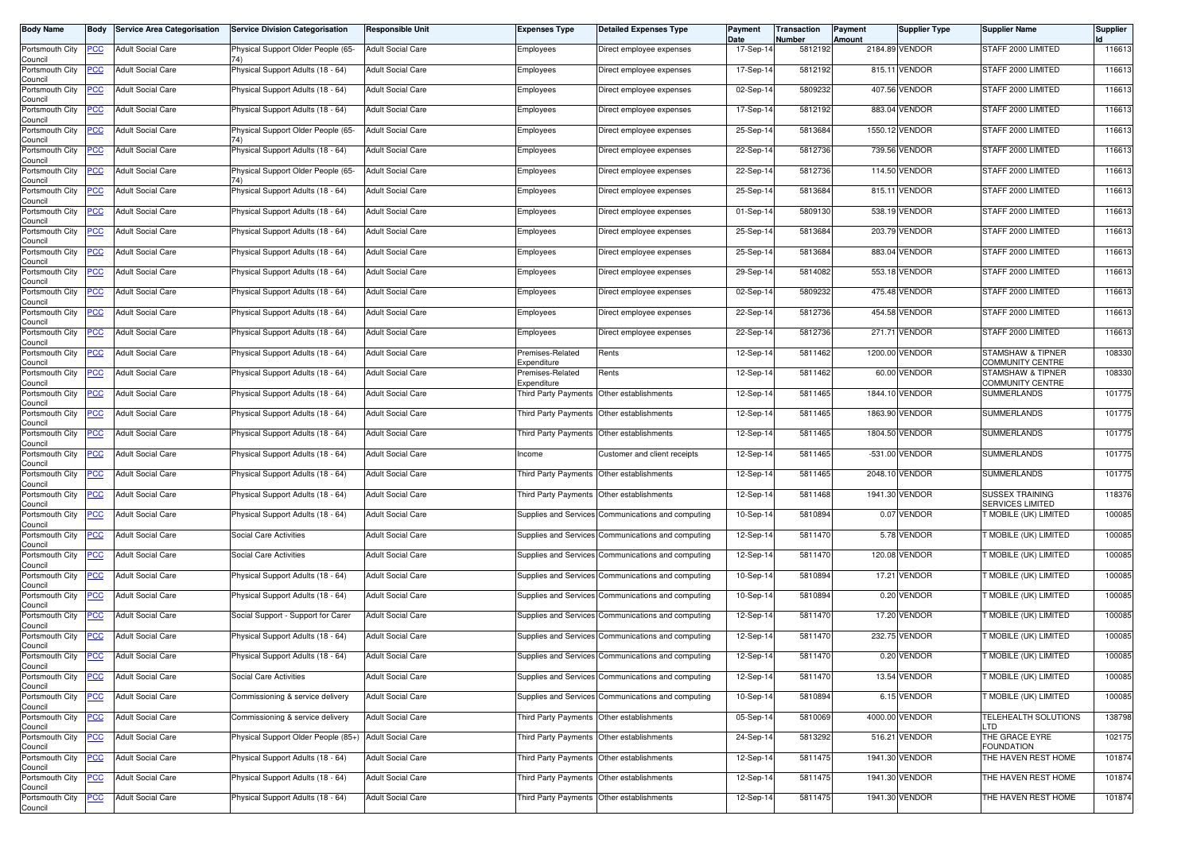| Body Name | Body | Service Area Categorisation | Service Division Categorisation | Responsible Unit | Expenses Type | Detailed Expenses Type | Payment Date | Transaction Number | Payment Amount | Supplier Type | Supplier Name | Supplier Id |
|---|---|---|---|---|---|---|---|---|---|---|---|---|
| Portsmouth City Council | PCC | Adult Social Care | Physical Support Older People (65-74) | Adult Social Care | Employees | Direct employee expenses | 17-Sep-14 | 5812192 | 2184.89 | VENDOR | STAFF 2000 LIMITED | 116613 |
| Portsmouth City Council | PCC | Adult Social Care | Physical Support Adults (18 - 64) | Adult Social Care | Employees | Direct employee expenses | 17-Sep-14 | 5812192 | 815.11 | VENDOR | STAFF 2000 LIMITED | 116613 |
| Portsmouth City Council | PCC | Adult Social Care | Physical Support Adults (18 - 64) | Adult Social Care | Employees | Direct employee expenses | 02-Sep-14 | 5809232 | 407.56 | VENDOR | STAFF 2000 LIMITED | 116613 |
| Portsmouth City Council | PCC | Adult Social Care | Physical Support Adults (18 - 64) | Adult Social Care | Employees | Direct employee expenses | 17-Sep-14 | 5812192 | 883.04 | VENDOR | STAFF 2000 LIMITED | 116613 |
| Portsmouth City Council | PCC | Adult Social Care | Physical Support Older People (65-74) | Adult Social Care | Employees | Direct employee expenses | 25-Sep-14 | 5813684 | 1550.12 | VENDOR | STAFF 2000 LIMITED | 116613 |
| Portsmouth City Council | PCC | Adult Social Care | Physical Support Adults (18 - 64) | Adult Social Care | Employees | Direct employee expenses | 22-Sep-14 | 5812736 | 739.56 | VENDOR | STAFF 2000 LIMITED | 116613 |
| Portsmouth City Council | PCC | Adult Social Care | Physical Support Older People (65-74) | Adult Social Care | Employees | Direct employee expenses | 22-Sep-14 | 5812736 | 114.50 | VENDOR | STAFF 2000 LIMITED | 116613 |
| Portsmouth City Council | PCC | Adult Social Care | Physical Support Adults (18 - 64) | Adult Social Care | Employees | Direct employee expenses | 25-Sep-14 | 5813684 | 815.11 | VENDOR | STAFF 2000 LIMITED | 116613 |
| Portsmouth City Council | PCC | Adult Social Care | Physical Support Adults (18 - 64) | Adult Social Care | Employees | Direct employee expenses | 01-Sep-14 | 5809130 | 538.19 | VENDOR | STAFF 2000 LIMITED | 116613 |
| Portsmouth City Council | PCC | Adult Social Care | Physical Support Adults (18 - 64) | Adult Social Care | Employees | Direct employee expenses | 25-Sep-14 | 5813684 | 203.79 | VENDOR | STAFF 2000 LIMITED | 116613 |
| Portsmouth City Council | PCC | Adult Social Care | Physical Support Adults (18 - 64) | Adult Social Care | Employees | Direct employee expenses | 25-Sep-14 | 5813684 | 883.04 | VENDOR | STAFF 2000 LIMITED | 116613 |
| Portsmouth City Council | PCC | Adult Social Care | Physical Support Adults (18 - 64) | Adult Social Care | Employees | Direct employee expenses | 29-Sep-14 | 5814082 | 553.18 | VENDOR | STAFF 2000 LIMITED | 116613 |
| Portsmouth City Council | PCC | Adult Social Care | Physical Support Adults (18 - 64) | Adult Social Care | Employees | Direct employee expenses | 02-Sep-14 | 5809232 | 475.48 | VENDOR | STAFF 2000 LIMITED | 116613 |
| Portsmouth City Council | PCC | Adult Social Care | Physical Support Adults (18 - 64) | Adult Social Care | Employees | Direct employee expenses | 22-Sep-14 | 5812736 | 454.58 | VENDOR | STAFF 2000 LIMITED | 116613 |
| Portsmouth City Council | PCC | Adult Social Care | Physical Support Adults (18 - 64) | Adult Social Care | Employees | Direct employee expenses | 22-Sep-14 | 5812736 | 271.71 | VENDOR | STAFF 2000 LIMITED | 116613 |
| Portsmouth City Council | PCC | Adult Social Care | Physical Support Adults (18 - 64) | Adult Social Care | Premises-Related Expenditure | Rents | 12-Sep-14 | 5811462 | 1200.00 | VENDOR | STAMSHAW & TIPNER COMMUNITY CENTRE | 108330 |
| Portsmouth City Council | PCC | Adult Social Care | Physical Support Adults (18 - 64) | Adult Social Care | Premises-Related Expenditure | Rents | 12-Sep-14 | 5811462 | 60.00 | VENDOR | STAMSHAW & TIPNER COMMUNITY CENTRE | 108330 |
| Portsmouth City Council | PCC | Adult Social Care | Physical Support Adults (18 - 64) | Adult Social Care | Third Party Payments | Other establishments | 12-Sep-14 | 5811465 | 1844.10 | VENDOR | SUMMERLANDS | 101775 |
| Portsmouth City Council | PCC | Adult Social Care | Physical Support Adults (18 - 64) | Adult Social Care | Third Party Payments | Other establishments | 12-Sep-14 | 5811465 | 1863.90 | VENDOR | SUMMERLANDS | 101775 |
| Portsmouth City Council | PCC | Adult Social Care | Physical Support Adults (18 - 64) | Adult Social Care | Third Party Payments | Other establishments | 12-Sep-14 | 5811465 | 1804.50 | VENDOR | SUMMERLANDS | 101775 |
| Portsmouth City Council | PCC | Adult Social Care | Physical Support Adults (18 - 64) | Adult Social Care | Income | Customer and client receipts | 12-Sep-14 | 5811465 | -531.00 | VENDOR | SUMMERLANDS | 101775 |
| Portsmouth City Council | PCC | Adult Social Care | Physical Support Adults (18 - 64) | Adult Social Care | Third Party Payments | Other establishments | 12-Sep-14 | 5811465 | 2048.10 | VENDOR | SUMMERLANDS | 101775 |
| Portsmouth City Council | PCC | Adult Social Care | Physical Support Adults (18 - 64) | Adult Social Care | Third Party Payments | Other establishments | 12-Sep-14 | 5811468 | 1941.30 | VENDOR | SUSSEX TRAINING SERVICES LIMITED | 118376 |
| Portsmouth City Council | PCC | Adult Social Care | Physical Support Adults (18 - 64) | Adult Social Care | Supplies and Services | Communications and computing | 10-Sep-14 | 5810894 | 0.07 | VENDOR | T MOBILE (UK) LIMITED | 100085 |
| Portsmouth City Council | PCC | Adult Social Care | Social Care Activities | Adult Social Care | Supplies and Services | Communications and computing | 12-Sep-14 | 5811470 | 5.78 | VENDOR | T MOBILE (UK) LIMITED | 100085 |
| Portsmouth City Council | PCC | Adult Social Care | Social Care Activities | Adult Social Care | Supplies and Services | Communications and computing | 12-Sep-14 | 5811470 | 120.08 | VENDOR | T MOBILE (UK) LIMITED | 100085 |
| Portsmouth City Council | PCC | Adult Social Care | Physical Support Adults (18 - 64) | Adult Social Care | Supplies and Services | Communications and computing | 10-Sep-14 | 5810894 | 17.21 | VENDOR | T MOBILE (UK) LIMITED | 100085 |
| Portsmouth City Council | PCC | Adult Social Care | Physical Support Adults (18 - 64) | Adult Social Care | Supplies and Services | Communications and computing | 10-Sep-14 | 5810894 | 0.20 | VENDOR | T MOBILE (UK) LIMITED | 100085 |
| Portsmouth City Council | PCC | Adult Social Care | Social Support - Support for Carer | Adult Social Care | Supplies and Services | Communications and computing | 12-Sep-14 | 5811470 | 17.20 | VENDOR | T MOBILE (UK) LIMITED | 100085 |
| Portsmouth City Council | PCC | Adult Social Care | Physical Support Adults (18 - 64) | Adult Social Care | Supplies and Services | Communications and computing | 12-Sep-14 | 5811470 | 232.75 | VENDOR | T MOBILE (UK) LIMITED | 100085 |
| Portsmouth City Council | PCC | Adult Social Care | Physical Support Adults (18 - 64) | Adult Social Care | Supplies and Services | Communications and computing | 12-Sep-14 | 5811470 | 0.20 | VENDOR | T MOBILE (UK) LIMITED | 100085 |
| Portsmouth City Council | PCC | Adult Social Care | Social Care Activities | Adult Social Care | Supplies and Services | Communications and computing | 12-Sep-14 | 5811470 | 13.54 | VENDOR | T MOBILE (UK) LIMITED | 100085 |
| Portsmouth City Council | PCC | Adult Social Care | Commissioning & service delivery | Adult Social Care | Supplies and Services | Communications and computing | 10-Sep-14 | 5810894 | 6.15 | VENDOR | T MOBILE (UK) LIMITED | 100085 |
| Portsmouth City Council | PCC | Adult Social Care | Commissioning & service delivery | Adult Social Care | Third Party Payments | Other establishments | 05-Sep-14 | 5810069 | 4000.00 | VENDOR | TELEHEALTH SOLUTIONS LTD | 138798 |
| Portsmouth City Council | PCC | Adult Social Care | Physical Support Older People (85+) | Adult Social Care | Third Party Payments | Other establishments | 24-Sep-14 | 5813292 | 516.21 | VENDOR | THE GRACE EYRE FOUNDATION | 102175 |
| Portsmouth City Council | PCC | Adult Social Care | Physical Support Adults (18 - 64) | Adult Social Care | Third Party Payments | Other establishments | 12-Sep-14 | 5811475 | 1941.30 | VENDOR | THE HAVEN REST HOME | 101874 |
| Portsmouth City Council | PCC | Adult Social Care | Physical Support Adults (18 - 64) | Adult Social Care | Third Party Payments | Other establishments | 12-Sep-14 | 5811475 | 1941.30 | VENDOR | THE HAVEN REST HOME | 101874 |
| Portsmouth City Council | PCC | Adult Social Care | Physical Support Adults (18 - 64) | Adult Social Care | Third Party Payments | Other establishments | 12-Sep-14 | 5811475 | 1941.30 | VENDOR | THE HAVEN REST HOME | 101874 |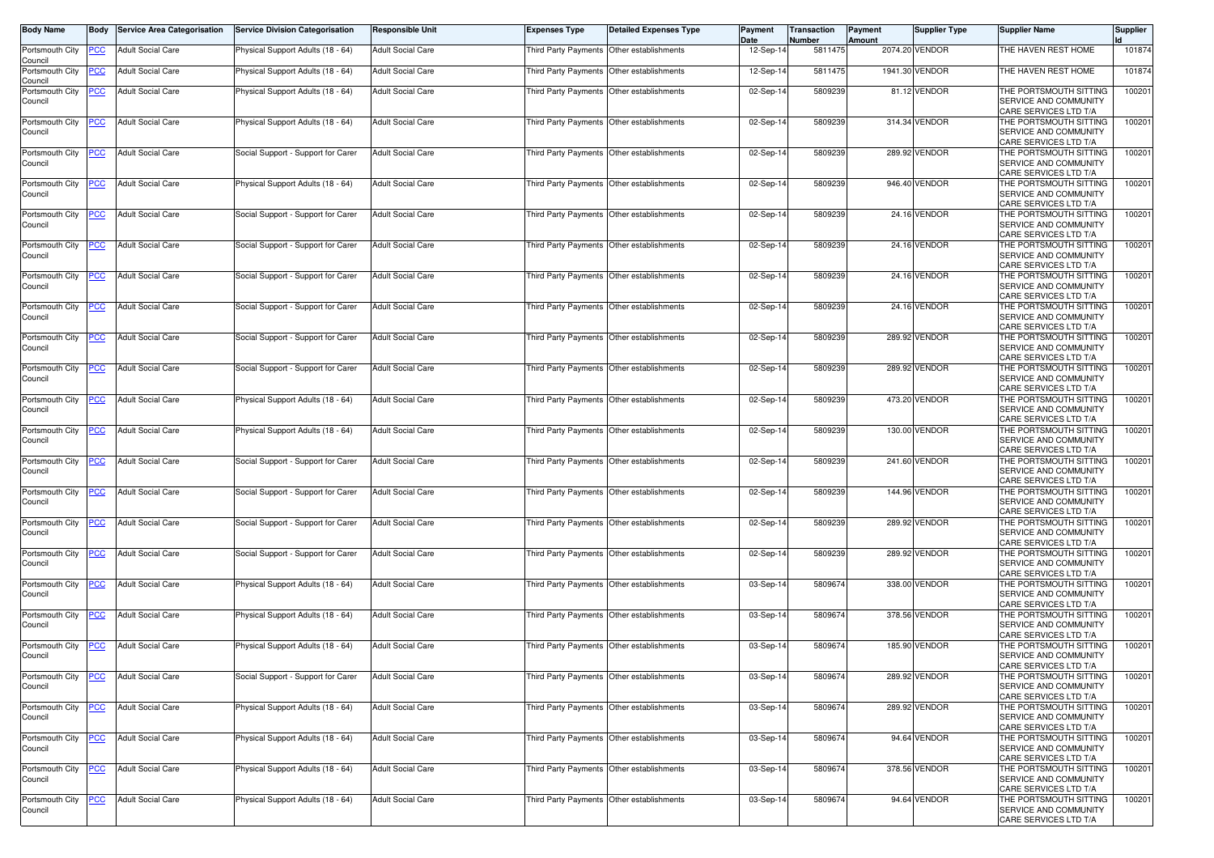| Body Name | Body | Service Area Categorisation | Service Division Categorisation | Responsible Unit | Expenses Type | Detailed Expenses Type | Payment Date | Transaction Number | Payment Amount | Supplier Type | Supplier Name | Supplier Id |
|---|---|---|---|---|---|---|---|---|---|---|---|---|
| Portsmouth City Council | PCC | Adult Social Care | Physical Support Adults (18 - 64) | Adult Social Care | Third Party Payments | Other establishments | 12-Sep-14 | 5811475 | 2074.20 | VENDOR | THE HAVEN REST HOME | 101874 |
| Portsmouth City Council | PCC | Adult Social Care | Physical Support Adults (18 - 64) | Adult Social Care | Third Party Payments | Other establishments | 12-Sep-14 | 5811475 | 1941.30 | VENDOR | THE HAVEN REST HOME | 101874 |
| Portsmouth City Council | PCC | Adult Social Care | Physical Support Adults (18 - 64) | Adult Social Care | Third Party Payments | Other establishments | 02-Sep-14 | 5809239 | 81.12 | VENDOR | THE PORTSMOUTH SITTING SERVICE AND COMMUNITY CARE SERVICES LTD T/A | 100201 |
| Portsmouth City Council | PCC | Adult Social Care | Physical Support Adults (18 - 64) | Adult Social Care | Third Party Payments | Other establishments | 02-Sep-14 | 5809239 | 314.34 | VENDOR | THE PORTSMOUTH SITTING SERVICE AND COMMUNITY CARE SERVICES LTD T/A | 100201 |
| Portsmouth City Council | PCC | Adult Social Care | Social Support - Support for Carer | Adult Social Care | Third Party Payments | Other establishments | 02-Sep-14 | 5809239 | 289.92 | VENDOR | THE PORTSMOUTH SITTING SERVICE AND COMMUNITY CARE SERVICES LTD T/A | 100201 |
| Portsmouth City Council | PCC | Adult Social Care | Physical Support Adults (18 - 64) | Adult Social Care | Third Party Payments | Other establishments | 02-Sep-14 | 5809239 | 946.40 | VENDOR | THE PORTSMOUTH SITTING SERVICE AND COMMUNITY CARE SERVICES LTD T/A | 100201 |
| Portsmouth City Council | PCC | Adult Social Care | Social Support - Support for Carer | Adult Social Care | Third Party Payments | Other establishments | 02-Sep-14 | 5809239 | 24.16 | VENDOR | THE PORTSMOUTH SITTING SERVICE AND COMMUNITY CARE SERVICES LTD T/A | 100201 |
| Portsmouth City Council | PCC | Adult Social Care | Social Support - Support for Carer | Adult Social Care | Third Party Payments | Other establishments | 02-Sep-14 | 5809239 | 24.16 | VENDOR | THE PORTSMOUTH SITTING SERVICE AND COMMUNITY CARE SERVICES LTD T/A | 100201 |
| Portsmouth City Council | PCC | Adult Social Care | Social Support - Support for Carer | Adult Social Care | Third Party Payments | Other establishments | 02-Sep-14 | 5809239 | 24.16 | VENDOR | THE PORTSMOUTH SITTING SERVICE AND COMMUNITY CARE SERVICES LTD T/A | 100201 |
| Portsmouth City Council | PCC | Adult Social Care | Social Support - Support for Carer | Adult Social Care | Third Party Payments | Other establishments | 02-Sep-14 | 5809239 | 24.16 | VENDOR | THE PORTSMOUTH SITTING SERVICE AND COMMUNITY CARE SERVICES LTD T/A | 100201 |
| Portsmouth City Council | PCC | Adult Social Care | Social Support - Support for Carer | Adult Social Care | Third Party Payments | Other establishments | 02-Sep-14 | 5809239 | 289.92 | VENDOR | THE PORTSMOUTH SITTING SERVICE AND COMMUNITY CARE SERVICES LTD T/A | 100201 |
| Portsmouth City Council | PCC | Adult Social Care | Social Support - Support for Carer | Adult Social Care | Third Party Payments | Other establishments | 02-Sep-14 | 5809239 | 289.92 | VENDOR | THE PORTSMOUTH SITTING SERVICE AND COMMUNITY CARE SERVICES LTD T/A | 100201 |
| Portsmouth City Council | PCC | Adult Social Care | Physical Support Adults (18 - 64) | Adult Social Care | Third Party Payments | Other establishments | 02-Sep-14 | 5809239 | 473.20 | VENDOR | THE PORTSMOUTH SITTING SERVICE AND COMMUNITY CARE SERVICES LTD T/A | 100201 |
| Portsmouth City Council | PCC | Adult Social Care | Physical Support Adults (18 - 64) | Adult Social Care | Third Party Payments | Other establishments | 02-Sep-14 | 5809239 | 130.00 | VENDOR | THE PORTSMOUTH SITTING SERVICE AND COMMUNITY CARE SERVICES LTD T/A | 100201 |
| Portsmouth City Council | PCC | Adult Social Care | Social Support - Support for Carer | Adult Social Care | Third Party Payments | Other establishments | 02-Sep-14 | 5809239 | 241.60 | VENDOR | THE PORTSMOUTH SITTING SERVICE AND COMMUNITY CARE SERVICES LTD T/A | 100201 |
| Portsmouth City Council | PCC | Adult Social Care | Social Support - Support for Carer | Adult Social Care | Third Party Payments | Other establishments | 02-Sep-14 | 5809239 | 144.96 | VENDOR | THE PORTSMOUTH SITTING SERVICE AND COMMUNITY CARE SERVICES LTD T/A | 100201 |
| Portsmouth City Council | PCC | Adult Social Care | Social Support - Support for Carer | Adult Social Care | Third Party Payments | Other establishments | 02-Sep-14 | 5809239 | 289.92 | VENDOR | THE PORTSMOUTH SITTING SERVICE AND COMMUNITY CARE SERVICES LTD T/A | 100201 |
| Portsmouth City Council | PCC | Adult Social Care | Social Support - Support for Carer | Adult Social Care | Third Party Payments | Other establishments | 02-Sep-14 | 5809239 | 289.92 | VENDOR | THE PORTSMOUTH SITTING SERVICE AND COMMUNITY CARE SERVICES LTD T/A | 100201 |
| Portsmouth City Council | PCC | Adult Social Care | Physical Support Adults (18 - 64) | Adult Social Care | Third Party Payments | Other establishments | 03-Sep-14 | 5809674 | 338.00 | VENDOR | THE PORTSMOUTH SITTING SERVICE AND COMMUNITY CARE SERVICES LTD T/A | 100201 |
| Portsmouth City Council | PCC | Adult Social Care | Physical Support Adults (18 - 64) | Adult Social Care | Third Party Payments | Other establishments | 03-Sep-14 | 5809674 | 378.56 | VENDOR | THE PORTSMOUTH SITTING SERVICE AND COMMUNITY CARE SERVICES LTD T/A | 100201 |
| Portsmouth City Council | PCC | Adult Social Care | Physical Support Adults (18 - 64) | Adult Social Care | Third Party Payments | Other establishments | 03-Sep-14 | 5809674 | 185.90 | VENDOR | THE PORTSMOUTH SITTING SERVICE AND COMMUNITY CARE SERVICES LTD T/A | 100201 |
| Portsmouth City Council | PCC | Adult Social Care | Social Support - Support for Carer | Adult Social Care | Third Party Payments | Other establishments | 03-Sep-14 | 5809674 | 289.92 | VENDOR | THE PORTSMOUTH SITTING SERVICE AND COMMUNITY CARE SERVICES LTD T/A | 100201 |
| Portsmouth City Council | PCC | Adult Social Care | Physical Support Adults (18 - 64) | Adult Social Care | Third Party Payments | Other establishments | 03-Sep-14 | 5809674 | 289.92 | VENDOR | THE PORTSMOUTH SITTING SERVICE AND COMMUNITY CARE SERVICES LTD T/A | 100201 |
| Portsmouth City Council | PCC | Adult Social Care | Physical Support Adults (18 - 64) | Adult Social Care | Third Party Payments | Other establishments | 03-Sep-14 | 5809674 | 94.64 | VENDOR | THE PORTSMOUTH SITTING SERVICE AND COMMUNITY CARE SERVICES LTD T/A | 100201 |
| Portsmouth City Council | PCC | Adult Social Care | Physical Support Adults (18 - 64) | Adult Social Care | Third Party Payments | Other establishments | 03-Sep-14 | 5809674 | 378.56 | VENDOR | THE PORTSMOUTH SITTING SERVICE AND COMMUNITY CARE SERVICES LTD T/A | 100201 |
| Portsmouth City Council | PCC | Adult Social Care | Physical Support Adults (18 - 64) | Adult Social Care | Third Party Payments | Other establishments | 03-Sep-14 | 5809674 | 94.64 | VENDOR | THE PORTSMOUTH SITTING SERVICE AND COMMUNITY CARE SERVICES LTD T/A | 100201 |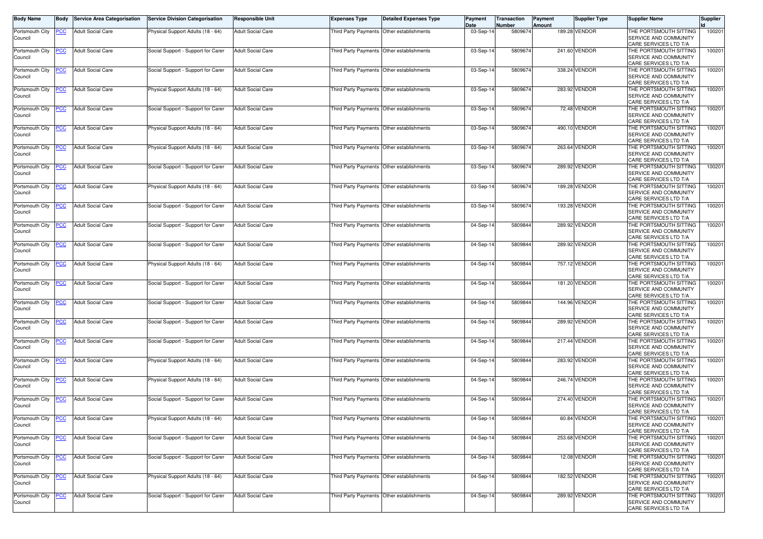| Body Name | Body | Service Area Categorisation | Service Division Categorisation | Responsible Unit | Expenses Type | Detailed Expenses Type | Payment Date | Transaction Number | Payment Amount | Supplier Type | Supplier Name | Supplier Id |
|---|---|---|---|---|---|---|---|---|---|---|---|---|
| Portsmouth City Council | PCC | Adult Social Care | Physical Support Adults (18 - 64) | Adult Social Care | Third Party Payments | Other establishments | 03-Sep-14 | 5809674 | 189.28 | VENDOR | THE PORTSMOUTH SITTING SERVICE AND COMMUNITY CARE SERVICES LTD T/A | 100201 |
| Portsmouth City Council | PCC | Adult Social Care | Social Support - Support for Carer | Adult Social Care | Third Party Payments | Other establishments | 03-Sep-14 | 5809674 | 241.60 | VENDOR | THE PORTSMOUTH SITTING SERVICE AND COMMUNITY CARE SERVICES LTD T/A | 100201 |
| Portsmouth City Council | PCC | Adult Social Care | Social Support - Support for Carer | Adult Social Care | Third Party Payments | Other establishments | 03-Sep-14 | 5809674 | 338.24 | VENDOR | THE PORTSMOUTH SITTING SERVICE AND COMMUNITY CARE SERVICES LTD T/A | 100201 |
| Portsmouth City Council | PCC | Adult Social Care | Physical Support Adults (18 - 64) | Adult Social Care | Third Party Payments | Other establishments | 03-Sep-14 | 5809674 | 283.92 | VENDOR | THE PORTSMOUTH SITTING SERVICE AND COMMUNITY CARE SERVICES LTD T/A | 100201 |
| Portsmouth City Council | PCC | Adult Social Care | Social Support - Support for Carer | Adult Social Care | Third Party Payments | Other establishments | 03-Sep-14 | 5809674 | 72.48 | VENDOR | THE PORTSMOUTH SITTING SERVICE AND COMMUNITY CARE SERVICES LTD T/A | 100201 |
| Portsmouth City Council | PCC | Adult Social Care | Physical Support Adults (18 - 64) | Adult Social Care | Third Party Payments | Other establishments | 03-Sep-14 | 5809674 | 490.10 | VENDOR | THE PORTSMOUTH SITTING SERVICE AND COMMUNITY CARE SERVICES LTD T/A | 100201 |
| Portsmouth City Council | PCC | Adult Social Care | Physical Support Adults (18 - 64) | Adult Social Care | Third Party Payments | Other establishments | 03-Sep-14 | 5809674 | 263.64 | VENDOR | THE PORTSMOUTH SITTING SERVICE AND COMMUNITY CARE SERVICES LTD T/A | 100201 |
| Portsmouth City Council | PCC | Adult Social Care | Social Support - Support for Carer | Adult Social Care | Third Party Payments | Other establishments | 03-Sep-14 | 5809674 | 289.92 | VENDOR | THE PORTSMOUTH SITTING SERVICE AND COMMUNITY CARE SERVICES LTD T/A | 100201 |
| Portsmouth City Council | PCC | Adult Social Care | Physical Support Adults (18 - 64) | Adult Social Care | Third Party Payments | Other establishments | 03-Sep-14 | 5809674 | 189.28 | VENDOR | THE PORTSMOUTH SITTING SERVICE AND COMMUNITY CARE SERVICES LTD T/A | 100201 |
| Portsmouth City Council | PCC | Adult Social Care | Social Support - Support for Carer | Adult Social Care | Third Party Payments | Other establishments | 03-Sep-14 | 5809674 | 193.28 | VENDOR | THE PORTSMOUTH SITTING SERVICE AND COMMUNITY CARE SERVICES LTD T/A | 100201 |
| Portsmouth City Council | PCC | Adult Social Care | Social Support - Support for Carer | Adult Social Care | Third Party Payments | Other establishments | 04-Sep-14 | 5809844 | 289.92 | VENDOR | THE PORTSMOUTH SITTING SERVICE AND COMMUNITY CARE SERVICES LTD T/A | 100201 |
| Portsmouth City Council | PCC | Adult Social Care | Social Support - Support for Carer | Adult Social Care | Third Party Payments | Other establishments | 04-Sep-14 | 5809844 | 289.92 | VENDOR | THE PORTSMOUTH SITTING SERVICE AND COMMUNITY CARE SERVICES LTD T/A | 100201 |
| Portsmouth City Council | PCC | Adult Social Care | Physical Support Adults (18 - 64) | Adult Social Care | Third Party Payments | Other establishments | 04-Sep-14 | 5809844 | 757.12 | VENDOR | THE PORTSMOUTH SITTING SERVICE AND COMMUNITY CARE SERVICES LTD T/A | 100201 |
| Portsmouth City Council | PCC | Adult Social Care | Social Support - Support for Carer | Adult Social Care | Third Party Payments | Other establishments | 04-Sep-14 | 5809844 | 181.20 | VENDOR | THE PORTSMOUTH SITTING SERVICE AND COMMUNITY CARE SERVICES LTD T/A | 100201 |
| Portsmouth City Council | PCC | Adult Social Care | Social Support - Support for Carer | Adult Social Care | Third Party Payments | Other establishments | 04-Sep-14 | 5809844 | 144.96 | VENDOR | THE PORTSMOUTH SITTING SERVICE AND COMMUNITY CARE SERVICES LTD T/A | 100201 |
| Portsmouth City Council | PCC | Adult Social Care | Social Support - Support for Carer | Adult Social Care | Third Party Payments | Other establishments | 04-Sep-14 | 5809844 | 289.92 | VENDOR | THE PORTSMOUTH SITTING SERVICE AND COMMUNITY CARE SERVICES LTD T/A | 100201 |
| Portsmouth City Council | PCC | Adult Social Care | Social Support - Support for Carer | Adult Social Care | Third Party Payments | Other establishments | 04-Sep-14 | 5809844 | 217.44 | VENDOR | THE PORTSMOUTH SITTING SERVICE AND COMMUNITY CARE SERVICES LTD T/A | 100201 |
| Portsmouth City Council | PCC | Adult Social Care | Physical Support Adults (18 - 64) | Adult Social Care | Third Party Payments | Other establishments | 04-Sep-14 | 5809844 | 283.92 | VENDOR | THE PORTSMOUTH SITTING SERVICE AND COMMUNITY CARE SERVICES LTD T/A | 100201 |
| Portsmouth City Council | PCC | Adult Social Care | Physical Support Adults (18 - 64) | Adult Social Care | Third Party Payments | Other establishments | 04-Sep-14 | 5809844 | 246.74 | VENDOR | THE PORTSMOUTH SITTING SERVICE AND COMMUNITY CARE SERVICES LTD T/A | 100201 |
| Portsmouth City Council | PCC | Adult Social Care | Social Support - Support for Carer | Adult Social Care | Third Party Payments | Other establishments | 04-Sep-14 | 5809844 | 274.40 | VENDOR | THE PORTSMOUTH SITTING SERVICE AND COMMUNITY CARE SERVICES LTD T/A | 100201 |
| Portsmouth City Council | PCC | Adult Social Care | Physical Support Adults (18 - 64) | Adult Social Care | Third Party Payments | Other establishments | 04-Sep-14 | 5809844 | 60.84 | VENDOR | THE PORTSMOUTH SITTING SERVICE AND COMMUNITY CARE SERVICES LTD T/A | 100201 |
| Portsmouth City Council | PCC | Adult Social Care | Social Support - Support for Carer | Adult Social Care | Third Party Payments | Other establishments | 04-Sep-14 | 5809844 | 253.68 | VENDOR | THE PORTSMOUTH SITTING SERVICE AND COMMUNITY CARE SERVICES LTD T/A | 100201 |
| Portsmouth City Council | PCC | Adult Social Care | Social Support - Support for Carer | Adult Social Care | Third Party Payments | Other establishments | 04-Sep-14 | 5809844 | 12.08 | VENDOR | THE PORTSMOUTH SITTING SERVICE AND COMMUNITY CARE SERVICES LTD T/A | 100201 |
| Portsmouth City Council | PCC | Adult Social Care | Physical Support Adults (18 - 64) | Adult Social Care | Third Party Payments | Other establishments | 04-Sep-14 | 5809844 | 182.52 | VENDOR | THE PORTSMOUTH SITTING SERVICE AND COMMUNITY CARE SERVICES LTD T/A | 100201 |
| Portsmouth City Council | PCC | Adult Social Care | Social Support - Support for Carer | Adult Social Care | Third Party Payments | Other establishments | 04-Sep-14 | 5809844 | 289.92 | VENDOR | THE PORTSMOUTH SITTING SERVICE AND COMMUNITY CARE SERVICES LTD T/A | 100201 |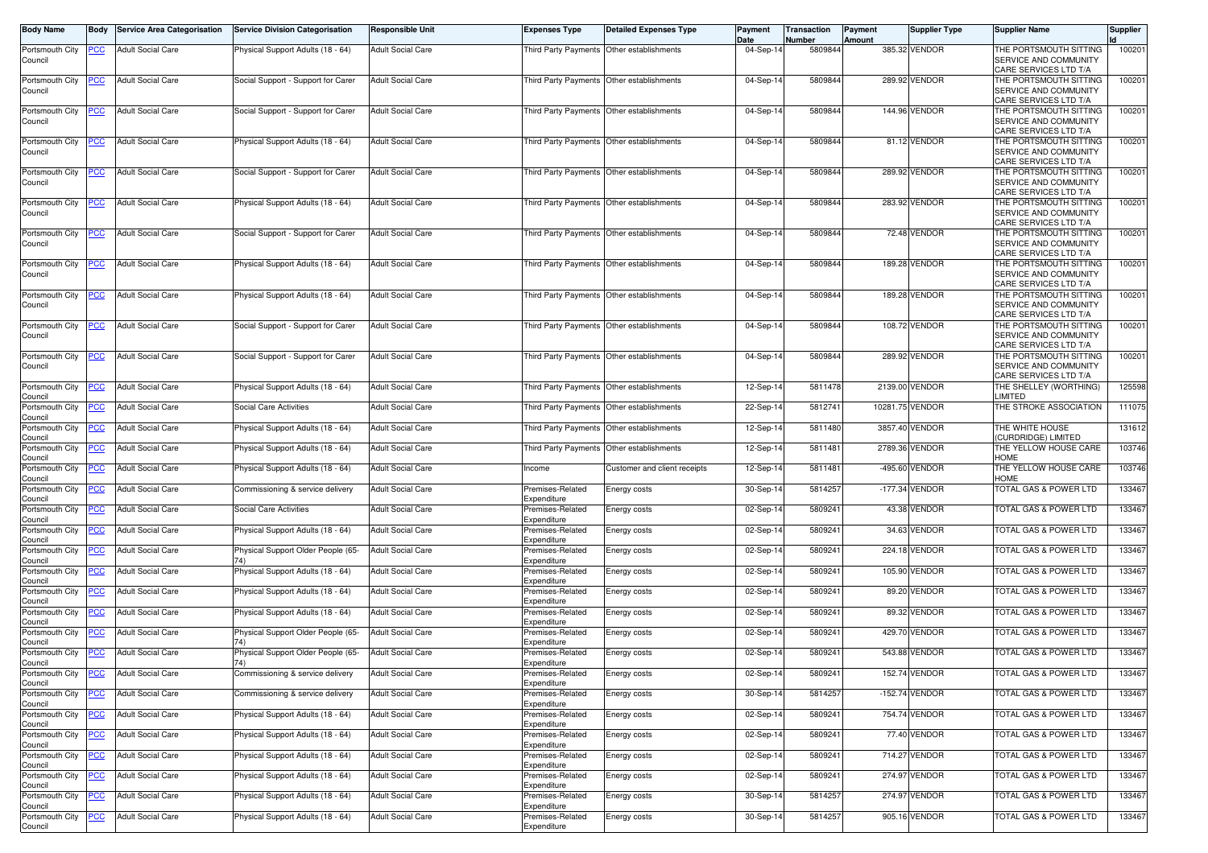| Body Name | Body | Service Area Categorisation | Service Division Categorisation | Responsible Unit | Expenses Type | Detailed Expenses Type | Payment Date | Transaction Number | Payment Amount | Supplier Type | Supplier Name | Supplier Id |
|---|---|---|---|---|---|---|---|---|---|---|---|---|
| Portsmouth City Council | PCC | Adult Social Care | Physical Support Adults (18 - 64) | Adult Social Care | Third Party Payments | Other establishments | 04-Sep-14 | 5809844 | 385.32 | VENDOR | THE PORTSMOUTH SITTING SERVICE AND COMMUNITY CARE SERVICES LTD T/A | 100201 |
| Portsmouth City Council | PCC | Adult Social Care | Social Support - Support for Carer | Adult Social Care | Third Party Payments | Other establishments | 04-Sep-14 | 5809844 | 289.92 | VENDOR | THE PORTSMOUTH SITTING SERVICE AND COMMUNITY CARE SERVICES LTD T/A | 100201 |
| Portsmouth City Council | PCC | Adult Social Care | Social Support - Support for Carer | Adult Social Care | Third Party Payments | Other establishments | 04-Sep-14 | 5809844 | 144.96 | VENDOR | THE PORTSMOUTH SITTING SERVICE AND COMMUNITY CARE SERVICES LTD T/A | 100201 |
| Portsmouth City Council | PCC | Adult Social Care | Physical Support Adults (18 - 64) | Adult Social Care | Third Party Payments | Other establishments | 04-Sep-14 | 5809844 | 81.12 | VENDOR | THE PORTSMOUTH SITTING SERVICE AND COMMUNITY CARE SERVICES LTD T/A | 100201 |
| Portsmouth City Council | PCC | Adult Social Care | Social Support - Support for Carer | Adult Social Care | Third Party Payments | Other establishments | 04-Sep-14 | 5809844 | 289.92 | VENDOR | THE PORTSMOUTH SITTING SERVICE AND COMMUNITY CARE SERVICES LTD T/A | 100201 |
| Portsmouth City Council | PCC | Adult Social Care | Physical Support Adults (18 - 64) | Adult Social Care | Third Party Payments | Other establishments | 04-Sep-14 | 5809844 | 283.92 | VENDOR | THE PORTSMOUTH SITTING SERVICE AND COMMUNITY CARE SERVICES LTD T/A | 100201 |
| Portsmouth City Council | PCC | Adult Social Care | Social Support - Support for Carer | Adult Social Care | Third Party Payments | Other establishments | 04-Sep-14 | 5809844 | 72.48 | VENDOR | THE PORTSMOUTH SITTING SERVICE AND COMMUNITY CARE SERVICES LTD T/A | 100201 |
| Portsmouth City Council | PCC | Adult Social Care | Physical Support Adults (18 - 64) | Adult Social Care | Third Party Payments | Other establishments | 04-Sep-14 | 5809844 | 189.28 | VENDOR | THE PORTSMOUTH SITTING SERVICE AND COMMUNITY CARE SERVICES LTD T/A | 100201 |
| Portsmouth City Council | PCC | Adult Social Care | Physical Support Adults (18 - 64) | Adult Social Care | Third Party Payments | Other establishments | 04-Sep-14 | 5809844 | 189.28 | VENDOR | THE PORTSMOUTH SITTING SERVICE AND COMMUNITY CARE SERVICES LTD T/A | 100201 |
| Portsmouth City Council | PCC | Adult Social Care | Social Support - Support for Carer | Adult Social Care | Third Party Payments | Other establishments | 04-Sep-14 | 5809844 | 108.72 | VENDOR | THE PORTSMOUTH SITTING SERVICE AND COMMUNITY CARE SERVICES LTD T/A | 100201 |
| Portsmouth City Council | PCC | Adult Social Care | Social Support - Support for Carer | Adult Social Care | Third Party Payments | Other establishments | 04-Sep-14 | 5809844 | 289.92 | VENDOR | THE PORTSMOUTH SITTING SERVICE AND COMMUNITY CARE SERVICES LTD T/A | 100201 |
| Portsmouth City Council | PCC | Adult Social Care | Physical Support Adults (18 - 64) | Adult Social Care | Third Party Payments | Other establishments | 12-Sep-14 | 5811478 | 2139.00 | VENDOR | THE SHELLEY (WORTHING) LIMITED | 125598 |
| Portsmouth City Council | PCC | Adult Social Care | Social Care Activities | Adult Social Care | Third Party Payments | Other establishments | 22-Sep-14 | 5812741 | 10281.75 | VENDOR | THE STROKE ASSOCIATION | 111075 |
| Portsmouth City Council | PCC | Adult Social Care | Physical Support Adults (18 - 64) | Adult Social Care | Third Party Payments | Other establishments | 12-Sep-14 | 5811480 | 3857.40 | VENDOR | THE WHITE HOUSE (CURDRIDGE) LIMITED | 131612 |
| Portsmouth City Council | PCC | Adult Social Care | Physical Support Adults (18 - 64) | Adult Social Care | Third Party Payments | Other establishments | 12-Sep-14 | 5811481 | 2789.36 | VENDOR | THE YELLOW HOUSE CARE HOME | 103746 |
| Portsmouth City Council | PCC | Adult Social Care | Physical Support Adults (18 - 64) | Adult Social Care | Income | Customer and client receipts | 12-Sep-14 | 5811481 | -495.60 | VENDOR | THE YELLOW HOUSE CARE HOME | 103746 |
| Portsmouth City Council | PCC | Adult Social Care | Commissioning & service delivery | Adult Social Care | Premises-Related Expenditure | Energy costs | 30-Sep-14 | 5814257 | -177.34 | VENDOR | TOTAL GAS & POWER LTD | 133467 |
| Portsmouth City Council | PCC | Adult Social Care | Social Care Activities | Adult Social Care | Premises-Related Expenditure | Energy costs | 02-Sep-14 | 5809241 | 43.38 | VENDOR | TOTAL GAS & POWER LTD | 133467 |
| Portsmouth City Council | PCC | Adult Social Care | Physical Support Adults (18 - 64) | Adult Social Care | Premises-Related Expenditure | Energy costs | 02-Sep-14 | 5809241 | 34.63 | VENDOR | TOTAL GAS & POWER LTD | 133467 |
| Portsmouth City Council | PCC | Adult Social Care | Physical Support Older People (65-74) | Adult Social Care | Premises-Related Expenditure | Energy costs | 02-Sep-14 | 5809241 | 224.18 | VENDOR | TOTAL GAS & POWER LTD | 133467 |
| Portsmouth City Council | PCC | Adult Social Care | Physical Support Adults (18 - 64) | Adult Social Care | Premises-Related Expenditure | Energy costs | 02-Sep-14 | 5809241 | 105.90 | VENDOR | TOTAL GAS & POWER LTD | 133467 |
| Portsmouth City Council | PCC | Adult Social Care | Physical Support Adults (18 - 64) | Adult Social Care | Premises-Related Expenditure | Energy costs | 02-Sep-14 | 5809241 | 89.20 | VENDOR | TOTAL GAS & POWER LTD | 133467 |
| Portsmouth City Council | PCC | Adult Social Care | Physical Support Adults (18 - 64) | Adult Social Care | Premises-Related Expenditure | Energy costs | 02-Sep-14 | 5809241 | 89.32 | VENDOR | TOTAL GAS & POWER LTD | 133467 |
| Portsmouth City Council | PCC | Adult Social Care | Physical Support Older People (65-74) | Adult Social Care | Premises-Related Expenditure | Energy costs | 02-Sep-14 | 5809241 | 429.70 | VENDOR | TOTAL GAS & POWER LTD | 133467 |
| Portsmouth City Council | PCC | Adult Social Care | Physical Support Older People (65-74) | Adult Social Care | Premises-Related Expenditure | Energy costs | 02-Sep-14 | 5809241 | 543.88 | VENDOR | TOTAL GAS & POWER LTD | 133467 |
| Portsmouth City Council | PCC | Adult Social Care | Commissioning & service delivery | Adult Social Care | Premises-Related Expenditure | Energy costs | 02-Sep-14 | 5809241 | 152.74 | VENDOR | TOTAL GAS & POWER LTD | 133467 |
| Portsmouth City Council | PCC | Adult Social Care | Commissioning & service delivery | Adult Social Care | Premises-Related Expenditure | Energy costs | 30-Sep-14 | 5814257 | -152.74 | VENDOR | TOTAL GAS & POWER LTD | 133467 |
| Portsmouth City Council | PCC | Adult Social Care | Physical Support Adults (18 - 64) | Adult Social Care | Premises-Related Expenditure | Energy costs | 02-Sep-14 | 5809241 | 754.74 | VENDOR | TOTAL GAS & POWER LTD | 133467 |
| Portsmouth City Council | PCC | Adult Social Care | Physical Support Adults (18 - 64) | Adult Social Care | Premises-Related Expenditure | Energy costs | 02-Sep-14 | 5809241 | 77.40 | VENDOR | TOTAL GAS & POWER LTD | 133467 |
| Portsmouth City Council | PCC | Adult Social Care | Physical Support Adults (18 - 64) | Adult Social Care | Premises-Related Expenditure | Energy costs | 02-Sep-14 | 5809241 | 714.27 | VENDOR | TOTAL GAS & POWER LTD | 133467 |
| Portsmouth City Council | PCC | Adult Social Care | Physical Support Adults (18 - 64) | Adult Social Care | Premises-Related Expenditure | Energy costs | 02-Sep-14 | 5809241 | 274.97 | VENDOR | TOTAL GAS & POWER LTD | 133467 |
| Portsmouth City Council | PCC | Adult Social Care | Physical Support Adults (18 - 64) | Adult Social Care | Premises-Related Expenditure | Energy costs | 30-Sep-14 | 5814257 | 274.97 | VENDOR | TOTAL GAS & POWER LTD | 133467 |
| Portsmouth City Council | PCC | Adult Social Care | Physical Support Adults (18 - 64) | Adult Social Care | Premises-Related Expenditure | Energy costs | 30-Sep-14 | 5814257 | 905.16 | VENDOR | TOTAL GAS & POWER LTD | 133467 |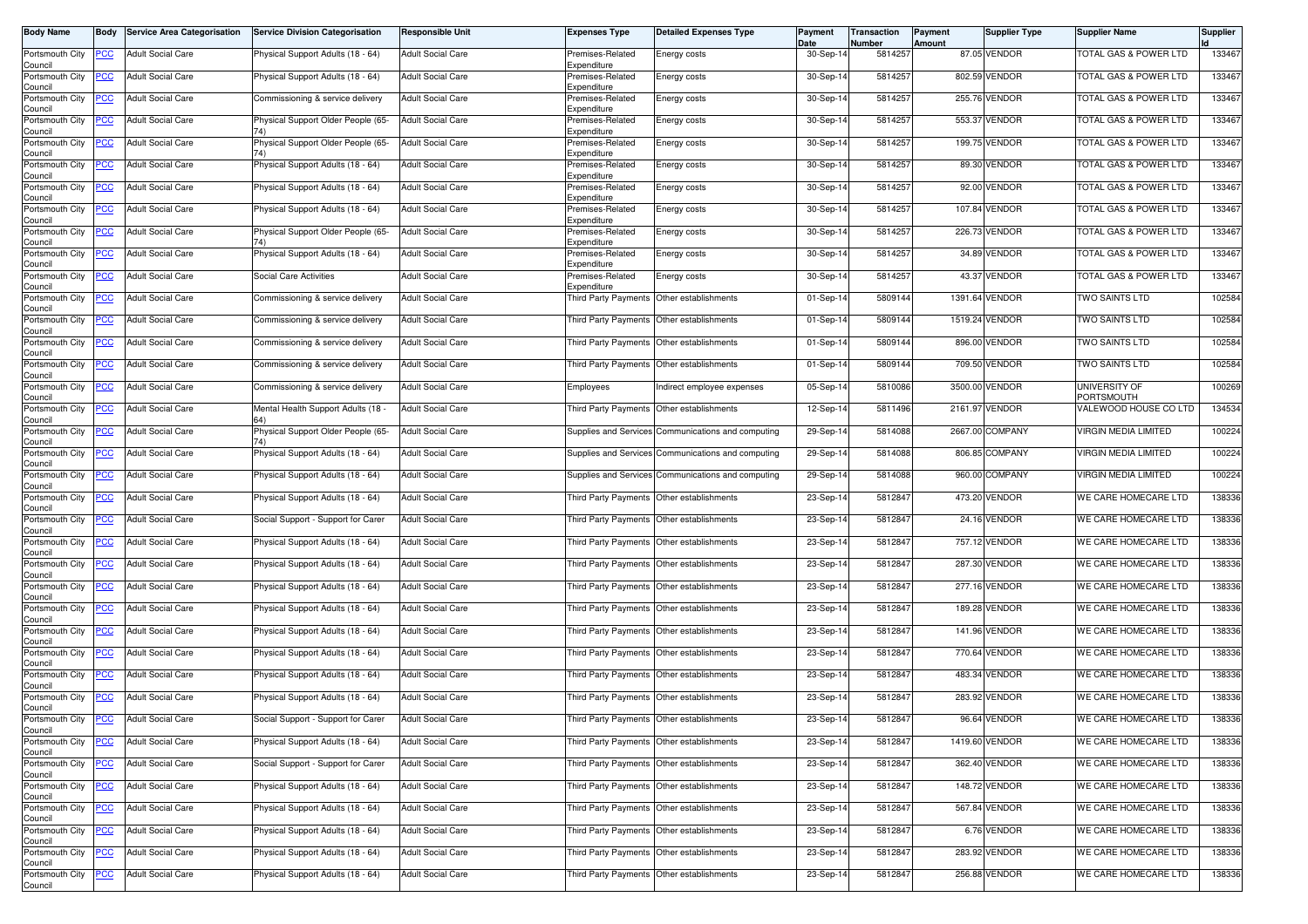| Body Name | Body | Service Area Categorisation | Service Division Categorisation | Responsible Unit | Expenses Type | Detailed Expenses Type | Payment Date | Transaction Number | Payment Amount | Supplier Type | Supplier Name | Supplier Id |
|---|---|---|---|---|---|---|---|---|---|---|---|---|
| Portsmouth City Council | PCC | Adult Social Care | Physical Support Adults (18 - 64) | Adult Social Care | Premises-Related Expenditure | Energy costs | 30-Sep-14 | 5814257 | 87.05 | VENDOR | TOTAL GAS & POWER LTD | 133467 |
| Portsmouth City Council | PCC | Adult Social Care | Physical Support Adults (18 - 64) | Adult Social Care | Premises-Related Expenditure | Energy costs | 30-Sep-14 | 5814257 | 802.59 | VENDOR | TOTAL GAS & POWER LTD | 133467 |
| Portsmouth City Council | PCC | Adult Social Care | Commissioning & service delivery | Adult Social Care | Premises-Related Expenditure | Energy costs | 30-Sep-14 | 5814257 | 255.76 | VENDOR | TOTAL GAS & POWER LTD | 133467 |
| Portsmouth City Council | PCC | Adult Social Care | Physical Support Older People (65-74) | Adult Social Care | Premises-Related Expenditure | Energy costs | 30-Sep-14 | 5814257 | 553.37 | VENDOR | TOTAL GAS & POWER LTD | 133467 |
| Portsmouth City Council | PCC | Adult Social Care | Physical Support Older People (65-74) | Adult Social Care | Premises-Related Expenditure | Energy costs | 30-Sep-14 | 5814257 | 199.75 | VENDOR | TOTAL GAS & POWER LTD | 133467 |
| Portsmouth City Council | PCC | Adult Social Care | Physical Support Adults (18 - 64) | Adult Social Care | Premises-Related Expenditure | Energy costs | 30-Sep-14 | 5814257 | 89.30 | VENDOR | TOTAL GAS & POWER LTD | 133467 |
| Portsmouth City Council | PCC | Adult Social Care | Physical Support Adults (18 - 64) | Adult Social Care | Premises-Related Expenditure | Energy costs | 30-Sep-14 | 5814257 | 92.00 | VENDOR | TOTAL GAS & POWER LTD | 133467 |
| Portsmouth City Council | PCC | Adult Social Care | Physical Support Adults (18 - 64) | Adult Social Care | Premises-Related Expenditure | Energy costs | 30-Sep-14 | 5814257 | 107.84 | VENDOR | TOTAL GAS & POWER LTD | 133467 |
| Portsmouth City Council | PCC | Adult Social Care | Physical Support Older People (65-74) | Adult Social Care | Premises-Related Expenditure | Energy costs | 30-Sep-14 | 5814257 | 226.73 | VENDOR | TOTAL GAS & POWER LTD | 133467 |
| Portsmouth City Council | PCC | Adult Social Care | Physical Support Adults (18 - 64) | Adult Social Care | Premises-Related Expenditure | Energy costs | 30-Sep-14 | 5814257 | 34.89 | VENDOR | TOTAL GAS & POWER LTD | 133467 |
| Portsmouth City Council | PCC | Adult Social Care | Social Care Activities | Adult Social Care | Premises-Related Expenditure | Energy costs | 30-Sep-14 | 5814257 | 43.37 | VENDOR | TOTAL GAS & POWER LTD | 133467 |
| Portsmouth City Council | PCC | Adult Social Care | Commissioning & service delivery | Adult Social Care | Third Party Payments | Other establishments | 01-Sep-14 | 5809144 | 1391.64 | VENDOR | TWO SAINTS LTD | 102584 |
| Portsmouth City Council | PCC | Adult Social Care | Commissioning & service delivery | Adult Social Care | Third Party Payments | Other establishments | 01-Sep-14 | 5809144 | 1519.24 | VENDOR | TWO SAINTS LTD | 102584 |
| Portsmouth City Council | PCC | Adult Social Care | Commissioning & service delivery | Adult Social Care | Third Party Payments | Other establishments | 01-Sep-14 | 5809144 | 896.00 | VENDOR | TWO SAINTS LTD | 102584 |
| Portsmouth City Council | PCC | Adult Social Care | Commissioning & service delivery | Adult Social Care | Third Party Payments | Other establishments | 01-Sep-14 | 5809144 | 709.50 | VENDOR | TWO SAINTS LTD | 102584 |
| Portsmouth City Council | PCC | Adult Social Care | Commissioning & service delivery | Adult Social Care | Employees | Indirect employee expenses | 05-Sep-14 | 5810086 | 3500.00 | VENDOR | UNIVERSITY OF PORTSMOUTH | 100269 |
| Portsmouth City Council | PCC | Adult Social Care | Mental Health Support Adults (18 - 64) | Adult Social Care | Third Party Payments | Other establishments | 12-Sep-14 | 5811496 | 2161.97 | VENDOR | VALEWOOD HOUSE CO LTD | 134534 |
| Portsmouth City Council | PCC | Adult Social Care | Physical Support Older People (65-74) | Adult Social Care | Supplies and Services | Communications and computing | 29-Sep-14 | 5814088 | 2667.00 | COMPANY | VIRGIN MEDIA LIMITED | 100224 |
| Portsmouth City Council | PCC | Adult Social Care | Physical Support Adults (18 - 64) | Adult Social Care | Supplies and Services | Communications and computing | 29-Sep-14 | 5814088 | 806.85 | COMPANY | VIRGIN MEDIA LIMITED | 100224 |
| Portsmouth City Council | PCC | Adult Social Care | Physical Support Adults (18 - 64) | Adult Social Care | Supplies and Services | Communications and computing | 29-Sep-14 | 5814088 | 960.00 | COMPANY | VIRGIN MEDIA LIMITED | 100224 |
| Portsmouth City Council | PCC | Adult Social Care | Physical Support Adults (18 - 64) | Adult Social Care | Third Party Payments | Other establishments | 23-Sep-14 | 5812847 | 473.20 | VENDOR | WE CARE HOMECARE LTD | 138336 |
| Portsmouth City Council | PCC | Adult Social Care | Social Support - Support for Carer | Adult Social Care | Third Party Payments | Other establishments | 23-Sep-14 | 5812847 | 24.16 | VENDOR | WE CARE HOMECARE LTD | 138336 |
| Portsmouth City Council | PCC | Adult Social Care | Physical Support Adults (18 - 64) | Adult Social Care | Third Party Payments | Other establishments | 23-Sep-14 | 5812847 | 757.12 | VENDOR | WE CARE HOMECARE LTD | 138336 |
| Portsmouth City Council | PCC | Adult Social Care | Physical Support Adults (18 - 64) | Adult Social Care | Third Party Payments | Other establishments | 23-Sep-14 | 5812847 | 287.30 | VENDOR | WE CARE HOMECARE LTD | 138336 |
| Portsmouth City Council | PCC | Adult Social Care | Physical Support Adults (18 - 64) | Adult Social Care | Third Party Payments | Other establishments | 23-Sep-14 | 5812847 | 277.16 | VENDOR | WE CARE HOMECARE LTD | 138336 |
| Portsmouth City Council | PCC | Adult Social Care | Physical Support Adults (18 - 64) | Adult Social Care | Third Party Payments | Other establishments | 23-Sep-14 | 5812847 | 189.28 | VENDOR | WE CARE HOMECARE LTD | 138336 |
| Portsmouth City Council | PCC | Adult Social Care | Physical Support Adults (18 - 64) | Adult Social Care | Third Party Payments | Other establishments | 23-Sep-14 | 5812847 | 141.96 | VENDOR | WE CARE HOMECARE LTD | 138336 |
| Portsmouth City Council | PCC | Adult Social Care | Physical Support Adults (18 - 64) | Adult Social Care | Third Party Payments | Other establishments | 23-Sep-14 | 5812847 | 770.64 | VENDOR | WE CARE HOMECARE LTD | 138336 |
| Portsmouth City Council | PCC | Adult Social Care | Physical Support Adults (18 - 64) | Adult Social Care | Third Party Payments | Other establishments | 23-Sep-14 | 5812847 | 483.34 | VENDOR | WE CARE HOMECARE LTD | 138336 |
| Portsmouth City Council | PCC | Adult Social Care | Physical Support Adults (18 - 64) | Adult Social Care | Third Party Payments | Other establishments | 23-Sep-14 | 5812847 | 283.92 | VENDOR | WE CARE HOMECARE LTD | 138336 |
| Portsmouth City Council | PCC | Adult Social Care | Social Support - Support for Carer | Adult Social Care | Third Party Payments | Other establishments | 23-Sep-14 | 5812847 | 96.64 | VENDOR | WE CARE HOMECARE LTD | 138336 |
| Portsmouth City Council | PCC | Adult Social Care | Physical Support Adults (18 - 64) | Adult Social Care | Third Party Payments | Other establishments | 23-Sep-14 | 5812847 | 1419.60 | VENDOR | WE CARE HOMECARE LTD | 138336 |
| Portsmouth City Council | PCC | Adult Social Care | Social Support - Support for Carer | Adult Social Care | Third Party Payments | Other establishments | 23-Sep-14 | 5812847 | 362.40 | VENDOR | WE CARE HOMECARE LTD | 138336 |
| Portsmouth City Council | PCC | Adult Social Care | Physical Support Adults (18 - 64) | Adult Social Care | Third Party Payments | Other establishments | 23-Sep-14 | 5812847 | 148.72 | VENDOR | WE CARE HOMECARE LTD | 138336 |
| Portsmouth City Council | PCC | Adult Social Care | Physical Support Adults (18 - 64) | Adult Social Care | Third Party Payments | Other establishments | 23-Sep-14 | 5812847 | 567.84 | VENDOR | WE CARE HOMECARE LTD | 138336 |
| Portsmouth City Council | PCC | Adult Social Care | Physical Support Adults (18 - 64) | Adult Social Care | Third Party Payments | Other establishments | 23-Sep-14 | 5812847 | 6.76 | VENDOR | WE CARE HOMECARE LTD | 138336 |
| Portsmouth City Council | PCC | Adult Social Care | Physical Support Adults (18 - 64) | Adult Social Care | Third Party Payments | Other establishments | 23-Sep-14 | 5812847 | 283.92 | VENDOR | WE CARE HOMECARE LTD | 138336 |
| Portsmouth City Council | PCC | Adult Social Care | Physical Support Adults (18 - 64) | Adult Social Care | Third Party Payments | Other establishments | 23-Sep-14 | 5812847 | 256.88 | VENDOR | WE CARE HOMECARE LTD | 138336 |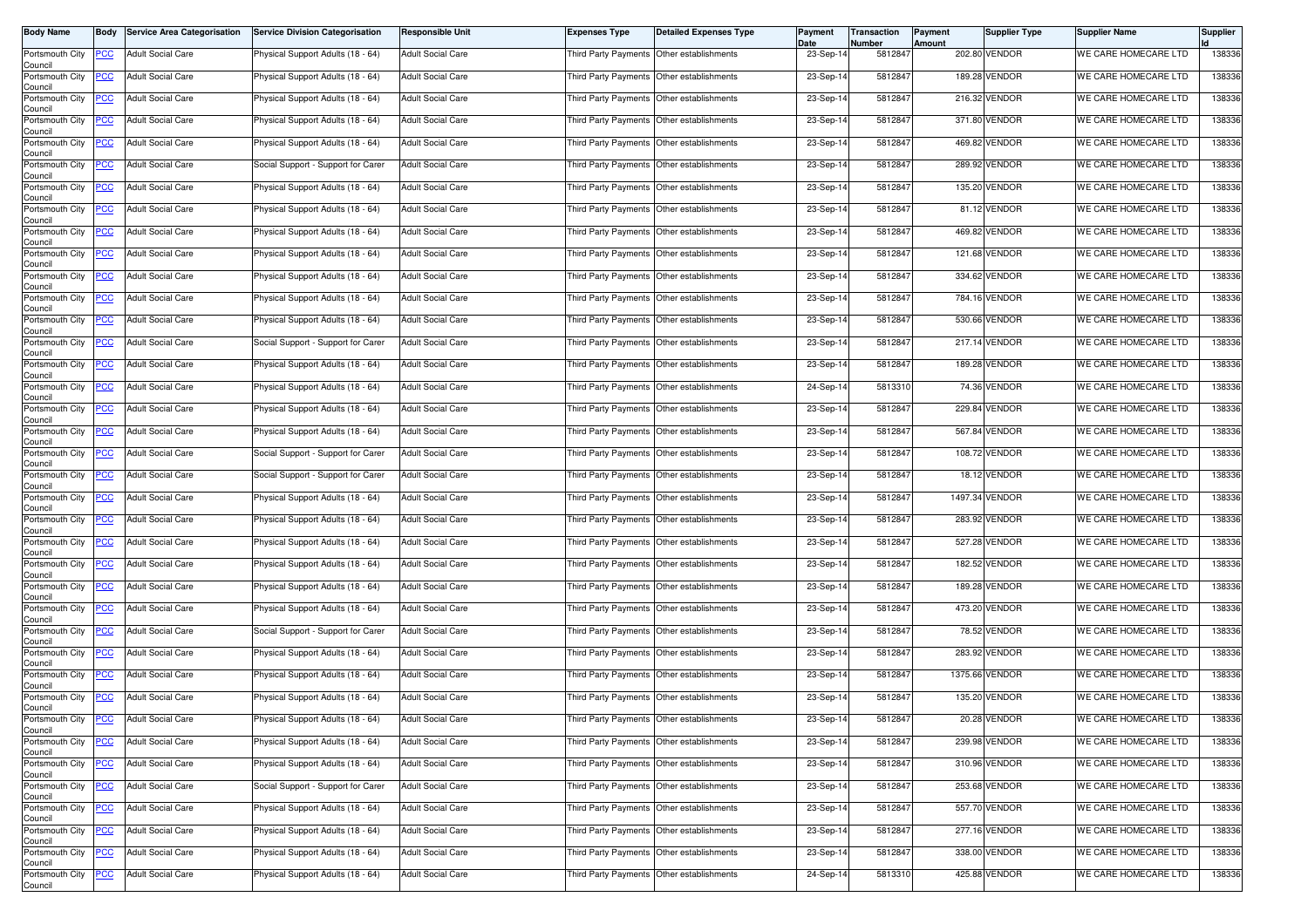| Body Name | Body | Service Area Categorisation | Service Division Categorisation | Responsible Unit | Expenses Type | Detailed Expenses Type | Payment Date | Transaction Number | Payment Amount | Supplier Type | Supplier Name | Supplier Id |
|---|---|---|---|---|---|---|---|---|---|---|---|---|
| Portsmouth City Council | PCC | Adult Social Care | Physical Support Adults (18 - 64) | Adult Social Care | Third Party Payments | Other establishments | 23-Sep-14 | 5812847 | 202.80 | VENDOR | WE CARE HOMECARE LTD | 138336 |
| Portsmouth City Council | PCC | Adult Social Care | Physical Support Adults (18 - 64) | Adult Social Care | Third Party Payments | Other establishments | 23-Sep-14 | 5812847 | 189.28 | VENDOR | WE CARE HOMECARE LTD | 138336 |
| Portsmouth City Council | PCC | Adult Social Care | Physical Support Adults (18 - 64) | Adult Social Care | Third Party Payments | Other establishments | 23-Sep-14 | 5812847 | 216.32 | VENDOR | WE CARE HOMECARE LTD | 138336 |
| Portsmouth City Council | PCC | Adult Social Care | Physical Support Adults (18 - 64) | Adult Social Care | Third Party Payments | Other establishments | 23-Sep-14 | 5812847 | 371.80 | VENDOR | WE CARE HOMECARE LTD | 138336 |
| Portsmouth City Council | PCC | Adult Social Care | Physical Support Adults (18 - 64) | Adult Social Care | Third Party Payments | Other establishments | 23-Sep-14 | 5812847 | 469.82 | VENDOR | WE CARE HOMECARE LTD | 138336 |
| Portsmouth City Council | PCC | Adult Social Care | Social Support - Support for Carer | Adult Social Care | Third Party Payments | Other establishments | 23-Sep-14 | 5812847 | 289.92 | VENDOR | WE CARE HOMECARE LTD | 138336 |
| Portsmouth City Council | PCC | Adult Social Care | Physical Support Adults (18 - 64) | Adult Social Care | Third Party Payments | Other establishments | 23-Sep-14 | 5812847 | 135.20 | VENDOR | WE CARE HOMECARE LTD | 138336 |
| Portsmouth City Council | PCC | Adult Social Care | Physical Support Adults (18 - 64) | Adult Social Care | Third Party Payments | Other establishments | 23-Sep-14 | 5812847 | 81.12 | VENDOR | WE CARE HOMECARE LTD | 138336 |
| Portsmouth City Council | PCC | Adult Social Care | Physical Support Adults (18 - 64) | Adult Social Care | Third Party Payments | Other establishments | 23-Sep-14 | 5812847 | 469.82 | VENDOR | WE CARE HOMECARE LTD | 138336 |
| Portsmouth City Council | PCC | Adult Social Care | Physical Support Adults (18 - 64) | Adult Social Care | Third Party Payments | Other establishments | 23-Sep-14 | 5812847 | 121.68 | VENDOR | WE CARE HOMECARE LTD | 138336 |
| Portsmouth City Council | PCC | Adult Social Care | Physical Support Adults (18 - 64) | Adult Social Care | Third Party Payments | Other establishments | 23-Sep-14 | 5812847 | 334.62 | VENDOR | WE CARE HOMECARE LTD | 138336 |
| Portsmouth City Council | PCC | Adult Social Care | Physical Support Adults (18 - 64) | Adult Social Care | Third Party Payments | Other establishments | 23-Sep-14 | 5812847 | 784.16 | VENDOR | WE CARE HOMECARE LTD | 138336 |
| Portsmouth City Council | PCC | Adult Social Care | Physical Support Adults (18 - 64) | Adult Social Care | Third Party Payments | Other establishments | 23-Sep-14 | 5812847 | 530.66 | VENDOR | WE CARE HOMECARE LTD | 138336 |
| Portsmouth City Council | PCC | Adult Social Care | Social Support - Support for Carer | Adult Social Care | Third Party Payments | Other establishments | 23-Sep-14 | 5812847 | 217.14 | VENDOR | WE CARE HOMECARE LTD | 138336 |
| Portsmouth City Council | PCC | Adult Social Care | Physical Support Adults (18 - 64) | Adult Social Care | Third Party Payments | Other establishments | 23-Sep-14 | 5812847 | 189.28 | VENDOR | WE CARE HOMECARE LTD | 138336 |
| Portsmouth City Council | PCC | Adult Social Care | Physical Support Adults (18 - 64) | Adult Social Care | Third Party Payments | Other establishments | 24-Sep-14 | 5813310 | 74.36 | VENDOR | WE CARE HOMECARE LTD | 138336 |
| Portsmouth City Council | PCC | Adult Social Care | Physical Support Adults (18 - 64) | Adult Social Care | Third Party Payments | Other establishments | 23-Sep-14 | 5812847 | 229.84 | VENDOR | WE CARE HOMECARE LTD | 138336 |
| Portsmouth City Council | PCC | Adult Social Care | Physical Support Adults (18 - 64) | Adult Social Care | Third Party Payments | Other establishments | 23-Sep-14 | 5812847 | 567.84 | VENDOR | WE CARE HOMECARE LTD | 138336 |
| Portsmouth City Council | PCC | Adult Social Care | Social Support - Support for Carer | Adult Social Care | Third Party Payments | Other establishments | 23-Sep-14 | 5812847 | 108.72 | VENDOR | WE CARE HOMECARE LTD | 138336 |
| Portsmouth City Council | PCC | Adult Social Care | Social Support - Support for Carer | Adult Social Care | Third Party Payments | Other establishments | 23-Sep-14 | 5812847 | 18.12 | VENDOR | WE CARE HOMECARE LTD | 138336 |
| Portsmouth City Council | PCC | Adult Social Care | Physical Support Adults (18 - 64) | Adult Social Care | Third Party Payments | Other establishments | 23-Sep-14 | 5812847 | 1497.34 | VENDOR | WE CARE HOMECARE LTD | 138336 |
| Portsmouth City Council | PCC | Adult Social Care | Physical Support Adults (18 - 64) | Adult Social Care | Third Party Payments | Other establishments | 23-Sep-14 | 5812847 | 283.92 | VENDOR | WE CARE HOMECARE LTD | 138336 |
| Portsmouth City Council | PCC | Adult Social Care | Physical Support Adults (18 - 64) | Adult Social Care | Third Party Payments | Other establishments | 23-Sep-14 | 5812847 | 527.28 | VENDOR | WE CARE HOMECARE LTD | 138336 |
| Portsmouth City Council | PCC | Adult Social Care | Physical Support Adults (18 - 64) | Adult Social Care | Third Party Payments | Other establishments | 23-Sep-14 | 5812847 | 182.52 | VENDOR | WE CARE HOMECARE LTD | 138336 |
| Portsmouth City Council | PCC | Adult Social Care | Physical Support Adults (18 - 64) | Adult Social Care | Third Party Payments | Other establishments | 23-Sep-14 | 5812847 | 189.28 | VENDOR | WE CARE HOMECARE LTD | 138336 |
| Portsmouth City Council | PCC | Adult Social Care | Physical Support Adults (18 - 64) | Adult Social Care | Third Party Payments | Other establishments | 23-Sep-14 | 5812847 | 473.20 | VENDOR | WE CARE HOMECARE LTD | 138336 |
| Portsmouth City Council | PCC | Adult Social Care | Social Support - Support for Carer | Adult Social Care | Third Party Payments | Other establishments | 23-Sep-14 | 5812847 | 78.52 | VENDOR | WE CARE HOMECARE LTD | 138336 |
| Portsmouth City Council | PCC | Adult Social Care | Physical Support Adults (18 - 64) | Adult Social Care | Third Party Payments | Other establishments | 23-Sep-14 | 5812847 | 283.92 | VENDOR | WE CARE HOMECARE LTD | 138336 |
| Portsmouth City Council | PCC | Adult Social Care | Physical Support Adults (18 - 64) | Adult Social Care | Third Party Payments | Other establishments | 23-Sep-14 | 5812847 | 1375.66 | VENDOR | WE CARE HOMECARE LTD | 138336 |
| Portsmouth City Council | PCC | Adult Social Care | Physical Support Adults (18 - 64) | Adult Social Care | Third Party Payments | Other establishments | 23-Sep-14 | 5812847 | 135.20 | VENDOR | WE CARE HOMECARE LTD | 138336 |
| Portsmouth City Council | PCC | Adult Social Care | Physical Support Adults (18 - 64) | Adult Social Care | Third Party Payments | Other establishments | 23-Sep-14 | 5812847 | 20.28 | VENDOR | WE CARE HOMECARE LTD | 138336 |
| Portsmouth City Council | PCC | Adult Social Care | Physical Support Adults (18 - 64) | Adult Social Care | Third Party Payments | Other establishments | 23-Sep-14 | 5812847 | 239.98 | VENDOR | WE CARE HOMECARE LTD | 138336 |
| Portsmouth City Council | PCC | Adult Social Care | Physical Support Adults (18 - 64) | Adult Social Care | Third Party Payments | Other establishments | 23-Sep-14 | 5812847 | 310.96 | VENDOR | WE CARE HOMECARE LTD | 138336 |
| Portsmouth City Council | PCC | Adult Social Care | Social Support - Support for Carer | Adult Social Care | Third Party Payments | Other establishments | 23-Sep-14 | 5812847 | 253.68 | VENDOR | WE CARE HOMECARE LTD | 138336 |
| Portsmouth City Council | PCC | Adult Social Care | Physical Support Adults (18 - 64) | Adult Social Care | Third Party Payments | Other establishments | 23-Sep-14 | 5812847 | 557.70 | VENDOR | WE CARE HOMECARE LTD | 138336 |
| Portsmouth City Council | PCC | Adult Social Care | Physical Support Adults (18 - 64) | Adult Social Care | Third Party Payments | Other establishments | 23-Sep-14 | 5812847 | 277.16 | VENDOR | WE CARE HOMECARE LTD | 138336 |
| Portsmouth City Council | PCC | Adult Social Care | Physical Support Adults (18 - 64) | Adult Social Care | Third Party Payments | Other establishments | 23-Sep-14 | 5812847 | 338.00 | VENDOR | WE CARE HOMECARE LTD | 138336 |
| Portsmouth City Council | PCC | Adult Social Care | Physical Support Adults (18 - 64) | Adult Social Care | Third Party Payments | Other establishments | 24-Sep-14 | 5813310 | 425.88 | VENDOR | WE CARE HOMECARE LTD | 138336 |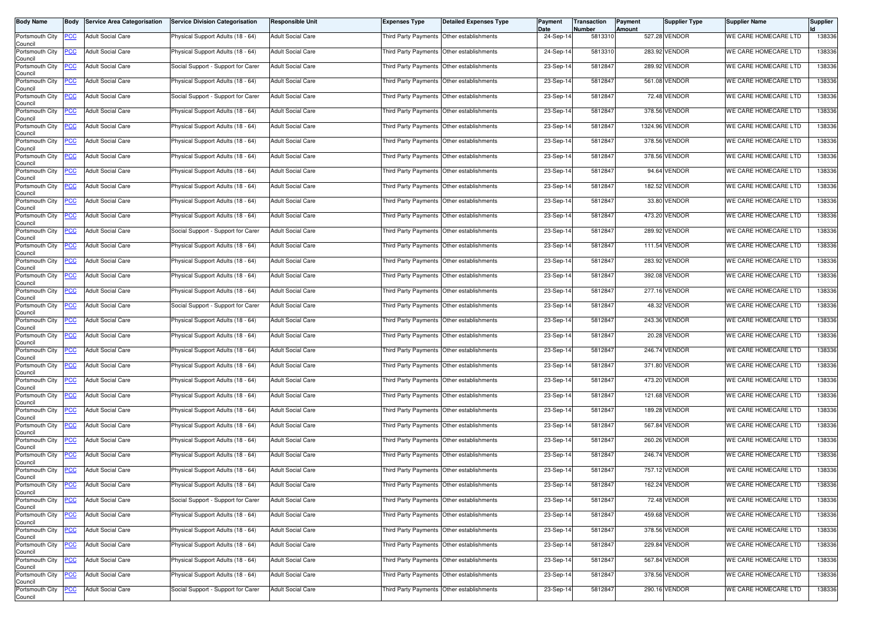| Body Name | Body | Service Area Categorisation | Service Division Categorisation | Responsible Unit | Expenses Type | Detailed Expenses Type | Payment Date | Transaction Number | Payment Amount | Supplier Type | Supplier Name | Supplier Id |
|---|---|---|---|---|---|---|---|---|---|---|---|---|
| Portsmouth City Council | PCC | Adult Social Care | Physical Support Adults (18 - 64) | Adult Social Care | Third Party Payments | Other establishments | 24-Sep-14 | 5813310 | 527.28 | VENDOR | WE CARE HOMECARE LTD | 138336 |
| Portsmouth City Council | PCC | Adult Social Care | Physical Support Adults (18 - 64) | Adult Social Care | Third Party Payments | Other establishments | 24-Sep-14 | 5813310 | 283.92 | VENDOR | WE CARE HOMECARE LTD | 138336 |
| Portsmouth City Council | PCC | Adult Social Care | Social Support - Support for Carer | Adult Social Care | Third Party Payments | Other establishments | 23-Sep-14 | 5812847 | 289.92 | VENDOR | WE CARE HOMECARE LTD | 138336 |
| Portsmouth City Council | PCC | Adult Social Care | Physical Support Adults (18 - 64) | Adult Social Care | Third Party Payments | Other establishments | 23-Sep-14 | 5812847 | 561.08 | VENDOR | WE CARE HOMECARE LTD | 138336 |
| Portsmouth City Council | PCC | Adult Social Care | Social Support - Support for Carer | Adult Social Care | Third Party Payments | Other establishments | 23-Sep-14 | 5812847 | 72.48 | VENDOR | WE CARE HOMECARE LTD | 138336 |
| Portsmouth City Council | PCC | Adult Social Care | Physical Support Adults (18 - 64) | Adult Social Care | Third Party Payments | Other establishments | 23-Sep-14 | 5812847 | 378.56 | VENDOR | WE CARE HOMECARE LTD | 138336 |
| Portsmouth City Council | PCC | Adult Social Care | Physical Support Adults (18 - 64) | Adult Social Care | Third Party Payments | Other establishments | 23-Sep-14 | 5812847 | 1324.96 | VENDOR | WE CARE HOMECARE LTD | 138336 |
| Portsmouth City Council | PCC | Adult Social Care | Physical Support Adults (18 - 64) | Adult Social Care | Third Party Payments | Other establishments | 23-Sep-14 | 5812847 | 378.56 | VENDOR | WE CARE HOMECARE LTD | 138336 |
| Portsmouth City Council | PCC | Adult Social Care | Physical Support Adults (18 - 64) | Adult Social Care | Third Party Payments | Other establishments | 23-Sep-14 | 5812847 | 378.56 | VENDOR | WE CARE HOMECARE LTD | 138336 |
| Portsmouth City Council | PCC | Adult Social Care | Physical Support Adults (18 - 64) | Adult Social Care | Third Party Payments | Other establishments | 23-Sep-14 | 5812847 | 94.64 | VENDOR | WE CARE HOMECARE LTD | 138336 |
| Portsmouth City Council | PCC | Adult Social Care | Physical Support Adults (18 - 64) | Adult Social Care | Third Party Payments | Other establishments | 23-Sep-14 | 5812847 | 182.52 | VENDOR | WE CARE HOMECARE LTD | 138336 |
| Portsmouth City Council | PCC | Adult Social Care | Physical Support Adults (18 - 64) | Adult Social Care | Third Party Payments | Other establishments | 23-Sep-14 | 5812847 | 33.80 | VENDOR | WE CARE HOMECARE LTD | 138336 |
| Portsmouth City Council | PCC | Adult Social Care | Physical Support Adults (18 - 64) | Adult Social Care | Third Party Payments | Other establishments | 23-Sep-14 | 5812847 | 473.20 | VENDOR | WE CARE HOMECARE LTD | 138336 |
| Portsmouth City Council | PCC | Adult Social Care | Social Support - Support for Carer | Adult Social Care | Third Party Payments | Other establishments | 23-Sep-14 | 5812847 | 289.92 | VENDOR | WE CARE HOMECARE LTD | 138336 |
| Portsmouth City Council | PCC | Adult Social Care | Physical Support Adults (18 - 64) | Adult Social Care | Third Party Payments | Other establishments | 23-Sep-14 | 5812847 | 111.54 | VENDOR | WE CARE HOMECARE LTD | 138336 |
| Portsmouth City Council | PCC | Adult Social Care | Physical Support Adults (18 - 64) | Adult Social Care | Third Party Payments | Other establishments | 23-Sep-14 | 5812847 | 283.92 | VENDOR | WE CARE HOMECARE LTD | 138336 |
| Portsmouth City Council | PCC | Adult Social Care | Physical Support Adults (18 - 64) | Adult Social Care | Third Party Payments | Other establishments | 23-Sep-14 | 5812847 | 392.08 | VENDOR | WE CARE HOMECARE LTD | 138336 |
| Portsmouth City Council | PCC | Adult Social Care | Physical Support Adults (18 - 64) | Adult Social Care | Third Party Payments | Other establishments | 23-Sep-14 | 5812847 | 277.16 | VENDOR | WE CARE HOMECARE LTD | 138336 |
| Portsmouth City Council | PCC | Adult Social Care | Social Support - Support for Carer | Adult Social Care | Third Party Payments | Other establishments | 23-Sep-14 | 5812847 | 48.32 | VENDOR | WE CARE HOMECARE LTD | 138336 |
| Portsmouth City Council | PCC | Adult Social Care | Physical Support Adults (18 - 64) | Adult Social Care | Third Party Payments | Other establishments | 23-Sep-14 | 5812847 | 243.36 | VENDOR | WE CARE HOMECARE LTD | 138336 |
| Portsmouth City Council | PCC | Adult Social Care | Physical Support Adults (18 - 64) | Adult Social Care | Third Party Payments | Other establishments | 23-Sep-14 | 5812847 | 20.28 | VENDOR | WE CARE HOMECARE LTD | 138336 |
| Portsmouth City Council | PCC | Adult Social Care | Physical Support Adults (18 - 64) | Adult Social Care | Third Party Payments | Other establishments | 23-Sep-14 | 5812847 | 246.74 | VENDOR | WE CARE HOMECARE LTD | 138336 |
| Portsmouth City Council | PCC | Adult Social Care | Physical Support Adults (18 - 64) | Adult Social Care | Third Party Payments | Other establishments | 23-Sep-14 | 5812847 | 371.80 | VENDOR | WE CARE HOMECARE LTD | 138336 |
| Portsmouth City Council | PCC | Adult Social Care | Physical Support Adults (18 - 64) | Adult Social Care | Third Party Payments | Other establishments | 23-Sep-14 | 5812847 | 473.20 | VENDOR | WE CARE HOMECARE LTD | 138336 |
| Portsmouth City Council | PCC | Adult Social Care | Physical Support Adults (18 - 64) | Adult Social Care | Third Party Payments | Other establishments | 23-Sep-14 | 5812847 | 121.68 | VENDOR | WE CARE HOMECARE LTD | 138336 |
| Portsmouth City Council | PCC | Adult Social Care | Physical Support Adults (18 - 64) | Adult Social Care | Third Party Payments | Other establishments | 23-Sep-14 | 5812847 | 189.28 | VENDOR | WE CARE HOMECARE LTD | 138336 |
| Portsmouth City Council | PCC | Adult Social Care | Physical Support Adults (18 - 64) | Adult Social Care | Third Party Payments | Other establishments | 23-Sep-14 | 5812847 | 567.84 | VENDOR | WE CARE HOMECARE LTD | 138336 |
| Portsmouth City Council | PCC | Adult Social Care | Physical Support Adults (18 - 64) | Adult Social Care | Third Party Payments | Other establishments | 23-Sep-14 | 5812847 | 260.26 | VENDOR | WE CARE HOMECARE LTD | 138336 |
| Portsmouth City Council | PCC | Adult Social Care | Physical Support Adults (18 - 64) | Adult Social Care | Third Party Payments | Other establishments | 23-Sep-14 | 5812847 | 246.74 | VENDOR | WE CARE HOMECARE LTD | 138336 |
| Portsmouth City Council | PCC | Adult Social Care | Physical Support Adults (18 - 64) | Adult Social Care | Third Party Payments | Other establishments | 23-Sep-14 | 5812847 | 757.12 | VENDOR | WE CARE HOMECARE LTD | 138336 |
| Portsmouth City Council | PCC | Adult Social Care | Physical Support Adults (18 - 64) | Adult Social Care | Third Party Payments | Other establishments | 23-Sep-14 | 5812847 | 162.24 | VENDOR | WE CARE HOMECARE LTD | 138336 |
| Portsmouth City Council | PCC | Adult Social Care | Social Support - Support for Carer | Adult Social Care | Third Party Payments | Other establishments | 23-Sep-14 | 5812847 | 72.48 | VENDOR | WE CARE HOMECARE LTD | 138336 |
| Portsmouth City Council | PCC | Adult Social Care | Physical Support Adults (18 - 64) | Adult Social Care | Third Party Payments | Other establishments | 23-Sep-14 | 5812847 | 459.68 | VENDOR | WE CARE HOMECARE LTD | 138336 |
| Portsmouth City Council | PCC | Adult Social Care | Physical Support Adults (18 - 64) | Adult Social Care | Third Party Payments | Other establishments | 23-Sep-14 | 5812847 | 378.56 | VENDOR | WE CARE HOMECARE LTD | 138336 |
| Portsmouth City Council | PCC | Adult Social Care | Physical Support Adults (18 - 64) | Adult Social Care | Third Party Payments | Other establishments | 23-Sep-14 | 5812847 | 229.84 | VENDOR | WE CARE HOMECARE LTD | 138336 |
| Portsmouth City Council | PCC | Adult Social Care | Physical Support Adults (18 - 64) | Adult Social Care | Third Party Payments | Other establishments | 23-Sep-14 | 5812847 | 567.84 | VENDOR | WE CARE HOMECARE LTD | 138336 |
| Portsmouth City Council | PCC | Adult Social Care | Physical Support Adults (18 - 64) | Adult Social Care | Third Party Payments | Other establishments | 23-Sep-14 | 5812847 | 378.56 | VENDOR | WE CARE HOMECARE LTD | 138336 |
| Portsmouth City Council | PCC | Adult Social Care | Social Support - Support for Carer | Adult Social Care | Third Party Payments | Other establishments | 23-Sep-14 | 5812847 | 290.16 | VENDOR | WE CARE HOMECARE LTD | 138336 |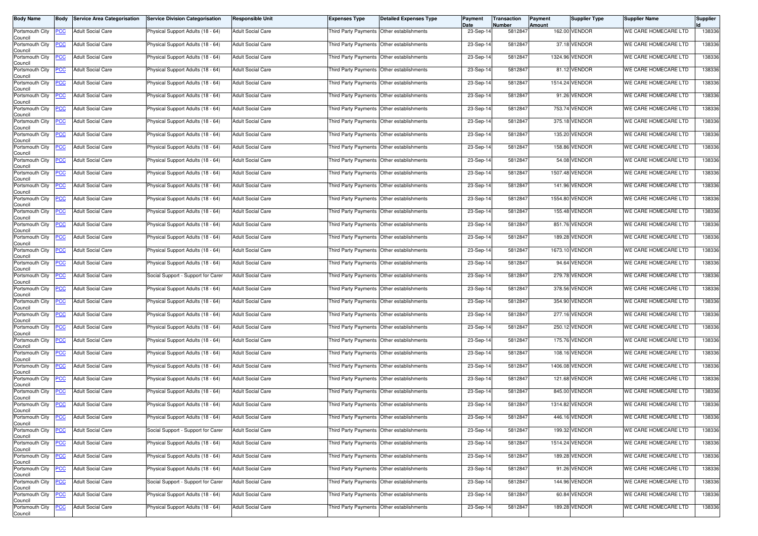| Body Name | Body | Service Area Categorisation | Service Division Categorisation | Responsible Unit | Expenses Type | Detailed Expenses Type | Payment Date | Transaction Number | Payment Amount | Supplier Type | Supplier Name | Supplier Id |
|---|---|---|---|---|---|---|---|---|---|---|---|---|
| Portsmouth City Council | PCC | Adult Social Care | Physical Support Adults (18 - 64) | Adult Social Care | Third Party Payments | Other establishments | 23-Sep-14 | 5812847 | 162.00 | VENDOR | WE CARE HOMECARE LTD | 138336 |
| Portsmouth City Council | PCC | Adult Social Care | Physical Support Adults (18 - 64) | Adult Social Care | Third Party Payments | Other establishments | 23-Sep-14 | 5812847 | 37.18 | VENDOR | WE CARE HOMECARE LTD | 138336 |
| Portsmouth City Council | PCC | Adult Social Care | Physical Support Adults (18 - 64) | Adult Social Care | Third Party Payments | Other establishments | 23-Sep-14 | 5812847 | 1324.96 | VENDOR | WE CARE HOMECARE LTD | 138336 |
| Portsmouth City Council | PCC | Adult Social Care | Physical Support Adults (18 - 64) | Adult Social Care | Third Party Payments | Other establishments | 23-Sep-14 | 5812847 | 81.12 | VENDOR | WE CARE HOMECARE LTD | 138336 |
| Portsmouth City Council | PCC | Adult Social Care | Physical Support Adults (18 - 64) | Adult Social Care | Third Party Payments | Other establishments | 23-Sep-14 | 5812847 | 1514.24 | VENDOR | WE CARE HOMECARE LTD | 138336 |
| Portsmouth City Council | PCC | Adult Social Care | Physical Support Adults (18 - 64) | Adult Social Care | Third Party Payments | Other establishments | 23-Sep-14 | 5812847 | 91.26 | VENDOR | WE CARE HOMECARE LTD | 138336 |
| Portsmouth City Council | PCC | Adult Social Care | Physical Support Adults (18 - 64) | Adult Social Care | Third Party Payments | Other establishments | 23-Sep-14 | 5812847 | 753.74 | VENDOR | WE CARE HOMECARE LTD | 138336 |
| Portsmouth City Council | PCC | Adult Social Care | Physical Support Adults (18 - 64) | Adult Social Care | Third Party Payments | Other establishments | 23-Sep-14 | 5812847 | 375.18 | VENDOR | WE CARE HOMECARE LTD | 138336 |
| Portsmouth City Council | PCC | Adult Social Care | Physical Support Adults (18 - 64) | Adult Social Care | Third Party Payments | Other establishments | 23-Sep-14 | 5812847 | 135.20 | VENDOR | WE CARE HOMECARE LTD | 138336 |
| Portsmouth City Council | PCC | Adult Social Care | Physical Support Adults (18 - 64) | Adult Social Care | Third Party Payments | Other establishments | 23-Sep-14 | 5812847 | 158.86 | VENDOR | WE CARE HOMECARE LTD | 138336 |
| Portsmouth City Council | PCC | Adult Social Care | Physical Support Adults (18 - 64) | Adult Social Care | Third Party Payments | Other establishments | 23-Sep-14 | 5812847 | 54.08 | VENDOR | WE CARE HOMECARE LTD | 138336 |
| Portsmouth City Council | PCC | Adult Social Care | Physical Support Adults (18 - 64) | Adult Social Care | Third Party Payments | Other establishments | 23-Sep-14 | 5812847 | 1507.48 | VENDOR | WE CARE HOMECARE LTD | 138336 |
| Portsmouth City Council | PCC | Adult Social Care | Physical Support Adults (18 - 64) | Adult Social Care | Third Party Payments | Other establishments | 23-Sep-14 | 5812847 | 141.96 | VENDOR | WE CARE HOMECARE LTD | 138336 |
| Portsmouth City Council | PCC | Adult Social Care | Physical Support Adults (18 - 64) | Adult Social Care | Third Party Payments | Other establishments | 23-Sep-14 | 5812847 | 1554.80 | VENDOR | WE CARE HOMECARE LTD | 138336 |
| Portsmouth City Council | PCC | Adult Social Care | Physical Support Adults (18 - 64) | Adult Social Care | Third Party Payments | Other establishments | 23-Sep-14 | 5812847 | 155.48 | VENDOR | WE CARE HOMECARE LTD | 138336 |
| Portsmouth City Council | PCC | Adult Social Care | Physical Support Adults (18 - 64) | Adult Social Care | Third Party Payments | Other establishments | 23-Sep-14 | 5812847 | 851.76 | VENDOR | WE CARE HOMECARE LTD | 138336 |
| Portsmouth City Council | PCC | Adult Social Care | Physical Support Adults (18 - 64) | Adult Social Care | Third Party Payments | Other establishments | 23-Sep-14 | 5812847 | 189.28 | VENDOR | WE CARE HOMECARE LTD | 138336 |
| Portsmouth City Council | PCC | Adult Social Care | Physical Support Adults (18 - 64) | Adult Social Care | Third Party Payments | Other establishments | 23-Sep-14 | 5812847 | 1673.10 | VENDOR | WE CARE HOMECARE LTD | 138336 |
| Portsmouth City Council | PCC | Adult Social Care | Physical Support Adults (18 - 64) | Adult Social Care | Third Party Payments | Other establishments | 23-Sep-14 | 5812847 | 94.64 | VENDOR | WE CARE HOMECARE LTD | 138336 |
| Portsmouth City Council | PCC | Adult Social Care | Social Support - Support for Carer | Adult Social Care | Third Party Payments | Other establishments | 23-Sep-14 | 5812847 | 279.78 | VENDOR | WE CARE HOMECARE LTD | 138336 |
| Portsmouth City Council | PCC | Adult Social Care | Physical Support Adults (18 - 64) | Adult Social Care | Third Party Payments | Other establishments | 23-Sep-14 | 5812847 | 378.56 | VENDOR | WE CARE HOMECARE LTD | 138336 |
| Portsmouth City Council | PCC | Adult Social Care | Physical Support Adults (18 - 64) | Adult Social Care | Third Party Payments | Other establishments | 23-Sep-14 | 5812847 | 354.90 | VENDOR | WE CARE HOMECARE LTD | 138336 |
| Portsmouth City Council | PCC | Adult Social Care | Physical Support Adults (18 - 64) | Adult Social Care | Third Party Payments | Other establishments | 23-Sep-14 | 5812847 | 277.16 | VENDOR | WE CARE HOMECARE LTD | 138336 |
| Portsmouth City Council | PCC | Adult Social Care | Physical Support Adults (18 - 64) | Adult Social Care | Third Party Payments | Other establishments | 23-Sep-14 | 5812847 | 250.12 | VENDOR | WE CARE HOMECARE LTD | 138336 |
| Portsmouth City Council | PCC | Adult Social Care | Physical Support Adults (18 - 64) | Adult Social Care | Third Party Payments | Other establishments | 23-Sep-14 | 5812847 | 175.76 | VENDOR | WE CARE HOMECARE LTD | 138336 |
| Portsmouth City Council | PCC | Adult Social Care | Physical Support Adults (18 - 64) | Adult Social Care | Third Party Payments | Other establishments | 23-Sep-14 | 5812847 | 108.16 | VENDOR | WE CARE HOMECARE LTD | 138336 |
| Portsmouth City Council | PCC | Adult Social Care | Physical Support Adults (18 - 64) | Adult Social Care | Third Party Payments | Other establishments | 23-Sep-14 | 5812847 | 1406.08 | VENDOR | WE CARE HOMECARE LTD | 138336 |
| Portsmouth City Council | PCC | Adult Social Care | Physical Support Adults (18 - 64) | Adult Social Care | Third Party Payments | Other establishments | 23-Sep-14 | 5812847 | 121.68 | VENDOR | WE CARE HOMECARE LTD | 138336 |
| Portsmouth City Council | PCC | Adult Social Care | Physical Support Adults (18 - 64) | Adult Social Care | Third Party Payments | Other establishments | 23-Sep-14 | 5812847 | 845.00 | VENDOR | WE CARE HOMECARE LTD | 138336 |
| Portsmouth City Council | PCC | Adult Social Care | Physical Support Adults (18 - 64) | Adult Social Care | Third Party Payments | Other establishments | 23-Sep-14 | 5812847 | 1314.82 | VENDOR | WE CARE HOMECARE LTD | 138336 |
| Portsmouth City Council | PCC | Adult Social Care | Physical Support Adults (18 - 64) | Adult Social Care | Third Party Payments | Other establishments | 23-Sep-14 | 5812847 | 446.16 | VENDOR | WE CARE HOMECARE LTD | 138336 |
| Portsmouth City Council | PCC | Adult Social Care | Social Support - Support for Carer | Adult Social Care | Third Party Payments | Other establishments | 23-Sep-14 | 5812847 | 199.32 | VENDOR | WE CARE HOMECARE LTD | 138336 |
| Portsmouth City Council | PCC | Adult Social Care | Physical Support Adults (18 - 64) | Adult Social Care | Third Party Payments | Other establishments | 23-Sep-14 | 5812847 | 1514.24 | VENDOR | WE CARE HOMECARE LTD | 138336 |
| Portsmouth City Council | PCC | Adult Social Care | Physical Support Adults (18 - 64) | Adult Social Care | Third Party Payments | Other establishments | 23-Sep-14 | 5812847 | 189.28 | VENDOR | WE CARE HOMECARE LTD | 138336 |
| Portsmouth City Council | PCC | Adult Social Care | Physical Support Adults (18 - 64) | Adult Social Care | Third Party Payments | Other establishments | 23-Sep-14 | 5812847 | 91.26 | VENDOR | WE CARE HOMECARE LTD | 138336 |
| Portsmouth City Council | PCC | Adult Social Care | Social Support - Support for Carer | Adult Social Care | Third Party Payments | Other establishments | 23-Sep-14 | 5812847 | 144.96 | VENDOR | WE CARE HOMECARE LTD | 138336 |
| Portsmouth City Council | PCC | Adult Social Care | Physical Support Adults (18 - 64) | Adult Social Care | Third Party Payments | Other establishments | 23-Sep-14 | 5812847 | 60.84 | VENDOR | WE CARE HOMECARE LTD | 138336 |
| Portsmouth City Council | PCC | Adult Social Care | Physical Support Adults (18 - 64) | Adult Social Care | Third Party Payments | Other establishments | 23-Sep-14 | 5812847 | 189.28 | VENDOR | WE CARE HOMECARE LTD | 138336 |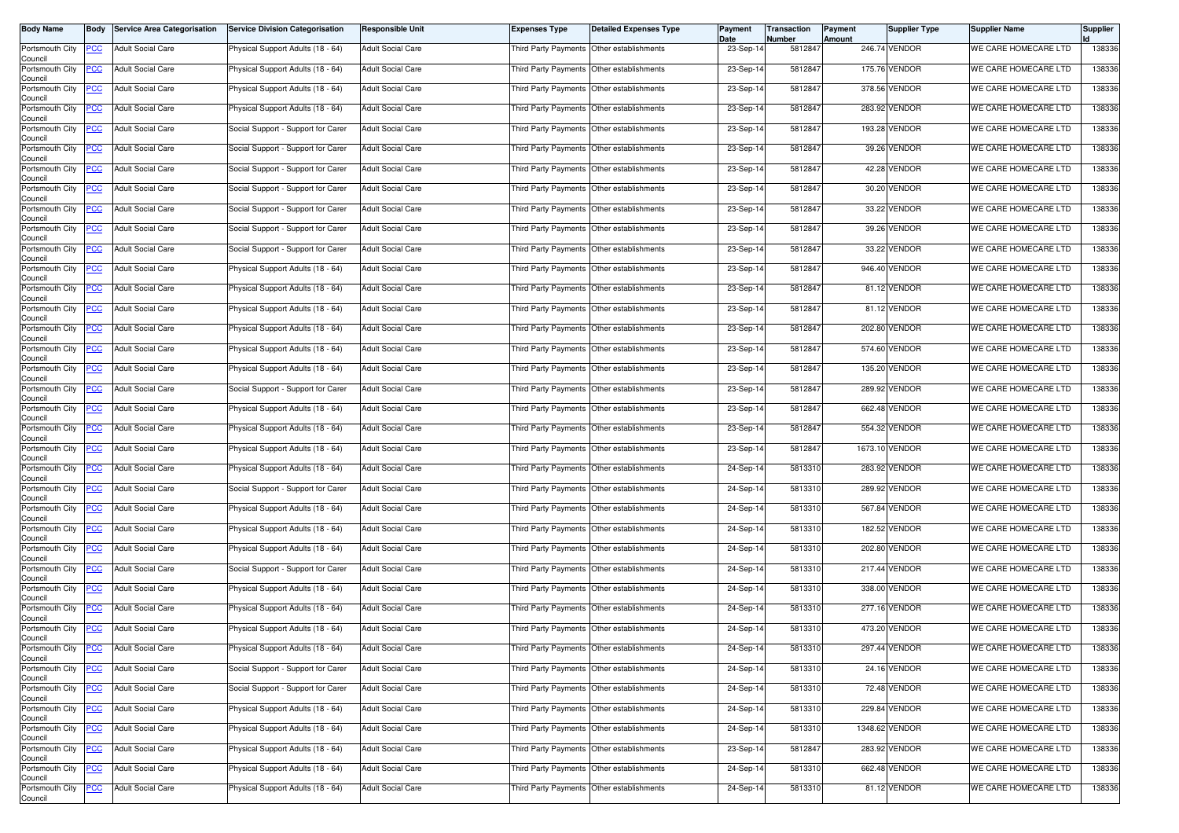| Body Name | Body | Service Area Categorisation | Service Division Categorisation | Responsible Unit | Expenses Type | Detailed Expenses Type | Payment Date | Transaction Number | Payment Amount | Supplier Type | Supplier Name | Supplier Id |
|---|---|---|---|---|---|---|---|---|---|---|---|---|
| Portsmouth City Council | PCC | Adult Social Care | Physical Support Adults (18 - 64) | Adult Social Care | Third Party Payments | Other establishments | 23-Sep-14 | 5812847 | 246.74 | VENDOR | WE CARE HOMECARE LTD | 138336 |
| Portsmouth City Council | PCC | Adult Social Care | Physical Support Adults (18 - 64) | Adult Social Care | Third Party Payments | Other establishments | 23-Sep-14 | 5812847 | 175.76 | VENDOR | WE CARE HOMECARE LTD | 138336 |
| Portsmouth City Council | PCC | Adult Social Care | Physical Support Adults (18 - 64) | Adult Social Care | Third Party Payments | Other establishments | 23-Sep-14 | 5812847 | 378.56 | VENDOR | WE CARE HOMECARE LTD | 138336 |
| Portsmouth City Council | PCC | Adult Social Care | Physical Support Adults (18 - 64) | Adult Social Care | Third Party Payments | Other establishments | 23-Sep-14 | 5812847 | 283.92 | VENDOR | WE CARE HOMECARE LTD | 138336 |
| Portsmouth City Council | PCC | Adult Social Care | Social Support - Support for Carer | Adult Social Care | Third Party Payments | Other establishments | 23-Sep-14 | 5812847 | 193.28 | VENDOR | WE CARE HOMECARE LTD | 138336 |
| Portsmouth City Council | PCC | Adult Social Care | Social Support - Support for Carer | Adult Social Care | Third Party Payments | Other establishments | 23-Sep-14 | 5812847 | 39.26 | VENDOR | WE CARE HOMECARE LTD | 138336 |
| Portsmouth City Council | PCC | Adult Social Care | Social Support - Support for Carer | Adult Social Care | Third Party Payments | Other establishments | 23-Sep-14 | 5812847 | 42.28 | VENDOR | WE CARE HOMECARE LTD | 138336 |
| Portsmouth City Council | PCC | Adult Social Care | Social Support - Support for Carer | Adult Social Care | Third Party Payments | Other establishments | 23-Sep-14 | 5812847 | 30.20 | VENDOR | WE CARE HOMECARE LTD | 138336 |
| Portsmouth City Council | PCC | Adult Social Care | Social Support - Support for Carer | Adult Social Care | Third Party Payments | Other establishments | 23-Sep-14 | 5812847 | 33.22 | VENDOR | WE CARE HOMECARE LTD | 138336 |
| Portsmouth City Council | PCC | Adult Social Care | Social Support - Support for Carer | Adult Social Care | Third Party Payments | Other establishments | 23-Sep-14 | 5812847 | 39.26 | VENDOR | WE CARE HOMECARE LTD | 138336 |
| Portsmouth City Council | PCC | Adult Social Care | Social Support - Support for Carer | Adult Social Care | Third Party Payments | Other establishments | 23-Sep-14 | 5812847 | 33.22 | VENDOR | WE CARE HOMECARE LTD | 138336 |
| Portsmouth City Council | PCC | Adult Social Care | Physical Support Adults (18 - 64) | Adult Social Care | Third Party Payments | Other establishments | 23-Sep-14 | 5812847 | 946.40 | VENDOR | WE CARE HOMECARE LTD | 138336 |
| Portsmouth City Council | PCC | Adult Social Care | Physical Support Adults (18 - 64) | Adult Social Care | Third Party Payments | Other establishments | 23-Sep-14 | 5812847 | 81.12 | VENDOR | WE CARE HOMECARE LTD | 138336 |
| Portsmouth City Council | PCC | Adult Social Care | Physical Support Adults (18 - 64) | Adult Social Care | Third Party Payments | Other establishments | 23-Sep-14 | 5812847 | 81.12 | VENDOR | WE CARE HOMECARE LTD | 138336 |
| Portsmouth City Council | PCC | Adult Social Care | Physical Support Adults (18 - 64) | Adult Social Care | Third Party Payments | Other establishments | 23-Sep-14 | 5812847 | 202.80 | VENDOR | WE CARE HOMECARE LTD | 138336 |
| Portsmouth City Council | PCC | Adult Social Care | Physical Support Adults (18 - 64) | Adult Social Care | Third Party Payments | Other establishments | 23-Sep-14 | 5812847 | 574.60 | VENDOR | WE CARE HOMECARE LTD | 138336 |
| Portsmouth City Council | PCC | Adult Social Care | Physical Support Adults (18 - 64) | Adult Social Care | Third Party Payments | Other establishments | 23-Sep-14 | 5812847 | 135.20 | VENDOR | WE CARE HOMECARE LTD | 138336 |
| Portsmouth City Council | PCC | Adult Social Care | Social Support - Support for Carer | Adult Social Care | Third Party Payments | Other establishments | 23-Sep-14 | 5812847 | 289.92 | VENDOR | WE CARE HOMECARE LTD | 138336 |
| Portsmouth City Council | PCC | Adult Social Care | Physical Support Adults (18 - 64) | Adult Social Care | Third Party Payments | Other establishments | 23-Sep-14 | 5812847 | 662.48 | VENDOR | WE CARE HOMECARE LTD | 138336 |
| Portsmouth City Council | PCC | Adult Social Care | Physical Support Adults (18 - 64) | Adult Social Care | Third Party Payments | Other establishments | 23-Sep-14 | 5812847 | 554.32 | VENDOR | WE CARE HOMECARE LTD | 138336 |
| Portsmouth City Council | PCC | Adult Social Care | Physical Support Adults (18 - 64) | Adult Social Care | Third Party Payments | Other establishments | 23-Sep-14 | 5812847 | 1673.10 | VENDOR | WE CARE HOMECARE LTD | 138336 |
| Portsmouth City Council | PCC | Adult Social Care | Physical Support Adults (18 - 64) | Adult Social Care | Third Party Payments | Other establishments | 24-Sep-14 | 5813310 | 283.92 | VENDOR | WE CARE HOMECARE LTD | 138336 |
| Portsmouth City Council | PCC | Adult Social Care | Social Support - Support for Carer | Adult Social Care | Third Party Payments | Other establishments | 24-Sep-14 | 5813310 | 289.92 | VENDOR | WE CARE HOMECARE LTD | 138336 |
| Portsmouth City Council | PCC | Adult Social Care | Physical Support Adults (18 - 64) | Adult Social Care | Third Party Payments | Other establishments | 24-Sep-14 | 5813310 | 567.84 | VENDOR | WE CARE HOMECARE LTD | 138336 |
| Portsmouth City Council | PCC | Adult Social Care | Physical Support Adults (18 - 64) | Adult Social Care | Third Party Payments | Other establishments | 24-Sep-14 | 5813310 | 182.52 | VENDOR | WE CARE HOMECARE LTD | 138336 |
| Portsmouth City Council | PCC | Adult Social Care | Physical Support Adults (18 - 64) | Adult Social Care | Third Party Payments | Other establishments | 24-Sep-14 | 5813310 | 202.80 | VENDOR | WE CARE HOMECARE LTD | 138336 |
| Portsmouth City Council | PCC | Adult Social Care | Social Support - Support for Carer | Adult Social Care | Third Party Payments | Other establishments | 24-Sep-14 | 5813310 | 217.44 | VENDOR | WE CARE HOMECARE LTD | 138336 |
| Portsmouth City Council | PCC | Adult Social Care | Physical Support Adults (18 - 64) | Adult Social Care | Third Party Payments | Other establishments | 24-Sep-14 | 5813310 | 338.00 | VENDOR | WE CARE HOMECARE LTD | 138336 |
| Portsmouth City Council | PCC | Adult Social Care | Physical Support Adults (18 - 64) | Adult Social Care | Third Party Payments | Other establishments | 24-Sep-14 | 5813310 | 277.16 | VENDOR | WE CARE HOMECARE LTD | 138336 |
| Portsmouth City Council | PCC | Adult Social Care | Physical Support Adults (18 - 64) | Adult Social Care | Third Party Payments | Other establishments | 24-Sep-14 | 5813310 | 473.20 | VENDOR | WE CARE HOMECARE LTD | 138336 |
| Portsmouth City Council | PCC | Adult Social Care | Physical Support Adults (18 - 64) | Adult Social Care | Third Party Payments | Other establishments | 24-Sep-14 | 5813310 | 297.44 | VENDOR | WE CARE HOMECARE LTD | 138336 |
| Portsmouth City Council | PCC | Adult Social Care | Social Support - Support for Carer | Adult Social Care | Third Party Payments | Other establishments | 24-Sep-14 | 5813310 | 24.16 | VENDOR | WE CARE HOMECARE LTD | 138336 |
| Portsmouth City Council | PCC | Adult Social Care | Social Support - Support for Carer | Adult Social Care | Third Party Payments | Other establishments | 24-Sep-14 | 5813310 | 72.48 | VENDOR | WE CARE HOMECARE LTD | 138336 |
| Portsmouth City Council | PCC | Adult Social Care | Physical Support Adults (18 - 64) | Adult Social Care | Third Party Payments | Other establishments | 24-Sep-14 | 5813310 | 229.84 | VENDOR | WE CARE HOMECARE LTD | 138336 |
| Portsmouth City Council | PCC | Adult Social Care | Physical Support Adults (18 - 64) | Adult Social Care | Third Party Payments | Other establishments | 24-Sep-14 | 5813310 | 1348.62 | VENDOR | WE CARE HOMECARE LTD | 138336 |
| Portsmouth City Council | PCC | Adult Social Care | Physical Support Adults (18 - 64) | Adult Social Care | Third Party Payments | Other establishments | 23-Sep-14 | 5812847 | 283.92 | VENDOR | WE CARE HOMECARE LTD | 138336 |
| Portsmouth City Council | PCC | Adult Social Care | Physical Support Adults (18 - 64) | Adult Social Care | Third Party Payments | Other establishments | 24-Sep-14 | 5813310 | 662.48 | VENDOR | WE CARE HOMECARE LTD | 138336 |
| Portsmouth City Council | PCC | Adult Social Care | Physical Support Adults (18 - 64) | Adult Social Care | Third Party Payments | Other establishments | 24-Sep-14 | 5813310 | 81.12 | VENDOR | WE CARE HOMECARE LTD | 138336 |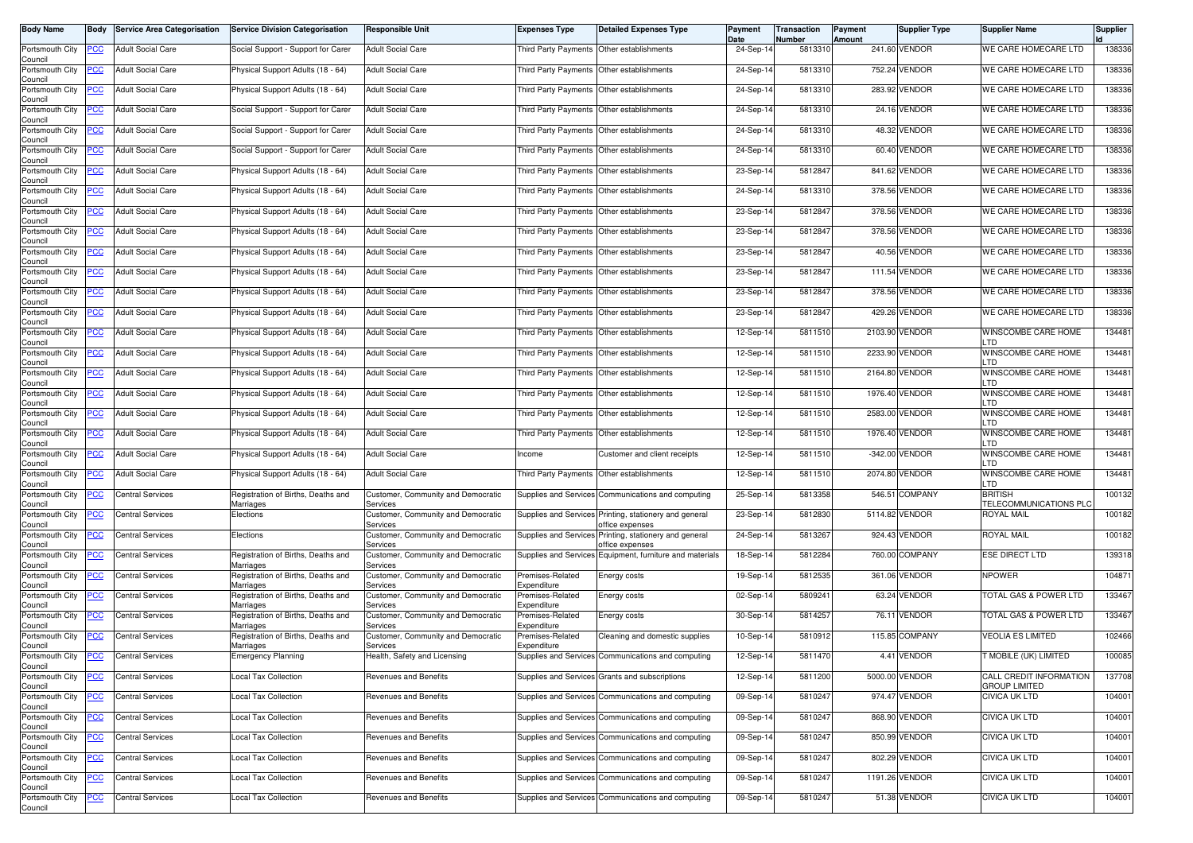| Body Name | Body | Service Area Categorisation | Service Division Categorisation | Responsible Unit | Expenses Type | Detailed Expenses Type | Payment Date | Transaction Number | Payment Amount | Supplier Type | Supplier Name | Supplier Id |
|---|---|---|---|---|---|---|---|---|---|---|---|---|
| Portsmouth City Council | PCC | Adult Social Care | Social Support - Support for Carer | Adult Social Care | Third Party Payments | Other establishments | 24-Sep-14 | 5813310 | 241.60 | VENDOR | WE CARE HOMECARE LTD | 138336 |
| Portsmouth City Council | PCC | Adult Social Care | Physical Support Adults (18 - 64) | Adult Social Care | Third Party Payments | Other establishments | 24-Sep-14 | 5813310 | 752.24 | VENDOR | WE CARE HOMECARE LTD | 138336 |
| Portsmouth City Council | PCC | Adult Social Care | Physical Support Adults (18 - 64) | Adult Social Care | Third Party Payments | Other establishments | 24-Sep-14 | 5813310 | 283.92 | VENDOR | WE CARE HOMECARE LTD | 138336 |
| Portsmouth City Council | PCC | Adult Social Care | Social Support - Support for Carer | Adult Social Care | Third Party Payments | Other establishments | 24-Sep-14 | 5813310 | 24.16 | VENDOR | WE CARE HOMECARE LTD | 138336 |
| Portsmouth City Council | PCC | Adult Social Care | Social Support - Support for Carer | Adult Social Care | Third Party Payments | Other establishments | 24-Sep-14 | 5813310 | 48.32 | VENDOR | WE CARE HOMECARE LTD | 138336 |
| Portsmouth City Council | PCC | Adult Social Care | Social Support - Support for Carer | Adult Social Care | Third Party Payments | Other establishments | 24-Sep-14 | 5813310 | 60.40 | VENDOR | WE CARE HOMECARE LTD | 138336 |
| Portsmouth City Council | PCC | Adult Social Care | Physical Support Adults (18 - 64) | Adult Social Care | Third Party Payments | Other establishments | 23-Sep-14 | 5812847 | 841.62 | VENDOR | WE CARE HOMECARE LTD | 138336 |
| Portsmouth City Council | PCC | Adult Social Care | Physical Support Adults (18 - 64) | Adult Social Care | Third Party Payments | Other establishments | 24-Sep-14 | 5813310 | 378.56 | VENDOR | WE CARE HOMECARE LTD | 138336 |
| Portsmouth City Council | PCC | Adult Social Care | Physical Support Adults (18 - 64) | Adult Social Care | Third Party Payments | Other establishments | 23-Sep-14 | 5812847 | 378.56 | VENDOR | WE CARE HOMECARE LTD | 138336 |
| Portsmouth City Council | PCC | Adult Social Care | Physical Support Adults (18 - 64) | Adult Social Care | Third Party Payments | Other establishments | 23-Sep-14 | 5812847 | 378.56 | VENDOR | WE CARE HOMECARE LTD | 138336 |
| Portsmouth City Council | PCC | Adult Social Care | Physical Support Adults (18 - 64) | Adult Social Care | Third Party Payments | Other establishments | 23-Sep-14 | 5812847 | 40.56 | VENDOR | WE CARE HOMECARE LTD | 138336 |
| Portsmouth City Council | PCC | Adult Social Care | Physical Support Adults (18 - 64) | Adult Social Care | Third Party Payments | Other establishments | 23-Sep-14 | 5812847 | 111.54 | VENDOR | WE CARE HOMECARE LTD | 138336 |
| Portsmouth City Council | PCC | Adult Social Care | Physical Support Adults (18 - 64) | Adult Social Care | Third Party Payments | Other establishments | 23-Sep-14 | 5812847 | 378.56 | VENDOR | WE CARE HOMECARE LTD | 138336 |
| Portsmouth City Council | PCC | Adult Social Care | Physical Support Adults (18 - 64) | Adult Social Care | Third Party Payments | Other establishments | 23-Sep-14 | 5812847 | 429.26 | VENDOR | WE CARE HOMECARE LTD | 138336 |
| Portsmouth City Council | PCC | Adult Social Care | Physical Support Adults (18 - 64) | Adult Social Care | Third Party Payments | Other establishments | 12-Sep-14 | 5811510 | 2103.90 | VENDOR | WINSCOMBE CARE HOME LTD | 134481 |
| Portsmouth City Council | PCC | Adult Social Care | Physical Support Adults (18 - 64) | Adult Social Care | Third Party Payments | Other establishments | 12-Sep-14 | 5811510 | 2233.90 | VENDOR | WINSCOMBE CARE HOME LTD | 134481 |
| Portsmouth City Council | PCC | Adult Social Care | Physical Support Adults (18 - 64) | Adult Social Care | Third Party Payments | Other establishments | 12-Sep-14 | 5811510 | 2164.80 | VENDOR | WINSCOMBE CARE HOME LTD | 134481 |
| Portsmouth City Council | PCC | Adult Social Care | Physical Support Adults (18 - 64) | Adult Social Care | Third Party Payments | Other establishments | 12-Sep-14 | 5811510 | 1976.40 | VENDOR | WINSCOMBE CARE HOME LTD | 134481 |
| Portsmouth City Council | PCC | Adult Social Care | Physical Support Adults (18 - 64) | Adult Social Care | Third Party Payments | Other establishments | 12-Sep-14 | 5811510 | 2583.00 | VENDOR | WINSCOMBE CARE HOME LTD | 134481 |
| Portsmouth City Council | PCC | Adult Social Care | Physical Support Adults (18 - 64) | Adult Social Care | Third Party Payments | Other establishments | 12-Sep-14 | 5811510 | 1976.40 | VENDOR | WINSCOMBE CARE HOME LTD | 134481 |
| Portsmouth City Council | PCC | Adult Social Care | Physical Support Adults (18 - 64) | Adult Social Care | Income | Customer and client receipts | 12-Sep-14 | 5811510 | -342.00 | VENDOR | WINSCOMBE CARE HOME LTD | 134481 |
| Portsmouth City Council | PCC | Adult Social Care | Physical Support Adults (18 - 64) | Adult Social Care | Third Party Payments | Other establishments | 12-Sep-14 | 5811510 | 2074.80 | VENDOR | WINSCOMBE CARE HOME LTD | 134481 |
| Portsmouth City Council | PCC | Central Services | Registration of Births, Deaths and Marriages | Customer, Community and Democratic Services | Supplies and Services | Communications and computing | 25-Sep-14 | 5813358 | 546.51 | COMPANY | BRITISH TELECOMMUNICATIONS PLC | 100132 |
| Portsmouth City Council | PCC | Central Services | Elections | Customer, Community and Democratic Services | Supplies and Services | Printing, stationery and general office expenses | 23-Sep-14 | 5812830 | 5114.82 | VENDOR | ROYAL MAIL | 100182 |
| Portsmouth City Council | PCC | Central Services | Elections | Customer, Community and Democratic Services | Supplies and Services | Printing, stationery and general office expenses | 24-Sep-14 | 5813267 | 924.43 | VENDOR | ROYAL MAIL | 100182 |
| Portsmouth City Council | PCC | Central Services | Registration of Births, Deaths and Marriages | Customer, Community and Democratic Services | Supplies and Services | Equipment, furniture and materials | 18-Sep-14 | 5812284 | 760.00 | COMPANY | ESE DIRECT LTD | 139318 |
| Portsmouth City Council | PCC | Central Services | Registration of Births, Deaths and Marriages | Customer, Community and Democratic Services | Premises-Related Expenditure | Energy costs | 19-Sep-14 | 5812535 | 361.06 | VENDOR | NPOWER | 104871 |
| Portsmouth City Council | PCC | Central Services | Registration of Births, Deaths and Marriages | Customer, Community and Democratic Services | Premises-Related Expenditure | Energy costs | 02-Sep-14 | 5809241 | 63.24 | VENDOR | TOTAL GAS & POWER LTD | 133467 |
| Portsmouth City Council | PCC | Central Services | Registration of Births, Deaths and Marriages | Customer, Community and Democratic Services | Premises-Related Expenditure | Energy costs | 30-Sep-14 | 5814257 | 76.11 | VENDOR | TOTAL GAS & POWER LTD | 133467 |
| Portsmouth City Council | PCC | Central Services | Registration of Births, Deaths and Marriages | Customer, Community and Democratic Services | Premises-Related Expenditure | Cleaning and domestic supplies | 10-Sep-14 | 5810912 | 115.85 | COMPANY | VEOLIA ES LIMITED | 102466 |
| Portsmouth City Council | PCC | Central Services | Emergency Planning | Health, Safety and Licensing | Supplies and Services | Communications and computing | 12-Sep-14 | 5811470 | 4.41 | VENDOR | T MOBILE (UK) LIMITED | 100085 |
| Portsmouth City Council | PCC | Central Services | Local Tax Collection | Revenues and Benefits | Supplies and Services | Grants and subscriptions | 12-Sep-14 | 5811200 | 5000.00 | VENDOR | CALL CREDIT INFORMATION GROUP LIMITED | 137708 |
| Portsmouth City Council | PCC | Central Services | Local Tax Collection | Revenues and Benefits | Supplies and Services | Communications and computing | 09-Sep-14 | 5810247 | 974.47 | VENDOR | CIVICA UK LTD | 104001 |
| Portsmouth City Council | PCC | Central Services | Local Tax Collection | Revenues and Benefits | Supplies and Services | Communications and computing | 09-Sep-14 | 5810247 | 868.90 | VENDOR | CIVICA UK LTD | 104001 |
| Portsmouth City Council | PCC | Central Services | Local Tax Collection | Revenues and Benefits | Supplies and Services | Communications and computing | 09-Sep-14 | 5810247 | 850.99 | VENDOR | CIVICA UK LTD | 104001 |
| Portsmouth City Council | PCC | Central Services | Local Tax Collection | Revenues and Benefits | Supplies and Services | Communications and computing | 09-Sep-14 | 5810247 | 802.29 | VENDOR | CIVICA UK LTD | 104001 |
| Portsmouth City Council | PCC | Central Services | Local Tax Collection | Revenues and Benefits | Supplies and Services | Communications and computing | 09-Sep-14 | 5810247 | 1191.26 | VENDOR | CIVICA UK LTD | 104001 |
| Portsmouth City Council | PCC | Central Services | Local Tax Collection | Revenues and Benefits | Supplies and Services | Communications and computing | 09-Sep-14 | 5810247 | 51.38 | VENDOR | CIVICA UK LTD | 104001 |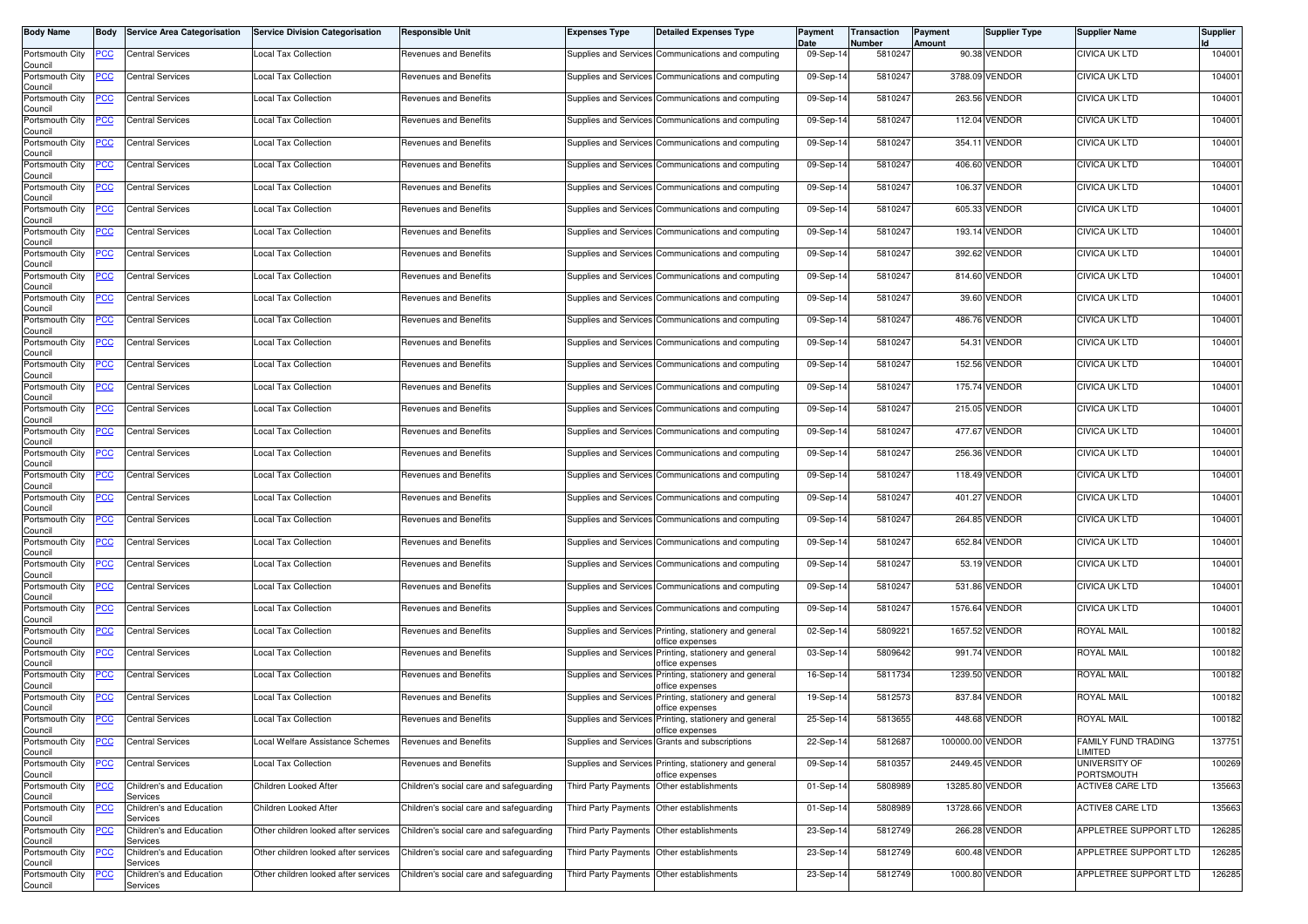| Body Name | Body | Service Area Categorisation | Service Division Categorisation | Responsible Unit | Expenses Type | Detailed Expenses Type | Payment Date | Transaction Number | Payment Amount | Supplier Type | Supplier Name | Supplier Id |
|---|---|---|---|---|---|---|---|---|---|---|---|---|
| Portsmouth City Council | PCC | Central Services | Local Tax Collection | Revenues and Benefits | Supplies and Services | Communications and computing | 09-Sep-14 | 5810247 | 90.38 | VENDOR | CIVICA UK LTD | 104001 |
| Portsmouth City Council | PCC | Central Services | Local Tax Collection | Revenues and Benefits | Supplies and Services | Communications and computing | 09-Sep-14 | 5810247 | 3788.09 | VENDOR | CIVICA UK LTD | 104001 |
| Portsmouth City Council | PCC | Central Services | Local Tax Collection | Revenues and Benefits | Supplies and Services | Communications and computing | 09-Sep-14 | 5810247 | 263.56 | VENDOR | CIVICA UK LTD | 104001 |
| Portsmouth City Council | PCC | Central Services | Local Tax Collection | Revenues and Benefits | Supplies and Services | Communications and computing | 09-Sep-14 | 5810247 | 112.04 | VENDOR | CIVICA UK LTD | 104001 |
| Portsmouth City Council | PCC | Central Services | Local Tax Collection | Revenues and Benefits | Supplies and Services | Communications and computing | 09-Sep-14 | 5810247 | 354.11 | VENDOR | CIVICA UK LTD | 104001 |
| Portsmouth City Council | PCC | Central Services | Local Tax Collection | Revenues and Benefits | Supplies and Services | Communications and computing | 09-Sep-14 | 5810247 | 406.60 | VENDOR | CIVICA UK LTD | 104001 |
| Portsmouth City Council | PCC | Central Services | Local Tax Collection | Revenues and Benefits | Supplies and Services | Communications and computing | 09-Sep-14 | 5810247 | 106.37 | VENDOR | CIVICA UK LTD | 104001 |
| Portsmouth City Council | PCC | Central Services | Local Tax Collection | Revenues and Benefits | Supplies and Services | Communications and computing | 09-Sep-14 | 5810247 | 605.33 | VENDOR | CIVICA UK LTD | 104001 |
| Portsmouth City Council | PCC | Central Services | Local Tax Collection | Revenues and Benefits | Supplies and Services | Communications and computing | 09-Sep-14 | 5810247 | 193.14 | VENDOR | CIVICA UK LTD | 104001 |
| Portsmouth City Council | PCC | Central Services | Local Tax Collection | Revenues and Benefits | Supplies and Services | Communications and computing | 09-Sep-14 | 5810247 | 392.62 | VENDOR | CIVICA UK LTD | 104001 |
| Portsmouth City Council | PCC | Central Services | Local Tax Collection | Revenues and Benefits | Supplies and Services | Communications and computing | 09-Sep-14 | 5810247 | 814.60 | VENDOR | CIVICA UK LTD | 104001 |
| Portsmouth City Council | PCC | Central Services | Local Tax Collection | Revenues and Benefits | Supplies and Services | Communications and computing | 09-Sep-14 | 5810247 | 39.60 | VENDOR | CIVICA UK LTD | 104001 |
| Portsmouth City Council | PCC | Central Services | Local Tax Collection | Revenues and Benefits | Supplies and Services | Communications and computing | 09-Sep-14 | 5810247 | 486.76 | VENDOR | CIVICA UK LTD | 104001 |
| Portsmouth City Council | PCC | Central Services | Local Tax Collection | Revenues and Benefits | Supplies and Services | Communications and computing | 09-Sep-14 | 5810247 | 54.31 | VENDOR | CIVICA UK LTD | 104001 |
| Portsmouth City Council | PCC | Central Services | Local Tax Collection | Revenues and Benefits | Supplies and Services | Communications and computing | 09-Sep-14 | 5810247 | 152.56 | VENDOR | CIVICA UK LTD | 104001 |
| Portsmouth City Council | PCC | Central Services | Local Tax Collection | Revenues and Benefits | Supplies and Services | Communications and computing | 09-Sep-14 | 5810247 | 175.74 | VENDOR | CIVICA UK LTD | 104001 |
| Portsmouth City Council | PCC | Central Services | Local Tax Collection | Revenues and Benefits | Supplies and Services | Communications and computing | 09-Sep-14 | 5810247 | 215.05 | VENDOR | CIVICA UK LTD | 104001 |
| Portsmouth City Council | PCC | Central Services | Local Tax Collection | Revenues and Benefits | Supplies and Services | Communications and computing | 09-Sep-14 | 5810247 | 477.67 | VENDOR | CIVICA UK LTD | 104001 |
| Portsmouth City Council | PCC | Central Services | Local Tax Collection | Revenues and Benefits | Supplies and Services | Communications and computing | 09-Sep-14 | 5810247 | 256.36 | VENDOR | CIVICA UK LTD | 104001 |
| Portsmouth City Council | PCC | Central Services | Local Tax Collection | Revenues and Benefits | Supplies and Services | Communications and computing | 09-Sep-14 | 5810247 | 118.49 | VENDOR | CIVICA UK LTD | 104001 |
| Portsmouth City Council | PCC | Central Services | Local Tax Collection | Revenues and Benefits | Supplies and Services | Communications and computing | 09-Sep-14 | 5810247 | 401.27 | VENDOR | CIVICA UK LTD | 104001 |
| Portsmouth City Council | PCC | Central Services | Local Tax Collection | Revenues and Benefits | Supplies and Services | Communications and computing | 09-Sep-14 | 5810247 | 264.85 | VENDOR | CIVICA UK LTD | 104001 |
| Portsmouth City Council | PCC | Central Services | Local Tax Collection | Revenues and Benefits | Supplies and Services | Communications and computing | 09-Sep-14 | 5810247 | 652.84 | VENDOR | CIVICA UK LTD | 104001 |
| Portsmouth City Council | PCC | Central Services | Local Tax Collection | Revenues and Benefits | Supplies and Services | Communications and computing | 09-Sep-14 | 5810247 | 53.19 | VENDOR | CIVICA UK LTD | 104001 |
| Portsmouth City Council | PCC | Central Services | Local Tax Collection | Revenues and Benefits | Supplies and Services | Communications and computing | 09-Sep-14 | 5810247 | 531.86 | VENDOR | CIVICA UK LTD | 104001 |
| Portsmouth City Council | PCC | Central Services | Local Tax Collection | Revenues and Benefits | Supplies and Services | Communications and computing | 09-Sep-14 | 5810247 | 1576.64 | VENDOR | CIVICA UK LTD | 104001 |
| Portsmouth City Council | PCC | Central Services | Local Tax Collection | Revenues and Benefits | Supplies and Services | Printing, stationery and general office expenses | 02-Sep-14 | 5809221 | 1657.52 | VENDOR | ROYAL MAIL | 100182 |
| Portsmouth City Council | PCC | Central Services | Local Tax Collection | Revenues and Benefits | Supplies and Services | Printing, stationery and general office expenses | 03-Sep-14 | 5809642 | 991.74 | VENDOR | ROYAL MAIL | 100182 |
| Portsmouth City Council | PCC | Central Services | Local Tax Collection | Revenues and Benefits | Supplies and Services | Printing, stationery and general office expenses | 16-Sep-14 | 5811734 | 1239.50 | VENDOR | ROYAL MAIL | 100182 |
| Portsmouth City Council | PCC | Central Services | Local Tax Collection | Revenues and Benefits | Supplies and Services | Printing, stationery and general office expenses | 19-Sep-14 | 5812573 | 837.84 | VENDOR | ROYAL MAIL | 100182 |
| Portsmouth City Council | PCC | Central Services | Local Tax Collection | Revenues and Benefits | Supplies and Services | Printing, stationery and general office expenses | 25-Sep-14 | 5813655 | 448.68 | VENDOR | ROYAL MAIL | 100182 |
| Portsmouth City Council | PCC | Central Services | Local Welfare Assistance Schemes | Revenues and Benefits | Supplies and Services | Grants and subscriptions | 22-Sep-14 | 5812687 | 100000.00 | VENDOR | FAMILY FUND TRADING LIMITED | 137751 |
| Portsmouth City Council | PCC | Central Services | Local Tax Collection | Revenues and Benefits | Supplies and Services | Printing, stationery and general office expenses | 09-Sep-14 | 5810357 | 2449.45 | VENDOR | UNIVERSITY OF PORTSMOUTH | 100269 |
| Portsmouth City Council | PCC | Children's and Education Services | Children Looked After | Children's social care and safeguarding | Third Party Payments | Other establishments | 01-Sep-14 | 5808989 | 13285.80 | VENDOR | ACTIVE8 CARE LTD | 135663 |
| Portsmouth City Council | PCC | Children's and Education Services | Children Looked After | Children's social care and safeguarding | Third Party Payments | Other establishments | 01-Sep-14 | 5808989 | 13728.66 | VENDOR | ACTIVE8 CARE LTD | 135663 |
| Portsmouth City Council | PCC | Children's and Education Services | Other children looked after services | Children's social care and safeguarding | Third Party Payments | Other establishments | 23-Sep-14 | 5812749 | 266.28 | VENDOR | APPLETREE SUPPORT LTD | 126285 |
| Portsmouth City Council | PCC | Children's and Education Services | Other children looked after services | Children's social care and safeguarding | Third Party Payments | Other establishments | 23-Sep-14 | 5812749 | 600.48 | VENDOR | APPLETREE SUPPORT LTD | 126285 |
| Portsmouth City Council | PCC | Children's and Education Services | Other children looked after services | Children's social care and safeguarding | Third Party Payments | Other establishments | 23-Sep-14 | 5812749 | 1000.80 | VENDOR | APPLETREE SUPPORT LTD | 126285 |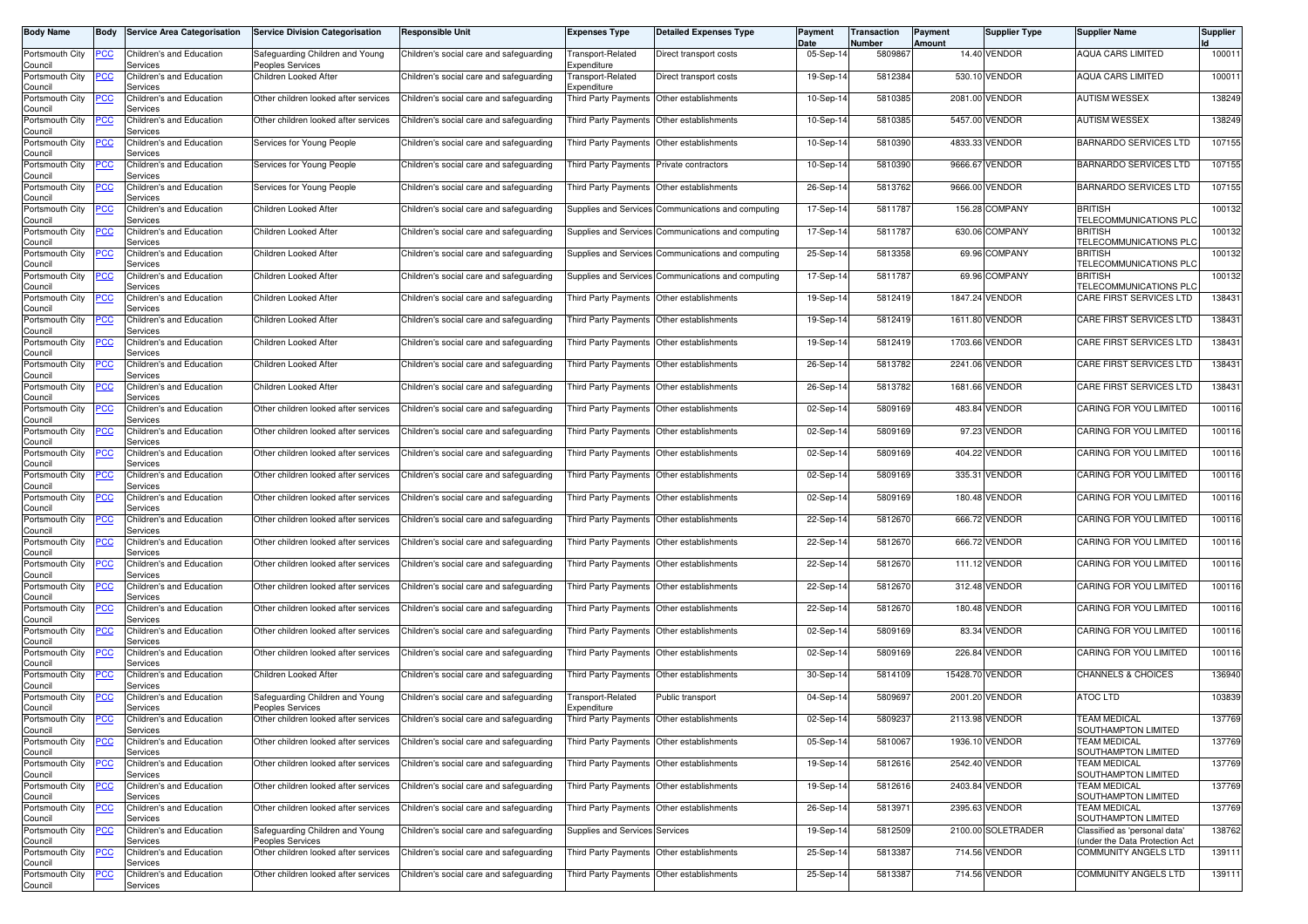| Body Name | Body | Service Area Categorisation | Service Division Categorisation | Responsible Unit | Expenses Type | Detailed Expenses Type | Payment Date | Transaction Number | Payment Amount | Supplier Type | Supplier Name | Supplier Id |
|---|---|---|---|---|---|---|---|---|---|---|---|---|
| Portsmouth City Council | PCC | Children's and Education Services | Safeguarding Children and Young Peoples Services | Children's social care and safeguarding | Transport-Related Expenditure | Direct transport costs | 05-Sep-14 | 5809867 | 14.40 | VENDOR | AQUA CARS LIMITED | 100011 |
| Portsmouth City Council | PCC | Children's and Education Services | Children Looked After | Children's social care and safeguarding | Transport-Related Expenditure | Direct transport costs | 19-Sep-14 | 5812384 | 530.10 | VENDOR | AQUA CARS LIMITED | 100011 |
| Portsmouth City Council | PCC | Children's and Education Services | Other children looked after services | Children's social care and safeguarding | Third Party Payments | Other establishments | 10-Sep-14 | 5810385 | 2081.00 | VENDOR | AUTISM WESSEX | 138249 |
| Portsmouth City Council | PCC | Children's and Education Services | Other children looked after services | Children's social care and safeguarding | Third Party Payments | Other establishments | 10-Sep-14 | 5810385 | 5457.00 | VENDOR | AUTISM WESSEX | 138249 |
| Portsmouth City Council | PCC | Children's and Education Services | Services for Young People | Children's social care and safeguarding | Third Party Payments | Other establishments | 10-Sep-14 | 5810390 | 4833.33 | VENDOR | BARNARDO SERVICES LTD | 107155 |
| Portsmouth City Council | PCC | Children's and Education Services | Services for Young People | Children's social care and safeguarding | Third Party Payments | Private contractors | 10-Sep-14 | 5810390 | 9666.67 | VENDOR | BARNARDO SERVICES LTD | 107155 |
| Portsmouth City Council | PCC | Children's and Education Services | Services for Young People | Children's social care and safeguarding | Third Party Payments | Other establishments | 26-Sep-14 | 5813762 | 9666.00 | VENDOR | BARNARDO SERVICES LTD | 107155 |
| Portsmouth City Council | PCC | Children's and Education Services | Children Looked After | Children's social care and safeguarding | Supplies and Services | Communications and computing | 17-Sep-14 | 5811787 | 156.28 | COMPANY | BRITISH TELECOMMUNICATIONS PLC | 100132 |
| Portsmouth City Council | PCC | Children's and Education Services | Children Looked After | Children's social care and safeguarding | Supplies and Services | Communications and computing | 17-Sep-14 | 5811787 | 630.06 | COMPANY | BRITISH TELECOMMUNICATIONS PLC | 100132 |
| Portsmouth City Council | PCC | Children's and Education Services | Children Looked After | Children's social care and safeguarding | Supplies and Services | Communications and computing | 25-Sep-14 | 5813358 | 69.96 | COMPANY | BRITISH TELECOMMUNICATIONS PLC | 100132 |
| Portsmouth City Council | PCC | Children's and Education Services | Children Looked After | Children's social care and safeguarding | Supplies and Services | Communications and computing | 17-Sep-14 | 5811787 | 69.96 | COMPANY | BRITISH TELECOMMUNICATIONS PLC | 100132 |
| Portsmouth City Council | PCC | Children's and Education Services | Children Looked After | Children's social care and safeguarding | Third Party Payments | Other establishments | 19-Sep-14 | 5812419 | 1847.24 | VENDOR | CARE FIRST SERVICES LTD | 138431 |
| Portsmouth City Council | PCC | Children's and Education Services | Children Looked After | Children's social care and safeguarding | Third Party Payments | Other establishments | 19-Sep-14 | 5812419 | 1611.80 | VENDOR | CARE FIRST SERVICES LTD | 138431 |
| Portsmouth City Council | PCC | Children's and Education Services | Children Looked After | Children's social care and safeguarding | Third Party Payments | Other establishments | 19-Sep-14 | 5812419 | 1703.66 | VENDOR | CARE FIRST SERVICES LTD | 138431 |
| Portsmouth City Council | PCC | Children's and Education Services | Children Looked After | Children's social care and safeguarding | Third Party Payments | Other establishments | 26-Sep-14 | 5813782 | 2241.06 | VENDOR | CARE FIRST SERVICES LTD | 138431 |
| Portsmouth City Council | PCC | Children's and Education Services | Children Looked After | Children's social care and safeguarding | Third Party Payments | Other establishments | 26-Sep-14 | 5813782 | 1681.66 | VENDOR | CARE FIRST SERVICES LTD | 138431 |
| Portsmouth City Council | PCC | Children's and Education Services | Other children looked after services | Children's social care and safeguarding | Third Party Payments | Other establishments | 02-Sep-14 | 5809169 | 483.84 | VENDOR | CARING FOR YOU LIMITED | 100116 |
| Portsmouth City Council | PCC | Children's and Education Services | Other children looked after services | Children's social care and safeguarding | Third Party Payments | Other establishments | 02-Sep-14 | 5809169 | 97.23 | VENDOR | CARING FOR YOU LIMITED | 100116 |
| Portsmouth City Council | PCC | Children's and Education Services | Other children looked after services | Children's social care and safeguarding | Third Party Payments | Other establishments | 02-Sep-14 | 5809169 | 404.22 | VENDOR | CARING FOR YOU LIMITED | 100116 |
| Portsmouth City Council | PCC | Children's and Education Services | Other children looked after services | Children's social care and safeguarding | Third Party Payments | Other establishments | 02-Sep-14 | 5809169 | 335.31 | VENDOR | CARING FOR YOU LIMITED | 100116 |
| Portsmouth City Council | PCC | Children's and Education Services | Other children looked after services | Children's social care and safeguarding | Third Party Payments | Other establishments | 02-Sep-14 | 5809169 | 180.48 | VENDOR | CARING FOR YOU LIMITED | 100116 |
| Portsmouth City Council | PCC | Children's and Education Services | Other children looked after services | Children's social care and safeguarding | Third Party Payments | Other establishments | 22-Sep-14 | 5812670 | 666.72 | VENDOR | CARING FOR YOU LIMITED | 100116 |
| Portsmouth City Council | PCC | Children's and Education Services | Other children looked after services | Children's social care and safeguarding | Third Party Payments | Other establishments | 22-Sep-14 | 5812670 | 666.72 | VENDOR | CARING FOR YOU LIMITED | 100116 |
| Portsmouth City Council | PCC | Children's and Education Services | Other children looked after services | Children's social care and safeguarding | Third Party Payments | Other establishments | 22-Sep-14 | 5812670 | 111.12 | VENDOR | CARING FOR YOU LIMITED | 100116 |
| Portsmouth City Council | PCC | Children's and Education Services | Other children looked after services | Children's social care and safeguarding | Third Party Payments | Other establishments | 22-Sep-14 | 5812670 | 312.48 | VENDOR | CARING FOR YOU LIMITED | 100116 |
| Portsmouth City Council | PCC | Children's and Education Services | Other children looked after services | Children's social care and safeguarding | Third Party Payments | Other establishments | 22-Sep-14 | 5812670 | 180.48 | VENDOR | CARING FOR YOU LIMITED | 100116 |
| Portsmouth City Council | PCC | Children's and Education Services | Other children looked after services | Children's social care and safeguarding | Third Party Payments | Other establishments | 02-Sep-14 | 5809169 | 83.34 | VENDOR | CARING FOR YOU LIMITED | 100116 |
| Portsmouth City Council | PCC | Children's and Education Services | Other children looked after services | Children's social care and safeguarding | Third Party Payments | Other establishments | 02-Sep-14 | 5809169 | 226.84 | VENDOR | CARING FOR YOU LIMITED | 100116 |
| Portsmouth City Council | PCC | Children's and Education Services | Children Looked After | Children's social care and safeguarding | Third Party Payments | Other establishments | 30-Sep-14 | 5814109 | 15428.70 | VENDOR | CHANNELS & CHOICES | 136940 |
| Portsmouth City Council | PCC | Children's and Education Services | Safeguarding Children and Young Peoples Services | Children's social care and safeguarding | Transport-Related Expenditure | Public transport | 04-Sep-14 | 5809697 | 2001.20 | VENDOR | ATOC LTD | 103839 |
| Portsmouth City Council | PCC | Children's and Education Services | Other children looked after services | Children's social care and safeguarding | Third Party Payments | Other establishments | 02-Sep-14 | 5809237 | 2113.98 | VENDOR | TEAM MEDICAL SOUTHAMPTON LIMITED | 137769 |
| Portsmouth City Council | PCC | Children's and Education Services | Other children looked after services | Children's social care and safeguarding | Third Party Payments | Other establishments | 05-Sep-14 | 5810067 | 1936.10 | VENDOR | TEAM MEDICAL SOUTHAMPTON LIMITED | 137769 |
| Portsmouth City Council | PCC | Children's and Education Services | Other children looked after services | Children's social care and safeguarding | Third Party Payments | Other establishments | 19-Sep-14 | 5812616 | 2542.40 | VENDOR | TEAM MEDICAL SOUTHAMPTON LIMITED | 137769 |
| Portsmouth City Council | PCC | Children's and Education Services | Other children looked after services | Children's social care and safeguarding | Third Party Payments | Other establishments | 19-Sep-14 | 5812616 | 2403.84 | VENDOR | TEAM MEDICAL SOUTHAMPTON LIMITED | 137769 |
| Portsmouth City Council | PCC | Children's and Education Services | Other children looked after services | Children's social care and safeguarding | Third Party Payments | Other establishments | 26-Sep-14 | 5813971 | 2395.63 | VENDOR | TEAM MEDICAL SOUTHAMPTON LIMITED | 137769 |
| Portsmouth City Council | PCC | Children's and Education Services | Safeguarding Children and Young Peoples Services | Children's social care and safeguarding | Supplies and Services | Services | 19-Sep-14 | 5812509 | 2100.00 | SOLETRADER | Classified as 'personal data' (under the Data Protection Act | 138762 |
| Portsmouth City Council | PCC | Children's and Education Services | Other children looked after services | Children's social care and safeguarding | Third Party Payments | Other establishments | 25-Sep-14 | 5813387 | 714.56 | VENDOR | COMMUNITY ANGELS LTD | 139111 |
| Portsmouth City Council | PCC | Children's and Education Services | Other children looked after services | Children's social care and safeguarding | Third Party Payments | Other establishments | 25-Sep-14 | 5813387 | 714.56 | VENDOR | COMMUNITY ANGELS LTD | 139111 |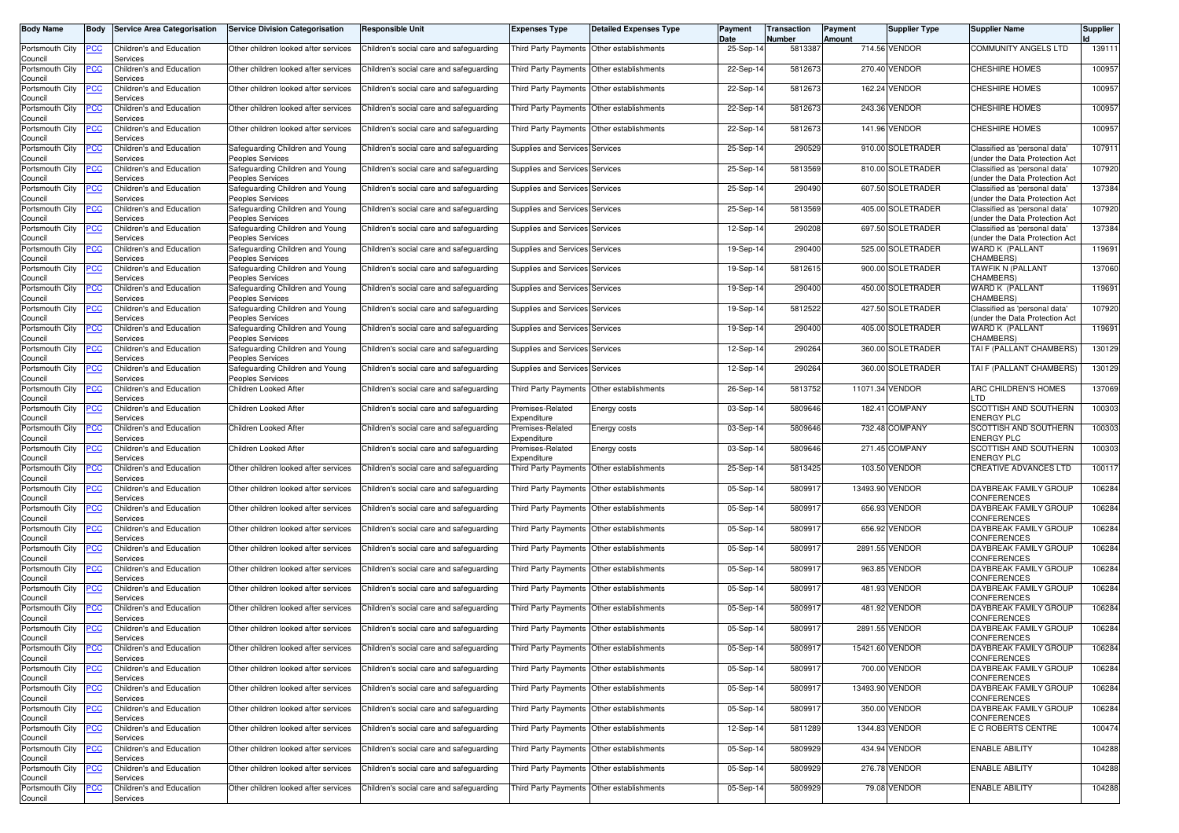| Body Name | Body | Service Area Categorisation | Service Division Categorisation | Responsible Unit | Expenses Type | Detailed Expenses Type | Payment Date | Transaction Number | Payment Amount | Supplier Type | Supplier Name | Supplier Id |
|---|---|---|---|---|---|---|---|---|---|---|---|---|
| Portsmouth City Council | PCC | Children's and Education Services | Other children looked after services | Children's social care and safeguarding | Third Party Payments | Other establishments | 25-Sep-14 | 5813387 | 714.56 | VENDOR | COMMUNITY ANGELS LTD | 139111 |
| Portsmouth City Council | PCC | Children's and Education Services | Other children looked after services | Children's social care and safeguarding | Third Party Payments | Other establishments | 22-Sep-14 | 5812673 | 270.40 | VENDOR | CHESHIRE HOMES | 100957 |
| Portsmouth City Council | PCC | Children's and Education Services | Other children looked after services | Children's social care and safeguarding | Third Party Payments | Other establishments | 22-Sep-14 | 5812673 | 162.24 | VENDOR | CHESHIRE HOMES | 100957 |
| Portsmouth City Council | PCC | Children's and Education Services | Other children looked after services | Children's social care and safeguarding | Third Party Payments | Other establishments | 22-Sep-14 | 5812673 | 243.36 | VENDOR | CHESHIRE HOMES | 100957 |
| Portsmouth City Council | PCC | Children's and Education Services | Other children looked after services | Children's social care and safeguarding | Third Party Payments | Other establishments | 22-Sep-14 | 5812673 | 141.96 | VENDOR | CHESHIRE HOMES | 100957 |
| Portsmouth City Council | PCC | Children's and Education Services | Safeguarding Children and Young Peoples Services | Children's social care and safeguarding | Supplies and Services | Services | 25-Sep-14 | 290529 | 910.00 | SOLETRADER | Classified as 'personal data' (under the Data Protection Act | 107911 |
| Portsmouth City Council | PCC | Children's and Education Services | Safeguarding Children and Young Peoples Services | Children's social care and safeguarding | Supplies and Services | Services | 25-Sep-14 | 5813569 | 810.00 | SOLETRADER | Classified as 'personal data' (under the Data Protection Act | 107920 |
| Portsmouth City Council | PCC | Children's and Education Services | Safeguarding Children and Young Peoples Services | Children's social care and safeguarding | Supplies and Services | Services | 25-Sep-14 | 290490 | 607.50 | SOLETRADER | Classified as 'personal data' (under the Data Protection Act | 137384 |
| Portsmouth City Council | PCC | Children's and Education Services | Safeguarding Children and Young Peoples Services | Children's social care and safeguarding | Supplies and Services | Services | 25-Sep-14 | 5813569 | 405.00 | SOLETRADER | Classified as 'personal data' (under the Data Protection Act | 107920 |
| Portsmouth City Council | PCC | Children's and Education Services | Safeguarding Children and Young Peoples Services | Children's social care and safeguarding | Supplies and Services | Services | 12-Sep-14 | 290208 | 697.50 | SOLETRADER | Classified as 'personal data' (under the Data Protection Act | 137384 |
| Portsmouth City Council | PCC | Children's and Education Services | Safeguarding Children and Young Peoples Services | Children's social care and safeguarding | Supplies and Services | Services | 19-Sep-14 | 290400 | 525.00 | SOLETRADER | WARD K (PALLANT CHAMBERS) | 119691 |
| Portsmouth City Council | PCC | Children's and Education Services | Safeguarding Children and Young Peoples Services | Children's social care and safeguarding | Supplies and Services | Services | 19-Sep-14 | 5812615 | 900.00 | SOLETRADER | TAWFIK N (PALLANT CHAMBERS) | 137060 |
| Portsmouth City Council | PCC | Children's and Education Services | Safeguarding Children and Young Peoples Services | Children's social care and safeguarding | Supplies and Services | Services | 19-Sep-14 | 290400 | 450.00 | SOLETRADER | WARD K (PALLANT CHAMBERS) | 119691 |
| Portsmouth City Council | PCC | Children's and Education Services | Safeguarding Children and Young Peoples Services | Children's social care and safeguarding | Supplies and Services | Services | 19-Sep-14 | 5812522 | 427.50 | SOLETRADER | Classified as 'personal data' (under the Data Protection Act | 107920 |
| Portsmouth City Council | PCC | Children's and Education Services | Safeguarding Children and Young Peoples Services | Children's social care and safeguarding | Supplies and Services | Services | 19-Sep-14 | 290400 | 405.00 | SOLETRADER | WARD K (PALLANT CHAMBERS) | 119691 |
| Portsmouth City Council | PCC | Children's and Education Services | Safeguarding Children and Young Peoples Services | Children's social care and safeguarding | Supplies and Services | Services | 12-Sep-14 | 290264 | 360.00 | SOLETRADER | TAI F (PALLANT CHAMBERS) | 130129 |
| Portsmouth City Council | PCC | Children's and Education Services | Safeguarding Children and Young Peoples Services | Children's social care and safeguarding | Supplies and Services | Services | 12-Sep-14 | 290264 | 360.00 | SOLETRADER | TAI F (PALLANT CHAMBERS) | 130129 |
| Portsmouth City Council | PCC | Children's and Education Services | Children Looked After | Children's social care and safeguarding | Third Party Payments | Other establishments | 26-Sep-14 | 5813752 | 11071.34 | VENDOR | ARC CHILDREN'S HOMES LTD | 137069 |
| Portsmouth City Council | PCC | Children's and Education Services | Children Looked After | Children's social care and safeguarding | Premises-Related Expenditure | Energy costs | 03-Sep-14 | 5809646 | 182.41 | COMPANY | SCOTTISH AND SOUTHERN ENERGY PLC | 100303 |
| Portsmouth City Council | PCC | Children's and Education Services | Children Looked After | Children's social care and safeguarding | Premises-Related Expenditure | Energy costs | 03-Sep-14 | 5809646 | 732.48 | COMPANY | SCOTTISH AND SOUTHERN ENERGY PLC | 100303 |
| Portsmouth City Council | PCC | Children's and Education Services | Children Looked After | Children's social care and safeguarding | Premises-Related Expenditure | Energy costs | 03-Sep-14 | 5809646 | 271.45 | COMPANY | SCOTTISH AND SOUTHERN ENERGY PLC | 100303 |
| Portsmouth City Council | PCC | Children's and Education Services | Other children looked after services | Children's social care and safeguarding | Third Party Payments | Other establishments | 25-Sep-14 | 5813425 | 103.50 | VENDOR | CREATIVE ADVANCES LTD | 100117 |
| Portsmouth City Council | PCC | Children's and Education Services | Other children looked after services | Children's social care and safeguarding | Third Party Payments | Other establishments | 05-Sep-14 | 5809917 | 13493.90 | VENDOR | DAYBREAK FAMILY GROUP CONFERENCES | 106284 |
| Portsmouth City Council | PCC | Children's and Education Services | Other children looked after services | Children's social care and safeguarding | Third Party Payments | Other establishments | 05-Sep-14 | 5809917 | 656.93 | VENDOR | DAYBREAK FAMILY GROUP CONFERENCES | 106284 |
| Portsmouth City Council | PCC | Children's and Education Services | Other children looked after services | Children's social care and safeguarding | Third Party Payments | Other establishments | 05-Sep-14 | 5809917 | 656.92 | VENDOR | DAYBREAK FAMILY GROUP CONFERENCES | 106284 |
| Portsmouth City Council | PCC | Children's and Education Services | Other children looked after services | Children's social care and safeguarding | Third Party Payments | Other establishments | 05-Sep-14 | 5809917 | 2891.55 | VENDOR | DAYBREAK FAMILY GROUP CONFERENCES | 106284 |
| Portsmouth City Council | PCC | Children's and Education Services | Other children looked after services | Children's social care and safeguarding | Third Party Payments | Other establishments | 05-Sep-14 | 5809917 | 963.85 | VENDOR | DAYBREAK FAMILY GROUP CONFERENCES | 106284 |
| Portsmouth City Council | PCC | Children's and Education Services | Other children looked after services | Children's social care and safeguarding | Third Party Payments | Other establishments | 05-Sep-14 | 5809917 | 481.93 | VENDOR | DAYBREAK FAMILY GROUP CONFERENCES | 106284 |
| Portsmouth City Council | PCC | Children's and Education Services | Other children looked after services | Children's social care and safeguarding | Third Party Payments | Other establishments | 05-Sep-14 | 5809917 | 481.92 | VENDOR | DAYBREAK FAMILY GROUP CONFERENCES | 106284 |
| Portsmouth City Council | PCC | Children's and Education Services | Other children looked after services | Children's social care and safeguarding | Third Party Payments | Other establishments | 05-Sep-14 | 5809917 | 2891.55 | VENDOR | DAYBREAK FAMILY GROUP CONFERENCES | 106284 |
| Portsmouth City Council | PCC | Children's and Education Services | Other children looked after services | Children's social care and safeguarding | Third Party Payments | Other establishments | 05-Sep-14 | 5809917 | 15421.60 | VENDOR | DAYBREAK FAMILY GROUP CONFERENCES | 106284 |
| Portsmouth City Council | PCC | Children's and Education Services | Other children looked after services | Children's social care and safeguarding | Third Party Payments | Other establishments | 05-Sep-14 | 5809917 | 700.00 | VENDOR | DAYBREAK FAMILY GROUP CONFERENCES | 106284 |
| Portsmouth City Council | PCC | Children's and Education Services | Other children looked after services | Children's social care and safeguarding | Third Party Payments | Other establishments | 05-Sep-14 | 5809917 | 13493.90 | VENDOR | DAYBREAK FAMILY GROUP CONFERENCES | 106284 |
| Portsmouth City Council | PCC | Children's and Education Services | Other children looked after services | Children's social care and safeguarding | Third Party Payments | Other establishments | 05-Sep-14 | 5809917 | 350.00 | VENDOR | DAYBREAK FAMILY GROUP CONFERENCES | 106284 |
| Portsmouth City Council | PCC | Children's and Education Services | Other children looked after services | Children's social care and safeguarding | Third Party Payments | Other establishments | 12-Sep-14 | 5811289 | 1344.83 | VENDOR | E C ROBERTS CENTRE | 100474 |
| Portsmouth City Council | PCC | Children's and Education Services | Other children looked after services | Children's social care and safeguarding | Third Party Payments | Other establishments | 05-Sep-14 | 5809929 | 434.94 | VENDOR | ENABLE ABILITY | 104288 |
| Portsmouth City Council | PCC | Children's and Education Services | Other children looked after services | Children's social care and safeguarding | Third Party Payments | Other establishments | 05-Sep-14 | 5809929 | 276.78 | VENDOR | ENABLE ABILITY | 104288 |
| Portsmouth City Council | PCC | Children's and Education Services | Other children looked after services | Children's social care and safeguarding | Third Party Payments | Other establishments | 05-Sep-14 | 5809929 | 79.08 | VENDOR | ENABLE ABILITY | 104288 |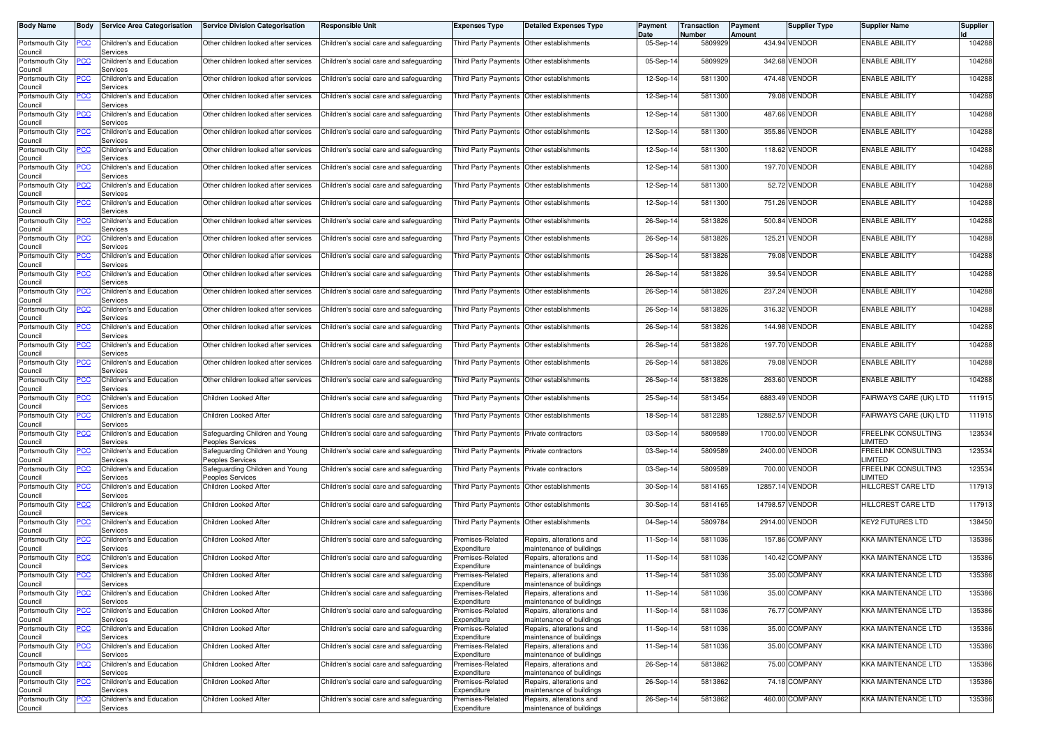| Body Name | Body | Service Area Categorisation | Service Division Categorisation | Responsible Unit | Expenses Type | Detailed Expenses Type | Payment Date | Transaction Number | Payment Amount | Supplier Type | Supplier Name | Supplier Id |
|---|---|---|---|---|---|---|---|---|---|---|---|---|
| Portsmouth City Council | PCC | Children's and Education Services | Other children looked after services | Children's social care and safeguarding | Third Party Payments | Other establishments | 05-Sep-14 | 5809929 | 434.94 | VENDOR | ENABLE ABILITY | 104288 |
| Portsmouth City Council | PCC | Children's and Education Services | Other children looked after services | Children's social care and safeguarding | Third Party Payments | Other establishments | 05-Sep-14 | 5809929 | 342.68 | VENDOR | ENABLE ABILITY | 104288 |
| Portsmouth City Council | PCC | Children's and Education Services | Other children looked after services | Children's social care and safeguarding | Third Party Payments | Other establishments | 12-Sep-14 | 5811300 | 474.48 | VENDOR | ENABLE ABILITY | 104288 |
| Portsmouth City Council | PCC | Children's and Education Services | Other children looked after services | Children's social care and safeguarding | Third Party Payments | Other establishments | 12-Sep-14 | 5811300 | 79.08 | VENDOR | ENABLE ABILITY | 104288 |
| Portsmouth City Council | PCC | Children's and Education Services | Other children looked after services | Children's social care and safeguarding | Third Party Payments | Other establishments | 12-Sep-14 | 5811300 | 487.66 | VENDOR | ENABLE ABILITY | 104288 |
| Portsmouth City Council | PCC | Children's and Education Services | Other children looked after services | Children's social care and safeguarding | Third Party Payments | Other establishments | 12-Sep-14 | 5811300 | 355.86 | VENDOR | ENABLE ABILITY | 104288 |
| Portsmouth City Council | PCC | Children's and Education Services | Other children looked after services | Children's social care and safeguarding | Third Party Payments | Other establishments | 12-Sep-14 | 5811300 | 118.62 | VENDOR | ENABLE ABILITY | 104288 |
| Portsmouth City Council | PCC | Children's and Education Services | Other children looked after services | Children's social care and safeguarding | Third Party Payments | Other establishments | 12-Sep-14 | 5811300 | 197.70 | VENDOR | ENABLE ABILITY | 104288 |
| Portsmouth City Council | PCC | Children's and Education Services | Other children looked after services | Children's social care and safeguarding | Third Party Payments | Other establishments | 12-Sep-14 | 5811300 | 52.72 | VENDOR | ENABLE ABILITY | 104288 |
| Portsmouth City Council | PCC | Children's and Education Services | Other children looked after services | Children's social care and safeguarding | Third Party Payments | Other establishments | 12-Sep-14 | 5811300 | 751.26 | VENDOR | ENABLE ABILITY | 104288 |
| Portsmouth City Council | PCC | Children's and Education Services | Other children looked after services | Children's social care and safeguarding | Third Party Payments | Other establishments | 26-Sep-14 | 5813826 | 500.84 | VENDOR | ENABLE ABILITY | 104288 |
| Portsmouth City Council | PCC | Children's and Education Services | Other children looked after services | Children's social care and safeguarding | Third Party Payments | Other establishments | 26-Sep-14 | 5813826 | 125.21 | VENDOR | ENABLE ABILITY | 104288 |
| Portsmouth City Council | PCC | Children's and Education Services | Other children looked after services | Children's social care and safeguarding | Third Party Payments | Other establishments | 26-Sep-14 | 5813826 | 79.08 | VENDOR | ENABLE ABILITY | 104288 |
| Portsmouth City Council | PCC | Children's and Education Services | Other children looked after services | Children's social care and safeguarding | Third Party Payments | Other establishments | 26-Sep-14 | 5813826 | 39.54 | VENDOR | ENABLE ABILITY | 104288 |
| Portsmouth City Council | PCC | Children's and Education Services | Other children looked after services | Children's social care and safeguarding | Third Party Payments | Other establishments | 26-Sep-14 | 5813826 | 237.24 | VENDOR | ENABLE ABILITY | 104288 |
| Portsmouth City Council | PCC | Children's and Education Services | Other children looked after services | Children's social care and safeguarding | Third Party Payments | Other establishments | 26-Sep-14 | 5813826 | 316.32 | VENDOR | ENABLE ABILITY | 104288 |
| Portsmouth City Council | PCC | Children's and Education Services | Other children looked after services | Children's social care and safeguarding | Third Party Payments | Other establishments | 26-Sep-14 | 5813826 | 144.98 | VENDOR | ENABLE ABILITY | 104288 |
| Portsmouth City Council | PCC | Children's and Education Services | Other children looked after services | Children's social care and safeguarding | Third Party Payments | Other establishments | 26-Sep-14 | 5813826 | 197.70 | VENDOR | ENABLE ABILITY | 104288 |
| Portsmouth City Council | PCC | Children's and Education Services | Other children looked after services | Children's social care and safeguarding | Third Party Payments | Other establishments | 26-Sep-14 | 5813826 | 79.08 | VENDOR | ENABLE ABILITY | 104288 |
| Portsmouth City Council | PCC | Children's and Education Services | Other children looked after services | Children's social care and safeguarding | Third Party Payments | Other establishments | 26-Sep-14 | 5813826 | 263.60 | VENDOR | ENABLE ABILITY | 104288 |
| Portsmouth City Council | PCC | Children's and Education Services | Children Looked After | Children's social care and safeguarding | Third Party Payments | Other establishments | 25-Sep-14 | 5813454 | 6883.49 | VENDOR | FAIRWAYS CARE (UK) LTD | 111915 |
| Portsmouth City Council | PCC | Children's and Education Services | Children Looked After | Children's social care and safeguarding | Third Party Payments | Other establishments | 18-Sep-14 | 5812285 | 12882.57 | VENDOR | FAIRWAYS CARE (UK) LTD | 111915 |
| Portsmouth City Council | PCC | Children's and Education Services | Safeguarding Children and Young Peoples Services | Children's social care and safeguarding | Third Party Payments | Private contractors | 03-Sep-14 | 5809589 | 1700.00 | VENDOR | FREELINK CONSULTING LIMITED | 123534 |
| Portsmouth City Council | PCC | Children's and Education Services | Safeguarding Children and Young Peoples Services | Children's social care and safeguarding | Third Party Payments | Private contractors | 03-Sep-14 | 5809589 | 2400.00 | VENDOR | FREELINK CONSULTING LIMITED | 123534 |
| Portsmouth City Council | PCC | Children's and Education Services | Safeguarding Children and Young Peoples Services | Children's social care and safeguarding | Third Party Payments | Private contractors | 03-Sep-14 | 5809589 | 700.00 | VENDOR | FREELINK CONSULTING LIMITED | 123534 |
| Portsmouth City Council | PCC | Children's and Education Services | Children Looked After | Children's social care and safeguarding | Third Party Payments | Other establishments | 30-Sep-14 | 5814165 | 12857.14 | VENDOR | HILLCREST CARE LTD | 117913 |
| Portsmouth City Council | PCC | Children's and Education Services | Children Looked After | Children's social care and safeguarding | Third Party Payments | Other establishments | 30-Sep-14 | 5814165 | 14798.57 | VENDOR | HILLCREST CARE LTD | 117913 |
| Portsmouth City Council | PCC | Children's and Education Services | Children Looked After | Children's social care and safeguarding | Third Party Payments | Other establishments | 04-Sep-14 | 5809784 | 2914.00 | VENDOR | KEY2 FUTURES LTD | 138450 |
| Portsmouth City Council | PCC | Children's and Education Services | Children Looked After | Children's social care and safeguarding | Premises-Related Expenditure | Repairs, alterations and maintenance of buildings | 11-Sep-14 | 5811036 | 157.86 | COMPANY | KKA MAINTENANCE LTD | 135386 |
| Portsmouth City Council | PCC | Children's and Education Services | Children Looked After | Children's social care and safeguarding | Premises-Related Expenditure | Repairs, alterations and maintenance of buildings | 11-Sep-14 | 5811036 | 140.42 | COMPANY | KKA MAINTENANCE LTD | 135386 |
| Portsmouth City Council | PCC | Children's and Education Services | Children Looked After | Children's social care and safeguarding | Premises-Related Expenditure | Repairs, alterations and maintenance of buildings | 11-Sep-14 | 5811036 | 35.00 | COMPANY | KKA MAINTENANCE LTD | 135386 |
| Portsmouth City Council | PCC | Children's and Education Services | Children Looked After | Children's social care and safeguarding | Premises-Related Expenditure | Repairs, alterations and maintenance of buildings | 11-Sep-14 | 5811036 | 35.00 | COMPANY | KKA MAINTENANCE LTD | 135386 |
| Portsmouth City Council | PCC | Children's and Education Services | Children Looked After | Children's social care and safeguarding | Premises-Related Expenditure | Repairs, alterations and maintenance of buildings | 11-Sep-14 | 5811036 | 76.77 | COMPANY | KKA MAINTENANCE LTD | 135386 |
| Portsmouth City Council | PCC | Children's and Education Services | Children Looked After | Children's social care and safeguarding | Premises-Related Expenditure | Repairs, alterations and maintenance of buildings | 11-Sep-14 | 5811036 | 35.00 | COMPANY | KKA MAINTENANCE LTD | 135386 |
| Portsmouth City Council | PCC | Children's and Education Services | Children Looked After | Children's social care and safeguarding | Premises-Related Expenditure | Repairs, alterations and maintenance of buildings | 11-Sep-14 | 5811036 | 35.00 | COMPANY | KKA MAINTENANCE LTD | 135386 |
| Portsmouth City Council | PCC | Children's and Education Services | Children Looked After | Children's social care and safeguarding | Premises-Related Expenditure | Repairs, alterations and maintenance of buildings | 26-Sep-14 | 5813862 | 75.00 | COMPANY | KKA MAINTENANCE LTD | 135386 |
| Portsmouth City Council | PCC | Children's and Education Services | Children Looked After | Children's social care and safeguarding | Premises-Related Expenditure | Repairs, alterations and maintenance of buildings | 26-Sep-14 | 5813862 | 74.18 | COMPANY | KKA MAINTENANCE LTD | 135386 |
| Portsmouth City Council | PCC | Children's and Education Services | Children Looked After | Children's social care and safeguarding | Premises-Related Expenditure | Repairs, alterations and maintenance of buildings | 26-Sep-14 | 5813862 | 460.00 | COMPANY | KKA MAINTENANCE LTD | 135386 |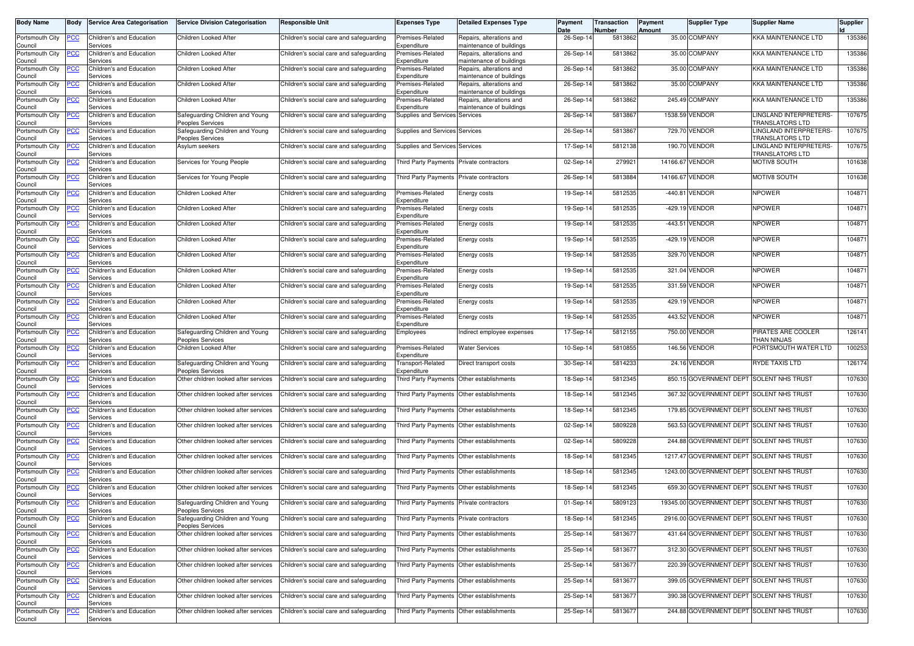| Body Name | Body | Service Area Categorisation | Service Division Categorisation | Responsible Unit | Expenses Type | Detailed Expenses Type | Payment Date | Transaction Number | Payment Amount | Supplier Type | Supplier Name | Supplier Id |
|---|---|---|---|---|---|---|---|---|---|---|---|---|
| Portsmouth City Council | PCC | Children's and Education Services | Children Looked After | Children's social care and safeguarding | Premises-Related Expenditure | Repairs, alterations and maintenance of buildings | 26-Sep-14 | 5813862 | 35.00 | COMPANY | KKA MAINTENANCE LTD | 135386 |
| Portsmouth City Council | PCC | Children's and Education Services | Children Looked After | Children's social care and safeguarding | Premises-Related Expenditure | Repairs, alterations and maintenance of buildings | 26-Sep-14 | 5813862 | 35.00 | COMPANY | KKA MAINTENANCE LTD | 135386 |
| Portsmouth City Council | PCC | Children's and Education Services | Children Looked After | Children's social care and safeguarding | Premises-Related Expenditure | Repairs, alterations and maintenance of buildings | 26-Sep-14 | 5813862 | 35.00 | COMPANY | KKA MAINTENANCE LTD | 135386 |
| Portsmouth City Council | PCC | Children's and Education Services | Children Looked After | Children's social care and safeguarding | Premises-Related Expenditure | Repairs, alterations and maintenance of buildings | 26-Sep-14 | 5813862 | 35.00 | COMPANY | KKA MAINTENANCE LTD | 135386 |
| Portsmouth City Council | PCC | Children's and Education Services | Children Looked After | Children's social care and safeguarding | Premises-Related Expenditure | Repairs, alterations and maintenance of buildings | 26-Sep-14 | 5813862 | 245.49 | COMPANY | KKA MAINTENANCE LTD | 135386 |
| Portsmouth City Council | PCC | Children's and Education Services | Safeguarding Children and Young Peoples Services | Children's social care and safeguarding | Supplies and Services | Services | 26-Sep-14 | 5813867 | 1538.59 | VENDOR | LINGLAND INTERPRETERS-TRANSLATORS LTD | 107675 |
| Portsmouth City Council | PCC | Children's and Education Services | Safeguarding Children and Young Peoples Services | Children's social care and safeguarding | Supplies and Services | Services | 26-Sep-14 | 5813867 | 729.70 | VENDOR | LINGLAND INTERPRETERS-TRANSLATORS LTD | 107675 |
| Portsmouth City Council | PCC | Children's and Education Services | Asylum seekers | Children's social care and safeguarding | Supplies and Services | Services | 17-Sep-14 | 5812138 | 190.70 | VENDOR | LINGLAND INTERPRETERS-TRANSLATORS LTD | 107675 |
| Portsmouth City Council | PCC | Children's and Education Services | Services for Young People | Children's social care and safeguarding | Third Party Payments | Private contractors | 02-Sep-14 | 279921 | 14166.67 | VENDOR | MOTIV8 SOUTH | 101638 |
| Portsmouth City Council | PCC | Children's and Education Services | Services for Young People | Children's social care and safeguarding | Third Party Payments | Private contractors | 26-Sep-14 | 5813884 | 14166.67 | VENDOR | MOTIV8 SOUTH | 101638 |
| Portsmouth City Council | PCC | Children's and Education Services | Children Looked After | Children's social care and safeguarding | Premises-Related Expenditure | Energy costs | 19-Sep-14 | 5812535 | -440.81 | VENDOR | NPOWER | 104871 |
| Portsmouth City Council | PCC | Children's and Education Services | Children Looked After | Children's social care and safeguarding | Premises-Related Expenditure | Energy costs | 19-Sep-14 | 5812535 | -429.19 | VENDOR | NPOWER | 104871 |
| Portsmouth City Council | PCC | Children's and Education Services | Children Looked After | Children's social care and safeguarding | Premises-Related Expenditure | Energy costs | 19-Sep-14 | 5812535 | -443.51 | VENDOR | NPOWER | 104871 |
| Portsmouth City Council | PCC | Children's and Education Services | Children Looked After | Children's social care and safeguarding | Premises-Related Expenditure | Energy costs | 19-Sep-14 | 5812535 | -429.19 | VENDOR | NPOWER | 104871 |
| Portsmouth City Council | PCC | Children's and Education Services | Children Looked After | Children's social care and safeguarding | Premises-Related Expenditure | Energy costs | 19-Sep-14 | 5812535 | 329.70 | VENDOR | NPOWER | 104871 |
| Portsmouth City Council | PCC | Children's and Education Services | Children Looked After | Children's social care and safeguarding | Premises-Related Expenditure | Energy costs | 19-Sep-14 | 5812535 | 321.04 | VENDOR | NPOWER | 104871 |
| Portsmouth City Council | PCC | Children's and Education Services | Children Looked After | Children's social care and safeguarding | Premises-Related Expenditure | Energy costs | 19-Sep-14 | 5812535 | 331.59 | VENDOR | NPOWER | 104871 |
| Portsmouth City Council | PCC | Children's and Education Services | Children Looked After | Children's social care and safeguarding | Premises-Related Expenditure | Energy costs | 19-Sep-14 | 5812535 | 429.19 | VENDOR | NPOWER | 104871 |
| Portsmouth City Council | PCC | Children's and Education Services | Children Looked After | Children's social care and safeguarding | Premises-Related Expenditure | Energy costs | 19-Sep-14 | 5812535 | 443.52 | VENDOR | NPOWER | 104871 |
| Portsmouth City Council | PCC | Children's and Education Services | Safeguarding Children and Young Peoples Services | Children's social care and safeguarding | Employees | Indirect employee expenses | 17-Sep-14 | 5812155 | 750.00 | VENDOR | PIRATES ARE COOLER THAN NINJAS | 126141 |
| Portsmouth City Council | PCC | Children's and Education Services | Children Looked After | Children's social care and safeguarding | Premises-Related Expenditure | Water Services | 10-Sep-14 | 5810855 | 146.56 | VENDOR | PORTSMOUTH WATER LTD | 100253 |
| Portsmouth City Council | PCC | Children's and Education Services | Safeguarding Children and Young Peoples Services | Children's social care and safeguarding | Transport-Related Expenditure | Direct transport costs | 30-Sep-14 | 5814233 | 24.16 | VENDOR | RYDE TAXIS LTD | 126174 |
| Portsmouth City Council | PCC | Children's and Education Services | Other children looked after services | Children's social care and safeguarding | Third Party Payments | Other establishments | 18-Sep-14 | 5812345 | 850.15 | GOVERNMENT DEPT | SOLENT NHS TRUST | 107630 |
| Portsmouth City Council | PCC | Children's and Education Services | Other children looked after services | Children's social care and safeguarding | Third Party Payments | Other establishments | 18-Sep-14 | 5812345 | 367.32 | GOVERNMENT DEPT | SOLENT NHS TRUST | 107630 |
| Portsmouth City Council | PCC | Children's and Education Services | Other children looked after services | Children's social care and safeguarding | Third Party Payments | Other establishments | 18-Sep-14 | 5812345 | 179.85 | GOVERNMENT DEPT | SOLENT NHS TRUST | 107630 |
| Portsmouth City Council | PCC | Children's and Education Services | Other children looked after services | Children's social care and safeguarding | Third Party Payments | Other establishments | 02-Sep-14 | 5809228 | 563.53 | GOVERNMENT DEPT | SOLENT NHS TRUST | 107630 |
| Portsmouth City Council | PCC | Children's and Education Services | Other children looked after services | Children's social care and safeguarding | Third Party Payments | Other establishments | 02-Sep-14 | 5809228 | 244.88 | GOVERNMENT DEPT | SOLENT NHS TRUST | 107630 |
| Portsmouth City Council | PCC | Children's and Education Services | Other children looked after services | Children's social care and safeguarding | Third Party Payments | Other establishments | 18-Sep-14 | 5812345 | 1217.47 | GOVERNMENT DEPT | SOLENT NHS TRUST | 107630 |
| Portsmouth City Council | PCC | Children's and Education Services | Other children looked after services | Children's social care and safeguarding | Third Party Payments | Other establishments | 18-Sep-14 | 5812345 | 1243.00 | GOVERNMENT DEPT | SOLENT NHS TRUST | 107630 |
| Portsmouth City Council | PCC | Children's and Education Services | Other children looked after services | Children's social care and safeguarding | Third Party Payments | Other establishments | 18-Sep-14 | 5812345 | 659.30 | GOVERNMENT DEPT | SOLENT NHS TRUST | 107630 |
| Portsmouth City Council | PCC | Children's and Education Services | Safeguarding Children and Young Peoples Services | Children's social care and safeguarding | Third Party Payments | Private contractors | 01-Sep-14 | 5809123 | 19345.00 | GOVERNMENT DEPT | SOLENT NHS TRUST | 107630 |
| Portsmouth City Council | PCC | Children's and Education Services | Safeguarding Children and Young Peoples Services | Children's social care and safeguarding | Third Party Payments | Private contractors | 18-Sep-14 | 5812345 | 2916.00 | GOVERNMENT DEPT | SOLENT NHS TRUST | 107630 |
| Portsmouth City Council | PCC | Children's and Education Services | Other children looked after services | Children's social care and safeguarding | Third Party Payments | Other establishments | 25-Sep-14 | 5813677 | 431.64 | GOVERNMENT DEPT | SOLENT NHS TRUST | 107630 |
| Portsmouth City Council | PCC | Children's and Education Services | Other children looked after services | Children's social care and safeguarding | Third Party Payments | Other establishments | 25-Sep-14 | 5813677 | 312.30 | GOVERNMENT DEPT | SOLENT NHS TRUST | 107630 |
| Portsmouth City Council | PCC | Children's and Education Services | Other children looked after services | Children's social care and safeguarding | Third Party Payments | Other establishments | 25-Sep-14 | 5813677 | 220.39 | GOVERNMENT DEPT | SOLENT NHS TRUST | 107630 |
| Portsmouth City Council | PCC | Children's and Education Services | Other children looked after services | Children's social care and safeguarding | Third Party Payments | Other establishments | 25-Sep-14 | 5813677 | 399.05 | GOVERNMENT DEPT | SOLENT NHS TRUST | 107630 |
| Portsmouth City Council | PCC | Children's and Education Services | Other children looked after services | Children's social care and safeguarding | Third Party Payments | Other establishments | 25-Sep-14 | 5813677 | 390.38 | GOVERNMENT DEPT | SOLENT NHS TRUST | 107630 |
| Portsmouth City Council | PCC | Children's and Education Services | Other children looked after services | Children's social care and safeguarding | Third Party Payments | Other establishments | 25-Sep-14 | 5813677 | 244.88 | GOVERNMENT DEPT | SOLENT NHS TRUST | 107630 |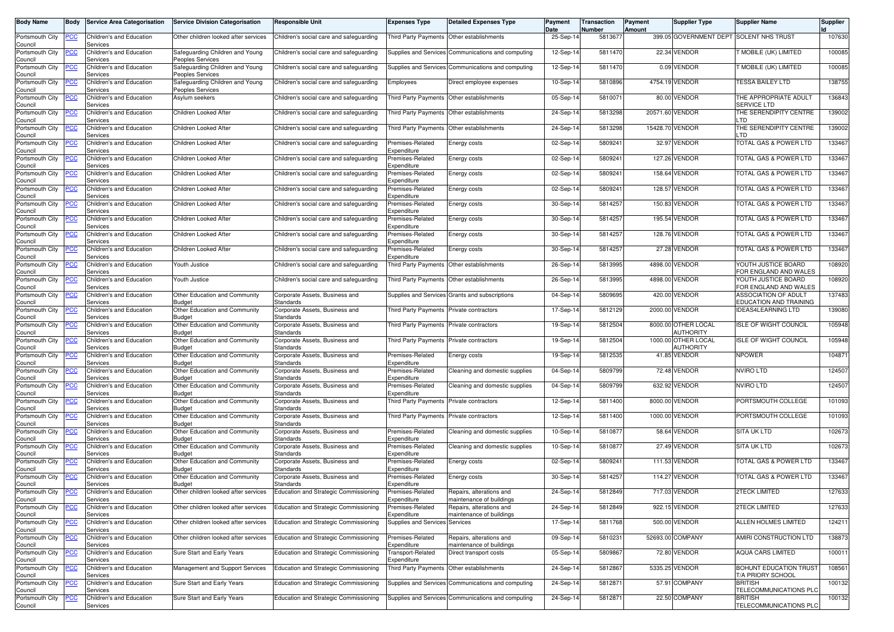| Body Name | Body | Service Area Categorisation | Service Division Categorisation | Responsible Unit | Expenses Type | Detailed Expenses Type | Payment Date | Transaction Number | Payment Amount | Supplier Type | Supplier Name | Supplier Id |
|---|---|---|---|---|---|---|---|---|---|---|---|---|
| Portsmouth City Council | PCC | Children's and Education Services | Other children looked after services | Children's social care and safeguarding | Third Party Payments | Other establishments | 25-Sep-14 | 5813677 | 399.05 | GOVERNMENT DEPT | SOLENT NHS TRUST | 107630 |
| Portsmouth City Council | PCC | Children's and Education Services | Safeguarding Children and Young Peoples Services | Children's social care and safeguarding | Supplies and Services | Communications and computing | 12-Sep-14 | 5811470 | 22.34 | VENDOR | T MOBILE (UK) LIMITED | 100085 |
| Portsmouth City Council | PCC | Children's and Education Services | Safeguarding Children and Young Peoples Services | Children's social care and safeguarding | Supplies and Services | Communications and computing | 12-Sep-14 | 5811470 | 0.09 | VENDOR | T MOBILE (UK) LIMITED | 100085 |
| Portsmouth City Council | PCC | Children's and Education Services | Safeguarding Children and Young Peoples Services | Children's social care and safeguarding | Employees | Direct employee expenses | 10-Sep-14 | 5810896 | 4754.19 | VENDOR | TESSA BAILEY LTD | 138755 |
| Portsmouth City Council | PCC | Children's and Education Services | Asylum seekers | Children's social care and safeguarding | Third Party Payments | Other establishments | 05-Sep-14 | 5810071 | 80.00 | VENDOR | THE APPROPRIATE ADULT SERVICE LTD | 136843 |
| Portsmouth City Council | PCC | Children's and Education Services | Children Looked After | Children's social care and safeguarding | Third Party Payments | Other establishments | 24-Sep-14 | 5813298 | 20571.60 | VENDOR | THE SERENDIPITY CENTRE LTD | 139002 |
| Portsmouth City Council | PCC | Children's and Education Services | Children Looked After | Children's social care and safeguarding | Third Party Payments | Other establishments | 24-Sep-14 | 5813298 | 15428.70 | VENDOR | THE SERENDIPITY CENTRE LTD | 139002 |
| Portsmouth City Council | PCC | Children's and Education Services | Children Looked After | Children's social care and safeguarding | Premises-Related Expenditure | Energy costs | 02-Sep-14 | 5809241 | 32.97 | VENDOR | TOTAL GAS & POWER LTD | 133467 |
| Portsmouth City Council | PCC | Children's and Education Services | Children Looked After | Children's social care and safeguarding | Premises-Related Expenditure | Energy costs | 02-Sep-14 | 5809241 | 127.26 | VENDOR | TOTAL GAS & POWER LTD | 133467 |
| Portsmouth City Council | PCC | Children's and Education Services | Children Looked After | Children's social care and safeguarding | Premises-Related Expenditure | Energy costs | 02-Sep-14 | 5809241 | 158.64 | VENDOR | TOTAL GAS & POWER LTD | 133467 |
| Portsmouth City Council | PCC | Children's and Education Services | Children Looked After | Children's social care and safeguarding | Premises-Related Expenditure | Energy costs | 02-Sep-14 | 5809241 | 128.57 | VENDOR | TOTAL GAS & POWER LTD | 133467 |
| Portsmouth City Council | PCC | Children's and Education Services | Children Looked After | Children's social care and safeguarding | Premises-Related Expenditure | Energy costs | 30-Sep-14 | 5814257 | 150.83 | VENDOR | TOTAL GAS & POWER LTD | 133467 |
| Portsmouth City Council | PCC | Children's and Education Services | Children Looked After | Children's social care and safeguarding | Premises-Related Expenditure | Energy costs | 30-Sep-14 | 5814257 | 195.54 | VENDOR | TOTAL GAS & POWER LTD | 133467 |
| Portsmouth City Council | PCC | Children's and Education Services | Children Looked After | Children's social care and safeguarding | Premises-Related Expenditure | Energy costs | 30-Sep-14 | 5814257 | 128.76 | VENDOR | TOTAL GAS & POWER LTD | 133467 |
| Portsmouth City Council | PCC | Children's and Education Services | Children Looked After | Children's social care and safeguarding | Premises-Related Expenditure | Energy costs | 30-Sep-14 | 5814257 | 27.28 | VENDOR | TOTAL GAS & POWER LTD | 133467 |
| Portsmouth City Council | PCC | Children's and Education Services | Youth Justice | Children's social care and safeguarding | Third Party Payments | Other establishments | 26-Sep-14 | 5813995 | 4898.00 | VENDOR | YOUTH JUSTICE BOARD FOR ENGLAND AND WALES | 108920 |
| Portsmouth City Council | PCC | Children's and Education Services | Youth Justice | Children's social care and safeguarding | Third Party Payments | Other establishments | 26-Sep-14 | 5813995 | 4898.00 | VENDOR | YOUTH JUSTICE BOARD FOR ENGLAND AND WALES | 108920 |
| Portsmouth City Council | PCC | Children's and Education Services | Other Education and Community Budget | Corporate Assets, Business and Standards | Supplies and Services | Grants and subscriptions | 04-Sep-14 | 5809695 | 420.00 | VENDOR | ASSOCIATION OF ADULT EDUCATION AND TRAINING | 137483 |
| Portsmouth City Council | PCC | Children's and Education Services | Other Education and Community Budget | Corporate Assets, Business and Standards | Third Party Payments | Private contractors | 17-Sep-14 | 5812129 | 2000.00 | VENDOR | IDEAS4LEARNING LTD | 139080 |
| Portsmouth City Council | PCC | Children's and Education Services | Other Education and Community Budget | Corporate Assets, Business and Standards | Third Party Payments | Private contractors | 19-Sep-14 | 5812504 | 8000.00 | OTHER LOCAL AUTHORITY | ISLE OF WIGHT COUNCIL | 105948 |
| Portsmouth City Council | PCC | Children's and Education Services | Other Education and Community Budget | Corporate Assets, Business and Standards | Third Party Payments | Private contractors | 19-Sep-14 | 5812504 | 1000.00 | OTHER LOCAL AUTHORITY | ISLE OF WIGHT COUNCIL | 105948 |
| Portsmouth City Council | PCC | Children's and Education Services | Other Education and Community Budget | Corporate Assets, Business and Standards | Premises-Related Expenditure | Energy costs | 19-Sep-14 | 5812535 | 41.85 | VENDOR | NPOWER | 104871 |
| Portsmouth City Council | PCC | Children's and Education Services | Other Education and Community Budget | Corporate Assets, Business and Standards | Premises-Related Expenditure | Cleaning and domestic supplies | 04-Sep-14 | 5809799 | 72.48 | VENDOR | NVIRO LTD | 124507 |
| Portsmouth City Council | PCC | Children's and Education Services | Other Education and Community Budget | Corporate Assets, Business and Standards | Premises-Related Expenditure | Cleaning and domestic supplies | 04-Sep-14 | 5809799 | 632.92 | VENDOR | NVIRO LTD | 124507 |
| Portsmouth City Council | PCC | Children's and Education Services | Other Education and Community Budget | Corporate Assets, Business and Standards | Third Party Payments | Private contractors | 12-Sep-14 | 5811400 | 8000.00 | VENDOR | PORTSMOUTH COLLEGE | 101093 |
| Portsmouth City Council | PCC | Children's and Education Services | Other Education and Community Budget | Corporate Assets, Business and Standards | Third Party Payments | Private contractors | 12-Sep-14 | 5811400 | 1000.00 | VENDOR | PORTSMOUTH COLLEGE | 101093 |
| Portsmouth City Council | PCC | Children's and Education Services | Other Education and Community Budget | Corporate Assets, Business and Standards | Premises-Related Expenditure | Cleaning and domestic supplies | 10-Sep-14 | 5810877 | 58.64 | VENDOR | SITA UK LTD | 102673 |
| Portsmouth City Council | PCC | Children's and Education Services | Other Education and Community Budget | Corporate Assets, Business and Standards | Premises-Related Expenditure | Cleaning and domestic supplies | 10-Sep-14 | 5810877 | 27.49 | VENDOR | SITA UK LTD | 102673 |
| Portsmouth City Council | PCC | Children's and Education Services | Other Education and Community Budget | Corporate Assets, Business and Standards | Premises-Related Expenditure | Energy costs | 02-Sep-14 | 5809241 | 111.53 | VENDOR | TOTAL GAS & POWER LTD | 133467 |
| Portsmouth City Council | PCC | Children's and Education Services | Other Education and Community Budget | Corporate Assets, Business and Standards | Premises-Related Expenditure | Energy costs | 30-Sep-14 | 5814257 | 114.27 | VENDOR | TOTAL GAS & POWER LTD | 133467 |
| Portsmouth City Council | PCC | Children's and Education Services | Other children looked after services | Education and Strategic Commissioning | Premises-Related Expenditure | Repairs, alterations and maintenance of buildings | 24-Sep-14 | 5812849 | 717.03 | VENDOR | 2TECK LIMITED | 127633 |
| Portsmouth City Council | PCC | Children's and Education Services | Other children looked after services | Education and Strategic Commissioning | Premises-Related Expenditure | Repairs, alterations and maintenance of buildings | 24-Sep-14 | 5812849 | 922.15 | VENDOR | 2TECK LIMITED | 127633 |
| Portsmouth City Council | PCC | Children's and Education Services | Other children looked after services | Education and Strategic Commissioning | Supplies and Services | Services | 17-Sep-14 | 5811768 | 500.00 | VENDOR | ALLEN HOLMES LIMITED | 124211 |
| Portsmouth City Council | PCC | Children's and Education Services | Other children looked after services | Education and Strategic Commissioning | Premises-Related Expenditure | Repairs, alterations and maintenance of buildings | 09-Sep-14 | 5810231 | 52693.00 | COMPANY | AMIRI CONSTRUCTION LTD | 138873 |
| Portsmouth City Council | PCC | Children's and Education Services | Sure Start and Early Years | Education and Strategic Commissioning | Transport-Related Expenditure | Direct transport costs | 05-Sep-14 | 5809867 | 72.80 | VENDOR | AQUA CARS LIMITED | 100011 |
| Portsmouth City Council | PCC | Children's and Education Services | Management and Support Services | Education and Strategic Commissioning | Third Party Payments | Other establishments | 24-Sep-14 | 5812867 | 5335.25 | VENDOR | BOHUNT EDUCATION TRUST T/A PRIORY SCHOOL | 108561 |
| Portsmouth City Council | PCC | Children's and Education Services | Sure Start and Early Years | Education and Strategic Commissioning | Supplies and Services | Communications and computing | 24-Sep-14 | 5812871 | 57.91 | COMPANY | BRITISH TELECOMMUNICATIONS PLC | 100132 |
| Portsmouth City Council | PCC | Children's and Education Services | Sure Start and Early Years | Education and Strategic Commissioning | Supplies and Services | Communications and computing | 24-Sep-14 | 5812871 | 22.50 | COMPANY | BRITISH TELECOMMUNICATIONS PLC | 100132 |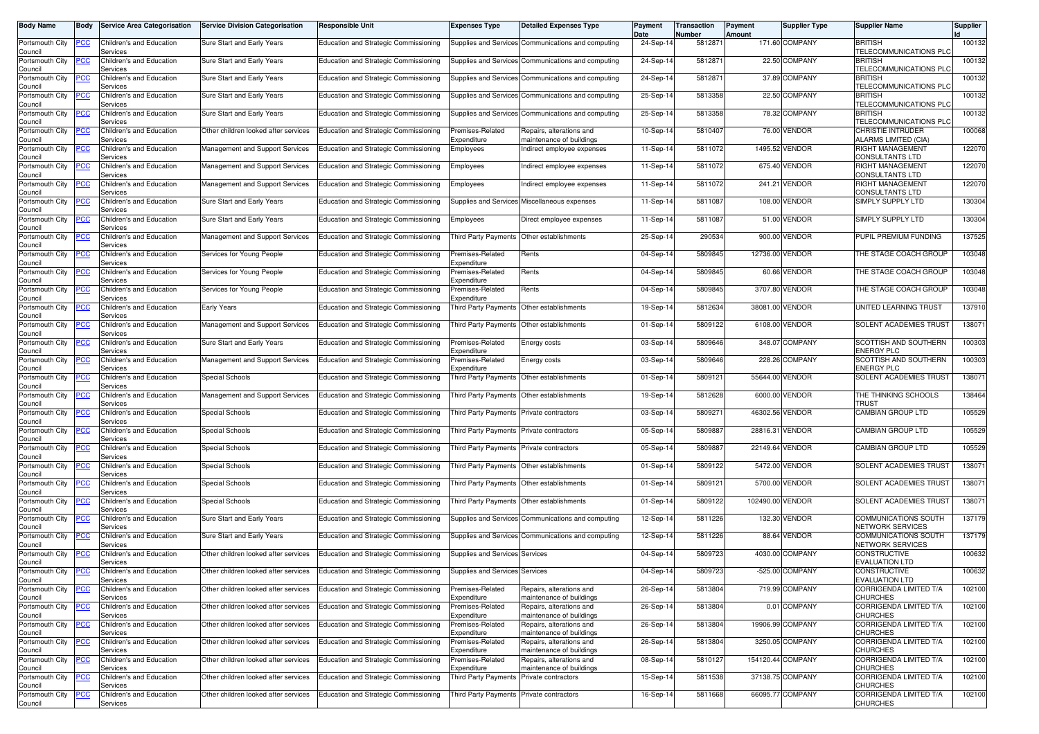| Body Name | Body | Service Area Categorisation | Service Division Categorisation | Responsible Unit | Expenses Type | Detailed Expenses Type | Payment Date | Transaction Number | Payment Amount | Supplier Type | Supplier Name | Supplier Id |
|---|---|---|---|---|---|---|---|---|---|---|---|---|
| Portsmouth City Council | PCC | Children's and Education Services | Sure Start and Early Years | Education and Strategic Commissioning | Supplies and Services | Communications and computing | 24-Sep-14 | 5812871 | 171.60 | COMPANY | BRITISH TELECOMMUNICATIONS PLC | 100132 |
| Portsmouth City Council | PCC | Children's and Education Services | Sure Start and Early Years | Education and Strategic Commissioning | Supplies and Services | Communications and computing | 24-Sep-14 | 5812871 | 22.50 | COMPANY | BRITISH TELECOMMUNICATIONS PLC | 100132 |
| Portsmouth City Council | PCC | Children's and Education Services | Sure Start and Early Years | Education and Strategic Commissioning | Supplies and Services | Communications and computing | 24-Sep-14 | 5812871 | 37.89 | COMPANY | BRITISH TELECOMMUNICATIONS PLC | 100132 |
| Portsmouth City Council | PCC | Children's and Education Services | Sure Start and Early Years | Education and Strategic Commissioning | Supplies and Services | Communications and computing | 25-Sep-14 | 5813358 | 22.50 | COMPANY | BRITISH TELECOMMUNICATIONS PLC | 100132 |
| Portsmouth City Council | PCC | Children's and Education Services | Sure Start and Early Years | Education and Strategic Commissioning | Supplies and Services | Communications and computing | 25-Sep-14 | 5813358 | 78.32 | COMPANY | BRITISH TELECOMMUNICATIONS PLC | 100132 |
| Portsmouth City Council | PCC | Children's and Education Services | Other children looked after services | Education and Strategic Commissioning | Premises-Related Expenditure | Repairs, alterations and maintenance of buildings | 10-Sep-14 | 5810407 | 76.00 | VENDOR | CHRISTIE INTRUDER ALARMS LIMITED (CIA) | 100068 |
| Portsmouth City Council | PCC | Children's and Education Services | Management and Support Services | Education and Strategic Commissioning | Employees | Indirect employee expenses | 11-Sep-14 | 5811072 | 1495.52 | VENDOR | RIGHT MANAGEMENT CONSULTANTS LTD | 122070 |
| Portsmouth City Council | PCC | Children's and Education Services | Management and Support Services | Education and Strategic Commissioning | Employees | Indirect employee expenses | 11-Sep-14 | 5811072 | 675.40 | VENDOR | RIGHT MANAGEMENT CONSULTANTS LTD | 122070 |
| Portsmouth City Council | PCC | Children's and Education Services | Management and Support Services | Education and Strategic Commissioning | Employees | Indirect employee expenses | 11-Sep-14 | 5811072 | 241.21 | VENDOR | RIGHT MANAGEMENT CONSULTANTS LTD | 122070 |
| Portsmouth City Council | PCC | Children's and Education Services | Sure Start and Early Years | Education and Strategic Commissioning | Supplies and Services | Miscellaneous expenses | 11-Sep-14 | 5811087 | 108.00 | VENDOR | SIMPLY SUPPLY LTD | 130304 |
| Portsmouth City Council | PCC | Children's and Education Services | Sure Start and Early Years | Education and Strategic Commissioning | Employees | Direct employee expenses | 11-Sep-14 | 5811087 | 51.00 | VENDOR | SIMPLY SUPPLY LTD | 130304 |
| Portsmouth City Council | PCC | Children's and Education Services | Management and Support Services | Education and Strategic Commissioning | Third Party Payments | Other establishments | 25-Sep-14 | 290534 | 900.00 | VENDOR | PUPIL PREMIUM FUNDING | 137525 |
| Portsmouth City Council | PCC | Children's and Education Services | Services for Young People | Education and Strategic Commissioning | Premises-Related Expenditure | Rents | 04-Sep-14 | 5809845 | 12736.00 | VENDOR | THE STAGE COACH GROUP | 103048 |
| Portsmouth City Council | PCC | Children's and Education Services | Services for Young People | Education and Strategic Commissioning | Premises-Related Expenditure | Rents | 04-Sep-14 | 5809845 | 60.66 | VENDOR | THE STAGE COACH GROUP | 103048 |
| Portsmouth City Council | PCC | Children's and Education Services | Services for Young People | Education and Strategic Commissioning | Premises-Related Expenditure | Rents | 04-Sep-14 | 5809845 | 3707.80 | VENDOR | THE STAGE COACH GROUP | 103048 |
| Portsmouth City Council | PCC | Children's and Education Services | Early Years | Education and Strategic Commissioning | Third Party Payments | Other establishments | 19-Sep-14 | 5812634 | 38081.00 | VENDOR | UNITED LEARNING TRUST | 137910 |
| Portsmouth City Council | PCC | Children's and Education Services | Management and Support Services | Education and Strategic Commissioning | Third Party Payments | Other establishments | 01-Sep-14 | 5809122 | 6108.00 | VENDOR | SOLENT ACADEMIES TRUST | 138071 |
| Portsmouth City Council | PCC | Children's and Education Services | Sure Start and Early Years | Education and Strategic Commissioning | Premises-Related Expenditure | Energy costs | 03-Sep-14 | 5809646 | 348.07 | COMPANY | SCOTTISH AND SOUTHERN ENERGY PLC | 100303 |
| Portsmouth City Council | PCC | Children's and Education Services | Management and Support Services | Education and Strategic Commissioning | Premises-Related Expenditure | Energy costs | 03-Sep-14 | 5809646 | 228.26 | COMPANY | SCOTTISH AND SOUTHERN ENERGY PLC | 100303 |
| Portsmouth City Council | PCC | Children's and Education Services | Special Schools | Education and Strategic Commissioning | Third Party Payments | Other establishments | 01-Sep-14 | 5809121 | 55644.00 | VENDOR | SOLENT ACADEMIES TRUST | 138071 |
| Portsmouth City Council | PCC | Children's and Education Services | Management and Support Services | Education and Strategic Commissioning | Third Party Payments | Other establishments | 19-Sep-14 | 5812628 | 6000.00 | VENDOR | THE THINKING SCHOOLS TRUST | 138464 |
| Portsmouth City Council | PCC | Children's and Education Services | Special Schools | Education and Strategic Commissioning | Third Party Payments | Private contractors | 03-Sep-14 | 5809271 | 46302.56 | VENDOR | CAMBIAN GROUP LTD | 105529 |
| Portsmouth City Council | PCC | Children's and Education Services | Special Schools | Education and Strategic Commissioning | Third Party Payments | Private contractors | 05-Sep-14 | 5809887 | 28816.31 | VENDOR | CAMBIAN GROUP LTD | 105529 |
| Portsmouth City Council | PCC | Children's and Education Services | Special Schools | Education and Strategic Commissioning | Third Party Payments | Private contractors | 05-Sep-14 | 5809887 | 22149.64 | VENDOR | CAMBIAN GROUP LTD | 105529 |
| Portsmouth City Council | PCC | Children's and Education Services | Special Schools | Education and Strategic Commissioning | Third Party Payments | Other establishments | 01-Sep-14 | 5809122 | 5472.00 | VENDOR | SOLENT ACADEMIES TRUST | 138071 |
| Portsmouth City Council | PCC | Children's and Education Services | Special Schools | Education and Strategic Commissioning | Third Party Payments | Other establishments | 01-Sep-14 | 5809121 | 5700.00 | VENDOR | SOLENT ACADEMIES TRUST | 138071 |
| Portsmouth City Council | PCC | Children's and Education Services | Special Schools | Education and Strategic Commissioning | Third Party Payments | Other establishments | 01-Sep-14 | 5809122 | 102490.00 | VENDOR | SOLENT ACADEMIES TRUST | 138071 |
| Portsmouth City Council | PCC | Children's and Education Services | Sure Start and Early Years | Education and Strategic Commissioning | Supplies and Services | Communications and computing | 12-Sep-14 | 5811226 | 132.30 | VENDOR | COMMUNICATIONS SOUTH NETWORK SERVICES | 137179 |
| Portsmouth City Council | PCC | Children's and Education Services | Sure Start and Early Years | Education and Strategic Commissioning | Supplies and Services | Communications and computing | 12-Sep-14 | 5811226 | 88.64 | VENDOR | COMMUNICATIONS SOUTH NETWORK SERVICES | 137179 |
| Portsmouth City Council | PCC | Children's and Education Services | Other children looked after services | Education and Strategic Commissioning | Supplies and Services | Services | 04-Sep-14 | 5809723 | 4030.00 | COMPANY | CONSTRUCTIVE EVALUATION LTD | 100632 |
| Portsmouth City Council | PCC | Children's and Education Services | Other children looked after services | Education and Strategic Commissioning | Supplies and Services | Services | 04-Sep-14 | 5809723 | -525.00 | COMPANY | CONSTRUCTIVE EVALUATION LTD | 100632 |
| Portsmouth City Council | PCC | Children's and Education Services | Other children looked after services | Education and Strategic Commissioning | Premises-Related Expenditure | Repairs, alterations and maintenance of buildings | 26-Sep-14 | 5813804 | 719.99 | COMPANY | CORRIGENDA LIMITED T/A CHURCHES | 102100 |
| Portsmouth City Council | PCC | Children's and Education Services | Other children looked after services | Education and Strategic Commissioning | Premises-Related Expenditure | Repairs, alterations and maintenance of buildings | 26-Sep-14 | 5813804 | 0.01 | COMPANY | CORRIGENDA LIMITED T/A CHURCHES | 102100 |
| Portsmouth City Council | PCC | Children's and Education Services | Other children looked after services | Education and Strategic Commissioning | Premises-Related Expenditure | Repairs, alterations and maintenance of buildings | 26-Sep-14 | 5813804 | 19906.99 | COMPANY | CORRIGENDA LIMITED T/A CHURCHES | 102100 |
| Portsmouth City Council | PCC | Children's and Education Services | Other children looked after services | Education and Strategic Commissioning | Premises-Related Expenditure | Repairs, alterations and maintenance of buildings | 26-Sep-14 | 5813804 | 3250.05 | COMPANY | CORRIGENDA LIMITED T/A CHURCHES | 102100 |
| Portsmouth City Council | PCC | Children's and Education Services | Other children looked after services | Education and Strategic Commissioning | Premises-Related Expenditure | Repairs, alterations and maintenance of buildings | 08-Sep-14 | 5810127 | 154120.44 | COMPANY | CORRIGENDA LIMITED T/A CHURCHES | 102100 |
| Portsmouth City Council | PCC | Children's and Education Services | Other children looked after services | Education and Strategic Commissioning | Third Party Payments | Private contractors | 15-Sep-14 | 5811538 | 37138.75 | COMPANY | CORRIGENDA LIMITED T/A CHURCHES | 102100 |
| Portsmouth City Council | PCC | Children's and Education Services | Other children looked after services | Education and Strategic Commissioning | Third Party Payments | Private contractors | 16-Sep-14 | 5811668 | 66095.77 | COMPANY | CORRIGENDA LIMITED T/A CHURCHES | 102100 |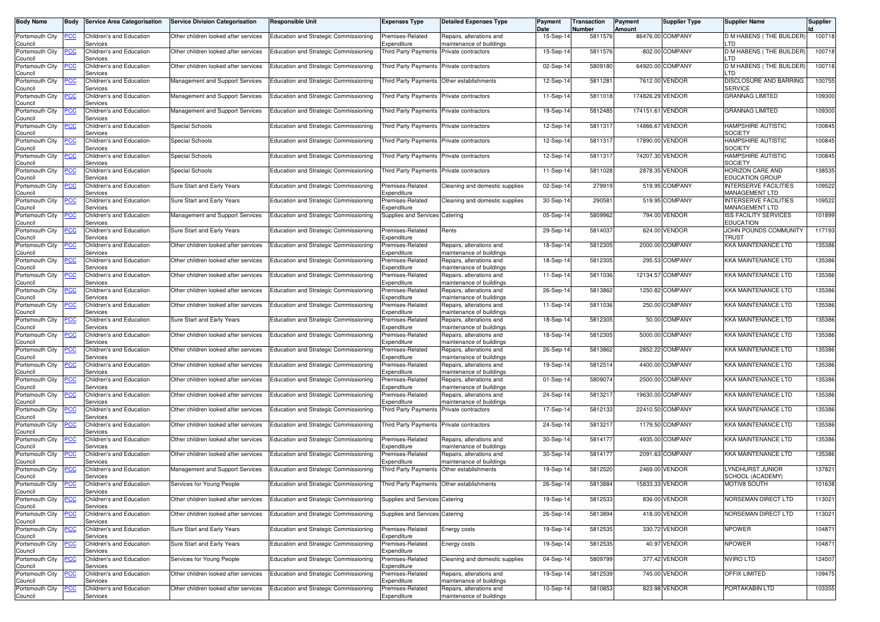| Body Name | Body | Service Area Categorisation | Service Division Categorisation | Responsible Unit | Expenses Type | Detailed Expenses Type | Payment Date | Transaction Number | Payment Amount | Supplier Type | Supplier Name | Supplier Id |
|---|---|---|---|---|---|---|---|---|---|---|---|---|
| Portsmouth City Council | PCC | Children's and Education Services | Other children looked after services | Education and Strategic Commissioning | Premises-Related Expenditure | Repairs, alterations and maintenance of buildings | 15-Sep-14 | 5811576 | 86476.00 | COMPANY | D M HABENS ( THE BUILDER) LTD | 100718 |
| Portsmouth City Council | PCC | Children's and Education Services | Other children looked after services | Education and Strategic Commissioning | Third Party Payments | Private contractors | 15-Sep-14 | 5811576 | -802.00 | COMPANY | D M HABENS ( THE BUILDER) LTD | 100718 |
| Portsmouth City Council | PCC | Children's and Education Services | Other children looked after services | Education and Strategic Commissioning | Third Party Payments | Private contractors | 02-Sep-14 | 5809180 | 64920.00 | COMPANY | D M HABENS ( THE BUILDER) LTD | 100718 |
| Portsmouth City Council | PCC | Children's and Education Services | Management and Support Services | Education and Strategic Commissioning | Third Party Payments | Other establishments | 12-Sep-14 | 5811281 | 7612.00 | VENDOR | DISCLOSURE AND BARRING SERVICE | 100755 |
| Portsmouth City Council | PCC | Children's and Education Services | Management and Support Services | Education and Strategic Commissioning | Third Party Payments | Private contractors | 11-Sep-14 | 5811018 | 174826.29 | VENDOR | GRANNAG LIMITED | 109300 |
| Portsmouth City Council | PCC | Children's and Education Services | Management and Support Services | Education and Strategic Commissioning | Third Party Payments | Private contractors | 19-Sep-14 | 5812485 | 174151.61 | VENDOR | GRANNAG LIMITED | 109300 |
| Portsmouth City Council | PCC | Children's and Education Services | Special Schools | Education and Strategic Commissioning | Third Party Payments | Private contractors | 12-Sep-14 | 5811317 | 14866.67 | VENDOR | HAMPSHIRE AUTISTIC SOCIETY | 100845 |
| Portsmouth City Council | PCC | Children's and Education Services | Special Schools | Education and Strategic Commissioning | Third Party Payments | Private contractors | 12-Sep-14 | 5811317 | 17890.00 | VENDOR | HAMPSHIRE AUTISTIC SOCIETY | 100845 |
| Portsmouth City Council | PCC | Children's and Education Services | Special Schools | Education and Strategic Commissioning | Third Party Payments | Private contractors | 12-Sep-14 | 5811317 | 74207.30 | VENDOR | HAMPSHIRE AUTISTIC SOCIETY | 100845 |
| Portsmouth City Council | PCC | Children's and Education Services | Special Schools | Education and Strategic Commissioning | Third Party Payments | Private contractors | 11-Sep-14 | 5811028 | 2878.35 | VENDOR | HORIZON CARE AND EDUCATION GROUP | 138535 |
| Portsmouth City Council | PCC | Children's and Education Services | Sure Start and Early Years | Education and Strategic Commissioning | Premises-Related Expenditure | Cleaning and domestic supplies | 02-Sep-14 | 279919 | 519.95 | COMPANY | INTERSERVE FACILITIES MANAGEMENT LTD | 109522 |
| Portsmouth City Council | PCC | Children's and Education Services | Sure Start and Early Years | Education and Strategic Commissioning | Premises-Related Expenditure | Cleaning and domestic supplies | 30-Sep-14 | 290581 | 519.95 | COMPANY | INTERSERVE FACILITIES MANAGEMENT LTD | 109522 |
| Portsmouth City Council | PCC | Children's and Education Services | Management and Support Services | Education and Strategic Commissioning | Supplies and Services | Catering | 05-Sep-14 | 5809962 | 794.00 | VENDOR | ISS FACILITY SERVICES EDUCATION | 101899 |
| Portsmouth City Council | PCC | Children's and Education Services | Sure Start and Early Years | Education and Strategic Commissioning | Premises-Related Expenditure | Rents | 29-Sep-14 | 5814037 | 624.00 | VENDOR | JOHN POUNDS COMMUNITY TRUST | 117193 |
| Portsmouth City Council | PCC | Children's and Education Services | Other children looked after services | Education and Strategic Commissioning | Premises-Related Expenditure | Repairs, alterations and maintenance of buildings | 18-Sep-14 | 5812305 | 2000.00 | COMPANY | KKA MAINTENANCE LTD | 135386 |
| Portsmouth City Council | PCC | Children's and Education Services | Other children looked after services | Education and Strategic Commissioning | Premises-Related Expenditure | Repairs, alterations and maintenance of buildings | 18-Sep-14 | 5812305 | 295.53 | COMPANY | KKA MAINTENANCE LTD | 135386 |
| Portsmouth City Council | PCC | Children's and Education Services | Other children looked after services | Education and Strategic Commissioning | Premises-Related Expenditure | Repairs, alterations and maintenance of buildings | 11-Sep-14 | 5811036 | 12134.57 | COMPANY | KKA MAINTENANCE LTD | 135386 |
| Portsmouth City Council | PCC | Children's and Education Services | Other children looked after services | Education and Strategic Commissioning | Premises-Related Expenditure | Repairs, alterations and maintenance of buildings | 26-Sep-14 | 5813862 | 1250.82 | COMPANY | KKA MAINTENANCE LTD | 135386 |
| Portsmouth City Council | PCC | Children's and Education Services | Other children looked after services | Education and Strategic Commissioning | Premises-Related Expenditure | Repairs, alterations and maintenance of buildings | 11-Sep-14 | 5811036 | 250.00 | COMPANY | KKA MAINTENANCE LTD | 135386 |
| Portsmouth City Council | PCC | Children's and Education Services | Sure Start and Early Years | Education and Strategic Commissioning | Premises-Related Expenditure | Repairs, alterations and maintenance of buildings | 18-Sep-14 | 5812305 | 50.00 | COMPANY | KKA MAINTENANCE LTD | 135386 |
| Portsmouth City Council | PCC | Children's and Education Services | Other children looked after services | Education and Strategic Commissioning | Premises-Related Expenditure | Repairs, alterations and maintenance of buildings | 18-Sep-14 | 5812305 | 5000.00 | COMPANY | KKA MAINTENANCE LTD | 135386 |
| Portsmouth City Council | PCC | Children's and Education Services | Other children looked after services | Education and Strategic Commissioning | Premises-Related Expenditure | Repairs, alterations and maintenance of buildings | 26-Sep-14 | 5813862 | 2852.22 | COMPANY | KKA MAINTENANCE LTD | 135386 |
| Portsmouth City Council | PCC | Children's and Education Services | Other children looked after services | Education and Strategic Commissioning | Premises-Related Expenditure | Repairs, alterations and maintenance of buildings | 19-Sep-14 | 5812514 | 4400.00 | COMPANY | KKA MAINTENANCE LTD | 135386 |
| Portsmouth City Council | PCC | Children's and Education Services | Other children looked after services | Education and Strategic Commissioning | Premises-Related Expenditure | Repairs, alterations and maintenance of buildings | 01-Sep-14 | 5809074 | 2500.00 | COMPANY | KKA MAINTENANCE LTD | 135386 |
| Portsmouth City Council | PCC | Children's and Education Services | Other children looked after services | Education and Strategic Commissioning | Premises-Related Expenditure | Repairs, alterations and maintenance of buildings | 24-Sep-14 | 5813217 | 19630.00 | COMPANY | KKA MAINTENANCE LTD | 135386 |
| Portsmouth City Council | PCC | Children's and Education Services | Other children looked after services | Education and Strategic Commissioning | Third Party Payments | Private contractors | 17-Sep-14 | 5812133 | 22410.50 | COMPANY | KKA MAINTENANCE LTD | 135386 |
| Portsmouth City Council | PCC | Children's and Education Services | Other children looked after services | Education and Strategic Commissioning | Third Party Payments | Private contractors | 24-Sep-14 | 5813217 | 1179.50 | COMPANY | KKA MAINTENANCE LTD | 135386 |
| Portsmouth City Council | PCC | Children's and Education Services | Other children looked after services | Education and Strategic Commissioning | Premises-Related Expenditure | Repairs, alterations and maintenance of buildings | 30-Sep-14 | 5814177 | 4935.00 | COMPANY | KKA MAINTENANCE LTD | 135386 |
| Portsmouth City Council | PCC | Children's and Education Services | Other children looked after services | Education and Strategic Commissioning | Premises-Related Expenditure | Repairs, alterations and maintenance of buildings | 30-Sep-14 | 5814177 | 2091.63 | COMPANY | KKA MAINTENANCE LTD | 135386 |
| Portsmouth City Council | PCC | Children's and Education Services | Management and Support Services | Education and Strategic Commissioning | Third Party Payments | Other establishments | 19-Sep-14 | 5812520 | 2469.00 | VENDOR | LYNDHURST JUNIOR SCHOOL (ACADEMY) | 137821 |
| Portsmouth City Council | PCC | Children's and Education Services | Services for Young People | Education and Strategic Commissioning | Third Party Payments | Other establishments | 26-Sep-14 | 5813884 | 15833.33 | VENDOR | MOTIV8 SOUTH | 101638 |
| Portsmouth City Council | PCC | Children's and Education Services | Other children looked after services | Education and Strategic Commissioning | Supplies and Services | Catering | 19-Sep-14 | 5812533 | 836.00 | VENDOR | NORSEMAN DIRECT LTD | 113021 |
| Portsmouth City Council | PCC | Children's and Education Services | Other children looked after services | Education and Strategic Commissioning | Supplies and Services | Catering | 26-Sep-14 | 5813894 | 418.00 | VENDOR | NORSEMAN DIRECT LTD | 113021 |
| Portsmouth City Council | PCC | Children's and Education Services | Sure Start and Early Years | Education and Strategic Commissioning | Premises-Related Expenditure | Energy costs | 19-Sep-14 | 5812535 | 330.72 | VENDOR | NPOWER | 104871 |
| Portsmouth City Council | PCC | Children's and Education Services | Sure Start and Early Years | Education and Strategic Commissioning | Premises-Related Expenditure | Energy costs | 19-Sep-14 | 5812535 | 40.97 | VENDOR | NPOWER | 104871 |
| Portsmouth City Council | PCC | Children's and Education Services | Services for Young People | Education and Strategic Commissioning | Premises-Related Expenditure | Cleaning and domestic supplies | 04-Sep-14 | 5809799 | 377.42 | VENDOR | NVIRO LTD | 124507 |
| Portsmouth City Council | PCC | Children's and Education Services | Other children looked after services | Education and Strategic Commissioning | Premises-Related Expenditure | Repairs, alterations and maintenance of buildings | 19-Sep-14 | 5812539 | 745.00 | VENDOR | OFFIX LIMITED | 109475 |
| Portsmouth City Council | PCC | Children's and Education Services | Other children looked after services | Education and Strategic Commissioning | Premises-Related Expenditure | Repairs, alterations and maintenance of buildings | 10-Sep-14 | 5810853 | 823.98 | VENDOR | PORTAKABIN LTD | 103355 |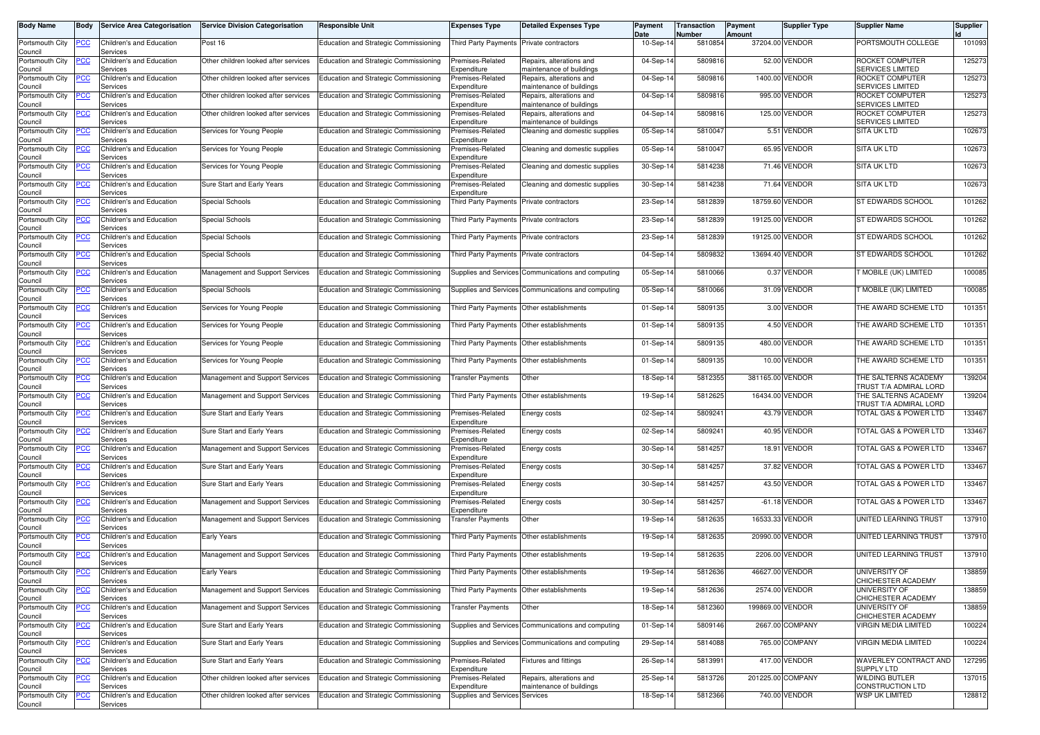| Body Name | Body | Service Area Categorisation | Service Division Categorisation | Responsible Unit | Expenses Type | Detailed Expenses Type | Payment Date | Transaction Number | Payment Amount | Supplier Type | Supplier Name | Supplier Id |
|---|---|---|---|---|---|---|---|---|---|---|---|---|
| Portsmouth City Council | PCC | Children's and Education Services | Post 16 | Education and Strategic Commissioning | Third Party Payments | Private contractors | 10-Sep-14 | 5810854 | 37204.00 | VENDOR | PORTSMOUTH COLLEGE | 101093 |
| Portsmouth City Council | PCC | Children's and Education Services | Other children looked after services | Education and Strategic Commissioning | Premises-Related Expenditure | Repairs, alterations and maintenance of buildings | 04-Sep-14 | 5809816 | 52.00 | VENDOR | ROCKET COMPUTER SERVICES LIMITED | 125273 |
| Portsmouth City Council | PCC | Children's and Education Services | Other children looked after services | Education and Strategic Commissioning | Premises-Related Expenditure | Repairs, alterations and maintenance of buildings | 04-Sep-14 | 5809816 | 1400.00 | VENDOR | ROCKET COMPUTER SERVICES LIMITED | 125273 |
| Portsmouth City Council | PCC | Children's and Education Services | Other children looked after services | Education and Strategic Commissioning | Premises-Related Expenditure | Repairs, alterations and maintenance of buildings | 04-Sep-14 | 5809816 | 995.00 | VENDOR | ROCKET COMPUTER SERVICES LIMITED | 125273 |
| Portsmouth City Council | PCC | Children's and Education Services | Other children looked after services | Education and Strategic Commissioning | Premises-Related Expenditure | Repairs, alterations and maintenance of buildings | 04-Sep-14 | 5809816 | 125.00 | VENDOR | ROCKET COMPUTER SERVICES LIMITED | 125273 |
| Portsmouth City Council | PCC | Children's and Education Services | Services for Young People | Education and Strategic Commissioning | Premises-Related Expenditure | Cleaning and domestic supplies | 05-Sep-14 | 5810047 | 5.51 | VENDOR | SITA UK LTD | 102673 |
| Portsmouth City Council | PCC | Children's and Education Services | Services for Young People | Education and Strategic Commissioning | Premises-Related Expenditure | Cleaning and domestic supplies | 05-Sep-14 | 5810047 | 65.95 | VENDOR | SITA UK LTD | 102673 |
| Portsmouth City Council | PCC | Children's and Education Services | Services for Young People | Education and Strategic Commissioning | Premises-Related Expenditure | Cleaning and domestic supplies | 30-Sep-14 | 5814238 | 71.46 | VENDOR | SITA UK LTD | 102673 |
| Portsmouth City Council | PCC | Children's and Education Services | Sure Start and Early Years | Education and Strategic Commissioning | Premises-Related Expenditure | Cleaning and domestic supplies | 30-Sep-14 | 5814238 | 71.64 | VENDOR | SITA UK LTD | 102673 |
| Portsmouth City Council | PCC | Children's and Education Services | Special Schools | Education and Strategic Commissioning | Third Party Payments | Private contractors | 23-Sep-14 | 5812839 | 18759.60 | VENDOR | ST EDWARDS SCHOOL | 101262 |
| Portsmouth City Council | PCC | Children's and Education Services | Special Schools | Education and Strategic Commissioning | Third Party Payments | Private contractors | 23-Sep-14 | 5812839 | 19125.00 | VENDOR | ST EDWARDS SCHOOL | 101262 |
| Portsmouth City Council | PCC | Children's and Education Services | Special Schools | Education and Strategic Commissioning | Third Party Payments | Private contractors | 23-Sep-14 | 5812839 | 19125.00 | VENDOR | ST EDWARDS SCHOOL | 101262 |
| Portsmouth City Council | PCC | Children's and Education Services | Special Schools | Education and Strategic Commissioning | Third Party Payments | Private contractors | 04-Sep-14 | 5809832 | 13694.40 | VENDOR | ST EDWARDS SCHOOL | 101262 |
| Portsmouth City Council | PCC | Children's and Education Services | Management and Support Services | Education and Strategic Commissioning | Supplies and Services | Communications and computing | 05-Sep-14 | 5810066 | 0.37 | VENDOR | T MOBILE (UK) LIMITED | 100085 |
| Portsmouth City Council | PCC | Children's and Education Services | Special Schools | Education and Strategic Commissioning | Supplies and Services | Communications and computing | 05-Sep-14 | 5810066 | 31.09 | VENDOR | T MOBILE (UK) LIMITED | 100085 |
| Portsmouth City Council | PCC | Children's and Education Services | Services for Young People | Education and Strategic Commissioning | Third Party Payments | Other establishments | 01-Sep-14 | 5809135 | 3.00 | VENDOR | THE AWARD SCHEME LTD | 101351 |
| Portsmouth City Council | PCC | Children's and Education Services | Services for Young People | Education and Strategic Commissioning | Third Party Payments | Other establishments | 01-Sep-14 | 5809135 | 4.50 | VENDOR | THE AWARD SCHEME LTD | 101351 |
| Portsmouth City Council | PCC | Children's and Education Services | Services for Young People | Education and Strategic Commissioning | Third Party Payments | Other establishments | 01-Sep-14 | 5809135 | 480.00 | VENDOR | THE AWARD SCHEME LTD | 101351 |
| Portsmouth City Council | PCC | Children's and Education Services | Services for Young People | Education and Strategic Commissioning | Third Party Payments | Other establishments | 01-Sep-14 | 5809135 | 10.00 | VENDOR | THE AWARD SCHEME LTD | 101351 |
| Portsmouth City Council | PCC | Children's and Education Services | Management and Support Services | Education and Strategic Commissioning | Transfer Payments | Other | 18-Sep-14 | 5812355 | 381165.00 | VENDOR | THE SALTERNS ACADEMY TRUST T/A ADMIRAL LORD | 139204 |
| Portsmouth City Council | PCC | Children's and Education Services | Management and Support Services | Education and Strategic Commissioning | Third Party Payments | Other establishments | 19-Sep-14 | 5812625 | 16434.00 | VENDOR | THE SALTERNS ACADEMY TRUST T/A ADMIRAL LORD | 139204 |
| Portsmouth City Council | PCC | Children's and Education Services | Sure Start and Early Years | Education and Strategic Commissioning | Premises-Related Expenditure | Energy costs | 02-Sep-14 | 5809241 | 43.79 | VENDOR | TOTAL GAS & POWER LTD | 133467 |
| Portsmouth City Council | PCC | Children's and Education Services | Sure Start and Early Years | Education and Strategic Commissioning | Premises-Related Expenditure | Energy costs | 02-Sep-14 | 5809241 | 40.95 | VENDOR | TOTAL GAS & POWER LTD | 133467 |
| Portsmouth City Council | PCC | Children's and Education Services | Management and Support Services | Education and Strategic Commissioning | Premises-Related Expenditure | Energy costs | 30-Sep-14 | 5814257 | 18.91 | VENDOR | TOTAL GAS & POWER LTD | 133467 |
| Portsmouth City Council | PCC | Children's and Education Services | Sure Start and Early Years | Education and Strategic Commissioning | Premises-Related Expenditure | Energy costs | 30-Sep-14 | 5814257 | 37.82 | VENDOR | TOTAL GAS & POWER LTD | 133467 |
| Portsmouth City Council | PCC | Children's and Education Services | Sure Start and Early Years | Education and Strategic Commissioning | Premises-Related Expenditure | Energy costs | 30-Sep-14 | 5814257 | 43.50 | VENDOR | TOTAL GAS & POWER LTD | 133467 |
| Portsmouth City Council | PCC | Children's and Education Services | Management and Support Services | Education and Strategic Commissioning | Premises-Related Expenditure | Energy costs | 30-Sep-14 | 5814257 | -61.18 | VENDOR | TOTAL GAS & POWER LTD | 133467 |
| Portsmouth City Council | PCC | Children's and Education Services | Management and Support Services | Education and Strategic Commissioning | Transfer Payments | Other | 19-Sep-14 | 5812635 | 16533.33 | VENDOR | UNITED LEARNING TRUST | 137910 |
| Portsmouth City Council | PCC | Children's and Education Services | Early Years | Education and Strategic Commissioning | Third Party Payments | Other establishments | 19-Sep-14 | 5812635 | 20990.00 | VENDOR | UNITED LEARNING TRUST | 137910 |
| Portsmouth City Council | PCC | Children's and Education Services | Management and Support Services | Education and Strategic Commissioning | Third Party Payments | Other establishments | 19-Sep-14 | 5812635 | 2206.00 | VENDOR | UNITED LEARNING TRUST | 137910 |
| Portsmouth City Council | PCC | Children's and Education Services | Early Years | Education and Strategic Commissioning | Third Party Payments | Other establishments | 19-Sep-14 | 5812636 | 46627.00 | VENDOR | UNIVERSITY OF CHICHESTER ACADEMY | 138859 |
| Portsmouth City Council | PCC | Children's and Education Services | Management and Support Services | Education and Strategic Commissioning | Third Party Payments | Other establishments | 19-Sep-14 | 5812636 | 2574.00 | VENDOR | UNIVERSITY OF CHICHESTER ACADEMY | 138859 |
| Portsmouth City Council | PCC | Children's and Education Services | Management and Support Services | Education and Strategic Commissioning | Transfer Payments | Other | 18-Sep-14 | 5812360 | 199869.00 | VENDOR | UNIVERSITY OF CHICHESTER ACADEMY | 138859 |
| Portsmouth City Council | PCC | Children's and Education Services | Sure Start and Early Years | Education and Strategic Commissioning | Supplies and Services | Communications and computing | 01-Sep-14 | 5809146 | 2667.00 | COMPANY | VIRGIN MEDIA LIMITED | 100224 |
| Portsmouth City Council | PCC | Children's and Education Services | Sure Start and Early Years | Education and Strategic Commissioning | Supplies and Services | Communications and computing | 29-Sep-14 | 5814088 | 765.00 | COMPANY | VIRGIN MEDIA LIMITED | 100224 |
| Portsmouth City Council | PCC | Children's and Education Services | Sure Start and Early Years | Education and Strategic Commissioning | Premises-Related Expenditure | Fixtures and fittings | 26-Sep-14 | 5813991 | 417.00 | VENDOR | WAVERLEY CONTRACT AND SUPPLY LTD | 127295 |
| Portsmouth City Council | PCC | Children's and Education Services | Other children looked after services | Education and Strategic Commissioning | Premises-Related Expenditure | Repairs, alterations and maintenance of buildings | 25-Sep-14 | 5813726 | 201225.00 | COMPANY | WILDING BUTLER CONSTRUCTION LTD | 137015 |
| Portsmouth City Council | PCC | Children's and Education Services | Other children looked after services | Education and Strategic Commissioning | Supplies and Services | Services | 18-Sep-14 | 5812366 | 740.00 | VENDOR | WSP UK LIMITED | 128812 |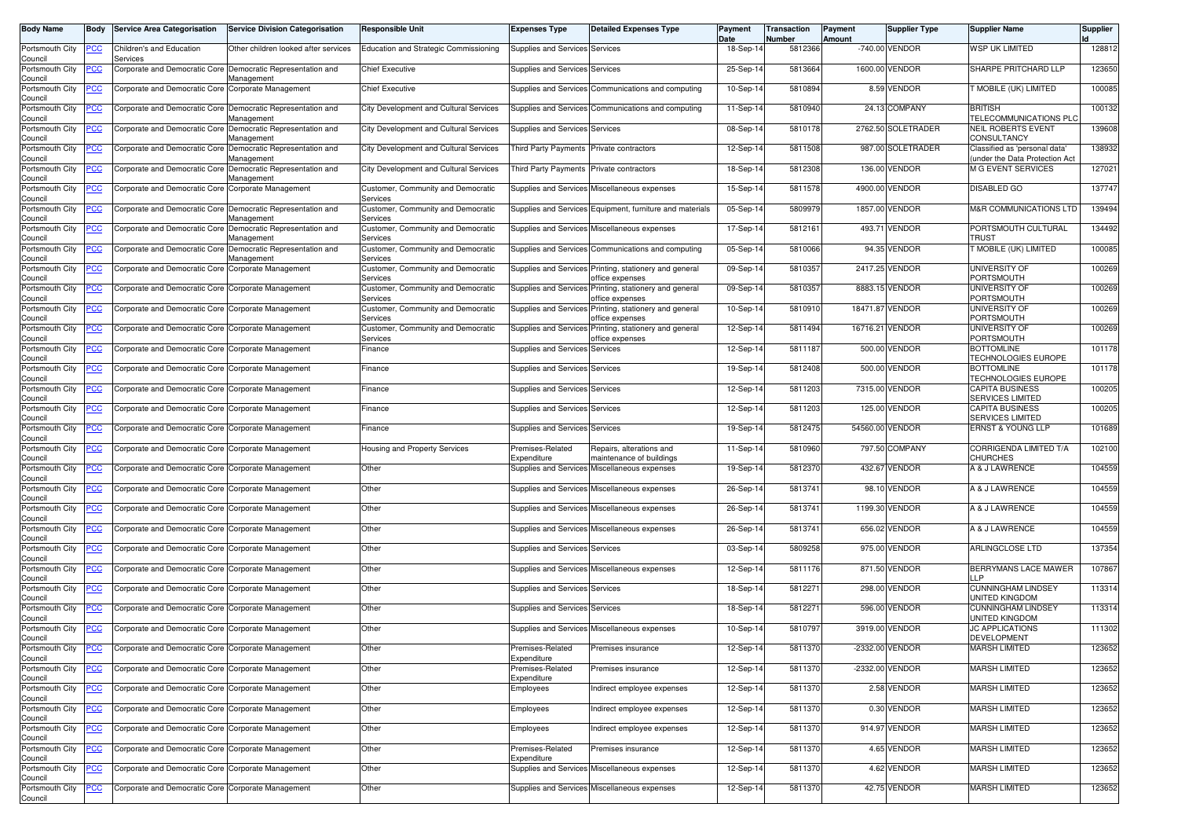| Body Name | Body | Service Area Categorisation | Service Division Categorisation | Responsible Unit | Expenses Type | Detailed Expenses Type | Payment Date | Transaction Number | Payment Amount | Supplier Type | Supplier Name | Supplier Id |
|---|---|---|---|---|---|---|---|---|---|---|---|---|
| Portsmouth City Council | PCC | Children's and Education Services | Other children looked after services | Education and Strategic Commissioning | Supplies and Services | Services | 18-Sep-14 | 5812366 | -740.00 | VENDOR | WSP UK LIMITED | 128812 |
| Portsmouth City Council | PCC | Corporate and Democratic Core | Democratic Representation and Management | Chief Executive | Supplies and Services | Services | 25-Sep-14 | 5813664 | 1600.00 | VENDOR | SHARPE PRITCHARD LLP | 123650 |
| Portsmouth City Council | PCC | Corporate and Democratic Core | Corporate Management | Chief Executive | Supplies and Services | Communications and computing | 10-Sep-14 | 5810894 | 8.59 | VENDOR | T MOBILE (UK) LIMITED | 100085 |
| Portsmouth City Council | PCC | Corporate and Democratic Core | Democratic Representation and Management | City Development and Cultural Services | Supplies and Services | Communications and computing | 11-Sep-14 | 5810940 | 24.13 | COMPANY | BRITISH TELECOMMUNICATIONS PLC | 100132 |
| Portsmouth City Council | PCC | Corporate and Democratic Core | Democratic Representation and Management | City Development and Cultural Services | Supplies and Services | Services | 08-Sep-14 | 5810178 | 2762.50 | SOLETRADER | NEIL ROBERTS EVENT CONSULTANCY | 139608 |
| Portsmouth City Council | PCC | Corporate and Democratic Core | Democratic Representation and Management | City Development and Cultural Services | Third Party Payments | Private contractors | 12-Sep-14 | 5811508 | 987.00 | SOLETRADER | Classified as 'personal data' (under the Data Protection Act | 138932 |
| Portsmouth City Council | PCC | Corporate and Democratic Core | Democratic Representation and Management | City Development and Cultural Services | Third Party Payments | Private contractors | 18-Sep-14 | 5812308 | 136.00 | VENDOR | M G EVENT SERVICES | 127021 |
| Portsmouth City Council | PCC | Corporate and Democratic Core | Corporate Management | Customer, Community and Democratic Services | Supplies and Services | Miscellaneous expenses | 15-Sep-14 | 5811578 | 4900.00 | VENDOR | DISABLED GO | 137747 |
| Portsmouth City Council | PCC | Corporate and Democratic Core | Democratic Representation and Management | Customer, Community and Democratic Services | Supplies and Services | Equipment, furniture and materials | 05-Sep-14 | 5809979 | 1857.00 | VENDOR | M&R COMMUNICATIONS LTD | 139494 |
| Portsmouth City Council | PCC | Corporate and Democratic Core | Democratic Representation and Management | Customer, Community and Democratic Services | Supplies and Services | Miscellaneous expenses | 17-Sep-14 | 5812161 | 493.71 | VENDOR | PORTSMOUTH CULTURAL TRUST | 134492 |
| Portsmouth City Council | PCC | Corporate and Democratic Core | Democratic Representation and Management | Customer, Community and Democratic Services | Supplies and Services | Communications and computing | 05-Sep-14 | 5810066 | 94.35 | VENDOR | T MOBILE (UK) LIMITED | 100085 |
| Portsmouth City Council | PCC | Corporate and Democratic Core | Corporate Management | Customer, Community and Democratic Services | Supplies and Services | Printing, stationery and general office expenses | 09-Sep-14 | 5810357 | 2417.25 | VENDOR | UNIVERSITY OF PORTSMOUTH | 100269 |
| Portsmouth City Council | PCC | Corporate and Democratic Core | Corporate Management | Customer, Community and Democratic Services | Supplies and Services | Printing, stationery and general office expenses | 09-Sep-14 | 5810357 | 8883.15 | VENDOR | UNIVERSITY OF PORTSMOUTH | 100269 |
| Portsmouth City Council | PCC | Corporate and Democratic Core | Corporate Management | Customer, Community and Democratic Services | Supplies and Services | Printing, stationery and general office expenses | 10-Sep-14 | 5810910 | 18471.87 | VENDOR | UNIVERSITY OF PORTSMOUTH | 100269 |
| Portsmouth City Council | PCC | Corporate and Democratic Core | Corporate Management | Customer, Community and Democratic Services | Supplies and Services | Printing, stationery and general office expenses | 12-Sep-14 | 5811494 | 16716.21 | VENDOR | UNIVERSITY OF PORTSMOUTH | 100269 |
| Portsmouth City Council | PCC | Corporate and Democratic Core | Corporate Management | Finance | Supplies and Services | Services | 12-Sep-14 | 5811187 | 500.00 | VENDOR | BOTTOMLINE TECHNOLOGIES EUROPE | 101178 |
| Portsmouth City Council | PCC | Corporate and Democratic Core | Corporate Management | Finance | Supplies and Services | Services | 19-Sep-14 | 5812408 | 500.00 | VENDOR | BOTTOMLINE TECHNOLOGIES EUROPE | 101178 |
| Portsmouth City Council | PCC | Corporate and Democratic Core | Corporate Management | Finance | Supplies and Services | Services | 12-Sep-14 | 5811203 | 7315.00 | VENDOR | CAPITA BUSINESS SERVICES LIMITED | 100205 |
| Portsmouth City Council | PCC | Corporate and Democratic Core | Corporate Management | Finance | Supplies and Services | Services | 12-Sep-14 | 5811203 | 125.00 | VENDOR | CAPITA BUSINESS SERVICES LIMITED | 100205 |
| Portsmouth City Council | PCC | Corporate and Democratic Core | Corporate Management | Finance | Supplies and Services | Services | 19-Sep-14 | 5812475 | 54560.00 | VENDOR | ERNST & YOUNG LLP | 101689 |
| Portsmouth City Council | PCC | Corporate and Democratic Core | Corporate Management | Housing and Property Services | Premises-Related Expenditure | Repairs, alterations and maintenance of buildings | 11-Sep-14 | 5810960 | 797.50 | COMPANY | CORRIGENDA LIMITED T/A CHURCHES | 102100 |
| Portsmouth City Council | PCC | Corporate and Democratic Core | Corporate Management | Other | Supplies and Services | Miscellaneous expenses | 19-Sep-14 | 5812370 | 432.67 | VENDOR | A & J LAWRENCE | 104559 |
| Portsmouth City Council | PCC | Corporate and Democratic Core | Corporate Management | Other | Supplies and Services | Miscellaneous expenses | 26-Sep-14 | 5813741 | 98.10 | VENDOR | A & J LAWRENCE | 104559 |
| Portsmouth City Council | PCC | Corporate and Democratic Core | Corporate Management | Other | Supplies and Services | Miscellaneous expenses | 26-Sep-14 | 5813741 | 1199.30 | VENDOR | A & J LAWRENCE | 104559 |
| Portsmouth City Council | PCC | Corporate and Democratic Core | Corporate Management | Other | Supplies and Services | Miscellaneous expenses | 26-Sep-14 | 5813741 | 656.02 | VENDOR | A & J LAWRENCE | 104559 |
| Portsmouth City Council | PCC | Corporate and Democratic Core | Corporate Management | Other | Supplies and Services | Services | 03-Sep-14 | 5809258 | 975.00 | VENDOR | ARLINGCLOSE LTD | 137354 |
| Portsmouth City Council | PCC | Corporate and Democratic Core | Corporate Management | Other | Supplies and Services | Miscellaneous expenses | 12-Sep-14 | 5811176 | 871.50 | VENDOR | BERRYMANS LACE MAWER LLP | 107867 |
| Portsmouth City Council | PCC | Corporate and Democratic Core | Corporate Management | Other | Supplies and Services | Services | 18-Sep-14 | 5812271 | 298.00 | VENDOR | CUNNINGHAM LINDSEY UNITED KINGDOM | 113314 |
| Portsmouth City Council | PCC | Corporate and Democratic Core | Corporate Management | Other | Supplies and Services | Services | 18-Sep-14 | 5812271 | 596.00 | VENDOR | CUNNINGHAM LINDSEY UNITED KINGDOM | 113314 |
| Portsmouth City Council | PCC | Corporate and Democratic Core | Corporate Management | Other | Supplies and Services | Miscellaneous expenses | 10-Sep-14 | 5810797 | 3919.00 | VENDOR | JC APPLICATIONS DEVELOPMENT | 111302 |
| Portsmouth City Council | PCC | Corporate and Democratic Core | Corporate Management | Other | Premises-Related Expenditure | Premises insurance | 12-Sep-14 | 5811370 | -2332.00 | VENDOR | MARSH LIMITED | 123652 |
| Portsmouth City Council | PCC | Corporate and Democratic Core | Corporate Management | Other | Premises-Related Expenditure | Premises insurance | 12-Sep-14 | 5811370 | -2332.00 | VENDOR | MARSH LIMITED | 123652 |
| Portsmouth City Council | PCC | Corporate and Democratic Core | Corporate Management | Other | Employees | Indirect employee expenses | 12-Sep-14 | 5811370 | 2.58 | VENDOR | MARSH LIMITED | 123652 |
| Portsmouth City Council | PCC | Corporate and Democratic Core | Corporate Management | Other | Employees | Indirect employee expenses | 12-Sep-14 | 5811370 | 0.30 | VENDOR | MARSH LIMITED | 123652 |
| Portsmouth City Council | PCC | Corporate and Democratic Core | Corporate Management | Other | Employees | Indirect employee expenses | 12-Sep-14 | 5811370 | 914.97 | VENDOR | MARSH LIMITED | 123652 |
| Portsmouth City Council | PCC | Corporate and Democratic Core | Corporate Management | Other | Premises-Related Expenditure | Premises insurance | 12-Sep-14 | 5811370 | 4.65 | VENDOR | MARSH LIMITED | 123652 |
| Portsmouth City Council | PCC | Corporate and Democratic Core | Corporate Management | Other | Supplies and Services | Miscellaneous expenses | 12-Sep-14 | 5811370 | 4.62 | VENDOR | MARSH LIMITED | 123652 |
| Portsmouth City Council | PCC | Corporate and Democratic Core | Corporate Management | Other | Supplies and Services | Miscellaneous expenses | 12-Sep-14 | 5811370 | 42.75 | VENDOR | MARSH LIMITED | 123652 |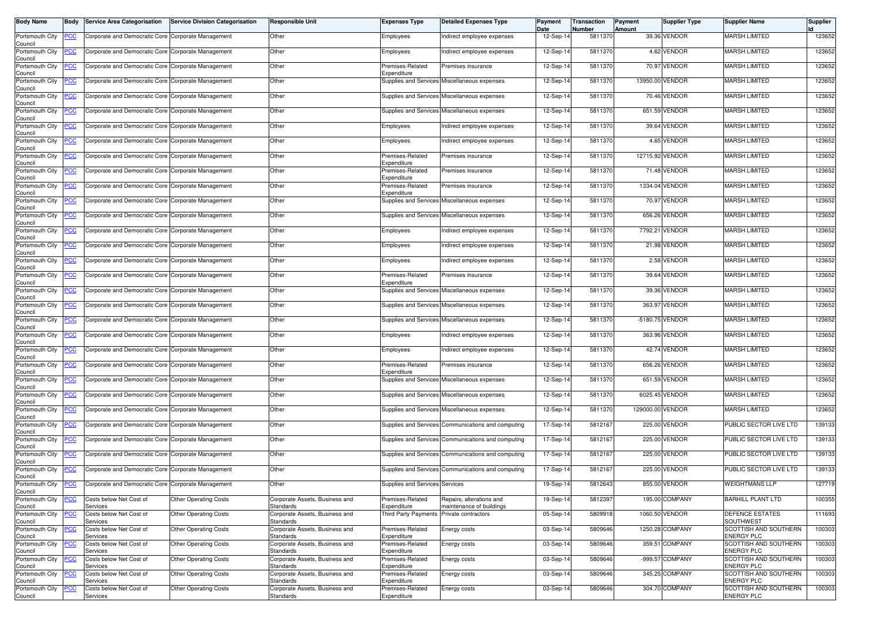| Body Name | Body | Service Area Categorisation | Service Division Categorisation | Responsible Unit | Expenses Type | Detailed Expenses Type | Payment Date | Transaction Number | Payment Amount | Supplier Type | Supplier Name | Supplier Id |
|---|---|---|---|---|---|---|---|---|---|---|---|---|
| Portsmouth City Council | PCC | Corporate and Democratic Core | Corporate Management | Other | Employees | Indirect employee expenses | 12-Sep-14 | 5811370 | 39.36 | VENDOR | MARSH LIMITED | 123652 |
| Portsmouth City Council | PCC | Corporate and Democratic Core | Corporate Management | Other | Employees | Indirect employee expenses | 12-Sep-14 | 5811370 | 4.62 | VENDOR | MARSH LIMITED | 123652 |
| Portsmouth City Council | PCC | Corporate and Democratic Core | Corporate Management | Other | Premises-Related Expenditure | Premises insurance | 12-Sep-14 | 5811370 | 70.97 | VENDOR | MARSH LIMITED | 123652 |
| Portsmouth City Council | PCC | Corporate and Democratic Core | Corporate Management | Other | Supplies and Services | Miscellaneous expenses | 12-Sep-14 | 5811370 | 13950.00 | VENDOR | MARSH LIMITED | 123652 |
| Portsmouth City Council | PCC | Corporate and Democratic Core | Corporate Management | Other | Supplies and Services | Miscellaneous expenses | 12-Sep-14 | 5811370 | 70.46 | VENDOR | MARSH LIMITED | 123652 |
| Portsmouth City Council | PCC | Corporate and Democratic Core | Corporate Management | Other | Supplies and Services | Miscellaneous expenses | 12-Sep-14 | 5811370 | 651.59 | VENDOR | MARSH LIMITED | 123652 |
| Portsmouth City Council | PCC | Corporate and Democratic Core | Corporate Management | Other | Employees | Indirect employee expenses | 12-Sep-14 | 5811370 | 39.64 | VENDOR | MARSH LIMITED | 123652 |
| Portsmouth City Council | PCC | Corporate and Democratic Core | Corporate Management | Other | Employees | Indirect employee expenses | 12-Sep-14 | 5811370 | 4.65 | VENDOR | MARSH LIMITED | 123652 |
| Portsmouth City Council | PCC | Corporate and Democratic Core | Corporate Management | Other | Premises-Related Expenditure | Premises insurance | 12-Sep-14 | 5811370 | 12715.92 | VENDOR | MARSH LIMITED | 123652 |
| Portsmouth City Council | PCC | Corporate and Democratic Core | Corporate Management | Other | Premises-Related Expenditure | Premises insurance | 12-Sep-14 | 5811370 | 71.48 | VENDOR | MARSH LIMITED | 123652 |
| Portsmouth City Council | PCC | Corporate and Democratic Core | Corporate Management | Other | Premises-Related Expenditure | Premises insurance | 12-Sep-14 | 5811370 | 1334.04 | VENDOR | MARSH LIMITED | 123652 |
| Portsmouth City Council | PCC | Corporate and Democratic Core | Corporate Management | Other | Supplies and Services | Miscellaneous expenses | 12-Sep-14 | 5811370 | 70.97 | VENDOR | MARSH LIMITED | 123652 |
| Portsmouth City Council | PCC | Corporate and Democratic Core | Corporate Management | Other | Supplies and Services | Miscellaneous expenses | 12-Sep-14 | 5811370 | 656.26 | VENDOR | MARSH LIMITED | 123652 |
| Portsmouth City Council | PCC | Corporate and Democratic Core | Corporate Management | Other | Employees | Indirect employee expenses | 12-Sep-14 | 5811370 | 7792.21 | VENDOR | MARSH LIMITED | 123652 |
| Portsmouth City Council | PCC | Corporate and Democratic Core | Corporate Management | Other | Employees | Indirect employee expenses | 12-Sep-14 | 5811370 | 21.98 | VENDOR | MARSH LIMITED | 123652 |
| Portsmouth City Council | PCC | Corporate and Democratic Core | Corporate Management | Other | Employees | Indirect employee expenses | 12-Sep-14 | 5811370 | 2.58 | VENDOR | MARSH LIMITED | 123652 |
| Portsmouth City Council | PCC | Corporate and Democratic Core | Corporate Management | Other | Premises-Related Expenditure | Premises insurance | 12-Sep-14 | 5811370 | 39.64 | VENDOR | MARSH LIMITED | 123652 |
| Portsmouth City Council | PCC | Corporate and Democratic Core | Corporate Management | Other | Supplies and Services | Miscellaneous expenses | 12-Sep-14 | 5811370 | 39.36 | VENDOR | MARSH LIMITED | 123652 |
| Portsmouth City Council | PCC | Corporate and Democratic Core | Corporate Management | Other | Supplies and Services | Miscellaneous expenses | 12-Sep-14 | 5811370 | 363.97 | VENDOR | MARSH LIMITED | 123652 |
| Portsmouth City Council | PCC | Corporate and Democratic Core | Corporate Management | Other | Supplies and Services | Miscellaneous expenses | 12-Sep-14 | 5811370 | -5180.75 | VENDOR | MARSH LIMITED | 123652 |
| Portsmouth City Council | PCC | Corporate and Democratic Core | Corporate Management | Other | Employees | Indirect employee expenses | 12-Sep-14 | 5811370 | 363.96 | VENDOR | MARSH LIMITED | 123652 |
| Portsmouth City Council | PCC | Corporate and Democratic Core | Corporate Management | Other | Employees | Indirect employee expenses | 12-Sep-14 | 5811370 | 42.74 | VENDOR | MARSH LIMITED | 123652 |
| Portsmouth City Council | PCC | Corporate and Democratic Core | Corporate Management | Other | Premises-Related Expenditure | Premises insurance | 12-Sep-14 | 5811370 | 656.26 | VENDOR | MARSH LIMITED | 123652 |
| Portsmouth City Council | PCC | Corporate and Democratic Core | Corporate Management | Other | Supplies and Services | Miscellaneous expenses | 12-Sep-14 | 5811370 | 651.59 | VENDOR | MARSH LIMITED | 123652 |
| Portsmouth City Council | PCC | Corporate and Democratic Core | Corporate Management | Other | Supplies and Services | Miscellaneous expenses | 12-Sep-14 | 5811370 | 6025.45 | VENDOR | MARSH LIMITED | 123652 |
| Portsmouth City Council | PCC | Corporate and Democratic Core | Corporate Management | Other | Supplies and Services | Miscellaneous expenses | 12-Sep-14 | 5811370 | 129000.00 | VENDOR | MARSH LIMITED | 123652 |
| Portsmouth City Council | PCC | Corporate and Democratic Core | Corporate Management | Other | Supplies and Services | Communications and computing | 17-Sep-14 | 5812167 | 225.00 | VENDOR | PUBLIC SECTOR LIVE LTD | 139133 |
| Portsmouth City Council | PCC | Corporate and Democratic Core | Corporate Management | Other | Supplies and Services | Communications and computing | 17-Sep-14 | 5812167 | 225.00 | VENDOR | PUBLIC SECTOR LIVE LTD | 139133 |
| Portsmouth City Council | PCC | Corporate and Democratic Core | Corporate Management | Other | Supplies and Services | Communications and computing | 17-Sep-14 | 5812167 | 225.00 | VENDOR | PUBLIC SECTOR LIVE LTD | 139133 |
| Portsmouth City Council | PCC | Corporate and Democratic Core | Corporate Management | Other | Supplies and Services | Communications and computing | 17-Sep-14 | 5812167 | 225.00 | VENDOR | PUBLIC SECTOR LIVE LTD | 139133 |
| Portsmouth City Council | PCC | Corporate and Democratic Core | Corporate Management | Other | Supplies and Services | Services | 19-Sep-14 | 5812643 | 855.00 | VENDOR | WEIGHTMANS LLP | 127719 |
| Portsmouth City Council | PCC | Costs below Net Cost of Services | Other Operating Costs | Corporate Assets, Business and Standards | Premises-Related Expenditure | Repairs, alterations and maintenance of buildings | 19-Sep-14 | 5812397 | 195.00 | COMPANY | BARHILL PLANT LTD | 100355 |
| Portsmouth City Council | PCC | Costs below Net Cost of Services | Other Operating Costs | Corporate Assets, Business and Standards | Third Party Payments | Private contractors | 05-Sep-14 | 5809918 | 1060.50 | VENDOR | DEFENCE ESTATES SOUTHWEST | 111693 |
| Portsmouth City Council | PCC | Costs below Net Cost of Services | Other Operating Costs | Corporate Assets, Business and Standards | Premises-Related Expenditure | Energy costs | 03-Sep-14 | 5809646 | 1250.28 | COMPANY | SCOTTISH AND SOUTHERN ENERGY PLC | 100303 |
| Portsmouth City Council | PCC | Costs below Net Cost of Services | Other Operating Costs | Corporate Assets, Business and Standards | Premises-Related Expenditure | Energy costs | 03-Sep-14 | 5809646 | 359.51 | COMPANY | SCOTTISH AND SOUTHERN ENERGY PLC | 100303 |
| Portsmouth City Council | PCC | Costs below Net Cost of Services | Other Operating Costs | Corporate Assets, Business and Standards | Premises-Related Expenditure | Energy costs | 03-Sep-14 | 5809646 | -999.57 | COMPANY | SCOTTISH AND SOUTHERN ENERGY PLC | 100303 |
| Portsmouth City Council | PCC | Costs below Net Cost of Services | Other Operating Costs | Corporate Assets, Business and Standards | Premises-Related Expenditure | Energy costs | 03-Sep-14 | 5809646 | 345.25 | COMPANY | SCOTTISH AND SOUTHERN ENERGY PLC | 100303 |
| Portsmouth City Council | PCC | Costs below Net Cost of Services | Other Operating Costs | Corporate Assets, Business and Standards | Premises-Related Expenditure | Energy costs | 03-Sep-14 | 5809646 | 304.70 | COMPANY | SCOTTISH AND SOUTHERN ENERGY PLC | 100303 |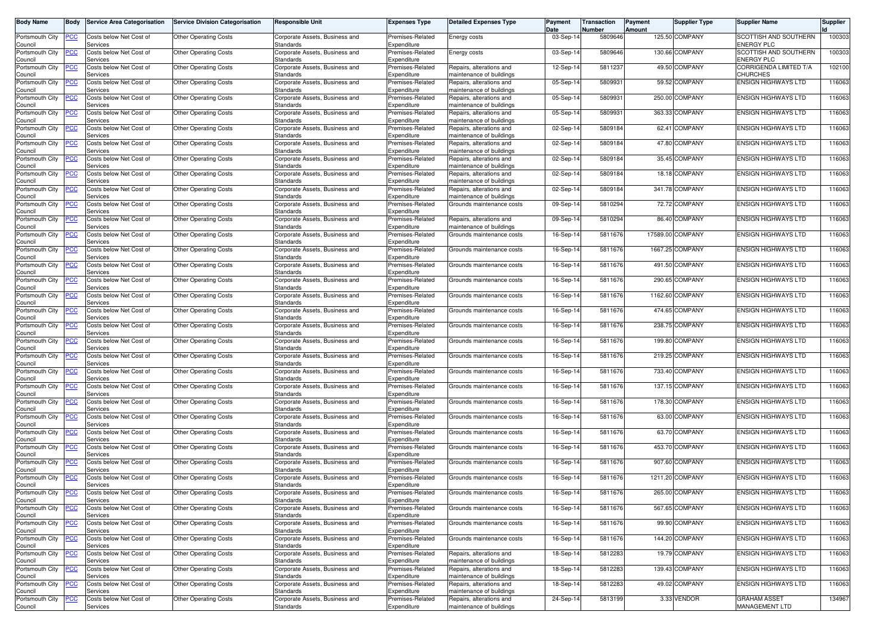| Body Name | Body | Service Area Categorisation | Service Division Categorisation | Responsible Unit | Expenses Type | Detailed Expenses Type | Payment Date | Transaction Number | Payment Amount | Supplier Type | Supplier Name | Supplier Id |
|---|---|---|---|---|---|---|---|---|---|---|---|---|
| Portsmouth City Council | PCC | Costs below Net Cost of Services | Other Operating Costs | Corporate Assets, Business and Standards | Premises-Related Expenditure | Energy costs | 03-Sep-14 | 5809646 | 125.50 | COMPANY | SCOTTISH AND SOUTHERN ENERGY PLC | 100303 |
| Portsmouth City Council | PCC | Costs below Net Cost of Services | Other Operating Costs | Corporate Assets, Business and Standards | Premises-Related Expenditure | Energy costs | 03-Sep-14 | 5809646 | 130.66 | COMPANY | SCOTTISH AND SOUTHERN ENERGY PLC | 100303 |
| Portsmouth City Council | PCC | Costs below Net Cost of Services | Other Operating Costs | Corporate Assets, Business and Standards | Premises-Related Expenditure | Repairs, alterations and maintenance of buildings | 12-Sep-14 | 5811237 | 49.50 | COMPANY | CORRIGENDA LIMITED T/A CHURCHES | 102100 |
| Portsmouth City Council | PCC | Costs below Net Cost of Services | Other Operating Costs | Corporate Assets, Business and Standards | Premises-Related Expenditure | Repairs, alterations and maintenance of buildings | 05-Sep-14 | 5809931 | 59.52 | COMPANY | ENSIGN HIGHWAYS LTD | 116063 |
| Portsmouth City Council | PCC | Costs below Net Cost of Services | Other Operating Costs | Corporate Assets, Business and Standards | Premises-Related Expenditure | Repairs, alterations and maintenance of buildings | 05-Sep-14 | 5809931 | 250.00 | COMPANY | ENSIGN HIGHWAYS LTD | 116063 |
| Portsmouth City Council | PCC | Costs below Net Cost of Services | Other Operating Costs | Corporate Assets, Business and Standards | Premises-Related Expenditure | Repairs, alterations and maintenance of buildings | 05-Sep-14 | 5809931 | 363.33 | COMPANY | ENSIGN HIGHWAYS LTD | 116063 |
| Portsmouth City Council | PCC | Costs below Net Cost of Services | Other Operating Costs | Corporate Assets, Business and Standards | Premises-Related Expenditure | Repairs, alterations and maintenance of buildings | 02-Sep-14 | 5809184 | 62.41 | COMPANY | ENSIGN HIGHWAYS LTD | 116063 |
| Portsmouth City Council | PCC | Costs below Net Cost of Services | Other Operating Costs | Corporate Assets, Business and Standards | Premises-Related Expenditure | Repairs, alterations and maintenance of buildings | 02-Sep-14 | 5809184 | 47.80 | COMPANY | ENSIGN HIGHWAYS LTD | 116063 |
| Portsmouth City Council | PCC | Costs below Net Cost of Services | Other Operating Costs | Corporate Assets, Business and Standards | Premises-Related Expenditure | Repairs, alterations and maintenance of buildings | 02-Sep-14 | 5809184 | 35.45 | COMPANY | ENSIGN HIGHWAYS LTD | 116063 |
| Portsmouth City Council | PCC | Costs below Net Cost of Services | Other Operating Costs | Corporate Assets, Business and Standards | Premises-Related Expenditure | Repairs, alterations and maintenance of buildings | 02-Sep-14 | 5809184 | 18.18 | COMPANY | ENSIGN HIGHWAYS LTD | 116063 |
| Portsmouth City Council | PCC | Costs below Net Cost of Services | Other Operating Costs | Corporate Assets, Business and Standards | Premises-Related Expenditure | Repairs, alterations and maintenance of buildings | 02-Sep-14 | 5809184 | 341.78 | COMPANY | ENSIGN HIGHWAYS LTD | 116063 |
| Portsmouth City Council | PCC | Costs below Net Cost of Services | Other Operating Costs | Corporate Assets, Business and Standards | Premises-Related Expenditure | Grounds maintenance costs | 09-Sep-14 | 5810294 | 72.72 | COMPANY | ENSIGN HIGHWAYS LTD | 116063 |
| Portsmouth City Council | PCC | Costs below Net Cost of Services | Other Operating Costs | Corporate Assets, Business and Standards | Premises-Related Expenditure | Repairs, alterations and maintenance of buildings | 09-Sep-14 | 5810294 | 86.40 | COMPANY | ENSIGN HIGHWAYS LTD | 116063 |
| Portsmouth City Council | PCC | Costs below Net Cost of Services | Other Operating Costs | Corporate Assets, Business and Standards | Premises-Related Expenditure | Grounds maintenance costs | 16-Sep-14 | 5811676 | 17589.00 | COMPANY | ENSIGN HIGHWAYS LTD | 116063 |
| Portsmouth City Council | PCC | Costs below Net Cost of Services | Other Operating Costs | Corporate Assets, Business and Standards | Premises-Related Expenditure | Grounds maintenance costs | 16-Sep-14 | 5811676 | 1667.25 | COMPANY | ENSIGN HIGHWAYS LTD | 116063 |
| Portsmouth City Council | PCC | Costs below Net Cost of Services | Other Operating Costs | Corporate Assets, Business and Standards | Premises-Related Expenditure | Grounds maintenance costs | 16-Sep-14 | 5811676 | 491.50 | COMPANY | ENSIGN HIGHWAYS LTD | 116063 |
| Portsmouth City Council | PCC | Costs below Net Cost of Services | Other Operating Costs | Corporate Assets, Business and Standards | Premises-Related Expenditure | Grounds maintenance costs | 16-Sep-14 | 5811676 | 290.65 | COMPANY | ENSIGN HIGHWAYS LTD | 116063 |
| Portsmouth City Council | PCC | Costs below Net Cost of Services | Other Operating Costs | Corporate Assets, Business and Standards | Premises-Related Expenditure | Grounds maintenance costs | 16-Sep-14 | 5811676 | 1162.60 | COMPANY | ENSIGN HIGHWAYS LTD | 116063 |
| Portsmouth City Council | PCC | Costs below Net Cost of Services | Other Operating Costs | Corporate Assets, Business and Standards | Premises-Related Expenditure | Grounds maintenance costs | 16-Sep-14 | 5811676 | 474.65 | COMPANY | ENSIGN HIGHWAYS LTD | 116063 |
| Portsmouth City Council | PCC | Costs below Net Cost of Services | Other Operating Costs | Corporate Assets, Business and Standards | Premises-Related Expenditure | Grounds maintenance costs | 16-Sep-14 | 5811676 | 238.75 | COMPANY | ENSIGN HIGHWAYS LTD | 116063 |
| Portsmouth City Council | PCC | Costs below Net Cost of Services | Other Operating Costs | Corporate Assets, Business and Standards | Premises-Related Expenditure | Grounds maintenance costs | 16-Sep-14 | 5811676 | 199.80 | COMPANY | ENSIGN HIGHWAYS LTD | 116063 |
| Portsmouth City Council | PCC | Costs below Net Cost of Services | Other Operating Costs | Corporate Assets, Business and Standards | Premises-Related Expenditure | Grounds maintenance costs | 16-Sep-14 | 5811676 | 219.25 | COMPANY | ENSIGN HIGHWAYS LTD | 116063 |
| Portsmouth City Council | PCC | Costs below Net Cost of Services | Other Operating Costs | Corporate Assets, Business and Standards | Premises-Related Expenditure | Grounds maintenance costs | 16-Sep-14 | 5811676 | 733.40 | COMPANY | ENSIGN HIGHWAYS LTD | 116063 |
| Portsmouth City Council | PCC | Costs below Net Cost of Services | Other Operating Costs | Corporate Assets, Business and Standards | Premises-Related Expenditure | Grounds maintenance costs | 16-Sep-14 | 5811676 | 137.15 | COMPANY | ENSIGN HIGHWAYS LTD | 116063 |
| Portsmouth City Council | PCC | Costs below Net Cost of Services | Other Operating Costs | Corporate Assets, Business and Standards | Premises-Related Expenditure | Grounds maintenance costs | 16-Sep-14 | 5811676 | 178.30 | COMPANY | ENSIGN HIGHWAYS LTD | 116063 |
| Portsmouth City Council | PCC | Costs below Net Cost of Services | Other Operating Costs | Corporate Assets, Business and Standards | Premises-Related Expenditure | Grounds maintenance costs | 16-Sep-14 | 5811676 | 63.00 | COMPANY | ENSIGN HIGHWAYS LTD | 116063 |
| Portsmouth City Council | PCC | Costs below Net Cost of Services | Other Operating Costs | Corporate Assets, Business and Standards | Premises-Related Expenditure | Grounds maintenance costs | 16-Sep-14 | 5811676 | 63.70 | COMPANY | ENSIGN HIGHWAYS LTD | 116063 |
| Portsmouth City Council | PCC | Costs below Net Cost of Services | Other Operating Costs | Corporate Assets, Business and Standards | Premises-Related Expenditure | Grounds maintenance costs | 16-Sep-14 | 5811676 | 453.70 | COMPANY | ENSIGN HIGHWAYS LTD | 116063 |
| Portsmouth City Council | PCC | Costs below Net Cost of Services | Other Operating Costs | Corporate Assets, Business and Standards | Premises-Related Expenditure | Grounds maintenance costs | 16-Sep-14 | 5811676 | 907.60 | COMPANY | ENSIGN HIGHWAYS LTD | 116063 |
| Portsmouth City Council | PCC | Costs below Net Cost of Services | Other Operating Costs | Corporate Assets, Business and Standards | Premises-Related Expenditure | Grounds maintenance costs | 16-Sep-14 | 5811676 | 1211.20 | COMPANY | ENSIGN HIGHWAYS LTD | 116063 |
| Portsmouth City Council | PCC | Costs below Net Cost of Services | Other Operating Costs | Corporate Assets, Business and Standards | Premises-Related Expenditure | Grounds maintenance costs | 16-Sep-14 | 5811676 | 265.00 | COMPANY | ENSIGN HIGHWAYS LTD | 116063 |
| Portsmouth City Council | PCC | Costs below Net Cost of Services | Other Operating Costs | Corporate Assets, Business and Standards | Premises-Related Expenditure | Grounds maintenance costs | 16-Sep-14 | 5811676 | 567.65 | COMPANY | ENSIGN HIGHWAYS LTD | 116063 |
| Portsmouth City Council | PCC | Costs below Net Cost of Services | Other Operating Costs | Corporate Assets, Business and Standards | Premises-Related Expenditure | Grounds maintenance costs | 16-Sep-14 | 5811676 | 99.90 | COMPANY | ENSIGN HIGHWAYS LTD | 116063 |
| Portsmouth City Council | PCC | Costs below Net Cost of Services | Other Operating Costs | Corporate Assets, Business and Standards | Premises-Related Expenditure | Grounds maintenance costs | 16-Sep-14 | 5811676 | 144.20 | COMPANY | ENSIGN HIGHWAYS LTD | 116063 |
| Portsmouth City Council | PCC | Costs below Net Cost of Services | Other Operating Costs | Corporate Assets, Business and Standards | Premises-Related Expenditure | Repairs, alterations and maintenance of buildings | 18-Sep-14 | 5812283 | 19.79 | COMPANY | ENSIGN HIGHWAYS LTD | 116063 |
| Portsmouth City Council | PCC | Costs below Net Cost of Services | Other Operating Costs | Corporate Assets, Business and Standards | Premises-Related Expenditure | Repairs, alterations and maintenance of buildings | 18-Sep-14 | 5812283 | 139.43 | COMPANY | ENSIGN HIGHWAYS LTD | 116063 |
| Portsmouth City Council | PCC | Costs below Net Cost of Services | Other Operating Costs | Corporate Assets, Business and Standards | Premises-Related Expenditure | Repairs, alterations and maintenance of buildings | 18-Sep-14 | 5812283 | 49.02 | COMPANY | ENSIGN HIGHWAYS LTD | 116063 |
| Portsmouth City Council | PCC | Costs below Net Cost of Services | Other Operating Costs | Corporate Assets, Business and Standards | Premises-Related Expenditure | Repairs, alterations and maintenance of buildings | 24-Sep-14 | 5813199 | 3.33 | VENDOR | GRAHAM ASSET MANAGEMENT LTD | 134967 |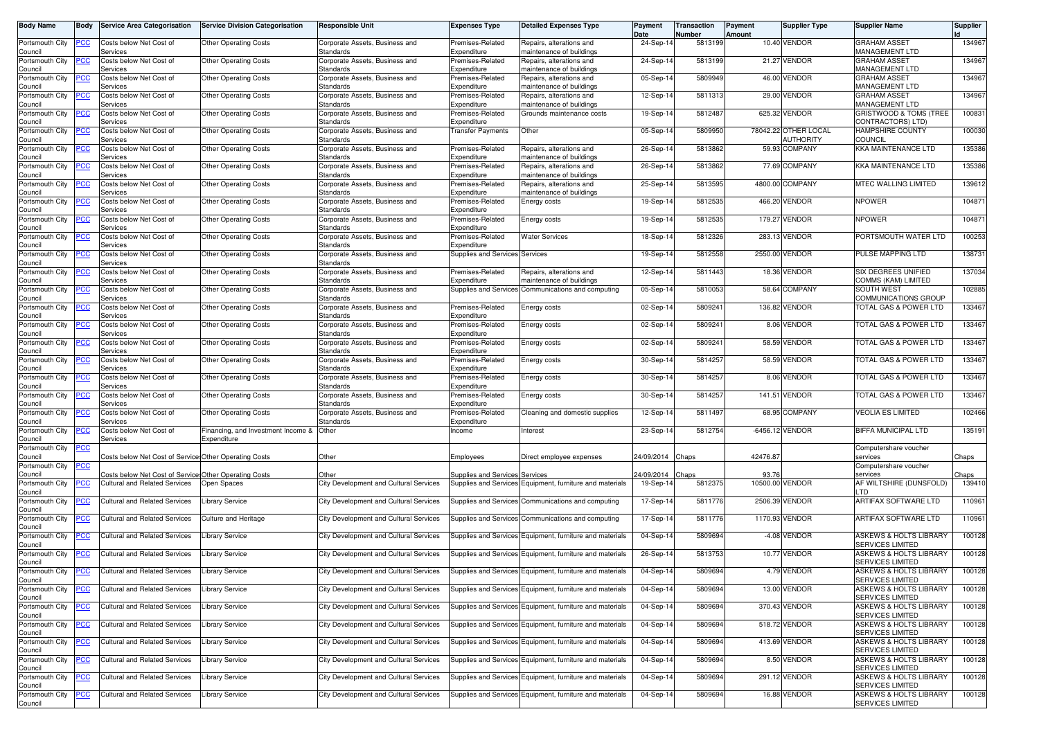| Body Name | Body | Service Area Categorisation | Service Division Categorisation | Responsible Unit | Expenses Type | Detailed Expenses Type | Payment Date | Transaction Number | Payment Amount | Supplier Type | Supplier Name | Supplier Id |
|---|---|---|---|---|---|---|---|---|---|---|---|---|
| Portsmouth City Council | PCC | Costs below Net Cost of Services | Other Operating Costs | Corporate Assets, Business and Standards | Premises-Related Expenditure | Repairs, alterations and maintenance of buildings | 24-Sep-14 | 5813199 | 10.40 | VENDOR | GRAHAM ASSET MANAGEMENT LTD | 134967 |
| Portsmouth City Council | PCC | Costs below Net Cost of Services | Other Operating Costs | Corporate Assets, Business and Standards | Premises-Related Expenditure | Repairs, alterations and maintenance of buildings | 24-Sep-14 | 5813199 | 21.27 | VENDOR | GRAHAM ASSET MANAGEMENT LTD | 134967 |
| Portsmouth City Council | PCC | Costs below Net Cost of Services | Other Operating Costs | Corporate Assets, Business and Standards | Premises-Related Expenditure | Repairs, alterations and maintenance of buildings | 05-Sep-14 | 5809949 | 46.00 | VENDOR | GRAHAM ASSET MANAGEMENT LTD | 134967 |
| Portsmouth City Council | PCC | Costs below Net Cost of Services | Other Operating Costs | Corporate Assets, Business and Standards | Premises-Related Expenditure | Repairs, alterations and maintenance of buildings | 12-Sep-14 | 5811313 | 29.00 | VENDOR | GRAHAM ASSET MANAGEMENT LTD | 134967 |
| Portsmouth City Council | PCC | Costs below Net Cost of Services | Other Operating Costs | Corporate Assets, Business and Standards | Premises-Related Expenditure | Grounds maintenance costs | 19-Sep-14 | 5812487 | 625.32 | VENDOR | GRISTWOOD & TOMS (TREE CONTRACTORS) LTD) | 100831 |
| Portsmouth City Council | PCC | Costs below Net Cost of Services | Other Operating Costs | Corporate Assets, Business and Standards | Transfer Payments | Other | 05-Sep-14 | 5809950 | 78042.22 | OTHER LOCAL AUTHORITY | HAMPSHIRE COUNTY COUNCIL | 100030 |
| Portsmouth City Council | PCC | Costs below Net Cost of Services | Other Operating Costs | Corporate Assets, Business and Standards | Premises-Related Expenditure | Repairs, alterations and maintenance of buildings | 26-Sep-14 | 5813862 | 59.93 | COMPANY | KKA MAINTENANCE LTD | 135386 |
| Portsmouth City Council | PCC | Costs below Net Cost of Services | Other Operating Costs | Corporate Assets, Business and Standards | Premises-Related Expenditure | Repairs, alterations and maintenance of buildings | 26-Sep-14 | 5813862 | 77.69 | COMPANY | KKA MAINTENANCE LTD | 135386 |
| Portsmouth City Council | PCC | Costs below Net Cost of Services | Other Operating Costs | Corporate Assets, Business and Standards | Premises-Related Expenditure | Repairs, alterations and maintenance of buildings | 25-Sep-14 | 5813595 | 4800.00 | COMPANY | MTEC WALLING LIMITED | 139612 |
| Portsmouth City Council | PCC | Costs below Net Cost of Services | Other Operating Costs | Corporate Assets, Business and Standards | Premises-Related Expenditure | Energy costs | 19-Sep-14 | 5812535 | 466.20 | VENDOR | NPOWER | 104871 |
| Portsmouth City Council | PCC | Costs below Net Cost of Services | Other Operating Costs | Corporate Assets, Business and Standards | Premises-Related Expenditure | Energy costs | 19-Sep-14 | 5812535 | 179.27 | VENDOR | NPOWER | 104871 |
| Portsmouth City Council | PCC | Costs below Net Cost of Services | Other Operating Costs | Corporate Assets, Business and Standards | Premises-Related Expenditure | Water Services | 18-Sep-14 | 5812326 | 283.13 | VENDOR | PORTSMOUTH WATER LTD | 100253 |
| Portsmouth City Council | PCC | Costs below Net Cost of Services | Other Operating Costs | Corporate Assets, Business and Standards | Supplies and Services | Services | 19-Sep-14 | 5812558 | 2550.00 | VENDOR | PULSE MAPPING LTD | 138731 |
| Portsmouth City Council | PCC | Costs below Net Cost of Services | Other Operating Costs | Corporate Assets, Business and Standards | Premises-Related Expenditure | Repairs, alterations and maintenance of buildings | 12-Sep-14 | 5811443 | 18.36 | VENDOR | SIX DEGREES UNIFIED COMMS (KAM) LIMITED | 137034 |
| Portsmouth City Council | PCC | Costs below Net Cost of Services | Other Operating Costs | Corporate Assets, Business and Standards | Supplies and Services | Communications and computing | 05-Sep-14 | 5810053 | 58.64 | COMPANY | SOUTH WEST COMMUNICATIONS GROUP | 102885 |
| Portsmouth City Council | PCC | Costs below Net Cost of Services | Other Operating Costs | Corporate Assets, Business and Standards | Premises-Related Expenditure | Energy costs | 02-Sep-14 | 5809241 | 136.82 | VENDOR | TOTAL GAS & POWER LTD | 133467 |
| Portsmouth City Council | PCC | Costs below Net Cost of Services | Other Operating Costs | Corporate Assets, Business and Standards | Premises-Related Expenditure | Energy costs | 02-Sep-14 | 5809241 | 8.06 | VENDOR | TOTAL GAS & POWER LTD | 133467 |
| Portsmouth City Council | PCC | Costs below Net Cost of Services | Other Operating Costs | Corporate Assets, Business and Standards | Premises-Related Expenditure | Energy costs | 02-Sep-14 | 5809241 | 58.59 | VENDOR | TOTAL GAS & POWER LTD | 133467 |
| Portsmouth City Council | PCC | Costs below Net Cost of Services | Other Operating Costs | Corporate Assets, Business and Standards | Premises-Related Expenditure | Energy costs | 30-Sep-14 | 5814257 | 58.59 | VENDOR | TOTAL GAS & POWER LTD | 133467 |
| Portsmouth City Council | PCC | Costs below Net Cost of Services | Other Operating Costs | Corporate Assets, Business and Standards | Premises-Related Expenditure | Energy costs | 30-Sep-14 | 5814257 | 8.06 | VENDOR | TOTAL GAS & POWER LTD | 133467 |
| Portsmouth City Council | PCC | Costs below Net Cost of Services | Other Operating Costs | Corporate Assets, Business and Standards | Premises-Related Expenditure | Energy costs | 30-Sep-14 | 5814257 | 141.51 | VENDOR | TOTAL GAS & POWER LTD | 133467 |
| Portsmouth City Council | PCC | Costs below Net Cost of Services | Other Operating Costs | Corporate Assets, Business and Standards | Premises-Related Expenditure | Cleaning and domestic supplies | 12-Sep-14 | 5811497 | 68.95 | COMPANY | VEOLIA ES LIMITED | 102466 |
| Portsmouth City Council | PCC | Costs below Net Cost of Services | Financing, and Investment Income & Expenditure | Other | Income | Interest | 23-Sep-14 | 5812754 | -6456.12 | VENDOR | BIFFA MUNICIPAL LTD | 135191 |
| Portsmouth City Council | PCC | Costs below Net Cost of Services | Other Operating Costs | Other | Employees | Direct employee expenses | 24/09/2014 | Chaps | 42476.87 | | Computershare voucher services | Chaps |
| Portsmouth City Council | PCC | Costs below Net Cost of Services | Other Operating Costs | Other | Supplies and Services | Services | 24/09/2014 | Chaps | 93.76 | | Computershare voucher services | Chaps |
| Portsmouth City Council | PCC | Cultural and Related Services | Open Spaces | City Development and Cultural Services | Supplies and Services | Equipment, furniture and materials | 19-Sep-14 | 5812375 | 10500.00 | VENDOR | AF WILTSHIRE (DUNSFOLD) LTD | 139410 |
| Portsmouth City Council | PCC | Cultural and Related Services | Library Service | City Development and Cultural Services | Supplies and Services | Communications and computing | 17-Sep-14 | 5811776 | 2506.39 | VENDOR | ARTIFAX SOFTWARE LTD | 110961 |
| Portsmouth City Council | PCC | Cultural and Related Services | Culture and Heritage | City Development and Cultural Services | Supplies and Services | Communications and computing | 17-Sep-14 | 5811776 | 1170.93 | VENDOR | ARTIFAX SOFTWARE LTD | 110961 |
| Portsmouth City Council | PCC | Cultural and Related Services | Library Service | City Development and Cultural Services | Supplies and Services | Equipment, furniture and materials | 04-Sep-14 | 5809694 | -4.08 | VENDOR | ASKEWS & HOLTS LIBRARY SERVICES LIMITED | 100128 |
| Portsmouth City Council | PCC | Cultural and Related Services | Library Service | City Development and Cultural Services | Supplies and Services | Equipment, furniture and materials | 26-Sep-14 | 5813753 | 10.77 | VENDOR | ASKEWS & HOLTS LIBRARY SERVICES LIMITED | 100128 |
| Portsmouth City Council | PCC | Cultural and Related Services | Library Service | City Development and Cultural Services | Supplies and Services | Equipment, furniture and materials | 04-Sep-14 | 5809694 | 4.79 | VENDOR | ASKEWS & HOLTS LIBRARY SERVICES LIMITED | 100128 |
| Portsmouth City Council | PCC | Cultural and Related Services | Library Service | City Development and Cultural Services | Supplies and Services | Equipment, furniture and materials | 04-Sep-14 | 5809694 | 13.00 | VENDOR | ASKEWS & HOLTS LIBRARY SERVICES LIMITED | 100128 |
| Portsmouth City Council | PCC | Cultural and Related Services | Library Service | City Development and Cultural Services | Supplies and Services | Equipment, furniture and materials | 04-Sep-14 | 5809694 | 370.43 | VENDOR | ASKEWS & HOLTS LIBRARY SERVICES LIMITED | 100128 |
| Portsmouth City Council | PCC | Cultural and Related Services | Library Service | City Development and Cultural Services | Supplies and Services | Equipment, furniture and materials | 04-Sep-14 | 5809694 | 518.72 | VENDOR | ASKEWS & HOLTS LIBRARY SERVICES LIMITED | 100128 |
| Portsmouth City Council | PCC | Cultural and Related Services | Library Service | City Development and Cultural Services | Supplies and Services | Equipment, furniture and materials | 04-Sep-14 | 5809694 | 413.69 | VENDOR | ASKEWS & HOLTS LIBRARY SERVICES LIMITED | 100128 |
| Portsmouth City Council | PCC | Cultural and Related Services | Library Service | City Development and Cultural Services | Supplies and Services | Equipment, furniture and materials | 04-Sep-14 | 5809694 | 8.50 | VENDOR | ASKEWS & HOLTS LIBRARY SERVICES LIMITED | 100128 |
| Portsmouth City Council | PCC | Cultural and Related Services | Library Service | City Development and Cultural Services | Supplies and Services | Equipment, furniture and materials | 04-Sep-14 | 5809694 | 291.12 | VENDOR | ASKEWS & HOLTS LIBRARY SERVICES LIMITED | 100128 |
| Portsmouth City Council | PCC | Cultural and Related Services | Library Service | City Development and Cultural Services | Supplies and Services | Equipment, furniture and materials | 04-Sep-14 | 5809694 | 16.88 | VENDOR | ASKEWS & HOLTS LIBRARY SERVICES LIMITED | 100128 |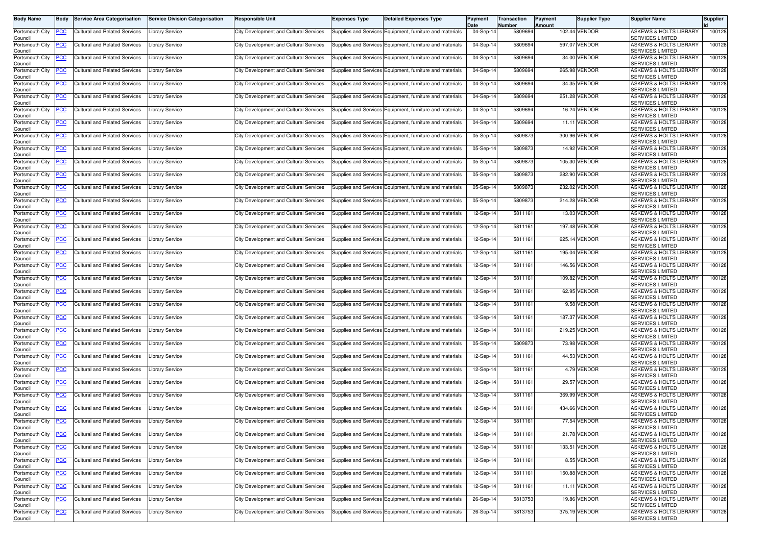| Body Name | Body | Service Area Categorisation | Service Division Categorisation | Responsible Unit | Expenses Type | Detailed Expenses Type | Payment Date | Transaction Number | Payment Amount | Supplier Type | Supplier Name | Supplier Id |
|---|---|---|---|---|---|---|---|---|---|---|---|---|
| Portsmouth City Council | PCC | Cultural and Related Services | Library Service | City Development and Cultural Services | Supplies and Services | Equipment, furniture and materials | 04-Sep-14 | 5809694 | 102.44 | VENDOR | ASKEWS & HOLTS LIBRARY SERVICES LIMITED | 100128 |
| Portsmouth City Council | PCC | Cultural and Related Services | Library Service | City Development and Cultural Services | Supplies and Services | Equipment, furniture and materials | 04-Sep-14 | 5809694 | 597.07 | VENDOR | ASKEWS & HOLTS LIBRARY SERVICES LIMITED | 100128 |
| Portsmouth City Council | PCC | Cultural and Related Services | Library Service | City Development and Cultural Services | Supplies and Services | Equipment, furniture and materials | 04-Sep-14 | 5809694 | 34.00 | VENDOR | ASKEWS & HOLTS LIBRARY SERVICES LIMITED | 100128 |
| Portsmouth City Council | PCC | Cultural and Related Services | Library Service | City Development and Cultural Services | Supplies and Services | Equipment, furniture and materials | 04-Sep-14 | 5809694 | 265.98 | VENDOR | ASKEWS & HOLTS LIBRARY SERVICES LIMITED | 100128 |
| Portsmouth City Council | PCC | Cultural and Related Services | Library Service | City Development and Cultural Services | Supplies and Services | Equipment, furniture and materials | 04-Sep-14 | 5809694 | 34.35 | VENDOR | ASKEWS & HOLTS LIBRARY SERVICES LIMITED | 100128 |
| Portsmouth City Council | PCC | Cultural and Related Services | Library Service | City Development and Cultural Services | Supplies and Services | Equipment, furniture and materials | 04-Sep-14 | 5809694 | 251.28 | VENDOR | ASKEWS & HOLTS LIBRARY SERVICES LIMITED | 100128 |
| Portsmouth City Council | PCC | Cultural and Related Services | Library Service | City Development and Cultural Services | Supplies and Services | Equipment, furniture and materials | 04-Sep-14 | 5809694 | 16.24 | VENDOR | ASKEWS & HOLTS LIBRARY SERVICES LIMITED | 100128 |
| Portsmouth City Council | PCC | Cultural and Related Services | Library Service | City Development and Cultural Services | Supplies and Services | Equipment, furniture and materials | 04-Sep-14 | 5809694 | 11.11 | VENDOR | ASKEWS & HOLTS LIBRARY SERVICES LIMITED | 100128 |
| Portsmouth City Council | PCC | Cultural and Related Services | Library Service | City Development and Cultural Services | Supplies and Services | Equipment, furniture and materials | 05-Sep-14 | 5809873 | 300.96 | VENDOR | ASKEWS & HOLTS LIBRARY SERVICES LIMITED | 100128 |
| Portsmouth City Council | PCC | Cultural and Related Services | Library Service | City Development and Cultural Services | Supplies and Services | Equipment, furniture and materials | 05-Sep-14 | 5809873 | 14.92 | VENDOR | ASKEWS & HOLTS LIBRARY SERVICES LIMITED | 100128 |
| Portsmouth City Council | PCC | Cultural and Related Services | Library Service | City Development and Cultural Services | Supplies and Services | Equipment, furniture and materials | 05-Sep-14 | 5809873 | 105.30 | VENDOR | ASKEWS & HOLTS LIBRARY SERVICES LIMITED | 100128 |
| Portsmouth City Council | PCC | Cultural and Related Services | Library Service | City Development and Cultural Services | Supplies and Services | Equipment, furniture and materials | 05-Sep-14 | 5809873 | 282.90 | VENDOR | ASKEWS & HOLTS LIBRARY SERVICES LIMITED | 100128 |
| Portsmouth City Council | PCC | Cultural and Related Services | Library Service | City Development and Cultural Services | Supplies and Services | Equipment, furniture and materials | 05-Sep-14 | 5809873 | 232.02 | VENDOR | ASKEWS & HOLTS LIBRARY SERVICES LIMITED | 100128 |
| Portsmouth City Council | PCC | Cultural and Related Services | Library Service | City Development and Cultural Services | Supplies and Services | Equipment, furniture and materials | 05-Sep-14 | 5809873 | 214.28 | VENDOR | ASKEWS & HOLTS LIBRARY SERVICES LIMITED | 100128 |
| Portsmouth City Council | PCC | Cultural and Related Services | Library Service | City Development and Cultural Services | Supplies and Services | Equipment, furniture and materials | 12-Sep-14 | 5811161 | 13.03 | VENDOR | ASKEWS & HOLTS LIBRARY SERVICES LIMITED | 100128 |
| Portsmouth City Council | PCC | Cultural and Related Services | Library Service | City Development and Cultural Services | Supplies and Services | Equipment, furniture and materials | 12-Sep-14 | 5811161 | 197.48 | VENDOR | ASKEWS & HOLTS LIBRARY SERVICES LIMITED | 100128 |
| Portsmouth City Council | PCC | Cultural and Related Services | Library Service | City Development and Cultural Services | Supplies and Services | Equipment, furniture and materials | 12-Sep-14 | 5811161 | 625.14 | VENDOR | ASKEWS & HOLTS LIBRARY SERVICES LIMITED | 100128 |
| Portsmouth City Council | PCC | Cultural and Related Services | Library Service | City Development and Cultural Services | Supplies and Services | Equipment, furniture and materials | 12-Sep-14 | 5811161 | 195.04 | VENDOR | ASKEWS & HOLTS LIBRARY SERVICES LIMITED | 100128 |
| Portsmouth City Council | PCC | Cultural and Related Services | Library Service | City Development and Cultural Services | Supplies and Services | Equipment, furniture and materials | 12-Sep-14 | 5811161 | 146.56 | VENDOR | ASKEWS & HOLTS LIBRARY SERVICES LIMITED | 100128 |
| Portsmouth City Council | PCC | Cultural and Related Services | Library Service | City Development and Cultural Services | Supplies and Services | Equipment, furniture and materials | 12-Sep-14 | 5811161 | 109.82 | VENDOR | ASKEWS & HOLTS LIBRARY SERVICES LIMITED | 100128 |
| Portsmouth City Council | PCC | Cultural and Related Services | Library Service | City Development and Cultural Services | Supplies and Services | Equipment, furniture and materials | 12-Sep-14 | 5811161 | 62.95 | VENDOR | ASKEWS & HOLTS LIBRARY SERVICES LIMITED | 100128 |
| Portsmouth City Council | PCC | Cultural and Related Services | Library Service | City Development and Cultural Services | Supplies and Services | Equipment, furniture and materials | 12-Sep-14 | 5811161 | 9.58 | VENDOR | ASKEWS & HOLTS LIBRARY SERVICES LIMITED | 100128 |
| Portsmouth City Council | PCC | Cultural and Related Services | Library Service | City Development and Cultural Services | Supplies and Services | Equipment, furniture and materials | 12-Sep-14 | 5811161 | 187.37 | VENDOR | ASKEWS & HOLTS LIBRARY SERVICES LIMITED | 100128 |
| Portsmouth City Council | PCC | Cultural and Related Services | Library Service | City Development and Cultural Services | Supplies and Services | Equipment, furniture and materials | 12-Sep-14 | 5811161 | 219.25 | VENDOR | ASKEWS & HOLTS LIBRARY SERVICES LIMITED | 100128 |
| Portsmouth City Council | PCC | Cultural and Related Services | Library Service | City Development and Cultural Services | Supplies and Services | Equipment, furniture and materials | 05-Sep-14 | 5809873 | 73.98 | VENDOR | ASKEWS & HOLTS LIBRARY SERVICES LIMITED | 100128 |
| Portsmouth City Council | PCC | Cultural and Related Services | Library Service | City Development and Cultural Services | Supplies and Services | Equipment, furniture and materials | 12-Sep-14 | 5811161 | 44.53 | VENDOR | ASKEWS & HOLTS LIBRARY SERVICES LIMITED | 100128 |
| Portsmouth City Council | PCC | Cultural and Related Services | Library Service | City Development and Cultural Services | Supplies and Services | Equipment, furniture and materials | 12-Sep-14 | 5811161 | 4.79 | VENDOR | ASKEWS & HOLTS LIBRARY SERVICES LIMITED | 100128 |
| Portsmouth City Council | PCC | Cultural and Related Services | Library Service | City Development and Cultural Services | Supplies and Services | Equipment, furniture and materials | 12-Sep-14 | 5811161 | 29.57 | VENDOR | ASKEWS & HOLTS LIBRARY SERVICES LIMITED | 100128 |
| Portsmouth City Council | PCC | Cultural and Related Services | Library Service | City Development and Cultural Services | Supplies and Services | Equipment, furniture and materials | 12-Sep-14 | 5811161 | 369.99 | VENDOR | ASKEWS & HOLTS LIBRARY SERVICES LIMITED | 100128 |
| Portsmouth City Council | PCC | Cultural and Related Services | Library Service | City Development and Cultural Services | Supplies and Services | Equipment, furniture and materials | 12-Sep-14 | 5811161 | 434.66 | VENDOR | ASKEWS & HOLTS LIBRARY SERVICES LIMITED | 100128 |
| Portsmouth City Council | PCC | Cultural and Related Services | Library Service | City Development and Cultural Services | Supplies and Services | Equipment, furniture and materials | 12-Sep-14 | 5811161 | 77.54 | VENDOR | ASKEWS & HOLTS LIBRARY SERVICES LIMITED | 100128 |
| Portsmouth City Council | PCC | Cultural and Related Services | Library Service | City Development and Cultural Services | Supplies and Services | Equipment, furniture and materials | 12-Sep-14 | 5811161 | 21.78 | VENDOR | ASKEWS & HOLTS LIBRARY SERVICES LIMITED | 100128 |
| Portsmouth City Council | PCC | Cultural and Related Services | Library Service | City Development and Cultural Services | Supplies and Services | Equipment, furniture and materials | 12-Sep-14 | 5811161 | 133.51 | VENDOR | ASKEWS & HOLTS LIBRARY SERVICES LIMITED | 100128 |
| Portsmouth City Council | PCC | Cultural and Related Services | Library Service | City Development and Cultural Services | Supplies and Services | Equipment, furniture and materials | 12-Sep-14 | 5811161 | 8.55 | VENDOR | ASKEWS & HOLTS LIBRARY SERVICES LIMITED | 100128 |
| Portsmouth City Council | PCC | Cultural and Related Services | Library Service | City Development and Cultural Services | Supplies and Services | Equipment, furniture and materials | 12-Sep-14 | 5811161 | 150.88 | VENDOR | ASKEWS & HOLTS LIBRARY SERVICES LIMITED | 100128 |
| Portsmouth City Council | PCC | Cultural and Related Services | Library Service | City Development and Cultural Services | Supplies and Services | Equipment, furniture and materials | 12-Sep-14 | 5811161 | 11.11 | VENDOR | ASKEWS & HOLTS LIBRARY SERVICES LIMITED | 100128 |
| Portsmouth City Council | PCC | Cultural and Related Services | Library Service | City Development and Cultural Services | Supplies and Services | Equipment, furniture and materials | 26-Sep-14 | 5813753 | 19.86 | VENDOR | ASKEWS & HOLTS LIBRARY SERVICES LIMITED | 100128 |
| Portsmouth City Council | PCC | Cultural and Related Services | Library Service | City Development and Cultural Services | Supplies and Services | Equipment, furniture and materials | 26-Sep-14 | 5813753 | 375.19 | VENDOR | ASKEWS & HOLTS LIBRARY SERVICES LIMITED | 100128 |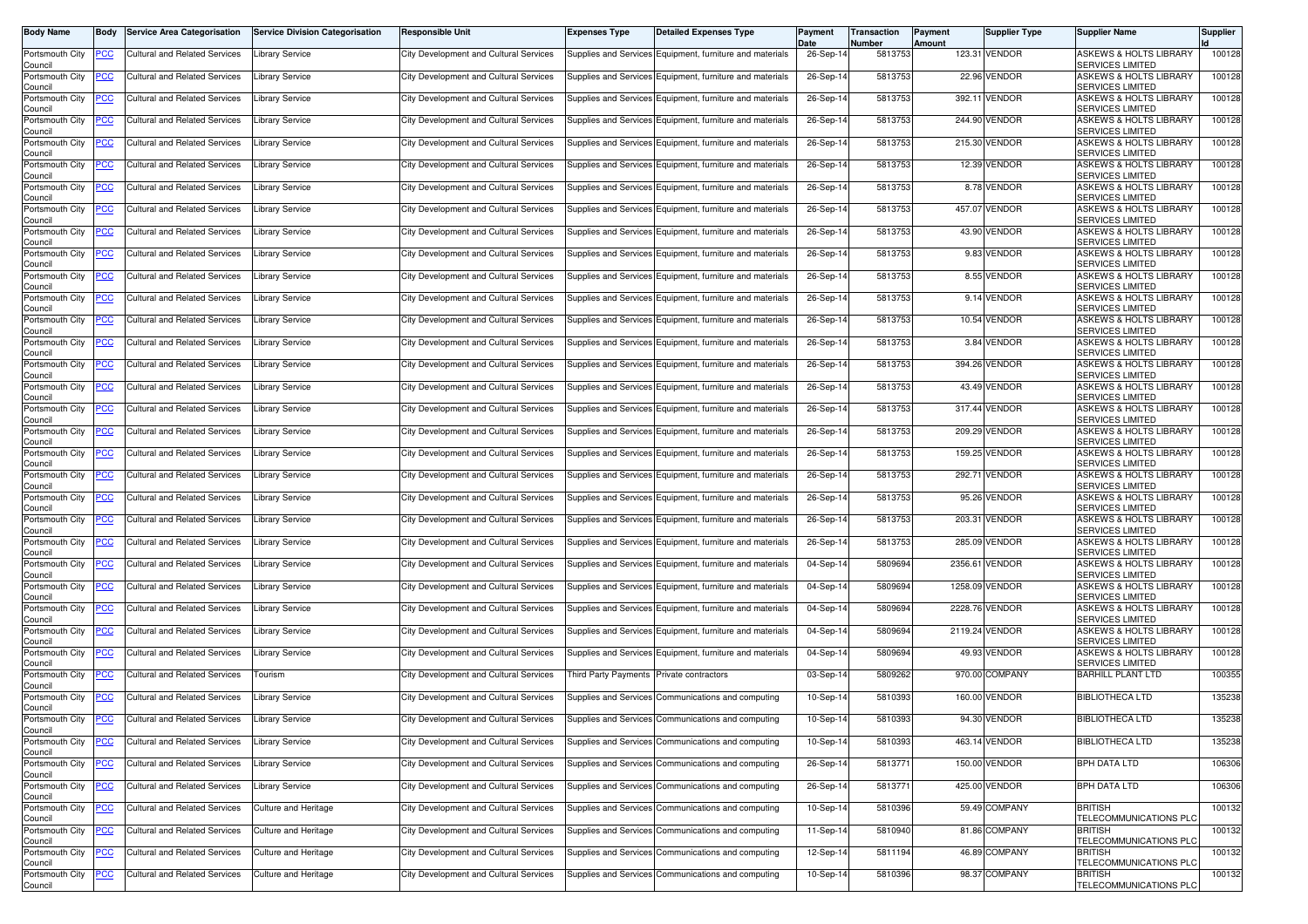| Body Name | Body | Service Area Categorisation | Service Division Categorisation | Responsible Unit | Expenses Type | Detailed Expenses Type | Payment Date | Transaction Number | Payment Amount | Supplier Type | Supplier Name | Supplier Id |
|---|---|---|---|---|---|---|---|---|---|---|---|---|
| Portsmouth City Council | PCC | Cultural and Related Services | Library Service | City Development and Cultural Services | Supplies and Services | Equipment, furniture and materials | 26-Sep-14 | 5813753 | 123.31 | VENDOR | ASKEWS & HOLTS LIBRARY SERVICES LIMITED | 100128 |
| Portsmouth City Council | PCC | Cultural and Related Services | Library Service | City Development and Cultural Services | Supplies and Services | Equipment, furniture and materials | 26-Sep-14 | 5813753 | 22.96 | VENDOR | ASKEWS & HOLTS LIBRARY SERVICES LIMITED | 100128 |
| Portsmouth City Council | PCC | Cultural and Related Services | Library Service | City Development and Cultural Services | Supplies and Services | Equipment, furniture and materials | 26-Sep-14 | 5813753 | 392.11 | VENDOR | ASKEWS & HOLTS LIBRARY SERVICES LIMITED | 100128 |
| Portsmouth City Council | PCC | Cultural and Related Services | Library Service | City Development and Cultural Services | Supplies and Services | Equipment, furniture and materials | 26-Sep-14 | 5813753 | 244.90 | VENDOR | ASKEWS & HOLTS LIBRARY SERVICES LIMITED | 100128 |
| Portsmouth City Council | PCC | Cultural and Related Services | Library Service | City Development and Cultural Services | Supplies and Services | Equipment, furniture and materials | 26-Sep-14 | 5813753 | 215.30 | VENDOR | ASKEWS & HOLTS LIBRARY SERVICES LIMITED | 100128 |
| Portsmouth City Council | PCC | Cultural and Related Services | Library Service | City Development and Cultural Services | Supplies and Services | Equipment, furniture and materials | 26-Sep-14 | 5813753 | 12.39 | VENDOR | ASKEWS & HOLTS LIBRARY SERVICES LIMITED | 100128 |
| Portsmouth City Council | PCC | Cultural and Related Services | Library Service | City Development and Cultural Services | Supplies and Services | Equipment, furniture and materials | 26-Sep-14 | 5813753 | 8.78 | VENDOR | ASKEWS & HOLTS LIBRARY SERVICES LIMITED | 100128 |
| Portsmouth City Council | PCC | Cultural and Related Services | Library Service | City Development and Cultural Services | Supplies and Services | Equipment, furniture and materials | 26-Sep-14 | 5813753 | 457.07 | VENDOR | ASKEWS & HOLTS LIBRARY SERVICES LIMITED | 100128 |
| Portsmouth City Council | PCC | Cultural and Related Services | Library Service | City Development and Cultural Services | Supplies and Services | Equipment, furniture and materials | 26-Sep-14 | 5813753 | 43.90 | VENDOR | ASKEWS & HOLTS LIBRARY SERVICES LIMITED | 100128 |
| Portsmouth City Council | PCC | Cultural and Related Services | Library Service | City Development and Cultural Services | Supplies and Services | Equipment, furniture and materials | 26-Sep-14 | 5813753 | 9.83 | VENDOR | ASKEWS & HOLTS LIBRARY SERVICES LIMITED | 100128 |
| Portsmouth City Council | PCC | Cultural and Related Services | Library Service | City Development and Cultural Services | Supplies and Services | Equipment, furniture and materials | 26-Sep-14 | 5813753 | 8.55 | VENDOR | ASKEWS & HOLTS LIBRARY SERVICES LIMITED | 100128 |
| Portsmouth City Council | PCC | Cultural and Related Services | Library Service | City Development and Cultural Services | Supplies and Services | Equipment, furniture and materials | 26-Sep-14 | 5813753 | 9.14 | VENDOR | ASKEWS & HOLTS LIBRARY SERVICES LIMITED | 100128 |
| Portsmouth City Council | PCC | Cultural and Related Services | Library Service | City Development and Cultural Services | Supplies and Services | Equipment, furniture and materials | 26-Sep-14 | 5813753 | 10.54 | VENDOR | ASKEWS & HOLTS LIBRARY SERVICES LIMITED | 100128 |
| Portsmouth City Council | PCC | Cultural and Related Services | Library Service | City Development and Cultural Services | Supplies and Services | Equipment, furniture and materials | 26-Sep-14 | 5813753 | 3.84 | VENDOR | ASKEWS & HOLTS LIBRARY SERVICES LIMITED | 100128 |
| Portsmouth City Council | PCC | Cultural and Related Services | Library Service | City Development and Cultural Services | Supplies and Services | Equipment, furniture and materials | 26-Sep-14 | 5813753 | 394.26 | VENDOR | ASKEWS & HOLTS LIBRARY SERVICES LIMITED | 100128 |
| Portsmouth City Council | PCC | Cultural and Related Services | Library Service | City Development and Cultural Services | Supplies and Services | Equipment, furniture and materials | 26-Sep-14 | 5813753 | 43.49 | VENDOR | ASKEWS & HOLTS LIBRARY SERVICES LIMITED | 100128 |
| Portsmouth City Council | PCC | Cultural and Related Services | Library Service | City Development and Cultural Services | Supplies and Services | Equipment, furniture and materials | 26-Sep-14 | 5813753 | 317.44 | VENDOR | ASKEWS & HOLTS LIBRARY SERVICES LIMITED | 100128 |
| Portsmouth City Council | PCC | Cultural and Related Services | Library Service | City Development and Cultural Services | Supplies and Services | Equipment, furniture and materials | 26-Sep-14 | 5813753 | 209.29 | VENDOR | ASKEWS & HOLTS LIBRARY SERVICES LIMITED | 100128 |
| Portsmouth City Council | PCC | Cultural and Related Services | Library Service | City Development and Cultural Services | Supplies and Services | Equipment, furniture and materials | 26-Sep-14 | 5813753 | 159.25 | VENDOR | ASKEWS & HOLTS LIBRARY SERVICES LIMITED | 100128 |
| Portsmouth City Council | PCC | Cultural and Related Services | Library Service | City Development and Cultural Services | Supplies and Services | Equipment, furniture and materials | 26-Sep-14 | 5813753 | 292.71 | VENDOR | ASKEWS & HOLTS LIBRARY SERVICES LIMITED | 100128 |
| Portsmouth City Council | PCC | Cultural and Related Services | Library Service | City Development and Cultural Services | Supplies and Services | Equipment, furniture and materials | 26-Sep-14 | 5813753 | 95.26 | VENDOR | ASKEWS & HOLTS LIBRARY SERVICES LIMITED | 100128 |
| Portsmouth City Council | PCC | Cultural and Related Services | Library Service | City Development and Cultural Services | Supplies and Services | Equipment, furniture and materials | 26-Sep-14 | 5813753 | 203.31 | VENDOR | ASKEWS & HOLTS LIBRARY SERVICES LIMITED | 100128 |
| Portsmouth City Council | PCC | Cultural and Related Services | Library Service | City Development and Cultural Services | Supplies and Services | Equipment, furniture and materials | 26-Sep-14 | 5813753 | 285.09 | VENDOR | ASKEWS & HOLTS LIBRARY SERVICES LIMITED | 100128 |
| Portsmouth City Council | PCC | Cultural and Related Services | Library Service | City Development and Cultural Services | Supplies and Services | Equipment, furniture and materials | 04-Sep-14 | 5809694 | 2356.61 | VENDOR | ASKEWS & HOLTS LIBRARY SERVICES LIMITED | 100128 |
| Portsmouth City Council | PCC | Cultural and Related Services | Library Service | City Development and Cultural Services | Supplies and Services | Equipment, furniture and materials | 04-Sep-14 | 5809694 | 1258.09 | VENDOR | ASKEWS & HOLTS LIBRARY SERVICES LIMITED | 100128 |
| Portsmouth City Council | PCC | Cultural and Related Services | Library Service | City Development and Cultural Services | Supplies and Services | Equipment, furniture and materials | 04-Sep-14 | 5809694 | 2228.76 | VENDOR | ASKEWS & HOLTS LIBRARY SERVICES LIMITED | 100128 |
| Portsmouth City Council | PCC | Cultural and Related Services | Library Service | City Development and Cultural Services | Supplies and Services | Equipment, furniture and materials | 04-Sep-14 | 5809694 | 2119.24 | VENDOR | ASKEWS & HOLTS LIBRARY SERVICES LIMITED | 100128 |
| Portsmouth City Council | PCC | Cultural and Related Services | Library Service | City Development and Cultural Services | Supplies and Services | Equipment, furniture and materials | 04-Sep-14 | 5809694 | 49.93 | VENDOR | ASKEWS & HOLTS LIBRARY SERVICES LIMITED | 100128 |
| Portsmouth City Council | PCC | Cultural and Related Services | Tourism | City Development and Cultural Services | Third Party Payments | Private contractors | 03-Sep-14 | 5809262 | 970.00 | COMPANY | BARHILL PLANT LTD | 100355 |
| Portsmouth City Council | PCC | Cultural and Related Services | Library Service | City Development and Cultural Services | Supplies and Services | Communications and computing | 10-Sep-14 | 5810393 | 160.00 | VENDOR | BIBLIOTHECA LTD | 135238 |
| Portsmouth City Council | PCC | Cultural and Related Services | Library Service | City Development and Cultural Services | Supplies and Services | Communications and computing | 10-Sep-14 | 5810393 | 94.30 | VENDOR | BIBLIOTHECA LTD | 135238 |
| Portsmouth City Council | PCC | Cultural and Related Services | Library Service | City Development and Cultural Services | Supplies and Services | Communications and computing | 10-Sep-14 | 5810393 | 463.14 | VENDOR | BIBLIOTHECA LTD | 135238 |
| Portsmouth City Council | PCC | Cultural and Related Services | Library Service | City Development and Cultural Services | Supplies and Services | Communications and computing | 26-Sep-14 | 5813771 | 150.00 | VENDOR | BPH DATA LTD | 106306 |
| Portsmouth City Council | PCC | Cultural and Related Services | Library Service | City Development and Cultural Services | Supplies and Services | Communications and computing | 26-Sep-14 | 5813771 | 425.00 | VENDOR | BPH DATA LTD | 106306 |
| Portsmouth City Council | PCC | Cultural and Related Services | Culture and Heritage | City Development and Cultural Services | Supplies and Services | Communications and computing | 10-Sep-14 | 5810396 | 59.49 | COMPANY | BRITISH TELECOMMUNICATIONS PLC | 100132 |
| Portsmouth City Council | PCC | Cultural and Related Services | Culture and Heritage | City Development and Cultural Services | Supplies and Services | Communications and computing | 11-Sep-14 | 5810940 | 81.86 | COMPANY | BRITISH TELECOMMUNICATIONS PLC | 100132 |
| Portsmouth City Council | PCC | Cultural and Related Services | Culture and Heritage | City Development and Cultural Services | Supplies and Services | Communications and computing | 12-Sep-14 | 5811194 | 46.89 | COMPANY | BRITISH TELECOMMUNICATIONS PLC | 100132 |
| Portsmouth City Council | PCC | Cultural and Related Services | Culture and Heritage | City Development and Cultural Services | Supplies and Services | Communications and computing | 10-Sep-14 | 5810396 | 98.37 | COMPANY | BRITISH TELECOMMUNICATIONS PLC | 100132 |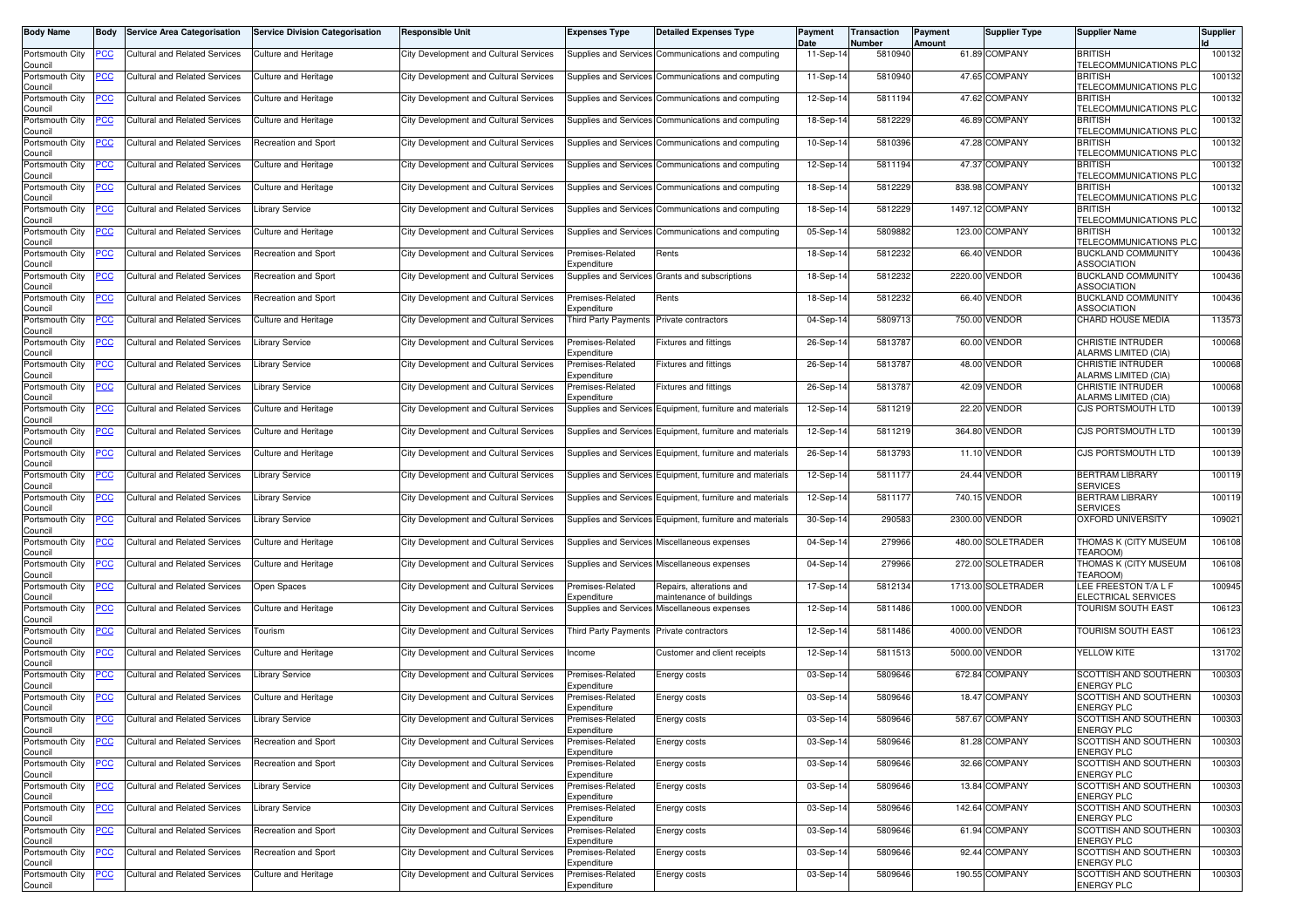| Body Name | Body | Service Area Categorisation | Service Division Categorisation | Responsible Unit | Expenses Type | Detailed Expenses Type | Payment Date | Transaction Number | Payment Amount | Supplier Type | Supplier Name | Supplier Id |
|---|---|---|---|---|---|---|---|---|---|---|---|---|
| Portsmouth City Council | PCC | Cultural and Related Services | Culture and Heritage | City Development and Cultural Services | Supplies and Services | Communications and computing | 11-Sep-14 | 5810940 | 61.89 | COMPANY | BRITISH TELECOMMUNICATIONS PLC | 100132 |
| Portsmouth City Council | PCC | Cultural and Related Services | Culture and Heritage | City Development and Cultural Services | Supplies and Services | Communications and computing | 11-Sep-14 | 5810940 | 47.65 | COMPANY | BRITISH TELECOMMUNICATIONS PLC | 100132 |
| Portsmouth City Council | PCC | Cultural and Related Services | Culture and Heritage | City Development and Cultural Services | Supplies and Services | Communications and computing | 12-Sep-14 | 5811194 | 47.62 | COMPANY | BRITISH TELECOMMUNICATIONS PLC | 100132 |
| Portsmouth City Council | PCC | Cultural and Related Services | Culture and Heritage | City Development and Cultural Services | Supplies and Services | Communications and computing | 18-Sep-14 | 5812229 | 46.89 | COMPANY | BRITISH TELECOMMUNICATIONS PLC | 100132 |
| Portsmouth City Council | PCC | Cultural and Related Services | Recreation and Sport | City Development and Cultural Services | Supplies and Services | Communications and computing | 10-Sep-14 | 5810396 | 47.28 | COMPANY | BRITISH TELECOMMUNICATIONS PLC | 100132 |
| Portsmouth City Council | PCC | Cultural and Related Services | Culture and Heritage | City Development and Cultural Services | Supplies and Services | Communications and computing | 12-Sep-14 | 5811194 | 47.37 | COMPANY | BRITISH TELECOMMUNICATIONS PLC | 100132 |
| Portsmouth City Council | PCC | Cultural and Related Services | Culture and Heritage | City Development and Cultural Services | Supplies and Services | Communications and computing | 18-Sep-14 | 5812229 | 838.98 | COMPANY | BRITISH TELECOMMUNICATIONS PLC | 100132 |
| Portsmouth City Council | PCC | Cultural and Related Services | Library Service | City Development and Cultural Services | Supplies and Services | Communications and computing | 18-Sep-14 | 5812229 | 1497.12 | COMPANY | BRITISH TELECOMMUNICATIONS PLC | 100132 |
| Portsmouth City Council | PCC | Cultural and Related Services | Culture and Heritage | City Development and Cultural Services | Supplies and Services | Communications and computing | 05-Sep-14 | 5809882 | 123.00 | COMPANY | BRITISH TELECOMMUNICATIONS PLC | 100132 |
| Portsmouth City Council | PCC | Cultural and Related Services | Recreation and Sport | City Development and Cultural Services | Premises-Related Expenditure | Rents | 18-Sep-14 | 5812232 | 66.40 | VENDOR | BUCKLAND COMMUNITY ASSOCIATION | 100436 |
| Portsmouth City Council | PCC | Cultural and Related Services | Recreation and Sport | City Development and Cultural Services | Supplies and Services | Grants and subscriptions | 18-Sep-14 | 5812232 | 2220.00 | VENDOR | BUCKLAND COMMUNITY ASSOCIATION | 100436 |
| Portsmouth City Council | PCC | Cultural and Related Services | Recreation and Sport | City Development and Cultural Services | Premises-Related Expenditure | Rents | 18-Sep-14 | 5812232 | 66.40 | VENDOR | BUCKLAND COMMUNITY ASSOCIATION | 100436 |
| Portsmouth City Council | PCC | Cultural and Related Services | Culture and Heritage | City Development and Cultural Services | Third Party Payments | Private contractors | 04-Sep-14 | 5809713 | 750.00 | VENDOR | CHARD HOUSE MEDIA | 113573 |
| Portsmouth City Council | PCC | Cultural and Related Services | Library Service | City Development and Cultural Services | Premises-Related Expenditure | Fixtures and fittings | 26-Sep-14 | 5813787 | 60.00 | VENDOR | CHRISTIE INTRUDER ALARMS LIMITED (CIA) | 100068 |
| Portsmouth City Council | PCC | Cultural and Related Services | Library Service | City Development and Cultural Services | Premises-Related Expenditure | Fixtures and fittings | 26-Sep-14 | 5813787 | 48.00 | VENDOR | CHRISTIE INTRUDER ALARMS LIMITED (CIA) | 100068 |
| Portsmouth City Council | PCC | Cultural and Related Services | Library Service | City Development and Cultural Services | Premises-Related Expenditure | Fixtures and fittings | 26-Sep-14 | 5813787 | 42.09 | VENDOR | CHRISTIE INTRUDER ALARMS LIMITED (CIA) | 100068 |
| Portsmouth City Council | PCC | Cultural and Related Services | Culture and Heritage | City Development and Cultural Services | Supplies and Services | Equipment, furniture and materials | 12-Sep-14 | 5811219 | 22.20 | VENDOR | CJS PORTSMOUTH LTD | 100139 |
| Portsmouth City Council | PCC | Cultural and Related Services | Culture and Heritage | City Development and Cultural Services | Supplies and Services | Equipment, furniture and materials | 12-Sep-14 | 5811219 | 364.80 | VENDOR | CJS PORTSMOUTH LTD | 100139 |
| Portsmouth City Council | PCC | Cultural and Related Services | Culture and Heritage | City Development and Cultural Services | Supplies and Services | Equipment, furniture and materials | 26-Sep-14 | 5813793 | 11.10 | VENDOR | CJS PORTSMOUTH LTD | 100139 |
| Portsmouth City Council | PCC | Cultural and Related Services | Library Service | City Development and Cultural Services | Supplies and Services | Equipment, furniture and materials | 12-Sep-14 | 5811177 | 24.44 | VENDOR | BERTRAM LIBRARY SERVICES | 100119 |
| Portsmouth City Council | PCC | Cultural and Related Services | Library Service | City Development and Cultural Services | Supplies and Services | Equipment, furniture and materials | 12-Sep-14 | 5811177 | 740.15 | VENDOR | BERTRAM LIBRARY SERVICES | 100119 |
| Portsmouth City Council | PCC | Cultural and Related Services | Library Service | City Development and Cultural Services | Supplies and Services | Equipment, furniture and materials | 30-Sep-14 | 290583 | 2300.00 | VENDOR | OXFORD UNIVERSITY | 109021 |
| Portsmouth City Council | PCC | Cultural and Related Services | Culture and Heritage | City Development and Cultural Services | Supplies and Services | Miscellaneous expenses | 04-Sep-14 | 279966 | 480.00 | SOLETRADER | THOMAS K (CITY MUSEUM TEAROOM) | 106108 |
| Portsmouth City Council | PCC | Cultural and Related Services | Culture and Heritage | City Development and Cultural Services | Supplies and Services | Miscellaneous expenses | 04-Sep-14 | 279966 | 272.00 | SOLETRADER | THOMAS K (CITY MUSEUM TEAROOM) | 106108 |
| Portsmouth City Council | PCC | Cultural and Related Services | Open Spaces | City Development and Cultural Services | Premises-Related Expenditure | Repairs, alterations and maintenance of buildings | 17-Sep-14 | 5812134 | 1713.00 | SOLETRADER | LEE FREESTON T/A L F ELECTRICAL SERVICES | 100945 |
| Portsmouth City Council | PCC | Cultural and Related Services | Culture and Heritage | City Development and Cultural Services | Supplies and Services | Miscellaneous expenses | 12-Sep-14 | 5811486 | 1000.00 | VENDOR | TOURISM SOUTH EAST | 106123 |
| Portsmouth City Council | PCC | Cultural and Related Services | Tourism | City Development and Cultural Services | Third Party Payments | Private contractors | 12-Sep-14 | 5811486 | 4000.00 | VENDOR | TOURISM SOUTH EAST | 106123 |
| Portsmouth City Council | PCC | Cultural and Related Services | Culture and Heritage | City Development and Cultural Services | Income | Customer and client receipts | 12-Sep-14 | 5811513 | 5000.00 | VENDOR | YELLOW KITE | 131702 |
| Portsmouth City Council | PCC | Cultural and Related Services | Library Service | City Development and Cultural Services | Premises-Related Expenditure | Energy costs | 03-Sep-14 | 5809646 | 672.84 | COMPANY | SCOTTISH AND SOUTHERN ENERGY PLC | 100303 |
| Portsmouth City Council | PCC | Cultural and Related Services | Culture and Heritage | City Development and Cultural Services | Premises-Related Expenditure | Energy costs | 03-Sep-14 | 5809646 | 18.47 | COMPANY | SCOTTISH AND SOUTHERN ENERGY PLC | 100303 |
| Portsmouth City Council | PCC | Cultural and Related Services | Library Service | City Development and Cultural Services | Premises-Related Expenditure | Energy costs | 03-Sep-14 | 5809646 | 587.67 | COMPANY | SCOTTISH AND SOUTHERN ENERGY PLC | 100303 |
| Portsmouth City Council | PCC | Cultural and Related Services | Recreation and Sport | City Development and Cultural Services | Premises-Related Expenditure | Energy costs | 03-Sep-14 | 5809646 | 81.28 | COMPANY | SCOTTISH AND SOUTHERN ENERGY PLC | 100303 |
| Portsmouth City Council | PCC | Cultural and Related Services | Recreation and Sport | City Development and Cultural Services | Premises-Related Expenditure | Energy costs | 03-Sep-14 | 5809646 | 32.66 | COMPANY | SCOTTISH AND SOUTHERN ENERGY PLC | 100303 |
| Portsmouth City Council | PCC | Cultural and Related Services | Library Service | City Development and Cultural Services | Premises-Related Expenditure | Energy costs | 03-Sep-14 | 5809646 | 13.84 | COMPANY | SCOTTISH AND SOUTHERN ENERGY PLC | 100303 |
| Portsmouth City Council | PCC | Cultural and Related Services | Library Service | City Development and Cultural Services | Premises-Related Expenditure | Energy costs | 03-Sep-14 | 5809646 | 142.64 | COMPANY | SCOTTISH AND SOUTHERN ENERGY PLC | 100303 |
| Portsmouth City Council | PCC | Cultural and Related Services | Recreation and Sport | City Development and Cultural Services | Premises-Related Expenditure | Energy costs | 03-Sep-14 | 5809646 | 61.94 | COMPANY | SCOTTISH AND SOUTHERN ENERGY PLC | 100303 |
| Portsmouth City Council | PCC | Cultural and Related Services | Recreation and Sport | City Development and Cultural Services | Premises-Related Expenditure | Energy costs | 03-Sep-14 | 5809646 | 92.44 | COMPANY | SCOTTISH AND SOUTHERN ENERGY PLC | 100303 |
| Portsmouth City Council | PCC | Cultural and Related Services | Culture and Heritage | City Development and Cultural Services | Premises-Related Expenditure | Energy costs | 03-Sep-14 | 5809646 | 190.55 | COMPANY | SCOTTISH AND SOUTHERN ENERGY PLC | 100303 |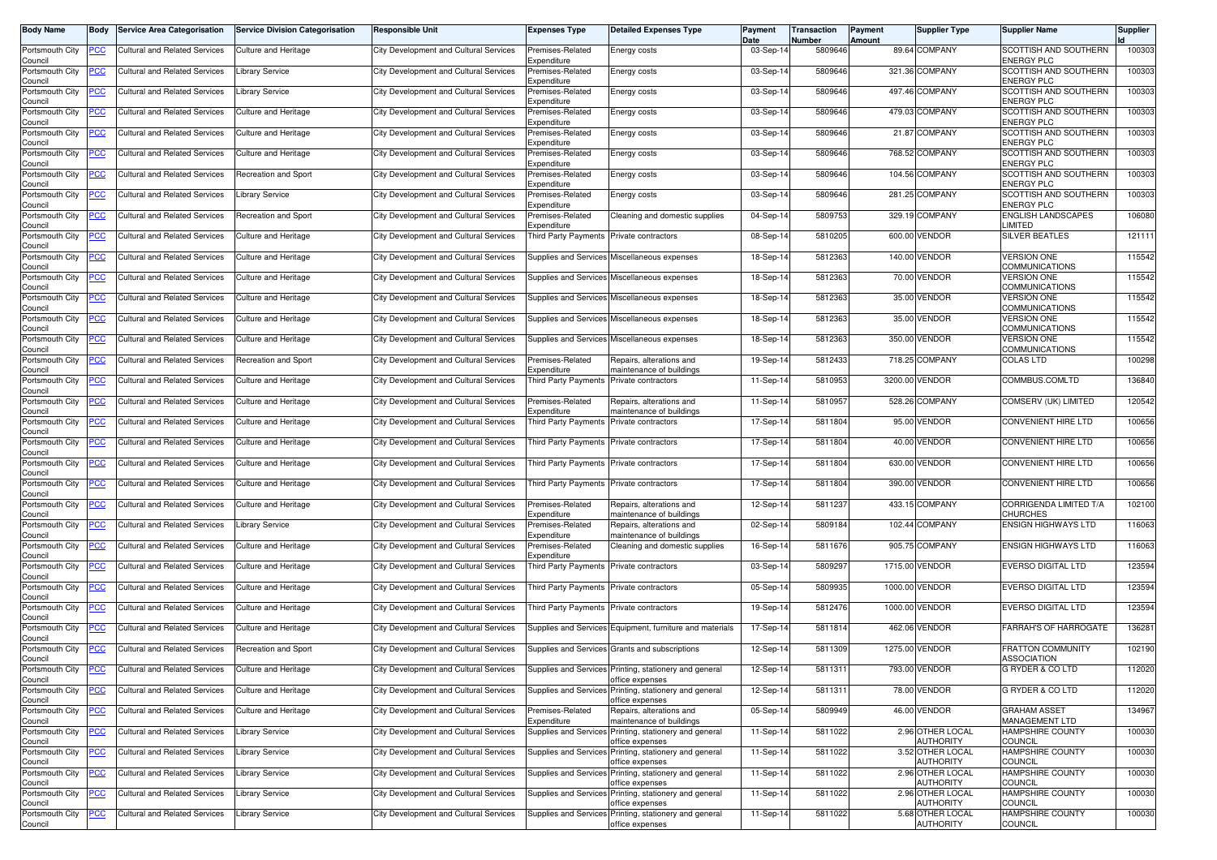| Body Name | Body | Service Area Categorisation | Service Division Categorisation | Responsible Unit | Expenses Type | Detailed Expenses Type | Payment Date | Transaction Number | Payment Amount | Supplier Type | Supplier Name | Supplier Id |
|---|---|---|---|---|---|---|---|---|---|---|---|---|
| Portsmouth City Council | PCC | Cultural and Related Services | Culture and Heritage | City Development and Cultural Services | Premises-Related Expenditure | Energy costs | 03-Sep-14 | 5809646 | 89.64 | COMPANY | SCOTTISH AND SOUTHERN ENERGY PLC | 100303 |
| Portsmouth City Council | PCC | Cultural and Related Services | Library Service | City Development and Cultural Services | Premises-Related Expenditure | Energy costs | 03-Sep-14 | 5809646 | 321.36 | COMPANY | SCOTTISH AND SOUTHERN ENERGY PLC | 100303 |
| Portsmouth City Council | PCC | Cultural and Related Services | Library Service | City Development and Cultural Services | Premises-Related Expenditure | Energy costs | 03-Sep-14 | 5809646 | 497.46 | COMPANY | SCOTTISH AND SOUTHERN ENERGY PLC | 100303 |
| Portsmouth City Council | PCC | Cultural and Related Services | Culture and Heritage | City Development and Cultural Services | Premises-Related Expenditure | Energy costs | 03-Sep-14 | 5809646 | 479.03 | COMPANY | SCOTTISH AND SOUTHERN ENERGY PLC | 100303 |
| Portsmouth City Council | PCC | Cultural and Related Services | Culture and Heritage | City Development and Cultural Services | Premises-Related Expenditure | Energy costs | 03-Sep-14 | 5809646 | 21.87 | COMPANY | SCOTTISH AND SOUTHERN ENERGY PLC | 100303 |
| Portsmouth City Council | PCC | Cultural and Related Services | Culture and Heritage | City Development and Cultural Services | Premises-Related Expenditure | Energy costs | 03-Sep-14 | 5809646 | 768.52 | COMPANY | SCOTTISH AND SOUTHERN ENERGY PLC | 100303 |
| Portsmouth City Council | PCC | Cultural and Related Services | Recreation and Sport | City Development and Cultural Services | Premises-Related Expenditure | Energy costs | 03-Sep-14 | 5809646 | 104.56 | COMPANY | SCOTTISH AND SOUTHERN ENERGY PLC | 100303 |
| Portsmouth City Council | PCC | Cultural and Related Services | Library Service | City Development and Cultural Services | Premises-Related Expenditure | Energy costs | 03-Sep-14 | 5809646 | 281.25 | COMPANY | SCOTTISH AND SOUTHERN ENERGY PLC | 100303 |
| Portsmouth City Council | PCC | Cultural and Related Services | Recreation and Sport | City Development and Cultural Services | Premises-Related Expenditure | Cleaning and domestic supplies | 04-Sep-14 | 5809753 | 329.19 | COMPANY | ENGLISH LANDSCAPES LIMITED | 106080 |
| Portsmouth City Council | PCC | Cultural and Related Services | Culture and Heritage | City Development and Cultural Services | Third Party Payments | Private contractors | 08-Sep-14 | 5810205 | 600.00 | VENDOR | SILVER BEATLES | 121111 |
| Portsmouth City Council | PCC | Cultural and Related Services | Culture and Heritage | City Development and Cultural Services | Supplies and Services | Miscellaneous expenses | 18-Sep-14 | 5812363 | 140.00 | VENDOR | VERSION ONE COMMUNICATIONS | 115542 |
| Portsmouth City Council | PCC | Cultural and Related Services | Culture and Heritage | City Development and Cultural Services | Supplies and Services | Miscellaneous expenses | 18-Sep-14 | 5812363 | 70.00 | VENDOR | VERSION ONE COMMUNICATIONS | 115542 |
| Portsmouth City Council | PCC | Cultural and Related Services | Culture and Heritage | City Development and Cultural Services | Supplies and Services | Miscellaneous expenses | 18-Sep-14 | 5812363 | 35.00 | VENDOR | VERSION ONE COMMUNICATIONS | 115542 |
| Portsmouth City Council | PCC | Cultural and Related Services | Culture and Heritage | City Development and Cultural Services | Supplies and Services | Miscellaneous expenses | 18-Sep-14 | 5812363 | 35.00 | VENDOR | VERSION ONE COMMUNICATIONS | 115542 |
| Portsmouth City Council | PCC | Cultural and Related Services | Culture and Heritage | City Development and Cultural Services | Supplies and Services | Miscellaneous expenses | 18-Sep-14 | 5812363 | 350.00 | VENDOR | VERSION ONE COMMUNICATIONS | 115542 |
| Portsmouth City Council | PCC | Cultural and Related Services | Recreation and Sport | City Development and Cultural Services | Premises-Related Expenditure | Repairs, alterations and maintenance of buildings | 19-Sep-14 | 5812433 | 718.25 | COMPANY | COLAS LTD | 100298 |
| Portsmouth City Council | PCC | Cultural and Related Services | Culture and Heritage | City Development and Cultural Services | Third Party Payments | Private contractors | 11-Sep-14 | 5810953 | 3200.00 | VENDOR | COMMBUS.COMLTD | 136840 |
| Portsmouth City Council | PCC | Cultural and Related Services | Culture and Heritage | City Development and Cultural Services | Premises-Related Expenditure | Repairs, alterations and maintenance of buildings | 11-Sep-14 | 5810957 | 528.26 | COMPANY | COMSERV (UK) LIMITED | 120542 |
| Portsmouth City Council | PCC | Cultural and Related Services | Culture and Heritage | City Development and Cultural Services | Third Party Payments | Private contractors | 17-Sep-14 | 5811804 | 95.00 | VENDOR | CONVENIENT HIRE LTD | 100656 |
| Portsmouth City Council | PCC | Cultural and Related Services | Culture and Heritage | City Development and Cultural Services | Third Party Payments | Private contractors | 17-Sep-14 | 5811804 | 40.00 | VENDOR | CONVENIENT HIRE LTD | 100656 |
| Portsmouth City Council | PCC | Cultural and Related Services | Culture and Heritage | City Development and Cultural Services | Third Party Payments | Private contractors | 17-Sep-14 | 5811804 | 630.00 | VENDOR | CONVENIENT HIRE LTD | 100656 |
| Portsmouth City Council | PCC | Cultural and Related Services | Culture and Heritage | City Development and Cultural Services | Third Party Payments | Private contractors | 17-Sep-14 | 5811804 | 390.00 | VENDOR | CONVENIENT HIRE LTD | 100656 |
| Portsmouth City Council | PCC | Cultural and Related Services | Culture and Heritage | City Development and Cultural Services | Premises-Related Expenditure | Repairs, alterations and maintenance of buildings | 12-Sep-14 | 5811237 | 433.15 | COMPANY | CORRIGENDA LIMITED T/A CHURCHES | 102100 |
| Portsmouth City Council | PCC | Cultural and Related Services | Library Service | City Development and Cultural Services | Premises-Related Expenditure | Repairs, alterations and maintenance of buildings | 02-Sep-14 | 5809184 | 102.44 | COMPANY | ENSIGN HIGHWAYS LTD | 116063 |
| Portsmouth City Council | PCC | Cultural and Related Services | Culture and Heritage | City Development and Cultural Services | Premises-Related Expenditure | Cleaning and domestic supplies | 16-Sep-14 | 5811676 | 905.75 | COMPANY | ENSIGN HIGHWAYS LTD | 116063 |
| Portsmouth City Council | PCC | Cultural and Related Services | Culture and Heritage | City Development and Cultural Services | Third Party Payments | Private contractors | 03-Sep-14 | 5809297 | 1715.00 | VENDOR | EVERSO DIGITAL LTD | 123594 |
| Portsmouth City Council | PCC | Cultural and Related Services | Culture and Heritage | City Development and Cultural Services | Third Party Payments | Private contractors | 05-Sep-14 | 5809935 | 1000.00 | VENDOR | EVERSO DIGITAL LTD | 123594 |
| Portsmouth City Council | PCC | Cultural and Related Services | Culture and Heritage | City Development and Cultural Services | Third Party Payments | Private contractors | 19-Sep-14 | 5812476 | 1000.00 | VENDOR | EVERSO DIGITAL LTD | 123594 |
| Portsmouth City Council | PCC | Cultural and Related Services | Culture and Heritage | City Development and Cultural Services | Supplies and Services | Equipment, furniture and materials | 17-Sep-14 | 5811814 | 462.06 | VENDOR | FARRAH'S OF HARROGATE | 136281 |
| Portsmouth City Council | PCC | Cultural and Related Services | Recreation and Sport | City Development and Cultural Services | Supplies and Services | Grants and subscriptions | 12-Sep-14 | 5811309 | 1275.00 | VENDOR | FRATTON COMMUNITY ASSOCIATION | 102190 |
| Portsmouth City Council | PCC | Cultural and Related Services | Culture and Heritage | City Development and Cultural Services | Supplies and Services | Printing, stationery and general office expenses | 12-Sep-14 | 5811311 | 793.00 | VENDOR | G RYDER & CO LTD | 112020 |
| Portsmouth City Council | PCC | Cultural and Related Services | Culture and Heritage | City Development and Cultural Services | Supplies and Services | Printing, stationery and general office expenses | 12-Sep-14 | 5811311 | 78.00 | VENDOR | G RYDER & CO LTD | 112020 |
| Portsmouth City Council | PCC | Cultural and Related Services | Culture and Heritage | City Development and Cultural Services | Premises-Related Expenditure | Repairs, alterations and maintenance of buildings | 05-Sep-14 | 5809949 | 46.00 | VENDOR | GRAHAM ASSET MANAGEMENT LTD | 134967 |
| Portsmouth City Council | PCC | Cultural and Related Services | Library Service | City Development and Cultural Services | Supplies and Services | Printing, stationery and general office expenses | 11-Sep-14 | 5811022 | 2.96 | OTHER LOCAL AUTHORITY | HAMPSHIRE COUNTY COUNCIL | 100030 |
| Portsmouth City Council | PCC | Cultural and Related Services | Library Service | City Development and Cultural Services | Supplies and Services | Printing, stationery and general office expenses | 11-Sep-14 | 5811022 | 3.52 | OTHER LOCAL AUTHORITY | HAMPSHIRE COUNTY COUNCIL | 100030 |
| Portsmouth City Council | PCC | Cultural and Related Services | Library Service | City Development and Cultural Services | Supplies and Services | Printing, stationery and general office expenses | 11-Sep-14 | 5811022 | 2.96 | OTHER LOCAL AUTHORITY | HAMPSHIRE COUNTY COUNCIL | 100030 |
| Portsmouth City Council | PCC | Cultural and Related Services | Library Service | City Development and Cultural Services | Supplies and Services | Printing, stationery and general office expenses | 11-Sep-14 | 5811022 | 2.96 | OTHER LOCAL AUTHORITY | HAMPSHIRE COUNTY COUNCIL | 100030 |
| Portsmouth City Council | PCC | Cultural and Related Services | Library Service | City Development and Cultural Services | Supplies and Services | Printing, stationery and general office expenses | 11-Sep-14 | 5811022 | 5.68 | OTHER LOCAL AUTHORITY | HAMPSHIRE COUNTY COUNCIL | 100030 |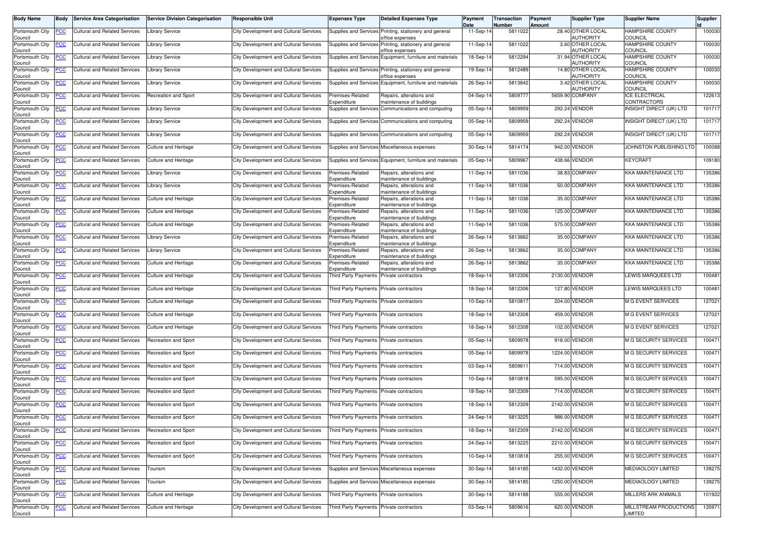| Body Name | Body | Service Area Categorisation | Service Division Categorisation | Responsible Unit | Expenses Type | Detailed Expenses Type | Payment Date | Transaction Number | Payment Amount | Supplier Type | Supplier Name | Supplier Id |
|---|---|---|---|---|---|---|---|---|---|---|---|---|
| Portsmouth City Council | PCC | Cultural and Related Services | Library Service | City Development and Cultural Services | Supplies and Services | Printing, stationery and general office expenses | 11-Sep-14 | 5811022 | 28.40 | OTHER LOCAL AUTHORITY | HAMPSHIRE COUNTY COUNCIL | 100030 |
| Portsmouth City Council | PCC | Cultural and Related Services | Library Service | City Development and Cultural Services | Supplies and Services | Printing, stationery and general office expenses | 11-Sep-14 | 5811022 | 3.60 | OTHER LOCAL AUTHORITY | HAMPSHIRE COUNTY COUNCIL | 100030 |
| Portsmouth City Council | PCC | Cultural and Related Services | Library Service | City Development and Cultural Services | Supplies and Services | Equipment, furniture and materials | 18-Sep-14 | 5812294 | 31.94 | OTHER LOCAL AUTHORITY | HAMPSHIRE COUNTY COUNCIL | 100030 |
| Portsmouth City Council | PCC | Cultural and Related Services | Library Service | City Development and Cultural Services | Supplies and Services | Printing, stationery and general office expenses | 19-Sep-14 | 5812489 | 14.80 | OTHER LOCAL AUTHORITY | HAMPSHIRE COUNTY COUNCIL | 100030 |
| Portsmouth City Council | PCC | Cultural and Related Services | Library Service | City Development and Cultural Services | Supplies and Services | Equipment, furniture and materials | 26-Sep-14 | 5813842 | 3.42 | OTHER LOCAL AUTHORITY | HAMPSHIRE COUNTY COUNCIL | 100030 |
| Portsmouth City Council | PCC | Cultural and Related Services | Recreation and Sport | City Development and Cultural Services | Premises-Related Expenditure | Repairs, alterations and maintenance of buildings | 04-Sep-14 | 5809777 | 5659.90 | COMPANY | ICE ELECTRICAL CONTRACTORS | 122613 |
| Portsmouth City Council | PCC | Cultural and Related Services | Library Service | City Development and Cultural Services | Supplies and Services | Communications and computing | 05-Sep-14 | 5809959 | 292.24 | VENDOR | INSIGHT DIRECT (UK) LTD | 101717 |
| Portsmouth City Council | PCC | Cultural and Related Services | Library Service | City Development and Cultural Services | Supplies and Services | Communications and computing | 05-Sep-14 | 5809959 | 292.24 | VENDOR | INSIGHT DIRECT (UK) LTD | 101717 |
| Portsmouth City Council | PCC | Cultural and Related Services | Library Service | City Development and Cultural Services | Supplies and Services | Communications and computing | 05-Sep-14 | 5809959 | 292.24 | VENDOR | INSIGHT DIRECT (UK) LTD | 101717 |
| Portsmouth City Council | PCC | Cultural and Related Services | Culture and Heritage | City Development and Cultural Services | Supplies and Services | Miscellaneous expenses | 30-Sep-14 | 5814174 | 942.00 | VENDOR | JOHNSTON PUBLISHING LTD | 100088 |
| Portsmouth City Council | PCC | Cultural and Related Services | Culture and Heritage | City Development and Cultural Services | Supplies and Services | Equipment, furniture and materials | 05-Sep-14 | 5809967 | 438.66 | VENDOR | KEYCRAFT | 109180 |
| Portsmouth City Council | PCC | Cultural and Related Services | Library Service | City Development and Cultural Services | Premises-Related Expenditure | Repairs, alterations and maintenance of buildings | 11-Sep-14 | 5811036 | 38.83 | COMPANY | KKA MAINTENANCE LTD | 135386 |
| Portsmouth City Council | PCC | Cultural and Related Services | Library Service | City Development and Cultural Services | Premises-Related Expenditure | Repairs, alterations and maintenance of buildings | 11-Sep-14 | 5811036 | 50.00 | COMPANY | KKA MAINTENANCE LTD | 135386 |
| Portsmouth City Council | PCC | Cultural and Related Services | Culture and Heritage | City Development and Cultural Services | Premises-Related Expenditure | Repairs, alterations and maintenance of buildings | 11-Sep-14 | 5811036 | 35.00 | COMPANY | KKA MAINTENANCE LTD | 135386 |
| Portsmouth City Council | PCC | Cultural and Related Services | Culture and Heritage | City Development and Cultural Services | Premises-Related Expenditure | Repairs, alterations and maintenance of buildings | 11-Sep-14 | 5811036 | 125.00 | COMPANY | KKA MAINTENANCE LTD | 135386 |
| Portsmouth City Council | PCC | Cultural and Related Services | Culture and Heritage | City Development and Cultural Services | Premises-Related Expenditure | Repairs, alterations and maintenance of buildings | 11-Sep-14 | 5811036 | 575.00 | COMPANY | KKA MAINTENANCE LTD | 135386 |
| Portsmouth City Council | PCC | Cultural and Related Services | Library Service | City Development and Cultural Services | Premises-Related Expenditure | Repairs, alterations and maintenance of buildings | 26-Sep-14 | 5813862 | 35.00 | COMPANY | KKA MAINTENANCE LTD | 135386 |
| Portsmouth City Council | PCC | Cultural and Related Services | Library Service | City Development and Cultural Services | Premises-Related Expenditure | Repairs, alterations and maintenance of buildings | 26-Sep-14 | 5813862 | 35.00 | COMPANY | KKA MAINTENANCE LTD | 135386 |
| Portsmouth City Council | PCC | Cultural and Related Services | Culture and Heritage | City Development and Cultural Services | Premises-Related Expenditure | Repairs, alterations and maintenance of buildings | 26-Sep-14 | 5813862 | 35.00 | COMPANY | KKA MAINTENANCE LTD | 135386 |
| Portsmouth City Council | PCC | Cultural and Related Services | Culture and Heritage | City Development and Cultural Services | Third Party Payments | Private contractors | 18-Sep-14 | 5812306 | 2130.00 | VENDOR | LEWIS MARQUEES LTD | 100481 |
| Portsmouth City Council | PCC | Cultural and Related Services | Culture and Heritage | City Development and Cultural Services | Third Party Payments | Private contractors | 18-Sep-14 | 5812306 | 127.80 | VENDOR | LEWIS MARQUEES LTD | 100481 |
| Portsmouth City Council | PCC | Cultural and Related Services | Culture and Heritage | City Development and Cultural Services | Third Party Payments | Private contractors | 10-Sep-14 | 5810817 | 204.00 | VENDOR | M G EVENT SERVICES | 127021 |
| Portsmouth City Council | PCC | Cultural and Related Services | Culture and Heritage | City Development and Cultural Services | Third Party Payments | Private contractors | 18-Sep-14 | 5812308 | 459.00 | VENDOR | M G EVENT SERVICES | 127021 |
| Portsmouth City Council | PCC | Cultural and Related Services | Culture and Heritage | City Development and Cultural Services | Third Party Payments | Private contractors | 18-Sep-14 | 5812308 | 102.00 | VENDOR | M G EVENT SERVICES | 127021 |
| Portsmouth City Council | PCC | Cultural and Related Services | Recreation and Sport | City Development and Cultural Services | Third Party Payments | Private contractors | 05-Sep-14 | 5809978 | 918.00 | VENDOR | M G SECURITY SERVICES | 100471 |
| Portsmouth City Council | PCC | Cultural and Related Services | Recreation and Sport | City Development and Cultural Services | Third Party Payments | Private contractors | 05-Sep-14 | 5809978 | 1224.00 | VENDOR | M G SECURITY SERVICES | 100471 |
| Portsmouth City Council | PCC | Cultural and Related Services | Recreation and Sport | City Development and Cultural Services | Third Party Payments | Private contractors | 03-Sep-14 | 5809611 | 714.00 | VENDOR | M G SECURITY SERVICES | 100471 |
| Portsmouth City Council | PCC | Cultural and Related Services | Recreation and Sport | City Development and Cultural Services | Third Party Payments | Private contractors | 10-Sep-14 | 5810818 | 595.00 | VENDOR | M G SECURITY SERVICES | 100471 |
| Portsmouth City Council | PCC | Cultural and Related Services | Recreation and Sport | City Development and Cultural Services | Third Party Payments | Private contractors | 18-Sep-14 | 5812309 | 714.00 | VENDOR | M G SECURITY SERVICES | 100471 |
| Portsmouth City Council | PCC | Cultural and Related Services | Recreation and Sport | City Development and Cultural Services | Third Party Payments | Private contractors | 18-Sep-14 | 5812309 | 2142.00 | VENDOR | M G SECURITY SERVICES | 100471 |
| Portsmouth City Council | PCC | Cultural and Related Services | Recreation and Sport | City Development and Cultural Services | Third Party Payments | Private contractors | 24-Sep-14 | 5813225 | 986.00 | VENDOR | M G SECURITY SERVICES | 100471 |
| Portsmouth City Council | PCC | Cultural and Related Services | Recreation and Sport | City Development and Cultural Services | Third Party Payments | Private contractors | 18-Sep-14 | 5812309 | 2142.00 | VENDOR | M G SECURITY SERVICES | 100471 |
| Portsmouth City Council | PCC | Cultural and Related Services | Recreation and Sport | City Development and Cultural Services | Third Party Payments | Private contractors | 24-Sep-14 | 5813225 | 2210.00 | VENDOR | M G SECURITY SERVICES | 100471 |
| Portsmouth City Council | PCC | Cultural and Related Services | Recreation and Sport | City Development and Cultural Services | Third Party Payments | Private contractors | 10-Sep-14 | 5810818 | 255.00 | VENDOR | M G SECURITY SERVICES | 100471 |
| Portsmouth City Council | PCC | Cultural and Related Services | Tourism | City Development and Cultural Services | Supplies and Services | Miscellaneous expenses | 30-Sep-14 | 5814185 | 1432.00 | VENDOR | MEDIAOLOGY LIMITED | 139275 |
| Portsmouth City Council | PCC | Cultural and Related Services | Tourism | City Development and Cultural Services | Supplies and Services | Miscellaneous expenses | 30-Sep-14 | 5814185 | 1250.00 | VENDOR | MEDIAOLOGY LIMITED | 139275 |
| Portsmouth City Council | PCC | Cultural and Related Services | Culture and Heritage | City Development and Cultural Services | Third Party Payments | Private contractors | 30-Sep-14 | 5814188 | 555.00 | VENDOR | MILLERS ARK ANIMALS | 101922 |
| Portsmouth City Council | PCC | Cultural and Related Services | Culture and Heritage | City Development and Cultural Services | Third Party Payments | Private contractors | 03-Sep-14 | 5809616 | 620.00 | VENDOR | MILLSTREAM PRODUCTIONS LIMITED | 135971 |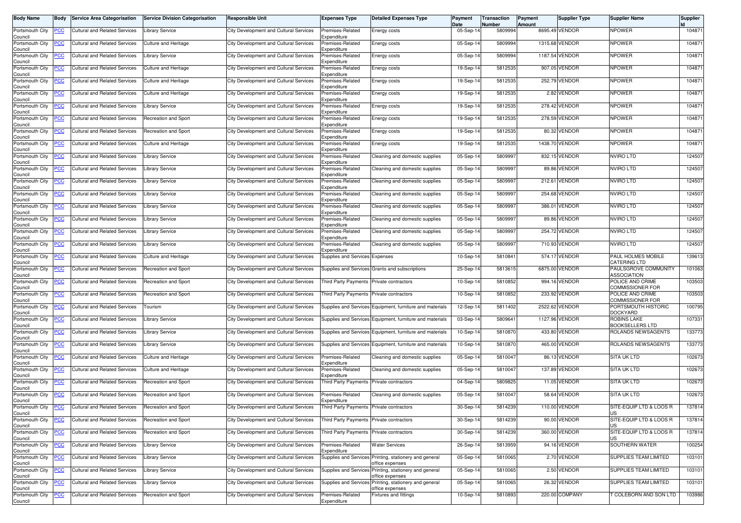| Body Name | Body | Service Area Categorisation | Service Division Categorisation | Responsible Unit | Expenses Type | Detailed Expenses Type | Payment Date | Transaction Number | Payment Amount | Supplier Type | Supplier Name | Supplier Id |
|---|---|---|---|---|---|---|---|---|---|---|---|---|
| Portsmouth City Council | PCC | Cultural and Related Services | Library Service | City Development and Cultural Services | Premises-Related Expenditure | Energy costs | 05-Sep-14 | 5809994 | 8695.49 | VENDOR | NPOWER | 104871 |
| Portsmouth City Council | PCC | Cultural and Related Services | Culture and Heritage | City Development and Cultural Services | Premises-Related Expenditure | Energy costs | 05-Sep-14 | 5809994 | 1315.68 | VENDOR | NPOWER | 104871 |
| Portsmouth City Council | PCC | Cultural and Related Services | Library Service | City Development and Cultural Services | Premises-Related Expenditure | Energy costs | 05-Sep-14 | 5809994 | 1187.54 | VENDOR | NPOWER | 104871 |
| Portsmouth City Council | PCC | Cultural and Related Services | Culture and Heritage | City Development and Cultural Services | Premises-Related Expenditure | Energy costs | 19-Sep-14 | 5812535 | 907.05 | VENDOR | NPOWER | 104871 |
| Portsmouth City Council | PCC | Cultural and Related Services | Culture and Heritage | City Development and Cultural Services | Premises-Related Expenditure | Energy costs | 19-Sep-14 | 5812535 | 252.79 | VENDOR | NPOWER | 104871 |
| Portsmouth City Council | PCC | Cultural and Related Services | Culture and Heritage | City Development and Cultural Services | Premises-Related Expenditure | Energy costs | 19-Sep-14 | 5812535 | 2.82 | VENDOR | NPOWER | 104871 |
| Portsmouth City Council | PCC | Cultural and Related Services | Library Service | City Development and Cultural Services | Premises-Related Expenditure | Energy costs | 19-Sep-14 | 5812535 | 278.42 | VENDOR | NPOWER | 104871 |
| Portsmouth City Council | PCC | Cultural and Related Services | Recreation and Sport | City Development and Cultural Services | Premises-Related Expenditure | Energy costs | 19-Sep-14 | 5812535 | 278.59 | VENDOR | NPOWER | 104871 |
| Portsmouth City Council | PCC | Cultural and Related Services | Recreation and Sport | City Development and Cultural Services | Premises-Related Expenditure | Energy costs | 19-Sep-14 | 5812535 | 80.32 | VENDOR | NPOWER | 104871 |
| Portsmouth City Council | PCC | Cultural and Related Services | Culture and Heritage | City Development and Cultural Services | Premises-Related Expenditure | Energy costs | 19-Sep-14 | 5812535 | 1438.70 | VENDOR | NPOWER | 104871 |
| Portsmouth City Council | PCC | Cultural and Related Services | Library Service | City Development and Cultural Services | Premises-Related Expenditure | Cleaning and domestic supplies | 05-Sep-14 | 5809997 | 832.15 | VENDOR | NVIRO LTD | 124507 |
| Portsmouth City Council | PCC | Cultural and Related Services | Library Service | City Development and Cultural Services | Premises-Related Expenditure | Cleaning and domestic supplies | 05-Sep-14 | 5809997 | 89.86 | VENDOR | NVIRO LTD | 124507 |
| Portsmouth City Council | PCC | Cultural and Related Services | Library Service | City Development and Cultural Services | Premises-Related Expenditure | Cleaning and domestic supplies | 05-Sep-14 | 5809997 | 212.61 | VENDOR | NVIRO LTD | 124507 |
| Portsmouth City Council | PCC | Cultural and Related Services | Library Service | City Development and Cultural Services | Premises-Related Expenditure | Cleaning and domestic supplies | 05-Sep-14 | 5809997 | 254.68 | VENDOR | NVIRO LTD | 124507 |
| Portsmouth City Council | PCC | Cultural and Related Services | Library Service | City Development and Cultural Services | Premises-Related Expenditure | Cleaning and domestic supplies | 05-Sep-14 | 5809997 | 386.01 | VENDOR | NVIRO LTD | 124507 |
| Portsmouth City Council | PCC | Cultural and Related Services | Library Service | City Development and Cultural Services | Premises-Related Expenditure | Cleaning and domestic supplies | 05-Sep-14 | 5809997 | 89.86 | VENDOR | NVIRO LTD | 124507 |
| Portsmouth City Council | PCC | Cultural and Related Services | Library Service | City Development and Cultural Services | Premises-Related Expenditure | Cleaning and domestic supplies | 05-Sep-14 | 5809997 | 254.72 | VENDOR | NVIRO LTD | 124507 |
| Portsmouth City Council | PCC | Cultural and Related Services | Library Service | City Development and Cultural Services | Premises-Related Expenditure | Cleaning and domestic supplies | 05-Sep-14 | 5809997 | 710.93 | VENDOR | NVIRO LTD | 124507 |
| Portsmouth City Council | PCC | Cultural and Related Services | Culture and Heritage | City Development and Cultural Services | Supplies and Services | Expenses | 10-Sep-14 | 5810841 | 574.17 | VENDOR | PAUL HOLMES MOBILE CATERING LTD | 139613 |
| Portsmouth City Council | PCC | Cultural and Related Services | Recreation and Sport | City Development and Cultural Services | Supplies and Services | Grants and subscriptions | 25-Sep-14 | 5813615 | 6875.00 | VENDOR | PAULSGROVE COMMUNITY ASSOCIATION | 101063 |
| Portsmouth City Council | PCC | Cultural and Related Services | Recreation and Sport | City Development and Cultural Services | Third Party Payments | Private contractors | 10-Sep-14 | 5810852 | 994.16 | VENDOR | POLICE AND CRIME COMMISSIONER FOR | 103503 |
| Portsmouth City Council | PCC | Cultural and Related Services | Recreation and Sport | City Development and Cultural Services | Third Party Payments | Private contractors | 10-Sep-14 | 5810852 | 233.92 | VENDOR | POLICE AND CRIME COMMISSIONER FOR | 103503 |
| Portsmouth City Council | PCC | Cultural and Related Services | Tourism | City Development and Cultural Services | Supplies and Services | Equipment, furniture and materials | 12-Sep-14 | 5811402 | 2522.62 | VENDOR | PORTSMOUTH HISTORIC DOCKYARD | 100795 |
| Portsmouth City Council | PCC | Cultural and Related Services | Library Service | City Development and Cultural Services | Supplies and Services | Equipment, furniture and materials | 03-Sep-14 | 5809641 | 1127.96 | VENDOR | ROBINS LAKE BOOKSELLERS LTD | 107331 |
| Portsmouth City Council | PCC | Cultural and Related Services | Library Service | City Development and Cultural Services | Supplies and Services | Equipment, furniture and materials | 10-Sep-14 | 5810870 | 433.80 | VENDOR | ROLANDS NEWSAGENTS | 133773 |
| Portsmouth City Council | PCC | Cultural and Related Services | Library Service | City Development and Cultural Services | Supplies and Services | Equipment, furniture and materials | 10-Sep-14 | 5810870 | 465.00 | VENDOR | ROLANDS NEWSAGENTS | 133773 |
| Portsmouth City Council | PCC | Cultural and Related Services | Culture and Heritage | City Development and Cultural Services | Premises-Related Expenditure | Cleaning and domestic supplies | 05-Sep-14 | 5810047 | 86.13 | VENDOR | SITA UK LTD | 102673 |
| Portsmouth City Council | PCC | Cultural and Related Services | Culture and Heritage | City Development and Cultural Services | Premises-Related Expenditure | Cleaning and domestic supplies | 05-Sep-14 | 5810047 | 137.89 | VENDOR | SITA UK LTD | 102673 |
| Portsmouth City Council | PCC | Cultural and Related Services | Recreation and Sport | City Development and Cultural Services | Third Party Payments | Private contractors | 04-Sep-14 | 5809825 | 11.05 | VENDOR | SITA UK LTD | 102673 |
| Portsmouth City Council | PCC | Cultural and Related Services | Recreation and Sport | City Development and Cultural Services | Premises-Related Expenditure | Cleaning and domestic supplies | 05-Sep-14 | 5810047 | 58.64 | VENDOR | SITA UK LTD | 102673 |
| Portsmouth City Council | PCC | Cultural and Related Services | Recreation and Sport | City Development and Cultural Services | Third Party Payments | Private contractors | 30-Sep-14 | 5814239 | 110.00 | VENDOR | SITE-EQUIP LTD & LOOS R US | 137814 |
| Portsmouth City Council | PCC | Cultural and Related Services | Recreation and Sport | City Development and Cultural Services | Third Party Payments | Private contractors | 30-Sep-14 | 5814239 | 90.00 | VENDOR | SITE-EQUIP LTD & LOOS R US | 137814 |
| Portsmouth City Council | PCC | Cultural and Related Services | Recreation and Sport | City Development and Cultural Services | Third Party Payments | Private contractors | 30-Sep-14 | 5814239 | 360.00 | VENDOR | SITE-EQUIP LTD & LOOS R US | 137814 |
| Portsmouth City Council | PCC | Cultural and Related Services | Library Service | City Development and Cultural Services | Premises-Related Expenditure | Water Services | 26-Sep-14 | 5813959 | 94.16 | VENDOR | SOUTHERN WATER | 100254 |
| Portsmouth City Council | PCC | Cultural and Related Services | Library Service | City Development and Cultural Services | Supplies and Services | Printing, stationery and general office expenses | 05-Sep-14 | 5810065 | 2.70 | VENDOR | SUPPLIES TEAM LIMITED | 103101 |
| Portsmouth City Council | PCC | Cultural and Related Services | Library Service | City Development and Cultural Services | Supplies and Services | Printing, stationery and general office expenses | 05-Sep-14 | 5810065 | 2.50 | VENDOR | SUPPLIES TEAM LIMITED | 103101 |
| Portsmouth City Council | PCC | Cultural and Related Services | Library Service | City Development and Cultural Services | Supplies and Services | Printing, stationery and general office expenses | 05-Sep-14 | 5810065 | 26.32 | VENDOR | SUPPLIES TEAM LIMITED | 103101 |
| Portsmouth City Council | PCC | Cultural and Related Services | Recreation and Sport | City Development and Cultural Services | Premises-Related Expenditure | Fixtures and fittings | 10-Sep-14 | 5810893 | 220.00 | COMPANY | T COLEBORN AND SON LTD | 103986 |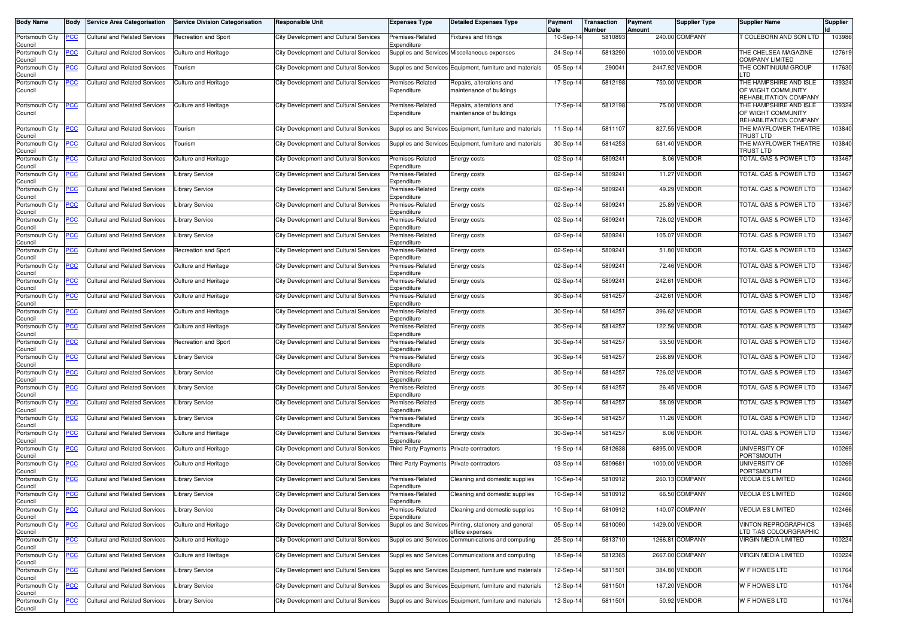| Body Name | Body | Service Area Categorisation | Service Division Categorisation | Responsible Unit | Expenses Type | Detailed Expenses Type | Payment Date | Transaction Number | Payment Amount | Supplier Type | Supplier Name | Supplier Id |
|---|---|---|---|---|---|---|---|---|---|---|---|---|
| Portsmouth City Council | PCC | Cultural and Related Services | Recreation and Sport | City Development and Cultural Services | Premises-Related Expenditure | Fixtures and fittings | 10-Sep-14 | 5810893 | 240.00 | COMPANY | T COLEBORN AND SON LTD | 103986 |
| Portsmouth City Council | PCC | Cultural and Related Services | Culture and Heritage | City Development and Cultural Services | Supplies and Services | Miscellaneous expenses | 24-Sep-14 | 5813290 | 1000.00 | VENDOR | THE CHELSEA MAGAZINE COMPANY LIMITED | 127619 |
| Portsmouth City Council | PCC | Cultural and Related Services | Tourism | City Development and Cultural Services | Supplies and Services | Equipment, furniture and materials | 05-Sep-14 | 290041 | 2447.92 | VENDOR | THE CONTINUUM GROUP LTD | 117630 |
| Portsmouth City Council | PCC | Cultural and Related Services | Culture and Heritage | City Development and Cultural Services | Premises-Related Expenditure | Repairs, alterations and maintenance of buildings | 17-Sep-14 | 5812198 | 750.00 | VENDOR | THE HAMPSHIRE AND ISLE OF WIGHT COMMUNITY REHABILITATION COMPANY | 139324 |
| Portsmouth City Council | PCC | Cultural and Related Services | Culture and Heritage | City Development and Cultural Services | Premises-Related Expenditure | Repairs, alterations and maintenance of buildings | 17-Sep-14 | 5812198 | 75.00 | VENDOR | THE HAMPSHIRE AND ISLE OF WIGHT COMMUNITY REHABILITATION COMPANY | 139324 |
| Portsmouth City Council | PCC | Cultural and Related Services | Tourism | City Development and Cultural Services | Supplies and Services | Equipment, furniture and materials | 11-Sep-14 | 5811107 | 827.55 | VENDOR | THE MAYFLOWER THEATRE TRUST LTD | 103840 |
| Portsmouth City Council | PCC | Cultural and Related Services | Tourism | City Development and Cultural Services | Supplies and Services | Equipment, furniture and materials | 30-Sep-14 | 5814253 | 581.40 | VENDOR | THE MAYFLOWER THEATRE TRUST LTD | 103840 |
| Portsmouth City Council | PCC | Cultural and Related Services | Culture and Heritage | City Development and Cultural Services | Premises-Related Expenditure | Energy costs | 02-Sep-14 | 5809241 | 8.06 | VENDOR | TOTAL GAS & POWER LTD | 133467 |
| Portsmouth City Council | PCC | Cultural and Related Services | Library Service | City Development and Cultural Services | Premises-Related Expenditure | Energy costs | 02-Sep-14 | 5809241 | 11.27 | VENDOR | TOTAL GAS & POWER LTD | 133467 |
| Portsmouth City Council | PCC | Cultural and Related Services | Library Service | City Development and Cultural Services | Premises-Related Expenditure | Energy costs | 02-Sep-14 | 5809241 | 49.29 | VENDOR | TOTAL GAS & POWER LTD | 133467 |
| Portsmouth City Council | PCC | Cultural and Related Services | Library Service | City Development and Cultural Services | Premises-Related Expenditure | Energy costs | 02-Sep-14 | 5809241 | 25.89 | VENDOR | TOTAL GAS & POWER LTD | 133467 |
| Portsmouth City Council | PCC | Cultural and Related Services | Library Service | City Development and Cultural Services | Premises-Related Expenditure | Energy costs | 02-Sep-14 | 5809241 | 726.02 | VENDOR | TOTAL GAS & POWER LTD | 133467 |
| Portsmouth City Council | PCC | Cultural and Related Services | Library Service | City Development and Cultural Services | Premises-Related Expenditure | Energy costs | 02-Sep-14 | 5809241 | 105.07 | VENDOR | TOTAL GAS & POWER LTD | 133467 |
| Portsmouth City Council | PCC | Cultural and Related Services | Recreation and Sport | City Development and Cultural Services | Premises-Related Expenditure | Energy costs | 02-Sep-14 | 5809241 | 51.80 | VENDOR | TOTAL GAS & POWER LTD | 133467 |
| Portsmouth City Council | PCC | Cultural and Related Services | Culture and Heritage | City Development and Cultural Services | Premises-Related Expenditure | Energy costs | 02-Sep-14 | 5809241 | 72.46 | VENDOR | TOTAL GAS & POWER LTD | 133467 |
| Portsmouth City Council | PCC | Cultural and Related Services | Culture and Heritage | City Development and Cultural Services | Premises-Related Expenditure | Energy costs | 02-Sep-14 | 5809241 | 242.61 | VENDOR | TOTAL GAS & POWER LTD | 133467 |
| Portsmouth City Council | PCC | Cultural and Related Services | Culture and Heritage | City Development and Cultural Services | Premises-Related Expenditure | Energy costs | 30-Sep-14 | 5814257 | -242.61 | VENDOR | TOTAL GAS & POWER LTD | 133467 |
| Portsmouth City Council | PCC | Cultural and Related Services | Culture and Heritage | City Development and Cultural Services | Premises-Related Expenditure | Energy costs | 30-Sep-14 | 5814257 | 396.62 | VENDOR | TOTAL GAS & POWER LTD | 133467 |
| Portsmouth City Council | PCC | Cultural and Related Services | Culture and Heritage | City Development and Cultural Services | Premises-Related Expenditure | Energy costs | 30-Sep-14 | 5814257 | 122.56 | VENDOR | TOTAL GAS & POWER LTD | 133467 |
| Portsmouth City Council | PCC | Cultural and Related Services | Recreation and Sport | City Development and Cultural Services | Premises-Related Expenditure | Energy costs | 30-Sep-14 | 5814257 | 53.50 | VENDOR | TOTAL GAS & POWER LTD | 133467 |
| Portsmouth City Council | PCC | Cultural and Related Services | Library Service | City Development and Cultural Services | Premises-Related Expenditure | Energy costs | 30-Sep-14 | 5814257 | 258.89 | VENDOR | TOTAL GAS & POWER LTD | 133467 |
| Portsmouth City Council | PCC | Cultural and Related Services | Library Service | City Development and Cultural Services | Premises-Related Expenditure | Energy costs | 30-Sep-14 | 5814257 | 726.02 | VENDOR | TOTAL GAS & POWER LTD | 133467 |
| Portsmouth City Council | PCC | Cultural and Related Services | Library Service | City Development and Cultural Services | Premises-Related Expenditure | Energy costs | 30-Sep-14 | 5814257 | 26.45 | VENDOR | TOTAL GAS & POWER LTD | 133467 |
| Portsmouth City Council | PCC | Cultural and Related Services | Library Service | City Development and Cultural Services | Premises-Related Expenditure | Energy costs | 30-Sep-14 | 5814257 | 58.09 | VENDOR | TOTAL GAS & POWER LTD | 133467 |
| Portsmouth City Council | PCC | Cultural and Related Services | Library Service | City Development and Cultural Services | Premises-Related Expenditure | Energy costs | 30-Sep-14 | 5814257 | 11.26 | VENDOR | TOTAL GAS & POWER LTD | 133467 |
| Portsmouth City Council | PCC | Cultural and Related Services | Culture and Heritage | City Development and Cultural Services | Premises-Related Expenditure | Energy costs | 30-Sep-14 | 5814257 | 8.06 | VENDOR | TOTAL GAS & POWER LTD | 133467 |
| Portsmouth City Council | PCC | Cultural and Related Services | Culture and Heritage | City Development and Cultural Services | Third Party Payments | Private contractors | 19-Sep-14 | 5812638 | 6895.00 | VENDOR | UNIVERSITY OF PORTSMOUTH | 100269 |
| Portsmouth City Council | PCC | Cultural and Related Services | Culture and Heritage | City Development and Cultural Services | Third Party Payments | Private contractors | 03-Sep-14 | 5809681 | 1000.00 | VENDOR | UNIVERSITY OF PORTSMOUTH | 100269 |
| Portsmouth City Council | PCC | Cultural and Related Services | Library Service | City Development and Cultural Services | Premises-Related Expenditure | Cleaning and domestic supplies | 10-Sep-14 | 5810912 | 260.13 | COMPANY | VEOLIA ES LIMITED | 102466 |
| Portsmouth City Council | PCC | Cultural and Related Services | Library Service | City Development and Cultural Services | Premises-Related Expenditure | Cleaning and domestic supplies | 10-Sep-14 | 5810912 | 66.50 | COMPANY | VEOLIA ES LIMITED | 102466 |
| Portsmouth City Council | PCC | Cultural and Related Services | Library Service | City Development and Cultural Services | Premises-Related Expenditure | Cleaning and domestic supplies | 10-Sep-14 | 5810912 | 140.07 | COMPANY | VEOLIA ES LIMITED | 102466 |
| Portsmouth City Council | PCC | Cultural and Related Services | Culture and Heritage | City Development and Cultural Services | Supplies and Services | Printing, stationery and general office expenses | 05-Sep-14 | 5810090 | 1429.00 | VENDOR | VINTON REPROGRAPHICS LTD T/AS COLOURGRAPHIC | 139465 |
| Portsmouth City Council | PCC | Cultural and Related Services | Culture and Heritage | City Development and Cultural Services | Supplies and Services | Communications and computing | 25-Sep-14 | 5813710 | 1266.81 | COMPANY | VIRGIN MEDIA LIMITED | 100224 |
| Portsmouth City Council | PCC | Cultural and Related Services | Culture and Heritage | City Development and Cultural Services | Supplies and Services | Communications and computing | 18-Sep-14 | 5812365 | 2667.00 | COMPANY | VIRGIN MEDIA LIMITED | 100224 |
| Portsmouth City Council | PCC | Cultural and Related Services | Library Service | City Development and Cultural Services | Supplies and Services | Equipment, furniture and materials | 12-Sep-14 | 5811501 | 384.80 | VENDOR | W F HOWES LTD | 101764 |
| Portsmouth City Council | PCC | Cultural and Related Services | Library Service | City Development and Cultural Services | Supplies and Services | Equipment, furniture and materials | 12-Sep-14 | 5811501 | 187.20 | VENDOR | W F HOWES LTD | 101764 |
| Portsmouth City Council | PCC | Cultural and Related Services | Library Service | City Development and Cultural Services | Supplies and Services | Equipment, furniture and materials | 12-Sep-14 | 5811501 | 50.92 | VENDOR | W F HOWES LTD | 101764 |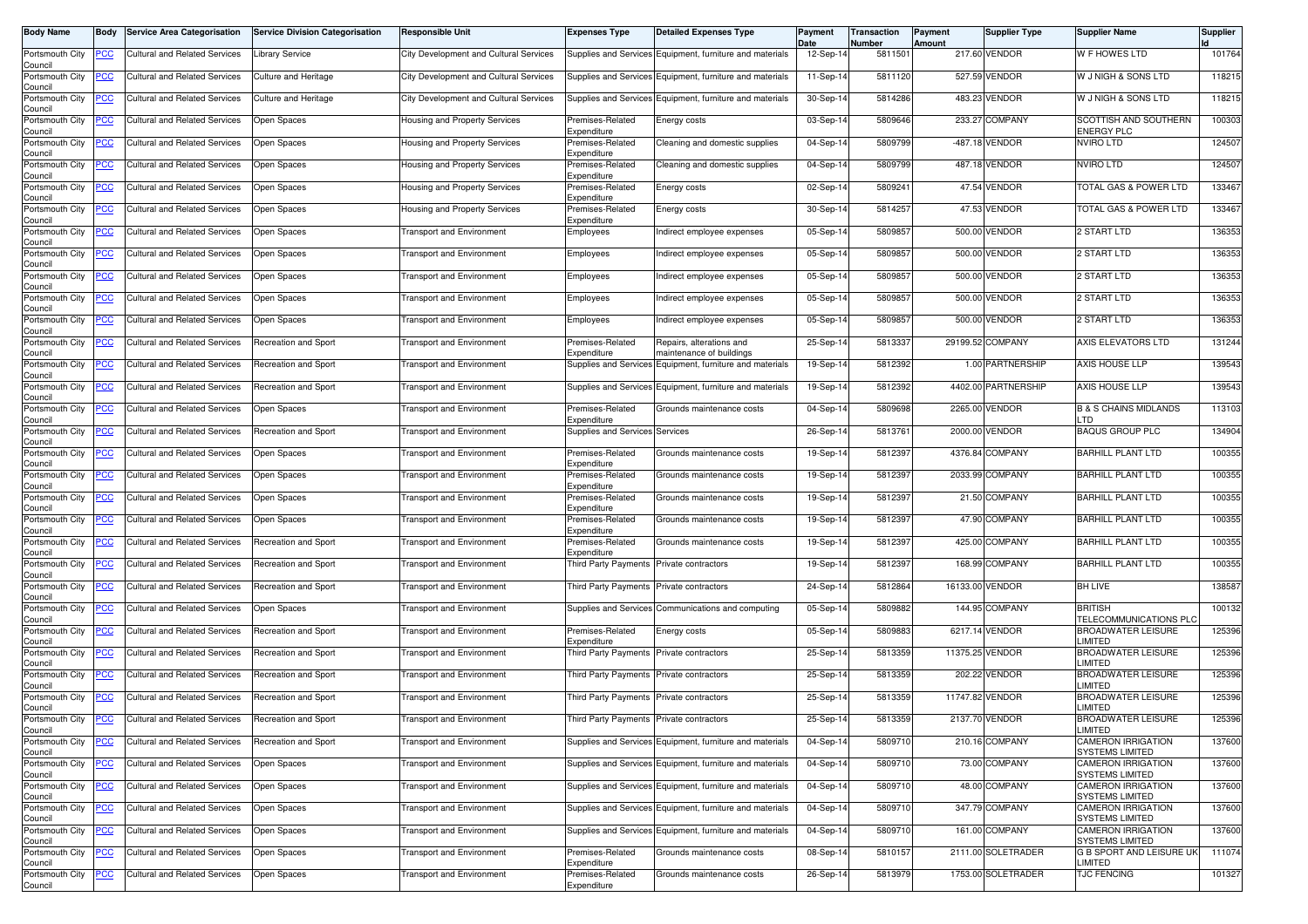| Body Name | Body | Service Area Categorisation | Service Division Categorisation | Responsible Unit | Expenses Type | Detailed Expenses Type | Payment Date | Transaction Number | Payment Amount | Supplier Type | Supplier Name | Supplier Id |
|---|---|---|---|---|---|---|---|---|---|---|---|---|
| Portsmouth City Council | PCC | Cultural and Related Services | Library Service | City Development and Cultural Services | Supplies and Services | Equipment, furniture and materials | 12-Sep-14 | 5811501 | 217.60 | VENDOR | W F HOWES LTD | 101764 |
| Portsmouth City Council | PCC | Cultural and Related Services | Culture and Heritage | City Development and Cultural Services | Supplies and Services | Equipment, furniture and materials | 11-Sep-14 | 5811120 | 527.59 | VENDOR | W J NIGH & SONS LTD | 118215 |
| Portsmouth City Council | PCC | Cultural and Related Services | Culture and Heritage | City Development and Cultural Services | Supplies and Services | Equipment, furniture and materials | 30-Sep-14 | 5814286 | 483.23 | VENDOR | W J NIGH & SONS LTD | 118215 |
| Portsmouth City Council | PCC | Cultural and Related Services | Open Spaces | Housing and Property Services | Premises-Related Expenditure | Energy costs | 03-Sep-14 | 5809646 | 233.27 | COMPANY | SCOTTISH AND SOUTHERN ENERGY PLC | 100303 |
| Portsmouth City Council | PCC | Cultural and Related Services | Open Spaces | Housing and Property Services | Premises-Related Expenditure | Cleaning and domestic supplies | 04-Sep-14 | 5809799 | -487.18 | VENDOR | NVIRO LTD | 124507 |
| Portsmouth City Council | PCC | Cultural and Related Services | Open Spaces | Housing and Property Services | Premises-Related Expenditure | Cleaning and domestic supplies | 04-Sep-14 | 5809799 | 487.18 | VENDOR | NVIRO LTD | 124507 |
| Portsmouth City Council | PCC | Cultural and Related Services | Open Spaces | Housing and Property Services | Premises-Related Expenditure | Energy costs | 02-Sep-14 | 5809241 | 47.54 | VENDOR | TOTAL GAS & POWER LTD | 133467 |
| Portsmouth City Council | PCC | Cultural and Related Services | Open Spaces | Housing and Property Services | Premises-Related Expenditure | Energy costs | 30-Sep-14 | 5814257 | 47.53 | VENDOR | TOTAL GAS & POWER LTD | 133467 |
| Portsmouth City Council | PCC | Cultural and Related Services | Open Spaces | Transport and Environment | Employees | Indirect employee expenses | 05-Sep-14 | 5809857 | 500.00 | VENDOR | 2 START LTD | 136353 |
| Portsmouth City Council | PCC | Cultural and Related Services | Open Spaces | Transport and Environment | Employees | Indirect employee expenses | 05-Sep-14 | 5809857 | 500.00 | VENDOR | 2 START LTD | 136353 |
| Portsmouth City Council | PCC | Cultural and Related Services | Open Spaces | Transport and Environment | Employees | Indirect employee expenses | 05-Sep-14 | 5809857 | 500.00 | VENDOR | 2 START LTD | 136353 |
| Portsmouth City Council | PCC | Cultural and Related Services | Open Spaces | Transport and Environment | Employees | Indirect employee expenses | 05-Sep-14 | 5809857 | 500.00 | VENDOR | 2 START LTD | 136353 |
| Portsmouth City Council | PCC | Cultural and Related Services | Open Spaces | Transport and Environment | Employees | Indirect employee expenses | 05-Sep-14 | 5809857 | 500.00 | VENDOR | 2 START LTD | 136353 |
| Portsmouth City Council | PCC | Cultural and Related Services | Recreation and Sport | Transport and Environment | Premises-Related Expenditure | Repairs, alterations and maintenance of buildings | 25-Sep-14 | 5813337 | 29199.52 | COMPANY | AXIS ELEVATORS LTD | 131244 |
| Portsmouth City Council | PCC | Cultural and Related Services | Recreation and Sport | Transport and Environment | Supplies and Services | Equipment, furniture and materials | 19-Sep-14 | 5812392 | 1.00 | PARTNERSHIP | AXIS HOUSE LLP | 139543 |
| Portsmouth City Council | PCC | Cultural and Related Services | Recreation and Sport | Transport and Environment | Supplies and Services | Equipment, furniture and materials | 19-Sep-14 | 5812392 | 4402.00 | PARTNERSHIP | AXIS HOUSE LLP | 139543 |
| Portsmouth City Council | PCC | Cultural and Related Services | Open Spaces | Transport and Environment | Premises-Related Expenditure | Grounds maintenance costs | 04-Sep-14 | 5809698 | 2265.00 | VENDOR | B & S CHAINS MIDLANDS LTD | 113103 |
| Portsmouth City Council | PCC | Cultural and Related Services | Recreation and Sport | Transport and Environment | Supplies and Services | Services | 26-Sep-14 | 5813761 | 2000.00 | VENDOR | BAQUS GROUP PLC | 134904 |
| Portsmouth City Council | PCC | Cultural and Related Services | Open Spaces | Transport and Environment | Premises-Related Expenditure | Grounds maintenance costs | 19-Sep-14 | 5812397 | 4376.84 | COMPANY | BARHILL PLANT LTD | 100355 |
| Portsmouth City Council | PCC | Cultural and Related Services | Open Spaces | Transport and Environment | Premises-Related Expenditure | Grounds maintenance costs | 19-Sep-14 | 5812397 | 2033.99 | COMPANY | BARHILL PLANT LTD | 100355 |
| Portsmouth City Council | PCC | Cultural and Related Services | Open Spaces | Transport and Environment | Premises-Related Expenditure | Grounds maintenance costs | 19-Sep-14 | 5812397 | 21.50 | COMPANY | BARHILL PLANT LTD | 100355 |
| Portsmouth City Council | PCC | Cultural and Related Services | Open Spaces | Transport and Environment | Premises-Related Expenditure | Grounds maintenance costs | 19-Sep-14 | 5812397 | 47.90 | COMPANY | BARHILL PLANT LTD | 100355 |
| Portsmouth City Council | PCC | Cultural and Related Services | Recreation and Sport | Transport and Environment | Premises-Related Expenditure | Grounds maintenance costs | 19-Sep-14 | 5812397 | 425.00 | COMPANY | BARHILL PLANT LTD | 100355 |
| Portsmouth City Council | PCC | Cultural and Related Services | Recreation and Sport | Transport and Environment | Third Party Payments | Private contractors | 19-Sep-14 | 5812397 | 168.99 | COMPANY | BARHILL PLANT LTD | 100355 |
| Portsmouth City Council | PCC | Cultural and Related Services | Recreation and Sport | Transport and Environment | Third Party Payments | Private contractors | 24-Sep-14 | 5812864 | 16133.00 | VENDOR | BH LIVE | 138587 |
| Portsmouth City Council | PCC | Cultural and Related Services | Open Spaces | Transport and Environment | Supplies and Services | Communications and computing | 05-Sep-14 | 5809882 | 144.95 | COMPANY | BRITISH TELECOMMUNICATIONS PLC | 100132 |
| Portsmouth City Council | PCC | Cultural and Related Services | Recreation and Sport | Transport and Environment | Premises-Related Expenditure | Energy costs | 05-Sep-14 | 5809883 | 6217.14 | VENDOR | BROADWATER LEISURE LIMITED | 125396 |
| Portsmouth City Council | PCC | Cultural and Related Services | Recreation and Sport | Transport and Environment | Third Party Payments | Private contractors | 25-Sep-14 | 5813359 | 11375.25 | VENDOR | BROADWATER LEISURE LIMITED | 125396 |
| Portsmouth City Council | PCC | Cultural and Related Services | Recreation and Sport | Transport and Environment | Third Party Payments | Private contractors | 25-Sep-14 | 5813359 | 202.22 | VENDOR | BROADWATER LEISURE LIMITED | 125396 |
| Portsmouth City Council | PCC | Cultural and Related Services | Recreation and Sport | Transport and Environment | Third Party Payments | Private contractors | 25-Sep-14 | 5813359 | 11747.82 | VENDOR | BROADWATER LEISURE LIMITED | 125396 |
| Portsmouth City Council | PCC | Cultural and Related Services | Recreation and Sport | Transport and Environment | Third Party Payments | Private contractors | 25-Sep-14 | 5813359 | 2137.70 | VENDOR | BROADWATER LEISURE LIMITED | 125396 |
| Portsmouth City Council | PCC | Cultural and Related Services | Recreation and Sport | Transport and Environment | Supplies and Services | Equipment, furniture and materials | 04-Sep-14 | 5809710 | 210.16 | COMPANY | CAMERON IRRIGATION SYSTEMS LIMITED | 137600 |
| Portsmouth City Council | PCC | Cultural and Related Services | Open Spaces | Transport and Environment | Supplies and Services | Equipment, furniture and materials | 04-Sep-14 | 5809710 | 73.00 | COMPANY | CAMERON IRRIGATION SYSTEMS LIMITED | 137600 |
| Portsmouth City Council | PCC | Cultural and Related Services | Open Spaces | Transport and Environment | Supplies and Services | Equipment, furniture and materials | 04-Sep-14 | 5809710 | 48.00 | COMPANY | CAMERON IRRIGATION SYSTEMS LIMITED | 137600 |
| Portsmouth City Council | PCC | Cultural and Related Services | Open Spaces | Transport and Environment | Supplies and Services | Equipment, furniture and materials | 04-Sep-14 | 5809710 | 347.79 | COMPANY | CAMERON IRRIGATION SYSTEMS LIMITED | 137600 |
| Portsmouth City Council | PCC | Cultural and Related Services | Open Spaces | Transport and Environment | Supplies and Services | Equipment, furniture and materials | 04-Sep-14 | 5809710 | 161.00 | COMPANY | CAMERON IRRIGATION SYSTEMS LIMITED | 137600 |
| Portsmouth City Council | PCC | Cultural and Related Services | Open Spaces | Transport and Environment | Premises-Related Expenditure | Grounds maintenance costs | 08-Sep-14 | 5810157 | 2111.00 | SOLETRADER | G B SPORT AND LEISURE UK LIMITED | 111074 |
| Portsmouth City Council | PCC | Cultural and Related Services | Open Spaces | Transport and Environment | Premises-Related Expenditure | Grounds maintenance costs | 26-Sep-14 | 5813979 | 1753.00 | SOLETRADER | TJC FENCING | 101327 |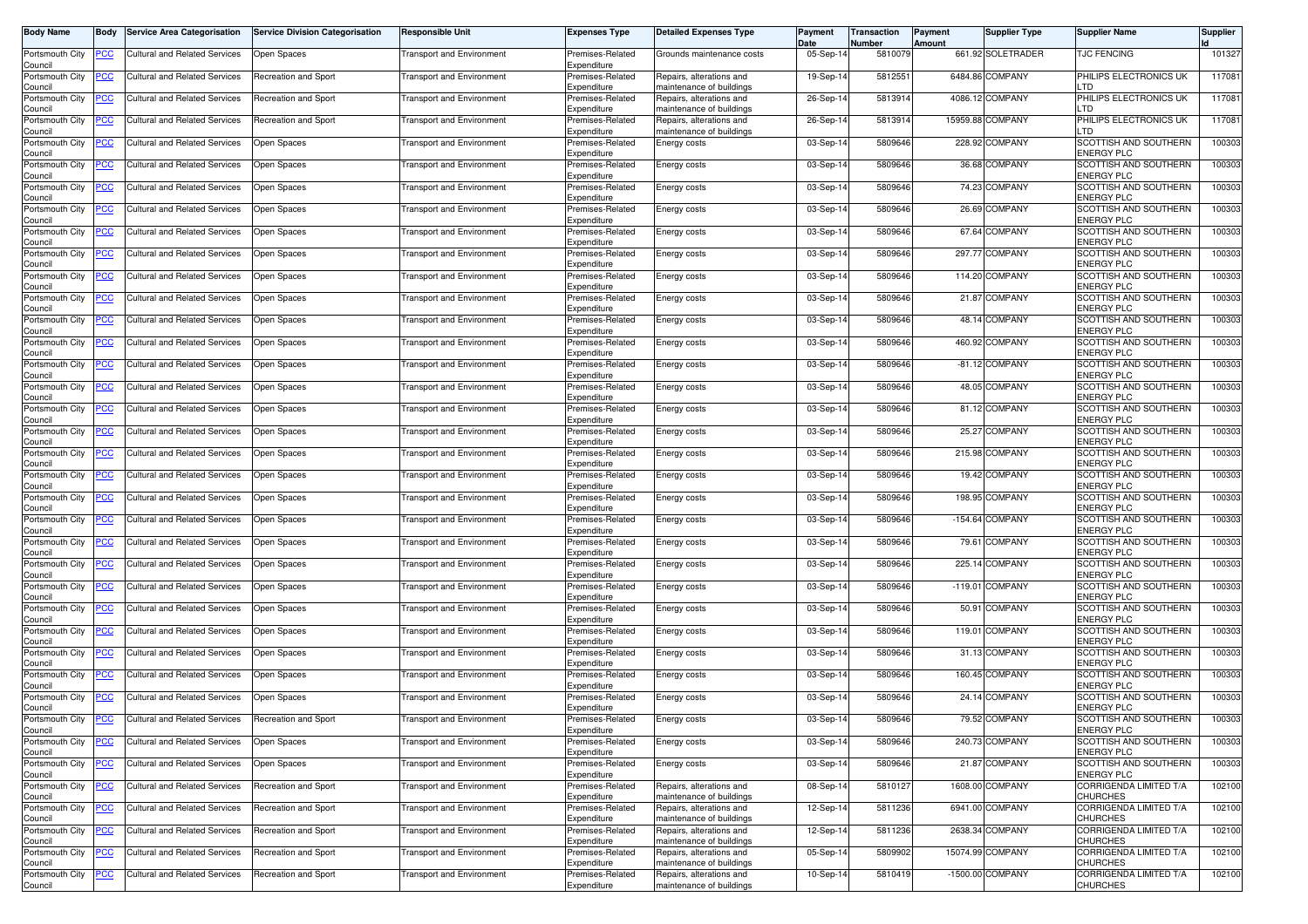| Body Name | Body | Service Area Categorisation | Service Division Categorisation | Responsible Unit | Expenses Type | Detailed Expenses Type | Payment Date | Transaction Number | Payment Amount | Supplier Type | Supplier Name | Supplier Id |
|---|---|---|---|---|---|---|---|---|---|---|---|---|
| Portsmouth City Council | PCC | Cultural and Related Services | Open Spaces | Transport and Environment | Premises-Related Expenditure | Grounds maintenance costs | 05-Sep-14 | 5810079 | 661.92 | SOLETRADER | TJC FENCING | 101327 |
| Portsmouth City Council | PCC | Cultural and Related Services | Recreation and Sport | Transport and Environment | Premises-Related Expenditure | Repairs, alterations and maintenance of buildings | 19-Sep-14 | 5812551 | 6484.86 | COMPANY | PHILIPS ELECTRONICS UK LTD | 117081 |
| Portsmouth City Council | PCC | Cultural and Related Services | Recreation and Sport | Transport and Environment | Premises-Related Expenditure | Repairs, alterations and maintenance of buildings | 26-Sep-14 | 5813914 | 4086.12 | COMPANY | PHILIPS ELECTRONICS UK LTD | 117081 |
| Portsmouth City Council | PCC | Cultural and Related Services | Recreation and Sport | Transport and Environment | Premises-Related Expenditure | Repairs, alterations and maintenance of buildings | 26-Sep-14 | 5813914 | 15959.88 | COMPANY | PHILIPS ELECTRONICS UK LTD | 117081 |
| Portsmouth City Council | PCC | Cultural and Related Services | Open Spaces | Transport and Environment | Premises-Related Expenditure | Energy costs | 03-Sep-14 | 5809646 | 228.92 | COMPANY | SCOTTISH AND SOUTHERN ENERGY PLC | 100303 |
| Portsmouth City Council | PCC | Cultural and Related Services | Open Spaces | Transport and Environment | Premises-Related Expenditure | Energy costs | 03-Sep-14 | 5809646 | 36.68 | COMPANY | SCOTTISH AND SOUTHERN ENERGY PLC | 100303 |
| Portsmouth City Council | PCC | Cultural and Related Services | Open Spaces | Transport and Environment | Premises-Related Expenditure | Energy costs | 03-Sep-14 | 5809646 | 74.23 | COMPANY | SCOTTISH AND SOUTHERN ENERGY PLC | 100303 |
| Portsmouth City Council | PCC | Cultural and Related Services | Open Spaces | Transport and Environment | Premises-Related Expenditure | Energy costs | 03-Sep-14 | 5809646 | 26.69 | COMPANY | SCOTTISH AND SOUTHERN ENERGY PLC | 100303 |
| Portsmouth City Council | PCC | Cultural and Related Services | Open Spaces | Transport and Environment | Premises-Related Expenditure | Energy costs | 03-Sep-14 | 5809646 | 67.64 | COMPANY | SCOTTISH AND SOUTHERN ENERGY PLC | 100303 |
| Portsmouth City Council | PCC | Cultural and Related Services | Open Spaces | Transport and Environment | Premises-Related Expenditure | Energy costs | 03-Sep-14 | 5809646 | 297.77 | COMPANY | SCOTTISH AND SOUTHERN ENERGY PLC | 100303 |
| Portsmouth City Council | PCC | Cultural and Related Services | Open Spaces | Transport and Environment | Premises-Related Expenditure | Energy costs | 03-Sep-14 | 5809646 | 114.20 | COMPANY | SCOTTISH AND SOUTHERN ENERGY PLC | 100303 |
| Portsmouth City Council | PCC | Cultural and Related Services | Open Spaces | Transport and Environment | Premises-Related Expenditure | Energy costs | 03-Sep-14 | 5809646 | 21.87 | COMPANY | SCOTTISH AND SOUTHERN ENERGY PLC | 100303 |
| Portsmouth City Council | PCC | Cultural and Related Services | Open Spaces | Transport and Environment | Premises-Related Expenditure | Energy costs | 03-Sep-14 | 5809646 | 48.14 | COMPANY | SCOTTISH AND SOUTHERN ENERGY PLC | 100303 |
| Portsmouth City Council | PCC | Cultural and Related Services | Open Spaces | Transport and Environment | Premises-Related Expenditure | Energy costs | 03-Sep-14 | 5809646 | 460.92 | COMPANY | SCOTTISH AND SOUTHERN ENERGY PLC | 100303 |
| Portsmouth City Council | PCC | Cultural and Related Services | Open Spaces | Transport and Environment | Premises-Related Expenditure | Energy costs | 03-Sep-14 | 5809646 | -81.12 | COMPANY | SCOTTISH AND SOUTHERN ENERGY PLC | 100303 |
| Portsmouth City Council | PCC | Cultural and Related Services | Open Spaces | Transport and Environment | Premises-Related Expenditure | Energy costs | 03-Sep-14 | 5809646 | 48.05 | COMPANY | SCOTTISH AND SOUTHERN ENERGY PLC | 100303 |
| Portsmouth City Council | PCC | Cultural and Related Services | Open Spaces | Transport and Environment | Premises-Related Expenditure | Energy costs | 03-Sep-14 | 5809646 | 81.12 | COMPANY | SCOTTISH AND SOUTHERN ENERGY PLC | 100303 |
| Portsmouth City Council | PCC | Cultural and Related Services | Open Spaces | Transport and Environment | Premises-Related Expenditure | Energy costs | 03-Sep-14 | 5809646 | 25.27 | COMPANY | SCOTTISH AND SOUTHERN ENERGY PLC | 100303 |
| Portsmouth City Council | PCC | Cultural and Related Services | Open Spaces | Transport and Environment | Premises-Related Expenditure | Energy costs | 03-Sep-14 | 5809646 | 215.98 | COMPANY | SCOTTISH AND SOUTHERN ENERGY PLC | 100303 |
| Portsmouth City Council | PCC | Cultural and Related Services | Open Spaces | Transport and Environment | Premises-Related Expenditure | Energy costs | 03-Sep-14 | 5809646 | 19.42 | COMPANY | SCOTTISH AND SOUTHERN ENERGY PLC | 100303 |
| Portsmouth City Council | PCC | Cultural and Related Services | Open Spaces | Transport and Environment | Premises-Related Expenditure | Energy costs | 03-Sep-14 | 5809646 | 198.95 | COMPANY | SCOTTISH AND SOUTHERN ENERGY PLC | 100303 |
| Portsmouth City Council | PCC | Cultural and Related Services | Open Spaces | Transport and Environment | Premises-Related Expenditure | Energy costs | 03-Sep-14 | 5809646 | -154.64 | COMPANY | SCOTTISH AND SOUTHERN ENERGY PLC | 100303 |
| Portsmouth City Council | PCC | Cultural and Related Services | Open Spaces | Transport and Environment | Premises-Related Expenditure | Energy costs | 03-Sep-14 | 5809646 | 79.61 | COMPANY | SCOTTISH AND SOUTHERN ENERGY PLC | 100303 |
| Portsmouth City Council | PCC | Cultural and Related Services | Open Spaces | Transport and Environment | Premises-Related Expenditure | Energy costs | 03-Sep-14 | 5809646 | 225.14 | COMPANY | SCOTTISH AND SOUTHERN ENERGY PLC | 100303 |
| Portsmouth City Council | PCC | Cultural and Related Services | Open Spaces | Transport and Environment | Premises-Related Expenditure | Energy costs | 03-Sep-14 | 5809646 | -119.01 | COMPANY | SCOTTISH AND SOUTHERN ENERGY PLC | 100303 |
| Portsmouth City Council | PCC | Cultural and Related Services | Open Spaces | Transport and Environment | Premises-Related Expenditure | Energy costs | 03-Sep-14 | 5809646 | 50.91 | COMPANY | SCOTTISH AND SOUTHERN ENERGY PLC | 100303 |
| Portsmouth City Council | PCC | Cultural and Related Services | Open Spaces | Transport and Environment | Premises-Related Expenditure | Energy costs | 03-Sep-14 | 5809646 | 119.01 | COMPANY | SCOTTISH AND SOUTHERN ENERGY PLC | 100303 |
| Portsmouth City Council | PCC | Cultural and Related Services | Open Spaces | Transport and Environment | Premises-Related Expenditure | Energy costs | 03-Sep-14 | 5809646 | 31.13 | COMPANY | SCOTTISH AND SOUTHERN ENERGY PLC | 100303 |
| Portsmouth City Council | PCC | Cultural and Related Services | Open Spaces | Transport and Environment | Premises-Related Expenditure | Energy costs | 03-Sep-14 | 5809646 | 160.45 | COMPANY | SCOTTISH AND SOUTHERN ENERGY PLC | 100303 |
| Portsmouth City Council | PCC | Cultural and Related Services | Open Spaces | Transport and Environment | Premises-Related Expenditure | Energy costs | 03-Sep-14 | 5809646 | 24.14 | COMPANY | SCOTTISH AND SOUTHERN ENERGY PLC | 100303 |
| Portsmouth City Council | PCC | Cultural and Related Services | Recreation and Sport | Transport and Environment | Premises-Related Expenditure | Energy costs | 03-Sep-14 | 5809646 | 79.52 | COMPANY | SCOTTISH AND SOUTHERN ENERGY PLC | 100303 |
| Portsmouth City Council | PCC | Cultural and Related Services | Open Spaces | Transport and Environment | Premises-Related Expenditure | Energy costs | 03-Sep-14 | 5809646 | 240.73 | COMPANY | SCOTTISH AND SOUTHERN ENERGY PLC | 100303 |
| Portsmouth City Council | PCC | Cultural and Related Services | Open Spaces | Transport and Environment | Premises-Related Expenditure | Energy costs | 03-Sep-14 | 5809646 | 21.87 | COMPANY | SCOTTISH AND SOUTHERN ENERGY PLC | 100303 |
| Portsmouth City Council | PCC | Cultural and Related Services | Recreation and Sport | Transport and Environment | Premises-Related Expenditure | Repairs, alterations and maintenance of buildings | 08-Sep-14 | 5810127 | 1608.00 | COMPANY | CORRIGENDA LIMITED T/A CHURCHES | 102100 |
| Portsmouth City Council | PCC | Cultural and Related Services | Recreation and Sport | Transport and Environment | Premises-Related Expenditure | Repairs, alterations and maintenance of buildings | 12-Sep-14 | 5811236 | 6941.00 | COMPANY | CORRIGENDA LIMITED T/A CHURCHES | 102100 |
| Portsmouth City Council | PCC | Cultural and Related Services | Recreation and Sport | Transport and Environment | Premises-Related Expenditure | Repairs, alterations and maintenance of buildings | 12-Sep-14 | 5811236 | 2638.34 | COMPANY | CORRIGENDA LIMITED T/A CHURCHES | 102100 |
| Portsmouth City Council | PCC | Cultural and Related Services | Recreation and Sport | Transport and Environment | Premises-Related Expenditure | Repairs, alterations and maintenance of buildings | 05-Sep-14 | 5809902 | 15074.99 | COMPANY | CORRIGENDA LIMITED T/A CHURCHES | 102100 |
| Portsmouth City Council | PCC | Cultural and Related Services | Recreation and Sport | Transport and Environment | Premises-Related Expenditure | Repairs, alterations and maintenance of buildings | 10-Sep-14 | 5810419 | -1500.00 | COMPANY | CORRIGENDA LIMITED T/A CHURCHES | 102100 |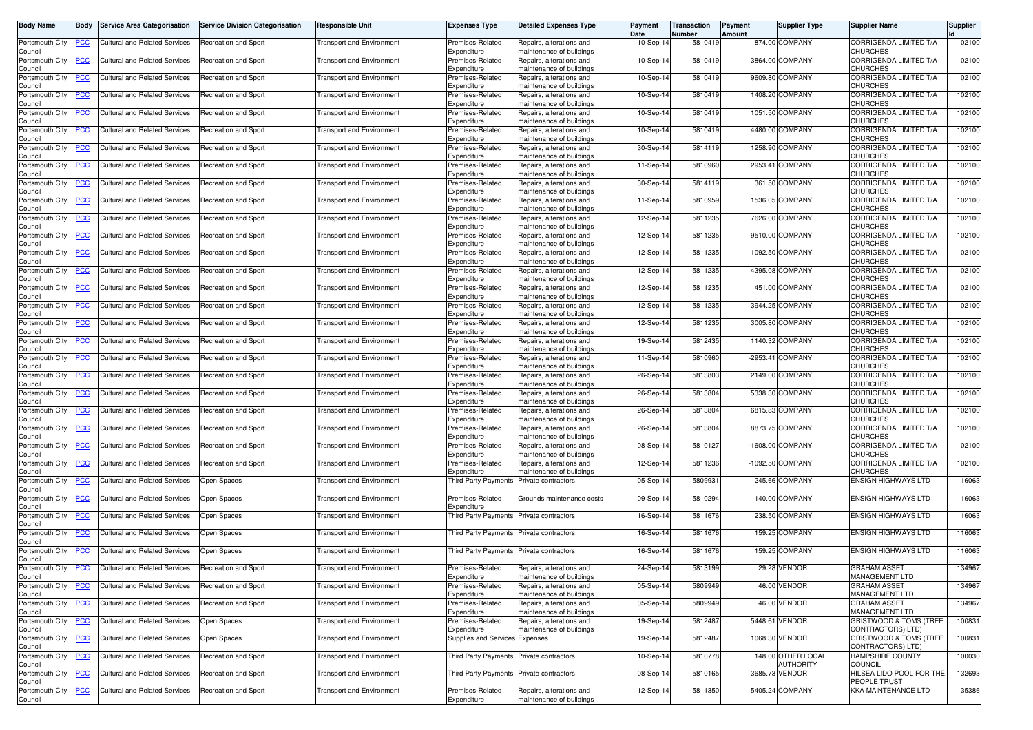| Body Name | Body | Service Area Categorisation | Service Division Categorisation | Responsible Unit | Expenses Type | Detailed Expenses Type | Payment Date | Transaction Number | Payment Amount | Supplier Type | Supplier Name | Supplier Id |
|---|---|---|---|---|---|---|---|---|---|---|---|---|
| Portsmouth City Council | PCC | Cultural and Related Services | Recreation and Sport | Transport and Environment | Premises-Related Expenditure | Repairs, alterations and maintenance of buildings | 10-Sep-14 | 5810419 | 874.00 | COMPANY | CORRIGENDA LIMITED T/A CHURCHES | 102100 |
| Portsmouth City Council | PCC | Cultural and Related Services | Recreation and Sport | Transport and Environment | Premises-Related Expenditure | Repairs, alterations and maintenance of buildings | 10-Sep-14 | 5810419 | 3864.00 | COMPANY | CORRIGENDA LIMITED T/A CHURCHES | 102100 |
| Portsmouth City Council | PCC | Cultural and Related Services | Recreation and Sport | Transport and Environment | Premises-Related Expenditure | Repairs, alterations and maintenance of buildings | 10-Sep-14 | 5810419 | 19609.80 | COMPANY | CORRIGENDA LIMITED T/A CHURCHES | 102100 |
| Portsmouth City Council | PCC | Cultural and Related Services | Recreation and Sport | Transport and Environment | Premises-Related Expenditure | Repairs, alterations and maintenance of buildings | 10-Sep-14 | 5810419 | 1408.20 | COMPANY | CORRIGENDA LIMITED T/A CHURCHES | 102100 |
| Portsmouth City Council | PCC | Cultural and Related Services | Recreation and Sport | Transport and Environment | Premises-Related Expenditure | Repairs, alterations and maintenance of buildings | 10-Sep-14 | 5810419 | 1051.50 | COMPANY | CORRIGENDA LIMITED T/A CHURCHES | 102100 |
| Portsmouth City Council | PCC | Cultural and Related Services | Recreation and Sport | Transport and Environment | Premises-Related Expenditure | Repairs, alterations and maintenance of buildings | 10-Sep-14 | 5810419 | 4480.00 | COMPANY | CORRIGENDA LIMITED T/A CHURCHES | 102100 |
| Portsmouth City Council | PCC | Cultural and Related Services | Recreation and Sport | Transport and Environment | Premises-Related Expenditure | Repairs, alterations and maintenance of buildings | 30-Sep-14 | 5814119 | 1258.90 | COMPANY | CORRIGENDA LIMITED T/A CHURCHES | 102100 |
| Portsmouth City Council | PCC | Cultural and Related Services | Recreation and Sport | Transport and Environment | Premises-Related Expenditure | Repairs, alterations and maintenance of buildings | 11-Sep-14 | 5810960 | 2953.41 | COMPANY | CORRIGENDA LIMITED T/A CHURCHES | 102100 |
| Portsmouth City Council | PCC | Cultural and Related Services | Recreation and Sport | Transport and Environment | Premises-Related Expenditure | Repairs, alterations and maintenance of buildings | 30-Sep-14 | 5814119 | 361.50 | COMPANY | CORRIGENDA LIMITED T/A CHURCHES | 102100 |
| Portsmouth City Council | PCC | Cultural and Related Services | Recreation and Sport | Transport and Environment | Premises-Related Expenditure | Repairs, alterations and maintenance of buildings | 11-Sep-14 | 5810959 | 1536.05 | COMPANY | CORRIGENDA LIMITED T/A CHURCHES | 102100 |
| Portsmouth City Council | PCC | Cultural and Related Services | Recreation and Sport | Transport and Environment | Premises-Related Expenditure | Repairs, alterations and maintenance of buildings | 12-Sep-14 | 5811235 | 7626.00 | COMPANY | CORRIGENDA LIMITED T/A CHURCHES | 102100 |
| Portsmouth City Council | PCC | Cultural and Related Services | Recreation and Sport | Transport and Environment | Premises-Related Expenditure | Repairs, alterations and maintenance of buildings | 12-Sep-14 | 5811235 | 9510.00 | COMPANY | CORRIGENDA LIMITED T/A CHURCHES | 102100 |
| Portsmouth City Council | PCC | Cultural and Related Services | Recreation and Sport | Transport and Environment | Premises-Related Expenditure | Repairs, alterations and maintenance of buildings | 12-Sep-14 | 5811235 | 1092.50 | COMPANY | CORRIGENDA LIMITED T/A CHURCHES | 102100 |
| Portsmouth City Council | PCC | Cultural and Related Services | Recreation and Sport | Transport and Environment | Premises-Related Expenditure | Repairs, alterations and maintenance of buildings | 12-Sep-14 | 5811235 | 4395.08 | COMPANY | CORRIGENDA LIMITED T/A CHURCHES | 102100 |
| Portsmouth City Council | PCC | Cultural and Related Services | Recreation and Sport | Transport and Environment | Premises-Related Expenditure | Repairs, alterations and maintenance of buildings | 12-Sep-14 | 5811235 | 451.00 | COMPANY | CORRIGENDA LIMITED T/A CHURCHES | 102100 |
| Portsmouth City Council | PCC | Cultural and Related Services | Recreation and Sport | Transport and Environment | Premises-Related Expenditure | Repairs, alterations and maintenance of buildings | 12-Sep-14 | 5811235 | 3944.25 | COMPANY | CORRIGENDA LIMITED T/A CHURCHES | 102100 |
| Portsmouth City Council | PCC | Cultural and Related Services | Recreation and Sport | Transport and Environment | Premises-Related Expenditure | Repairs, alterations and maintenance of buildings | 12-Sep-14 | 5811235 | 3005.80 | COMPANY | CORRIGENDA LIMITED T/A CHURCHES | 102100 |
| Portsmouth City Council | PCC | Cultural and Related Services | Recreation and Sport | Transport and Environment | Premises-Related Expenditure | Repairs, alterations and maintenance of buildings | 19-Sep-14 | 5812435 | 1140.32 | COMPANY | CORRIGENDA LIMITED T/A CHURCHES | 102100 |
| Portsmouth City Council | PCC | Cultural and Related Services | Recreation and Sport | Transport and Environment | Premises-Related Expenditure | Repairs, alterations and maintenance of buildings | 11-Sep-14 | 5810960 | -2953.41 | COMPANY | CORRIGENDA LIMITED T/A CHURCHES | 102100 |
| Portsmouth City Council | PCC | Cultural and Related Services | Recreation and Sport | Transport and Environment | Premises-Related Expenditure | Repairs, alterations and maintenance of buildings | 26-Sep-14 | 5813803 | 2149.00 | COMPANY | CORRIGENDA LIMITED T/A CHURCHES | 102100 |
| Portsmouth City Council | PCC | Cultural and Related Services | Recreation and Sport | Transport and Environment | Premises-Related Expenditure | Repairs, alterations and maintenance of buildings | 26-Sep-14 | 5813804 | 5338.30 | COMPANY | CORRIGENDA LIMITED T/A CHURCHES | 102100 |
| Portsmouth City Council | PCC | Cultural and Related Services | Recreation and Sport | Transport and Environment | Premises-Related Expenditure | Repairs, alterations and maintenance of buildings | 26-Sep-14 | 5813804 | 6815.83 | COMPANY | CORRIGENDA LIMITED T/A CHURCHES | 102100 |
| Portsmouth City Council | PCC | Cultural and Related Services | Recreation and Sport | Transport and Environment | Premises-Related Expenditure | Repairs, alterations and maintenance of buildings | 26-Sep-14 | 5813804 | 8873.75 | COMPANY | CORRIGENDA LIMITED T/A CHURCHES | 102100 |
| Portsmouth City Council | PCC | Cultural and Related Services | Recreation and Sport | Transport and Environment | Premises-Related Expenditure | Repairs, alterations and maintenance of buildings | 08-Sep-14 | 5810127 | -1608.00 | COMPANY | CORRIGENDA LIMITED T/A CHURCHES | 102100 |
| Portsmouth City Council | PCC | Cultural and Related Services | Recreation and Sport | Transport and Environment | Premises-Related Expenditure | Repairs, alterations and maintenance of buildings | 12-Sep-14 | 5811236 | -1092.50 | COMPANY | CORRIGENDA LIMITED T/A CHURCHES | 102100 |
| Portsmouth City Council | PCC | Cultural and Related Services | Open Spaces | Transport and Environment | Third Party Payments | Private contractors | 05-Sep-14 | 5809931 | 245.66 | COMPANY | ENSIGN HIGHWAYS LTD | 116063 |
| Portsmouth City Council | PCC | Cultural and Related Services | Open Spaces | Transport and Environment | Premises-Related Expenditure | Grounds maintenance costs | 09-Sep-14 | 5810294 | 140.00 | COMPANY | ENSIGN HIGHWAYS LTD | 116063 |
| Portsmouth City Council | PCC | Cultural and Related Services | Open Spaces | Transport and Environment | Third Party Payments | Private contractors | 16-Sep-14 | 5811676 | 238.50 | COMPANY | ENSIGN HIGHWAYS LTD | 116063 |
| Portsmouth City Council | PCC | Cultural and Related Services | Open Spaces | Transport and Environment | Third Party Payments | Private contractors | 16-Sep-14 | 5811676 | 159.25 | COMPANY | ENSIGN HIGHWAYS LTD | 116063 |
| Portsmouth City Council | PCC | Cultural and Related Services | Open Spaces | Transport and Environment | Third Party Payments | Private contractors | 16-Sep-14 | 5811676 | 159.25 | COMPANY | ENSIGN HIGHWAYS LTD | 116063 |
| Portsmouth City Council | PCC | Cultural and Related Services | Recreation and Sport | Transport and Environment | Premises-Related Expenditure | Repairs, alterations and maintenance of buildings | 24-Sep-14 | 5813199 | 29.28 | VENDOR | GRAHAM ASSET MANAGEMENT LTD | 134967 |
| Portsmouth City Council | PCC | Cultural and Related Services | Recreation and Sport | Transport and Environment | Premises-Related Expenditure | Repairs, alterations and maintenance of buildings | 05-Sep-14 | 5809949 | 46.00 | VENDOR | GRAHAM ASSET MANAGEMENT LTD | 134967 |
| Portsmouth City Council | PCC | Cultural and Related Services | Recreation and Sport | Transport and Environment | Premises-Related Expenditure | Repairs, alterations and maintenance of buildings | 05-Sep-14 | 5809949 | 46.00 | VENDOR | GRAHAM ASSET MANAGEMENT LTD | 134967 |
| Portsmouth City Council | PCC | Cultural and Related Services | Open Spaces | Transport and Environment | Premises-Related Expenditure | Repairs, alterations and maintenance of buildings | 19-Sep-14 | 5812487 | 5448.61 | VENDOR | GRISTWOOD & TOMS (TREE CONTRACTORS) LTD) | 100831 |
| Portsmouth City Council | PCC | Cultural and Related Services | Open Spaces | Transport and Environment | Supplies and Services | Expenses | 19-Sep-14 | 5812487 | 1068.30 | VENDOR | GRISTWOOD & TOMS (TREE CONTRACTORS) LTD) | 100831 |
| Portsmouth City Council | PCC | Cultural and Related Services | Recreation and Sport | Transport and Environment | Third Party Payments | Private contractors | 10-Sep-14 | 5810778 | 148.00 | OTHER LOCAL AUTHORITY | HAMPSHIRE COUNTY COUNCIL | 100030 |
| Portsmouth City Council | PCC | Cultural and Related Services | Recreation and Sport | Transport and Environment | Third Party Payments | Private contractors | 08-Sep-14 | 5810165 | 3685.73 | VENDOR | HILSEA LIDO POOL FOR THE PEOPLE TRUST | 132693 |
| Portsmouth City Council | PCC | Cultural and Related Services | Recreation and Sport | Transport and Environment | Premises-Related Expenditure | Repairs, alterations and maintenance of buildings | 12-Sep-14 | 5811350 | 5405.24 | COMPANY | KKA MAINTENANCE LTD | 135386 |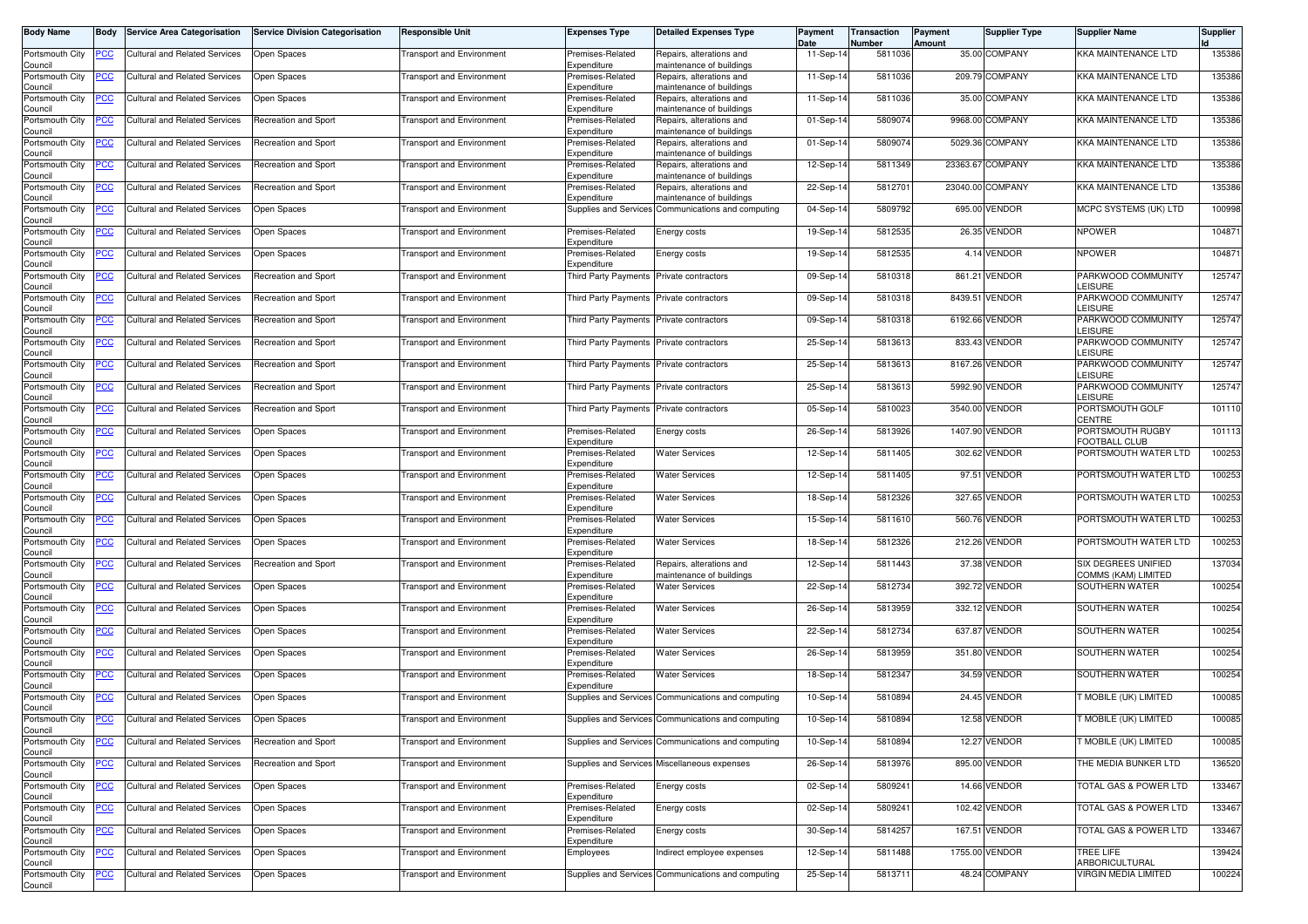| Body Name | Body | Service Area Categorisation | Service Division Categorisation | Responsible Unit | Expenses Type | Detailed Expenses Type | Payment Date | Transaction Number | Payment Amount | Supplier Type | Supplier Name | Supplier Id |
|---|---|---|---|---|---|---|---|---|---|---|---|---|
| Portsmouth City Council | PCC | Cultural and Related Services | Open Spaces | Transport and Environment | Premises-Related Expenditure | Repairs, alterations and maintenance of buildings | 11-Sep-14 | 5811036 | 35.00 | COMPANY | KKA MAINTENANCE LTD | 135386 |
| Portsmouth City Council | PCC | Cultural and Related Services | Open Spaces | Transport and Environment | Premises-Related Expenditure | Repairs, alterations and maintenance of buildings | 11-Sep-14 | 5811036 | 209.79 | COMPANY | KKA MAINTENANCE LTD | 135386 |
| Portsmouth City Council | PCC | Cultural and Related Services | Open Spaces | Transport and Environment | Premises-Related Expenditure | Repairs, alterations and maintenance of buildings | 11-Sep-14 | 5811036 | 35.00 | COMPANY | KKA MAINTENANCE LTD | 135386 |
| Portsmouth City Council | PCC | Cultural and Related Services | Recreation and Sport | Transport and Environment | Premises-Related Expenditure | Repairs, alterations and maintenance of buildings | 01-Sep-14 | 5809074 | 9968.00 | COMPANY | KKA MAINTENANCE LTD | 135386 |
| Portsmouth City Council | PCC | Cultural and Related Services | Recreation and Sport | Transport and Environment | Premises-Related Expenditure | Repairs, alterations and maintenance of buildings | 01-Sep-14 | 5809074 | 5029.36 | COMPANY | KKA MAINTENANCE LTD | 135386 |
| Portsmouth City Council | PCC | Cultural and Related Services | Recreation and Sport | Transport and Environment | Premises-Related Expenditure | Repairs, alterations and maintenance of buildings | 12-Sep-14 | 5811349 | 23363.67 | COMPANY | KKA MAINTENANCE LTD | 135386 |
| Portsmouth City Council | PCC | Cultural and Related Services | Recreation and Sport | Transport and Environment | Premises-Related Expenditure | Repairs, alterations and maintenance of buildings | 22-Sep-14 | 5812701 | 23040.00 | COMPANY | KKA MAINTENANCE LTD | 135386 |
| Portsmouth City Council | PCC | Cultural and Related Services | Open Spaces | Transport and Environment | Supplies and Services | Communications and computing | 04-Sep-14 | 5809792 | 695.00 | VENDOR | MCPC SYSTEMS (UK) LTD | 100998 |
| Portsmouth City Council | PCC | Cultural and Related Services | Open Spaces | Transport and Environment | Premises-Related Expenditure | Energy costs | 19-Sep-14 | 5812535 | 26.35 | VENDOR | NPOWER | 104871 |
| Portsmouth City Council | PCC | Cultural and Related Services | Open Spaces | Transport and Environment | Premises-Related Expenditure | Energy costs | 19-Sep-14 | 5812535 | 4.14 | VENDOR | NPOWER | 104871 |
| Portsmouth City Council | PCC | Cultural and Related Services | Recreation and Sport | Transport and Environment | Third Party Payments | Private contractors | 09-Sep-14 | 5810318 | 861.21 | VENDOR | PARKWOOD COMMUNITY LEISURE | 125747 |
| Portsmouth City Council | PCC | Cultural and Related Services | Recreation and Sport | Transport and Environment | Third Party Payments | Private contractors | 09-Sep-14 | 5810318 | 8439.51 | VENDOR | PARKWOOD COMMUNITY LEISURE | 125747 |
| Portsmouth City Council | PCC | Cultural and Related Services | Recreation and Sport | Transport and Environment | Third Party Payments | Private contractors | 09-Sep-14 | 5810318 | 6192.66 | VENDOR | PARKWOOD COMMUNITY LEISURE | 125747 |
| Portsmouth City Council | PCC | Cultural and Related Services | Recreation and Sport | Transport and Environment | Third Party Payments | Private contractors | 25-Sep-14 | 5813613 | 833.43 | VENDOR | PARKWOOD COMMUNITY LEISURE | 125747 |
| Portsmouth City Council | PCC | Cultural and Related Services | Recreation and Sport | Transport and Environment | Third Party Payments | Private contractors | 25-Sep-14 | 5813613 | 8167.26 | VENDOR | PARKWOOD COMMUNITY LEISURE | 125747 |
| Portsmouth City Council | PCC | Cultural and Related Services | Recreation and Sport | Transport and Environment | Third Party Payments | Private contractors | 25-Sep-14 | 5813613 | 5992.90 | VENDOR | PARKWOOD COMMUNITY LEISURE | 125747 |
| Portsmouth City Council | PCC | Cultural and Related Services | Recreation and Sport | Transport and Environment | Third Party Payments | Private contractors | 05-Sep-14 | 5810023 | 3540.00 | VENDOR | PORTSMOUTH GOLF CENTRE | 101110 |
| Portsmouth City Council | PCC | Cultural and Related Services | Open Spaces | Transport and Environment | Premises-Related Expenditure | Energy costs | 26-Sep-14 | 5813926 | 1407.90 | VENDOR | PORTSMOUTH RUGBY FOOTBALL CLUB | 101113 |
| Portsmouth City Council | PCC | Cultural and Related Services | Open Spaces | Transport and Environment | Premises-Related Expenditure | Water Services | 12-Sep-14 | 5811405 | 302.62 | VENDOR | PORTSMOUTH WATER LTD | 100253 |
| Portsmouth City Council | PCC | Cultural and Related Services | Open Spaces | Transport and Environment | Premises-Related Expenditure | Water Services | 12-Sep-14 | 5811405 | 97.51 | VENDOR | PORTSMOUTH WATER LTD | 100253 |
| Portsmouth City Council | PCC | Cultural and Related Services | Open Spaces | Transport and Environment | Premises-Related Expenditure | Water Services | 18-Sep-14 | 5812326 | 327.65 | VENDOR | PORTSMOUTH WATER LTD | 100253 |
| Portsmouth City Council | PCC | Cultural and Related Services | Open Spaces | Transport and Environment | Premises-Related Expenditure | Water Services | 15-Sep-14 | 5811610 | 560.76 | VENDOR | PORTSMOUTH WATER LTD | 100253 |
| Portsmouth City Council | PCC | Cultural and Related Services | Open Spaces | Transport and Environment | Premises-Related Expenditure | Water Services | 18-Sep-14 | 5812326 | 212.26 | VENDOR | PORTSMOUTH WATER LTD | 100253 |
| Portsmouth City Council | PCC | Cultural and Related Services | Recreation and Sport | Transport and Environment | Premises-Related Expenditure | Repairs, alterations and maintenance of buildings | 12-Sep-14 | 5811443 | 37.38 | VENDOR | SIX DEGREES UNIFIED COMMS (KAM) LIMITED | 137034 |
| Portsmouth City Council | PCC | Cultural and Related Services | Open Spaces | Transport and Environment | Premises-Related Expenditure | Water Services | 22-Sep-14 | 5812734 | 392.72 | VENDOR | SOUTHERN WATER | 100254 |
| Portsmouth City Council | PCC | Cultural and Related Services | Open Spaces | Transport and Environment | Premises-Related Expenditure | Water Services | 26-Sep-14 | 5813959 | 332.12 | VENDOR | SOUTHERN WATER | 100254 |
| Portsmouth City Council | PCC | Cultural and Related Services | Open Spaces | Transport and Environment | Premises-Related Expenditure | Water Services | 22-Sep-14 | 5812734 | 637.87 | VENDOR | SOUTHERN WATER | 100254 |
| Portsmouth City Council | PCC | Cultural and Related Services | Open Spaces | Transport and Environment | Premises-Related Expenditure | Water Services | 26-Sep-14 | 5813959 | 351.80 | VENDOR | SOUTHERN WATER | 100254 |
| Portsmouth City Council | PCC | Cultural and Related Services | Open Spaces | Transport and Environment | Premises-Related Expenditure | Water Services | 18-Sep-14 | 5812347 | 34.59 | VENDOR | SOUTHERN WATER | 100254 |
| Portsmouth City Council | PCC | Cultural and Related Services | Open Spaces | Transport and Environment | Supplies and Services | Communications and computing | 10-Sep-14 | 5810894 | 24.45 | VENDOR | T MOBILE (UK) LIMITED | 100085 |
| Portsmouth City Council | PCC | Cultural and Related Services | Open Spaces | Transport and Environment | Supplies and Services | Communications and computing | 10-Sep-14 | 5810894 | 12.58 | VENDOR | T MOBILE (UK) LIMITED | 100085 |
| Portsmouth City Council | PCC | Cultural and Related Services | Recreation and Sport | Transport and Environment | Supplies and Services | Communications and computing | 10-Sep-14 | 5810894 | 12.27 | VENDOR | T MOBILE (UK) LIMITED | 100085 |
| Portsmouth City Council | PCC | Cultural and Related Services | Recreation and Sport | Transport and Environment | Supplies and Services | Miscellaneous expenses | 26-Sep-14 | 5813976 | 895.00 | VENDOR | THE MEDIA BUNKER LTD | 136520 |
| Portsmouth City Council | PCC | Cultural and Related Services | Open Spaces | Transport and Environment | Premises-Related Expenditure | Energy costs | 02-Sep-14 | 5809241 | 14.66 | VENDOR | TOTAL GAS & POWER LTD | 133467 |
| Portsmouth City Council | PCC | Cultural and Related Services | Open Spaces | Transport and Environment | Premises-Related Expenditure | Energy costs | 02-Sep-14 | 5809241 | 102.42 | VENDOR | TOTAL GAS & POWER LTD | 133467 |
| Portsmouth City Council | PCC | Cultural and Related Services | Open Spaces | Transport and Environment | Premises-Related Expenditure | Energy costs | 30-Sep-14 | 5814257 | 167.51 | VENDOR | TOTAL GAS & POWER LTD | 133467 |
| Portsmouth City Council | PCC | Cultural and Related Services | Open Spaces | Transport and Environment | Employees | Indirect employee expenses | 12-Sep-14 | 5811488 | 1755.00 | VENDOR | TREE LIFE ARBORICULTURAL | 139424 |
| Portsmouth City Council | PCC | Cultural and Related Services | Open Spaces | Transport and Environment | Supplies and Services | Communications and computing | 25-Sep-14 | 5813711 | 48.24 | COMPANY | VIRGIN MEDIA LIMITED | 100224 |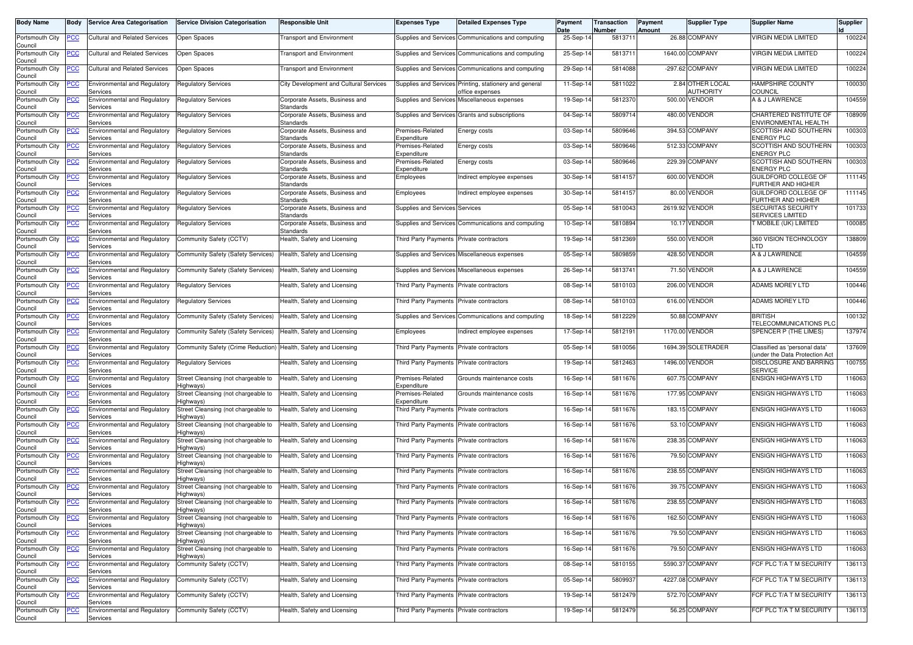| Body Name | Body | Service Area Categorisation | Service Division Categorisation | Responsible Unit | Expenses Type | Detailed Expenses Type | Payment Date | Transaction Number | Payment Amount | Supplier Type | Supplier Name | Supplier Id |
|---|---|---|---|---|---|---|---|---|---|---|---|---|
| Portsmouth City Council | PCC | Cultural and Related Services | Open Spaces | Transport and Environment | Supplies and Services | Communications and computing | 25-Sep-14 | 5813711 | 26.88 | COMPANY | VIRGIN MEDIA LIMITED | 100224 |
| Portsmouth City Council | PCC | Cultural and Related Services | Open Spaces | Transport and Environment | Supplies and Services | Communications and computing | 25-Sep-14 | 5813711 | 1640.00 | COMPANY | VIRGIN MEDIA LIMITED | 100224 |
| Portsmouth City Council | PCC | Cultural and Related Services | Open Spaces | Transport and Environment | Supplies and Services | Communications and computing | 29-Sep-14 | 5814088 | -297.62 | COMPANY | VIRGIN MEDIA LIMITED | 100224 |
| Portsmouth City Council | PCC | Environmental and Regulatory Services | Regulatory Services | City Development and Cultural Services | Supplies and Services | Printing, stationery and general office expenses | 11-Sep-14 | 5811022 | 2.84 | OTHER LOCAL AUTHORITY | HAMPSHIRE COUNTY COUNCIL | 100030 |
| Portsmouth City Council | PCC | Environmental and Regulatory Services | Regulatory Services | Corporate Assets, Business and Standards | Supplies and Services | Miscellaneous expenses | 19-Sep-14 | 5812370 | 500.00 | VENDOR | A & J LAWRENCE | 104559 |
| Portsmouth City Council | PCC | Environmental and Regulatory Services | Regulatory Services | Corporate Assets, Business and Standards | Supplies and Services | Grants and subscriptions | 04-Sep-14 | 5809714 | 480.00 | VENDOR | CHARTERED INSTITUTE OF ENVIRONMENTAL HEALTH | 108909 |
| Portsmouth City Council | PCC | Environmental and Regulatory Services | Regulatory Services | Corporate Assets, Business and Standards | Premises-Related Expenditure | Energy costs | 03-Sep-14 | 5809646 | 394.53 | COMPANY | SCOTTISH AND SOUTHERN ENERGY PLC | 100303 |
| Portsmouth City Council | PCC | Environmental and Regulatory Services | Regulatory Services | Corporate Assets, Business and Standards | Premises-Related Expenditure | Energy costs | 03-Sep-14 | 5809646 | 512.33 | COMPANY | SCOTTISH AND SOUTHERN ENERGY PLC | 100303 |
| Portsmouth City Council | PCC | Environmental and Regulatory Services | Regulatory Services | Corporate Assets, Business and Standards | Premises-Related Expenditure | Energy costs | 03-Sep-14 | 5809646 | 229.39 | COMPANY | SCOTTISH AND SOUTHERN ENERGY PLC | 100303 |
| Portsmouth City Council | PCC | Environmental and Regulatory Services | Regulatory Services | Corporate Assets, Business and Standards | Employees | Indirect employee expenses | 30-Sep-14 | 5814157 | 600.00 | VENDOR | GUILDFORD COLLEGE OF FURTHER AND HIGHER | 111145 |
| Portsmouth City Council | PCC | Environmental and Regulatory Services | Regulatory Services | Corporate Assets, Business and Standards | Employees | Indirect employee expenses | 30-Sep-14 | 5814157 | 80.00 | VENDOR | GUILDFORD COLLEGE OF FURTHER AND HIGHER | 111145 |
| Portsmouth City Council | PCC | Environmental and Regulatory Services | Regulatory Services | Corporate Assets, Business and Standards | Supplies and Services | Services | 05-Sep-14 | 5810043 | 2619.92 | VENDOR | SECURITAS SECURITY SERVICES LIMITED | 101733 |
| Portsmouth City Council | PCC | Environmental and Regulatory Services | Regulatory Services | Corporate Assets, Business and Standards | Supplies and Services | Communications and computing | 10-Sep-14 | 5810894 | 10.17 | VENDOR | T MOBILE (UK) LIMITED | 100085 |
| Portsmouth City Council | PCC | Environmental and Regulatory Services | Community Safety (CCTV) | Health, Safety and Licensing | Third Party Payments | Private contractors | 19-Sep-14 | 5812369 | 550.00 | VENDOR | 360 VISION TECHNOLOGY LTD | 138809 |
| Portsmouth City Council | PCC | Environmental and Regulatory Services | Community Safety (Safety Services) | Health, Safety and Licensing | Supplies and Services | Miscellaneous expenses | 05-Sep-14 | 5809859 | 428.50 | VENDOR | A & J LAWRENCE | 104559 |
| Portsmouth City Council | PCC | Environmental and Regulatory Services | Community Safety (Safety Services) | Health, Safety and Licensing | Supplies and Services | Miscellaneous expenses | 26-Sep-14 | 5813741 | 71.50 | VENDOR | A & J LAWRENCE | 104559 |
| Portsmouth City Council | PCC | Environmental and Regulatory Services | Regulatory Services | Health, Safety and Licensing | Third Party Payments | Private contractors | 08-Sep-14 | 5810103 | 206.00 | VENDOR | ADAMS MOREY LTD | 100446 |
| Portsmouth City Council | PCC | Environmental and Regulatory Services | Regulatory Services | Health, Safety and Licensing | Third Party Payments | Private contractors | 08-Sep-14 | 5810103 | 616.00 | VENDOR | ADAMS MOREY LTD | 100446 |
| Portsmouth City Council | PCC | Environmental and Regulatory Services | Community Safety (Safety Services) | Health, Safety and Licensing | Supplies and Services | Communications and computing | 18-Sep-14 | 5812229 | 50.88 | COMPANY | BRITISH TELECOMMUNICATIONS PLC | 100132 |
| Portsmouth City Council | PCC | Environmental and Regulatory Services | Community Safety (Safety Services) | Health, Safety and Licensing | Employees | Indirect employee expenses | 17-Sep-14 | 5812191 | 1170.00 | VENDOR | SPENCER P (THE LIMES) | 137974 |
| Portsmouth City Council | PCC | Environmental and Regulatory Services | Community Safety (Crime Reduction) | Health, Safety and Licensing | Third Party Payments | Private contractors | 05-Sep-14 | 5810056 | 1694.39 | SOLETRADER | Classified as 'personal data' (under the Data Protection Act | 137609 |
| Portsmouth City Council | PCC | Environmental and Regulatory Services | Regulatory Services | Health, Safety and Licensing | Third Party Payments | Private contractors | 19-Sep-14 | 5812463 | 1496.00 | VENDOR | DISCLOSURE AND BARRING SERVICE | 100755 |
| Portsmouth City Council | PCC | Environmental and Regulatory Services | Street Cleansing (not chargeable to Highways) | Health, Safety and Licensing | Premises-Related Expenditure | Grounds maintenance costs | 16-Sep-14 | 5811676 | 607.75 | COMPANY | ENSIGN HIGHWAYS LTD | 116063 |
| Portsmouth City Council | PCC | Environmental and Regulatory Services | Street Cleansing (not chargeable to Highways) | Health, Safety and Licensing | Premises-Related Expenditure | Grounds maintenance costs | 16-Sep-14 | 5811676 | 177.95 | COMPANY | ENSIGN HIGHWAYS LTD | 116063 |
| Portsmouth City Council | PCC | Environmental and Regulatory Services | Street Cleansing (not chargeable to Highways) | Health, Safety and Licensing | Third Party Payments | Private contractors | 16-Sep-14 | 5811676 | 183.15 | COMPANY | ENSIGN HIGHWAYS LTD | 116063 |
| Portsmouth City Council | PCC | Environmental and Regulatory Services | Street Cleansing (not chargeable to Highways) | Health, Safety and Licensing | Third Party Payments | Private contractors | 16-Sep-14 | 5811676 | 53.10 | COMPANY | ENSIGN HIGHWAYS LTD | 116063 |
| Portsmouth City Council | PCC | Environmental and Regulatory Services | Street Cleansing (not chargeable to Highways) | Health, Safety and Licensing | Third Party Payments | Private contractors | 16-Sep-14 | 5811676 | 238.35 | COMPANY | ENSIGN HIGHWAYS LTD | 116063 |
| Portsmouth City Council | PCC | Environmental and Regulatory Services | Street Cleansing (not chargeable to Highways) | Health, Safety and Licensing | Third Party Payments | Private contractors | 16-Sep-14 | 5811676 | 79.50 | COMPANY | ENSIGN HIGHWAYS LTD | 116063 |
| Portsmouth City Council | PCC | Environmental and Regulatory Services | Street Cleansing (not chargeable to Highways) | Health, Safety and Licensing | Third Party Payments | Private contractors | 16-Sep-14 | 5811676 | 238.55 | COMPANY | ENSIGN HIGHWAYS LTD | 116063 |
| Portsmouth City Council | PCC | Environmental and Regulatory Services | Street Cleansing (not chargeable to Highways) | Health, Safety and Licensing | Third Party Payments | Private contractors | 16-Sep-14 | 5811676 | 39.75 | COMPANY | ENSIGN HIGHWAYS LTD | 116063 |
| Portsmouth City Council | PCC | Environmental and Regulatory Services | Street Cleansing (not chargeable to Highways) | Health, Safety and Licensing | Third Party Payments | Private contractors | 16-Sep-14 | 5811676 | 238.55 | COMPANY | ENSIGN HIGHWAYS LTD | 116063 |
| Portsmouth City Council | PCC | Environmental and Regulatory Services | Street Cleansing (not chargeable to Highways) | Health, Safety and Licensing | Third Party Payments | Private contractors | 16-Sep-14 | 5811676 | 162.50 | COMPANY | ENSIGN HIGHWAYS LTD | 116063 |
| Portsmouth City Council | PCC | Environmental and Regulatory Services | Street Cleansing (not chargeable to Highways) | Health, Safety and Licensing | Third Party Payments | Private contractors | 16-Sep-14 | 5811676 | 79.50 | COMPANY | ENSIGN HIGHWAYS LTD | 116063 |
| Portsmouth City Council | PCC | Environmental and Regulatory Services | Street Cleansing (not chargeable to Highways) | Health, Safety and Licensing | Third Party Payments | Private contractors | 16-Sep-14 | 5811676 | 79.50 | COMPANY | ENSIGN HIGHWAYS LTD | 116063 |
| Portsmouth City Council | PCC | Environmental and Regulatory Services | Community Safety (CCTV) | Health, Safety and Licensing | Third Party Payments | Private contractors | 08-Sep-14 | 5810155 | 5590.37 | COMPANY | FCF PLC T/A T M SECURITY | 136113 |
| Portsmouth City Council | PCC | Environmental and Regulatory Services | Community Safety (CCTV) | Health, Safety and Licensing | Third Party Payments | Private contractors | 05-Sep-14 | 5809937 | 4227.08 | COMPANY | FCF PLC T/A T M SECURITY | 136113 |
| Portsmouth City Council | PCC | Environmental and Regulatory Services | Community Safety (CCTV) | Health, Safety and Licensing | Third Party Payments | Private contractors | 19-Sep-14 | 5812479 | 572.70 | COMPANY | FCF PLC T/A T M SECURITY | 136113 |
| Portsmouth City Council | PCC | Environmental and Regulatory Services | Community Safety (CCTV) | Health, Safety and Licensing | Third Party Payments | Private contractors | 19-Sep-14 | 5812479 | 56.25 | COMPANY | FCF PLC T/A T M SECURITY | 136113 |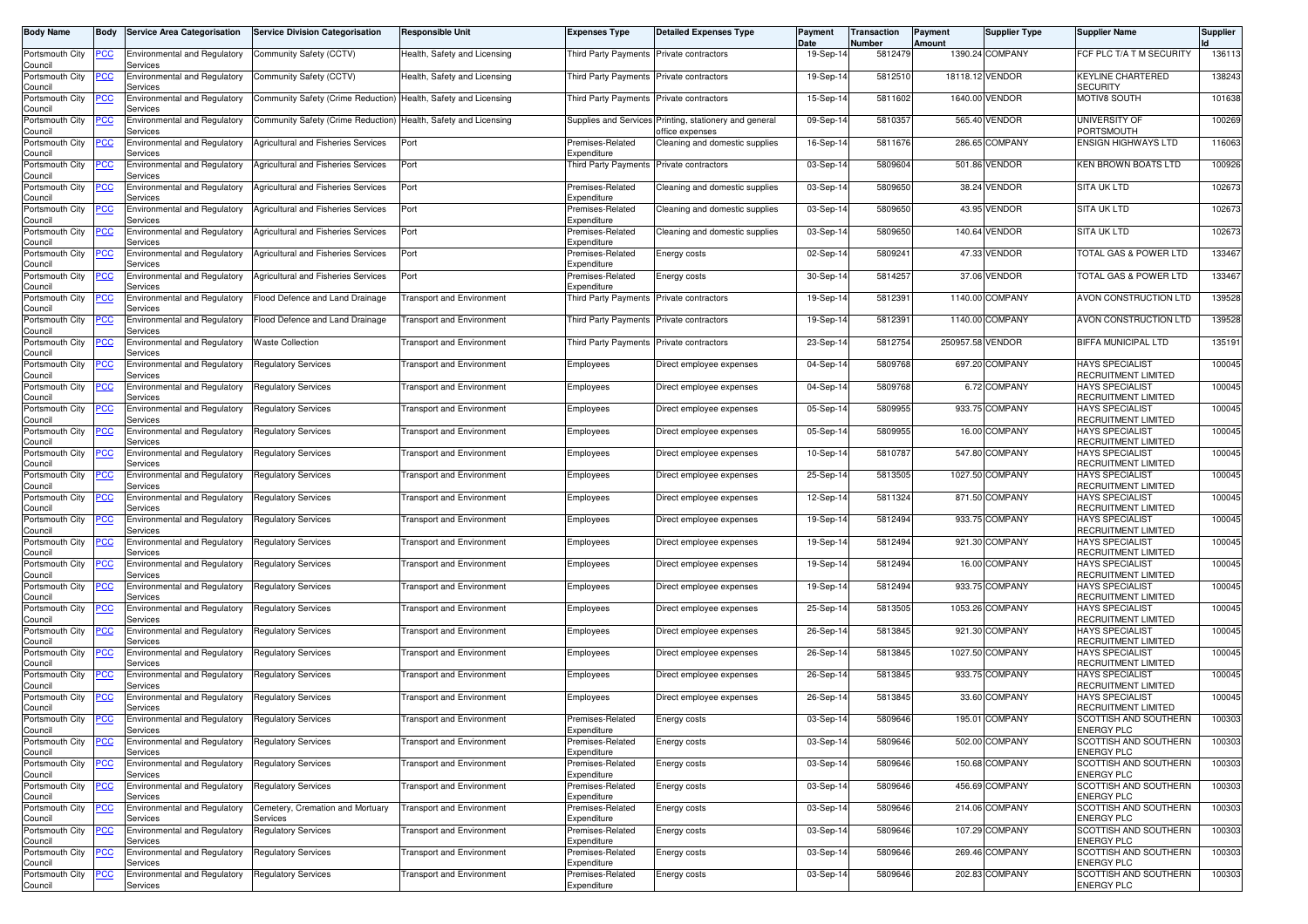| Body Name | Body | Service Area Categorisation | Service Division Categorisation | Responsible Unit | Expenses Type | Detailed Expenses Type | Payment Date | Transaction Number | Payment Amount | Supplier Type | Supplier Name | Supplier Id |
|---|---|---|---|---|---|---|---|---|---|---|---|---|
| Portsmouth City Council | PCC | Environmental and Regulatory Services | Community Safety (CCTV) | Health, Safety and Licensing | Third Party Payments | Private contractors | 19-Sep-14 | 5812479 | 1390.24 | COMPANY | FCF PLC T/A T M SECURITY | 136113 |
| Portsmouth City Council | PCC | Environmental and Regulatory Services | Community Safety (CCTV) | Health, Safety and Licensing | Third Party Payments | Private contractors | 19-Sep-14 | 5812510 | 18118.12 | VENDOR | KEYLINE CHARTERED SECURITY | 138243 |
| Portsmouth City Council | PCC | Environmental and Regulatory Services | Community Safety (Crime Reduction) | Health, Safety and Licensing | Third Party Payments | Private contractors | 15-Sep-14 | 5811602 | 1640.00 | VENDOR | MOTIV8 SOUTH | 101638 |
| Portsmouth City Council | PCC | Environmental and Regulatory Services | Community Safety (Crime Reduction) | Health, Safety and Licensing | Supplies and Services | Printing, stationery and general office expenses | 09-Sep-14 | 5810357 | 565.40 | VENDOR | UNIVERSITY OF PORTSMOUTH | 100269 |
| Portsmouth City Council | PCC | Environmental and Regulatory Services | Agricultural and Fisheries Services | Port | Premises-Related Expenditure | Cleaning and domestic supplies | 16-Sep-14 | 5811676 | 286.65 | COMPANY | ENSIGN HIGHWAYS LTD | 116063 |
| Portsmouth City Council | PCC | Environmental and Regulatory Services | Agricultural and Fisheries Services | Port | Third Party Payments | Private contractors | 03-Sep-14 | 5809604 | 501.86 | VENDOR | KEN BROWN BOATS LTD | 100926 |
| Portsmouth City Council | PCC | Environmental and Regulatory Services | Agricultural and Fisheries Services | Port | Premises-Related Expenditure | Cleaning and domestic supplies | 03-Sep-14 | 5809650 | 38.24 | VENDOR | SITA UK LTD | 102673 |
| Portsmouth City Council | PCC | Environmental and Regulatory Services | Agricultural and Fisheries Services | Port | Premises-Related Expenditure | Cleaning and domestic supplies | 03-Sep-14 | 5809650 | 43.95 | VENDOR | SITA UK LTD | 102673 |
| Portsmouth City Council | PCC | Environmental and Regulatory Services | Agricultural and Fisheries Services | Port | Premises-Related Expenditure | Cleaning and domestic supplies | 03-Sep-14 | 5809650 | 140.64 | VENDOR | SITA UK LTD | 102673 |
| Portsmouth City Council | PCC | Environmental and Regulatory Services | Agricultural and Fisheries Services | Port | Premises-Related Expenditure | Energy costs | 02-Sep-14 | 5809241 | 47.33 | VENDOR | TOTAL GAS & POWER LTD | 133467 |
| Portsmouth City Council | PCC | Environmental and Regulatory Services | Agricultural and Fisheries Services | Port | Premises-Related Expenditure | Energy costs | 30-Sep-14 | 5814257 | 37.06 | VENDOR | TOTAL GAS & POWER LTD | 133467 |
| Portsmouth City Council | PCC | Environmental and Regulatory Services | Flood Defence and Land Drainage | Transport and Environment | Third Party Payments | Private contractors | 19-Sep-14 | 5812391 | 1140.00 | COMPANY | AVON CONSTRUCTION LTD | 139528 |
| Portsmouth City Council | PCC | Environmental and Regulatory Services | Flood Defence and Land Drainage | Transport and Environment | Third Party Payments | Private contractors | 19-Sep-14 | 5812391 | 1140.00 | COMPANY | AVON CONSTRUCTION LTD | 139528 |
| Portsmouth City Council | PCC | Environmental and Regulatory Services | Waste Collection | Transport and Environment | Third Party Payments | Private contractors | 23-Sep-14 | 5812754 | 250957.58 | VENDOR | BIFFA MUNICIPAL LTD | 135191 |
| Portsmouth City Council | PCC | Environmental and Regulatory Services | Regulatory Services | Transport and Environment | Employees | Direct employee expenses | 04-Sep-14 | 5809768 | 697.20 | COMPANY | HAYS SPECIALIST RECRUITMENT LIMITED | 100045 |
| Portsmouth City Council | PCC | Environmental and Regulatory Services | Regulatory Services | Transport and Environment | Employees | Direct employee expenses | 04-Sep-14 | 5809768 | 6.72 | COMPANY | HAYS SPECIALIST RECRUITMENT LIMITED | 100045 |
| Portsmouth City Council | PCC | Environmental and Regulatory Services | Regulatory Services | Transport and Environment | Employees | Direct employee expenses | 05-Sep-14 | 5809955 | 933.75 | COMPANY | HAYS SPECIALIST RECRUITMENT LIMITED | 100045 |
| Portsmouth City Council | PCC | Environmental and Regulatory Services | Regulatory Services | Transport and Environment | Employees | Direct employee expenses | 05-Sep-14 | 5809955 | 16.00 | COMPANY | HAYS SPECIALIST RECRUITMENT LIMITED | 100045 |
| Portsmouth City Council | PCC | Environmental and Regulatory Services | Regulatory Services | Transport and Environment | Employees | Direct employee expenses | 10-Sep-14 | 5810787 | 547.80 | COMPANY | HAYS SPECIALIST RECRUITMENT LIMITED | 100045 |
| Portsmouth City Council | PCC | Environmental and Regulatory Services | Regulatory Services | Transport and Environment | Employees | Direct employee expenses | 25-Sep-14 | 5813505 | 1027.50 | COMPANY | HAYS SPECIALIST RECRUITMENT LIMITED | 100045 |
| Portsmouth City Council | PCC | Environmental and Regulatory Services | Regulatory Services | Transport and Environment | Employees | Direct employee expenses | 12-Sep-14 | 5811324 | 871.50 | COMPANY | HAYS SPECIALIST RECRUITMENT LIMITED | 100045 |
| Portsmouth City Council | PCC | Environmental and Regulatory Services | Regulatory Services | Transport and Environment | Employees | Direct employee expenses | 19-Sep-14 | 5812494 | 933.75 | COMPANY | HAYS SPECIALIST RECRUITMENT LIMITED | 100045 |
| Portsmouth City Council | PCC | Environmental and Regulatory Services | Regulatory Services | Transport and Environment | Employees | Direct employee expenses | 19-Sep-14 | 5812494 | 921.30 | COMPANY | HAYS SPECIALIST RECRUITMENT LIMITED | 100045 |
| Portsmouth City Council | PCC | Environmental and Regulatory Services | Regulatory Services | Transport and Environment | Employees | Direct employee expenses | 19-Sep-14 | 5812494 | 16.00 | COMPANY | HAYS SPECIALIST RECRUITMENT LIMITED | 100045 |
| Portsmouth City Council | PCC | Environmental and Regulatory Services | Regulatory Services | Transport and Environment | Employees | Direct employee expenses | 19-Sep-14 | 5812494 | 933.75 | COMPANY | HAYS SPECIALIST RECRUITMENT LIMITED | 100045 |
| Portsmouth City Council | PCC | Environmental and Regulatory Services | Regulatory Services | Transport and Environment | Employees | Direct employee expenses | 25-Sep-14 | 5813505 | 1053.26 | COMPANY | HAYS SPECIALIST RECRUITMENT LIMITED | 100045 |
| Portsmouth City Council | PCC | Environmental and Regulatory Services | Regulatory Services | Transport and Environment | Employees | Direct employee expenses | 26-Sep-14 | 5813845 | 921.30 | COMPANY | HAYS SPECIALIST RECRUITMENT LIMITED | 100045 |
| Portsmouth City Council | PCC | Environmental and Regulatory Services | Regulatory Services | Transport and Environment | Employees | Direct employee expenses | 26-Sep-14 | 5813845 | 1027.50 | COMPANY | HAYS SPECIALIST RECRUITMENT LIMITED | 100045 |
| Portsmouth City Council | PCC | Environmental and Regulatory Services | Regulatory Services | Transport and Environment | Employees | Direct employee expenses | 26-Sep-14 | 5813845 | 933.75 | COMPANY | HAYS SPECIALIST RECRUITMENT LIMITED | 100045 |
| Portsmouth City Council | PCC | Environmental and Regulatory Services | Regulatory Services | Transport and Environment | Employees | Direct employee expenses | 26-Sep-14 | 5813845 | 33.60 | COMPANY | HAYS SPECIALIST RECRUITMENT LIMITED | 100045 |
| Portsmouth City Council | PCC | Environmental and Regulatory Services | Regulatory Services | Transport and Environment | Premises-Related Expenditure | Energy costs | 03-Sep-14 | 5809646 | 195.01 | COMPANY | SCOTTISH AND SOUTHERN ENERGY PLC | 100303 |
| Portsmouth City Council | PCC | Environmental and Regulatory Services | Regulatory Services | Transport and Environment | Premises-Related Expenditure | Energy costs | 03-Sep-14 | 5809646 | 502.00 | COMPANY | SCOTTISH AND SOUTHERN ENERGY PLC | 100303 |
| Portsmouth City Council | PCC | Environmental and Regulatory Services | Regulatory Services | Transport and Environment | Premises-Related Expenditure | Energy costs | 03-Sep-14 | 5809646 | 150.68 | COMPANY | SCOTTISH AND SOUTHERN ENERGY PLC | 100303 |
| Portsmouth City Council | PCC | Environmental and Regulatory Services | Regulatory Services | Transport and Environment | Premises-Related Expenditure | Energy costs | 03-Sep-14 | 5809646 | 456.69 | COMPANY | SCOTTISH AND SOUTHERN ENERGY PLC | 100303 |
| Portsmouth City Council | PCC | Environmental and Regulatory Services | Cemetery, Cremation and Mortuary Services | Transport and Environment | Premises-Related Expenditure | Energy costs | 03-Sep-14 | 5809646 | 214.06 | COMPANY | SCOTTISH AND SOUTHERN ENERGY PLC | 100303 |
| Portsmouth City Council | PCC | Environmental and Regulatory Services | Regulatory Services | Transport and Environment | Premises-Related Expenditure | Energy costs | 03-Sep-14 | 5809646 | 107.29 | COMPANY | SCOTTISH AND SOUTHERN ENERGY PLC | 100303 |
| Portsmouth City Council | PCC | Environmental and Regulatory Services | Regulatory Services | Transport and Environment | Premises-Related Expenditure | Energy costs | 03-Sep-14 | 5809646 | 269.46 | COMPANY | SCOTTISH AND SOUTHERN ENERGY PLC | 100303 |
| Portsmouth City Council | PCC | Environmental and Regulatory Services | Regulatory Services | Transport and Environment | Premises-Related Expenditure | Energy costs | 03-Sep-14 | 5809646 | 202.83 | COMPANY | SCOTTISH AND SOUTHERN ENERGY PLC | 100303 |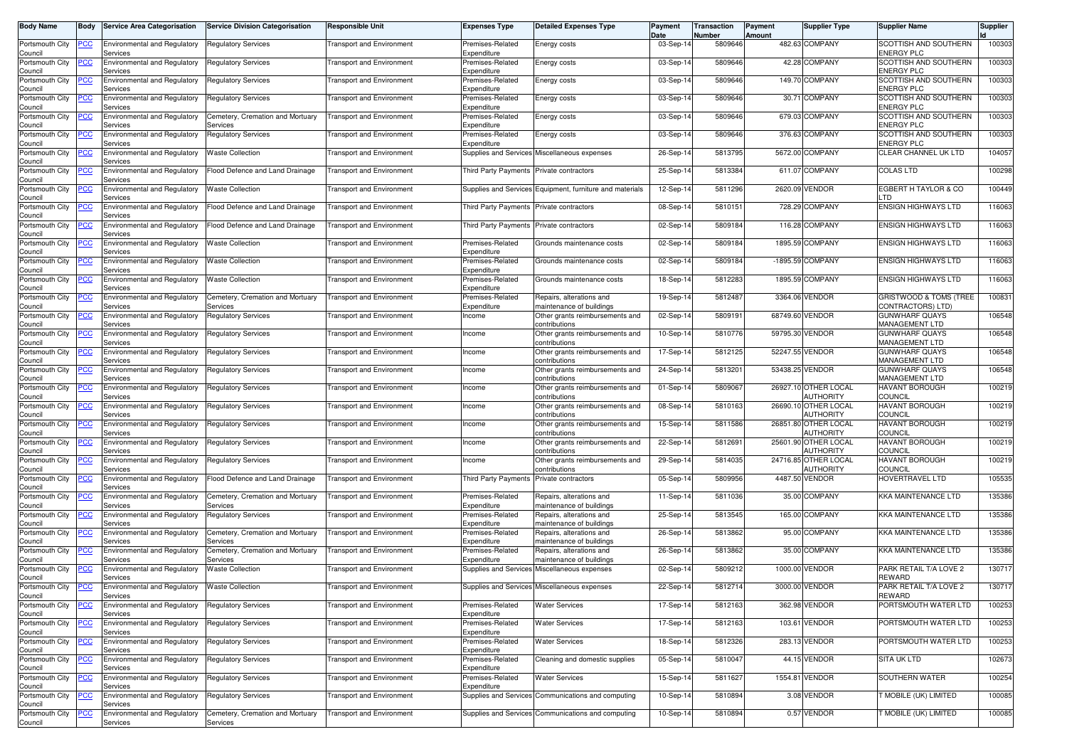| Body Name | Body | Service Area Categorisation | Service Division Categorisation | Responsible Unit | Expenses Type | Detailed Expenses Type | Payment Date | Transaction Number | Payment Amount | Supplier Type | Supplier Name | Supplier Id |
|---|---|---|---|---|---|---|---|---|---|---|---|---|
| Portsmouth City Council | PCC | Environmental and Regulatory Services | Regulatory Services | Transport and Environment | Premises-Related Expenditure | Energy costs | 03-Sep-14 | 5809646 | 482.63 | COMPANY | SCOTTISH AND SOUTHERN ENERGY PLC | 100303 |
| Portsmouth City Council | PCC | Environmental and Regulatory Services | Regulatory Services | Transport and Environment | Premises-Related Expenditure | Energy costs | 03-Sep-14 | 5809646 | 42.28 | COMPANY | SCOTTISH AND SOUTHERN ENERGY PLC | 100303 |
| Portsmouth City Council | PCC | Environmental and Regulatory Services | Regulatory Services | Transport and Environment | Premises-Related Expenditure | Energy costs | 03-Sep-14 | 5809646 | 149.70 | COMPANY | SCOTTISH AND SOUTHERN ENERGY PLC | 100303 |
| Portsmouth City Council | PCC | Environmental and Regulatory Services | Regulatory Services | Transport and Environment | Premises-Related Expenditure | Energy costs | 03-Sep-14 | 5809646 | 30.71 | COMPANY | SCOTTISH AND SOUTHERN ENERGY PLC | 100303 |
| Portsmouth City Council | PCC | Environmental and Regulatory Services | Cemetery, Cremation and Mortuary Services | Transport and Environment | Premises-Related Expenditure | Energy costs | 03-Sep-14 | 5809646 | 679.03 | COMPANY | SCOTTISH AND SOUTHERN ENERGY PLC | 100303 |
| Portsmouth City Council | PCC | Environmental and Regulatory Services | Regulatory Services | Transport and Environment | Premises-Related Expenditure | Energy costs | 03-Sep-14 | 5809646 | 376.63 | COMPANY | SCOTTISH AND SOUTHERN ENERGY PLC | 100303 |
| Portsmouth City Council | PCC | Environmental and Regulatory Services | Waste Collection | Transport and Environment | Supplies and Services | Miscellaneous expenses | 26-Sep-14 | 5813795 | 5672.00 | COMPANY | CLEAR CHANNEL UK LTD | 104057 |
| Portsmouth City Council | PCC | Environmental and Regulatory Services | Flood Defence and Land Drainage | Transport and Environment | Third Party Payments | Private contractors | 25-Sep-14 | 5813384 | 611.07 | COMPANY | COLAS LTD | 100298 |
| Portsmouth City Council | PCC | Environmental and Regulatory Services | Waste Collection | Transport and Environment | Supplies and Services | Equipment, furniture and materials | 12-Sep-14 | 5811296 | 2620.09 | VENDOR | EGBERT H TAYLOR & CO LTD | 100449 |
| Portsmouth City Council | PCC | Environmental and Regulatory Services | Flood Defence and Land Drainage | Transport and Environment | Third Party Payments | Private contractors | 08-Sep-14 | 5810151 | 728.29 | COMPANY | ENSIGN HIGHWAYS LTD | 116063 |
| Portsmouth City Council | PCC | Environmental and Regulatory Services | Flood Defence and Land Drainage | Transport and Environment | Third Party Payments | Private contractors | 02-Sep-14 | 5809184 | 116.28 | COMPANY | ENSIGN HIGHWAYS LTD | 116063 |
| Portsmouth City Council | PCC | Environmental and Regulatory Services | Waste Collection | Transport and Environment | Premises-Related Expenditure | Grounds maintenance costs | 02-Sep-14 | 5809184 | 1895.59 | COMPANY | ENSIGN HIGHWAYS LTD | 116063 |
| Portsmouth City Council | PCC | Environmental and Regulatory Services | Waste Collection | Transport and Environment | Premises-Related Expenditure | Grounds maintenance costs | 02-Sep-14 | 5809184 | -1895.59 | COMPANY | ENSIGN HIGHWAYS LTD | 116063 |
| Portsmouth City Council | PCC | Environmental and Regulatory Services | Waste Collection | Transport and Environment | Premises-Related Expenditure | Grounds maintenance costs | 18-Sep-14 | 5812283 | 1895.59 | COMPANY | ENSIGN HIGHWAYS LTD | 116063 |
| Portsmouth City Council | PCC | Environmental and Regulatory Services | Cemetery, Cremation and Mortuary Services | Transport and Environment | Premises-Related Expenditure | Repairs, alterations and maintenance of buildings | 19-Sep-14 | 5812487 | 3364.06 | VENDOR | GRISTWOOD & TOMS (TREE CONTRACTORS) LTD) | 100831 |
| Portsmouth City Council | PCC | Environmental and Regulatory Services | Regulatory Services | Transport and Environment | Income | Other grants reimbursements and contributions | 02-Sep-14 | 5809191 | 68749.60 | VENDOR | GUNWHARF QUAYS MANAGEMENT LTD | 106548 |
| Portsmouth City Council | PCC | Environmental and Regulatory Services | Regulatory Services | Transport and Environment | Income | Other grants reimbursements and contributions | 10-Sep-14 | 5810776 | 59795.30 | VENDOR | GUNWHARF QUAYS MANAGEMENT LTD | 106548 |
| Portsmouth City Council | PCC | Environmental and Regulatory Services | Regulatory Services | Transport and Environment | Income | Other grants reimbursements and contributions | 17-Sep-14 | 5812125 | 52247.55 | VENDOR | GUNWHARF QUAYS MANAGEMENT LTD | 106548 |
| Portsmouth City Council | PCC | Environmental and Regulatory Services | Regulatory Services | Transport and Environment | Income | Other grants reimbursements and contributions | 24-Sep-14 | 5813201 | 53438.25 | VENDOR | GUNWHARF QUAYS MANAGEMENT LTD | 106548 |
| Portsmouth City Council | PCC | Environmental and Regulatory Services | Regulatory Services | Transport and Environment | Income | Other grants reimbursements and contributions | 01-Sep-14 | 5809067 | 26927.10 | OTHER LOCAL AUTHORITY | HAVANT BOROUGH COUNCIL | 100219 |
| Portsmouth City Council | PCC | Environmental and Regulatory Services | Regulatory Services | Transport and Environment | Income | Other grants reimbursements and contributions | 08-Sep-14 | 5810163 | 26690.10 | OTHER LOCAL AUTHORITY | HAVANT BOROUGH COUNCIL | 100219 |
| Portsmouth City Council | PCC | Environmental and Regulatory Services | Regulatory Services | Transport and Environment | Income | Other grants reimbursements and contributions | 15-Sep-14 | 5811586 | 26851.80 | OTHER LOCAL AUTHORITY | HAVANT BOROUGH COUNCIL | 100219 |
| Portsmouth City Council | PCC | Environmental and Regulatory Services | Regulatory Services | Transport and Environment | Income | Other grants reimbursements and contributions | 22-Sep-14 | 5812691 | 25601.90 | OTHER LOCAL AUTHORITY | HAVANT BOROUGH COUNCIL | 100219 |
| Portsmouth City Council | PCC | Environmental and Regulatory Services | Regulatory Services | Transport and Environment | Income | Other grants reimbursements and contributions | 29-Sep-14 | 5814035 | 24716.85 | OTHER LOCAL AUTHORITY | HAVANT BOROUGH COUNCIL | 100219 |
| Portsmouth City Council | PCC | Environmental and Regulatory Services | Flood Defence and Land Drainage | Transport and Environment | Third Party Payments | Private contractors | 05-Sep-14 | 5809956 | 4487.50 | VENDOR | HOVERTRAVEL LTD | 105535 |
| Portsmouth City Council | PCC | Environmental and Regulatory Services | Cemetery, Cremation and Mortuary Services | Transport and Environment | Premises-Related Expenditure | Repairs, alterations and maintenance of buildings | 11-Sep-14 | 5811036 | 35.00 | COMPANY | KKA MAINTENANCE LTD | 135386 |
| Portsmouth City Council | PCC | Environmental and Regulatory Services | Regulatory Services | Transport and Environment | Premises-Related Expenditure | Repairs, alterations and maintenance of buildings | 25-Sep-14 | 5813545 | 165.00 | COMPANY | KKA MAINTENANCE LTD | 135386 |
| Portsmouth City Council | PCC | Environmental and Regulatory Services | Cemetery, Cremation and Mortuary Services | Transport and Environment | Premises-Related Expenditure | Repairs, alterations and maintenance of buildings | 26-Sep-14 | 5813862 | 95.00 | COMPANY | KKA MAINTENANCE LTD | 135386 |
| Portsmouth City Council | PCC | Environmental and Regulatory Services | Cemetery, Cremation and Mortuary Services | Transport and Environment | Premises-Related Expenditure | Repairs, alterations and maintenance of buildings | 26-Sep-14 | 5813862 | 35.00 | COMPANY | KKA MAINTENANCE LTD | 135386 |
| Portsmouth City Council | PCC | Environmental and Regulatory Services | Waste Collection | Transport and Environment | Supplies and Services | Miscellaneous expenses | 02-Sep-14 | 5809212 | 1000.00 | VENDOR | PARK RETAIL T/A LOVE 2 REWARD | 130717 |
| Portsmouth City Council | PCC | Environmental and Regulatory Services | Waste Collection | Transport and Environment | Supplies and Services | Miscellaneous expenses | 22-Sep-14 | 5812714 | 3000.00 | VENDOR | PARK RETAIL T/A LOVE 2 REWARD | 130717 |
| Portsmouth City Council | PCC | Environmental and Regulatory Services | Regulatory Services | Transport and Environment | Premises-Related Expenditure | Water Services | 17-Sep-14 | 5812163 | 362.98 | VENDOR | PORTSMOUTH WATER LTD | 100253 |
| Portsmouth City Council | PCC | Environmental and Regulatory Services | Regulatory Services | Transport and Environment | Premises-Related Expenditure | Water Services | 17-Sep-14 | 5812163 | 103.61 | VENDOR | PORTSMOUTH WATER LTD | 100253 |
| Portsmouth City Council | PCC | Environmental and Regulatory Services | Regulatory Services | Transport and Environment | Premises-Related Expenditure | Water Services | 18-Sep-14 | 5812326 | 283.13 | VENDOR | PORTSMOUTH WATER LTD | 100253 |
| Portsmouth City Council | PCC | Environmental and Regulatory Services | Regulatory Services | Transport and Environment | Premises-Related Expenditure | Cleaning and domestic supplies | 05-Sep-14 | 5810047 | 44.15 | VENDOR | SITA UK LTD | 102673 |
| Portsmouth City Council | PCC | Environmental and Regulatory Services | Regulatory Services | Transport and Environment | Premises-Related Expenditure | Water Services | 15-Sep-14 | 5811627 | 1554.81 | VENDOR | SOUTHERN WATER | 100254 |
| Portsmouth City Council | PCC | Environmental and Regulatory Services | Regulatory Services | Transport and Environment | Supplies and Services | Communications and computing | 10-Sep-14 | 5810894 | 3.08 | VENDOR | T MOBILE (UK) LIMITED | 100085 |
| Portsmouth City Council | PCC | Environmental and Regulatory Services | Cemetery, Cremation and Mortuary Services | Transport and Environment | Supplies and Services | Communications and computing | 10-Sep-14 | 5810894 | 0.57 | VENDOR | T MOBILE (UK) LIMITED | 100085 |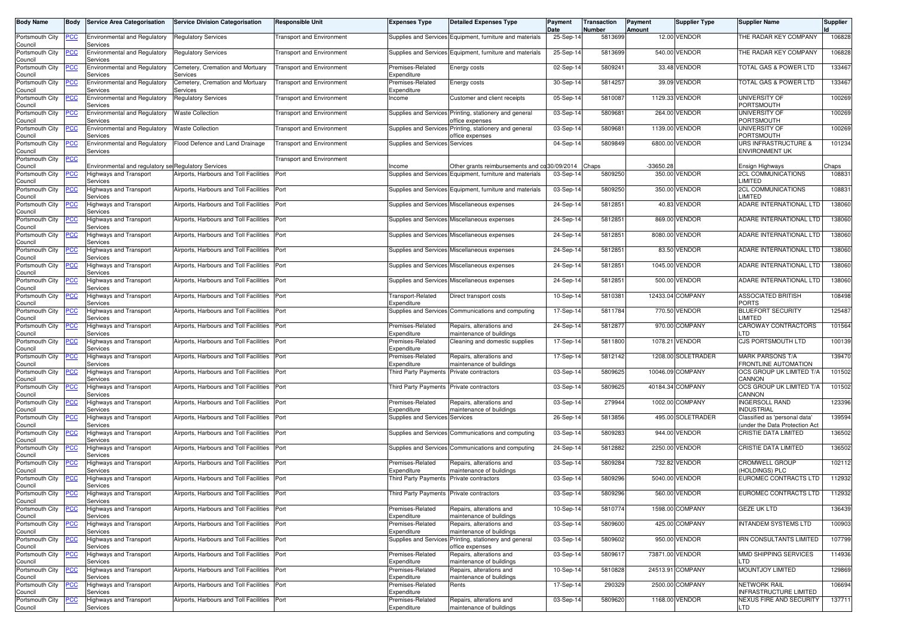| Body Name | Body | Service Area Categorisation | Service Division Categorisation | Responsible Unit | Expenses Type | Detailed Expenses Type | Payment Date | Transaction Number | Payment Amount | Supplier Type | Supplier Name | Supplier Id |
|---|---|---|---|---|---|---|---|---|---|---|---|---|
| Portsmouth City Council | PCC | Environmental and Regulatory Services | Regulatory Services | Transport and Environment | Supplies and Services | Equipment, furniture and materials | 25-Sep-14 | 5813699 | 12.00 | VENDOR | THE RADAR KEY COMPANY | 106828 |
| Portsmouth City Council | PCC | Environmental and Regulatory Services | Regulatory Services | Transport and Environment | Supplies and Services | Equipment, furniture and materials | 25-Sep-14 | 5813699 | 540.00 | VENDOR | THE RADAR KEY COMPANY | 106828 |
| Portsmouth City Council | PCC | Environmental and Regulatory Services | Cemetery, Cremation and Mortuary Services | Transport and Environment | Premises-Related Expenditure | Energy costs | 02-Sep-14 | 5809241 | 33.48 | VENDOR | TOTAL GAS & POWER LTD | 133467 |
| Portsmouth City Council | PCC | Environmental and Regulatory Services | Cemetery, Cremation and Mortuary Services | Transport and Environment | Premises-Related Expenditure | Energy costs | 30-Sep-14 | 5814257 | 39.09 | VENDOR | TOTAL GAS & POWER LTD | 133467 |
| Portsmouth City Council | PCC | Environmental and Regulatory Services | Regulatory Services | Transport and Environment | Income | Customer and client receipts | 05-Sep-14 | 5810087 | 1129.33 | VENDOR | UNIVERSITY OF PORTSMOUTH | 100269 |
| Portsmouth City Council | PCC | Environmental and Regulatory Services | Waste Collection | Transport and Environment | Supplies and Services | Printing, stationery and general office expenses | 03-Sep-14 | 5809681 | 264.00 | VENDOR | UNIVERSITY OF PORTSMOUTH | 100269 |
| Portsmouth City Council | PCC | Environmental and Regulatory Services | Waste Collection | Transport and Environment | Supplies and Services | Printing, stationery and general office expenses | 03-Sep-14 | 5809681 | 1139.00 | VENDOR | UNIVERSITY OF PORTSMOUTH | 100269 |
| Portsmouth City Council | PCC | Environmental and Regulatory Services | Flood Defence and Land Drainage | Transport and Environment | Supplies and Services | Services | 04-Sep-14 | 5809849 | 6800.00 | VENDOR | URS INFRASTRUCTURE & ENVIRONMENT UK | 101234 |
| Portsmouth City Council | PCC | Environmental and regulatory se | Regulatory Services | Transport and Environment | Income | Other grants reimbursements and co | 30/09/2014 | Chaps | -33650.28 | | Ensign Highways | Chaps |
| Portsmouth City Council | PCC | Highways and Transport Services | Airports, Harbours and Toll Facilities | Port | Supplies and Services | Equipment, furniture and materials | 03-Sep-14 | 5809250 | 350.00 | VENDOR | 2CL COMMUNICATIONS LIMITED | 108831 |
| Portsmouth City Council | PCC | Highways and Transport Services | Airports, Harbours and Toll Facilities | Port | Supplies and Services | Equipment, furniture and materials | 03-Sep-14 | 5809250 | 350.00 | VENDOR | 2CL COMMUNICATIONS LIMITED | 108831 |
| Portsmouth City Council | PCC | Highways and Transport Services | Airports, Harbours and Toll Facilities | Port | Supplies and Services | Miscellaneous expenses | 24-Sep-14 | 5812851 | 40.83 | VENDOR | ADARE INTERNATIONAL LTD | 138060 |
| Portsmouth City Council | PCC | Highways and Transport Services | Airports, Harbours and Toll Facilities | Port | Supplies and Services | Miscellaneous expenses | 24-Sep-14 | 5812851 | 869.00 | VENDOR | ADARE INTERNATIONAL LTD | 138060 |
| Portsmouth City Council | PCC | Highways and Transport Services | Airports, Harbours and Toll Facilities | Port | Supplies and Services | Miscellaneous expenses | 24-Sep-14 | 5812851 | 8080.00 | VENDOR | ADARE INTERNATIONAL LTD | 138060 |
| Portsmouth City Council | PCC | Highways and Transport Services | Airports, Harbours and Toll Facilities | Port | Supplies and Services | Miscellaneous expenses | 24-Sep-14 | 5812851 | 83.50 | VENDOR | ADARE INTERNATIONAL LTD | 138060 |
| Portsmouth City Council | PCC | Highways and Transport Services | Airports, Harbours and Toll Facilities | Port | Supplies and Services | Miscellaneous expenses | 24-Sep-14 | 5812851 | 1045.00 | VENDOR | ADARE INTERNATIONAL LTD | 138060 |
| Portsmouth City Council | PCC | Highways and Transport Services | Airports, Harbours and Toll Facilities | Port | Supplies and Services | Miscellaneous expenses | 24-Sep-14 | 5812851 | 500.00 | VENDOR | ADARE INTERNATIONAL LTD | 138060 |
| Portsmouth City Council | PCC | Highways and Transport Services | Airports, Harbours and Toll Facilities | Port | Transport-Related Expenditure | Direct transport costs | 10-Sep-14 | 5810381 | 12433.04 | COMPANY | ASSOCIATED BRITISH PORTS | 108498 |
| Portsmouth City Council | PCC | Highways and Transport Services | Airports, Harbours and Toll Facilities | Port | Supplies and Services | Communications and computing | 17-Sep-14 | 5811784 | 770.50 | VENDOR | BLUEFORT SECURITY LIMITED | 125487 |
| Portsmouth City Council | PCC | Highways and Transport Services | Airports, Harbours and Toll Facilities | Port | Premises-Related Expenditure | Repairs, alterations and maintenance of buildings | 24-Sep-14 | 5812877 | 970.00 | COMPANY | CAROWAY CONTRACTORS LTD | 101564 |
| Portsmouth City Council | PCC | Highways and Transport Services | Airports, Harbours and Toll Facilities | Port | Premises-Related Expenditure | Cleaning and domestic supplies | 17-Sep-14 | 5811800 | 1078.21 | VENDOR | CJS PORTSMOUTH LTD | 100139 |
| Portsmouth City Council | PCC | Highways and Transport Services | Airports, Harbours and Toll Facilities | Port | Premises-Related Expenditure | Repairs, alterations and maintenance of buildings | 17-Sep-14 | 5812142 | 1208.00 | SOLETRADER | MARK PARSONS T/A FRONTLINE AUTOMATION | 139470 |
| Portsmouth City Council | PCC | Highways and Transport Services | Airports, Harbours and Toll Facilities | Port | Third Party Payments | Private contractors | 03-Sep-14 | 5809625 | 10046.09 | COMPANY | OCS GROUP UK LIMITED T/A CANNON | 101502 |
| Portsmouth City Council | PCC | Highways and Transport Services | Airports, Harbours and Toll Facilities | Port | Third Party Payments | Private contractors | 03-Sep-14 | 5809625 | 40184.34 | COMPANY | OCS GROUP UK LIMITED T/A CANNON | 101502 |
| Portsmouth City Council | PCC | Highways and Transport Services | Airports, Harbours and Toll Facilities | Port | Premises-Related Expenditure | Repairs, alterations and maintenance of buildings | 03-Sep-14 | 279944 | 1002.00 | COMPANY | INGERSOLL RAND INDUSTRIAL | 123396 |
| Portsmouth City Council | PCC | Highways and Transport Services | Airports, Harbours and Toll Facilities | Port | Supplies and Services | Services | 26-Sep-14 | 5813856 | 495.00 | SOLETRADER | Classified as 'personal data' (under the Data Protection Act | 139594 |
| Portsmouth City Council | PCC | Highways and Transport Services | Airports, Harbours and Toll Facilities | Port | Supplies and Services | Communications and computing | 03-Sep-14 | 5809283 | 944.00 | VENDOR | CRISTIE DATA LIMITED | 136502 |
| Portsmouth City Council | PCC | Highways and Transport Services | Airports, Harbours and Toll Facilities | Port | Supplies and Services | Communications and computing | 24-Sep-14 | 5812882 | 2250.00 | VENDOR | CRISTIE DATA LIMITED | 136502 |
| Portsmouth City Council | PCC | Highways and Transport Services | Airports, Harbours and Toll Facilities | Port | Premises-Related Expenditure | Repairs, alterations and maintenance of buildings | 03-Sep-14 | 5809284 | 732.82 | VENDOR | CROMWELL GROUP (HOLDINGS) PLC | 102112 |
| Portsmouth City Council | PCC | Highways and Transport Services | Airports, Harbours and Toll Facilities | Port | Third Party Payments | Private contractors | 03-Sep-14 | 5809296 | 5040.00 | VENDOR | EUROMEC CONTRACTS LTD | 112932 |
| Portsmouth City Council | PCC | Highways and Transport Services | Airports, Harbours and Toll Facilities | Port | Third Party Payments | Private contractors | 03-Sep-14 | 5809296 | 560.00 | VENDOR | EUROMEC CONTRACTS LTD | 112932 |
| Portsmouth City Council | PCC | Highways and Transport Services | Airports, Harbours and Toll Facilities | Port | Premises-Related Expenditure | Repairs, alterations and maintenance of buildings | 10-Sep-14 | 5810774 | 1598.00 | COMPANY | GEZE UK LTD | 136439 |
| Portsmouth City Council | PCC | Highways and Transport Services | Airports, Harbours and Toll Facilities | Port | Premises-Related Expenditure | Repairs, alterations and maintenance of buildings | 03-Sep-14 | 5809600 | 425.00 | COMPANY | INTANDEM SYSTEMS LTD | 100903 |
| Portsmouth City Council | PCC | Highways and Transport Services | Airports, Harbours and Toll Facilities | Port | Supplies and Services | Printing, stationery and general office expenses | 03-Sep-14 | 5809602 | 950.00 | VENDOR | IRN CONSULTANTS LIMITED | 107799 |
| Portsmouth City Council | PCC | Highways and Transport Services | Airports, Harbours and Toll Facilities | Port | Premises-Related Expenditure | Repairs, alterations and maintenance of buildings | 03-Sep-14 | 5809617 | 73871.00 | VENDOR | MMD SHIPPING SERVICES LTD | 114936 |
| Portsmouth City Council | PCC | Highways and Transport Services | Airports, Harbours and Toll Facilities | Port | Premises-Related Expenditure | Repairs, alterations and maintenance of buildings | 10-Sep-14 | 5810828 | 24513.91 | COMPANY | MOUNTJOY LIMITED | 129869 |
| Portsmouth City Council | PCC | Highways and Transport Services | Airports, Harbours and Toll Facilities | Port | Premises-Related Expenditure | Rents | 17-Sep-14 | 290329 | 2500.00 | COMPANY | NETWORK RAIL INFRASTRUCTURE LIMITED | 106694 |
| Portsmouth City Council | PCC | Highways and Transport Services | Airports, Harbours and Toll Facilities | Port | Premises-Related Expenditure | Repairs, alterations and maintenance of buildings | 03-Sep-14 | 5809620 | 1168.00 | VENDOR | NEXUS FIRE AND SECURITY LTD | 137711 |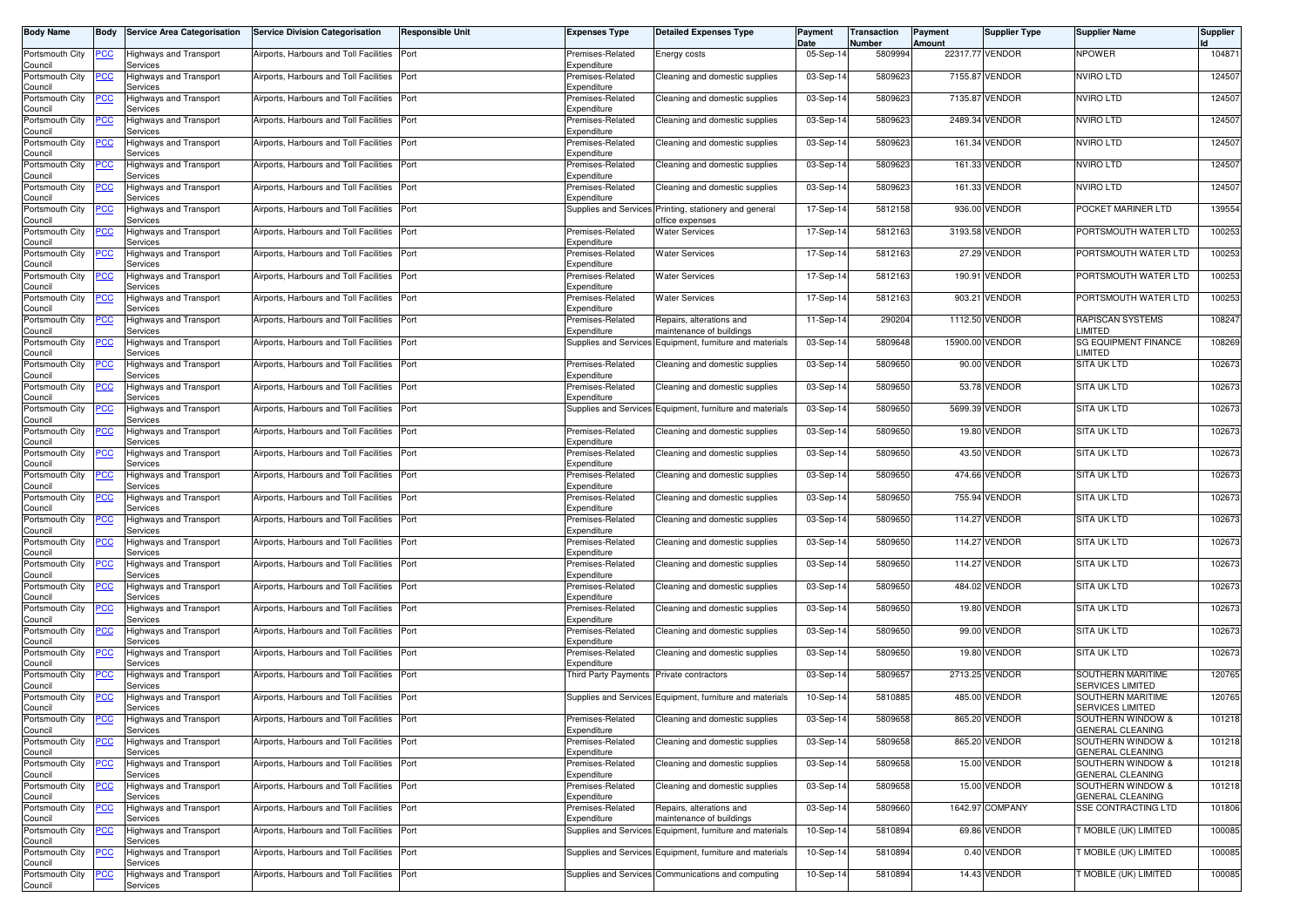| Body Name | Body | Service Area Categorisation | Service Division Categorisation | Responsible Unit | Expenses Type | Detailed Expenses Type | Payment Date | Transaction Number | Payment Amount | Supplier Type | Supplier Name | Supplier Id |
|---|---|---|---|---|---|---|---|---|---|---|---|---|
| Portsmouth City Council | PCC | Highways and Transport Services | Airports, Harbours and Toll Facilities | Port | Premises-Related Expenditure | Energy costs | 05-Sep-14 | 5809994 | 22317.77 | VENDOR | NPOWER | 104871 |
| Portsmouth City Council | PCC | Highways and Transport Services | Airports, Harbours and Toll Facilities | Port | Premises-Related Expenditure | Cleaning and domestic supplies | 03-Sep-14 | 5809623 | 7155.87 | VENDOR | NVIRO LTD | 124507 |
| Portsmouth City Council | PCC | Highways and Transport Services | Airports, Harbours and Toll Facilities | Port | Premises-Related Expenditure | Cleaning and domestic supplies | 03-Sep-14 | 5809623 | 7135.87 | VENDOR | NVIRO LTD | 124507 |
| Portsmouth City Council | PCC | Highways and Transport Services | Airports, Harbours and Toll Facilities | Port | Premises-Related Expenditure | Cleaning and domestic supplies | 03-Sep-14 | 5809623 | 2489.34 | VENDOR | NVIRO LTD | 124507 |
| Portsmouth City Council | PCC | Highways and Transport Services | Airports, Harbours and Toll Facilities | Port | Premises-Related Expenditure | Cleaning and domestic supplies | 03-Sep-14 | 5809623 | 161.34 | VENDOR | NVIRO LTD | 124507 |
| Portsmouth City Council | PCC | Highways and Transport Services | Airports, Harbours and Toll Facilities | Port | Premises-Related Expenditure | Cleaning and domestic supplies | 03-Sep-14 | 5809623 | 161.33 | VENDOR | NVIRO LTD | 124507 |
| Portsmouth City Council | PCC | Highways and Transport Services | Airports, Harbours and Toll Facilities | Port | Premises-Related Expenditure | Cleaning and domestic supplies | 03-Sep-14 | 5809623 | 161.33 | VENDOR | NVIRO LTD | 124507 |
| Portsmouth City Council | PCC | Highways and Transport Services | Airports, Harbours and Toll Facilities | Port | Supplies and Services | Printing, stationery and general office expenses | 17-Sep-14 | 5812158 | 936.00 | VENDOR | POCKET MARINER LTD | 139554 |
| Portsmouth City Council | PCC | Highways and Transport Services | Airports, Harbours and Toll Facilities | Port | Premises-Related Expenditure | Water Services | 17-Sep-14 | 5812163 | 3193.58 | VENDOR | PORTSMOUTH WATER LTD | 100253 |
| Portsmouth City Council | PCC | Highways and Transport Services | Airports, Harbours and Toll Facilities | Port | Premises-Related Expenditure | Water Services | 17-Sep-14 | 5812163 | 27.29 | VENDOR | PORTSMOUTH WATER LTD | 100253 |
| Portsmouth City Council | PCC | Highways and Transport Services | Airports, Harbours and Toll Facilities | Port | Premises-Related Expenditure | Water Services | 17-Sep-14 | 5812163 | 190.91 | VENDOR | PORTSMOUTH WATER LTD | 100253 |
| Portsmouth City Council | PCC | Highways and Transport Services | Airports, Harbours and Toll Facilities | Port | Premises-Related Expenditure | Water Services | 17-Sep-14 | 5812163 | 903.21 | VENDOR | PORTSMOUTH WATER LTD | 100253 |
| Portsmouth City Council | PCC | Highways and Transport Services | Airports, Harbours and Toll Facilities | Port | Premises-Related Expenditure | Repairs, alterations and maintenance of buildings | 11-Sep-14 | 290204 | 1112.50 | VENDOR | RAPISCAN SYSTEMS LIMITED | 108247 |
| Portsmouth City Council | PCC | Highways and Transport Services | Airports, Harbours and Toll Facilities | Port | Supplies and Services | Equipment, furniture and materials | 03-Sep-14 | 5809648 | 15900.00 | VENDOR | SG EQUIPMENT FINANCE LIMITED | 108269 |
| Portsmouth City Council | PCC | Highways and Transport Services | Airports, Harbours and Toll Facilities | Port | Premises-Related Expenditure | Cleaning and domestic supplies | 03-Sep-14 | 5809650 | 90.00 | VENDOR | SITA UK LTD | 102673 |
| Portsmouth City Council | PCC | Highways and Transport Services | Airports, Harbours and Toll Facilities | Port | Premises-Related Expenditure | Cleaning and domestic supplies | 03-Sep-14 | 5809650 | 53.78 | VENDOR | SITA UK LTD | 102673 |
| Portsmouth City Council | PCC | Highways and Transport Services | Airports, Harbours and Toll Facilities | Port | Supplies and Services | Equipment, furniture and materials | 03-Sep-14 | 5809650 | 5699.39 | VENDOR | SITA UK LTD | 102673 |
| Portsmouth City Council | PCC | Highways and Transport Services | Airports, Harbours and Toll Facilities | Port | Premises-Related Expenditure | Cleaning and domestic supplies | 03-Sep-14 | 5809650 | 19.80 | VENDOR | SITA UK LTD | 102673 |
| Portsmouth City Council | PCC | Highways and Transport Services | Airports, Harbours and Toll Facilities | Port | Premises-Related Expenditure | Cleaning and domestic supplies | 03-Sep-14 | 5809650 | 43.50 | VENDOR | SITA UK LTD | 102673 |
| Portsmouth City Council | PCC | Highways and Transport Services | Airports, Harbours and Toll Facilities | Port | Premises-Related Expenditure | Cleaning and domestic supplies | 03-Sep-14 | 5809650 | 474.66 | VENDOR | SITA UK LTD | 102673 |
| Portsmouth City Council | PCC | Highways and Transport Services | Airports, Harbours and Toll Facilities | Port | Premises-Related Expenditure | Cleaning and domestic supplies | 03-Sep-14 | 5809650 | 755.94 | VENDOR | SITA UK LTD | 102673 |
| Portsmouth City Council | PCC | Highways and Transport Services | Airports, Harbours and Toll Facilities | Port | Premises-Related Expenditure | Cleaning and domestic supplies | 03-Sep-14 | 5809650 | 114.27 | VENDOR | SITA UK LTD | 102673 |
| Portsmouth City Council | PCC | Highways and Transport Services | Airports, Harbours and Toll Facilities | Port | Premises-Related Expenditure | Cleaning and domestic supplies | 03-Sep-14 | 5809650 | 114.27 | VENDOR | SITA UK LTD | 102673 |
| Portsmouth City Council | PCC | Highways and Transport Services | Airports, Harbours and Toll Facilities | Port | Premises-Related Expenditure | Cleaning and domestic supplies | 03-Sep-14 | 5809650 | 114.27 | VENDOR | SITA UK LTD | 102673 |
| Portsmouth City Council | PCC | Highways and Transport Services | Airports, Harbours and Toll Facilities | Port | Premises-Related Expenditure | Cleaning and domestic supplies | 03-Sep-14 | 5809650 | 484.02 | VENDOR | SITA UK LTD | 102673 |
| Portsmouth City Council | PCC | Highways and Transport Services | Airports, Harbours and Toll Facilities | Port | Premises-Related Expenditure | Cleaning and domestic supplies | 03-Sep-14 | 5809650 | 19.80 | VENDOR | SITA UK LTD | 102673 |
| Portsmouth City Council | PCC | Highways and Transport Services | Airports, Harbours and Toll Facilities | Port | Premises-Related Expenditure | Cleaning and domestic supplies | 03-Sep-14 | 5809650 | 99.00 | VENDOR | SITA UK LTD | 102673 |
| Portsmouth City Council | PCC | Highways and Transport Services | Airports, Harbours and Toll Facilities | Port | Premises-Related Expenditure | Cleaning and domestic supplies | 03-Sep-14 | 5809650 | 19.80 | VENDOR | SITA UK LTD | 102673 |
| Portsmouth City Council | PCC | Highways and Transport Services | Airports, Harbours and Toll Facilities | Port | Third Party Payments | Private contractors | 03-Sep-14 | 5809657 | 2713.25 | VENDOR | SOUTHERN MARITIME SERVICES LIMITED | 120765 |
| Portsmouth City Council | PCC | Highways and Transport Services | Airports, Harbours and Toll Facilities | Port | Supplies and Services | Equipment, furniture and materials | 10-Sep-14 | 5810885 | 485.00 | VENDOR | SOUTHERN MARITIME SERVICES LIMITED | 120765 |
| Portsmouth City Council | PCC | Highways and Transport Services | Airports, Harbours and Toll Facilities | Port | Premises-Related Expenditure | Cleaning and domestic supplies | 03-Sep-14 | 5809658 | 865.20 | VENDOR | SOUTHERN WINDOW & GENERAL CLEANING | 101218 |
| Portsmouth City Council | PCC | Highways and Transport Services | Airports, Harbours and Toll Facilities | Port | Premises-Related Expenditure | Cleaning and domestic supplies | 03-Sep-14 | 5809658 | 865.20 | VENDOR | SOUTHERN WINDOW & GENERAL CLEANING | 101218 |
| Portsmouth City Council | PCC | Highways and Transport Services | Airports, Harbours and Toll Facilities | Port | Premises-Related Expenditure | Cleaning and domestic supplies | 03-Sep-14 | 5809658 | 15.00 | VENDOR | SOUTHERN WINDOW & GENERAL CLEANING | 101218 |
| Portsmouth City Council | PCC | Highways and Transport Services | Airports, Harbours and Toll Facilities | Port | Premises-Related Expenditure | Cleaning and domestic supplies | 03-Sep-14 | 5809658 | 15.00 | VENDOR | SOUTHERN WINDOW & GENERAL CLEANING | 101218 |
| Portsmouth City Council | PCC | Highways and Transport Services | Airports, Harbours and Toll Facilities | Port | Premises-Related Expenditure | Repairs, alterations and maintenance of buildings | 03-Sep-14 | 5809660 | 1642.97 | COMPANY | SSE CONTRACTING LTD | 101806 |
| Portsmouth City Council | PCC | Highways and Transport Services | Airports, Harbours and Toll Facilities | Port | Supplies and Services | Equipment, furniture and materials | 10-Sep-14 | 5810894 | 69.86 | VENDOR | T MOBILE (UK) LIMITED | 100085 |
| Portsmouth City Council | PCC | Highways and Transport Services | Airports, Harbours and Toll Facilities | Port | Supplies and Services | Equipment, furniture and materials | 10-Sep-14 | 5810894 | 0.40 | VENDOR | T MOBILE (UK) LIMITED | 100085 |
| Portsmouth City Council | PCC | Highways and Transport Services | Airports, Harbours and Toll Facilities | Port | Supplies and Services | Communications and computing | 10-Sep-14 | 5810894 | 14.43 | VENDOR | T MOBILE (UK) LIMITED | 100085 |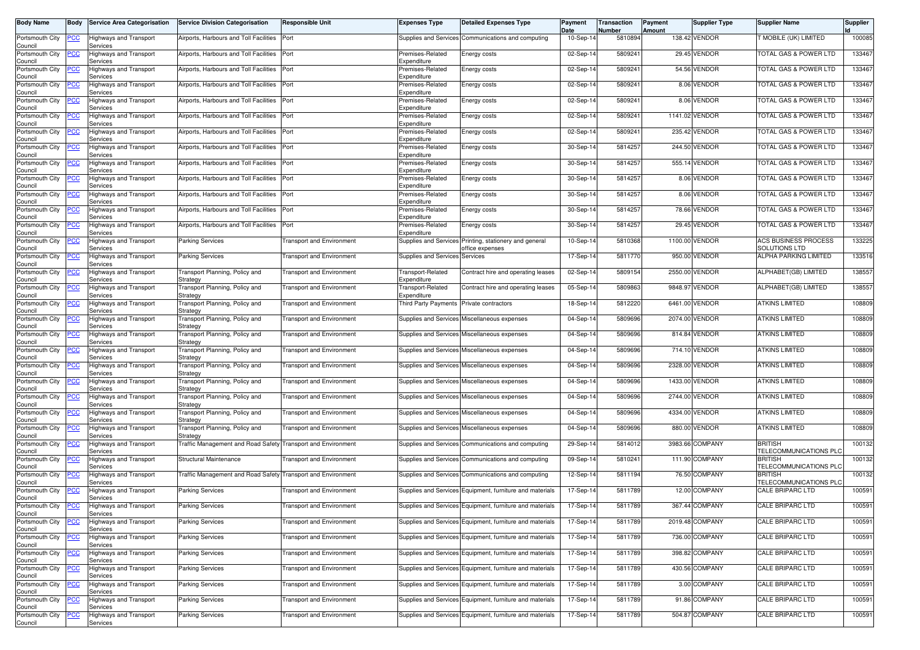| Body Name | Body | Service Area Categorisation | Service Division Categorisation | Responsible Unit | Expenses Type | Detailed Expenses Type | Payment Date | Transaction Number | Payment Amount | Supplier Type | Supplier Name | Supplier Id |
|---|---|---|---|---|---|---|---|---|---|---|---|---|
| Portsmouth City Council | PCC | Highways and Transport Services | Airports, Harbours and Toll Facilities | Port | Supplies and Services | Communications and computing | 10-Sep-14 | 5810894 | 138.42 | VENDOR | T MOBILE (UK) LIMITED | 100085 |
| Portsmouth City Council | PCC | Highways and Transport Services | Airports, Harbours and Toll Facilities | Port | Premises-Related Expenditure | Energy costs | 02-Sep-14 | 5809241 | 29.45 | VENDOR | TOTAL GAS & POWER LTD | 133467 |
| Portsmouth City Council | PCC | Highways and Transport Services | Airports, Harbours and Toll Facilities | Port | Premises-Related Expenditure | Energy costs | 02-Sep-14 | 5809241 | 54.56 | VENDOR | TOTAL GAS & POWER LTD | 133467 |
| Portsmouth City Council | PCC | Highways and Transport Services | Airports, Harbours and Toll Facilities | Port | Premises-Related Expenditure | Energy costs | 02-Sep-14 | 5809241 | 8.06 | VENDOR | TOTAL GAS & POWER LTD | 133467 |
| Portsmouth City Council | PCC | Highways and Transport Services | Airports, Harbours and Toll Facilities | Port | Premises-Related Expenditure | Energy costs | 02-Sep-14 | 5809241 | 8.06 | VENDOR | TOTAL GAS & POWER LTD | 133467 |
| Portsmouth City Council | PCC | Highways and Transport Services | Airports, Harbours and Toll Facilities | Port | Premises-Related Expenditure | Energy costs | 02-Sep-14 | 5809241 | 1141.02 | VENDOR | TOTAL GAS & POWER LTD | 133467 |
| Portsmouth City Council | PCC | Highways and Transport Services | Airports, Harbours and Toll Facilities | Port | Premises-Related Expenditure | Energy costs | 02-Sep-14 | 5809241 | 235.42 | VENDOR | TOTAL GAS & POWER LTD | 133467 |
| Portsmouth City Council | PCC | Highways and Transport Services | Airports, Harbours and Toll Facilities | Port | Premises-Related Expenditure | Energy costs | 30-Sep-14 | 5814257 | 244.50 | VENDOR | TOTAL GAS & POWER LTD | 133467 |
| Portsmouth City Council | PCC | Highways and Transport Services | Airports, Harbours and Toll Facilities | Port | Premises-Related Expenditure | Energy costs | 30-Sep-14 | 5814257 | 555.14 | VENDOR | TOTAL GAS & POWER LTD | 133467 |
| Portsmouth City Council | PCC | Highways and Transport Services | Airports, Harbours and Toll Facilities | Port | Premises-Related Expenditure | Energy costs | 30-Sep-14 | 5814257 | 8.06 | VENDOR | TOTAL GAS & POWER LTD | 133467 |
| Portsmouth City Council | PCC | Highways and Transport Services | Airports, Harbours and Toll Facilities | Port | Premises-Related Expenditure | Energy costs | 30-Sep-14 | 5814257 | 8.06 | VENDOR | TOTAL GAS & POWER LTD | 133467 |
| Portsmouth City Council | PCC | Highways and Transport Services | Airports, Harbours and Toll Facilities | Port | Premises-Related Expenditure | Energy costs | 30-Sep-14 | 5814257 | 78.66 | VENDOR | TOTAL GAS & POWER LTD | 133467 |
| Portsmouth City Council | PCC | Highways and Transport Services | Airports, Harbours and Toll Facilities | Port | Premises-Related Expenditure | Energy costs | 30-Sep-14 | 5814257 | 29.45 | VENDOR | TOTAL GAS & POWER LTD | 133467 |
| Portsmouth City Council | PCC | Highways and Transport Services | Parking Services | Transport and Environment | Supplies and Services | Printing, stationery and general office expenses | 10-Sep-14 | 5810368 | 1100.00 | VENDOR | ACS BUSINESS PROCESS SOLUTIONS LTD | 133225 |
| Portsmouth City Council | PCC | Highways and Transport Services | Parking Services | Transport and Environment | Supplies and Services | Services | 17-Sep-14 | 5811770 | 950.00 | VENDOR | ALPHA PARKING LIMITED | 133516 |
| Portsmouth City Council | PCC | Highways and Transport Services | Transport Planning, Policy and Strategy | Transport and Environment | Transport-Related Expenditure | Contract hire and operating leases | 02-Sep-14 | 5809154 | 2550.00 | VENDOR | ALPHABET(GB) LIMITED | 138557 |
| Portsmouth City Council | PCC | Highways and Transport Services | Transport Planning, Policy and Strategy | Transport and Environment | Transport-Related Expenditure | Contract hire and operating leases | 05-Sep-14 | 5809863 | 9848.97 | VENDOR | ALPHABET(GB) LIMITED | 138557 |
| Portsmouth City Council | PCC | Highways and Transport Services | Transport Planning, Policy and Strategy | Transport and Environment | Third Party Payments | Private contractors | 18-Sep-14 | 5812220 | 6461.00 | VENDOR | ATKINS LIMITED | 108809 |
| Portsmouth City Council | PCC | Highways and Transport Services | Transport Planning, Policy and Strategy | Transport and Environment | Supplies and Services | Miscellaneous expenses | 04-Sep-14 | 5809696 | 2074.00 | VENDOR | ATKINS LIMITED | 108809 |
| Portsmouth City Council | PCC | Highways and Transport Services | Transport Planning, Policy and Strategy | Transport and Environment | Supplies and Services | Miscellaneous expenses | 04-Sep-14 | 5809696 | 814.84 | VENDOR | ATKINS LIMITED | 108809 |
| Portsmouth City Council | PCC | Highways and Transport Services | Transport Planning, Policy and Strategy | Transport and Environment | Supplies and Services | Miscellaneous expenses | 04-Sep-14 | 5809696 | 714.10 | VENDOR | ATKINS LIMITED | 108809 |
| Portsmouth City Council | PCC | Highways and Transport Services | Transport Planning, Policy and Strategy | Transport and Environment | Supplies and Services | Miscellaneous expenses | 04-Sep-14 | 5809696 | 2328.00 | VENDOR | ATKINS LIMITED | 108809 |
| Portsmouth City Council | PCC | Highways and Transport Services | Transport Planning, Policy and Strategy | Transport and Environment | Supplies and Services | Miscellaneous expenses | 04-Sep-14 | 5809696 | 1433.00 | VENDOR | ATKINS LIMITED | 108809 |
| Portsmouth City Council | PCC | Highways and Transport Services | Transport Planning, Policy and Strategy | Transport and Environment | Supplies and Services | Miscellaneous expenses | 04-Sep-14 | 5809696 | 2744.00 | VENDOR | ATKINS LIMITED | 108809 |
| Portsmouth City Council | PCC | Highways and Transport Services | Transport Planning, Policy and Strategy | Transport and Environment | Supplies and Services | Miscellaneous expenses | 04-Sep-14 | 5809696 | 4334.00 | VENDOR | ATKINS LIMITED | 108809 |
| Portsmouth City Council | PCC | Highways and Transport Services | Transport Planning, Policy and Strategy | Transport and Environment | Supplies and Services | Miscellaneous expenses | 04-Sep-14 | 5809696 | 880.00 | VENDOR | ATKINS LIMITED | 108809 |
| Portsmouth City Council | PCC | Highways and Transport Services | Traffic Management and Road Safety | Transport and Environment | Supplies and Services | Communications and computing | 29-Sep-14 | 5814012 | 3983.66 | COMPANY | BRITISH TELECOMMUNICATIONS PLC | 100132 |
| Portsmouth City Council | PCC | Highways and Transport Services | Structural Maintenance | Transport and Environment | Supplies and Services | Communications and computing | 09-Sep-14 | 5810241 | 111.90 | COMPANY | BRITISH TELECOMMUNICATIONS PLC | 100132 |
| Portsmouth City Council | PCC | Highways and Transport Services | Traffic Management and Road Safety | Transport and Environment | Supplies and Services | Communications and computing | 12-Sep-14 | 5811194 | 76.50 | COMPANY | BRITISH TELECOMMUNICATIONS PLC | 100132 |
| Portsmouth City Council | PCC | Highways and Transport Services | Parking Services | Transport and Environment | Supplies and Services | Equipment, furniture and materials | 17-Sep-14 | 5811789 | 12.00 | COMPANY | CALE BRIPARC LTD | 100591 |
| Portsmouth City Council | PCC | Highways and Transport Services | Parking Services | Transport and Environment | Supplies and Services | Equipment, furniture and materials | 17-Sep-14 | 5811789 | 367.44 | COMPANY | CALE BRIPARC LTD | 100591 |
| Portsmouth City Council | PCC | Highways and Transport Services | Parking Services | Transport and Environment | Supplies and Services | Equipment, furniture and materials | 17-Sep-14 | 5811789 | 2019.48 | COMPANY | CALE BRIPARC LTD | 100591 |
| Portsmouth City Council | PCC | Highways and Transport Services | Parking Services | Transport and Environment | Supplies and Services | Equipment, furniture and materials | 17-Sep-14 | 5811789 | 736.00 | COMPANY | CALE BRIPARC LTD | 100591 |
| Portsmouth City Council | PCC | Highways and Transport Services | Parking Services | Transport and Environment | Supplies and Services | Equipment, furniture and materials | 17-Sep-14 | 5811789 | 398.82 | COMPANY | CALE BRIPARC LTD | 100591 |
| Portsmouth City Council | PCC | Highways and Transport Services | Parking Services | Transport and Environment | Supplies and Services | Equipment, furniture and materials | 17-Sep-14 | 5811789 | 430.56 | COMPANY | CALE BRIPARC LTD | 100591 |
| Portsmouth City Council | PCC | Highways and Transport Services | Parking Services | Transport and Environment | Supplies and Services | Equipment, furniture and materials | 17-Sep-14 | 5811789 | 3.00 | COMPANY | CALE BRIPARC LTD | 100591 |
| Portsmouth City Council | PCC | Highways and Transport Services | Parking Services | Transport and Environment | Supplies and Services | Equipment, furniture and materials | 17-Sep-14 | 5811789 | 91.86 | COMPANY | CALE BRIPARC LTD | 100591 |
| Portsmouth City Council | PCC | Highways and Transport Services | Parking Services | Transport and Environment | Supplies and Services | Equipment, furniture and materials | 17-Sep-14 | 5811789 | 504.87 | COMPANY | CALE BRIPARC LTD | 100591 |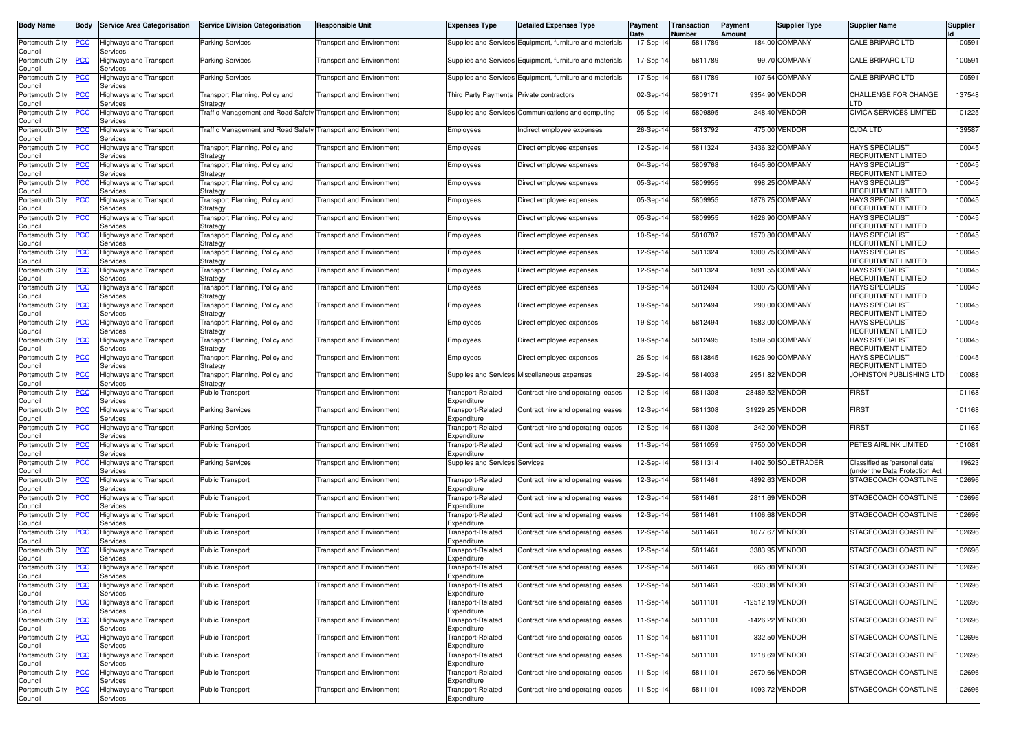| Body Name | Body | Service Area Categorisation | Service Division Categorisation | Responsible Unit | Expenses Type | Detailed Expenses Type | Payment Date | Transaction Number | Payment Amount | Supplier Type | Supplier Name | Supplier Id |
|---|---|---|---|---|---|---|---|---|---|---|---|---|
| Portsmouth City Council | PCC | Highways and Transport Services | Parking Services | Transport and Environment | Supplies and Services | Equipment, furniture and materials | 17-Sep-14 | 5811789 | 184.00 | COMPANY | CALE BRIPARC LTD | 100591 |
| Portsmouth City Council | PCC | Highways and Transport Services | Parking Services | Transport and Environment | Supplies and Services | Equipment, furniture and materials | 17-Sep-14 | 5811789 | 99.70 | COMPANY | CALE BRIPARC LTD | 100591 |
| Portsmouth City Council | PCC | Highways and Transport Services | Parking Services | Transport and Environment | Supplies and Services | Equipment, furniture and materials | 17-Sep-14 | 5811789 | 107.64 | COMPANY | CALE BRIPARC LTD | 100591 |
| Portsmouth City Council | PCC | Highways and Transport Services | Transport Planning, Policy and Strategy | Transport and Environment | Third Party Payments | Private contractors | 02-Sep-14 | 5809171 | 9354.90 | VENDOR | CHALLENGE FOR CHANGE LTD | 137548 |
| Portsmouth City Council | PCC | Highways and Transport Services | Traffic Management and Road Safety | Transport and Environment | Supplies and Services | Communications and computing | 05-Sep-14 | 5809895 | 248.40 | VENDOR | CIVICA SERVICES LIMITED | 101225 |
| Portsmouth City Council | PCC | Highways and Transport Services | Traffic Management and Road Safety | Transport and Environment | Employees | Indirect employee expenses | 26-Sep-14 | 5813792 | 475.00 | VENDOR | CJDA LTD | 139587 |
| Portsmouth City Council | PCC | Highways and Transport Services | Transport Planning, Policy and Strategy | Transport and Environment | Employees | Direct employee expenses | 12-Sep-14 | 5811324 | 3436.32 | COMPANY | HAYS SPECIALIST RECRUITMENT LIMITED | 100045 |
| Portsmouth City Council | PCC | Highways and Transport Services | Transport Planning, Policy and Strategy | Transport and Environment | Employees | Direct employee expenses | 04-Sep-14 | 5809768 | 1645.60 | COMPANY | HAYS SPECIALIST RECRUITMENT LIMITED | 100045 |
| Portsmouth City Council | PCC | Highways and Transport Services | Transport Planning, Policy and Strategy | Transport and Environment | Employees | Direct employee expenses | 05-Sep-14 | 5809955 | 998.25 | COMPANY | HAYS SPECIALIST RECRUITMENT LIMITED | 100045 |
| Portsmouth City Council | PCC | Highways and Transport Services | Transport Planning, Policy and Strategy | Transport and Environment | Employees | Direct employee expenses | 05-Sep-14 | 5809955 | 1876.75 | COMPANY | HAYS SPECIALIST RECRUITMENT LIMITED | 100045 |
| Portsmouth City Council | PCC | Highways and Transport Services | Transport Planning, Policy and Strategy | Transport and Environment | Employees | Direct employee expenses | 05-Sep-14 | 5809955 | 1626.90 | COMPANY | HAYS SPECIALIST RECRUITMENT LIMITED | 100045 |
| Portsmouth City Council | PCC | Highways and Transport Services | Transport Planning, Policy and Strategy | Transport and Environment | Employees | Direct employee expenses | 10-Sep-14 | 5810787 | 1570.80 | COMPANY | HAYS SPECIALIST RECRUITMENT LIMITED | 100045 |
| Portsmouth City Council | PCC | Highways and Transport Services | Transport Planning, Policy and Strategy | Transport and Environment | Employees | Direct employee expenses | 12-Sep-14 | 5811324 | 1300.75 | COMPANY | HAYS SPECIALIST RECRUITMENT LIMITED | 100045 |
| Portsmouth City Council | PCC | Highways and Transport Services | Transport Planning, Policy and Strategy | Transport and Environment | Employees | Direct employee expenses | 12-Sep-14 | 5811324 | 1691.55 | COMPANY | HAYS SPECIALIST RECRUITMENT LIMITED | 100045 |
| Portsmouth City Council | PCC | Highways and Transport Services | Transport Planning, Policy and Strategy | Transport and Environment | Employees | Direct employee expenses | 19-Sep-14 | 5812494 | 1300.75 | COMPANY | HAYS SPECIALIST RECRUITMENT LIMITED | 100045 |
| Portsmouth City Council | PCC | Highways and Transport Services | Transport Planning, Policy and Strategy | Transport and Environment | Employees | Direct employee expenses | 19-Sep-14 | 5812494 | 290.00 | COMPANY | HAYS SPECIALIST RECRUITMENT LIMITED | 100045 |
| Portsmouth City Council | PCC | Highways and Transport Services | Transport Planning, Policy and Strategy | Transport and Environment | Employees | Direct employee expenses | 19-Sep-14 | 5812494 | 1683.00 | COMPANY | HAYS SPECIALIST RECRUITMENT LIMITED | 100045 |
| Portsmouth City Council | PCC | Highways and Transport Services | Transport Planning, Policy and Strategy | Transport and Environment | Employees | Direct employee expenses | 19-Sep-14 | 5812495 | 1589.50 | COMPANY | HAYS SPECIALIST RECRUITMENT LIMITED | 100045 |
| Portsmouth City Council | PCC | Highways and Transport Services | Transport Planning, Policy and Strategy | Transport and Environment | Employees | Direct employee expenses | 26-Sep-14 | 5813845 | 1626.90 | COMPANY | HAYS SPECIALIST RECRUITMENT LIMITED | 100045 |
| Portsmouth City Council | PCC | Highways and Transport Services | Transport Planning, Policy and Strategy | Transport and Environment | Supplies and Services | Miscellaneous expenses | 29-Sep-14 | 5814038 | 2951.82 | VENDOR | JOHNSTON PUBLISHING LTD | 100088 |
| Portsmouth City Council | PCC | Highways and Transport Services | Public Transport | Transport and Environment | Transport-Related Expenditure | Contract hire and operating leases | 12-Sep-14 | 5811308 | 28489.52 | VENDOR | FIRST | 101168 |
| Portsmouth City Council | PCC | Highways and Transport Services | Parking Services | Transport and Environment | Transport-Related Expenditure | Contract hire and operating leases | 12-Sep-14 | 5811308 | 31929.25 | VENDOR | FIRST | 101168 |
| Portsmouth City Council | PCC | Highways and Transport Services | Parking Services | Transport and Environment | Transport-Related Expenditure | Contract hire and operating leases | 12-Sep-14 | 5811308 | 242.00 | VENDOR | FIRST | 101168 |
| Portsmouth City Council | PCC | Highways and Transport Services | Public Transport | Transport and Environment | Transport-Related Expenditure | Contract hire and operating leases | 11-Sep-14 | 5811059 | 9750.00 | VENDOR | PETES AIRLINK LIMITED | 101081 |
| Portsmouth City Council | PCC | Highways and Transport Services | Parking Services | Transport and Environment | Supplies and Services | Services | 12-Sep-14 | 5811314 | 1402.50 | SOLETRADER | Classified as 'personal data' (under the Data Protection Act | 119623 |
| Portsmouth City Council | PCC | Highways and Transport Services | Public Transport | Transport and Environment | Transport-Related Expenditure | Contract hire and operating leases | 12-Sep-14 | 5811461 | 4892.63 | VENDOR | STAGECOACH COASTLINE | 102696 |
| Portsmouth City Council | PCC | Highways and Transport Services | Public Transport | Transport and Environment | Transport-Related Expenditure | Contract hire and operating leases | 12-Sep-14 | 5811461 | 2811.69 | VENDOR | STAGECOACH COASTLINE | 102696 |
| Portsmouth City Council | PCC | Highways and Transport Services | Public Transport | Transport and Environment | Transport-Related Expenditure | Contract hire and operating leases | 12-Sep-14 | 5811461 | 1106.68 | VENDOR | STAGECOACH COASTLINE | 102696 |
| Portsmouth City Council | PCC | Highways and Transport Services | Public Transport | Transport and Environment | Transport-Related Expenditure | Contract hire and operating leases | 12-Sep-14 | 5811461 | 1077.67 | VENDOR | STAGECOACH COASTLINE | 102696 |
| Portsmouth City Council | PCC | Highways and Transport Services | Public Transport | Transport and Environment | Transport-Related Expenditure | Contract hire and operating leases | 12-Sep-14 | 5811461 | 3383.95 | VENDOR | STAGECOACH COASTLINE | 102696 |
| Portsmouth City Council | PCC | Highways and Transport Services | Public Transport | Transport and Environment | Transport-Related Expenditure | Contract hire and operating leases | 12-Sep-14 | 5811461 | 665.80 | VENDOR | STAGECOACH COASTLINE | 102696 |
| Portsmouth City Council | PCC | Highways and Transport Services | Public Transport | Transport and Environment | Transport-Related Expenditure | Contract hire and operating leases | 12-Sep-14 | 5811461 | -330.38 | VENDOR | STAGECOACH COASTLINE | 102696 |
| Portsmouth City Council | PCC | Highways and Transport Services | Public Transport | Transport and Environment | Transport-Related Expenditure | Contract hire and operating leases | 11-Sep-14 | 5811101 | -12512.19 | VENDOR | STAGECOACH COASTLINE | 102696 |
| Portsmouth City Council | PCC | Highways and Transport Services | Public Transport | Transport and Environment | Transport-Related Expenditure | Contract hire and operating leases | 11-Sep-14 | 5811101 | -1426.22 | VENDOR | STAGECOACH COASTLINE | 102696 |
| Portsmouth City Council | PCC | Highways and Transport Services | Public Transport | Transport and Environment | Transport-Related Expenditure | Contract hire and operating leases | 11-Sep-14 | 5811101 | 332.50 | VENDOR | STAGECOACH COASTLINE | 102696 |
| Portsmouth City Council | PCC | Highways and Transport Services | Public Transport | Transport and Environment | Transport-Related Expenditure | Contract hire and operating leases | 11-Sep-14 | 5811101 | 1218.69 | VENDOR | STAGECOACH COASTLINE | 102696 |
| Portsmouth City Council | PCC | Highways and Transport Services | Public Transport | Transport and Environment | Transport-Related Expenditure | Contract hire and operating leases | 11-Sep-14 | 5811101 | 2670.66 | VENDOR | STAGECOACH COASTLINE | 102696 |
| Portsmouth City Council | PCC | Highways and Transport Services | Public Transport | Transport and Environment | Transport-Related Expenditure | Contract hire and operating leases | 11-Sep-14 | 5811101 | 1093.72 | VENDOR | STAGECOACH COASTLINE | 102696 |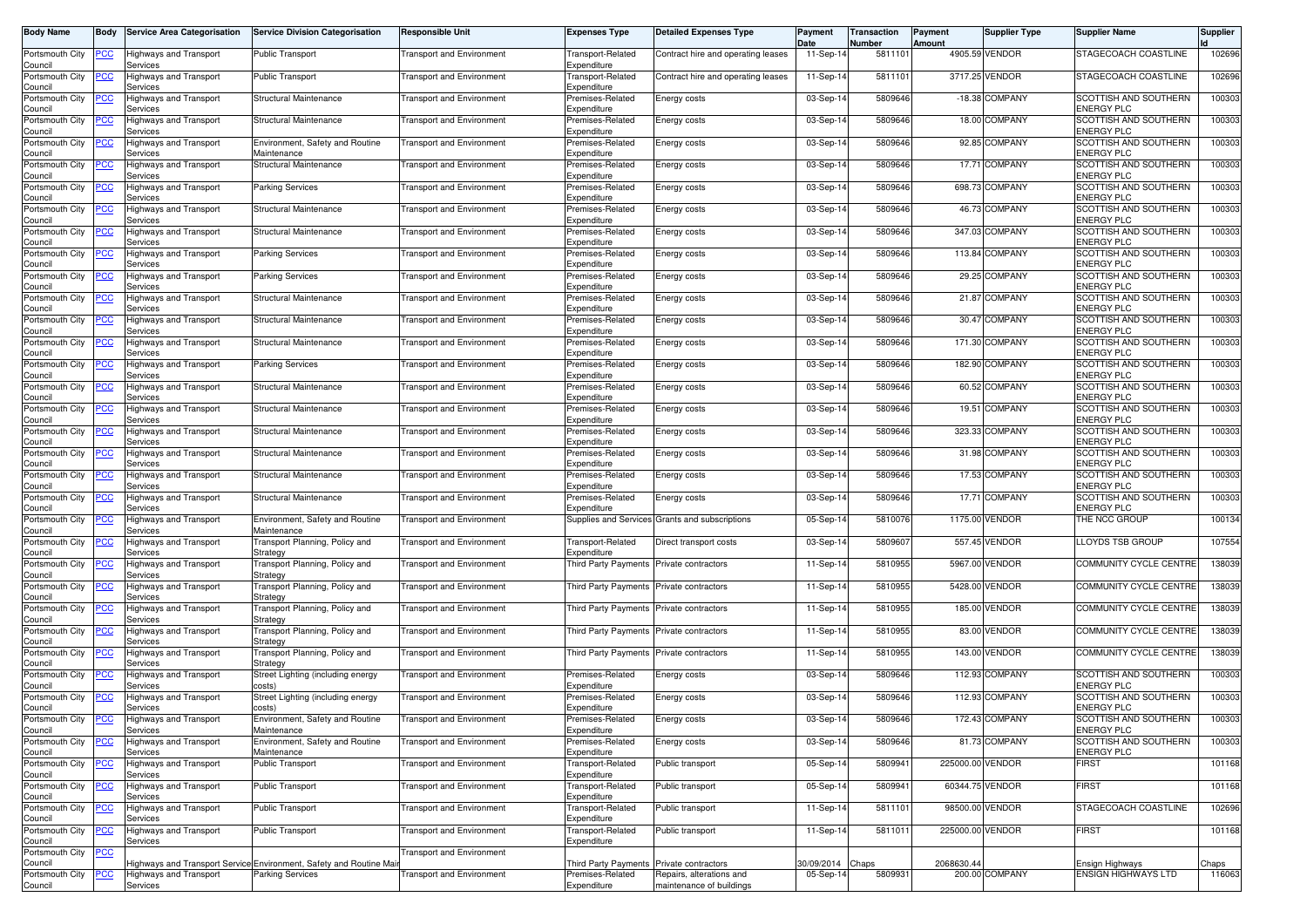| Body Name | Body | Service Area Categorisation | Service Division Categorisation | Responsible Unit | Expenses Type | Detailed Expenses Type | Payment Date | Transaction Number | Payment Amount | Supplier Type | Supplier Name | Supplier Id |
|---|---|---|---|---|---|---|---|---|---|---|---|---|
| Portsmouth City Council | PCC | Highways and Transport Services | Public Transport | Transport and Environment | Transport-Related Expenditure | Contract hire and operating leases | 11-Sep-14 | 5811101 | 4905.59 | VENDOR | STAGECOACH COASTLINE | 102696 |
| Portsmouth City Council | PCC | Highways and Transport Services | Public Transport | Transport and Environment | Transport-Related Expenditure | Contract hire and operating leases | 11-Sep-14 | 5811101 | 3717.25 | VENDOR | STAGECOACH COASTLINE | 102696 |
| Portsmouth City Council | PCC | Highways and Transport Services | Structural Maintenance | Transport and Environment | Premises-Related Expenditure | Energy costs | 03-Sep-14 | 5809646 | -18.38 | COMPANY | SCOTTISH AND SOUTHERN ENERGY PLC | 100303 |
| Portsmouth City Council | PCC | Highways and Transport Services | Structural Maintenance | Transport and Environment | Premises-Related Expenditure | Energy costs | 03-Sep-14 | 5809646 | 18.00 | COMPANY | SCOTTISH AND SOUTHERN ENERGY PLC | 100303 |
| Portsmouth City Council | PCC | Highways and Transport Services | Environment, Safety and Routine Maintenance | Transport and Environment | Premises-Related Expenditure | Energy costs | 03-Sep-14 | 5809646 | 92.85 | COMPANY | SCOTTISH AND SOUTHERN ENERGY PLC | 100303 |
| Portsmouth City Council | PCC | Highways and Transport Services | Structural Maintenance | Transport and Environment | Premises-Related Expenditure | Energy costs | 03-Sep-14 | 5809646 | 17.71 | COMPANY | SCOTTISH AND SOUTHERN ENERGY PLC | 100303 |
| Portsmouth City Council | PCC | Highways and Transport Services | Parking Services | Transport and Environment | Premises-Related Expenditure | Energy costs | 03-Sep-14 | 5809646 | 698.73 | COMPANY | SCOTTISH AND SOUTHERN ENERGY PLC | 100303 |
| Portsmouth City Council | PCC | Highways and Transport Services | Structural Maintenance | Transport and Environment | Premises-Related Expenditure | Energy costs | 03-Sep-14 | 5809646 | 46.73 | COMPANY | SCOTTISH AND SOUTHERN ENERGY PLC | 100303 |
| Portsmouth City Council | PCC | Highways and Transport Services | Structural Maintenance | Transport and Environment | Premises-Related Expenditure | Energy costs | 03-Sep-14 | 5809646 | 347.03 | COMPANY | SCOTTISH AND SOUTHERN ENERGY PLC | 100303 |
| Portsmouth City Council | PCC | Highways and Transport Services | Parking Services | Transport and Environment | Premises-Related Expenditure | Energy costs | 03-Sep-14 | 5809646 | 113.84 | COMPANY | SCOTTISH AND SOUTHERN ENERGY PLC | 100303 |
| Portsmouth City Council | PCC | Highways and Transport Services | Parking Services | Transport and Environment | Premises-Related Expenditure | Energy costs | 03-Sep-14 | 5809646 | 29.25 | COMPANY | SCOTTISH AND SOUTHERN ENERGY PLC | 100303 |
| Portsmouth City Council | PCC | Highways and Transport Services | Structural Maintenance | Transport and Environment | Premises-Related Expenditure | Energy costs | 03-Sep-14 | 5809646 | 21.87 | COMPANY | SCOTTISH AND SOUTHERN ENERGY PLC | 100303 |
| Portsmouth City Council | PCC | Highways and Transport Services | Structural Maintenance | Transport and Environment | Premises-Related Expenditure | Energy costs | 03-Sep-14 | 5809646 | 30.47 | COMPANY | SCOTTISH AND SOUTHERN ENERGY PLC | 100303 |
| Portsmouth City Council | PCC | Highways and Transport Services | Structural Maintenance | Transport and Environment | Premises-Related Expenditure | Energy costs | 03-Sep-14 | 5809646 | 171.30 | COMPANY | SCOTTISH AND SOUTHERN ENERGY PLC | 100303 |
| Portsmouth City Council | PCC | Highways and Transport Services | Parking Services | Transport and Environment | Premises-Related Expenditure | Energy costs | 03-Sep-14 | 5809646 | 182.90 | COMPANY | SCOTTISH AND SOUTHERN ENERGY PLC | 100303 |
| Portsmouth City Council | PCC | Highways and Transport Services | Structural Maintenance | Transport and Environment | Premises-Related Expenditure | Energy costs | 03-Sep-14 | 5809646 | 60.52 | COMPANY | SCOTTISH AND SOUTHERN ENERGY PLC | 100303 |
| Portsmouth City Council | PCC | Highways and Transport Services | Structural Maintenance | Transport and Environment | Premises-Related Expenditure | Energy costs | 03-Sep-14 | 5809646 | 19.51 | COMPANY | SCOTTISH AND SOUTHERN ENERGY PLC | 100303 |
| Portsmouth City Council | PCC | Highways and Transport Services | Structural Maintenance | Transport and Environment | Premises-Related Expenditure | Energy costs | 03-Sep-14 | 5809646 | 323.33 | COMPANY | SCOTTISH AND SOUTHERN ENERGY PLC | 100303 |
| Portsmouth City Council | PCC | Highways and Transport Services | Structural Maintenance | Transport and Environment | Premises-Related Expenditure | Energy costs | 03-Sep-14 | 5809646 | 31.98 | COMPANY | SCOTTISH AND SOUTHERN ENERGY PLC | 100303 |
| Portsmouth City Council | PCC | Highways and Transport Services | Structural Maintenance | Transport and Environment | Premises-Related Expenditure | Energy costs | 03-Sep-14 | 5809646 | 17.53 | COMPANY | SCOTTISH AND SOUTHERN ENERGY PLC | 100303 |
| Portsmouth City Council | PCC | Highways and Transport Services | Structural Maintenance | Transport and Environment | Premises-Related Expenditure | Energy costs | 03-Sep-14 | 5809646 | 17.71 | COMPANY | SCOTTISH AND SOUTHERN ENERGY PLC | 100303 |
| Portsmouth City Council | PCC | Highways and Transport Services | Environment, Safety and Routine Maintenance | Transport and Environment | Supplies and Services | Grants and subscriptions | 05-Sep-14 | 5810076 | 1175.00 | VENDOR | THE NCC GROUP | 100134 |
| Portsmouth City Council | PCC | Highways and Transport Services | Transport Planning, Policy and Strategy | Transport and Environment | Transport-Related Expenditure | Direct transport costs | 03-Sep-14 | 5809607 | 557.45 | VENDOR | LLOYDS TSB GROUP | 107554 |
| Portsmouth City Council | PCC | Highways and Transport Services | Transport Planning, Policy and Strategy | Transport and Environment | Third Party Payments | Private contractors | 11-Sep-14 | 5810955 | 5967.00 | VENDOR | COMMUNITY CYCLE CENTRE | 138039 |
| Portsmouth City Council | PCC | Highways and Transport Services | Transport Planning, Policy and Strategy | Transport and Environment | Third Party Payments | Private contractors | 11-Sep-14 | 5810955 | 5428.00 | VENDOR | COMMUNITY CYCLE CENTRE | 138039 |
| Portsmouth City Council | PCC | Highways and Transport Services | Transport Planning, Policy and Strategy | Transport and Environment | Third Party Payments | Private contractors | 11-Sep-14 | 5810955 | 185.00 | VENDOR | COMMUNITY CYCLE CENTRE | 138039 |
| Portsmouth City Council | PCC | Highways and Transport Services | Transport Planning, Policy and Strategy | Transport and Environment | Third Party Payments | Private contractors | 11-Sep-14 | 5810955 | 83.00 | VENDOR | COMMUNITY CYCLE CENTRE | 138039 |
| Portsmouth City Council | PCC | Highways and Transport Services | Transport Planning, Policy and Strategy | Transport and Environment | Third Party Payments | Private contractors | 11-Sep-14 | 5810955 | 143.00 | VENDOR | COMMUNITY CYCLE CENTRE | 138039 |
| Portsmouth City Council | PCC | Highways and Transport Services | Street Lighting (including energy costs) | Transport and Environment | Premises-Related Expenditure | Energy costs | 03-Sep-14 | 5809646 | 112.93 | COMPANY | SCOTTISH AND SOUTHERN ENERGY PLC | 100303 |
| Portsmouth City Council | PCC | Highways and Transport Services | Street Lighting (including energy costs) | Transport and Environment | Premises-Related Expenditure | Energy costs | 03-Sep-14 | 5809646 | 112.93 | COMPANY | SCOTTISH AND SOUTHERN ENERGY PLC | 100303 |
| Portsmouth City Council | PCC | Highways and Transport Services | Environment, Safety and Routine Maintenance | Transport and Environment | Premises-Related Expenditure | Energy costs | 03-Sep-14 | 5809646 | 172.43 | COMPANY | SCOTTISH AND SOUTHERN ENERGY PLC | 100303 |
| Portsmouth City Council | PCC | Highways and Transport Services | Environment, Safety and Routine Maintenance | Transport and Environment | Premises-Related Expenditure | Energy costs | 03-Sep-14 | 5809646 | 81.73 | COMPANY | SCOTTISH AND SOUTHERN ENERGY PLC | 100303 |
| Portsmouth City Council | PCC | Highways and Transport Services | Public Transport | Transport and Environment | Transport-Related Expenditure | Public transport | 05-Sep-14 | 5809941 | 225000.00 | VENDOR | FIRST | 101168 |
| Portsmouth City Council | PCC | Highways and Transport Services | Public Transport | Transport and Environment | Transport-Related Expenditure | Public transport | 05-Sep-14 | 5809941 | 60344.75 | VENDOR | FIRST | 101168 |
| Portsmouth City Council | PCC | Highways and Transport Services | Public Transport | Transport and Environment | Transport-Related Expenditure | Public transport | 11-Sep-14 | 5811101 | 98500.00 | VENDOR | STAGECOACH COASTLINE | 102696 |
| Portsmouth City Council | PCC | Highways and Transport Services | Public Transport | Transport and Environment | Transport-Related Expenditure | Public transport | 11-Sep-14 | 5811011 | 225000.00 | VENDOR | FIRST | 101168 |
| Portsmouth City Council | PCC | Highways and Transport Service | Environment, Safety and Routine Mair | Transport and Environment | Third Party Payments | Private contractors | 30/09/2014 | Chaps | 2068630.44 | | Ensign Highways | Chaps |
| Portsmouth City Council | PCC | Highways and Transport Services | Parking Services | Transport and Environment | Premises-Related Expenditure | Repairs, alterations and maintenance of buildings | 05-Sep-14 | 5809931 | 200.00 | COMPANY | ENSIGN HIGHWAYS LTD | 116063 |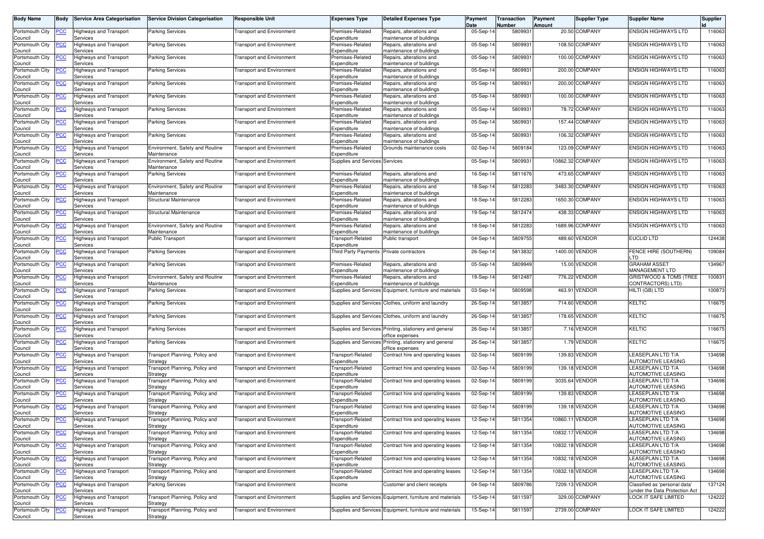| Body Name | Body | Service Area Categorisation | Service Division Categorisation | Responsible Unit | Expenses Type | Detailed Expenses Type | Payment Date | Transaction Number | Payment Amount | Supplier Type | Supplier Name | Supplier Id |
|---|---|---|---|---|---|---|---|---|---|---|---|---|
| Portsmouth City Council | PCC | Highways and Transport Services | Parking Services | Transport and Environment | Premises-Related Expenditure | Repairs, alterations and maintenance of buildings | 05-Sep-14 | 5809931 | 20.50 | COMPANY | ENSIGN HIGHWAYS LTD | 116063 |
| Portsmouth City Council | PCC | Highways and Transport Services | Parking Services | Transport and Environment | Premises-Related Expenditure | Repairs, alterations and maintenance of buildings | 05-Sep-14 | 5809931 | 108.50 | COMPANY | ENSIGN HIGHWAYS LTD | 116063 |
| Portsmouth City Council | PCC | Highways and Transport Services | Parking Services | Transport and Environment | Premises-Related Expenditure | Repairs, alterations and maintenance of buildings | 05-Sep-14 | 5809931 | 100.00 | COMPANY | ENSIGN HIGHWAYS LTD | 116063 |
| Portsmouth City Council | PCC | Highways and Transport Services | Parking Services | Transport and Environment | Premises-Related Expenditure | Repairs, alterations and maintenance of buildings | 05-Sep-14 | 5809931 | 200.00 | COMPANY | ENSIGN HIGHWAYS LTD | 116063 |
| Portsmouth City Council | PCC | Highways and Transport Services | Parking Services | Transport and Environment | Premises-Related Expenditure | Repairs, alterations and maintenance of buildings | 05-Sep-14 | 5809931 | 200.00 | COMPANY | ENSIGN HIGHWAYS LTD | 116063 |
| Portsmouth City Council | PCC | Highways and Transport Services | Parking Services | Transport and Environment | Premises-Related Expenditure | Repairs, alterations and maintenance of buildings | 05-Sep-14 | 5809931 | 100.00 | COMPANY | ENSIGN HIGHWAYS LTD | 116063 |
| Portsmouth City Council | PCC | Highways and Transport Services | Parking Services | Transport and Environment | Premises-Related Expenditure | Repairs, alterations and maintenance of buildings | 05-Sep-14 | 5809931 | 78.72 | COMPANY | ENSIGN HIGHWAYS LTD | 116063 |
| Portsmouth City Council | PCC | Highways and Transport Services | Parking Services | Transport and Environment | Premises-Related Expenditure | Repairs, alterations and maintenance of buildings | 05-Sep-14 | 5809931 | 157.44 | COMPANY | ENSIGN HIGHWAYS LTD | 116063 |
| Portsmouth City Council | PCC | Highways and Transport Services | Parking Services | Transport and Environment | Premises-Related Expenditure | Repairs, alterations and maintenance of buildings | 05-Sep-14 | 5809931 | 106.32 | COMPANY | ENSIGN HIGHWAYS LTD | 116063 |
| Portsmouth City Council | PCC | Highways and Transport Services | Environment, Safety and Routine Maintenance | Transport and Environment | Premises-Related Expenditure | Grounds maintenance costs | 02-Sep-14 | 5809184 | 123.09 | COMPANY | ENSIGN HIGHWAYS LTD | 116063 |
| Portsmouth City Council | PCC | Highways and Transport Services | Environment, Safety and Routine Maintenance | Transport and Environment | Supplies and Services | Services | 05-Sep-14 | 5809931 | 10862.32 | COMPANY | ENSIGN HIGHWAYS LTD | 116063 |
| Portsmouth City Council | PCC | Highways and Transport Services | Parking Services | Transport and Environment | Premises-Related Expenditure | Repairs, alterations and maintenance of buildings | 16-Sep-14 | 5811676 | 473.65 | COMPANY | ENSIGN HIGHWAYS LTD | 116063 |
| Portsmouth City Council | PCC | Highways and Transport Services | Environment, Safety and Routine Maintenance | Transport and Environment | Premises-Related Expenditure | Repairs, alterations and maintenance of buildings | 18-Sep-14 | 5812283 | 3483.30 | COMPANY | ENSIGN HIGHWAYS LTD | 116063 |
| Portsmouth City Council | PCC | Highways and Transport Services | Structural Maintenance | Transport and Environment | Premises-Related Expenditure | Repairs, alterations and maintenance of buildings | 18-Sep-14 | 5812283 | 1650.30 | COMPANY | ENSIGN HIGHWAYS LTD | 116063 |
| Portsmouth City Council | PCC | Highways and Transport Services | Structural Maintenance | Transport and Environment | Premises-Related Expenditure | Repairs, alterations and maintenance of buildings | 19-Sep-14 | 5812474 | 438.33 | COMPANY | ENSIGN HIGHWAYS LTD | 116063 |
| Portsmouth City Council | PCC | Highways and Transport Services | Environment, Safety and Routine Maintenance | Transport and Environment | Premises-Related Expenditure | Repairs, alterations and maintenance of buildings | 18-Sep-14 | 5812283 | 1689.96 | COMPANY | ENSIGN HIGHWAYS LTD | 116063 |
| Portsmouth City Council | PCC | Highways and Transport Services | Public Transport | Transport and Environment | Transport-Related Expenditure | Public transport | 04-Sep-14 | 5809755 | 489.60 | VENDOR | EUCLID LTD | 124438 |
| Portsmouth City Council | PCC | Highways and Transport Services | Parking Services | Transport and Environment | Third Party Payments | Private contractors | 26-Sep-14 | 5813832 | 1400.00 | VENDOR | FENCE HIRE (SOUTHERN) LTD | 109084 |
| Portsmouth City Council | PCC | Highways and Transport Services | Parking Services | Transport and Environment | Premises-Related Expenditure | Repairs, alterations and maintenance of buildings | 05-Sep-14 | 5809949 | 15.00 | VENDOR | GRAHAM ASSET MANAGEMENT LTD | 134967 |
| Portsmouth City Council | PCC | Highways and Transport Services | Environment, Safety and Routine Maintenance | Transport and Environment | Premises-Related Expenditure | Repairs, alterations and maintenance of buildings | 19-Sep-14 | 5812487 | 776.22 | VENDOR | GRISTWOOD & TOMS (TREE CONTRACTORS) LTD) | 100831 |
| Portsmouth City Council | PCC | Highways and Transport Services | Parking Services | Transport and Environment | Supplies and Services | Equipment, furniture and materials | 03-Sep-14 | 5809598 | 463.91 | VENDOR | HILTI (GB) LTD | 100873 |
| Portsmouth City Council | PCC | Highways and Transport Services | Parking Services | Transport and Environment | Supplies and Services | Clothes, uniform and laundry | 26-Sep-14 | 5813857 | 714.60 | VENDOR | KELTIC | 116675 |
| Portsmouth City Council | PCC | Highways and Transport Services | Parking Services | Transport and Environment | Supplies and Services | Clothes, uniform and laundry | 26-Sep-14 | 5813857 | 178.65 | VENDOR | KELTIC | 116675 |
| Portsmouth City Council | PCC | Highways and Transport Services | Parking Services | Transport and Environment | Supplies and Services | Printing, stationery and general office expenses | 26-Sep-14 | 5813857 | 7.16 | VENDOR | KELTIC | 116675 |
| Portsmouth City Council | PCC | Highways and Transport Services | Parking Services | Transport and Environment | Supplies and Services | Printing, stationery and general office expenses | 26-Sep-14 | 5813857 | 1.79 | VENDOR | KELTIC | 116675 |
| Portsmouth City Council | PCC | Highways and Transport Services | Transport Planning, Policy and Strategy | Transport and Environment | Transport-Related Expenditure | Contract hire and operating leases | 02-Sep-14 | 5809199 | 139.83 | VENDOR | LEASEPLAN LTD T/A AUTOMOTIVE LEASING | 134698 |
| Portsmouth City Council | PCC | Highways and Transport Services | Transport Planning, Policy and Strategy | Transport and Environment | Transport-Related Expenditure | Contract hire and operating leases | 02-Sep-14 | 5809199 | 139.18 | VENDOR | LEASEPLAN LTD T/A AUTOMOTIVE LEASING | 134698 |
| Portsmouth City Council | PCC | Highways and Transport Services | Transport Planning, Policy and Strategy | Transport and Environment | Transport-Related Expenditure | Contract hire and operating leases | 02-Sep-14 | 5809199 | 3035.64 | VENDOR | LEASEPLAN LTD T/A AUTOMOTIVE LEASING | 134698 |
| Portsmouth City Council | PCC | Highways and Transport Services | Transport Planning, Policy and Strategy | Transport and Environment | Transport-Related Expenditure | Contract hire and operating leases | 02-Sep-14 | 5809199 | 139.83 | VENDOR | LEASEPLAN LTD T/A AUTOMOTIVE LEASING | 134698 |
| Portsmouth City Council | PCC | Highways and Transport Services | Transport Planning, Policy and Strategy | Transport and Environment | Transport-Related Expenditure | Contract hire and operating leases | 02-Sep-14 | 5809199 | 139.18 | VENDOR | LEASEPLAN LTD T/A AUTOMOTIVE LEASING | 134698 |
| Portsmouth City Council | PCC | Highways and Transport Services | Transport Planning, Policy and Strategy | Transport and Environment | Transport-Related Expenditure | Contract hire and operating leases | 12-Sep-14 | 5811354 | 10860.11 | VENDOR | LEASEPLAN LTD T/A AUTOMOTIVE LEASING | 134698 |
| Portsmouth City Council | PCC | Highways and Transport Services | Transport Planning, Policy and Strategy | Transport and Environment | Transport-Related Expenditure | Contract hire and operating leases | 12-Sep-14 | 5811354 | 10832.17 | VENDOR | LEASEPLAN LTD T/A AUTOMOTIVE LEASING | 134698 |
| Portsmouth City Council | PCC | Highways and Transport Services | Transport Planning, Policy and Strategy | Transport and Environment | Transport-Related Expenditure | Contract hire and operating leases | 12-Sep-14 | 5811354 | 10832.18 | VENDOR | LEASEPLAN LTD T/A AUTOMOTIVE LEASING | 134698 |
| Portsmouth City Council | PCC | Highways and Transport Services | Transport Planning, Policy and Strategy | Transport and Environment | Transport-Related Expenditure | Contract hire and operating leases | 12-Sep-14 | 5811354 | 10832.18 | VENDOR | LEASEPLAN LTD T/A AUTOMOTIVE LEASING | 134698 |
| Portsmouth City Council | PCC | Highways and Transport Services | Transport Planning, Policy and Strategy | Transport and Environment | Transport-Related Expenditure | Contract hire and operating leases | 12-Sep-14 | 5811354 | 10832.18 | VENDOR | LEASEPLAN LTD T/A AUTOMOTIVE LEASING | 134698 |
| Portsmouth City Council | PCC | Highways and Transport Services | Parking Services | Transport and Environment | Income | Customer and client receipts | 04-Sep-14 | 5809786 | 7209.13 | VENDOR | Classified as 'personal data' (under the Data Protection Act | 137124 |
| Portsmouth City Council | PCC | Highways and Transport Services | Transport Planning, Policy and Strategy | Transport and Environment | Supplies and Services | Equipment, furniture and materials | 15-Sep-14 | 5811597 | 329.00 | COMPANY | LOCK IT SAFE LIMITED | 124222 |
| Portsmouth City Council | PCC | Highways and Transport Services | Transport Planning, Policy and Strategy | Transport and Environment | Supplies and Services | Equipment, furniture and materials | 15-Sep-14 | 5811597 | 2739.00 | COMPANY | LOCK IT SAFE LIMITED | 124222 |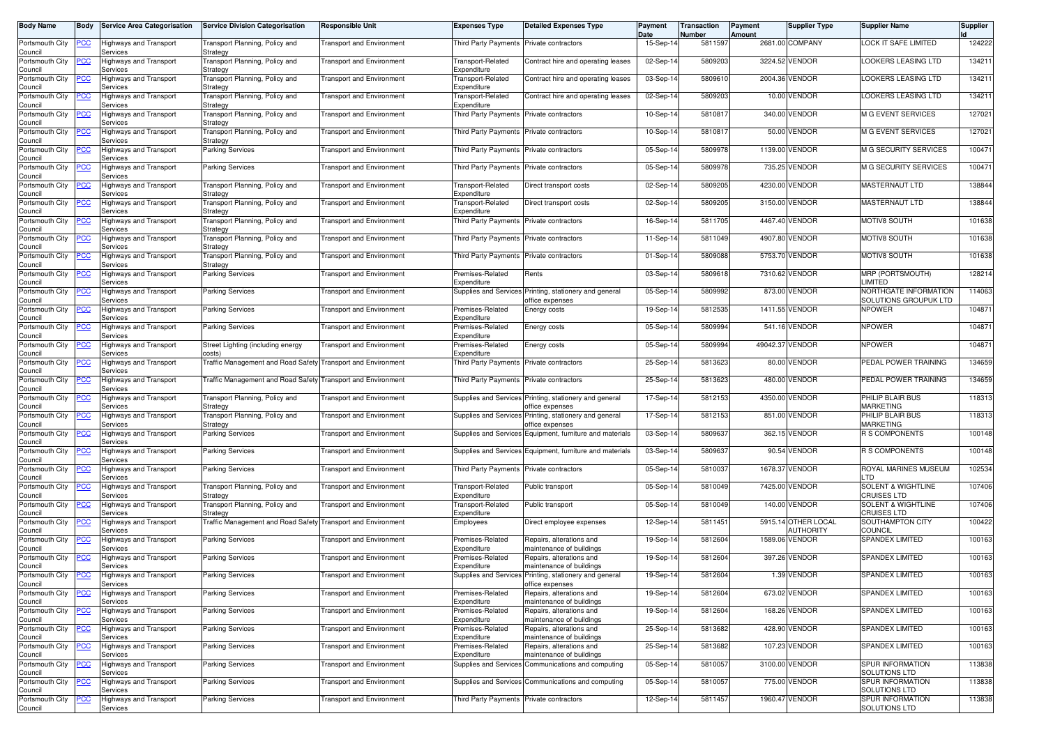| Body Name | Body | Service Area Categorisation | Service Division Categorisation | Responsible Unit | Expenses Type | Detailed Expenses Type | Payment Date | Transaction Number | Payment Amount | Supplier Type | Supplier Name | Supplier Id |
|---|---|---|---|---|---|---|---|---|---|---|---|---|
| Portsmouth City Council | PCC | Highways and Transport Services | Transport Planning, Policy and Strategy | Transport and Environment | Third Party Payments | Private contractors | 15-Sep-14 | 5811597 | 2681.00 | COMPANY | LOCK IT SAFE LIMITED | 124222 |
| Portsmouth City Council | PCC | Highways and Transport Services | Transport Planning, Policy and Strategy | Transport and Environment | Transport-Related Expenditure | Contract hire and operating leases | 02-Sep-14 | 5809203 | 3224.52 | VENDOR | LOOKERS LEASING LTD | 134211 |
| Portsmouth City Council | PCC | Highways and Transport Services | Transport Planning, Policy and Strategy | Transport and Environment | Transport-Related Expenditure | Contract hire and operating leases | 03-Sep-14 | 5809610 | 2004.36 | VENDOR | LOOKERS LEASING LTD | 134211 |
| Portsmouth City Council | PCC | Highways and Transport Services | Transport Planning, Policy and Strategy | Transport and Environment | Transport-Related Expenditure | Contract hire and operating leases | 02-Sep-14 | 5809203 | 10.00 | VENDOR | LOOKERS LEASING LTD | 134211 |
| Portsmouth City Council | PCC | Highways and Transport Services | Transport Planning, Policy and Strategy | Transport and Environment | Third Party Payments | Private contractors | 10-Sep-14 | 5810817 | 340.00 | VENDOR | M G EVENT SERVICES | 127021 |
| Portsmouth City Council | PCC | Highways and Transport Services | Transport Planning, Policy and Strategy | Transport and Environment | Third Party Payments | Private contractors | 10-Sep-14 | 5810817 | 50.00 | VENDOR | M G EVENT SERVICES | 127021 |
| Portsmouth City Council | PCC | Highways and Transport Services | Parking Services | Transport and Environment | Third Party Payments | Private contractors | 05-Sep-14 | 5809978 | 1139.00 | VENDOR | M G SECURITY SERVICES | 100471 |
| Portsmouth City Council | PCC | Highways and Transport Services | Parking Services | Transport and Environment | Third Party Payments | Private contractors | 05-Sep-14 | 5809978 | 735.25 | VENDOR | M G SECURITY SERVICES | 100471 |
| Portsmouth City Council | PCC | Highways and Transport Services | Transport Planning, Policy and Strategy | Transport and Environment | Transport-Related Expenditure | Direct transport costs | 02-Sep-14 | 5809205 | 4230.00 | VENDOR | MASTERNAUT LTD | 138844 |
| Portsmouth City Council | PCC | Highways and Transport Services | Transport Planning, Policy and Strategy | Transport and Environment | Transport-Related Expenditure | Direct transport costs | 02-Sep-14 | 5809205 | 3150.00 | VENDOR | MASTERNAUT LTD | 138844 |
| Portsmouth City Council | PCC | Highways and Transport Services | Transport Planning, Policy and Strategy | Transport and Environment | Third Party Payments | Private contractors | 16-Sep-14 | 5811705 | 4467.40 | VENDOR | MOTIV8 SOUTH | 101638 |
| Portsmouth City Council | PCC | Highways and Transport Services | Transport Planning, Policy and Strategy | Transport and Environment | Third Party Payments | Private contractors | 11-Sep-14 | 5811049 | 4907.80 | VENDOR | MOTIV8 SOUTH | 101638 |
| Portsmouth City Council | PCC | Highways and Transport Services | Transport Planning, Policy and Strategy | Transport and Environment | Third Party Payments | Private contractors | 01-Sep-14 | 5809088 | 5753.70 | VENDOR | MOTIV8 SOUTH | 101638 |
| Portsmouth City Council | PCC | Highways and Transport Services | Parking Services | Transport and Environment | Premises-Related Expenditure | Rents | 03-Sep-14 | 5809618 | 7310.62 | VENDOR | MRP (PORTSMOUTH) LIMITED | 128214 |
| Portsmouth City Council | PCC | Highways and Transport Services | Parking Services | Transport and Environment | Supplies and Services | Printing, stationery and general office expenses | 05-Sep-14 | 5809992 | 873.00 | VENDOR | NORTHGATE INFORMATION SOLUTIONS GROUPUK LTD | 114063 |
| Portsmouth City Council | PCC | Highways and Transport Services | Parking Services | Transport and Environment | Premises-Related Expenditure | Energy costs | 19-Sep-14 | 5812535 | 1411.55 | VENDOR | NPOWER | 104871 |
| Portsmouth City Council | PCC | Highways and Transport Services | Parking Services | Transport and Environment | Premises-Related Expenditure | Energy costs | 05-Sep-14 | 5809994 | 541.16 | VENDOR | NPOWER | 104871 |
| Portsmouth City Council | PCC | Highways and Transport Services | Street Lighting (including energy costs) | Transport and Environment | Premises-Related Expenditure | Energy costs | 05-Sep-14 | 5809994 | 49042.37 | VENDOR | NPOWER | 104871 |
| Portsmouth City Council | PCC | Highways and Transport Services | Traffic Management and Road Safety | Transport and Environment | Third Party Payments | Private contractors | 25-Sep-14 | 5813623 | 80.00 | VENDOR | PEDAL POWER TRAINING | 134659 |
| Portsmouth City Council | PCC | Highways and Transport Services | Traffic Management and Road Safety | Transport and Environment | Third Party Payments | Private contractors | 25-Sep-14 | 5813623 | 480.00 | VENDOR | PEDAL POWER TRAINING | 134659 |
| Portsmouth City Council | PCC | Highways and Transport Services | Transport Planning, Policy and Strategy | Transport and Environment | Supplies and Services | Printing, stationery and general office expenses | 17-Sep-14 | 5812153 | 4350.00 | VENDOR | PHILIP BLAIR BUS MARKETING | 118313 |
| Portsmouth City Council | PCC | Highways and Transport Services | Transport Planning, Policy and Strategy | Transport and Environment | Supplies and Services | Printing, stationery and general office expenses | 17-Sep-14 | 5812153 | 851.00 | VENDOR | PHILIP BLAIR BUS MARKETING | 118313 |
| Portsmouth City Council | PCC | Highways and Transport Services | Parking Services | Transport and Environment | Supplies and Services | Equipment, furniture and materials | 03-Sep-14 | 5809637 | 362.15 | VENDOR | R S COMPONENTS | 100148 |
| Portsmouth City Council | PCC | Highways and Transport Services | Parking Services | Transport and Environment | Supplies and Services | Equipment, furniture and materials | 03-Sep-14 | 5809637 | 90.54 | VENDOR | R S COMPONENTS | 100148 |
| Portsmouth City Council | PCC | Highways and Transport Services | Parking Services | Transport and Environment | Third Party Payments | Private contractors | 05-Sep-14 | 5810037 | 1678.37 | VENDOR | ROYAL MARINES MUSEUM LTD | 102534 |
| Portsmouth City Council | PCC | Highways and Transport Services | Transport Planning, Policy and Strategy | Transport and Environment | Transport-Related Expenditure | Public transport | 05-Sep-14 | 5810049 | 7425.00 | VENDOR | SOLENT & WIGHTLINE CRUISES LTD | 107406 |
| Portsmouth City Council | PCC | Highways and Transport Services | Transport Planning, Policy and Strategy | Transport and Environment | Transport-Related Expenditure | Public transport | 05-Sep-14 | 5810049 | 140.00 | VENDOR | SOLENT & WIGHTLINE CRUISES LTD | 107406 |
| Portsmouth City Council | PCC | Highways and Transport Services | Traffic Management and Road Safety | Transport and Environment | Employees | Direct employee expenses | 12-Sep-14 | 5811451 | 5915.14 | OTHER LOCAL AUTHORITY | SOUTHAMPTON CITY COUNCIL | 100422 |
| Portsmouth City Council | PCC | Highways and Transport Services | Parking Services | Transport and Environment | Premises-Related Expenditure | Repairs, alterations and maintenance of buildings | 19-Sep-14 | 5812604 | 1589.06 | VENDOR | SPANDEX LIMITED | 100163 |
| Portsmouth City Council | PCC | Highways and Transport Services | Parking Services | Transport and Environment | Premises-Related Expenditure | Repairs, alterations and maintenance of buildings | 19-Sep-14 | 5812604 | 397.26 | VENDOR | SPANDEX LIMITED | 100163 |
| Portsmouth City Council | PCC | Highways and Transport Services | Parking Services | Transport and Environment | Supplies and Services | Printing, stationery and general office expenses | 19-Sep-14 | 5812604 | 1.39 | VENDOR | SPANDEX LIMITED | 100163 |
| Portsmouth City Council | PCC | Highways and Transport Services | Parking Services | Transport and Environment | Premises-Related Expenditure | Repairs, alterations and maintenance of buildings | 19-Sep-14 | 5812604 | 673.02 | VENDOR | SPANDEX LIMITED | 100163 |
| Portsmouth City Council | PCC | Highways and Transport Services | Parking Services | Transport and Environment | Premises-Related Expenditure | Repairs, alterations and maintenance of buildings | 19-Sep-14 | 5812604 | 168.26 | VENDOR | SPANDEX LIMITED | 100163 |
| Portsmouth City Council | PCC | Highways and Transport Services | Parking Services | Transport and Environment | Premises-Related Expenditure | Repairs, alterations and maintenance of buildings | 25-Sep-14 | 5813682 | 428.90 | VENDOR | SPANDEX LIMITED | 100163 |
| Portsmouth City Council | PCC | Highways and Transport Services | Parking Services | Transport and Environment | Premises-Related Expenditure | Repairs, alterations and maintenance of buildings | 25-Sep-14 | 5813682 | 107.23 | VENDOR | SPANDEX LIMITED | 100163 |
| Portsmouth City Council | PCC | Highways and Transport Services | Parking Services | Transport and Environment | Supplies and Services | Communications and computing | 05-Sep-14 | 5810057 | 3100.00 | VENDOR | SPUR INFORMATION SOLUTIONS LTD | 113838 |
| Portsmouth City Council | PCC | Highways and Transport Services | Parking Services | Transport and Environment | Supplies and Services | Communications and computing | 05-Sep-14 | 5810057 | 775.00 | VENDOR | SPUR INFORMATION SOLUTIONS LTD | 113838 |
| Portsmouth City Council | PCC | Highways and Transport Services | Parking Services | Transport and Environment | Third Party Payments | Private contractors | 12-Sep-14 | 5811457 | 1960.47 | VENDOR | SPUR INFORMATION SOLUTIONS LTD | 113838 |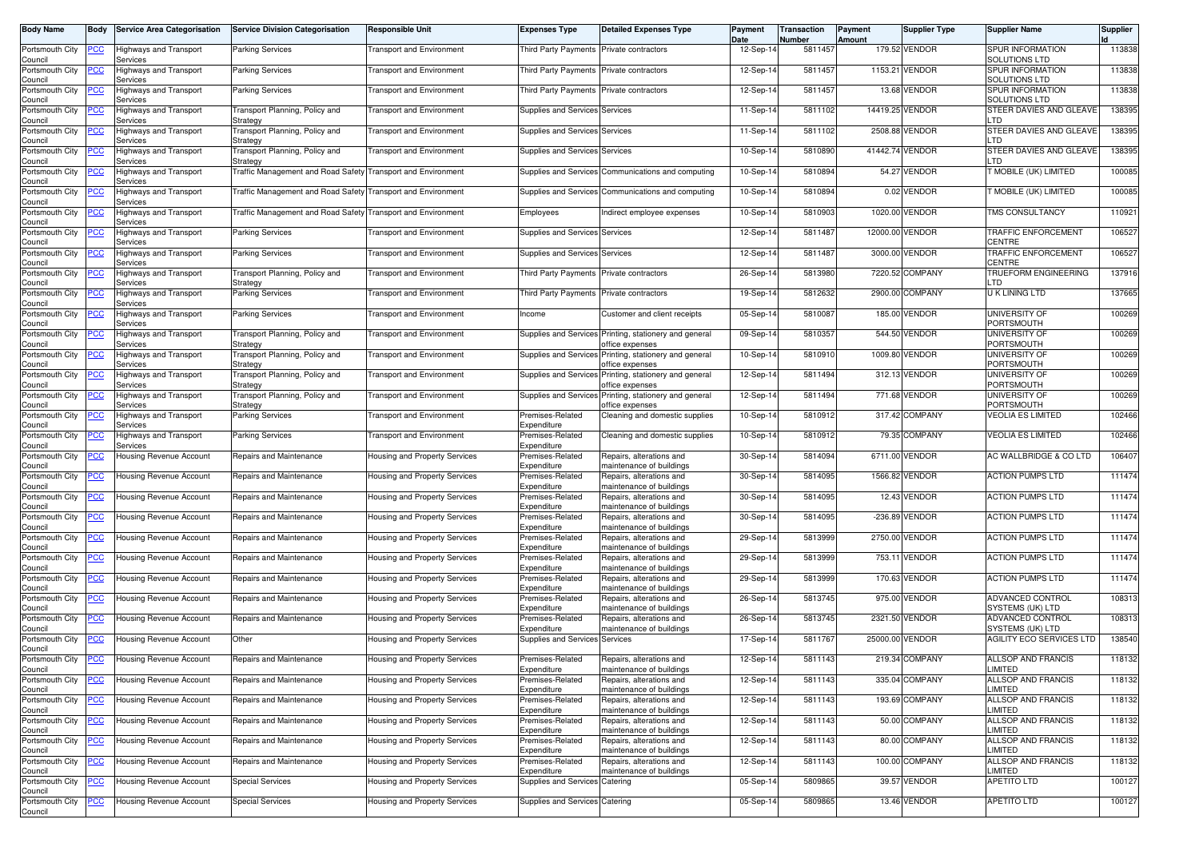| Body Name | Body | Service Area Categorisation | Service Division Categorisation | Responsible Unit | Expenses Type | Detailed Expenses Type | Payment Date | Transaction Number | Payment Amount | Supplier Type | Supplier Name | Supplier Id |
|---|---|---|---|---|---|---|---|---|---|---|---|---|
| Portsmouth City Council | PCC | Highways and Transport Services | Parking Services | Transport and Environment | Third Party Payments | Private contractors | 12-Sep-14 | 5811457 | 179.52 | VENDOR | SPUR INFORMATION SOLUTIONS LTD | 113838 |
| Portsmouth City Council | PCC | Highways and Transport Services | Parking Services | Transport and Environment | Third Party Payments | Private contractors | 12-Sep-14 | 5811457 | 1153.21 | VENDOR | SPUR INFORMATION SOLUTIONS LTD | 113838 |
| Portsmouth City Council | PCC | Highways and Transport Services | Parking Services | Transport and Environment | Third Party Payments | Private contractors | 12-Sep-14 | 5811457 | 13.68 | VENDOR | SPUR INFORMATION SOLUTIONS LTD | 113838 |
| Portsmouth City Council | PCC | Highways and Transport Services | Transport Planning, Policy and Strategy | Transport and Environment | Supplies and Services | Services | 11-Sep-14 | 5811102 | 14419.25 | VENDOR | STEER DAVIES AND GLEAVE LTD | 138395 |
| Portsmouth City Council | PCC | Highways and Transport Services | Transport Planning, Policy and Strategy | Transport and Environment | Supplies and Services | Services | 11-Sep-14 | 5811102 | 2508.88 | VENDOR | STEER DAVIES AND GLEAVE LTD | 138395 |
| Portsmouth City Council | PCC | Highways and Transport Services | Transport Planning, Policy and Strategy | Transport and Environment | Supplies and Services | Services | 10-Sep-14 | 5810890 | 41442.74 | VENDOR | STEER DAVIES AND GLEAVE LTD | 138395 |
| Portsmouth City Council | PCC | Highways and Transport Services | Traffic Management and Road Safety | Transport and Environment | Supplies and Services | Communications and computing | 10-Sep-14 | 5810894 | 54.27 | VENDOR | T MOBILE (UK) LIMITED | 100085 |
| Portsmouth City Council | PCC | Highways and Transport Services | Traffic Management and Road Safety | Transport and Environment | Supplies and Services | Communications and computing | 10-Sep-14 | 5810894 | 0.02 | VENDOR | T MOBILE (UK) LIMITED | 100085 |
| Portsmouth City Council | PCC | Highways and Transport Services | Traffic Management and Road Safety | Transport and Environment | Employees | Indirect employee expenses | 10-Sep-14 | 5810903 | 1020.00 | VENDOR | TMS CONSULTANCY | 110921 |
| Portsmouth City Council | PCC | Highways and Transport Services | Parking Services | Transport and Environment | Supplies and Services | Services | 12-Sep-14 | 5811487 | 12000.00 | VENDOR | TRAFFIC ENFORCEMENT CENTRE | 106527 |
| Portsmouth City Council | PCC | Highways and Transport Services | Parking Services | Transport and Environment | Supplies and Services | Services | 12-Sep-14 | 5811487 | 3000.00 | VENDOR | TRAFFIC ENFORCEMENT CENTRE | 106527 |
| Portsmouth City Council | PCC | Highways and Transport Services | Transport Planning, Policy and Strategy | Transport and Environment | Third Party Payments | Private contractors | 26-Sep-14 | 5813980 | 7220.52 | COMPANY | TRUEFORM ENGINEERING LTD | 137916 |
| Portsmouth City Council | PCC | Highways and Transport Services | Parking Services | Transport and Environment | Third Party Payments | Private contractors | 19-Sep-14 | 5812632 | 2900.00 | COMPANY | U K LINING LTD | 137665 |
| Portsmouth City Council | PCC | Highways and Transport Services | Parking Services | Transport and Environment | Income | Customer and client receipts | 05-Sep-14 | 5810087 | 185.00 | VENDOR | UNIVERSITY OF PORTSMOUTH | 100269 |
| Portsmouth City Council | PCC | Highways and Transport Services | Transport Planning, Policy and Strategy | Transport and Environment | Supplies and Services | Printing, stationery and general office expenses | 09-Sep-14 | 5810357 | 544.50 | VENDOR | UNIVERSITY OF PORTSMOUTH | 100269 |
| Portsmouth City Council | PCC | Highways and Transport Services | Transport Planning, Policy and Strategy | Transport and Environment | Supplies and Services | Printing, stationery and general office expenses | 10-Sep-14 | 5810910 | 1009.80 | VENDOR | UNIVERSITY OF PORTSMOUTH | 100269 |
| Portsmouth City Council | PCC | Highways and Transport Services | Transport Planning, Policy and Strategy | Transport and Environment | Supplies and Services | Printing, stationery and general office expenses | 12-Sep-14 | 5811494 | 312.13 | VENDOR | UNIVERSITY OF PORTSMOUTH | 100269 |
| Portsmouth City Council | PCC | Highways and Transport Services | Transport Planning, Policy and Strategy | Transport and Environment | Supplies and Services | Printing, stationery and general office expenses | 12-Sep-14 | 5811494 | 771.68 | VENDOR | UNIVERSITY OF PORTSMOUTH | 100269 |
| Portsmouth City Council | PCC | Highways and Transport Services | Parking Services | Transport and Environment | Premises-Related Expenditure | Cleaning and domestic supplies | 10-Sep-14 | 5810912 | 317.42 | COMPANY | VEOLIA ES LIMITED | 102466 |
| Portsmouth City Council | PCC | Highways and Transport Services | Parking Services | Transport and Environment | Premises-Related Expenditure | Cleaning and domestic supplies | 10-Sep-14 | 5810912 | 79.35 | COMPANY | VEOLIA ES LIMITED | 102466 |
| Portsmouth City Council | PCC | Housing Revenue Account | Repairs and Maintenance | Housing and Property Services | Premises-Related Expenditure | Repairs, alterations and maintenance of buildings | 30-Sep-14 | 5814094 | 6711.00 | VENDOR | AC WALLBRIDGE & CO LTD | 106407 |
| Portsmouth City Council | PCC | Housing Revenue Account | Repairs and Maintenance | Housing and Property Services | Premises-Related Expenditure | Repairs, alterations and maintenance of buildings | 30-Sep-14 | 5814095 | 1566.82 | VENDOR | ACTION PUMPS LTD | 111474 |
| Portsmouth City Council | PCC | Housing Revenue Account | Repairs and Maintenance | Housing and Property Services | Premises-Related Expenditure | Repairs, alterations and maintenance of buildings | 30-Sep-14 | 5814095 | 12.43 | VENDOR | ACTION PUMPS LTD | 111474 |
| Portsmouth City Council | PCC | Housing Revenue Account | Repairs and Maintenance | Housing and Property Services | Premises-Related Expenditure | Repairs, alterations and maintenance of buildings | 30-Sep-14 | 5814095 | -236.89 | VENDOR | ACTION PUMPS LTD | 111474 |
| Portsmouth City Council | PCC | Housing Revenue Account | Repairs and Maintenance | Housing and Property Services | Premises-Related Expenditure | Repairs, alterations and maintenance of buildings | 29-Sep-14 | 5813999 | 2750.00 | VENDOR | ACTION PUMPS LTD | 111474 |
| Portsmouth City Council | PCC | Housing Revenue Account | Repairs and Maintenance | Housing and Property Services | Premises-Related Expenditure | Repairs, alterations and maintenance of buildings | 29-Sep-14 | 5813999 | 753.11 | VENDOR | ACTION PUMPS LTD | 111474 |
| Portsmouth City Council | PCC | Housing Revenue Account | Repairs and Maintenance | Housing and Property Services | Premises-Related Expenditure | Repairs, alterations and maintenance of buildings | 29-Sep-14 | 5813999 | 170.63 | VENDOR | ACTION PUMPS LTD | 111474 |
| Portsmouth City Council | PCC | Housing Revenue Account | Repairs and Maintenance | Housing and Property Services | Premises-Related Expenditure | Repairs, alterations and maintenance of buildings | 26-Sep-14 | 5813745 | 975.00 | VENDOR | ADVANCED CONTROL SYSTEMS (UK) LTD | 108313 |
| Portsmouth City Council | PCC | Housing Revenue Account | Repairs and Maintenance | Housing and Property Services | Premises-Related Expenditure | Repairs, alterations and maintenance of buildings | 26-Sep-14 | 5813745 | 2321.50 | VENDOR | ADVANCED CONTROL SYSTEMS (UK) LTD | 108313 |
| Portsmouth City Council | PCC | Housing Revenue Account | Other | Housing and Property Services | Supplies and Services | Services | 17-Sep-14 | 5811767 | 25000.00 | VENDOR | AGILITY ECO SERVICES LTD | 138540 |
| Portsmouth City Council | PCC | Housing Revenue Account | Repairs and Maintenance | Housing and Property Services | Premises-Related Expenditure | Repairs, alterations and maintenance of buildings | 12-Sep-14 | 5811143 | 219.34 | COMPANY | ALLSOP AND FRANCIS LIMITED | 118132 |
| Portsmouth City Council | PCC | Housing Revenue Account | Repairs and Maintenance | Housing and Property Services | Premises-Related Expenditure | Repairs, alterations and maintenance of buildings | 12-Sep-14 | 5811143 | 335.04 | COMPANY | ALLSOP AND FRANCIS LIMITED | 118132 |
| Portsmouth City Council | PCC | Housing Revenue Account | Repairs and Maintenance | Housing and Property Services | Premises-Related Expenditure | Repairs, alterations and maintenance of buildings | 12-Sep-14 | 5811143 | 193.69 | COMPANY | ALLSOP AND FRANCIS LIMITED | 118132 |
| Portsmouth City Council | PCC | Housing Revenue Account | Repairs and Maintenance | Housing and Property Services | Premises-Related Expenditure | Repairs, alterations and maintenance of buildings | 12-Sep-14 | 5811143 | 50.00 | COMPANY | ALLSOP AND FRANCIS LIMITED | 118132 |
| Portsmouth City Council | PCC | Housing Revenue Account | Repairs and Maintenance | Housing and Property Services | Premises-Related Expenditure | Repairs, alterations and maintenance of buildings | 12-Sep-14 | 5811143 | 80.00 | COMPANY | ALLSOP AND FRANCIS LIMITED | 118132 |
| Portsmouth City Council | PCC | Housing Revenue Account | Repairs and Maintenance | Housing and Property Services | Premises-Related Expenditure | Repairs, alterations and maintenance of buildings | 12-Sep-14 | 5811143 | 100.00 | COMPANY | ALLSOP AND FRANCIS LIMITED | 118132 |
| Portsmouth City Council | PCC | Housing Revenue Account | Special Services | Housing and Property Services | Supplies and Services | Catering | 05-Sep-14 | 5809865 | 39.57 | VENDOR | APETITO LTD | 100127 |
| Portsmouth City Council | PCC | Housing Revenue Account | Special Services | Housing and Property Services | Supplies and Services | Catering | 05-Sep-14 | 5809865 | 13.46 | VENDOR | APETITO LTD | 100127 |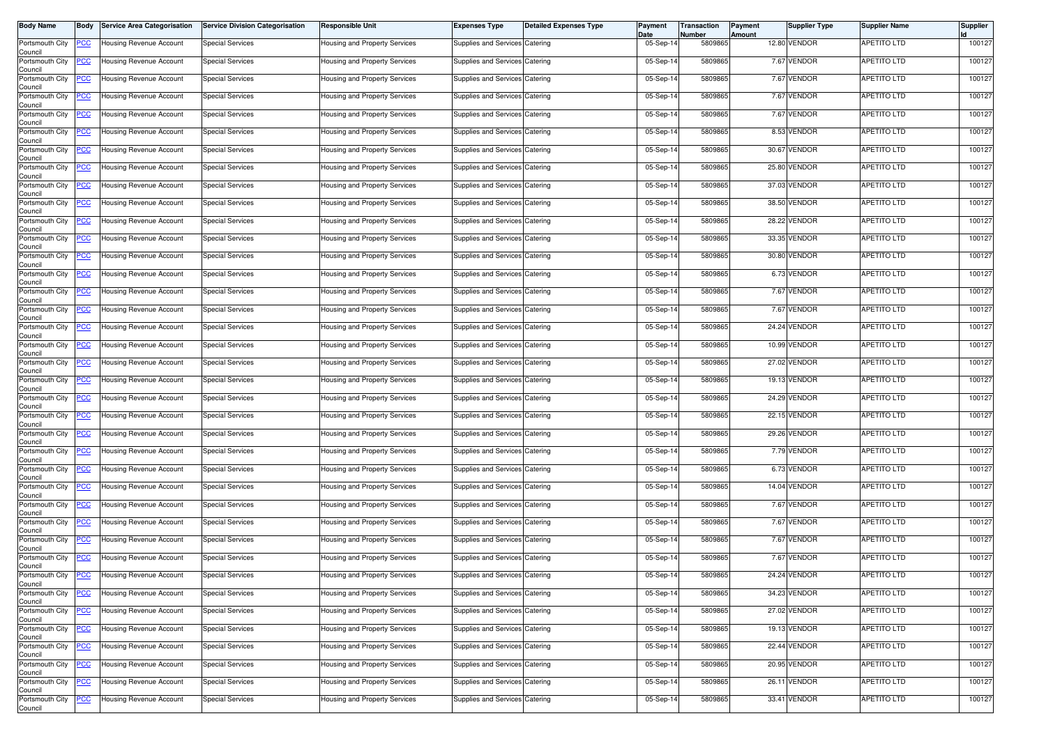| Body Name | Body | Service Area Categorisation | Service Division Categorisation | Responsible Unit | Expenses Type | Detailed Expenses Type | Payment Date | Transaction Number | Payment Amount | Supplier Type | Supplier Name | Supplier Id |
|---|---|---|---|---|---|---|---|---|---|---|---|---|
| Portsmouth City Council | PCC | Housing Revenue Account | Special Services | Housing and Property Services | Supplies and Services | Catering | 05-Sep-14 | 5809865 | 12.80 | VENDOR | APETITO LTD | 100127 |
| Portsmouth City Council | PCC | Housing Revenue Account | Special Services | Housing and Property Services | Supplies and Services | Catering | 05-Sep-14 | 5809865 | 7.67 | VENDOR | APETITO LTD | 100127 |
| Portsmouth City Council | PCC | Housing Revenue Account | Special Services | Housing and Property Services | Supplies and Services | Catering | 05-Sep-14 | 5809865 | 7.67 | VENDOR | APETITO LTD | 100127 |
| Portsmouth City Council | PCC | Housing Revenue Account | Special Services | Housing and Property Services | Supplies and Services | Catering | 05-Sep-14 | 5809865 | 7.67 | VENDOR | APETITO LTD | 100127 |
| Portsmouth City Council | PCC | Housing Revenue Account | Special Services | Housing and Property Services | Supplies and Services | Catering | 05-Sep-14 | 5809865 | 7.67 | VENDOR | APETITO LTD | 100127 |
| Portsmouth City Council | PCC | Housing Revenue Account | Special Services | Housing and Property Services | Supplies and Services | Catering | 05-Sep-14 | 5809865 | 8.53 | VENDOR | APETITO LTD | 100127 |
| Portsmouth City Council | PCC | Housing Revenue Account | Special Services | Housing and Property Services | Supplies and Services | Catering | 05-Sep-14 | 5809865 | 30.67 | VENDOR | APETITO LTD | 100127 |
| Portsmouth City Council | PCC | Housing Revenue Account | Special Services | Housing and Property Services | Supplies and Services | Catering | 05-Sep-14 | 5809865 | 25.80 | VENDOR | APETITO LTD | 100127 |
| Portsmouth City Council | PCC | Housing Revenue Account | Special Services | Housing and Property Services | Supplies and Services | Catering | 05-Sep-14 | 5809865 | 37.03 | VENDOR | APETITO LTD | 100127 |
| Portsmouth City Council | PCC | Housing Revenue Account | Special Services | Housing and Property Services | Supplies and Services | Catering | 05-Sep-14 | 5809865 | 38.50 | VENDOR | APETITO LTD | 100127 |
| Portsmouth City Council | PCC | Housing Revenue Account | Special Services | Housing and Property Services | Supplies and Services | Catering | 05-Sep-14 | 5809865 | 28.22 | VENDOR | APETITO LTD | 100127 |
| Portsmouth City Council | PCC | Housing Revenue Account | Special Services | Housing and Property Services | Supplies and Services | Catering | 05-Sep-14 | 5809865 | 33.35 | VENDOR | APETITO LTD | 100127 |
| Portsmouth City Council | PCC | Housing Revenue Account | Special Services | Housing and Property Services | Supplies and Services | Catering | 05-Sep-14 | 5809865 | 30.80 | VENDOR | APETITO LTD | 100127 |
| Portsmouth City Council | PCC | Housing Revenue Account | Special Services | Housing and Property Services | Supplies and Services | Catering | 05-Sep-14 | 5809865 | 6.73 | VENDOR | APETITO LTD | 100127 |
| Portsmouth City Council | PCC | Housing Revenue Account | Special Services | Housing and Property Services | Supplies and Services | Catering | 05-Sep-14 | 5809865 | 7.67 | VENDOR | APETITO LTD | 100127 |
| Portsmouth City Council | PCC | Housing Revenue Account | Special Services | Housing and Property Services | Supplies and Services | Catering | 05-Sep-14 | 5809865 | 7.67 | VENDOR | APETITO LTD | 100127 |
| Portsmouth City Council | PCC | Housing Revenue Account | Special Services | Housing and Property Services | Supplies and Services | Catering | 05-Sep-14 | 5809865 | 24.24 | VENDOR | APETITO LTD | 100127 |
| Portsmouth City Council | PCC | Housing Revenue Account | Special Services | Housing and Property Services | Supplies and Services | Catering | 05-Sep-14 | 5809865 | 10.99 | VENDOR | APETITO LTD | 100127 |
| Portsmouth City Council | PCC | Housing Revenue Account | Special Services | Housing and Property Services | Supplies and Services | Catering | 05-Sep-14 | 5809865 | 27.02 | VENDOR | APETITO LTD | 100127 |
| Portsmouth City Council | PCC | Housing Revenue Account | Special Services | Housing and Property Services | Supplies and Services | Catering | 05-Sep-14 | 5809865 | 19.13 | VENDOR | APETITO LTD | 100127 |
| Portsmouth City Council | PCC | Housing Revenue Account | Special Services | Housing and Property Services | Supplies and Services | Catering | 05-Sep-14 | 5809865 | 24.29 | VENDOR | APETITO LTD | 100127 |
| Portsmouth City Council | PCC | Housing Revenue Account | Special Services | Housing and Property Services | Supplies and Services | Catering | 05-Sep-14 | 5809865 | 22.15 | VENDOR | APETITO LTD | 100127 |
| Portsmouth City Council | PCC | Housing Revenue Account | Special Services | Housing and Property Services | Supplies and Services | Catering | 05-Sep-14 | 5809865 | 29.26 | VENDOR | APETITO LTD | 100127 |
| Portsmouth City Council | PCC | Housing Revenue Account | Special Services | Housing and Property Services | Supplies and Services | Catering | 05-Sep-14 | 5809865 | 7.79 | VENDOR | APETITO LTD | 100127 |
| Portsmouth City Council | PCC | Housing Revenue Account | Special Services | Housing and Property Services | Supplies and Services | Catering | 05-Sep-14 | 5809865 | 6.73 | VENDOR | APETITO LTD | 100127 |
| Portsmouth City Council | PCC | Housing Revenue Account | Special Services | Housing and Property Services | Supplies and Services | Catering | 05-Sep-14 | 5809865 | 14.04 | VENDOR | APETITO LTD | 100127 |
| Portsmouth City Council | PCC | Housing Revenue Account | Special Services | Housing and Property Services | Supplies and Services | Catering | 05-Sep-14 | 5809865 | 7.67 | VENDOR | APETITO LTD | 100127 |
| Portsmouth City Council | PCC | Housing Revenue Account | Special Services | Housing and Property Services | Supplies and Services | Catering | 05-Sep-14 | 5809865 | 7.67 | VENDOR | APETITO LTD | 100127 |
| Portsmouth City Council | PCC | Housing Revenue Account | Special Services | Housing and Property Services | Supplies and Services | Catering | 05-Sep-14 | 5809865 | 7.67 | VENDOR | APETITO LTD | 100127 |
| Portsmouth City Council | PCC | Housing Revenue Account | Special Services | Housing and Property Services | Supplies and Services | Catering | 05-Sep-14 | 5809865 | 7.67 | VENDOR | APETITO LTD | 100127 |
| Portsmouth City Council | PCC | Housing Revenue Account | Special Services | Housing and Property Services | Supplies and Services | Catering | 05-Sep-14 | 5809865 | 24.24 | VENDOR | APETITO LTD | 100127 |
| Portsmouth City Council | PCC | Housing Revenue Account | Special Services | Housing and Property Services | Supplies and Services | Catering | 05-Sep-14 | 5809865 | 34.23 | VENDOR | APETITO LTD | 100127 |
| Portsmouth City Council | PCC | Housing Revenue Account | Special Services | Housing and Property Services | Supplies and Services | Catering | 05-Sep-14 | 5809865 | 27.02 | VENDOR | APETITO LTD | 100127 |
| Portsmouth City Council | PCC | Housing Revenue Account | Special Services | Housing and Property Services | Supplies and Services | Catering | 05-Sep-14 | 5809865 | 19.13 | VENDOR | APETITO LTD | 100127 |
| Portsmouth City Council | PCC | Housing Revenue Account | Special Services | Housing and Property Services | Supplies and Services | Catering | 05-Sep-14 | 5809865 | 22.44 | VENDOR | APETITO LTD | 100127 |
| Portsmouth City Council | PCC | Housing Revenue Account | Special Services | Housing and Property Services | Supplies and Services | Catering | 05-Sep-14 | 5809865 | 20.95 | VENDOR | APETITO LTD | 100127 |
| Portsmouth City Council | PCC | Housing Revenue Account | Special Services | Housing and Property Services | Supplies and Services | Catering | 05-Sep-14 | 5809865 | 26.11 | VENDOR | APETITO LTD | 100127 |
| Portsmouth City Council | PCC | Housing Revenue Account | Special Services | Housing and Property Services | Supplies and Services | Catering | 05-Sep-14 | 5809865 | 33.41 | VENDOR | APETITO LTD | 100127 |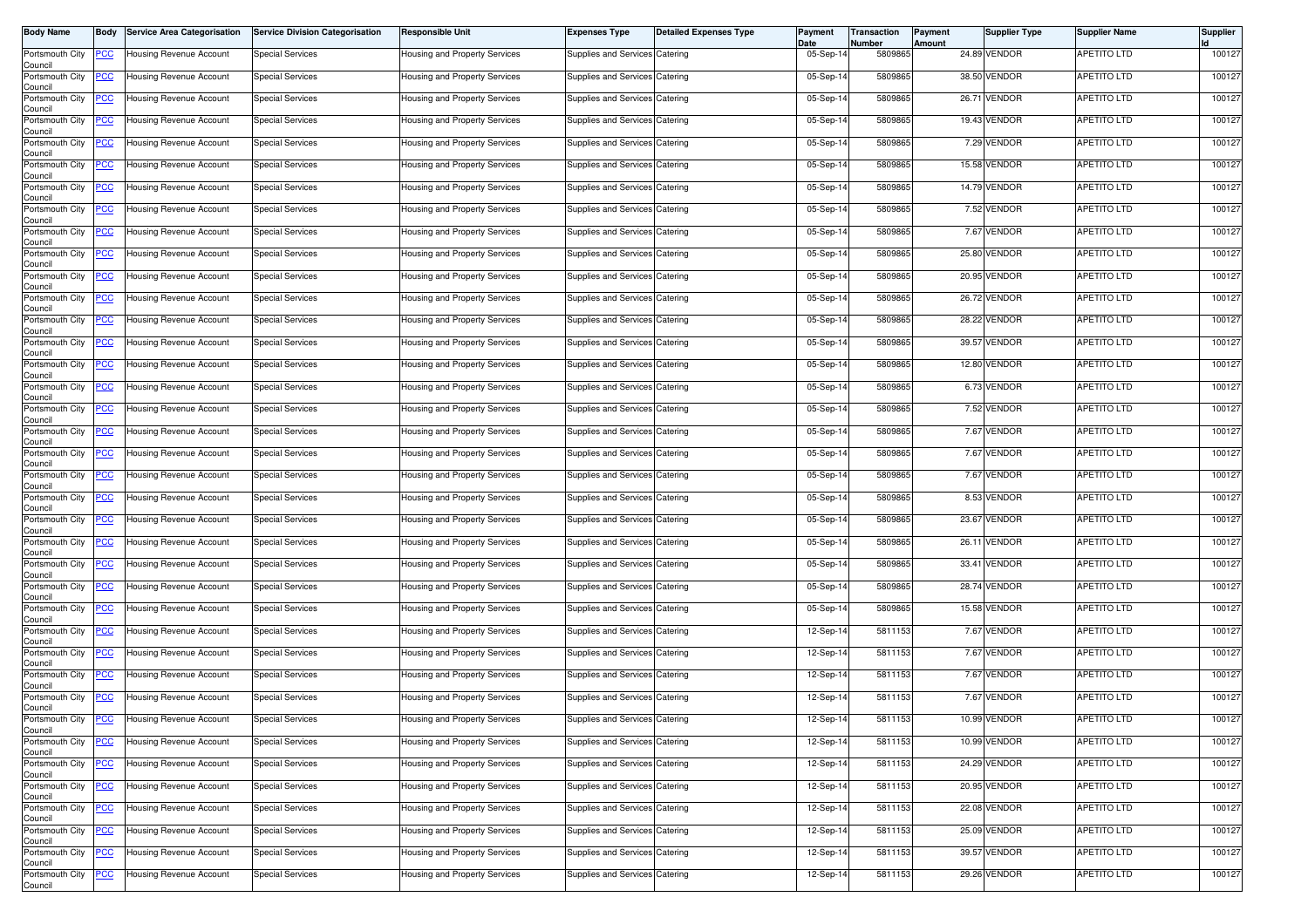| Body Name | Body | Service Area Categorisation | Service Division Categorisation | Responsible Unit | Expenses Type | Detailed Expenses Type | Payment Date | Transaction Number | Payment Amount | Supplier Type | Supplier Name | Supplier Id |
|---|---|---|---|---|---|---|---|---|---|---|---|---|
| Portsmouth City Council | PCC | Housing Revenue Account | Special Services | Housing and Property Services | Supplies and Services | Catering | 05-Sep-14 | 5809865 | 24.89 | VENDOR | APETITO LTD | 100127 |
| Portsmouth City Council | PCC | Housing Revenue Account | Special Services | Housing and Property Services | Supplies and Services | Catering | 05-Sep-14 | 5809865 | 38.50 | VENDOR | APETITO LTD | 100127 |
| Portsmouth City Council | PCC | Housing Revenue Account | Special Services | Housing and Property Services | Supplies and Services | Catering | 05-Sep-14 | 5809865 | 26.71 | VENDOR | APETITO LTD | 100127 |
| Portsmouth City Council | PCC | Housing Revenue Account | Special Services | Housing and Property Services | Supplies and Services | Catering | 05-Sep-14 | 5809865 | 19.43 | VENDOR | APETITO LTD | 100127 |
| Portsmouth City Council | PCC | Housing Revenue Account | Special Services | Housing and Property Services | Supplies and Services | Catering | 05-Sep-14 | 5809865 | 7.29 | VENDOR | APETITO LTD | 100127 |
| Portsmouth City Council | PCC | Housing Revenue Account | Special Services | Housing and Property Services | Supplies and Services | Catering | 05-Sep-14 | 5809865 | 15.58 | VENDOR | APETITO LTD | 100127 |
| Portsmouth City Council | PCC | Housing Revenue Account | Special Services | Housing and Property Services | Supplies and Services | Catering | 05-Sep-14 | 5809865 | 14.79 | VENDOR | APETITO LTD | 100127 |
| Portsmouth City Council | PCC | Housing Revenue Account | Special Services | Housing and Property Services | Supplies and Services | Catering | 05-Sep-14 | 5809865 | 7.52 | VENDOR | APETITO LTD | 100127 |
| Portsmouth City Council | PCC | Housing Revenue Account | Special Services | Housing and Property Services | Supplies and Services | Catering | 05-Sep-14 | 5809865 | 7.67 | VENDOR | APETITO LTD | 100127 |
| Portsmouth City Council | PCC | Housing Revenue Account | Special Services | Housing and Property Services | Supplies and Services | Catering | 05-Sep-14 | 5809865 | 25.80 | VENDOR | APETITO LTD | 100127 |
| Portsmouth City Council | PCC | Housing Revenue Account | Special Services | Housing and Property Services | Supplies and Services | Catering | 05-Sep-14 | 5809865 | 20.95 | VENDOR | APETITO LTD | 100127 |
| Portsmouth City Council | PCC | Housing Revenue Account | Special Services | Housing and Property Services | Supplies and Services | Catering | 05-Sep-14 | 5809865 | 26.72 | VENDOR | APETITO LTD | 100127 |
| Portsmouth City Council | PCC | Housing Revenue Account | Special Services | Housing and Property Services | Supplies and Services | Catering | 05-Sep-14 | 5809865 | 28.22 | VENDOR | APETITO LTD | 100127 |
| Portsmouth City Council | PCC | Housing Revenue Account | Special Services | Housing and Property Services | Supplies and Services | Catering | 05-Sep-14 | 5809865 | 39.57 | VENDOR | APETITO LTD | 100127 |
| Portsmouth City Council | PCC | Housing Revenue Account | Special Services | Housing and Property Services | Supplies and Services | Catering | 05-Sep-14 | 5809865 | 12.80 | VENDOR | APETITO LTD | 100127 |
| Portsmouth City Council | PCC | Housing Revenue Account | Special Services | Housing and Property Services | Supplies and Services | Catering | 05-Sep-14 | 5809865 | 6.73 | VENDOR | APETITO LTD | 100127 |
| Portsmouth City Council | PCC | Housing Revenue Account | Special Services | Housing and Property Services | Supplies and Services | Catering | 05-Sep-14 | 5809865 | 7.52 | VENDOR | APETITO LTD | 100127 |
| Portsmouth City Council | PCC | Housing Revenue Account | Special Services | Housing and Property Services | Supplies and Services | Catering | 05-Sep-14 | 5809865 | 7.67 | VENDOR | APETITO LTD | 100127 |
| Portsmouth City Council | PCC | Housing Revenue Account | Special Services | Housing and Property Services | Supplies and Services | Catering | 05-Sep-14 | 5809865 | 7.67 | VENDOR | APETITO LTD | 100127 |
| Portsmouth City Council | PCC | Housing Revenue Account | Special Services | Housing and Property Services | Supplies and Services | Catering | 05-Sep-14 | 5809865 | 7.67 | VENDOR | APETITO LTD | 100127 |
| Portsmouth City Council | PCC | Housing Revenue Account | Special Services | Housing and Property Services | Supplies and Services | Catering | 05-Sep-14 | 5809865 | 8.53 | VENDOR | APETITO LTD | 100127 |
| Portsmouth City Council | PCC | Housing Revenue Account | Special Services | Housing and Property Services | Supplies and Services | Catering | 05-Sep-14 | 5809865 | 23.67 | VENDOR | APETITO LTD | 100127 |
| Portsmouth City Council | PCC | Housing Revenue Account | Special Services | Housing and Property Services | Supplies and Services | Catering | 05-Sep-14 | 5809865 | 26.11 | VENDOR | APETITO LTD | 100127 |
| Portsmouth City Council | PCC | Housing Revenue Account | Special Services | Housing and Property Services | Supplies and Services | Catering | 05-Sep-14 | 5809865 | 33.41 | VENDOR | APETITO LTD | 100127 |
| Portsmouth City Council | PCC | Housing Revenue Account | Special Services | Housing and Property Services | Supplies and Services | Catering | 05-Sep-14 | 5809865 | 28.74 | VENDOR | APETITO LTD | 100127 |
| Portsmouth City Council | PCC | Housing Revenue Account | Special Services | Housing and Property Services | Supplies and Services | Catering | 05-Sep-14 | 5809865 | 15.58 | VENDOR | APETITO LTD | 100127 |
| Portsmouth City Council | PCC | Housing Revenue Account | Special Services | Housing and Property Services | Supplies and Services | Catering | 12-Sep-14 | 5811153 | 7.67 | VENDOR | APETITO LTD | 100127 |
| Portsmouth City Council | PCC | Housing Revenue Account | Special Services | Housing and Property Services | Supplies and Services | Catering | 12-Sep-14 | 5811153 | 7.67 | VENDOR | APETITO LTD | 100127 |
| Portsmouth City Council | PCC | Housing Revenue Account | Special Services | Housing and Property Services | Supplies and Services | Catering | 12-Sep-14 | 5811153 | 7.67 | VENDOR | APETITO LTD | 100127 |
| Portsmouth City Council | PCC | Housing Revenue Account | Special Services | Housing and Property Services | Supplies and Services | Catering | 12-Sep-14 | 5811153 | 7.67 | VENDOR | APETITO LTD | 100127 |
| Portsmouth City Council | PCC | Housing Revenue Account | Special Services | Housing and Property Services | Supplies and Services | Catering | 12-Sep-14 | 5811153 | 10.99 | VENDOR | APETITO LTD | 100127 |
| Portsmouth City Council | PCC | Housing Revenue Account | Special Services | Housing and Property Services | Supplies and Services | Catering | 12-Sep-14 | 5811153 | 10.99 | VENDOR | APETITO LTD | 100127 |
| Portsmouth City Council | PCC | Housing Revenue Account | Special Services | Housing and Property Services | Supplies and Services | Catering | 12-Sep-14 | 5811153 | 24.29 | VENDOR | APETITO LTD | 100127 |
| Portsmouth City Council | PCC | Housing Revenue Account | Special Services | Housing and Property Services | Supplies and Services | Catering | 12-Sep-14 | 5811153 | 20.95 | VENDOR | APETITO LTD | 100127 |
| Portsmouth City Council | PCC | Housing Revenue Account | Special Services | Housing and Property Services | Supplies and Services | Catering | 12-Sep-14 | 5811153 | 22.08 | VENDOR | APETITO LTD | 100127 |
| Portsmouth City Council | PCC | Housing Revenue Account | Special Services | Housing and Property Services | Supplies and Services | Catering | 12-Sep-14 | 5811153 | 25.09 | VENDOR | APETITO LTD | 100127 |
| Portsmouth City Council | PCC | Housing Revenue Account | Special Services | Housing and Property Services | Supplies and Services | Catering | 12-Sep-14 | 5811153 | 39.57 | VENDOR | APETITO LTD | 100127 |
| Portsmouth City Council | PCC | Housing Revenue Account | Special Services | Housing and Property Services | Supplies and Services | Catering | 12-Sep-14 | 5811153 | 29.26 | VENDOR | APETITO LTD | 100127 |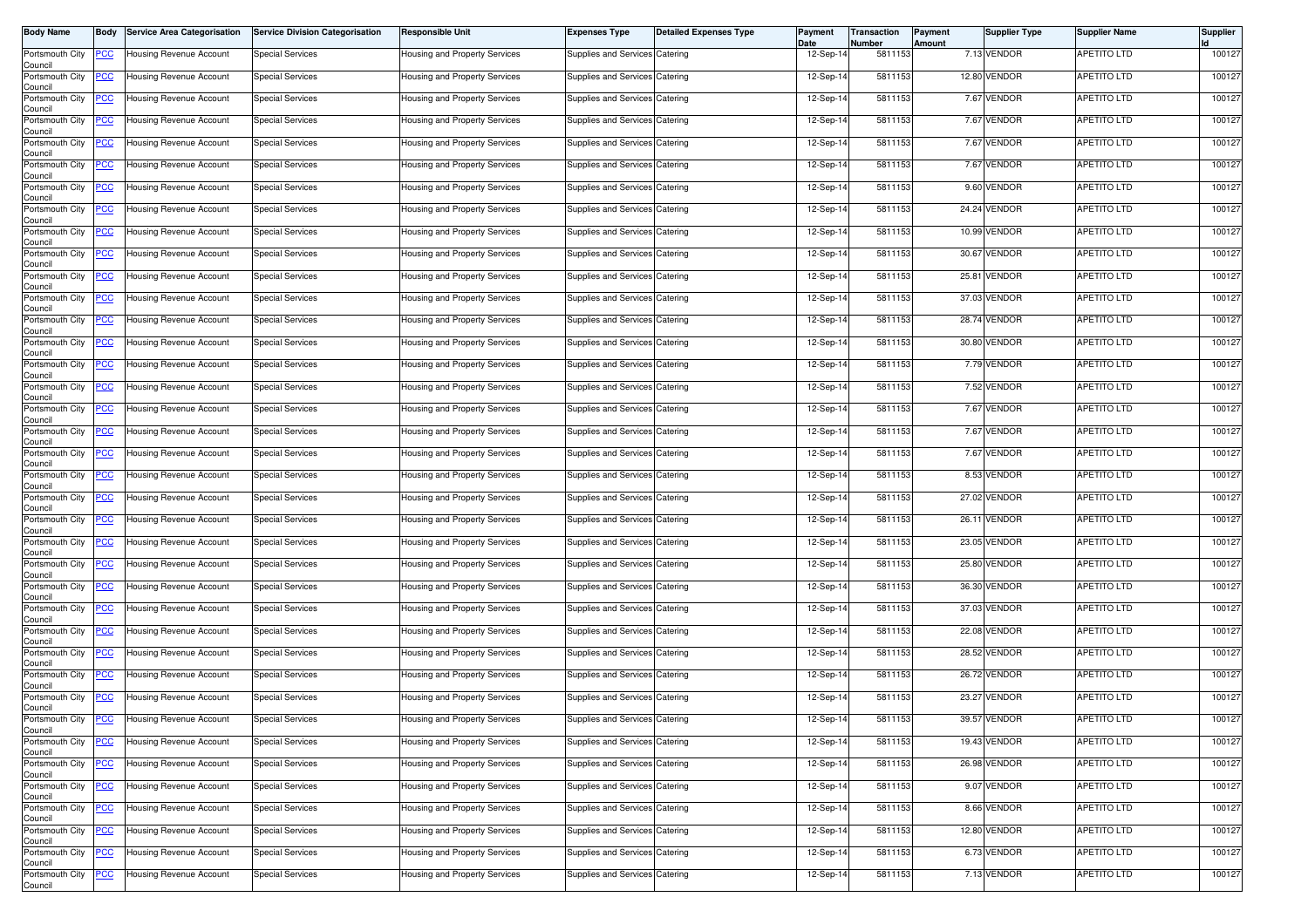| Body Name | Body | Service Area Categorisation | Service Division Categorisation | Responsible Unit | Expenses Type | Detailed Expenses Type | Payment Date | Transaction Number | Payment Amount | Supplier Type | Supplier Name | Supplier Id |
|---|---|---|---|---|---|---|---|---|---|---|---|---|
| Portsmouth City Council | PCC | Housing Revenue Account | Special Services | Housing and Property Services | Supplies and Services | Catering | 12-Sep-14 | 5811153 | 7.13 | VENDOR | APETITO LTD | 100127 |
| Portsmouth City Council | PCC | Housing Revenue Account | Special Services | Housing and Property Services | Supplies and Services | Catering | 12-Sep-14 | 5811153 | 12.80 | VENDOR | APETITO LTD | 100127 |
| Portsmouth City Council | PCC | Housing Revenue Account | Special Services | Housing and Property Services | Supplies and Services | Catering | 12-Sep-14 | 5811153 | 7.67 | VENDOR | APETITO LTD | 100127 |
| Portsmouth City Council | PCC | Housing Revenue Account | Special Services | Housing and Property Services | Supplies and Services | Catering | 12-Sep-14 | 5811153 | 7.67 | VENDOR | APETITO LTD | 100127 |
| Portsmouth City Council | PCC | Housing Revenue Account | Special Services | Housing and Property Services | Supplies and Services | Catering | 12-Sep-14 | 5811153 | 7.67 | VENDOR | APETITO LTD | 100127 |
| Portsmouth City Council | PCC | Housing Revenue Account | Special Services | Housing and Property Services | Supplies and Services | Catering | 12-Sep-14 | 5811153 | 7.67 | VENDOR | APETITO LTD | 100127 |
| Portsmouth City Council | PCC | Housing Revenue Account | Special Services | Housing and Property Services | Supplies and Services | Catering | 12-Sep-14 | 5811153 | 9.60 | VENDOR | APETITO LTD | 100127 |
| Portsmouth City Council | PCC | Housing Revenue Account | Special Services | Housing and Property Services | Supplies and Services | Catering | 12-Sep-14 | 5811153 | 24.24 | VENDOR | APETITO LTD | 100127 |
| Portsmouth City Council | PCC | Housing Revenue Account | Special Services | Housing and Property Services | Supplies and Services | Catering | 12-Sep-14 | 5811153 | 10.99 | VENDOR | APETITO LTD | 100127 |
| Portsmouth City Council | PCC | Housing Revenue Account | Special Services | Housing and Property Services | Supplies and Services | Catering | 12-Sep-14 | 5811153 | 30.67 | VENDOR | APETITO LTD | 100127 |
| Portsmouth City Council | PCC | Housing Revenue Account | Special Services | Housing and Property Services | Supplies and Services | Catering | 12-Sep-14 | 5811153 | 25.81 | VENDOR | APETITO LTD | 100127 |
| Portsmouth City Council | PCC | Housing Revenue Account | Special Services | Housing and Property Services | Supplies and Services | Catering | 12-Sep-14 | 5811153 | 37.03 | VENDOR | APETITO LTD | 100127 |
| Portsmouth City Council | PCC | Housing Revenue Account | Special Services | Housing and Property Services | Supplies and Services | Catering | 12-Sep-14 | 5811153 | 28.74 | VENDOR | APETITO LTD | 100127 |
| Portsmouth City Council | PCC | Housing Revenue Account | Special Services | Housing and Property Services | Supplies and Services | Catering | 12-Sep-14 | 5811153 | 30.80 | VENDOR | APETITO LTD | 100127 |
| Portsmouth City Council | PCC | Housing Revenue Account | Special Services | Housing and Property Services | Supplies and Services | Catering | 12-Sep-14 | 5811153 | 7.79 | VENDOR | APETITO LTD | 100127 |
| Portsmouth City Council | PCC | Housing Revenue Account | Special Services | Housing and Property Services | Supplies and Services | Catering | 12-Sep-14 | 5811153 | 7.52 | VENDOR | APETITO LTD | 100127 |
| Portsmouth City Council | PCC | Housing Revenue Account | Special Services | Housing and Property Services | Supplies and Services | Catering | 12-Sep-14 | 5811153 | 7.67 | VENDOR | APETITO LTD | 100127 |
| Portsmouth City Council | PCC | Housing Revenue Account | Special Services | Housing and Property Services | Supplies and Services | Catering | 12-Sep-14 | 5811153 | 7.67 | VENDOR | APETITO LTD | 100127 |
| Portsmouth City Council | PCC | Housing Revenue Account | Special Services | Housing and Property Services | Supplies and Services | Catering | 12-Sep-14 | 5811153 | 7.67 | VENDOR | APETITO LTD | 100127 |
| Portsmouth City Council | PCC | Housing Revenue Account | Special Services | Housing and Property Services | Supplies and Services | Catering | 12-Sep-14 | 5811153 | 8.53 | VENDOR | APETITO LTD | 100127 |
| Portsmouth City Council | PCC | Housing Revenue Account | Special Services | Housing and Property Services | Supplies and Services | Catering | 12-Sep-14 | 5811153 | 27.02 | VENDOR | APETITO LTD | 100127 |
| Portsmouth City Council | PCC | Housing Revenue Account | Special Services | Housing and Property Services | Supplies and Services | Catering | 12-Sep-14 | 5811153 | 26.11 | VENDOR | APETITO LTD | 100127 |
| Portsmouth City Council | PCC | Housing Revenue Account | Special Services | Housing and Property Services | Supplies and Services | Catering | 12-Sep-14 | 5811153 | 23.05 | VENDOR | APETITO LTD | 100127 |
| Portsmouth City Council | PCC | Housing Revenue Account | Special Services | Housing and Property Services | Supplies and Services | Catering | 12-Sep-14 | 5811153 | 25.80 | VENDOR | APETITO LTD | 100127 |
| Portsmouth City Council | PCC | Housing Revenue Account | Special Services | Housing and Property Services | Supplies and Services | Catering | 12-Sep-14 | 5811153 | 36.30 | VENDOR | APETITO LTD | 100127 |
| Portsmouth City Council | PCC | Housing Revenue Account | Special Services | Housing and Property Services | Supplies and Services | Catering | 12-Sep-14 | 5811153 | 37.03 | VENDOR | APETITO LTD | 100127 |
| Portsmouth City Council | PCC | Housing Revenue Account | Special Services | Housing and Property Services | Supplies and Services | Catering | 12-Sep-14 | 5811153 | 22.08 | VENDOR | APETITO LTD | 100127 |
| Portsmouth City Council | PCC | Housing Revenue Account | Special Services | Housing and Property Services | Supplies and Services | Catering | 12-Sep-14 | 5811153 | 28.52 | VENDOR | APETITO LTD | 100127 |
| Portsmouth City Council | PCC | Housing Revenue Account | Special Services | Housing and Property Services | Supplies and Services | Catering | 12-Sep-14 | 5811153 | 26.72 | VENDOR | APETITO LTD | 100127 |
| Portsmouth City Council | PCC | Housing Revenue Account | Special Services | Housing and Property Services | Supplies and Services | Catering | 12-Sep-14 | 5811153 | 23.27 | VENDOR | APETITO LTD | 100127 |
| Portsmouth City Council | PCC | Housing Revenue Account | Special Services | Housing and Property Services | Supplies and Services | Catering | 12-Sep-14 | 5811153 | 39.57 | VENDOR | APETITO LTD | 100127 |
| Portsmouth City Council | PCC | Housing Revenue Account | Special Services | Housing and Property Services | Supplies and Services | Catering | 12-Sep-14 | 5811153 | 19.43 | VENDOR | APETITO LTD | 100127 |
| Portsmouth City Council | PCC | Housing Revenue Account | Special Services | Housing and Property Services | Supplies and Services | Catering | 12-Sep-14 | 5811153 | 26.98 | VENDOR | APETITO LTD | 100127 |
| Portsmouth City Council | PCC | Housing Revenue Account | Special Services | Housing and Property Services | Supplies and Services | Catering | 12-Sep-14 | 5811153 | 9.07 | VENDOR | APETITO LTD | 100127 |
| Portsmouth City Council | PCC | Housing Revenue Account | Special Services | Housing and Property Services | Supplies and Services | Catering | 12-Sep-14 | 5811153 | 8.66 | VENDOR | APETITO LTD | 100127 |
| Portsmouth City Council | PCC | Housing Revenue Account | Special Services | Housing and Property Services | Supplies and Services | Catering | 12-Sep-14 | 5811153 | 12.80 | VENDOR | APETITO LTD | 100127 |
| Portsmouth City Council | PCC | Housing Revenue Account | Special Services | Housing and Property Services | Supplies and Services | Catering | 12-Sep-14 | 5811153 | 6.73 | VENDOR | APETITO LTD | 100127 |
| Portsmouth City Council | PCC | Housing Revenue Account | Special Services | Housing and Property Services | Supplies and Services | Catering | 12-Sep-14 | 5811153 | 7.13 | VENDOR | APETITO LTD | 100127 |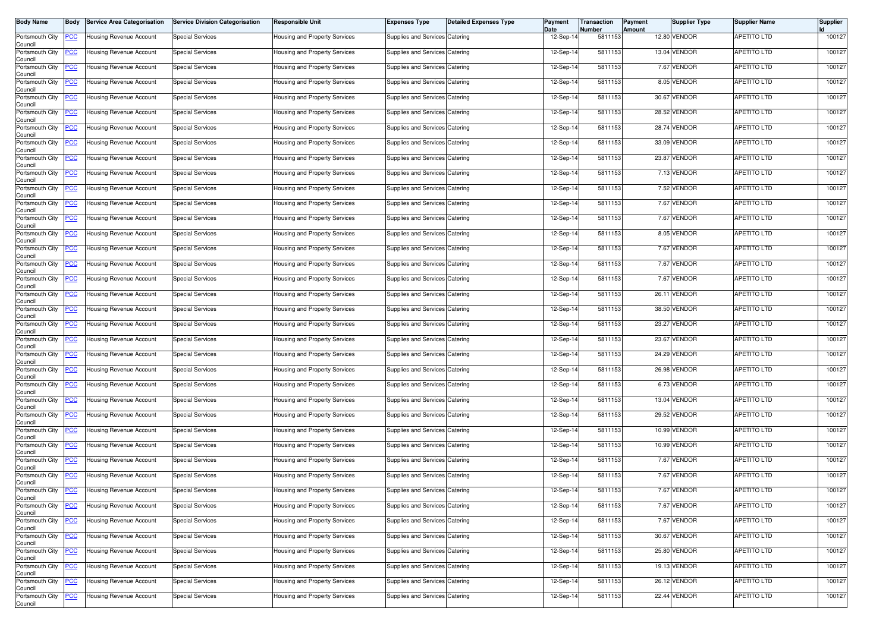| Body Name | Body | Service Area Categorisation | Service Division Categorisation | Responsible Unit | Expenses Type | Detailed Expenses Type | Payment Date | Transaction Number | Payment Amount | Supplier Type | Supplier Name | Supplier Id |
|---|---|---|---|---|---|---|---|---|---|---|---|---|
| Portsmouth City Council | PCC | Housing Revenue Account | Special Services | Housing and Property Services | Supplies and Services | Catering | 12-Sep-14 | 5811153 | 12.80 | VENDOR | APETITO LTD | 100127 |
| Portsmouth City Council | PCC | Housing Revenue Account | Special Services | Housing and Property Services | Supplies and Services | Catering | 12-Sep-14 | 5811153 | 13.04 | VENDOR | APETITO LTD | 100127 |
| Portsmouth City Council | PCC | Housing Revenue Account | Special Services | Housing and Property Services | Supplies and Services | Catering | 12-Sep-14 | 5811153 | 7.67 | VENDOR | APETITO LTD | 100127 |
| Portsmouth City Council | PCC | Housing Revenue Account | Special Services | Housing and Property Services | Supplies and Services | Catering | 12-Sep-14 | 5811153 | 8.05 | VENDOR | APETITO LTD | 100127 |
| Portsmouth City Council | PCC | Housing Revenue Account | Special Services | Housing and Property Services | Supplies and Services | Catering | 12-Sep-14 | 5811153 | 30.67 | VENDOR | APETITO LTD | 100127 |
| Portsmouth City Council | PCC | Housing Revenue Account | Special Services | Housing and Property Services | Supplies and Services | Catering | 12-Sep-14 | 5811153 | 28.52 | VENDOR | APETITO LTD | 100127 |
| Portsmouth City Council | PCC | Housing Revenue Account | Special Services | Housing and Property Services | Supplies and Services | Catering | 12-Sep-14 | 5811153 | 28.74 | VENDOR | APETITO LTD | 100127 |
| Portsmouth City Council | PCC | Housing Revenue Account | Special Services | Housing and Property Services | Supplies and Services | Catering | 12-Sep-14 | 5811153 | 33.09 | VENDOR | APETITO LTD | 100127 |
| Portsmouth City Council | PCC | Housing Revenue Account | Special Services | Housing and Property Services | Supplies and Services | Catering | 12-Sep-14 | 5811153 | 23.87 | VENDOR | APETITO LTD | 100127 |
| Portsmouth City Council | PCC | Housing Revenue Account | Special Services | Housing and Property Services | Supplies and Services | Catering | 12-Sep-14 | 5811153 | 7.13 | VENDOR | APETITO LTD | 100127 |
| Portsmouth City Council | PCC | Housing Revenue Account | Special Services | Housing and Property Services | Supplies and Services | Catering | 12-Sep-14 | 5811153 | 7.52 | VENDOR | APETITO LTD | 100127 |
| Portsmouth City Council | PCC | Housing Revenue Account | Special Services | Housing and Property Services | Supplies and Services | Catering | 12-Sep-14 | 5811153 | 7.67 | VENDOR | APETITO LTD | 100127 |
| Portsmouth City Council | PCC | Housing Revenue Account | Special Services | Housing and Property Services | Supplies and Services | Catering | 12-Sep-14 | 5811153 | 7.67 | VENDOR | APETITO LTD | 100127 |
| Portsmouth City Council | PCC | Housing Revenue Account | Special Services | Housing and Property Services | Supplies and Services | Catering | 12-Sep-14 | 5811153 | 8.05 | VENDOR | APETITO LTD | 100127 |
| Portsmouth City Council | PCC | Housing Revenue Account | Special Services | Housing and Property Services | Supplies and Services | Catering | 12-Sep-14 | 5811153 | 7.67 | VENDOR | APETITO LTD | 100127 |
| Portsmouth City Council | PCC | Housing Revenue Account | Special Services | Housing and Property Services | Supplies and Services | Catering | 12-Sep-14 | 5811153 | 7.67 | VENDOR | APETITO LTD | 100127 |
| Portsmouth City Council | PCC | Housing Revenue Account | Special Services | Housing and Property Services | Supplies and Services | Catering | 12-Sep-14 | 5811153 | 7.67 | VENDOR | APETITO LTD | 100127 |
| Portsmouth City Council | PCC | Housing Revenue Account | Special Services | Housing and Property Services | Supplies and Services | Catering | 12-Sep-14 | 5811153 | 26.11 | VENDOR | APETITO LTD | 100127 |
| Portsmouth City Council | PCC | Housing Revenue Account | Special Services | Housing and Property Services | Supplies and Services | Catering | 12-Sep-14 | 5811153 | 38.50 | VENDOR | APETITO LTD | 100127 |
| Portsmouth City Council | PCC | Housing Revenue Account | Special Services | Housing and Property Services | Supplies and Services | Catering | 12-Sep-14 | 5811153 | 23.27 | VENDOR | APETITO LTD | 100127 |
| Portsmouth City Council | PCC | Housing Revenue Account | Special Services | Housing and Property Services | Supplies and Services | Catering | 12-Sep-14 | 5811153 | 23.67 | VENDOR | APETITO LTD | 100127 |
| Portsmouth City Council | PCC | Housing Revenue Account | Special Services | Housing and Property Services | Supplies and Services | Catering | 12-Sep-14 | 5811153 | 24.29 | VENDOR | APETITO LTD | 100127 |
| Portsmouth City Council | PCC | Housing Revenue Account | Special Services | Housing and Property Services | Supplies and Services | Catering | 12-Sep-14 | 5811153 | 26.98 | VENDOR | APETITO LTD | 100127 |
| Portsmouth City Council | PCC | Housing Revenue Account | Special Services | Housing and Property Services | Supplies and Services | Catering | 12-Sep-14 | 5811153 | 6.73 | VENDOR | APETITO LTD | 100127 |
| Portsmouth City Council | PCC | Housing Revenue Account | Special Services | Housing and Property Services | Supplies and Services | Catering | 12-Sep-14 | 5811153 | 13.04 | VENDOR | APETITO LTD | 100127 |
| Portsmouth City Council | PCC | Housing Revenue Account | Special Services | Housing and Property Services | Supplies and Services | Catering | 12-Sep-14 | 5811153 | 29.52 | VENDOR | APETITO LTD | 100127 |
| Portsmouth City Council | PCC | Housing Revenue Account | Special Services | Housing and Property Services | Supplies and Services | Catering | 12-Sep-14 | 5811153 | 10.99 | VENDOR | APETITO LTD | 100127 |
| Portsmouth City Council | PCC | Housing Revenue Account | Special Services | Housing and Property Services | Supplies and Services | Catering | 12-Sep-14 | 5811153 | 10.99 | VENDOR | APETITO LTD | 100127 |
| Portsmouth City Council | PCC | Housing Revenue Account | Special Services | Housing and Property Services | Supplies and Services | Catering | 12-Sep-14 | 5811153 | 7.67 | VENDOR | APETITO LTD | 100127 |
| Portsmouth City Council | PCC | Housing Revenue Account | Special Services | Housing and Property Services | Supplies and Services | Catering | 12-Sep-14 | 5811153 | 7.67 | VENDOR | APETITO LTD | 100127 |
| Portsmouth City Council | PCC | Housing Revenue Account | Special Services | Housing and Property Services | Supplies and Services | Catering | 12-Sep-14 | 5811153 | 7.67 | VENDOR | APETITO LTD | 100127 |
| Portsmouth City Council | PCC | Housing Revenue Account | Special Services | Housing and Property Services | Supplies and Services | Catering | 12-Sep-14 | 5811153 | 7.67 | VENDOR | APETITO LTD | 100127 |
| Portsmouth City Council | PCC | Housing Revenue Account | Special Services | Housing and Property Services | Supplies and Services | Catering | 12-Sep-14 | 5811153 | 7.67 | VENDOR | APETITO LTD | 100127 |
| Portsmouth City Council | PCC | Housing Revenue Account | Special Services | Housing and Property Services | Supplies and Services | Catering | 12-Sep-14 | 5811153 | 30.67 | VENDOR | APETITO LTD | 100127 |
| Portsmouth City Council | PCC | Housing Revenue Account | Special Services | Housing and Property Services | Supplies and Services | Catering | 12-Sep-14 | 5811153 | 25.80 | VENDOR | APETITO LTD | 100127 |
| Portsmouth City Council | PCC | Housing Revenue Account | Special Services | Housing and Property Services | Supplies and Services | Catering | 12-Sep-14 | 5811153 | 19.13 | VENDOR | APETITO LTD | 100127 |
| Portsmouth City Council | PCC | Housing Revenue Account | Special Services | Housing and Property Services | Supplies and Services | Catering | 12-Sep-14 | 5811153 | 26.12 | VENDOR | APETITO LTD | 100127 |
| Portsmouth City Council | PCC | Housing Revenue Account | Special Services | Housing and Property Services | Supplies and Services | Catering | 12-Sep-14 | 5811153 | 22.44 | VENDOR | APETITO LTD | 100127 |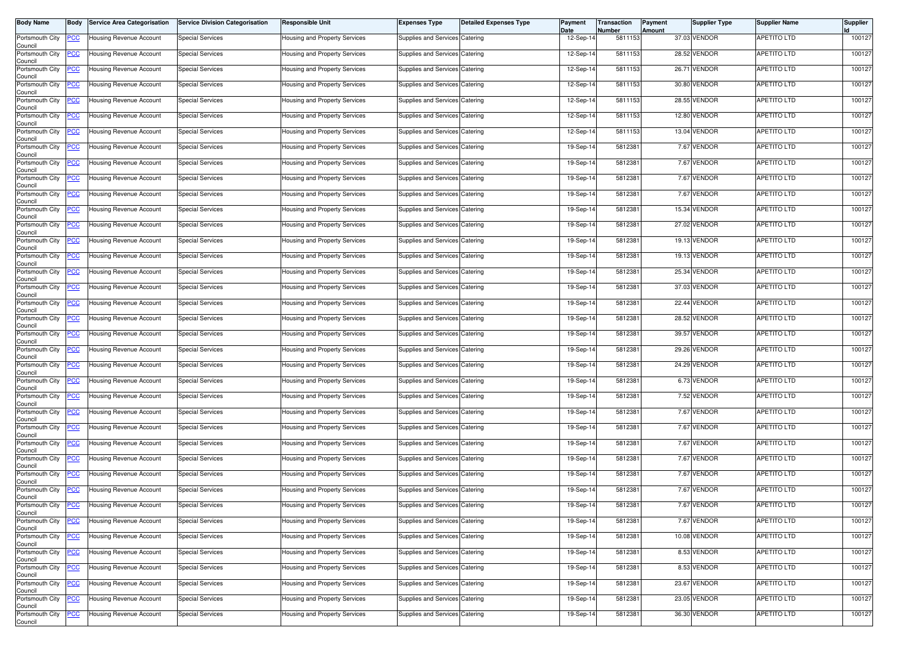| Body Name | Body | Service Area Categorisation | Service Division Categorisation | Responsible Unit | Expenses Type | Detailed Expenses Type | Payment Date | Transaction Number | Payment Amount | Supplier Type | Supplier Name | Supplier Id |
|---|---|---|---|---|---|---|---|---|---|---|---|---|
| Portsmouth City Council | PCC | Housing Revenue Account | Special Services | Housing and Property Services | Supplies and Services | Catering | 12-Sep-14 | 5811153 | 37.03 | VENDOR | APETITO LTD | 100127 |
| Portsmouth City Council | PCC | Housing Revenue Account | Special Services | Housing and Property Services | Supplies and Services | Catering | 12-Sep-14 | 5811153 | 28.52 | VENDOR | APETITO LTD | 100127 |
| Portsmouth City Council | PCC | Housing Revenue Account | Special Services | Housing and Property Services | Supplies and Services | Catering | 12-Sep-14 | 5811153 | 26.71 | VENDOR | APETITO LTD | 100127 |
| Portsmouth City Council | PCC | Housing Revenue Account | Special Services | Housing and Property Services | Supplies and Services | Catering | 12-Sep-14 | 5811153 | 30.80 | VENDOR | APETITO LTD | 100127 |
| Portsmouth City Council | PCC | Housing Revenue Account | Special Services | Housing and Property Services | Supplies and Services | Catering | 12-Sep-14 | 5811153 | 28.55 | VENDOR | APETITO LTD | 100127 |
| Portsmouth City Council | PCC | Housing Revenue Account | Special Services | Housing and Property Services | Supplies and Services | Catering | 12-Sep-14 | 5811153 | 12.80 | VENDOR | APETITO LTD | 100127 |
| Portsmouth City Council | PCC | Housing Revenue Account | Special Services | Housing and Property Services | Supplies and Services | Catering | 12-Sep-14 | 5811153 | 13.04 | VENDOR | APETITO LTD | 100127 |
| Portsmouth City Council | PCC | Housing Revenue Account | Special Services | Housing and Property Services | Supplies and Services | Catering | 19-Sep-14 | 5812381 | 7.67 | VENDOR | APETITO LTD | 100127 |
| Portsmouth City Council | PCC | Housing Revenue Account | Special Services | Housing and Property Services | Supplies and Services | Catering | 19-Sep-14 | 5812381 | 7.67 | VENDOR | APETITO LTD | 100127 |
| Portsmouth City Council | PCC | Housing Revenue Account | Special Services | Housing and Property Services | Supplies and Services | Catering | 19-Sep-14 | 5812381 | 7.67 | VENDOR | APETITO LTD | 100127 |
| Portsmouth City Council | PCC | Housing Revenue Account | Special Services | Housing and Property Services | Supplies and Services | Catering | 19-Sep-14 | 5812381 | 7.67 | VENDOR | APETITO LTD | 100127 |
| Portsmouth City Council | PCC | Housing Revenue Account | Special Services | Housing and Property Services | Supplies and Services | Catering | 19-Sep-14 | 5812381 | 15.34 | VENDOR | APETITO LTD | 100127 |
| Portsmouth City Council | PCC | Housing Revenue Account | Special Services | Housing and Property Services | Supplies and Services | Catering | 19-Sep-14 | 5812381 | 27.02 | VENDOR | APETITO LTD | 100127 |
| Portsmouth City Council | PCC | Housing Revenue Account | Special Services | Housing and Property Services | Supplies and Services | Catering | 19-Sep-14 | 5812381 | 19.13 | VENDOR | APETITO LTD | 100127 |
| Portsmouth City Council | PCC | Housing Revenue Account | Special Services | Housing and Property Services | Supplies and Services | Catering | 19-Sep-14 | 5812381 | 19.13 | VENDOR | APETITO LTD | 100127 |
| Portsmouth City Council | PCC | Housing Revenue Account | Special Services | Housing and Property Services | Supplies and Services | Catering | 19-Sep-14 | 5812381 | 25.34 | VENDOR | APETITO LTD | 100127 |
| Portsmouth City Council | PCC | Housing Revenue Account | Special Services | Housing and Property Services | Supplies and Services | Catering | 19-Sep-14 | 5812381 | 37.03 | VENDOR | APETITO LTD | 100127 |
| Portsmouth City Council | PCC | Housing Revenue Account | Special Services | Housing and Property Services | Supplies and Services | Catering | 19-Sep-14 | 5812381 | 22.44 | VENDOR | APETITO LTD | 100127 |
| Portsmouth City Council | PCC | Housing Revenue Account | Special Services | Housing and Property Services | Supplies and Services | Catering | 19-Sep-14 | 5812381 | 28.52 | VENDOR | APETITO LTD | 100127 |
| Portsmouth City Council | PCC | Housing Revenue Account | Special Services | Housing and Property Services | Supplies and Services | Catering | 19-Sep-14 | 5812381 | 39.57 | VENDOR | APETITO LTD | 100127 |
| Portsmouth City Council | PCC | Housing Revenue Account | Special Services | Housing and Property Services | Supplies and Services | Catering | 19-Sep-14 | 5812381 | 29.26 | VENDOR | APETITO LTD | 100127 |
| Portsmouth City Council | PCC | Housing Revenue Account | Special Services | Housing and Property Services | Supplies and Services | Catering | 19-Sep-14 | 5812381 | 24.29 | VENDOR | APETITO LTD | 100127 |
| Portsmouth City Council | PCC | Housing Revenue Account | Special Services | Housing and Property Services | Supplies and Services | Catering | 19-Sep-14 | 5812381 | 6.73 | VENDOR | APETITO LTD | 100127 |
| Portsmouth City Council | PCC | Housing Revenue Account | Special Services | Housing and Property Services | Supplies and Services | Catering | 19-Sep-14 | 5812381 | 7.52 | VENDOR | APETITO LTD | 100127 |
| Portsmouth City Council | PCC | Housing Revenue Account | Special Services | Housing and Property Services | Supplies and Services | Catering | 19-Sep-14 | 5812381 | 7.67 | VENDOR | APETITO LTD | 100127 |
| Portsmouth City Council | PCC | Housing Revenue Account | Special Services | Housing and Property Services | Supplies and Services | Catering | 19-Sep-14 | 5812381 | 7.67 | VENDOR | APETITO LTD | 100127 |
| Portsmouth City Council | PCC | Housing Revenue Account | Special Services | Housing and Property Services | Supplies and Services | Catering | 19-Sep-14 | 5812381 | 7.67 | VENDOR | APETITO LTD | 100127 |
| Portsmouth City Council | PCC | Housing Revenue Account | Special Services | Housing and Property Services | Supplies and Services | Catering | 19-Sep-14 | 5812381 | 7.67 | VENDOR | APETITO LTD | 100127 |
| Portsmouth City Council | PCC | Housing Revenue Account | Special Services | Housing and Property Services | Supplies and Services | Catering | 19-Sep-14 | 5812381 | 7.67 | VENDOR | APETITO LTD | 100127 |
| Portsmouth City Council | PCC | Housing Revenue Account | Special Services | Housing and Property Services | Supplies and Services | Catering | 19-Sep-14 | 5812381 | 7.67 | VENDOR | APETITO LTD | 100127 |
| Portsmouth City Council | PCC | Housing Revenue Account | Special Services | Housing and Property Services | Supplies and Services | Catering | 19-Sep-14 | 5812381 | 7.67 | VENDOR | APETITO LTD | 100127 |
| Portsmouth City Council | PCC | Housing Revenue Account | Special Services | Housing and Property Services | Supplies and Services | Catering | 19-Sep-14 | 5812381 | 7.67 | VENDOR | APETITO LTD | 100127 |
| Portsmouth City Council | PCC | Housing Revenue Account | Special Services | Housing and Property Services | Supplies and Services | Catering | 19-Sep-14 | 5812381 | 10.08 | VENDOR | APETITO LTD | 100127 |
| Portsmouth City Council | PCC | Housing Revenue Account | Special Services | Housing and Property Services | Supplies and Services | Catering | 19-Sep-14 | 5812381 | 8.53 | VENDOR | APETITO LTD | 100127 |
| Portsmouth City Council | PCC | Housing Revenue Account | Special Services | Housing and Property Services | Supplies and Services | Catering | 19-Sep-14 | 5812381 | 8.53 | VENDOR | APETITO LTD | 100127 |
| Portsmouth City Council | PCC | Housing Revenue Account | Special Services | Housing and Property Services | Supplies and Services | Catering | 19-Sep-14 | 5812381 | 23.67 | VENDOR | APETITO LTD | 100127 |
| Portsmouth City Council | PCC | Housing Revenue Account | Special Services | Housing and Property Services | Supplies and Services | Catering | 19-Sep-14 | 5812381 | 23.05 | VENDOR | APETITO LTD | 100127 |
| Portsmouth City Council | PCC | Housing Revenue Account | Special Services | Housing and Property Services | Supplies and Services | Catering | 19-Sep-14 | 5812381 | 36.30 | VENDOR | APETITO LTD | 100127 |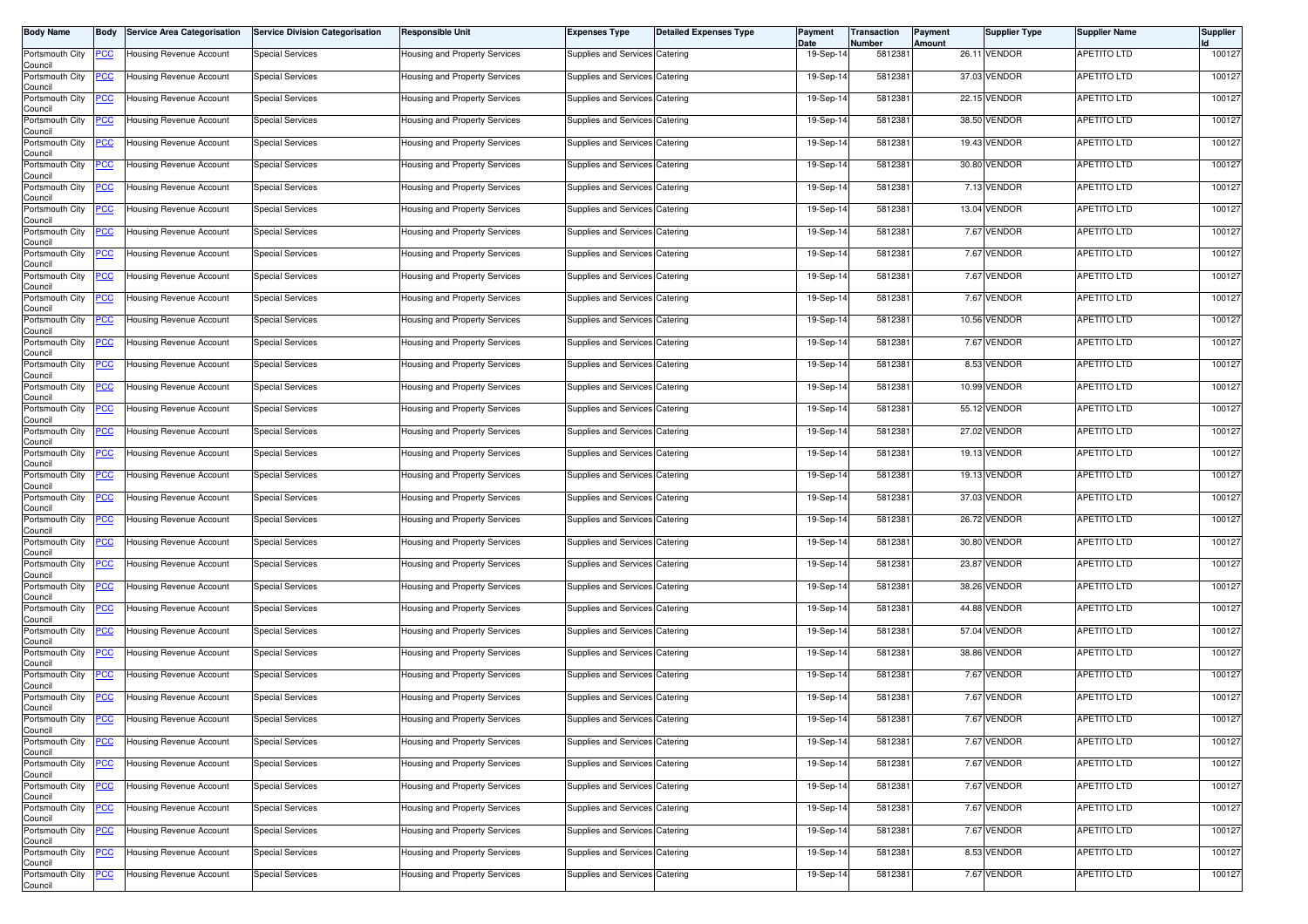| Body Name | Body | Service Area Categorisation | Service Division Categorisation | Responsible Unit | Expenses Type | Detailed Expenses Type | Payment Date | Transaction Number | Payment Amount | Supplier Type | Supplier Name | Supplier Id |
|---|---|---|---|---|---|---|---|---|---|---|---|---|
| Portsmouth City Council | PCC | Housing Revenue Account | Special Services | Housing and Property Services | Supplies and Services | Catering | 19-Sep-14 | 5812381 | 26.11 | VENDOR | APETITO LTD | 100127 |
| Portsmouth City Council | PCC | Housing Revenue Account | Special Services | Housing and Property Services | Supplies and Services | Catering | 19-Sep-14 | 5812381 | 37.03 | VENDOR | APETITO LTD | 100127 |
| Portsmouth City Council | PCC | Housing Revenue Account | Special Services | Housing and Property Services | Supplies and Services | Catering | 19-Sep-14 | 5812381 | 22.15 | VENDOR | APETITO LTD | 100127 |
| Portsmouth City Council | PCC | Housing Revenue Account | Special Services | Housing and Property Services | Supplies and Services | Catering | 19-Sep-14 | 5812381 | 38.50 | VENDOR | APETITO LTD | 100127 |
| Portsmouth City Council | PCC | Housing Revenue Account | Special Services | Housing and Property Services | Supplies and Services | Catering | 19-Sep-14 | 5812381 | 19.43 | VENDOR | APETITO LTD | 100127 |
| Portsmouth City Council | PCC | Housing Revenue Account | Special Services | Housing and Property Services | Supplies and Services | Catering | 19-Sep-14 | 5812381 | 30.80 | VENDOR | APETITO LTD | 100127 |
| Portsmouth City Council | PCC | Housing Revenue Account | Special Services | Housing and Property Services | Supplies and Services | Catering | 19-Sep-14 | 5812381 | 7.13 | VENDOR | APETITO LTD | 100127 |
| Portsmouth City Council | PCC | Housing Revenue Account | Special Services | Housing and Property Services | Supplies and Services | Catering | 19-Sep-14 | 5812381 | 13.04 | VENDOR | APETITO LTD | 100127 |
| Portsmouth City Council | PCC | Housing Revenue Account | Special Services | Housing and Property Services | Supplies and Services | Catering | 19-Sep-14 | 5812381 | 7.67 | VENDOR | APETITO LTD | 100127 |
| Portsmouth City Council | PCC | Housing Revenue Account | Special Services | Housing and Property Services | Supplies and Services | Catering | 19-Sep-14 | 5812381 | 7.67 | VENDOR | APETITO LTD | 100127 |
| Portsmouth City Council | PCC | Housing Revenue Account | Special Services | Housing and Property Services | Supplies and Services | Catering | 19-Sep-14 | 5812381 | 7.67 | VENDOR | APETITO LTD | 100127 |
| Portsmouth City Council | PCC | Housing Revenue Account | Special Services | Housing and Property Services | Supplies and Services | Catering | 19-Sep-14 | 5812381 | 7.67 | VENDOR | APETITO LTD | 100127 |
| Portsmouth City Council | PCC | Housing Revenue Account | Special Services | Housing and Property Services | Supplies and Services | Catering | 19-Sep-14 | 5812381 | 10.56 | VENDOR | APETITO LTD | 100127 |
| Portsmouth City Council | PCC | Housing Revenue Account | Special Services | Housing and Property Services | Supplies and Services | Catering | 19-Sep-14 | 5812381 | 7.67 | VENDOR | APETITO LTD | 100127 |
| Portsmouth City Council | PCC | Housing Revenue Account | Special Services | Housing and Property Services | Supplies and Services | Catering | 19-Sep-14 | 5812381 | 8.53 | VENDOR | APETITO LTD | 100127 |
| Portsmouth City Council | PCC | Housing Revenue Account | Special Services | Housing and Property Services | Supplies and Services | Catering | 19-Sep-14 | 5812381 | 10.99 | VENDOR | APETITO LTD | 100127 |
| Portsmouth City Council | PCC | Housing Revenue Account | Special Services | Housing and Property Services | Supplies and Services | Catering | 19-Sep-14 | 5812381 | 55.12 | VENDOR | APETITO LTD | 100127 |
| Portsmouth City Council | PCC | Housing Revenue Account | Special Services | Housing and Property Services | Supplies and Services | Catering | 19-Sep-14 | 5812381 | 27.02 | VENDOR | APETITO LTD | 100127 |
| Portsmouth City Council | PCC | Housing Revenue Account | Special Services | Housing and Property Services | Supplies and Services | Catering | 19-Sep-14 | 5812381 | 19.13 | VENDOR | APETITO LTD | 100127 |
| Portsmouth City Council | PCC | Housing Revenue Account | Special Services | Housing and Property Services | Supplies and Services | Catering | 19-Sep-14 | 5812381 | 19.13 | VENDOR | APETITO LTD | 100127 |
| Portsmouth City Council | PCC | Housing Revenue Account | Special Services | Housing and Property Services | Supplies and Services | Catering | 19-Sep-14 | 5812381 | 37.03 | VENDOR | APETITO LTD | 100127 |
| Portsmouth City Council | PCC | Housing Revenue Account | Special Services | Housing and Property Services | Supplies and Services | Catering | 19-Sep-14 | 5812381 | 26.72 | VENDOR | APETITO LTD | 100127 |
| Portsmouth City Council | PCC | Housing Revenue Account | Special Services | Housing and Property Services | Supplies and Services | Catering | 19-Sep-14 | 5812381 | 30.80 | VENDOR | APETITO LTD | 100127 |
| Portsmouth City Council | PCC | Housing Revenue Account | Special Services | Housing and Property Services | Supplies and Services | Catering | 19-Sep-14 | 5812381 | 23.87 | VENDOR | APETITO LTD | 100127 |
| Portsmouth City Council | PCC | Housing Revenue Account | Special Services | Housing and Property Services | Supplies and Services | Catering | 19-Sep-14 | 5812381 | 38.26 | VENDOR | APETITO LTD | 100127 |
| Portsmouth City Council | PCC | Housing Revenue Account | Special Services | Housing and Property Services | Supplies and Services | Catering | 19-Sep-14 | 5812381 | 44.88 | VENDOR | APETITO LTD | 100127 |
| Portsmouth City Council | PCC | Housing Revenue Account | Special Services | Housing and Property Services | Supplies and Services | Catering | 19-Sep-14 | 5812381 | 57.04 | VENDOR | APETITO LTD | 100127 |
| Portsmouth City Council | PCC | Housing Revenue Account | Special Services | Housing and Property Services | Supplies and Services | Catering | 19-Sep-14 | 5812381 | 38.86 | VENDOR | APETITO LTD | 100127 |
| Portsmouth City Council | PCC | Housing Revenue Account | Special Services | Housing and Property Services | Supplies and Services | Catering | 19-Sep-14 | 5812381 | 7.67 | VENDOR | APETITO LTD | 100127 |
| Portsmouth City Council | PCC | Housing Revenue Account | Special Services | Housing and Property Services | Supplies and Services | Catering | 19-Sep-14 | 5812381 | 7.67 | VENDOR | APETITO LTD | 100127 |
| Portsmouth City Council | PCC | Housing Revenue Account | Special Services | Housing and Property Services | Supplies and Services | Catering | 19-Sep-14 | 5812381 | 7.67 | VENDOR | APETITO LTD | 100127 |
| Portsmouth City Council | PCC | Housing Revenue Account | Special Services | Housing and Property Services | Supplies and Services | Catering | 19-Sep-14 | 5812381 | 7.67 | VENDOR | APETITO LTD | 100127 |
| Portsmouth City Council | PCC | Housing Revenue Account | Special Services | Housing and Property Services | Supplies and Services | Catering | 19-Sep-14 | 5812381 | 7.67 | VENDOR | APETITO LTD | 100127 |
| Portsmouth City Council | PCC | Housing Revenue Account | Special Services | Housing and Property Services | Supplies and Services | Catering | 19-Sep-14 | 5812381 | 7.67 | VENDOR | APETITO LTD | 100127 |
| Portsmouth City Council | PCC | Housing Revenue Account | Special Services | Housing and Property Services | Supplies and Services | Catering | 19-Sep-14 | 5812381 | 7.67 | VENDOR | APETITO LTD | 100127 |
| Portsmouth City Council | PCC | Housing Revenue Account | Special Services | Housing and Property Services | Supplies and Services | Catering | 19-Sep-14 | 5812381 | 7.67 | VENDOR | APETITO LTD | 100127 |
| Portsmouth City Council | PCC | Housing Revenue Account | Special Services | Housing and Property Services | Supplies and Services | Catering | 19-Sep-14 | 5812381 | 8.53 | VENDOR | APETITO LTD | 100127 |
| Portsmouth City Council | PCC | Housing Revenue Account | Special Services | Housing and Property Services | Supplies and Services | Catering | 19-Sep-14 | 5812381 | 7.67 | VENDOR | APETITO LTD | 100127 |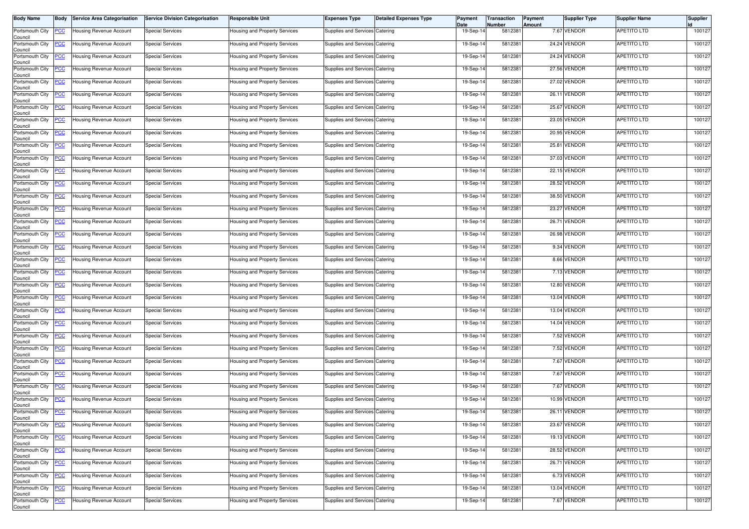| Body Name | Body | Service Area Categorisation | Service Division Categorisation | Responsible Unit | Expenses Type | Detailed Expenses Type | Payment Date | Transaction Number | Payment Amount | Supplier Type | Supplier Name | Supplier Id |
|---|---|---|---|---|---|---|---|---|---|---|---|---|
| Portsmouth City Council | PCC | Housing Revenue Account | Special Services | Housing and Property Services | Supplies and Services | Catering | 19-Sep-14 | 5812381 | 7.67 | VENDOR | APETITO LTD | 100127 |
| Portsmouth City Council | PCC | Housing Revenue Account | Special Services | Housing and Property Services | Supplies and Services | Catering | 19-Sep-14 | 5812381 | 24.24 | VENDOR | APETITO LTD | 100127 |
| Portsmouth City Council | PCC | Housing Revenue Account | Special Services | Housing and Property Services | Supplies and Services | Catering | 19-Sep-14 | 5812381 | 24.24 | VENDOR | APETITO LTD | 100127 |
| Portsmouth City Council | PCC | Housing Revenue Account | Special Services | Housing and Property Services | Supplies and Services | Catering | 19-Sep-14 | 5812381 | 27.56 | VENDOR | APETITO LTD | 100127 |
| Portsmouth City Council | PCC | Housing Revenue Account | Special Services | Housing and Property Services | Supplies and Services | Catering | 19-Sep-14 | 5812381 | 27.02 | VENDOR | APETITO LTD | 100127 |
| Portsmouth City Council | PCC | Housing Revenue Account | Special Services | Housing and Property Services | Supplies and Services | Catering | 19-Sep-14 | 5812381 | 26.11 | VENDOR | APETITO LTD | 100127 |
| Portsmouth City Council | PCC | Housing Revenue Account | Special Services | Housing and Property Services | Supplies and Services | Catering | 19-Sep-14 | 5812381 | 25.67 | VENDOR | APETITO LTD | 100127 |
| Portsmouth City Council | PCC | Housing Revenue Account | Special Services | Housing and Property Services | Supplies and Services | Catering | 19-Sep-14 | 5812381 | 23.05 | VENDOR | APETITO LTD | 100127 |
| Portsmouth City Council | PCC | Housing Revenue Account | Special Services | Housing and Property Services | Supplies and Services | Catering | 19-Sep-14 | 5812381 | 20.95 | VENDOR | APETITO LTD | 100127 |
| Portsmouth City Council | PCC | Housing Revenue Account | Special Services | Housing and Property Services | Supplies and Services | Catering | 19-Sep-14 | 5812381 | 25.81 | VENDOR | APETITO LTD | 100127 |
| Portsmouth City Council | PCC | Housing Revenue Account | Special Services | Housing and Property Services | Supplies and Services | Catering | 19-Sep-14 | 5812381 | 37.03 | VENDOR | APETITO LTD | 100127 |
| Portsmouth City Council | PCC | Housing Revenue Account | Special Services | Housing and Property Services | Supplies and Services | Catering | 19-Sep-14 | 5812381 | 22.15 | VENDOR | APETITO LTD | 100127 |
| Portsmouth City Council | PCC | Housing Revenue Account | Special Services | Housing and Property Services | Supplies and Services | Catering | 19-Sep-14 | 5812381 | 28.52 | VENDOR | APETITO LTD | 100127 |
| Portsmouth City Council | PCC | Housing Revenue Account | Special Services | Housing and Property Services | Supplies and Services | Catering | 19-Sep-14 | 5812381 | 38.50 | VENDOR | APETITO LTD | 100127 |
| Portsmouth City Council | PCC | Housing Revenue Account | Special Services | Housing and Property Services | Supplies and Services | Catering | 19-Sep-14 | 5812381 | 23.27 | VENDOR | APETITO LTD | 100127 |
| Portsmouth City Council | PCC | Housing Revenue Account | Special Services | Housing and Property Services | Supplies and Services | Catering | 19-Sep-14 | 5812381 | 26.71 | VENDOR | APETITO LTD | 100127 |
| Portsmouth City Council | PCC | Housing Revenue Account | Special Services | Housing and Property Services | Supplies and Services | Catering | 19-Sep-14 | 5812381 | 26.98 | VENDOR | APETITO LTD | 100127 |
| Portsmouth City Council | PCC | Housing Revenue Account | Special Services | Housing and Property Services | Supplies and Services | Catering | 19-Sep-14 | 5812381 | 9.34 | VENDOR | APETITO LTD | 100127 |
| Portsmouth City Council | PCC | Housing Revenue Account | Special Services | Housing and Property Services | Supplies and Services | Catering | 19-Sep-14 | 5812381 | 8.66 | VENDOR | APETITO LTD | 100127 |
| Portsmouth City Council | PCC | Housing Revenue Account | Special Services | Housing and Property Services | Supplies and Services | Catering | 19-Sep-14 | 5812381 | 7.13 | VENDOR | APETITO LTD | 100127 |
| Portsmouth City Council | PCC | Housing Revenue Account | Special Services | Housing and Property Services | Supplies and Services | Catering | 19-Sep-14 | 5812381 | 12.80 | VENDOR | APETITO LTD | 100127 |
| Portsmouth City Council | PCC | Housing Revenue Account | Special Services | Housing and Property Services | Supplies and Services | Catering | 19-Sep-14 | 5812381 | 13.04 | VENDOR | APETITO LTD | 100127 |
| Portsmouth City Council | PCC | Housing Revenue Account | Special Services | Housing and Property Services | Supplies and Services | Catering | 19-Sep-14 | 5812381 | 13.04 | VENDOR | APETITO LTD | 100127 |
| Portsmouth City Council | PCC | Housing Revenue Account | Special Services | Housing and Property Services | Supplies and Services | Catering | 19-Sep-14 | 5812381 | 14.04 | VENDOR | APETITO LTD | 100127 |
| Portsmouth City Council | PCC | Housing Revenue Account | Special Services | Housing and Property Services | Supplies and Services | Catering | 19-Sep-14 | 5812381 | 7.52 | VENDOR | APETITO LTD | 100127 |
| Portsmouth City Council | PCC | Housing Revenue Account | Special Services | Housing and Property Services | Supplies and Services | Catering | 19-Sep-14 | 5812381 | 7.52 | VENDOR | APETITO LTD | 100127 |
| Portsmouth City Council | PCC | Housing Revenue Account | Special Services | Housing and Property Services | Supplies and Services | Catering | 19-Sep-14 | 5812381 | 7.67 | VENDOR | APETITO LTD | 100127 |
| Portsmouth City Council | PCC | Housing Revenue Account | Special Services | Housing and Property Services | Supplies and Services | Catering | 19-Sep-14 | 5812381 | 7.67 | VENDOR | APETITO LTD | 100127 |
| Portsmouth City Council | PCC | Housing Revenue Account | Special Services | Housing and Property Services | Supplies and Services | Catering | 19-Sep-14 | 5812381 | 7.67 | VENDOR | APETITO LTD | 100127 |
| Portsmouth City Council | PCC | Housing Revenue Account | Special Services | Housing and Property Services | Supplies and Services | Catering | 19-Sep-14 | 5812381 | 10.99 | VENDOR | APETITO LTD | 100127 |
| Portsmouth City Council | PCC | Housing Revenue Account | Special Services | Housing and Property Services | Supplies and Services | Catering | 19-Sep-14 | 5812381 | 26.11 | VENDOR | APETITO LTD | 100127 |
| Portsmouth City Council | PCC | Housing Revenue Account | Special Services | Housing and Property Services | Supplies and Services | Catering | 19-Sep-14 | 5812381 | 23.67 | VENDOR | APETITO LTD | 100127 |
| Portsmouth City Council | PCC | Housing Revenue Account | Special Services | Housing and Property Services | Supplies and Services | Catering | 19-Sep-14 | 5812381 | 19.13 | VENDOR | APETITO LTD | 100127 |
| Portsmouth City Council | PCC | Housing Revenue Account | Special Services | Housing and Property Services | Supplies and Services | Catering | 19-Sep-14 | 5812381 | 28.52 | VENDOR | APETITO LTD | 100127 |
| Portsmouth City Council | PCC | Housing Revenue Account | Special Services | Housing and Property Services | Supplies and Services | Catering | 19-Sep-14 | 5812381 | 26.71 | VENDOR | APETITO LTD | 100127 |
| Portsmouth City Council | PCC | Housing Revenue Account | Special Services | Housing and Property Services | Supplies and Services | Catering | 19-Sep-14 | 5812381 | 6.73 | VENDOR | APETITO LTD | 100127 |
| Portsmouth City Council | PCC | Housing Revenue Account | Special Services | Housing and Property Services | Supplies and Services | Catering | 19-Sep-14 | 5812381 | 13.04 | VENDOR | APETITO LTD | 100127 |
| Portsmouth City Council | PCC | Housing Revenue Account | Special Services | Housing and Property Services | Supplies and Services | Catering | 19-Sep-14 | 5812381 | 7.67 | VENDOR | APETITO LTD | 100127 |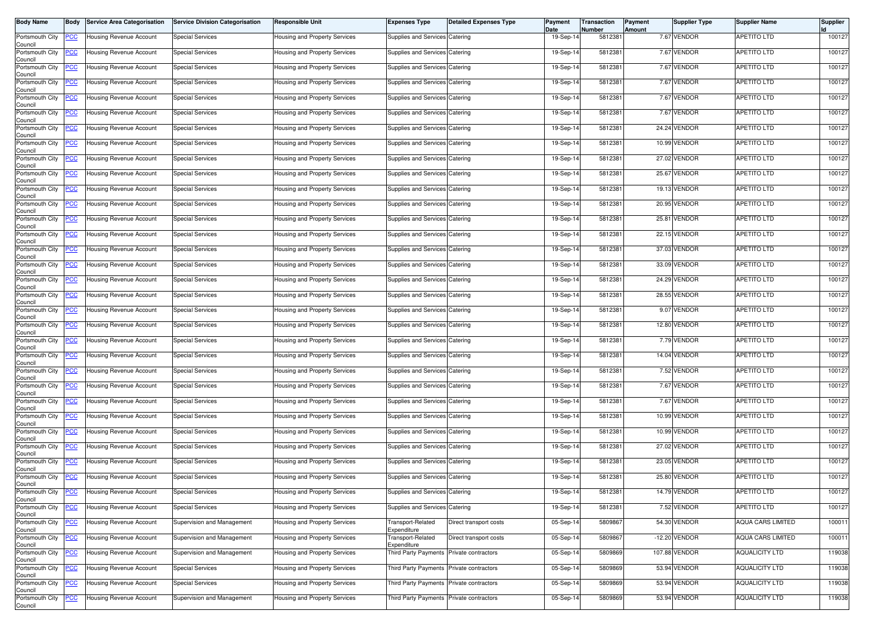| Body Name | Body | Service Area Categorisation | Service Division Categorisation | Responsible Unit | Expenses Type | Detailed Expenses Type | Payment Date | Transaction Number | Payment Amount | Supplier Type | Supplier Name | Supplier Id |
|---|---|---|---|---|---|---|---|---|---|---|---|---|
| Portsmouth City Council | PCC | Housing Revenue Account | Special Services | Housing and Property Services | Supplies and Services | Catering | 19-Sep-14 | 5812381 | 7.67 | VENDOR | APETITO LTD | 100127 |
| Portsmouth City Council | PCC | Housing Revenue Account | Special Services | Housing and Property Services | Supplies and Services | Catering | 19-Sep-14 | 5812381 | 7.67 | VENDOR | APETITO LTD | 100127 |
| Portsmouth City Council | PCC | Housing Revenue Account | Special Services | Housing and Property Services | Supplies and Services | Catering | 19-Sep-14 | 5812381 | 7.67 | VENDOR | APETITO LTD | 100127 |
| Portsmouth City Council | PCC | Housing Revenue Account | Special Services | Housing and Property Services | Supplies and Services | Catering | 19-Sep-14 | 5812381 | 7.67 | VENDOR | APETITO LTD | 100127 |
| Portsmouth City Council | PCC | Housing Revenue Account | Special Services | Housing and Property Services | Supplies and Services | Catering | 19-Sep-14 | 5812381 | 7.67 | VENDOR | APETITO LTD | 100127 |
| Portsmouth City Council | PCC | Housing Revenue Account | Special Services | Housing and Property Services | Supplies and Services | Catering | 19-Sep-14 | 5812381 | 7.67 | VENDOR | APETITO LTD | 100127 |
| Portsmouth City Council | PCC | Housing Revenue Account | Special Services | Housing and Property Services | Supplies and Services | Catering | 19-Sep-14 | 5812381 | 24.24 | VENDOR | APETITO LTD | 100127 |
| Portsmouth City Council | PCC | Housing Revenue Account | Special Services | Housing and Property Services | Supplies and Services | Catering | 19-Sep-14 | 5812381 | 10.99 | VENDOR | APETITO LTD | 100127 |
| Portsmouth City Council | PCC | Housing Revenue Account | Special Services | Housing and Property Services | Supplies and Services | Catering | 19-Sep-14 | 5812381 | 27.02 | VENDOR | APETITO LTD | 100127 |
| Portsmouth City Council | PCC | Housing Revenue Account | Special Services | Housing and Property Services | Supplies and Services | Catering | 19-Sep-14 | 5812381 | 25.67 | VENDOR | APETITO LTD | 100127 |
| Portsmouth City Council | PCC | Housing Revenue Account | Special Services | Housing and Property Services | Supplies and Services | Catering | 19-Sep-14 | 5812381 | 19.13 | VENDOR | APETITO LTD | 100127 |
| Portsmouth City Council | PCC | Housing Revenue Account | Special Services | Housing and Property Services | Supplies and Services | Catering | 19-Sep-14 | 5812381 | 20.95 | VENDOR | APETITO LTD | 100127 |
| Portsmouth City Council | PCC | Housing Revenue Account | Special Services | Housing and Property Services | Supplies and Services | Catering | 19-Sep-14 | 5812381 | 25.81 | VENDOR | APETITO LTD | 100127 |
| Portsmouth City Council | PCC | Housing Revenue Account | Special Services | Housing and Property Services | Supplies and Services | Catering | 19-Sep-14 | 5812381 | 22.15 | VENDOR | APETITO LTD | 100127 |
| Portsmouth City Council | PCC | Housing Revenue Account | Special Services | Housing and Property Services | Supplies and Services | Catering | 19-Sep-14 | 5812381 | 37.03 | VENDOR | APETITO LTD | 100127 |
| Portsmouth City Council | PCC | Housing Revenue Account | Special Services | Housing and Property Services | Supplies and Services | Catering | 19-Sep-14 | 5812381 | 33.09 | VENDOR | APETITO LTD | 100127 |
| Portsmouth City Council | PCC | Housing Revenue Account | Special Services | Housing and Property Services | Supplies and Services | Catering | 19-Sep-14 | 5812381 | 24.29 | VENDOR | APETITO LTD | 100127 |
| Portsmouth City Council | PCC | Housing Revenue Account | Special Services | Housing and Property Services | Supplies and Services | Catering | 19-Sep-14 | 5812381 | 28.55 | VENDOR | APETITO LTD | 100127 |
| Portsmouth City Council | PCC | Housing Revenue Account | Special Services | Housing and Property Services | Supplies and Services | Catering | 19-Sep-14 | 5812381 | 9.07 | VENDOR | APETITO LTD | 100127 |
| Portsmouth City Council | PCC | Housing Revenue Account | Special Services | Housing and Property Services | Supplies and Services | Catering | 19-Sep-14 | 5812381 | 12.80 | VENDOR | APETITO LTD | 100127 |
| Portsmouth City Council | PCC | Housing Revenue Account | Special Services | Housing and Property Services | Supplies and Services | Catering | 19-Sep-14 | 5812381 | 7.79 | VENDOR | APETITO LTD | 100127 |
| Portsmouth City Council | PCC | Housing Revenue Account | Special Services | Housing and Property Services | Supplies and Services | Catering | 19-Sep-14 | 5812381 | 14.04 | VENDOR | APETITO LTD | 100127 |
| Portsmouth City Council | PCC | Housing Revenue Account | Special Services | Housing and Property Services | Supplies and Services | Catering | 19-Sep-14 | 5812381 | 7.52 | VENDOR | APETITO LTD | 100127 |
| Portsmouth City Council | PCC | Housing Revenue Account | Special Services | Housing and Property Services | Supplies and Services | Catering | 19-Sep-14 | 5812381 | 7.67 | VENDOR | APETITO LTD | 100127 |
| Portsmouth City Council | PCC | Housing Revenue Account | Special Services | Housing and Property Services | Supplies and Services | Catering | 19-Sep-14 | 5812381 | 7.67 | VENDOR | APETITO LTD | 100127 |
| Portsmouth City Council | PCC | Housing Revenue Account | Special Services | Housing and Property Services | Supplies and Services | Catering | 19-Sep-14 | 5812381 | 10.99 | VENDOR | APETITO LTD | 100127 |
| Portsmouth City Council | PCC | Housing Revenue Account | Special Services | Housing and Property Services | Supplies and Services | Catering | 19-Sep-14 | 5812381 | 10.99 | VENDOR | APETITO LTD | 100127 |
| Portsmouth City Council | PCC | Housing Revenue Account | Special Services | Housing and Property Services | Supplies and Services | Catering | 19-Sep-14 | 5812381 | 27.02 | VENDOR | APETITO LTD | 100127 |
| Portsmouth City Council | PCC | Housing Revenue Account | Special Services | Housing and Property Services | Supplies and Services | Catering | 19-Sep-14 | 5812381 | 23.05 | VENDOR | APETITO LTD | 100127 |
| Portsmouth City Council | PCC | Housing Revenue Account | Special Services | Housing and Property Services | Supplies and Services | Catering | 19-Sep-14 | 5812381 | 25.80 | VENDOR | APETITO LTD | 100127 |
| Portsmouth City Council | PCC | Housing Revenue Account | Special Services | Housing and Property Services | Supplies and Services | Catering | 19-Sep-14 | 5812381 | 14.79 | VENDOR | APETITO LTD | 100127 |
| Portsmouth City Council | PCC | Housing Revenue Account | Special Services | Housing and Property Services | Supplies and Services | Catering | 19-Sep-14 | 5812381 | 7.52 | VENDOR | APETITO LTD | 100127 |
| Portsmouth City Council | PCC | Housing Revenue Account | Supervision and Management | Housing and Property Services | Transport-Related Expenditure | Direct transport costs | 05-Sep-14 | 5809867 | 54.30 | VENDOR | AQUA CARS LIMITED | 100011 |
| Portsmouth City Council | PCC | Housing Revenue Account | Supervision and Management | Housing and Property Services | Transport-Related Expenditure | Direct transport costs | 05-Sep-14 | 5809867 | -12.20 | VENDOR | AQUA CARS LIMITED | 100011 |
| Portsmouth City Council | PCC | Housing Revenue Account | Supervision and Management | Housing and Property Services | Third Party Payments | Private contractors | 05-Sep-14 | 5809869 | 107.88 | VENDOR | AQUALICITY LTD | 119038 |
| Portsmouth City Council | PCC | Housing Revenue Account | Special Services | Housing and Property Services | Third Party Payments | Private contractors | 05-Sep-14 | 5809869 | 53.94 | VENDOR | AQUALICITY LTD | 119038 |
| Portsmouth City Council | PCC | Housing Revenue Account | Special Services | Housing and Property Services | Third Party Payments | Private contractors | 05-Sep-14 | 5809869 | 53.94 | VENDOR | AQUALICITY LTD | 119038 |
| Portsmouth City Council | PCC | Housing Revenue Account | Supervision and Management | Housing and Property Services | Third Party Payments | Private contractors | 05-Sep-14 | 5809869 | 53.94 | VENDOR | AQUALICITY LTD | 119038 |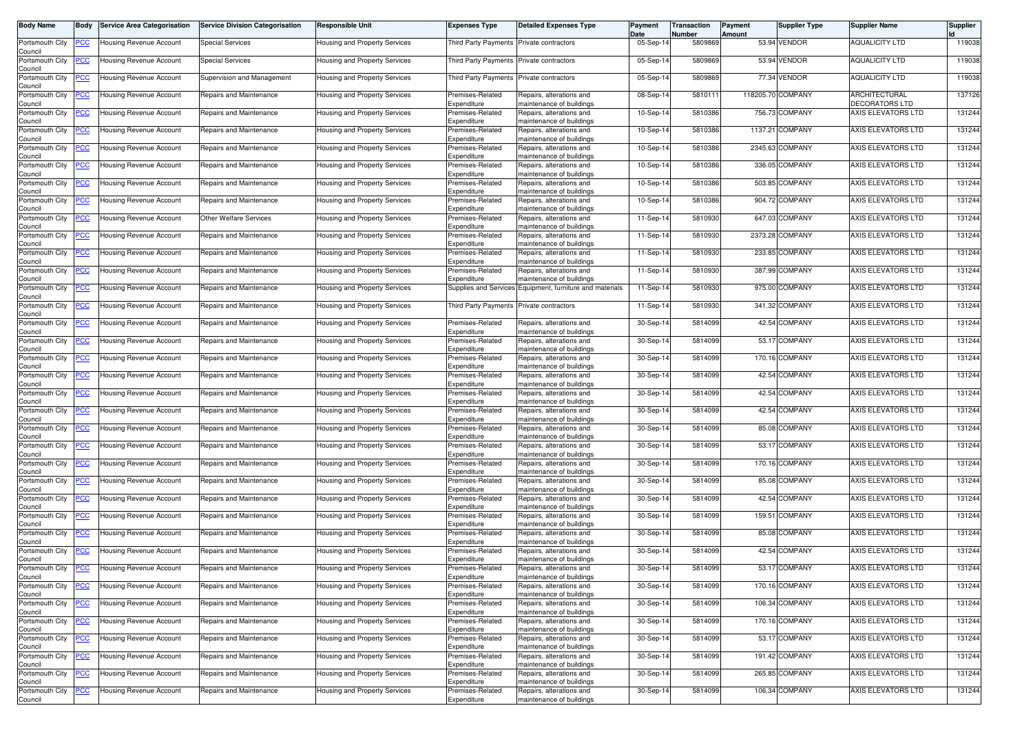| Body Name | Body | Service Area Categorisation | Service Division Categorisation | Responsible Unit | Expenses Type | Detailed Expenses Type | Payment Date | Transaction Number | Payment Amount | Supplier Type | Supplier Name | Supplier Id |
|---|---|---|---|---|---|---|---|---|---|---|---|---|
| Portsmouth City Council | PCC | Housing Revenue Account | Special Services | Housing and Property Services | Third Party Payments | Private contractors | 05-Sep-14 | 5809869 | 53.94 | VENDOR | AQUALICITY LTD | 119038 |
| Portsmouth City Council | PCC | Housing Revenue Account | Special Services | Housing and Property Services | Third Party Payments | Private contractors | 05-Sep-14 | 5809869 | 53.94 | VENDOR | AQUALICITY LTD | 119038 |
| Portsmouth City Council | PCC | Housing Revenue Account | Supervision and Management | Housing and Property Services | Third Party Payments | Private contractors | 05-Sep-14 | 5809869 | 77.34 | VENDOR | AQUALICITY LTD | 119038 |
| Portsmouth City Council | PCC | Housing Revenue Account | Repairs and Maintenance | Housing and Property Services | Premises-Related Expenditure | Repairs, alterations and maintenance of buildings | 08-Sep-14 | 5810111 | 118205.70 | COMPANY | ARCHITECTURAL DECORATORS LTD | 137126 |
| Portsmouth City Council | PCC | Housing Revenue Account | Repairs and Maintenance | Housing and Property Services | Premises-Related Expenditure | Repairs, alterations and maintenance of buildings | 10-Sep-14 | 5810386 | 756.73 | COMPANY | AXIS ELEVATORS LTD | 131244 |
| Portsmouth City Council | PCC | Housing Revenue Account | Repairs and Maintenance | Housing and Property Services | Premises-Related Expenditure | Repairs, alterations and maintenance of buildings | 10-Sep-14 | 5810386 | 1137.21 | COMPANY | AXIS ELEVATORS LTD | 131244 |
| Portsmouth City Council | PCC | Housing Revenue Account | Repairs and Maintenance | Housing and Property Services | Premises-Related Expenditure | Repairs, alterations and maintenance of buildings | 10-Sep-14 | 5810386 | 2345.63 | COMPANY | AXIS ELEVATORS LTD | 131244 |
| Portsmouth City Council | PCC | Housing Revenue Account | Repairs and Maintenance | Housing and Property Services | Premises-Related Expenditure | Repairs, alterations and maintenance of buildings | 10-Sep-14 | 5810386 | 336.05 | COMPANY | AXIS ELEVATORS LTD | 131244 |
| Portsmouth City Council | PCC | Housing Revenue Account | Repairs and Maintenance | Housing and Property Services | Premises-Related Expenditure | Repairs, alterations and maintenance of buildings | 10-Sep-14 | 5810386 | 503.85 | COMPANY | AXIS ELEVATORS LTD | 131244 |
| Portsmouth City Council | PCC | Housing Revenue Account | Repairs and Maintenance | Housing and Property Services | Premises-Related Expenditure | Repairs, alterations and maintenance of buildings | 10-Sep-14 | 5810386 | 904.72 | COMPANY | AXIS ELEVATORS LTD | 131244 |
| Portsmouth City Council | PCC | Housing Revenue Account | Other Welfare Services | Housing and Property Services | Premises-Related Expenditure | Repairs, alterations and maintenance of buildings | 11-Sep-14 | 5810930 | 647.03 | COMPANY | AXIS ELEVATORS LTD | 131244 |
| Portsmouth City Council | PCC | Housing Revenue Account | Repairs and Maintenance | Housing and Property Services | Premises-Related Expenditure | Repairs, alterations and maintenance of buildings | 11-Sep-14 | 5810930 | 2373.28 | COMPANY | AXIS ELEVATORS LTD | 131244 |
| Portsmouth City Council | PCC | Housing Revenue Account | Repairs and Maintenance | Housing and Property Services | Premises-Related Expenditure | Repairs, alterations and maintenance of buildings | 11-Sep-14 | 5810930 | 233.85 | COMPANY | AXIS ELEVATORS LTD | 131244 |
| Portsmouth City Council | PCC | Housing Revenue Account | Repairs and Maintenance | Housing and Property Services | Premises-Related Expenditure | Repairs, alterations and maintenance of buildings | 11-Sep-14 | 5810930 | 387.99 | COMPANY | AXIS ELEVATORS LTD | 131244 |
| Portsmouth City Council | PCC | Housing Revenue Account | Repairs and Maintenance | Housing and Property Services | Supplies and Services | Equipment, furniture and materials | 11-Sep-14 | 5810930 | 975.00 | COMPANY | AXIS ELEVATORS LTD | 131244 |
| Portsmouth City Council | PCC | Housing Revenue Account | Repairs and Maintenance | Housing and Property Services | Third Party Payments | Private contractors | 11-Sep-14 | 5810930 | 341.32 | COMPANY | AXIS ELEVATORS LTD | 131244 |
| Portsmouth City Council | PCC | Housing Revenue Account | Repairs and Maintenance | Housing and Property Services | Premises-Related Expenditure | Repairs, alterations and maintenance of buildings | 30-Sep-14 | 5814099 | 42.54 | COMPANY | AXIS ELEVATORS LTD | 131244 |
| Portsmouth City Council | PCC | Housing Revenue Account | Repairs and Maintenance | Housing and Property Services | Premises-Related Expenditure | Repairs, alterations and maintenance of buildings | 30-Sep-14 | 5814099 | 53.17 | COMPANY | AXIS ELEVATORS LTD | 131244 |
| Portsmouth City Council | PCC | Housing Revenue Account | Repairs and Maintenance | Housing and Property Services | Premises-Related Expenditure | Repairs, alterations and maintenance of buildings | 30-Sep-14 | 5814099 | 170.16 | COMPANY | AXIS ELEVATORS LTD | 131244 |
| Portsmouth City Council | PCC | Housing Revenue Account | Repairs and Maintenance | Housing and Property Services | Premises-Related Expenditure | Repairs, alterations and maintenance of buildings | 30-Sep-14 | 5814099 | 42.54 | COMPANY | AXIS ELEVATORS LTD | 131244 |
| Portsmouth City Council | PCC | Housing Revenue Account | Repairs and Maintenance | Housing and Property Services | Premises-Related Expenditure | Repairs, alterations and maintenance of buildings | 30-Sep-14 | 5814099 | 42.54 | COMPANY | AXIS ELEVATORS LTD | 131244 |
| Portsmouth City Council | PCC | Housing Revenue Account | Repairs and Maintenance | Housing and Property Services | Premises-Related Expenditure | Repairs, alterations and maintenance of buildings | 30-Sep-14 | 5814099 | 42.54 | COMPANY | AXIS ELEVATORS LTD | 131244 |
| Portsmouth City Council | PCC | Housing Revenue Account | Repairs and Maintenance | Housing and Property Services | Premises-Related Expenditure | Repairs, alterations and maintenance of buildings | 30-Sep-14 | 5814099 | 85.08 | COMPANY | AXIS ELEVATORS LTD | 131244 |
| Portsmouth City Council | PCC | Housing Revenue Account | Repairs and Maintenance | Housing and Property Services | Premises-Related Expenditure | Repairs, alterations and maintenance of buildings | 30-Sep-14 | 5814099 | 53.17 | COMPANY | AXIS ELEVATORS LTD | 131244 |
| Portsmouth City Council | PCC | Housing Revenue Account | Repairs and Maintenance | Housing and Property Services | Premises-Related Expenditure | Repairs, alterations and maintenance of buildings | 30-Sep-14 | 5814099 | 170.16 | COMPANY | AXIS ELEVATORS LTD | 131244 |
| Portsmouth City Council | PCC | Housing Revenue Account | Repairs and Maintenance | Housing and Property Services | Premises-Related Expenditure | Repairs, alterations and maintenance of buildings | 30-Sep-14 | 5814099 | 85.08 | COMPANY | AXIS ELEVATORS LTD | 131244 |
| Portsmouth City Council | PCC | Housing Revenue Account | Repairs and Maintenance | Housing and Property Services | Premises-Related Expenditure | Repairs, alterations and maintenance of buildings | 30-Sep-14 | 5814099 | 42.54 | COMPANY | AXIS ELEVATORS LTD | 131244 |
| Portsmouth City Council | PCC | Housing Revenue Account | Repairs and Maintenance | Housing and Property Services | Premises-Related Expenditure | Repairs, alterations and maintenance of buildings | 30-Sep-14 | 5814099 | 159.51 | COMPANY | AXIS ELEVATORS LTD | 131244 |
| Portsmouth City Council | PCC | Housing Revenue Account | Repairs and Maintenance | Housing and Property Services | Premises-Related Expenditure | Repairs, alterations and maintenance of buildings | 30-Sep-14 | 5814099 | 85.08 | COMPANY | AXIS ELEVATORS LTD | 131244 |
| Portsmouth City Council | PCC | Housing Revenue Account | Repairs and Maintenance | Housing and Property Services | Premises-Related Expenditure | Repairs, alterations and maintenance of buildings | 30-Sep-14 | 5814099 | 42.54 | COMPANY | AXIS ELEVATORS LTD | 131244 |
| Portsmouth City Council | PCC | Housing Revenue Account | Repairs and Maintenance | Housing and Property Services | Premises-Related Expenditure | Repairs, alterations and maintenance of buildings | 30-Sep-14 | 5814099 | 53.17 | COMPANY | AXIS ELEVATORS LTD | 131244 |
| Portsmouth City Council | PCC | Housing Revenue Account | Repairs and Maintenance | Housing and Property Services | Premises-Related Expenditure | Repairs, alterations and maintenance of buildings | 30-Sep-14 | 5814099 | 170.16 | COMPANY | AXIS ELEVATORS LTD | 131244 |
| Portsmouth City Council | PCC | Housing Revenue Account | Repairs and Maintenance | Housing and Property Services | Premises-Related Expenditure | Repairs, alterations and maintenance of buildings | 30-Sep-14 | 5814099 | 106.34 | COMPANY | AXIS ELEVATORS LTD | 131244 |
| Portsmouth City Council | PCC | Housing Revenue Account | Repairs and Maintenance | Housing and Property Services | Premises-Related Expenditure | Repairs, alterations and maintenance of buildings | 30-Sep-14 | 5814099 | 170.16 | COMPANY | AXIS ELEVATORS LTD | 131244 |
| Portsmouth City Council | PCC | Housing Revenue Account | Repairs and Maintenance | Housing and Property Services | Premises-Related Expenditure | Repairs, alterations and maintenance of buildings | 30-Sep-14 | 5814099 | 53.17 | COMPANY | AXIS ELEVATORS LTD | 131244 |
| Portsmouth City Council | PCC | Housing Revenue Account | Repairs and Maintenance | Housing and Property Services | Premises-Related Expenditure | Repairs, alterations and maintenance of buildings | 30-Sep-14 | 5814099 | 191.42 | COMPANY | AXIS ELEVATORS LTD | 131244 |
| Portsmouth City Council | PCC | Housing Revenue Account | Repairs and Maintenance | Housing and Property Services | Premises-Related Expenditure | Repairs, alterations and maintenance of buildings | 30-Sep-14 | 5814099 | 265.85 | COMPANY | AXIS ELEVATORS LTD | 131244 |
| Portsmouth City Council | PCC | Housing Revenue Account | Repairs and Maintenance | Housing and Property Services | Premises-Related Expenditure | Repairs, alterations and maintenance of buildings | 30-Sep-14 | 5814099 | 106.34 | COMPANY | AXIS ELEVATORS LTD | 131244 |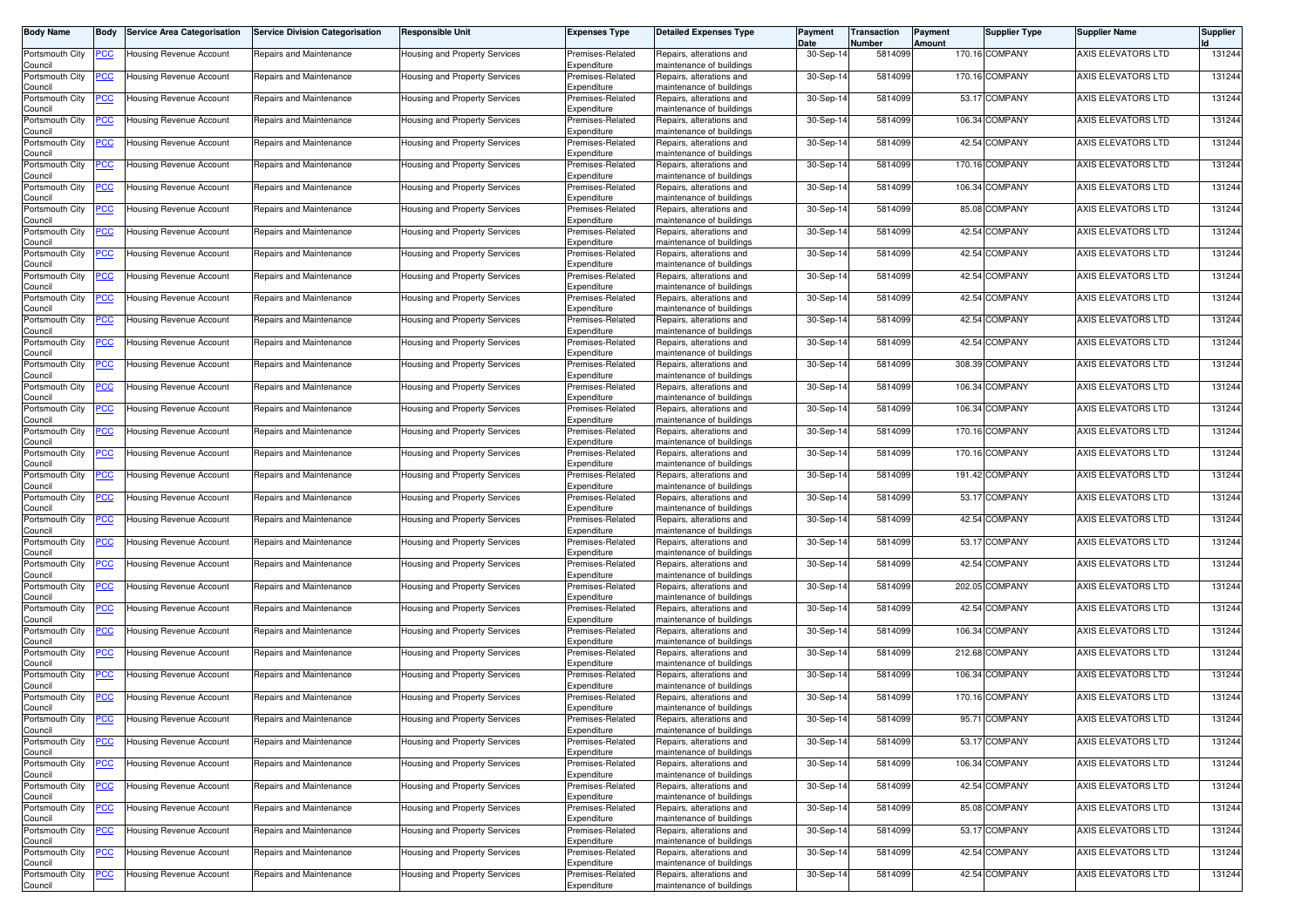| Body Name | Body | Service Area Categorisation | Service Division Categorisation | Responsible Unit | Expenses Type | Detailed Expenses Type | Payment Date | Transaction Number | Payment Amount | Supplier Type | Supplier Name | Supplier Id |
|---|---|---|---|---|---|---|---|---|---|---|---|---|
| Portsmouth City Council | PCC | Housing Revenue Account | Repairs and Maintenance | Housing and Property Services | Premises-Related Expenditure | Repairs, alterations and maintenance of buildings | 30-Sep-14 | 5814099 | 170.16 | COMPANY | AXIS ELEVATORS LTD | 131244 |
| Portsmouth City Council | PCC | Housing Revenue Account | Repairs and Maintenance | Housing and Property Services | Premises-Related Expenditure | Repairs, alterations and maintenance of buildings | 30-Sep-14 | 5814099 | 170.16 | COMPANY | AXIS ELEVATORS LTD | 131244 |
| Portsmouth City Council | PCC | Housing Revenue Account | Repairs and Maintenance | Housing and Property Services | Premises-Related Expenditure | Repairs, alterations and maintenance of buildings | 30-Sep-14 | 5814099 | 53.17 | COMPANY | AXIS ELEVATORS LTD | 131244 |
| Portsmouth City Council | PCC | Housing Revenue Account | Repairs and Maintenance | Housing and Property Services | Premises-Related Expenditure | Repairs, alterations and maintenance of buildings | 30-Sep-14 | 5814099 | 106.34 | COMPANY | AXIS ELEVATORS LTD | 131244 |
| Portsmouth City Council | PCC | Housing Revenue Account | Repairs and Maintenance | Housing and Property Services | Premises-Related Expenditure | Repairs, alterations and maintenance of buildings | 30-Sep-14 | 5814099 | 42.54 | COMPANY | AXIS ELEVATORS LTD | 131244 |
| Portsmouth City Council | PCC | Housing Revenue Account | Repairs and Maintenance | Housing and Property Services | Premises-Related Expenditure | Repairs, alterations and maintenance of buildings | 30-Sep-14 | 5814099 | 170.16 | COMPANY | AXIS ELEVATORS LTD | 131244 |
| Portsmouth City Council | PCC | Housing Revenue Account | Repairs and Maintenance | Housing and Property Services | Premises-Related Expenditure | Repairs, alterations and maintenance of buildings | 30-Sep-14 | 5814099 | 106.34 | COMPANY | AXIS ELEVATORS LTD | 131244 |
| Portsmouth City Council | PCC | Housing Revenue Account | Repairs and Maintenance | Housing and Property Services | Premises-Related Expenditure | Repairs, alterations and maintenance of buildings | 30-Sep-14 | 5814099 | 85.08 | COMPANY | AXIS ELEVATORS LTD | 131244 |
| Portsmouth City Council | PCC | Housing Revenue Account | Repairs and Maintenance | Housing and Property Services | Premises-Related Expenditure | Repairs, alterations and maintenance of buildings | 30-Sep-14 | 5814099 | 42.54 | COMPANY | AXIS ELEVATORS LTD | 131244 |
| Portsmouth City Council | PCC | Housing Revenue Account | Repairs and Maintenance | Housing and Property Services | Premises-Related Expenditure | Repairs, alterations and maintenance of buildings | 30-Sep-14 | 5814099 | 42.54 | COMPANY | AXIS ELEVATORS LTD | 131244 |
| Portsmouth City Council | PCC | Housing Revenue Account | Repairs and Maintenance | Housing and Property Services | Premises-Related Expenditure | Repairs, alterations and maintenance of buildings | 30-Sep-14 | 5814099 | 42.54 | COMPANY | AXIS ELEVATORS LTD | 131244 |
| Portsmouth City Council | PCC | Housing Revenue Account | Repairs and Maintenance | Housing and Property Services | Premises-Related Expenditure | Repairs, alterations and maintenance of buildings | 30-Sep-14 | 5814099 | 42.54 | COMPANY | AXIS ELEVATORS LTD | 131244 |
| Portsmouth City Council | PCC | Housing Revenue Account | Repairs and Maintenance | Housing and Property Services | Premises-Related Expenditure | Repairs, alterations and maintenance of buildings | 30-Sep-14 | 5814099 | 42.54 | COMPANY | AXIS ELEVATORS LTD | 131244 |
| Portsmouth City Council | PCC | Housing Revenue Account | Repairs and Maintenance | Housing and Property Services | Premises-Related Expenditure | Repairs, alterations and maintenance of buildings | 30-Sep-14 | 5814099 | 42.54 | COMPANY | AXIS ELEVATORS LTD | 131244 |
| Portsmouth City Council | PCC | Housing Revenue Account | Repairs and Maintenance | Housing and Property Services | Premises-Related Expenditure | Repairs, alterations and maintenance of buildings | 30-Sep-14 | 5814099 | 308.39 | COMPANY | AXIS ELEVATORS LTD | 131244 |
| Portsmouth City Council | PCC | Housing Revenue Account | Repairs and Maintenance | Housing and Property Services | Premises-Related Expenditure | Repairs, alterations and maintenance of buildings | 30-Sep-14 | 5814099 | 106.34 | COMPANY | AXIS ELEVATORS LTD | 131244 |
| Portsmouth City Council | PCC | Housing Revenue Account | Repairs and Maintenance | Housing and Property Services | Premises-Related Expenditure | Repairs, alterations and maintenance of buildings | 30-Sep-14 | 5814099 | 106.34 | COMPANY | AXIS ELEVATORS LTD | 131244 |
| Portsmouth City Council | PCC | Housing Revenue Account | Repairs and Maintenance | Housing and Property Services | Premises-Related Expenditure | Repairs, alterations and maintenance of buildings | 30-Sep-14 | 5814099 | 170.16 | COMPANY | AXIS ELEVATORS LTD | 131244 |
| Portsmouth City Council | PCC | Housing Revenue Account | Repairs and Maintenance | Housing and Property Services | Premises-Related Expenditure | Repairs, alterations and maintenance of buildings | 30-Sep-14 | 5814099 | 170.16 | COMPANY | AXIS ELEVATORS LTD | 131244 |
| Portsmouth City Council | PCC | Housing Revenue Account | Repairs and Maintenance | Housing and Property Services | Premises-Related Expenditure | Repairs, alterations and maintenance of buildings | 30-Sep-14 | 5814099 | 191.42 | COMPANY | AXIS ELEVATORS LTD | 131244 |
| Portsmouth City Council | PCC | Housing Revenue Account | Repairs and Maintenance | Housing and Property Services | Premises-Related Expenditure | Repairs, alterations and maintenance of buildings | 30-Sep-14 | 5814099 | 53.17 | COMPANY | AXIS ELEVATORS LTD | 131244 |
| Portsmouth City Council | PCC | Housing Revenue Account | Repairs and Maintenance | Housing and Property Services | Premises-Related Expenditure | Repairs, alterations and maintenance of buildings | 30-Sep-14 | 5814099 | 42.54 | COMPANY | AXIS ELEVATORS LTD | 131244 |
| Portsmouth City Council | PCC | Housing Revenue Account | Repairs and Maintenance | Housing and Property Services | Premises-Related Expenditure | Repairs, alterations and maintenance of buildings | 30-Sep-14 | 5814099 | 53.17 | COMPANY | AXIS ELEVATORS LTD | 131244 |
| Portsmouth City Council | PCC | Housing Revenue Account | Repairs and Maintenance | Housing and Property Services | Premises-Related Expenditure | Repairs, alterations and maintenance of buildings | 30-Sep-14 | 5814099 | 42.54 | COMPANY | AXIS ELEVATORS LTD | 131244 |
| Portsmouth City Council | PCC | Housing Revenue Account | Repairs and Maintenance | Housing and Property Services | Premises-Related Expenditure | Repairs, alterations and maintenance of buildings | 30-Sep-14 | 5814099 | 202.05 | COMPANY | AXIS ELEVATORS LTD | 131244 |
| Portsmouth City Council | PCC | Housing Revenue Account | Repairs and Maintenance | Housing and Property Services | Premises-Related Expenditure | Repairs, alterations and maintenance of buildings | 30-Sep-14 | 5814099 | 42.54 | COMPANY | AXIS ELEVATORS LTD | 131244 |
| Portsmouth City Council | PCC | Housing Revenue Account | Repairs and Maintenance | Housing and Property Services | Premises-Related Expenditure | Repairs, alterations and maintenance of buildings | 30-Sep-14 | 5814099 | 106.34 | COMPANY | AXIS ELEVATORS LTD | 131244 |
| Portsmouth City Council | PCC | Housing Revenue Account | Repairs and Maintenance | Housing and Property Services | Premises-Related Expenditure | Repairs, alterations and maintenance of buildings | 30-Sep-14 | 5814099 | 212.68 | COMPANY | AXIS ELEVATORS LTD | 131244 |
| Portsmouth City Council | PCC | Housing Revenue Account | Repairs and Maintenance | Housing and Property Services | Premises-Related Expenditure | Repairs, alterations and maintenance of buildings | 30-Sep-14 | 5814099 | 106.34 | COMPANY | AXIS ELEVATORS LTD | 131244 |
| Portsmouth City Council | PCC | Housing Revenue Account | Repairs and Maintenance | Housing and Property Services | Premises-Related Expenditure | Repairs, alterations and maintenance of buildings | 30-Sep-14 | 5814099 | 170.16 | COMPANY | AXIS ELEVATORS LTD | 131244 |
| Portsmouth City Council | PCC | Housing Revenue Account | Repairs and Maintenance | Housing and Property Services | Premises-Related Expenditure | Repairs, alterations and maintenance of buildings | 30-Sep-14 | 5814099 | 95.71 | COMPANY | AXIS ELEVATORS LTD | 131244 |
| Portsmouth City Council | PCC | Housing Revenue Account | Repairs and Maintenance | Housing and Property Services | Premises-Related Expenditure | Repairs, alterations and maintenance of buildings | 30-Sep-14 | 5814099 | 53.17 | COMPANY | AXIS ELEVATORS LTD | 131244 |
| Portsmouth City Council | PCC | Housing Revenue Account | Repairs and Maintenance | Housing and Property Services | Premises-Related Expenditure | Repairs, alterations and maintenance of buildings | 30-Sep-14 | 5814099 | 106.34 | COMPANY | AXIS ELEVATORS LTD | 131244 |
| Portsmouth City Council | PCC | Housing Revenue Account | Repairs and Maintenance | Housing and Property Services | Premises-Related Expenditure | Repairs, alterations and maintenance of buildings | 30-Sep-14 | 5814099 | 42.54 | COMPANY | AXIS ELEVATORS LTD | 131244 |
| Portsmouth City Council | PCC | Housing Revenue Account | Repairs and Maintenance | Housing and Property Services | Premises-Related Expenditure | Repairs, alterations and maintenance of buildings | 30-Sep-14 | 5814099 | 85.08 | COMPANY | AXIS ELEVATORS LTD | 131244 |
| Portsmouth City Council | PCC | Housing Revenue Account | Repairs and Maintenance | Housing and Property Services | Premises-Related Expenditure | Repairs, alterations and maintenance of buildings | 30-Sep-14 | 5814099 | 53.17 | COMPANY | AXIS ELEVATORS LTD | 131244 |
| Portsmouth City Council | PCC | Housing Revenue Account | Repairs and Maintenance | Housing and Property Services | Premises-Related Expenditure | Repairs, alterations and maintenance of buildings | 30-Sep-14 | 5814099 | 42.54 | COMPANY | AXIS ELEVATORS LTD | 131244 |
| Portsmouth City Council | PCC | Housing Revenue Account | Repairs and Maintenance | Housing and Property Services | Premises-Related Expenditure | Repairs, alterations and maintenance of buildings | 30-Sep-14 | 5814099 | 42.54 | COMPANY | AXIS ELEVATORS LTD | 131244 |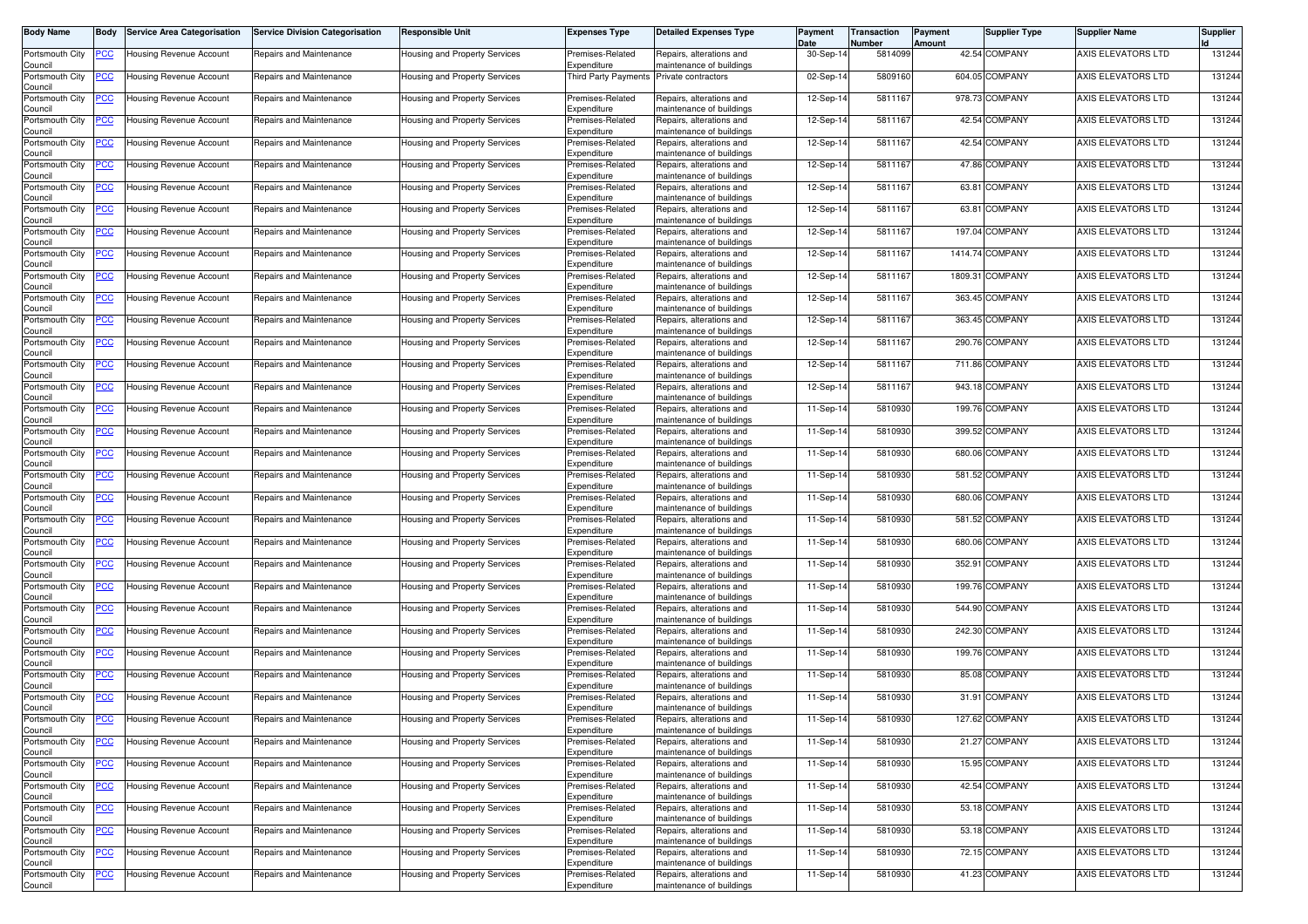| Body Name | Body | Service Area Categorisation | Service Division Categorisation | Responsible Unit | Expenses Type | Detailed Expenses Type | Payment Date | Transaction Number | Payment Amount | Supplier Type | Supplier Name | Supplier Id |
|---|---|---|---|---|---|---|---|---|---|---|---|---|
| Portsmouth City Council | PCC | Housing Revenue Account | Repairs and Maintenance | Housing and Property Services | Premises-Related Expenditure | Repairs, alterations and maintenance of buildings | 30-Sep-14 | 5814099 | 42.54 | COMPANY | AXIS ELEVATORS LTD | 131244 |
| Portsmouth City Council | PCC | Housing Revenue Account | Repairs and Maintenance | Housing and Property Services | Third Party Payments | Private contractors | 02-Sep-14 | 5809160 | 604.05 | COMPANY | AXIS ELEVATORS LTD | 131244 |
| Portsmouth City Council | PCC | Housing Revenue Account | Repairs and Maintenance | Housing and Property Services | Premises-Related Expenditure | Repairs, alterations and maintenance of buildings | 12-Sep-14 | 5811167 | 978.73 | COMPANY | AXIS ELEVATORS LTD | 131244 |
| Portsmouth City Council | PCC | Housing Revenue Account | Repairs and Maintenance | Housing and Property Services | Premises-Related Expenditure | Repairs, alterations and maintenance of buildings | 12-Sep-14 | 5811167 | 42.54 | COMPANY | AXIS ELEVATORS LTD | 131244 |
| Portsmouth City Council | PCC | Housing Revenue Account | Repairs and Maintenance | Housing and Property Services | Premises-Related Expenditure | Repairs, alterations and maintenance of buildings | 12-Sep-14 | 5811167 | 42.54 | COMPANY | AXIS ELEVATORS LTD | 131244 |
| Portsmouth City Council | PCC | Housing Revenue Account | Repairs and Maintenance | Housing and Property Services | Premises-Related Expenditure | Repairs, alterations and maintenance of buildings | 12-Sep-14 | 5811167 | 47.86 | COMPANY | AXIS ELEVATORS LTD | 131244 |
| Portsmouth City Council | PCC | Housing Revenue Account | Repairs and Maintenance | Housing and Property Services | Premises-Related Expenditure | Repairs, alterations and maintenance of buildings | 12-Sep-14 | 5811167 | 63.81 | COMPANY | AXIS ELEVATORS LTD | 131244 |
| Portsmouth City Council | PCC | Housing Revenue Account | Repairs and Maintenance | Housing and Property Services | Premises-Related Expenditure | Repairs, alterations and maintenance of buildings | 12-Sep-14 | 5811167 | 63.81 | COMPANY | AXIS ELEVATORS LTD | 131244 |
| Portsmouth City Council | PCC | Housing Revenue Account | Repairs and Maintenance | Housing and Property Services | Premises-Related Expenditure | Repairs, alterations and maintenance of buildings | 12-Sep-14 | 5811167 | 197.04 | COMPANY | AXIS ELEVATORS LTD | 131244 |
| Portsmouth City Council | PCC | Housing Revenue Account | Repairs and Maintenance | Housing and Property Services | Premises-Related Expenditure | Repairs, alterations and maintenance of buildings | 12-Sep-14 | 5811167 | 1414.74 | COMPANY | AXIS ELEVATORS LTD | 131244 |
| Portsmouth City Council | PCC | Housing Revenue Account | Repairs and Maintenance | Housing and Property Services | Premises-Related Expenditure | Repairs, alterations and maintenance of buildings | 12-Sep-14 | 5811167 | 1809.31 | COMPANY | AXIS ELEVATORS LTD | 131244 |
| Portsmouth City Council | PCC | Housing Revenue Account | Repairs and Maintenance | Housing and Property Services | Premises-Related Expenditure | Repairs, alterations and maintenance of buildings | 12-Sep-14 | 5811167 | 363.45 | COMPANY | AXIS ELEVATORS LTD | 131244 |
| Portsmouth City Council | PCC | Housing Revenue Account | Repairs and Maintenance | Housing and Property Services | Premises-Related Expenditure | Repairs, alterations and maintenance of buildings | 12-Sep-14 | 5811167 | 363.45 | COMPANY | AXIS ELEVATORS LTD | 131244 |
| Portsmouth City Council | PCC | Housing Revenue Account | Repairs and Maintenance | Housing and Property Services | Premises-Related Expenditure | Repairs, alterations and maintenance of buildings | 12-Sep-14 | 5811167 | 290.76 | COMPANY | AXIS ELEVATORS LTD | 131244 |
| Portsmouth City Council | PCC | Housing Revenue Account | Repairs and Maintenance | Housing and Property Services | Premises-Related Expenditure | Repairs, alterations and maintenance of buildings | 12-Sep-14 | 5811167 | 711.86 | COMPANY | AXIS ELEVATORS LTD | 131244 |
| Portsmouth City Council | PCC | Housing Revenue Account | Repairs and Maintenance | Housing and Property Services | Premises-Related Expenditure | Repairs, alterations and maintenance of buildings | 12-Sep-14 | 5811167 | 943.18 | COMPANY | AXIS ELEVATORS LTD | 131244 |
| Portsmouth City Council | PCC | Housing Revenue Account | Repairs and Maintenance | Housing and Property Services | Premises-Related Expenditure | Repairs, alterations and maintenance of buildings | 11-Sep-14 | 5810930 | 199.76 | COMPANY | AXIS ELEVATORS LTD | 131244 |
| Portsmouth City Council | PCC | Housing Revenue Account | Repairs and Maintenance | Housing and Property Services | Premises-Related Expenditure | Repairs, alterations and maintenance of buildings | 11-Sep-14 | 5810930 | 399.52 | COMPANY | AXIS ELEVATORS LTD | 131244 |
| Portsmouth City Council | PCC | Housing Revenue Account | Repairs and Maintenance | Housing and Property Services | Premises-Related Expenditure | Repairs, alterations and maintenance of buildings | 11-Sep-14 | 5810930 | 680.06 | COMPANY | AXIS ELEVATORS LTD | 131244 |
| Portsmouth City Council | PCC | Housing Revenue Account | Repairs and Maintenance | Housing and Property Services | Premises-Related Expenditure | Repairs, alterations and maintenance of buildings | 11-Sep-14 | 5810930 | 581.52 | COMPANY | AXIS ELEVATORS LTD | 131244 |
| Portsmouth City Council | PCC | Housing Revenue Account | Repairs and Maintenance | Housing and Property Services | Premises-Related Expenditure | Repairs, alterations and maintenance of buildings | 11-Sep-14 | 5810930 | 680.06 | COMPANY | AXIS ELEVATORS LTD | 131244 |
| Portsmouth City Council | PCC | Housing Revenue Account | Repairs and Maintenance | Housing and Property Services | Premises-Related Expenditure | Repairs, alterations and maintenance of buildings | 11-Sep-14 | 5810930 | 581.52 | COMPANY | AXIS ELEVATORS LTD | 131244 |
| Portsmouth City Council | PCC | Housing Revenue Account | Repairs and Maintenance | Housing and Property Services | Premises-Related Expenditure | Repairs, alterations and maintenance of buildings | 11-Sep-14 | 5810930 | 680.06 | COMPANY | AXIS ELEVATORS LTD | 131244 |
| Portsmouth City Council | PCC | Housing Revenue Account | Repairs and Maintenance | Housing and Property Services | Premises-Related Expenditure | Repairs, alterations and maintenance of buildings | 11-Sep-14 | 5810930 | 352.91 | COMPANY | AXIS ELEVATORS LTD | 131244 |
| Portsmouth City Council | PCC | Housing Revenue Account | Repairs and Maintenance | Housing and Property Services | Premises-Related Expenditure | Repairs, alterations and maintenance of buildings | 11-Sep-14 | 5810930 | 199.76 | COMPANY | AXIS ELEVATORS LTD | 131244 |
| Portsmouth City Council | PCC | Housing Revenue Account | Repairs and Maintenance | Housing and Property Services | Premises-Related Expenditure | Repairs, alterations and maintenance of buildings | 11-Sep-14 | 5810930 | 544.90 | COMPANY | AXIS ELEVATORS LTD | 131244 |
| Portsmouth City Council | PCC | Housing Revenue Account | Repairs and Maintenance | Housing and Property Services | Premises-Related Expenditure | Repairs, alterations and maintenance of buildings | 11-Sep-14 | 5810930 | 242.30 | COMPANY | AXIS ELEVATORS LTD | 131244 |
| Portsmouth City Council | PCC | Housing Revenue Account | Repairs and Maintenance | Housing and Property Services | Premises-Related Expenditure | Repairs, alterations and maintenance of buildings | 11-Sep-14 | 5810930 | 199.76 | COMPANY | AXIS ELEVATORS LTD | 131244 |
| Portsmouth City Council | PCC | Housing Revenue Account | Repairs and Maintenance | Housing and Property Services | Premises-Related Expenditure | Repairs, alterations and maintenance of buildings | 11-Sep-14 | 5810930 | 85.08 | COMPANY | AXIS ELEVATORS LTD | 131244 |
| Portsmouth City Council | PCC | Housing Revenue Account | Repairs and Maintenance | Housing and Property Services | Premises-Related Expenditure | Repairs, alterations and maintenance of buildings | 11-Sep-14 | 5810930 | 31.91 | COMPANY | AXIS ELEVATORS LTD | 131244 |
| Portsmouth City Council | PCC | Housing Revenue Account | Repairs and Maintenance | Housing and Property Services | Premises-Related Expenditure | Repairs, alterations and maintenance of buildings | 11-Sep-14 | 5810930 | 127.62 | COMPANY | AXIS ELEVATORS LTD | 131244 |
| Portsmouth City Council | PCC | Housing Revenue Account | Repairs and Maintenance | Housing and Property Services | Premises-Related Expenditure | Repairs, alterations and maintenance of buildings | 11-Sep-14 | 5810930 | 21.27 | COMPANY | AXIS ELEVATORS LTD | 131244 |
| Portsmouth City Council | PCC | Housing Revenue Account | Repairs and Maintenance | Housing and Property Services | Premises-Related Expenditure | Repairs, alterations and maintenance of buildings | 11-Sep-14 | 5810930 | 15.95 | COMPANY | AXIS ELEVATORS LTD | 131244 |
| Portsmouth City Council | PCC | Housing Revenue Account | Repairs and Maintenance | Housing and Property Services | Premises-Related Expenditure | Repairs, alterations and maintenance of buildings | 11-Sep-14 | 5810930 | 42.54 | COMPANY | AXIS ELEVATORS LTD | 131244 |
| Portsmouth City Council | PCC | Housing Revenue Account | Repairs and Maintenance | Housing and Property Services | Premises-Related Expenditure | Repairs, alterations and maintenance of buildings | 11-Sep-14 | 5810930 | 53.18 | COMPANY | AXIS ELEVATORS LTD | 131244 |
| Portsmouth City Council | PCC | Housing Revenue Account | Repairs and Maintenance | Housing and Property Services | Premises-Related Expenditure | Repairs, alterations and maintenance of buildings | 11-Sep-14 | 5810930 | 53.18 | COMPANY | AXIS ELEVATORS LTD | 131244 |
| Portsmouth City Council | PCC | Housing Revenue Account | Repairs and Maintenance | Housing and Property Services | Premises-Related Expenditure | Repairs, alterations and maintenance of buildings | 11-Sep-14 | 5810930 | 72.15 | COMPANY | AXIS ELEVATORS LTD | 131244 |
| Portsmouth City Council | PCC | Housing Revenue Account | Repairs and Maintenance | Housing and Property Services | Premises-Related Expenditure | Repairs, alterations and maintenance of buildings | 11-Sep-14 | 5810930 | 41.23 | COMPANY | AXIS ELEVATORS LTD | 131244 |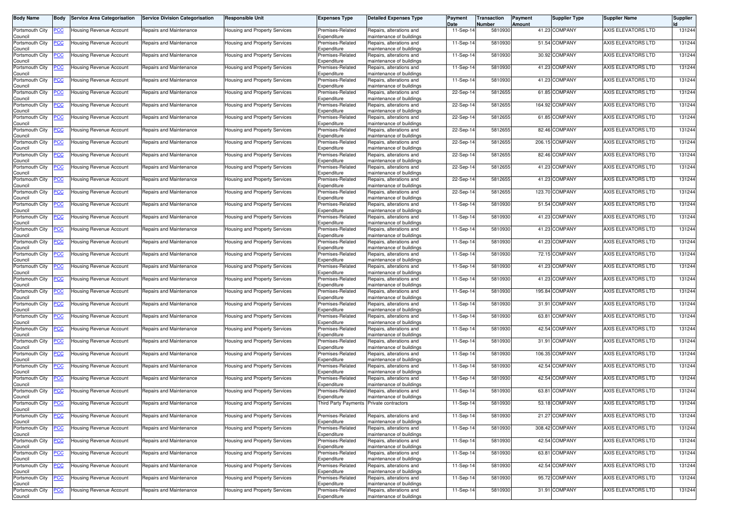| Body Name | Body | Service Area Categorisation | Service Division Categorisation | Responsible Unit | Expenses Type | Detailed Expenses Type | Payment Date | Transaction Number | Payment Amount | Supplier Type | Supplier Name | Supplier Id |
|---|---|---|---|---|---|---|---|---|---|---|---|---|
| Portsmouth City Council | PCC | Housing Revenue Account | Repairs and Maintenance | Housing and Property Services | Premises-Related Expenditure | Repairs, alterations and maintenance of buildings | 11-Sep-14 | 5810930 | 41.23 | COMPANY | AXIS ELEVATORS LTD | 131244 |
| Portsmouth City Council | PCC | Housing Revenue Account | Repairs and Maintenance | Housing and Property Services | Premises-Related Expenditure | Repairs, alterations and maintenance of buildings | 11-Sep-14 | 5810930 | 51.54 | COMPANY | AXIS ELEVATORS LTD | 131244 |
| Portsmouth City Council | PCC | Housing Revenue Account | Repairs and Maintenance | Housing and Property Services | Premises-Related Expenditure | Repairs, alterations and maintenance of buildings | 11-Sep-14 | 5810930 | 30.92 | COMPANY | AXIS ELEVATORS LTD | 131244 |
| Portsmouth City Council | PCC | Housing Revenue Account | Repairs and Maintenance | Housing and Property Services | Premises-Related Expenditure | Repairs, alterations and maintenance of buildings | 11-Sep-14 | 5810930 | 41.23 | COMPANY | AXIS ELEVATORS LTD | 131244 |
| Portsmouth City Council | PCC | Housing Revenue Account | Repairs and Maintenance | Housing and Property Services | Premises-Related Expenditure | Repairs, alterations and maintenance of buildings | 11-Sep-14 | 5810930 | 41.23 | COMPANY | AXIS ELEVATORS LTD | 131244 |
| Portsmouth City Council | PCC | Housing Revenue Account | Repairs and Maintenance | Housing and Property Services | Premises-Related Expenditure | Repairs, alterations and maintenance of buildings | 22-Sep-14 | 5812655 | 61.85 | COMPANY | AXIS ELEVATORS LTD | 131244 |
| Portsmouth City Council | PCC | Housing Revenue Account | Repairs and Maintenance | Housing and Property Services | Premises-Related Expenditure | Repairs, alterations and maintenance of buildings | 22-Sep-14 | 5812655 | 164.92 | COMPANY | AXIS ELEVATORS LTD | 131244 |
| Portsmouth City Council | PCC | Housing Revenue Account | Repairs and Maintenance | Housing and Property Services | Premises-Related Expenditure | Repairs, alterations and maintenance of buildings | 22-Sep-14 | 5812655 | 61.85 | COMPANY | AXIS ELEVATORS LTD | 131244 |
| Portsmouth City Council | PCC | Housing Revenue Account | Repairs and Maintenance | Housing and Property Services | Premises-Related Expenditure | Repairs, alterations and maintenance of buildings | 22-Sep-14 | 5812655 | 82.46 | COMPANY | AXIS ELEVATORS LTD | 131244 |
| Portsmouth City Council | PCC | Housing Revenue Account | Repairs and Maintenance | Housing and Property Services | Premises-Related Expenditure | Repairs, alterations and maintenance of buildings | 22-Sep-14 | 5812655 | 206.15 | COMPANY | AXIS ELEVATORS LTD | 131244 |
| Portsmouth City Council | PCC | Housing Revenue Account | Repairs and Maintenance | Housing and Property Services | Premises-Related Expenditure | Repairs, alterations and maintenance of buildings | 22-Sep-14 | 5812655 | 82.46 | COMPANY | AXIS ELEVATORS LTD | 131244 |
| Portsmouth City Council | PCC | Housing Revenue Account | Repairs and Maintenance | Housing and Property Services | Premises-Related Expenditure | Repairs, alterations and maintenance of buildings | 22-Sep-14 | 5812655 | 41.23 | COMPANY | AXIS ELEVATORS LTD | 131244 |
| Portsmouth City Council | PCC | Housing Revenue Account | Repairs and Maintenance | Housing and Property Services | Premises-Related Expenditure | Repairs, alterations and maintenance of buildings | 22-Sep-14 | 5812655 | 41.23 | COMPANY | AXIS ELEVATORS LTD | 131244 |
| Portsmouth City Council | PCC | Housing Revenue Account | Repairs and Maintenance | Housing and Property Services | Premises-Related Expenditure | Repairs, alterations and maintenance of buildings | 22-Sep-14 | 5812655 | 123.70 | COMPANY | AXIS ELEVATORS LTD | 131244 |
| Portsmouth City Council | PCC | Housing Revenue Account | Repairs and Maintenance | Housing and Property Services | Premises-Related Expenditure | Repairs, alterations and maintenance of buildings | 11-Sep-14 | 5810930 | 51.54 | COMPANY | AXIS ELEVATORS LTD | 131244 |
| Portsmouth City Council | PCC | Housing Revenue Account | Repairs and Maintenance | Housing and Property Services | Premises-Related Expenditure | Repairs, alterations and maintenance of buildings | 11-Sep-14 | 5810930 | 41.23 | COMPANY | AXIS ELEVATORS LTD | 131244 |
| Portsmouth City Council | PCC | Housing Revenue Account | Repairs and Maintenance | Housing and Property Services | Premises-Related Expenditure | Repairs, alterations and maintenance of buildings | 11-Sep-14 | 5810930 | 41.23 | COMPANY | AXIS ELEVATORS LTD | 131244 |
| Portsmouth City Council | PCC | Housing Revenue Account | Repairs and Maintenance | Housing and Property Services | Premises-Related Expenditure | Repairs, alterations and maintenance of buildings | 11-Sep-14 | 5810930 | 41.23 | COMPANY | AXIS ELEVATORS LTD | 131244 |
| Portsmouth City Council | PCC | Housing Revenue Account | Repairs and Maintenance | Housing and Property Services | Premises-Related Expenditure | Repairs, alterations and maintenance of buildings | 11-Sep-14 | 5810930 | 72.15 | COMPANY | AXIS ELEVATORS LTD | 131244 |
| Portsmouth City Council | PCC | Housing Revenue Account | Repairs and Maintenance | Housing and Property Services | Premises-Related Expenditure | Repairs, alterations and maintenance of buildings | 11-Sep-14 | 5810930 | 41.23 | COMPANY | AXIS ELEVATORS LTD | 131244 |
| Portsmouth City Council | PCC | Housing Revenue Account | Repairs and Maintenance | Housing and Property Services | Premises-Related Expenditure | Repairs, alterations and maintenance of buildings | 11-Sep-14 | 5810930 | 41.23 | COMPANY | AXIS ELEVATORS LTD | 131244 |
| Portsmouth City Council | PCC | Housing Revenue Account | Repairs and Maintenance | Housing and Property Services | Premises-Related Expenditure | Repairs, alterations and maintenance of buildings | 11-Sep-14 | 5810930 | 195.84 | COMPANY | AXIS ELEVATORS LTD | 131244 |
| Portsmouth City Council | PCC | Housing Revenue Account | Repairs and Maintenance | Housing and Property Services | Premises-Related Expenditure | Repairs, alterations and maintenance of buildings | 11-Sep-14 | 5810930 | 31.91 | COMPANY | AXIS ELEVATORS LTD | 131244 |
| Portsmouth City Council | PCC | Housing Revenue Account | Repairs and Maintenance | Housing and Property Services | Premises-Related Expenditure | Repairs, alterations and maintenance of buildings | 11-Sep-14 | 5810930 | 63.81 | COMPANY | AXIS ELEVATORS LTD | 131244 |
| Portsmouth City Council | PCC | Housing Revenue Account | Repairs and Maintenance | Housing and Property Services | Premises-Related Expenditure | Repairs, alterations and maintenance of buildings | 11-Sep-14 | 5810930 | 42.54 | COMPANY | AXIS ELEVATORS LTD | 131244 |
| Portsmouth City Council | PCC | Housing Revenue Account | Repairs and Maintenance | Housing and Property Services | Premises-Related Expenditure | Repairs, alterations and maintenance of buildings | 11-Sep-14 | 5810930 | 31.91 | COMPANY | AXIS ELEVATORS LTD | 131244 |
| Portsmouth City Council | PCC | Housing Revenue Account | Repairs and Maintenance | Housing and Property Services | Premises-Related Expenditure | Repairs, alterations and maintenance of buildings | 11-Sep-14 | 5810930 | 106.35 | COMPANY | AXIS ELEVATORS LTD | 131244 |
| Portsmouth City Council | PCC | Housing Revenue Account | Repairs and Maintenance | Housing and Property Services | Premises-Related Expenditure | Repairs, alterations and maintenance of buildings | 11-Sep-14 | 5810930 | 42.54 | COMPANY | AXIS ELEVATORS LTD | 131244 |
| Portsmouth City Council | PCC | Housing Revenue Account | Repairs and Maintenance | Housing and Property Services | Premises-Related Expenditure | Repairs, alterations and maintenance of buildings | 11-Sep-14 | 5810930 | 42.54 | COMPANY | AXIS ELEVATORS LTD | 131244 |
| Portsmouth City Council | PCC | Housing Revenue Account | Repairs and Maintenance | Housing and Property Services | Premises-Related Expenditure | Repairs, alterations and maintenance of buildings | 11-Sep-14 | 5810930 | 63.81 | COMPANY | AXIS ELEVATORS LTD | 131244 |
| Portsmouth City Council | PCC | Housing Revenue Account | Repairs and Maintenance | Housing and Property Services | Third Party Payments | Private contractors | 11-Sep-14 | 5810930 | 53.18 | COMPANY | AXIS ELEVATORS LTD | 131244 |
| Portsmouth City Council | PCC | Housing Revenue Account | Repairs and Maintenance | Housing and Property Services | Premises-Related Expenditure | Repairs, alterations and maintenance of buildings | 11-Sep-14 | 5810930 | 21.27 | COMPANY | AXIS ELEVATORS LTD | 131244 |
| Portsmouth City Council | PCC | Housing Revenue Account | Repairs and Maintenance | Housing and Property Services | Premises-Related Expenditure | Repairs, alterations and maintenance of buildings | 11-Sep-14 | 5810930 | 308.42 | COMPANY | AXIS ELEVATORS LTD | 131244 |
| Portsmouth City Council | PCC | Housing Revenue Account | Repairs and Maintenance | Housing and Property Services | Premises-Related Expenditure | Repairs, alterations and maintenance of buildings | 11-Sep-14 | 5810930 | 42.54 | COMPANY | AXIS ELEVATORS LTD | 131244 |
| Portsmouth City Council | PCC | Housing Revenue Account | Repairs and Maintenance | Housing and Property Services | Premises-Related Expenditure | Repairs, alterations and maintenance of buildings | 11-Sep-14 | 5810930 | 63.81 | COMPANY | AXIS ELEVATORS LTD | 131244 |
| Portsmouth City Council | PCC | Housing Revenue Account | Repairs and Maintenance | Housing and Property Services | Premises-Related Expenditure | Repairs, alterations and maintenance of buildings | 11-Sep-14 | 5810930 | 42.54 | COMPANY | AXIS ELEVATORS LTD | 131244 |
| Portsmouth City Council | PCC | Housing Revenue Account | Repairs and Maintenance | Housing and Property Services | Premises-Related Expenditure | Repairs, alterations and maintenance of buildings | 11-Sep-14 | 5810930 | 95.72 | COMPANY | AXIS ELEVATORS LTD | 131244 |
| Portsmouth City Council | PCC | Housing Revenue Account | Repairs and Maintenance | Housing and Property Services | Premises-Related Expenditure | Repairs, alterations and maintenance of buildings | 11-Sep-14 | 5810930 | 31.91 | COMPANY | AXIS ELEVATORS LTD | 131244 |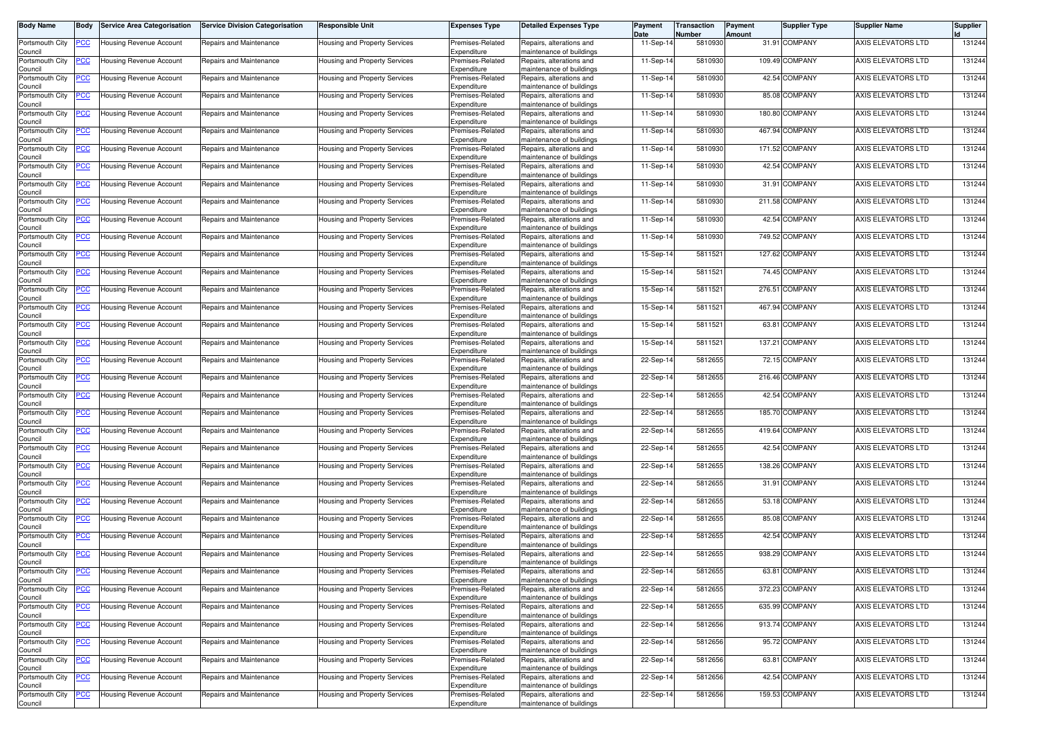| Body Name | Body | Service Area Categorisation | Service Division Categorisation | Responsible Unit | Expenses Type | Detailed Expenses Type | Payment Date | Transaction Number | Payment Amount | Supplier Type | Supplier Name | Supplier Id |
|---|---|---|---|---|---|---|---|---|---|---|---|---|
| Portsmouth City Council | PCC | Housing Revenue Account | Repairs and Maintenance | Housing and Property Services | Premises-Related Expenditure | Repairs, alterations and maintenance of buildings | 11-Sep-14 | 5810930 | 31.91 | COMPANY | AXIS ELEVATORS LTD | 131244 |
| Portsmouth City Council | PCC | Housing Revenue Account | Repairs and Maintenance | Housing and Property Services | Premises-Related Expenditure | Repairs, alterations and maintenance of buildings | 11-Sep-14 | 5810930 | 109.49 | COMPANY | AXIS ELEVATORS LTD | 131244 |
| Portsmouth City Council | PCC | Housing Revenue Account | Repairs and Maintenance | Housing and Property Services | Premises-Related Expenditure | Repairs, alterations and maintenance of buildings | 11-Sep-14 | 5810930 | 42.54 | COMPANY | AXIS ELEVATORS LTD | 131244 |
| Portsmouth City Council | PCC | Housing Revenue Account | Repairs and Maintenance | Housing and Property Services | Premises-Related Expenditure | Repairs, alterations and maintenance of buildings | 11-Sep-14 | 5810930 | 85.08 | COMPANY | AXIS ELEVATORS LTD | 131244 |
| Portsmouth City Council | PCC | Housing Revenue Account | Repairs and Maintenance | Housing and Property Services | Premises-Related Expenditure | Repairs, alterations and maintenance of buildings | 11-Sep-14 | 5810930 | 180.80 | COMPANY | AXIS ELEVATORS LTD | 131244 |
| Portsmouth City Council | PCC | Housing Revenue Account | Repairs and Maintenance | Housing and Property Services | Premises-Related Expenditure | Repairs, alterations and maintenance of buildings | 11-Sep-14 | 5810930 | 467.94 | COMPANY | AXIS ELEVATORS LTD | 131244 |
| Portsmouth City Council | PCC | Housing Revenue Account | Repairs and Maintenance | Housing and Property Services | Premises-Related Expenditure | Repairs, alterations and maintenance of buildings | 11-Sep-14 | 5810930 | 171.52 | COMPANY | AXIS ELEVATORS LTD | 131244 |
| Portsmouth City Council | PCC | Housing Revenue Account | Repairs and Maintenance | Housing and Property Services | Premises-Related Expenditure | Repairs, alterations and maintenance of buildings | 11-Sep-14 | 5810930 | 42.54 | COMPANY | AXIS ELEVATORS LTD | 131244 |
| Portsmouth City Council | PCC | Housing Revenue Account | Repairs and Maintenance | Housing and Property Services | Premises-Related Expenditure | Repairs, alterations and maintenance of buildings | 11-Sep-14 | 5810930 | 31.91 | COMPANY | AXIS ELEVATORS LTD | 131244 |
| Portsmouth City Council | PCC | Housing Revenue Account | Repairs and Maintenance | Housing and Property Services | Premises-Related Expenditure | Repairs, alterations and maintenance of buildings | 11-Sep-14 | 5810930 | 211.58 | COMPANY | AXIS ELEVATORS LTD | 131244 |
| Portsmouth City Council | PCC | Housing Revenue Account | Repairs and Maintenance | Housing and Property Services | Premises-Related Expenditure | Repairs, alterations and maintenance of buildings | 11-Sep-14 | 5810930 | 42.54 | COMPANY | AXIS ELEVATORS LTD | 131244 |
| Portsmouth City Council | PCC | Housing Revenue Account | Repairs and Maintenance | Housing and Property Services | Premises-Related Expenditure | Repairs, alterations and maintenance of buildings | 11-Sep-14 | 5810930 | 749.52 | COMPANY | AXIS ELEVATORS LTD | 131244 |
| Portsmouth City Council | PCC | Housing Revenue Account | Repairs and Maintenance | Housing and Property Services | Premises-Related Expenditure | Repairs, alterations and maintenance of buildings | 15-Sep-14 | 5811521 | 127.62 | COMPANY | AXIS ELEVATORS LTD | 131244 |
| Portsmouth City Council | PCC | Housing Revenue Account | Repairs and Maintenance | Housing and Property Services | Premises-Related Expenditure | Repairs, alterations and maintenance of buildings | 15-Sep-14 | 5811521 | 74.45 | COMPANY | AXIS ELEVATORS LTD | 131244 |
| Portsmouth City Council | PCC | Housing Revenue Account | Repairs and Maintenance | Housing and Property Services | Premises-Related Expenditure | Repairs, alterations and maintenance of buildings | 15-Sep-14 | 5811521 | 276.51 | COMPANY | AXIS ELEVATORS LTD | 131244 |
| Portsmouth City Council | PCC | Housing Revenue Account | Repairs and Maintenance | Housing and Property Services | Premises-Related Expenditure | Repairs, alterations and maintenance of buildings | 15-Sep-14 | 5811521 | 467.94 | COMPANY | AXIS ELEVATORS LTD | 131244 |
| Portsmouth City Council | PCC | Housing Revenue Account | Repairs and Maintenance | Housing and Property Services | Premises-Related Expenditure | Repairs, alterations and maintenance of buildings | 15-Sep-14 | 5811521 | 63.81 | COMPANY | AXIS ELEVATORS LTD | 131244 |
| Portsmouth City Council | PCC | Housing Revenue Account | Repairs and Maintenance | Housing and Property Services | Premises-Related Expenditure | Repairs, alterations and maintenance of buildings | 15-Sep-14 | 5811521 | 137.21 | COMPANY | AXIS ELEVATORS LTD | 131244 |
| Portsmouth City Council | PCC | Housing Revenue Account | Repairs and Maintenance | Housing and Property Services | Premises-Related Expenditure | Repairs, alterations and maintenance of buildings | 22-Sep-14 | 5812655 | 72.15 | COMPANY | AXIS ELEVATORS LTD | 131244 |
| Portsmouth City Council | PCC | Housing Revenue Account | Repairs and Maintenance | Housing and Property Services | Premises-Related Expenditure | Repairs, alterations and maintenance of buildings | 22-Sep-14 | 5812655 | 216.46 | COMPANY | AXIS ELEVATORS LTD | 131244 |
| Portsmouth City Council | PCC | Housing Revenue Account | Repairs and Maintenance | Housing and Property Services | Premises-Related Expenditure | Repairs, alterations and maintenance of buildings | 22-Sep-14 | 5812655 | 42.54 | COMPANY | AXIS ELEVATORS LTD | 131244 |
| Portsmouth City Council | PCC | Housing Revenue Account | Repairs and Maintenance | Housing and Property Services | Premises-Related Expenditure | Repairs, alterations and maintenance of buildings | 22-Sep-14 | 5812655 | 185.70 | COMPANY | AXIS ELEVATORS LTD | 131244 |
| Portsmouth City Council | PCC | Housing Revenue Account | Repairs and Maintenance | Housing and Property Services | Premises-Related Expenditure | Repairs, alterations and maintenance of buildings | 22-Sep-14 | 5812655 | 419.64 | COMPANY | AXIS ELEVATORS LTD | 131244 |
| Portsmouth City Council | PCC | Housing Revenue Account | Repairs and Maintenance | Housing and Property Services | Premises-Related Expenditure | Repairs, alterations and maintenance of buildings | 22-Sep-14 | 5812655 | 42.54 | COMPANY | AXIS ELEVATORS LTD | 131244 |
| Portsmouth City Council | PCC | Housing Revenue Account | Repairs and Maintenance | Housing and Property Services | Premises-Related Expenditure | Repairs, alterations and maintenance of buildings | 22-Sep-14 | 5812655 | 138.26 | COMPANY | AXIS ELEVATORS LTD | 131244 |
| Portsmouth City Council | PCC | Housing Revenue Account | Repairs and Maintenance | Housing and Property Services | Premises-Related Expenditure | Repairs, alterations and maintenance of buildings | 22-Sep-14 | 5812655 | 31.91 | COMPANY | AXIS ELEVATORS LTD | 131244 |
| Portsmouth City Council | PCC | Housing Revenue Account | Repairs and Maintenance | Housing and Property Services | Premises-Related Expenditure | Repairs, alterations and maintenance of buildings | 22-Sep-14 | 5812655 | 53.18 | COMPANY | AXIS ELEVATORS LTD | 131244 |
| Portsmouth City Council | PCC | Housing Revenue Account | Repairs and Maintenance | Housing and Property Services | Premises-Related Expenditure | Repairs, alterations and maintenance of buildings | 22-Sep-14 | 5812655 | 85.08 | COMPANY | AXIS ELEVATORS LTD | 131244 |
| Portsmouth City Council | PCC | Housing Revenue Account | Repairs and Maintenance | Housing and Property Services | Premises-Related Expenditure | Repairs, alterations and maintenance of buildings | 22-Sep-14 | 5812655 | 42.54 | COMPANY | AXIS ELEVATORS LTD | 131244 |
| Portsmouth City Council | PCC | Housing Revenue Account | Repairs and Maintenance | Housing and Property Services | Premises-Related Expenditure | Repairs, alterations and maintenance of buildings | 22-Sep-14 | 5812655 | 938.29 | COMPANY | AXIS ELEVATORS LTD | 131244 |
| Portsmouth City Council | PCC | Housing Revenue Account | Repairs and Maintenance | Housing and Property Services | Premises-Related Expenditure | Repairs, alterations and maintenance of buildings | 22-Sep-14 | 5812655 | 63.81 | COMPANY | AXIS ELEVATORS LTD | 131244 |
| Portsmouth City Council | PCC | Housing Revenue Account | Repairs and Maintenance | Housing and Property Services | Premises-Related Expenditure | Repairs, alterations and maintenance of buildings | 22-Sep-14 | 5812655 | 372.23 | COMPANY | AXIS ELEVATORS LTD | 131244 |
| Portsmouth City Council | PCC | Housing Revenue Account | Repairs and Maintenance | Housing and Property Services | Premises-Related Expenditure | Repairs, alterations and maintenance of buildings | 22-Sep-14 | 5812655 | 635.99 | COMPANY | AXIS ELEVATORS LTD | 131244 |
| Portsmouth City Council | PCC | Housing Revenue Account | Repairs and Maintenance | Housing and Property Services | Premises-Related Expenditure | Repairs, alterations and maintenance of buildings | 22-Sep-14 | 5812656 | 913.74 | COMPANY | AXIS ELEVATORS LTD | 131244 |
| Portsmouth City Council | PCC | Housing Revenue Account | Repairs and Maintenance | Housing and Property Services | Premises-Related Expenditure | Repairs, alterations and maintenance of buildings | 22-Sep-14 | 5812656 | 95.72 | COMPANY | AXIS ELEVATORS LTD | 131244 |
| Portsmouth City Council | PCC | Housing Revenue Account | Repairs and Maintenance | Housing and Property Services | Premises-Related Expenditure | Repairs, alterations and maintenance of buildings | 22-Sep-14 | 5812656 | 63.81 | COMPANY | AXIS ELEVATORS LTD | 131244 |
| Portsmouth City Council | PCC | Housing Revenue Account | Repairs and Maintenance | Housing and Property Services | Premises-Related Expenditure | Repairs, alterations and maintenance of buildings | 22-Sep-14 | 5812656 | 42.54 | COMPANY | AXIS ELEVATORS LTD | 131244 |
| Portsmouth City Council | PCC | Housing Revenue Account | Repairs and Maintenance | Housing and Property Services | Premises-Related Expenditure | Repairs, alterations and maintenance of buildings | 22-Sep-14 | 5812656 | 159.53 | COMPANY | AXIS ELEVATORS LTD | 131244 |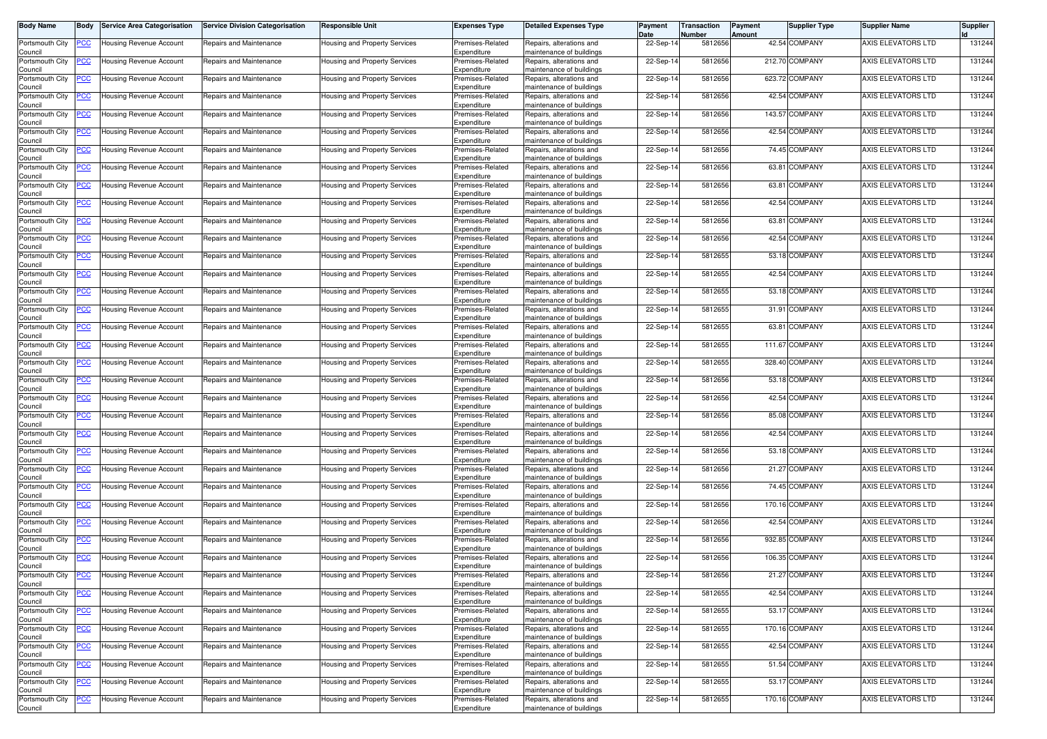| Body Name | Body | Service Area Categorisation | Service Division Categorisation | Responsible Unit | Expenses Type | Detailed Expenses Type | Payment Date | Transaction Number | Payment Amount | Supplier Type | Supplier Name | Supplier Id |
|---|---|---|---|---|---|---|---|---|---|---|---|---|
| Portsmouth City Council | PCC | Housing Revenue Account | Repairs and Maintenance | Housing and Property Services | Premises-Related Expenditure | Repairs, alterations and maintenance of buildings | 22-Sep-14 | 5812656 | 42.54 | COMPANY | AXIS ELEVATORS LTD | 131244 |
| Portsmouth City Council | PCC | Housing Revenue Account | Repairs and Maintenance | Housing and Property Services | Premises-Related Expenditure | Repairs, alterations and maintenance of buildings | 22-Sep-14 | 5812656 | 212.70 | COMPANY | AXIS ELEVATORS LTD | 131244 |
| Portsmouth City Council | PCC | Housing Revenue Account | Repairs and Maintenance | Housing and Property Services | Premises-Related Expenditure | Repairs, alterations and maintenance of buildings | 22-Sep-14 | 5812656 | 623.72 | COMPANY | AXIS ELEVATORS LTD | 131244 |
| Portsmouth City Council | PCC | Housing Revenue Account | Repairs and Maintenance | Housing and Property Services | Premises-Related Expenditure | Repairs, alterations and maintenance of buildings | 22-Sep-14 | 5812656 | 42.54 | COMPANY | AXIS ELEVATORS LTD | 131244 |
| Portsmouth City Council | PCC | Housing Revenue Account | Repairs and Maintenance | Housing and Property Services | Premises-Related Expenditure | Repairs, alterations and maintenance of buildings | 22-Sep-14 | 5812656 | 143.57 | COMPANY | AXIS ELEVATORS LTD | 131244 |
| Portsmouth City Council | PCC | Housing Revenue Account | Repairs and Maintenance | Housing and Property Services | Premises-Related Expenditure | Repairs, alterations and maintenance of buildings | 22-Sep-14 | 5812656 | 42.54 | COMPANY | AXIS ELEVATORS LTD | 131244 |
| Portsmouth City Council | PCC | Housing Revenue Account | Repairs and Maintenance | Housing and Property Services | Premises-Related Expenditure | Repairs, alterations and maintenance of buildings | 22-Sep-14 | 5812656 | 74.45 | COMPANY | AXIS ELEVATORS LTD | 131244 |
| Portsmouth City Council | PCC | Housing Revenue Account | Repairs and Maintenance | Housing and Property Services | Premises-Related Expenditure | Repairs, alterations and maintenance of buildings | 22-Sep-14 | 5812656 | 63.81 | COMPANY | AXIS ELEVATORS LTD | 131244 |
| Portsmouth City Council | PCC | Housing Revenue Account | Repairs and Maintenance | Housing and Property Services | Premises-Related Expenditure | Repairs, alterations and maintenance of buildings | 22-Sep-14 | 5812656 | 63.81 | COMPANY | AXIS ELEVATORS LTD | 131244 |
| Portsmouth City Council | PCC | Housing Revenue Account | Repairs and Maintenance | Housing and Property Services | Premises-Related Expenditure | Repairs, alterations and maintenance of buildings | 22-Sep-14 | 5812656 | 42.54 | COMPANY | AXIS ELEVATORS LTD | 131244 |
| Portsmouth City Council | PCC | Housing Revenue Account | Repairs and Maintenance | Housing and Property Services | Premises-Related Expenditure | Repairs, alterations and maintenance of buildings | 22-Sep-14 | 5812656 | 63.81 | COMPANY | AXIS ELEVATORS LTD | 131244 |
| Portsmouth City Council | PCC | Housing Revenue Account | Repairs and Maintenance | Housing and Property Services | Premises-Related Expenditure | Repairs, alterations and maintenance of buildings | 22-Sep-14 | 5812656 | 42.54 | COMPANY | AXIS ELEVATORS LTD | 131244 |
| Portsmouth City Council | PCC | Housing Revenue Account | Repairs and Maintenance | Housing and Property Services | Premises-Related Expenditure | Repairs, alterations and maintenance of buildings | 22-Sep-14 | 5812655 | 53.18 | COMPANY | AXIS ELEVATORS LTD | 131244 |
| Portsmouth City Council | PCC | Housing Revenue Account | Repairs and Maintenance | Housing and Property Services | Premises-Related Expenditure | Repairs, alterations and maintenance of buildings | 22-Sep-14 | 5812655 | 42.54 | COMPANY | AXIS ELEVATORS LTD | 131244 |
| Portsmouth City Council | PCC | Housing Revenue Account | Repairs and Maintenance | Housing and Property Services | Premises-Related Expenditure | Repairs, alterations and maintenance of buildings | 22-Sep-14 | 5812655 | 53.18 | COMPANY | AXIS ELEVATORS LTD | 131244 |
| Portsmouth City Council | PCC | Housing Revenue Account | Repairs and Maintenance | Housing and Property Services | Premises-Related Expenditure | Repairs, alterations and maintenance of buildings | 22-Sep-14 | 5812655 | 31.91 | COMPANY | AXIS ELEVATORS LTD | 131244 |
| Portsmouth City Council | PCC | Housing Revenue Account | Repairs and Maintenance | Housing and Property Services | Premises-Related Expenditure | Repairs, alterations and maintenance of buildings | 22-Sep-14 | 5812655 | 63.81 | COMPANY | AXIS ELEVATORS LTD | 131244 |
| Portsmouth City Council | PCC | Housing Revenue Account | Repairs and Maintenance | Housing and Property Services | Premises-Related Expenditure | Repairs, alterations and maintenance of buildings | 22-Sep-14 | 5812655 | 111.67 | COMPANY | AXIS ELEVATORS LTD | 131244 |
| Portsmouth City Council | PCC | Housing Revenue Account | Repairs and Maintenance | Housing and Property Services | Premises-Related Expenditure | Repairs, alterations and maintenance of buildings | 22-Sep-14 | 5812655 | 328.40 | COMPANY | AXIS ELEVATORS LTD | 131244 |
| Portsmouth City Council | PCC | Housing Revenue Account | Repairs and Maintenance | Housing and Property Services | Premises-Related Expenditure | Repairs, alterations and maintenance of buildings | 22-Sep-14 | 5812656 | 53.18 | COMPANY | AXIS ELEVATORS LTD | 131244 |
| Portsmouth City Council | PCC | Housing Revenue Account | Repairs and Maintenance | Housing and Property Services | Premises-Related Expenditure | Repairs, alterations and maintenance of buildings | 22-Sep-14 | 5812656 | 42.54 | COMPANY | AXIS ELEVATORS LTD | 131244 |
| Portsmouth City Council | PCC | Housing Revenue Account | Repairs and Maintenance | Housing and Property Services | Premises-Related Expenditure | Repairs, alterations and maintenance of buildings | 22-Sep-14 | 5812656 | 85.08 | COMPANY | AXIS ELEVATORS LTD | 131244 |
| Portsmouth City Council | PCC | Housing Revenue Account | Repairs and Maintenance | Housing and Property Services | Premises-Related Expenditure | Repairs, alterations and maintenance of buildings | 22-Sep-14 | 5812656 | 42.54 | COMPANY | AXIS ELEVATORS LTD | 131244 |
| Portsmouth City Council | PCC | Housing Revenue Account | Repairs and Maintenance | Housing and Property Services | Premises-Related Expenditure | Repairs, alterations and maintenance of buildings | 22-Sep-14 | 5812656 | 53.18 | COMPANY | AXIS ELEVATORS LTD | 131244 |
| Portsmouth City Council | PCC | Housing Revenue Account | Repairs and Maintenance | Housing and Property Services | Premises-Related Expenditure | Repairs, alterations and maintenance of buildings | 22-Sep-14 | 5812656 | 21.27 | COMPANY | AXIS ELEVATORS LTD | 131244 |
| Portsmouth City Council | PCC | Housing Revenue Account | Repairs and Maintenance | Housing and Property Services | Premises-Related Expenditure | Repairs, alterations and maintenance of buildings | 22-Sep-14 | 5812656 | 74.45 | COMPANY | AXIS ELEVATORS LTD | 131244 |
| Portsmouth City Council | PCC | Housing Revenue Account | Repairs and Maintenance | Housing and Property Services | Premises-Related Expenditure | Repairs, alterations and maintenance of buildings | 22-Sep-14 | 5812656 | 170.16 | COMPANY | AXIS ELEVATORS LTD | 131244 |
| Portsmouth City Council | PCC | Housing Revenue Account | Repairs and Maintenance | Housing and Property Services | Premises-Related Expenditure | Repairs, alterations and maintenance of buildings | 22-Sep-14 | 5812656 | 42.54 | COMPANY | AXIS ELEVATORS LTD | 131244 |
| Portsmouth City Council | PCC | Housing Revenue Account | Repairs and Maintenance | Housing and Property Services | Premises-Related Expenditure | Repairs, alterations and maintenance of buildings | 22-Sep-14 | 5812656 | 932.85 | COMPANY | AXIS ELEVATORS LTD | 131244 |
| Portsmouth City Council | PCC | Housing Revenue Account | Repairs and Maintenance | Housing and Property Services | Premises-Related Expenditure | Repairs, alterations and maintenance of buildings | 22-Sep-14 | 5812656 | 106.35 | COMPANY | AXIS ELEVATORS LTD | 131244 |
| Portsmouth City Council | PCC | Housing Revenue Account | Repairs and Maintenance | Housing and Property Services | Premises-Related Expenditure | Repairs, alterations and maintenance of buildings | 22-Sep-14 | 5812656 | 21.27 | COMPANY | AXIS ELEVATORS LTD | 131244 |
| Portsmouth City Council | PCC | Housing Revenue Account | Repairs and Maintenance | Housing and Property Services | Premises-Related Expenditure | Repairs, alterations and maintenance of buildings | 22-Sep-14 | 5812655 | 42.54 | COMPANY | AXIS ELEVATORS LTD | 131244 |
| Portsmouth City Council | PCC | Housing Revenue Account | Repairs and Maintenance | Housing and Property Services | Premises-Related Expenditure | Repairs, alterations and maintenance of buildings | 22-Sep-14 | 5812655 | 53.17 | COMPANY | AXIS ELEVATORS LTD | 131244 |
| Portsmouth City Council | PCC | Housing Revenue Account | Repairs and Maintenance | Housing and Property Services | Premises-Related Expenditure | Repairs, alterations and maintenance of buildings | 22-Sep-14 | 5812655 | 170.16 | COMPANY | AXIS ELEVATORS LTD | 131244 |
| Portsmouth City Council | PCC | Housing Revenue Account | Repairs and Maintenance | Housing and Property Services | Premises-Related Expenditure | Repairs, alterations and maintenance of buildings | 22-Sep-14 | 5812655 | 42.54 | COMPANY | AXIS ELEVATORS LTD | 131244 |
| Portsmouth City Council | PCC | Housing Revenue Account | Repairs and Maintenance | Housing and Property Services | Premises-Related Expenditure | Repairs, alterations and maintenance of buildings | 22-Sep-14 | 5812655 | 51.54 | COMPANY | AXIS ELEVATORS LTD | 131244 |
| Portsmouth City Council | PCC | Housing Revenue Account | Repairs and Maintenance | Housing and Property Services | Premises-Related Expenditure | Repairs, alterations and maintenance of buildings | 22-Sep-14 | 5812655 | 53.17 | COMPANY | AXIS ELEVATORS LTD | 131244 |
| Portsmouth City Council | PCC | Housing Revenue Account | Repairs and Maintenance | Housing and Property Services | Premises-Related Expenditure | Repairs, alterations and maintenance of buildings | 22-Sep-14 | 5812655 | 170.16 | COMPANY | AXIS ELEVATORS LTD | 131244 |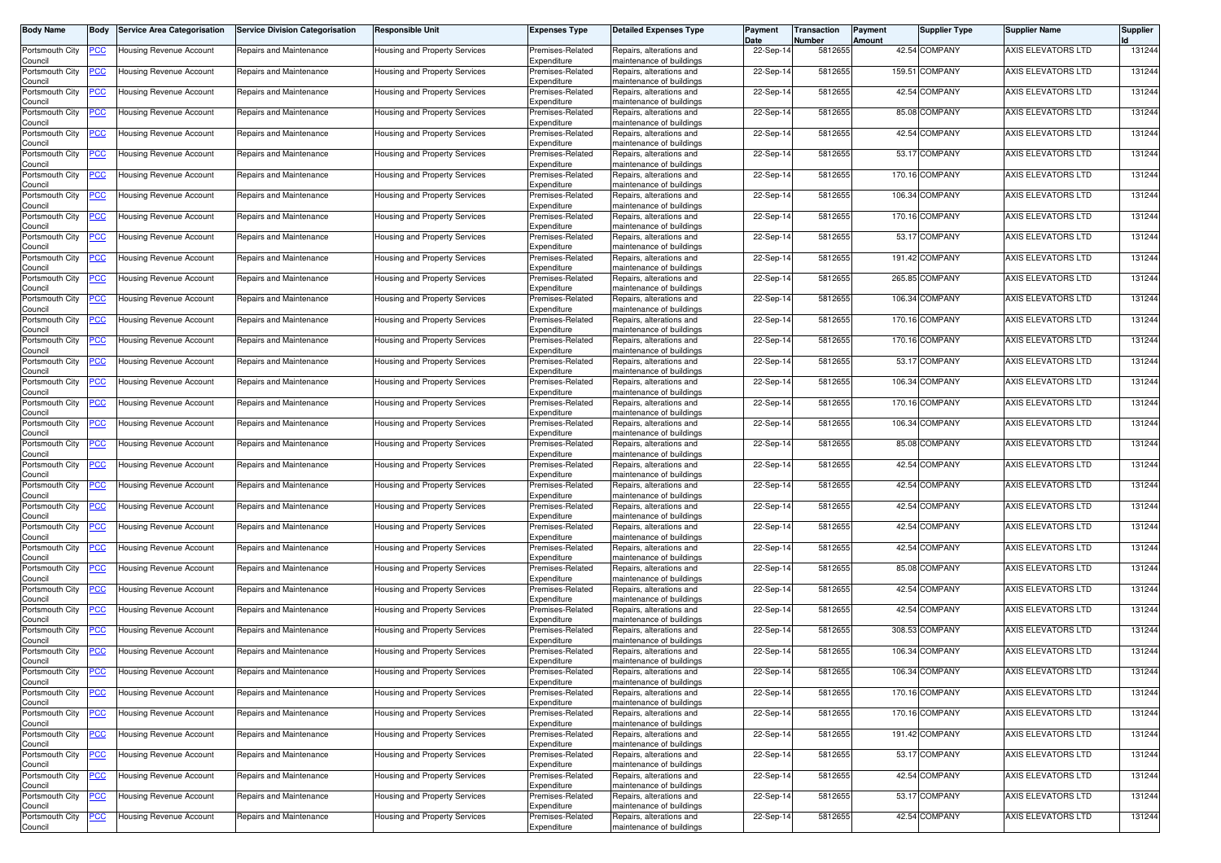| Body Name | Body | Service Area Categorisation | Service Division Categorisation | Responsible Unit | Expenses Type | Detailed Expenses Type | Payment Date | Transaction Number | Payment Amount | Supplier Type | Supplier Name | Supplier Id |
|---|---|---|---|---|---|---|---|---|---|---|---|---|
| Portsmouth City Council | PCC | Housing Revenue Account | Repairs and Maintenance | Housing and Property Services | Premises-Related Expenditure | Repairs, alterations and maintenance of buildings | 22-Sep-14 | 5812655 | 42.54 | COMPANY | AXIS ELEVATORS LTD | 131244 |
| Portsmouth City Council | PCC | Housing Revenue Account | Repairs and Maintenance | Housing and Property Services | Premises-Related Expenditure | Repairs, alterations and maintenance of buildings | 22-Sep-14 | 5812655 | 159.51 | COMPANY | AXIS ELEVATORS LTD | 131244 |
| Portsmouth City Council | PCC | Housing Revenue Account | Repairs and Maintenance | Housing and Property Services | Premises-Related Expenditure | Repairs, alterations and maintenance of buildings | 22-Sep-14 | 5812655 | 42.54 | COMPANY | AXIS ELEVATORS LTD | 131244 |
| Portsmouth City Council | PCC | Housing Revenue Account | Repairs and Maintenance | Housing and Property Services | Premises-Related Expenditure | Repairs, alterations and maintenance of buildings | 22-Sep-14 | 5812655 | 85.08 | COMPANY | AXIS ELEVATORS LTD | 131244 |
| Portsmouth City Council | PCC | Housing Revenue Account | Repairs and Maintenance | Housing and Property Services | Premises-Related Expenditure | Repairs, alterations and maintenance of buildings | 22-Sep-14 | 5812655 | 42.54 | COMPANY | AXIS ELEVATORS LTD | 131244 |
| Portsmouth City Council | PCC | Housing Revenue Account | Repairs and Maintenance | Housing and Property Services | Premises-Related Expenditure | Repairs, alterations and maintenance of buildings | 22-Sep-14 | 5812655 | 53.17 | COMPANY | AXIS ELEVATORS LTD | 131244 |
| Portsmouth City Council | PCC | Housing Revenue Account | Repairs and Maintenance | Housing and Property Services | Premises-Related Expenditure | Repairs, alterations and maintenance of buildings | 22-Sep-14 | 5812655 | 170.16 | COMPANY | AXIS ELEVATORS LTD | 131244 |
| Portsmouth City Council | PCC | Housing Revenue Account | Repairs and Maintenance | Housing and Property Services | Premises-Related Expenditure | Repairs, alterations and maintenance of buildings | 22-Sep-14 | 5812655 | 106.34 | COMPANY | AXIS ELEVATORS LTD | 131244 |
| Portsmouth City Council | PCC | Housing Revenue Account | Repairs and Maintenance | Housing and Property Services | Premises-Related Expenditure | Repairs, alterations and maintenance of buildings | 22-Sep-14 | 5812655 | 170.16 | COMPANY | AXIS ELEVATORS LTD | 131244 |
| Portsmouth City Council | PCC | Housing Revenue Account | Repairs and Maintenance | Housing and Property Services | Premises-Related Expenditure | Repairs, alterations and maintenance of buildings | 22-Sep-14 | 5812655 | 53.17 | COMPANY | AXIS ELEVATORS LTD | 131244 |
| Portsmouth City Council | PCC | Housing Revenue Account | Repairs and Maintenance | Housing and Property Services | Premises-Related Expenditure | Repairs, alterations and maintenance of buildings | 22-Sep-14 | 5812655 | 191.42 | COMPANY | AXIS ELEVATORS LTD | 131244 |
| Portsmouth City Council | PCC | Housing Revenue Account | Repairs and Maintenance | Housing and Property Services | Premises-Related Expenditure | Repairs, alterations and maintenance of buildings | 22-Sep-14 | 5812655 | 265.85 | COMPANY | AXIS ELEVATORS LTD | 131244 |
| Portsmouth City Council | PCC | Housing Revenue Account | Repairs and Maintenance | Housing and Property Services | Premises-Related Expenditure | Repairs, alterations and maintenance of buildings | 22-Sep-14 | 5812655 | 106.34 | COMPANY | AXIS ELEVATORS LTD | 131244 |
| Portsmouth City Council | PCC | Housing Revenue Account | Repairs and Maintenance | Housing and Property Services | Premises-Related Expenditure | Repairs, alterations and maintenance of buildings | 22-Sep-14 | 5812655 | 170.16 | COMPANY | AXIS ELEVATORS LTD | 131244 |
| Portsmouth City Council | PCC | Housing Revenue Account | Repairs and Maintenance | Housing and Property Services | Premises-Related Expenditure | Repairs, alterations and maintenance of buildings | 22-Sep-14 | 5812655 | 170.16 | COMPANY | AXIS ELEVATORS LTD | 131244 |
| Portsmouth City Council | PCC | Housing Revenue Account | Repairs and Maintenance | Housing and Property Services | Premises-Related Expenditure | Repairs, alterations and maintenance of buildings | 22-Sep-14 | 5812655 | 53.17 | COMPANY | AXIS ELEVATORS LTD | 131244 |
| Portsmouth City Council | PCC | Housing Revenue Account | Repairs and Maintenance | Housing and Property Services | Premises-Related Expenditure | Repairs, alterations and maintenance of buildings | 22-Sep-14 | 5812655 | 106.34 | COMPANY | AXIS ELEVATORS LTD | 131244 |
| Portsmouth City Council | PCC | Housing Revenue Account | Repairs and Maintenance | Housing and Property Services | Premises-Related Expenditure | Repairs, alterations and maintenance of buildings | 22-Sep-14 | 5812655 | 170.16 | COMPANY | AXIS ELEVATORS LTD | 131244 |
| Portsmouth City Council | PCC | Housing Revenue Account | Repairs and Maintenance | Housing and Property Services | Premises-Related Expenditure | Repairs, alterations and maintenance of buildings | 22-Sep-14 | 5812655 | 106.34 | COMPANY | AXIS ELEVATORS LTD | 131244 |
| Portsmouth City Council | PCC | Housing Revenue Account | Repairs and Maintenance | Housing and Property Services | Premises-Related Expenditure | Repairs, alterations and maintenance of buildings | 22-Sep-14 | 5812655 | 85.08 | COMPANY | AXIS ELEVATORS LTD | 131244 |
| Portsmouth City Council | PCC | Housing Revenue Account | Repairs and Maintenance | Housing and Property Services | Premises-Related Expenditure | Repairs, alterations and maintenance of buildings | 22-Sep-14 | 5812655 | 42.54 | COMPANY | AXIS ELEVATORS LTD | 131244 |
| Portsmouth City Council | PCC | Housing Revenue Account | Repairs and Maintenance | Housing and Property Services | Premises-Related Expenditure | Repairs, alterations and maintenance of buildings | 22-Sep-14 | 5812655 | 42.54 | COMPANY | AXIS ELEVATORS LTD | 131244 |
| Portsmouth City Council | PCC | Housing Revenue Account | Repairs and Maintenance | Housing and Property Services | Premises-Related Expenditure | Repairs, alterations and maintenance of buildings | 22-Sep-14 | 5812655 | 42.54 | COMPANY | AXIS ELEVATORS LTD | 131244 |
| Portsmouth City Council | PCC | Housing Revenue Account | Repairs and Maintenance | Housing and Property Services | Premises-Related Expenditure | Repairs, alterations and maintenance of buildings | 22-Sep-14 | 5812655 | 42.54 | COMPANY | AXIS ELEVATORS LTD | 131244 |
| Portsmouth City Council | PCC | Housing Revenue Account | Repairs and Maintenance | Housing and Property Services | Premises-Related Expenditure | Repairs, alterations and maintenance of buildings | 22-Sep-14 | 5812655 | 42.54 | COMPANY | AXIS ELEVATORS LTD | 131244 |
| Portsmouth City Council | PCC | Housing Revenue Account | Repairs and Maintenance | Housing and Property Services | Premises-Related Expenditure | Repairs, alterations and maintenance of buildings | 22-Sep-14 | 5812655 | 85.08 | COMPANY | AXIS ELEVATORS LTD | 131244 |
| Portsmouth City Council | PCC | Housing Revenue Account | Repairs and Maintenance | Housing and Property Services | Premises-Related Expenditure | Repairs, alterations and maintenance of buildings | 22-Sep-14 | 5812655 | 42.54 | COMPANY | AXIS ELEVATORS LTD | 131244 |
| Portsmouth City Council | PCC | Housing Revenue Account | Repairs and Maintenance | Housing and Property Services | Premises-Related Expenditure | Repairs, alterations and maintenance of buildings | 22-Sep-14 | 5812655 | 42.54 | COMPANY | AXIS ELEVATORS LTD | 131244 |
| Portsmouth City Council | PCC | Housing Revenue Account | Repairs and Maintenance | Housing and Property Services | Premises-Related Expenditure | Repairs, alterations and maintenance of buildings | 22-Sep-14 | 5812655 | 308.53 | COMPANY | AXIS ELEVATORS LTD | 131244 |
| Portsmouth City Council | PCC | Housing Revenue Account | Repairs and Maintenance | Housing and Property Services | Premises-Related Expenditure | Repairs, alterations and maintenance of buildings | 22-Sep-14 | 5812655 | 106.34 | COMPANY | AXIS ELEVATORS LTD | 131244 |
| Portsmouth City Council | PCC | Housing Revenue Account | Repairs and Maintenance | Housing and Property Services | Premises-Related Expenditure | Repairs, alterations and maintenance of buildings | 22-Sep-14 | 5812655 | 106.34 | COMPANY | AXIS ELEVATORS LTD | 131244 |
| Portsmouth City Council | PCC | Housing Revenue Account | Repairs and Maintenance | Housing and Property Services | Premises-Related Expenditure | Repairs, alterations and maintenance of buildings | 22-Sep-14 | 5812655 | 170.16 | COMPANY | AXIS ELEVATORS LTD | 131244 |
| Portsmouth City Council | PCC | Housing Revenue Account | Repairs and Maintenance | Housing and Property Services | Premises-Related Expenditure | Repairs, alterations and maintenance of buildings | 22-Sep-14 | 5812655 | 170.16 | COMPANY | AXIS ELEVATORS LTD | 131244 |
| Portsmouth City Council | PCC | Housing Revenue Account | Repairs and Maintenance | Housing and Property Services | Premises-Related Expenditure | Repairs, alterations and maintenance of buildings | 22-Sep-14 | 5812655 | 191.42 | COMPANY | AXIS ELEVATORS LTD | 131244 |
| Portsmouth City Council | PCC | Housing Revenue Account | Repairs and Maintenance | Housing and Property Services | Premises-Related Expenditure | Repairs, alterations and maintenance of buildings | 22-Sep-14 | 5812655 | 53.17 | COMPANY | AXIS ELEVATORS LTD | 131244 |
| Portsmouth City Council | PCC | Housing Revenue Account | Repairs and Maintenance | Housing and Property Services | Premises-Related Expenditure | Repairs, alterations and maintenance of buildings | 22-Sep-14 | 5812655 | 42.54 | COMPANY | AXIS ELEVATORS LTD | 131244 |
| Portsmouth City Council | PCC | Housing Revenue Account | Repairs and Maintenance | Housing and Property Services | Premises-Related Expenditure | Repairs, alterations and maintenance of buildings | 22-Sep-14 | 5812655 | 53.17 | COMPANY | AXIS ELEVATORS LTD | 131244 |
| Portsmouth City Council | PCC | Housing Revenue Account | Repairs and Maintenance | Housing and Property Services | Premises-Related Expenditure | Repairs, alterations and maintenance of buildings | 22-Sep-14 | 5812655 | 42.54 | COMPANY | AXIS ELEVATORS LTD | 131244 |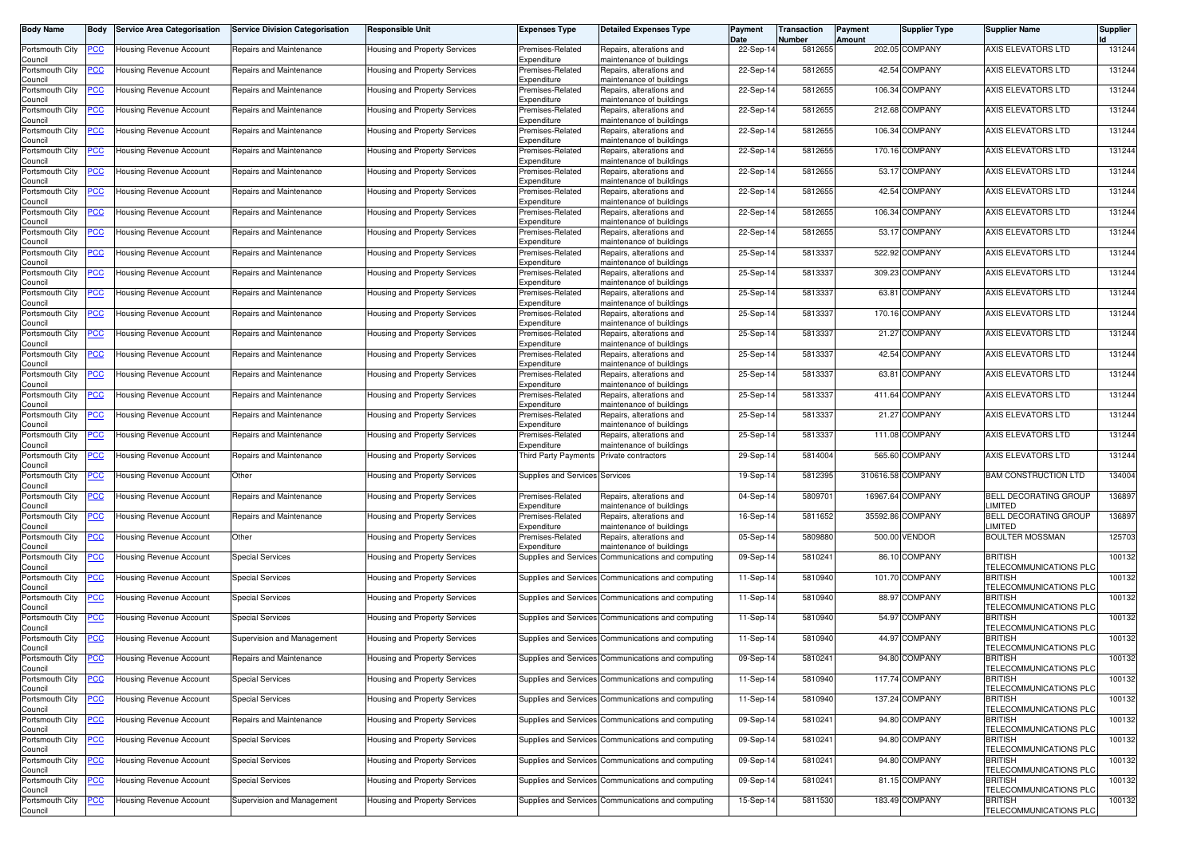| Body Name | Body | Service Area Categorisation | Service Division Categorisation | Responsible Unit | Expenses Type | Detailed Expenses Type | Payment Date | Transaction Number | Payment Amount | Supplier Type | Supplier Name | Supplier Id |
|---|---|---|---|---|---|---|---|---|---|---|---|---|
| Portsmouth City Council | PCC | Housing Revenue Account | Repairs and Maintenance | Housing and Property Services | Premises-Related Expenditure | Repairs, alterations and maintenance of buildings | 22-Sep-14 | 5812655 | 202.05 | COMPANY | AXIS ELEVATORS LTD | 131244 |
| Portsmouth City Council | PCC | Housing Revenue Account | Repairs and Maintenance | Housing and Property Services | Premises-Related Expenditure | Repairs, alterations and maintenance of buildings | 22-Sep-14 | 5812655 | 42.54 | COMPANY | AXIS ELEVATORS LTD | 131244 |
| Portsmouth City Council | PCC | Housing Revenue Account | Repairs and Maintenance | Housing and Property Services | Premises-Related Expenditure | Repairs, alterations and maintenance of buildings | 22-Sep-14 | 5812655 | 106.34 | COMPANY | AXIS ELEVATORS LTD | 131244 |
| Portsmouth City Council | PCC | Housing Revenue Account | Repairs and Maintenance | Housing and Property Services | Premises-Related Expenditure | Repairs, alterations and maintenance of buildings | 22-Sep-14 | 5812655 | 212.68 | COMPANY | AXIS ELEVATORS LTD | 131244 |
| Portsmouth City Council | PCC | Housing Revenue Account | Repairs and Maintenance | Housing and Property Services | Premises-Related Expenditure | Repairs, alterations and maintenance of buildings | 22-Sep-14 | 5812655 | 106.34 | COMPANY | AXIS ELEVATORS LTD | 131244 |
| Portsmouth City Council | PCC | Housing Revenue Account | Repairs and Maintenance | Housing and Property Services | Premises-Related Expenditure | Repairs, alterations and maintenance of buildings | 22-Sep-14 | 5812655 | 170.16 | COMPANY | AXIS ELEVATORS LTD | 131244 |
| Portsmouth City Council | PCC | Housing Revenue Account | Repairs and Maintenance | Housing and Property Services | Premises-Related Expenditure | Repairs, alterations and maintenance of buildings | 22-Sep-14 | 5812655 | 53.17 | COMPANY | AXIS ELEVATORS LTD | 131244 |
| Portsmouth City Council | PCC | Housing Revenue Account | Repairs and Maintenance | Housing and Property Services | Premises-Related Expenditure | Repairs, alterations and maintenance of buildings | 22-Sep-14 | 5812655 | 42.54 | COMPANY | AXIS ELEVATORS LTD | 131244 |
| Portsmouth City Council | PCC | Housing Revenue Account | Repairs and Maintenance | Housing and Property Services | Premises-Related Expenditure | Repairs, alterations and maintenance of buildings | 22-Sep-14 | 5812655 | 106.34 | COMPANY | AXIS ELEVATORS LTD | 131244 |
| Portsmouth City Council | PCC | Housing Revenue Account | Repairs and Maintenance | Housing and Property Services | Premises-Related Expenditure | Repairs, alterations and maintenance of buildings | 22-Sep-14 | 5812655 | 53.17 | COMPANY | AXIS ELEVATORS LTD | 131244 |
| Portsmouth City Council | PCC | Housing Revenue Account | Repairs and Maintenance | Housing and Property Services | Premises-Related Expenditure | Repairs, alterations and maintenance of buildings | 25-Sep-14 | 5813337 | 522.92 | COMPANY | AXIS ELEVATORS LTD | 131244 |
| Portsmouth City Council | PCC | Housing Revenue Account | Repairs and Maintenance | Housing and Property Services | Premises-Related Expenditure | Repairs, alterations and maintenance of buildings | 25-Sep-14 | 5813337 | 309.23 | COMPANY | AXIS ELEVATORS LTD | 131244 |
| Portsmouth City Council | PCC | Housing Revenue Account | Repairs and Maintenance | Housing and Property Services | Premises-Related Expenditure | Repairs, alterations and maintenance of buildings | 25-Sep-14 | 5813337 | 63.81 | COMPANY | AXIS ELEVATORS LTD | 131244 |
| Portsmouth City Council | PCC | Housing Revenue Account | Repairs and Maintenance | Housing and Property Services | Premises-Related Expenditure | Repairs, alterations and maintenance of buildings | 25-Sep-14 | 5813337 | 170.16 | COMPANY | AXIS ELEVATORS LTD | 131244 |
| Portsmouth City Council | PCC | Housing Revenue Account | Repairs and Maintenance | Housing and Property Services | Premises-Related Expenditure | Repairs, alterations and maintenance of buildings | 25-Sep-14 | 5813337 | 21.27 | COMPANY | AXIS ELEVATORS LTD | 131244 |
| Portsmouth City Council | PCC | Housing Revenue Account | Repairs and Maintenance | Housing and Property Services | Premises-Related Expenditure | Repairs, alterations and maintenance of buildings | 25-Sep-14 | 5813337 | 42.54 | COMPANY | AXIS ELEVATORS LTD | 131244 |
| Portsmouth City Council | PCC | Housing Revenue Account | Repairs and Maintenance | Housing and Property Services | Premises-Related Expenditure | Repairs, alterations and maintenance of buildings | 25-Sep-14 | 5813337 | 63.81 | COMPANY | AXIS ELEVATORS LTD | 131244 |
| Portsmouth City Council | PCC | Housing Revenue Account | Repairs and Maintenance | Housing and Property Services | Premises-Related Expenditure | Repairs, alterations and maintenance of buildings | 25-Sep-14 | 5813337 | 411.64 | COMPANY | AXIS ELEVATORS LTD | 131244 |
| Portsmouth City Council | PCC | Housing Revenue Account | Repairs and Maintenance | Housing and Property Services | Premises-Related Expenditure | Repairs, alterations and maintenance of buildings | 25-Sep-14 | 5813337 | 21.27 | COMPANY | AXIS ELEVATORS LTD | 131244 |
| Portsmouth City Council | PCC | Housing Revenue Account | Repairs and Maintenance | Housing and Property Services | Premises-Related Expenditure | Repairs, alterations and maintenance of buildings | 25-Sep-14 | 5813337 | 111.08 | COMPANY | AXIS ELEVATORS LTD | 131244 |
| Portsmouth City Council | PCC | Housing Revenue Account | Repairs and Maintenance | Housing and Property Services | Third Party Payments | Private contractors | 29-Sep-14 | 5814004 | 565.60 | COMPANY | AXIS ELEVATORS LTD | 131244 |
| Portsmouth City Council | PCC | Housing Revenue Account | Other | Housing and Property Services | Supplies and Services | Services | 19-Sep-14 | 5812395 | 310616.58 | COMPANY | BAM CONSTRUCTION LTD | 134004 |
| Portsmouth City Council | PCC | Housing Revenue Account | Repairs and Maintenance | Housing and Property Services | Premises-Related Expenditure | Repairs, alterations and maintenance of buildings | 04-Sep-14 | 5809701 | 16967.64 | COMPANY | BELL DECORATING GROUP LIMITED | 136897 |
| Portsmouth City Council | PCC | Housing Revenue Account | Repairs and Maintenance | Housing and Property Services | Premises-Related Expenditure | Repairs, alterations and maintenance of buildings | 16-Sep-14 | 5811652 | 35592.86 | COMPANY | BELL DECORATING GROUP LIMITED | 136897 |
| Portsmouth City Council | PCC | Housing Revenue Account | Other | Housing and Property Services | Premises-Related Expenditure | Repairs, alterations and maintenance of buildings | 05-Sep-14 | 5809880 | 500.00 | VENDOR | BOULTER MOSSMAN | 125703 |
| Portsmouth City Council | PCC | Housing Revenue Account | Special Services | Housing and Property Services | Supplies and Services | Communications and computing | 09-Sep-14 | 5810241 | 86.10 | COMPANY | BRITISH TELECOMMUNICATIONS PLC | 100132 |
| Portsmouth City Council | PCC | Housing Revenue Account | Special Services | Housing and Property Services | Supplies and Services | Communications and computing | 11-Sep-14 | 5810940 | 101.70 | COMPANY | BRITISH TELECOMMUNICATIONS PLC | 100132 |
| Portsmouth City Council | PCC | Housing Revenue Account | Special Services | Housing and Property Services | Supplies and Services | Communications and computing | 11-Sep-14 | 5810940 | 88.97 | COMPANY | BRITISH TELECOMMUNICATIONS PLC | 100132 |
| Portsmouth City Council | PCC | Housing Revenue Account | Special Services | Housing and Property Services | Supplies and Services | Communications and computing | 11-Sep-14 | 5810940 | 54.97 | COMPANY | BRITISH TELECOMMUNICATIONS PLC | 100132 |
| Portsmouth City Council | PCC | Housing Revenue Account | Supervision and Management | Housing and Property Services | Supplies and Services | Communications and computing | 11-Sep-14 | 5810940 | 44.97 | COMPANY | BRITISH TELECOMMUNICATIONS PLC | 100132 |
| Portsmouth City Council | PCC | Housing Revenue Account | Repairs and Maintenance | Housing and Property Services | Supplies and Services | Communications and computing | 09-Sep-14 | 5810241 | 94.80 | COMPANY | BRITISH TELECOMMUNICATIONS PLC | 100132 |
| Portsmouth City Council | PCC | Housing Revenue Account | Special Services | Housing and Property Services | Supplies and Services | Communications and computing | 11-Sep-14 | 5810940 | 117.74 | COMPANY | BRITISH TELECOMMUNICATIONS PLC | 100132 |
| Portsmouth City Council | PCC | Housing Revenue Account | Special Services | Housing and Property Services | Supplies and Services | Communications and computing | 11-Sep-14 | 5810940 | 137.24 | COMPANY | BRITISH TELECOMMUNICATIONS PLC | 100132 |
| Portsmouth City Council | PCC | Housing Revenue Account | Repairs and Maintenance | Housing and Property Services | Supplies and Services | Communications and computing | 09-Sep-14 | 5810241 | 94.80 | COMPANY | BRITISH TELECOMMUNICATIONS PLC | 100132 |
| Portsmouth City Council | PCC | Housing Revenue Account | Special Services | Housing and Property Services | Supplies and Services | Communications and computing | 09-Sep-14 | 5810241 | 94.80 | COMPANY | BRITISH TELECOMMUNICATIONS PLC | 100132 |
| Portsmouth City Council | PCC | Housing Revenue Account | Special Services | Housing and Property Services | Supplies and Services | Communications and computing | 09-Sep-14 | 5810241 | 94.80 | COMPANY | BRITISH TELECOMMUNICATIONS PLC | 100132 |
| Portsmouth City Council | PCC | Housing Revenue Account | Special Services | Housing and Property Services | Supplies and Services | Communications and computing | 09-Sep-14 | 5810241 | 81.15 | COMPANY | BRITISH TELECOMMUNICATIONS PLC | 100132 |
| Portsmouth City Council | PCC | Housing Revenue Account | Supervision and Management | Housing and Property Services | Supplies and Services | Communications and computing | 15-Sep-14 | 5811530 | 183.49 | COMPANY | BRITISH TELECOMMUNICATIONS PLC | 100132 |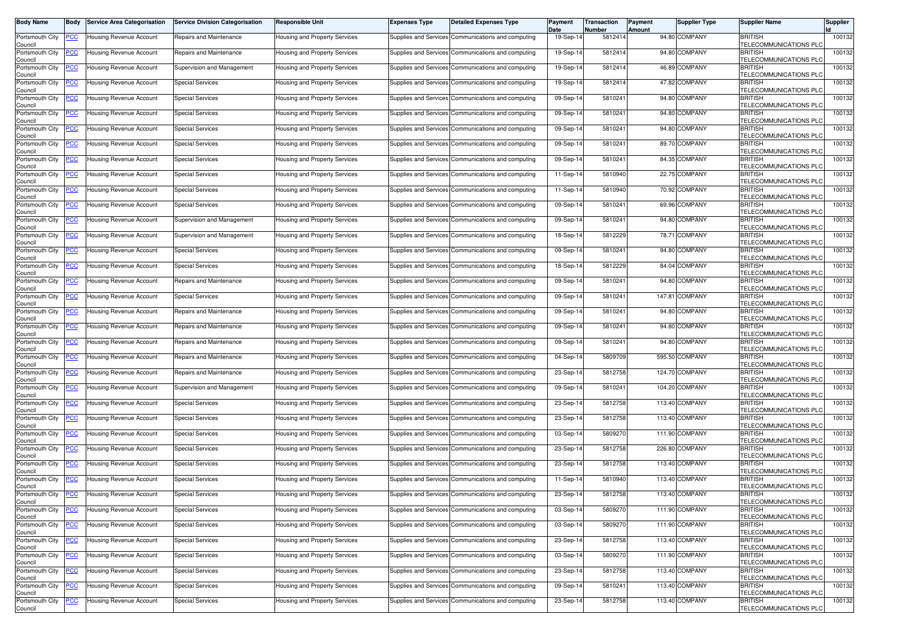| Body Name | Body | Service Area Categorisation | Service Division Categorisation | Responsible Unit | Expenses Type | Detailed Expenses Type | Payment Date | Transaction Number | Payment Amount | Supplier Type | Supplier Name | Supplier Id |
|---|---|---|---|---|---|---|---|---|---|---|---|---|
| Portsmouth City Council | PCC | Housing Revenue Account | Repairs and Maintenance | Housing and Property Services | Supplies and Services | Communications and computing | 19-Sep-14 | 5812414 | 94.80 | COMPANY | BRITISH TELECOMMUNICATIONS PLC | 100132 |
| Portsmouth City Council | PCC | Housing Revenue Account | Repairs and Maintenance | Housing and Property Services | Supplies and Services | Communications and computing | 19-Sep-14 | 5812414 | 94.80 | COMPANY | BRITISH TELECOMMUNICATIONS PLC | 100132 |
| Portsmouth City Council | PCC | Housing Revenue Account | Supervision and Management | Housing and Property Services | Supplies and Services | Communications and computing | 19-Sep-14 | 5812414 | 46.89 | COMPANY | BRITISH TELECOMMUNICATIONS PLC | 100132 |
| Portsmouth City Council | PCC | Housing Revenue Account | Special Services | Housing and Property Services | Supplies and Services | Communications and computing | 19-Sep-14 | 5812414 | 47.82 | COMPANY | BRITISH TELECOMMUNICATIONS PLC | 100132 |
| Portsmouth City Council | PCC | Housing Revenue Account | Special Services | Housing and Property Services | Supplies and Services | Communications and computing | 09-Sep-14 | 5810241 | 94.80 | COMPANY | BRITISH TELECOMMUNICATIONS PLC | 100132 |
| Portsmouth City Council | PCC | Housing Revenue Account | Special Services | Housing and Property Services | Supplies and Services | Communications and computing | 09-Sep-14 | 5810241 | 94.80 | COMPANY | BRITISH TELECOMMUNICATIONS PLC | 100132 |
| Portsmouth City Council | PCC | Housing Revenue Account | Special Services | Housing and Property Services | Supplies and Services | Communications and computing | 09-Sep-14 | 5810241 | 94.80 | COMPANY | BRITISH TELECOMMUNICATIONS PLC | 100132 |
| Portsmouth City Council | PCC | Housing Revenue Account | Special Services | Housing and Property Services | Supplies and Services | Communications and computing | 09-Sep-14 | 5810241 | 89.70 | COMPANY | BRITISH TELECOMMUNICATIONS PLC | 100132 |
| Portsmouth City Council | PCC | Housing Revenue Account | Special Services | Housing and Property Services | Supplies and Services | Communications and computing | 09-Sep-14 | 5810241 | 84.35 | COMPANY | BRITISH TELECOMMUNICATIONS PLC | 100132 |
| Portsmouth City Council | PCC | Housing Revenue Account | Special Services | Housing and Property Services | Supplies and Services | Communications and computing | 11-Sep-14 | 5810940 | 22.75 | COMPANY | BRITISH TELECOMMUNICATIONS PLC | 100132 |
| Portsmouth City Council | PCC | Housing Revenue Account | Special Services | Housing and Property Services | Supplies and Services | Communications and computing | 11-Sep-14 | 5810940 | 70.92 | COMPANY | BRITISH TELECOMMUNICATIONS PLC | 100132 |
| Portsmouth City Council | PCC | Housing Revenue Account | Special Services | Housing and Property Services | Supplies and Services | Communications and computing | 09-Sep-14 | 5810241 | 69.96 | COMPANY | BRITISH TELECOMMUNICATIONS PLC | 100132 |
| Portsmouth City Council | PCC | Housing Revenue Account | Supervision and Management | Housing and Property Services | Supplies and Services | Communications and computing | 09-Sep-14 | 5810241 | 94.80 | COMPANY | BRITISH TELECOMMUNICATIONS PLC | 100132 |
| Portsmouth City Council | PCC | Housing Revenue Account | Supervision and Management | Housing and Property Services | Supplies and Services | Communications and computing | 18-Sep-14 | 5812229 | 78.71 | COMPANY | BRITISH TELECOMMUNICATIONS PLC | 100132 |
| Portsmouth City Council | PCC | Housing Revenue Account | Special Services | Housing and Property Services | Supplies and Services | Communications and computing | 09-Sep-14 | 5810241 | 94.80 | COMPANY | BRITISH TELECOMMUNICATIONS PLC | 100132 |
| Portsmouth City Council | PCC | Housing Revenue Account | Special Services | Housing and Property Services | Supplies and Services | Communications and computing | 18-Sep-14 | 5812229 | 84.04 | COMPANY | BRITISH TELECOMMUNICATIONS PLC | 100132 |
| Portsmouth City Council | PCC | Housing Revenue Account | Repairs and Maintenance | Housing and Property Services | Supplies and Services | Communications and computing | 09-Sep-14 | 5810241 | 94.80 | COMPANY | BRITISH TELECOMMUNICATIONS PLC | 100132 |
| Portsmouth City Council | PCC | Housing Revenue Account | Special Services | Housing and Property Services | Supplies and Services | Communications and computing | 09-Sep-14 | 5810241 | 147.81 | COMPANY | BRITISH TELECOMMUNICATIONS PLC | 100132 |
| Portsmouth City Council | PCC | Housing Revenue Account | Repairs and Maintenance | Housing and Property Services | Supplies and Services | Communications and computing | 09-Sep-14 | 5810241 | 94.80 | COMPANY | BRITISH TELECOMMUNICATIONS PLC | 100132 |
| Portsmouth City Council | PCC | Housing Revenue Account | Repairs and Maintenance | Housing and Property Services | Supplies and Services | Communications and computing | 09-Sep-14 | 5810241 | 94.80 | COMPANY | BRITISH TELECOMMUNICATIONS PLC | 100132 |
| Portsmouth City Council | PCC | Housing Revenue Account | Repairs and Maintenance | Housing and Property Services | Supplies and Services | Communications and computing | 09-Sep-14 | 5810241 | 94.80 | COMPANY | BRITISH TELECOMMUNICATIONS PLC | 100132 |
| Portsmouth City Council | PCC | Housing Revenue Account | Repairs and Maintenance | Housing and Property Services | Supplies and Services | Communications and computing | 04-Sep-14 | 5809709 | 595.50 | COMPANY | BRITISH TELECOMMUNICATIONS PLC | 100132 |
| Portsmouth City Council | PCC | Housing Revenue Account | Repairs and Maintenance | Housing and Property Services | Supplies and Services | Communications and computing | 23-Sep-14 | 5812758 | 124.70 | COMPANY | BRITISH TELECOMMUNICATIONS PLC | 100132 |
| Portsmouth City Council | PCC | Housing Revenue Account | Supervision and Management | Housing and Property Services | Supplies and Services | Communications and computing | 09-Sep-14 | 5810241 | 104.20 | COMPANY | BRITISH TELECOMMUNICATIONS PLC | 100132 |
| Portsmouth City Council | PCC | Housing Revenue Account | Special Services | Housing and Property Services | Supplies and Services | Communications and computing | 23-Sep-14 | 5812758 | 113.40 | COMPANY | BRITISH TELECOMMUNICATIONS PLC | 100132 |
| Portsmouth City Council | PCC | Housing Revenue Account | Special Services | Housing and Property Services | Supplies and Services | Communications and computing | 23-Sep-14 | 5812758 | 113.40 | COMPANY | BRITISH TELECOMMUNICATIONS PLC | 100132 |
| Portsmouth City Council | PCC | Housing Revenue Account | Special Services | Housing and Property Services | Supplies and Services | Communications and computing | 03-Sep-14 | 5809270 | 111.90 | COMPANY | BRITISH TELECOMMUNICATIONS PLC | 100132 |
| Portsmouth City Council | PCC | Housing Revenue Account | Special Services | Housing and Property Services | Supplies and Services | Communications and computing | 23-Sep-14 | 5812758 | 226.80 | COMPANY | BRITISH TELECOMMUNICATIONS PLC | 100132 |
| Portsmouth City Council | PCC | Housing Revenue Account | Special Services | Housing and Property Services | Supplies and Services | Communications and computing | 23-Sep-14 | 5812758 | 113.40 | COMPANY | BRITISH TELECOMMUNICATIONS PLC | 100132 |
| Portsmouth City Council | PCC | Housing Revenue Account | Special Services | Housing and Property Services | Supplies and Services | Communications and computing | 11-Sep-14 | 5810940 | 113.40 | COMPANY | BRITISH TELECOMMUNICATIONS PLC | 100132 |
| Portsmouth City Council | PCC | Housing Revenue Account | Special Services | Housing and Property Services | Supplies and Services | Communications and computing | 23-Sep-14 | 5812758 | 113.40 | COMPANY | BRITISH TELECOMMUNICATIONS PLC | 100132 |
| Portsmouth City Council | PCC | Housing Revenue Account | Special Services | Housing and Property Services | Supplies and Services | Communications and computing | 03-Sep-14 | 5809270 | 111.90 | COMPANY | BRITISH TELECOMMUNICATIONS PLC | 100132 |
| Portsmouth City Council | PCC | Housing Revenue Account | Special Services | Housing and Property Services | Supplies and Services | Communications and computing | 03-Sep-14 | 5809270 | 111.90 | COMPANY | BRITISH TELECOMMUNICATIONS PLC | 100132 |
| Portsmouth City Council | PCC | Housing Revenue Account | Special Services | Housing and Property Services | Supplies and Services | Communications and computing | 23-Sep-14 | 5812758 | 113.40 | COMPANY | BRITISH TELECOMMUNICATIONS PLC | 100132 |
| Portsmouth City Council | PCC | Housing Revenue Account | Special Services | Housing and Property Services | Supplies and Services | Communications and computing | 03-Sep-14 | 5809270 | 111.90 | COMPANY | BRITISH TELECOMMUNICATIONS PLC | 100132 |
| Portsmouth City Council | PCC | Housing Revenue Account | Special Services | Housing and Property Services | Supplies and Services | Communications and computing | 23-Sep-14 | 5812758 | 113.40 | COMPANY | BRITISH TELECOMMUNICATIONS PLC | 100132 |
| Portsmouth City Council | PCC | Housing Revenue Account | Special Services | Housing and Property Services | Supplies and Services | Communications and computing | 09-Sep-14 | 5810241 | 113.40 | COMPANY | BRITISH TELECOMMUNICATIONS PLC | 100132 |
| Portsmouth City Council | PCC | Housing Revenue Account | Special Services | Housing and Property Services | Supplies and Services | Communications and computing | 23-Sep-14 | 5812758 | 113.40 | COMPANY | BRITISH TELECOMMUNICATIONS PLC | 100132 |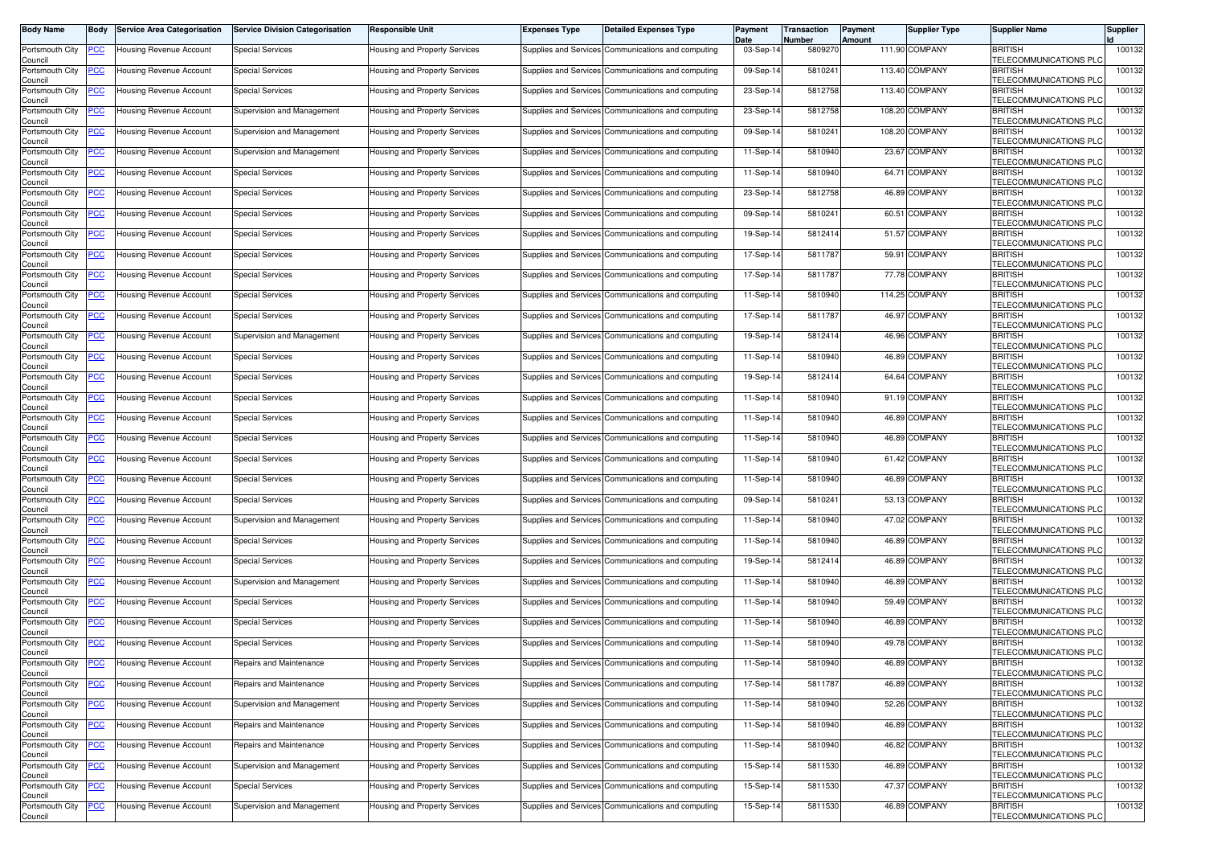| Body Name | Body | Service Area Categorisation | Service Division Categorisation | Responsible Unit | Expenses Type | Detailed Expenses Type | Payment Date | Transaction Number | Payment Amount | Supplier Type | Supplier Name | Supplier Id |
|---|---|---|---|---|---|---|---|---|---|---|---|---|
| Portsmouth City Council | PCC | Housing Revenue Account | Special Services | Housing and Property Services | Supplies and Services | Communications and computing | 03-Sep-14 | 5809270 | 111.90 | COMPANY | BRITISH TELECOMMUNICATIONS PLC | 100132 |
| Portsmouth City Council | PCC | Housing Revenue Account | Special Services | Housing and Property Services | Supplies and Services | Communications and computing | 09-Sep-14 | 5810241 | 113.40 | COMPANY | BRITISH TELECOMMUNICATIONS PLC | 100132 |
| Portsmouth City Council | PCC | Housing Revenue Account | Special Services | Housing and Property Services | Supplies and Services | Communications and computing | 23-Sep-14 | 5812758 | 113.40 | COMPANY | BRITISH TELECOMMUNICATIONS PLC | 100132 |
| Portsmouth City Council | PCC | Housing Revenue Account | Supervision and Management | Housing and Property Services | Supplies and Services | Communications and computing | 23-Sep-14 | 5812758 | 108.20 | COMPANY | BRITISH TELECOMMUNICATIONS PLC | 100132 |
| Portsmouth City Council | PCC | Housing Revenue Account | Supervision and Management | Housing and Property Services | Supplies and Services | Communications and computing | 09-Sep-14 | 5810241 | 108.20 | COMPANY | BRITISH TELECOMMUNICATIONS PLC | 100132 |
| Portsmouth City Council | PCC | Housing Revenue Account | Supervision and Management | Housing and Property Services | Supplies and Services | Communications and computing | 11-Sep-14 | 5810940 | 23.67 | COMPANY | BRITISH TELECOMMUNICATIONS PLC | 100132 |
| Portsmouth City Council | PCC | Housing Revenue Account | Special Services | Housing and Property Services | Supplies and Services | Communications and computing | 11-Sep-14 | 5810940 | 64.71 | COMPANY | BRITISH TELECOMMUNICATIONS PLC | 100132 |
| Portsmouth City Council | PCC | Housing Revenue Account | Special Services | Housing and Property Services | Supplies and Services | Communications and computing | 23-Sep-14 | 5812758 | 46.89 | COMPANY | BRITISH TELECOMMUNICATIONS PLC | 100132 |
| Portsmouth City Council | PCC | Housing Revenue Account | Special Services | Housing and Property Services | Supplies and Services | Communications and computing | 09-Sep-14 | 5810241 | 60.51 | COMPANY | BRITISH TELECOMMUNICATIONS PLC | 100132 |
| Portsmouth City Council | PCC | Housing Revenue Account | Special Services | Housing and Property Services | Supplies and Services | Communications and computing | 19-Sep-14 | 5812414 | 51.57 | COMPANY | BRITISH TELECOMMUNICATIONS PLC | 100132 |
| Portsmouth City Council | PCC | Housing Revenue Account | Special Services | Housing and Property Services | Supplies and Services | Communications and computing | 17-Sep-14 | 5811787 | 59.91 | COMPANY | BRITISH TELECOMMUNICATIONS PLC | 100132 |
| Portsmouth City Council | PCC | Housing Revenue Account | Special Services | Housing and Property Services | Supplies and Services | Communications and computing | 17-Sep-14 | 5811787 | 77.78 | COMPANY | BRITISH TELECOMMUNICATIONS PLC | 100132 |
| Portsmouth City Council | PCC | Housing Revenue Account | Special Services | Housing and Property Services | Supplies and Services | Communications and computing | 11-Sep-14 | 5810940 | 114.25 | COMPANY | BRITISH TELECOMMUNICATIONS PLC | 100132 |
| Portsmouth City Council | PCC | Housing Revenue Account | Special Services | Housing and Property Services | Supplies and Services | Communications and computing | 17-Sep-14 | 5811787 | 46.97 | COMPANY | BRITISH TELECOMMUNICATIONS PLC | 100132 |
| Portsmouth City Council | PCC | Housing Revenue Account | Supervision and Management | Housing and Property Services | Supplies and Services | Communications and computing | 19-Sep-14 | 5812414 | 46.96 | COMPANY | BRITISH TELECOMMUNICATIONS PLC | 100132 |
| Portsmouth City Council | PCC | Housing Revenue Account | Special Services | Housing and Property Services | Supplies and Services | Communications and computing | 11-Sep-14 | 5810940 | 46.89 | COMPANY | BRITISH TELECOMMUNICATIONS PLC | 100132 |
| Portsmouth City Council | PCC | Housing Revenue Account | Special Services | Housing and Property Services | Supplies and Services | Communications and computing | 19-Sep-14 | 5812414 | 64.64 | COMPANY | BRITISH TELECOMMUNICATIONS PLC | 100132 |
| Portsmouth City Council | PCC | Housing Revenue Account | Special Services | Housing and Property Services | Supplies and Services | Communications and computing | 11-Sep-14 | 5810940 | 91.19 | COMPANY | BRITISH TELECOMMUNICATIONS PLC | 100132 |
| Portsmouth City Council | PCC | Housing Revenue Account | Special Services | Housing and Property Services | Supplies and Services | Communications and computing | 11-Sep-14 | 5810940 | 46.89 | COMPANY | BRITISH TELECOMMUNICATIONS PLC | 100132 |
| Portsmouth City Council | PCC | Housing Revenue Account | Special Services | Housing and Property Services | Supplies and Services | Communications and computing | 11-Sep-14 | 5810940 | 46.89 | COMPANY | BRITISH TELECOMMUNICATIONS PLC | 100132 |
| Portsmouth City Council | PCC | Housing Revenue Account | Special Services | Housing and Property Services | Supplies and Services | Communications and computing | 11-Sep-14 | 5810940 | 61.42 | COMPANY | BRITISH TELECOMMUNICATIONS PLC | 100132 |
| Portsmouth City Council | PCC | Housing Revenue Account | Special Services | Housing and Property Services | Supplies and Services | Communications and computing | 11-Sep-14 | 5810940 | 46.89 | COMPANY | BRITISH TELECOMMUNICATIONS PLC | 100132 |
| Portsmouth City Council | PCC | Housing Revenue Account | Special Services | Housing and Property Services | Supplies and Services | Communications and computing | 09-Sep-14 | 5810241 | 53.13 | COMPANY | BRITISH TELECOMMUNICATIONS PLC | 100132 |
| Portsmouth City Council | PCC | Housing Revenue Account | Supervision and Management | Housing and Property Services | Supplies and Services | Communications and computing | 11-Sep-14 | 5810940 | 47.02 | COMPANY | BRITISH TELECOMMUNICATIONS PLC | 100132 |
| Portsmouth City Council | PCC | Housing Revenue Account | Special Services | Housing and Property Services | Supplies and Services | Communications and computing | 11-Sep-14 | 5810940 | 46.89 | COMPANY | BRITISH TELECOMMUNICATIONS PLC | 100132 |
| Portsmouth City Council | PCC | Housing Revenue Account | Special Services | Housing and Property Services | Supplies and Services | Communications and computing | 19-Sep-14 | 5812414 | 46.89 | COMPANY | BRITISH TELECOMMUNICATIONS PLC | 100132 |
| Portsmouth City Council | PCC | Housing Revenue Account | Supervision and Management | Housing and Property Services | Supplies and Services | Communications and computing | 11-Sep-14 | 5810940 | 46.89 | COMPANY | BRITISH TELECOMMUNICATIONS PLC | 100132 |
| Portsmouth City Council | PCC | Housing Revenue Account | Special Services | Housing and Property Services | Supplies and Services | Communications and computing | 11-Sep-14 | 5810940 | 59.49 | COMPANY | BRITISH TELECOMMUNICATIONS PLC | 100132 |
| Portsmouth City Council | PCC | Housing Revenue Account | Special Services | Housing and Property Services | Supplies and Services | Communications and computing | 11-Sep-14 | 5810940 | 46.89 | COMPANY | BRITISH TELECOMMUNICATIONS PLC | 100132 |
| Portsmouth City Council | PCC | Housing Revenue Account | Special Services | Housing and Property Services | Supplies and Services | Communications and computing | 11-Sep-14 | 5810940 | 49.78 | COMPANY | BRITISH TELECOMMUNICATIONS PLC | 100132 |
| Portsmouth City Council | PCC | Housing Revenue Account | Repairs and Maintenance | Housing and Property Services | Supplies and Services | Communications and computing | 11-Sep-14 | 5810940 | 46.89 | COMPANY | BRITISH TELECOMMUNICATIONS PLC | 100132 |
| Portsmouth City Council | PCC | Housing Revenue Account | Repairs and Maintenance | Housing and Property Services | Supplies and Services | Communications and computing | 17-Sep-14 | 5811787 | 46.89 | COMPANY | BRITISH TELECOMMUNICATIONS PLC | 100132 |
| Portsmouth City Council | PCC | Housing Revenue Account | Supervision and Management | Housing and Property Services | Supplies and Services | Communications and computing | 11-Sep-14 | 5810940 | 52.26 | COMPANY | BRITISH TELECOMMUNICATIONS PLC | 100132 |
| Portsmouth City Council | PCC | Housing Revenue Account | Repairs and Maintenance | Housing and Property Services | Supplies and Services | Communications and computing | 11-Sep-14 | 5810940 | 46.89 | COMPANY | BRITISH TELECOMMUNICATIONS PLC | 100132 |
| Portsmouth City Council | PCC | Housing Revenue Account | Repairs and Maintenance | Housing and Property Services | Supplies and Services | Communications and computing | 11-Sep-14 | 5810940 | 46.82 | COMPANY | BRITISH TELECOMMUNICATIONS PLC | 100132 |
| Portsmouth City Council | PCC | Housing Revenue Account | Supervision and Management | Housing and Property Services | Supplies and Services | Communications and computing | 15-Sep-14 | 5811530 | 46.89 | COMPANY | BRITISH TELECOMMUNICATIONS PLC | 100132 |
| Portsmouth City Council | PCC | Housing Revenue Account | Special Services | Housing and Property Services | Supplies and Services | Communications and computing | 15-Sep-14 | 5811530 | 47.37 | COMPANY | BRITISH TELECOMMUNICATIONS PLC | 100132 |
| Portsmouth City Council | PCC | Housing Revenue Account | Supervision and Management | Housing and Property Services | Supplies and Services | Communications and computing | 15-Sep-14 | 5811530 | 46.89 | COMPANY | BRITISH TELECOMMUNICATIONS PLC | 100132 |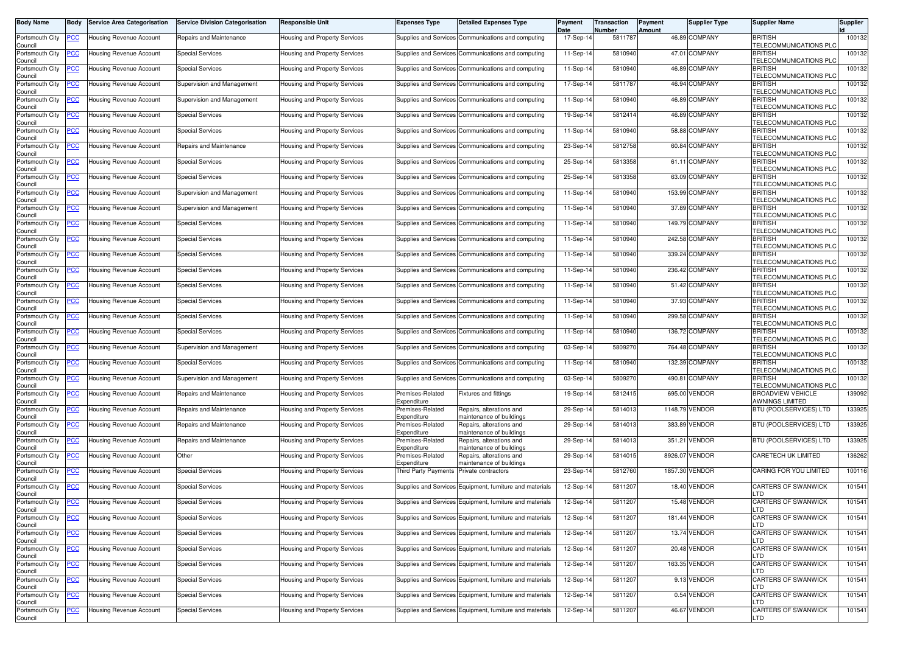| Body Name | Body | Service Area Categorisation | Service Division Categorisation | Responsible Unit | Expenses Type | Detailed Expenses Type | Payment Date | Transaction Number | Payment Amount | Supplier Type | Supplier Name | Supplier Id |
|---|---|---|---|---|---|---|---|---|---|---|---|---|
| Portsmouth City Council | PCC | Housing Revenue Account | Repairs and Maintenance | Housing and Property Services | Supplies and Services | Communications and computing | 17-Sep-14 | 5811787 | 46.89 | COMPANY | BRITISH TELECOMMUNICATIONS PLC | 100132 |
| Portsmouth City Council | PCC | Housing Revenue Account | Special Services | Housing and Property Services | Supplies and Services | Communications and computing | 11-Sep-14 | 5810940 | 47.01 | COMPANY | BRITISH TELECOMMUNICATIONS PLC | 100132 |
| Portsmouth City Council | PCC | Housing Revenue Account | Special Services | Housing and Property Services | Supplies and Services | Communications and computing | 11-Sep-14 | 5810940 | 46.89 | COMPANY | BRITISH TELECOMMUNICATIONS PLC | 100132 |
| Portsmouth City Council | PCC | Housing Revenue Account | Supervision and Management | Housing and Property Services | Supplies and Services | Communications and computing | 17-Sep-14 | 5811787 | 46.94 | COMPANY | BRITISH TELECOMMUNICATIONS PLC | 100132 |
| Portsmouth City Council | PCC | Housing Revenue Account | Supervision and Management | Housing and Property Services | Supplies and Services | Communications and computing | 11-Sep-14 | 5810940 | 46.89 | COMPANY | BRITISH TELECOMMUNICATIONS PLC | 100132 |
| Portsmouth City Council | PCC | Housing Revenue Account | Special Services | Housing and Property Services | Supplies and Services | Communications and computing | 19-Sep-14 | 5812414 | 46.89 | COMPANY | BRITISH TELECOMMUNICATIONS PLC | 100132 |
| Portsmouth City Council | PCC | Housing Revenue Account | Special Services | Housing and Property Services | Supplies and Services | Communications and computing | 11-Sep-14 | 5810940 | 58.88 | COMPANY | BRITISH TELECOMMUNICATIONS PLC | 100132 |
| Portsmouth City Council | PCC | Housing Revenue Account | Repairs and Maintenance | Housing and Property Services | Supplies and Services | Communications and computing | 23-Sep-14 | 5812758 | 60.84 | COMPANY | BRITISH TELECOMMUNICATIONS PLC | 100132 |
| Portsmouth City Council | PCC | Housing Revenue Account | Special Services | Housing and Property Services | Supplies and Services | Communications and computing | 25-Sep-14 | 5813358 | 61.11 | COMPANY | BRITISH TELECOMMUNICATIONS PLC | 100132 |
| Portsmouth City Council | PCC | Housing Revenue Account | Special Services | Housing and Property Services | Supplies and Services | Communications and computing | 25-Sep-14 | 5813358 | 63.09 | COMPANY | BRITISH TELECOMMUNICATIONS PLC | 100132 |
| Portsmouth City Council | PCC | Housing Revenue Account | Supervision and Management | Housing and Property Services | Supplies and Services | Communications and computing | 11-Sep-14 | 5810940 | 153.99 | COMPANY | BRITISH TELECOMMUNICATIONS PLC | 100132 |
| Portsmouth City Council | PCC | Housing Revenue Account | Supervision and Management | Housing and Property Services | Supplies and Services | Communications and computing | 11-Sep-14 | 5810940 | 37.89 | COMPANY | BRITISH TELECOMMUNICATIONS PLC | 100132 |
| Portsmouth City Council | PCC | Housing Revenue Account | Special Services | Housing and Property Services | Supplies and Services | Communications and computing | 11-Sep-14 | 5810940 | 149.79 | COMPANY | BRITISH TELECOMMUNICATIONS PLC | 100132 |
| Portsmouth City Council | PCC | Housing Revenue Account | Special Services | Housing and Property Services | Supplies and Services | Communications and computing | 11-Sep-14 | 5810940 | 242.58 | COMPANY | BRITISH TELECOMMUNICATIONS PLC | 100132 |
| Portsmouth City Council | PCC | Housing Revenue Account | Special Services | Housing and Property Services | Supplies and Services | Communications and computing | 11-Sep-14 | 5810940 | 339.24 | COMPANY | BRITISH TELECOMMUNICATIONS PLC | 100132 |
| Portsmouth City Council | PCC | Housing Revenue Account | Special Services | Housing and Property Services | Supplies and Services | Communications and computing | 11-Sep-14 | 5810940 | 236.42 | COMPANY | BRITISH TELECOMMUNICATIONS PLC | 100132 |
| Portsmouth City Council | PCC | Housing Revenue Account | Special Services | Housing and Property Services | Supplies and Services | Communications and computing | 11-Sep-14 | 5810940 | 51.42 | COMPANY | BRITISH TELECOMMUNICATIONS PLC | 100132 |
| Portsmouth City Council | PCC | Housing Revenue Account | Special Services | Housing and Property Services | Supplies and Services | Communications and computing | 11-Sep-14 | 5810940 | 37.93 | COMPANY | BRITISH TELECOMMUNICATIONS PLC | 100132 |
| Portsmouth City Council | PCC | Housing Revenue Account | Special Services | Housing and Property Services | Supplies and Services | Communications and computing | 11-Sep-14 | 5810940 | 299.58 | COMPANY | BRITISH TELECOMMUNICATIONS PLC | 100132 |
| Portsmouth City Council | PCC | Housing Revenue Account | Special Services | Housing and Property Services | Supplies and Services | Communications and computing | 11-Sep-14 | 5810940 | 136.72 | COMPANY | BRITISH TELECOMMUNICATIONS PLC | 100132 |
| Portsmouth City Council | PCC | Housing Revenue Account | Supervision and Management | Housing and Property Services | Supplies and Services | Communications and computing | 03-Sep-14 | 5809270 | 764.48 | COMPANY | BRITISH TELECOMMUNICATIONS PLC | 100132 |
| Portsmouth City Council | PCC | Housing Revenue Account | Special Services | Housing and Property Services | Supplies and Services | Communications and computing | 11-Sep-14 | 5810940 | 132.39 | COMPANY | BRITISH TELECOMMUNICATIONS PLC | 100132 |
| Portsmouth City Council | PCC | Housing Revenue Account | Supervision and Management | Housing and Property Services | Supplies and Services | Communications and computing | 03-Sep-14 | 5809270 | 490.81 | COMPANY | BRITISH TELECOMMUNICATIONS PLC | 100132 |
| Portsmouth City Council | PCC | Housing Revenue Account | Repairs and Maintenance | Housing and Property Services | Premises-Related Expenditure | Fixtures and fittings | 19-Sep-14 | 5812415 | 695.00 | VENDOR | BROADVIEW VEHICLE AWNINGS LIMITED | 139092 |
| Portsmouth City Council | PCC | Housing Revenue Account | Repairs and Maintenance | Housing and Property Services | Premises-Related Expenditure | Repairs, alterations and maintenance of buildings | 29-Sep-14 | 5814013 | 1148.79 | VENDOR | BTU (POOLSERVICES) LTD | 133925 |
| Portsmouth City Council | PCC | Housing Revenue Account | Repairs and Maintenance | Housing and Property Services | Premises-Related Expenditure | Repairs, alterations and maintenance of buildings | 29-Sep-14 | 5814013 | 383.89 | VENDOR | BTU (POOLSERVICES) LTD | 133925 |
| Portsmouth City Council | PCC | Housing Revenue Account | Repairs and Maintenance | Housing and Property Services | Premises-Related Expenditure | Repairs, alterations and maintenance of buildings | 29-Sep-14 | 5814013 | 351.21 | VENDOR | BTU (POOLSERVICES) LTD | 133925 |
| Portsmouth City Council | PCC | Housing Revenue Account | Other | Housing and Property Services | Premises-Related Expenditure | Repairs, alterations and maintenance of buildings | 29-Sep-14 | 5814015 | 8926.07 | VENDOR | CARETECH UK LIMITED | 136262 |
| Portsmouth City Council | PCC | Housing Revenue Account | Special Services | Housing and Property Services | Third Party Payments | Private contractors | 23-Sep-14 | 5812760 | 1857.30 | VENDOR | CARING FOR YOU LIMITED | 100116 |
| Portsmouth City Council | PCC | Housing Revenue Account | Special Services | Housing and Property Services | Supplies and Services | Equipment, furniture and materials | 12-Sep-14 | 5811207 | 18.40 | VENDOR | CARTERS OF SWANWICK LTD | 101541 |
| Portsmouth City Council | PCC | Housing Revenue Account | Special Services | Housing and Property Services | Supplies and Services | Equipment, furniture and materials | 12-Sep-14 | 5811207 | 15.48 | VENDOR | CARTERS OF SWANWICK LTD | 101541 |
| Portsmouth City Council | PCC | Housing Revenue Account | Special Services | Housing and Property Services | Supplies and Services | Equipment, furniture and materials | 12-Sep-14 | 5811207 | 181.44 | VENDOR | CARTERS OF SWANWICK LTD | 101541 |
| Portsmouth City Council | PCC | Housing Revenue Account | Special Services | Housing and Property Services | Supplies and Services | Equipment, furniture and materials | 12-Sep-14 | 5811207 | 13.74 | VENDOR | CARTERS OF SWANWICK LTD | 101541 |
| Portsmouth City Council | PCC | Housing Revenue Account | Special Services | Housing and Property Services | Supplies and Services | Equipment, furniture and materials | 12-Sep-14 | 5811207 | 20.48 | VENDOR | CARTERS OF SWANWICK LTD | 101541 |
| Portsmouth City Council | PCC | Housing Revenue Account | Special Services | Housing and Property Services | Supplies and Services | Equipment, furniture and materials | 12-Sep-14 | 5811207 | 163.35 | VENDOR | CARTERS OF SWANWICK LTD | 101541 |
| Portsmouth City Council | PCC | Housing Revenue Account | Special Services | Housing and Property Services | Supplies and Services | Equipment, furniture and materials | 12-Sep-14 | 5811207 | 9.13 | VENDOR | CARTERS OF SWANWICK LTD | 101541 |
| Portsmouth City Council | PCC | Housing Revenue Account | Special Services | Housing and Property Services | Supplies and Services | Equipment, furniture and materials | 12-Sep-14 | 5811207 | 0.54 | VENDOR | CARTERS OF SWANWICK LTD | 101541 |
| Portsmouth City Council | PCC | Housing Revenue Account | Special Services | Housing and Property Services | Supplies and Services | Equipment, furniture and materials | 12-Sep-14 | 5811207 | 46.67 | VENDOR | CARTERS OF SWANWICK LTD | 101541 |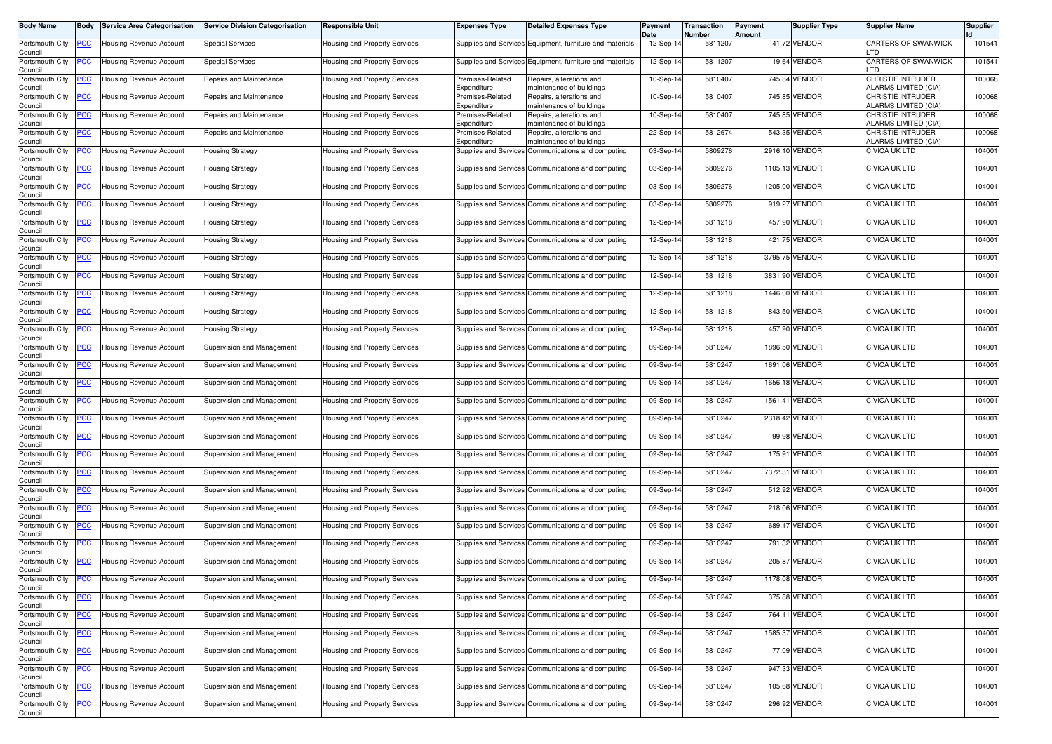| Body Name | Body | Service Area Categorisation | Service Division Categorisation | Responsible Unit | Expenses Type | Detailed Expenses Type | Payment Date | Transaction Number | Payment Amount | Supplier Type | Supplier Name | Supplier Id |
|---|---|---|---|---|---|---|---|---|---|---|---|---|
| Portsmouth City Council | PCC | Housing Revenue Account | Special Services | Housing and Property Services | Supplies and Services | Equipment, furniture and materials | 12-Sep-14 | 5811207 | 41.72 | VENDOR | CARTERS OF SWANWICK LTD | 101541 |
| Portsmouth City Council | PCC | Housing Revenue Account | Special Services | Housing and Property Services | Supplies and Services | Equipment, furniture and materials | 12-Sep-14 | 5811207 | 19.64 | VENDOR | CARTERS OF SWANWICK LTD | 101541 |
| Portsmouth City Council | PCC | Housing Revenue Account | Repairs and Maintenance | Housing and Property Services | Premises-Related Expenditure | Repairs, alterations and maintenance of buildings | 10-Sep-14 | 5810407 | 745.84 | VENDOR | CHRISTIE INTRUDER ALARMS LIMITED (CIA) | 100068 |
| Portsmouth City Council | PCC | Housing Revenue Account | Repairs and Maintenance | Housing and Property Services | Premises-Related Expenditure | Repairs, alterations and maintenance of buildings | 10-Sep-14 | 5810407 | 745.85 | VENDOR | CHRISTIE INTRUDER ALARMS LIMITED (CIA) | 100068 |
| Portsmouth City Council | PCC | Housing Revenue Account | Repairs and Maintenance | Housing and Property Services | Premises-Related Expenditure | Repairs, alterations and maintenance of buildings | 10-Sep-14 | 5810407 | 745.85 | VENDOR | CHRISTIE INTRUDER ALARMS LIMITED (CIA) | 100068 |
| Portsmouth City Council | PCC | Housing Revenue Account | Repairs and Maintenance | Housing and Property Services | Premises-Related Expenditure | Repairs, alterations and maintenance of buildings | 22-Sep-14 | 5812674 | 543.35 | VENDOR | CHRISTIE INTRUDER ALARMS LIMITED (CIA) | 100068 |
| Portsmouth City Council | PCC | Housing Revenue Account | Housing Strategy | Housing and Property Services | Supplies and Services | Communications and computing | 03-Sep-14 | 5809276 | 2916.10 | VENDOR | CIVICA UK LTD | 104001 |
| Portsmouth City Council | PCC | Housing Revenue Account | Housing Strategy | Housing and Property Services | Supplies and Services | Communications and computing | 03-Sep-14 | 5809276 | 1105.13 | VENDOR | CIVICA UK LTD | 104001 |
| Portsmouth City Council | PCC | Housing Revenue Account | Housing Strategy | Housing and Property Services | Supplies and Services | Communications and computing | 03-Sep-14 | 5809276 | 1205.00 | VENDOR | CIVICA UK LTD | 104001 |
| Portsmouth City Council | PCC | Housing Revenue Account | Housing Strategy | Housing and Property Services | Supplies and Services | Communications and computing | 03-Sep-14 | 5809276 | 919.27 | VENDOR | CIVICA UK LTD | 104001 |
| Portsmouth City Council | PCC | Housing Revenue Account | Housing Strategy | Housing and Property Services | Supplies and Services | Communications and computing | 12-Sep-14 | 5811218 | 457.90 | VENDOR | CIVICA UK LTD | 104001 |
| Portsmouth City Council | PCC | Housing Revenue Account | Housing Strategy | Housing and Property Services | Supplies and Services | Communications and computing | 12-Sep-14 | 5811218 | 421.75 | VENDOR | CIVICA UK LTD | 104001 |
| Portsmouth City Council | PCC | Housing Revenue Account | Housing Strategy | Housing and Property Services | Supplies and Services | Communications and computing | 12-Sep-14 | 5811218 | 3795.75 | VENDOR | CIVICA UK LTD | 104001 |
| Portsmouth City Council | PCC | Housing Revenue Account | Housing Strategy | Housing and Property Services | Supplies and Services | Communications and computing | 12-Sep-14 | 5811218 | 3831.90 | VENDOR | CIVICA UK LTD | 104001 |
| Portsmouth City Council | PCC | Housing Revenue Account | Housing Strategy | Housing and Property Services | Supplies and Services | Communications and computing | 12-Sep-14 | 5811218 | 1446.00 | VENDOR | CIVICA UK LTD | 104001 |
| Portsmouth City Council | PCC | Housing Revenue Account | Housing Strategy | Housing and Property Services | Supplies and Services | Communications and computing | 12-Sep-14 | 5811218 | 843.50 | VENDOR | CIVICA UK LTD | 104001 |
| Portsmouth City Council | PCC | Housing Revenue Account | Housing Strategy | Housing and Property Services | Supplies and Services | Communications and computing | 12-Sep-14 | 5811218 | 457.90 | VENDOR | CIVICA UK LTD | 104001 |
| Portsmouth City Council | PCC | Housing Revenue Account | Supervision and Management | Housing and Property Services | Supplies and Services | Communications and computing | 09-Sep-14 | 5810247 | 1896.50 | VENDOR | CIVICA UK LTD | 104001 |
| Portsmouth City Council | PCC | Housing Revenue Account | Supervision and Management | Housing and Property Services | Supplies and Services | Communications and computing | 09-Sep-14 | 5810247 | 1691.06 | VENDOR | CIVICA UK LTD | 104001 |
| Portsmouth City Council | PCC | Housing Revenue Account | Supervision and Management | Housing and Property Services | Supplies and Services | Communications and computing | 09-Sep-14 | 5810247 | 1656.18 | VENDOR | CIVICA UK LTD | 104001 |
| Portsmouth City Council | PCC | Housing Revenue Account | Supervision and Management | Housing and Property Services | Supplies and Services | Communications and computing | 09-Sep-14 | 5810247 | 1561.41 | VENDOR | CIVICA UK LTD | 104001 |
| Portsmouth City Council | PCC | Housing Revenue Account | Supervision and Management | Housing and Property Services | Supplies and Services | Communications and computing | 09-Sep-14 | 5810247 | 2318.42 | VENDOR | CIVICA UK LTD | 104001 |
| Portsmouth City Council | PCC | Housing Revenue Account | Supervision and Management | Housing and Property Services | Supplies and Services | Communications and computing | 09-Sep-14 | 5810247 | 99.98 | VENDOR | CIVICA UK LTD | 104001 |
| Portsmouth City Council | PCC | Housing Revenue Account | Supervision and Management | Housing and Property Services | Supplies and Services | Communications and computing | 09-Sep-14 | 5810247 | 175.91 | VENDOR | CIVICA UK LTD | 104001 |
| Portsmouth City Council | PCC | Housing Revenue Account | Supervision and Management | Housing and Property Services | Supplies and Services | Communications and computing | 09-Sep-14 | 5810247 | 7372.31 | VENDOR | CIVICA UK LTD | 104001 |
| Portsmouth City Council | PCC | Housing Revenue Account | Supervision and Management | Housing and Property Services | Supplies and Services | Communications and computing | 09-Sep-14 | 5810247 | 512.92 | VENDOR | CIVICA UK LTD | 104001 |
| Portsmouth City Council | PCC | Housing Revenue Account | Supervision and Management | Housing and Property Services | Supplies and Services | Communications and computing | 09-Sep-14 | 5810247 | 218.06 | VENDOR | CIVICA UK LTD | 104001 |
| Portsmouth City Council | PCC | Housing Revenue Account | Supervision and Management | Housing and Property Services | Supplies and Services | Communications and computing | 09-Sep-14 | 5810247 | 689.17 | VENDOR | CIVICA UK LTD | 104001 |
| Portsmouth City Council | PCC | Housing Revenue Account | Supervision and Management | Housing and Property Services | Supplies and Services | Communications and computing | 09-Sep-14 | 5810247 | 791.32 | VENDOR | CIVICA UK LTD | 104001 |
| Portsmouth City Council | PCC | Housing Revenue Account | Supervision and Management | Housing and Property Services | Supplies and Services | Communications and computing | 09-Sep-14 | 5810247 | 205.87 | VENDOR | CIVICA UK LTD | 104001 |
| Portsmouth City Council | PCC | Housing Revenue Account | Supervision and Management | Housing and Property Services | Supplies and Services | Communications and computing | 09-Sep-14 | 5810247 | 1178.08 | VENDOR | CIVICA UK LTD | 104001 |
| Portsmouth City Council | PCC | Housing Revenue Account | Supervision and Management | Housing and Property Services | Supplies and Services | Communications and computing | 09-Sep-14 | 5810247 | 375.88 | VENDOR | CIVICA UK LTD | 104001 |
| Portsmouth City Council | PCC | Housing Revenue Account | Supervision and Management | Housing and Property Services | Supplies and Services | Communications and computing | 09-Sep-14 | 5810247 | 764.11 | VENDOR | CIVICA UK LTD | 104001 |
| Portsmouth City Council | PCC | Housing Revenue Account | Supervision and Management | Housing and Property Services | Supplies and Services | Communications and computing | 09-Sep-14 | 5810247 | 1585.37 | VENDOR | CIVICA UK LTD | 104001 |
| Portsmouth City Council | PCC | Housing Revenue Account | Supervision and Management | Housing and Property Services | Supplies and Services | Communications and computing | 09-Sep-14 | 5810247 | 77.09 | VENDOR | CIVICA UK LTD | 104001 |
| Portsmouth City Council | PCC | Housing Revenue Account | Supervision and Management | Housing and Property Services | Supplies and Services | Communications and computing | 09-Sep-14 | 5810247 | 947.33 | VENDOR | CIVICA UK LTD | 104001 |
| Portsmouth City Council | PCC | Housing Revenue Account | Supervision and Management | Housing and Property Services | Supplies and Services | Communications and computing | 09-Sep-14 | 5810247 | 105.68 | VENDOR | CIVICA UK LTD | 104001 |
| Portsmouth City Council | PCC | Housing Revenue Account | Supervision and Management | Housing and Property Services | Supplies and Services | Communications and computing | 09-Sep-14 | 5810247 | 296.92 | VENDOR | CIVICA UK LTD | 104001 |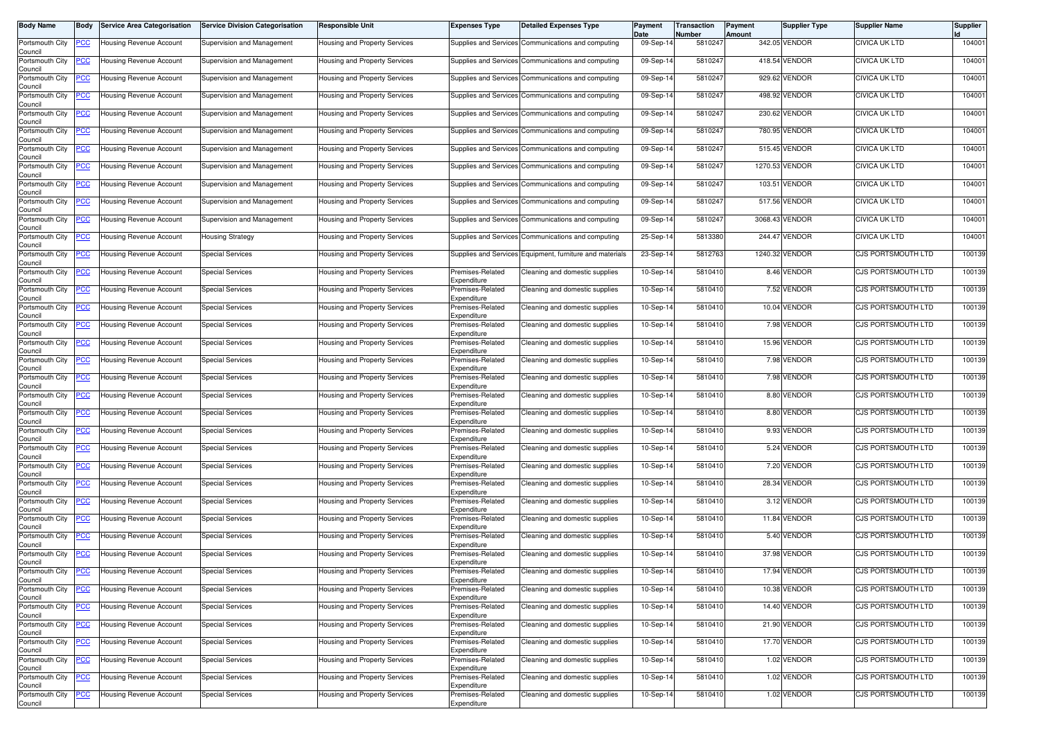| Body Name | Body | Service Area Categorisation | Service Division Categorisation | Responsible Unit | Expenses Type | Detailed Expenses Type | Payment Date | Transaction Number | Payment Amount | Supplier Type | Supplier Name | Supplier Id |
|---|---|---|---|---|---|---|---|---|---|---|---|---|
| Portsmouth City Council | PCC | Housing Revenue Account | Supervision and Management | Housing and Property Services | Supplies and Services | Communications and computing | 09-Sep-14 | 5810247 | 342.05 | VENDOR | CIVICA UK LTD | 104001 |
| Portsmouth City Council | PCC | Housing Revenue Account | Supervision and Management | Housing and Property Services | Supplies and Services | Communications and computing | 09-Sep-14 | 5810247 | 418.54 | VENDOR | CIVICA UK LTD | 104001 |
| Portsmouth City Council | PCC | Housing Revenue Account | Supervision and Management | Housing and Property Services | Supplies and Services | Communications and computing | 09-Sep-14 | 5810247 | 929.62 | VENDOR | CIVICA UK LTD | 104001 |
| Portsmouth City Council | PCC | Housing Revenue Account | Supervision and Management | Housing and Property Services | Supplies and Services | Communications and computing | 09-Sep-14 | 5810247 | 498.92 | VENDOR | CIVICA UK LTD | 104001 |
| Portsmouth City Council | PCC | Housing Revenue Account | Supervision and Management | Housing and Property Services | Supplies and Services | Communications and computing | 09-Sep-14 | 5810247 | 230.62 | VENDOR | CIVICA UK LTD | 104001 |
| Portsmouth City Council | PCC | Housing Revenue Account | Supervision and Management | Housing and Property Services | Supplies and Services | Communications and computing | 09-Sep-14 | 5810247 | 780.95 | VENDOR | CIVICA UK LTD | 104001 |
| Portsmouth City Council | PCC | Housing Revenue Account | Supervision and Management | Housing and Property Services | Supplies and Services | Communications and computing | 09-Sep-14 | 5810247 | 515.45 | VENDOR | CIVICA UK LTD | 104001 |
| Portsmouth City Council | PCC | Housing Revenue Account | Supervision and Management | Housing and Property Services | Supplies and Services | Communications and computing | 09-Sep-14 | 5810247 | 1270.53 | VENDOR | CIVICA UK LTD | 104001 |
| Portsmouth City Council | PCC | Housing Revenue Account | Supervision and Management | Housing and Property Services | Supplies and Services | Communications and computing | 09-Sep-14 | 5810247 | 103.51 | VENDOR | CIVICA UK LTD | 104001 |
| Portsmouth City Council | PCC | Housing Revenue Account | Supervision and Management | Housing and Property Services | Supplies and Services | Communications and computing | 09-Sep-14 | 5810247 | 517.56 | VENDOR | CIVICA UK LTD | 104001 |
| Portsmouth City Council | PCC | Housing Revenue Account | Supervision and Management | Housing and Property Services | Supplies and Services | Communications and computing | 09-Sep-14 | 5810247 | 3068.43 | VENDOR | CIVICA UK LTD | 104001 |
| Portsmouth City Council | PCC | Housing Revenue Account | Housing Strategy | Housing and Property Services | Supplies and Services | Communications and computing | 25-Sep-14 | 5813380 | 244.47 | VENDOR | CIVICA UK LTD | 104001 |
| Portsmouth City Council | PCC | Housing Revenue Account | Special Services | Housing and Property Services | Supplies and Services | Equipment, furniture and materials | 23-Sep-14 | 5812763 | 1240.32 | VENDOR | CJS PORTSMOUTH LTD | 100139 |
| Portsmouth City Council | PCC | Housing Revenue Account | Special Services | Housing and Property Services | Premises-Related Expenditure | Cleaning and domestic supplies | 10-Sep-14 | 5810410 | 8.46 | VENDOR | CJS PORTSMOUTH LTD | 100139 |
| Portsmouth City Council | PCC | Housing Revenue Account | Special Services | Housing and Property Services | Premises-Related Expenditure | Cleaning and domestic supplies | 10-Sep-14 | 5810410 | 7.52 | VENDOR | CJS PORTSMOUTH LTD | 100139 |
| Portsmouth City Council | PCC | Housing Revenue Account | Special Services | Housing and Property Services | Premises-Related Expenditure | Cleaning and domestic supplies | 10-Sep-14 | 5810410 | 10.04 | VENDOR | CJS PORTSMOUTH LTD | 100139 |
| Portsmouth City Council | PCC | Housing Revenue Account | Special Services | Housing and Property Services | Premises-Related Expenditure | Cleaning and domestic supplies | 10-Sep-14 | 5810410 | 7.98 | VENDOR | CJS PORTSMOUTH LTD | 100139 |
| Portsmouth City Council | PCC | Housing Revenue Account | Special Services | Housing and Property Services | Premises-Related Expenditure | Cleaning and domestic supplies | 10-Sep-14 | 5810410 | 15.96 | VENDOR | CJS PORTSMOUTH LTD | 100139 |
| Portsmouth City Council | PCC | Housing Revenue Account | Special Services | Housing and Property Services | Premises-Related Expenditure | Cleaning and domestic supplies | 10-Sep-14 | 5810410 | 7.98 | VENDOR | CJS PORTSMOUTH LTD | 100139 |
| Portsmouth City Council | PCC | Housing Revenue Account | Special Services | Housing and Property Services | Premises-Related Expenditure | Cleaning and domestic supplies | 10-Sep-14 | 5810410 | 7.98 | VENDOR | CJS PORTSMOUTH LTD | 100139 |
| Portsmouth City Council | PCC | Housing Revenue Account | Special Services | Housing and Property Services | Premises-Related Expenditure | Cleaning and domestic supplies | 10-Sep-14 | 5810410 | 8.80 | VENDOR | CJS PORTSMOUTH LTD | 100139 |
| Portsmouth City Council | PCC | Housing Revenue Account | Special Services | Housing and Property Services | Premises-Related Expenditure | Cleaning and domestic supplies | 10-Sep-14 | 5810410 | 8.80 | VENDOR | CJS PORTSMOUTH LTD | 100139 |
| Portsmouth City Council | PCC | Housing Revenue Account | Special Services | Housing and Property Services | Premises-Related Expenditure | Cleaning and domestic supplies | 10-Sep-14 | 5810410 | 9.93 | VENDOR | CJS PORTSMOUTH LTD | 100139 |
| Portsmouth City Council | PCC | Housing Revenue Account | Special Services | Housing and Property Services | Premises-Related Expenditure | Cleaning and domestic supplies | 10-Sep-14 | 5810410 | 5.24 | VENDOR | CJS PORTSMOUTH LTD | 100139 |
| Portsmouth City Council | PCC | Housing Revenue Account | Special Services | Housing and Property Services | Premises-Related Expenditure | Cleaning and domestic supplies | 10-Sep-14 | 5810410 | 7.20 | VENDOR | CJS PORTSMOUTH LTD | 100139 |
| Portsmouth City Council | PCC | Housing Revenue Account | Special Services | Housing and Property Services | Premises-Related Expenditure | Cleaning and domestic supplies | 10-Sep-14 | 5810410 | 28.34 | VENDOR | CJS PORTSMOUTH LTD | 100139 |
| Portsmouth City Council | PCC | Housing Revenue Account | Special Services | Housing and Property Services | Premises-Related Expenditure | Cleaning and domestic supplies | 10-Sep-14 | 5810410 | 3.12 | VENDOR | CJS PORTSMOUTH LTD | 100139 |
| Portsmouth City Council | PCC | Housing Revenue Account | Special Services | Housing and Property Services | Premises-Related Expenditure | Cleaning and domestic supplies | 10-Sep-14 | 5810410 | 11.84 | VENDOR | CJS PORTSMOUTH LTD | 100139 |
| Portsmouth City Council | PCC | Housing Revenue Account | Special Services | Housing and Property Services | Premises-Related Expenditure | Cleaning and domestic supplies | 10-Sep-14 | 5810410 | 5.40 | VENDOR | CJS PORTSMOUTH LTD | 100139 |
| Portsmouth City Council | PCC | Housing Revenue Account | Special Services | Housing and Property Services | Premises-Related Expenditure | Cleaning and domestic supplies | 10-Sep-14 | 5810410 | 37.98 | VENDOR | CJS PORTSMOUTH LTD | 100139 |
| Portsmouth City Council | PCC | Housing Revenue Account | Special Services | Housing and Property Services | Premises-Related Expenditure | Cleaning and domestic supplies | 10-Sep-14 | 5810410 | 17.94 | VENDOR | CJS PORTSMOUTH LTD | 100139 |
| Portsmouth City Council | PCC | Housing Revenue Account | Special Services | Housing and Property Services | Premises-Related Expenditure | Cleaning and domestic supplies | 10-Sep-14 | 5810410 | 10.38 | VENDOR | CJS PORTSMOUTH LTD | 100139 |
| Portsmouth City Council | PCC | Housing Revenue Account | Special Services | Housing and Property Services | Premises-Related Expenditure | Cleaning and domestic supplies | 10-Sep-14 | 5810410 | 14.40 | VENDOR | CJS PORTSMOUTH LTD | 100139 |
| Portsmouth City Council | PCC | Housing Revenue Account | Special Services | Housing and Property Services | Premises-Related Expenditure | Cleaning and domestic supplies | 10-Sep-14 | 5810410 | 21.90 | VENDOR | CJS PORTSMOUTH LTD | 100139 |
| Portsmouth City Council | PCC | Housing Revenue Account | Special Services | Housing and Property Services | Premises-Related Expenditure | Cleaning and domestic supplies | 10-Sep-14 | 5810410 | 17.70 | VENDOR | CJS PORTSMOUTH LTD | 100139 |
| Portsmouth City Council | PCC | Housing Revenue Account | Special Services | Housing and Property Services | Premises-Related Expenditure | Cleaning and domestic supplies | 10-Sep-14 | 5810410 | 1.02 | VENDOR | CJS PORTSMOUTH LTD | 100139 |
| Portsmouth City Council | PCC | Housing Revenue Account | Special Services | Housing and Property Services | Premises-Related Expenditure | Cleaning and domestic supplies | 10-Sep-14 | 5810410 | 1.02 | VENDOR | CJS PORTSMOUTH LTD | 100139 |
| Portsmouth City Council | PCC | Housing Revenue Account | Special Services | Housing and Property Services | Premises-Related Expenditure | Cleaning and domestic supplies | 10-Sep-14 | 5810410 | 1.02 | VENDOR | CJS PORTSMOUTH LTD | 100139 |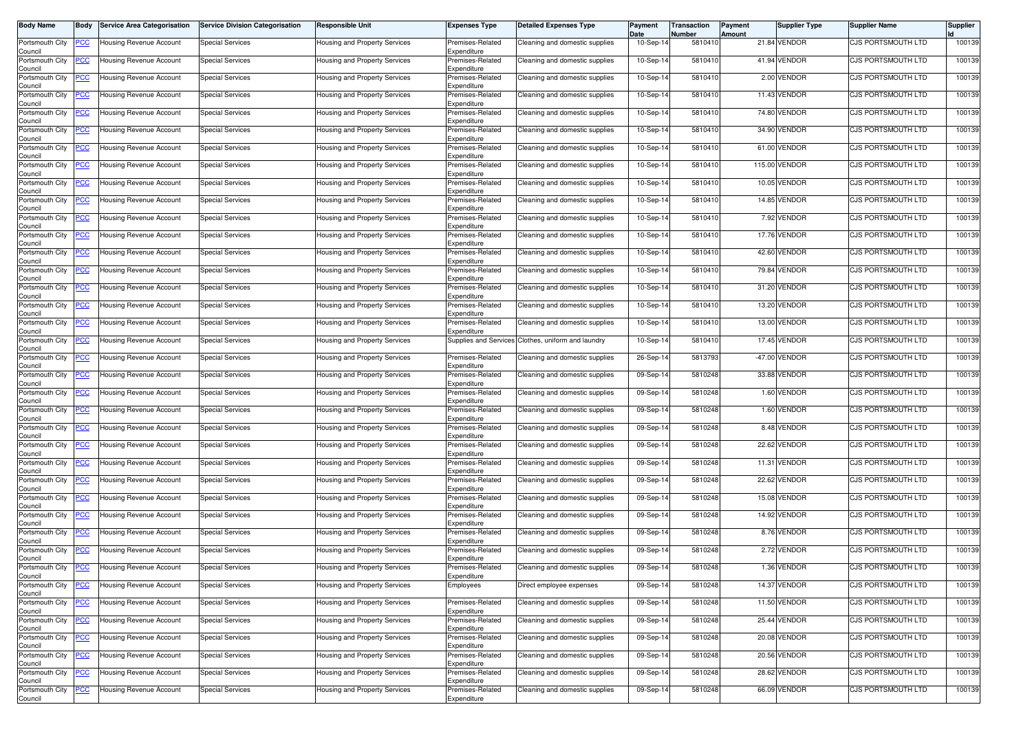| Body Name | Body | Service Area Categorisation | Service Division Categorisation | Responsible Unit | Expenses Type | Detailed Expenses Type | Payment Date | Transaction Number | Payment Amount | Supplier Type | Supplier Name | Supplier Id |
|---|---|---|---|---|---|---|---|---|---|---|---|---|
| Portsmouth City Council | PCC | Housing Revenue Account | Special Services | Housing and Property Services | Premises-Related Expenditure | Cleaning and domestic supplies | 10-Sep-14 | 5810410 | 21.84 | VENDOR | CJS PORTSMOUTH LTD | 100139 |
| Portsmouth City Council | PCC | Housing Revenue Account | Special Services | Housing and Property Services | Premises-Related Expenditure | Cleaning and domestic supplies | 10-Sep-14 | 5810410 | 41.94 | VENDOR | CJS PORTSMOUTH LTD | 100139 |
| Portsmouth City Council | PCC | Housing Revenue Account | Special Services | Housing and Property Services | Premises-Related Expenditure | Cleaning and domestic supplies | 10-Sep-14 | 5810410 | 2.00 | VENDOR | CJS PORTSMOUTH LTD | 100139 |
| Portsmouth City Council | PCC | Housing Revenue Account | Special Services | Housing and Property Services | Premises-Related Expenditure | Cleaning and domestic supplies | 10-Sep-14 | 5810410 | 11.43 | VENDOR | CJS PORTSMOUTH LTD | 100139 |
| Portsmouth City Council | PCC | Housing Revenue Account | Special Services | Housing and Property Services | Premises-Related Expenditure | Cleaning and domestic supplies | 10-Sep-14 | 5810410 | 74.80 | VENDOR | CJS PORTSMOUTH LTD | 100139 |
| Portsmouth City Council | PCC | Housing Revenue Account | Special Services | Housing and Property Services | Premises-Related Expenditure | Cleaning and domestic supplies | 10-Sep-14 | 5810410 | 34.90 | VENDOR | CJS PORTSMOUTH LTD | 100139 |
| Portsmouth City Council | PCC | Housing Revenue Account | Special Services | Housing and Property Services | Premises-Related Expenditure | Cleaning and domestic supplies | 10-Sep-14 | 5810410 | 61.00 | VENDOR | CJS PORTSMOUTH LTD | 100139 |
| Portsmouth City Council | PCC | Housing Revenue Account | Special Services | Housing and Property Services | Premises-Related Expenditure | Cleaning and domestic supplies | 10-Sep-14 | 5810410 | 115.00 | VENDOR | CJS PORTSMOUTH LTD | 100139 |
| Portsmouth City Council | PCC | Housing Revenue Account | Special Services | Housing and Property Services | Premises-Related Expenditure | Cleaning and domestic supplies | 10-Sep-14 | 5810410 | 10.05 | VENDOR | CJS PORTSMOUTH LTD | 100139 |
| Portsmouth City Council | PCC | Housing Revenue Account | Special Services | Housing and Property Services | Premises-Related Expenditure | Cleaning and domestic supplies | 10-Sep-14 | 5810410 | 14.85 | VENDOR | CJS PORTSMOUTH LTD | 100139 |
| Portsmouth City Council | PCC | Housing Revenue Account | Special Services | Housing and Property Services | Premises-Related Expenditure | Cleaning and domestic supplies | 10-Sep-14 | 5810410 | 7.92 | VENDOR | CJS PORTSMOUTH LTD | 100139 |
| Portsmouth City Council | PCC | Housing Revenue Account | Special Services | Housing and Property Services | Premises-Related Expenditure | Cleaning and domestic supplies | 10-Sep-14 | 5810410 | 17.76 | VENDOR | CJS PORTSMOUTH LTD | 100139 |
| Portsmouth City Council | PCC | Housing Revenue Account | Special Services | Housing and Property Services | Premises-Related Expenditure | Cleaning and domestic supplies | 10-Sep-14 | 5810410 | 42.60 | VENDOR | CJS PORTSMOUTH LTD | 100139 |
| Portsmouth City Council | PCC | Housing Revenue Account | Special Services | Housing and Property Services | Premises-Related Expenditure | Cleaning and domestic supplies | 10-Sep-14 | 5810410 | 79.84 | VENDOR | CJS PORTSMOUTH LTD | 100139 |
| Portsmouth City Council | PCC | Housing Revenue Account | Special Services | Housing and Property Services | Premises-Related Expenditure | Cleaning and domestic supplies | 10-Sep-14 | 5810410 | 31.20 | VENDOR | CJS PORTSMOUTH LTD | 100139 |
| Portsmouth City Council | PCC | Housing Revenue Account | Special Services | Housing and Property Services | Premises-Related Expenditure | Cleaning and domestic supplies | 10-Sep-14 | 5810410 | 13.20 | VENDOR | CJS PORTSMOUTH LTD | 100139 |
| Portsmouth City Council | PCC | Housing Revenue Account | Special Services | Housing and Property Services | Premises-Related Expenditure | Cleaning and domestic supplies | 10-Sep-14 | 5810410 | 13.00 | VENDOR | CJS PORTSMOUTH LTD | 100139 |
| Portsmouth City Council | PCC | Housing Revenue Account | Special Services | Housing and Property Services | Supplies and Services | Clothes, uniform and laundry | 10-Sep-14 | 5810410 | 17.45 | VENDOR | CJS PORTSMOUTH LTD | 100139 |
| Portsmouth City Council | PCC | Housing Revenue Account | Special Services | Housing and Property Services | Premises-Related Expenditure | Cleaning and domestic supplies | 26-Sep-14 | 5813793 | -47.00 | VENDOR | CJS PORTSMOUTH LTD | 100139 |
| Portsmouth City Council | PCC | Housing Revenue Account | Special Services | Housing and Property Services | Premises-Related Expenditure | Cleaning and domestic supplies | 09-Sep-14 | 5810248 | 33.88 | VENDOR | CJS PORTSMOUTH LTD | 100139 |
| Portsmouth City Council | PCC | Housing Revenue Account | Special Services | Housing and Property Services | Premises-Related Expenditure | Cleaning and domestic supplies | 09-Sep-14 | 5810248 | 1.60 | VENDOR | CJS PORTSMOUTH LTD | 100139 |
| Portsmouth City Council | PCC | Housing Revenue Account | Special Services | Housing and Property Services | Premises-Related Expenditure | Cleaning and domestic supplies | 09-Sep-14 | 5810248 | 1.60 | VENDOR | CJS PORTSMOUTH LTD | 100139 |
| Portsmouth City Council | PCC | Housing Revenue Account | Special Services | Housing and Property Services | Premises-Related Expenditure | Cleaning and domestic supplies | 09-Sep-14 | 5810248 | 8.48 | VENDOR | CJS PORTSMOUTH LTD | 100139 |
| Portsmouth City Council | PCC | Housing Revenue Account | Special Services | Housing and Property Services | Premises-Related Expenditure | Cleaning and domestic supplies | 09-Sep-14 | 5810248 | 22.62 | VENDOR | CJS PORTSMOUTH LTD | 100139 |
| Portsmouth City Council | PCC | Housing Revenue Account | Special Services | Housing and Property Services | Premises-Related Expenditure | Cleaning and domestic supplies | 09-Sep-14 | 5810248 | 11.31 | VENDOR | CJS PORTSMOUTH LTD | 100139 |
| Portsmouth City Council | PCC | Housing Revenue Account | Special Services | Housing and Property Services | Premises-Related Expenditure | Cleaning and domestic supplies | 09-Sep-14 | 5810248 | 22.62 | VENDOR | CJS PORTSMOUTH LTD | 100139 |
| Portsmouth City Council | PCC | Housing Revenue Account | Special Services | Housing and Property Services | Premises-Related Expenditure | Cleaning and domestic supplies | 09-Sep-14 | 5810248 | 15.08 | VENDOR | CJS PORTSMOUTH LTD | 100139 |
| Portsmouth City Council | PCC | Housing Revenue Account | Special Services | Housing and Property Services | Premises-Related Expenditure | Cleaning and domestic supplies | 09-Sep-14 | 5810248 | 14.92 | VENDOR | CJS PORTSMOUTH LTD | 100139 |
| Portsmouth City Council | PCC | Housing Revenue Account | Special Services | Housing and Property Services | Premises-Related Expenditure | Cleaning and domestic supplies | 09-Sep-14 | 5810248 | 8.76 | VENDOR | CJS PORTSMOUTH LTD | 100139 |
| Portsmouth City Council | PCC | Housing Revenue Account | Special Services | Housing and Property Services | Premises-Related Expenditure | Cleaning and domestic supplies | 09-Sep-14 | 5810248 | 2.72 | VENDOR | CJS PORTSMOUTH LTD | 100139 |
| Portsmouth City Council | PCC | Housing Revenue Account | Special Services | Housing and Property Services | Premises-Related Expenditure | Cleaning and domestic supplies | 09-Sep-14 | 5810248 | 1.36 | VENDOR | CJS PORTSMOUTH LTD | 100139 |
| Portsmouth City Council | PCC | Housing Revenue Account | Special Services | Housing and Property Services | Employees | Direct employee expenses | 09-Sep-14 | 5810248 | 14.37 | VENDOR | CJS PORTSMOUTH LTD | 100139 |
| Portsmouth City Council | PCC | Housing Revenue Account | Special Services | Housing and Property Services | Premises-Related Expenditure | Cleaning and domestic supplies | 09-Sep-14 | 5810248 | 11.50 | VENDOR | CJS PORTSMOUTH LTD | 100139 |
| Portsmouth City Council | PCC | Housing Revenue Account | Special Services | Housing and Property Services | Premises-Related Expenditure | Cleaning and domestic supplies | 09-Sep-14 | 5810248 | 25.44 | VENDOR | CJS PORTSMOUTH LTD | 100139 |
| Portsmouth City Council | PCC | Housing Revenue Account | Special Services | Housing and Property Services | Premises-Related Expenditure | Cleaning and domestic supplies | 09-Sep-14 | 5810248 | 20.08 | VENDOR | CJS PORTSMOUTH LTD | 100139 |
| Portsmouth City Council | PCC | Housing Revenue Account | Special Services | Housing and Property Services | Premises-Related Expenditure | Cleaning and domestic supplies | 09-Sep-14 | 5810248 | 20.56 | VENDOR | CJS PORTSMOUTH LTD | 100139 |
| Portsmouth City Council | PCC | Housing Revenue Account | Special Services | Housing and Property Services | Premises-Related Expenditure | Cleaning and domestic supplies | 09-Sep-14 | 5810248 | 28.62 | VENDOR | CJS PORTSMOUTH LTD | 100139 |
| Portsmouth City Council | PCC | Housing Revenue Account | Special Services | Housing and Property Services | Premises-Related Expenditure | Cleaning and domestic supplies | 09-Sep-14 | 5810248 | 66.09 | VENDOR | CJS PORTSMOUTH LTD | 100139 |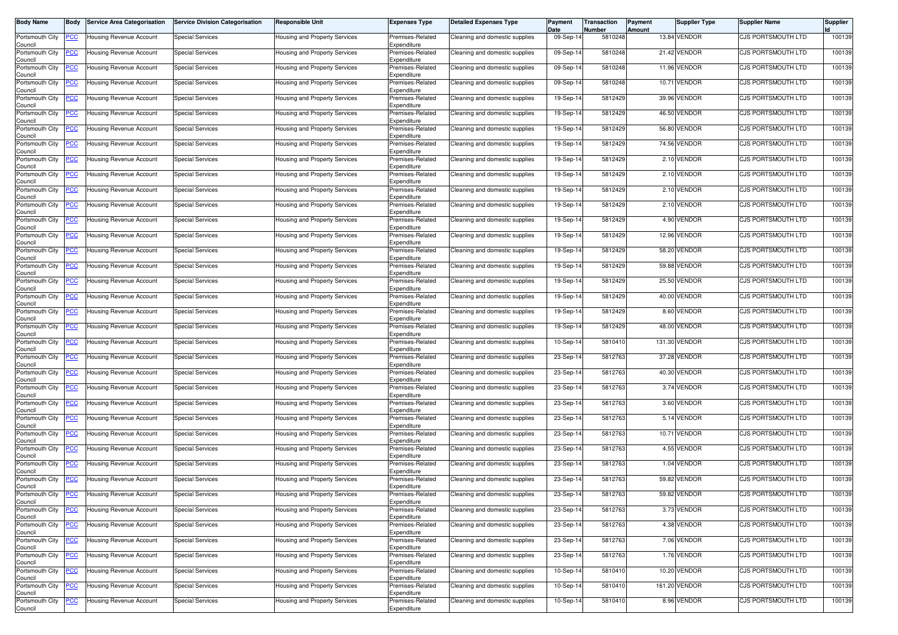| Body Name | Body | Service Area Categorisation | Service Division Categorisation | Responsible Unit | Expenses Type | Detailed Expenses Type | Payment Date | Transaction Number | Payment Amount | Supplier Type | Supplier Name | Supplier Id |
|---|---|---|---|---|---|---|---|---|---|---|---|---|
| Portsmouth City Council | PCC | Housing Revenue Account | Special Services | Housing and Property Services | Premises-Related Expenditure | Cleaning and domestic supplies | 09-Sep-14 | 5810248 | 13.84 | VENDOR | CJS PORTSMOUTH LTD | 100139 |
| Portsmouth City Council | PCC | Housing Revenue Account | Special Services | Housing and Property Services | Premises-Related Expenditure | Cleaning and domestic supplies | 09-Sep-14 | 5810248 | 21.42 | VENDOR | CJS PORTSMOUTH LTD | 100139 |
| Portsmouth City Council | PCC | Housing Revenue Account | Special Services | Housing and Property Services | Premises-Related Expenditure | Cleaning and domestic supplies | 09-Sep-14 | 5810248 | 11.96 | VENDOR | CJS PORTSMOUTH LTD | 100139 |
| Portsmouth City Council | PCC | Housing Revenue Account | Special Services | Housing and Property Services | Premises-Related Expenditure | Cleaning and domestic supplies | 09-Sep-14 | 5810248 | 10.71 | VENDOR | CJS PORTSMOUTH LTD | 100139 |
| Portsmouth City Council | PCC | Housing Revenue Account | Special Services | Housing and Property Services | Premises-Related Expenditure | Cleaning and domestic supplies | 19-Sep-14 | 5812429 | 39.96 | VENDOR | CJS PORTSMOUTH LTD | 100139 |
| Portsmouth City Council | PCC | Housing Revenue Account | Special Services | Housing and Property Services | Premises-Related Expenditure | Cleaning and domestic supplies | 19-Sep-14 | 5812429 | 46.50 | VENDOR | CJS PORTSMOUTH LTD | 100139 |
| Portsmouth City Council | PCC | Housing Revenue Account | Special Services | Housing and Property Services | Premises-Related Expenditure | Cleaning and domestic supplies | 19-Sep-14 | 5812429 | 56.80 | VENDOR | CJS PORTSMOUTH LTD | 100139 |
| Portsmouth City Council | PCC | Housing Revenue Account | Special Services | Housing and Property Services | Premises-Related Expenditure | Cleaning and domestic supplies | 19-Sep-14 | 5812429 | 74.56 | VENDOR | CJS PORTSMOUTH LTD | 100139 |
| Portsmouth City Council | PCC | Housing Revenue Account | Special Services | Housing and Property Services | Premises-Related Expenditure | Cleaning and domestic supplies | 19-Sep-14 | 5812429 | 2.10 | VENDOR | CJS PORTSMOUTH LTD | 100139 |
| Portsmouth City Council | PCC | Housing Revenue Account | Special Services | Housing and Property Services | Premises-Related Expenditure | Cleaning and domestic supplies | 19-Sep-14 | 5812429 | 2.10 | VENDOR | CJS PORTSMOUTH LTD | 100139 |
| Portsmouth City Council | PCC | Housing Revenue Account | Special Services | Housing and Property Services | Premises-Related Expenditure | Cleaning and domestic supplies | 19-Sep-14 | 5812429 | 2.10 | VENDOR | CJS PORTSMOUTH LTD | 100139 |
| Portsmouth City Council | PCC | Housing Revenue Account | Special Services | Housing and Property Services | Premises-Related Expenditure | Cleaning and domestic supplies | 19-Sep-14 | 5812429 | 2.10 | VENDOR | CJS PORTSMOUTH LTD | 100139 |
| Portsmouth City Council | PCC | Housing Revenue Account | Special Services | Housing and Property Services | Premises-Related Expenditure | Cleaning and domestic supplies | 19-Sep-14 | 5812429 | 4.90 | VENDOR | CJS PORTSMOUTH LTD | 100139 |
| Portsmouth City Council | PCC | Housing Revenue Account | Special Services | Housing and Property Services | Premises-Related Expenditure | Cleaning and domestic supplies | 19-Sep-14 | 5812429 | 12.96 | VENDOR | CJS PORTSMOUTH LTD | 100139 |
| Portsmouth City Council | PCC | Housing Revenue Account | Special Services | Housing and Property Services | Premises-Related Expenditure | Cleaning and domestic supplies | 19-Sep-14 | 5812429 | 58.20 | VENDOR | CJS PORTSMOUTH LTD | 100139 |
| Portsmouth City Council | PCC | Housing Revenue Account | Special Services | Housing and Property Services | Premises-Related Expenditure | Cleaning and domestic supplies | 19-Sep-14 | 5812429 | 59.88 | VENDOR | CJS PORTSMOUTH LTD | 100139 |
| Portsmouth City Council | PCC | Housing Revenue Account | Special Services | Housing and Property Services | Premises-Related Expenditure | Cleaning and domestic supplies | 19-Sep-14 | 5812429 | 25.50 | VENDOR | CJS PORTSMOUTH LTD | 100139 |
| Portsmouth City Council | PCC | Housing Revenue Account | Special Services | Housing and Property Services | Premises-Related Expenditure | Cleaning and domestic supplies | 19-Sep-14 | 5812429 | 40.00 | VENDOR | CJS PORTSMOUTH LTD | 100139 |
| Portsmouth City Council | PCC | Housing Revenue Account | Special Services | Housing and Property Services | Premises-Related Expenditure | Cleaning and domestic supplies | 19-Sep-14 | 5812429 | 8.60 | VENDOR | CJS PORTSMOUTH LTD | 100139 |
| Portsmouth City Council | PCC | Housing Revenue Account | Special Services | Housing and Property Services | Premises-Related Expenditure | Cleaning and domestic supplies | 19-Sep-14 | 5812429 | 48.00 | VENDOR | CJS PORTSMOUTH LTD | 100139 |
| Portsmouth City Council | PCC | Housing Revenue Account | Special Services | Housing and Property Services | Premises-Related Expenditure | Cleaning and domestic supplies | 10-Sep-14 | 5810410 | 131.30 | VENDOR | CJS PORTSMOUTH LTD | 100139 |
| Portsmouth City Council | PCC | Housing Revenue Account | Special Services | Housing and Property Services | Premises-Related Expenditure | Cleaning and domestic supplies | 23-Sep-14 | 5812763 | 37.28 | VENDOR | CJS PORTSMOUTH LTD | 100139 |
| Portsmouth City Council | PCC | Housing Revenue Account | Special Services | Housing and Property Services | Premises-Related Expenditure | Cleaning and domestic supplies | 23-Sep-14 | 5812763 | 40.30 | VENDOR | CJS PORTSMOUTH LTD | 100139 |
| Portsmouth City Council | PCC | Housing Revenue Account | Special Services | Housing and Property Services | Premises-Related Expenditure | Cleaning and domestic supplies | 23-Sep-14 | 5812763 | 3.74 | VENDOR | CJS PORTSMOUTH LTD | 100139 |
| Portsmouth City Council | PCC | Housing Revenue Account | Special Services | Housing and Property Services | Premises-Related Expenditure | Cleaning and domestic supplies | 23-Sep-14 | 5812763 | 3.60 | VENDOR | CJS PORTSMOUTH LTD | 100139 |
| Portsmouth City Council | PCC | Housing Revenue Account | Special Services | Housing and Property Services | Premises-Related Expenditure | Cleaning and domestic supplies | 23-Sep-14 | 5812763 | 5.14 | VENDOR | CJS PORTSMOUTH LTD | 100139 |
| Portsmouth City Council | PCC | Housing Revenue Account | Special Services | Housing and Property Services | Premises-Related Expenditure | Cleaning and domestic supplies | 23-Sep-14 | 5812763 | 10.71 | VENDOR | CJS PORTSMOUTH LTD | 100139 |
| Portsmouth City Council | PCC | Housing Revenue Account | Special Services | Housing and Property Services | Premises-Related Expenditure | Cleaning and domestic supplies | 23-Sep-14 | 5812763 | 4.55 | VENDOR | CJS PORTSMOUTH LTD | 100139 |
| Portsmouth City Council | PCC | Housing Revenue Account | Special Services | Housing and Property Services | Premises-Related Expenditure | Cleaning and domestic supplies | 23-Sep-14 | 5812763 | 1.04 | VENDOR | CJS PORTSMOUTH LTD | 100139 |
| Portsmouth City Council | PCC | Housing Revenue Account | Special Services | Housing and Property Services | Premises-Related Expenditure | Cleaning and domestic supplies | 23-Sep-14 | 5812763 | 59.82 | VENDOR | CJS PORTSMOUTH LTD | 100139 |
| Portsmouth City Council | PCC | Housing Revenue Account | Special Services | Housing and Property Services | Premises-Related Expenditure | Cleaning and domestic supplies | 23-Sep-14 | 5812763 | 59.82 | VENDOR | CJS PORTSMOUTH LTD | 100139 |
| Portsmouth City Council | PCC | Housing Revenue Account | Special Services | Housing and Property Services | Premises-Related Expenditure | Cleaning and domestic supplies | 23-Sep-14 | 5812763 | 3.73 | VENDOR | CJS PORTSMOUTH LTD | 100139 |
| Portsmouth City Council | PCC | Housing Revenue Account | Special Services | Housing and Property Services | Premises-Related Expenditure | Cleaning and domestic supplies | 23-Sep-14 | 5812763 | 4.38 | VENDOR | CJS PORTSMOUTH LTD | 100139 |
| Portsmouth City Council | PCC | Housing Revenue Account | Special Services | Housing and Property Services | Premises-Related Expenditure | Cleaning and domestic supplies | 23-Sep-14 | 5812763 | 7.06 | VENDOR | CJS PORTSMOUTH LTD | 100139 |
| Portsmouth City Council | PCC | Housing Revenue Account | Special Services | Housing and Property Services | Premises-Related Expenditure | Cleaning and domestic supplies | 23-Sep-14 | 5812763 | 1.76 | VENDOR | CJS PORTSMOUTH LTD | 100139 |
| Portsmouth City Council | PCC | Housing Revenue Account | Special Services | Housing and Property Services | Premises-Related Expenditure | Cleaning and domestic supplies | 10-Sep-14 | 5810410 | 10.20 | VENDOR | CJS PORTSMOUTH LTD | 100139 |
| Portsmouth City Council | PCC | Housing Revenue Account | Special Services | Housing and Property Services | Premises-Related Expenditure | Cleaning and domestic supplies | 10-Sep-14 | 5810410 | 161.20 | VENDOR | CJS PORTSMOUTH LTD | 100139 |
| Portsmouth City Council | PCC | Housing Revenue Account | Special Services | Housing and Property Services | Premises-Related Expenditure | Cleaning and domestic supplies | 10-Sep-14 | 5810410 | 8.96 | VENDOR | CJS PORTSMOUTH LTD | 100139 |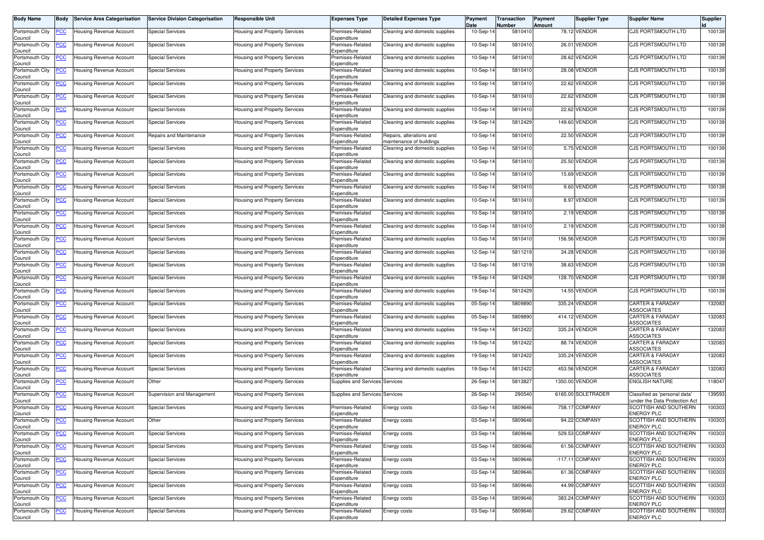| Body Name | Body | Service Area Categorisation | Service Division Categorisation | Responsible Unit | Expenses Type | Detailed Expenses Type | Payment Date | Transaction Number | Payment Amount | Supplier Type | Supplier Name | Supplier Id |
|---|---|---|---|---|---|---|---|---|---|---|---|---|
| Portsmouth City Council | PCC | Housing Revenue Account | Special Services | Housing and Property Services | Premises-Related Expenditure | Cleaning and domestic supplies | 10-Sep-14 | 5810410 | 78.12 | VENDOR | CJS PORTSMOUTH LTD | 100139 |
| Portsmouth City Council | PCC | Housing Revenue Account | Special Services | Housing and Property Services | Premises-Related Expenditure | Cleaning and domestic supplies | 10-Sep-14 | 5810410 | 26.01 | VENDOR | CJS PORTSMOUTH LTD | 100139 |
| Portsmouth City Council | PCC | Housing Revenue Account | Special Services | Housing and Property Services | Premises-Related Expenditure | Cleaning and domestic supplies | 10-Sep-14 | 5810410 | 28.62 | VENDOR | CJS PORTSMOUTH LTD | 100139 |
| Portsmouth City Council | PCC | Housing Revenue Account | Special Services | Housing and Property Services | Premises-Related Expenditure | Cleaning and domestic supplies | 10-Sep-14 | 5810410 | 28.08 | VENDOR | CJS PORTSMOUTH LTD | 100139 |
| Portsmouth City Council | PCC | Housing Revenue Account | Special Services | Housing and Property Services | Premises-Related Expenditure | Cleaning and domestic supplies | 10-Sep-14 | 5810410 | 22.62 | VENDOR | CJS PORTSMOUTH LTD | 100139 |
| Portsmouth City Council | PCC | Housing Revenue Account | Special Services | Housing and Property Services | Premises-Related Expenditure | Cleaning and domestic supplies | 10-Sep-14 | 5810410 | 22.62 | VENDOR | CJS PORTSMOUTH LTD | 100139 |
| Portsmouth City Council | PCC | Housing Revenue Account | Special Services | Housing and Property Services | Premises-Related Expenditure | Cleaning and domestic supplies | 10-Sep-14 | 5810410 | 22.62 | VENDOR | CJS PORTSMOUTH LTD | 100139 |
| Portsmouth City Council | PCC | Housing Revenue Account | Special Services | Housing and Property Services | Premises-Related Expenditure | Cleaning and domestic supplies | 19-Sep-14 | 5812429 | 149.60 | VENDOR | CJS PORTSMOUTH LTD | 100139 |
| Portsmouth City Council | PCC | Housing Revenue Account | Repairs and Maintenance | Housing and Property Services | Premises-Related Expenditure | Repairs, alterations and maintenance of buildings | 10-Sep-14 | 5810410 | 22.50 | VENDOR | CJS PORTSMOUTH LTD | 100139 |
| Portsmouth City Council | PCC | Housing Revenue Account | Special Services | Housing and Property Services | Premises-Related Expenditure | Cleaning and domestic supplies | 10-Sep-14 | 5810410 | 5.75 | VENDOR | CJS PORTSMOUTH LTD | 100139 |
| Portsmouth City Council | PCC | Housing Revenue Account | Special Services | Housing and Property Services | Premises-Related Expenditure | Cleaning and domestic supplies | 10-Sep-14 | 5810410 | 25.50 | VENDOR | CJS PORTSMOUTH LTD | 100139 |
| Portsmouth City Council | PCC | Housing Revenue Account | Special Services | Housing and Property Services | Premises-Related Expenditure | Cleaning and domestic supplies | 10-Sep-14 | 5810410 | 15.69 | VENDOR | CJS PORTSMOUTH LTD | 100139 |
| Portsmouth City Council | PCC | Housing Revenue Account | Special Services | Housing and Property Services | Premises-Related Expenditure | Cleaning and domestic supplies | 10-Sep-14 | 5810410 | 9.60 | VENDOR | CJS PORTSMOUTH LTD | 100139 |
| Portsmouth City Council | PCC | Housing Revenue Account | Special Services | Housing and Property Services | Premises-Related Expenditure | Cleaning and domestic supplies | 10-Sep-14 | 5810410 | 8.97 | VENDOR | CJS PORTSMOUTH LTD | 100139 |
| Portsmouth City Council | PCC | Housing Revenue Account | Special Services | Housing and Property Services | Premises-Related Expenditure | Cleaning and domestic supplies | 10-Sep-14 | 5810410 | 2.19 | VENDOR | CJS PORTSMOUTH LTD | 100139 |
| Portsmouth City Council | PCC | Housing Revenue Account | Special Services | Housing and Property Services | Premises-Related Expenditure | Cleaning and domestic supplies | 10-Sep-14 | 5810410 | 2.19 | VENDOR | CJS PORTSMOUTH LTD | 100139 |
| Portsmouth City Council | PCC | Housing Revenue Account | Special Services | Housing and Property Services | Premises-Related Expenditure | Cleaning and domestic supplies | 10-Sep-14 | 5810410 | 156.56 | VENDOR | CJS PORTSMOUTH LTD | 100139 |
| Portsmouth City Council | PCC | Housing Revenue Account | Special Services | Housing and Property Services | Premises-Related Expenditure | Cleaning and domestic supplies | 12-Sep-14 | 5811219 | 34.28 | VENDOR | CJS PORTSMOUTH LTD | 100139 |
| Portsmouth City Council | PCC | Housing Revenue Account | Special Services | Housing and Property Services | Premises-Related Expenditure | Cleaning and domestic supplies | 12-Sep-14 | 5811219 | 38.63 | VENDOR | CJS PORTSMOUTH LTD | 100139 |
| Portsmouth City Council | PCC | Housing Revenue Account | Special Services | Housing and Property Services | Premises-Related Expenditure | Cleaning and domestic supplies | 19-Sep-14 | 5812429 | 128.70 | VENDOR | CJS PORTSMOUTH LTD | 100139 |
| Portsmouth City Council | PCC | Housing Revenue Account | Special Services | Housing and Property Services | Premises-Related Expenditure | Cleaning and domestic supplies | 19-Sep-14 | 5812429 | 14.55 | VENDOR | CJS PORTSMOUTH LTD | 100139 |
| Portsmouth City Council | PCC | Housing Revenue Account | Special Services | Housing and Property Services | Premises-Related Expenditure | Cleaning and domestic supplies | 05-Sep-14 | 5809890 | 335.24 | VENDOR | CARTER & FARADAY ASSOCIATES | 132083 |
| Portsmouth City Council | PCC | Housing Revenue Account | Special Services | Housing and Property Services | Premises-Related Expenditure | Cleaning and domestic supplies | 05-Sep-14 | 5809890 | 414.12 | VENDOR | CARTER & FARADAY ASSOCIATES | 132083 |
| Portsmouth City Council | PCC | Housing Revenue Account | Special Services | Housing and Property Services | Premises-Related Expenditure | Cleaning and domestic supplies | 19-Sep-14 | 5812422 | 335.24 | VENDOR | CARTER & FARADAY ASSOCIATES | 132083 |
| Portsmouth City Council | PCC | Housing Revenue Account | Special Services | Housing and Property Services | Premises-Related Expenditure | Cleaning and domestic supplies | 19-Sep-14 | 5812422 | 88.74 | VENDOR | CARTER & FARADAY ASSOCIATES | 132083 |
| Portsmouth City Council | PCC | Housing Revenue Account | Special Services | Housing and Property Services | Premises-Related Expenditure | Cleaning and domestic supplies | 19-Sep-14 | 5812422 | 335.24 | VENDOR | CARTER & FARADAY ASSOCIATES | 132083 |
| Portsmouth City Council | PCC | Housing Revenue Account | Special Services | Housing and Property Services | Premises-Related Expenditure | Cleaning and domestic supplies | 19-Sep-14 | 5812422 | 453.56 | VENDOR | CARTER & FARADAY ASSOCIATES | 132083 |
| Portsmouth City Council | PCC | Housing Revenue Account | Other | Housing and Property Services | Supplies and Services | Services | 26-Sep-14 | 5813827 | 1350.00 | VENDOR | ENGLISH NATURE | 118047 |
| Portsmouth City Council | PCC | Housing Revenue Account | Supervision and Management | Housing and Property Services | Supplies and Services | Services | 26-Sep-14 | 290540 | 6165.00 | SOLETRADER | Classified as 'personal data' (under the Data Protection Act | 139593 |
| Portsmouth City Council | PCC | Housing Revenue Account | Special Services | Housing and Property Services | Premises-Related Expenditure | Energy costs | 03-Sep-14 | 5809646 | 758.17 | COMPANY | SCOTTISH AND SOUTHERN ENERGY PLC | 100303 |
| Portsmouth City Council | PCC | Housing Revenue Account | Other | Housing and Property Services | Premises-Related Expenditure | Energy costs | 03-Sep-14 | 5809646 | 94.22 | COMPANY | SCOTTISH AND SOUTHERN ENERGY PLC | 100303 |
| Portsmouth City Council | PCC | Housing Revenue Account | Special Services | Housing and Property Services | Premises-Related Expenditure | Energy costs | 03-Sep-14 | 5809646 | 529.53 | COMPANY | SCOTTISH AND SOUTHERN ENERGY PLC | 100303 |
| Portsmouth City Council | PCC | Housing Revenue Account | Special Services | Housing and Property Services | Premises-Related Expenditure | Energy costs | 03-Sep-14 | 5809646 | 61.56 | COMPANY | SCOTTISH AND SOUTHERN ENERGY PLC | 100303 |
| Portsmouth City Council | PCC | Housing Revenue Account | Special Services | Housing and Property Services | Premises-Related Expenditure | Energy costs | 03-Sep-14 | 5809646 | -117.11 | COMPANY | SCOTTISH AND SOUTHERN ENERGY PLC | 100303 |
| Portsmouth City Council | PCC | Housing Revenue Account | Special Services | Housing and Property Services | Premises-Related Expenditure | Energy costs | 03-Sep-14 | 5809646 | 61.36 | COMPANY | SCOTTISH AND SOUTHERN ENERGY PLC | 100303 |
| Portsmouth City Council | PCC | Housing Revenue Account | Special Services | Housing and Property Services | Premises-Related Expenditure | Energy costs | 03-Sep-14 | 5809646 | 44.99 | COMPANY | SCOTTISH AND SOUTHERN ENERGY PLC | 100303 |
| Portsmouth City Council | PCC | Housing Revenue Account | Special Services | Housing and Property Services | Premises-Related Expenditure | Energy costs | 03-Sep-14 | 5809646 | 383.24 | COMPANY | SCOTTISH AND SOUTHERN ENERGY PLC | 100303 |
| Portsmouth City Council | PCC | Housing Revenue Account | Special Services | Housing and Property Services | Premises-Related Expenditure | Energy costs | 03-Sep-14 | 5809646 | 29.62 | COMPANY | SCOTTISH AND SOUTHERN ENERGY PLC | 100303 |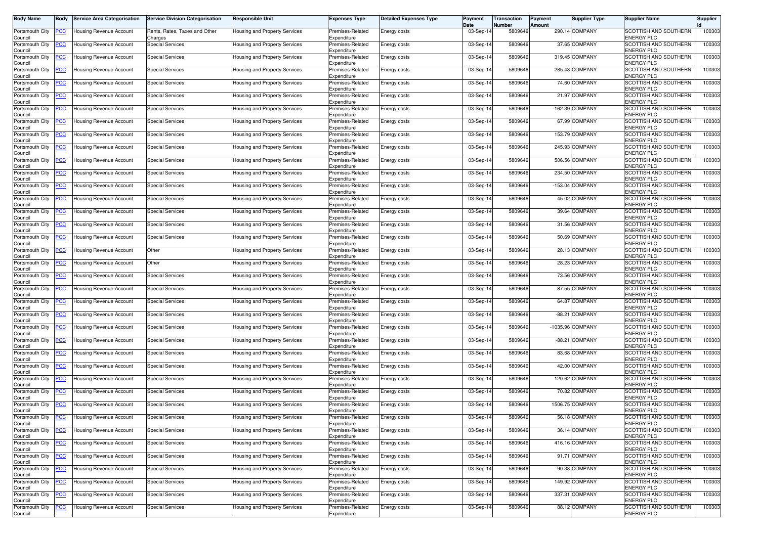| Body Name | Body | Service Area Categorisation | Service Division Categorisation | Responsible Unit | Expenses Type | Detailed Expenses Type | Payment Date | Transaction Number | Payment Amount | Supplier Type | Supplier Name | Supplier Id |
|---|---|---|---|---|---|---|---|---|---|---|---|---|
| Portsmouth City Council | PCC | Housing Revenue Account | Rents, Rates, Taxes and Other Charges | Housing and Property Services | Premises-Related Expenditure | Energy costs | 03-Sep-14 | 5809646 | 290.14 | COMPANY | SCOTTISH AND SOUTHERN ENERGY PLC | 100303 |
| Portsmouth City Council | PCC | Housing Revenue Account | Special Services | Housing and Property Services | Premises-Related Expenditure | Energy costs | 03-Sep-14 | 5809646 | 37.65 | COMPANY | SCOTTISH AND SOUTHERN ENERGY PLC | 100303 |
| Portsmouth City Council | PCC | Housing Revenue Account | Special Services | Housing and Property Services | Premises-Related Expenditure | Energy costs | 03-Sep-14 | 5809646 | 319.45 | COMPANY | SCOTTISH AND SOUTHERN ENERGY PLC | 100303 |
| Portsmouth City Council | PCC | Housing Revenue Account | Special Services | Housing and Property Services | Premises-Related Expenditure | Energy costs | 03-Sep-14 | 5809646 | 285.43 | COMPANY | SCOTTISH AND SOUTHERN ENERGY PLC | 100303 |
| Portsmouth City Council | PCC | Housing Revenue Account | Special Services | Housing and Property Services | Premises-Related Expenditure | Energy costs | 03-Sep-14 | 5809646 | 74.60 | COMPANY | SCOTTISH AND SOUTHERN ENERGY PLC | 100303 |
| Portsmouth City Council | PCC | Housing Revenue Account | Special Services | Housing and Property Services | Premises-Related Expenditure | Energy costs | 03-Sep-14 | 5809646 | 21.97 | COMPANY | SCOTTISH AND SOUTHERN ENERGY PLC | 100303 |
| Portsmouth City Council | PCC | Housing Revenue Account | Special Services | Housing and Property Services | Premises-Related Expenditure | Energy costs | 03-Sep-14 | 5809646 | -162.39 | COMPANY | SCOTTISH AND SOUTHERN ENERGY PLC | 100303 |
| Portsmouth City Council | PCC | Housing Revenue Account | Special Services | Housing and Property Services | Premises-Related Expenditure | Energy costs | 03-Sep-14 | 5809646 | 67.99 | COMPANY | SCOTTISH AND SOUTHERN ENERGY PLC | 100303 |
| Portsmouth City Council | PCC | Housing Revenue Account | Special Services | Housing and Property Services | Premises-Related Expenditure | Energy costs | 03-Sep-14 | 5809646 | 153.79 | COMPANY | SCOTTISH AND SOUTHERN ENERGY PLC | 100303 |
| Portsmouth City Council | PCC | Housing Revenue Account | Special Services | Housing and Property Services | Premises-Related Expenditure | Energy costs | 03-Sep-14 | 5809646 | 245.93 | COMPANY | SCOTTISH AND SOUTHERN ENERGY PLC | 100303 |
| Portsmouth City Council | PCC | Housing Revenue Account | Special Services | Housing and Property Services | Premises-Related Expenditure | Energy costs | 03-Sep-14 | 5809646 | 506.56 | COMPANY | SCOTTISH AND SOUTHERN ENERGY PLC | 100303 |
| Portsmouth City Council | PCC | Housing Revenue Account | Special Services | Housing and Property Services | Premises-Related Expenditure | Energy costs | 03-Sep-14 | 5809646 | 234.50 | COMPANY | SCOTTISH AND SOUTHERN ENERGY PLC | 100303 |
| Portsmouth City Council | PCC | Housing Revenue Account | Special Services | Housing and Property Services | Premises-Related Expenditure | Energy costs | 03-Sep-14 | 5809646 | -153.04 | COMPANY | SCOTTISH AND SOUTHERN ENERGY PLC | 100303 |
| Portsmouth City Council | PCC | Housing Revenue Account | Special Services | Housing and Property Services | Premises-Related Expenditure | Energy costs | 03-Sep-14 | 5809646 | 45.02 | COMPANY | SCOTTISH AND SOUTHERN ENERGY PLC | 100303 |
| Portsmouth City Council | PCC | Housing Revenue Account | Special Services | Housing and Property Services | Premises-Related Expenditure | Energy costs | 03-Sep-14 | 5809646 | 39.64 | COMPANY | SCOTTISH AND SOUTHERN ENERGY PLC | 100303 |
| Portsmouth City Council | PCC | Housing Revenue Account | Special Services | Housing and Property Services | Premises-Related Expenditure | Energy costs | 03-Sep-14 | 5809646 | 31.56 | COMPANY | SCOTTISH AND SOUTHERN ENERGY PLC | 100303 |
| Portsmouth City Council | PCC | Housing Revenue Account | Special Services | Housing and Property Services | Premises-Related Expenditure | Energy costs | 03-Sep-14 | 5809646 | 50.69 | COMPANY | SCOTTISH AND SOUTHERN ENERGY PLC | 100303 |
| Portsmouth City Council | PCC | Housing Revenue Account | Other | Housing and Property Services | Premises-Related Expenditure | Energy costs | 03-Sep-14 | 5809646 | 28.13 | COMPANY | SCOTTISH AND SOUTHERN ENERGY PLC | 100303 |
| Portsmouth City Council | PCC | Housing Revenue Account | Other | Housing and Property Services | Premises-Related Expenditure | Energy costs | 03-Sep-14 | 5809646 | 28.23 | COMPANY | SCOTTISH AND SOUTHERN ENERGY PLC | 100303 |
| Portsmouth City Council | PCC | Housing Revenue Account | Special Services | Housing and Property Services | Premises-Related Expenditure | Energy costs | 03-Sep-14 | 5809646 | 73.56 | COMPANY | SCOTTISH AND SOUTHERN ENERGY PLC | 100303 |
| Portsmouth City Council | PCC | Housing Revenue Account | Special Services | Housing and Property Services | Premises-Related Expenditure | Energy costs | 03-Sep-14 | 5809646 | 87.55 | COMPANY | SCOTTISH AND SOUTHERN ENERGY PLC | 100303 |
| Portsmouth City Council | PCC | Housing Revenue Account | Special Services | Housing and Property Services | Premises-Related Expenditure | Energy costs | 03-Sep-14 | 5809646 | 64.87 | COMPANY | SCOTTISH AND SOUTHERN ENERGY PLC | 100303 |
| Portsmouth City Council | PCC | Housing Revenue Account | Special Services | Housing and Property Services | Premises-Related Expenditure | Energy costs | 03-Sep-14 | 5809646 | -88.21 | COMPANY | SCOTTISH AND SOUTHERN ENERGY PLC | 100303 |
| Portsmouth City Council | PCC | Housing Revenue Account | Special Services | Housing and Property Services | Premises-Related Expenditure | Energy costs | 03-Sep-14 | 5809646 | -1035.96 | COMPANY | SCOTTISH AND SOUTHERN ENERGY PLC | 100303 |
| Portsmouth City Council | PCC | Housing Revenue Account | Special Services | Housing and Property Services | Premises-Related Expenditure | Energy costs | 03-Sep-14 | 5809646 | -88.21 | COMPANY | SCOTTISH AND SOUTHERN ENERGY PLC | 100303 |
| Portsmouth City Council | PCC | Housing Revenue Account | Special Services | Housing and Property Services | Premises-Related Expenditure | Energy costs | 03-Sep-14 | 5809646 | 83.68 | COMPANY | SCOTTISH AND SOUTHERN ENERGY PLC | 100303 |
| Portsmouth City Council | PCC | Housing Revenue Account | Special Services | Housing and Property Services | Premises-Related Expenditure | Energy costs | 03-Sep-14 | 5809646 | 42.00 | COMPANY | SCOTTISH AND SOUTHERN ENERGY PLC | 100303 |
| Portsmouth City Council | PCC | Housing Revenue Account | Special Services | Housing and Property Services | Premises-Related Expenditure | Energy costs | 03-Sep-14 | 5809646 | 120.62 | COMPANY | SCOTTISH AND SOUTHERN ENERGY PLC | 100303 |
| Portsmouth City Council | PCC | Housing Revenue Account | Special Services | Housing and Property Services | Premises-Related Expenditure | Energy costs | 03-Sep-14 | 5809646 | 70.82 | COMPANY | SCOTTISH AND SOUTHERN ENERGY PLC | 100303 |
| Portsmouth City Council | PCC | Housing Revenue Account | Special Services | Housing and Property Services | Premises-Related Expenditure | Energy costs | 03-Sep-14 | 5809646 | 1506.75 | COMPANY | SCOTTISH AND SOUTHERN ENERGY PLC | 100303 |
| Portsmouth City Council | PCC | Housing Revenue Account | Special Services | Housing and Property Services | Premises-Related Expenditure | Energy costs | 03-Sep-14 | 5809646 | 56.18 | COMPANY | SCOTTISH AND SOUTHERN ENERGY PLC | 100303 |
| Portsmouth City Council | PCC | Housing Revenue Account | Special Services | Housing and Property Services | Premises-Related Expenditure | Energy costs | 03-Sep-14 | 5809646 | 36.14 | COMPANY | SCOTTISH AND SOUTHERN ENERGY PLC | 100303 |
| Portsmouth City Council | PCC | Housing Revenue Account | Special Services | Housing and Property Services | Premises-Related Expenditure | Energy costs | 03-Sep-14 | 5809646 | 416.16 | COMPANY | SCOTTISH AND SOUTHERN ENERGY PLC | 100303 |
| Portsmouth City Council | PCC | Housing Revenue Account | Special Services | Housing and Property Services | Premises-Related Expenditure | Energy costs | 03-Sep-14 | 5809646 | 91.71 | COMPANY | SCOTTISH AND SOUTHERN ENERGY PLC | 100303 |
| Portsmouth City Council | PCC | Housing Revenue Account | Special Services | Housing and Property Services | Premises-Related Expenditure | Energy costs | 03-Sep-14 | 5809646 | 90.38 | COMPANY | SCOTTISH AND SOUTHERN ENERGY PLC | 100303 |
| Portsmouth City Council | PCC | Housing Revenue Account | Special Services | Housing and Property Services | Premises-Related Expenditure | Energy costs | 03-Sep-14 | 5809646 | 149.92 | COMPANY | SCOTTISH AND SOUTHERN ENERGY PLC | 100303 |
| Portsmouth City Council | PCC | Housing Revenue Account | Special Services | Housing and Property Services | Premises-Related Expenditure | Energy costs | 03-Sep-14 | 5809646 | 337.31 | COMPANY | SCOTTISH AND SOUTHERN ENERGY PLC | 100303 |
| Portsmouth City Council | PCC | Housing Revenue Account | Special Services | Housing and Property Services | Premises-Related Expenditure | Energy costs | 03-Sep-14 | 5809646 | 88.12 | COMPANY | SCOTTISH AND SOUTHERN ENERGY PLC | 100303 |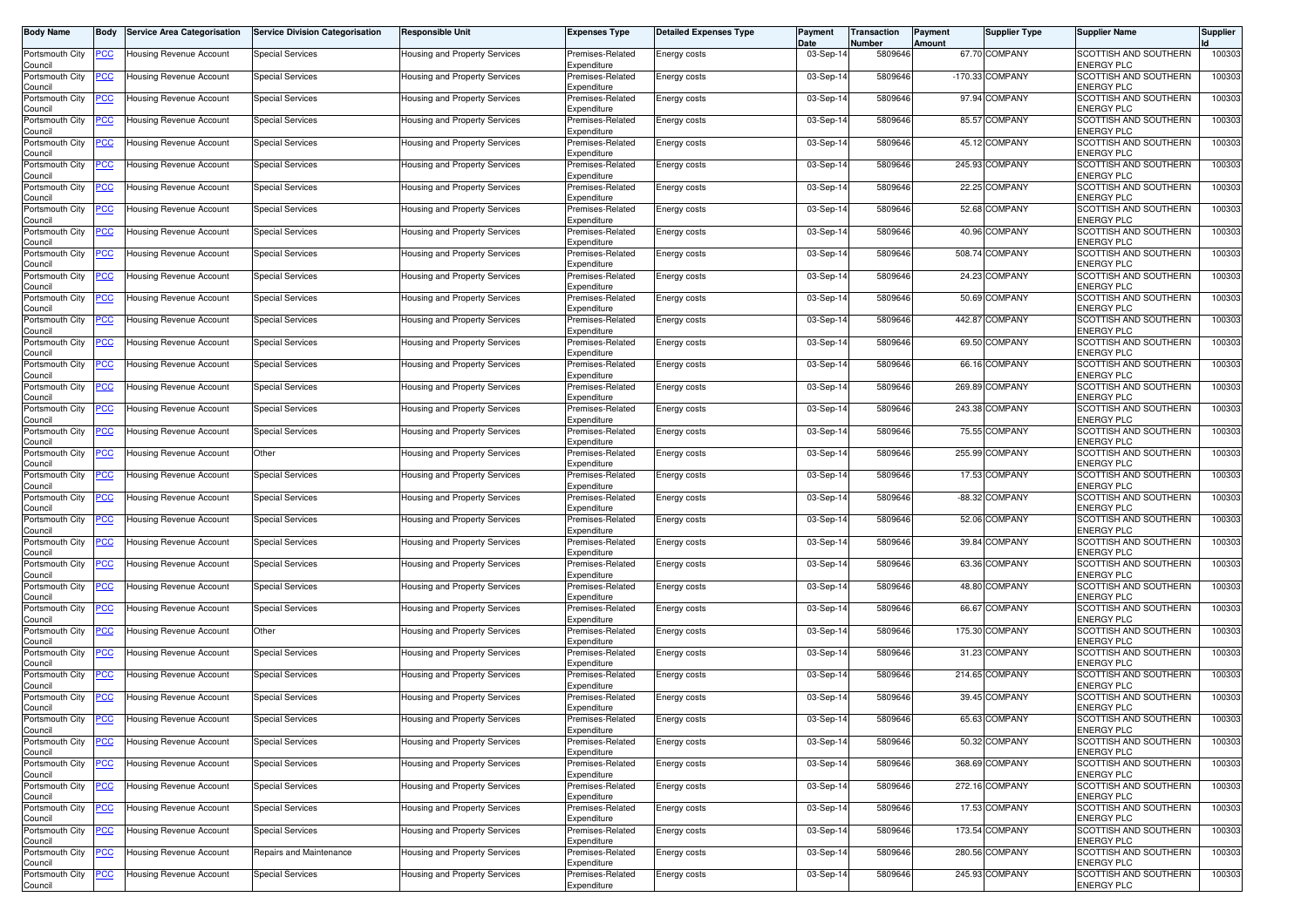| Body Name | Body | Service Area Categorisation | Service Division Categorisation | Responsible Unit | Expenses Type | Detailed Expenses Type | Payment Date | Transaction Number | Payment Amount | Supplier Type | Supplier Name | Supplier Id |
|---|---|---|---|---|---|---|---|---|---|---|---|---|
| Portsmouth City Council | PCC | Housing Revenue Account | Special Services | Housing and Property Services | Premises-Related Expenditure | Energy costs | 03-Sep-14 | 5809646 | 67.70 | COMPANY | SCOTTISH AND SOUTHERN ENERGY PLC | 100303 |
| Portsmouth City Council | PCC | Housing Revenue Account | Special Services | Housing and Property Services | Premises-Related Expenditure | Energy costs | 03-Sep-14 | 5809646 | -170.33 | COMPANY | SCOTTISH AND SOUTHERN ENERGY PLC | 100303 |
| Portsmouth City Council | PCC | Housing Revenue Account | Special Services | Housing and Property Services | Premises-Related Expenditure | Energy costs | 03-Sep-14 | 5809646 | 97.94 | COMPANY | SCOTTISH AND SOUTHERN ENERGY PLC | 100303 |
| Portsmouth City Council | PCC | Housing Revenue Account | Special Services | Housing and Property Services | Premises-Related Expenditure | Energy costs | 03-Sep-14 | 5809646 | 85.57 | COMPANY | SCOTTISH AND SOUTHERN ENERGY PLC | 100303 |
| Portsmouth City Council | PCC | Housing Revenue Account | Special Services | Housing and Property Services | Premises-Related Expenditure | Energy costs | 03-Sep-14 | 5809646 | 45.12 | COMPANY | SCOTTISH AND SOUTHERN ENERGY PLC | 100303 |
| Portsmouth City Council | PCC | Housing Revenue Account | Special Services | Housing and Property Services | Premises-Related Expenditure | Energy costs | 03-Sep-14 | 5809646 | 245.93 | COMPANY | SCOTTISH AND SOUTHERN ENERGY PLC | 100303 |
| Portsmouth City Council | PCC | Housing Revenue Account | Special Services | Housing and Property Services | Premises-Related Expenditure | Energy costs | 03-Sep-14 | 5809646 | 22.25 | COMPANY | SCOTTISH AND SOUTHERN ENERGY PLC | 100303 |
| Portsmouth City Council | PCC | Housing Revenue Account | Special Services | Housing and Property Services | Premises-Related Expenditure | Energy costs | 03-Sep-14 | 5809646 | 52.68 | COMPANY | SCOTTISH AND SOUTHERN ENERGY PLC | 100303 |
| Portsmouth City Council | PCC | Housing Revenue Account | Special Services | Housing and Property Services | Premises-Related Expenditure | Energy costs | 03-Sep-14 | 5809646 | 40.96 | COMPANY | SCOTTISH AND SOUTHERN ENERGY PLC | 100303 |
| Portsmouth City Council | PCC | Housing Revenue Account | Special Services | Housing and Property Services | Premises-Related Expenditure | Energy costs | 03-Sep-14 | 5809646 | 508.74 | COMPANY | SCOTTISH AND SOUTHERN ENERGY PLC | 100303 |
| Portsmouth City Council | PCC | Housing Revenue Account | Special Services | Housing and Property Services | Premises-Related Expenditure | Energy costs | 03-Sep-14 | 5809646 | 24.23 | COMPANY | SCOTTISH AND SOUTHERN ENERGY PLC | 100303 |
| Portsmouth City Council | PCC | Housing Revenue Account | Special Services | Housing and Property Services | Premises-Related Expenditure | Energy costs | 03-Sep-14 | 5809646 | 50.69 | COMPANY | SCOTTISH AND SOUTHERN ENERGY PLC | 100303 |
| Portsmouth City Council | PCC | Housing Revenue Account | Special Services | Housing and Property Services | Premises-Related Expenditure | Energy costs | 03-Sep-14 | 5809646 | 442.87 | COMPANY | SCOTTISH AND SOUTHERN ENERGY PLC | 100303 |
| Portsmouth City Council | PCC | Housing Revenue Account | Special Services | Housing and Property Services | Premises-Related Expenditure | Energy costs | 03-Sep-14 | 5809646 | 69.50 | COMPANY | SCOTTISH AND SOUTHERN ENERGY PLC | 100303 |
| Portsmouth City Council | PCC | Housing Revenue Account | Special Services | Housing and Property Services | Premises-Related Expenditure | Energy costs | 03-Sep-14 | 5809646 | 66.16 | COMPANY | SCOTTISH AND SOUTHERN ENERGY PLC | 100303 |
| Portsmouth City Council | PCC | Housing Revenue Account | Special Services | Housing and Property Services | Premises-Related Expenditure | Energy costs | 03-Sep-14 | 5809646 | 269.89 | COMPANY | SCOTTISH AND SOUTHERN ENERGY PLC | 100303 |
| Portsmouth City Council | PCC | Housing Revenue Account | Special Services | Housing and Property Services | Premises-Related Expenditure | Energy costs | 03-Sep-14 | 5809646 | 243.38 | COMPANY | SCOTTISH AND SOUTHERN ENERGY PLC | 100303 |
| Portsmouth City Council | PCC | Housing Revenue Account | Special Services | Housing and Property Services | Premises-Related Expenditure | Energy costs | 03-Sep-14 | 5809646 | 75.55 | COMPANY | SCOTTISH AND SOUTHERN ENERGY PLC | 100303 |
| Portsmouth City Council | PCC | Housing Revenue Account | Other | Housing and Property Services | Premises-Related Expenditure | Energy costs | 03-Sep-14 | 5809646 | 255.99 | COMPANY | SCOTTISH AND SOUTHERN ENERGY PLC | 100303 |
| Portsmouth City Council | PCC | Housing Revenue Account | Special Services | Housing and Property Services | Premises-Related Expenditure | Energy costs | 03-Sep-14 | 5809646 | 17.53 | COMPANY | SCOTTISH AND SOUTHERN ENERGY PLC | 100303 |
| Portsmouth City Council | PCC | Housing Revenue Account | Special Services | Housing and Property Services | Premises-Related Expenditure | Energy costs | 03-Sep-14 | 5809646 | -88.32 | COMPANY | SCOTTISH AND SOUTHERN ENERGY PLC | 100303 |
| Portsmouth City Council | PCC | Housing Revenue Account | Special Services | Housing and Property Services | Premises-Related Expenditure | Energy costs | 03-Sep-14 | 5809646 | 52.06 | COMPANY | SCOTTISH AND SOUTHERN ENERGY PLC | 100303 |
| Portsmouth City Council | PCC | Housing Revenue Account | Special Services | Housing and Property Services | Premises-Related Expenditure | Energy costs | 03-Sep-14 | 5809646 | 39.84 | COMPANY | SCOTTISH AND SOUTHERN ENERGY PLC | 100303 |
| Portsmouth City Council | PCC | Housing Revenue Account | Special Services | Housing and Property Services | Premises-Related Expenditure | Energy costs | 03-Sep-14 | 5809646 | 63.36 | COMPANY | SCOTTISH AND SOUTHERN ENERGY PLC | 100303 |
| Portsmouth City Council | PCC | Housing Revenue Account | Special Services | Housing and Property Services | Premises-Related Expenditure | Energy costs | 03-Sep-14 | 5809646 | 48.80 | COMPANY | SCOTTISH AND SOUTHERN ENERGY PLC | 100303 |
| Portsmouth City Council | PCC | Housing Revenue Account | Special Services | Housing and Property Services | Premises-Related Expenditure | Energy costs | 03-Sep-14 | 5809646 | 66.67 | COMPANY | SCOTTISH AND SOUTHERN ENERGY PLC | 100303 |
| Portsmouth City Council | PCC | Housing Revenue Account | Other | Housing and Property Services | Premises-Related Expenditure | Energy costs | 03-Sep-14 | 5809646 | 175.30 | COMPANY | SCOTTISH AND SOUTHERN ENERGY PLC | 100303 |
| Portsmouth City Council | PCC | Housing Revenue Account | Special Services | Housing and Property Services | Premises-Related Expenditure | Energy costs | 03-Sep-14 | 5809646 | 31.23 | COMPANY | SCOTTISH AND SOUTHERN ENERGY PLC | 100303 |
| Portsmouth City Council | PCC | Housing Revenue Account | Special Services | Housing and Property Services | Premises-Related Expenditure | Energy costs | 03-Sep-14 | 5809646 | 214.65 | COMPANY | SCOTTISH AND SOUTHERN ENERGY PLC | 100303 |
| Portsmouth City Council | PCC | Housing Revenue Account | Special Services | Housing and Property Services | Premises-Related Expenditure | Energy costs | 03-Sep-14 | 5809646 | 39.45 | COMPANY | SCOTTISH AND SOUTHERN ENERGY PLC | 100303 |
| Portsmouth City Council | PCC | Housing Revenue Account | Special Services | Housing and Property Services | Premises-Related Expenditure | Energy costs | 03-Sep-14 | 5809646 | 65.63 | COMPANY | SCOTTISH AND SOUTHERN ENERGY PLC | 100303 |
| Portsmouth City Council | PCC | Housing Revenue Account | Special Services | Housing and Property Services | Premises-Related Expenditure | Energy costs | 03-Sep-14 | 5809646 | 50.32 | COMPANY | SCOTTISH AND SOUTHERN ENERGY PLC | 100303 |
| Portsmouth City Council | PCC | Housing Revenue Account | Special Services | Housing and Property Services | Premises-Related Expenditure | Energy costs | 03-Sep-14 | 5809646 | 368.69 | COMPANY | SCOTTISH AND SOUTHERN ENERGY PLC | 100303 |
| Portsmouth City Council | PCC | Housing Revenue Account | Special Services | Housing and Property Services | Premises-Related Expenditure | Energy costs | 03-Sep-14 | 5809646 | 272.16 | COMPANY | SCOTTISH AND SOUTHERN ENERGY PLC | 100303 |
| Portsmouth City Council | PCC | Housing Revenue Account | Special Services | Housing and Property Services | Premises-Related Expenditure | Energy costs | 03-Sep-14 | 5809646 | 17.53 | COMPANY | SCOTTISH AND SOUTHERN ENERGY PLC | 100303 |
| Portsmouth City Council | PCC | Housing Revenue Account | Special Services | Housing and Property Services | Premises-Related Expenditure | Energy costs | 03-Sep-14 | 5809646 | 173.54 | COMPANY | SCOTTISH AND SOUTHERN ENERGY PLC | 100303 |
| Portsmouth City Council | PCC | Housing Revenue Account | Repairs and Maintenance | Housing and Property Services | Premises-Related Expenditure | Energy costs | 03-Sep-14 | 5809646 | 280.56 | COMPANY | SCOTTISH AND SOUTHERN ENERGY PLC | 100303 |
| Portsmouth City Council | PCC | Housing Revenue Account | Special Services | Housing and Property Services | Premises-Related Expenditure | Energy costs | 03-Sep-14 | 5809646 | 245.93 | COMPANY | SCOTTISH AND SOUTHERN ENERGY PLC | 100303 |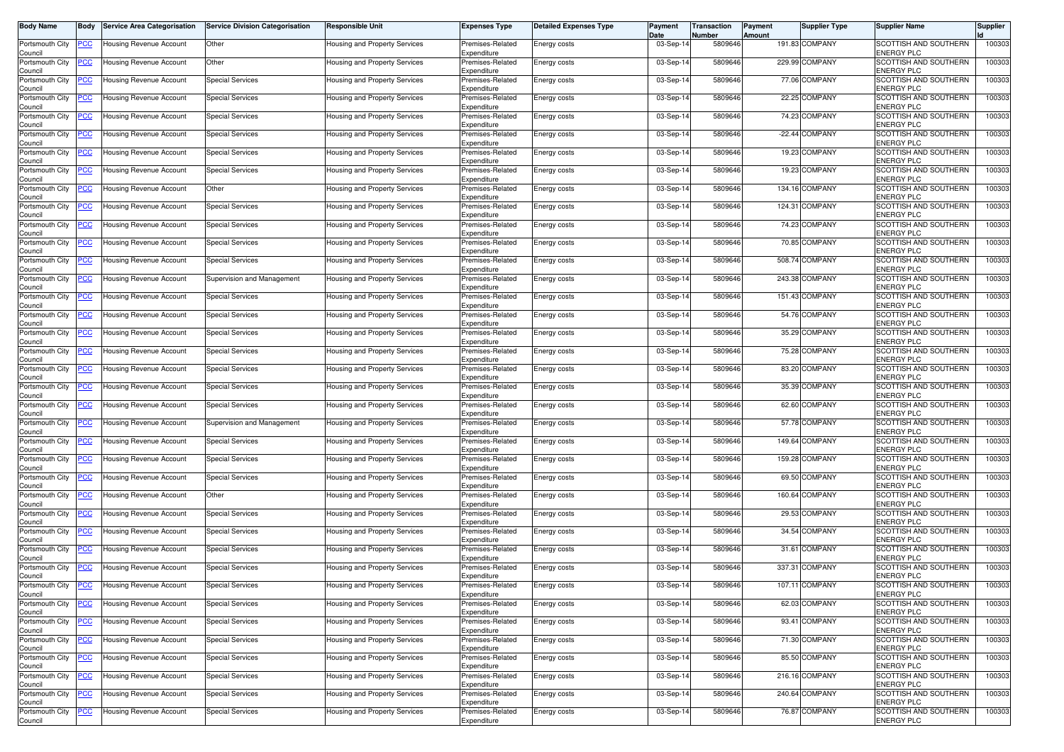| Body Name | Body | Service Area Categorisation | Service Division Categorisation | Responsible Unit | Expenses Type | Detailed Expenses Type | Payment Date | Transaction Number | Payment Amount | Supplier Type | Supplier Name | Supplier Id |
|---|---|---|---|---|---|---|---|---|---|---|---|---|
| Portsmouth City Council | PCC | Housing Revenue Account | Other | Housing and Property Services | Premises-Related Expenditure | Energy costs | 03-Sep-14 | 5809646 | 191.83 | COMPANY | SCOTTISH AND SOUTHERN ENERGY PLC | 100303 |
| Portsmouth City Council | PCC | Housing Revenue Account | Other | Housing and Property Services | Premises-Related Expenditure | Energy costs | 03-Sep-14 | 5809646 | 229.99 | COMPANY | SCOTTISH AND SOUTHERN ENERGY PLC | 100303 |
| Portsmouth City Council | PCC | Housing Revenue Account | Special Services | Housing and Property Services | Premises-Related Expenditure | Energy costs | 03-Sep-14 | 5809646 | 77.06 | COMPANY | SCOTTISH AND SOUTHERN ENERGY PLC | 100303 |
| Portsmouth City Council | PCC | Housing Revenue Account | Special Services | Housing and Property Services | Premises-Related Expenditure | Energy costs | 03-Sep-14 | 5809646 | 22.25 | COMPANY | SCOTTISH AND SOUTHERN ENERGY PLC | 100303 |
| Portsmouth City Council | PCC | Housing Revenue Account | Special Services | Housing and Property Services | Premises-Related Expenditure | Energy costs | 03-Sep-14 | 5809646 | 74.23 | COMPANY | SCOTTISH AND SOUTHERN ENERGY PLC | 100303 |
| Portsmouth City Council | PCC | Housing Revenue Account | Special Services | Housing and Property Services | Premises-Related Expenditure | Energy costs | 03-Sep-14 | 5809646 | -22.44 | COMPANY | SCOTTISH AND SOUTHERN ENERGY PLC | 100303 |
| Portsmouth City Council | PCC | Housing Revenue Account | Special Services | Housing and Property Services | Premises-Related Expenditure | Energy costs | 03-Sep-14 | 5809646 | 19.23 | COMPANY | SCOTTISH AND SOUTHERN ENERGY PLC | 100303 |
| Portsmouth City Council | PCC | Housing Revenue Account | Special Services | Housing and Property Services | Premises-Related Expenditure | Energy costs | 03-Sep-14 | 5809646 | 19.23 | COMPANY | SCOTTISH AND SOUTHERN ENERGY PLC | 100303 |
| Portsmouth City Council | PCC | Housing Revenue Account | Other | Housing and Property Services | Premises-Related Expenditure | Energy costs | 03-Sep-14 | 5809646 | 134.16 | COMPANY | SCOTTISH AND SOUTHERN ENERGY PLC | 100303 |
| Portsmouth City Council | PCC | Housing Revenue Account | Special Services | Housing and Property Services | Premises-Related Expenditure | Energy costs | 03-Sep-14 | 5809646 | 124.31 | COMPANY | SCOTTISH AND SOUTHERN ENERGY PLC | 100303 |
| Portsmouth City Council | PCC | Housing Revenue Account | Special Services | Housing and Property Services | Premises-Related Expenditure | Energy costs | 03-Sep-14 | 5809646 | 74.23 | COMPANY | SCOTTISH AND SOUTHERN ENERGY PLC | 100303 |
| Portsmouth City Council | PCC | Housing Revenue Account | Special Services | Housing and Property Services | Premises-Related Expenditure | Energy costs | 03-Sep-14 | 5809646 | 70.85 | COMPANY | SCOTTISH AND SOUTHERN ENERGY PLC | 100303 |
| Portsmouth City Council | PCC | Housing Revenue Account | Special Services | Housing and Property Services | Premises-Related Expenditure | Energy costs | 03-Sep-14 | 5809646 | 508.74 | COMPANY | SCOTTISH AND SOUTHERN ENERGY PLC | 100303 |
| Portsmouth City Council | PCC | Housing Revenue Account | Supervision and Management | Housing and Property Services | Premises-Related Expenditure | Energy costs | 03-Sep-14 | 5809646 | 243.38 | COMPANY | SCOTTISH AND SOUTHERN ENERGY PLC | 100303 |
| Portsmouth City Council | PCC | Housing Revenue Account | Special Services | Housing and Property Services | Premises-Related Expenditure | Energy costs | 03-Sep-14 | 5809646 | 151.43 | COMPANY | SCOTTISH AND SOUTHERN ENERGY PLC | 100303 |
| Portsmouth City Council | PCC | Housing Revenue Account | Special Services | Housing and Property Services | Premises-Related Expenditure | Energy costs | 03-Sep-14 | 5809646 | 54.76 | COMPANY | SCOTTISH AND SOUTHERN ENERGY PLC | 100303 |
| Portsmouth City Council | PCC | Housing Revenue Account | Special Services | Housing and Property Services | Premises-Related Expenditure | Energy costs | 03-Sep-14 | 5809646 | 35.29 | COMPANY | SCOTTISH AND SOUTHERN ENERGY PLC | 100303 |
| Portsmouth City Council | PCC | Housing Revenue Account | Special Services | Housing and Property Services | Premises-Related Expenditure | Energy costs | 03-Sep-14 | 5809646 | 75.28 | COMPANY | SCOTTISH AND SOUTHERN ENERGY PLC | 100303 |
| Portsmouth City Council | PCC | Housing Revenue Account | Special Services | Housing and Property Services | Premises-Related Expenditure | Energy costs | 03-Sep-14 | 5809646 | 83.20 | COMPANY | SCOTTISH AND SOUTHERN ENERGY PLC | 100303 |
| Portsmouth City Council | PCC | Housing Revenue Account | Special Services | Housing and Property Services | Premises-Related Expenditure | Energy costs | 03-Sep-14 | 5809646 | 35.39 | COMPANY | SCOTTISH AND SOUTHERN ENERGY PLC | 100303 |
| Portsmouth City Council | PCC | Housing Revenue Account | Special Services | Housing and Property Services | Premises-Related Expenditure | Energy costs | 03-Sep-14 | 5809646 | 62.60 | COMPANY | SCOTTISH AND SOUTHERN ENERGY PLC | 100303 |
| Portsmouth City Council | PCC | Housing Revenue Account | Supervision and Management | Housing and Property Services | Premises-Related Expenditure | Energy costs | 03-Sep-14 | 5809646 | 57.78 | COMPANY | SCOTTISH AND SOUTHERN ENERGY PLC | 100303 |
| Portsmouth City Council | PCC | Housing Revenue Account | Special Services | Housing and Property Services | Premises-Related Expenditure | Energy costs | 03-Sep-14 | 5809646 | 149.64 | COMPANY | SCOTTISH AND SOUTHERN ENERGY PLC | 100303 |
| Portsmouth City Council | PCC | Housing Revenue Account | Special Services | Housing and Property Services | Premises-Related Expenditure | Energy costs | 03-Sep-14 | 5809646 | 159.28 | COMPANY | SCOTTISH AND SOUTHERN ENERGY PLC | 100303 |
| Portsmouth City Council | PCC | Housing Revenue Account | Special Services | Housing and Property Services | Premises-Related Expenditure | Energy costs | 03-Sep-14 | 5809646 | 69.50 | COMPANY | SCOTTISH AND SOUTHERN ENERGY PLC | 100303 |
| Portsmouth City Council | PCC | Housing Revenue Account | Other | Housing and Property Services | Premises-Related Expenditure | Energy costs | 03-Sep-14 | 5809646 | 160.64 | COMPANY | SCOTTISH AND SOUTHERN ENERGY PLC | 100303 |
| Portsmouth City Council | PCC | Housing Revenue Account | Special Services | Housing and Property Services | Premises-Related Expenditure | Energy costs | 03-Sep-14 | 5809646 | 29.53 | COMPANY | SCOTTISH AND SOUTHERN ENERGY PLC | 100303 |
| Portsmouth City Council | PCC | Housing Revenue Account | Special Services | Housing and Property Services | Premises-Related Expenditure | Energy costs | 03-Sep-14 | 5809646 | 34.54 | COMPANY | SCOTTISH AND SOUTHERN ENERGY PLC | 100303 |
| Portsmouth City Council | PCC | Housing Revenue Account | Special Services | Housing and Property Services | Premises-Related Expenditure | Energy costs | 03-Sep-14 | 5809646 | 31.61 | COMPANY | SCOTTISH AND SOUTHERN ENERGY PLC | 100303 |
| Portsmouth City Council | PCC | Housing Revenue Account | Special Services | Housing and Property Services | Premises-Related Expenditure | Energy costs | 03-Sep-14 | 5809646 | 337.31 | COMPANY | SCOTTISH AND SOUTHERN ENERGY PLC | 100303 |
| Portsmouth City Council | PCC | Housing Revenue Account | Special Services | Housing and Property Services | Premises-Related Expenditure | Energy costs | 03-Sep-14 | 5809646 | 107.11 | COMPANY | SCOTTISH AND SOUTHERN ENERGY PLC | 100303 |
| Portsmouth City Council | PCC | Housing Revenue Account | Special Services | Housing and Property Services | Premises-Related Expenditure | Energy costs | 03-Sep-14 | 5809646 | 62.03 | COMPANY | SCOTTISH AND SOUTHERN ENERGY PLC | 100303 |
| Portsmouth City Council | PCC | Housing Revenue Account | Special Services | Housing and Property Services | Premises-Related Expenditure | Energy costs | 03-Sep-14 | 5809646 | 93.41 | COMPANY | SCOTTISH AND SOUTHERN ENERGY PLC | 100303 |
| Portsmouth City Council | PCC | Housing Revenue Account | Special Services | Housing and Property Services | Premises-Related Expenditure | Energy costs | 03-Sep-14 | 5809646 | 71.30 | COMPANY | SCOTTISH AND SOUTHERN ENERGY PLC | 100303 |
| Portsmouth City Council | PCC | Housing Revenue Account | Special Services | Housing and Property Services | Premises-Related Expenditure | Energy costs | 03-Sep-14 | 5809646 | 85.50 | COMPANY | SCOTTISH AND SOUTHERN ENERGY PLC | 100303 |
| Portsmouth City Council | PCC | Housing Revenue Account | Special Services | Housing and Property Services | Premises-Related Expenditure | Energy costs | 03-Sep-14 | 5809646 | 216.16 | COMPANY | SCOTTISH AND SOUTHERN ENERGY PLC | 100303 |
| Portsmouth City Council | PCC | Housing Revenue Account | Special Services | Housing and Property Services | Premises-Related Expenditure | Energy costs | 03-Sep-14 | 5809646 | 240.64 | COMPANY | SCOTTISH AND SOUTHERN ENERGY PLC | 100303 |
| Portsmouth City Council | PCC | Housing Revenue Account | Special Services | Housing and Property Services | Premises-Related Expenditure | Energy costs | 03-Sep-14 | 5809646 | 76.87 | COMPANY | SCOTTISH AND SOUTHERN ENERGY PLC | 100303 |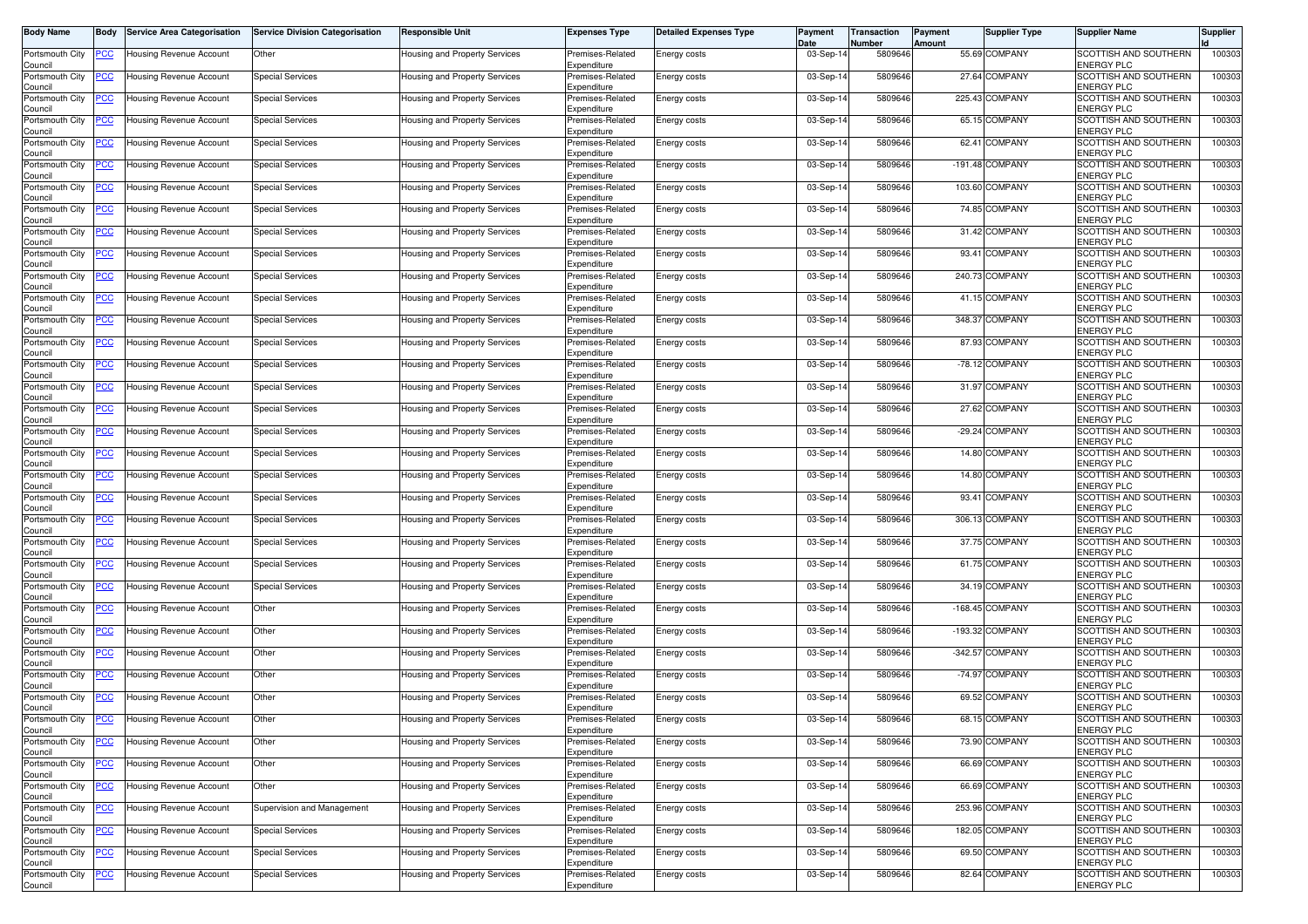| Body Name | Body | Service Area Categorisation | Service Division Categorisation | Responsible Unit | Expenses Type | Detailed Expenses Type | Payment Date | Transaction Number | Payment Amount | Supplier Type | Supplier Name | Supplier Id |
|---|---|---|---|---|---|---|---|---|---|---|---|---|
| Portsmouth City Council | PCC | Housing Revenue Account | Other | Housing and Property Services | Premises-Related Expenditure | Energy costs | 03-Sep-14 | 5809646 | 55.69 | COMPANY | SCOTTISH AND SOUTHERN ENERGY PLC | 100303 |
| Portsmouth City Council | PCC | Housing Revenue Account | Special Services | Housing and Property Services | Premises-Related Expenditure | Energy costs | 03-Sep-14 | 5809646 | 27.64 | COMPANY | SCOTTISH AND SOUTHERN ENERGY PLC | 100303 |
| Portsmouth City Council | PCC | Housing Revenue Account | Special Services | Housing and Property Services | Premises-Related Expenditure | Energy costs | 03-Sep-14 | 5809646 | 225.43 | COMPANY | SCOTTISH AND SOUTHERN ENERGY PLC | 100303 |
| Portsmouth City Council | PCC | Housing Revenue Account | Special Services | Housing and Property Services | Premises-Related Expenditure | Energy costs | 03-Sep-14 | 5809646 | 65.15 | COMPANY | SCOTTISH AND SOUTHERN ENERGY PLC | 100303 |
| Portsmouth City Council | PCC | Housing Revenue Account | Special Services | Housing and Property Services | Premises-Related Expenditure | Energy costs | 03-Sep-14 | 5809646 | 62.41 | COMPANY | SCOTTISH AND SOUTHERN ENERGY PLC | 100303 |
| Portsmouth City Council | PCC | Housing Revenue Account | Special Services | Housing and Property Services | Premises-Related Expenditure | Energy costs | 03-Sep-14 | 5809646 | -191.48 | COMPANY | SCOTTISH AND SOUTHERN ENERGY PLC | 100303 |
| Portsmouth City Council | PCC | Housing Revenue Account | Special Services | Housing and Property Services | Premises-Related Expenditure | Energy costs | 03-Sep-14 | 5809646 | 103.60 | COMPANY | SCOTTISH AND SOUTHERN ENERGY PLC | 100303 |
| Portsmouth City Council | PCC | Housing Revenue Account | Special Services | Housing and Property Services | Premises-Related Expenditure | Energy costs | 03-Sep-14 | 5809646 | 74.85 | COMPANY | SCOTTISH AND SOUTHERN ENERGY PLC | 100303 |
| Portsmouth City Council | PCC | Housing Revenue Account | Special Services | Housing and Property Services | Premises-Related Expenditure | Energy costs | 03-Sep-14 | 5809646 | 31.42 | COMPANY | SCOTTISH AND SOUTHERN ENERGY PLC | 100303 |
| Portsmouth City Council | PCC | Housing Revenue Account | Special Services | Housing and Property Services | Premises-Related Expenditure | Energy costs | 03-Sep-14 | 5809646 | 93.41 | COMPANY | SCOTTISH AND SOUTHERN ENERGY PLC | 100303 |
| Portsmouth City Council | PCC | Housing Revenue Account | Special Services | Housing and Property Services | Premises-Related Expenditure | Energy costs | 03-Sep-14 | 5809646 | 240.73 | COMPANY | SCOTTISH AND SOUTHERN ENERGY PLC | 100303 |
| Portsmouth City Council | PCC | Housing Revenue Account | Special Services | Housing and Property Services | Premises-Related Expenditure | Energy costs | 03-Sep-14 | 5809646 | 41.15 | COMPANY | SCOTTISH AND SOUTHERN ENERGY PLC | 100303 |
| Portsmouth City Council | PCC | Housing Revenue Account | Special Services | Housing and Property Services | Premises-Related Expenditure | Energy costs | 03-Sep-14 | 5809646 | 348.37 | COMPANY | SCOTTISH AND SOUTHERN ENERGY PLC | 100303 |
| Portsmouth City Council | PCC | Housing Revenue Account | Special Services | Housing and Property Services | Premises-Related Expenditure | Energy costs | 03-Sep-14 | 5809646 | 87.93 | COMPANY | SCOTTISH AND SOUTHERN ENERGY PLC | 100303 |
| Portsmouth City Council | PCC | Housing Revenue Account | Special Services | Housing and Property Services | Premises-Related Expenditure | Energy costs | 03-Sep-14 | 5809646 | -78.12 | COMPANY | SCOTTISH AND SOUTHERN ENERGY PLC | 100303 |
| Portsmouth City Council | PCC | Housing Revenue Account | Special Services | Housing and Property Services | Premises-Related Expenditure | Energy costs | 03-Sep-14 | 5809646 | 31.97 | COMPANY | SCOTTISH AND SOUTHERN ENERGY PLC | 100303 |
| Portsmouth City Council | PCC | Housing Revenue Account | Special Services | Housing and Property Services | Premises-Related Expenditure | Energy costs | 03-Sep-14 | 5809646 | 27.62 | COMPANY | SCOTTISH AND SOUTHERN ENERGY PLC | 100303 |
| Portsmouth City Council | PCC | Housing Revenue Account | Special Services | Housing and Property Services | Premises-Related Expenditure | Energy costs | 03-Sep-14 | 5809646 | -29.24 | COMPANY | SCOTTISH AND SOUTHERN ENERGY PLC | 100303 |
| Portsmouth City Council | PCC | Housing Revenue Account | Special Services | Housing and Property Services | Premises-Related Expenditure | Energy costs | 03-Sep-14 | 5809646 | 14.80 | COMPANY | SCOTTISH AND SOUTHERN ENERGY PLC | 100303 |
| Portsmouth City Council | PCC | Housing Revenue Account | Special Services | Housing and Property Services | Premises-Related Expenditure | Energy costs | 03-Sep-14 | 5809646 | 14.80 | COMPANY | SCOTTISH AND SOUTHERN ENERGY PLC | 100303 |
| Portsmouth City Council | PCC | Housing Revenue Account | Special Services | Housing and Property Services | Premises-Related Expenditure | Energy costs | 03-Sep-14 | 5809646 | 93.41 | COMPANY | SCOTTISH AND SOUTHERN ENERGY PLC | 100303 |
| Portsmouth City Council | PCC | Housing Revenue Account | Special Services | Housing and Property Services | Premises-Related Expenditure | Energy costs | 03-Sep-14 | 5809646 | 306.13 | COMPANY | SCOTTISH AND SOUTHERN ENERGY PLC | 100303 |
| Portsmouth City Council | PCC | Housing Revenue Account | Special Services | Housing and Property Services | Premises-Related Expenditure | Energy costs | 03-Sep-14 | 5809646 | 37.75 | COMPANY | SCOTTISH AND SOUTHERN ENERGY PLC | 100303 |
| Portsmouth City Council | PCC | Housing Revenue Account | Special Services | Housing and Property Services | Premises-Related Expenditure | Energy costs | 03-Sep-14 | 5809646 | 61.75 | COMPANY | SCOTTISH AND SOUTHERN ENERGY PLC | 100303 |
| Portsmouth City Council | PCC | Housing Revenue Account | Special Services | Housing and Property Services | Premises-Related Expenditure | Energy costs | 03-Sep-14 | 5809646 | 34.19 | COMPANY | SCOTTISH AND SOUTHERN ENERGY PLC | 100303 |
| Portsmouth City Council | PCC | Housing Revenue Account | Other | Housing and Property Services | Premises-Related Expenditure | Energy costs | 03-Sep-14 | 5809646 | -168.45 | COMPANY | SCOTTISH AND SOUTHERN ENERGY PLC | 100303 |
| Portsmouth City Council | PCC | Housing Revenue Account | Other | Housing and Property Services | Premises-Related Expenditure | Energy costs | 03-Sep-14 | 5809646 | -193.32 | COMPANY | SCOTTISH AND SOUTHERN ENERGY PLC | 100303 |
| Portsmouth City Council | PCC | Housing Revenue Account | Other | Housing and Property Services | Premises-Related Expenditure | Energy costs | 03-Sep-14 | 5809646 | -342.57 | COMPANY | SCOTTISH AND SOUTHERN ENERGY PLC | 100303 |
| Portsmouth City Council | PCC | Housing Revenue Account | Other | Housing and Property Services | Premises-Related Expenditure | Energy costs | 03-Sep-14 | 5809646 | -74.97 | COMPANY | SCOTTISH AND SOUTHERN ENERGY PLC | 100303 |
| Portsmouth City Council | PCC | Housing Revenue Account | Other | Housing and Property Services | Premises-Related Expenditure | Energy costs | 03-Sep-14 | 5809646 | 69.52 | COMPANY | SCOTTISH AND SOUTHERN ENERGY PLC | 100303 |
| Portsmouth City Council | PCC | Housing Revenue Account | Other | Housing and Property Services | Premises-Related Expenditure | Energy costs | 03-Sep-14 | 5809646 | 68.15 | COMPANY | SCOTTISH AND SOUTHERN ENERGY PLC | 100303 |
| Portsmouth City Council | PCC | Housing Revenue Account | Other | Housing and Property Services | Premises-Related Expenditure | Energy costs | 03-Sep-14 | 5809646 | 73.90 | COMPANY | SCOTTISH AND SOUTHERN ENERGY PLC | 100303 |
| Portsmouth City Council | PCC | Housing Revenue Account | Other | Housing and Property Services | Premises-Related Expenditure | Energy costs | 03-Sep-14 | 5809646 | 66.69 | COMPANY | SCOTTISH AND SOUTHERN ENERGY PLC | 100303 |
| Portsmouth City Council | PCC | Housing Revenue Account | Other | Housing and Property Services | Premises-Related Expenditure | Energy costs | 03-Sep-14 | 5809646 | 66.69 | COMPANY | SCOTTISH AND SOUTHERN ENERGY PLC | 100303 |
| Portsmouth City Council | PCC | Housing Revenue Account | Supervision and Management | Housing and Property Services | Premises-Related Expenditure | Energy costs | 03-Sep-14 | 5809646 | 253.96 | COMPANY | SCOTTISH AND SOUTHERN ENERGY PLC | 100303 |
| Portsmouth City Council | PCC | Housing Revenue Account | Special Services | Housing and Property Services | Premises-Related Expenditure | Energy costs | 03-Sep-14 | 5809646 | 182.05 | COMPANY | SCOTTISH AND SOUTHERN ENERGY PLC | 100303 |
| Portsmouth City Council | PCC | Housing Revenue Account | Special Services | Housing and Property Services | Premises-Related Expenditure | Energy costs | 03-Sep-14 | 5809646 | 69.50 | COMPANY | SCOTTISH AND SOUTHERN ENERGY PLC | 100303 |
| Portsmouth City Council | PCC | Housing Revenue Account | Special Services | Housing and Property Services | Premises-Related Expenditure | Energy costs | 03-Sep-14 | 5809646 | 82.64 | COMPANY | SCOTTISH AND SOUTHERN ENERGY PLC | 100303 |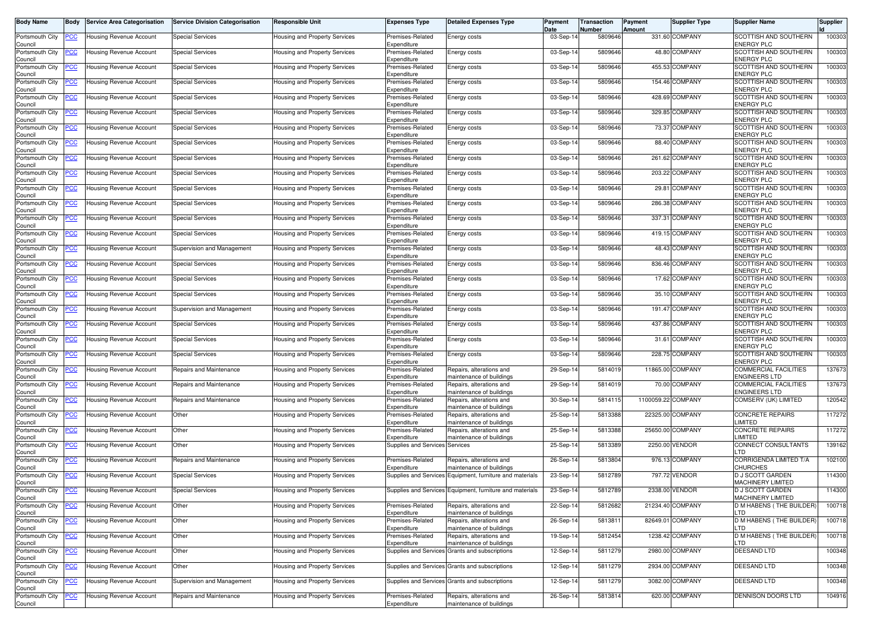| Body Name | Body | Service Area Categorisation | Service Division Categorisation | Responsible Unit | Expenses Type | Detailed Expenses Type | Payment Date | Transaction Number | Payment Amount | Supplier Type | Supplier Name | Supplier Id |
|---|---|---|---|---|---|---|---|---|---|---|---|---|
| Portsmouth City Council | PCC | Housing Revenue Account | Special Services | Housing and Property Services | Premises-Related Expenditure | Energy costs | 03-Sep-14 | 5809646 | 331.60 | COMPANY | SCOTTISH AND SOUTHERN ENERGY PLC | 100303 |
| Portsmouth City Council | PCC | Housing Revenue Account | Special Services | Housing and Property Services | Premises-Related Expenditure | Energy costs | 03-Sep-14 | 5809646 | 48.80 | COMPANY | SCOTTISH AND SOUTHERN ENERGY PLC | 100303 |
| Portsmouth City Council | PCC | Housing Revenue Account | Special Services | Housing and Property Services | Premises-Related Expenditure | Energy costs | 03-Sep-14 | 5809646 | 455.53 | COMPANY | SCOTTISH AND SOUTHERN ENERGY PLC | 100303 |
| Portsmouth City Council | PCC | Housing Revenue Account | Special Services | Housing and Property Services | Premises-Related Expenditure | Energy costs | 03-Sep-14 | 5809646 | 154.46 | COMPANY | SCOTTISH AND SOUTHERN ENERGY PLC | 100303 |
| Portsmouth City Council | PCC | Housing Revenue Account | Special Services | Housing and Property Services | Premises-Related Expenditure | Energy costs | 03-Sep-14 | 5809646 | 428.69 | COMPANY | SCOTTISH AND SOUTHERN ENERGY PLC | 100303 |
| Portsmouth City Council | PCC | Housing Revenue Account | Special Services | Housing and Property Services | Premises-Related Expenditure | Energy costs | 03-Sep-14 | 5809646 | 329.85 | COMPANY | SCOTTISH AND SOUTHERN ENERGY PLC | 100303 |
| Portsmouth City Council | PCC | Housing Revenue Account | Special Services | Housing and Property Services | Premises-Related Expenditure | Energy costs | 03-Sep-14 | 5809646 | 73.37 | COMPANY | SCOTTISH AND SOUTHERN ENERGY PLC | 100303 |
| Portsmouth City Council | PCC | Housing Revenue Account | Special Services | Housing and Property Services | Premises-Related Expenditure | Energy costs | 03-Sep-14 | 5809646 | 88.40 | COMPANY | SCOTTISH AND SOUTHERN ENERGY PLC | 100303 |
| Portsmouth City Council | PCC | Housing Revenue Account | Special Services | Housing and Property Services | Premises-Related Expenditure | Energy costs | 03-Sep-14 | 5809646 | 261.62 | COMPANY | SCOTTISH AND SOUTHERN ENERGY PLC | 100303 |
| Portsmouth City Council | PCC | Housing Revenue Account | Special Services | Housing and Property Services | Premises-Related Expenditure | Energy costs | 03-Sep-14 | 5809646 | 203.22 | COMPANY | SCOTTISH AND SOUTHERN ENERGY PLC | 100303 |
| Portsmouth City Council | PCC | Housing Revenue Account | Special Services | Housing and Property Services | Premises-Related Expenditure | Energy costs | 03-Sep-14 | 5809646 | 29.81 | COMPANY | SCOTTISH AND SOUTHERN ENERGY PLC | 100303 |
| Portsmouth City Council | PCC | Housing Revenue Account | Special Services | Housing and Property Services | Premises-Related Expenditure | Energy costs | 03-Sep-14 | 5809646 | 286.38 | COMPANY | SCOTTISH AND SOUTHERN ENERGY PLC | 100303 |
| Portsmouth City Council | PCC | Housing Revenue Account | Special Services | Housing and Property Services | Premises-Related Expenditure | Energy costs | 03-Sep-14 | 5809646 | 337.31 | COMPANY | SCOTTISH AND SOUTHERN ENERGY PLC | 100303 |
| Portsmouth City Council | PCC | Housing Revenue Account | Special Services | Housing and Property Services | Premises-Related Expenditure | Energy costs | 03-Sep-14 | 5809646 | 419.15 | COMPANY | SCOTTISH AND SOUTHERN ENERGY PLC | 100303 |
| Portsmouth City Council | PCC | Housing Revenue Account | Supervision and Management | Housing and Property Services | Premises-Related Expenditure | Energy costs | 03-Sep-14 | 5809646 | 48.43 | COMPANY | SCOTTISH AND SOUTHERN ENERGY PLC | 100303 |
| Portsmouth City Council | PCC | Housing Revenue Account | Special Services | Housing and Property Services | Premises-Related Expenditure | Energy costs | 03-Sep-14 | 5809646 | 836.46 | COMPANY | SCOTTISH AND SOUTHERN ENERGY PLC | 100303 |
| Portsmouth City Council | PCC | Housing Revenue Account | Special Services | Housing and Property Services | Premises-Related Expenditure | Energy costs | 03-Sep-14 | 5809646 | 17.62 | COMPANY | SCOTTISH AND SOUTHERN ENERGY PLC | 100303 |
| Portsmouth City Council | PCC | Housing Revenue Account | Special Services | Housing and Property Services | Premises-Related Expenditure | Energy costs | 03-Sep-14 | 5809646 | 35.10 | COMPANY | SCOTTISH AND SOUTHERN ENERGY PLC | 100303 |
| Portsmouth City Council | PCC | Housing Revenue Account | Supervision and Management | Housing and Property Services | Premises-Related Expenditure | Energy costs | 03-Sep-14 | 5809646 | 191.47 | COMPANY | SCOTTISH AND SOUTHERN ENERGY PLC | 100303 |
| Portsmouth City Council | PCC | Housing Revenue Account | Special Services | Housing and Property Services | Premises-Related Expenditure | Energy costs | 03-Sep-14 | 5809646 | 437.86 | COMPANY | SCOTTISH AND SOUTHERN ENERGY PLC | 100303 |
| Portsmouth City Council | PCC | Housing Revenue Account | Special Services | Housing and Property Services | Premises-Related Expenditure | Energy costs | 03-Sep-14 | 5809646 | 31.61 | COMPANY | SCOTTISH AND SOUTHERN ENERGY PLC | 100303 |
| Portsmouth City Council | PCC | Housing Revenue Account | Special Services | Housing and Property Services | Premises-Related Expenditure | Energy costs | 03-Sep-14 | 5809646 | 228.75 | COMPANY | SCOTTISH AND SOUTHERN ENERGY PLC | 100303 |
| Portsmouth City Council | PCC | Housing Revenue Account | Repairs and Maintenance | Housing and Property Services | Premises-Related Expenditure | Repairs, alterations and maintenance of buildings | 29-Sep-14 | 5814019 | 11865.00 | COMPANY | COMMERCIAL FACILITIES ENGINEERS LTD | 137673 |
| Portsmouth City Council | PCC | Housing Revenue Account | Repairs and Maintenance | Housing and Property Services | Premises-Related Expenditure | Repairs, alterations and maintenance of buildings | 29-Sep-14 | 5814019 | 70.00 | COMPANY | COMMERCIAL FACILITIES ENGINEERS LTD | 137673 |
| Portsmouth City Council | PCC | Housing Revenue Account | Repairs and Maintenance | Housing and Property Services | Premises-Related Expenditure | Repairs, alterations and maintenance of buildings | 30-Sep-14 | 5814115 | 1100059.22 | COMPANY | COMSERV (UK) LIMITED | 120542 |
| Portsmouth City Council | PCC | Housing Revenue Account | Other | Housing and Property Services | Premises-Related Expenditure | Repairs, alterations and maintenance of buildings | 25-Sep-14 | 5813388 | 22325.00 | COMPANY | CONCRETE REPAIRS LIMITED | 117272 |
| Portsmouth City Council | PCC | Housing Revenue Account | Other | Housing and Property Services | Premises-Related Expenditure | Repairs, alterations and maintenance of buildings | 25-Sep-14 | 5813388 | 25650.00 | COMPANY | CONCRETE REPAIRS LIMITED | 117272 |
| Portsmouth City Council | PCC | Housing Revenue Account | Other | Housing and Property Services | Supplies and Services | Services | 25-Sep-14 | 5813389 | 2250.00 | VENDOR | CONNECT CONSULTANTS LTD | 139162 |
| Portsmouth City Council | PCC | Housing Revenue Account | Repairs and Maintenance | Housing and Property Services | Premises-Related Expenditure | Repairs, alterations and maintenance of buildings | 26-Sep-14 | 5813804 | 976.13 | COMPANY | CORRIGENDA LIMITED T/A CHURCHES | 102100 |
| Portsmouth City Council | PCC | Housing Revenue Account | Special Services | Housing and Property Services | Supplies and Services | Equipment, furniture and materials | 23-Sep-14 | 5812789 | 797.72 | VENDOR | D J SCOTT GARDEN MACHINERY LIMITED | 114300 |
| Portsmouth City Council | PCC | Housing Revenue Account | Special Services | Housing and Property Services | Supplies and Services | Equipment, furniture and materials | 23-Sep-14 | 5812789 | 2338.00 | VENDOR | D J SCOTT GARDEN MACHINERY LIMITED | 114300 |
| Portsmouth City Council | PCC | Housing Revenue Account | Other | Housing and Property Services | Premises-Related Expenditure | Repairs, alterations and maintenance of buildings | 22-Sep-14 | 5812682 | 21234.40 | COMPANY | D M HABENS ( THE BUILDER) LTD | 100718 |
| Portsmouth City Council | PCC | Housing Revenue Account | Other | Housing and Property Services | Premises-Related Expenditure | Repairs, alterations and maintenance of buildings | 26-Sep-14 | 5813811 | 82649.01 | COMPANY | D M HABENS ( THE BUILDER) LTD | 100718 |
| Portsmouth City Council | PCC | Housing Revenue Account | Other | Housing and Property Services | Premises-Related Expenditure | Repairs, alterations and maintenance of buildings | 19-Sep-14 | 5812454 | 1238.42 | COMPANY | D M HABENS ( THE BUILDER) LTD | 100718 |
| Portsmouth City Council | PCC | Housing Revenue Account | Other | Housing and Property Services | Supplies and Services | Grants and subscriptions | 12-Sep-14 | 5811279 | 2980.00 | COMPANY | DEESAND LTD | 100348 |
| Portsmouth City Council | PCC | Housing Revenue Account | Other | Housing and Property Services | Supplies and Services | Grants and subscriptions | 12-Sep-14 | 5811279 | 2934.00 | COMPANY | DEESAND LTD | 100348 |
| Portsmouth City Council | PCC | Housing Revenue Account | Supervision and Management | Housing and Property Services | Supplies and Services | Grants and subscriptions | 12-Sep-14 | 5811279 | 3082.00 | COMPANY | DEESAND LTD | 100348 |
| Portsmouth City Council | PCC | Housing Revenue Account | Repairs and Maintenance | Housing and Property Services | Premises-Related Expenditure | Repairs, alterations and maintenance of buildings | 26-Sep-14 | 5813814 | 620.00 | COMPANY | DENNISON DOORS LTD | 104916 |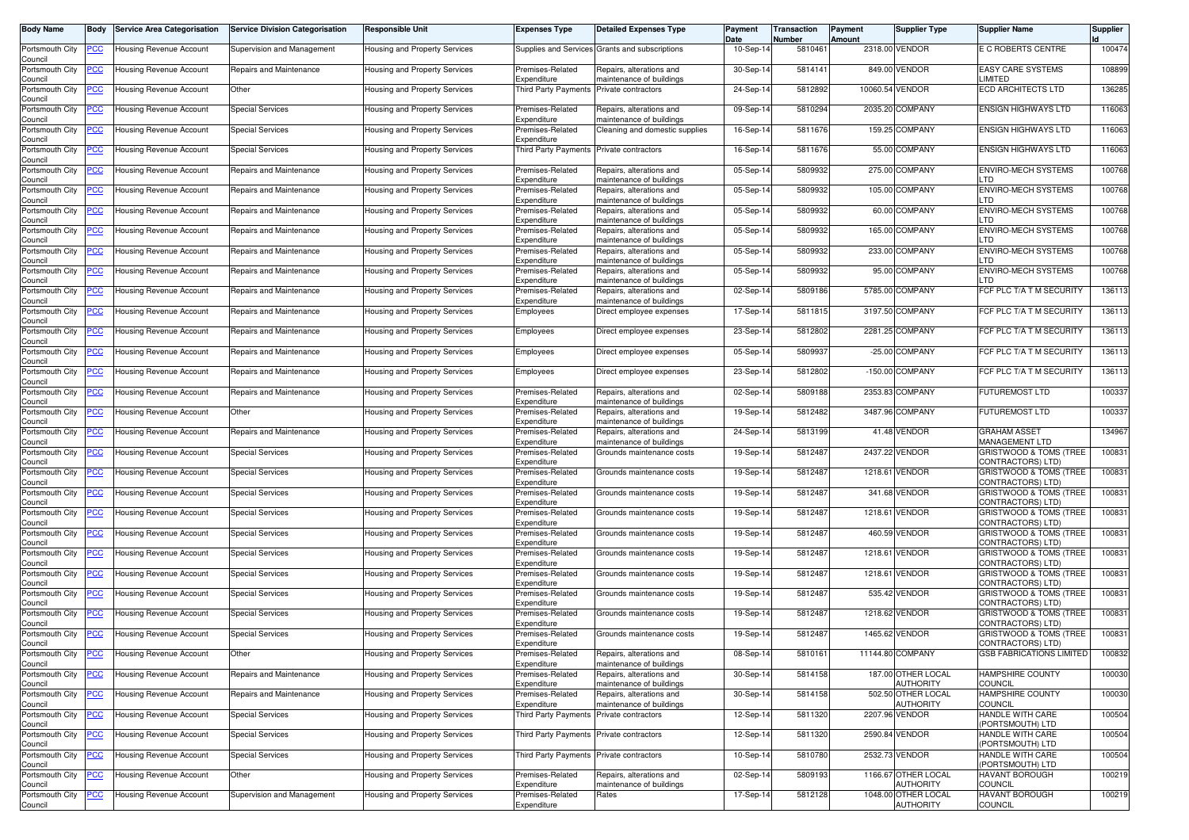| Body Name | Body | Service Area Categorisation | Service Division Categorisation | Responsible Unit | Expenses Type | Detailed Expenses Type | Payment Date | Transaction Number | Payment Amount | Supplier Type | Supplier Name | Supplier Id |
|---|---|---|---|---|---|---|---|---|---|---|---|---|
| Portsmouth City Council | PCC | Housing Revenue Account | Supervision and Management | Housing and Property Services | Supplies and Services | Grants and subscriptions | 10-Sep-14 | 5810461 | 2318.00 | VENDOR | E C ROBERTS CENTRE | 100474 |
| Portsmouth City Council | PCC | Housing Revenue Account | Repairs and Maintenance | Housing and Property Services | Premises-Related Expenditure | Repairs, alterations and maintenance of buildings | 30-Sep-14 | 5814141 | 849.00 | VENDOR | EASY CARE SYSTEMS LIMITED | 108899 |
| Portsmouth City Council | PCC | Housing Revenue Account | Other | Housing and Property Services | Third Party Payments | Private contractors | 24-Sep-14 | 5812892 | 10060.54 | VENDOR | ECD ARCHITECTS LTD | 136285 |
| Portsmouth City Council | PCC | Housing Revenue Account | Special Services | Housing and Property Services | Premises-Related Expenditure | Repairs, alterations and maintenance of buildings | 09-Sep-14 | 5810294 | 2035.20 | COMPANY | ENSIGN HIGHWAYS LTD | 116063 |
| Portsmouth City Council | PCC | Housing Revenue Account | Special Services | Housing and Property Services | Premises-Related Expenditure | Cleaning and domestic supplies | 16-Sep-14 | 5811676 | 159.25 | COMPANY | ENSIGN HIGHWAYS LTD | 116063 |
| Portsmouth City Council | PCC | Housing Revenue Account | Special Services | Housing and Property Services | Third Party Payments | Private contractors | 16-Sep-14 | 5811676 | 55.00 | COMPANY | ENSIGN HIGHWAYS LTD | 116063 |
| Portsmouth City Council | PCC | Housing Revenue Account | Repairs and Maintenance | Housing and Property Services | Premises-Related Expenditure | Repairs, alterations and maintenance of buildings | 05-Sep-14 | 5809932 | 275.00 | COMPANY | ENVIRO-MECH SYSTEMS LTD | 100768 |
| Portsmouth City Council | PCC | Housing Revenue Account | Repairs and Maintenance | Housing and Property Services | Premises-Related Expenditure | Repairs, alterations and maintenance of buildings | 05-Sep-14 | 5809932 | 105.00 | COMPANY | ENVIRO-MECH SYSTEMS LTD | 100768 |
| Portsmouth City Council | PCC | Housing Revenue Account | Repairs and Maintenance | Housing and Property Services | Premises-Related Expenditure | Repairs, alterations and maintenance of buildings | 05-Sep-14 | 5809932 | 60.00 | COMPANY | ENVIRO-MECH SYSTEMS LTD | 100768 |
| Portsmouth City Council | PCC | Housing Revenue Account | Repairs and Maintenance | Housing and Property Services | Premises-Related Expenditure | Repairs, alterations and maintenance of buildings | 05-Sep-14 | 5809932 | 165.00 | COMPANY | ENVIRO-MECH SYSTEMS LTD | 100768 |
| Portsmouth City Council | PCC | Housing Revenue Account | Repairs and Maintenance | Housing and Property Services | Premises-Related Expenditure | Repairs, alterations and maintenance of buildings | 05-Sep-14 | 5809932 | 233.00 | COMPANY | ENVIRO-MECH SYSTEMS LTD | 100768 |
| Portsmouth City Council | PCC | Housing Revenue Account | Repairs and Maintenance | Housing and Property Services | Premises-Related Expenditure | Repairs, alterations and maintenance of buildings | 05-Sep-14 | 5809932 | 95.00 | COMPANY | ENVIRO-MECH SYSTEMS LTD | 100768 |
| Portsmouth City Council | PCC | Housing Revenue Account | Repairs and Maintenance | Housing and Property Services | Premises-Related Expenditure | Repairs, alterations and maintenance of buildings | 02-Sep-14 | 5809186 | 5785.00 | COMPANY | FCF PLC T/A T M SECURITY | 136113 |
| Portsmouth City Council | PCC | Housing Revenue Account | Repairs and Maintenance | Housing and Property Services | Employees | Direct employee expenses | 17-Sep-14 | 5811815 | 3197.50 | COMPANY | FCF PLC T/A T M SECURITY | 136113 |
| Portsmouth City Council | PCC | Housing Revenue Account | Repairs and Maintenance | Housing and Property Services | Employees | Direct employee expenses | 23-Sep-14 | 5812802 | 2281.25 | COMPANY | FCF PLC T/A T M SECURITY | 136113 |
| Portsmouth City Council | PCC | Housing Revenue Account | Repairs and Maintenance | Housing and Property Services | Employees | Direct employee expenses | 05-Sep-14 | 5809937 | -25.00 | COMPANY | FCF PLC T/A T M SECURITY | 136113 |
| Portsmouth City Council | PCC | Housing Revenue Account | Repairs and Maintenance | Housing and Property Services | Employees | Direct employee expenses | 23-Sep-14 | 5812802 | -150.00 | COMPANY | FCF PLC T/A T M SECURITY | 136113 |
| Portsmouth City Council | PCC | Housing Revenue Account | Repairs and Maintenance | Housing and Property Services | Premises-Related Expenditure | Repairs, alterations and maintenance of buildings | 02-Sep-14 | 5809188 | 2353.83 | COMPANY | FUTUREMOST LTD | 100337 |
| Portsmouth City Council | PCC | Housing Revenue Account | Other | Housing and Property Services | Premises-Related Expenditure | Repairs, alterations and maintenance of buildings | 19-Sep-14 | 5812482 | 3487.96 | COMPANY | FUTUREMOST LTD | 100337 |
| Portsmouth City Council | PCC | Housing Revenue Account | Repairs and Maintenance | Housing and Property Services | Premises-Related Expenditure | Repairs, alterations and maintenance of buildings | 24-Sep-14 | 5813199 | 41.48 | VENDOR | GRAHAM ASSET MANAGEMENT LTD | 134967 |
| Portsmouth City Council | PCC | Housing Revenue Account | Special Services | Housing and Property Services | Premises-Related Expenditure | Grounds maintenance costs | 19-Sep-14 | 5812487 | 2437.22 | VENDOR | GRISTWOOD & TOMS (TREE CONTRACTORS) LTD) | 100831 |
| Portsmouth City Council | PCC | Housing Revenue Account | Special Services | Housing and Property Services | Premises-Related Expenditure | Grounds maintenance costs | 19-Sep-14 | 5812487 | 1218.61 | VENDOR | GRISTWOOD & TOMS (TREE CONTRACTORS) LTD) | 100831 |
| Portsmouth City Council | PCC | Housing Revenue Account | Special Services | Housing and Property Services | Premises-Related Expenditure | Grounds maintenance costs | 19-Sep-14 | 5812487 | 341.68 | VENDOR | GRISTWOOD & TOMS (TREE CONTRACTORS) LTD) | 100831 |
| Portsmouth City Council | PCC | Housing Revenue Account | Special Services | Housing and Property Services | Premises-Related Expenditure | Grounds maintenance costs | 19-Sep-14 | 5812487 | 1218.61 | VENDOR | GRISTWOOD & TOMS (TREE CONTRACTORS) LTD) | 100831 |
| Portsmouth City Council | PCC | Housing Revenue Account | Special Services | Housing and Property Services | Premises-Related Expenditure | Grounds maintenance costs | 19-Sep-14 | 5812487 | 460.59 | VENDOR | GRISTWOOD & TOMS (TREE CONTRACTORS) LTD) | 100831 |
| Portsmouth City Council | PCC | Housing Revenue Account | Special Services | Housing and Property Services | Premises-Related Expenditure | Grounds maintenance costs | 19-Sep-14 | 5812487 | 1218.61 | VENDOR | GRISTWOOD & TOMS (TREE CONTRACTORS) LTD) | 100831 |
| Portsmouth City Council | PCC | Housing Revenue Account | Special Services | Housing and Property Services | Premises-Related Expenditure | Grounds maintenance costs | 19-Sep-14 | 5812487 | 1218.61 | VENDOR | GRISTWOOD & TOMS (TREE CONTRACTORS) LTD) | 100831 |
| Portsmouth City Council | PCC | Housing Revenue Account | Special Services | Housing and Property Services | Premises-Related Expenditure | Grounds maintenance costs | 19-Sep-14 | 5812487 | 535.42 | VENDOR | GRISTWOOD & TOMS (TREE CONTRACTORS) LTD) | 100831 |
| Portsmouth City Council | PCC | Housing Revenue Account | Special Services | Housing and Property Services | Premises-Related Expenditure | Grounds maintenance costs | 19-Sep-14 | 5812487 | 1218.62 | VENDOR | GRISTWOOD & TOMS (TREE CONTRACTORS) LTD) | 100831 |
| Portsmouth City Council | PCC | Housing Revenue Account | Special Services | Housing and Property Services | Premises-Related Expenditure | Grounds maintenance costs | 19-Sep-14 | 5812487 | 1465.62 | VENDOR | GRISTWOOD & TOMS (TREE CONTRACTORS) LTD) | 100831 |
| Portsmouth City Council | PCC | Housing Revenue Account | Other | Housing and Property Services | Premises-Related Expenditure | Repairs, alterations and maintenance of buildings | 08-Sep-14 | 5810161 | 11144.80 | COMPANY | GSB FABRICATIONS LIMITED | 100832 |
| Portsmouth City Council | PCC | Housing Revenue Account | Repairs and Maintenance | Housing and Property Services | Premises-Related Expenditure | Repairs, alterations and maintenance of buildings | 30-Sep-14 | 5814158 | 187.00 | OTHER LOCAL AUTHORITY | HAMPSHIRE COUNTY COUNCIL | 100030 |
| Portsmouth City Council | PCC | Housing Revenue Account | Repairs and Maintenance | Housing and Property Services | Premises-Related Expenditure | Repairs, alterations and maintenance of buildings | 30-Sep-14 | 5814158 | 502.50 | OTHER LOCAL AUTHORITY | HAMPSHIRE COUNTY COUNCIL | 100030 |
| Portsmouth City Council | PCC | Housing Revenue Account | Special Services | Housing and Property Services | Third Party Payments | Private contractors | 12-Sep-14 | 5811320 | 2207.96 | VENDOR | HANDLE WITH CARE (PORTSMOUTH) LTD | 100504 |
| Portsmouth City Council | PCC | Housing Revenue Account | Special Services | Housing and Property Services | Third Party Payments | Private contractors | 12-Sep-14 | 5811320 | 2590.84 | VENDOR | HANDLE WITH CARE (PORTSMOUTH) LTD | 100504 |
| Portsmouth City Council | PCC | Housing Revenue Account | Special Services | Housing and Property Services | Third Party Payments | Private contractors | 10-Sep-14 | 5810780 | 2532.73 | VENDOR | HANDLE WITH CARE (PORTSMOUTH) LTD | 100504 |
| Portsmouth City Council | PCC | Housing Revenue Account | Other | Housing and Property Services | Premises-Related Expenditure | Repairs, alterations and maintenance of buildings | 02-Sep-14 | 5809193 | 1166.67 | OTHER LOCAL AUTHORITY | HAVANT BOROUGH COUNCIL | 100219 |
| Portsmouth City Council | PCC | Housing Revenue Account | Supervision and Management | Housing and Property Services | Premises-Related Expenditure | Rates | 17-Sep-14 | 5812128 | 1048.00 | OTHER LOCAL AUTHORITY | HAVANT BOROUGH COUNCIL | 100219 |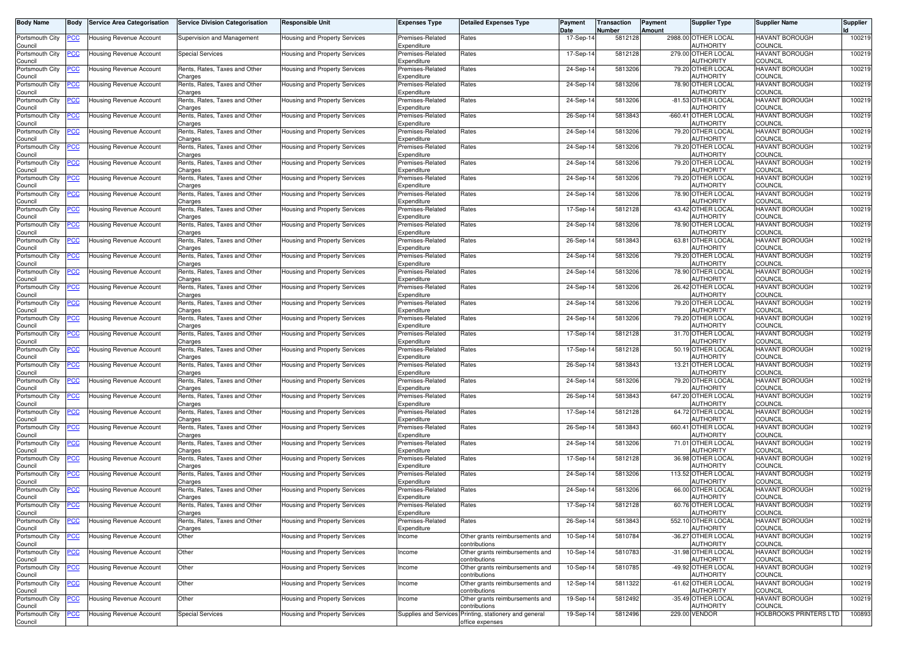| Body Name | Body | Service Area Categorisation | Service Division Categorisation | Responsible Unit | Expenses Type | Detailed Expenses Type | Payment Date | Transaction Number | Payment Amount | Supplier Type | Supplier Name | Supplier Id |
|---|---|---|---|---|---|---|---|---|---|---|---|---|
| Portsmouth City Council | PCC | Housing Revenue Account | Supervision and Management | Housing and Property Services | Premises-Related Expenditure | Rates | 17-Sep-14 | 5812128 | 2988.00 | OTHER LOCAL AUTHORITY | HAVANT BOROUGH COUNCIL | 100219 |
| Portsmouth City Council | PCC | Housing Revenue Account | Special Services | Housing and Property Services | Premises-Related Expenditure | Rates | 17-Sep-14 | 5812128 | 279.00 | OTHER LOCAL AUTHORITY | HAVANT BOROUGH COUNCIL | 100219 |
| Portsmouth City Council | PCC | Housing Revenue Account | Rents, Rates, Taxes and Other Charges | Housing and Property Services | Premises-Related Expenditure | Rates | 24-Sep-14 | 5813206 | 79.20 | OTHER LOCAL AUTHORITY | HAVANT BOROUGH COUNCIL | 100219 |
| Portsmouth City Council | PCC | Housing Revenue Account | Rents, Rates, Taxes and Other Charges | Housing and Property Services | Premises-Related Expenditure | Rates | 24-Sep-14 | 5813206 | 78.90 | OTHER LOCAL AUTHORITY | HAVANT BOROUGH COUNCIL | 100219 |
| Portsmouth City Council | PCC | Housing Revenue Account | Rents, Rates, Taxes and Other Charges | Housing and Property Services | Premises-Related Expenditure | Rates | 24-Sep-14 | 5813206 | -81.53 | OTHER LOCAL AUTHORITY | HAVANT BOROUGH COUNCIL | 100219 |
| Portsmouth City Council | PCC | Housing Revenue Account | Rents, Rates, Taxes and Other Charges | Housing and Property Services | Premises-Related Expenditure | Rates | 26-Sep-14 | 5813843 | -660.41 | OTHER LOCAL AUTHORITY | HAVANT BOROUGH COUNCIL | 100219 |
| Portsmouth City Council | PCC | Housing Revenue Account | Rents, Rates, Taxes and Other Charges | Housing and Property Services | Premises-Related Expenditure | Rates | 24-Sep-14 | 5813206 | 79.20 | OTHER LOCAL AUTHORITY | HAVANT BOROUGH COUNCIL | 100219 |
| Portsmouth City Council | PCC | Housing Revenue Account | Rents, Rates, Taxes and Other Charges | Housing and Property Services | Premises-Related Expenditure | Rates | 24-Sep-14 | 5813206 | 79.20 | OTHER LOCAL AUTHORITY | HAVANT BOROUGH COUNCIL | 100219 |
| Portsmouth City Council | PCC | Housing Revenue Account | Rents, Rates, Taxes and Other Charges | Housing and Property Services | Premises-Related Expenditure | Rates | 24-Sep-14 | 5813206 | 79.20 | OTHER LOCAL AUTHORITY | HAVANT BOROUGH COUNCIL | 100219 |
| Portsmouth City Council | PCC | Housing Revenue Account | Rents, Rates, Taxes and Other Charges | Housing and Property Services | Premises-Related Expenditure | Rates | 24-Sep-14 | 5813206 | 79.20 | OTHER LOCAL AUTHORITY | HAVANT BOROUGH COUNCIL | 100219 |
| Portsmouth City Council | PCC | Housing Revenue Account | Rents, Rates, Taxes and Other Charges | Housing and Property Services | Premises-Related Expenditure | Rates | 24-Sep-14 | 5813206 | 78.90 | OTHER LOCAL AUTHORITY | HAVANT BOROUGH COUNCIL | 100219 |
| Portsmouth City Council | PCC | Housing Revenue Account | Rents, Rates, Taxes and Other Charges | Housing and Property Services | Premises-Related Expenditure | Rates | 17-Sep-14 | 5812128 | 43.42 | OTHER LOCAL AUTHORITY | HAVANT BOROUGH COUNCIL | 100219 |
| Portsmouth City Council | PCC | Housing Revenue Account | Rents, Rates, Taxes and Other Charges | Housing and Property Services | Premises-Related Expenditure | Rates | 24-Sep-14 | 5813206 | 78.90 | OTHER LOCAL AUTHORITY | HAVANT BOROUGH COUNCIL | 100219 |
| Portsmouth City Council | PCC | Housing Revenue Account | Rents, Rates, Taxes and Other Charges | Housing and Property Services | Premises-Related Expenditure | Rates | 26-Sep-14 | 5813843 | 63.81 | OTHER LOCAL AUTHORITY | HAVANT BOROUGH COUNCIL | 100219 |
| Portsmouth City Council | PCC | Housing Revenue Account | Rents, Rates, Taxes and Other Charges | Housing and Property Services | Premises-Related Expenditure | Rates | 24-Sep-14 | 5813206 | 79.20 | OTHER LOCAL AUTHORITY | HAVANT BOROUGH COUNCIL | 100219 |
| Portsmouth City Council | PCC | Housing Revenue Account | Rents, Rates, Taxes and Other Charges | Housing and Property Services | Premises-Related Expenditure | Rates | 24-Sep-14 | 5813206 | 78.90 | OTHER LOCAL AUTHORITY | HAVANT BOROUGH COUNCIL | 100219 |
| Portsmouth City Council | PCC | Housing Revenue Account | Rents, Rates, Taxes and Other Charges | Housing and Property Services | Premises-Related Expenditure | Rates | 24-Sep-14 | 5813206 | 26.42 | OTHER LOCAL AUTHORITY | HAVANT BOROUGH COUNCIL | 100219 |
| Portsmouth City Council | PCC | Housing Revenue Account | Rents, Rates, Taxes and Other Charges | Housing and Property Services | Premises-Related Expenditure | Rates | 24-Sep-14 | 5813206 | 79.20 | OTHER LOCAL AUTHORITY | HAVANT BOROUGH COUNCIL | 100219 |
| Portsmouth City Council | PCC | Housing Revenue Account | Rents, Rates, Taxes and Other Charges | Housing and Property Services | Premises-Related Expenditure | Rates | 24-Sep-14 | 5813206 | 79.20 | OTHER LOCAL AUTHORITY | HAVANT BOROUGH COUNCIL | 100219 |
| Portsmouth City Council | PCC | Housing Revenue Account | Rents, Rates, Taxes and Other Charges | Housing and Property Services | Premises-Related Expenditure | Rates | 17-Sep-14 | 5812128 | 31.70 | OTHER LOCAL AUTHORITY | HAVANT BOROUGH COUNCIL | 100219 |
| Portsmouth City Council | PCC | Housing Revenue Account | Rents, Rates, Taxes and Other Charges | Housing and Property Services | Premises-Related Expenditure | Rates | 17-Sep-14 | 5812128 | 50.19 | OTHER LOCAL AUTHORITY | HAVANT BOROUGH COUNCIL | 100219 |
| Portsmouth City Council | PCC | Housing Revenue Account | Rents, Rates, Taxes and Other Charges | Housing and Property Services | Premises-Related Expenditure | Rates | 26-Sep-14 | 5813843 | 13.21 | OTHER LOCAL AUTHORITY | HAVANT BOROUGH COUNCIL | 100219 |
| Portsmouth City Council | PCC | Housing Revenue Account | Rents, Rates, Taxes and Other Charges | Housing and Property Services | Premises-Related Expenditure | Rates | 24-Sep-14 | 5813206 | 79.20 | OTHER LOCAL AUTHORITY | HAVANT BOROUGH COUNCIL | 100219 |
| Portsmouth City Council | PCC | Housing Revenue Account | Rents, Rates, Taxes and Other Charges | Housing and Property Services | Premises-Related Expenditure | Rates | 26-Sep-14 | 5813843 | 647.20 | OTHER LOCAL AUTHORITY | HAVANT BOROUGH COUNCIL | 100219 |
| Portsmouth City Council | PCC | Housing Revenue Account | Rents, Rates, Taxes and Other Charges | Housing and Property Services | Premises-Related Expenditure | Rates | 17-Sep-14 | 5812128 | 64.72 | OTHER LOCAL AUTHORITY | HAVANT BOROUGH COUNCIL | 100219 |
| Portsmouth City Council | PCC | Housing Revenue Account | Rents, Rates, Taxes and Other Charges | Housing and Property Services | Premises-Related Expenditure | Rates | 26-Sep-14 | 5813843 | 660.41 | OTHER LOCAL AUTHORITY | HAVANT BOROUGH COUNCIL | 100219 |
| Portsmouth City Council | PCC | Housing Revenue Account | Rents, Rates, Taxes and Other Charges | Housing and Property Services | Premises-Related Expenditure | Rates | 24-Sep-14 | 5813206 | 71.01 | OTHER LOCAL AUTHORITY | HAVANT BOROUGH COUNCIL | 100219 |
| Portsmouth City Council | PCC | Housing Revenue Account | Rents, Rates, Taxes and Other Charges | Housing and Property Services | Premises-Related Expenditure | Rates | 17-Sep-14 | 5812128 | 36.98 | OTHER LOCAL AUTHORITY | HAVANT BOROUGH COUNCIL | 100219 |
| Portsmouth City Council | PCC | Housing Revenue Account | Rents, Rates, Taxes and Other Charges | Housing and Property Services | Premises-Related Expenditure | Rates | 24-Sep-14 | 5813206 | 113.52 | OTHER LOCAL AUTHORITY | HAVANT BOROUGH COUNCIL | 100219 |
| Portsmouth City Council | PCC | Housing Revenue Account | Rents, Rates, Taxes and Other Charges | Housing and Property Services | Premises-Related Expenditure | Rates | 24-Sep-14 | 5813206 | 66.00 | OTHER LOCAL AUTHORITY | HAVANT BOROUGH COUNCIL | 100219 |
| Portsmouth City Council | PCC | Housing Revenue Account | Rents, Rates, Taxes and Other Charges | Housing and Property Services | Premises-Related Expenditure | Rates | 17-Sep-14 | 5812128 | 60.76 | OTHER LOCAL AUTHORITY | HAVANT BOROUGH COUNCIL | 100219 |
| Portsmouth City Council | PCC | Housing Revenue Account | Rents, Rates, Taxes and Other Charges | Housing and Property Services | Premises-Related Expenditure | Rates | 26-Sep-14 | 5813843 | 552.10 | OTHER LOCAL AUTHORITY | HAVANT BOROUGH COUNCIL | 100219 |
| Portsmouth City Council | PCC | Housing Revenue Account | Other | Housing and Property Services | Income | Other grants reimbursements and contributions | 10-Sep-14 | 5810784 | -36.27 | OTHER LOCAL AUTHORITY | HAVANT BOROUGH COUNCIL | 100219 |
| Portsmouth City Council | PCC | Housing Revenue Account | Other | Housing and Property Services | Income | Other grants reimbursements and contributions | 10-Sep-14 | 5810783 | -31.98 | OTHER LOCAL AUTHORITY | HAVANT BOROUGH COUNCIL | 100219 |
| Portsmouth City Council | PCC | Housing Revenue Account | Other | Housing and Property Services | Income | Other grants reimbursements and contributions | 10-Sep-14 | 5810785 | -49.92 | OTHER LOCAL AUTHORITY | HAVANT BOROUGH COUNCIL | 100219 |
| Portsmouth City Council | PCC | Housing Revenue Account | Other | Housing and Property Services | Income | Other grants reimbursements and contributions | 12-Sep-14 | 5811322 | -61.62 | OTHER LOCAL AUTHORITY | HAVANT BOROUGH COUNCIL | 100219 |
| Portsmouth City Council | PCC | Housing Revenue Account | Other | Housing and Property Services | Income | Other grants reimbursements and contributions | 19-Sep-14 | 5812492 | -35.49 | OTHER LOCAL AUTHORITY | HAVANT BOROUGH COUNCIL | 100219 |
| Portsmouth City Council | PCC | Housing Revenue Account | Special Services | Housing and Property Services | Supplies and Services | Printing, stationery and general office expenses | 19-Sep-14 | 5812496 | 229.00 | VENDOR | HOLBROOKS PRINTERS LTD | 100893 |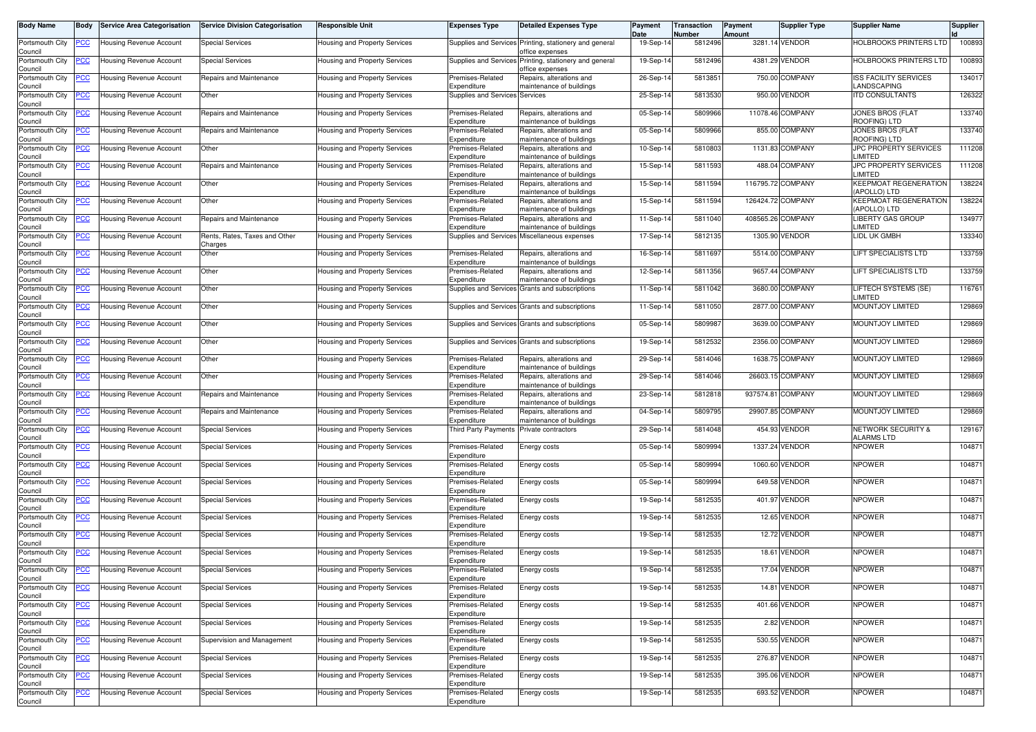| Body Name | Body | Service Area Categorisation | Service Division Categorisation | Responsible Unit | Expenses Type | Detailed Expenses Type | Payment Date | Transaction Number | Payment Amount | Supplier Type | Supplier Name | Supplier Id |
|---|---|---|---|---|---|---|---|---|---|---|---|---|
| Portsmouth City Council | PCC | Housing Revenue Account | Special Services | Housing and Property Services | Supplies and Services | Printing, stationery and general office expenses | 19-Sep-14 | 5812496 | 3281.14 | VENDOR | HOLBROOKS PRINTERS LTD | 100893 |
| Portsmouth City Council | PCC | Housing Revenue Account | Special Services | Housing and Property Services | Supplies and Services | Printing, stationery and general office expenses | 19-Sep-14 | 5812496 | 4381.29 | VENDOR | HOLBROOKS PRINTERS LTD | 100893 |
| Portsmouth City Council | PCC | Housing Revenue Account | Repairs and Maintenance | Housing and Property Services | Premises-Related Expenditure | Repairs, alterations and maintenance of buildings | 26-Sep-14 | 5813851 | 750.00 | COMPANY | ISS FACILITY SERVICES LANDSCAPING | 134017 |
| Portsmouth City Council | PCC | Housing Revenue Account | Other | Housing and Property Services | Supplies and Services | Services | 25-Sep-14 | 5813530 | 950.00 | VENDOR | ITD CONSULTANTS | 126322 |
| Portsmouth City Council | PCC | Housing Revenue Account | Repairs and Maintenance | Housing and Property Services | Premises-Related Expenditure | Repairs, alterations and maintenance of buildings | 05-Sep-14 | 5809966 | 11078.46 | COMPANY | JONES BROS (FLAT ROOFING) LTD | 133740 |
| Portsmouth City Council | PCC | Housing Revenue Account | Repairs and Maintenance | Housing and Property Services | Premises-Related Expenditure | Repairs, alterations and maintenance of buildings | 05-Sep-14 | 5809966 | 855.00 | COMPANY | JONES BROS (FLAT ROOFING) LTD | 133740 |
| Portsmouth City Council | PCC | Housing Revenue Account | Other | Housing and Property Services | Premises-Related Expenditure | Repairs, alterations and maintenance of buildings | 10-Sep-14 | 5810803 | 1131.83 | COMPANY | JPC PROPERTY SERVICES LIMITED | 111208 |
| Portsmouth City Council | PCC | Housing Revenue Account | Repairs and Maintenance | Housing and Property Services | Premises-Related Expenditure | Repairs, alterations and maintenance of buildings | 15-Sep-14 | 5811593 | 488.04 | COMPANY | JPC PROPERTY SERVICES LIMITED | 111208 |
| Portsmouth City Council | PCC | Housing Revenue Account | Other | Housing and Property Services | Premises-Related Expenditure | Repairs, alterations and maintenance of buildings | 15-Sep-14 | 5811594 | 116795.72 | COMPANY | KEEPMOAT REGENERATION (APOLLO) LTD | 138224 |
| Portsmouth City Council | PCC | Housing Revenue Account | Other | Housing and Property Services | Premises-Related Expenditure | Repairs, alterations and maintenance of buildings | 15-Sep-14 | 5811594 | 126424.72 | COMPANY | KEEPMOAT REGENERATION (APOLLO) LTD | 138224 |
| Portsmouth City Council | PCC | Housing Revenue Account | Repairs and Maintenance | Housing and Property Services | Premises-Related Expenditure | Repairs, alterations and maintenance of buildings | 11-Sep-14 | 5811040 | 408565.26 | COMPANY | LIBERTY GAS GROUP LIMITED | 134977 |
| Portsmouth City Council | PCC | Housing Revenue Account | Rents, Rates, Taxes and Other Charges | Housing and Property Services | Supplies and Services | Miscellaneous expenses | 17-Sep-14 | 5812135 | 1305.90 | VENDOR | LIDL UK GMBH | 133340 |
| Portsmouth City Council | PCC | Housing Revenue Account | Other | Housing and Property Services | Premises-Related Expenditure | Repairs, alterations and maintenance of buildings | 16-Sep-14 | 5811697 | 5514.00 | COMPANY | LIFT SPECIALISTS LTD | 133759 |
| Portsmouth City Council | PCC | Housing Revenue Account | Other | Housing and Property Services | Premises-Related Expenditure | Repairs, alterations and maintenance of buildings | 12-Sep-14 | 5811356 | 9657.44 | COMPANY | LIFT SPECIALISTS LTD | 133759 |
| Portsmouth City Council | PCC | Housing Revenue Account | Other | Housing and Property Services | Supplies and Services | Grants and subscriptions | 11-Sep-14 | 5811042 | 3680.00 | COMPANY | LIFTECH SYSTEMS (SE) LIMITED | 116761 |
| Portsmouth City Council | PCC | Housing Revenue Account | Other | Housing and Property Services | Supplies and Services | Grants and subscriptions | 11-Sep-14 | 5811050 | 2877.00 | COMPANY | MOUNTJOY LIMITED | 129869 |
| Portsmouth City Council | PCC | Housing Revenue Account | Other | Housing and Property Services | Supplies and Services | Grants and subscriptions | 05-Sep-14 | 5809987 | 3639.00 | COMPANY | MOUNTJOY LIMITED | 129869 |
| Portsmouth City Council | PCC | Housing Revenue Account | Other | Housing and Property Services | Supplies and Services | Grants and subscriptions | 19-Sep-14 | 5812532 | 2356.00 | COMPANY | MOUNTJOY LIMITED | 129869 |
| Portsmouth City Council | PCC | Housing Revenue Account | Other | Housing and Property Services | Premises-Related Expenditure | Repairs, alterations and maintenance of buildings | 29-Sep-14 | 5814046 | 1638.75 | COMPANY | MOUNTJOY LIMITED | 129869 |
| Portsmouth City Council | PCC | Housing Revenue Account | Other | Housing and Property Services | Premises-Related Expenditure | Repairs, alterations and maintenance of buildings | 29-Sep-14 | 5814046 | 26603.15 | COMPANY | MOUNTJOY LIMITED | 129869 |
| Portsmouth City Council | PCC | Housing Revenue Account | Repairs and Maintenance | Housing and Property Services | Premises-Related Expenditure | Repairs, alterations and maintenance of buildings | 23-Sep-14 | 5812818 | 937574.81 | COMPANY | MOUNTJOY LIMITED | 129869 |
| Portsmouth City Council | PCC | Housing Revenue Account | Repairs and Maintenance | Housing and Property Services | Premises-Related Expenditure | Repairs, alterations and maintenance of buildings | 04-Sep-14 | 5809795 | 29907.85 | COMPANY | MOUNTJOY LIMITED | 129869 |
| Portsmouth City Council | PCC | Housing Revenue Account | Special Services | Housing and Property Services | Third Party Payments | Private contractors | 29-Sep-14 | 5814048 | 454.93 | VENDOR | NETWORK SECURITY & ALARMS LTD | 129167 |
| Portsmouth City Council | PCC | Housing Revenue Account | Special Services | Housing and Property Services | Premises-Related Expenditure | Energy costs | 05-Sep-14 | 5809994 | 1337.24 | VENDOR | NPOWER | 104871 |
| Portsmouth City Council | PCC | Housing Revenue Account | Special Services | Housing and Property Services | Premises-Related Expenditure | Energy costs | 05-Sep-14 | 5809994 | 1060.60 | VENDOR | NPOWER | 104871 |
| Portsmouth City Council | PCC | Housing Revenue Account | Special Services | Housing and Property Services | Premises-Related Expenditure | Energy costs | 05-Sep-14 | 5809994 | 649.58 | VENDOR | NPOWER | 104871 |
| Portsmouth City Council | PCC | Housing Revenue Account | Special Services | Housing and Property Services | Premises-Related Expenditure | Energy costs | 19-Sep-14 | 5812535 | 401.97 | VENDOR | NPOWER | 104871 |
| Portsmouth City Council | PCC | Housing Revenue Account | Special Services | Housing and Property Services | Premises-Related Expenditure | Energy costs | 19-Sep-14 | 5812535 | 12.65 | VENDOR | NPOWER | 104871 |
| Portsmouth City Council | PCC | Housing Revenue Account | Special Services | Housing and Property Services | Premises-Related Expenditure | Energy costs | 19-Sep-14 | 5812535 | 12.72 | VENDOR | NPOWER | 104871 |
| Portsmouth City Council | PCC | Housing Revenue Account | Special Services | Housing and Property Services | Premises-Related Expenditure | Energy costs | 19-Sep-14 | 5812535 | 18.61 | VENDOR | NPOWER | 104871 |
| Portsmouth City Council | PCC | Housing Revenue Account | Special Services | Housing and Property Services | Premises-Related Expenditure | Energy costs | 19-Sep-14 | 5812535 | 17.04 | VENDOR | NPOWER | 104871 |
| Portsmouth City Council | PCC | Housing Revenue Account | Special Services | Housing and Property Services | Premises-Related Expenditure | Energy costs | 19-Sep-14 | 5812535 | 14.81 | VENDOR | NPOWER | 104871 |
| Portsmouth City Council | PCC | Housing Revenue Account | Special Services | Housing and Property Services | Premises-Related Expenditure | Energy costs | 19-Sep-14 | 5812535 | 401.66 | VENDOR | NPOWER | 104871 |
| Portsmouth City Council | PCC | Housing Revenue Account | Special Services | Housing and Property Services | Premises-Related Expenditure | Energy costs | 19-Sep-14 | 5812535 | 2.82 | VENDOR | NPOWER | 104871 |
| Portsmouth City Council | PCC | Housing Revenue Account | Supervision and Management | Housing and Property Services | Premises-Related Expenditure | Energy costs | 19-Sep-14 | 5812535 | 530.55 | VENDOR | NPOWER | 104871 |
| Portsmouth City Council | PCC | Housing Revenue Account | Special Services | Housing and Property Services | Premises-Related Expenditure | Energy costs | 19-Sep-14 | 5812535 | 276.87 | VENDOR | NPOWER | 104871 |
| Portsmouth City Council | PCC | Housing Revenue Account | Special Services | Housing and Property Services | Premises-Related Expenditure | Energy costs | 19-Sep-14 | 5812535 | 395.06 | VENDOR | NPOWER | 104871 |
| Portsmouth City Council | PCC | Housing Revenue Account | Special Services | Housing and Property Services | Premises-Related Expenditure | Energy costs | 19-Sep-14 | 5812535 | 693.52 | VENDOR | NPOWER | 104871 |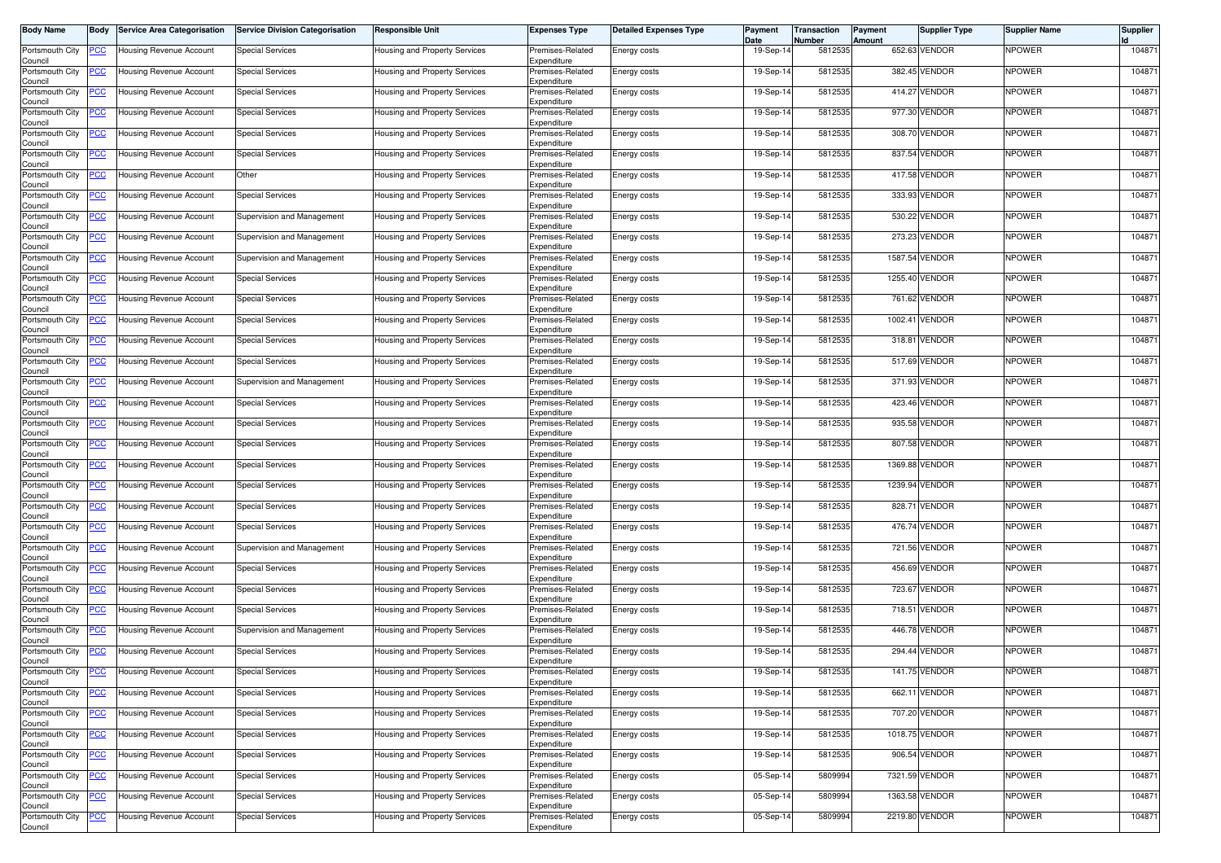| Body Name | Body | Service Area Categorisation | Service Division Categorisation | Responsible Unit | Expenses Type | Detailed Expenses Type | Payment Date | Transaction Number | Payment Amount | Supplier Type | Supplier Name | Supplier Id |
|---|---|---|---|---|---|---|---|---|---|---|---|---|
| Portsmouth City Council | PCC | Housing Revenue Account | Special Services | Housing and Property Services | Premises-Related Expenditure | Energy costs | 19-Sep-14 | 5812535 | 652.63 | VENDOR | NPOWER | 104871 |
| Portsmouth City Council | PCC | Housing Revenue Account | Special Services | Housing and Property Services | Premises-Related Expenditure | Energy costs | 19-Sep-14 | 5812535 | 382.45 | VENDOR | NPOWER | 104871 |
| Portsmouth City Council | PCC | Housing Revenue Account | Special Services | Housing and Property Services | Premises-Related Expenditure | Energy costs | 19-Sep-14 | 5812535 | 414.27 | VENDOR | NPOWER | 104871 |
| Portsmouth City Council | PCC | Housing Revenue Account | Special Services | Housing and Property Services | Premises-Related Expenditure | Energy costs | 19-Sep-14 | 5812535 | 977.30 | VENDOR | NPOWER | 104871 |
| Portsmouth City Council | PCC | Housing Revenue Account | Special Services | Housing and Property Services | Premises-Related Expenditure | Energy costs | 19-Sep-14 | 5812535 | 308.70 | VENDOR | NPOWER | 104871 |
| Portsmouth City Council | PCC | Housing Revenue Account | Special Services | Housing and Property Services | Premises-Related Expenditure | Energy costs | 19-Sep-14 | 5812535 | 837.54 | VENDOR | NPOWER | 104871 |
| Portsmouth City Council | PCC | Housing Revenue Account | Other | Housing and Property Services | Premises-Related Expenditure | Energy costs | 19-Sep-14 | 5812535 | 417.58 | VENDOR | NPOWER | 104871 |
| Portsmouth City Council | PCC | Housing Revenue Account | Special Services | Housing and Property Services | Premises-Related Expenditure | Energy costs | 19-Sep-14 | 5812535 | 333.93 | VENDOR | NPOWER | 104871 |
| Portsmouth City Council | PCC | Housing Revenue Account | Supervision and Management | Housing and Property Services | Premises-Related Expenditure | Energy costs | 19-Sep-14 | 5812535 | 530.22 | VENDOR | NPOWER | 104871 |
| Portsmouth City Council | PCC | Housing Revenue Account | Supervision and Management | Housing and Property Services | Premises-Related Expenditure | Energy costs | 19-Sep-14 | 5812535 | 273.23 | VENDOR | NPOWER | 104871 |
| Portsmouth City Council | PCC | Housing Revenue Account | Supervision and Management | Housing and Property Services | Premises-Related Expenditure | Energy costs | 19-Sep-14 | 5812535 | 1587.54 | VENDOR | NPOWER | 104871 |
| Portsmouth City Council | PCC | Housing Revenue Account | Special Services | Housing and Property Services | Premises-Related Expenditure | Energy costs | 19-Sep-14 | 5812535 | 1255.40 | VENDOR | NPOWER | 104871 |
| Portsmouth City Council | PCC | Housing Revenue Account | Special Services | Housing and Property Services | Premises-Related Expenditure | Energy costs | 19-Sep-14 | 5812535 | 761.62 | VENDOR | NPOWER | 104871 |
| Portsmouth City Council | PCC | Housing Revenue Account | Special Services | Housing and Property Services | Premises-Related Expenditure | Energy costs | 19-Sep-14 | 5812535 | 1002.41 | VENDOR | NPOWER | 104871 |
| Portsmouth City Council | PCC | Housing Revenue Account | Special Services | Housing and Property Services | Premises-Related Expenditure | Energy costs | 19-Sep-14 | 5812535 | 318.81 | VENDOR | NPOWER | 104871 |
| Portsmouth City Council | PCC | Housing Revenue Account | Special Services | Housing and Property Services | Premises-Related Expenditure | Energy costs | 19-Sep-14 | 5812535 | 517.69 | VENDOR | NPOWER | 104871 |
| Portsmouth City Council | PCC | Housing Revenue Account | Supervision and Management | Housing and Property Services | Premises-Related Expenditure | Energy costs | 19-Sep-14 | 5812535 | 371.93 | VENDOR | NPOWER | 104871 |
| Portsmouth City Council | PCC | Housing Revenue Account | Special Services | Housing and Property Services | Premises-Related Expenditure | Energy costs | 19-Sep-14 | 5812535 | 423.46 | VENDOR | NPOWER | 104871 |
| Portsmouth City Council | PCC | Housing Revenue Account | Special Services | Housing and Property Services | Premises-Related Expenditure | Energy costs | 19-Sep-14 | 5812535 | 935.58 | VENDOR | NPOWER | 104871 |
| Portsmouth City Council | PCC | Housing Revenue Account | Special Services | Housing and Property Services | Premises-Related Expenditure | Energy costs | 19-Sep-14 | 5812535 | 807.58 | VENDOR | NPOWER | 104871 |
| Portsmouth City Council | PCC | Housing Revenue Account | Special Services | Housing and Property Services | Premises-Related Expenditure | Energy costs | 19-Sep-14 | 5812535 | 1369.88 | VENDOR | NPOWER | 104871 |
| Portsmouth City Council | PCC | Housing Revenue Account | Special Services | Housing and Property Services | Premises-Related Expenditure | Energy costs | 19-Sep-14 | 5812535 | 1239.94 | VENDOR | NPOWER | 104871 |
| Portsmouth City Council | PCC | Housing Revenue Account | Special Services | Housing and Property Services | Premises-Related Expenditure | Energy costs | 19-Sep-14 | 5812535 | 828.71 | VENDOR | NPOWER | 104871 |
| Portsmouth City Council | PCC | Housing Revenue Account | Special Services | Housing and Property Services | Premises-Related Expenditure | Energy costs | 19-Sep-14 | 5812535 | 476.74 | VENDOR | NPOWER | 104871 |
| Portsmouth City Council | PCC | Housing Revenue Account | Supervision and Management | Housing and Property Services | Premises-Related Expenditure | Energy costs | 19-Sep-14 | 5812535 | 721.56 | VENDOR | NPOWER | 104871 |
| Portsmouth City Council | PCC | Housing Revenue Account | Special Services | Housing and Property Services | Premises-Related Expenditure | Energy costs | 19-Sep-14 | 5812535 | 456.69 | VENDOR | NPOWER | 104871 |
| Portsmouth City Council | PCC | Housing Revenue Account | Special Services | Housing and Property Services | Premises-Related Expenditure | Energy costs | 19-Sep-14 | 5812535 | 723.67 | VENDOR | NPOWER | 104871 |
| Portsmouth City Council | PCC | Housing Revenue Account | Special Services | Housing and Property Services | Premises-Related Expenditure | Energy costs | 19-Sep-14 | 5812535 | 718.51 | VENDOR | NPOWER | 104871 |
| Portsmouth City Council | PCC | Housing Revenue Account | Supervision and Management | Housing and Property Services | Premises-Related Expenditure | Energy costs | 19-Sep-14 | 5812535 | 446.78 | VENDOR | NPOWER | 104871 |
| Portsmouth City Council | PCC | Housing Revenue Account | Special Services | Housing and Property Services | Premises-Related Expenditure | Energy costs | 19-Sep-14 | 5812535 | 294.44 | VENDOR | NPOWER | 104871 |
| Portsmouth City Council | PCC | Housing Revenue Account | Special Services | Housing and Property Services | Premises-Related Expenditure | Energy costs | 19-Sep-14 | 5812535 | 141.75 | VENDOR | NPOWER | 104871 |
| Portsmouth City Council | PCC | Housing Revenue Account | Special Services | Housing and Property Services | Premises-Related Expenditure | Energy costs | 19-Sep-14 | 5812535 | 662.11 | VENDOR | NPOWER | 104871 |
| Portsmouth City Council | PCC | Housing Revenue Account | Special Services | Housing and Property Services | Premises-Related Expenditure | Energy costs | 19-Sep-14 | 5812535 | 707.20 | VENDOR | NPOWER | 104871 |
| Portsmouth City Council | PCC | Housing Revenue Account | Special Services | Housing and Property Services | Premises-Related Expenditure | Energy costs | 19-Sep-14 | 5812535 | 1018.75 | VENDOR | NPOWER | 104871 |
| Portsmouth City Council | PCC | Housing Revenue Account | Special Services | Housing and Property Services | Premises-Related Expenditure | Energy costs | 19-Sep-14 | 5812535 | 906.54 | VENDOR | NPOWER | 104871 |
| Portsmouth City Council | PCC | Housing Revenue Account | Special Services | Housing and Property Services | Premises-Related Expenditure | Energy costs | 05-Sep-14 | 5809994 | 7321.59 | VENDOR | NPOWER | 104871 |
| Portsmouth City Council | PCC | Housing Revenue Account | Special Services | Housing and Property Services | Premises-Related Expenditure | Energy costs | 05-Sep-14 | 5809994 | 1363.58 | VENDOR | NPOWER | 104871 |
| Portsmouth City Council | PCC | Housing Revenue Account | Special Services | Housing and Property Services | Premises-Related Expenditure | Energy costs | 05-Sep-14 | 5809994 | 2219.80 | VENDOR | NPOWER | 104871 |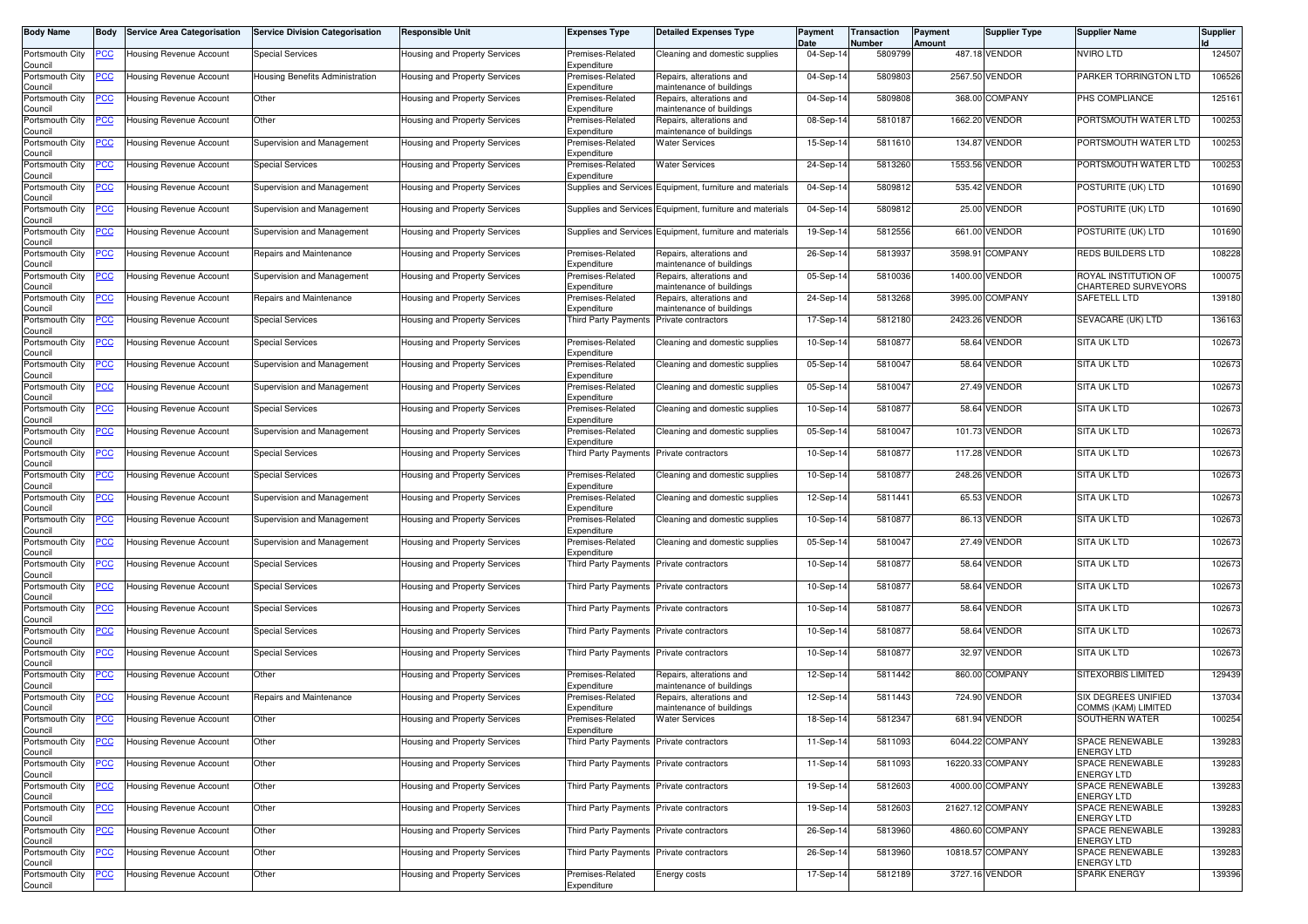| Body Name | Body | Service Area Categorisation | Service Division Categorisation | Responsible Unit | Expenses Type | Detailed Expenses Type | Payment Date | Transaction Number | Payment Amount | Supplier Type | Supplier Name | Supplier Id |
|---|---|---|---|---|---|---|---|---|---|---|---|---|
| Portsmouth City Council | PCC | Housing Revenue Account | Special Services | Housing and Property Services | Premises-Related Expenditure | Cleaning and domestic supplies | 04-Sep-14 | 5809799 | 487.18 | VENDOR | NVIRO LTD | 124507 |
| Portsmouth City Council | PCC | Housing Revenue Account | Housing Benefits Administration | Housing and Property Services | Premises-Related Expenditure | Repairs, alterations and maintenance of buildings | 04-Sep-14 | 5809803 | 2567.50 | VENDOR | PARKER TORRINGTON LTD | 106526 |
| Portsmouth City Council | PCC | Housing Revenue Account | Other | Housing and Property Services | Premises-Related Expenditure | Repairs, alterations and maintenance of buildings | 04-Sep-14 | 5809808 | 368.00 | COMPANY | PHS COMPLIANCE | 125161 |
| Portsmouth City Council | PCC | Housing Revenue Account | Other | Housing and Property Services | Premises-Related Expenditure | Repairs, alterations and maintenance of buildings | 08-Sep-14 | 5810187 | 1662.20 | VENDOR | PORTSMOUTH WATER LTD | 100253 |
| Portsmouth City Council | PCC | Housing Revenue Account | Supervision and Management | Housing and Property Services | Premises-Related Expenditure | Water Services | 15-Sep-14 | 5811610 | 134.87 | VENDOR | PORTSMOUTH WATER LTD | 100253 |
| Portsmouth City Council | PCC | Housing Revenue Account | Special Services | Housing and Property Services | Premises-Related Expenditure | Water Services | 24-Sep-14 | 5813260 | 1553.56 | VENDOR | PORTSMOUTH WATER LTD | 100253 |
| Portsmouth City Council | PCC | Housing Revenue Account | Supervision and Management | Housing and Property Services | Supplies and Services | Equipment, furniture and materials | 04-Sep-14 | 5809812 | 535.42 | VENDOR | POSTURITE (UK) LTD | 101690 |
| Portsmouth City Council | PCC | Housing Revenue Account | Supervision and Management | Housing and Property Services | Supplies and Services | Equipment, furniture and materials | 04-Sep-14 | 5809812 | 25.00 | VENDOR | POSTURITE (UK) LTD | 101690 |
| Portsmouth City Council | PCC | Housing Revenue Account | Supervision and Management | Housing and Property Services | Supplies and Services | Equipment, furniture and materials | 19-Sep-14 | 5812556 | 661.00 | VENDOR | POSTURITE (UK) LTD | 101690 |
| Portsmouth City Council | PCC | Housing Revenue Account | Repairs and Maintenance | Housing and Property Services | Premises-Related Expenditure | Repairs, alterations and maintenance of buildings | 26-Sep-14 | 5813937 | 3598.91 | COMPANY | REDS BUILDERS LTD | 108228 |
| Portsmouth City Council | PCC | Housing Revenue Account | Supervision and Management | Housing and Property Services | Premises-Related Expenditure | Repairs, alterations and maintenance of buildings | 05-Sep-14 | 5810036 | 1400.00 | VENDOR | ROYAL INSTITUTION OF CHARTERED SURVEYORS | 100075 |
| Portsmouth City Council | PCC | Housing Revenue Account | Repairs and Maintenance | Housing and Property Services | Premises-Related Expenditure | Repairs, alterations and maintenance of buildings | 24-Sep-14 | 5813268 | 3995.00 | COMPANY | SAFETELL LTD | 139180 |
| Portsmouth City Council | PCC | Housing Revenue Account | Special Services | Housing and Property Services | Third Party Payments | Private contractors | 17-Sep-14 | 5812180 | 2423.26 | VENDOR | SEVACARE (UK) LTD | 136163 |
| Portsmouth City Council | PCC | Housing Revenue Account | Special Services | Housing and Property Services | Premises-Related Expenditure | Cleaning and domestic supplies | 10-Sep-14 | 5810877 | 58.64 | VENDOR | SITA UK LTD | 102673 |
| Portsmouth City Council | PCC | Housing Revenue Account | Supervision and Management | Housing and Property Services | Premises-Related Expenditure | Cleaning and domestic supplies | 05-Sep-14 | 5810047 | 58.64 | VENDOR | SITA UK LTD | 102673 |
| Portsmouth City Council | PCC | Housing Revenue Account | Supervision and Management | Housing and Property Services | Premises-Related Expenditure | Cleaning and domestic supplies | 05-Sep-14 | 5810047 | 27.49 | VENDOR | SITA UK LTD | 102673 |
| Portsmouth City Council | PCC | Housing Revenue Account | Special Services | Housing and Property Services | Premises-Related Expenditure | Cleaning and domestic supplies | 10-Sep-14 | 5810877 | 58.64 | VENDOR | SITA UK LTD | 102673 |
| Portsmouth City Council | PCC | Housing Revenue Account | Supervision and Management | Housing and Property Services | Premises-Related Expenditure | Cleaning and domestic supplies | 05-Sep-14 | 5810047 | 101.73 | VENDOR | SITA UK LTD | 102673 |
| Portsmouth City Council | PCC | Housing Revenue Account | Special Services | Housing and Property Services | Third Party Payments | Private contractors | 10-Sep-14 | 5810877 | 117.28 | VENDOR | SITA UK LTD | 102673 |
| Portsmouth City Council | PCC | Housing Revenue Account | Special Services | Housing and Property Services | Premises-Related Expenditure | Cleaning and domestic supplies | 10-Sep-14 | 5810877 | 248.26 | VENDOR | SITA UK LTD | 102673 |
| Portsmouth City Council | PCC | Housing Revenue Account | Supervision and Management | Housing and Property Services | Premises-Related Expenditure | Cleaning and domestic supplies | 12-Sep-14 | 5811441 | 65.53 | VENDOR | SITA UK LTD | 102673 |
| Portsmouth City Council | PCC | Housing Revenue Account | Supervision and Management | Housing and Property Services | Premises-Related Expenditure | Cleaning and domestic supplies | 10-Sep-14 | 5810877 | 86.13 | VENDOR | SITA UK LTD | 102673 |
| Portsmouth City Council | PCC | Housing Revenue Account | Supervision and Management | Housing and Property Services | Premises-Related Expenditure | Cleaning and domestic supplies | 05-Sep-14 | 5810047 | 27.49 | VENDOR | SITA UK LTD | 102673 |
| Portsmouth City Council | PCC | Housing Revenue Account | Special Services | Housing and Property Services | Third Party Payments | Private contractors | 10-Sep-14 | 5810877 | 58.64 | VENDOR | SITA UK LTD | 102673 |
| Portsmouth City Council | PCC | Housing Revenue Account | Special Services | Housing and Property Services | Third Party Payments | Private contractors | 10-Sep-14 | 5810877 | 58.64 | VENDOR | SITA UK LTD | 102673 |
| Portsmouth City Council | PCC | Housing Revenue Account | Special Services | Housing and Property Services | Third Party Payments | Private contractors | 10-Sep-14 | 5810877 | 58.64 | VENDOR | SITA UK LTD | 102673 |
| Portsmouth City Council | PCC | Housing Revenue Account | Special Services | Housing and Property Services | Third Party Payments | Private contractors | 10-Sep-14 | 5810877 | 58.64 | VENDOR | SITA UK LTD | 102673 |
| Portsmouth City Council | PCC | Housing Revenue Account | Special Services | Housing and Property Services | Third Party Payments | Private contractors | 10-Sep-14 | 5810877 | 32.97 | VENDOR | SITA UK LTD | 102673 |
| Portsmouth City Council | PCC | Housing Revenue Account | Other | Housing and Property Services | Premises-Related Expenditure | Repairs, alterations and maintenance of buildings | 12-Sep-14 | 5811442 | 860.00 | COMPANY | SITEXORBIS LIMITED | 129439 |
| Portsmouth City Council | PCC | Housing Revenue Account | Repairs and Maintenance | Housing and Property Services | Premises-Related Expenditure | Repairs, alterations and maintenance of buildings | 12-Sep-14 | 5811443 | 724.90 | VENDOR | SIX DEGREES UNIFIED COMMS (KAM) LIMITED | 137034 |
| Portsmouth City Council | PCC | Housing Revenue Account | Other | Housing and Property Services | Premises-Related Expenditure | Water Services | 18-Sep-14 | 5812347 | 681.94 | VENDOR | SOUTHERN WATER | 100254 |
| Portsmouth City Council | PCC | Housing Revenue Account | Other | Housing and Property Services | Third Party Payments | Private contractors | 11-Sep-14 | 5811093 | 6044.22 | COMPANY | SPACE RENEWABLE ENERGY LTD | 139283 |
| Portsmouth City Council | PCC | Housing Revenue Account | Other | Housing and Property Services | Third Party Payments | Private contractors | 11-Sep-14 | 5811093 | 16220.33 | COMPANY | SPACE RENEWABLE ENERGY LTD | 139283 |
| Portsmouth City Council | PCC | Housing Revenue Account | Other | Housing and Property Services | Third Party Payments | Private contractors | 19-Sep-14 | 5812603 | 4000.00 | COMPANY | SPACE RENEWABLE ENERGY LTD | 139283 |
| Portsmouth City Council | PCC | Housing Revenue Account | Other | Housing and Property Services | Third Party Payments | Private contractors | 19-Sep-14 | 5812603 | 21627.12 | COMPANY | SPACE RENEWABLE ENERGY LTD | 139283 |
| Portsmouth City Council | PCC | Housing Revenue Account | Other | Housing and Property Services | Third Party Payments | Private contractors | 26-Sep-14 | 5813960 | 4860.60 | COMPANY | SPACE RENEWABLE ENERGY LTD | 139283 |
| Portsmouth City Council | PCC | Housing Revenue Account | Other | Housing and Property Services | Third Party Payments | Private contractors | 26-Sep-14 | 5813960 | 10818.57 | COMPANY | SPACE RENEWABLE ENERGY LTD | 139283 |
| Portsmouth City Council | PCC | Housing Revenue Account | Other | Housing and Property Services | Premises-Related Expenditure | Energy costs | 17-Sep-14 | 5812189 | 3727.16 | VENDOR | SPARK ENERGY | 139396 |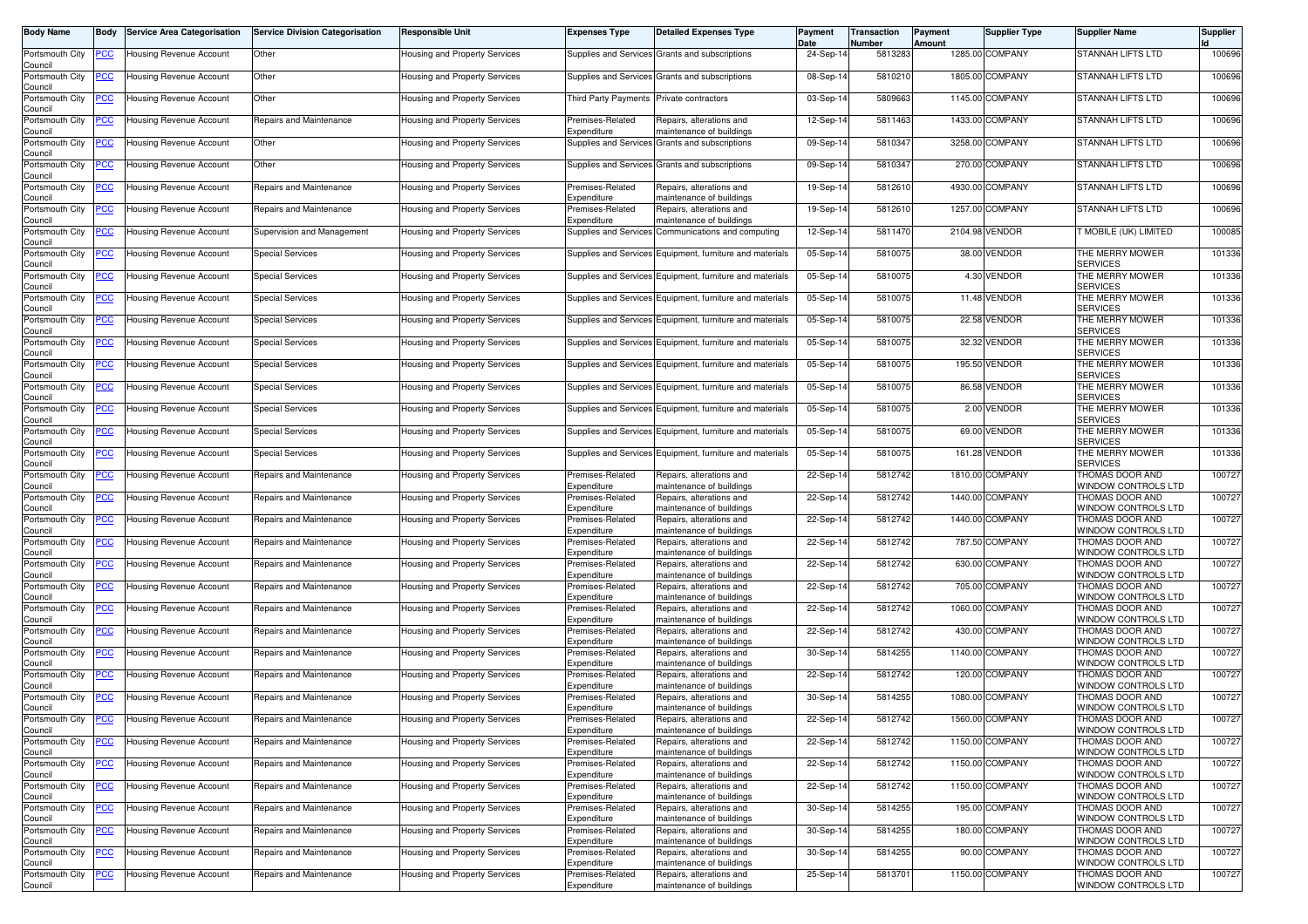| Body Name | Body | Service Area Categorisation | Service Division Categorisation | Responsible Unit | Expenses Type | Detailed Expenses Type | Payment Date | Transaction Number | Payment Amount | Supplier Type | Supplier Name | Supplier Id |
|---|---|---|---|---|---|---|---|---|---|---|---|---|
| Portsmouth City Council | PCC | Housing Revenue Account | Other | Housing and Property Services | Supplies and Services | Grants and subscriptions | 24-Sep-14 | 5813283 | 1285.00 | COMPANY | STANNAH LIFTS LTD | 100696 |
| Portsmouth City Council | PCC | Housing Revenue Account | Other | Housing and Property Services | Supplies and Services | Grants and subscriptions | 08-Sep-14 | 5810210 | 1805.00 | COMPANY | STANNAH LIFTS LTD | 100696 |
| Portsmouth City Council | PCC | Housing Revenue Account | Other | Housing and Property Services | Third Party Payments | Private contractors | 03-Sep-14 | 5809663 | 1145.00 | COMPANY | STANNAH LIFTS LTD | 100696 |
| Portsmouth City Council | PCC | Housing Revenue Account | Repairs and Maintenance | Housing and Property Services | Premises-Related Expenditure | Repairs, alterations and maintenance of buildings | 12-Sep-14 | 5811463 | 1433.00 | COMPANY | STANNAH LIFTS LTD | 100696 |
| Portsmouth City Council | PCC | Housing Revenue Account | Other | Housing and Property Services | Supplies and Services | Grants and subscriptions | 09-Sep-14 | 5810347 | 3258.00 | COMPANY | STANNAH LIFTS LTD | 100696 |
| Portsmouth City Council | PCC | Housing Revenue Account | Other | Housing and Property Services | Supplies and Services | Grants and subscriptions | 09-Sep-14 | 5810347 | 270.00 | COMPANY | STANNAH LIFTS LTD | 100696 |
| Portsmouth City Council | PCC | Housing Revenue Account | Repairs and Maintenance | Housing and Property Services | Premises-Related Expenditure | Repairs, alterations and maintenance of buildings | 19-Sep-14 | 5812610 | 4930.00 | COMPANY | STANNAH LIFTS LTD | 100696 |
| Portsmouth City Council | PCC | Housing Revenue Account | Repairs and Maintenance | Housing and Property Services | Premises-Related Expenditure | Repairs, alterations and maintenance of buildings | 19-Sep-14 | 5812610 | 1257.00 | COMPANY | STANNAH LIFTS LTD | 100696 |
| Portsmouth City Council | PCC | Housing Revenue Account | Supervision and Management | Housing and Property Services | Supplies and Services | Communications and computing | 12-Sep-14 | 5811470 | 2104.98 | VENDOR | T MOBILE (UK) LIMITED | 100085 |
| Portsmouth City Council | PCC | Housing Revenue Account | Special Services | Housing and Property Services | Supplies and Services | Equipment, furniture and materials | 05-Sep-14 | 5810075 | 38.00 | VENDOR | THE MERRY MOWER SERVICES | 101336 |
| Portsmouth City Council | PCC | Housing Revenue Account | Special Services | Housing and Property Services | Supplies and Services | Equipment, furniture and materials | 05-Sep-14 | 5810075 | 4.30 | VENDOR | THE MERRY MOWER SERVICES | 101336 |
| Portsmouth City Council | PCC | Housing Revenue Account | Special Services | Housing and Property Services | Supplies and Services | Equipment, furniture and materials | 05-Sep-14 | 5810075 | 11.48 | VENDOR | THE MERRY MOWER SERVICES | 101336 |
| Portsmouth City Council | PCC | Housing Revenue Account | Special Services | Housing and Property Services | Supplies and Services | Equipment, furniture and materials | 05-Sep-14 | 5810075 | 22.58 | VENDOR | THE MERRY MOWER SERVICES | 101336 |
| Portsmouth City Council | PCC | Housing Revenue Account | Special Services | Housing and Property Services | Supplies and Services | Equipment, furniture and materials | 05-Sep-14 | 5810075 | 32.32 | VENDOR | THE MERRY MOWER SERVICES | 101336 |
| Portsmouth City Council | PCC | Housing Revenue Account | Special Services | Housing and Property Services | Supplies and Services | Equipment, furniture and materials | 05-Sep-14 | 5810075 | 195.50 | VENDOR | THE MERRY MOWER SERVICES | 101336 |
| Portsmouth City Council | PCC | Housing Revenue Account | Special Services | Housing and Property Services | Supplies and Services | Equipment, furniture and materials | 05-Sep-14 | 5810075 | 86.58 | VENDOR | THE MERRY MOWER SERVICES | 101336 |
| Portsmouth City Council | PCC | Housing Revenue Account | Special Services | Housing and Property Services | Supplies and Services | Equipment, furniture and materials | 05-Sep-14 | 5810075 | 2.00 | VENDOR | THE MERRY MOWER SERVICES | 101336 |
| Portsmouth City Council | PCC | Housing Revenue Account | Special Services | Housing and Property Services | Supplies and Services | Equipment, furniture and materials | 05-Sep-14 | 5810075 | 69.00 | VENDOR | THE MERRY MOWER SERVICES | 101336 |
| Portsmouth City Council | PCC | Housing Revenue Account | Special Services | Housing and Property Services | Supplies and Services | Equipment, furniture and materials | 05-Sep-14 | 5810075 | 161.28 | VENDOR | THE MERRY MOWER SERVICES | 101336 |
| Portsmouth City Council | PCC | Housing Revenue Account | Repairs and Maintenance | Housing and Property Services | Premises-Related Expenditure | Repairs, alterations and maintenance of buildings | 22-Sep-14 | 5812742 | 1810.00 | COMPANY | THOMAS DOOR AND WINDOW CONTROLS LTD | 100727 |
| Portsmouth City Council | PCC | Housing Revenue Account | Repairs and Maintenance | Housing and Property Services | Premises-Related Expenditure | Repairs, alterations and maintenance of buildings | 22-Sep-14 | 5812742 | 1440.00 | COMPANY | THOMAS DOOR AND WINDOW CONTROLS LTD | 100727 |
| Portsmouth City Council | PCC | Housing Revenue Account | Repairs and Maintenance | Housing and Property Services | Premises-Related Expenditure | Repairs, alterations and maintenance of buildings | 22-Sep-14 | 5812742 | 1440.00 | COMPANY | THOMAS DOOR AND WINDOW CONTROLS LTD | 100727 |
| Portsmouth City Council | PCC | Housing Revenue Account | Repairs and Maintenance | Housing and Property Services | Premises-Related Expenditure | Repairs, alterations and maintenance of buildings | 22-Sep-14 | 5812742 | 787.50 | COMPANY | THOMAS DOOR AND WINDOW CONTROLS LTD | 100727 |
| Portsmouth City Council | PCC | Housing Revenue Account | Repairs and Maintenance | Housing and Property Services | Premises-Related Expenditure | Repairs, alterations and maintenance of buildings | 22-Sep-14 | 5812742 | 630.00 | COMPANY | THOMAS DOOR AND WINDOW CONTROLS LTD | 100727 |
| Portsmouth City Council | PCC | Housing Revenue Account | Repairs and Maintenance | Housing and Property Services | Premises-Related Expenditure | Repairs, alterations and maintenance of buildings | 22-Sep-14 | 5812742 | 705.00 | COMPANY | THOMAS DOOR AND WINDOW CONTROLS LTD | 100727 |
| Portsmouth City Council | PCC | Housing Revenue Account | Repairs and Maintenance | Housing and Property Services | Premises-Related Expenditure | Repairs, alterations and maintenance of buildings | 22-Sep-14 | 5812742 | 1060.00 | COMPANY | THOMAS DOOR AND WINDOW CONTROLS LTD | 100727 |
| Portsmouth City Council | PCC | Housing Revenue Account | Repairs and Maintenance | Housing and Property Services | Premises-Related Expenditure | Repairs, alterations and maintenance of buildings | 22-Sep-14 | 5812742 | 430.00 | COMPANY | THOMAS DOOR AND WINDOW CONTROLS LTD | 100727 |
| Portsmouth City Council | PCC | Housing Revenue Account | Repairs and Maintenance | Housing and Property Services | Premises-Related Expenditure | Repairs, alterations and maintenance of buildings | 30-Sep-14 | 5814255 | 1140.00 | COMPANY | THOMAS DOOR AND WINDOW CONTROLS LTD | 100727 |
| Portsmouth City Council | PCC | Housing Revenue Account | Repairs and Maintenance | Housing and Property Services | Premises-Related Expenditure | Repairs, alterations and maintenance of buildings | 22-Sep-14 | 5812742 | 120.00 | COMPANY | THOMAS DOOR AND WINDOW CONTROLS LTD | 100727 |
| Portsmouth City Council | PCC | Housing Revenue Account | Repairs and Maintenance | Housing and Property Services | Premises-Related Expenditure | Repairs, alterations and maintenance of buildings | 30-Sep-14 | 5814255 | 1080.00 | COMPANY | THOMAS DOOR AND WINDOW CONTROLS LTD | 100727 |
| Portsmouth City Council | PCC | Housing Revenue Account | Repairs and Maintenance | Housing and Property Services | Premises-Related Expenditure | Repairs, alterations and maintenance of buildings | 22-Sep-14 | 5812742 | 1560.00 | COMPANY | THOMAS DOOR AND WINDOW CONTROLS LTD | 100727 |
| Portsmouth City Council | PCC | Housing Revenue Account | Repairs and Maintenance | Housing and Property Services | Premises-Related Expenditure | Repairs, alterations and maintenance of buildings | 22-Sep-14 | 5812742 | 1150.00 | COMPANY | THOMAS DOOR AND WINDOW CONTROLS LTD | 100727 |
| Portsmouth City Council | PCC | Housing Revenue Account | Repairs and Maintenance | Housing and Property Services | Premises-Related Expenditure | Repairs, alterations and maintenance of buildings | 22-Sep-14 | 5812742 | 1150.00 | COMPANY | THOMAS DOOR AND WINDOW CONTROLS LTD | 100727 |
| Portsmouth City Council | PCC | Housing Revenue Account | Repairs and Maintenance | Housing and Property Services | Premises-Related Expenditure | Repairs, alterations and maintenance of buildings | 22-Sep-14 | 5812742 | 1150.00 | COMPANY | THOMAS DOOR AND WINDOW CONTROLS LTD | 100727 |
| Portsmouth City Council | PCC | Housing Revenue Account | Repairs and Maintenance | Housing and Property Services | Premises-Related Expenditure | Repairs, alterations and maintenance of buildings | 30-Sep-14 | 5814255 | 195.00 | COMPANY | THOMAS DOOR AND WINDOW CONTROLS LTD | 100727 |
| Portsmouth City Council | PCC | Housing Revenue Account | Repairs and Maintenance | Housing and Property Services | Premises-Related Expenditure | Repairs, alterations and maintenance of buildings | 30-Sep-14 | 5814255 | 180.00 | COMPANY | THOMAS DOOR AND WINDOW CONTROLS LTD | 100727 |
| Portsmouth City Council | PCC | Housing Revenue Account | Repairs and Maintenance | Housing and Property Services | Premises-Related Expenditure | Repairs, alterations and maintenance of buildings | 30-Sep-14 | 5814255 | 90.00 | COMPANY | THOMAS DOOR AND WINDOW CONTROLS LTD | 100727 |
| Portsmouth City Council | PCC | Housing Revenue Account | Repairs and Maintenance | Housing and Property Services | Premises-Related Expenditure | Repairs, alterations and maintenance of buildings | 25-Sep-14 | 5813701 | 1150.00 | COMPANY | THOMAS DOOR AND WINDOW CONTROLS LTD | 100727 |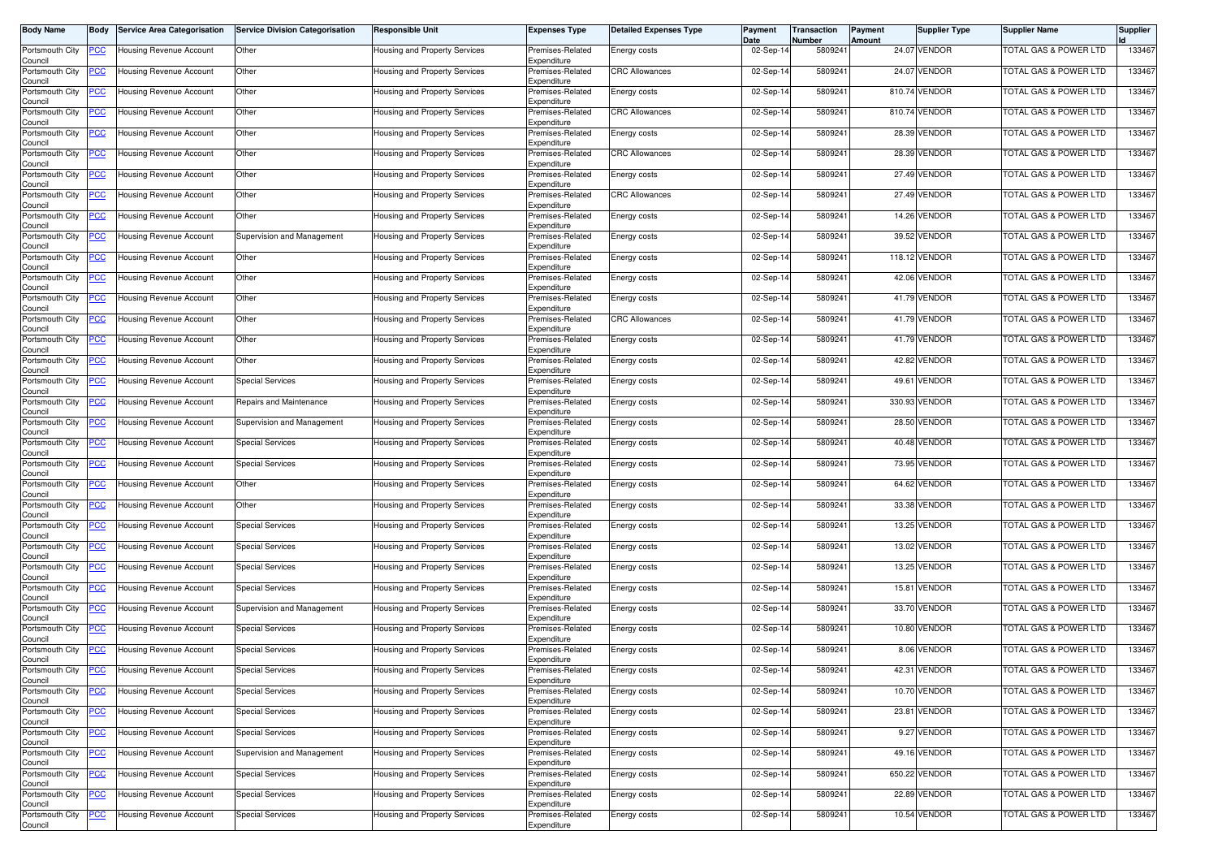| Body Name | Body | Service Area Categorisation | Service Division Categorisation | Responsible Unit | Expenses Type | Detailed Expenses Type | Payment Date | Transaction Number | Payment Amount | Supplier Type | Supplier Name | Supplier Id |
|---|---|---|---|---|---|---|---|---|---|---|---|---|
| Portsmouth City Council | PCC | Housing Revenue Account | Other | Housing and Property Services | Premises-Related Expenditure | Energy costs | 02-Sep-14 | 5809241 | 24.07 | VENDOR | TOTAL GAS & POWER LTD | 133467 |
| Portsmouth City Council | PCC | Housing Revenue Account | Other | Housing and Property Services | Premises-Related Expenditure | CRC Allowances | 02-Sep-14 | 5809241 | 24.07 | VENDOR | TOTAL GAS & POWER LTD | 133467 |
| Portsmouth City Council | PCC | Housing Revenue Account | Other | Housing and Property Services | Premises-Related Expenditure | Energy costs | 02-Sep-14 | 5809241 | 810.74 | VENDOR | TOTAL GAS & POWER LTD | 133467 |
| Portsmouth City Council | PCC | Housing Revenue Account | Other | Housing and Property Services | Premises-Related Expenditure | CRC Allowances | 02-Sep-14 | 5809241 | 810.74 | VENDOR | TOTAL GAS & POWER LTD | 133467 |
| Portsmouth City Council | PCC | Housing Revenue Account | Other | Housing and Property Services | Premises-Related Expenditure | Energy costs | 02-Sep-14 | 5809241 | 28.39 | VENDOR | TOTAL GAS & POWER LTD | 133467 |
| Portsmouth City Council | PCC | Housing Revenue Account | Other | Housing and Property Services | Premises-Related Expenditure | CRC Allowances | 02-Sep-14 | 5809241 | 28.39 | VENDOR | TOTAL GAS & POWER LTD | 133467 |
| Portsmouth City Council | PCC | Housing Revenue Account | Other | Housing and Property Services | Premises-Related Expenditure | Energy costs | 02-Sep-14 | 5809241 | 27.49 | VENDOR | TOTAL GAS & POWER LTD | 133467 |
| Portsmouth City Council | PCC | Housing Revenue Account | Other | Housing and Property Services | Premises-Related Expenditure | CRC Allowances | 02-Sep-14 | 5809241 | 27.49 | VENDOR | TOTAL GAS & POWER LTD | 133467 |
| Portsmouth City Council | PCC | Housing Revenue Account | Other | Housing and Property Services | Premises-Related Expenditure | Energy costs | 02-Sep-14 | 5809241 | 14.26 | VENDOR | TOTAL GAS & POWER LTD | 133467 |
| Portsmouth City Council | PCC | Housing Revenue Account | Supervision and Management | Housing and Property Services | Premises-Related Expenditure | Energy costs | 02-Sep-14 | 5809241 | 39.52 | VENDOR | TOTAL GAS & POWER LTD | 133467 |
| Portsmouth City Council | PCC | Housing Revenue Account | Other | Housing and Property Services | Premises-Related Expenditure | Energy costs | 02-Sep-14 | 5809241 | 118.12 | VENDOR | TOTAL GAS & POWER LTD | 133467 |
| Portsmouth City Council | PCC | Housing Revenue Account | Other | Housing and Property Services | Premises-Related Expenditure | Energy costs | 02-Sep-14 | 5809241 | 42.06 | VENDOR | TOTAL GAS & POWER LTD | 133467 |
| Portsmouth City Council | PCC | Housing Revenue Account | Other | Housing and Property Services | Premises-Related Expenditure | Energy costs | 02-Sep-14 | 5809241 | 41.79 | VENDOR | TOTAL GAS & POWER LTD | 133467 |
| Portsmouth City Council | PCC | Housing Revenue Account | Other | Housing and Property Services | Premises-Related Expenditure | CRC Allowances | 02-Sep-14 | 5809241 | 41.79 | VENDOR | TOTAL GAS & POWER LTD | 133467 |
| Portsmouth City Council | PCC | Housing Revenue Account | Other | Housing and Property Services | Premises-Related Expenditure | Energy costs | 02-Sep-14 | 5809241 | 41.79 | VENDOR | TOTAL GAS & POWER LTD | 133467 |
| Portsmouth City Council | PCC | Housing Revenue Account | Other | Housing and Property Services | Premises-Related Expenditure | Energy costs | 02-Sep-14 | 5809241 | 42.82 | VENDOR | TOTAL GAS & POWER LTD | 133467 |
| Portsmouth City Council | PCC | Housing Revenue Account | Special Services | Housing and Property Services | Premises-Related Expenditure | Energy costs | 02-Sep-14 | 5809241 | 49.61 | VENDOR | TOTAL GAS & POWER LTD | 133467 |
| Portsmouth City Council | PCC | Housing Revenue Account | Repairs and Maintenance | Housing and Property Services | Premises-Related Expenditure | Energy costs | 02-Sep-14 | 5809241 | 330.93 | VENDOR | TOTAL GAS & POWER LTD | 133467 |
| Portsmouth City Council | PCC | Housing Revenue Account | Supervision and Management | Housing and Property Services | Premises-Related Expenditure | Energy costs | 02-Sep-14 | 5809241 | 28.50 | VENDOR | TOTAL GAS & POWER LTD | 133467 |
| Portsmouth City Council | PCC | Housing Revenue Account | Special Services | Housing and Property Services | Premises-Related Expenditure | Energy costs | 02-Sep-14 | 5809241 | 40.48 | VENDOR | TOTAL GAS & POWER LTD | 133467 |
| Portsmouth City Council | PCC | Housing Revenue Account | Special Services | Housing and Property Services | Premises-Related Expenditure | Energy costs | 02-Sep-14 | 5809241 | 73.95 | VENDOR | TOTAL GAS & POWER LTD | 133467 |
| Portsmouth City Council | PCC | Housing Revenue Account | Other | Housing and Property Services | Premises-Related Expenditure | Energy costs | 02-Sep-14 | 5809241 | 64.62 | VENDOR | TOTAL GAS & POWER LTD | 133467 |
| Portsmouth City Council | PCC | Housing Revenue Account | Other | Housing and Property Services | Premises-Related Expenditure | Energy costs | 02-Sep-14 | 5809241 | 33.38 | VENDOR | TOTAL GAS & POWER LTD | 133467 |
| Portsmouth City Council | PCC | Housing Revenue Account | Special Services | Housing and Property Services | Premises-Related Expenditure | Energy costs | 02-Sep-14 | 5809241 | 13.25 | VENDOR | TOTAL GAS & POWER LTD | 133467 |
| Portsmouth City Council | PCC | Housing Revenue Account | Special Services | Housing and Property Services | Premises-Related Expenditure | Energy costs | 02-Sep-14 | 5809241 | 13.02 | VENDOR | TOTAL GAS & POWER LTD | 133467 |
| Portsmouth City Council | PCC | Housing Revenue Account | Special Services | Housing and Property Services | Premises-Related Expenditure | Energy costs | 02-Sep-14 | 5809241 | 13.25 | VENDOR | TOTAL GAS & POWER LTD | 133467 |
| Portsmouth City Council | PCC | Housing Revenue Account | Special Services | Housing and Property Services | Premises-Related Expenditure | Energy costs | 02-Sep-14 | 5809241 | 15.81 | VENDOR | TOTAL GAS & POWER LTD | 133467 |
| Portsmouth City Council | PCC | Housing Revenue Account | Supervision and Management | Housing and Property Services | Premises-Related Expenditure | Energy costs | 02-Sep-14 | 5809241 | 33.70 | VENDOR | TOTAL GAS & POWER LTD | 133467 |
| Portsmouth City Council | PCC | Housing Revenue Account | Special Services | Housing and Property Services | Premises-Related Expenditure | Energy costs | 02-Sep-14 | 5809241 | 10.80 | VENDOR | TOTAL GAS & POWER LTD | 133467 |
| Portsmouth City Council | PCC | Housing Revenue Account | Special Services | Housing and Property Services | Premises-Related Expenditure | Energy costs | 02-Sep-14 | 5809241 | 8.06 | VENDOR | TOTAL GAS & POWER LTD | 133467 |
| Portsmouth City Council | PCC | Housing Revenue Account | Special Services | Housing and Property Services | Premises-Related Expenditure | Energy costs | 02-Sep-14 | 5809241 | 42.31 | VENDOR | TOTAL GAS & POWER LTD | 133467 |
| Portsmouth City Council | PCC | Housing Revenue Account | Special Services | Housing and Property Services | Premises-Related Expenditure | Energy costs | 02-Sep-14 | 5809241 | 10.70 | VENDOR | TOTAL GAS & POWER LTD | 133467 |
| Portsmouth City Council | PCC | Housing Revenue Account | Special Services | Housing and Property Services | Premises-Related Expenditure | Energy costs | 02-Sep-14 | 5809241 | 23.81 | VENDOR | TOTAL GAS & POWER LTD | 133467 |
| Portsmouth City Council | PCC | Housing Revenue Account | Special Services | Housing and Property Services | Premises-Related Expenditure | Energy costs | 02-Sep-14 | 5809241 | 9.27 | VENDOR | TOTAL GAS & POWER LTD | 133467 |
| Portsmouth City Council | PCC | Housing Revenue Account | Supervision and Management | Housing and Property Services | Premises-Related Expenditure | Energy costs | 02-Sep-14 | 5809241 | 49.16 | VENDOR | TOTAL GAS & POWER LTD | 133467 |
| Portsmouth City Council | PCC | Housing Revenue Account | Special Services | Housing and Property Services | Premises-Related Expenditure | Energy costs | 02-Sep-14 | 5809241 | 650.22 | VENDOR | TOTAL GAS & POWER LTD | 133467 |
| Portsmouth City Council | PCC | Housing Revenue Account | Special Services | Housing and Property Services | Premises-Related Expenditure | Energy costs | 02-Sep-14 | 5809241 | 22.89 | VENDOR | TOTAL GAS & POWER LTD | 133467 |
| Portsmouth City Council | PCC | Housing Revenue Account | Special Services | Housing and Property Services | Premises-Related Expenditure | Energy costs | 02-Sep-14 | 5809241 | 10.54 | VENDOR | TOTAL GAS & POWER LTD | 133467 |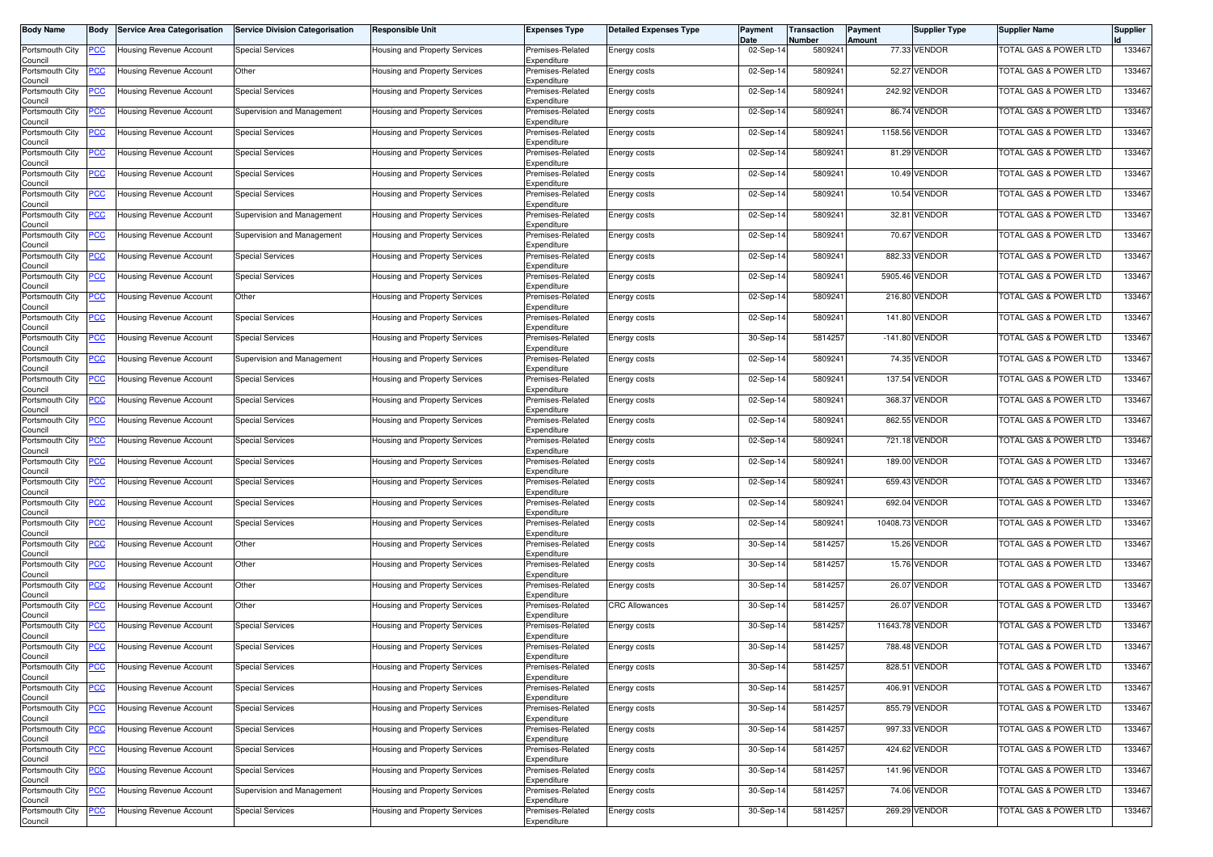| Body Name | Body | Service Area Categorisation | Service Division Categorisation | Responsible Unit | Expenses Type | Detailed Expenses Type | Payment Date | Transaction Number | Payment Amount | Supplier Type | Supplier Name | Supplier Id |
|---|---|---|---|---|---|---|---|---|---|---|---|---|
| Portsmouth City Council | PCC | Housing Revenue Account | Special Services | Housing and Property Services | Premises-Related Expenditure | Energy costs | 02-Sep-14 | 5809241 | 77.33 | VENDOR | TOTAL GAS & POWER LTD | 133467 |
| Portsmouth City Council | PCC | Housing Revenue Account | Other | Housing and Property Services | Premises-Related Expenditure | Energy costs | 02-Sep-14 | 5809241 | 52.27 | VENDOR | TOTAL GAS & POWER LTD | 133467 |
| Portsmouth City Council | PCC | Housing Revenue Account | Special Services | Housing and Property Services | Premises-Related Expenditure | Energy costs | 02-Sep-14 | 5809241 | 242.92 | VENDOR | TOTAL GAS & POWER LTD | 133467 |
| Portsmouth City Council | PCC | Housing Revenue Account | Supervision and Management | Housing and Property Services | Premises-Related Expenditure | Energy costs | 02-Sep-14 | 5809241 | 86.74 | VENDOR | TOTAL GAS & POWER LTD | 133467 |
| Portsmouth City Council | PCC | Housing Revenue Account | Special Services | Housing and Property Services | Premises-Related Expenditure | Energy costs | 02-Sep-14 | 5809241 | 1158.56 | VENDOR | TOTAL GAS & POWER LTD | 133467 |
| Portsmouth City Council | PCC | Housing Revenue Account | Special Services | Housing and Property Services | Premises-Related Expenditure | Energy costs | 02-Sep-14 | 5809241 | 81.29 | VENDOR | TOTAL GAS & POWER LTD | 133467 |
| Portsmouth City Council | PCC | Housing Revenue Account | Special Services | Housing and Property Services | Premises-Related Expenditure | Energy costs | 02-Sep-14 | 5809241 | 10.49 | VENDOR | TOTAL GAS & POWER LTD | 133467 |
| Portsmouth City Council | PCC | Housing Revenue Account | Special Services | Housing and Property Services | Premises-Related Expenditure | Energy costs | 02-Sep-14 | 5809241 | 10.54 | VENDOR | TOTAL GAS & POWER LTD | 133467 |
| Portsmouth City Council | PCC | Housing Revenue Account | Supervision and Management | Housing and Property Services | Premises-Related Expenditure | Energy costs | 02-Sep-14 | 5809241 | 32.81 | VENDOR | TOTAL GAS & POWER LTD | 133467 |
| Portsmouth City Council | PCC | Housing Revenue Account | Supervision and Management | Housing and Property Services | Premises-Related Expenditure | Energy costs | 02-Sep-14 | 5809241 | 70.67 | VENDOR | TOTAL GAS & POWER LTD | 133467 |
| Portsmouth City Council | PCC | Housing Revenue Account | Special Services | Housing and Property Services | Premises-Related Expenditure | Energy costs | 02-Sep-14 | 5809241 | 882.33 | VENDOR | TOTAL GAS & POWER LTD | 133467 |
| Portsmouth City Council | PCC | Housing Revenue Account | Special Services | Housing and Property Services | Premises-Related Expenditure | Energy costs | 02-Sep-14 | 5809241 | 5905.46 | VENDOR | TOTAL GAS & POWER LTD | 133467 |
| Portsmouth City Council | PCC | Housing Revenue Account | Other | Housing and Property Services | Premises-Related Expenditure | Energy costs | 02-Sep-14 | 5809241 | 216.80 | VENDOR | TOTAL GAS & POWER LTD | 133467 |
| Portsmouth City Council | PCC | Housing Revenue Account | Special Services | Housing and Property Services | Premises-Related Expenditure | Energy costs | 02-Sep-14 | 5809241 | 141.80 | VENDOR | TOTAL GAS & POWER LTD | 133467 |
| Portsmouth City Council | PCC | Housing Revenue Account | Special Services | Housing and Property Services | Premises-Related Expenditure | Energy costs | 30-Sep-14 | 5814257 | -141.80 | VENDOR | TOTAL GAS & POWER LTD | 133467 |
| Portsmouth City Council | PCC | Housing Revenue Account | Supervision and Management | Housing and Property Services | Premises-Related Expenditure | Energy costs | 02-Sep-14 | 5809241 | 74.35 | VENDOR | TOTAL GAS & POWER LTD | 133467 |
| Portsmouth City Council | PCC | Housing Revenue Account | Special Services | Housing and Property Services | Premises-Related Expenditure | Energy costs | 02-Sep-14 | 5809241 | 137.54 | VENDOR | TOTAL GAS & POWER LTD | 133467 |
| Portsmouth City Council | PCC | Housing Revenue Account | Special Services | Housing and Property Services | Premises-Related Expenditure | Energy costs | 02-Sep-14 | 5809241 | 368.37 | VENDOR | TOTAL GAS & POWER LTD | 133467 |
| Portsmouth City Council | PCC | Housing Revenue Account | Special Services | Housing and Property Services | Premises-Related Expenditure | Energy costs | 02-Sep-14 | 5809241 | 862.55 | VENDOR | TOTAL GAS & POWER LTD | 133467 |
| Portsmouth City Council | PCC | Housing Revenue Account | Special Services | Housing and Property Services | Premises-Related Expenditure | Energy costs | 02-Sep-14 | 5809241 | 721.18 | VENDOR | TOTAL GAS & POWER LTD | 133467 |
| Portsmouth City Council | PCC | Housing Revenue Account | Special Services | Housing and Property Services | Premises-Related Expenditure | Energy costs | 02-Sep-14 | 5809241 | 189.00 | VENDOR | TOTAL GAS & POWER LTD | 133467 |
| Portsmouth City Council | PCC | Housing Revenue Account | Special Services | Housing and Property Services | Premises-Related Expenditure | Energy costs | 02-Sep-14 | 5809241 | 659.43 | VENDOR | TOTAL GAS & POWER LTD | 133467 |
| Portsmouth City Council | PCC | Housing Revenue Account | Special Services | Housing and Property Services | Premises-Related Expenditure | Energy costs | 02-Sep-14 | 5809241 | 692.04 | VENDOR | TOTAL GAS & POWER LTD | 133467 |
| Portsmouth City Council | PCC | Housing Revenue Account | Special Services | Housing and Property Services | Premises-Related Expenditure | Energy costs | 02-Sep-14 | 5809241 | 10408.73 | VENDOR | TOTAL GAS & POWER LTD | 133467 |
| Portsmouth City Council | PCC | Housing Revenue Account | Other | Housing and Property Services | Premises-Related Expenditure | Energy costs | 30-Sep-14 | 5814257 | 15.26 | VENDOR | TOTAL GAS & POWER LTD | 133467 |
| Portsmouth City Council | PCC | Housing Revenue Account | Other | Housing and Property Services | Premises-Related Expenditure | Energy costs | 30-Sep-14 | 5814257 | 15.76 | VENDOR | TOTAL GAS & POWER LTD | 133467 |
| Portsmouth City Council | PCC | Housing Revenue Account | Other | Housing and Property Services | Premises-Related Expenditure | Energy costs | 30-Sep-14 | 5814257 | 26.07 | VENDOR | TOTAL GAS & POWER LTD | 133467 |
| Portsmouth City Council | PCC | Housing Revenue Account | Other | Housing and Property Services | Premises-Related Expenditure | CRC Allowances | 30-Sep-14 | 5814257 | 26.07 | VENDOR | TOTAL GAS & POWER LTD | 133467 |
| Portsmouth City Council | PCC | Housing Revenue Account | Special Services | Housing and Property Services | Premises-Related Expenditure | Energy costs | 30-Sep-14 | 5814257 | 11643.78 | VENDOR | TOTAL GAS & POWER LTD | 133467 |
| Portsmouth City Council | PCC | Housing Revenue Account | Special Services | Housing and Property Services | Premises-Related Expenditure | Energy costs | 30-Sep-14 | 5814257 | 788.48 | VENDOR | TOTAL GAS & POWER LTD | 133467 |
| Portsmouth City Council | PCC | Housing Revenue Account | Special Services | Housing and Property Services | Premises-Related Expenditure | Energy costs | 30-Sep-14 | 5814257 | 828.51 | VENDOR | TOTAL GAS & POWER LTD | 133467 |
| Portsmouth City Council | PCC | Housing Revenue Account | Special Services | Housing and Property Services | Premises-Related Expenditure | Energy costs | 30-Sep-14 | 5814257 | 406.91 | VENDOR | TOTAL GAS & POWER LTD | 133467 |
| Portsmouth City Council | PCC | Housing Revenue Account | Special Services | Housing and Property Services | Premises-Related Expenditure | Energy costs | 30-Sep-14 | 5814257 | 855.79 | VENDOR | TOTAL GAS & POWER LTD | 133467 |
| Portsmouth City Council | PCC | Housing Revenue Account | Special Services | Housing and Property Services | Premises-Related Expenditure | Energy costs | 30-Sep-14 | 5814257 | 997.33 | VENDOR | TOTAL GAS & POWER LTD | 133467 |
| Portsmouth City Council | PCC | Housing Revenue Account | Special Services | Housing and Property Services | Premises-Related Expenditure | Energy costs | 30-Sep-14 | 5814257 | 424.62 | VENDOR | TOTAL GAS & POWER LTD | 133467 |
| Portsmouth City Council | PCC | Housing Revenue Account | Special Services | Housing and Property Services | Premises-Related Expenditure | Energy costs | 30-Sep-14 | 5814257 | 141.96 | VENDOR | TOTAL GAS & POWER LTD | 133467 |
| Portsmouth City Council | PCC | Housing Revenue Account | Supervision and Management | Housing and Property Services | Premises-Related Expenditure | Energy costs | 30-Sep-14 | 5814257 | 74.06 | VENDOR | TOTAL GAS & POWER LTD | 133467 |
| Portsmouth City Council | PCC | Housing Revenue Account | Special Services | Housing and Property Services | Premises-Related Expenditure | Energy costs | 30-Sep-14 | 5814257 | 269.29 | VENDOR | TOTAL GAS & POWER LTD | 133467 |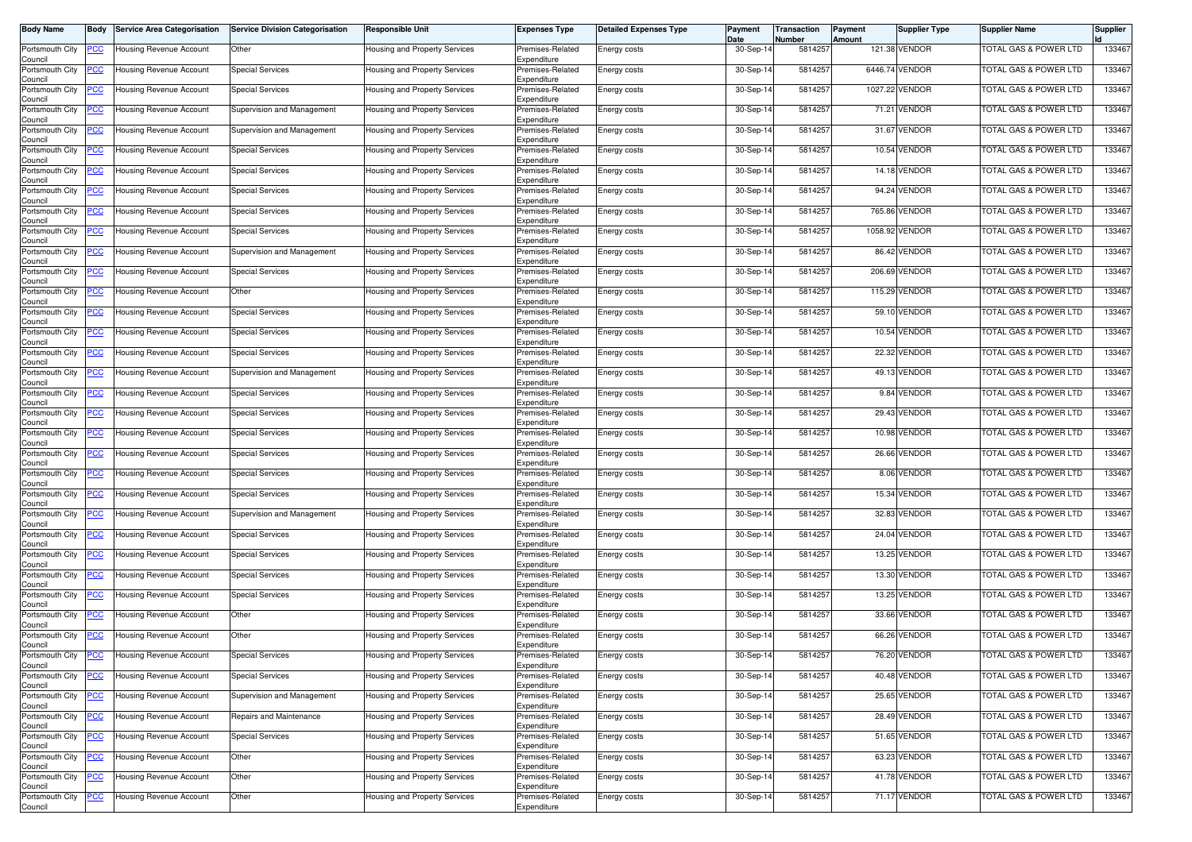| Body Name | Body | Service Area Categorisation | Service Division Categorisation | Responsible Unit | Expenses Type | Detailed Expenses Type | Payment Date | Transaction Number | Payment Amount | Supplier Type | Supplier Name | Supplier Id |
|---|---|---|---|---|---|---|---|---|---|---|---|---|
| Portsmouth City Council | PCC | Housing Revenue Account | Other | Housing and Property Services | Premises-Related Expenditure | Energy costs | 30-Sep-14 | 5814257 | 121.38 | VENDOR | TOTAL GAS & POWER LTD | 133467 |
| Portsmouth City Council | PCC | Housing Revenue Account | Special Services | Housing and Property Services | Premises-Related Expenditure | Energy costs | 30-Sep-14 | 5814257 | 6446.74 | VENDOR | TOTAL GAS & POWER LTD | 133467 |
| Portsmouth City Council | PCC | Housing Revenue Account | Special Services | Housing and Property Services | Premises-Related Expenditure | Energy costs | 30-Sep-14 | 5814257 | 1027.22 | VENDOR | TOTAL GAS & POWER LTD | 133467 |
| Portsmouth City Council | PCC | Housing Revenue Account | Supervision and Management | Housing and Property Services | Premises-Related Expenditure | Energy costs | 30-Sep-14 | 5814257 | 71.21 | VENDOR | TOTAL GAS & POWER LTD | 133467 |
| Portsmouth City Council | PCC | Housing Revenue Account | Supervision and Management | Housing and Property Services | Premises-Related Expenditure | Energy costs | 30-Sep-14 | 5814257 | 31.67 | VENDOR | TOTAL GAS & POWER LTD | 133467 |
| Portsmouth City Council | PCC | Housing Revenue Account | Special Services | Housing and Property Services | Premises-Related Expenditure | Energy costs | 30-Sep-14 | 5814257 | 10.54 | VENDOR | TOTAL GAS & POWER LTD | 133467 |
| Portsmouth City Council | PCC | Housing Revenue Account | Special Services | Housing and Property Services | Premises-Related Expenditure | Energy costs | 30-Sep-14 | 5814257 | 14.18 | VENDOR | TOTAL GAS & POWER LTD | 133467 |
| Portsmouth City Council | PCC | Housing Revenue Account | Special Services | Housing and Property Services | Premises-Related Expenditure | Energy costs | 30-Sep-14 | 5814257 | 94.24 | VENDOR | TOTAL GAS & POWER LTD | 133467 |
| Portsmouth City Council | PCC | Housing Revenue Account | Special Services | Housing and Property Services | Premises-Related Expenditure | Energy costs | 30-Sep-14 | 5814257 | 765.86 | VENDOR | TOTAL GAS & POWER LTD | 133467 |
| Portsmouth City Council | PCC | Housing Revenue Account | Special Services | Housing and Property Services | Premises-Related Expenditure | Energy costs | 30-Sep-14 | 5814257 | 1058.92 | VENDOR | TOTAL GAS & POWER LTD | 133467 |
| Portsmouth City Council | PCC | Housing Revenue Account | Supervision and Management | Housing and Property Services | Premises-Related Expenditure | Energy costs | 30-Sep-14 | 5814257 | 86.42 | VENDOR | TOTAL GAS & POWER LTD | 133467 |
| Portsmouth City Council | PCC | Housing Revenue Account | Special Services | Housing and Property Services | Premises-Related Expenditure | Energy costs | 30-Sep-14 | 5814257 | 206.69 | VENDOR | TOTAL GAS & POWER LTD | 133467 |
| Portsmouth City Council | PCC | Housing Revenue Account | Other | Housing and Property Services | Premises-Related Expenditure | Energy costs | 30-Sep-14 | 5814257 | 115.29 | VENDOR | TOTAL GAS & POWER LTD | 133467 |
| Portsmouth City Council | PCC | Housing Revenue Account | Special Services | Housing and Property Services | Premises-Related Expenditure | Energy costs | 30-Sep-14 | 5814257 | 59.10 | VENDOR | TOTAL GAS & POWER LTD | 133467 |
| Portsmouth City Council | PCC | Housing Revenue Account | Special Services | Housing and Property Services | Premises-Related Expenditure | Energy costs | 30-Sep-14 | 5814257 | 10.54 | VENDOR | TOTAL GAS & POWER LTD | 133467 |
| Portsmouth City Council | PCC | Housing Revenue Account | Special Services | Housing and Property Services | Premises-Related Expenditure | Energy costs | 30-Sep-14 | 5814257 | 22.32 | VENDOR | TOTAL GAS & POWER LTD | 133467 |
| Portsmouth City Council | PCC | Housing Revenue Account | Supervision and Management | Housing and Property Services | Premises-Related Expenditure | Energy costs | 30-Sep-14 | 5814257 | 49.13 | VENDOR | TOTAL GAS & POWER LTD | 133467 |
| Portsmouth City Council | PCC | Housing Revenue Account | Special Services | Housing and Property Services | Premises-Related Expenditure | Energy costs | 30-Sep-14 | 5814257 | 9.84 | VENDOR | TOTAL GAS & POWER LTD | 133467 |
| Portsmouth City Council | PCC | Housing Revenue Account | Special Services | Housing and Property Services | Premises-Related Expenditure | Energy costs | 30-Sep-14 | 5814257 | 29.43 | VENDOR | TOTAL GAS & POWER LTD | 133467 |
| Portsmouth City Council | PCC | Housing Revenue Account | Special Services | Housing and Property Services | Premises-Related Expenditure | Energy costs | 30-Sep-14 | 5814257 | 10.98 | VENDOR | TOTAL GAS & POWER LTD | 133467 |
| Portsmouth City Council | PCC | Housing Revenue Account | Special Services | Housing and Property Services | Premises-Related Expenditure | Energy costs | 30-Sep-14 | 5814257 | 26.66 | VENDOR | TOTAL GAS & POWER LTD | 133467 |
| Portsmouth City Council | PCC | Housing Revenue Account | Special Services | Housing and Property Services | Premises-Related Expenditure | Energy costs | 30-Sep-14 | 5814257 | 8.06 | VENDOR | TOTAL GAS & POWER LTD | 133467 |
| Portsmouth City Council | PCC | Housing Revenue Account | Special Services | Housing and Property Services | Premises-Related Expenditure | Energy costs | 30-Sep-14 | 5814257 | 15.34 | VENDOR | TOTAL GAS & POWER LTD | 133467 |
| Portsmouth City Council | PCC | Housing Revenue Account | Supervision and Management | Housing and Property Services | Premises-Related Expenditure | Energy costs | 30-Sep-14 | 5814257 | 32.83 | VENDOR | TOTAL GAS & POWER LTD | 133467 |
| Portsmouth City Council | PCC | Housing Revenue Account | Special Services | Housing and Property Services | Premises-Related Expenditure | Energy costs | 30-Sep-14 | 5814257 | 24.04 | VENDOR | TOTAL GAS & POWER LTD | 133467 |
| Portsmouth City Council | PCC | Housing Revenue Account | Special Services | Housing and Property Services | Premises-Related Expenditure | Energy costs | 30-Sep-14 | 5814257 | 13.25 | VENDOR | TOTAL GAS & POWER LTD | 133467 |
| Portsmouth City Council | PCC | Housing Revenue Account | Special Services | Housing and Property Services | Premises-Related Expenditure | Energy costs | 30-Sep-14 | 5814257 | 13.30 | VENDOR | TOTAL GAS & POWER LTD | 133467 |
| Portsmouth City Council | PCC | Housing Revenue Account | Special Services | Housing and Property Services | Premises-Related Expenditure | Energy costs | 30-Sep-14 | 5814257 | 13.25 | VENDOR | TOTAL GAS & POWER LTD | 133467 |
| Portsmouth City Council | PCC | Housing Revenue Account | Other | Housing and Property Services | Premises-Related Expenditure | Energy costs | 30-Sep-14 | 5814257 | 33.66 | VENDOR | TOTAL GAS & POWER LTD | 133467 |
| Portsmouth City Council | PCC | Housing Revenue Account | Other | Housing and Property Services | Premises-Related Expenditure | Energy costs | 30-Sep-14 | 5814257 | 66.26 | VENDOR | TOTAL GAS & POWER LTD | 133467 |
| Portsmouth City Council | PCC | Housing Revenue Account | Special Services | Housing and Property Services | Premises-Related Expenditure | Energy costs | 30-Sep-14 | 5814257 | 76.20 | VENDOR | TOTAL GAS & POWER LTD | 133467 |
| Portsmouth City Council | PCC | Housing Revenue Account | Special Services | Housing and Property Services | Premises-Related Expenditure | Energy costs | 30-Sep-14 | 5814257 | 40.48 | VENDOR | TOTAL GAS & POWER LTD | 133467 |
| Portsmouth City Council | PCC | Housing Revenue Account | Supervision and Management | Housing and Property Services | Premises-Related Expenditure | Energy costs | 30-Sep-14 | 5814257 | 25.65 | VENDOR | TOTAL GAS & POWER LTD | 133467 |
| Portsmouth City Council | PCC | Housing Revenue Account | Repairs and Maintenance | Housing and Property Services | Premises-Related Expenditure | Energy costs | 30-Sep-14 | 5814257 | 28.49 | VENDOR | TOTAL GAS & POWER LTD | 133467 |
| Portsmouth City Council | PCC | Housing Revenue Account | Special Services | Housing and Property Services | Premises-Related Expenditure | Energy costs | 30-Sep-14 | 5814257 | 51.65 | VENDOR | TOTAL GAS & POWER LTD | 133467 |
| Portsmouth City Council | PCC | Housing Revenue Account | Other | Housing and Property Services | Premises-Related Expenditure | Energy costs | 30-Sep-14 | 5814257 | 63.23 | VENDOR | TOTAL GAS & POWER LTD | 133467 |
| Portsmouth City Council | PCC | Housing Revenue Account | Other | Housing and Property Services | Premises-Related Expenditure | Energy costs | 30-Sep-14 | 5814257 | 41.78 | VENDOR | TOTAL GAS & POWER LTD | 133467 |
| Portsmouth City Council | PCC | Housing Revenue Account | Other | Housing and Property Services | Premises-Related Expenditure | Energy costs | 30-Sep-14 | 5814257 | 71.17 | VENDOR | TOTAL GAS & POWER LTD | 133467 |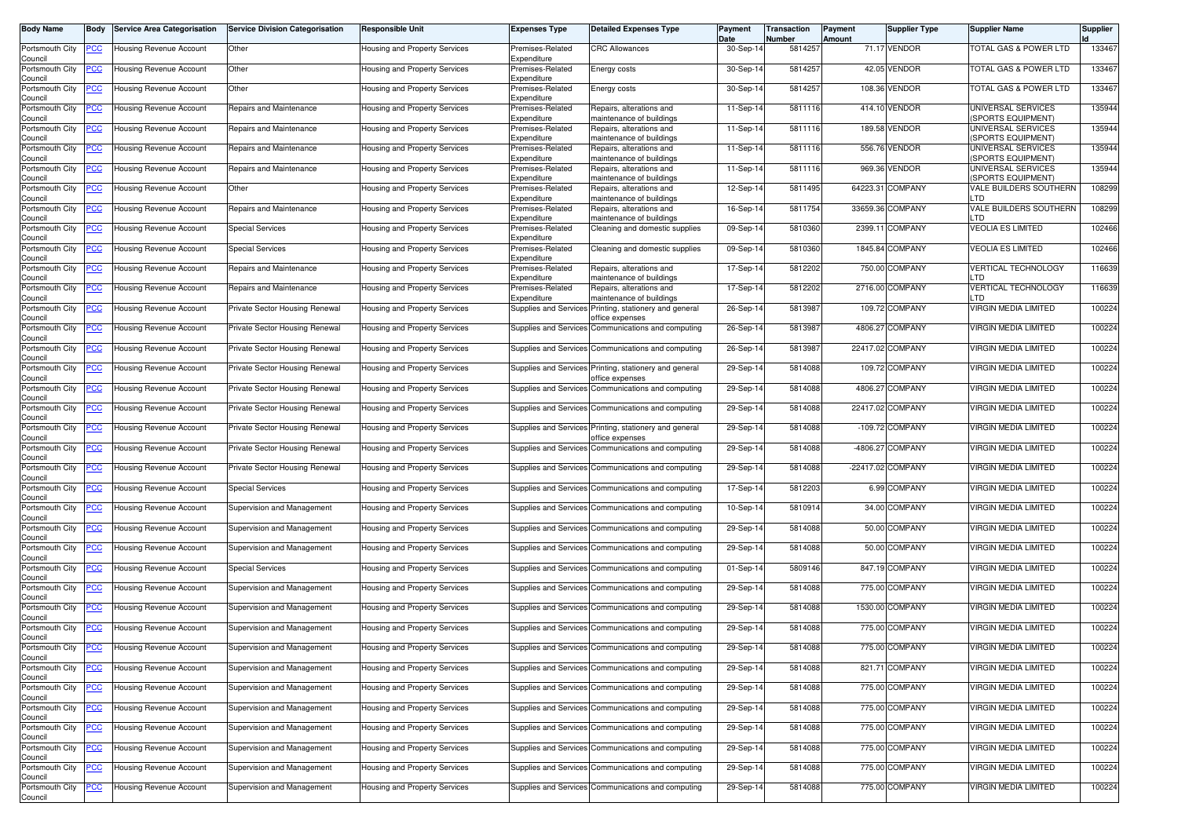| Body Name | Body | Service Area Categorisation | Service Division Categorisation | Responsible Unit | Expenses Type | Detailed Expenses Type | Payment Date | Transaction Number | Payment Amount | Supplier Type | Supplier Name | Supplier Id |
|---|---|---|---|---|---|---|---|---|---|---|---|---|
| Portsmouth City Council | PCC | Housing Revenue Account | Other | Housing and Property Services | Premises-Related Expenditure | CRC Allowances | 30-Sep-14 | 5814257 | 71.17 | VENDOR | TOTAL GAS & POWER LTD | 133467 |
| Portsmouth City Council | PCC | Housing Revenue Account | Other | Housing and Property Services | Premises-Related Expenditure | Energy costs | 30-Sep-14 | 5814257 | 42.05 | VENDOR | TOTAL GAS & POWER LTD | 133467 |
| Portsmouth City Council | PCC | Housing Revenue Account | Other | Housing and Property Services | Premises-Related Expenditure | Energy costs | 30-Sep-14 | 5814257 | 108.36 | VENDOR | TOTAL GAS & POWER LTD | 133467 |
| Portsmouth City Council | PCC | Housing Revenue Account | Repairs and Maintenance | Housing and Property Services | Premises-Related Expenditure | Repairs, alterations and maintenance of buildings | 11-Sep-14 | 5811116 | 414.10 | VENDOR | UNIVERSAL SERVICES (SPORTS EQUIPMENT) | 135944 |
| Portsmouth City Council | PCC | Housing Revenue Account | Repairs and Maintenance | Housing and Property Services | Premises-Related Expenditure | Repairs, alterations and maintenance of buildings | 11-Sep-14 | 5811116 | 189.58 | VENDOR | UNIVERSAL SERVICES (SPORTS EQUIPMENT) | 135944 |
| Portsmouth City Council | PCC | Housing Revenue Account | Repairs and Maintenance | Housing and Property Services | Premises-Related Expenditure | Repairs, alterations and maintenance of buildings | 11-Sep-14 | 5811116 | 556.76 | VENDOR | UNIVERSAL SERVICES (SPORTS EQUIPMENT) | 135944 |
| Portsmouth City Council | PCC | Housing Revenue Account | Repairs and Maintenance | Housing and Property Services | Premises-Related Expenditure | Repairs, alterations and maintenance of buildings | 11-Sep-14 | 5811116 | 969.36 | VENDOR | UNIVERSAL SERVICES (SPORTS EQUIPMENT) | 135944 |
| Portsmouth City Council | PCC | Housing Revenue Account | Other | Housing and Property Services | Premises-Related Expenditure | Repairs, alterations and maintenance of buildings | 12-Sep-14 | 5811495 | 64223.31 | COMPANY | VALE BUILDERS SOUTHERN LTD | 108299 |
| Portsmouth City Council | PCC | Housing Revenue Account | Repairs and Maintenance | Housing and Property Services | Premises-Related Expenditure | Repairs, alterations and maintenance of buildings | 16-Sep-14 | 5811754 | 33659.36 | COMPANY | VALE BUILDERS SOUTHERN LTD | 108299 |
| Portsmouth City Council | PCC | Housing Revenue Account | Special Services | Housing and Property Services | Premises-Related Expenditure | Cleaning and domestic supplies | 09-Sep-14 | 5810360 | 2399.11 | COMPANY | VEOLIA ES LIMITED | 102466 |
| Portsmouth City Council | PCC | Housing Revenue Account | Special Services | Housing and Property Services | Premises-Related Expenditure | Cleaning and domestic supplies | 09-Sep-14 | 5810360 | 1845.84 | COMPANY | VEOLIA ES LIMITED | 102466 |
| Portsmouth City Council | PCC | Housing Revenue Account | Repairs and Maintenance | Housing and Property Services | Premises-Related Expenditure | Repairs, alterations and maintenance of buildings | 17-Sep-14 | 5812202 | 750.00 | COMPANY | VERTICAL TECHNOLOGY LTD | 116639 |
| Portsmouth City Council | PCC | Housing Revenue Account | Repairs and Maintenance | Housing and Property Services | Premises-Related Expenditure | Repairs, alterations and maintenance of buildings | 17-Sep-14 | 5812202 | 2716.00 | COMPANY | VERTICAL TECHNOLOGY LTD | 116639 |
| Portsmouth City Council | PCC | Housing Revenue Account | Private Sector Housing Renewal | Housing and Property Services | Supplies and Services | Printing, stationery and general office expenses | 26-Sep-14 | 5813987 | 109.72 | COMPANY | VIRGIN MEDIA LIMITED | 100224 |
| Portsmouth City Council | PCC | Housing Revenue Account | Private Sector Housing Renewal | Housing and Property Services | Supplies and Services | Communications and computing | 26-Sep-14 | 5813987 | 4806.27 | COMPANY | VIRGIN MEDIA LIMITED | 100224 |
| Portsmouth City Council | PCC | Housing Revenue Account | Private Sector Housing Renewal | Housing and Property Services | Supplies and Services | Communications and computing | 26-Sep-14 | 5813987 | 22417.02 | COMPANY | VIRGIN MEDIA LIMITED | 100224 |
| Portsmouth City Council | PCC | Housing Revenue Account | Private Sector Housing Renewal | Housing and Property Services | Supplies and Services | Printing, stationery and general office expenses | 29-Sep-14 | 5814088 | 109.72 | COMPANY | VIRGIN MEDIA LIMITED | 100224 |
| Portsmouth City Council | PCC | Housing Revenue Account | Private Sector Housing Renewal | Housing and Property Services | Supplies and Services | Communications and computing | 29-Sep-14 | 5814088 | 4806.27 | COMPANY | VIRGIN MEDIA LIMITED | 100224 |
| Portsmouth City Council | PCC | Housing Revenue Account | Private Sector Housing Renewal | Housing and Property Services | Supplies and Services | Communications and computing | 29-Sep-14 | 5814088 | 22417.02 | COMPANY | VIRGIN MEDIA LIMITED | 100224 |
| Portsmouth City Council | PCC | Housing Revenue Account | Private Sector Housing Renewal | Housing and Property Services | Supplies and Services | Printing, stationery and general office expenses | 29-Sep-14 | 5814088 | -109.72 | COMPANY | VIRGIN MEDIA LIMITED | 100224 |
| Portsmouth City Council | PCC | Housing Revenue Account | Private Sector Housing Renewal | Housing and Property Services | Supplies and Services | Communications and computing | 29-Sep-14 | 5814088 | -4806.27 | COMPANY | VIRGIN MEDIA LIMITED | 100224 |
| Portsmouth City Council | PCC | Housing Revenue Account | Private Sector Housing Renewal | Housing and Property Services | Supplies and Services | Communications and computing | 29-Sep-14 | 5814088 | -22417.02 | COMPANY | VIRGIN MEDIA LIMITED | 100224 |
| Portsmouth City Council | PCC | Housing Revenue Account | Special Services | Housing and Property Services | Supplies and Services | Communications and computing | 17-Sep-14 | 5812203 | 6.99 | COMPANY | VIRGIN MEDIA LIMITED | 100224 |
| Portsmouth City Council | PCC | Housing Revenue Account | Supervision and Management | Housing and Property Services | Supplies and Services | Communications and computing | 10-Sep-14 | 5810914 | 34.00 | COMPANY | VIRGIN MEDIA LIMITED | 100224 |
| Portsmouth City Council | PCC | Housing Revenue Account | Supervision and Management | Housing and Property Services | Supplies and Services | Communications and computing | 29-Sep-14 | 5814088 | 50.00 | COMPANY | VIRGIN MEDIA LIMITED | 100224 |
| Portsmouth City Council | PCC | Housing Revenue Account | Supervision and Management | Housing and Property Services | Supplies and Services | Communications and computing | 29-Sep-14 | 5814088 | 50.00 | COMPANY | VIRGIN MEDIA LIMITED | 100224 |
| Portsmouth City Council | PCC | Housing Revenue Account | Special Services | Housing and Property Services | Supplies and Services | Communications and computing | 01-Sep-14 | 5809146 | 847.19 | COMPANY | VIRGIN MEDIA LIMITED | 100224 |
| Portsmouth City Council | PCC | Housing Revenue Account | Supervision and Management | Housing and Property Services | Supplies and Services | Communications and computing | 29-Sep-14 | 5814088 | 775.00 | COMPANY | VIRGIN MEDIA LIMITED | 100224 |
| Portsmouth City Council | PCC | Housing Revenue Account | Supervision and Management | Housing and Property Services | Supplies and Services | Communications and computing | 29-Sep-14 | 5814088 | 1530.00 | COMPANY | VIRGIN MEDIA LIMITED | 100224 |
| Portsmouth City Council | PCC | Housing Revenue Account | Supervision and Management | Housing and Property Services | Supplies and Services | Communications and computing | 29-Sep-14 | 5814088 | 775.00 | COMPANY | VIRGIN MEDIA LIMITED | 100224 |
| Portsmouth City Council | PCC | Housing Revenue Account | Supervision and Management | Housing and Property Services | Supplies and Services | Communications and computing | 29-Sep-14 | 5814088 | 775.00 | COMPANY | VIRGIN MEDIA LIMITED | 100224 |
| Portsmouth City Council | PCC | Housing Revenue Account | Supervision and Management | Housing and Property Services | Supplies and Services | Communications and computing | 29-Sep-14 | 5814088 | 821.71 | COMPANY | VIRGIN MEDIA LIMITED | 100224 |
| Portsmouth City Council | PCC | Housing Revenue Account | Supervision and Management | Housing and Property Services | Supplies and Services | Communications and computing | 29-Sep-14 | 5814088 | 775.00 | COMPANY | VIRGIN MEDIA LIMITED | 100224 |
| Portsmouth City Council | PCC | Housing Revenue Account | Supervision and Management | Housing and Property Services | Supplies and Services | Communications and computing | 29-Sep-14 | 5814088 | 775.00 | COMPANY | VIRGIN MEDIA LIMITED | 100224 |
| Portsmouth City Council | PCC | Housing Revenue Account | Supervision and Management | Housing and Property Services | Supplies and Services | Communications and computing | 29-Sep-14 | 5814088 | 775.00 | COMPANY | VIRGIN MEDIA LIMITED | 100224 |
| Portsmouth City Council | PCC | Housing Revenue Account | Supervision and Management | Housing and Property Services | Supplies and Services | Communications and computing | 29-Sep-14 | 5814088 | 775.00 | COMPANY | VIRGIN MEDIA LIMITED | 100224 |
| Portsmouth City Council | PCC | Housing Revenue Account | Supervision and Management | Housing and Property Services | Supplies and Services | Communications and computing | 29-Sep-14 | 5814088 | 775.00 | COMPANY | VIRGIN MEDIA LIMITED | 100224 |
| Portsmouth City Council | PCC | Housing Revenue Account | Supervision and Management | Housing and Property Services | Supplies and Services | Communications and computing | 29-Sep-14 | 5814088 | 775.00 | COMPANY | VIRGIN MEDIA LIMITED | 100224 |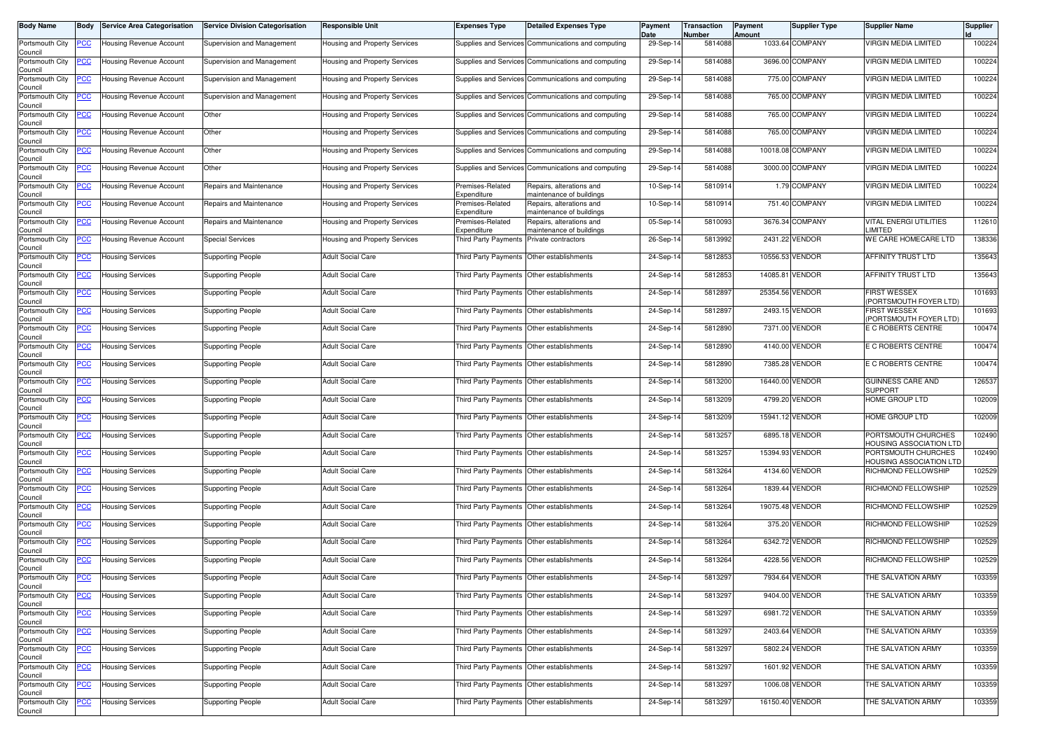| Body Name | Body | Service Area Categorisation | Service Division Categorisation | Responsible Unit | Expenses Type | Detailed Expenses Type | Payment Date | Transaction Number | Payment Amount | Supplier Type | Supplier Name | Supplier Id |
|---|---|---|---|---|---|---|---|---|---|---|---|---|
| Portsmouth City Council | PCC | Housing Revenue Account | Supervision and Management | Housing and Property Services | Supplies and Services | Communications and computing | 29-Sep-14 | 5814088 | 1033.64 | COMPANY | VIRGIN MEDIA LIMITED | 100224 |
| Portsmouth City Council | PCC | Housing Revenue Account | Supervision and Management | Housing and Property Services | Supplies and Services | Communications and computing | 29-Sep-14 | 5814088 | 3696.00 | COMPANY | VIRGIN MEDIA LIMITED | 100224 |
| Portsmouth City Council | PCC | Housing Revenue Account | Supervision and Management | Housing and Property Services | Supplies and Services | Communications and computing | 29-Sep-14 | 5814088 | 775.00 | COMPANY | VIRGIN MEDIA LIMITED | 100224 |
| Portsmouth City Council | PCC | Housing Revenue Account | Supervision and Management | Housing and Property Services | Supplies and Services | Communications and computing | 29-Sep-14 | 5814088 | 765.00 | COMPANY | VIRGIN MEDIA LIMITED | 100224 |
| Portsmouth City Council | PCC | Housing Revenue Account | Other | Housing and Property Services | Supplies and Services | Communications and computing | 29-Sep-14 | 5814088 | 765.00 | COMPANY | VIRGIN MEDIA LIMITED | 100224 |
| Portsmouth City Council | PCC | Housing Revenue Account | Other | Housing and Property Services | Supplies and Services | Communications and computing | 29-Sep-14 | 5814088 | 765.00 | COMPANY | VIRGIN MEDIA LIMITED | 100224 |
| Portsmouth City Council | PCC | Housing Revenue Account | Other | Housing and Property Services | Supplies and Services | Communications and computing | 29-Sep-14 | 5814088 | 10018.08 | COMPANY | VIRGIN MEDIA LIMITED | 100224 |
| Portsmouth City Council | PCC | Housing Revenue Account | Other | Housing and Property Services | Supplies and Services | Communications and computing | 29-Sep-14 | 5814088 | 3000.00 | COMPANY | VIRGIN MEDIA LIMITED | 100224 |
| Portsmouth City Council | PCC | Housing Revenue Account | Repairs and Maintenance | Housing and Property Services | Premises-Related Expenditure | Repairs, alterations and maintenance of buildings | 10-Sep-14 | 5810914 | 1.79 | COMPANY | VIRGIN MEDIA LIMITED | 100224 |
| Portsmouth City Council | PCC | Housing Revenue Account | Repairs and Maintenance | Housing and Property Services | Premises-Related Expenditure | Repairs, alterations and maintenance of buildings | 10-Sep-14 | 5810914 | 751.40 | COMPANY | VIRGIN MEDIA LIMITED | 100224 |
| Portsmouth City Council | PCC | Housing Revenue Account | Repairs and Maintenance | Housing and Property Services | Premises-Related Expenditure | Repairs, alterations and maintenance of buildings | 05-Sep-14 | 5810093 | 3676.34 | COMPANY | VITAL ENERGI UTILITIES LIMITED | 112610 |
| Portsmouth City Council | PCC | Housing Revenue Account | Special Services | Housing and Property Services | Third Party Payments | Private contractors | 26-Sep-14 | 5813992 | 2431.22 | VENDOR | WE CARE HOMECARE LTD | 138336 |
| Portsmouth City Council | PCC | Housing Services | Supporting People | Adult Social Care | Third Party Payments | Other establishments | 24-Sep-14 | 5812853 | 10556.53 | VENDOR | AFFINITY TRUST LTD | 135643 |
| Portsmouth City Council | PCC | Housing Services | Supporting People | Adult Social Care | Third Party Payments | Other establishments | 24-Sep-14 | 5812853 | 14085.81 | VENDOR | AFFINITY TRUST LTD | 135643 |
| Portsmouth City Council | PCC | Housing Services | Supporting People | Adult Social Care | Third Party Payments | Other establishments | 24-Sep-14 | 5812897 | 25354.56 | VENDOR | FIRST WESSEX (PORTSMOUTH FOYER LTD) | 101693 |
| Portsmouth City Council | PCC | Housing Services | Supporting People | Adult Social Care | Third Party Payments | Other establishments | 24-Sep-14 | 5812897 | 2493.15 | VENDOR | FIRST WESSEX (PORTSMOUTH FOYER LTD) | 101693 |
| Portsmouth City Council | PCC | Housing Services | Supporting People | Adult Social Care | Third Party Payments | Other establishments | 24-Sep-14 | 5812890 | 7371.00 | VENDOR | E C ROBERTS CENTRE | 100474 |
| Portsmouth City Council | PCC | Housing Services | Supporting People | Adult Social Care | Third Party Payments | Other establishments | 24-Sep-14 | 5812890 | 4140.00 | VENDOR | E C ROBERTS CENTRE | 100474 |
| Portsmouth City Council | PCC | Housing Services | Supporting People | Adult Social Care | Third Party Payments | Other establishments | 24-Sep-14 | 5812890 | 7385.28 | VENDOR | E C ROBERTS CENTRE | 100474 |
| Portsmouth City Council | PCC | Housing Services | Supporting People | Adult Social Care | Third Party Payments | Other establishments | 24-Sep-14 | 5813200 | 16440.00 | VENDOR | GUINNESS CARE AND SUPPORT | 126537 |
| Portsmouth City Council | PCC | Housing Services | Supporting People | Adult Social Care | Third Party Payments | Other establishments | 24-Sep-14 | 5813209 | 4799.20 | VENDOR | HOME GROUP LTD | 102009 |
| Portsmouth City Council | PCC | Housing Services | Supporting People | Adult Social Care | Third Party Payments | Other establishments | 24-Sep-14 | 5813209 | 15941.12 | VENDOR | HOME GROUP LTD | 102009 |
| Portsmouth City Council | PCC | Housing Services | Supporting People | Adult Social Care | Third Party Payments | Other establishments | 24-Sep-14 | 5813257 | 6895.18 | VENDOR | PORTSMOUTH CHURCHES HOUSING ASSOCIATION LTD | 102490 |
| Portsmouth City Council | PCC | Housing Services | Supporting People | Adult Social Care | Third Party Payments | Other establishments | 24-Sep-14 | 5813257 | 15394.93 | VENDOR | PORTSMOUTH CHURCHES HOUSING ASSOCIATION LTD | 102490 |
| Portsmouth City Council | PCC | Housing Services | Supporting People | Adult Social Care | Third Party Payments | Other establishments | 24-Sep-14 | 5813264 | 4134.60 | VENDOR | RICHMOND FELLOWSHIP | 102529 |
| Portsmouth City Council | PCC | Housing Services | Supporting People | Adult Social Care | Third Party Payments | Other establishments | 24-Sep-14 | 5813264 | 1839.44 | VENDOR | RICHMOND FELLOWSHIP | 102529 |
| Portsmouth City Council | PCC | Housing Services | Supporting People | Adult Social Care | Third Party Payments | Other establishments | 24-Sep-14 | 5813264 | 19075.48 | VENDOR | RICHMOND FELLOWSHIP | 102529 |
| Portsmouth City Council | PCC | Housing Services | Supporting People | Adult Social Care | Third Party Payments | Other establishments | 24-Sep-14 | 5813264 | 375.20 | VENDOR | RICHMOND FELLOWSHIP | 102529 |
| Portsmouth City Council | PCC | Housing Services | Supporting People | Adult Social Care | Third Party Payments | Other establishments | 24-Sep-14 | 5813264 | 6342.72 | VENDOR | RICHMOND FELLOWSHIP | 102529 |
| Portsmouth City Council | PCC | Housing Services | Supporting People | Adult Social Care | Third Party Payments | Other establishments | 24-Sep-14 | 5813264 | 4228.56 | VENDOR | RICHMOND FELLOWSHIP | 102529 |
| Portsmouth City Council | PCC | Housing Services | Supporting People | Adult Social Care | Third Party Payments | Other establishments | 24-Sep-14 | 5813297 | 7934.64 | VENDOR | THE SALVATION ARMY | 103359 |
| Portsmouth City Council | PCC | Housing Services | Supporting People | Adult Social Care | Third Party Payments | Other establishments | 24-Sep-14 | 5813297 | 9404.00 | VENDOR | THE SALVATION ARMY | 103359 |
| Portsmouth City Council | PCC | Housing Services | Supporting People | Adult Social Care | Third Party Payments | Other establishments | 24-Sep-14 | 5813297 | 6981.72 | VENDOR | THE SALVATION ARMY | 103359 |
| Portsmouth City Council | PCC | Housing Services | Supporting People | Adult Social Care | Third Party Payments | Other establishments | 24-Sep-14 | 5813297 | 2403.64 | VENDOR | THE SALVATION ARMY | 103359 |
| Portsmouth City Council | PCC | Housing Services | Supporting People | Adult Social Care | Third Party Payments | Other establishments | 24-Sep-14 | 5813297 | 5802.24 | VENDOR | THE SALVATION ARMY | 103359 |
| Portsmouth City Council | PCC | Housing Services | Supporting People | Adult Social Care | Third Party Payments | Other establishments | 24-Sep-14 | 5813297 | 1601.92 | VENDOR | THE SALVATION ARMY | 103359 |
| Portsmouth City Council | PCC | Housing Services | Supporting People | Adult Social Care | Third Party Payments | Other establishments | 24-Sep-14 | 5813297 | 1006.08 | VENDOR | THE SALVATION ARMY | 103359 |
| Portsmouth City Council | PCC | Housing Services | Supporting People | Adult Social Care | Third Party Payments | Other establishments | 24-Sep-14 | 5813297 | 16150.40 | VENDOR | THE SALVATION ARMY | 103359 |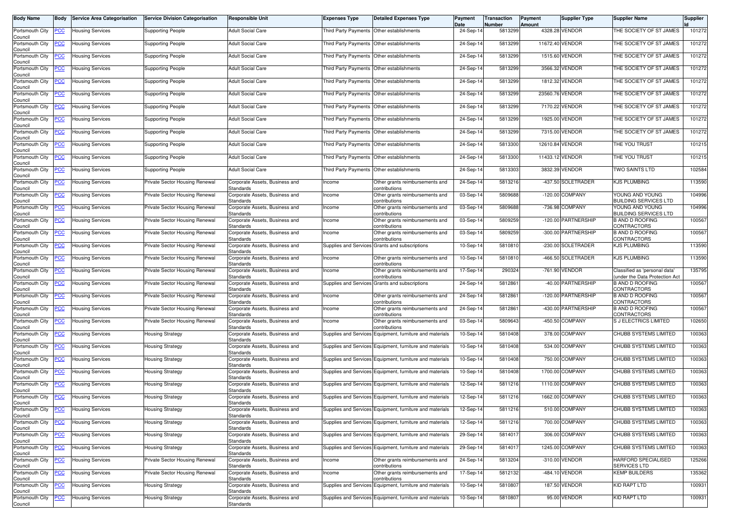| Body Name | Body | Service Area Categorisation | Service Division Categorisation | Responsible Unit | Expenses Type | Detailed Expenses Type | Payment Date | Transaction Number | Payment Amount | Supplier Type | Supplier Name | Supplier Id |
|---|---|---|---|---|---|---|---|---|---|---|---|---|
| Portsmouth City Council | PCC | Housing Services | Supporting People | Adult Social Care | Third Party Payments | Other establishments | 24-Sep-14 | 5813299 | 4328.28 | VENDOR | THE SOCIETY OF ST JAMES | 101272 |
| Portsmouth City Council | PCC | Housing Services | Supporting People | Adult Social Care | Third Party Payments | Other establishments | 24-Sep-14 | 5813299 | 11672.40 | VENDOR | THE SOCIETY OF ST JAMES | 101272 |
| Portsmouth City Council | PCC | Housing Services | Supporting People | Adult Social Care | Third Party Payments | Other establishments | 24-Sep-14 | 5813299 | 1515.60 | VENDOR | THE SOCIETY OF ST JAMES | 101272 |
| Portsmouth City Council | PCC | Housing Services | Supporting People | Adult Social Care | Third Party Payments | Other establishments | 24-Sep-14 | 5813299 | 3566.32 | VENDOR | THE SOCIETY OF ST JAMES | 101272 |
| Portsmouth City Council | PCC | Housing Services | Supporting People | Adult Social Care | Third Party Payments | Other establishments | 24-Sep-14 | 5813299 | 1812.32 | VENDOR | THE SOCIETY OF ST JAMES | 101272 |
| Portsmouth City Council | PCC | Housing Services | Supporting People | Adult Social Care | Third Party Payments | Other establishments | 24-Sep-14 | 5813299 | 23560.76 | VENDOR | THE SOCIETY OF ST JAMES | 101272 |
| Portsmouth City Council | PCC | Housing Services | Supporting People | Adult Social Care | Third Party Payments | Other establishments | 24-Sep-14 | 5813299 | 7170.22 | VENDOR | THE SOCIETY OF ST JAMES | 101272 |
| Portsmouth City Council | PCC | Housing Services | Supporting People | Adult Social Care | Third Party Payments | Other establishments | 24-Sep-14 | 5813299 | 1925.00 | VENDOR | THE SOCIETY OF ST JAMES | 101272 |
| Portsmouth City Council | PCC | Housing Services | Supporting People | Adult Social Care | Third Party Payments | Other establishments | 24-Sep-14 | 5813299 | 7315.00 | VENDOR | THE SOCIETY OF ST JAMES | 101272 |
| Portsmouth City Council | PCC | Housing Services | Supporting People | Adult Social Care | Third Party Payments | Other establishments | 24-Sep-14 | 5813300 | 12610.84 | VENDOR | THE YOU TRUST | 101215 |
| Portsmouth City Council | PCC | Housing Services | Supporting People | Adult Social Care | Third Party Payments | Other establishments | 24-Sep-14 | 5813300 | 11433.12 | VENDOR | THE YOU TRUST | 101215 |
| Portsmouth City Council | PCC | Housing Services | Supporting People | Adult Social Care | Third Party Payments | Other establishments | 24-Sep-14 | 5813303 | 3832.39 | VENDOR | TWO SAINTS LTD | 102584 |
| Portsmouth City Council | PCC | Housing Services | Private Sector Housing Renewal | Corporate Assets, Business and Standards | Income | Other grants reimbursements and contributions | 24-Sep-14 | 5813216 | -437.50 | SOLETRADER | KJS PLUMBING | 113590 |
| Portsmouth City Council | PCC | Housing Services | Private Sector Housing Renewal | Corporate Assets, Business and Standards | Income | Other grants reimbursements and contributions | 03-Sep-14 | 5809688 | -120.00 | COMPANY | YOUNG AND YOUNG BUILDING SERVICES LTD | 104996 |
| Portsmouth City Council | PCC | Housing Services | Private Sector Housing Renewal | Corporate Assets, Business and Standards | Income | Other grants reimbursements and contributions | 03-Sep-14 | 5809688 | -736.98 | COMPANY | YOUNG AND YOUNG BUILDING SERVICES LTD | 104996 |
| Portsmouth City Council | PCC | Housing Services | Private Sector Housing Renewal | Corporate Assets, Business and Standards | Income | Other grants reimbursements and contributions | 03-Sep-14 | 5809259 | -120.00 | PARTNERSHIP | B AND D ROOFING CONTRACTORS | 100567 |
| Portsmouth City Council | PCC | Housing Services | Private Sector Housing Renewal | Corporate Assets, Business and Standards | Income | Other grants reimbursements and contributions | 03-Sep-14 | 5809259 | -300.00 | PARTNERSHIP | B AND D ROOFING CONTRACTORS | 100567 |
| Portsmouth City Council | PCC | Housing Services | Private Sector Housing Renewal | Corporate Assets, Business and Standards | Supplies and Services | Grants and subscriptions | 10-Sep-14 | 5810810 | -230.00 | SOLETRADER | KJS PLUMBING | 113590 |
| Portsmouth City Council | PCC | Housing Services | Private Sector Housing Renewal | Corporate Assets, Business and Standards | Income | Other grants reimbursements and contributions | 10-Sep-14 | 5810810 | -466.50 | SOLETRADER | KJS PLUMBING | 113590 |
| Portsmouth City Council | PCC | Housing Services | Private Sector Housing Renewal | Corporate Assets, Business and Standards | Income | Other grants reimbursements and contributions | 17-Sep-14 | 290324 | -761.90 | VENDOR | Classified as 'personal data' (under the Data Protection Act | 135795 |
| Portsmouth City Council | PCC | Housing Services | Private Sector Housing Renewal | Corporate Assets, Business and Standards | Supplies and Services | Grants and subscriptions | 24-Sep-14 | 5812861 | -40.00 | PARTNERSHIP | B AND D ROOFING CONTRACTORS | 100567 |
| Portsmouth City Council | PCC | Housing Services | Private Sector Housing Renewal | Corporate Assets, Business and Standards | Income | Other grants reimbursements and contributions | 24-Sep-14 | 5812861 | -120.00 | PARTNERSHIP | B AND D ROOFING CONTRACTORS | 100567 |
| Portsmouth City Council | PCC | Housing Services | Private Sector Housing Renewal | Corporate Assets, Business and Standards | Income | Other grants reimbursements and contributions | 24-Sep-14 | 5812861 | -430.00 | PARTNERSHIP | B AND D ROOFING CONTRACTORS | 100567 |
| Portsmouth City Council | PCC | Housing Services | Private Sector Housing Renewal | Corporate Assets, Business and Standards | Income | Other grants reimbursements and contributions | 03-Sep-14 | 5809643 | -450.50 | COMPANY | S J ELECTRICS LIMITED | 102650 |
| Portsmouth City Council | PCC | Housing Services | Housing Strategy | Corporate Assets, Business and Standards | Supplies and Services | Equipment, furniture and materials | 10-Sep-14 | 5810408 | 378.00 | COMPANY | CHUBB SYSTEMS LIMITED | 100363 |
| Portsmouth City Council | PCC | Housing Services | Housing Strategy | Corporate Assets, Business and Standards | Supplies and Services | Equipment, furniture and materials | 10-Sep-14 | 5810408 | 534.00 | COMPANY | CHUBB SYSTEMS LIMITED | 100363 |
| Portsmouth City Council | PCC | Housing Services | Housing Strategy | Corporate Assets, Business and Standards | Supplies and Services | Equipment, furniture and materials | 10-Sep-14 | 5810408 | 750.00 | COMPANY | CHUBB SYSTEMS LIMITED | 100363 |
| Portsmouth City Council | PCC | Housing Services | Housing Strategy | Corporate Assets, Business and Standards | Supplies and Services | Equipment, furniture and materials | 10-Sep-14 | 5810408 | 1700.00 | COMPANY | CHUBB SYSTEMS LIMITED | 100363 |
| Portsmouth City Council | PCC | Housing Services | Housing Strategy | Corporate Assets, Business and Standards | Supplies and Services | Equipment, furniture and materials | 12-Sep-14 | 5811216 | 1110.00 | COMPANY | CHUBB SYSTEMS LIMITED | 100363 |
| Portsmouth City Council | PCC | Housing Services | Housing Strategy | Corporate Assets, Business and Standards | Supplies and Services | Equipment, furniture and materials | 12-Sep-14 | 5811216 | 1662.00 | COMPANY | CHUBB SYSTEMS LIMITED | 100363 |
| Portsmouth City Council | PCC | Housing Services | Housing Strategy | Corporate Assets, Business and Standards | Supplies and Services | Equipment, furniture and materials | 12-Sep-14 | 5811216 | 510.00 | COMPANY | CHUBB SYSTEMS LIMITED | 100363 |
| Portsmouth City Council | PCC | Housing Services | Housing Strategy | Corporate Assets, Business and Standards | Supplies and Services | Equipment, furniture and materials | 12-Sep-14 | 5811216 | 700.00 | COMPANY | CHUBB SYSTEMS LIMITED | 100363 |
| Portsmouth City Council | PCC | Housing Services | Housing Strategy | Corporate Assets, Business and Standards | Supplies and Services | Equipment, furniture and materials | 29-Sep-14 | 5814017 | 306.00 | COMPANY | CHUBB SYSTEMS LIMITED | 100363 |
| Portsmouth City Council | PCC | Housing Services | Housing Strategy | Corporate Assets, Business and Standards | Supplies and Services | Equipment, furniture and materials | 29-Sep-14 | 5814017 | 1245.00 | COMPANY | CHUBB SYSTEMS LIMITED | 100363 |
| Portsmouth City Council | PCC | Housing Services | Private Sector Housing Renewal | Corporate Assets, Business and Standards | Income | Other grants reimbursements and contributions | 24-Sep-14 | 5813204 | -310.00 | VENDOR | HARFORD SPECIALISED SERVICES LTD | 125266 |
| Portsmouth City Council | PCC | Housing Services | Private Sector Housing Renewal | Corporate Assets, Business and Standards | Income | Other grants reimbursements and contributions | 17-Sep-14 | 5812132 | -484.10 | VENDOR | KEMP BUILDERS | 135362 |
| Portsmouth City Council | PCC | Housing Services | Housing Strategy | Corporate Assets, Business and Standards | Supplies and Services | Equipment, furniture and materials | 10-Sep-14 | 5810807 | 187.50 | VENDOR | KID RAPT LTD | 100931 |
| Portsmouth City Council | PCC | Housing Services | Housing Strategy | Corporate Assets, Business and Standards | Supplies and Services | Equipment, furniture and materials | 10-Sep-14 | 5810807 | 95.00 | VENDOR | KID RAPT LTD | 100931 |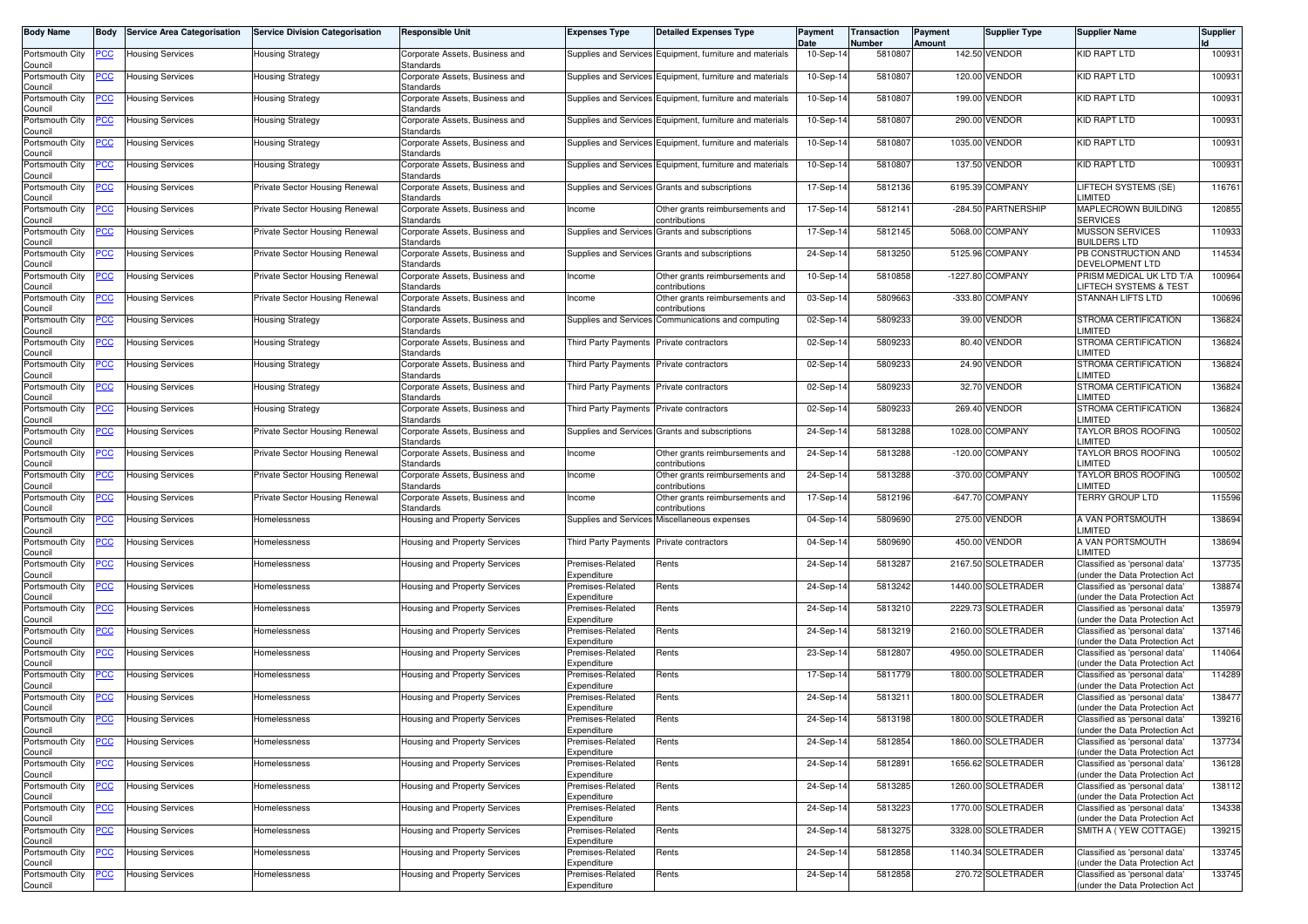| Body Name | Body | Service Area Categorisation | Service Division Categorisation | Responsible Unit | Expenses Type | Detailed Expenses Type | Payment Date | Transaction Number | Payment Amount | Supplier Type | Supplier Name | Supplier Id |
|---|---|---|---|---|---|---|---|---|---|---|---|---|
| Portsmouth City Council | PCC | Housing Services | Housing Strategy | Corporate Assets, Business and Standards | Supplies and Services | Equipment, furniture and materials | 10-Sep-14 | 5810807 | 142.50 | VENDOR | KID RAPT LTD | 100931 |
| Portsmouth City Council | PCC | Housing Services | Housing Strategy | Corporate Assets, Business and Standards | Supplies and Services | Equipment, furniture and materials | 10-Sep-14 | 5810807 | 120.00 | VENDOR | KID RAPT LTD | 100931 |
| Portsmouth City Council | PCC | Housing Services | Housing Strategy | Corporate Assets, Business and Standards | Supplies and Services | Equipment, furniture and materials | 10-Sep-14 | 5810807 | 199.00 | VENDOR | KID RAPT LTD | 100931 |
| Portsmouth City Council | PCC | Housing Services | Housing Strategy | Corporate Assets, Business and Standards | Supplies and Services | Equipment, furniture and materials | 10-Sep-14 | 5810807 | 290.00 | VENDOR | KID RAPT LTD | 100931 |
| Portsmouth City Council | PCC | Housing Services | Housing Strategy | Corporate Assets, Business and Standards | Supplies and Services | Equipment, furniture and materials | 10-Sep-14 | 5810807 | 1035.00 | VENDOR | KID RAPT LTD | 100931 |
| Portsmouth City Council | PCC | Housing Services | Housing Strategy | Corporate Assets, Business and Standards | Supplies and Services | Equipment, furniture and materials | 10-Sep-14 | 5810807 | 137.50 | VENDOR | KID RAPT LTD | 100931 |
| Portsmouth City Council | PCC | Housing Services | Private Sector Housing Renewal | Corporate Assets, Business and Standards | Supplies and Services | Grants and subscriptions | 17-Sep-14 | 5812136 | 6195.39 | COMPANY | LIFTECH SYSTEMS (SE) LIMITED | 116761 |
| Portsmouth City Council | PCC | Housing Services | Private Sector Housing Renewal | Corporate Assets, Business and Standards | Income | Other grants reimbursements and contributions | 17-Sep-14 | 5812141 | -284.50 | PARTNERSHIP | MAPLECROWN BUILDING SERVICES | 120855 |
| Portsmouth City Council | PCC | Housing Services | Private Sector Housing Renewal | Corporate Assets, Business and Standards | Supplies and Services | Grants and subscriptions | 17-Sep-14 | 5812145 | 5068.00 | COMPANY | MUSSON SERVICES BUILDERS LTD | 110933 |
| Portsmouth City Council | PCC | Housing Services | Private Sector Housing Renewal | Corporate Assets, Business and Standards | Supplies and Services | Grants and subscriptions | 24-Sep-14 | 5813250 | 5125.96 | COMPANY | PB CONSTRUCTION AND DEVELOPMENT LTD | 114534 |
| Portsmouth City Council | PCC | Housing Services | Private Sector Housing Renewal | Corporate Assets, Business and Standards | Income | Other grants reimbursements and contributions | 10-Sep-14 | 5810858 | -1227.80 | COMPANY | PRISM MEDICAL UK LTD T/A LIFTECH SYSTEMS & TEST | 100964 |
| Portsmouth City Council | PCC | Housing Services | Private Sector Housing Renewal | Corporate Assets, Business and Standards | Income | Other grants reimbursements and contributions | 03-Sep-14 | 5809663 | -333.80 | COMPANY | STANNAH LIFTS LTD | 100696 |
| Portsmouth City Council | PCC | Housing Services | Housing Strategy | Corporate Assets, Business and Standards | Supplies and Services | Communications and computing | 02-Sep-14 | 5809233 | 39.00 | VENDOR | STROMA CERTIFICATION LIMITED | 136824 |
| Portsmouth City Council | PCC | Housing Services | Housing Strategy | Corporate Assets, Business and Standards | Third Party Payments | Private contractors | 02-Sep-14 | 5809233 | 80.40 | VENDOR | STROMA CERTIFICATION LIMITED | 136824 |
| Portsmouth City Council | PCC | Housing Services | Housing Strategy | Corporate Assets, Business and Standards | Third Party Payments | Private contractors | 02-Sep-14 | 5809233 | 24.90 | VENDOR | STROMA CERTIFICATION LIMITED | 136824 |
| Portsmouth City Council | PCC | Housing Services | Housing Strategy | Corporate Assets, Business and Standards | Third Party Payments | Private contractors | 02-Sep-14 | 5809233 | 32.70 | VENDOR | STROMA CERTIFICATION LIMITED | 136824 |
| Portsmouth City Council | PCC | Housing Services | Housing Strategy | Corporate Assets, Business and Standards | Third Party Payments | Private contractors | 02-Sep-14 | 5809233 | 269.40 | VENDOR | STROMA CERTIFICATION LIMITED | 136824 |
| Portsmouth City Council | PCC | Housing Services | Private Sector Housing Renewal | Corporate Assets, Business and Standards | Supplies and Services | Grants and subscriptions | 24-Sep-14 | 5813288 | 1028.00 | COMPANY | TAYLOR BROS ROOFING LIMITED | 100502 |
| Portsmouth City Council | PCC | Housing Services | Private Sector Housing Renewal | Corporate Assets, Business and Standards | Income | Other grants reimbursements and contributions | 24-Sep-14 | 5813288 | -120.00 | COMPANY | TAYLOR BROS ROOFING LIMITED | 100502 |
| Portsmouth City Council | PCC | Housing Services | Private Sector Housing Renewal | Corporate Assets, Business and Standards | Income | Other grants reimbursements and contributions | 24-Sep-14 | 5813288 | -370.00 | COMPANY | TAYLOR BROS ROOFING LIMITED | 100502 |
| Portsmouth City Council | PCC | Housing Services | Private Sector Housing Renewal | Corporate Assets, Business and Standards | Income | Other grants reimbursements and contributions | 17-Sep-14 | 5812196 | -647.70 | COMPANY | TERRY GROUP LTD | 115596 |
| Portsmouth City Council | PCC | Housing Services | Homelessness | Housing and Property Services | Supplies and Services | Miscellaneous expenses | 04-Sep-14 | 5809690 | 275.00 | VENDOR | A VAN PORTSMOUTH LIMITED | 138694 |
| Portsmouth City Council | PCC | Housing Services | Homelessness | Housing and Property Services | Third Party Payments | Private contractors | 04-Sep-14 | 5809690 | 450.00 | VENDOR | A VAN PORTSMOUTH LIMITED | 138694 |
| Portsmouth City Council | PCC | Housing Services | Homelessness | Housing and Property Services | Premises-Related Expenditure | Rents | 24-Sep-14 | 5813287 | 2167.50 | SOLETRADER | Classified as 'personal data' (under the Data Protection Act | 137735 |
| Portsmouth City Council | PCC | Housing Services | Homelessness | Housing and Property Services | Premises-Related Expenditure | Rents | 24-Sep-14 | 5813242 | 1440.00 | SOLETRADER | Classified as 'personal data' (under the Data Protection Act | 138874 |
| Portsmouth City Council | PCC | Housing Services | Homelessness | Housing and Property Services | Premises-Related Expenditure | Rents | 24-Sep-14 | 5813210 | 2229.73 | SOLETRADER | Classified as 'personal data' (under the Data Protection Act | 135979 |
| Portsmouth City Council | PCC | Housing Services | Homelessness | Housing and Property Services | Premises-Related Expenditure | Rents | 24-Sep-14 | 5813219 | 2160.00 | SOLETRADER | Classified as 'personal data' (under the Data Protection Act | 137146 |
| Portsmouth City Council | PCC | Housing Services | Homelessness | Housing and Property Services | Premises-Related Expenditure | Rents | 23-Sep-14 | 5812807 | 4950.00 | SOLETRADER | Classified as 'personal data' (under the Data Protection Act | 114064 |
| Portsmouth City Council | PCC | Housing Services | Homelessness | Housing and Property Services | Premises-Related Expenditure | Rents | 17-Sep-14 | 5811779 | 1800.00 | SOLETRADER | Classified as 'personal data' (under the Data Protection Act | 114289 |
| Portsmouth City Council | PCC | Housing Services | Homelessness | Housing and Property Services | Premises-Related Expenditure | Rents | 24-Sep-14 | 5813211 | 1800.00 | SOLETRADER | Classified as 'personal data' (under the Data Protection Act | 138477 |
| Portsmouth City Council | PCC | Housing Services | Homelessness | Housing and Property Services | Premises-Related Expenditure | Rents | 24-Sep-14 | 5813198 | 1800.00 | SOLETRADER | Classified as 'personal data' (under the Data Protection Act | 139216 |
| Portsmouth City Council | PCC | Housing Services | Homelessness | Housing and Property Services | Premises-Related Expenditure | Rents | 24-Sep-14 | 5812854 | 1860.00 | SOLETRADER | Classified as 'personal data' (under the Data Protection Act | 137734 |
| Portsmouth City Council | PCC | Housing Services | Homelessness | Housing and Property Services | Premises-Related Expenditure | Rents | 24-Sep-14 | 5812891 | 1656.62 | SOLETRADER | Classified as 'personal data' (under the Data Protection Act | 136128 |
| Portsmouth City Council | PCC | Housing Services | Homelessness | Housing and Property Services | Premises-Related Expenditure | Rents | 24-Sep-14 | 5813285 | 1260.00 | SOLETRADER | Classified as 'personal data' (under the Data Protection Act | 138112 |
| Portsmouth City Council | PCC | Housing Services | Homelessness | Housing and Property Services | Premises-Related Expenditure | Rents | 24-Sep-14 | 5813223 | 1770.00 | SOLETRADER | Classified as 'personal data' (under the Data Protection Act | 134338 |
| Portsmouth City Council | PCC | Housing Services | Homelessness | Housing and Property Services | Premises-Related Expenditure | Rents | 24-Sep-14 | 5813275 | 3328.00 | SOLETRADER | SMITH A ( YEW COTTAGE) | 139215 |
| Portsmouth City Council | PCC | Housing Services | Homelessness | Housing and Property Services | Premises-Related Expenditure | Rents | 24-Sep-14 | 5812858 | 1140.34 | SOLETRADER | Classified as 'personal data' (under the Data Protection Act | 133745 |
| Portsmouth City Council | PCC | Housing Services | Homelessness | Housing and Property Services | Premises-Related Expenditure | Rents | 24-Sep-14 | 5812858 | 270.72 | SOLETRADER | Classified as 'personal data' (under the Data Protection Act | 133745 |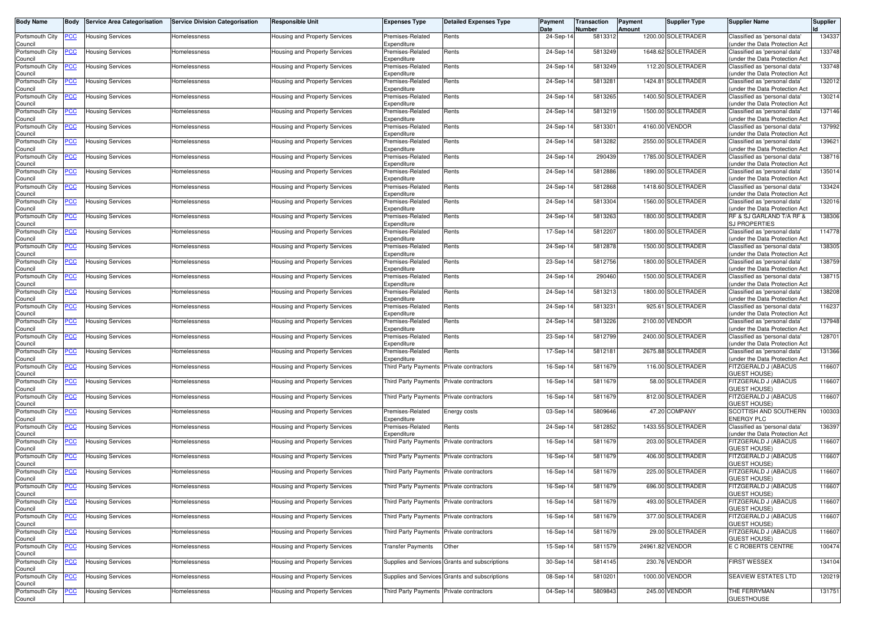| Body Name | Body | Service Area Categorisation | Service Division Categorisation | Responsible Unit | Expenses Type | Detailed Expenses Type | Payment Date | Transaction Number | Payment Amount | Supplier Type | Supplier Name | Supplier Id |
|---|---|---|---|---|---|---|---|---|---|---|---|---|
| Portsmouth City Council | PCC | Housing Services | Homelessness | Housing and Property Services | Premises-Related Expenditure | Rents | 24-Sep-14 | 5813312 | 1200.00 | SOLETRADER | Classified as 'personal data' (under the Data Protection Act | 134337 |
| Portsmouth City Council | PCC | Housing Services | Homelessness | Housing and Property Services | Premises-Related Expenditure | Rents | 24-Sep-14 | 5813249 | 1648.62 | SOLETRADER | Classified as 'personal data' (under the Data Protection Act | 133748 |
| Portsmouth City Council | PCC | Housing Services | Homelessness | Housing and Property Services | Premises-Related Expenditure | Rents | 24-Sep-14 | 5813249 | 112.20 | SOLETRADER | Classified as 'personal data' (under the Data Protection Act | 133748 |
| Portsmouth City Council | PCC | Housing Services | Homelessness | Housing and Property Services | Premises-Related Expenditure | Rents | 24-Sep-14 | 5813281 | 1424.81 | SOLETRADER | Classified as 'personal data' (under the Data Protection Act | 132012 |
| Portsmouth City Council | PCC | Housing Services | Homelessness | Housing and Property Services | Premises-Related Expenditure | Rents | 24-Sep-14 | 5813265 | 1400.50 | SOLETRADER | Classified as 'personal data' (under the Data Protection Act | 130214 |
| Portsmouth City Council | PCC | Housing Services | Homelessness | Housing and Property Services | Premises-Related Expenditure | Rents | 24-Sep-14 | 5813219 | 1500.00 | SOLETRADER | Classified as 'personal data' (under the Data Protection Act | 137146 |
| Portsmouth City Council | PCC | Housing Services | Homelessness | Housing and Property Services | Premises-Related Expenditure | Rents | 24-Sep-14 | 5813301 | 4160.00 | VENDOR | Classified as 'personal data' (under the Data Protection Act | 137992 |
| Portsmouth City Council | PCC | Housing Services | Homelessness | Housing and Property Services | Premises-Related Expenditure | Rents | 24-Sep-14 | 5813282 | 2550.00 | SOLETRADER | Classified as 'personal data' (under the Data Protection Act | 139621 |
| Portsmouth City Council | PCC | Housing Services | Homelessness | Housing and Property Services | Premises-Related Expenditure | Rents | 24-Sep-14 | 290439 | 1785.00 | SOLETRADER | Classified as 'personal data' (under the Data Protection Act | 138716 |
| Portsmouth City Council | PCC | Housing Services | Homelessness | Housing and Property Services | Premises-Related Expenditure | Rents | 24-Sep-14 | 5812886 | 1890.00 | SOLETRADER | Classified as 'personal data' (under the Data Protection Act | 135014 |
| Portsmouth City Council | PCC | Housing Services | Homelessness | Housing and Property Services | Premises-Related Expenditure | Rents | 24-Sep-14 | 5812868 | 1418.60 | SOLETRADER | Classified as 'personal data' (under the Data Protection Act | 133424 |
| Portsmouth City Council | PCC | Housing Services | Homelessness | Housing and Property Services | Premises-Related Expenditure | Rents | 24-Sep-14 | 5813304 | 1560.00 | SOLETRADER | Classified as 'personal data' (under the Data Protection Act | 132016 |
| Portsmouth City Council | PCC | Housing Services | Homelessness | Housing and Property Services | Premises-Related Expenditure | Rents | 24-Sep-14 | 5813263 | 1800.00 | SOLETRADER | RF & SJ GARLAND T/A RF & SJ PROPERTIES | 138306 |
| Portsmouth City Council | PCC | Housing Services | Homelessness | Housing and Property Services | Premises-Related Expenditure | Rents | 17-Sep-14 | 5812207 | 1800.00 | SOLETRADER | Classified as 'personal data' (under the Data Protection Act | 114778 |
| Portsmouth City Council | PCC | Housing Services | Homelessness | Housing and Property Services | Premises-Related Expenditure | Rents | 24-Sep-14 | 5812878 | 1500.00 | SOLETRADER | Classified as 'personal data' (under the Data Protection Act | 138305 |
| Portsmouth City Council | PCC | Housing Services | Homelessness | Housing and Property Services | Premises-Related Expenditure | Rents | 23-Sep-14 | 5812756 | 1800.00 | SOLETRADER | Classified as 'personal data' (under the Data Protection Act | 138759 |
| Portsmouth City Council | PCC | Housing Services | Homelessness | Housing and Property Services | Premises-Related Expenditure | Rents | 24-Sep-14 | 290460 | 1500.00 | SOLETRADER | Classified as 'personal data' (under the Data Protection Act | 138715 |
| Portsmouth City Council | PCC | Housing Services | Homelessness | Housing and Property Services | Premises-Related Expenditure | Rents | 24-Sep-14 | 5813213 | 1800.00 | SOLETRADER | Classified as 'personal data' (under the Data Protection Act | 138208 |
| Portsmouth City Council | PCC | Housing Services | Homelessness | Housing and Property Services | Premises-Related Expenditure | Rents | 24-Sep-14 | 5813231 | 925.61 | SOLETRADER | Classified as 'personal data' (under the Data Protection Act | 116237 |
| Portsmouth City Council | PCC | Housing Services | Homelessness | Housing and Property Services | Premises-Related Expenditure | Rents | 24-Sep-14 | 5813226 | 2100.00 | VENDOR | Classified as 'personal data' (under the Data Protection Act | 137948 |
| Portsmouth City Council | PCC | Housing Services | Homelessness | Housing and Property Services | Premises-Related Expenditure | Rents | 23-Sep-14 | 5812799 | 2400.00 | SOLETRADER | Classified as 'personal data' (under the Data Protection Act | 128701 |
| Portsmouth City Council | PCC | Housing Services | Homelessness | Housing and Property Services | Premises-Related Expenditure | Rents | 17-Sep-14 | 5812181 | 2675.88 | SOLETRADER | Classified as 'personal data' (under the Data Protection Act | 131366 |
| Portsmouth City Council | PCC | Housing Services | Homelessness | Housing and Property Services | Third Party Payments | Private contractors | 16-Sep-14 | 5811679 | 116.00 | SOLETRADER | FITZGERALD J (ABACUS GUEST HOUSE) | 116607 |
| Portsmouth City Council | PCC | Housing Services | Homelessness | Housing and Property Services | Third Party Payments | Private contractors | 16-Sep-14 | 5811679 | 58.00 | SOLETRADER | FITZGERALD J (ABACUS GUEST HOUSE) | 116607 |
| Portsmouth City Council | PCC | Housing Services | Homelessness | Housing and Property Services | Third Party Payments | Private contractors | 16-Sep-14 | 5811679 | 812.00 | SOLETRADER | FITZGERALD J (ABACUS GUEST HOUSE) | 116607 |
| Portsmouth City Council | PCC | Housing Services | Homelessness | Housing and Property Services | Premises-Related Expenditure | Energy costs | 03-Sep-14 | 5809646 | 47.20 | COMPANY | SCOTTISH AND SOUTHERN ENERGY PLC | 100303 |
| Portsmouth City Council | PCC | Housing Services | Homelessness | Housing and Property Services | Premises-Related Expenditure | Rents | 24-Sep-14 | 5812852 | 1433.55 | SOLETRADER | Classified as 'personal data' (under the Data Protection Act | 136397 |
| Portsmouth City Council | PCC | Housing Services | Homelessness | Housing and Property Services | Third Party Payments | Private contractors | 16-Sep-14 | 5811679 | 203.00 | SOLETRADER | FITZGERALD J (ABACUS GUEST HOUSE) | 116607 |
| Portsmouth City Council | PCC | Housing Services | Homelessness | Housing and Property Services | Third Party Payments | Private contractors | 16-Sep-14 | 5811679 | 406.00 | SOLETRADER | FITZGERALD J (ABACUS GUEST HOUSE) | 116607 |
| Portsmouth City Council | PCC | Housing Services | Homelessness | Housing and Property Services | Third Party Payments | Private contractors | 16-Sep-14 | 5811679 | 225.00 | SOLETRADER | FITZGERALD J (ABACUS GUEST HOUSE) | 116607 |
| Portsmouth City Council | PCC | Housing Services | Homelessness | Housing and Property Services | Third Party Payments | Private contractors | 16-Sep-14 | 5811679 | 696.00 | SOLETRADER | FITZGERALD J (ABACUS GUEST HOUSE) | 116607 |
| Portsmouth City Council | PCC | Housing Services | Homelessness | Housing and Property Services | Third Party Payments | Private contractors | 16-Sep-14 | 5811679 | 493.00 | SOLETRADER | FITZGERALD J (ABACUS GUEST HOUSE) | 116607 |
| Portsmouth City Council | PCC | Housing Services | Homelessness | Housing and Property Services | Third Party Payments | Private contractors | 16-Sep-14 | 5811679 | 377.00 | SOLETRADER | FITZGERALD J (ABACUS GUEST HOUSE) | 116607 |
| Portsmouth City Council | PCC | Housing Services | Homelessness | Housing and Property Services | Third Party Payments | Private contractors | 16-Sep-14 | 5811679 | 29.00 | SOLETRADER | FITZGERALD J (ABACUS GUEST HOUSE) | 116607 |
| Portsmouth City Council | PCC | Housing Services | Homelessness | Housing and Property Services | Transfer Payments | Other | 15-Sep-14 | 5811579 | 24961.82 | VENDOR | E C ROBERTS CENTRE | 100474 |
| Portsmouth City Council | PCC | Housing Services | Homelessness | Housing and Property Services | Supplies and Services | Grants and subscriptions | 30-Sep-14 | 5814145 | 230.76 | VENDOR | FIRST WESSEX | 134104 |
| Portsmouth City Council | PCC | Housing Services | Homelessness | Housing and Property Services | Supplies and Services | Grants and subscriptions | 08-Sep-14 | 5810201 | 1000.00 | VENDOR | SEAVIEW ESTATES LTD | 120219 |
| Portsmouth City Council | PCC | Housing Services | Homelessness | Housing and Property Services | Third Party Payments | Private contractors | 04-Sep-14 | 5809843 | 245.00 | VENDOR | THE FERRYMAN GUESTHOUSE | 131751 |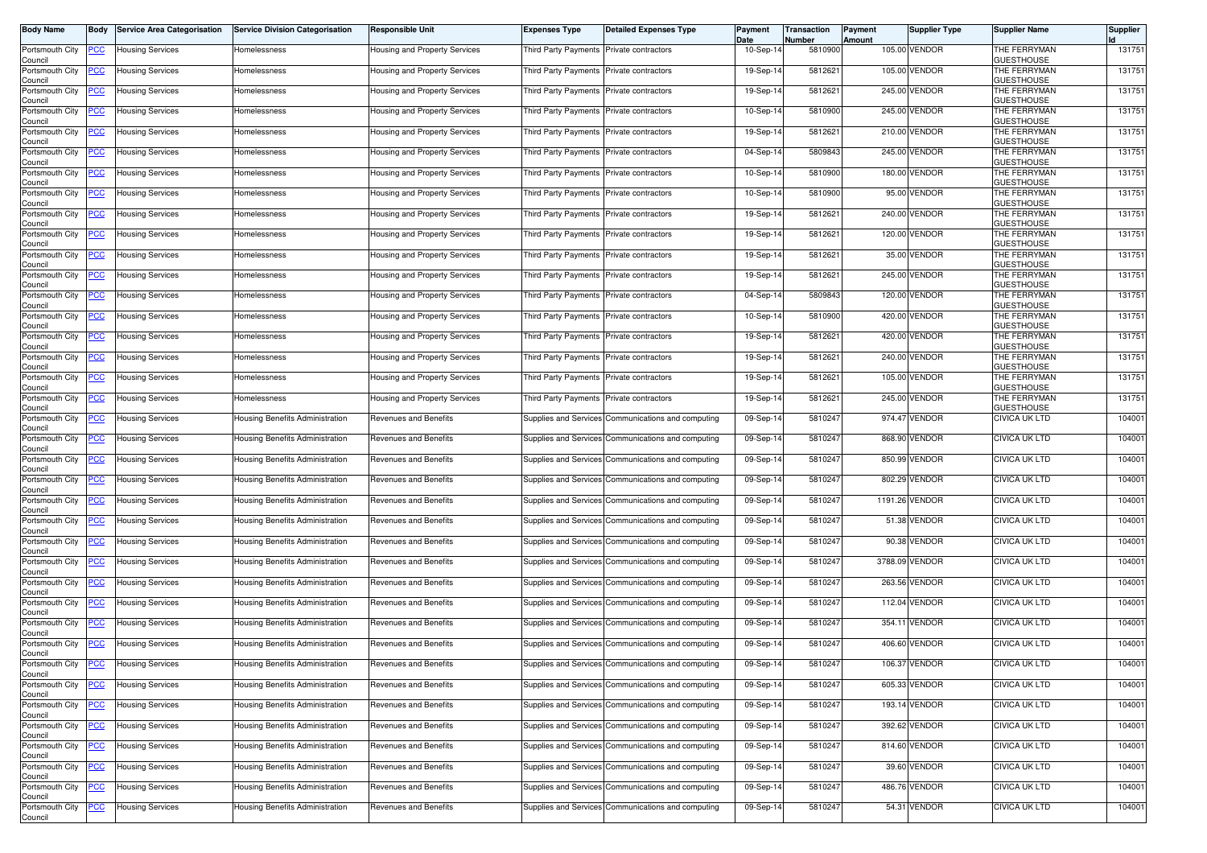| Body Name | Body | Service Area Categorisation | Service Division Categorisation | Responsible Unit | Expenses Type | Detailed Expenses Type | Payment Date | Transaction Number | Payment Amount | Supplier Type | Supplier Name | Supplier Id |
|---|---|---|---|---|---|---|---|---|---|---|---|---|
| Portsmouth City Council | PCC | Housing Services | Homelessness | Housing and Property Services | Third Party Payments | Private contractors | 10-Sep-14 | 5810900 | 105.00 | VENDOR | THE FERRYMAN GUESTHOUSE | 131751 |
| Portsmouth City Council | PCC | Housing Services | Homelessness | Housing and Property Services | Third Party Payments | Private contractors | 19-Sep-14 | 5812621 | 105.00 | VENDOR | THE FERRYMAN GUESTHOUSE | 131751 |
| Portsmouth City Council | PCC | Housing Services | Homelessness | Housing and Property Services | Third Party Payments | Private contractors | 19-Sep-14 | 5812621 | 245.00 | VENDOR | THE FERRYMAN GUESTHOUSE | 131751 |
| Portsmouth City Council | PCC | Housing Services | Homelessness | Housing and Property Services | Third Party Payments | Private contractors | 10-Sep-14 | 5810900 | 245.00 | VENDOR | THE FERRYMAN GUESTHOUSE | 131751 |
| Portsmouth City Council | PCC | Housing Services | Homelessness | Housing and Property Services | Third Party Payments | Private contractors | 19-Sep-14 | 5812621 | 210.00 | VENDOR | THE FERRYMAN GUESTHOUSE | 131751 |
| Portsmouth City Council | PCC | Housing Services | Homelessness | Housing and Property Services | Third Party Payments | Private contractors | 04-Sep-14 | 5809843 | 245.00 | VENDOR | THE FERRYMAN GUESTHOUSE | 131751 |
| Portsmouth City Council | PCC | Housing Services | Homelessness | Housing and Property Services | Third Party Payments | Private contractors | 10-Sep-14 | 5810900 | 180.00 | VENDOR | THE FERRYMAN GUESTHOUSE | 131751 |
| Portsmouth City Council | PCC | Housing Services | Homelessness | Housing and Property Services | Third Party Payments | Private contractors | 10-Sep-14 | 5810900 | 95.00 | VENDOR | THE FERRYMAN GUESTHOUSE | 131751 |
| Portsmouth City Council | PCC | Housing Services | Homelessness | Housing and Property Services | Third Party Payments | Private contractors | 19-Sep-14 | 5812621 | 240.00 | VENDOR | THE FERRYMAN GUESTHOUSE | 131751 |
| Portsmouth City Council | PCC | Housing Services | Homelessness | Housing and Property Services | Third Party Payments | Private contractors | 19-Sep-14 | 5812621 | 120.00 | VENDOR | THE FERRYMAN GUESTHOUSE | 131751 |
| Portsmouth City Council | PCC | Housing Services | Homelessness | Housing and Property Services | Third Party Payments | Private contractors | 19-Sep-14 | 5812621 | 35.00 | VENDOR | THE FERRYMAN GUESTHOUSE | 131751 |
| Portsmouth City Council | PCC | Housing Services | Homelessness | Housing and Property Services | Third Party Payments | Private contractors | 19-Sep-14 | 5812621 | 245.00 | VENDOR | THE FERRYMAN GUESTHOUSE | 131751 |
| Portsmouth City Council | PCC | Housing Services | Homelessness | Housing and Property Services | Third Party Payments | Private contractors | 04-Sep-14 | 5809843 | 120.00 | VENDOR | THE FERRYMAN GUESTHOUSE | 131751 |
| Portsmouth City Council | PCC | Housing Services | Homelessness | Housing and Property Services | Third Party Payments | Private contractors | 10-Sep-14 | 5810900 | 420.00 | VENDOR | THE FERRYMAN GUESTHOUSE | 131751 |
| Portsmouth City Council | PCC | Housing Services | Homelessness | Housing and Property Services | Third Party Payments | Private contractors | 19-Sep-14 | 5812621 | 420.00 | VENDOR | THE FERRYMAN GUESTHOUSE | 131751 |
| Portsmouth City Council | PCC | Housing Services | Homelessness | Housing and Property Services | Third Party Payments | Private contractors | 19-Sep-14 | 5812621 | 240.00 | VENDOR | THE FERRYMAN GUESTHOUSE | 131751 |
| Portsmouth City Council | PCC | Housing Services | Homelessness | Housing and Property Services | Third Party Payments | Private contractors | 19-Sep-14 | 5812621 | 105.00 | VENDOR | THE FERRYMAN GUESTHOUSE | 131751 |
| Portsmouth City Council | PCC | Housing Services | Homelessness | Housing and Property Services | Third Party Payments | Private contractors | 19-Sep-14 | 5812621 | 245.00 | VENDOR | THE FERRYMAN GUESTHOUSE | 131751 |
| Portsmouth City Council | PCC | Housing Services | Housing Benefits Administration | Revenues and Benefits | Supplies and Services | Communications and computing | 09-Sep-14 | 5810247 | 974.47 | VENDOR | CIVICA UK LTD | 104001 |
| Portsmouth City Council | PCC | Housing Services | Housing Benefits Administration | Revenues and Benefits | Supplies and Services | Communications and computing | 09-Sep-14 | 5810247 | 868.90 | VENDOR | CIVICA UK LTD | 104001 |
| Portsmouth City Council | PCC | Housing Services | Housing Benefits Administration | Revenues and Benefits | Supplies and Services | Communications and computing | 09-Sep-14 | 5810247 | 850.99 | VENDOR | CIVICA UK LTD | 104001 |
| Portsmouth City Council | PCC | Housing Services | Housing Benefits Administration | Revenues and Benefits | Supplies and Services | Communications and computing | 09-Sep-14 | 5810247 | 802.29 | VENDOR | CIVICA UK LTD | 104001 |
| Portsmouth City Council | PCC | Housing Services | Housing Benefits Administration | Revenues and Benefits | Supplies and Services | Communications and computing | 09-Sep-14 | 5810247 | 1191.26 | VENDOR | CIVICA UK LTD | 104001 |
| Portsmouth City Council | PCC | Housing Services | Housing Benefits Administration | Revenues and Benefits | Supplies and Services | Communications and computing | 09-Sep-14 | 5810247 | 51.38 | VENDOR | CIVICA UK LTD | 104001 |
| Portsmouth City Council | PCC | Housing Services | Housing Benefits Administration | Revenues and Benefits | Supplies and Services | Communications and computing | 09-Sep-14 | 5810247 | 90.38 | VENDOR | CIVICA UK LTD | 104001 |
| Portsmouth City Council | PCC | Housing Services | Housing Benefits Administration | Revenues and Benefits | Supplies and Services | Communications and computing | 09-Sep-14 | 5810247 | 3788.09 | VENDOR | CIVICA UK LTD | 104001 |
| Portsmouth City Council | PCC | Housing Services | Housing Benefits Administration | Revenues and Benefits | Supplies and Services | Communications and computing | 09-Sep-14 | 5810247 | 263.56 | VENDOR | CIVICA UK LTD | 104001 |
| Portsmouth City Council | PCC | Housing Services | Housing Benefits Administration | Revenues and Benefits | Supplies and Services | Communications and computing | 09-Sep-14 | 5810247 | 112.04 | VENDOR | CIVICA UK LTD | 104001 |
| Portsmouth City Council | PCC | Housing Services | Housing Benefits Administration | Revenues and Benefits | Supplies and Services | Communications and computing | 09-Sep-14 | 5810247 | 354.11 | VENDOR | CIVICA UK LTD | 104001 |
| Portsmouth City Council | PCC | Housing Services | Housing Benefits Administration | Revenues and Benefits | Supplies and Services | Communications and computing | 09-Sep-14 | 5810247 | 406.60 | VENDOR | CIVICA UK LTD | 104001 |
| Portsmouth City Council | PCC | Housing Services | Housing Benefits Administration | Revenues and Benefits | Supplies and Services | Communications and computing | 09-Sep-14 | 5810247 | 106.37 | VENDOR | CIVICA UK LTD | 104001 |
| Portsmouth City Council | PCC | Housing Services | Housing Benefits Administration | Revenues and Benefits | Supplies and Services | Communications and computing | 09-Sep-14 | 5810247 | 605.33 | VENDOR | CIVICA UK LTD | 104001 |
| Portsmouth City Council | PCC | Housing Services | Housing Benefits Administration | Revenues and Benefits | Supplies and Services | Communications and computing | 09-Sep-14 | 5810247 | 193.14 | VENDOR | CIVICA UK LTD | 104001 |
| Portsmouth City Council | PCC | Housing Services | Housing Benefits Administration | Revenues and Benefits | Supplies and Services | Communications and computing | 09-Sep-14 | 5810247 | 392.62 | VENDOR | CIVICA UK LTD | 104001 |
| Portsmouth City Council | PCC | Housing Services | Housing Benefits Administration | Revenues and Benefits | Supplies and Services | Communications and computing | 09-Sep-14 | 5810247 | 814.60 | VENDOR | CIVICA UK LTD | 104001 |
| Portsmouth City Council | PCC | Housing Services | Housing Benefits Administration | Revenues and Benefits | Supplies and Services | Communications and computing | 09-Sep-14 | 5810247 | 39.60 | VENDOR | CIVICA UK LTD | 104001 |
| Portsmouth City Council | PCC | Housing Services | Housing Benefits Administration | Revenues and Benefits | Supplies and Services | Communications and computing | 09-Sep-14 | 5810247 | 486.76 | VENDOR | CIVICA UK LTD | 104001 |
| Portsmouth City Council | PCC | Housing Services | Housing Benefits Administration | Revenues and Benefits | Supplies and Services | Communications and computing | 09-Sep-14 | 5810247 | 54.31 | VENDOR | CIVICA UK LTD | 104001 |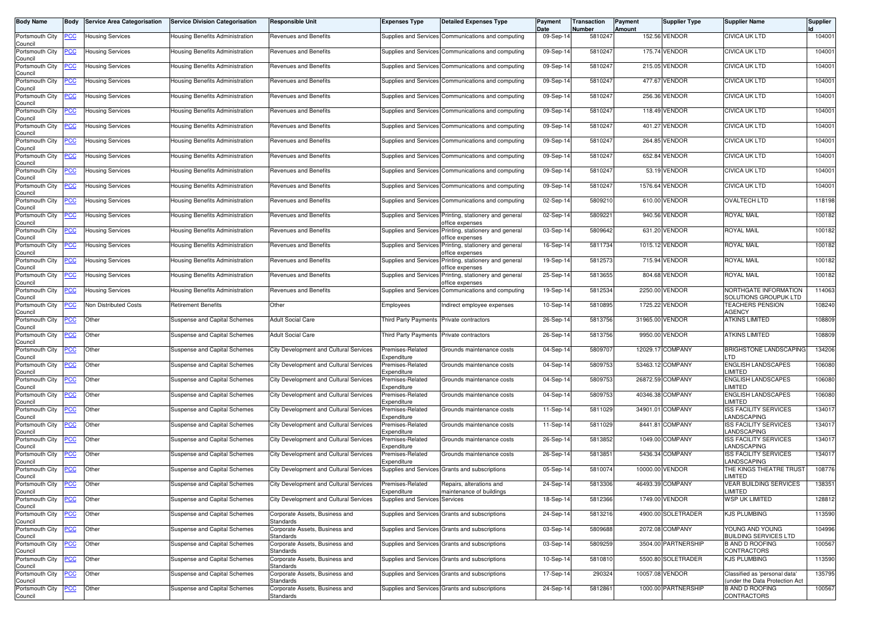| Body Name | Body | Service Area Categorisation | Service Division Categorisation | Responsible Unit | Expenses Type | Detailed Expenses Type | Payment Date | Transaction Number | Payment Amount | Supplier Type | Supplier Name | Supplier Id |
|---|---|---|---|---|---|---|---|---|---|---|---|---|
| Portsmouth City Council | PCC | Housing Services | Housing Benefits Administration | Revenues and Benefits | Supplies and Services | Communications and computing | 09-Sep-14 | 5810247 | 152.56 | VENDOR | CIVICA UK LTD | 104001 |
| Portsmouth City Council | PCC | Housing Services | Housing Benefits Administration | Revenues and Benefits | Supplies and Services | Communications and computing | 09-Sep-14 | 5810247 | 175.74 | VENDOR | CIVICA UK LTD | 104001 |
| Portsmouth City Council | PCC | Housing Services | Housing Benefits Administration | Revenues and Benefits | Supplies and Services | Communications and computing | 09-Sep-14 | 5810247 | 215.05 | VENDOR | CIVICA UK LTD | 104001 |
| Portsmouth City Council | PCC | Housing Services | Housing Benefits Administration | Revenues and Benefits | Supplies and Services | Communications and computing | 09-Sep-14 | 5810247 | 477.67 | VENDOR | CIVICA UK LTD | 104001 |
| Portsmouth City Council | PCC | Housing Services | Housing Benefits Administration | Revenues and Benefits | Supplies and Services | Communications and computing | 09-Sep-14 | 5810247 | 256.36 | VENDOR | CIVICA UK LTD | 104001 |
| Portsmouth City Council | PCC | Housing Services | Housing Benefits Administration | Revenues and Benefits | Supplies and Services | Communications and computing | 09-Sep-14 | 5810247 | 118.49 | VENDOR | CIVICA UK LTD | 104001 |
| Portsmouth City Council | PCC | Housing Services | Housing Benefits Administration | Revenues and Benefits | Supplies and Services | Communications and computing | 09-Sep-14 | 5810247 | 401.27 | VENDOR | CIVICA UK LTD | 104001 |
| Portsmouth City Council | PCC | Housing Services | Housing Benefits Administration | Revenues and Benefits | Supplies and Services | Communications and computing | 09-Sep-14 | 5810247 | 264.85 | VENDOR | CIVICA UK LTD | 104001 |
| Portsmouth City Council | PCC | Housing Services | Housing Benefits Administration | Revenues and Benefits | Supplies and Services | Communications and computing | 09-Sep-14 | 5810247 | 652.84 | VENDOR | CIVICA UK LTD | 104001 |
| Portsmouth City Council | PCC | Housing Services | Housing Benefits Administration | Revenues and Benefits | Supplies and Services | Communications and computing | 09-Sep-14 | 5810247 | 53.19 | VENDOR | CIVICA UK LTD | 104001 |
| Portsmouth City Council | PCC | Housing Services | Housing Benefits Administration | Revenues and Benefits | Supplies and Services | Communications and computing | 09-Sep-14 | 5810247 | 1576.64 | VENDOR | CIVICA UK LTD | 104001 |
| Portsmouth City Council | PCC | Housing Services | Housing Benefits Administration | Revenues and Benefits | Supplies and Services | Communications and computing | 02-Sep-14 | 5809210 | 610.00 | VENDOR | OVALTECH LTD | 118198 |
| Portsmouth City Council | PCC | Housing Services | Housing Benefits Administration | Revenues and Benefits | Supplies and Services | Printing, stationery and general office expenses | 02-Sep-14 | 5809221 | 940.56 | VENDOR | ROYAL MAIL | 100182 |
| Portsmouth City Council | PCC | Housing Services | Housing Benefits Administration | Revenues and Benefits | Supplies and Services | Printing, stationery and general office expenses | 03-Sep-14 | 5809642 | 631.20 | VENDOR | ROYAL MAIL | 100182 |
| Portsmouth City Council | PCC | Housing Services | Housing Benefits Administration | Revenues and Benefits | Supplies and Services | Printing, stationery and general office expenses | 16-Sep-14 | 5811734 | 1015.12 | VENDOR | ROYAL MAIL | 100182 |
| Portsmouth City Council | PCC | Housing Services | Housing Benefits Administration | Revenues and Benefits | Supplies and Services | Printing, stationery and general office expenses | 19-Sep-14 | 5812573 | 715.94 | VENDOR | ROYAL MAIL | 100182 |
| Portsmouth City Council | PCC | Housing Services | Housing Benefits Administration | Revenues and Benefits | Supplies and Services | Printing, stationery and general office expenses | 25-Sep-14 | 5813655 | 804.68 | VENDOR | ROYAL MAIL | 100182 |
| Portsmouth City Council | PCC | Housing Services | Housing Benefits Administration | Revenues and Benefits | Supplies and Services | Communications and computing | 19-Sep-14 | 5812534 | 2250.00 | VENDOR | NORTHGATE INFORMATION SOLUTIONS GROUPUK LTD | 114063 |
| Portsmouth City Council | PCC | Non Distributed Costs | Retirement Benefits | Other | Employees | Indirect employee expenses | 10-Sep-14 | 5810895 | 1725.22 | VENDOR | TEACHERS PENSION AGENCY | 108240 |
| Portsmouth City Council | PCC | Other | Suspense and Capital Schemes | Adult Social Care | Third Party Payments | Private contractors | 26-Sep-14 | 5813756 | 31965.00 | VENDOR | ATKINS LIMITED | 108809 |
| Portsmouth City Council | PCC | Other | Suspense and Capital Schemes | Adult Social Care | Third Party Payments | Private contractors | 26-Sep-14 | 5813756 | 9950.00 | VENDOR | ATKINS LIMITED | 108809 |
| Portsmouth City Council | PCC | Other | Suspense and Capital Schemes | City Development and Cultural Services | Premises-Related Expenditure | Grounds maintenance costs | 04-Sep-14 | 5809707 | 12029.17 | COMPANY | BRIGHSTONE LANDSCAPING LTD | 134206 |
| Portsmouth City Council | PCC | Other | Suspense and Capital Schemes | City Development and Cultural Services | Premises-Related Expenditure | Grounds maintenance costs | 04-Sep-14 | 5809753 | 53463.12 | COMPANY | ENGLISH LANDSCAPES LIMITED | 106080 |
| Portsmouth City Council | PCC | Other | Suspense and Capital Schemes | City Development and Cultural Services | Premises-Related Expenditure | Grounds maintenance costs | 04-Sep-14 | 5809753 | 26872.59 | COMPANY | ENGLISH LANDSCAPES LIMITED | 106080 |
| Portsmouth City Council | PCC | Other | Suspense and Capital Schemes | City Development and Cultural Services | Premises-Related Expenditure | Grounds maintenance costs | 04-Sep-14 | 5809753 | 40346.38 | COMPANY | ENGLISH LANDSCAPES LIMITED | 106080 |
| Portsmouth City Council | PCC | Other | Suspense and Capital Schemes | City Development and Cultural Services | Premises-Related Expenditure | Grounds maintenance costs | 11-Sep-14 | 5811029 | 34901.01 | COMPANY | ISS FACILITY SERVICES LANDSCAPING | 134017 |
| Portsmouth City Council | PCC | Other | Suspense and Capital Schemes | City Development and Cultural Services | Premises-Related Expenditure | Grounds maintenance costs | 11-Sep-14 | 5811029 | 8441.81 | COMPANY | ISS FACILITY SERVICES LANDSCAPING | 134017 |
| Portsmouth City Council | PCC | Other | Suspense and Capital Schemes | City Development and Cultural Services | Premises-Related Expenditure | Grounds maintenance costs | 26-Sep-14 | 5813852 | 1049.00 | COMPANY | ISS FACILITY SERVICES LANDSCAPING | 134017 |
| Portsmouth City Council | PCC | Other | Suspense and Capital Schemes | City Development and Cultural Services | Premises-Related Expenditure | Grounds maintenance costs | 26-Sep-14 | 5813851 | 5436.34 | COMPANY | ISS FACILITY SERVICES LANDSCAPING | 134017 |
| Portsmouth City Council | PCC | Other | Suspense and Capital Schemes | City Development and Cultural Services | Supplies and Services | Grants and subscriptions | 05-Sep-14 | 5810074 | 10000.00 | VENDOR | THE KINGS THEATRE TRUST LIMITED | 108776 |
| Portsmouth City Council | PCC | Other | Suspense and Capital Schemes | City Development and Cultural Services | Premises-Related Expenditure | Repairs, alterations and maintenance of buildings | 24-Sep-14 | 5813306 | 46493.39 | COMPANY | VEAR BUILDING SERVICES LIMITED | 138351 |
| Portsmouth City Council | PCC | Other | Suspense and Capital Schemes | City Development and Cultural Services | Supplies and Services | Services | 18-Sep-14 | 5812366 | 1749.00 | VENDOR | WSP UK LIMITED | 128812 |
| Portsmouth City Council | PCC | Other | Suspense and Capital Schemes | Corporate Assets, Business and Standards | Supplies and Services | Grants and subscriptions | 24-Sep-14 | 5813216 | 4900.00 | SOLETRADER | KJS PLUMBING | 113590 |
| Portsmouth City Council | PCC | Other | Suspense and Capital Schemes | Corporate Assets, Business and Standards | Supplies and Services | Grants and subscriptions | 03-Sep-14 | 5809688 | 2072.08 | COMPANY | YOUNG AND YOUNG BUILDING SERVICES LTD | 104996 |
| Portsmouth City Council | PCC | Other | Suspense and Capital Schemes | Corporate Assets, Business and Standards | Supplies and Services | Grants and subscriptions | 03-Sep-14 | 5809259 | 3504.00 | PARTNERSHIP | B AND D ROOFING CONTRACTORS | 100567 |
| Portsmouth City Council | PCC | Other | Suspense and Capital Schemes | Corporate Assets, Business and Standards | Supplies and Services | Grants and subscriptions | 10-Sep-14 | 5810810 | 5500.80 | SOLETRADER | KJS PLUMBING | 113590 |
| Portsmouth City Council | PCC | Other | Suspense and Capital Schemes | Corporate Assets, Business and Standards | Supplies and Services | Grants and subscriptions | 17-Sep-14 | 290324 | 10057.08 | VENDOR | Classified as 'personal data' (under the Data Protection Act | 135795 |
| Portsmouth City Council | PCC | Other | Suspense and Capital Schemes | Corporate Assets, Business and Standards | Supplies and Services | Grants and subscriptions | 24-Sep-14 | 5812861 | 1000.00 | PARTNERSHIP | B AND D ROOFING CONTRACTORS | 100567 |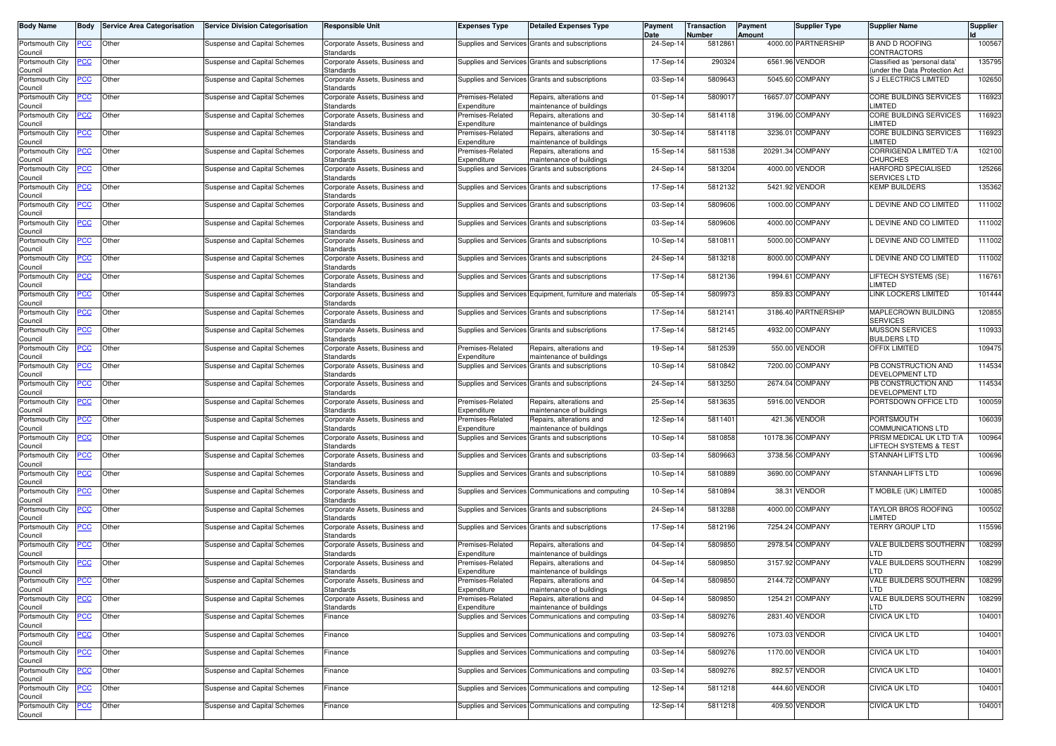| Body Name | Body | Service Area Categorisation | Service Division Categorisation | Responsible Unit | Expenses Type | Detailed Expenses Type | Payment Date | Transaction Number | Payment Amount | Supplier Type | Supplier Name | Supplier Id |
|---|---|---|---|---|---|---|---|---|---|---|---|---|
| Portsmouth City Council | PCC | Other | Suspense and Capital Schemes | Corporate Assets, Business and Standards | Supplies and Services | Grants and subscriptions | 24-Sep-14 | 5812861 | 4000.00 | PARTNERSHIP | B AND D ROOFING CONTRACTORS | 100567 |
| Portsmouth City Council | PCC | Other | Suspense and Capital Schemes | Corporate Assets, Business and Standards | Supplies and Services | Grants and subscriptions | 17-Sep-14 | 290324 | 6561.96 | VENDOR | Classified as 'personal data' (under the Data Protection Act | 135795 |
| Portsmouth City Council | PCC | Other | Suspense and Capital Schemes | Corporate Assets, Business and Standards | Supplies and Services | Grants and subscriptions | 03-Sep-14 | 5809643 | 5045.60 | COMPANY | S J ELECTRICS LIMITED | 102650 |
| Portsmouth City Council | PCC | Other | Suspense and Capital Schemes | Corporate Assets, Business and Standards | Premises-Related Expenditure | Repairs, alterations and maintenance of buildings | 01-Sep-14 | 5809017 | 16657.07 | COMPANY | CORE BUILDING SERVICES LIMITED | 116923 |
| Portsmouth City Council | PCC | Other | Suspense and Capital Schemes | Corporate Assets, Business and Standards | Premises-Related Expenditure | Repairs, alterations and maintenance of buildings | 30-Sep-14 | 5814118 | 3196.00 | COMPANY | CORE BUILDING SERVICES LIMITED | 116923 |
| Portsmouth City Council | PCC | Other | Suspense and Capital Schemes | Corporate Assets, Business and Standards | Premises-Related Expenditure | Repairs, alterations and maintenance of buildings | 30-Sep-14 | 5814118 | 3236.01 | COMPANY | CORE BUILDING SERVICES LIMITED | 116923 |
| Portsmouth City Council | PCC | Other | Suspense and Capital Schemes | Corporate Assets, Business and Standards | Premises-Related Expenditure | Repairs, alterations and maintenance of buildings | 15-Sep-14 | 5811538 | 20291.34 | COMPANY | CORRIGENDA LIMITED T/A CHURCHES | 102100 |
| Portsmouth City Council | PCC | Other | Suspense and Capital Schemes | Corporate Assets, Business and Standards | Supplies and Services | Grants and subscriptions | 24-Sep-14 | 5813204 | 4000.00 | VENDOR | HARFORD SPECIALISED SERVICES LTD | 125266 |
| Portsmouth City Council | PCC | Other | Suspense and Capital Schemes | Corporate Assets, Business and Standards | Supplies and Services | Grants and subscriptions | 17-Sep-14 | 5812132 | 5421.92 | VENDOR | KEMP BUILDERS | 135362 |
| Portsmouth City Council | PCC | Other | Suspense and Capital Schemes | Corporate Assets, Business and Standards | Supplies and Services | Grants and subscriptions | 03-Sep-14 | 5809606 | 1000.00 | COMPANY | L DEVINE AND CO LIMITED | 111002 |
| Portsmouth City Council | PCC | Other | Suspense and Capital Schemes | Corporate Assets, Business and Standards | Supplies and Services | Grants and subscriptions | 03-Sep-14 | 5809606 | 4000.00 | COMPANY | L DEVINE AND CO LIMITED | 111002 |
| Portsmouth City Council | PCC | Other | Suspense and Capital Schemes | Corporate Assets, Business and Standards | Supplies and Services | Grants and subscriptions | 10-Sep-14 | 5810811 | 5000.00 | COMPANY | L DEVINE AND CO LIMITED | 111002 |
| Portsmouth City Council | PCC | Other | Suspense and Capital Schemes | Corporate Assets, Business and Standards | Supplies and Services | Grants and subscriptions | 24-Sep-14 | 5813218 | 8000.00 | COMPANY | L DEVINE AND CO LIMITED | 111002 |
| Portsmouth City Council | PCC | Other | Suspense and Capital Schemes | Corporate Assets, Business and Standards | Supplies and Services | Grants and subscriptions | 17-Sep-14 | 5812136 | 1994.61 | COMPANY | LIFTECH SYSTEMS (SE) LIMITED | 116761 |
| Portsmouth City Council | PCC | Other | Suspense and Capital Schemes | Corporate Assets, Business and Standards | Supplies and Services | Equipment, furniture and materials | 05-Sep-14 | 5809973 | 859.83 | COMPANY | LINK LOCKERS LIMITED | 101444 |
| Portsmouth City Council | PCC | Other | Suspense and Capital Schemes | Corporate Assets, Business and Standards | Supplies and Services | Grants and subscriptions | 17-Sep-14 | 5812141 | 3186.40 | PARTNERSHIP | MAPLECROWN BUILDING SERVICES | 120855 |
| Portsmouth City Council | PCC | Other | Suspense and Capital Schemes | Corporate Assets, Business and Standards | Supplies and Services | Grants and subscriptions | 17-Sep-14 | 5812145 | 4932.00 | COMPANY | MUSSON SERVICES BUILDERS LTD | 110933 |
| Portsmouth City Council | PCC | Other | Suspense and Capital Schemes | Corporate Assets, Business and Standards | Premises-Related Expenditure | Repairs, alterations and maintenance of buildings | 19-Sep-14 | 5812539 | 550.00 | VENDOR | OFFIX LIMITED | 109475 |
| Portsmouth City Council | PCC | Other | Suspense and Capital Schemes | Corporate Assets, Business and Standards | Supplies and Services | Grants and subscriptions | 10-Sep-14 | 5810842 | 7200.00 | COMPANY | PB CONSTRUCTION AND DEVELOPMENT LTD | 114534 |
| Portsmouth City Council | PCC | Other | Suspense and Capital Schemes | Corporate Assets, Business and Standards | Supplies and Services | Grants and subscriptions | 24-Sep-14 | 5813250 | 2674.04 | COMPANY | PB CONSTRUCTION AND DEVELOPMENT LTD | 114534 |
| Portsmouth City Council | PCC | Other | Suspense and Capital Schemes | Corporate Assets, Business and Standards | Premises-Related Expenditure | Repairs, alterations and maintenance of buildings | 25-Sep-14 | 5813635 | 5916.00 | VENDOR | PORTSDOWN OFFICE LTD | 100059 |
| Portsmouth City Council | PCC | Other | Suspense and Capital Schemes | Corporate Assets, Business and Standards | Premises-Related Expenditure | Repairs, alterations and maintenance of buildings | 12-Sep-14 | 5811401 | 421.36 | VENDOR | PORTSMOUTH COMMUNICATIONS LTD | 106039 |
| Portsmouth City Council | PCC | Other | Suspense and Capital Schemes | Corporate Assets, Business and Standards | Supplies and Services | Grants and subscriptions | 10-Sep-14 | 5810858 | 10178.36 | COMPANY | PRISM MEDICAL UK LTD T/A LIFTECH SYSTEMS & TEST | 100964 |
| Portsmouth City Council | PCC | Other | Suspense and Capital Schemes | Corporate Assets, Business and Standards | Supplies and Services | Grants and subscriptions | 03-Sep-14 | 5809663 | 3738.56 | COMPANY | STANNAH LIFTS LTD | 100696 |
| Portsmouth City Council | PCC | Other | Suspense and Capital Schemes | Corporate Assets, Business and Standards | Supplies and Services | Grants and subscriptions | 10-Sep-14 | 5810889 | 3690.00 | COMPANY | STANNAH LIFTS LTD | 100696 |
| Portsmouth City Council | PCC | Other | Suspense and Capital Schemes | Corporate Assets, Business and Standards | Supplies and Services | Communications and computing | 10-Sep-14 | 5810894 | 38.31 | VENDOR | T MOBILE (UK) LIMITED | 100085 |
| Portsmouth City Council | PCC | Other | Suspense and Capital Schemes | Corporate Assets, Business and Standards | Supplies and Services | Grants and subscriptions | 24-Sep-14 | 5813288 | 4000.00 | COMPANY | TAYLOR BROS ROOFING LIMITED | 100502 |
| Portsmouth City Council | PCC | Other | Suspense and Capital Schemes | Corporate Assets, Business and Standards | Supplies and Services | Grants and subscriptions | 17-Sep-14 | 5812196 | 7254.24 | COMPANY | TERRY GROUP LTD | 115596 |
| Portsmouth City Council | PCC | Other | Suspense and Capital Schemes | Corporate Assets, Business and Standards | Premises-Related Expenditure | Repairs, alterations and maintenance of buildings | 04-Sep-14 | 5809850 | 2978.54 | COMPANY | VALE BUILDERS SOUTHERN LTD | 108299 |
| Portsmouth City Council | PCC | Other | Suspense and Capital Schemes | Corporate Assets, Business and Standards | Premises-Related Expenditure | Repairs, alterations and maintenance of buildings | 04-Sep-14 | 5809850 | 3157.92 | COMPANY | VALE BUILDERS SOUTHERN LTD | 108299 |
| Portsmouth City Council | PCC | Other | Suspense and Capital Schemes | Corporate Assets, Business and Standards | Premises-Related Expenditure | Repairs, alterations and maintenance of buildings | 04-Sep-14 | 5809850 | 2144.72 | COMPANY | VALE BUILDERS SOUTHERN LTD | 108299 |
| Portsmouth City Council | PCC | Other | Suspense and Capital Schemes | Corporate Assets, Business and Standards | Premises-Related Expenditure | Repairs, alterations and maintenance of buildings | 04-Sep-14 | 5809850 | 1254.21 | COMPANY | VALE BUILDERS SOUTHERN LTD | 108299 |
| Portsmouth City Council | PCC | Other | Suspense and Capital Schemes | Finance | Supplies and Services | Communications and computing | 03-Sep-14 | 5809276 | 2831.40 | VENDOR | CIVICA UK LTD | 104001 |
| Portsmouth City Council | PCC | Other | Suspense and Capital Schemes | Finance | Supplies and Services | Communications and computing | 03-Sep-14 | 5809276 | 1073.03 | VENDOR | CIVICA UK LTD | 104001 |
| Portsmouth City Council | PCC | Other | Suspense and Capital Schemes | Finance | Supplies and Services | Communications and computing | 03-Sep-14 | 5809276 | 1170.00 | VENDOR | CIVICA UK LTD | 104001 |
| Portsmouth City Council | PCC | Other | Suspense and Capital Schemes | Finance | Supplies and Services | Communications and computing | 03-Sep-14 | 5809276 | 892.57 | VENDOR | CIVICA UK LTD | 104001 |
| Portsmouth City Council | PCC | Other | Suspense and Capital Schemes | Finance | Supplies and Services | Communications and computing | 12-Sep-14 | 5811218 | 444.60 | VENDOR | CIVICA UK LTD | 104001 |
| Portsmouth City Council | PCC | Other | Suspense and Capital Schemes | Finance | Supplies and Services | Communications and computing | 12-Sep-14 | 5811218 | 409.50 | VENDOR | CIVICA UK LTD | 104001 |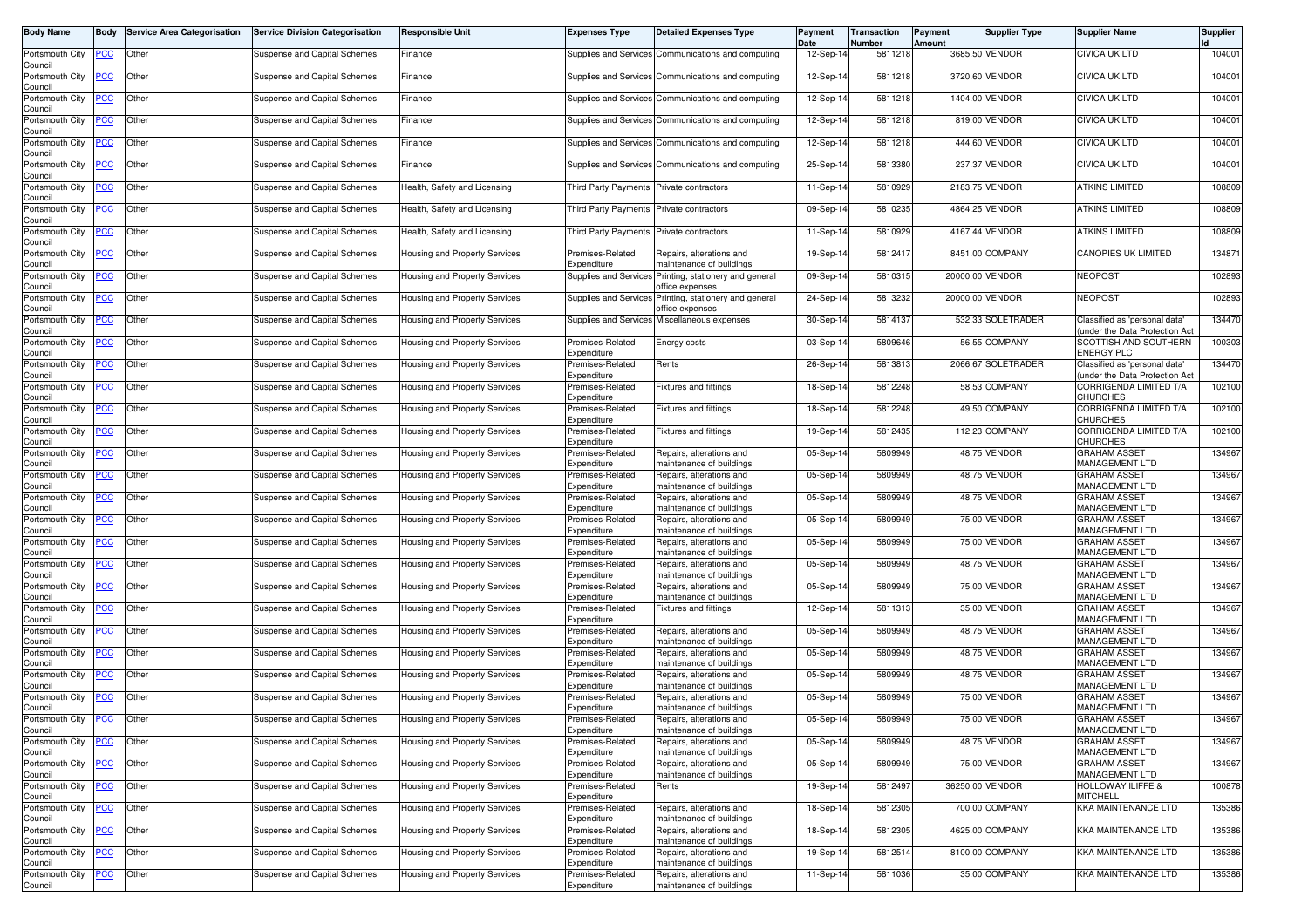| Body Name | Body | Service Area Categorisation | Service Division Categorisation | Responsible Unit | Expenses Type | Detailed Expenses Type | Payment Date | Transaction Number | Payment Amount | Supplier Type | Supplier Name | Supplier Id |
|---|---|---|---|---|---|---|---|---|---|---|---|---|
| Portsmouth City Council | PCC | Other | Suspense and Capital Schemes | Finance | Supplies and Services | Communications and computing | 12-Sep-14 | 5811218 | 3685.50 | VENDOR | CIVICA UK LTD | 104001 |
| Portsmouth City Council | PCC | Other | Suspense and Capital Schemes | Finance | Supplies and Services | Communications and computing | 12-Sep-14 | 5811218 | 3720.60 | VENDOR | CIVICA UK LTD | 104001 |
| Portsmouth City Council | PCC | Other | Suspense and Capital Schemes | Finance | Supplies and Services | Communications and computing | 12-Sep-14 | 5811218 | 1404.00 | VENDOR | CIVICA UK LTD | 104001 |
| Portsmouth City Council | PCC | Other | Suspense and Capital Schemes | Finance | Supplies and Services | Communications and computing | 12-Sep-14 | 5811218 | 819.00 | VENDOR | CIVICA UK LTD | 104001 |
| Portsmouth City Council | PCC | Other | Suspense and Capital Schemes | Finance | Supplies and Services | Communications and computing | 12-Sep-14 | 5811218 | 444.60 | VENDOR | CIVICA UK LTD | 104001 |
| Portsmouth City Council | PCC | Other | Suspense and Capital Schemes | Finance | Supplies and Services | Communications and computing | 25-Sep-14 | 5813380 | 237.37 | VENDOR | CIVICA UK LTD | 104001 |
| Portsmouth City Council | PCC | Other | Suspense and Capital Schemes | Health, Safety and Licensing | Third Party Payments | Private contractors | 11-Sep-14 | 5810929 | 2183.75 | VENDOR | ATKINS LIMITED | 108809 |
| Portsmouth City Council | PCC | Other | Suspense and Capital Schemes | Health, Safety and Licensing | Third Party Payments | Private contractors | 09-Sep-14 | 5810235 | 4864.25 | VENDOR | ATKINS LIMITED | 108809 |
| Portsmouth City Council | PCC | Other | Suspense and Capital Schemes | Health, Safety and Licensing | Third Party Payments | Private contractors | 11-Sep-14 | 5810929 | 4167.44 | VENDOR | ATKINS LIMITED | 108809 |
| Portsmouth City Council | PCC | Other | Suspense and Capital Schemes | Housing and Property Services | Premises-Related Expenditure | Repairs, alterations and maintenance of buildings | 19-Sep-14 | 5812417 | 8451.00 | COMPANY | CANOPIES UK LIMITED | 134871 |
| Portsmouth City Council | PCC | Other | Suspense and Capital Schemes | Housing and Property Services | Supplies and Services | Printing, stationery and general office expenses | 09-Sep-14 | 5810315 | 20000.00 | VENDOR | NEOPOST | 102893 |
| Portsmouth City Council | PCC | Other | Suspense and Capital Schemes | Housing and Property Services | Supplies and Services | Printing, stationery and general office expenses | 24-Sep-14 | 5813232 | 20000.00 | VENDOR | NEOPOST | 102893 |
| Portsmouth City Council | PCC | Other | Suspense and Capital Schemes | Housing and Property Services | Supplies and Services | Miscellaneous expenses | 30-Sep-14 | 5814137 | 532.33 | SOLETRADER | Classified as 'personal data' (under the Data Protection Act | 134470 |
| Portsmouth City Council | PCC | Other | Suspense and Capital Schemes | Housing and Property Services | Premises-Related Expenditure | Energy costs | 03-Sep-14 | 5809646 | 56.55 | COMPANY | SCOTTISH AND SOUTHERN ENERGY PLC | 100303 |
| Portsmouth City Council | PCC | Other | Suspense and Capital Schemes | Housing and Property Services | Premises-Related Expenditure | Rents | 26-Sep-14 | 5813813 | 2066.67 | SOLETRADER | Classified as 'personal data' (under the Data Protection Act | 134470 |
| Portsmouth City Council | PCC | Other | Suspense and Capital Schemes | Housing and Property Services | Premises-Related Expenditure | Fixtures and fittings | 18-Sep-14 | 5812248 | 58.53 | COMPANY | CORRIGENDA LIMITED T/A CHURCHES | 102100 |
| Portsmouth City Council | PCC | Other | Suspense and Capital Schemes | Housing and Property Services | Premises-Related Expenditure | Fixtures and fittings | 18-Sep-14 | 5812248 | 49.50 | COMPANY | CORRIGENDA LIMITED T/A CHURCHES | 102100 |
| Portsmouth City Council | PCC | Other | Suspense and Capital Schemes | Housing and Property Services | Premises-Related Expenditure | Fixtures and fittings | 19-Sep-14 | 5812435 | 112.23 | COMPANY | CORRIGENDA LIMITED T/A CHURCHES | 102100 |
| Portsmouth City Council | PCC | Other | Suspense and Capital Schemes | Housing and Property Services | Premises-Related Expenditure | Repairs, alterations and maintenance of buildings | 05-Sep-14 | 5809949 | 48.75 | VENDOR | GRAHAM ASSET MANAGEMENT LTD | 134967 |
| Portsmouth City Council | PCC | Other | Suspense and Capital Schemes | Housing and Property Services | Premises-Related Expenditure | Repairs, alterations and maintenance of buildings | 05-Sep-14 | 5809949 | 48.75 | VENDOR | GRAHAM ASSET MANAGEMENT LTD | 134967 |
| Portsmouth City Council | PCC | Other | Suspense and Capital Schemes | Housing and Property Services | Premises-Related Expenditure | Repairs, alterations and maintenance of buildings | 05-Sep-14 | 5809949 | 48.75 | VENDOR | GRAHAM ASSET MANAGEMENT LTD | 134967 |
| Portsmouth City Council | PCC | Other | Suspense and Capital Schemes | Housing and Property Services | Premises-Related Expenditure | Repairs, alterations and maintenance of buildings | 05-Sep-14 | 5809949 | 75.00 | VENDOR | GRAHAM ASSET MANAGEMENT LTD | 134967 |
| Portsmouth City Council | PCC | Other | Suspense and Capital Schemes | Housing and Property Services | Premises-Related Expenditure | Repairs, alterations and maintenance of buildings | 05-Sep-14 | 5809949 | 75.00 | VENDOR | GRAHAM ASSET MANAGEMENT LTD | 134967 |
| Portsmouth City Council | PCC | Other | Suspense and Capital Schemes | Housing and Property Services | Premises-Related Expenditure | Repairs, alterations and maintenance of buildings | 05-Sep-14 | 5809949 | 48.75 | VENDOR | GRAHAM ASSET MANAGEMENT LTD | 134967 |
| Portsmouth City Council | PCC | Other | Suspense and Capital Schemes | Housing and Property Services | Premises-Related Expenditure | Repairs, alterations and maintenance of buildings | 05-Sep-14 | 5809949 | 75.00 | VENDOR | GRAHAM ASSET MANAGEMENT LTD | 134967 |
| Portsmouth City Council | PCC | Other | Suspense and Capital Schemes | Housing and Property Services | Premises-Related Expenditure | Fixtures and fittings | 12-Sep-14 | 5811313 | 35.00 | VENDOR | GRAHAM ASSET MANAGEMENT LTD | 134967 |
| Portsmouth City Council | PCC | Other | Suspense and Capital Schemes | Housing and Property Services | Premises-Related Expenditure | Repairs, alterations and maintenance of buildings | 05-Sep-14 | 5809949 | 48.75 | VENDOR | GRAHAM ASSET MANAGEMENT LTD | 134967 |
| Portsmouth City Council | PCC | Other | Suspense and Capital Schemes | Housing and Property Services | Premises-Related Expenditure | Repairs, alterations and maintenance of buildings | 05-Sep-14 | 5809949 | 48.75 | VENDOR | GRAHAM ASSET MANAGEMENT LTD | 134967 |
| Portsmouth City Council | PCC | Other | Suspense and Capital Schemes | Housing and Property Services | Premises-Related Expenditure | Repairs, alterations and maintenance of buildings | 05-Sep-14 | 5809949 | 48.75 | VENDOR | GRAHAM ASSET MANAGEMENT LTD | 134967 |
| Portsmouth City Council | PCC | Other | Suspense and Capital Schemes | Housing and Property Services | Premises-Related Expenditure | Repairs, alterations and maintenance of buildings | 05-Sep-14 | 5809949 | 75.00 | VENDOR | GRAHAM ASSET MANAGEMENT LTD | 134967 |
| Portsmouth City Council | PCC | Other | Suspense and Capital Schemes | Housing and Property Services | Premises-Related Expenditure | Repairs, alterations and maintenance of buildings | 05-Sep-14 | 5809949 | 75.00 | VENDOR | GRAHAM ASSET MANAGEMENT LTD | 134967 |
| Portsmouth City Council | PCC | Other | Suspense and Capital Schemes | Housing and Property Services | Premises-Related Expenditure | Repairs, alterations and maintenance of buildings | 05-Sep-14 | 5809949 | 48.75 | VENDOR | GRAHAM ASSET MANAGEMENT LTD | 134967 |
| Portsmouth City Council | PCC | Other | Suspense and Capital Schemes | Housing and Property Services | Premises-Related Expenditure | Repairs, alterations and maintenance of buildings | 05-Sep-14 | 5809949 | 75.00 | VENDOR | GRAHAM ASSET MANAGEMENT LTD | 134967 |
| Portsmouth City Council | PCC | Other | Suspense and Capital Schemes | Housing and Property Services | Premises-Related Expenditure | Rents | 19-Sep-14 | 5812497 | 36250.00 | VENDOR | HOLLOWAY ILIFFE & MITCHELL | 100878 |
| Portsmouth City Council | PCC | Other | Suspense and Capital Schemes | Housing and Property Services | Premises-Related Expenditure | Repairs, alterations and maintenance of buildings | 18-Sep-14 | 5812305 | 700.00 | COMPANY | KKA MAINTENANCE LTD | 135386 |
| Portsmouth City Council | PCC | Other | Suspense and Capital Schemes | Housing and Property Services | Premises-Related Expenditure | Repairs, alterations and maintenance of buildings | 18-Sep-14 | 5812305 | 4625.00 | COMPANY | KKA MAINTENANCE LTD | 135386 |
| Portsmouth City Council | PCC | Other | Suspense and Capital Schemes | Housing and Property Services | Premises-Related Expenditure | Repairs, alterations and maintenance of buildings | 19-Sep-14 | 5812514 | 8100.00 | COMPANY | KKA MAINTENANCE LTD | 135386 |
| Portsmouth City Council | PCC | Other | Suspense and Capital Schemes | Housing and Property Services | Premises-Related Expenditure | Repairs, alterations and maintenance of buildings | 11-Sep-14 | 5811036 | 35.00 | COMPANY | KKA MAINTENANCE LTD | 135386 |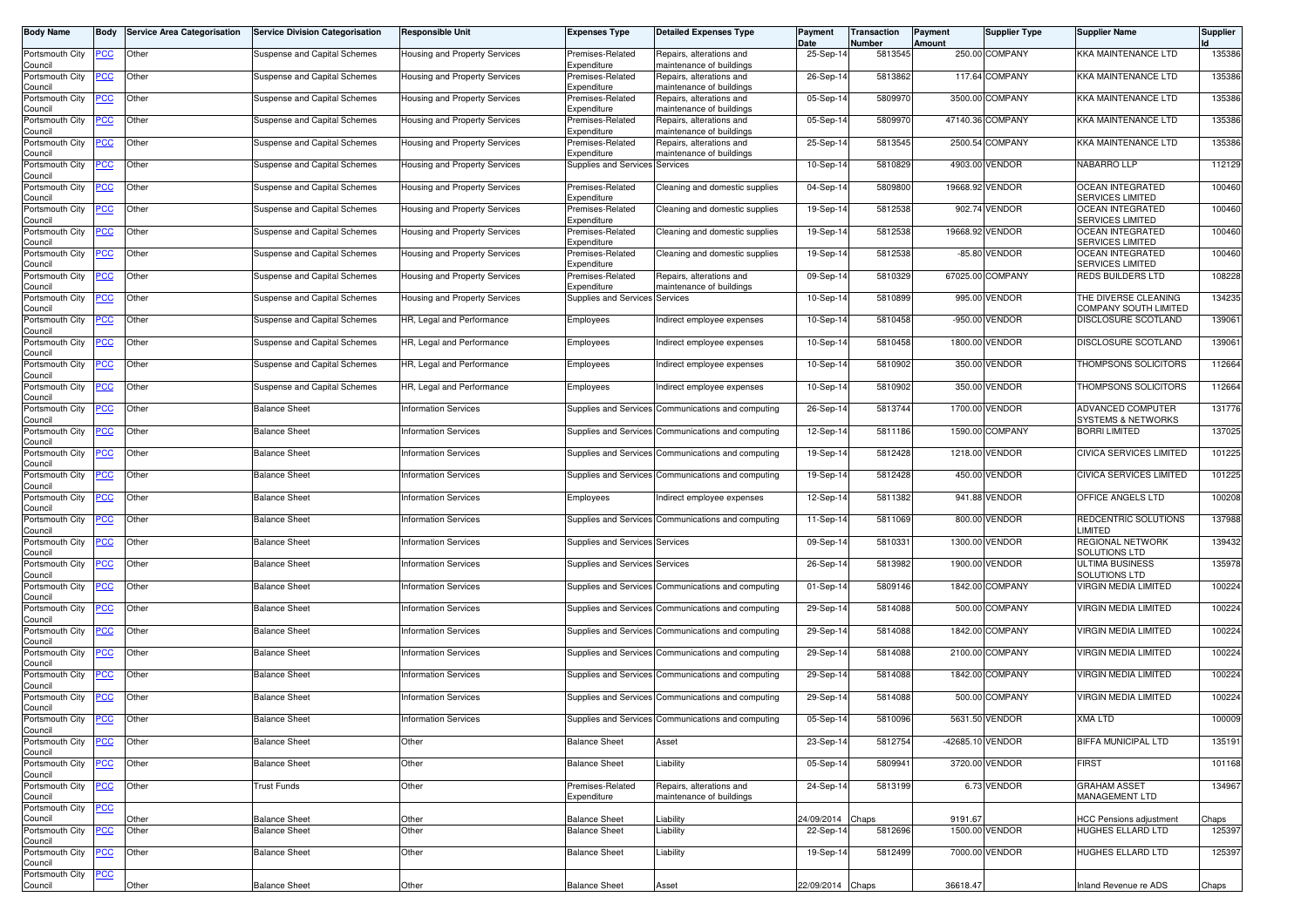| Body Name | Body | Service Area Categorisation | Service Division Categorisation | Responsible Unit | Expenses Type | Detailed Expenses Type | Payment Date | Transaction Number | Payment Amount | Supplier Type | Supplier Name | Supplier Id |
|---|---|---|---|---|---|---|---|---|---|---|---|---|
| Portsmouth City Council | PCC | Other | Suspense and Capital Schemes | Housing and Property Services | Premises-Related Expenditure | Repairs, alterations and maintenance of buildings | 25-Sep-14 | 5813545 | 250.00 | COMPANY | KKA MAINTENANCE LTD | 135386 |
| Portsmouth City Council | PCC | Other | Suspense and Capital Schemes | Housing and Property Services | Premises-Related Expenditure | Repairs, alterations and maintenance of buildings | 26-Sep-14 | 5813862 | 117.64 | COMPANY | KKA MAINTENANCE LTD | 135386 |
| Portsmouth City Council | PCC | Other | Suspense and Capital Schemes | Housing and Property Services | Premises-Related Expenditure | Repairs, alterations and maintenance of buildings | 05-Sep-14 | 5809970 | 3500.00 | COMPANY | KKA MAINTENANCE LTD | 135386 |
| Portsmouth City Council | PCC | Other | Suspense and Capital Schemes | Housing and Property Services | Premises-Related Expenditure | Repairs, alterations and maintenance of buildings | 05-Sep-14 | 5809970 | 47140.36 | COMPANY | KKA MAINTENANCE LTD | 135386 |
| Portsmouth City Council | PCC | Other | Suspense and Capital Schemes | Housing and Property Services | Premises-Related Expenditure | Repairs, alterations and maintenance of buildings | 25-Sep-14 | 5813545 | 2500.54 | COMPANY | KKA MAINTENANCE LTD | 135386 |
| Portsmouth City Council | PCC | Other | Suspense and Capital Schemes | Housing and Property Services | Supplies and Services | Services | 10-Sep-14 | 5810829 | 4903.00 | VENDOR | NABARRO LLP | 112129 |
| Portsmouth City Council | PCC | Other | Suspense and Capital Schemes | Housing and Property Services | Premises-Related Expenditure | Cleaning and domestic supplies | 04-Sep-14 | 5809800 | 19668.92 | VENDOR | OCEAN INTEGRATED SERVICES LIMITED | 100460 |
| Portsmouth City Council | PCC | Other | Suspense and Capital Schemes | Housing and Property Services | Premises-Related Expenditure | Cleaning and domestic supplies | 19-Sep-14 | 5812538 | 902.74 | VENDOR | OCEAN INTEGRATED SERVICES LIMITED | 100460 |
| Portsmouth City Council | PCC | Other | Suspense and Capital Schemes | Housing and Property Services | Premises-Related Expenditure | Cleaning and domestic supplies | 19-Sep-14 | 5812538 | 19668.92 | VENDOR | OCEAN INTEGRATED SERVICES LIMITED | 100460 |
| Portsmouth City Council | PCC | Other | Suspense and Capital Schemes | Housing and Property Services | Premises-Related Expenditure | Cleaning and domestic supplies | 19-Sep-14 | 5812538 | -85.80 | VENDOR | OCEAN INTEGRATED SERVICES LIMITED | 100460 |
| Portsmouth City Council | PCC | Other | Suspense and Capital Schemes | Housing and Property Services | Premises-Related Expenditure | Repairs, alterations and maintenance of buildings | 09-Sep-14 | 5810329 | 67025.00 | COMPANY | REDS BUILDERS LTD | 108228 |
| Portsmouth City Council | PCC | Other | Suspense and Capital Schemes | Housing and Property Services | Supplies and Services | Services | 10-Sep-14 | 5810899 | 995.00 | VENDOR | THE DIVERSE CLEANING COMPANY SOUTH LIMITED | 134235 |
| Portsmouth City Council | PCC | Other | Suspense and Capital Schemes | HR, Legal and Performance | Employees | Indirect employee expenses | 10-Sep-14 | 5810458 | -950.00 | VENDOR | DISCLOSURE SCOTLAND | 139061 |
| Portsmouth City Council | PCC | Other | Suspense and Capital Schemes | HR, Legal and Performance | Employees | Indirect employee expenses | 10-Sep-14 | 5810458 | 1800.00 | VENDOR | DISCLOSURE SCOTLAND | 139061 |
| Portsmouth City Council | PCC | Other | Suspense and Capital Schemes | HR, Legal and Performance | Employees | Indirect employee expenses | 10-Sep-14 | 5810902 | 350.00 | VENDOR | THOMPSONS SOLICITORS | 112664 |
| Portsmouth City Council | PCC | Other | Suspense and Capital Schemes | HR, Legal and Performance | Employees | Indirect employee expenses | 10-Sep-14 | 5810902 | 350.00 | VENDOR | THOMPSONS SOLICITORS | 112664 |
| Portsmouth City Council | PCC | Other | Balance Sheet | Information Services | Supplies and Services | Communications and computing | 26-Sep-14 | 5813744 | 1700.00 | VENDOR | ADVANCED COMPUTER SYSTEMS & NETWORKS | 131776 |
| Portsmouth City Council | PCC | Other | Balance Sheet | Information Services | Supplies and Services | Communications and computing | 12-Sep-14 | 5811186 | 1590.00 | COMPANY | BORRI LIMITED | 137025 |
| Portsmouth City Council | PCC | Other | Balance Sheet | Information Services | Supplies and Services | Communications and computing | 19-Sep-14 | 5812428 | 1218.00 | VENDOR | CIVICA SERVICES LIMITED | 101225 |
| Portsmouth City Council | PCC | Other | Balance Sheet | Information Services | Supplies and Services | Communications and computing | 19-Sep-14 | 5812428 | 450.00 | VENDOR | CIVICA SERVICES LIMITED | 101225 |
| Portsmouth City Council | PCC | Other | Balance Sheet | Information Services | Employees | Indirect employee expenses | 12-Sep-14 | 5811382 | 941.88 | VENDOR | OFFICE ANGELS LTD | 100208 |
| Portsmouth City Council | PCC | Other | Balance Sheet | Information Services | Supplies and Services | Communications and computing | 11-Sep-14 | 5811069 | 800.00 | VENDOR | REDCENTRIC SOLUTIONS LIMITED | 137988 |
| Portsmouth City Council | PCC | Other | Balance Sheet | Information Services | Supplies and Services | Services | 09-Sep-14 | 5810331 | 1300.00 | VENDOR | REGIONAL NETWORK SOLUTIONS LTD | 139432 |
| Portsmouth City Council | PCC | Other | Balance Sheet | Information Services | Supplies and Services | Services | 26-Sep-14 | 5813982 | 1900.00 | VENDOR | ULTIMA BUSINESS SOLUTIONS LTD | 135978 |
| Portsmouth City Council | PCC | Other | Balance Sheet | Information Services | Supplies and Services | Communications and computing | 01-Sep-14 | 5809146 | 1842.00 | COMPANY | VIRGIN MEDIA LIMITED | 100224 |
| Portsmouth City Council | PCC | Other | Balance Sheet | Information Services | Supplies and Services | Communications and computing | 29-Sep-14 | 5814088 | 500.00 | COMPANY | VIRGIN MEDIA LIMITED | 100224 |
| Portsmouth City Council | PCC | Other | Balance Sheet | Information Services | Supplies and Services | Communications and computing | 29-Sep-14 | 5814088 | 1842.00 | COMPANY | VIRGIN MEDIA LIMITED | 100224 |
| Portsmouth City Council | PCC | Other | Balance Sheet | Information Services | Supplies and Services | Communications and computing | 29-Sep-14 | 5814088 | 2100.00 | COMPANY | VIRGIN MEDIA LIMITED | 100224 |
| Portsmouth City Council | PCC | Other | Balance Sheet | Information Services | Supplies and Services | Communications and computing | 29-Sep-14 | 5814088 | 1842.00 | COMPANY | VIRGIN MEDIA LIMITED | 100224 |
| Portsmouth City Council | PCC | Other | Balance Sheet | Information Services | Supplies and Services | Communications and computing | 29-Sep-14 | 5814088 | 500.00 | COMPANY | VIRGIN MEDIA LIMITED | 100224 |
| Portsmouth City Council | PCC | Other | Balance Sheet | Information Services | Supplies and Services | Communications and computing | 05-Sep-14 | 5810096 | 5631.50 | VENDOR | XMA LTD | 100009 |
| Portsmouth City Council | PCC | Other | Balance Sheet | Other | Balance Sheet | Asset | 23-Sep-14 | 5812754 | -42685.10 | VENDOR | BIFFA MUNICIPAL LTD | 135191 |
| Portsmouth City Council | PCC | Other | Balance Sheet | Other | Balance Sheet | Liability | 05-Sep-14 | 5809941 | 3720.00 | VENDOR | FIRST | 101168 |
| Portsmouth City Council | PCC | Other | Trust Funds | Other | Premises-Related Expenditure | Repairs, alterations and maintenance of buildings | 24-Sep-14 | 5813199 | 6.73 | VENDOR | GRAHAM ASSET MANAGEMENT LTD | 134967 |
| Portsmouth City Council | PCC | Other | Balance Sheet | Other | Balance Sheet | Liability | 24/09/2014 | Chaps | 9191.67 | | HCC Pensions adjustment | Chaps |
| Portsmouth City Council | PCC | Other | Balance Sheet | Other | Balance Sheet | Liability | 22-Sep-14 | 5812696 | 1500.00 | VENDOR | HUGHES ELLARD LTD | 125397 |
| Portsmouth City Council | PCC | Other | Balance Sheet | Other | Balance Sheet | Liability | 19-Sep-14 | 5812499 | 7000.00 | VENDOR | HUGHES ELLARD LTD | 125397 |
| Portsmouth City Council | PCC | Other | Balance Sheet | Other | Balance Sheet | Asset | 22/09/2014 | Chaps | 36618.47 | | Inland Revenue re ADS | Chaps |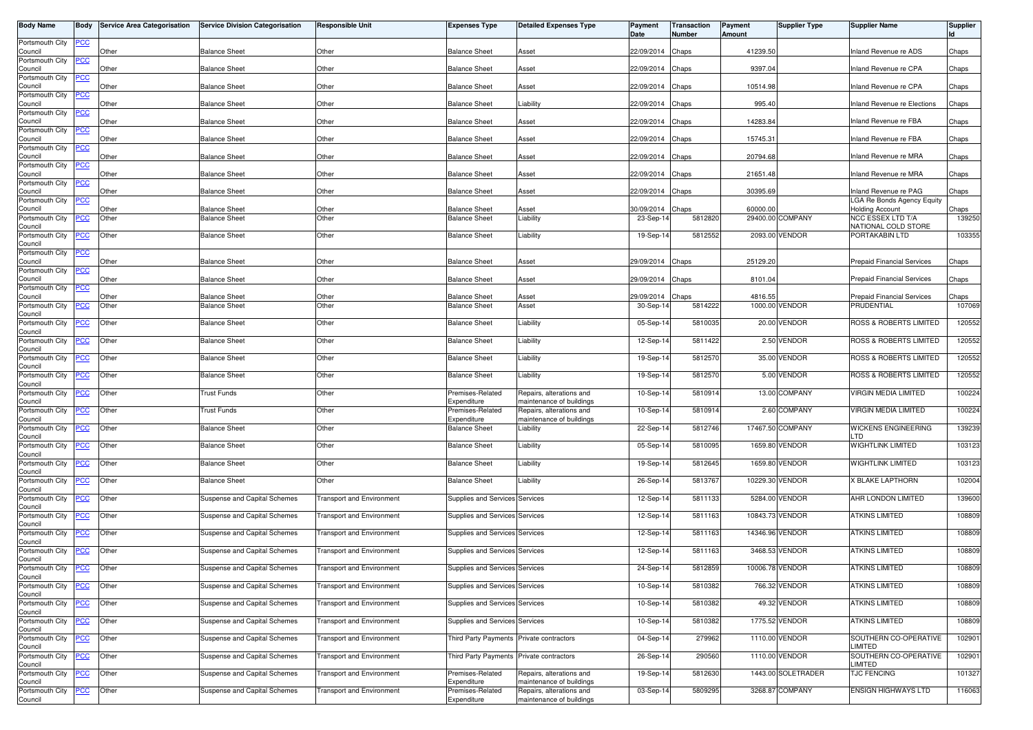| Body Name | Body | Service Area Categorisation | Service Division Categorisation | Responsible Unit | Expenses Type | Detailed Expenses Type | Payment Date | Transaction Number | Payment Amount | Supplier Type | Supplier Name | Supplier Id |
|---|---|---|---|---|---|---|---|---|---|---|---|---|
| Portsmouth City Council | PCC | Other | Balance Sheet | Other | Balance Sheet | Asset | 22/09/2014 | Chaps | 41239.50 | | Inland Revenue re ADS | Chaps |
| Portsmouth City Council | PCC | Other | Balance Sheet | Other | Balance Sheet | Asset | 22/09/2014 | Chaps | 9397.04 | | Inland Revenue re CPA | Chaps |
| Portsmouth City Council | PCC | Other | Balance Sheet | Other | Balance Sheet | Asset | 22/09/2014 | Chaps | 10514.98 | | Inland Revenue re CPA | Chaps |
| Portsmouth City Council | PCC | Other | Balance Sheet | Other | Balance Sheet | Liability | 22/09/2014 | Chaps | 995.40 | | Inland Revenue re Elections | Chaps |
| Portsmouth City Council | PCC | Other | Balance Sheet | Other | Balance Sheet | Asset | 22/09/2014 | Chaps | 14283.84 | | Inland Revenue re FBA | Chaps |
| Portsmouth City Council | PCC | Other | Balance Sheet | Other | Balance Sheet | Asset | 22/09/2014 | Chaps | 15745.31 | | Inland Revenue re FBA | Chaps |
| Portsmouth City Council | PCC | Other | Balance Sheet | Other | Balance Sheet | Asset | 22/09/2014 | Chaps | 20794.68 | | Inland Revenue re MRA | Chaps |
| Portsmouth City Council | PCC | Other | Balance Sheet | Other | Balance Sheet | Asset | 22/09/2014 | Chaps | 21651.48 | | Inland Revenue re MRA | Chaps |
| Portsmouth City Council | PCC | Other | Balance Sheet | Other | Balance Sheet | Asset | 22/09/2014 | Chaps | 30395.69 | | Inland Revenue re PAG | Chaps |
| Portsmouth City Council | PCC | Other | Balance Sheet | Other | Balance Sheet | Asset | 30/09/2014 | Chaps | 60000.00 | | LGA Re Bonds Agency Equity Holding Account | Chaps |
| Portsmouth City Council | PCC | Other | Balance Sheet | Other | Balance Sheet | Liability | 23-Sep-14 | 5812820 | 29400.00 | COMPANY | NCC ESSEX LTD T/A NATIONAL COLD STORE | 139250 |
| Portsmouth City Council | PCC | Other | Balance Sheet | Other | Balance Sheet | Liability | 19-Sep-14 | 5812552 | 2093.00 | VENDOR | PORTAKABIN LTD | 103355 |
| Portsmouth City Council | PCC | Other | Balance Sheet | Other | Balance Sheet | Asset | 29/09/2014 | Chaps | 25129.20 | | Prepaid Financial Services | Chaps |
| Portsmouth City Council | PCC | Other | Balance Sheet | Other | Balance Sheet | Asset | 29/09/2014 | Chaps | 8101.04 | | Prepaid Financial Services | Chaps |
| Portsmouth City Council | PCC | Other | Balance Sheet | Other | Balance Sheet | Asset | 29/09/2014 | Chaps | 4816.55 | | Prepaid Financial Services | Chaps |
| Portsmouth City Council | PCC | Other | Balance Sheet | Other | Balance Sheet | Asset | 30-Sep-14 | 5814222 | 1000.00 | VENDOR | PRUDENTIAL | 107069 |
| Portsmouth City Council | PCC | Other | Balance Sheet | Other | Balance Sheet | Liability | 05-Sep-14 | 5810035 | 20.00 | VENDOR | ROSS & ROBERTS LIMITED | 120552 |
| Portsmouth City Council | PCC | Other | Balance Sheet | Other | Balance Sheet | Liability | 12-Sep-14 | 5811422 | 2.50 | VENDOR | ROSS & ROBERTS LIMITED | 120552 |
| Portsmouth City Council | PCC | Other | Balance Sheet | Other | Balance Sheet | Liability | 19-Sep-14 | 5812570 | 35.00 | VENDOR | ROSS & ROBERTS LIMITED | 120552 |
| Portsmouth City Council | PCC | Other | Balance Sheet | Other | Balance Sheet | Liability | 19-Sep-14 | 5812570 | 5.00 | VENDOR | ROSS & ROBERTS LIMITED | 120552 |
| Portsmouth City Council | PCC | Other | Trust Funds | Other | Premises-Related Expenditure | Repairs, alterations and maintenance of buildings | 10-Sep-14 | 5810914 | 13.00 | COMPANY | VIRGIN MEDIA LIMITED | 100224 |
| Portsmouth City Council | PCC | Other | Trust Funds | Other | Premises-Related Expenditure | Repairs, alterations and maintenance of buildings | 10-Sep-14 | 5810914 | 2.60 | COMPANY | VIRGIN MEDIA LIMITED | 100224 |
| Portsmouth City Council | PCC | Other | Balance Sheet | Other | Balance Sheet | Liability | 22-Sep-14 | 5812746 | 17467.50 | COMPANY | WICKENS ENGINEERING LTD | 139239 |
| Portsmouth City Council | PCC | Other | Balance Sheet | Other | Balance Sheet | Liability | 05-Sep-14 | 5810095 | 1659.80 | VENDOR | WIGHTLINK LIMITED | 103123 |
| Portsmouth City Council | PCC | Other | Balance Sheet | Other | Balance Sheet | Liability | 19-Sep-14 | 5812645 | 1659.80 | VENDOR | WIGHTLINK LIMITED | 103123 |
| Portsmouth City Council | PCC | Other | Balance Sheet | Other | Balance Sheet | Liability | 26-Sep-14 | 5813767 | 10229.30 | VENDOR | X BLAKE LAPTHORN | 102004 |
| Portsmouth City Council | PCC | Other | Suspense and Capital Schemes | Transport and Environment | Supplies and Services | Services | 12-Sep-14 | 5811133 | 5284.00 | VENDOR | AHR LONDON LIMITED | 139600 |
| Portsmouth City Council | PCC | Other | Suspense and Capital Schemes | Transport and Environment | Supplies and Services | Services | 12-Sep-14 | 5811163 | 10843.73 | VENDOR | ATKINS LIMITED | 108809 |
| Portsmouth City Council | PCC | Other | Suspense and Capital Schemes | Transport and Environment | Supplies and Services | Services | 12-Sep-14 | 5811163 | 14346.96 | VENDOR | ATKINS LIMITED | 108809 |
| Portsmouth City Council | PCC | Other | Suspense and Capital Schemes | Transport and Environment | Supplies and Services | Services | 12-Sep-14 | 5811163 | 3468.53 | VENDOR | ATKINS LIMITED | 108809 |
| Portsmouth City Council | PCC | Other | Suspense and Capital Schemes | Transport and Environment | Supplies and Services | Services | 24-Sep-14 | 5812859 | 10006.78 | VENDOR | ATKINS LIMITED | 108809 |
| Portsmouth City Council | PCC | Other | Suspense and Capital Schemes | Transport and Environment | Supplies and Services | Services | 10-Sep-14 | 5810382 | 766.32 | VENDOR | ATKINS LIMITED | 108809 |
| Portsmouth City Council | PCC | Other | Suspense and Capital Schemes | Transport and Environment | Supplies and Services | Services | 10-Sep-14 | 5810382 | 49.32 | VENDOR | ATKINS LIMITED | 108809 |
| Portsmouth City Council | PCC | Other | Suspense and Capital Schemes | Transport and Environment | Supplies and Services | Services | 10-Sep-14 | 5810382 | 1775.52 | VENDOR | ATKINS LIMITED | 108809 |
| Portsmouth City Council | PCC | Other | Suspense and Capital Schemes | Transport and Environment | Third Party Payments | Private contractors | 04-Sep-14 | 279962 | 1110.00 | VENDOR | SOUTHERN CO-OPERATIVE LIMITED | 102901 |
| Portsmouth City Council | PCC | Other | Suspense and Capital Schemes | Transport and Environment | Third Party Payments | Private contractors | 26-Sep-14 | 290560 | 1110.00 | VENDOR | SOUTHERN CO-OPERATIVE LIMITED | 102901 |
| Portsmouth City Council | PCC | Other | Suspense and Capital Schemes | Transport and Environment | Premises-Related Expenditure | Repairs, alterations and maintenance of buildings | 19-Sep-14 | 5812630 | 1443.00 | SOLETRADER | TJC FENCING | 101327 |
| Portsmouth City Council | PCC | Other | Suspense and Capital Schemes | Transport and Environment | Premises-Related Expenditure | Repairs, alterations and maintenance of buildings | 03-Sep-14 | 5809295 | 3268.87 | COMPANY | ENSIGN HIGHWAYS LTD | 116063 |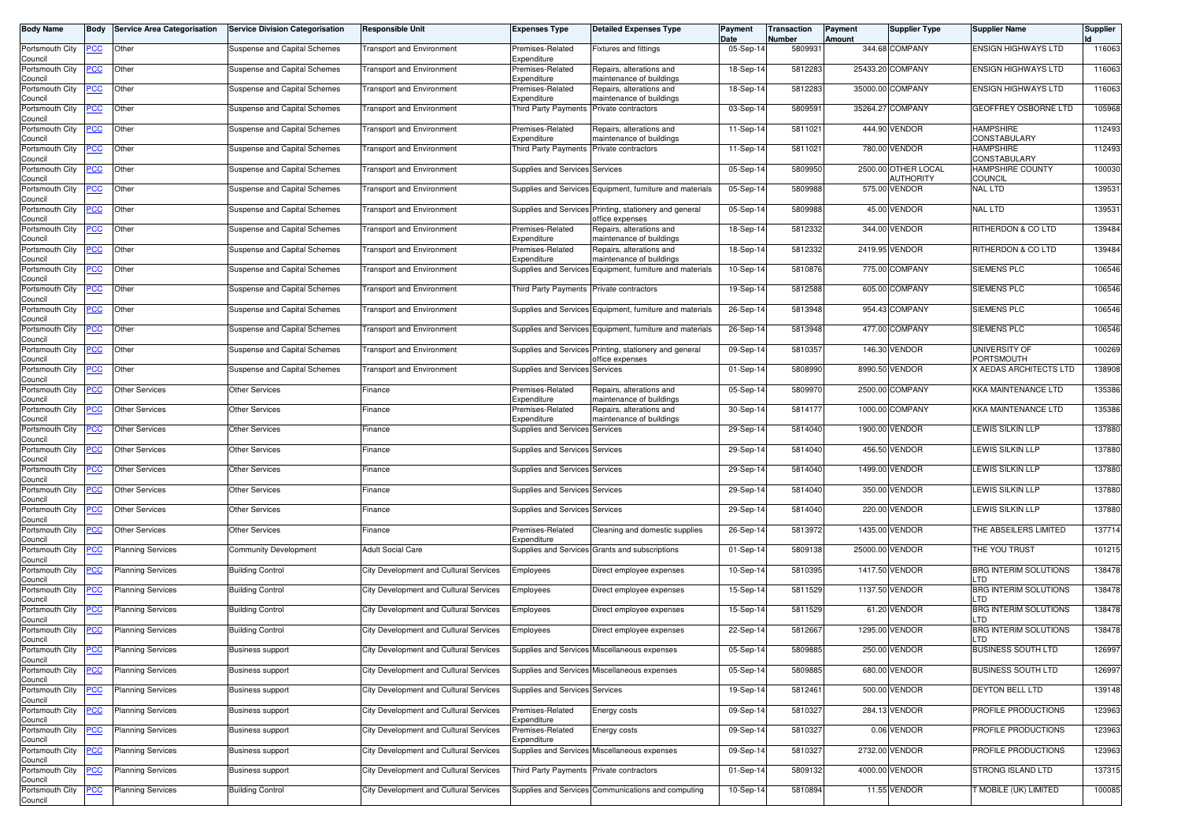| Body Name | Body | Service Area Categorisation | Service Division Categorisation | Responsible Unit | Expenses Type | Detailed Expenses Type | Payment Date | Transaction Number | Payment Amount | Supplier Type | Supplier Name | Supplier Id |
|---|---|---|---|---|---|---|---|---|---|---|---|---|
| Portsmouth City Council | PCC | Other | Suspense and Capital Schemes | Transport and Environment | Premises-Related Expenditure | Fixtures and fittings | 05-Sep-14 | 5809931 | 344.68 | COMPANY | ENSIGN HIGHWAYS LTD | 116063 |
| Portsmouth City Council | PCC | Other | Suspense and Capital Schemes | Transport and Environment | Premises-Related Expenditure | Repairs, alterations and maintenance of buildings | 18-Sep-14 | 5812283 | 25433.20 | COMPANY | ENSIGN HIGHWAYS LTD | 116063 |
| Portsmouth City Council | PCC | Other | Suspense and Capital Schemes | Transport and Environment | Premises-Related Expenditure | Repairs, alterations and maintenance of buildings | 18-Sep-14 | 5812283 | 35000.00 | COMPANY | ENSIGN HIGHWAYS LTD | 116063 |
| Portsmouth City Council | PCC | Other | Suspense and Capital Schemes | Transport and Environment | Third Party Payments | Private contractors | 03-Sep-14 | 5809591 | 35264.27 | COMPANY | GEOFFREY OSBORNE LTD | 105968 |
| Portsmouth City Council | PCC | Other | Suspense and Capital Schemes | Transport and Environment | Premises-Related Expenditure | Repairs, alterations and maintenance of buildings | 11-Sep-14 | 5811021 | 444.90 | VENDOR | HAMPSHIRE CONSTABULARY | 112493 |
| Portsmouth City Council | PCC | Other | Suspense and Capital Schemes | Transport and Environment | Third Party Payments | Private contractors | 11-Sep-14 | 5811021 | 780.00 | VENDOR | HAMPSHIRE CONSTABULARY | 112493 |
| Portsmouth City Council | PCC | Other | Suspense and Capital Schemes | Transport and Environment | Supplies and Services | Services | 05-Sep-14 | 5809950 | 2500.00 | OTHER LOCAL AUTHORITY | HAMPSHIRE COUNTY COUNCIL | 100030 |
| Portsmouth City Council | PCC | Other | Suspense and Capital Schemes | Transport and Environment | Supplies and Services | Equipment, furniture and materials | 05-Sep-14 | 5809988 | 575.00 | VENDOR | NAL LTD | 139531 |
| Portsmouth City Council | PCC | Other | Suspense and Capital Schemes | Transport and Environment | Supplies and Services | Printing, stationery and general office expenses | 05-Sep-14 | 5809988 | 45.00 | VENDOR | NAL LTD | 139531 |
| Portsmouth City Council | PCC | Other | Suspense and Capital Schemes | Transport and Environment | Premises-Related Expenditure | Repairs, alterations and maintenance of buildings | 18-Sep-14 | 5812332 | 344.00 | VENDOR | RITHERDON & CO LTD | 139484 |
| Portsmouth City Council | PCC | Other | Suspense and Capital Schemes | Transport and Environment | Premises-Related Expenditure | Repairs, alterations and maintenance of buildings | 18-Sep-14 | 5812332 | 2419.95 | VENDOR | RITHERDON & CO LTD | 139484 |
| Portsmouth City Council | PCC | Other | Suspense and Capital Schemes | Transport and Environment | Supplies and Services | Equipment, furniture and materials | 10-Sep-14 | 5810876 | 775.00 | COMPANY | SIEMENS PLC | 106546 |
| Portsmouth City Council | PCC | Other | Suspense and Capital Schemes | Transport and Environment | Third Party Payments | Private contractors | 19-Sep-14 | 5812588 | 605.00 | COMPANY | SIEMENS PLC | 106546 |
| Portsmouth City Council | PCC | Other | Suspense and Capital Schemes | Transport and Environment | Supplies and Services | Equipment, furniture and materials | 26-Sep-14 | 5813948 | 954.43 | COMPANY | SIEMENS PLC | 106546 |
| Portsmouth City Council | PCC | Other | Suspense and Capital Schemes | Transport and Environment | Supplies and Services | Equipment, furniture and materials | 26-Sep-14 | 5813948 | 477.00 | COMPANY | SIEMENS PLC | 106546 |
| Portsmouth City Council | PCC | Other | Suspense and Capital Schemes | Transport and Environment | Supplies and Services | Printing, stationery and general office expenses | 09-Sep-14 | 5810357 | 146.30 | VENDOR | UNIVERSITY OF PORTSMOUTH | 100269 |
| Portsmouth City Council | PCC | Other | Suspense and Capital Schemes | Transport and Environment | Supplies and Services | Services | 01-Sep-14 | 5808990 | 8990.50 | VENDOR | X AEDAS ARCHITECTS LTD | 138908 |
| Portsmouth City Council | PCC | Other Services | Other Services | Finance | Premises-Related Expenditure | Repairs, alterations and maintenance of buildings | 05-Sep-14 | 5809970 | 2500.00 | COMPANY | KKA MAINTENANCE LTD | 135386 |
| Portsmouth City Council | PCC | Other Services | Other Services | Finance | Premises-Related Expenditure | Repairs, alterations and maintenance of buildings | 30-Sep-14 | 5814177 | 1000.00 | COMPANY | KKA MAINTENANCE LTD | 135386 |
| Portsmouth City Council | PCC | Other Services | Other Services | Finance | Supplies and Services | Services | 29-Sep-14 | 5814040 | 1900.00 | VENDOR | LEWIS SILKIN LLP | 137880 |
| Portsmouth City Council | PCC | Other Services | Other Services | Finance | Supplies and Services | Services | 29-Sep-14 | 5814040 | 456.50 | VENDOR | LEWIS SILKIN LLP | 137880 |
| Portsmouth City Council | PCC | Other Services | Other Services | Finance | Supplies and Services | Services | 29-Sep-14 | 5814040 | 1499.00 | VENDOR | LEWIS SILKIN LLP | 137880 |
| Portsmouth City Council | PCC | Other Services | Other Services | Finance | Supplies and Services | Services | 29-Sep-14 | 5814040 | 350.00 | VENDOR | LEWIS SILKIN LLP | 137880 |
| Portsmouth City Council | PCC | Other Services | Other Services | Finance | Supplies and Services | Services | 29-Sep-14 | 5814040 | 220.00 | VENDOR | LEWIS SILKIN LLP | 137880 |
| Portsmouth City Council | PCC | Other Services | Other Services | Finance | Premises-Related Expenditure | Cleaning and domestic supplies | 26-Sep-14 | 5813972 | 1435.00 | VENDOR | THE ABSEILERS LIMITED | 137714 |
| Portsmouth City Council | PCC | Planning Services | Community Development | Adult Social Care | Supplies and Services | Grants and subscriptions | 01-Sep-14 | 5809138 | 25000.00 | VENDOR | THE YOU TRUST | 101215 |
| Portsmouth City Council | PCC | Planning Services | Building Control | City Development and Cultural Services | Employees | Direct employee expenses | 10-Sep-14 | 5810395 | 1417.50 | VENDOR | BRG INTERIM SOLUTIONS LTD | 138478 |
| Portsmouth City Council | PCC | Planning Services | Building Control | City Development and Cultural Services | Employees | Direct employee expenses | 15-Sep-14 | 5811529 | 1137.50 | VENDOR | BRG INTERIM SOLUTIONS LTD | 138478 |
| Portsmouth City Council | PCC | Planning Services | Building Control | City Development and Cultural Services | Employees | Direct employee expenses | 15-Sep-14 | 5811529 | 61.20 | VENDOR | BRG INTERIM SOLUTIONS LTD | 138478 |
| Portsmouth City Council | PCC | Planning Services | Building Control | City Development and Cultural Services | Employees | Direct employee expenses | 22-Sep-14 | 5812667 | 1295.00 | VENDOR | BRG INTERIM SOLUTIONS LTD | 138478 |
| Portsmouth City Council | PCC | Planning Services | Business support | City Development and Cultural Services | Supplies and Services | Miscellaneous expenses | 05-Sep-14 | 5809885 | 250.00 | VENDOR | BUSINESS SOUTH LTD | 126997 |
| Portsmouth City Council | PCC | Planning Services | Business support | City Development and Cultural Services | Supplies and Services | Miscellaneous expenses | 05-Sep-14 | 5809885 | 680.00 | VENDOR | BUSINESS SOUTH LTD | 126997 |
| Portsmouth City Council | PCC | Planning Services | Business support | City Development and Cultural Services | Supplies and Services | Services | 19-Sep-14 | 5812461 | 500.00 | VENDOR | DEYTON BELL LTD | 139148 |
| Portsmouth City Council | PCC | Planning Services | Business support | City Development and Cultural Services | Premises-Related Expenditure | Energy costs | 09-Sep-14 | 5810327 | 284.13 | VENDOR | PROFILE PRODUCTIONS | 123963 |
| Portsmouth City Council | PCC | Planning Services | Business support | City Development and Cultural Services | Premises-Related Expenditure | Energy costs | 09-Sep-14 | 5810327 | 0.06 | VENDOR | PROFILE PRODUCTIONS | 123963 |
| Portsmouth City Council | PCC | Planning Services | Business support | City Development and Cultural Services | Supplies and Services | Miscellaneous expenses | 09-Sep-14 | 5810327 | 2732.00 | VENDOR | PROFILE PRODUCTIONS | 123963 |
| Portsmouth City Council | PCC | Planning Services | Business support | City Development and Cultural Services | Third Party Payments | Private contractors | 01-Sep-14 | 5809132 | 4000.00 | VENDOR | STRONG ISLAND LTD | 137315 |
| Portsmouth City Council | PCC | Planning Services | Building Control | City Development and Cultural Services | Supplies and Services | Communications and computing | 10-Sep-14 | 5810894 | 11.55 | VENDOR | T MOBILE (UK) LIMITED | 100085 |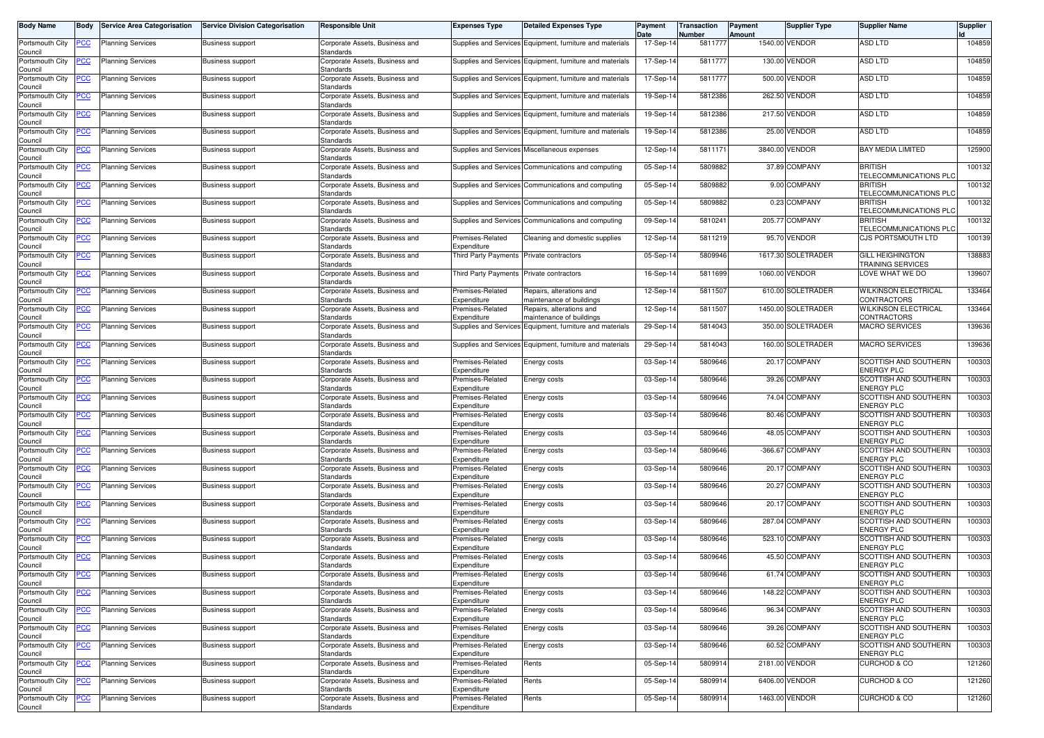| Body Name | Body | Service Area Categorisation | Service Division Categorisation | Responsible Unit | Expenses Type | Detailed Expenses Type | Payment Date | Transaction Number | Payment Amount | Supplier Type | Supplier Name | Supplier Id |
|---|---|---|---|---|---|---|---|---|---|---|---|---|
| Portsmouth City Council | PCC | Planning Services | Business support | Corporate Assets, Business and Standards | Supplies and Services | Equipment, furniture and materials | 17-Sep-14 | 5811777 | 1540.00 | VENDOR | ASD LTD | 104859 |
| Portsmouth City Council | PCC | Planning Services | Business support | Corporate Assets, Business and Standards | Supplies and Services | Equipment, furniture and materials | 17-Sep-14 | 5811777 | 130.00 | VENDOR | ASD LTD | 104859 |
| Portsmouth City Council | PCC | Planning Services | Business support | Corporate Assets, Business and Standards | Supplies and Services | Equipment, furniture and materials | 17-Sep-14 | 5811777 | 500.00 | VENDOR | ASD LTD | 104859 |
| Portsmouth City Council | PCC | Planning Services | Business support | Corporate Assets, Business and Standards | Supplies and Services | Equipment, furniture and materials | 19-Sep-14 | 5812386 | 262.50 | VENDOR | ASD LTD | 104859 |
| Portsmouth City Council | PCC | Planning Services | Business support | Corporate Assets, Business and Standards | Supplies and Services | Equipment, furniture and materials | 19-Sep-14 | 5812386 | 217.50 | VENDOR | ASD LTD | 104859 |
| Portsmouth City Council | PCC | Planning Services | Business support | Corporate Assets, Business and Standards | Supplies and Services | Equipment, furniture and materials | 19-Sep-14 | 5812386 | 25.00 | VENDOR | ASD LTD | 104859 |
| Portsmouth City Council | PCC | Planning Services | Business support | Corporate Assets, Business and Standards | Supplies and Services | Miscellaneous expenses | 12-Sep-14 | 5811171 | 3840.00 | VENDOR | BAY MEDIA LIMITED | 125900 |
| Portsmouth City Council | PCC | Planning Services | Business support | Corporate Assets, Business and Standards | Supplies and Services | Communications and computing | 05-Sep-14 | 5809882 | 37.89 | COMPANY | BRITISH TELECOMMUNICATIONS PLC | 100132 |
| Portsmouth City Council | PCC | Planning Services | Business support | Corporate Assets, Business and Standards | Supplies and Services | Communications and computing | 05-Sep-14 | 5809882 | 9.00 | COMPANY | BRITISH TELECOMMUNICATIONS PLC | 100132 |
| Portsmouth City Council | PCC | Planning Services | Business support | Corporate Assets, Business and Standards | Supplies and Services | Communications and computing | 05-Sep-14 | 5809882 | 0.23 | COMPANY | BRITISH TELECOMMUNICATIONS PLC | 100132 |
| Portsmouth City Council | PCC | Planning Services | Business support | Corporate Assets, Business and Standards | Supplies and Services | Communications and computing | 09-Sep-14 | 5810241 | 205.77 | COMPANY | BRITISH TELECOMMUNICATIONS PLC | 100132 |
| Portsmouth City Council | PCC | Planning Services | Business support | Corporate Assets, Business and Standards | Premises-Related Expenditure | Cleaning and domestic supplies | 12-Sep-14 | 5811219 | 95.70 | VENDOR | CJS PORTSMOUTH LTD | 100139 |
| Portsmouth City Council | PCC | Planning Services | Business support | Corporate Assets, Business and Standards | Third Party Payments | Private contractors | 05-Sep-14 | 5809946 | 1617.30 | SOLETRADER | GILL HEIGHINGTON TRAINING SERVICES | 138883 |
| Portsmouth City Council | PCC | Planning Services | Business support | Corporate Assets, Business and Standards | Third Party Payments | Private contractors | 16-Sep-14 | 5811699 | 1060.00 | VENDOR | LOVE WHAT WE DO | 139607 |
| Portsmouth City Council | PCC | Planning Services | Business support | Corporate Assets, Business and Standards | Premises-Related Expenditure | Repairs, alterations and maintenance of buildings | 12-Sep-14 | 5811507 | 610.00 | SOLETRADER | WILKINSON ELECTRICAL CONTRACTORS | 133464 |
| Portsmouth City Council | PCC | Planning Services | Business support | Corporate Assets, Business and Standards | Premises-Related Expenditure | Repairs, alterations and maintenance of buildings | 12-Sep-14 | 5811507 | 1450.00 | SOLETRADER | WILKINSON ELECTRICAL CONTRACTORS | 133464 |
| Portsmouth City Council | PCC | Planning Services | Business support | Corporate Assets, Business and Standards | Supplies and Services | Equipment, furniture and materials | 29-Sep-14 | 5814043 | 350.00 | SOLETRADER | MACRO SERVICES | 139636 |
| Portsmouth City Council | PCC | Planning Services | Business support | Corporate Assets, Business and Standards | Supplies and Services | Equipment, furniture and materials | 29-Sep-14 | 5814043 | 160.00 | SOLETRADER | MACRO SERVICES | 139636 |
| Portsmouth City Council | PCC | Planning Services | Business support | Corporate Assets, Business and Standards | Premises-Related Expenditure | Energy costs | 03-Sep-14 | 5809646 | 20.17 | COMPANY | SCOTTISH AND SOUTHERN ENERGY PLC | 100303 |
| Portsmouth City Council | PCC | Planning Services | Business support | Corporate Assets, Business and Standards | Premises-Related Expenditure | Energy costs | 03-Sep-14 | 5809646 | 39.26 | COMPANY | SCOTTISH AND SOUTHERN ENERGY PLC | 100303 |
| Portsmouth City Council | PCC | Planning Services | Business support | Corporate Assets, Business and Standards | Premises-Related Expenditure | Energy costs | 03-Sep-14 | 5809646 | 74.04 | COMPANY | SCOTTISH AND SOUTHERN ENERGY PLC | 100303 |
| Portsmouth City Council | PCC | Planning Services | Business support | Corporate Assets, Business and Standards | Premises-Related Expenditure | Energy costs | 03-Sep-14 | 5809646 | 80.46 | COMPANY | SCOTTISH AND SOUTHERN ENERGY PLC | 100303 |
| Portsmouth City Council | PCC | Planning Services | Business support | Corporate Assets, Business and Standards | Premises-Related Expenditure | Energy costs | 03-Sep-14 | 5809646 | 48.05 | COMPANY | SCOTTISH AND SOUTHERN ENERGY PLC | 100303 |
| Portsmouth City Council | PCC | Planning Services | Business support | Corporate Assets, Business and Standards | Premises-Related Expenditure | Energy costs | 03-Sep-14 | 5809646 | -366.67 | COMPANY | SCOTTISH AND SOUTHERN ENERGY PLC | 100303 |
| Portsmouth City Council | PCC | Planning Services | Business support | Corporate Assets, Business and Standards | Premises-Related Expenditure | Energy costs | 03-Sep-14 | 5809646 | 20.17 | COMPANY | SCOTTISH AND SOUTHERN ENERGY PLC | 100303 |
| Portsmouth City Council | PCC | Planning Services | Business support | Corporate Assets, Business and Standards | Premises-Related Expenditure | Energy costs | 03-Sep-14 | 5809646 | 20.27 | COMPANY | SCOTTISH AND SOUTHERN ENERGY PLC | 100303 |
| Portsmouth City Council | PCC | Planning Services | Business support | Corporate Assets, Business and Standards | Premises-Related Expenditure | Energy costs | 03-Sep-14 | 5809646 | 20.17 | COMPANY | SCOTTISH AND SOUTHERN ENERGY PLC | 100303 |
| Portsmouth City Council | PCC | Planning Services | Business support | Corporate Assets, Business and Standards | Premises-Related Expenditure | Energy costs | 03-Sep-14 | 5809646 | 287.04 | COMPANY | SCOTTISH AND SOUTHERN ENERGY PLC | 100303 |
| Portsmouth City Council | PCC | Planning Services | Business support | Corporate Assets, Business and Standards | Premises-Related Expenditure | Energy costs | 03-Sep-14 | 5809646 | 523.10 | COMPANY | SCOTTISH AND SOUTHERN ENERGY PLC | 100303 |
| Portsmouth City Council | PCC | Planning Services | Business support | Corporate Assets, Business and Standards | Premises-Related Expenditure | Energy costs | 03-Sep-14 | 5809646 | 45.50 | COMPANY | SCOTTISH AND SOUTHERN ENERGY PLC | 100303 |
| Portsmouth City Council | PCC | Planning Services | Business support | Corporate Assets, Business and Standards | Premises-Related Expenditure | Energy costs | 03-Sep-14 | 5809646 | 61.74 | COMPANY | SCOTTISH AND SOUTHERN ENERGY PLC | 100303 |
| Portsmouth City Council | PCC | Planning Services | Business support | Corporate Assets, Business and Standards | Premises-Related Expenditure | Energy costs | 03-Sep-14 | 5809646 | 148.22 | COMPANY | SCOTTISH AND SOUTHERN ENERGY PLC | 100303 |
| Portsmouth City Council | PCC | Planning Services | Business support | Corporate Assets, Business and Standards | Premises-Related Expenditure | Energy costs | 03-Sep-14 | 5809646 | 96.34 | COMPANY | SCOTTISH AND SOUTHERN ENERGY PLC | 100303 |
| Portsmouth City Council | PCC | Planning Services | Business support | Corporate Assets, Business and Standards | Premises-Related Expenditure | Energy costs | 03-Sep-14 | 5809646 | 39.26 | COMPANY | SCOTTISH AND SOUTHERN ENERGY PLC | 100303 |
| Portsmouth City Council | PCC | Planning Services | Business support | Corporate Assets, Business and Standards | Premises-Related Expenditure | Energy costs | 03-Sep-14 | 5809646 | 60.52 | COMPANY | SCOTTISH AND SOUTHERN ENERGY PLC | 100303 |
| Portsmouth City Council | PCC | Planning Services | Business support | Corporate Assets, Business and Standards | Premises-Related Expenditure | Rents | 05-Sep-14 | 5809914 | 2181.00 | VENDOR | CURCHOD & CO | 121260 |
| Portsmouth City Council | PCC | Planning Services | Business support | Corporate Assets, Business and Standards | Premises-Related Expenditure | Rents | 05-Sep-14 | 5809914 | 6406.00 | VENDOR | CURCHOD & CO | 121260 |
| Portsmouth City Council | PCC | Planning Services | Business support | Corporate Assets, Business and Standards | Premises-Related Expenditure | Rents | 05-Sep-14 | 5809914 | 1463.00 | VENDOR | CURCHOD & CO | 121260 |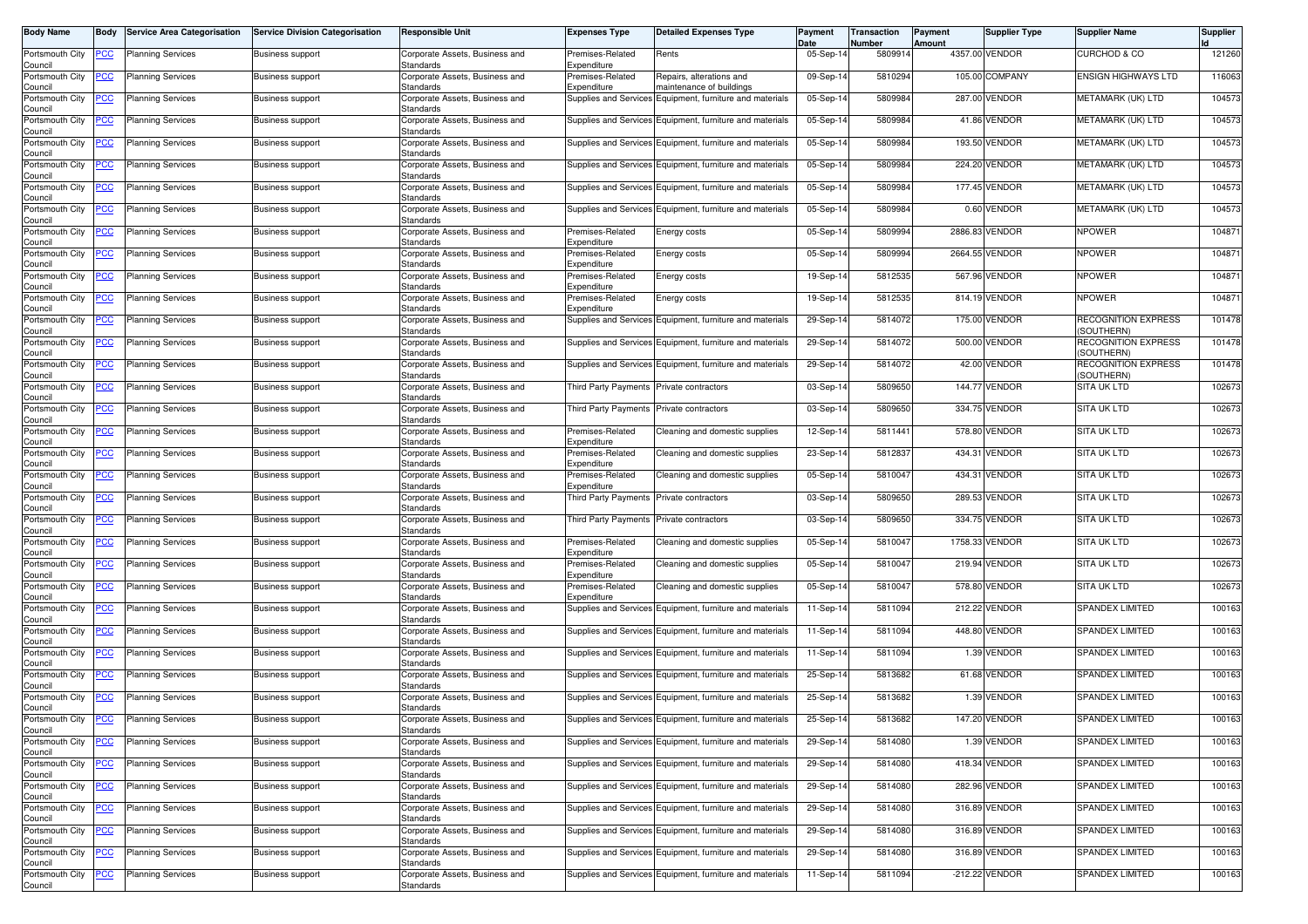| Body Name | Body | Service Area Categorisation | Service Division Categorisation | Responsible Unit | Expenses Type | Detailed Expenses Type | Payment Date | Transaction Number | Payment Amount | Supplier Type | Supplier Name | Supplier Id |
|---|---|---|---|---|---|---|---|---|---|---|---|---|
| Portsmouth City Council | PCC | Planning Services | Business support | Corporate Assets, Business and Standards | Premises-Related Expenditure | Rents | 05-Sep-14 | 5809914 | 4357.00 | VENDOR | CURCHOD & CO | 121260 |
| Portsmouth City Council | PCC | Planning Services | Business support | Corporate Assets, Business and Standards | Premises-Related Expenditure | Repairs, alterations and maintenance of buildings | 09-Sep-14 | 5810294 | 105.00 | COMPANY | ENSIGN HIGHWAYS LTD | 116063 |
| Portsmouth City Council | PCC | Planning Services | Business support | Corporate Assets, Business and Standards | Supplies and Services | Equipment, furniture and materials | 05-Sep-14 | 5809984 | 287.00 | VENDOR | METAMARK (UK) LTD | 104573 |
| Portsmouth City Council | PCC | Planning Services | Business support | Corporate Assets, Business and Standards | Supplies and Services | Equipment, furniture and materials | 05-Sep-14 | 5809984 | 41.86 | VENDOR | METAMARK (UK) LTD | 104573 |
| Portsmouth City Council | PCC | Planning Services | Business support | Corporate Assets, Business and Standards | Supplies and Services | Equipment, furniture and materials | 05-Sep-14 | 5809984 | 193.50 | VENDOR | METAMARK (UK) LTD | 104573 |
| Portsmouth City Council | PCC | Planning Services | Business support | Corporate Assets, Business and Standards | Supplies and Services | Equipment, furniture and materials | 05-Sep-14 | 5809984 | 224.20 | VENDOR | METAMARK (UK) LTD | 104573 |
| Portsmouth City Council | PCC | Planning Services | Business support | Corporate Assets, Business and Standards | Supplies and Services | Equipment, furniture and materials | 05-Sep-14 | 5809984 | 177.45 | VENDOR | METAMARK (UK) LTD | 104573 |
| Portsmouth City Council | PCC | Planning Services | Business support | Corporate Assets, Business and Standards | Supplies and Services | Equipment, furniture and materials | 05-Sep-14 | 5809984 | 0.60 | VENDOR | METAMARK (UK) LTD | 104573 |
| Portsmouth City Council | PCC | Planning Services | Business support | Corporate Assets, Business and Standards | Premises-Related Expenditure | Energy costs | 05-Sep-14 | 5809994 | 2886.83 | VENDOR | NPOWER | 104871 |
| Portsmouth City Council | PCC | Planning Services | Business support | Corporate Assets, Business and Standards | Premises-Related Expenditure | Energy costs | 05-Sep-14 | 5809994 | 2664.55 | VENDOR | NPOWER | 104871 |
| Portsmouth City Council | PCC | Planning Services | Business support | Corporate Assets, Business and Standards | Premises-Related Expenditure | Energy costs | 19-Sep-14 | 5812535 | 567.96 | VENDOR | NPOWER | 104871 |
| Portsmouth City Council | PCC | Planning Services | Business support | Corporate Assets, Business and Standards | Premises-Related Expenditure | Energy costs | 19-Sep-14 | 5812535 | 814.19 | VENDOR | NPOWER | 104871 |
| Portsmouth City Council | PCC | Planning Services | Business support | Corporate Assets, Business and Standards | Supplies and Services | Equipment, furniture and materials | 29-Sep-14 | 5814072 | 175.00 | VENDOR | RECOGNITION EXPRESS (SOUTHERN) | 101478 |
| Portsmouth City Council | PCC | Planning Services | Business support | Corporate Assets, Business and Standards | Supplies and Services | Equipment, furniture and materials | 29-Sep-14 | 5814072 | 500.00 | VENDOR | RECOGNITION EXPRESS (SOUTHERN) | 101478 |
| Portsmouth City Council | PCC | Planning Services | Business support | Corporate Assets, Business and Standards | Supplies and Services | Equipment, furniture and materials | 29-Sep-14 | 5814072 | 42.00 | VENDOR | RECOGNITION EXPRESS (SOUTHERN) | 101478 |
| Portsmouth City Council | PCC | Planning Services | Business support | Corporate Assets, Business and Standards | Third Party Payments | Private contractors | 03-Sep-14 | 5809650 | 144.77 | VENDOR | SITA UK LTD | 102673 |
| Portsmouth City Council | PCC | Planning Services | Business support | Corporate Assets, Business and Standards | Third Party Payments | Private contractors | 03-Sep-14 | 5809650 | 334.75 | VENDOR | SITA UK LTD | 102673 |
| Portsmouth City Council | PCC | Planning Services | Business support | Corporate Assets, Business and Standards | Premises-Related Expenditure | Cleaning and domestic supplies | 12-Sep-14 | 5811441 | 578.80 | VENDOR | SITA UK LTD | 102673 |
| Portsmouth City Council | PCC | Planning Services | Business support | Corporate Assets, Business and Standards | Premises-Related Expenditure | Cleaning and domestic supplies | 23-Sep-14 | 5812837 | 434.31 | VENDOR | SITA UK LTD | 102673 |
| Portsmouth City Council | PCC | Planning Services | Business support | Corporate Assets, Business and Standards | Premises-Related Expenditure | Cleaning and domestic supplies | 05-Sep-14 | 5810047 | 434.31 | VENDOR | SITA UK LTD | 102673 |
| Portsmouth City Council | PCC | Planning Services | Business support | Corporate Assets, Business and Standards | Third Party Payments | Private contractors | 03-Sep-14 | 5809650 | 289.53 | VENDOR | SITA UK LTD | 102673 |
| Portsmouth City Council | PCC | Planning Services | Business support | Corporate Assets, Business and Standards | Third Party Payments | Private contractors | 03-Sep-14 | 5809650 | 334.75 | VENDOR | SITA UK LTD | 102673 |
| Portsmouth City Council | PCC | Planning Services | Business support | Corporate Assets, Business and Standards | Premises-Related Expenditure | Cleaning and domestic supplies | 05-Sep-14 | 5810047 | 1758.33 | VENDOR | SITA UK LTD | 102673 |
| Portsmouth City Council | PCC | Planning Services | Business support | Corporate Assets, Business and Standards | Premises-Related Expenditure | Cleaning and domestic supplies | 05-Sep-14 | 5810047 | 219.94 | VENDOR | SITA UK LTD | 102673 |
| Portsmouth City Council | PCC | Planning Services | Business support | Corporate Assets, Business and Standards | Premises-Related Expenditure | Cleaning and domestic supplies | 05-Sep-14 | 5810047 | 578.80 | VENDOR | SITA UK LTD | 102673 |
| Portsmouth City Council | PCC | Planning Services | Business support | Corporate Assets, Business and Standards | Supplies and Services | Equipment, furniture and materials | 11-Sep-14 | 5811094 | 212.22 | VENDOR | SPANDEX LIMITED | 100163 |
| Portsmouth City Council | PCC | Planning Services | Business support | Corporate Assets, Business and Standards | Supplies and Services | Equipment, furniture and materials | 11-Sep-14 | 5811094 | 448.80 | VENDOR | SPANDEX LIMITED | 100163 |
| Portsmouth City Council | PCC | Planning Services | Business support | Corporate Assets, Business and Standards | Supplies and Services | Equipment, furniture and materials | 11-Sep-14 | 5811094 | 1.39 | VENDOR | SPANDEX LIMITED | 100163 |
| Portsmouth City Council | PCC | Planning Services | Business support | Corporate Assets, Business and Standards | Supplies and Services | Equipment, furniture and materials | 25-Sep-14 | 5813682 | 61.68 | VENDOR | SPANDEX LIMITED | 100163 |
| Portsmouth City Council | PCC | Planning Services | Business support | Corporate Assets, Business and Standards | Supplies and Services | Equipment, furniture and materials | 25-Sep-14 | 5813682 | 1.39 | VENDOR | SPANDEX LIMITED | 100163 |
| Portsmouth City Council | PCC | Planning Services | Business support | Corporate Assets, Business and Standards | Supplies and Services | Equipment, furniture and materials | 25-Sep-14 | 5813682 | 147.20 | VENDOR | SPANDEX LIMITED | 100163 |
| Portsmouth City Council | PCC | Planning Services | Business support | Corporate Assets, Business and Standards | Supplies and Services | Equipment, furniture and materials | 29-Sep-14 | 5814080 | 1.39 | VENDOR | SPANDEX LIMITED | 100163 |
| Portsmouth City Council | PCC | Planning Services | Business support | Corporate Assets, Business and Standards | Supplies and Services | Equipment, furniture and materials | 29-Sep-14 | 5814080 | 418.34 | VENDOR | SPANDEX LIMITED | 100163 |
| Portsmouth City Council | PCC | Planning Services | Business support | Corporate Assets, Business and Standards | Supplies and Services | Equipment, furniture and materials | 29-Sep-14 | 5814080 | 282.96 | VENDOR | SPANDEX LIMITED | 100163 |
| Portsmouth City Council | PCC | Planning Services | Business support | Corporate Assets, Business and Standards | Supplies and Services | Equipment, furniture and materials | 29-Sep-14 | 5814080 | 316.89 | VENDOR | SPANDEX LIMITED | 100163 |
| Portsmouth City Council | PCC | Planning Services | Business support | Corporate Assets, Business and Standards | Supplies and Services | Equipment, furniture and materials | 29-Sep-14 | 5814080 | 316.89 | VENDOR | SPANDEX LIMITED | 100163 |
| Portsmouth City Council | PCC | Planning Services | Business support | Corporate Assets, Business and Standards | Supplies and Services | Equipment, furniture and materials | 29-Sep-14 | 5814080 | 316.89 | VENDOR | SPANDEX LIMITED | 100163 |
| Portsmouth City Council | PCC | Planning Services | Business support | Corporate Assets, Business and Standards | Supplies and Services | Equipment, furniture and materials | 11-Sep-14 | 5811094 | -212.22 | VENDOR | SPANDEX LIMITED | 100163 |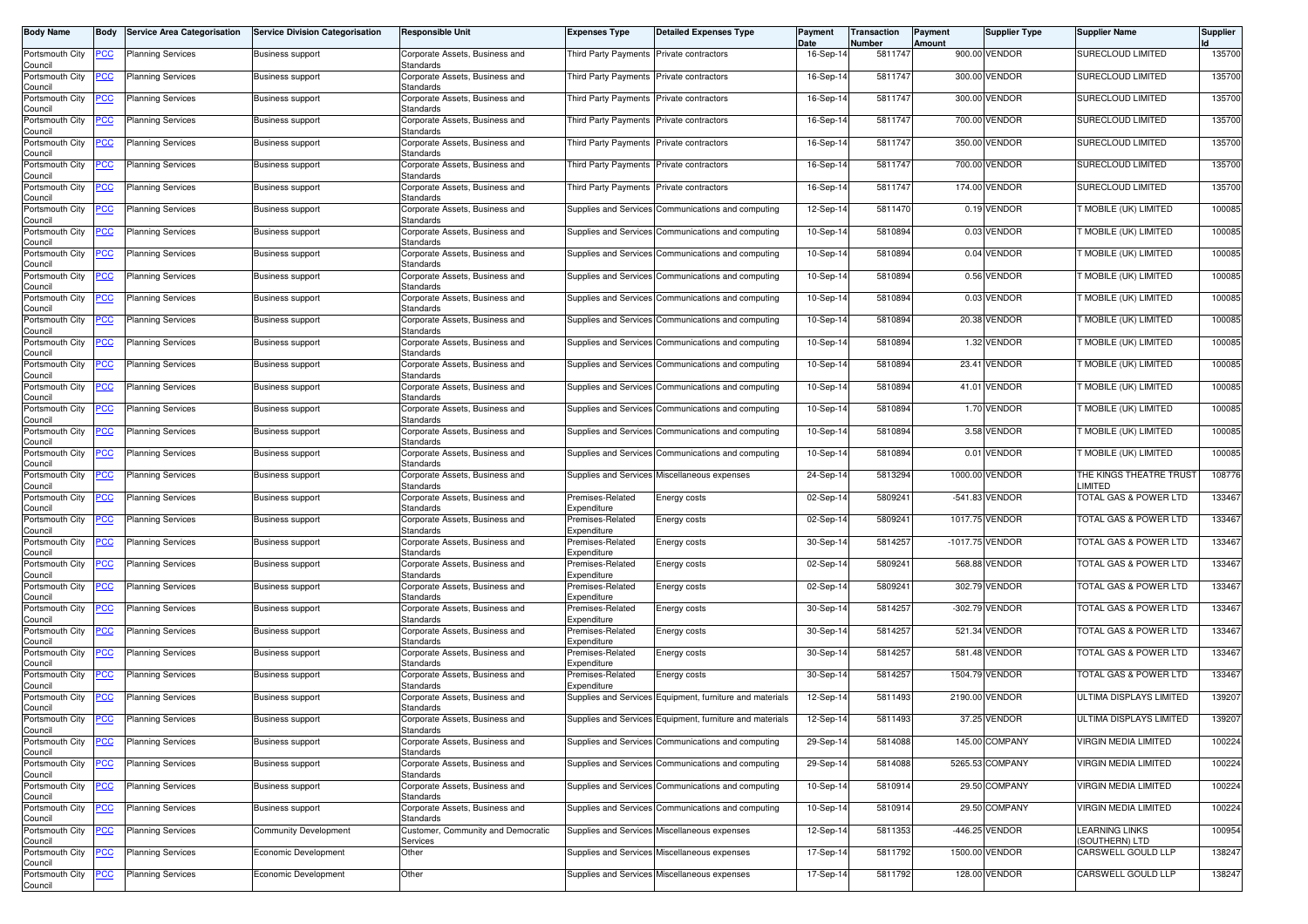| Body Name | Body | Service Area Categorisation | Service Division Categorisation | Responsible Unit | Expenses Type | Detailed Expenses Type | Payment Date | Transaction Number | Payment Amount | Supplier Type | Supplier Name | Supplier Id |
|---|---|---|---|---|---|---|---|---|---|---|---|---|
| Portsmouth City Council | PCC | Planning Services | Business support | Corporate Assets, Business and Standards | Third Party Payments | Private contractors | 16-Sep-14 | 5811747 | 900.00 | VENDOR | SURECLOUD LIMITED | 135700 |
| Portsmouth City Council | PCC | Planning Services | Business support | Corporate Assets, Business and Standards | Third Party Payments | Private contractors | 16-Sep-14 | 5811747 | 300.00 | VENDOR | SURECLOUD LIMITED | 135700 |
| Portsmouth City Council | PCC | Planning Services | Business support | Corporate Assets, Business and Standards | Third Party Payments | Private contractors | 16-Sep-14 | 5811747 | 300.00 | VENDOR | SURECLOUD LIMITED | 135700 |
| Portsmouth City Council | PCC | Planning Services | Business support | Corporate Assets, Business and Standards | Third Party Payments | Private contractors | 16-Sep-14 | 5811747 | 700.00 | VENDOR | SURECLOUD LIMITED | 135700 |
| Portsmouth City Council | PCC | Planning Services | Business support | Corporate Assets, Business and Standards | Third Party Payments | Private contractors | 16-Sep-14 | 5811747 | 350.00 | VENDOR | SURECLOUD LIMITED | 135700 |
| Portsmouth City Council | PCC | Planning Services | Business support | Corporate Assets, Business and Standards | Third Party Payments | Private contractors | 16-Sep-14 | 5811747 | 700.00 | VENDOR | SURECLOUD LIMITED | 135700 |
| Portsmouth City Council | PCC | Planning Services | Business support | Corporate Assets, Business and Standards | Third Party Payments | Private contractors | 16-Sep-14 | 5811747 | 174.00 | VENDOR | SURECLOUD LIMITED | 135700 |
| Portsmouth City Council | PCC | Planning Services | Business support | Corporate Assets, Business and Standards | Supplies and Services | Communications and computing | 12-Sep-14 | 5811470 | 0.19 | VENDOR | T MOBILE (UK) LIMITED | 100085 |
| Portsmouth City Council | PCC | Planning Services | Business support | Corporate Assets, Business and Standards | Supplies and Services | Communications and computing | 10-Sep-14 | 5810894 | 0.03 | VENDOR | T MOBILE (UK) LIMITED | 100085 |
| Portsmouth City Council | PCC | Planning Services | Business support | Corporate Assets, Business and Standards | Supplies and Services | Communications and computing | 10-Sep-14 | 5810894 | 0.04 | VENDOR | T MOBILE (UK) LIMITED | 100085 |
| Portsmouth City Council | PCC | Planning Services | Business support | Corporate Assets, Business and Standards | Supplies and Services | Communications and computing | 10-Sep-14 | 5810894 | 0.56 | VENDOR | T MOBILE (UK) LIMITED | 100085 |
| Portsmouth City Council | PCC | Planning Services | Business support | Corporate Assets, Business and Standards | Supplies and Services | Communications and computing | 10-Sep-14 | 5810894 | 0.03 | VENDOR | T MOBILE (UK) LIMITED | 100085 |
| Portsmouth City Council | PCC | Planning Services | Business support | Corporate Assets, Business and Standards | Supplies and Services | Communications and computing | 10-Sep-14 | 5810894 | 20.38 | VENDOR | T MOBILE (UK) LIMITED | 100085 |
| Portsmouth City Council | PCC | Planning Services | Business support | Corporate Assets, Business and Standards | Supplies and Services | Communications and computing | 10-Sep-14 | 5810894 | 1.32 | VENDOR | T MOBILE (UK) LIMITED | 100085 |
| Portsmouth City Council | PCC | Planning Services | Business support | Corporate Assets, Business and Standards | Supplies and Services | Communications and computing | 10-Sep-14 | 5810894 | 23.41 | VENDOR | T MOBILE (UK) LIMITED | 100085 |
| Portsmouth City Council | PCC | Planning Services | Business support | Corporate Assets, Business and Standards | Supplies and Services | Communications and computing | 10-Sep-14 | 5810894 | 41.01 | VENDOR | T MOBILE (UK) LIMITED | 100085 |
| Portsmouth City Council | PCC | Planning Services | Business support | Corporate Assets, Business and Standards | Supplies and Services | Communications and computing | 10-Sep-14 | 5810894 | 1.70 | VENDOR | T MOBILE (UK) LIMITED | 100085 |
| Portsmouth City Council | PCC | Planning Services | Business support | Corporate Assets, Business and Standards | Supplies and Services | Communications and computing | 10-Sep-14 | 5810894 | 3.58 | VENDOR | T MOBILE (UK) LIMITED | 100085 |
| Portsmouth City Council | PCC | Planning Services | Business support | Corporate Assets, Business and Standards | Supplies and Services | Communications and computing | 10-Sep-14 | 5810894 | 0.01 | VENDOR | T MOBILE (UK) LIMITED | 100085 |
| Portsmouth City Council | PCC | Planning Services | Business support | Corporate Assets, Business and Standards | Supplies and Services | Miscellaneous expenses | 24-Sep-14 | 5813294 | 1000.00 | VENDOR | THE KINGS THEATRE TRUST LIMITED | 108776 |
| Portsmouth City Council | PCC | Planning Services | Business support | Corporate Assets, Business and Standards | Premises-Related Expenditure | Energy costs | 02-Sep-14 | 5809241 | -541.83 | VENDOR | TOTAL GAS & POWER LTD | 133467 |
| Portsmouth City Council | PCC | Planning Services | Business support | Corporate Assets, Business and Standards | Premises-Related Expenditure | Energy costs | 02-Sep-14 | 5809241 | 1017.75 | VENDOR | TOTAL GAS & POWER LTD | 133467 |
| Portsmouth City Council | PCC | Planning Services | Business support | Corporate Assets, Business and Standards | Premises-Related Expenditure | Energy costs | 30-Sep-14 | 5814257 | -1017.75 | VENDOR | TOTAL GAS & POWER LTD | 133467 |
| Portsmouth City Council | PCC | Planning Services | Business support | Corporate Assets, Business and Standards | Premises-Related Expenditure | Energy costs | 02-Sep-14 | 5809241 | 568.88 | VENDOR | TOTAL GAS & POWER LTD | 133467 |
| Portsmouth City Council | PCC | Planning Services | Business support | Corporate Assets, Business and Standards | Premises-Related Expenditure | Energy costs | 02-Sep-14 | 5809241 | 302.79 | VENDOR | TOTAL GAS & POWER LTD | 133467 |
| Portsmouth City Council | PCC | Planning Services | Business support | Corporate Assets, Business and Standards | Premises-Related Expenditure | Energy costs | 30-Sep-14 | 5814257 | -302.79 | VENDOR | TOTAL GAS & POWER LTD | 133467 |
| Portsmouth City Council | PCC | Planning Services | Business support | Corporate Assets, Business and Standards | Premises-Related Expenditure | Energy costs | 30-Sep-14 | 5814257 | 521.34 | VENDOR | TOTAL GAS & POWER LTD | 133467 |
| Portsmouth City Council | PCC | Planning Services | Business support | Corporate Assets, Business and Standards | Premises-Related Expenditure | Energy costs | 30-Sep-14 | 5814257 | 581.48 | VENDOR | TOTAL GAS & POWER LTD | 133467 |
| Portsmouth City Council | PCC | Planning Services | Business support | Corporate Assets, Business and Standards | Premises-Related Expenditure | Energy costs | 30-Sep-14 | 5814257 | 1504.79 | VENDOR | TOTAL GAS & POWER LTD | 133467 |
| Portsmouth City Council | PCC | Planning Services | Business support | Corporate Assets, Business and Standards | Supplies and Services | Equipment, furniture and materials | 12-Sep-14 | 5811493 | 2190.00 | VENDOR | ULTIMA DISPLAYS LIMITED | 139207 |
| Portsmouth City Council | PCC | Planning Services | Business support | Corporate Assets, Business and Standards | Supplies and Services | Equipment, furniture and materials | 12-Sep-14 | 5811493 | 37.25 | VENDOR | ULTIMA DISPLAYS LIMITED | 139207 |
| Portsmouth City Council | PCC | Planning Services | Business support | Corporate Assets, Business and Standards | Supplies and Services | Communications and computing | 29-Sep-14 | 5814088 | 145.00 | COMPANY | VIRGIN MEDIA LIMITED | 100224 |
| Portsmouth City Council | PCC | Planning Services | Business support | Corporate Assets, Business and Standards | Supplies and Services | Communications and computing | 29-Sep-14 | 5814088 | 5265.53 | COMPANY | VIRGIN MEDIA LIMITED | 100224 |
| Portsmouth City Council | PCC | Planning Services | Business support | Corporate Assets, Business and Standards | Supplies and Services | Communications and computing | 10-Sep-14 | 5810914 | 29.50 | COMPANY | VIRGIN MEDIA LIMITED | 100224 |
| Portsmouth City Council | PCC | Planning Services | Business support | Corporate Assets, Business and Standards | Supplies and Services | Communications and computing | 10-Sep-14 | 5810914 | 29.50 | COMPANY | VIRGIN MEDIA LIMITED | 100224 |
| Portsmouth City Council | PCC | Planning Services | Community Development | Customer, Community and Democratic Services | Supplies and Services | Miscellaneous expenses | 12-Sep-14 | 5811353 | -446.25 | VENDOR | LEARNING LINKS (SOUTHERN) LTD | 100954 |
| Portsmouth City Council | PCC | Planning Services | Economic Development | Other | Supplies and Services | Miscellaneous expenses | 17-Sep-14 | 5811792 | 1500.00 | VENDOR | CARSWELL GOULD LLP | 138247 |
| Portsmouth City Council | PCC | Planning Services | Economic Development | Other | Supplies and Services | Miscellaneous expenses | 17-Sep-14 | 5811792 | 128.00 | VENDOR | CARSWELL GOULD LLP | 138247 |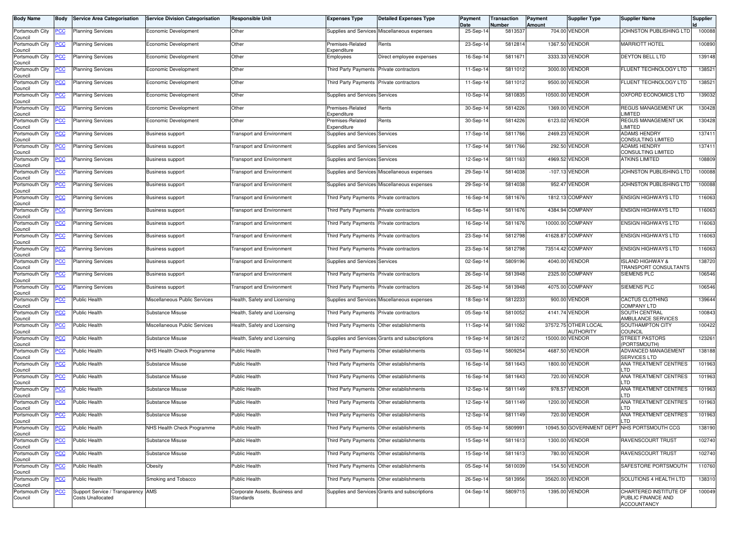| Body Name | Body | Service Area Categorisation | Service Division Categorisation | Responsible Unit | Expenses Type | Detailed Expenses Type | Payment Date | Transaction Number | Payment Amount | Supplier Type | Supplier Name | Supplier Id |
|---|---|---|---|---|---|---|---|---|---|---|---|---|
| Portsmouth City Council | PCC | Planning Services | Economic Development | Other | Supplies and Services | Miscellaneous expenses | 25-Sep-14 | 5813537 | 704.00 | VENDOR | JOHNSTON PUBLISHING LTD | 100088 |
| Portsmouth City Council | PCC | Planning Services | Economic Development | Other | Premises-Related Expenditure | Rents | 23-Sep-14 | 5812814 | 1367.50 | VENDOR | MARRIOTT HOTEL | 100890 |
| Portsmouth City Council | PCC | Planning Services | Economic Development | Other | Employees | Direct employee expenses | 16-Sep-14 | 5811671 | 3333.33 | VENDOR | DEYTON BELL LTD | 139148 |
| Portsmouth City Council | PCC | Planning Services | Economic Development | Other | Third Party Payments | Private contractors | 11-Sep-14 | 5811012 | 3000.00 | VENDOR | FLUENT TECHNOLOGY LTD | 138521 |
| Portsmouth City Council | PCC | Planning Services | Economic Development | Other | Third Party Payments | Private contractors | 11-Sep-14 | 5811012 | 9500.00 | VENDOR | FLUENT TECHNOLOGY LTD | 138521 |
| Portsmouth City Council | PCC | Planning Services | Economic Development | Other | Supplies and Services | Services | 10-Sep-14 | 5810835 | 10500.00 | VENDOR | OXFORD ECONOMICS LTD | 139032 |
| Portsmouth City Council | PCC | Planning Services | Economic Development | Other | Premises-Related Expenditure | Rents | 30-Sep-14 | 5814226 | 1369.00 | VENDOR | REGUS MANAGEMENT UK LIMITED | 130428 |
| Portsmouth City Council | PCC | Planning Services | Economic Development | Other | Premises-Related Expenditure | Rents | 30-Sep-14 | 5814226 | 6123.02 | VENDOR | REGUS MANAGEMENT UK LIMITED | 130428 |
| Portsmouth City Council | PCC | Planning Services | Business support | Transport and Environment | Supplies and Services | Services | 17-Sep-14 | 5811766 | 2469.23 | VENDOR | ADAMS HENDRY CONSULTING LIMITED | 137411 |
| Portsmouth City Council | PCC | Planning Services | Business support | Transport and Environment | Supplies and Services | Services | 17-Sep-14 | 5811766 | 292.50 | VENDOR | ADAMS HENDRY CONSULTING LIMITED | 137411 |
| Portsmouth City Council | PCC | Planning Services | Business support | Transport and Environment | Supplies and Services | Services | 12-Sep-14 | 5811163 | 4969.52 | VENDOR | ATKINS LIMITED | 108809 |
| Portsmouth City Council | PCC | Planning Services | Business support | Transport and Environment | Supplies and Services | Miscellaneous expenses | 29-Sep-14 | 5814038 | -107.13 | VENDOR | JOHNSTON PUBLISHING LTD | 100088 |
| Portsmouth City Council | PCC | Planning Services | Business support | Transport and Environment | Supplies and Services | Miscellaneous expenses | 29-Sep-14 | 5814038 | 952.47 | VENDOR | JOHNSTON PUBLISHING LTD | 100088 |
| Portsmouth City Council | PCC | Planning Services | Business support | Transport and Environment | Third Party Payments | Private contractors | 16-Sep-14 | 5811676 | 1812.13 | COMPANY | ENSIGN HIGHWAYS LTD | 116063 |
| Portsmouth City Council | PCC | Planning Services | Business support | Transport and Environment | Third Party Payments | Private contractors | 16-Sep-14 | 5811676 | 4384.94 | COMPANY | ENSIGN HIGHWAYS LTD | 116063 |
| Portsmouth City Council | PCC | Planning Services | Business support | Transport and Environment | Third Party Payments | Private contractors | 16-Sep-14 | 5811676 | 10000.00 | COMPANY | ENSIGN HIGHWAYS LTD | 116063 |
| Portsmouth City Council | PCC | Planning Services | Business support | Transport and Environment | Third Party Payments | Private contractors | 23-Sep-14 | 5812798 | 41628.87 | COMPANY | ENSIGN HIGHWAYS LTD | 116063 |
| Portsmouth City Council | PCC | Planning Services | Business support | Transport and Environment | Third Party Payments | Private contractors | 23-Sep-14 | 5812798 | 73514.42 | COMPANY | ENSIGN HIGHWAYS LTD | 116063 |
| Portsmouth City Council | PCC | Planning Services | Business support | Transport and Environment | Supplies and Services | Services | 02-Sep-14 | 5809196 | 4040.00 | VENDOR | ISLAND HIGHWAY & TRANSPORT CONSULTANTS | 138720 |
| Portsmouth City Council | PCC | Planning Services | Business support | Transport and Environment | Third Party Payments | Private contractors | 26-Sep-14 | 5813948 | 2325.00 | COMPANY | SIEMENS PLC | 106546 |
| Portsmouth City Council | PCC | Planning Services | Business support | Transport and Environment | Third Party Payments | Private contractors | 26-Sep-14 | 5813948 | 4075.00 | COMPANY | SIEMENS PLC | 106546 |
| Portsmouth City Council | PCC | Public Health | Miscellaneous Public Services | Health, Safety and Licensing | Supplies and Services | Miscellaneous expenses | 18-Sep-14 | 5812233 | 900.00 | VENDOR | CACTUS CLOTHING COMPANY LTD | 139644 |
| Portsmouth City Council | PCC | Public Health | Substance Misuse | Health, Safety and Licensing | Third Party Payments | Private contractors | 05-Sep-14 | 5810052 | 4141.74 | VENDOR | SOUTH CENTRAL AMBULANCE SERVICES | 100843 |
| Portsmouth City Council | PCC | Public Health | Miscellaneous Public Services | Health, Safety and Licensing | Third Party Payments | Other establishments | 11-Sep-14 | 5811092 | 37572.75 | OTHER LOCAL AUTHORITY | SOUTHAMPTON CITY COUNCIL | 100422 |
| Portsmouth City Council | PCC | Public Health | Substance Misuse | Health, Safety and Licensing | Supplies and Services | Grants and subscriptions | 19-Sep-14 | 5812612 | 15000.00 | VENDOR | STREET PASTORS (PORTSMOUTH) | 123261 |
| Portsmouth City Council | PCC | Public Health | NHS Health Check Programme | Public Health | Third Party Payments | Other establishments | 03-Sep-14 | 5809254 | 4687.50 | VENDOR | ADVANCED MANAGEMENT SERVICES LTD | 138188 |
| Portsmouth City Council | PCC | Public Health | Substance Misuse | Public Health | Third Party Payments | Other establishments | 16-Sep-14 | 5811643 | 1800.00 | VENDOR | ANA TREATMENT CENTRES LTD | 101963 |
| Portsmouth City Council | PCC | Public Health | Substance Misuse | Public Health | Third Party Payments | Other establishments | 16-Sep-14 | 5811643 | 720.00 | VENDOR | ANA TREATMENT CENTRES LTD | 101963 |
| Portsmouth City Council | PCC | Public Health | Substance Misuse | Public Health | Third Party Payments | Other establishments | 12-Sep-14 | 5811149 | 978.57 | VENDOR | ANA TREATMENT CENTRES LTD | 101963 |
| Portsmouth City Council | PCC | Public Health | Substance Misuse | Public Health | Third Party Payments | Other establishments | 12-Sep-14 | 5811149 | 1200.00 | VENDOR | ANA TREATMENT CENTRES LTD | 101963 |
| Portsmouth City Council | PCC | Public Health | Substance Misuse | Public Health | Third Party Payments | Other establishments | 12-Sep-14 | 5811149 | 720.00 | VENDOR | ANA TREATMENT CENTRES LTD | 101963 |
| Portsmouth City Council | PCC | Public Health | NHS Health Check Programme | Public Health | Third Party Payments | Other establishments | 05-Sep-14 | 5809991 | 10945.50 | GOVERNMENT DEPT | NHS PORTSMOUTH CCG | 138190 |
| Portsmouth City Council | PCC | Public Health | Substance Misuse | Public Health | Third Party Payments | Other establishments | 15-Sep-14 | 5811613 | 1300.00 | VENDOR | RAVENSCOURT TRUST | 102740 |
| Portsmouth City Council | PCC | Public Health | Substance Misuse | Public Health | Third Party Payments | Other establishments | 15-Sep-14 | 5811613 | 780.00 | VENDOR | RAVENSCOURT TRUST | 102740 |
| Portsmouth City Council | PCC | Public Health | Obesity | Public Health | Third Party Payments | Other establishments | 05-Sep-14 | 5810039 | 154.50 | VENDOR | SAFESTORE PORTSMOUTH | 110760 |
| Portsmouth City Council | PCC | Public Health | Smoking and Tobacco | Public Health | Third Party Payments | Other establishments | 26-Sep-14 | 5813956 | 35620.00 | VENDOR | SOLUTIONS 4 HEALTH LTD | 138310 |
| Portsmouth City Council | PCC | Support Service / Transparency Costs Unallocated | AMS | Corporate Assets, Business and Standards | Supplies and Services | Grants and subscriptions | 04-Sep-14 | 5809715 | 1395.00 | VENDOR | CHARTERED INSTITUTE OF PUBLIC FINANCE AND ACCOUNTANCY | 100049 |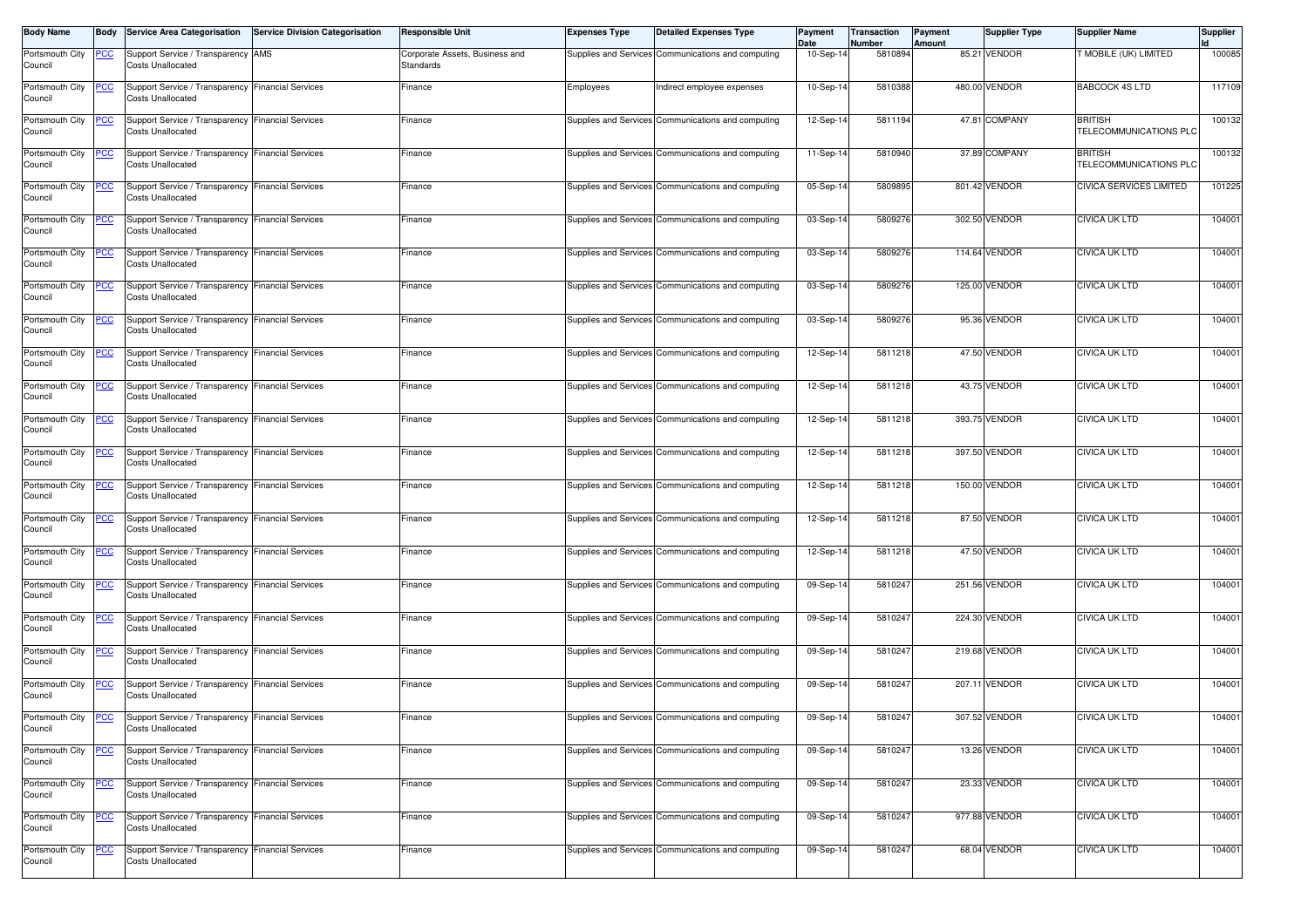| Body Name | Body | Service Area Categorisation | Service Division Categorisation | Responsible Unit | Expenses Type | Detailed Expenses Type | Payment Date | Transaction Number | Payment Amount | Supplier Type | Supplier Name | Supplier Id |
|---|---|---|---|---|---|---|---|---|---|---|---|---|
| Portsmouth City Council | PCC | Support Service / Transparency Costs Unallocated | AMS | Corporate Assets, Business and Standards | Supplies and Services | Communications and computing | 10-Sep-14 | 5810894 | 85.21 | VENDOR | T MOBILE (UK) LIMITED | 100085 |
| Portsmouth City Council | PCC | Support Service / Transparency Costs Unallocated | Financial Services | Finance | Employees | Indirect employee expenses | 10-Sep-14 | 5810388 | 480.00 | VENDOR | BABCOCK 4S LTD | 117109 |
| Portsmouth City Council | PCC | Support Service / Transparency Costs Unallocated | Financial Services | Finance | Supplies and Services | Communications and computing | 12-Sep-14 | 5811194 | 47.81 | COMPANY | BRITISH TELECOMMUNICATIONS PLC | 100132 |
| Portsmouth City Council | PCC | Support Service / Transparency Costs Unallocated | Financial Services | Finance | Supplies and Services | Communications and computing | 11-Sep-14 | 5810940 | 37.89 | COMPANY | BRITISH TELECOMMUNICATIONS PLC | 100132 |
| Portsmouth City Council | PCC | Support Service / Transparency Costs Unallocated | Financial Services | Finance | Supplies and Services | Communications and computing | 05-Sep-14 | 5809895 | 801.42 | VENDOR | CIVICA SERVICES LIMITED | 101225 |
| Portsmouth City Council | PCC | Support Service / Transparency Costs Unallocated | Financial Services | Finance | Supplies and Services | Communications and computing | 03-Sep-14 | 5809276 | 302.50 | VENDOR | CIVICA UK LTD | 104001 |
| Portsmouth City Council | PCC | Support Service / Transparency Costs Unallocated | Financial Services | Finance | Supplies and Services | Communications and computing | 03-Sep-14 | 5809276 | 114.64 | VENDOR | CIVICA UK LTD | 104001 |
| Portsmouth City Council | PCC | Support Service / Transparency Costs Unallocated | Financial Services | Finance | Supplies and Services | Communications and computing | 03-Sep-14 | 5809276 | 125.00 | VENDOR | CIVICA UK LTD | 104001 |
| Portsmouth City Council | PCC | Support Service / Transparency Costs Unallocated | Financial Services | Finance | Supplies and Services | Communications and computing | 03-Sep-14 | 5809276 | 95.36 | VENDOR | CIVICA UK LTD | 104001 |
| Portsmouth City Council | PCC | Support Service / Transparency Costs Unallocated | Financial Services | Finance | Supplies and Services | Communications and computing | 12-Sep-14 | 5811218 | 47.50 | VENDOR | CIVICA UK LTD | 104001 |
| Portsmouth City Council | PCC | Support Service / Transparency Costs Unallocated | Financial Services | Finance | Supplies and Services | Communications and computing | 12-Sep-14 | 5811218 | 43.75 | VENDOR | CIVICA UK LTD | 104001 |
| Portsmouth City Council | PCC | Support Service / Transparency Costs Unallocated | Financial Services | Finance | Supplies and Services | Communications and computing | 12-Sep-14 | 5811218 | 393.75 | VENDOR | CIVICA UK LTD | 104001 |
| Portsmouth City Council | PCC | Support Service / Transparency Costs Unallocated | Financial Services | Finance | Supplies and Services | Communications and computing | 12-Sep-14 | 5811218 | 397.50 | VENDOR | CIVICA UK LTD | 104001 |
| Portsmouth City Council | PCC | Support Service / Transparency Costs Unallocated | Financial Services | Finance | Supplies and Services | Communications and computing | 12-Sep-14 | 5811218 | 150.00 | VENDOR | CIVICA UK LTD | 104001 |
| Portsmouth City Council | PCC | Support Service / Transparency Costs Unallocated | Financial Services | Finance | Supplies and Services | Communications and computing | 12-Sep-14 | 5811218 | 87.50 | VENDOR | CIVICA UK LTD | 104001 |
| Portsmouth City Council | PCC | Support Service / Transparency Costs Unallocated | Financial Services | Finance | Supplies and Services | Communications and computing | 12-Sep-14 | 5811218 | 47.50 | VENDOR | CIVICA UK LTD | 104001 |
| Portsmouth City Council | PCC | Support Service / Transparency Costs Unallocated | Financial Services | Finance | Supplies and Services | Communications and computing | 09-Sep-14 | 5810247 | 251.56 | VENDOR | CIVICA UK LTD | 104001 |
| Portsmouth City Council | PCC | Support Service / Transparency Costs Unallocated | Financial Services | Finance | Supplies and Services | Communications and computing | 09-Sep-14 | 5810247 | 224.30 | VENDOR | CIVICA UK LTD | 104001 |
| Portsmouth City Council | PCC | Support Service / Transparency Costs Unallocated | Financial Services | Finance | Supplies and Services | Communications and computing | 09-Sep-14 | 5810247 | 219.68 | VENDOR | CIVICA UK LTD | 104001 |
| Portsmouth City Council | PCC | Support Service / Transparency Costs Unallocated | Financial Services | Finance | Supplies and Services | Communications and computing | 09-Sep-14 | 5810247 | 207.11 | VENDOR | CIVICA UK LTD | 104001 |
| Portsmouth City Council | PCC | Support Service / Transparency Costs Unallocated | Financial Services | Finance | Supplies and Services | Communications and computing | 09-Sep-14 | 5810247 | 307.52 | VENDOR | CIVICA UK LTD | 104001 |
| Portsmouth City Council | PCC | Support Service / Transparency Costs Unallocated | Financial Services | Finance | Supplies and Services | Communications and computing | 09-Sep-14 | 5810247 | 13.26 | VENDOR | CIVICA UK LTD | 104001 |
| Portsmouth City Council | PCC | Support Service / Transparency Costs Unallocated | Financial Services | Finance | Supplies and Services | Communications and computing | 09-Sep-14 | 5810247 | 23.33 | VENDOR | CIVICA UK LTD | 104001 |
| Portsmouth City Council | PCC | Support Service / Transparency Costs Unallocated | Financial Services | Finance | Supplies and Services | Communications and computing | 09-Sep-14 | 5810247 | 977.88 | VENDOR | CIVICA UK LTD | 104001 |
| Portsmouth City Council | PCC | Support Service / Transparency Costs Unallocated | Financial Services | Finance | Supplies and Services | Communications and computing | 09-Sep-14 | 5810247 | 68.04 | VENDOR | CIVICA UK LTD | 104001 |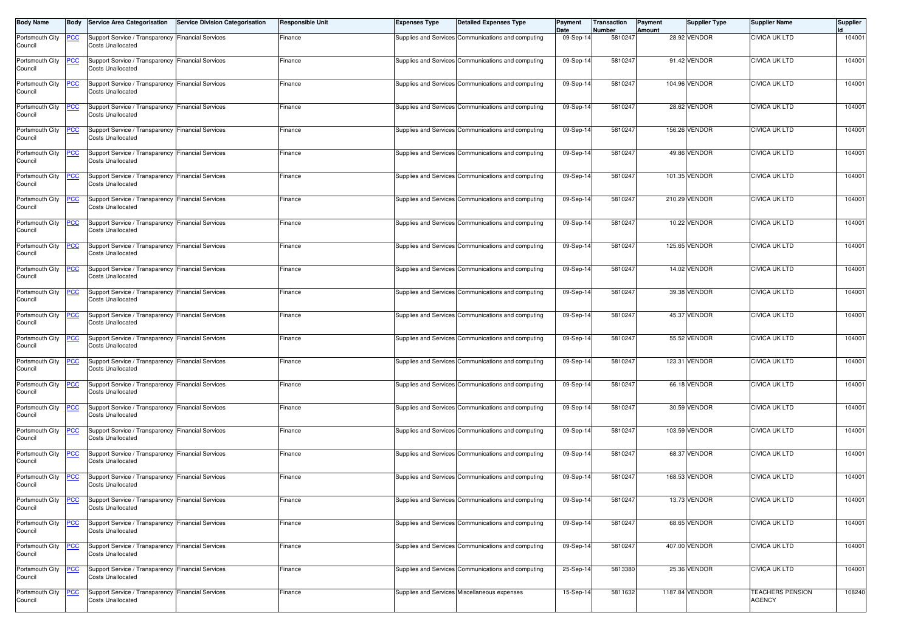| Body Name | Body | Service Area Categorisation | Service Division Categorisation | Responsible Unit | Expenses Type | Detailed Expenses Type | Payment Date | Transaction Number | Payment Amount | Supplier Type | Supplier Name | Supplier Id |
|---|---|---|---|---|---|---|---|---|---|---|---|---|
| Portsmouth City Council | PCC | Support Service / Transparency Costs Unallocated | Financial Services | Finance | Supplies and Services | Communications and computing | 09-Sep-14 | 5810247 | 28.92 | VENDOR | CIVICA UK LTD | 104001 |
| Portsmouth City Council | PCC | Support Service / Transparency Costs Unallocated | Financial Services | Finance | Supplies and Services | Communications and computing | 09-Sep-14 | 5810247 | 91.42 | VENDOR | CIVICA UK LTD | 104001 |
| Portsmouth City Council | PCC | Support Service / Transparency Costs Unallocated | Financial Services | Finance | Supplies and Services | Communications and computing | 09-Sep-14 | 5810247 | 104.96 | VENDOR | CIVICA UK LTD | 104001 |
| Portsmouth City Council | PCC | Support Service / Transparency Costs Unallocated | Financial Services | Finance | Supplies and Services | Communications and computing | 09-Sep-14 | 5810247 | 28.62 | VENDOR | CIVICA UK LTD | 104001 |
| Portsmouth City Council | PCC | Support Service / Transparency Costs Unallocated | Financial Services | Finance | Supplies and Services | Communications and computing | 09-Sep-14 | 5810247 | 156.26 | VENDOR | CIVICA UK LTD | 104001 |
| Portsmouth City Council | PCC | Support Service / Transparency Costs Unallocated | Financial Services | Finance | Supplies and Services | Communications and computing | 09-Sep-14 | 5810247 | 49.86 | VENDOR | CIVICA UK LTD | 104001 |
| Portsmouth City Council | PCC | Support Service / Transparency Costs Unallocated | Financial Services | Finance | Supplies and Services | Communications and computing | 09-Sep-14 | 5810247 | 101.35 | VENDOR | CIVICA UK LTD | 104001 |
| Portsmouth City Council | PCC | Support Service / Transparency Costs Unallocated | Financial Services | Finance | Supplies and Services | Communications and computing | 09-Sep-14 | 5810247 | 210.29 | VENDOR | CIVICA UK LTD | 104001 |
| Portsmouth City Council | PCC | Support Service / Transparency Costs Unallocated | Financial Services | Finance | Supplies and Services | Communications and computing | 09-Sep-14 | 5810247 | 10.22 | VENDOR | CIVICA UK LTD | 104001 |
| Portsmouth City Council | PCC | Support Service / Transparency Costs Unallocated | Financial Services | Finance | Supplies and Services | Communications and computing | 09-Sep-14 | 5810247 | 125.65 | VENDOR | CIVICA UK LTD | 104001 |
| Portsmouth City Council | PCC | Support Service / Transparency Costs Unallocated | Financial Services | Finance | Supplies and Services | Communications and computing | 09-Sep-14 | 5810247 | 14.02 | VENDOR | CIVICA UK LTD | 104001 |
| Portsmouth City Council | PCC | Support Service / Transparency Costs Unallocated | Financial Services | Finance | Supplies and Services | Communications and computing | 09-Sep-14 | 5810247 | 39.38 | VENDOR | CIVICA UK LTD | 104001 |
| Portsmouth City Council | PCC | Support Service / Transparency Costs Unallocated | Financial Services | Finance | Supplies and Services | Communications and computing | 09-Sep-14 | 5810247 | 45.37 | VENDOR | CIVICA UK LTD | 104001 |
| Portsmouth City Council | PCC | Support Service / Transparency Costs Unallocated | Financial Services | Finance | Supplies and Services | Communications and computing | 09-Sep-14 | 5810247 | 55.52 | VENDOR | CIVICA UK LTD | 104001 |
| Portsmouth City Council | PCC | Support Service / Transparency Costs Unallocated | Financial Services | Finance | Supplies and Services | Communications and computing | 09-Sep-14 | 5810247 | 123.31 | VENDOR | CIVICA UK LTD | 104001 |
| Portsmouth City Council | PCC | Support Service / Transparency Costs Unallocated | Financial Services | Finance | Supplies and Services | Communications and computing | 09-Sep-14 | 5810247 | 66.18 | VENDOR | CIVICA UK LTD | 104001 |
| Portsmouth City Council | PCC | Support Service / Transparency Costs Unallocated | Financial Services | Finance | Supplies and Services | Communications and computing | 09-Sep-14 | 5810247 | 30.59 | VENDOR | CIVICA UK LTD | 104001 |
| Portsmouth City Council | PCC | Support Service / Transparency Costs Unallocated | Financial Services | Finance | Supplies and Services | Communications and computing | 09-Sep-14 | 5810247 | 103.59 | VENDOR | CIVICA UK LTD | 104001 |
| Portsmouth City Council | PCC | Support Service / Transparency Costs Unallocated | Financial Services | Finance | Supplies and Services | Communications and computing | 09-Sep-14 | 5810247 | 68.37 | VENDOR | CIVICA UK LTD | 104001 |
| Portsmouth City Council | PCC | Support Service / Transparency Costs Unallocated | Financial Services | Finance | Supplies and Services | Communications and computing | 09-Sep-14 | 5810247 | 168.53 | VENDOR | CIVICA UK LTD | 104001 |
| Portsmouth City Council | PCC | Support Service / Transparency Costs Unallocated | Financial Services | Finance | Supplies and Services | Communications and computing | 09-Sep-14 | 5810247 | 13.73 | VENDOR | CIVICA UK LTD | 104001 |
| Portsmouth City Council | PCC | Support Service / Transparency Costs Unallocated | Financial Services | Finance | Supplies and Services | Communications and computing | 09-Sep-14 | 5810247 | 68.65 | VENDOR | CIVICA UK LTD | 104001 |
| Portsmouth City Council | PCC | Support Service / Transparency Costs Unallocated | Financial Services | Finance | Supplies and Services | Communications and computing | 09-Sep-14 | 5810247 | 407.00 | VENDOR | CIVICA UK LTD | 104001 |
| Portsmouth City Council | PCC | Support Service / Transparency Costs Unallocated | Financial Services | Finance | Supplies and Services | Communications and computing | 25-Sep-14 | 5813380 | 25.36 | VENDOR | CIVICA UK LTD | 104001 |
| Portsmouth City Council | PCC | Support Service / Transparency Costs Unallocated | Financial Services | Finance | Supplies and Services | Miscellaneous expenses | 15-Sep-14 | 5811632 | 1187.84 | VENDOR | TEACHERS PENSION AGENCY | 108240 |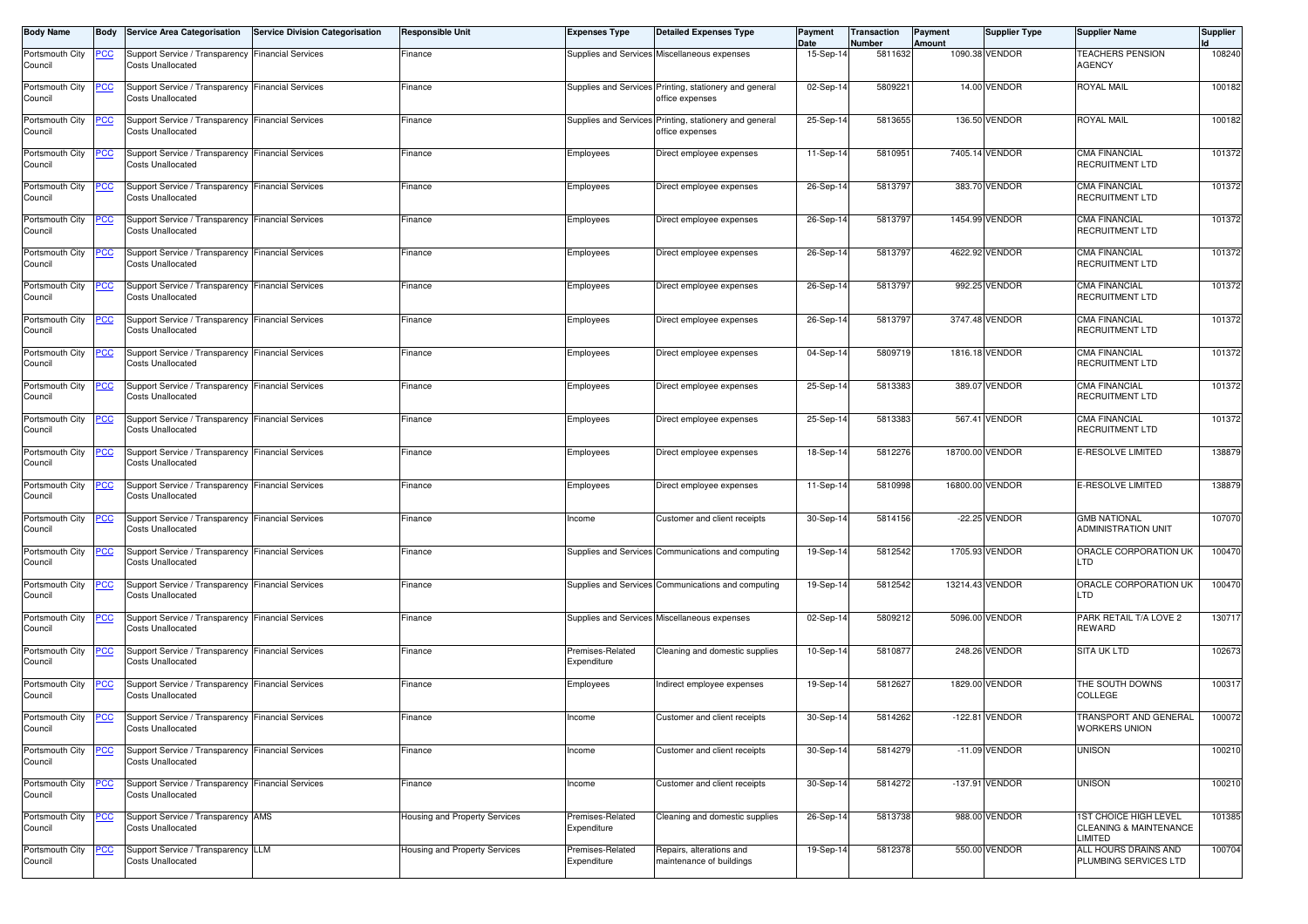| Body Name | Body | Service Area Categorisation | Service Division Categorisation | Responsible Unit | Expenses Type | Detailed Expenses Type | Payment Date | Transaction Number | Payment Amount | Supplier Type | Supplier Name | Supplier Id |
|---|---|---|---|---|---|---|---|---|---|---|---|---|
| Portsmouth City Council | PCC | Support Service / Transparency Costs Unallocated | Financial Services | Finance | Supplies and Services | Miscellaneous expenses | 15-Sep-14 | 5811632 | 1090.38 | VENDOR | TEACHERS PENSION AGENCY | 108240 |
| Portsmouth City Council | PCC | Support Service / Transparency Costs Unallocated | Financial Services | Finance | Supplies and Services | Printing, stationery and general office expenses | 02-Sep-14 | 5809221 | 14.00 | VENDOR | ROYAL MAIL | 100182 |
| Portsmouth City Council | PCC | Support Service / Transparency Costs Unallocated | Financial Services | Finance | Supplies and Services | Printing, stationery and general office expenses | 25-Sep-14 | 5813655 | 136.50 | VENDOR | ROYAL MAIL | 100182 |
| Portsmouth City Council | PCC | Support Service / Transparency Costs Unallocated | Financial Services | Finance | Employees | Direct employee expenses | 11-Sep-14 | 5810951 | 7405.14 | VENDOR | CMA FINANCIAL RECRUITMENT LTD | 101372 |
| Portsmouth City Council | PCC | Support Service / Transparency Costs Unallocated | Financial Services | Finance | Employees | Direct employee expenses | 26-Sep-14 | 5813797 | 383.70 | VENDOR | CMA FINANCIAL RECRUITMENT LTD | 101372 |
| Portsmouth City Council | PCC | Support Service / Transparency Costs Unallocated | Financial Services | Finance | Employees | Direct employee expenses | 26-Sep-14 | 5813797 | 1454.99 | VENDOR | CMA FINANCIAL RECRUITMENT LTD | 101372 |
| Portsmouth City Council | PCC | Support Service / Transparency Costs Unallocated | Financial Services | Finance | Employees | Direct employee expenses | 26-Sep-14 | 5813797 | 4622.92 | VENDOR | CMA FINANCIAL RECRUITMENT LTD | 101372 |
| Portsmouth City Council | PCC | Support Service / Transparency Costs Unallocated | Financial Services | Finance | Employees | Direct employee expenses | 26-Sep-14 | 5813797 | 992.25 | VENDOR | CMA FINANCIAL RECRUITMENT LTD | 101372 |
| Portsmouth City Council | PCC | Support Service / Transparency Costs Unallocated | Financial Services | Finance | Employees | Direct employee expenses | 26-Sep-14 | 5813797 | 3747.48 | VENDOR | CMA FINANCIAL RECRUITMENT LTD | 101372 |
| Portsmouth City Council | PCC | Support Service / Transparency Costs Unallocated | Financial Services | Finance | Employees | Direct employee expenses | 04-Sep-14 | 5809719 | 1816.18 | VENDOR | CMA FINANCIAL RECRUITMENT LTD | 101372 |
| Portsmouth City Council | PCC | Support Service / Transparency Costs Unallocated | Financial Services | Finance | Employees | Direct employee expenses | 25-Sep-14 | 5813383 | 389.07 | VENDOR | CMA FINANCIAL RECRUITMENT LTD | 101372 |
| Portsmouth City Council | PCC | Support Service / Transparency Costs Unallocated | Financial Services | Finance | Employees | Direct employee expenses | 25-Sep-14 | 5813383 | 567.41 | VENDOR | CMA FINANCIAL RECRUITMENT LTD | 101372 |
| Portsmouth City Council | PCC | Support Service / Transparency Costs Unallocated | Financial Services | Finance | Employees | Direct employee expenses | 18-Sep-14 | 5812276 | 18700.00 | VENDOR | E-RESOLVE LIMITED | 138879 |
| Portsmouth City Council | PCC | Support Service / Transparency Costs Unallocated | Financial Services | Finance | Employees | Direct employee expenses | 11-Sep-14 | 5810998 | 16800.00 | VENDOR | E-RESOLVE LIMITED | 138879 |
| Portsmouth City Council | PCC | Support Service / Transparency Costs Unallocated | Financial Services | Finance | Income | Customer and client receipts | 30-Sep-14 | 5814156 | -22.25 | VENDOR | GMB NATIONAL ADMINISTRATION UNIT | 107070 |
| Portsmouth City Council | PCC | Support Service / Transparency Costs Unallocated | Financial Services | Finance | Supplies and Services | Communications and computing | 19-Sep-14 | 5812542 | 1705.93 | VENDOR | ORACLE CORPORATION UK LTD | 100470 |
| Portsmouth City Council | PCC | Support Service / Transparency Costs Unallocated | Financial Services | Finance | Supplies and Services | Communications and computing | 19-Sep-14 | 5812542 | 13214.43 | VENDOR | ORACLE CORPORATION UK LTD | 100470 |
| Portsmouth City Council | PCC | Support Service / Transparency Costs Unallocated | Financial Services | Finance | Supplies and Services | Miscellaneous expenses | 02-Sep-14 | 5809212 | 5096.00 | VENDOR | PARK RETAIL T/A LOVE 2 REWARD | 130717 |
| Portsmouth City Council | PCC | Support Service / Transparency Costs Unallocated | Financial Services | Finance | Premises-Related Expenditure | Cleaning and domestic supplies | 10-Sep-14 | 5810877 | 248.26 | VENDOR | SITA UK LTD | 102673 |
| Portsmouth City Council | PCC | Support Service / Transparency Costs Unallocated | Financial Services | Finance | Employees | Indirect employee expenses | 19-Sep-14 | 5812627 | 1829.00 | VENDOR | THE SOUTH DOWNS COLLEGE | 100317 |
| Portsmouth City Council | PCC | Support Service / Transparency Costs Unallocated | Financial Services | Finance | Income | Customer and client receipts | 30-Sep-14 | 5814262 | -122.81 | VENDOR | TRANSPORT AND GENERAL WORKERS UNION | 100072 |
| Portsmouth City Council | PCC | Support Service / Transparency Costs Unallocated | Financial Services | Finance | Income | Customer and client receipts | 30-Sep-14 | 5814279 | -11.09 | VENDOR | UNISON | 100210 |
| Portsmouth City Council | PCC | Support Service / Transparency Costs Unallocated | Financial Services | Finance | Income | Customer and client receipts | 30-Sep-14 | 5814272 | -137.91 | VENDOR | UNISON | 100210 |
| Portsmouth City Council | PCC | Support Service / Transparency Costs Unallocated | AMS | Housing and Property Services | Premises-Related Expenditure | Cleaning and domestic supplies | 26-Sep-14 | 5813738 | 988.00 | VENDOR | 1ST CHOICE HIGH LEVEL CLEANING & MAINTENANCE LIMITED | 101385 |
| Portsmouth City Council | PCC | Support Service / Transparency Costs Unallocated | LLM | Housing and Property Services | Premises-Related Expenditure | Repairs, alterations and maintenance of buildings | 19-Sep-14 | 5812378 | 550.00 | VENDOR | ALL HOURS DRAINS AND PLUMBING SERVICES LTD | 100704 |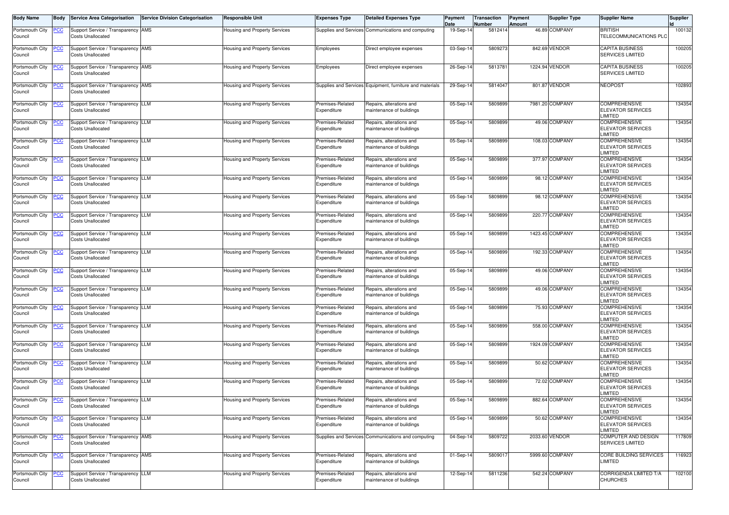| Body Name | Body | Service Area Categorisation | Service Division Categorisation | Responsible Unit | Expenses Type | Detailed Expenses Type | Payment Date | Transaction Number | Payment Amount | Supplier Type | Supplier Name | Supplier Id |
|---|---|---|---|---|---|---|---|---|---|---|---|---|
| Portsmouth City Council | PCC | Support Service / Transparency Costs Unallocated | AMS | Housing and Property Services | Supplies and Services | Communications and computing | 19-Sep-14 | 5812414 | 46.89 | COMPANY | BRITISH TELECOMMUNICATIONS PLC | 100132 |
| Portsmouth City Council | PCC | Support Service / Transparency Costs Unallocated | AMS | Housing and Property Services | Employees | Direct employee expenses | 03-Sep-14 | 5809273 | 842.69 | VENDOR | CAPITA BUSINESS SERVICES LIMITED | 100205 |
| Portsmouth City Council | PCC | Support Service / Transparency Costs Unallocated | AMS | Housing and Property Services | Employees | Direct employee expenses | 26-Sep-14 | 5813781 | 1224.94 | VENDOR | CAPITA BUSINESS SERVICES LIMITED | 100205 |
| Portsmouth City Council | PCC | Support Service / Transparency Costs Unallocated | AMS | Housing and Property Services | Supplies and Services | Equipment, furniture and materials | 29-Sep-14 | 5814047 | 801.87 | VENDOR | NEOPOST | 102893 |
| Portsmouth City Council | PCC | Support Service / Transparency Costs Unallocated | LLM | Housing and Property Services | Premises-Related Expenditure | Repairs, alterations and maintenance of buildings | 05-Sep-14 | 5809899 | 7981.20 | COMPANY | COMPREHENSIVE ELEVATOR SERVICES LIMITED | 134354 |
| Portsmouth City Council | PCC | Support Service / Transparency Costs Unallocated | LLM | Housing and Property Services | Premises-Related Expenditure | Repairs, alterations and maintenance of buildings | 05-Sep-14 | 5809899 | 49.06 | COMPANY | COMPREHENSIVE ELEVATOR SERVICES LIMITED | 134354 |
| Portsmouth City Council | PCC | Support Service / Transparency Costs Unallocated | LLM | Housing and Property Services | Premises-Related Expenditure | Repairs, alterations and maintenance of buildings | 05-Sep-14 | 5809899 | 108.03 | COMPANY | COMPREHENSIVE ELEVATOR SERVICES LIMITED | 134354 |
| Portsmouth City Council | PCC | Support Service / Transparency Costs Unallocated | LLM | Housing and Property Services | Premises-Related Expenditure | Repairs, alterations and maintenance of buildings | 05-Sep-14 | 5809899 | 377.97 | COMPANY | COMPREHENSIVE ELEVATOR SERVICES LIMITED | 134354 |
| Portsmouth City Council | PCC | Support Service / Transparency Costs Unallocated | LLM | Housing and Property Services | Premises-Related Expenditure | Repairs, alterations and maintenance of buildings | 05-Sep-14 | 5809899 | 98.12 | COMPANY | COMPREHENSIVE ELEVATOR SERVICES LIMITED | 134354 |
| Portsmouth City Council | PCC | Support Service / Transparency Costs Unallocated | LLM | Housing and Property Services | Premises-Related Expenditure | Repairs, alterations and maintenance of buildings | 05-Sep-14 | 5809899 | 98.12 | COMPANY | COMPREHENSIVE ELEVATOR SERVICES LIMITED | 134354 |
| Portsmouth City Council | PCC | Support Service / Transparency Costs Unallocated | LLM | Housing and Property Services | Premises-Related Expenditure | Repairs, alterations and maintenance of buildings | 05-Sep-14 | 5809899 | 220.77 | COMPANY | COMPREHENSIVE ELEVATOR SERVICES LIMITED | 134354 |
| Portsmouth City Council | PCC | Support Service / Transparency Costs Unallocated | LLM | Housing and Property Services | Premises-Related Expenditure | Repairs, alterations and maintenance of buildings | 05-Sep-14 | 5809899 | 1423.45 | COMPANY | COMPREHENSIVE ELEVATOR SERVICES LIMITED | 134354 |
| Portsmouth City Council | PCC | Support Service / Transparency Costs Unallocated | LLM | Housing and Property Services | Premises-Related Expenditure | Repairs, alterations and maintenance of buildings | 05-Sep-14 | 5809899 | 192.33 | COMPANY | COMPREHENSIVE ELEVATOR SERVICES LIMITED | 134354 |
| Portsmouth City Council | PCC | Support Service / Transparency Costs Unallocated | LLM | Housing and Property Services | Premises-Related Expenditure | Repairs, alterations and maintenance of buildings | 05-Sep-14 | 5809899 | 49.06 | COMPANY | COMPREHENSIVE ELEVATOR SERVICES LIMITED | 134354 |
| Portsmouth City Council | PCC | Support Service / Transparency Costs Unallocated | LLM | Housing and Property Services | Premises-Related Expenditure | Repairs, alterations and maintenance of buildings | 05-Sep-14 | 5809899 | 49.06 | COMPANY | COMPREHENSIVE ELEVATOR SERVICES LIMITED | 134354 |
| Portsmouth City Council | PCC | Support Service / Transparency Costs Unallocated | LLM | Housing and Property Services | Premises-Related Expenditure | Repairs, alterations and maintenance of buildings | 05-Sep-14 | 5809899 | 75.93 | COMPANY | COMPREHENSIVE ELEVATOR SERVICES LIMITED | 134354 |
| Portsmouth City Council | PCC | Support Service / Transparency Costs Unallocated | LLM | Housing and Property Services | Premises-Related Expenditure | Repairs, alterations and maintenance of buildings | 05-Sep-14 | 5809899 | 558.00 | COMPANY | COMPREHENSIVE ELEVATOR SERVICES LIMITED | 134354 |
| Portsmouth City Council | PCC | Support Service / Transparency Costs Unallocated | LLM | Housing and Property Services | Premises-Related Expenditure | Repairs, alterations and maintenance of buildings | 05-Sep-14 | 5809899 | 1924.09 | COMPANY | COMPREHENSIVE ELEVATOR SERVICES LIMITED | 134354 |
| Portsmouth City Council | PCC | Support Service / Transparency Costs Unallocated | LLM | Housing and Property Services | Premises-Related Expenditure | Repairs, alterations and maintenance of buildings | 05-Sep-14 | 5809899 | 50.62 | COMPANY | COMPREHENSIVE ELEVATOR SERVICES LIMITED | 134354 |
| Portsmouth City Council | PCC | Support Service / Transparency Costs Unallocated | LLM | Housing and Property Services | Premises-Related Expenditure | Repairs, alterations and maintenance of buildings | 05-Sep-14 | 5809899 | 72.02 | COMPANY | COMPREHENSIVE ELEVATOR SERVICES LIMITED | 134354 |
| Portsmouth City Council | PCC | Support Service / Transparency Costs Unallocated | LLM | Housing and Property Services | Premises-Related Expenditure | Repairs, alterations and maintenance of buildings | 05-Sep-14 | 5809899 | 882.64 | COMPANY | COMPREHENSIVE ELEVATOR SERVICES LIMITED | 134354 |
| Portsmouth City Council | PCC | Support Service / Transparency Costs Unallocated | LLM | Housing and Property Services | Premises-Related Expenditure | Repairs, alterations and maintenance of buildings | 05-Sep-14 | 5809899 | 50.62 | COMPANY | COMPREHENSIVE ELEVATOR SERVICES LIMITED | 134354 |
| Portsmouth City Council | PCC | Support Service / Transparency Costs Unallocated | AMS | Housing and Property Services | Supplies and Services | Communications and computing | 04-Sep-14 | 5809722 | 2033.60 | VENDOR | COMPUTER AND DESIGN SERVICES LIMITED | 117809 |
| Portsmouth City Council | PCC | Support Service / Transparency Costs Unallocated | AMS | Housing and Property Services | Premises-Related Expenditure | Repairs, alterations and maintenance of buildings | 01-Sep-14 | 5809017 | 5999.60 | COMPANY | CORE BUILDING SERVICES LIMITED | 116923 |
| Portsmouth City Council | PCC | Support Service / Transparency Costs Unallocated | LLM | Housing and Property Services | Premises-Related Expenditure | Repairs, alterations and maintenance of buildings | 12-Sep-14 | 5811236 | 542.24 | COMPANY | CORRIGENDA LIMITED T/A CHURCHES | 102100 |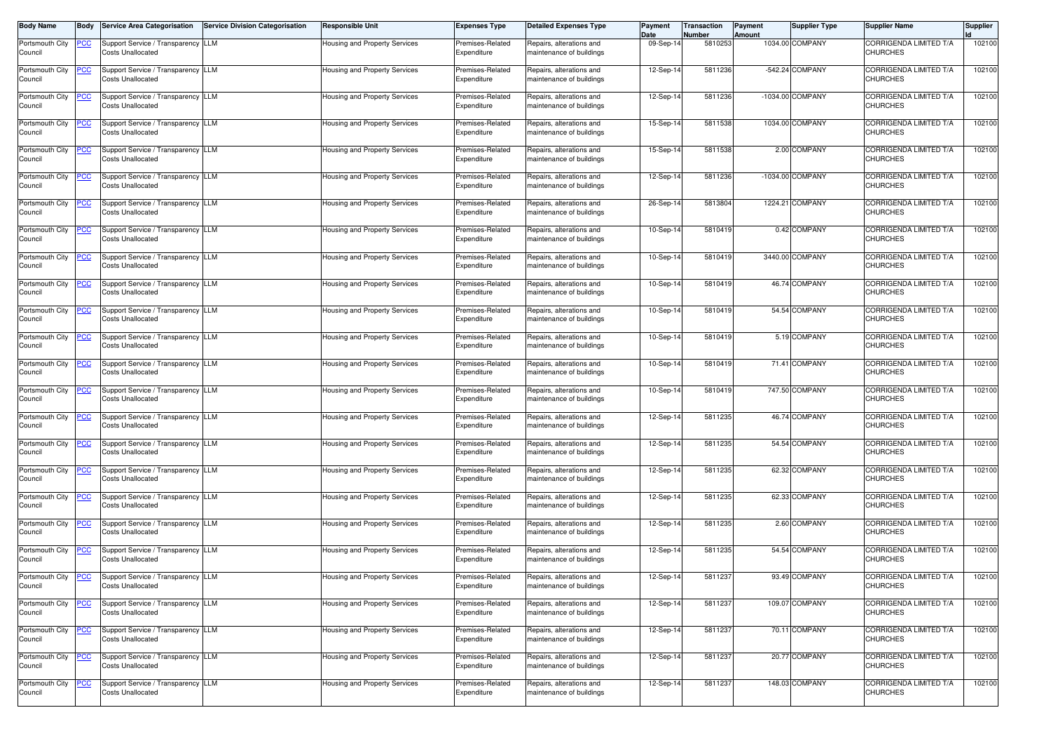| Body Name | Body | Service Area Categorisation | Service Division Categorisation | Responsible Unit | Expenses Type | Detailed Expenses Type | Payment Date | Transaction Number | Payment Amount | Supplier Type | Supplier Name | Supplier Id |
|---|---|---|---|---|---|---|---|---|---|---|---|---|
| Portsmouth City Council | PCC | Support Service / Transparency Costs Unallocated | LLM | Housing and Property Services | Premises-Related Expenditure | Repairs, alterations and maintenance of buildings | 09-Sep-14 | 5810253 | 1034.00 | COMPANY | CORRIGENDA LIMITED T/A CHURCHES | 102100 |
| Portsmouth City Council | PCC | Support Service / Transparency Costs Unallocated | LLM | Housing and Property Services | Premises-Related Expenditure | Repairs, alterations and maintenance of buildings | 12-Sep-14 | 5811236 | -542.24 | COMPANY | CORRIGENDA LIMITED T/A CHURCHES | 102100 |
| Portsmouth City Council | PCC | Support Service / Transparency Costs Unallocated | LLM | Housing and Property Services | Premises-Related Expenditure | Repairs, alterations and maintenance of buildings | 12-Sep-14 | 5811236 | -1034.00 | COMPANY | CORRIGENDA LIMITED T/A CHURCHES | 102100 |
| Portsmouth City Council | PCC | Support Service / Transparency Costs Unallocated | LLM | Housing and Property Services | Premises-Related Expenditure | Repairs, alterations and maintenance of buildings | 15-Sep-14 | 5811538 | 1034.00 | COMPANY | CORRIGENDA LIMITED T/A CHURCHES | 102100 |
| Portsmouth City Council | PCC | Support Service / Transparency Costs Unallocated | LLM | Housing and Property Services | Premises-Related Expenditure | Repairs, alterations and maintenance of buildings | 15-Sep-14 | 5811538 | 2.00 | COMPANY | CORRIGENDA LIMITED T/A CHURCHES | 102100 |
| Portsmouth City Council | PCC | Support Service / Transparency Costs Unallocated | LLM | Housing and Property Services | Premises-Related Expenditure | Repairs, alterations and maintenance of buildings | 12-Sep-14 | 5811236 | -1034.00 | COMPANY | CORRIGENDA LIMITED T/A CHURCHES | 102100 |
| Portsmouth City Council | PCC | Support Service / Transparency Costs Unallocated | LLM | Housing and Property Services | Premises-Related Expenditure | Repairs, alterations and maintenance of buildings | 26-Sep-14 | 5813804 | 1224.21 | COMPANY | CORRIGENDA LIMITED T/A CHURCHES | 102100 |
| Portsmouth City Council | PCC | Support Service / Transparency Costs Unallocated | LLM | Housing and Property Services | Premises-Related Expenditure | Repairs, alterations and maintenance of buildings | 10-Sep-14 | 5810419 | 0.42 | COMPANY | CORRIGENDA LIMITED T/A CHURCHES | 102100 |
| Portsmouth City Council | PCC | Support Service / Transparency Costs Unallocated | LLM | Housing and Property Services | Premises-Related Expenditure | Repairs, alterations and maintenance of buildings | 10-Sep-14 | 5810419 | 3440.00 | COMPANY | CORRIGENDA LIMITED T/A CHURCHES | 102100 |
| Portsmouth City Council | PCC | Support Service / Transparency Costs Unallocated | LLM | Housing and Property Services | Premises-Related Expenditure | Repairs, alterations and maintenance of buildings | 10-Sep-14 | 5810419 | 46.74 | COMPANY | CORRIGENDA LIMITED T/A CHURCHES | 102100 |
| Portsmouth City Council | PCC | Support Service / Transparency Costs Unallocated | LLM | Housing and Property Services | Premises-Related Expenditure | Repairs, alterations and maintenance of buildings | 10-Sep-14 | 5810419 | 54.54 | COMPANY | CORRIGENDA LIMITED T/A CHURCHES | 102100 |
| Portsmouth City Council | PCC | Support Service / Transparency Costs Unallocated | LLM | Housing and Property Services | Premises-Related Expenditure | Repairs, alterations and maintenance of buildings | 10-Sep-14 | 5810419 | 5.19 | COMPANY | CORRIGENDA LIMITED T/A CHURCHES | 102100 |
| Portsmouth City Council | PCC | Support Service / Transparency Costs Unallocated | LLM | Housing and Property Services | Premises-Related Expenditure | Repairs, alterations and maintenance of buildings | 10-Sep-14 | 5810419 | 71.41 | COMPANY | CORRIGENDA LIMITED T/A CHURCHES | 102100 |
| Portsmouth City Council | PCC | Support Service / Transparency Costs Unallocated | LLM | Housing and Property Services | Premises-Related Expenditure | Repairs, alterations and maintenance of buildings | 10-Sep-14 | 5810419 | 747.50 | COMPANY | CORRIGENDA LIMITED T/A CHURCHES | 102100 |
| Portsmouth City Council | PCC | Support Service / Transparency Costs Unallocated | LLM | Housing and Property Services | Premises-Related Expenditure | Repairs, alterations and maintenance of buildings | 12-Sep-14 | 5811235 | 46.74 | COMPANY | CORRIGENDA LIMITED T/A CHURCHES | 102100 |
| Portsmouth City Council | PCC | Support Service / Transparency Costs Unallocated | LLM | Housing and Property Services | Premises-Related Expenditure | Repairs, alterations and maintenance of buildings | 12-Sep-14 | 5811235 | 54.54 | COMPANY | CORRIGENDA LIMITED T/A CHURCHES | 102100 |
| Portsmouth City Council | PCC | Support Service / Transparency Costs Unallocated | LLM | Housing and Property Services | Premises-Related Expenditure | Repairs, alterations and maintenance of buildings | 12-Sep-14 | 5811235 | 62.32 | COMPANY | CORRIGENDA LIMITED T/A CHURCHES | 102100 |
| Portsmouth City Council | PCC | Support Service / Transparency Costs Unallocated | LLM | Housing and Property Services | Premises-Related Expenditure | Repairs, alterations and maintenance of buildings | 12-Sep-14 | 5811235 | 62.33 | COMPANY | CORRIGENDA LIMITED T/A CHURCHES | 102100 |
| Portsmouth City Council | PCC | Support Service / Transparency Costs Unallocated | LLM | Housing and Property Services | Premises-Related Expenditure | Repairs, alterations and maintenance of buildings | 12-Sep-14 | 5811235 | 2.60 | COMPANY | CORRIGENDA LIMITED T/A CHURCHES | 102100 |
| Portsmouth City Council | PCC | Support Service / Transparency Costs Unallocated | LLM | Housing and Property Services | Premises-Related Expenditure | Repairs, alterations and maintenance of buildings | 12-Sep-14 | 5811235 | 54.54 | COMPANY | CORRIGENDA LIMITED T/A CHURCHES | 102100 |
| Portsmouth City Council | PCC | Support Service / Transparency Costs Unallocated | LLM | Housing and Property Services | Premises-Related Expenditure | Repairs, alterations and maintenance of buildings | 12-Sep-14 | 5811237 | 93.49 | COMPANY | CORRIGENDA LIMITED T/A CHURCHES | 102100 |
| Portsmouth City Council | PCC | Support Service / Transparency Costs Unallocated | LLM | Housing and Property Services | Premises-Related Expenditure | Repairs, alterations and maintenance of buildings | 12-Sep-14 | 5811237 | 109.07 | COMPANY | CORRIGENDA LIMITED T/A CHURCHES | 102100 |
| Portsmouth City Council | PCC | Support Service / Transparency Costs Unallocated | LLM | Housing and Property Services | Premises-Related Expenditure | Repairs, alterations and maintenance of buildings | 12-Sep-14 | 5811237 | 70.11 | COMPANY | CORRIGENDA LIMITED T/A CHURCHES | 102100 |
| Portsmouth City Council | PCC | Support Service / Transparency Costs Unallocated | LLM | Housing and Property Services | Premises-Related Expenditure | Repairs, alterations and maintenance of buildings | 12-Sep-14 | 5811237 | 20.77 | COMPANY | CORRIGENDA LIMITED T/A CHURCHES | 102100 |
| Portsmouth City Council | PCC | Support Service / Transparency Costs Unallocated | LLM | Housing and Property Services | Premises-Related Expenditure | Repairs, alterations and maintenance of buildings | 12-Sep-14 | 5811237 | 148.03 | COMPANY | CORRIGENDA LIMITED T/A CHURCHES | 102100 |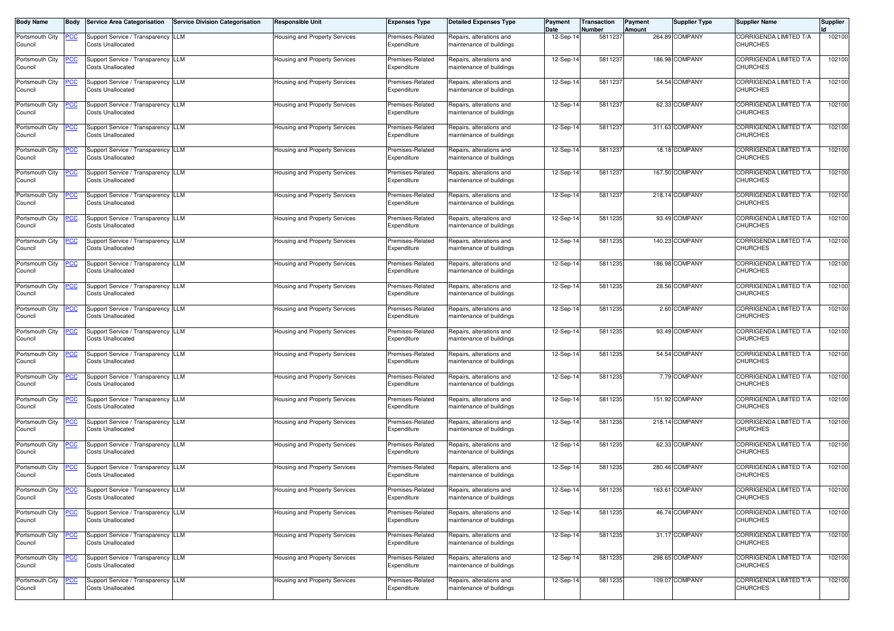| Body Name | Body | Service Area Categorisation | Service Division Categorisation | Responsible Unit | Expenses Type | Detailed Expenses Type | Payment Date | Transaction Number | Payment Amount | Supplier Type | Supplier Name | Supplier Id |
|---|---|---|---|---|---|---|---|---|---|---|---|---|
| Portsmouth City Council | PCC | Support Service / Transparency Costs Unallocated | LLM | Housing and Property Services | Premises-Related Expenditure | Repairs, alterations and maintenance of buildings | 12-Sep-14 | 5811237 | 264.89 | COMPANY | CORRIGENDA LIMITED T/A CHURCHES | 102100 |
| Portsmouth City Council | PCC | Support Service / Transparency Costs Unallocated | LLM | Housing and Property Services | Premises-Related Expenditure | Repairs, alterations and maintenance of buildings | 12-Sep-14 | 5811237 | 186.98 | COMPANY | CORRIGENDA LIMITED T/A CHURCHES | 102100 |
| Portsmouth City Council | PCC | Support Service / Transparency Costs Unallocated | LLM | Housing and Property Services | Premises-Related Expenditure | Repairs, alterations and maintenance of buildings | 12-Sep-14 | 5811237 | 54.54 | COMPANY | CORRIGENDA LIMITED T/A CHURCHES | 102100 |
| Portsmouth City Council | PCC | Support Service / Transparency Costs Unallocated | LLM | Housing and Property Services | Premises-Related Expenditure | Repairs, alterations and maintenance of buildings | 12-Sep-14 | 5811237 | 62.33 | COMPANY | CORRIGENDA LIMITED T/A CHURCHES | 102100 |
| Portsmouth City Council | PCC | Support Service / Transparency Costs Unallocated | LLM | Housing and Property Services | Premises-Related Expenditure | Repairs, alterations and maintenance of buildings | 12-Sep-14 | 5811237 | 311.63 | COMPANY | CORRIGENDA LIMITED T/A CHURCHES | 102100 |
| Portsmouth City Council | PCC | Support Service / Transparency Costs Unallocated | LLM | Housing and Property Services | Premises-Related Expenditure | Repairs, alterations and maintenance of buildings | 12-Sep-14 | 5811237 | 18.18 | COMPANY | CORRIGENDA LIMITED T/A CHURCHES | 102100 |
| Portsmouth City Council | PCC | Support Service / Transparency Costs Unallocated | LLM | Housing and Property Services | Premises-Related Expenditure | Repairs, alterations and maintenance of buildings | 12-Sep-14 | 5811237 | 167.50 | COMPANY | CORRIGENDA LIMITED T/A CHURCHES | 102100 |
| Portsmouth City Council | PCC | Support Service / Transparency Costs Unallocated | LLM | Housing and Property Services | Premises-Related Expenditure | Repairs, alterations and maintenance of buildings | 12-Sep-14 | 5811237 | 218.14 | COMPANY | CORRIGENDA LIMITED T/A CHURCHES | 102100 |
| Portsmouth City Council | PCC | Support Service / Transparency Costs Unallocated | LLM | Housing and Property Services | Premises-Related Expenditure | Repairs, alterations and maintenance of buildings | 12-Sep-14 | 5811235 | 93.49 | COMPANY | CORRIGENDA LIMITED T/A CHURCHES | 102100 |
| Portsmouth City Council | PCC | Support Service / Transparency Costs Unallocated | LLM | Housing and Property Services | Premises-Related Expenditure | Repairs, alterations and maintenance of buildings | 12-Sep-14 | 5811235 | 140.23 | COMPANY | CORRIGENDA LIMITED T/A CHURCHES | 102100 |
| Portsmouth City Council | PCC | Support Service / Transparency Costs Unallocated | LLM | Housing and Property Services | Premises-Related Expenditure | Repairs, alterations and maintenance of buildings | 12-Sep-14 | 5811235 | 186.98 | COMPANY | CORRIGENDA LIMITED T/A CHURCHES | 102100 |
| Portsmouth City Council | PCC | Support Service / Transparency Costs Unallocated | LLM | Housing and Property Services | Premises-Related Expenditure | Repairs, alterations and maintenance of buildings | 12-Sep-14 | 5811235 | 28.56 | COMPANY | CORRIGENDA LIMITED T/A CHURCHES | 102100 |
| Portsmouth City Council | PCC | Support Service / Transparency Costs Unallocated | LLM | Housing and Property Services | Premises-Related Expenditure | Repairs, alterations and maintenance of buildings | 12-Sep-14 | 5811235 | 2.60 | COMPANY | CORRIGENDA LIMITED T/A CHURCHES | 102100 |
| Portsmouth City Council | PCC | Support Service / Transparency Costs Unallocated | LLM | Housing and Property Services | Premises-Related Expenditure | Repairs, alterations and maintenance of buildings | 12-Sep-14 | 5811235 | 93.49 | COMPANY | CORRIGENDA LIMITED T/A CHURCHES | 102100 |
| Portsmouth City Council | PCC | Support Service / Transparency Costs Unallocated | LLM | Housing and Property Services | Premises-Related Expenditure | Repairs, alterations and maintenance of buildings | 12-Sep-14 | 5811235 | 54.54 | COMPANY | CORRIGENDA LIMITED T/A CHURCHES | 102100 |
| Portsmouth City Council | PCC | Support Service / Transparency Costs Unallocated | LLM | Housing and Property Services | Premises-Related Expenditure | Repairs, alterations and maintenance of buildings | 12-Sep-14 | 5811235 | 7.79 | COMPANY | CORRIGENDA LIMITED T/A CHURCHES | 102100 |
| Portsmouth City Council | PCC | Support Service / Transparency Costs Unallocated | LLM | Housing and Property Services | Premises-Related Expenditure | Repairs, alterations and maintenance of buildings | 12-Sep-14 | 5811235 | 151.92 | COMPANY | CORRIGENDA LIMITED T/A CHURCHES | 102100 |
| Portsmouth City Council | PCC | Support Service / Transparency Costs Unallocated | LLM | Housing and Property Services | Premises-Related Expenditure | Repairs, alterations and maintenance of buildings | 12-Sep-14 | 5811235 | 218.14 | COMPANY | CORRIGENDA LIMITED T/A CHURCHES | 102100 |
| Portsmouth City Council | PCC | Support Service / Transparency Costs Unallocated | LLM | Housing and Property Services | Premises-Related Expenditure | Repairs, alterations and maintenance of buildings | 12-Sep-14 | 5811235 | 62.33 | COMPANY | CORRIGENDA LIMITED T/A CHURCHES | 102100 |
| Portsmouth City Council | PCC | Support Service / Transparency Costs Unallocated | LLM | Housing and Property Services | Premises-Related Expenditure | Repairs, alterations and maintenance of buildings | 12-Sep-14 | 5811235 | 280.46 | COMPANY | CORRIGENDA LIMITED T/A CHURCHES | 102100 |
| Portsmouth City Council | PCC | Support Service / Transparency Costs Unallocated | LLM | Housing and Property Services | Premises-Related Expenditure | Repairs, alterations and maintenance of buildings | 12-Sep-14 | 5811235 | 163.61 | COMPANY | CORRIGENDA LIMITED T/A CHURCHES | 102100 |
| Portsmouth City Council | PCC | Support Service / Transparency Costs Unallocated | LLM | Housing and Property Services | Premises-Related Expenditure | Repairs, alterations and maintenance of buildings | 12-Sep-14 | 5811235 | 46.74 | COMPANY | CORRIGENDA LIMITED T/A CHURCHES | 102100 |
| Portsmouth City Council | PCC | Support Service / Transparency Costs Unallocated | LLM | Housing and Property Services | Premises-Related Expenditure | Repairs, alterations and maintenance of buildings | 12-Sep-14 | 5811235 | 31.17 | COMPANY | CORRIGENDA LIMITED T/A CHURCHES | 102100 |
| Portsmouth City Council | PCC | Support Service / Transparency Costs Unallocated | LLM | Housing and Property Services | Premises-Related Expenditure | Repairs, alterations and maintenance of buildings | 12-Sep-14 | 5811235 | 298.65 | COMPANY | CORRIGENDA LIMITED T/A CHURCHES | 102100 |
| Portsmouth City Council | PCC | Support Service / Transparency Costs Unallocated | LLM | Housing and Property Services | Premises-Related Expenditure | Repairs, alterations and maintenance of buildings | 12-Sep-14 | 5811235 | 109.07 | COMPANY | CORRIGENDA LIMITED T/A CHURCHES | 102100 |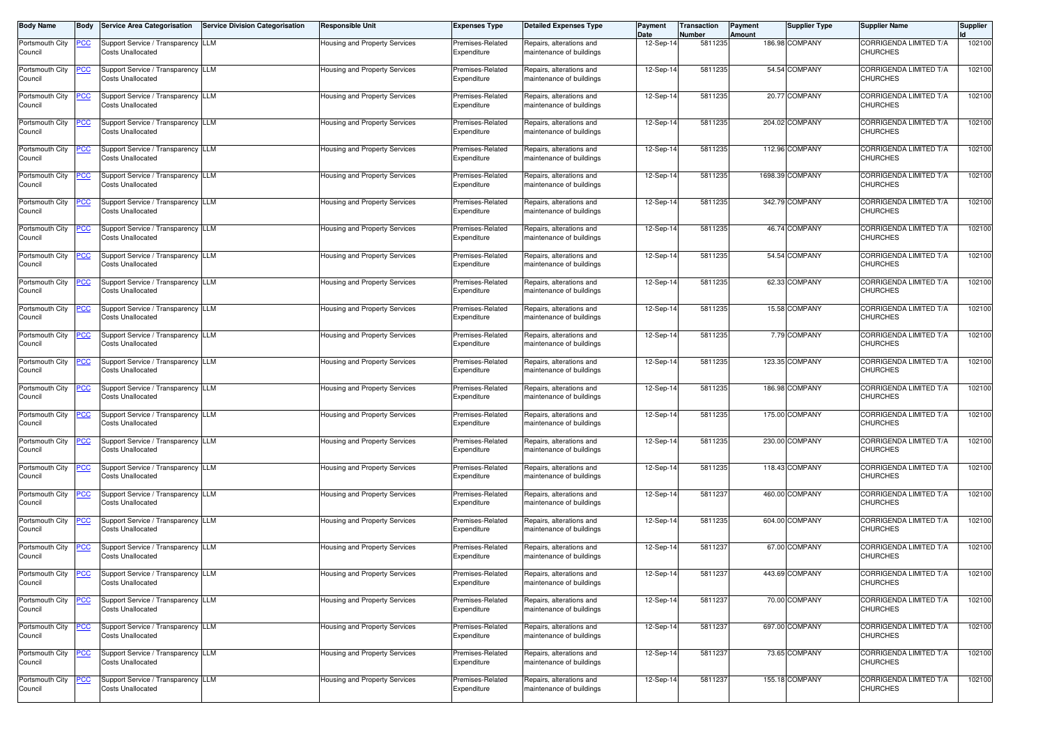| Body Name | Body | Service Area Categorisation | Service Division Categorisation | Responsible Unit | Expenses Type | Detailed Expenses Type | Payment Date | Transaction Number | Payment Amount | Supplier Type | Supplier Name | Supplier Id |
|---|---|---|---|---|---|---|---|---|---|---|---|---|
| Portsmouth City Council | PCC | Support Service / Transparency Costs Unallocated | LLM | Housing and Property Services | Premises-Related Expenditure | Repairs, alterations and maintenance of buildings | 12-Sep-14 | 5811235 | 186.98 | COMPANY | CORRIGENDA LIMITED T/A CHURCHES | 102100 |
| Portsmouth City Council | PCC | Support Service / Transparency Costs Unallocated | LLM | Housing and Property Services | Premises-Related Expenditure | Repairs, alterations and maintenance of buildings | 12-Sep-14 | 5811235 | 54.54 | COMPANY | CORRIGENDA LIMITED T/A CHURCHES | 102100 |
| Portsmouth City Council | PCC | Support Service / Transparency Costs Unallocated | LLM | Housing and Property Services | Premises-Related Expenditure | Repairs, alterations and maintenance of buildings | 12-Sep-14 | 5811235 | 20.77 | COMPANY | CORRIGENDA LIMITED T/A CHURCHES | 102100 |
| Portsmouth City Council | PCC | Support Service / Transparency Costs Unallocated | LLM | Housing and Property Services | Premises-Related Expenditure | Repairs, alterations and maintenance of buildings | 12-Sep-14 | 5811235 | 204.02 | COMPANY | CORRIGENDA LIMITED T/A CHURCHES | 102100 |
| Portsmouth City Council | PCC | Support Service / Transparency Costs Unallocated | LLM | Housing and Property Services | Premises-Related Expenditure | Repairs, alterations and maintenance of buildings | 12-Sep-14 | 5811235 | 112.96 | COMPANY | CORRIGENDA LIMITED T/A CHURCHES | 102100 |
| Portsmouth City Council | PCC | Support Service / Transparency Costs Unallocated | LLM | Housing and Property Services | Premises-Related Expenditure | Repairs, alterations and maintenance of buildings | 12-Sep-14 | 5811235 | 1698.39 | COMPANY | CORRIGENDA LIMITED T/A CHURCHES | 102100 |
| Portsmouth City Council | PCC | Support Service / Transparency Costs Unallocated | LLM | Housing and Property Services | Premises-Related Expenditure | Repairs, alterations and maintenance of buildings | 12-Sep-14 | 5811235 | 342.79 | COMPANY | CORRIGENDA LIMITED T/A CHURCHES | 102100 |
| Portsmouth City Council | PCC | Support Service / Transparency Costs Unallocated | LLM | Housing and Property Services | Premises-Related Expenditure | Repairs, alterations and maintenance of buildings | 12-Sep-14 | 5811235 | 46.74 | COMPANY | CORRIGENDA LIMITED T/A CHURCHES | 102100 |
| Portsmouth City Council | PCC | Support Service / Transparency Costs Unallocated | LLM | Housing and Property Services | Premises-Related Expenditure | Repairs, alterations and maintenance of buildings | 12-Sep-14 | 5811235 | 54.54 | COMPANY | CORRIGENDA LIMITED T/A CHURCHES | 102100 |
| Portsmouth City Council | PCC | Support Service / Transparency Costs Unallocated | LLM | Housing and Property Services | Premises-Related Expenditure | Repairs, alterations and maintenance of buildings | 12-Sep-14 | 5811235 | 62.33 | COMPANY | CORRIGENDA LIMITED T/A CHURCHES | 102100 |
| Portsmouth City Council | PCC | Support Service / Transparency Costs Unallocated | LLM | Housing and Property Services | Premises-Related Expenditure | Repairs, alterations and maintenance of buildings | 12-Sep-14 | 5811235 | 15.58 | COMPANY | CORRIGENDA LIMITED T/A CHURCHES | 102100 |
| Portsmouth City Council | PCC | Support Service / Transparency Costs Unallocated | LLM | Housing and Property Services | Premises-Related Expenditure | Repairs, alterations and maintenance of buildings | 12-Sep-14 | 5811235 | 7.79 | COMPANY | CORRIGENDA LIMITED T/A CHURCHES | 102100 |
| Portsmouth City Council | PCC | Support Service / Transparency Costs Unallocated | LLM | Housing and Property Services | Premises-Related Expenditure | Repairs, alterations and maintenance of buildings | 12-Sep-14 | 5811235 | 123.35 | COMPANY | CORRIGENDA LIMITED T/A CHURCHES | 102100 |
| Portsmouth City Council | PCC | Support Service / Transparency Costs Unallocated | LLM | Housing and Property Services | Premises-Related Expenditure | Repairs, alterations and maintenance of buildings | 12-Sep-14 | 5811235 | 186.98 | COMPANY | CORRIGENDA LIMITED T/A CHURCHES | 102100 |
| Portsmouth City Council | PCC | Support Service / Transparency Costs Unallocated | LLM | Housing and Property Services | Premises-Related Expenditure | Repairs, alterations and maintenance of buildings | 12-Sep-14 | 5811235 | 175.00 | COMPANY | CORRIGENDA LIMITED T/A CHURCHES | 102100 |
| Portsmouth City Council | PCC | Support Service / Transparency Costs Unallocated | LLM | Housing and Property Services | Premises-Related Expenditure | Repairs, alterations and maintenance of buildings | 12-Sep-14 | 5811235 | 230.00 | COMPANY | CORRIGENDA LIMITED T/A CHURCHES | 102100 |
| Portsmouth City Council | PCC | Support Service / Transparency Costs Unallocated | LLM | Housing and Property Services | Premises-Related Expenditure | Repairs, alterations and maintenance of buildings | 12-Sep-14 | 5811235 | 118.43 | COMPANY | CORRIGENDA LIMITED T/A CHURCHES | 102100 |
| Portsmouth City Council | PCC | Support Service / Transparency Costs Unallocated | LLM | Housing and Property Services | Premises-Related Expenditure | Repairs, alterations and maintenance of buildings | 12-Sep-14 | 5811237 | 460.00 | COMPANY | CORRIGENDA LIMITED T/A CHURCHES | 102100 |
| Portsmouth City Council | PCC | Support Service / Transparency Costs Unallocated | LLM | Housing and Property Services | Premises-Related Expenditure | Repairs, alterations and maintenance of buildings | 12-Sep-14 | 5811235 | 604.00 | COMPANY | CORRIGENDA LIMITED T/A CHURCHES | 102100 |
| Portsmouth City Council | PCC | Support Service / Transparency Costs Unallocated | LLM | Housing and Property Services | Premises-Related Expenditure | Repairs, alterations and maintenance of buildings | 12-Sep-14 | 5811237 | 67.00 | COMPANY | CORRIGENDA LIMITED T/A CHURCHES | 102100 |
| Portsmouth City Council | PCC | Support Service / Transparency Costs Unallocated | LLM | Housing and Property Services | Premises-Related Expenditure | Repairs, alterations and maintenance of buildings | 12-Sep-14 | 5811237 | 443.69 | COMPANY | CORRIGENDA LIMITED T/A CHURCHES | 102100 |
| Portsmouth City Council | PCC | Support Service / Transparency Costs Unallocated | LLM | Housing and Property Services | Premises-Related Expenditure | Repairs, alterations and maintenance of buildings | 12-Sep-14 | 5811237 | 70.00 | COMPANY | CORRIGENDA LIMITED T/A CHURCHES | 102100 |
| Portsmouth City Council | PCC | Support Service / Transparency Costs Unallocated | LLM | Housing and Property Services | Premises-Related Expenditure | Repairs, alterations and maintenance of buildings | 12-Sep-14 | 5811237 | 697.00 | COMPANY | CORRIGENDA LIMITED T/A CHURCHES | 102100 |
| Portsmouth City Council | PCC | Support Service / Transparency Costs Unallocated | LLM | Housing and Property Services | Premises-Related Expenditure | Repairs, alterations and maintenance of buildings | 12-Sep-14 | 5811237 | 73.65 | COMPANY | CORRIGENDA LIMITED T/A CHURCHES | 102100 |
| Portsmouth City Council | PCC | Support Service / Transparency Costs Unallocated | LLM | Housing and Property Services | Premises-Related Expenditure | Repairs, alterations and maintenance of buildings | 12-Sep-14 | 5811237 | 155.18 | COMPANY | CORRIGENDA LIMITED T/A CHURCHES | 102100 |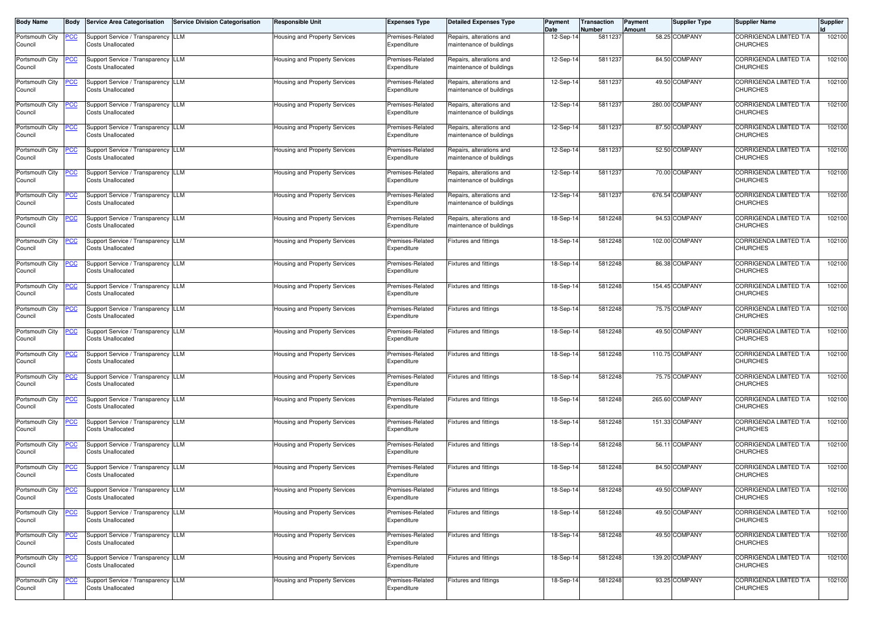| Body Name | Body | Service Area Categorisation | Service Division Categorisation | Responsible Unit | Expenses Type | Detailed Expenses Type | Payment Date | Transaction Number | Payment Amount | Supplier Type | Supplier Name | Supplier Id |
|---|---|---|---|---|---|---|---|---|---|---|---|---|
| Portsmouth City Council | PCC | Support Service / Transparency Costs Unallocated | LLM | Housing and Property Services | Premises-Related Expenditure | Repairs, alterations and maintenance of buildings | 12-Sep-14 | 5811237 | 58.25 | COMPANY | CORRIGENDA LIMITED T/A CHURCHES | 102100 |
| Portsmouth City Council | PCC | Support Service / Transparency Costs Unallocated | LLM | Housing and Property Services | Premises-Related Expenditure | Repairs, alterations and maintenance of buildings | 12-Sep-14 | 5811237 | 84.50 | COMPANY | CORRIGENDA LIMITED T/A CHURCHES | 102100 |
| Portsmouth City Council | PCC | Support Service / Transparency Costs Unallocated | LLM | Housing and Property Services | Premises-Related Expenditure | Repairs, alterations and maintenance of buildings | 12-Sep-14 | 5811237 | 49.50 | COMPANY | CORRIGENDA LIMITED T/A CHURCHES | 102100 |
| Portsmouth City Council | PCC | Support Service / Transparency Costs Unallocated | LLM | Housing and Property Services | Premises-Related Expenditure | Repairs, alterations and maintenance of buildings | 12-Sep-14 | 5811237 | 280.00 | COMPANY | CORRIGENDA LIMITED T/A CHURCHES | 102100 |
| Portsmouth City Council | PCC | Support Service / Transparency Costs Unallocated | LLM | Housing and Property Services | Premises-Related Expenditure | Repairs, alterations and maintenance of buildings | 12-Sep-14 | 5811237 | 87.50 | COMPANY | CORRIGENDA LIMITED T/A CHURCHES | 102100 |
| Portsmouth City Council | PCC | Support Service / Transparency Costs Unallocated | LLM | Housing and Property Services | Premises-Related Expenditure | Repairs, alterations and maintenance of buildings | 12-Sep-14 | 5811237 | 52.50 | COMPANY | CORRIGENDA LIMITED T/A CHURCHES | 102100 |
| Portsmouth City Council | PCC | Support Service / Transparency Costs Unallocated | LLM | Housing and Property Services | Premises-Related Expenditure | Repairs, alterations and maintenance of buildings | 12-Sep-14 | 5811237 | 70.00 | COMPANY | CORRIGENDA LIMITED T/A CHURCHES | 102100 |
| Portsmouth City Council | PCC | Support Service / Transparency Costs Unallocated | LLM | Housing and Property Services | Premises-Related Expenditure | Repairs, alterations and maintenance of buildings | 12-Sep-14 | 5811237 | 676.54 | COMPANY | CORRIGENDA LIMITED T/A CHURCHES | 102100 |
| Portsmouth City Council | PCC | Support Service / Transparency Costs Unallocated | LLM | Housing and Property Services | Premises-Related Expenditure | Repairs, alterations and maintenance of buildings | 18-Sep-14 | 5812248 | 94.53 | COMPANY | CORRIGENDA LIMITED T/A CHURCHES | 102100 |
| Portsmouth City Council | PCC | Support Service / Transparency Costs Unallocated | LLM | Housing and Property Services | Premises-Related Expenditure | Fixtures and fittings | 18-Sep-14 | 5812248 | 102.00 | COMPANY | CORRIGENDA LIMITED T/A CHURCHES | 102100 |
| Portsmouth City Council | PCC | Support Service / Transparency Costs Unallocated | LLM | Housing and Property Services | Premises-Related Expenditure | Fixtures and fittings | 18-Sep-14 | 5812248 | 86.38 | COMPANY | CORRIGENDA LIMITED T/A CHURCHES | 102100 |
| Portsmouth City Council | PCC | Support Service / Transparency Costs Unallocated | LLM | Housing and Property Services | Premises-Related Expenditure | Fixtures and fittings | 18-Sep-14 | 5812248 | 154.45 | COMPANY | CORRIGENDA LIMITED T/A CHURCHES | 102100 |
| Portsmouth City Council | PCC | Support Service / Transparency Costs Unallocated | LLM | Housing and Property Services | Premises-Related Expenditure | Fixtures and fittings | 18-Sep-14 | 5812248 | 75.75 | COMPANY | CORRIGENDA LIMITED T/A CHURCHES | 102100 |
| Portsmouth City Council | PCC | Support Service / Transparency Costs Unallocated | LLM | Housing and Property Services | Premises-Related Expenditure | Fixtures and fittings | 18-Sep-14 | 5812248 | 49.50 | COMPANY | CORRIGENDA LIMITED T/A CHURCHES | 102100 |
| Portsmouth City Council | PCC | Support Service / Transparency Costs Unallocated | LLM | Housing and Property Services | Premises-Related Expenditure | Fixtures and fittings | 18-Sep-14 | 5812248 | 110.75 | COMPANY | CORRIGENDA LIMITED T/A CHURCHES | 102100 |
| Portsmouth City Council | PCC | Support Service / Transparency Costs Unallocated | LLM | Housing and Property Services | Premises-Related Expenditure | Fixtures and fittings | 18-Sep-14 | 5812248 | 75.75 | COMPANY | CORRIGENDA LIMITED T/A CHURCHES | 102100 |
| Portsmouth City Council | PCC | Support Service / Transparency Costs Unallocated | LLM | Housing and Property Services | Premises-Related Expenditure | Fixtures and fittings | 18-Sep-14 | 5812248 | 265.60 | COMPANY | CORRIGENDA LIMITED T/A CHURCHES | 102100 |
| Portsmouth City Council | PCC | Support Service / Transparency Costs Unallocated | LLM | Housing and Property Services | Premises-Related Expenditure | Fixtures and fittings | 18-Sep-14 | 5812248 | 151.33 | COMPANY | CORRIGENDA LIMITED T/A CHURCHES | 102100 |
| Portsmouth City Council | PCC | Support Service / Transparency Costs Unallocated | LLM | Housing and Property Services | Premises-Related Expenditure | Fixtures and fittings | 18-Sep-14 | 5812248 | 56.11 | COMPANY | CORRIGENDA LIMITED T/A CHURCHES | 102100 |
| Portsmouth City Council | PCC | Support Service / Transparency Costs Unallocated | LLM | Housing and Property Services | Premises-Related Expenditure | Fixtures and fittings | 18-Sep-14 | 5812248 | 84.50 | COMPANY | CORRIGENDA LIMITED T/A CHURCHES | 102100 |
| Portsmouth City Council | PCC | Support Service / Transparency Costs Unallocated | LLM | Housing and Property Services | Premises-Related Expenditure | Fixtures and fittings | 18-Sep-14 | 5812248 | 49.50 | COMPANY | CORRIGENDA LIMITED T/A CHURCHES | 102100 |
| Portsmouth City Council | PCC | Support Service / Transparency Costs Unallocated | LLM | Housing and Property Services | Premises-Related Expenditure | Fixtures and fittings | 18-Sep-14 | 5812248 | 49.50 | COMPANY | CORRIGENDA LIMITED T/A CHURCHES | 102100 |
| Portsmouth City Council | PCC | Support Service / Transparency Costs Unallocated | LLM | Housing and Property Services | Premises-Related Expenditure | Fixtures and fittings | 18-Sep-14 | 5812248 | 49.50 | COMPANY | CORRIGENDA LIMITED T/A CHURCHES | 102100 |
| Portsmouth City Council | PCC | Support Service / Transparency Costs Unallocated | LLM | Housing and Property Services | Premises-Related Expenditure | Fixtures and fittings | 18-Sep-14 | 5812248 | 139.20 | COMPANY | CORRIGENDA LIMITED T/A CHURCHES | 102100 |
| Portsmouth City Council | PCC | Support Service / Transparency Costs Unallocated | LLM | Housing and Property Services | Premises-Related Expenditure | Fixtures and fittings | 18-Sep-14 | 5812248 | 93.25 | COMPANY | CORRIGENDA LIMITED T/A CHURCHES | 102100 |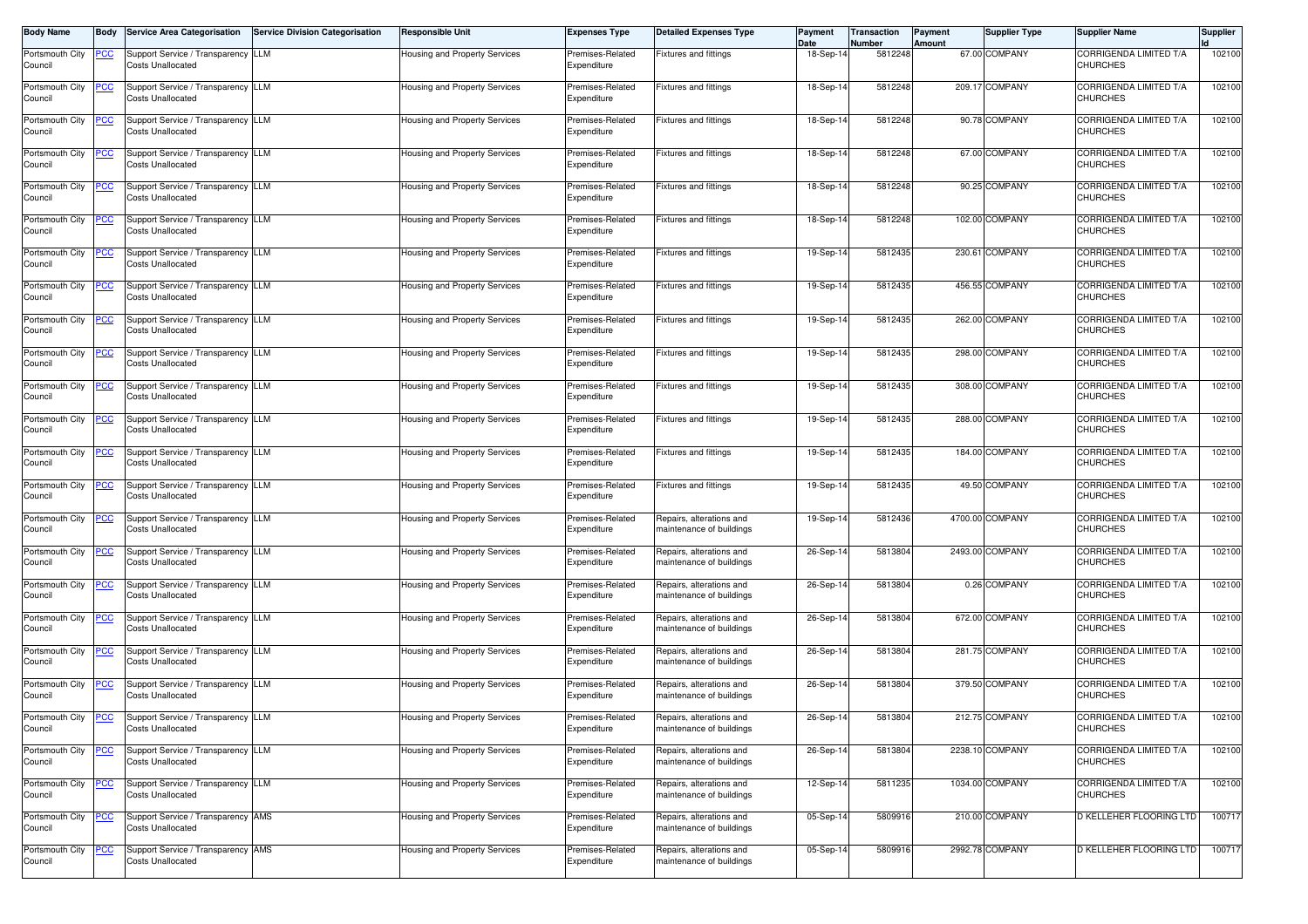| Body Name | Body | Service Area Categorisation | Service Division Categorisation | Responsible Unit | Expenses Type | Detailed Expenses Type | Payment Date | Transaction Number | Payment Amount | Supplier Type | Supplier Name | Supplier Id |
|---|---|---|---|---|---|---|---|---|---|---|---|---|
| Portsmouth City Council | PCC | Support Service / Transparency Costs Unallocated | LLM | Housing and Property Services | Premises-Related Expenditure | Fixtures and fittings | 18-Sep-14 | 5812248 | 67.00 | COMPANY | CORRIGENDA LIMITED T/A CHURCHES | 102100 |
| Portsmouth City Council | PCC | Support Service / Transparency Costs Unallocated | LLM | Housing and Property Services | Premises-Related Expenditure | Fixtures and fittings | 18-Sep-14 | 5812248 | 209.17 | COMPANY | CORRIGENDA LIMITED T/A CHURCHES | 102100 |
| Portsmouth City Council | PCC | Support Service / Transparency Costs Unallocated | LLM | Housing and Property Services | Premises-Related Expenditure | Fixtures and fittings | 18-Sep-14 | 5812248 | 90.78 | COMPANY | CORRIGENDA LIMITED T/A CHURCHES | 102100 |
| Portsmouth City Council | PCC | Support Service / Transparency Costs Unallocated | LLM | Housing and Property Services | Premises-Related Expenditure | Fixtures and fittings | 18-Sep-14 | 5812248 | 67.00 | COMPANY | CORRIGENDA LIMITED T/A CHURCHES | 102100 |
| Portsmouth City Council | PCC | Support Service / Transparency Costs Unallocated | LLM | Housing and Property Services | Premises-Related Expenditure | Fixtures and fittings | 18-Sep-14 | 5812248 | 90.25 | COMPANY | CORRIGENDA LIMITED T/A CHURCHES | 102100 |
| Portsmouth City Council | PCC | Support Service / Transparency Costs Unallocated | LLM | Housing and Property Services | Premises-Related Expenditure | Fixtures and fittings | 18-Sep-14 | 5812248 | 102.00 | COMPANY | CORRIGENDA LIMITED T/A CHURCHES | 102100 |
| Portsmouth City Council | PCC | Support Service / Transparency Costs Unallocated | LLM | Housing and Property Services | Premises-Related Expenditure | Fixtures and fittings | 19-Sep-14 | 5812435 | 230.61 | COMPANY | CORRIGENDA LIMITED T/A CHURCHES | 102100 |
| Portsmouth City Council | PCC | Support Service / Transparency Costs Unallocated | LLM | Housing and Property Services | Premises-Related Expenditure | Fixtures and fittings | 19-Sep-14 | 5812435 | 456.55 | COMPANY | CORRIGENDA LIMITED T/A CHURCHES | 102100 |
| Portsmouth City Council | PCC | Support Service / Transparency Costs Unallocated | LLM | Housing and Property Services | Premises-Related Expenditure | Fixtures and fittings | 19-Sep-14 | 5812435 | 262.00 | COMPANY | CORRIGENDA LIMITED T/A CHURCHES | 102100 |
| Portsmouth City Council | PCC | Support Service / Transparency Costs Unallocated | LLM | Housing and Property Services | Premises-Related Expenditure | Fixtures and fittings | 19-Sep-14 | 5812435 | 298.00 | COMPANY | CORRIGENDA LIMITED T/A CHURCHES | 102100 |
| Portsmouth City Council | PCC | Support Service / Transparency Costs Unallocated | LLM | Housing and Property Services | Premises-Related Expenditure | Fixtures and fittings | 19-Sep-14 | 5812435 | 308.00 | COMPANY | CORRIGENDA LIMITED T/A CHURCHES | 102100 |
| Portsmouth City Council | PCC | Support Service / Transparency Costs Unallocated | LLM | Housing and Property Services | Premises-Related Expenditure | Fixtures and fittings | 19-Sep-14 | 5812435 | 288.00 | COMPANY | CORRIGENDA LIMITED T/A CHURCHES | 102100 |
| Portsmouth City Council | PCC | Support Service / Transparency Costs Unallocated | LLM | Housing and Property Services | Premises-Related Expenditure | Fixtures and fittings | 19-Sep-14 | 5812435 | 184.00 | COMPANY | CORRIGENDA LIMITED T/A CHURCHES | 102100 |
| Portsmouth City Council | PCC | Support Service / Transparency Costs Unallocated | LLM | Housing and Property Services | Premises-Related Expenditure | Fixtures and fittings | 19-Sep-14 | 5812435 | 49.50 | COMPANY | CORRIGENDA LIMITED T/A CHURCHES | 102100 |
| Portsmouth City Council | PCC | Support Service / Transparency Costs Unallocated | LLM | Housing and Property Services | Premises-Related Expenditure | Repairs, alterations and maintenance of buildings | 19-Sep-14 | 5812436 | 4700.00 | COMPANY | CORRIGENDA LIMITED T/A CHURCHES | 102100 |
| Portsmouth City Council | PCC | Support Service / Transparency Costs Unallocated | LLM | Housing and Property Services | Premises-Related Expenditure | Repairs, alterations and maintenance of buildings | 26-Sep-14 | 5813804 | 2493.00 | COMPANY | CORRIGENDA LIMITED T/A CHURCHES | 102100 |
| Portsmouth City Council | PCC | Support Service / Transparency Costs Unallocated | LLM | Housing and Property Services | Premises-Related Expenditure | Repairs, alterations and maintenance of buildings | 26-Sep-14 | 5813804 | 0.26 | COMPANY | CORRIGENDA LIMITED T/A CHURCHES | 102100 |
| Portsmouth City Council | PCC | Support Service / Transparency Costs Unallocated | LLM | Housing and Property Services | Premises-Related Expenditure | Repairs, alterations and maintenance of buildings | 26-Sep-14 | 5813804 | 672.00 | COMPANY | CORRIGENDA LIMITED T/A CHURCHES | 102100 |
| Portsmouth City Council | PCC | Support Service / Transparency Costs Unallocated | LLM | Housing and Property Services | Premises-Related Expenditure | Repairs, alterations and maintenance of buildings | 26-Sep-14 | 5813804 | 281.75 | COMPANY | CORRIGENDA LIMITED T/A CHURCHES | 102100 |
| Portsmouth City Council | PCC | Support Service / Transparency Costs Unallocated | LLM | Housing and Property Services | Premises-Related Expenditure | Repairs, alterations and maintenance of buildings | 26-Sep-14 | 5813804 | 379.50 | COMPANY | CORRIGENDA LIMITED T/A CHURCHES | 102100 |
| Portsmouth City Council | PCC | Support Service / Transparency Costs Unallocated | LLM | Housing and Property Services | Premises-Related Expenditure | Repairs, alterations and maintenance of buildings | 26-Sep-14 | 5813804 | 212.75 | COMPANY | CORRIGENDA LIMITED T/A CHURCHES | 102100 |
| Portsmouth City Council | PCC | Support Service / Transparency Costs Unallocated | LLM | Housing and Property Services | Premises-Related Expenditure | Repairs, alterations and maintenance of buildings | 26-Sep-14 | 5813804 | 2238.10 | COMPANY | CORRIGENDA LIMITED T/A CHURCHES | 102100 |
| Portsmouth City Council | PCC | Support Service / Transparency Costs Unallocated | LLM | Housing and Property Services | Premises-Related Expenditure | Repairs, alterations and maintenance of buildings | 12-Sep-14 | 5811235 | 1034.00 | COMPANY | CORRIGENDA LIMITED T/A CHURCHES | 102100 |
| Portsmouth City Council | PCC | Support Service / Transparency Costs Unallocated | AMS | Housing and Property Services | Premises-Related Expenditure | Repairs, alterations and maintenance of buildings | 05-Sep-14 | 5809916 | 210.00 | COMPANY | D KELLEHER FLOORING LTD | 100717 |
| Portsmouth City Council | PCC | Support Service / Transparency Costs Unallocated | AMS | Housing and Property Services | Premises-Related Expenditure | Repairs, alterations and maintenance of buildings | 05-Sep-14 | 5809916 | 2992.78 | COMPANY | D KELLEHER FLOORING LTD | 100717 |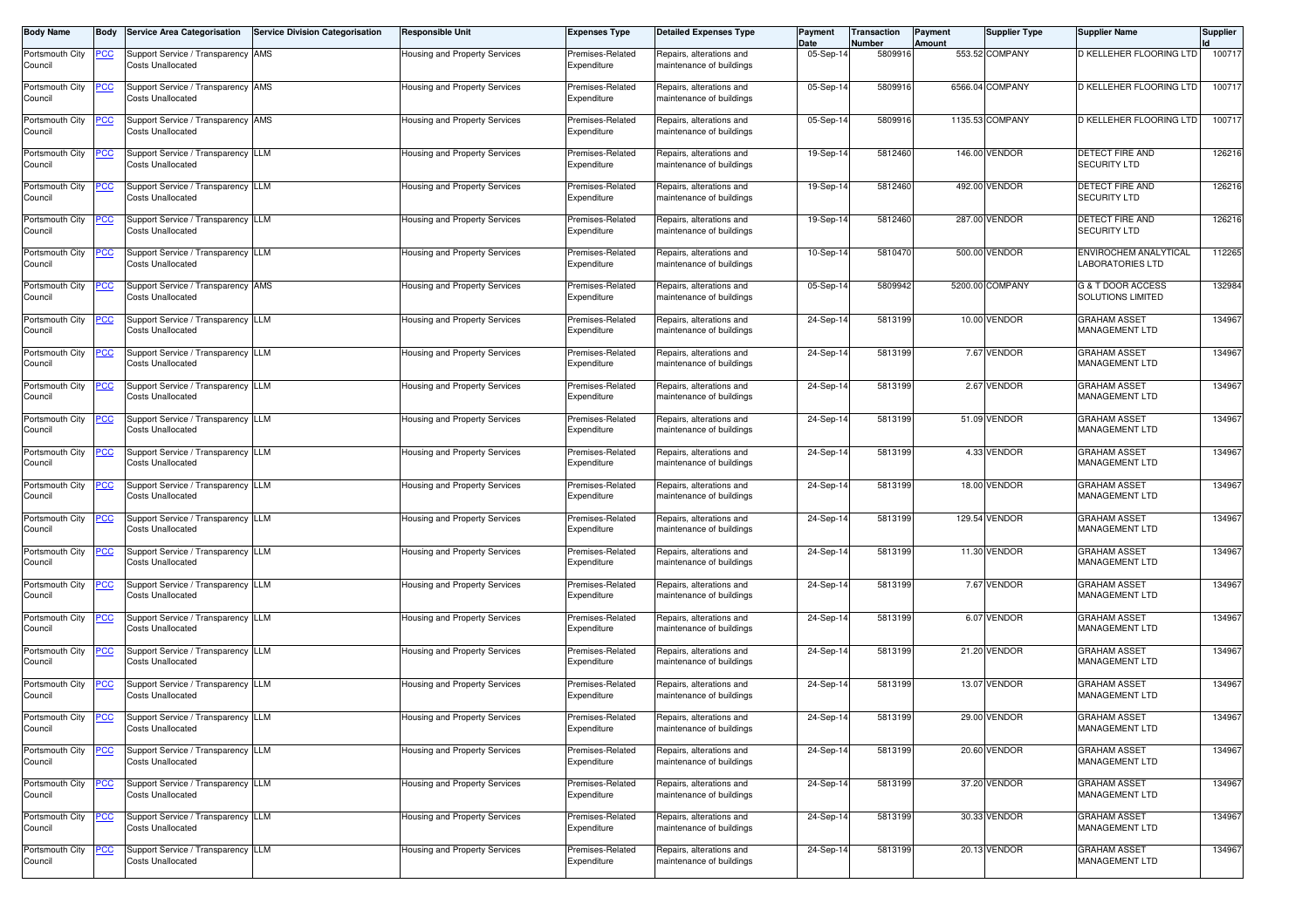| Body Name | Body | Service Area Categorisation | Service Division Categorisation | Responsible Unit | Expenses Type | Detailed Expenses Type | Payment Date | Transaction Number | Payment Amount | Supplier Type | Supplier Name | Supplier Id |
|---|---|---|---|---|---|---|---|---|---|---|---|---|
| Portsmouth City Council | PCC | Support Service / Transparency Costs Unallocated | AMS | Housing and Property Services | Premises-Related Expenditure | Repairs, alterations and maintenance of buildings | 05-Sep-14 | 5809916 | 553.52 | COMPANY | D KELLEHER FLOORING LTD | 100717 |
| Portsmouth City Council | PCC | Support Service / Transparency Costs Unallocated | AMS | Housing and Property Services | Premises-Related Expenditure | Repairs, alterations and maintenance of buildings | 05-Sep-14 | 5809916 | 6566.04 | COMPANY | D KELLEHER FLOORING LTD | 100717 |
| Portsmouth City Council | PCC | Support Service / Transparency Costs Unallocated | AMS | Housing and Property Services | Premises-Related Expenditure | Repairs, alterations and maintenance of buildings | 05-Sep-14 | 5809916 | 1135.53 | COMPANY | D KELLEHER FLOORING LTD | 100717 |
| Portsmouth City Council | PCC | Support Service / Transparency Costs Unallocated | LLM | Housing and Property Services | Premises-Related Expenditure | Repairs, alterations and maintenance of buildings | 19-Sep-14 | 5812460 | 146.00 | VENDOR | DETECT FIRE AND SECURITY LTD | 126216 |
| Portsmouth City Council | PCC | Support Service / Transparency Costs Unallocated | LLM | Housing and Property Services | Premises-Related Expenditure | Repairs, alterations and maintenance of buildings | 19-Sep-14 | 5812460 | 492.00 | VENDOR | DETECT FIRE AND SECURITY LTD | 126216 |
| Portsmouth City Council | PCC | Support Service / Transparency Costs Unallocated | LLM | Housing and Property Services | Premises-Related Expenditure | Repairs, alterations and maintenance of buildings | 19-Sep-14 | 5812460 | 287.00 | VENDOR | DETECT FIRE AND SECURITY LTD | 126216 |
| Portsmouth City Council | PCC | Support Service / Transparency Costs Unallocated | LLM | Housing and Property Services | Premises-Related Expenditure | Repairs, alterations and maintenance of buildings | 10-Sep-14 | 5810470 | 500.00 | VENDOR | ENVIROCHEM ANALYTICAL LABORATORIES LTD | 112265 |
| Portsmouth City Council | PCC | Support Service / Transparency Costs Unallocated | AMS | Housing and Property Services | Premises-Related Expenditure | Repairs, alterations and maintenance of buildings | 05-Sep-14 | 5809942 | 5200.00 | COMPANY | G & T DOOR ACCESS SOLUTIONS LIMITED | 132984 |
| Portsmouth City Council | PCC | Support Service / Transparency Costs Unallocated | LLM | Housing and Property Services | Premises-Related Expenditure | Repairs, alterations and maintenance of buildings | 24-Sep-14 | 5813199 | 10.00 | VENDOR | GRAHAM ASSET MANAGEMENT LTD | 134967 |
| Portsmouth City Council | PCC | Support Service / Transparency Costs Unallocated | LLM | Housing and Property Services | Premises-Related Expenditure | Repairs, alterations and maintenance of buildings | 24-Sep-14 | 5813199 | 7.67 | VENDOR | GRAHAM ASSET MANAGEMENT LTD | 134967 |
| Portsmouth City Council | PCC | Support Service / Transparency Costs Unallocated | LLM | Housing and Property Services | Premises-Related Expenditure | Repairs, alterations and maintenance of buildings | 24-Sep-14 | 5813199 | 2.67 | VENDOR | GRAHAM ASSET MANAGEMENT LTD | 134967 |
| Portsmouth City Council | PCC | Support Service / Transparency Costs Unallocated | LLM | Housing and Property Services | Premises-Related Expenditure | Repairs, alterations and maintenance of buildings | 24-Sep-14 | 5813199 | 51.09 | VENDOR | GRAHAM ASSET MANAGEMENT LTD | 134967 |
| Portsmouth City Council | PCC | Support Service / Transparency Costs Unallocated | LLM | Housing and Property Services | Premises-Related Expenditure | Repairs, alterations and maintenance of buildings | 24-Sep-14 | 5813199 | 4.33 | VENDOR | GRAHAM ASSET MANAGEMENT LTD | 134967 |
| Portsmouth City Council | PCC | Support Service / Transparency Costs Unallocated | LLM | Housing and Property Services | Premises-Related Expenditure | Repairs, alterations and maintenance of buildings | 24-Sep-14 | 5813199 | 18.00 | VENDOR | GRAHAM ASSET MANAGEMENT LTD | 134967 |
| Portsmouth City Council | PCC | Support Service / Transparency Costs Unallocated | LLM | Housing and Property Services | Premises-Related Expenditure | Repairs, alterations and maintenance of buildings | 24-Sep-14 | 5813199 | 129.54 | VENDOR | GRAHAM ASSET MANAGEMENT LTD | 134967 |
| Portsmouth City Council | PCC | Support Service / Transparency Costs Unallocated | LLM | Housing and Property Services | Premises-Related Expenditure | Repairs, alterations and maintenance of buildings | 24-Sep-14 | 5813199 | 11.30 | VENDOR | GRAHAM ASSET MANAGEMENT LTD | 134967 |
| Portsmouth City Council | PCC | Support Service / Transparency Costs Unallocated | LLM | Housing and Property Services | Premises-Related Expenditure | Repairs, alterations and maintenance of buildings | 24-Sep-14 | 5813199 | 7.67 | VENDOR | GRAHAM ASSET MANAGEMENT LTD | 134967 |
| Portsmouth City Council | PCC | Support Service / Transparency Costs Unallocated | LLM | Housing and Property Services | Premises-Related Expenditure | Repairs, alterations and maintenance of buildings | 24-Sep-14 | 5813199 | 6.07 | VENDOR | GRAHAM ASSET MANAGEMENT LTD | 134967 |
| Portsmouth City Council | PCC | Support Service / Transparency Costs Unallocated | LLM | Housing and Property Services | Premises-Related Expenditure | Repairs, alterations and maintenance of buildings | 24-Sep-14 | 5813199 | 21.20 | VENDOR | GRAHAM ASSET MANAGEMENT LTD | 134967 |
| Portsmouth City Council | PCC | Support Service / Transparency Costs Unallocated | LLM | Housing and Property Services | Premises-Related Expenditure | Repairs, alterations and maintenance of buildings | 24-Sep-14 | 5813199 | 13.07 | VENDOR | GRAHAM ASSET MANAGEMENT LTD | 134967 |
| Portsmouth City Council | PCC | Support Service / Transparency Costs Unallocated | LLM | Housing and Property Services | Premises-Related Expenditure | Repairs, alterations and maintenance of buildings | 24-Sep-14 | 5813199 | 29.00 | VENDOR | GRAHAM ASSET MANAGEMENT LTD | 134967 |
| Portsmouth City Council | PCC | Support Service / Transparency Costs Unallocated | LLM | Housing and Property Services | Premises-Related Expenditure | Repairs, alterations and maintenance of buildings | 24-Sep-14 | 5813199 | 20.60 | VENDOR | GRAHAM ASSET MANAGEMENT LTD | 134967 |
| Portsmouth City Council | PCC | Support Service / Transparency Costs Unallocated | LLM | Housing and Property Services | Premises-Related Expenditure | Repairs, alterations and maintenance of buildings | 24-Sep-14 | 5813199 | 37.20 | VENDOR | GRAHAM ASSET MANAGEMENT LTD | 134967 |
| Portsmouth City Council | PCC | Support Service / Transparency Costs Unallocated | LLM | Housing and Property Services | Premises-Related Expenditure | Repairs, alterations and maintenance of buildings | 24-Sep-14 | 5813199 | 30.33 | VENDOR | GRAHAM ASSET MANAGEMENT LTD | 134967 |
| Portsmouth City Council | PCC | Support Service / Transparency Costs Unallocated | LLM | Housing and Property Services | Premises-Related Expenditure | Repairs, alterations and maintenance of buildings | 24-Sep-14 | 5813199 | 20.13 | VENDOR | GRAHAM ASSET MANAGEMENT LTD | 134967 |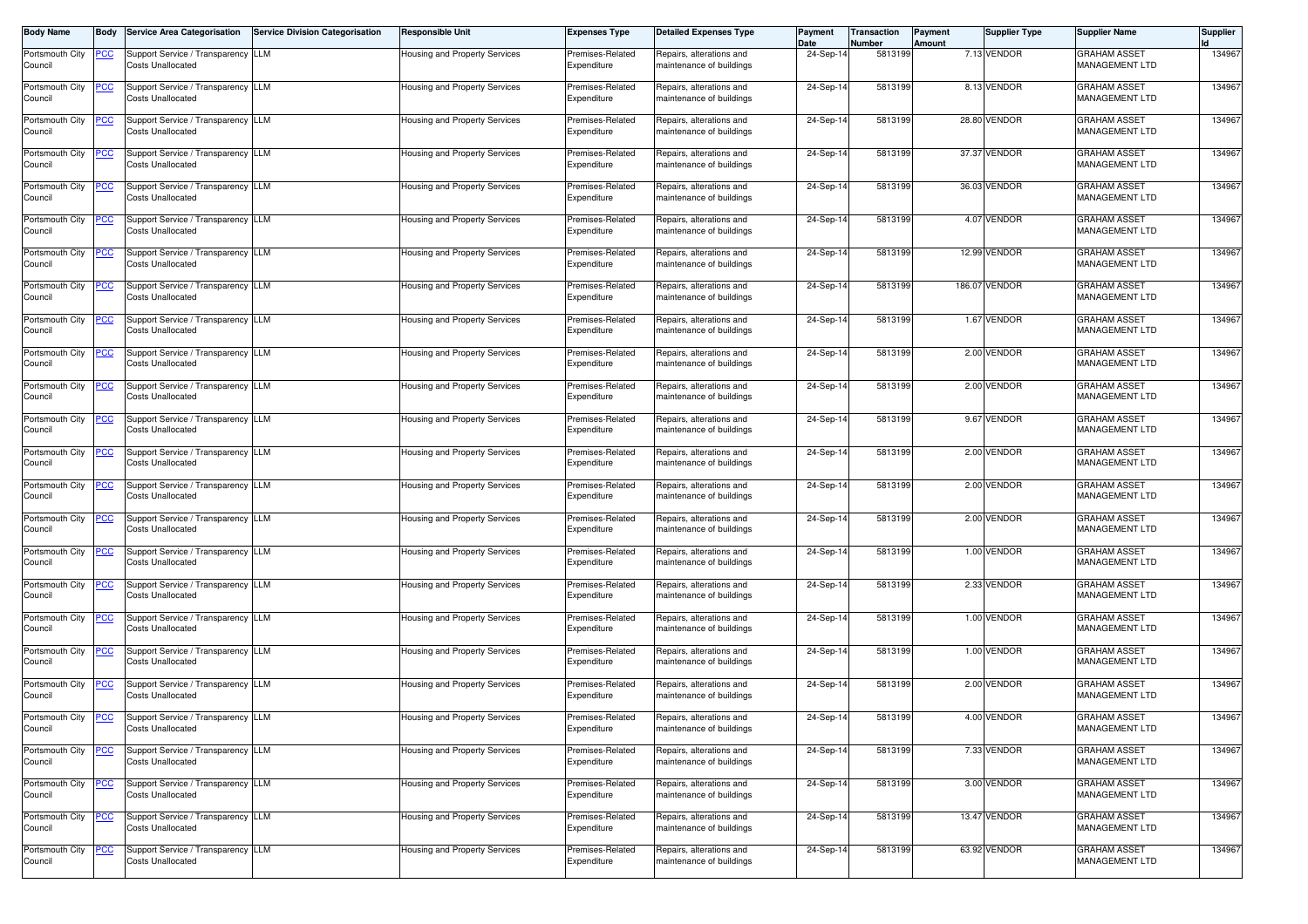| Body Name | Body | Service Area Categorisation | Service Division Categorisation | Responsible Unit | Expenses Type | Detailed Expenses Type | Payment Date | Transaction Number | Payment Amount | Supplier Type | Supplier Name | Supplier Id |
|---|---|---|---|---|---|---|---|---|---|---|---|---|
| Portsmouth City Council | PCC | Support Service / Transparency Costs Unallocated | LLM | Housing and Property Services | Premises-Related Expenditure | Repairs, alterations and maintenance of buildings | 24-Sep-14 | 5813199 | 7.13 | VENDOR | GRAHAM ASSET MANAGEMENT LTD | 134967 |
| Portsmouth City Council | PCC | Support Service / Transparency Costs Unallocated | LLM | Housing and Property Services | Premises-Related Expenditure | Repairs, alterations and maintenance of buildings | 24-Sep-14 | 5813199 | 8.13 | VENDOR | GRAHAM ASSET MANAGEMENT LTD | 134967 |
| Portsmouth City Council | PCC | Support Service / Transparency Costs Unallocated | LLM | Housing and Property Services | Premises-Related Expenditure | Repairs, alterations and maintenance of buildings | 24-Sep-14 | 5813199 | 28.80 | VENDOR | GRAHAM ASSET MANAGEMENT LTD | 134967 |
| Portsmouth City Council | PCC | Support Service / Transparency Costs Unallocated | LLM | Housing and Property Services | Premises-Related Expenditure | Repairs, alterations and maintenance of buildings | 24-Sep-14 | 5813199 | 37.37 | VENDOR | GRAHAM ASSET MANAGEMENT LTD | 134967 |
| Portsmouth City Council | PCC | Support Service / Transparency Costs Unallocated | LLM | Housing and Property Services | Premises-Related Expenditure | Repairs, alterations and maintenance of buildings | 24-Sep-14 | 5813199 | 36.03 | VENDOR | GRAHAM ASSET MANAGEMENT LTD | 134967 |
| Portsmouth City Council | PCC | Support Service / Transparency Costs Unallocated | LLM | Housing and Property Services | Premises-Related Expenditure | Repairs, alterations and maintenance of buildings | 24-Sep-14 | 5813199 | 4.07 | VENDOR | GRAHAM ASSET MANAGEMENT LTD | 134967 |
| Portsmouth City Council | PCC | Support Service / Transparency Costs Unallocated | LLM | Housing and Property Services | Premises-Related Expenditure | Repairs, alterations and maintenance of buildings | 24-Sep-14 | 5813199 | 12.99 | VENDOR | GRAHAM ASSET MANAGEMENT LTD | 134967 |
| Portsmouth City Council | PCC | Support Service / Transparency Costs Unallocated | LLM | Housing and Property Services | Premises-Related Expenditure | Repairs, alterations and maintenance of buildings | 24-Sep-14 | 5813199 | 186.07 | VENDOR | GRAHAM ASSET MANAGEMENT LTD | 134967 |
| Portsmouth City Council | PCC | Support Service / Transparency Costs Unallocated | LLM | Housing and Property Services | Premises-Related Expenditure | Repairs, alterations and maintenance of buildings | 24-Sep-14 | 5813199 | 1.67 | VENDOR | GRAHAM ASSET MANAGEMENT LTD | 134967 |
| Portsmouth City Council | PCC | Support Service / Transparency Costs Unallocated | LLM | Housing and Property Services | Premises-Related Expenditure | Repairs, alterations and maintenance of buildings | 24-Sep-14 | 5813199 | 2.00 | VENDOR | GRAHAM ASSET MANAGEMENT LTD | 134967 |
| Portsmouth City Council | PCC | Support Service / Transparency Costs Unallocated | LLM | Housing and Property Services | Premises-Related Expenditure | Repairs, alterations and maintenance of buildings | 24-Sep-14 | 5813199 | 2.00 | VENDOR | GRAHAM ASSET MANAGEMENT LTD | 134967 |
| Portsmouth City Council | PCC | Support Service / Transparency Costs Unallocated | LLM | Housing and Property Services | Premises-Related Expenditure | Repairs, alterations and maintenance of buildings | 24-Sep-14 | 5813199 | 9.67 | VENDOR | GRAHAM ASSET MANAGEMENT LTD | 134967 |
| Portsmouth City Council | PCC | Support Service / Transparency Costs Unallocated | LLM | Housing and Property Services | Premises-Related Expenditure | Repairs, alterations and maintenance of buildings | 24-Sep-14 | 5813199 | 2.00 | VENDOR | GRAHAM ASSET MANAGEMENT LTD | 134967 |
| Portsmouth City Council | PCC | Support Service / Transparency Costs Unallocated | LLM | Housing and Property Services | Premises-Related Expenditure | Repairs, alterations and maintenance of buildings | 24-Sep-14 | 5813199 | 2.00 | VENDOR | GRAHAM ASSET MANAGEMENT LTD | 134967 |
| Portsmouth City Council | PCC | Support Service / Transparency Costs Unallocated | LLM | Housing and Property Services | Premises-Related Expenditure | Repairs, alterations and maintenance of buildings | 24-Sep-14 | 5813199 | 2.00 | VENDOR | GRAHAM ASSET MANAGEMENT LTD | 134967 |
| Portsmouth City Council | PCC | Support Service / Transparency Costs Unallocated | LLM | Housing and Property Services | Premises-Related Expenditure | Repairs, alterations and maintenance of buildings | 24-Sep-14 | 5813199 | 1.00 | VENDOR | GRAHAM ASSET MANAGEMENT LTD | 134967 |
| Portsmouth City Council | PCC | Support Service / Transparency Costs Unallocated | LLM | Housing and Property Services | Premises-Related Expenditure | Repairs, alterations and maintenance of buildings | 24-Sep-14 | 5813199 | 2.33 | VENDOR | GRAHAM ASSET MANAGEMENT LTD | 134967 |
| Portsmouth City Council | PCC | Support Service / Transparency Costs Unallocated | LLM | Housing and Property Services | Premises-Related Expenditure | Repairs, alterations and maintenance of buildings | 24-Sep-14 | 5813199 | 1.00 | VENDOR | GRAHAM ASSET MANAGEMENT LTD | 134967 |
| Portsmouth City Council | PCC | Support Service / Transparency Costs Unallocated | LLM | Housing and Property Services | Premises-Related Expenditure | Repairs, alterations and maintenance of buildings | 24-Sep-14 | 5813199 | 1.00 | VENDOR | GRAHAM ASSET MANAGEMENT LTD | 134967 |
| Portsmouth City Council | PCC | Support Service / Transparency Costs Unallocated | LLM | Housing and Property Services | Premises-Related Expenditure | Repairs, alterations and maintenance of buildings | 24-Sep-14 | 5813199 | 2.00 | VENDOR | GRAHAM ASSET MANAGEMENT LTD | 134967 |
| Portsmouth City Council | PCC | Support Service / Transparency Costs Unallocated | LLM | Housing and Property Services | Premises-Related Expenditure | Repairs, alterations and maintenance of buildings | 24-Sep-14 | 5813199 | 4.00 | VENDOR | GRAHAM ASSET MANAGEMENT LTD | 134967 |
| Portsmouth City Council | PCC | Support Service / Transparency Costs Unallocated | LLM | Housing and Property Services | Premises-Related Expenditure | Repairs, alterations and maintenance of buildings | 24-Sep-14 | 5813199 | 7.33 | VENDOR | GRAHAM ASSET MANAGEMENT LTD | 134967 |
| Portsmouth City Council | PCC | Support Service / Transparency Costs Unallocated | LLM | Housing and Property Services | Premises-Related Expenditure | Repairs, alterations and maintenance of buildings | 24-Sep-14 | 5813199 | 3.00 | VENDOR | GRAHAM ASSET MANAGEMENT LTD | 134967 |
| Portsmouth City Council | PCC | Support Service / Transparency Costs Unallocated | LLM | Housing and Property Services | Premises-Related Expenditure | Repairs, alterations and maintenance of buildings | 24-Sep-14 | 5813199 | 13.47 | VENDOR | GRAHAM ASSET MANAGEMENT LTD | 134967 |
| Portsmouth City Council | PCC | Support Service / Transparency Costs Unallocated | LLM | Housing and Property Services | Premises-Related Expenditure | Repairs, alterations and maintenance of buildings | 24-Sep-14 | 5813199 | 63.92 | VENDOR | GRAHAM ASSET MANAGEMENT LTD | 134967 |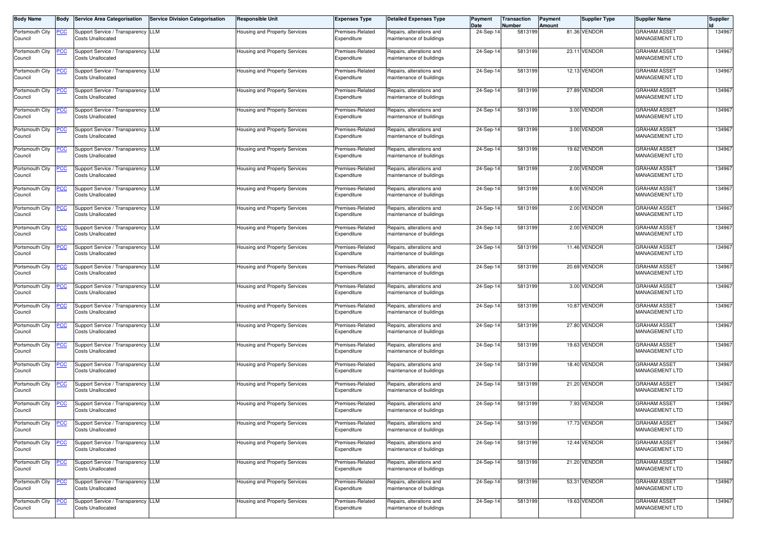| Body Name | Body | Service Area Categorisation | Service Division Categorisation | Responsible Unit | Expenses Type | Detailed Expenses Type | Payment Date | Transaction Number | Payment Amount | Supplier Type | Supplier Name | Supplier Id |
|---|---|---|---|---|---|---|---|---|---|---|---|---|
| Portsmouth City Council | PCC | Support Service / Transparency Costs Unallocated | LLM | Housing and Property Services | Premises-Related Expenditure | Repairs, alterations and maintenance of buildings | 24-Sep-14 | 5813199 | 81.36 | VENDOR | GRAHAM ASSET MANAGEMENT LTD | 134967 |
| Portsmouth City Council | PCC | Support Service / Transparency Costs Unallocated | LLM | Housing and Property Services | Premises-Related Expenditure | Repairs, alterations and maintenance of buildings | 24-Sep-14 | 5813199 | 23.11 | VENDOR | GRAHAM ASSET MANAGEMENT LTD | 134967 |
| Portsmouth City Council | PCC | Support Service / Transparency Costs Unallocated | LLM | Housing and Property Services | Premises-Related Expenditure | Repairs, alterations and maintenance of buildings | 24-Sep-14 | 5813199 | 12.13 | VENDOR | GRAHAM ASSET MANAGEMENT LTD | 134967 |
| Portsmouth City Council | PCC | Support Service / Transparency Costs Unallocated | LLM | Housing and Property Services | Premises-Related Expenditure | Repairs, alterations and maintenance of buildings | 24-Sep-14 | 5813199 | 27.89 | VENDOR | GRAHAM ASSET MANAGEMENT LTD | 134967 |
| Portsmouth City Council | PCC | Support Service / Transparency Costs Unallocated | LLM | Housing and Property Services | Premises-Related Expenditure | Repairs, alterations and maintenance of buildings | 24-Sep-14 | 5813199 | 3.00 | VENDOR | GRAHAM ASSET MANAGEMENT LTD | 134967 |
| Portsmouth City Council | PCC | Support Service / Transparency Costs Unallocated | LLM | Housing and Property Services | Premises-Related Expenditure | Repairs, alterations and maintenance of buildings | 24-Sep-14 | 5813199 | 3.00 | VENDOR | GRAHAM ASSET MANAGEMENT LTD | 134967 |
| Portsmouth City Council | PCC | Support Service / Transparency Costs Unallocated | LLM | Housing and Property Services | Premises-Related Expenditure | Repairs, alterations and maintenance of buildings | 24-Sep-14 | 5813199 | 19.62 | VENDOR | GRAHAM ASSET MANAGEMENT LTD | 134967 |
| Portsmouth City Council | PCC | Support Service / Transparency Costs Unallocated | LLM | Housing and Property Services | Premises-Related Expenditure | Repairs, alterations and maintenance of buildings | 24-Sep-14 | 5813199 | 2.00 | VENDOR | GRAHAM ASSET MANAGEMENT LTD | 134967 |
| Portsmouth City Council | PCC | Support Service / Transparency Costs Unallocated | LLM | Housing and Property Services | Premises-Related Expenditure | Repairs, alterations and maintenance of buildings | 24-Sep-14 | 5813199 | 8.00 | VENDOR | GRAHAM ASSET MANAGEMENT LTD | 134967 |
| Portsmouth City Council | PCC | Support Service / Transparency Costs Unallocated | LLM | Housing and Property Services | Premises-Related Expenditure | Repairs, alterations and maintenance of buildings | 24-Sep-14 | 5813199 | 2.00 | VENDOR | GRAHAM ASSET MANAGEMENT LTD | 134967 |
| Portsmouth City Council | PCC | Support Service / Transparency Costs Unallocated | LLM | Housing and Property Services | Premises-Related Expenditure | Repairs, alterations and maintenance of buildings | 24-Sep-14 | 5813199 | 2.00 | VENDOR | GRAHAM ASSET MANAGEMENT LTD | 134967 |
| Portsmouth City Council | PCC | Support Service / Transparency Costs Unallocated | LLM | Housing and Property Services | Premises-Related Expenditure | Repairs, alterations and maintenance of buildings | 24-Sep-14 | 5813199 | 11.46 | VENDOR | GRAHAM ASSET MANAGEMENT LTD | 134967 |
| Portsmouth City Council | PCC | Support Service / Transparency Costs Unallocated | LLM | Housing and Property Services | Premises-Related Expenditure | Repairs, alterations and maintenance of buildings | 24-Sep-14 | 5813199 | 20.69 | VENDOR | GRAHAM ASSET MANAGEMENT LTD | 134967 |
| Portsmouth City Council | PCC | Support Service / Transparency Costs Unallocated | LLM | Housing and Property Services | Premises-Related Expenditure | Repairs, alterations and maintenance of buildings | 24-Sep-14 | 5813199 | 3.00 | VENDOR | GRAHAM ASSET MANAGEMENT LTD | 134967 |
| Portsmouth City Council | PCC | Support Service / Transparency Costs Unallocated | LLM | Housing and Property Services | Premises-Related Expenditure | Repairs, alterations and maintenance of buildings | 24-Sep-14 | 5813199 | 10.87 | VENDOR | GRAHAM ASSET MANAGEMENT LTD | 134967 |
| Portsmouth City Council | PCC | Support Service / Transparency Costs Unallocated | LLM | Housing and Property Services | Premises-Related Expenditure | Repairs, alterations and maintenance of buildings | 24-Sep-14 | 5813199 | 27.80 | VENDOR | GRAHAM ASSET MANAGEMENT LTD | 134967 |
| Portsmouth City Council | PCC | Support Service / Transparency Costs Unallocated | LLM | Housing and Property Services | Premises-Related Expenditure | Repairs, alterations and maintenance of buildings | 24-Sep-14 | 5813199 | 19.63 | VENDOR | GRAHAM ASSET MANAGEMENT LTD | 134967 |
| Portsmouth City Council | PCC | Support Service / Transparency Costs Unallocated | LLM | Housing and Property Services | Premises-Related Expenditure | Repairs, alterations and maintenance of buildings | 24-Sep-14 | 5813199 | 18.40 | VENDOR | GRAHAM ASSET MANAGEMENT LTD | 134967 |
| Portsmouth City Council | PCC | Support Service / Transparency Costs Unallocated | LLM | Housing and Property Services | Premises-Related Expenditure | Repairs, alterations and maintenance of buildings | 24-Sep-14 | 5813199 | 21.20 | VENDOR | GRAHAM ASSET MANAGEMENT LTD | 134967 |
| Portsmouth City Council | PCC | Support Service / Transparency Costs Unallocated | LLM | Housing and Property Services | Premises-Related Expenditure | Repairs, alterations and maintenance of buildings | 24-Sep-14 | 5813199 | 7.93 | VENDOR | GRAHAM ASSET MANAGEMENT LTD | 134967 |
| Portsmouth City Council | PCC | Support Service / Transparency Costs Unallocated | LLM | Housing and Property Services | Premises-Related Expenditure | Repairs, alterations and maintenance of buildings | 24-Sep-14 | 5813199 | 17.73 | VENDOR | GRAHAM ASSET MANAGEMENT LTD | 134967 |
| Portsmouth City Council | PCC | Support Service / Transparency Costs Unallocated | LLM | Housing and Property Services | Premises-Related Expenditure | Repairs, alterations and maintenance of buildings | 24-Sep-14 | 5813199 | 12.44 | VENDOR | GRAHAM ASSET MANAGEMENT LTD | 134967 |
| Portsmouth City Council | PCC | Support Service / Transparency Costs Unallocated | LLM | Housing and Property Services | Premises-Related Expenditure | Repairs, alterations and maintenance of buildings | 24-Sep-14 | 5813199 | 21.20 | VENDOR | GRAHAM ASSET MANAGEMENT LTD | 134967 |
| Portsmouth City Council | PCC | Support Service / Transparency Costs Unallocated | LLM | Housing and Property Services | Premises-Related Expenditure | Repairs, alterations and maintenance of buildings | 24-Sep-14 | 5813199 | 53.31 | VENDOR | GRAHAM ASSET MANAGEMENT LTD | 134967 |
| Portsmouth City Council | PCC | Support Service / Transparency Costs Unallocated | LLM | Housing and Property Services | Premises-Related Expenditure | Repairs, alterations and maintenance of buildings | 24-Sep-14 | 5813199 | 19.63 | VENDOR | GRAHAM ASSET MANAGEMENT LTD | 134967 |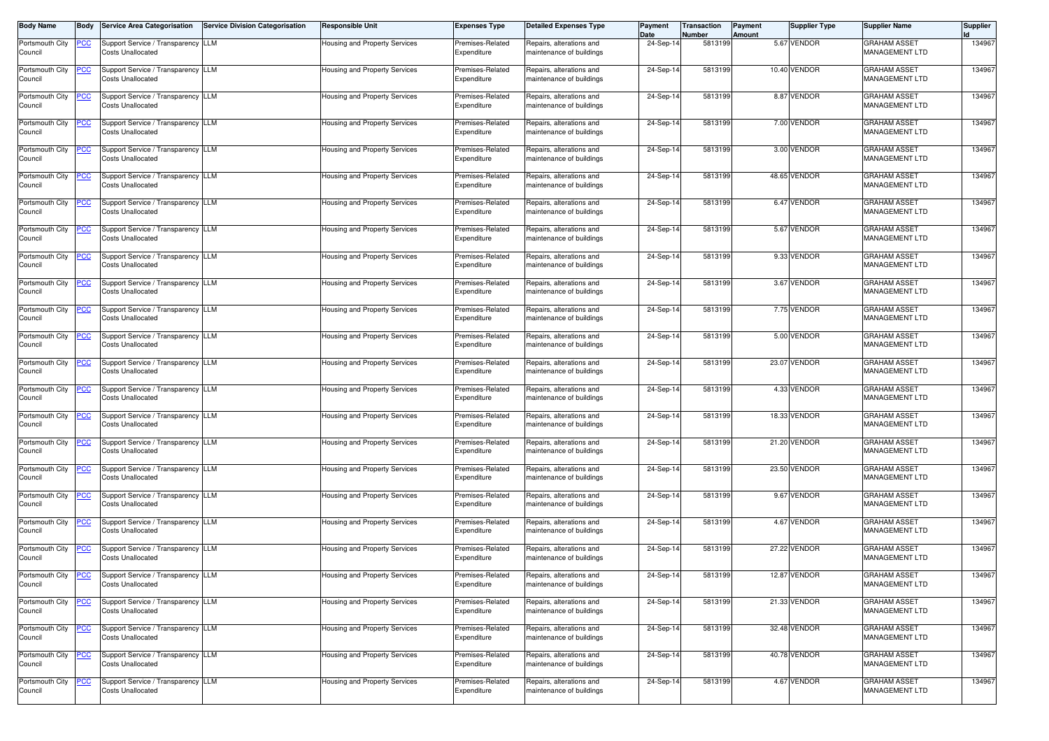| Body Name | Body | Service Area Categorisation | Service Division Categorisation | Responsible Unit | Expenses Type | Detailed Expenses Type | Payment Date | Transaction Number | Payment Amount | Supplier Type | Supplier Name | Supplier Id |
|---|---|---|---|---|---|---|---|---|---|---|---|---|
| Portsmouth City Council | PCC | Support Service / Transparency Costs Unallocated | LLM | Housing and Property Services | Premises-Related Expenditure | Repairs, alterations and maintenance of buildings | 24-Sep-14 | 5813199 | 5.67 | VENDOR | GRAHAM ASSET MANAGEMENT LTD | 134967 |
| Portsmouth City Council | PCC | Support Service / Transparency Costs Unallocated | LLM | Housing and Property Services | Premises-Related Expenditure | Repairs, alterations and maintenance of buildings | 24-Sep-14 | 5813199 | 10.40 | VENDOR | GRAHAM ASSET MANAGEMENT LTD | 134967 |
| Portsmouth City Council | PCC | Support Service / Transparency Costs Unallocated | LLM | Housing and Property Services | Premises-Related Expenditure | Repairs, alterations and maintenance of buildings | 24-Sep-14 | 5813199 | 8.87 | VENDOR | GRAHAM ASSET MANAGEMENT LTD | 134967 |
| Portsmouth City Council | PCC | Support Service / Transparency Costs Unallocated | LLM | Housing and Property Services | Premises-Related Expenditure | Repairs, alterations and maintenance of buildings | 24-Sep-14 | 5813199 | 7.00 | VENDOR | GRAHAM ASSET MANAGEMENT LTD | 134967 |
| Portsmouth City Council | PCC | Support Service / Transparency Costs Unallocated | LLM | Housing and Property Services | Premises-Related Expenditure | Repairs, alterations and maintenance of buildings | 24-Sep-14 | 5813199 | 3.00 | VENDOR | GRAHAM ASSET MANAGEMENT LTD | 134967 |
| Portsmouth City Council | PCC | Support Service / Transparency Costs Unallocated | LLM | Housing and Property Services | Premises-Related Expenditure | Repairs, alterations and maintenance of buildings | 24-Sep-14 | 5813199 | 48.65 | VENDOR | GRAHAM ASSET MANAGEMENT LTD | 134967 |
| Portsmouth City Council | PCC | Support Service / Transparency Costs Unallocated | LLM | Housing and Property Services | Premises-Related Expenditure | Repairs, alterations and maintenance of buildings | 24-Sep-14 | 5813199 | 6.47 | VENDOR | GRAHAM ASSET MANAGEMENT LTD | 134967 |
| Portsmouth City Council | PCC | Support Service / Transparency Costs Unallocated | LLM | Housing and Property Services | Premises-Related Expenditure | Repairs, alterations and maintenance of buildings | 24-Sep-14 | 5813199 | 5.67 | VENDOR | GRAHAM ASSET MANAGEMENT LTD | 134967 |
| Portsmouth City Council | PCC | Support Service / Transparency Costs Unallocated | LLM | Housing and Property Services | Premises-Related Expenditure | Repairs, alterations and maintenance of buildings | 24-Sep-14 | 5813199 | 9.33 | VENDOR | GRAHAM ASSET MANAGEMENT LTD | 134967 |
| Portsmouth City Council | PCC | Support Service / Transparency Costs Unallocated | LLM | Housing and Property Services | Premises-Related Expenditure | Repairs, alterations and maintenance of buildings | 24-Sep-14 | 5813199 | 3.67 | VENDOR | GRAHAM ASSET MANAGEMENT LTD | 134967 |
| Portsmouth City Council | PCC | Support Service / Transparency Costs Unallocated | LLM | Housing and Property Services | Premises-Related Expenditure | Repairs, alterations and maintenance of buildings | 24-Sep-14 | 5813199 | 7.75 | VENDOR | GRAHAM ASSET MANAGEMENT LTD | 134967 |
| Portsmouth City Council | PCC | Support Service / Transparency Costs Unallocated | LLM | Housing and Property Services | Premises-Related Expenditure | Repairs, alterations and maintenance of buildings | 24-Sep-14 | 5813199 | 5.00 | VENDOR | GRAHAM ASSET MANAGEMENT LTD | 134967 |
| Portsmouth City Council | PCC | Support Service / Transparency Costs Unallocated | LLM | Housing and Property Services | Premises-Related Expenditure | Repairs, alterations and maintenance of buildings | 24-Sep-14 | 5813199 | 23.07 | VENDOR | GRAHAM ASSET MANAGEMENT LTD | 134967 |
| Portsmouth City Council | PCC | Support Service / Transparency Costs Unallocated | LLM | Housing and Property Services | Premises-Related Expenditure | Repairs, alterations and maintenance of buildings | 24-Sep-14 | 5813199 | 4.33 | VENDOR | GRAHAM ASSET MANAGEMENT LTD | 134967 |
| Portsmouth City Council | PCC | Support Service / Transparency Costs Unallocated | LLM | Housing and Property Services | Premises-Related Expenditure | Repairs, alterations and maintenance of buildings | 24-Sep-14 | 5813199 | 18.33 | VENDOR | GRAHAM ASSET MANAGEMENT LTD | 134967 |
| Portsmouth City Council | PCC | Support Service / Transparency Costs Unallocated | LLM | Housing and Property Services | Premises-Related Expenditure | Repairs, alterations and maintenance of buildings | 24-Sep-14 | 5813199 | 21.20 | VENDOR | GRAHAM ASSET MANAGEMENT LTD | 134967 |
| Portsmouth City Council | PCC | Support Service / Transparency Costs Unallocated | LLM | Housing and Property Services | Premises-Related Expenditure | Repairs, alterations and maintenance of buildings | 24-Sep-14 | 5813199 | 23.50 | VENDOR | GRAHAM ASSET MANAGEMENT LTD | 134967 |
| Portsmouth City Council | PCC | Support Service / Transparency Costs Unallocated | LLM | Housing and Property Services | Premises-Related Expenditure | Repairs, alterations and maintenance of buildings | 24-Sep-14 | 5813199 | 9.67 | VENDOR | GRAHAM ASSET MANAGEMENT LTD | 134967 |
| Portsmouth City Council | PCC | Support Service / Transparency Costs Unallocated | LLM | Housing and Property Services | Premises-Related Expenditure | Repairs, alterations and maintenance of buildings | 24-Sep-14 | 5813199 | 4.67 | VENDOR | GRAHAM ASSET MANAGEMENT LTD | 134967 |
| Portsmouth City Council | PCC | Support Service / Transparency Costs Unallocated | LLM | Housing and Property Services | Premises-Related Expenditure | Repairs, alterations and maintenance of buildings | 24-Sep-14 | 5813199 | 27.22 | VENDOR | GRAHAM ASSET MANAGEMENT LTD | 134967 |
| Portsmouth City Council | PCC | Support Service / Transparency Costs Unallocated | LLM | Housing and Property Services | Premises-Related Expenditure | Repairs, alterations and maintenance of buildings | 24-Sep-14 | 5813199 | 12.87 | VENDOR | GRAHAM ASSET MANAGEMENT LTD | 134967 |
| Portsmouth City Council | PCC | Support Service / Transparency Costs Unallocated | LLM | Housing and Property Services | Premises-Related Expenditure | Repairs, alterations and maintenance of buildings | 24-Sep-14 | 5813199 | 21.33 | VENDOR | GRAHAM ASSET MANAGEMENT LTD | 134967 |
| Portsmouth City Council | PCC | Support Service / Transparency Costs Unallocated | LLM | Housing and Property Services | Premises-Related Expenditure | Repairs, alterations and maintenance of buildings | 24-Sep-14 | 5813199 | 32.48 | VENDOR | GRAHAM ASSET MANAGEMENT LTD | 134967 |
| Portsmouth City Council | PCC | Support Service / Transparency Costs Unallocated | LLM | Housing and Property Services | Premises-Related Expenditure | Repairs, alterations and maintenance of buildings | 24-Sep-14 | 5813199 | 40.78 | VENDOR | GRAHAM ASSET MANAGEMENT LTD | 134967 |
| Portsmouth City Council | PCC | Support Service / Transparency Costs Unallocated | LLM | Housing and Property Services | Premises-Related Expenditure | Repairs, alterations and maintenance of buildings | 24-Sep-14 | 5813199 | 4.67 | VENDOR | GRAHAM ASSET MANAGEMENT LTD | 134967 |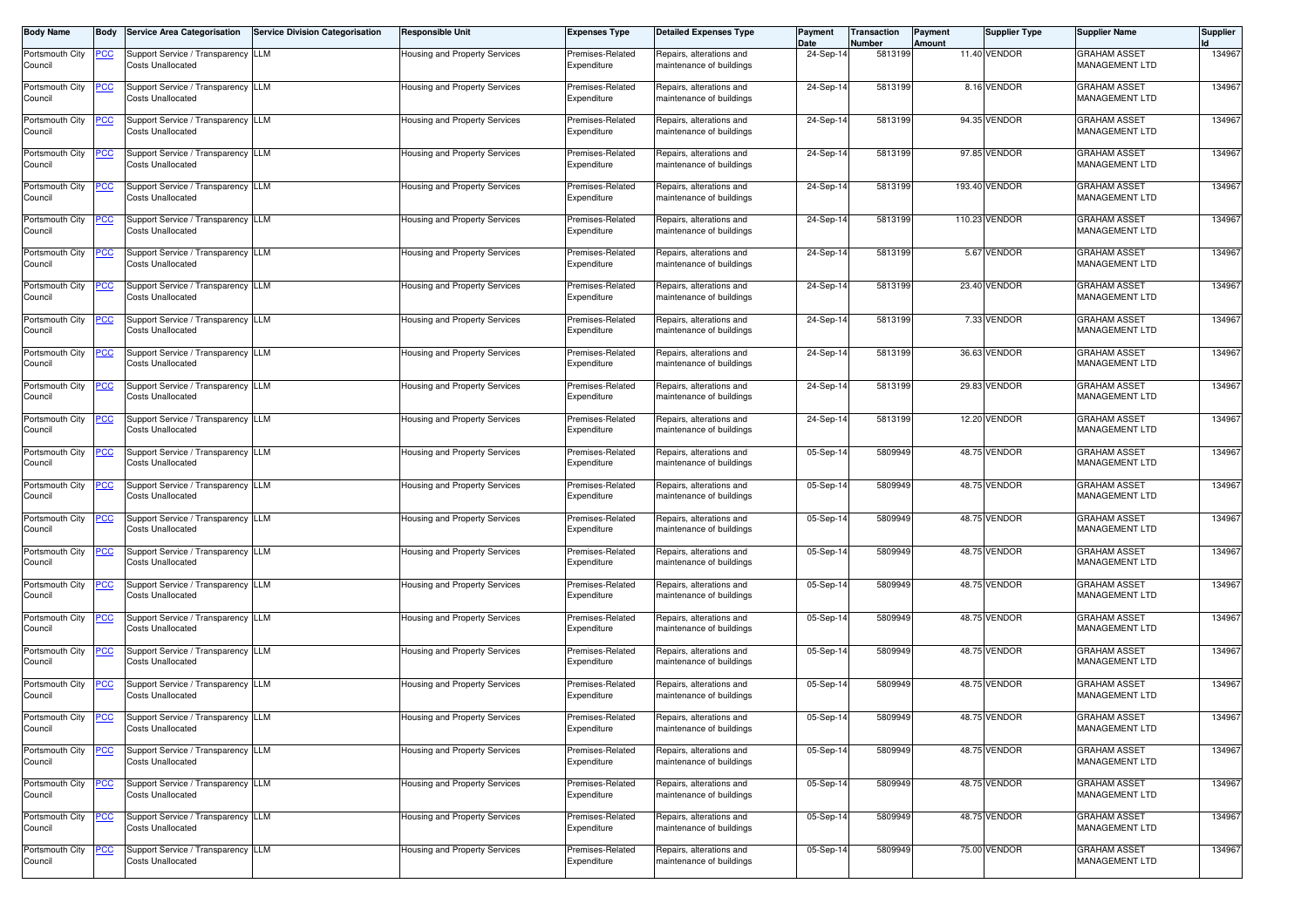| Body Name | Body | Service Area Categorisation | Service Division Categorisation | Responsible Unit | Expenses Type | Detailed Expenses Type | Payment Date | Transaction Number | Payment Amount | Supplier Type | Supplier Name | Supplier Id |
|---|---|---|---|---|---|---|---|---|---|---|---|---|
| Portsmouth City Council | PCC | Support Service / Transparency Costs Unallocated | LLM | Housing and Property Services | Premises-Related Expenditure | Repairs, alterations and maintenance of buildings | 24-Sep-14 | 5813199 | 11.40 | VENDOR | GRAHAM ASSET MANAGEMENT LTD | 134967 |
| Portsmouth City Council | PCC | Support Service / Transparency Costs Unallocated | LLM | Housing and Property Services | Premises-Related Expenditure | Repairs, alterations and maintenance of buildings | 24-Sep-14 | 5813199 | 8.16 | VENDOR | GRAHAM ASSET MANAGEMENT LTD | 134967 |
| Portsmouth City Council | PCC | Support Service / Transparency Costs Unallocated | LLM | Housing and Property Services | Premises-Related Expenditure | Repairs, alterations and maintenance of buildings | 24-Sep-14 | 5813199 | 94.35 | VENDOR | GRAHAM ASSET MANAGEMENT LTD | 134967 |
| Portsmouth City Council | PCC | Support Service / Transparency Costs Unallocated | LLM | Housing and Property Services | Premises-Related Expenditure | Repairs, alterations and maintenance of buildings | 24-Sep-14 | 5813199 | 97.85 | VENDOR | GRAHAM ASSET MANAGEMENT LTD | 134967 |
| Portsmouth City Council | PCC | Support Service / Transparency Costs Unallocated | LLM | Housing and Property Services | Premises-Related Expenditure | Repairs, alterations and maintenance of buildings | 24-Sep-14 | 5813199 | 193.40 | VENDOR | GRAHAM ASSET MANAGEMENT LTD | 134967 |
| Portsmouth City Council | PCC | Support Service / Transparency Costs Unallocated | LLM | Housing and Property Services | Premises-Related Expenditure | Repairs, alterations and maintenance of buildings | 24-Sep-14 | 5813199 | 110.23 | VENDOR | GRAHAM ASSET MANAGEMENT LTD | 134967 |
| Portsmouth City Council | PCC | Support Service / Transparency Costs Unallocated | LLM | Housing and Property Services | Premises-Related Expenditure | Repairs, alterations and maintenance of buildings | 24-Sep-14 | 5813199 | 5.67 | VENDOR | GRAHAM ASSET MANAGEMENT LTD | 134967 |
| Portsmouth City Council | PCC | Support Service / Transparency Costs Unallocated | LLM | Housing and Property Services | Premises-Related Expenditure | Repairs, alterations and maintenance of buildings | 24-Sep-14 | 5813199 | 23.40 | VENDOR | GRAHAM ASSET MANAGEMENT LTD | 134967 |
| Portsmouth City Council | PCC | Support Service / Transparency Costs Unallocated | LLM | Housing and Property Services | Premises-Related Expenditure | Repairs, alterations and maintenance of buildings | 24-Sep-14 | 5813199 | 7.33 | VENDOR | GRAHAM ASSET MANAGEMENT LTD | 134967 |
| Portsmouth City Council | PCC | Support Service / Transparency Costs Unallocated | LLM | Housing and Property Services | Premises-Related Expenditure | Repairs, alterations and maintenance of buildings | 24-Sep-14 | 5813199 | 36.63 | VENDOR | GRAHAM ASSET MANAGEMENT LTD | 134967 |
| Portsmouth City Council | PCC | Support Service / Transparency Costs Unallocated | LLM | Housing and Property Services | Premises-Related Expenditure | Repairs, alterations and maintenance of buildings | 24-Sep-14 | 5813199 | 29.83 | VENDOR | GRAHAM ASSET MANAGEMENT LTD | 134967 |
| Portsmouth City Council | PCC | Support Service / Transparency Costs Unallocated | LLM | Housing and Property Services | Premises-Related Expenditure | Repairs, alterations and maintenance of buildings | 24-Sep-14 | 5813199 | 12.20 | VENDOR | GRAHAM ASSET MANAGEMENT LTD | 134967 |
| Portsmouth City Council | PCC | Support Service / Transparency Costs Unallocated | LLM | Housing and Property Services | Premises-Related Expenditure | Repairs, alterations and maintenance of buildings | 05-Sep-14 | 5809949 | 48.75 | VENDOR | GRAHAM ASSET MANAGEMENT LTD | 134967 |
| Portsmouth City Council | PCC | Support Service / Transparency Costs Unallocated | LLM | Housing and Property Services | Premises-Related Expenditure | Repairs, alterations and maintenance of buildings | 05-Sep-14 | 5809949 | 48.75 | VENDOR | GRAHAM ASSET MANAGEMENT LTD | 134967 |
| Portsmouth City Council | PCC | Support Service / Transparency Costs Unallocated | LLM | Housing and Property Services | Premises-Related Expenditure | Repairs, alterations and maintenance of buildings | 05-Sep-14 | 5809949 | 48.75 | VENDOR | GRAHAM ASSET MANAGEMENT LTD | 134967 |
| Portsmouth City Council | PCC | Support Service / Transparency Costs Unallocated | LLM | Housing and Property Services | Premises-Related Expenditure | Repairs, alterations and maintenance of buildings | 05-Sep-14 | 5809949 | 48.75 | VENDOR | GRAHAM ASSET MANAGEMENT LTD | 134967 |
| Portsmouth City Council | PCC | Support Service / Transparency Costs Unallocated | LLM | Housing and Property Services | Premises-Related Expenditure | Repairs, alterations and maintenance of buildings | 05-Sep-14 | 5809949 | 48.75 | VENDOR | GRAHAM ASSET MANAGEMENT LTD | 134967 |
| Portsmouth City Council | PCC | Support Service / Transparency Costs Unallocated | LLM | Housing and Property Services | Premises-Related Expenditure | Repairs, alterations and maintenance of buildings | 05-Sep-14 | 5809949 | 48.75 | VENDOR | GRAHAM ASSET MANAGEMENT LTD | 134967 |
| Portsmouth City Council | PCC | Support Service / Transparency Costs Unallocated | LLM | Housing and Property Services | Premises-Related Expenditure | Repairs, alterations and maintenance of buildings | 05-Sep-14 | 5809949 | 48.75 | VENDOR | GRAHAM ASSET MANAGEMENT LTD | 134967 |
| Portsmouth City Council | PCC | Support Service / Transparency Costs Unallocated | LLM | Housing and Property Services | Premises-Related Expenditure | Repairs, alterations and maintenance of buildings | 05-Sep-14 | 5809949 | 48.75 | VENDOR | GRAHAM ASSET MANAGEMENT LTD | 134967 |
| Portsmouth City Council | PCC | Support Service / Transparency Costs Unallocated | LLM | Housing and Property Services | Premises-Related Expenditure | Repairs, alterations and maintenance of buildings | 05-Sep-14 | 5809949 | 48.75 | VENDOR | GRAHAM ASSET MANAGEMENT LTD | 134967 |
| Portsmouth City Council | PCC | Support Service / Transparency Costs Unallocated | LLM | Housing and Property Services | Premises-Related Expenditure | Repairs, alterations and maintenance of buildings | 05-Sep-14 | 5809949 | 48.75 | VENDOR | GRAHAM ASSET MANAGEMENT LTD | 134967 |
| Portsmouth City Council | PCC | Support Service / Transparency Costs Unallocated | LLM | Housing and Property Services | Premises-Related Expenditure | Repairs, alterations and maintenance of buildings | 05-Sep-14 | 5809949 | 48.75 | VENDOR | GRAHAM ASSET MANAGEMENT LTD | 134967 |
| Portsmouth City Council | PCC | Support Service / Transparency Costs Unallocated | LLM | Housing and Property Services | Premises-Related Expenditure | Repairs, alterations and maintenance of buildings | 05-Sep-14 | 5809949 | 48.75 | VENDOR | GRAHAM ASSET MANAGEMENT LTD | 134967 |
| Portsmouth City Council | PCC | Support Service / Transparency Costs Unallocated | LLM | Housing and Property Services | Premises-Related Expenditure | Repairs, alterations and maintenance of buildings | 05-Sep-14 | 5809949 | 75.00 | VENDOR | GRAHAM ASSET MANAGEMENT LTD | 134967 |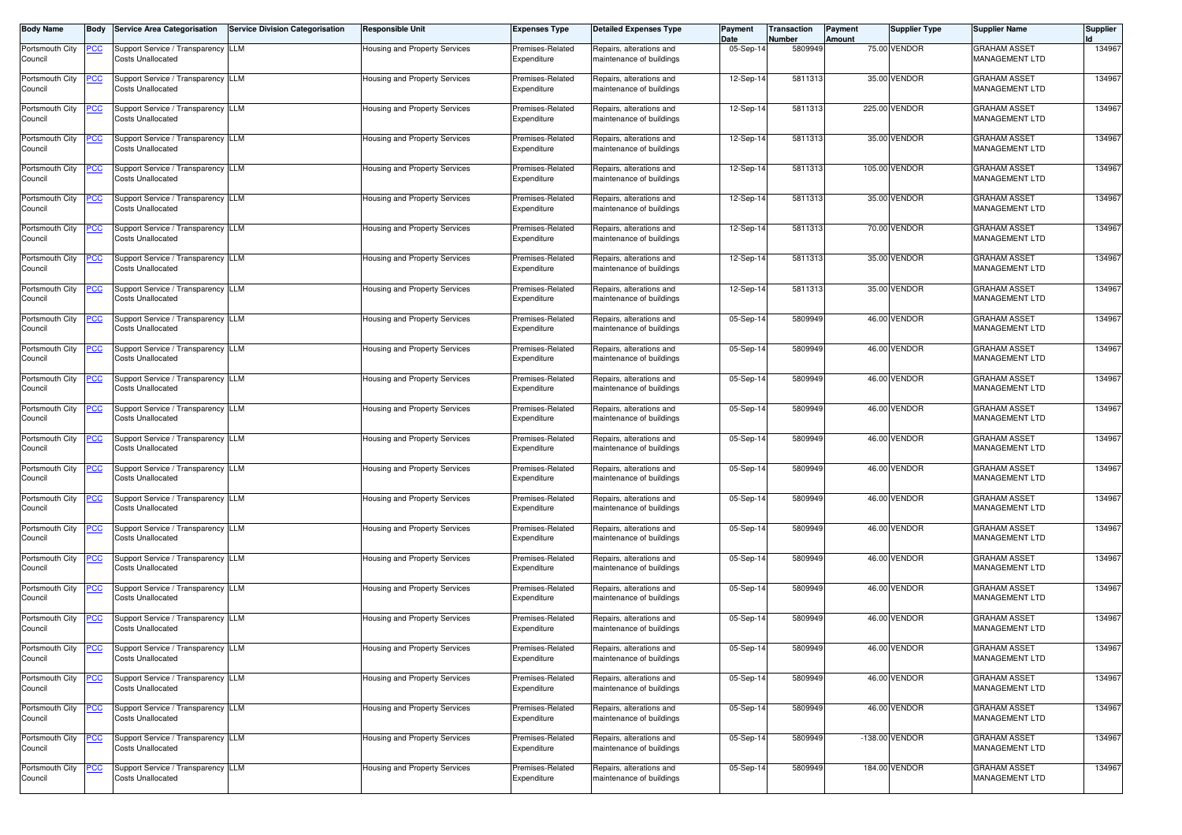| Body Name | Body | Service Area Categorisation | Service Division Categorisation | Responsible Unit | Expenses Type | Detailed Expenses Type | Payment Date | Transaction Number | Payment Amount | Supplier Type | Supplier Name | Supplier Id |
|---|---|---|---|---|---|---|---|---|---|---|---|---|
| Portsmouth City Council | PCC | Support Service / Transparency Costs Unallocated | LLM | Housing and Property Services | Premises-Related Expenditure | Repairs, alterations and maintenance of buildings | 05-Sep-14 | 5809949 | 75.00 | VENDOR | GRAHAM ASSET MANAGEMENT LTD | 134967 |
| Portsmouth City Council | PCC | Support Service / Transparency Costs Unallocated | LLM | Housing and Property Services | Premises-Related Expenditure | Repairs, alterations and maintenance of buildings | 12-Sep-14 | 5811313 | 35.00 | VENDOR | GRAHAM ASSET MANAGEMENT LTD | 134967 |
| Portsmouth City Council | PCC | Support Service / Transparency Costs Unallocated | LLM | Housing and Property Services | Premises-Related Expenditure | Repairs, alterations and maintenance of buildings | 12-Sep-14 | 5811313 | 225.00 | VENDOR | GRAHAM ASSET MANAGEMENT LTD | 134967 |
| Portsmouth City Council | PCC | Support Service / Transparency Costs Unallocated | LLM | Housing and Property Services | Premises-Related Expenditure | Repairs, alterations and maintenance of buildings | 12-Sep-14 | 5811313 | 35.00 | VENDOR | GRAHAM ASSET MANAGEMENT LTD | 134967 |
| Portsmouth City Council | PCC | Support Service / Transparency Costs Unallocated | LLM | Housing and Property Services | Premises-Related Expenditure | Repairs, alterations and maintenance of buildings | 12-Sep-14 | 5811313 | 105.00 | VENDOR | GRAHAM ASSET MANAGEMENT LTD | 134967 |
| Portsmouth City Council | PCC | Support Service / Transparency Costs Unallocated | LLM | Housing and Property Services | Premises-Related Expenditure | Repairs, alterations and maintenance of buildings | 12-Sep-14 | 5811313 | 35.00 | VENDOR | GRAHAM ASSET MANAGEMENT LTD | 134967 |
| Portsmouth City Council | PCC | Support Service / Transparency Costs Unallocated | LLM | Housing and Property Services | Premises-Related Expenditure | Repairs, alterations and maintenance of buildings | 12-Sep-14 | 5811313 | 70.00 | VENDOR | GRAHAM ASSET MANAGEMENT LTD | 134967 |
| Portsmouth City Council | PCC | Support Service / Transparency Costs Unallocated | LLM | Housing and Property Services | Premises-Related Expenditure | Repairs, alterations and maintenance of buildings | 12-Sep-14 | 5811313 | 35.00 | VENDOR | GRAHAM ASSET MANAGEMENT LTD | 134967 |
| Portsmouth City Council | PCC | Support Service / Transparency Costs Unallocated | LLM | Housing and Property Services | Premises-Related Expenditure | Repairs, alterations and maintenance of buildings | 12-Sep-14 | 5811313 | 35.00 | VENDOR | GRAHAM ASSET MANAGEMENT LTD | 134967 |
| Portsmouth City Council | PCC | Support Service / Transparency Costs Unallocated | LLM | Housing and Property Services | Premises-Related Expenditure | Repairs, alterations and maintenance of buildings | 05-Sep-14 | 5809949 | 46.00 | VENDOR | GRAHAM ASSET MANAGEMENT LTD | 134967 |
| Portsmouth City Council | PCC | Support Service / Transparency Costs Unallocated | LLM | Housing and Property Services | Premises-Related Expenditure | Repairs, alterations and maintenance of buildings | 05-Sep-14 | 5809949 | 46.00 | VENDOR | GRAHAM ASSET MANAGEMENT LTD | 134967 |
| Portsmouth City Council | PCC | Support Service / Transparency Costs Unallocated | LLM | Housing and Property Services | Premises-Related Expenditure | Repairs, alterations and maintenance of buildings | 05-Sep-14 | 5809949 | 46.00 | VENDOR | GRAHAM ASSET MANAGEMENT LTD | 134967 |
| Portsmouth City Council | PCC | Support Service / Transparency Costs Unallocated | LLM | Housing and Property Services | Premises-Related Expenditure | Repairs, alterations and maintenance of buildings | 05-Sep-14 | 5809949 | 46.00 | VENDOR | GRAHAM ASSET MANAGEMENT LTD | 134967 |
| Portsmouth City Council | PCC | Support Service / Transparency Costs Unallocated | LLM | Housing and Property Services | Premises-Related Expenditure | Repairs, alterations and maintenance of buildings | 05-Sep-14 | 5809949 | 46.00 | VENDOR | GRAHAM ASSET MANAGEMENT LTD | 134967 |
| Portsmouth City Council | PCC | Support Service / Transparency Costs Unallocated | LLM | Housing and Property Services | Premises-Related Expenditure | Repairs, alterations and maintenance of buildings | 05-Sep-14 | 5809949 | 46.00 | VENDOR | GRAHAM ASSET MANAGEMENT LTD | 134967 |
| Portsmouth City Council | PCC | Support Service / Transparency Costs Unallocated | LLM | Housing and Property Services | Premises-Related Expenditure | Repairs, alterations and maintenance of buildings | 05-Sep-14 | 5809949 | 46.00 | VENDOR | GRAHAM ASSET MANAGEMENT LTD | 134967 |
| Portsmouth City Council | PCC | Support Service / Transparency Costs Unallocated | LLM | Housing and Property Services | Premises-Related Expenditure | Repairs, alterations and maintenance of buildings | 05-Sep-14 | 5809949 | 46.00 | VENDOR | GRAHAM ASSET MANAGEMENT LTD | 134967 |
| Portsmouth City Council | PCC | Support Service / Transparency Costs Unallocated | LLM | Housing and Property Services | Premises-Related Expenditure | Repairs, alterations and maintenance of buildings | 05-Sep-14 | 5809949 | 46.00 | VENDOR | GRAHAM ASSET MANAGEMENT LTD | 134967 |
| Portsmouth City Council | PCC | Support Service / Transparency Costs Unallocated | LLM | Housing and Property Services | Premises-Related Expenditure | Repairs, alterations and maintenance of buildings | 05-Sep-14 | 5809949 | 46.00 | VENDOR | GRAHAM ASSET MANAGEMENT LTD | 134967 |
| Portsmouth City Council | PCC | Support Service / Transparency Costs Unallocated | LLM | Housing and Property Services | Premises-Related Expenditure | Repairs, alterations and maintenance of buildings | 05-Sep-14 | 5809949 | 46.00 | VENDOR | GRAHAM ASSET MANAGEMENT LTD | 134967 |
| Portsmouth City Council | PCC | Support Service / Transparency Costs Unallocated | LLM | Housing and Property Services | Premises-Related Expenditure | Repairs, alterations and maintenance of buildings | 05-Sep-14 | 5809949 | 46.00 | VENDOR | GRAHAM ASSET MANAGEMENT LTD | 134967 |
| Portsmouth City Council | PCC | Support Service / Transparency Costs Unallocated | LLM | Housing and Property Services | Premises-Related Expenditure | Repairs, alterations and maintenance of buildings | 05-Sep-14 | 5809949 | 46.00 | VENDOR | GRAHAM ASSET MANAGEMENT LTD | 134967 |
| Portsmouth City Council | PCC | Support Service / Transparency Costs Unallocated | LLM | Housing and Property Services | Premises-Related Expenditure | Repairs, alterations and maintenance of buildings | 05-Sep-14 | 5809949 | 46.00 | VENDOR | GRAHAM ASSET MANAGEMENT LTD | 134967 |
| Portsmouth City Council | PCC | Support Service / Transparency Costs Unallocated | LLM | Housing and Property Services | Premises-Related Expenditure | Repairs, alterations and maintenance of buildings | 05-Sep-14 | 5809949 | -138.00 | VENDOR | GRAHAM ASSET MANAGEMENT LTD | 134967 |
| Portsmouth City Council | PCC | Support Service / Transparency Costs Unallocated | LLM | Housing and Property Services | Premises-Related Expenditure | Repairs, alterations and maintenance of buildings | 05-Sep-14 | 5809949 | 184.00 | VENDOR | GRAHAM ASSET MANAGEMENT LTD | 134967 |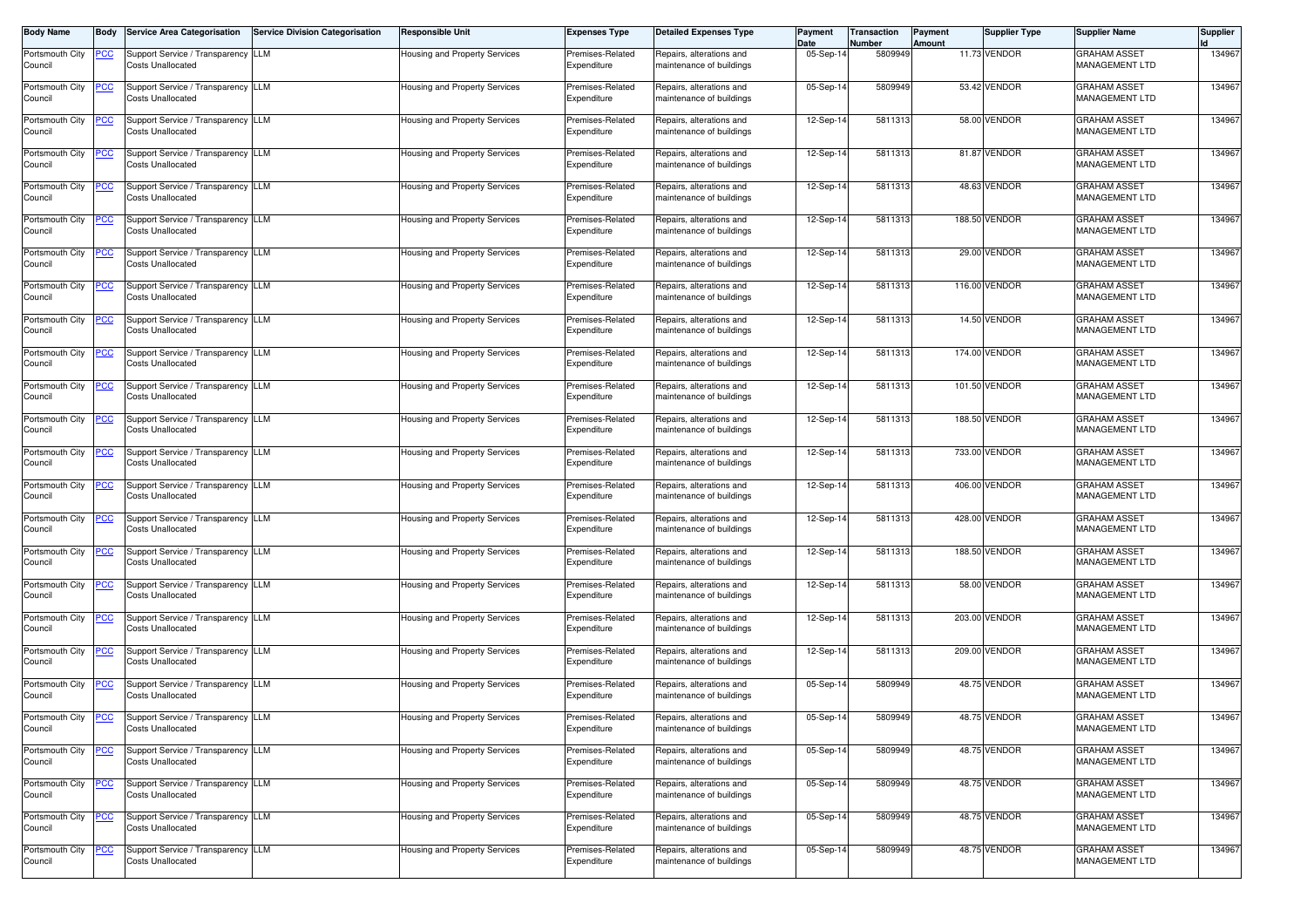| Body Name | Body | Service Area Categorisation | Service Division Categorisation | Responsible Unit | Expenses Type | Detailed Expenses Type | Payment Date | Transaction Number | Payment Amount | Supplier Type | Supplier Name | Supplier Id |
|---|---|---|---|---|---|---|---|---|---|---|---|---|
| Portsmouth City Council | PCC | Support Service / Transparency Costs Unallocated | LLM | Housing and Property Services | Premises-Related Expenditure | Repairs, alterations and maintenance of buildings | 05-Sep-14 | 5809949 | 11.73 | VENDOR | GRAHAM ASSET MANAGEMENT LTD | 134967 |
| Portsmouth City Council | PCC | Support Service / Transparency Costs Unallocated | LLM | Housing and Property Services | Premises-Related Expenditure | Repairs, alterations and maintenance of buildings | 05-Sep-14 | 5809949 | 53.42 | VENDOR | GRAHAM ASSET MANAGEMENT LTD | 134967 |
| Portsmouth City Council | PCC | Support Service / Transparency Costs Unallocated | LLM | Housing and Property Services | Premises-Related Expenditure | Repairs, alterations and maintenance of buildings | 12-Sep-14 | 5811313 | 58.00 | VENDOR | GRAHAM ASSET MANAGEMENT LTD | 134967 |
| Portsmouth City Council | PCC | Support Service / Transparency Costs Unallocated | LLM | Housing and Property Services | Premises-Related Expenditure | Repairs, alterations and maintenance of buildings | 12-Sep-14 | 5811313 | 81.87 | VENDOR | GRAHAM ASSET MANAGEMENT LTD | 134967 |
| Portsmouth City Council | PCC | Support Service / Transparency Costs Unallocated | LLM | Housing and Property Services | Premises-Related Expenditure | Repairs, alterations and maintenance of buildings | 12-Sep-14 | 5811313 | 48.63 | VENDOR | GRAHAM ASSET MANAGEMENT LTD | 134967 |
| Portsmouth City Council | PCC | Support Service / Transparency Costs Unallocated | LLM | Housing and Property Services | Premises-Related Expenditure | Repairs, alterations and maintenance of buildings | 12-Sep-14 | 5811313 | 188.50 | VENDOR | GRAHAM ASSET MANAGEMENT LTD | 134967 |
| Portsmouth City Council | PCC | Support Service / Transparency Costs Unallocated | LLM | Housing and Property Services | Premises-Related Expenditure | Repairs, alterations and maintenance of buildings | 12-Sep-14 | 5811313 | 29.00 | VENDOR | GRAHAM ASSET MANAGEMENT LTD | 134967 |
| Portsmouth City Council | PCC | Support Service / Transparency Costs Unallocated | LLM | Housing and Property Services | Premises-Related Expenditure | Repairs, alterations and maintenance of buildings | 12-Sep-14 | 5811313 | 116.00 | VENDOR | GRAHAM ASSET MANAGEMENT LTD | 134967 |
| Portsmouth City Council | PCC | Support Service / Transparency Costs Unallocated | LLM | Housing and Property Services | Premises-Related Expenditure | Repairs, alterations and maintenance of buildings | 12-Sep-14 | 5811313 | 14.50 | VENDOR | GRAHAM ASSET MANAGEMENT LTD | 134967 |
| Portsmouth City Council | PCC | Support Service / Transparency Costs Unallocated | LLM | Housing and Property Services | Premises-Related Expenditure | Repairs, alterations and maintenance of buildings | 12-Sep-14 | 5811313 | 174.00 | VENDOR | GRAHAM ASSET MANAGEMENT LTD | 134967 |
| Portsmouth City Council | PCC | Support Service / Transparency Costs Unallocated | LLM | Housing and Property Services | Premises-Related Expenditure | Repairs, alterations and maintenance of buildings | 12-Sep-14 | 5811313 | 101.50 | VENDOR | GRAHAM ASSET MANAGEMENT LTD | 134967 |
| Portsmouth City Council | PCC | Support Service / Transparency Costs Unallocated | LLM | Housing and Property Services | Premises-Related Expenditure | Repairs, alterations and maintenance of buildings | 12-Sep-14 | 5811313 | 188.50 | VENDOR | GRAHAM ASSET MANAGEMENT LTD | 134967 |
| Portsmouth City Council | PCC | Support Service / Transparency Costs Unallocated | LLM | Housing and Property Services | Premises-Related Expenditure | Repairs, alterations and maintenance of buildings | 12-Sep-14 | 5811313 | 733.00 | VENDOR | GRAHAM ASSET MANAGEMENT LTD | 134967 |
| Portsmouth City Council | PCC | Support Service / Transparency Costs Unallocated | LLM | Housing and Property Services | Premises-Related Expenditure | Repairs, alterations and maintenance of buildings | 12-Sep-14 | 5811313 | 406.00 | VENDOR | GRAHAM ASSET MANAGEMENT LTD | 134967 |
| Portsmouth City Council | PCC | Support Service / Transparency Costs Unallocated | LLM | Housing and Property Services | Premises-Related Expenditure | Repairs, alterations and maintenance of buildings | 12-Sep-14 | 5811313 | 428.00 | VENDOR | GRAHAM ASSET MANAGEMENT LTD | 134967 |
| Portsmouth City Council | PCC | Support Service / Transparency Costs Unallocated | LLM | Housing and Property Services | Premises-Related Expenditure | Repairs, alterations and maintenance of buildings | 12-Sep-14 | 5811313 | 188.50 | VENDOR | GRAHAM ASSET MANAGEMENT LTD | 134967 |
| Portsmouth City Council | PCC | Support Service / Transparency Costs Unallocated | LLM | Housing and Property Services | Premises-Related Expenditure | Repairs, alterations and maintenance of buildings | 12-Sep-14 | 5811313 | 58.00 | VENDOR | GRAHAM ASSET MANAGEMENT LTD | 134967 |
| Portsmouth City Council | PCC | Support Service / Transparency Costs Unallocated | LLM | Housing and Property Services | Premises-Related Expenditure | Repairs, alterations and maintenance of buildings | 12-Sep-14 | 5811313 | 203.00 | VENDOR | GRAHAM ASSET MANAGEMENT LTD | 134967 |
| Portsmouth City Council | PCC | Support Service / Transparency Costs Unallocated | LLM | Housing and Property Services | Premises-Related Expenditure | Repairs, alterations and maintenance of buildings | 12-Sep-14 | 5811313 | 209.00 | VENDOR | GRAHAM ASSET MANAGEMENT LTD | 134967 |
| Portsmouth City Council | PCC | Support Service / Transparency Costs Unallocated | LLM | Housing and Property Services | Premises-Related Expenditure | Repairs, alterations and maintenance of buildings | 05-Sep-14 | 5809949 | 48.75 | VENDOR | GRAHAM ASSET MANAGEMENT LTD | 134967 |
| Portsmouth City Council | PCC | Support Service / Transparency Costs Unallocated | LLM | Housing and Property Services | Premises-Related Expenditure | Repairs, alterations and maintenance of buildings | 05-Sep-14 | 5809949 | 48.75 | VENDOR | GRAHAM ASSET MANAGEMENT LTD | 134967 |
| Portsmouth City Council | PCC | Support Service / Transparency Costs Unallocated | LLM | Housing and Property Services | Premises-Related Expenditure | Repairs, alterations and maintenance of buildings | 05-Sep-14 | 5809949 | 48.75 | VENDOR | GRAHAM ASSET MANAGEMENT LTD | 134967 |
| Portsmouth City Council | PCC | Support Service / Transparency Costs Unallocated | LLM | Housing and Property Services | Premises-Related Expenditure | Repairs, alterations and maintenance of buildings | 05-Sep-14 | 5809949 | 48.75 | VENDOR | GRAHAM ASSET MANAGEMENT LTD | 134967 |
| Portsmouth City Council | PCC | Support Service / Transparency Costs Unallocated | LLM | Housing and Property Services | Premises-Related Expenditure | Repairs, alterations and maintenance of buildings | 05-Sep-14 | 5809949 | 48.75 | VENDOR | GRAHAM ASSET MANAGEMENT LTD | 134967 |
| Portsmouth City Council | PCC | Support Service / Transparency Costs Unallocated | LLM | Housing and Property Services | Premises-Related Expenditure | Repairs, alterations and maintenance of buildings | 05-Sep-14 | 5809949 | 48.75 | VENDOR | GRAHAM ASSET MANAGEMENT LTD | 134967 |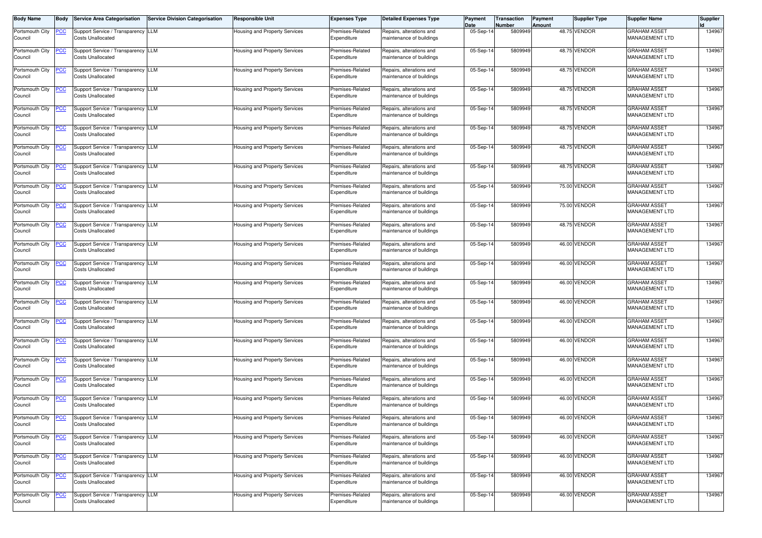| Body Name | Body | Service Area Categorisation | Service Division Categorisation | Responsible Unit | Expenses Type | Detailed Expenses Type | Payment Date | Transaction Number | Payment Amount | Supplier Type | Supplier Name | Supplier Id |
|---|---|---|---|---|---|---|---|---|---|---|---|---|
| Portsmouth City Council | PCC | Support Service / Transparency Costs Unallocated | LLM | Housing and Property Services | Premises-Related Expenditure | Repairs, alterations and maintenance of buildings | 05-Sep-14 | 5809949 | 48.75 | VENDOR | GRAHAM ASSET MANAGEMENT LTD | 134967 |
| Portsmouth City Council | PCC | Support Service / Transparency Costs Unallocated | LLM | Housing and Property Services | Premises-Related Expenditure | Repairs, alterations and maintenance of buildings | 05-Sep-14 | 5809949 | 48.75 | VENDOR | GRAHAM ASSET MANAGEMENT LTD | 134967 |
| Portsmouth City Council | PCC | Support Service / Transparency Costs Unallocated | LLM | Housing and Property Services | Premises-Related Expenditure | Repairs, alterations and maintenance of buildings | 05-Sep-14 | 5809949 | 48.75 | VENDOR | GRAHAM ASSET MANAGEMENT LTD | 134967 |
| Portsmouth City Council | PCC | Support Service / Transparency Costs Unallocated | LLM | Housing and Property Services | Premises-Related Expenditure | Repairs, alterations and maintenance of buildings | 05-Sep-14 | 5809949 | 48.75 | VENDOR | GRAHAM ASSET MANAGEMENT LTD | 134967 |
| Portsmouth City Council | PCC | Support Service / Transparency Costs Unallocated | LLM | Housing and Property Services | Premises-Related Expenditure | Repairs, alterations and maintenance of buildings | 05-Sep-14 | 5809949 | 48.75 | VENDOR | GRAHAM ASSET MANAGEMENT LTD | 134967 |
| Portsmouth City Council | PCC | Support Service / Transparency Costs Unallocated | LLM | Housing and Property Services | Premises-Related Expenditure | Repairs, alterations and maintenance of buildings | 05-Sep-14 | 5809949 | 48.75 | VENDOR | GRAHAM ASSET MANAGEMENT LTD | 134967 |
| Portsmouth City Council | PCC | Support Service / Transparency Costs Unallocated | LLM | Housing and Property Services | Premises-Related Expenditure | Repairs, alterations and maintenance of buildings | 05-Sep-14 | 5809949 | 48.75 | VENDOR | GRAHAM ASSET MANAGEMENT LTD | 134967 |
| Portsmouth City Council | PCC | Support Service / Transparency Costs Unallocated | LLM | Housing and Property Services | Premises-Related Expenditure | Repairs, alterations and maintenance of buildings | 05-Sep-14 | 5809949 | 48.75 | VENDOR | GRAHAM ASSET MANAGEMENT LTD | 134967 |
| Portsmouth City Council | PCC | Support Service / Transparency Costs Unallocated | LLM | Housing and Property Services | Premises-Related Expenditure | Repairs, alterations and maintenance of buildings | 05-Sep-14 | 5809949 | 75.00 | VENDOR | GRAHAM ASSET MANAGEMENT LTD | 134967 |
| Portsmouth City Council | PCC | Support Service / Transparency Costs Unallocated | LLM | Housing and Property Services | Premises-Related Expenditure | Repairs, alterations and maintenance of buildings | 05-Sep-14 | 5809949 | 75.00 | VENDOR | GRAHAM ASSET MANAGEMENT LTD | 134967 |
| Portsmouth City Council | PCC | Support Service / Transparency Costs Unallocated | LLM | Housing and Property Services | Premises-Related Expenditure | Repairs, alterations and maintenance of buildings | 05-Sep-14 | 5809949 | 48.75 | VENDOR | GRAHAM ASSET MANAGEMENT LTD | 134967 |
| Portsmouth City Council | PCC | Support Service / Transparency Costs Unallocated | LLM | Housing and Property Services | Premises-Related Expenditure | Repairs, alterations and maintenance of buildings | 05-Sep-14 | 5809949 | 46.00 | VENDOR | GRAHAM ASSET MANAGEMENT LTD | 134967 |
| Portsmouth City Council | PCC | Support Service / Transparency Costs Unallocated | LLM | Housing and Property Services | Premises-Related Expenditure | Repairs, alterations and maintenance of buildings | 05-Sep-14 | 5809949 | 46.00 | VENDOR | GRAHAM ASSET MANAGEMENT LTD | 134967 |
| Portsmouth City Council | PCC | Support Service / Transparency Costs Unallocated | LLM | Housing and Property Services | Premises-Related Expenditure | Repairs, alterations and maintenance of buildings | 05-Sep-14 | 5809949 | 46.00 | VENDOR | GRAHAM ASSET MANAGEMENT LTD | 134967 |
| Portsmouth City Council | PCC | Support Service / Transparency Costs Unallocated | LLM | Housing and Property Services | Premises-Related Expenditure | Repairs, alterations and maintenance of buildings | 05-Sep-14 | 5809949 | 46.00 | VENDOR | GRAHAM ASSET MANAGEMENT LTD | 134967 |
| Portsmouth City Council | PCC | Support Service / Transparency Costs Unallocated | LLM | Housing and Property Services | Premises-Related Expenditure | Repairs, alterations and maintenance of buildings | 05-Sep-14 | 5809949 | 46.00 | VENDOR | GRAHAM ASSET MANAGEMENT LTD | 134967 |
| Portsmouth City Council | PCC | Support Service / Transparency Costs Unallocated | LLM | Housing and Property Services | Premises-Related Expenditure | Repairs, alterations and maintenance of buildings | 05-Sep-14 | 5809949 | 46.00 | VENDOR | GRAHAM ASSET MANAGEMENT LTD | 134967 |
| Portsmouth City Council | PCC | Support Service / Transparency Costs Unallocated | LLM | Housing and Property Services | Premises-Related Expenditure | Repairs, alterations and maintenance of buildings | 05-Sep-14 | 5809949 | 46.00 | VENDOR | GRAHAM ASSET MANAGEMENT LTD | 134967 |
| Portsmouth City Council | PCC | Support Service / Transparency Costs Unallocated | LLM | Housing and Property Services | Premises-Related Expenditure | Repairs, alterations and maintenance of buildings | 05-Sep-14 | 5809949 | 46.00 | VENDOR | GRAHAM ASSET MANAGEMENT LTD | 134967 |
| Portsmouth City Council | PCC | Support Service / Transparency Costs Unallocated | LLM | Housing and Property Services | Premises-Related Expenditure | Repairs, alterations and maintenance of buildings | 05-Sep-14 | 5809949 | 46.00 | VENDOR | GRAHAM ASSET MANAGEMENT LTD | 134967 |
| Portsmouth City Council | PCC | Support Service / Transparency Costs Unallocated | LLM | Housing and Property Services | Premises-Related Expenditure | Repairs, alterations and maintenance of buildings | 05-Sep-14 | 5809949 | 46.00 | VENDOR | GRAHAM ASSET MANAGEMENT LTD | 134967 |
| Portsmouth City Council | PCC | Support Service / Transparency Costs Unallocated | LLM | Housing and Property Services | Premises-Related Expenditure | Repairs, alterations and maintenance of buildings | 05-Sep-14 | 5809949 | 46.00 | VENDOR | GRAHAM ASSET MANAGEMENT LTD | 134967 |
| Portsmouth City Council | PCC | Support Service / Transparency Costs Unallocated | LLM | Housing and Property Services | Premises-Related Expenditure | Repairs, alterations and maintenance of buildings | 05-Sep-14 | 5809949 | 46.00 | VENDOR | GRAHAM ASSET MANAGEMENT LTD | 134967 |
| Portsmouth City Council | PCC | Support Service / Transparency Costs Unallocated | LLM | Housing and Property Services | Premises-Related Expenditure | Repairs, alterations and maintenance of buildings | 05-Sep-14 | 5809949 | 46.00 | VENDOR | GRAHAM ASSET MANAGEMENT LTD | 134967 |
| Portsmouth City Council | PCC | Support Service / Transparency Costs Unallocated | LLM | Housing and Property Services | Premises-Related Expenditure | Repairs, alterations and maintenance of buildings | 05-Sep-14 | 5809949 | 46.00 | VENDOR | GRAHAM ASSET MANAGEMENT LTD | 134967 |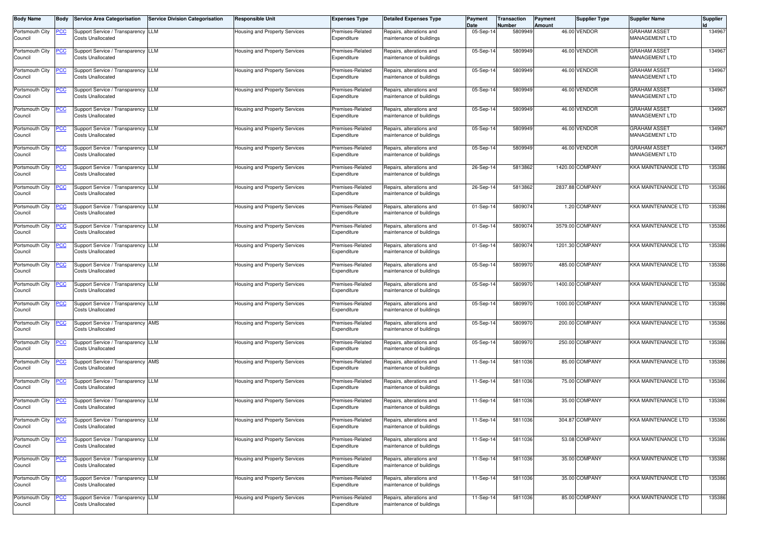| Body Name | Body | Service Area Categorisation | Service Division Categorisation | Responsible Unit | Expenses Type | Detailed Expenses Type | Payment Date | Transaction Number | Payment Amount | Supplier Type | Supplier Name | Supplier Id |
|---|---|---|---|---|---|---|---|---|---|---|---|---|
| Portsmouth City Council | PCC | Support Service / Transparency Costs Unallocated | LLM | Housing and Property Services | Premises-Related Expenditure | Repairs, alterations and maintenance of buildings | 05-Sep-14 | 5809949 | 46.00 | VENDOR | GRAHAM ASSET MANAGEMENT LTD | 134967 |
| Portsmouth City Council | PCC | Support Service / Transparency Costs Unallocated | LLM | Housing and Property Services | Premises-Related Expenditure | Repairs, alterations and maintenance of buildings | 05-Sep-14 | 5809949 | 46.00 | VENDOR | GRAHAM ASSET MANAGEMENT LTD | 134967 |
| Portsmouth City Council | PCC | Support Service / Transparency Costs Unallocated | LLM | Housing and Property Services | Premises-Related Expenditure | Repairs, alterations and maintenance of buildings | 05-Sep-14 | 5809949 | 46.00 | VENDOR | GRAHAM ASSET MANAGEMENT LTD | 134967 |
| Portsmouth City Council | PCC | Support Service / Transparency Costs Unallocated | LLM | Housing and Property Services | Premises-Related Expenditure | Repairs, alterations and maintenance of buildings | 05-Sep-14 | 5809949 | 46.00 | VENDOR | GRAHAM ASSET MANAGEMENT LTD | 134967 |
| Portsmouth City Council | PCC | Support Service / Transparency Costs Unallocated | LLM | Housing and Property Services | Premises-Related Expenditure | Repairs, alterations and maintenance of buildings | 05-Sep-14 | 5809949 | 46.00 | VENDOR | GRAHAM ASSET MANAGEMENT LTD | 134967 |
| Portsmouth City Council | PCC | Support Service / Transparency Costs Unallocated | LLM | Housing and Property Services | Premises-Related Expenditure | Repairs, alterations and maintenance of buildings | 05-Sep-14 | 5809949 | 46.00 | VENDOR | GRAHAM ASSET MANAGEMENT LTD | 134967 |
| Portsmouth City Council | PCC | Support Service / Transparency Costs Unallocated | LLM | Housing and Property Services | Premises-Related Expenditure | Repairs, alterations and maintenance of buildings | 05-Sep-14 | 5809949 | 46.00 | VENDOR | GRAHAM ASSET MANAGEMENT LTD | 134967 |
| Portsmouth City Council | PCC | Support Service / Transparency Costs Unallocated | LLM | Housing and Property Services | Premises-Related Expenditure | Repairs, alterations and maintenance of buildings | 26-Sep-14 | 5813862 | 1420.00 | COMPANY | KKA MAINTENANCE LTD | 135386 |
| Portsmouth City Council | PCC | Support Service / Transparency Costs Unallocated | LLM | Housing and Property Services | Premises-Related Expenditure | Repairs, alterations and maintenance of buildings | 26-Sep-14 | 5813862 | 2837.88 | COMPANY | KKA MAINTENANCE LTD | 135386 |
| Portsmouth City Council | PCC | Support Service / Transparency Costs Unallocated | LLM | Housing and Property Services | Premises-Related Expenditure | Repairs, alterations and maintenance of buildings | 01-Sep-14 | 5809074 | 1.20 | COMPANY | KKA MAINTENANCE LTD | 135386 |
| Portsmouth City Council | PCC | Support Service / Transparency Costs Unallocated | LLM | Housing and Property Services | Premises-Related Expenditure | Repairs, alterations and maintenance of buildings | 01-Sep-14 | 5809074 | 3579.00 | COMPANY | KKA MAINTENANCE LTD | 135386 |
| Portsmouth City Council | PCC | Support Service / Transparency Costs Unallocated | LLM | Housing and Property Services | Premises-Related Expenditure | Repairs, alterations and maintenance of buildings | 01-Sep-14 | 5809074 | 1201.30 | COMPANY | KKA MAINTENANCE LTD | 135386 |
| Portsmouth City Council | PCC | Support Service / Transparency Costs Unallocated | LLM | Housing and Property Services | Premises-Related Expenditure | Repairs, alterations and maintenance of buildings | 05-Sep-14 | 5809970 | 485.00 | COMPANY | KKA MAINTENANCE LTD | 135386 |
| Portsmouth City Council | PCC | Support Service / Transparency Costs Unallocated | LLM | Housing and Property Services | Premises-Related Expenditure | Repairs, alterations and maintenance of buildings | 05-Sep-14 | 5809970 | 1400.00 | COMPANY | KKA MAINTENANCE LTD | 135386 |
| Portsmouth City Council | PCC | Support Service / Transparency Costs Unallocated | LLM | Housing and Property Services | Premises-Related Expenditure | Repairs, alterations and maintenance of buildings | 05-Sep-14 | 5809970 | 1000.00 | COMPANY | KKA MAINTENANCE LTD | 135386 |
| Portsmouth City Council | PCC | Support Service / Transparency Costs Unallocated | AMS | Housing and Property Services | Premises-Related Expenditure | Repairs, alterations and maintenance of buildings | 05-Sep-14 | 5809970 | 200.00 | COMPANY | KKA MAINTENANCE LTD | 135386 |
| Portsmouth City Council | PCC | Support Service / Transparency Costs Unallocated | LLM | Housing and Property Services | Premises-Related Expenditure | Repairs, alterations and maintenance of buildings | 05-Sep-14 | 5809970 | 250.00 | COMPANY | KKA MAINTENANCE LTD | 135386 |
| Portsmouth City Council | PCC | Support Service / Transparency Costs Unallocated | AMS | Housing and Property Services | Premises-Related Expenditure | Repairs, alterations and maintenance of buildings | 11-Sep-14 | 5811036 | 85.00 | COMPANY | KKA MAINTENANCE LTD | 135386 |
| Portsmouth City Council | PCC | Support Service / Transparency Costs Unallocated | LLM | Housing and Property Services | Premises-Related Expenditure | Repairs, alterations and maintenance of buildings | 11-Sep-14 | 5811036 | 75.00 | COMPANY | KKA MAINTENANCE LTD | 135386 |
| Portsmouth City Council | PCC | Support Service / Transparency Costs Unallocated | LLM | Housing and Property Services | Premises-Related Expenditure | Repairs, alterations and maintenance of buildings | 11-Sep-14 | 5811036 | 35.00 | COMPANY | KKA MAINTENANCE LTD | 135386 |
| Portsmouth City Council | PCC | Support Service / Transparency Costs Unallocated | LLM | Housing and Property Services | Premises-Related Expenditure | Repairs, alterations and maintenance of buildings | 11-Sep-14 | 5811036 | 304.87 | COMPANY | KKA MAINTENANCE LTD | 135386 |
| Portsmouth City Council | PCC | Support Service / Transparency Costs Unallocated | LLM | Housing and Property Services | Premises-Related Expenditure | Repairs, alterations and maintenance of buildings | 11-Sep-14 | 5811036 | 53.08 | COMPANY | KKA MAINTENANCE LTD | 135386 |
| Portsmouth City Council | PCC | Support Service / Transparency Costs Unallocated | LLM | Housing and Property Services | Premises-Related Expenditure | Repairs, alterations and maintenance of buildings | 11-Sep-14 | 5811036 | 35.00 | COMPANY | KKA MAINTENANCE LTD | 135386 |
| Portsmouth City Council | PCC | Support Service / Transparency Costs Unallocated | LLM | Housing and Property Services | Premises-Related Expenditure | Repairs, alterations and maintenance of buildings | 11-Sep-14 | 5811036 | 35.00 | COMPANY | KKA MAINTENANCE LTD | 135386 |
| Portsmouth City Council | PCC | Support Service / Transparency Costs Unallocated | LLM | Housing and Property Services | Premises-Related Expenditure | Repairs, alterations and maintenance of buildings | 11-Sep-14 | 5811036 | 85.00 | COMPANY | KKA MAINTENANCE LTD | 135386 |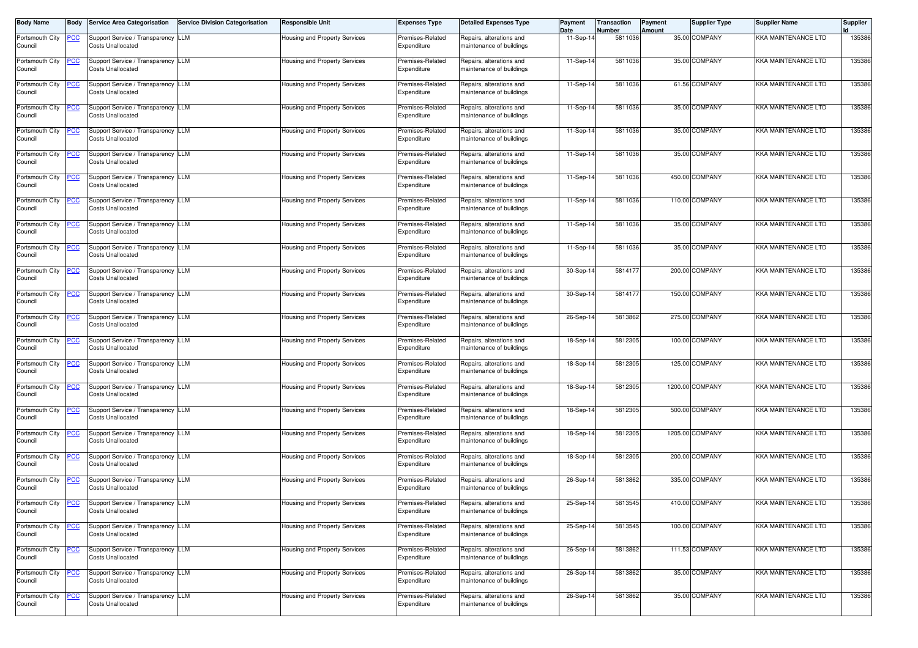| Body Name | Body | Service Area Categorisation | Service Division Categorisation | Responsible Unit | Expenses Type | Detailed Expenses Type | Payment Date | Transaction Number | Payment Amount | Supplier Type | Supplier Name | Supplier Id |
|---|---|---|---|---|---|---|---|---|---|---|---|---|
| Portsmouth City Council | PCC | Support Service / Transparency Costs Unallocated | LLM | Housing and Property Services | Premises-Related Expenditure | Repairs, alterations and maintenance of buildings | 11-Sep-14 | 5811036 | 35.00 | COMPANY | KKA MAINTENANCE LTD | 135386 |
| Portsmouth City Council | PCC | Support Service / Transparency Costs Unallocated | LLM | Housing and Property Services | Premises-Related Expenditure | Repairs, alterations and maintenance of buildings | 11-Sep-14 | 5811036 | 35.00 | COMPANY | KKA MAINTENANCE LTD | 135386 |
| Portsmouth City Council | PCC | Support Service / Transparency Costs Unallocated | LLM | Housing and Property Services | Premises-Related Expenditure | Repairs, alterations and maintenance of buildings | 11-Sep-14 | 5811036 | 61.56 | COMPANY | KKA MAINTENANCE LTD | 135386 |
| Portsmouth City Council | PCC | Support Service / Transparency Costs Unallocated | LLM | Housing and Property Services | Premises-Related Expenditure | Repairs, alterations and maintenance of buildings | 11-Sep-14 | 5811036 | 35.00 | COMPANY | KKA MAINTENANCE LTD | 135386 |
| Portsmouth City Council | PCC | Support Service / Transparency Costs Unallocated | LLM | Housing and Property Services | Premises-Related Expenditure | Repairs, alterations and maintenance of buildings | 11-Sep-14 | 5811036 | 35.00 | COMPANY | KKA MAINTENANCE LTD | 135386 |
| Portsmouth City Council | PCC | Support Service / Transparency Costs Unallocated | LLM | Housing and Property Services | Premises-Related Expenditure | Repairs, alterations and maintenance of buildings | 11-Sep-14 | 5811036 | 35.00 | COMPANY | KKA MAINTENANCE LTD | 135386 |
| Portsmouth City Council | PCC | Support Service / Transparency Costs Unallocated | LLM | Housing and Property Services | Premises-Related Expenditure | Repairs, alterations and maintenance of buildings | 11-Sep-14 | 5811036 | 450.00 | COMPANY | KKA MAINTENANCE LTD | 135386 |
| Portsmouth City Council | PCC | Support Service / Transparency Costs Unallocated | LLM | Housing and Property Services | Premises-Related Expenditure | Repairs, alterations and maintenance of buildings | 11-Sep-14 | 5811036 | 110.00 | COMPANY | KKA MAINTENANCE LTD | 135386 |
| Portsmouth City Council | PCC | Support Service / Transparency Costs Unallocated | LLM | Housing and Property Services | Premises-Related Expenditure | Repairs, alterations and maintenance of buildings | 11-Sep-14 | 5811036 | 35.00 | COMPANY | KKA MAINTENANCE LTD | 135386 |
| Portsmouth City Council | PCC | Support Service / Transparency Costs Unallocated | LLM | Housing and Property Services | Premises-Related Expenditure | Repairs, alterations and maintenance of buildings | 11-Sep-14 | 5811036 | 35.00 | COMPANY | KKA MAINTENANCE LTD | 135386 |
| Portsmouth City Council | PCC | Support Service / Transparency Costs Unallocated | LLM | Housing and Property Services | Premises-Related Expenditure | Repairs, alterations and maintenance of buildings | 30-Sep-14 | 5814177 | 200.00 | COMPANY | KKA MAINTENANCE LTD | 135386 |
| Portsmouth City Council | PCC | Support Service / Transparency Costs Unallocated | LLM | Housing and Property Services | Premises-Related Expenditure | Repairs, alterations and maintenance of buildings | 30-Sep-14 | 5814177 | 150.00 | COMPANY | KKA MAINTENANCE LTD | 135386 |
| Portsmouth City Council | PCC | Support Service / Transparency Costs Unallocated | LLM | Housing and Property Services | Premises-Related Expenditure | Repairs, alterations and maintenance of buildings | 26-Sep-14 | 5813862 | 275.00 | COMPANY | KKA MAINTENANCE LTD | 135386 |
| Portsmouth City Council | PCC | Support Service / Transparency Costs Unallocated | LLM | Housing and Property Services | Premises-Related Expenditure | Repairs, alterations and maintenance of buildings | 18-Sep-14 | 5812305 | 100.00 | COMPANY | KKA MAINTENANCE LTD | 135386 |
| Portsmouth City Council | PCC | Support Service / Transparency Costs Unallocated | LLM | Housing and Property Services | Premises-Related Expenditure | Repairs, alterations and maintenance of buildings | 18-Sep-14 | 5812305 | 125.00 | COMPANY | KKA MAINTENANCE LTD | 135386 |
| Portsmouth City Council | PCC | Support Service / Transparency Costs Unallocated | LLM | Housing and Property Services | Premises-Related Expenditure | Repairs, alterations and maintenance of buildings | 18-Sep-14 | 5812305 | 1200.00 | COMPANY | KKA MAINTENANCE LTD | 135386 |
| Portsmouth City Council | PCC | Support Service / Transparency Costs Unallocated | LLM | Housing and Property Services | Premises-Related Expenditure | Repairs, alterations and maintenance of buildings | 18-Sep-14 | 5812305 | 500.00 | COMPANY | KKA MAINTENANCE LTD | 135386 |
| Portsmouth City Council | PCC | Support Service / Transparency Costs Unallocated | LLM | Housing and Property Services | Premises-Related Expenditure | Repairs, alterations and maintenance of buildings | 18-Sep-14 | 5812305 | 1205.00 | COMPANY | KKA MAINTENANCE LTD | 135386 |
| Portsmouth City Council | PCC | Support Service / Transparency Costs Unallocated | LLM | Housing and Property Services | Premises-Related Expenditure | Repairs, alterations and maintenance of buildings | 18-Sep-14 | 5812305 | 200.00 | COMPANY | KKA MAINTENANCE LTD | 135386 |
| Portsmouth City Council | PCC | Support Service / Transparency Costs Unallocated | LLM | Housing and Property Services | Premises-Related Expenditure | Repairs, alterations and maintenance of buildings | 26-Sep-14 | 5813862 | 335.00 | COMPANY | KKA MAINTENANCE LTD | 135386 |
| Portsmouth City Council | PCC | Support Service / Transparency Costs Unallocated | LLM | Housing and Property Services | Premises-Related Expenditure | Repairs, alterations and maintenance of buildings | 25-Sep-14 | 5813545 | 410.00 | COMPANY | KKA MAINTENANCE LTD | 135386 |
| Portsmouth City Council | PCC | Support Service / Transparency Costs Unallocated | LLM | Housing and Property Services | Premises-Related Expenditure | Repairs, alterations and maintenance of buildings | 25-Sep-14 | 5813545 | 100.00 | COMPANY | KKA MAINTENANCE LTD | 135386 |
| Portsmouth City Council | PCC | Support Service / Transparency Costs Unallocated | LLM | Housing and Property Services | Premises-Related Expenditure | Repairs, alterations and maintenance of buildings | 26-Sep-14 | 5813862 | 111.53 | COMPANY | KKA MAINTENANCE LTD | 135386 |
| Portsmouth City Council | PCC | Support Service / Transparency Costs Unallocated | LLM | Housing and Property Services | Premises-Related Expenditure | Repairs, alterations and maintenance of buildings | 26-Sep-14 | 5813862 | 35.00 | COMPANY | KKA MAINTENANCE LTD | 135386 |
| Portsmouth City Council | PCC | Support Service / Transparency Costs Unallocated | LLM | Housing and Property Services | Premises-Related Expenditure | Repairs, alterations and maintenance of buildings | 26-Sep-14 | 5813862 | 35.00 | COMPANY | KKA MAINTENANCE LTD | 135386 |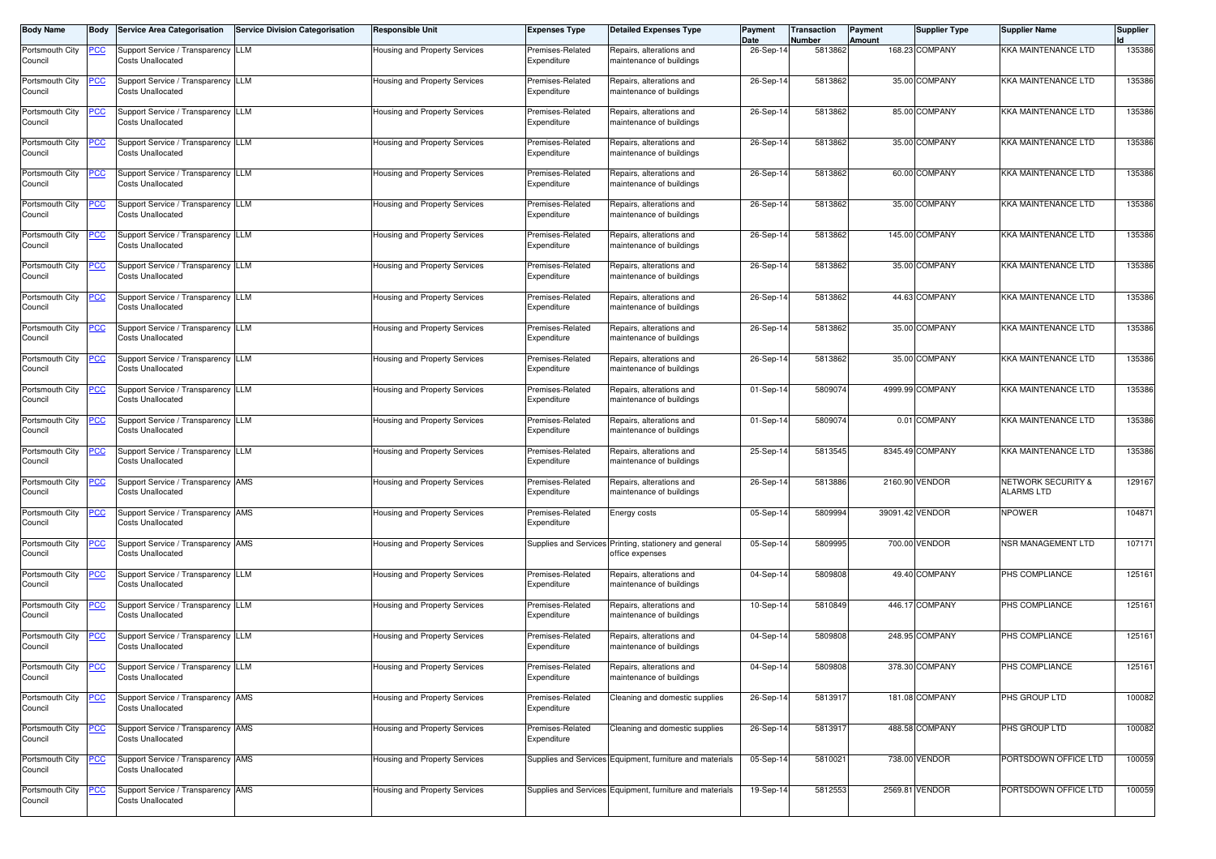| Body Name | Body | Service Area Categorisation | Service Division Categorisation | Responsible Unit | Expenses Type | Detailed Expenses Type | Payment Date | Transaction Number | Payment Amount | Supplier Type | Supplier Name | Supplier Id |
|---|---|---|---|---|---|---|---|---|---|---|---|---|
| Portsmouth City Council | PCC | Support Service / Transparency Costs Unallocated | LLM | Housing and Property Services | Premises-Related Expenditure | Repairs, alterations and maintenance of buildings | 26-Sep-14 | 5813862 | 168.23 | COMPANY | KKA MAINTENANCE LTD | 135386 |
| Portsmouth City Council | PCC | Support Service / Transparency Costs Unallocated | LLM | Housing and Property Services | Premises-Related Expenditure | Repairs, alterations and maintenance of buildings | 26-Sep-14 | 5813862 | 35.00 | COMPANY | KKA MAINTENANCE LTD | 135386 |
| Portsmouth City Council | PCC | Support Service / Transparency Costs Unallocated | LLM | Housing and Property Services | Premises-Related Expenditure | Repairs, alterations and maintenance of buildings | 26-Sep-14 | 5813862 | 85.00 | COMPANY | KKA MAINTENANCE LTD | 135386 |
| Portsmouth City Council | PCC | Support Service / Transparency Costs Unallocated | LLM | Housing and Property Services | Premises-Related Expenditure | Repairs, alterations and maintenance of buildings | 26-Sep-14 | 5813862 | 35.00 | COMPANY | KKA MAINTENANCE LTD | 135386 |
| Portsmouth City Council | PCC | Support Service / Transparency Costs Unallocated | LLM | Housing and Property Services | Premises-Related Expenditure | Repairs, alterations and maintenance of buildings | 26-Sep-14 | 5813862 | 60.00 | COMPANY | KKA MAINTENANCE LTD | 135386 |
| Portsmouth City Council | PCC | Support Service / Transparency Costs Unallocated | LLM | Housing and Property Services | Premises-Related Expenditure | Repairs, alterations and maintenance of buildings | 26-Sep-14 | 5813862 | 35.00 | COMPANY | KKA MAINTENANCE LTD | 135386 |
| Portsmouth City Council | PCC | Support Service / Transparency Costs Unallocated | LLM | Housing and Property Services | Premises-Related Expenditure | Repairs, alterations and maintenance of buildings | 26-Sep-14 | 5813862 | 145.00 | COMPANY | KKA MAINTENANCE LTD | 135386 |
| Portsmouth City Council | PCC | Support Service / Transparency Costs Unallocated | LLM | Housing and Property Services | Premises-Related Expenditure | Repairs, alterations and maintenance of buildings | 26-Sep-14 | 5813862 | 35.00 | COMPANY | KKA MAINTENANCE LTD | 135386 |
| Portsmouth City Council | PCC | Support Service / Transparency Costs Unallocated | LLM | Housing and Property Services | Premises-Related Expenditure | Repairs, alterations and maintenance of buildings | 26-Sep-14 | 5813862 | 44.63 | COMPANY | KKA MAINTENANCE LTD | 135386 |
| Portsmouth City Council | PCC | Support Service / Transparency Costs Unallocated | LLM | Housing and Property Services | Premises-Related Expenditure | Repairs, alterations and maintenance of buildings | 26-Sep-14 | 5813862 | 35.00 | COMPANY | KKA MAINTENANCE LTD | 135386 |
| Portsmouth City Council | PCC | Support Service / Transparency Costs Unallocated | LLM | Housing and Property Services | Premises-Related Expenditure | Repairs, alterations and maintenance of buildings | 26-Sep-14 | 5813862 | 35.00 | COMPANY | KKA MAINTENANCE LTD | 135386 |
| Portsmouth City Council | PCC | Support Service / Transparency Costs Unallocated | LLM | Housing and Property Services | Premises-Related Expenditure | Repairs, alterations and maintenance of buildings | 01-Sep-14 | 5809074 | 4999.99 | COMPANY | KKA MAINTENANCE LTD | 135386 |
| Portsmouth City Council | PCC | Support Service / Transparency Costs Unallocated | LLM | Housing and Property Services | Premises-Related Expenditure | Repairs, alterations and maintenance of buildings | 01-Sep-14 | 5809074 | 0.01 | COMPANY | KKA MAINTENANCE LTD | 135386 |
| Portsmouth City Council | PCC | Support Service / Transparency Costs Unallocated | LLM | Housing and Property Services | Premises-Related Expenditure | Repairs, alterations and maintenance of buildings | 25-Sep-14 | 5813545 | 8345.49 | COMPANY | KKA MAINTENANCE LTD | 135386 |
| Portsmouth City Council | PCC | Support Service / Transparency Costs Unallocated | AMS | Housing and Property Services | Premises-Related Expenditure | Repairs, alterations and maintenance of buildings | 26-Sep-14 | 5813886 | 2160.90 | VENDOR | NETWORK SECURITY & ALARMS LTD | 129167 |
| Portsmouth City Council | PCC | Support Service / Transparency Costs Unallocated | AMS | Housing and Property Services | Premises-Related Expenditure | Energy costs | 05-Sep-14 | 5809994 | 39091.42 | VENDOR | NPOWER | 104871 |
| Portsmouth City Council | PCC | Support Service / Transparency Costs Unallocated | AMS | Housing and Property Services | Supplies and Services | Printing, stationery and general office expenses | 05-Sep-14 | 5809995 | 700.00 | VENDOR | NSR MANAGEMENT LTD | 107171 |
| Portsmouth City Council | PCC | Support Service / Transparency Costs Unallocated | LLM | Housing and Property Services | Premises-Related Expenditure | Repairs, alterations and maintenance of buildings | 04-Sep-14 | 5809808 | 49.40 | COMPANY | PHS COMPLIANCE | 125161 |
| Portsmouth City Council | PCC | Support Service / Transparency Costs Unallocated | LLM | Housing and Property Services | Premises-Related Expenditure | Repairs, alterations and maintenance of buildings | 10-Sep-14 | 5810849 | 446.17 | COMPANY | PHS COMPLIANCE | 125161 |
| Portsmouth City Council | PCC | Support Service / Transparency Costs Unallocated | LLM | Housing and Property Services | Premises-Related Expenditure | Repairs, alterations and maintenance of buildings | 04-Sep-14 | 5809808 | 248.95 | COMPANY | PHS COMPLIANCE | 125161 |
| Portsmouth City Council | PCC | Support Service / Transparency Costs Unallocated | LLM | Housing and Property Services | Premises-Related Expenditure | Repairs, alterations and maintenance of buildings | 04-Sep-14 | 5809808 | 378.30 | COMPANY | PHS COMPLIANCE | 125161 |
| Portsmouth City Council | PCC | Support Service / Transparency Costs Unallocated | AMS | Housing and Property Services | Premises-Related Expenditure | Cleaning and domestic supplies | 26-Sep-14 | 5813917 | 181.08 | COMPANY | PHS GROUP LTD | 100082 |
| Portsmouth City Council | PCC | Support Service / Transparency Costs Unallocated | AMS | Housing and Property Services | Premises-Related Expenditure | Cleaning and domestic supplies | 26-Sep-14 | 5813917 | 488.58 | COMPANY | PHS GROUP LTD | 100082 |
| Portsmouth City Council | PCC | Support Service / Transparency Costs Unallocated | AMS | Housing and Property Services | Supplies and Services | Equipment, furniture and materials | 05-Sep-14 | 5810021 | 738.00 | VENDOR | PORTSDOWN OFFICE LTD | 100059 |
| Portsmouth City Council | PCC | Support Service / Transparency Costs Unallocated | AMS | Housing and Property Services | Supplies and Services | Equipment, furniture and materials | 19-Sep-14 | 5812553 | 2569.81 | VENDOR | PORTSDOWN OFFICE LTD | 100059 |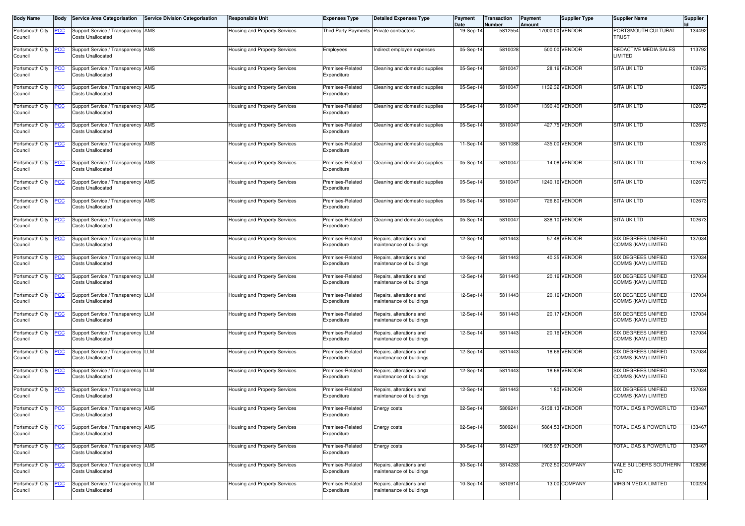| Body Name | Body | Service Area Categorisation | Service Division Categorisation | Responsible Unit | Expenses Type | Detailed Expenses Type | Payment Date | Transaction Number | Payment Amount | Supplier Type | Supplier Name | Supplier Id |
|---|---|---|---|---|---|---|---|---|---|---|---|---|
| Portsmouth City Council | PCC | Support Service / Transparency Costs Unallocated | AMS | Housing and Property Services | Third Party Payments | Private contractors | 19-Sep-14 | 5812554 | 17000.00 | VENDOR | PORTSMOUTH CULTURAL TRUST | 134492 |
| Portsmouth City Council | PCC | Support Service / Transparency Costs Unallocated | AMS | Housing and Property Services | Employees | Indirect employee expenses | 05-Sep-14 | 5810028 | 500.00 | VENDOR | REDACTIVE MEDIA SALES LIMITED | 113792 |
| Portsmouth City Council | PCC | Support Service / Transparency Costs Unallocated | AMS | Housing and Property Services | Premises-Related Expenditure | Cleaning and domestic supplies | 05-Sep-14 | 5810047 | 28.16 | VENDOR | SITA UK LTD | 102673 |
| Portsmouth City Council | PCC | Support Service / Transparency Costs Unallocated | AMS | Housing and Property Services | Premises-Related Expenditure | Cleaning and domestic supplies | 05-Sep-14 | 5810047 | 1132.32 | VENDOR | SITA UK LTD | 102673 |
| Portsmouth City Council | PCC | Support Service / Transparency Costs Unallocated | AMS | Housing and Property Services | Premises-Related Expenditure | Cleaning and domestic supplies | 05-Sep-14 | 5810047 | 1390.40 | VENDOR | SITA UK LTD | 102673 |
| Portsmouth City Council | PCC | Support Service / Transparency Costs Unallocated | AMS | Housing and Property Services | Premises-Related Expenditure | Cleaning and domestic supplies | 05-Sep-14 | 5810047 | 427.75 | VENDOR | SITA UK LTD | 102673 |
| Portsmouth City Council | PCC | Support Service / Transparency Costs Unallocated | AMS | Housing and Property Services | Premises-Related Expenditure | Cleaning and domestic supplies | 11-Sep-14 | 5811088 | 435.00 | VENDOR | SITA UK LTD | 102673 |
| Portsmouth City Council | PCC | Support Service / Transparency Costs Unallocated | AMS | Housing and Property Services | Premises-Related Expenditure | Cleaning and domestic supplies | 05-Sep-14 | 5810047 | 14.08 | VENDOR | SITA UK LTD | 102673 |
| Portsmouth City Council | PCC | Support Service / Transparency Costs Unallocated | AMS | Housing and Property Services | Premises-Related Expenditure | Cleaning and domestic supplies | 05-Sep-14 | 5810047 | 1240.16 | VENDOR | SITA UK LTD | 102673 |
| Portsmouth City Council | PCC | Support Service / Transparency Costs Unallocated | AMS | Housing and Property Services | Premises-Related Expenditure | Cleaning and domestic supplies | 05-Sep-14 | 5810047 | 726.80 | VENDOR | SITA UK LTD | 102673 |
| Portsmouth City Council | PCC | Support Service / Transparency Costs Unallocated | AMS | Housing and Property Services | Premises-Related Expenditure | Cleaning and domestic supplies | 05-Sep-14 | 5810047 | 838.10 | VENDOR | SITA UK LTD | 102673 |
| Portsmouth City Council | PCC | Support Service / Transparency Costs Unallocated | LLM | Housing and Property Services | Premises-Related Expenditure | Repairs, alterations and maintenance of buildings | 12-Sep-14 | 5811443 | 57.48 | VENDOR | SIX DEGREES UNIFIED COMMS (KAM) LIMITED | 137034 |
| Portsmouth City Council | PCC | Support Service / Transparency Costs Unallocated | LLM | Housing and Property Services | Premises-Related Expenditure | Repairs, alterations and maintenance of buildings | 12-Sep-14 | 5811443 | 40.35 | VENDOR | SIX DEGREES UNIFIED COMMS (KAM) LIMITED | 137034 |
| Portsmouth City Council | PCC | Support Service / Transparency Costs Unallocated | LLM | Housing and Property Services | Premises-Related Expenditure | Repairs, alterations and maintenance of buildings | 12-Sep-14 | 5811443 | 20.16 | VENDOR | SIX DEGREES UNIFIED COMMS (KAM) LIMITED | 137034 |
| Portsmouth City Council | PCC | Support Service / Transparency Costs Unallocated | LLM | Housing and Property Services | Premises-Related Expenditure | Repairs, alterations and maintenance of buildings | 12-Sep-14 | 5811443 | 20.16 | VENDOR | SIX DEGREES UNIFIED COMMS (KAM) LIMITED | 137034 |
| Portsmouth City Council | PCC | Support Service / Transparency Costs Unallocated | LLM | Housing and Property Services | Premises-Related Expenditure | Repairs, alterations and maintenance of buildings | 12-Sep-14 | 5811443 | 20.17 | VENDOR | SIX DEGREES UNIFIED COMMS (KAM) LIMITED | 137034 |
| Portsmouth City Council | PCC | Support Service / Transparency Costs Unallocated | LLM | Housing and Property Services | Premises-Related Expenditure | Repairs, alterations and maintenance of buildings | 12-Sep-14 | 5811443 | 20.16 | VENDOR | SIX DEGREES UNIFIED COMMS (KAM) LIMITED | 137034 |
| Portsmouth City Council | PCC | Support Service / Transparency Costs Unallocated | LLM | Housing and Property Services | Premises-Related Expenditure | Repairs, alterations and maintenance of buildings | 12-Sep-14 | 5811443 | 18.66 | VENDOR | SIX DEGREES UNIFIED COMMS (KAM) LIMITED | 137034 |
| Portsmouth City Council | PCC | Support Service / Transparency Costs Unallocated | LLM | Housing and Property Services | Premises-Related Expenditure | Repairs, alterations and maintenance of buildings | 12-Sep-14 | 5811443 | 18.66 | VENDOR | SIX DEGREES UNIFIED COMMS (KAM) LIMITED | 137034 |
| Portsmouth City Council | PCC | Support Service / Transparency Costs Unallocated | LLM | Housing and Property Services | Premises-Related Expenditure | Repairs, alterations and maintenance of buildings | 12-Sep-14 | 5811443 | 1.80 | VENDOR | SIX DEGREES UNIFIED COMMS (KAM) LIMITED | 137034 |
| Portsmouth City Council | PCC | Support Service / Transparency Costs Unallocated | AMS | Housing and Property Services | Premises-Related Expenditure | Energy costs | 02-Sep-14 | 5809241 | -5138.13 | VENDOR | TOTAL GAS & POWER LTD | 133467 |
| Portsmouth City Council | PCC | Support Service / Transparency Costs Unallocated | AMS | Housing and Property Services | Premises-Related Expenditure | Energy costs | 02-Sep-14 | 5809241 | 5864.53 | VENDOR | TOTAL GAS & POWER LTD | 133467 |
| Portsmouth City Council | PCC | Support Service / Transparency Costs Unallocated | AMS | Housing and Property Services | Premises-Related Expenditure | Energy costs | 30-Sep-14 | 5814257 | 1905.97 | VENDOR | TOTAL GAS & POWER LTD | 133467 |
| Portsmouth City Council | PCC | Support Service / Transparency Costs Unallocated | LLM | Housing and Property Services | Premises-Related Expenditure | Repairs, alterations and maintenance of buildings | 30-Sep-14 | 5814283 | 2702.50 | COMPANY | VALE BUILDERS SOUTHERN LTD | 108299 |
| Portsmouth City Council | PCC | Support Service / Transparency Costs Unallocated | LLM | Housing and Property Services | Premises-Related Expenditure | Repairs, alterations and maintenance of buildings | 10-Sep-14 | 5810914 | 13.00 | COMPANY | VIRGIN MEDIA LIMITED | 100224 |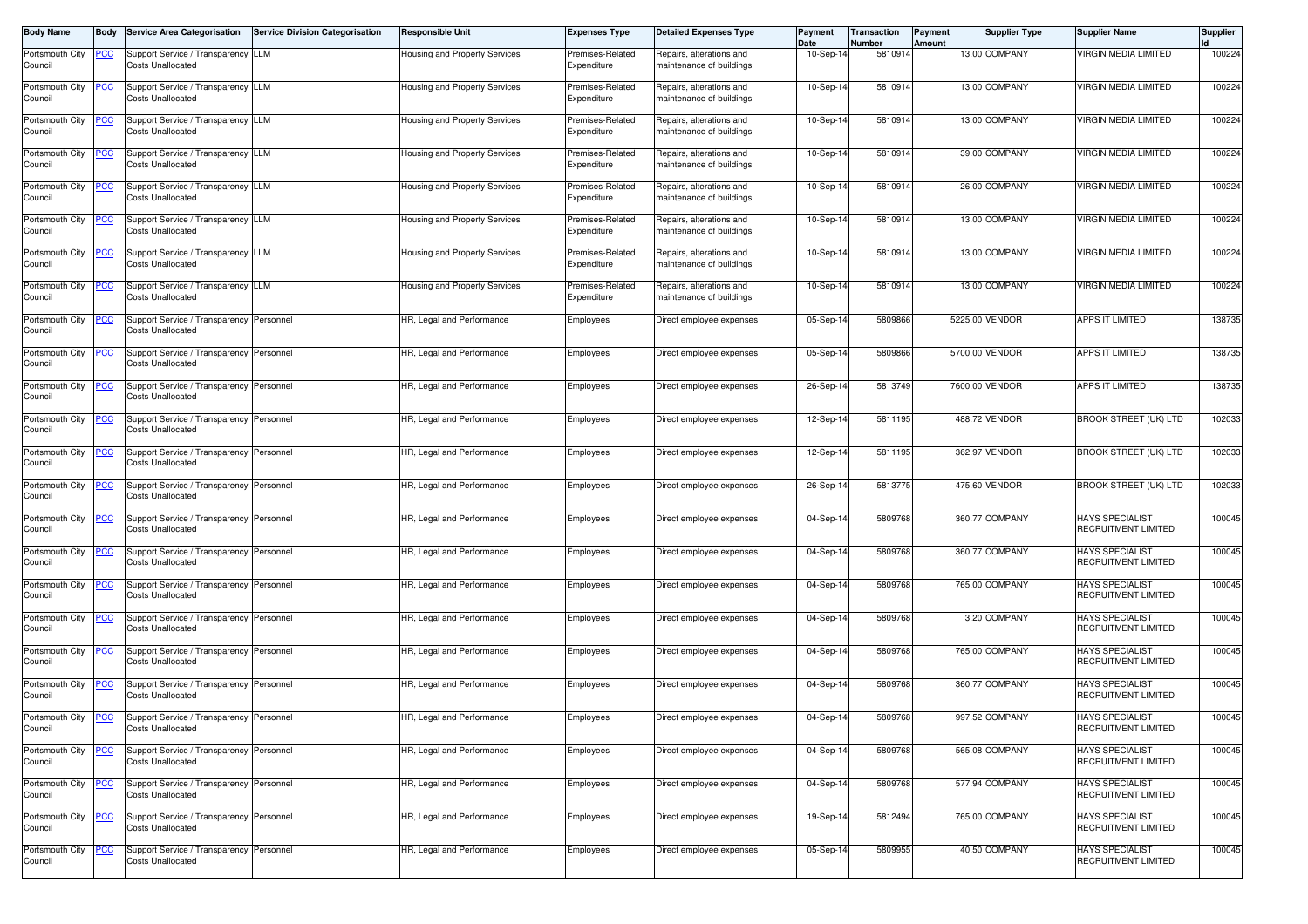| Body Name | Body | Service Area Categorisation | Service Division Categorisation | Responsible Unit | Expenses Type | Detailed Expenses Type | Payment Date | Transaction Number | Payment Amount | Supplier Type | Supplier Name | Supplier Id |
|---|---|---|---|---|---|---|---|---|---|---|---|---|
| Portsmouth City Council | PCC | Support Service / Transparency Costs Unallocated | LLM | Housing and Property Services | Premises-Related Expenditure | Repairs, alterations and maintenance of buildings | 10-Sep-14 | 5810914 | 13.00 | COMPANY | VIRGIN MEDIA LIMITED | 100224 |
| Portsmouth City Council | PCC | Support Service / Transparency Costs Unallocated | LLM | Housing and Property Services | Premises-Related Expenditure | Repairs, alterations and maintenance of buildings | 10-Sep-14 | 5810914 | 13.00 | COMPANY | VIRGIN MEDIA LIMITED | 100224 |
| Portsmouth City Council | PCC | Support Service / Transparency Costs Unallocated | LLM | Housing and Property Services | Premises-Related Expenditure | Repairs, alterations and maintenance of buildings | 10-Sep-14 | 5810914 | 13.00 | COMPANY | VIRGIN MEDIA LIMITED | 100224 |
| Portsmouth City Council | PCC | Support Service / Transparency Costs Unallocated | LLM | Housing and Property Services | Premises-Related Expenditure | Repairs, alterations and maintenance of buildings | 10-Sep-14 | 5810914 | 39.00 | COMPANY | VIRGIN MEDIA LIMITED | 100224 |
| Portsmouth City Council | PCC | Support Service / Transparency Costs Unallocated | LLM | Housing and Property Services | Premises-Related Expenditure | Repairs, alterations and maintenance of buildings | 10-Sep-14 | 5810914 | 26.00 | COMPANY | VIRGIN MEDIA LIMITED | 100224 |
| Portsmouth City Council | PCC | Support Service / Transparency Costs Unallocated | LLM | Housing and Property Services | Premises-Related Expenditure | Repairs, alterations and maintenance of buildings | 10-Sep-14 | 5810914 | 13.00 | COMPANY | VIRGIN MEDIA LIMITED | 100224 |
| Portsmouth City Council | PCC | Support Service / Transparency Costs Unallocated | LLM | Housing and Property Services | Premises-Related Expenditure | Repairs, alterations and maintenance of buildings | 10-Sep-14 | 5810914 | 13.00 | COMPANY | VIRGIN MEDIA LIMITED | 100224 |
| Portsmouth City Council | PCC | Support Service / Transparency Costs Unallocated | LLM | Housing and Property Services | Premises-Related Expenditure | Repairs, alterations and maintenance of buildings | 10-Sep-14 | 5810914 | 13.00 | COMPANY | VIRGIN MEDIA LIMITED | 100224 |
| Portsmouth City Council | PCC | Support Service / Transparency Costs Unallocated | Personnel | HR, Legal and Performance | Employees | Direct employee expenses | 05-Sep-14 | 5809866 | 5225.00 | VENDOR | APPS IT LIMITED | 138735 |
| Portsmouth City Council | PCC | Support Service / Transparency Costs Unallocated | Personnel | HR, Legal and Performance | Employees | Direct employee expenses | 05-Sep-14 | 5809866 | 5700.00 | VENDOR | APPS IT LIMITED | 138735 |
| Portsmouth City Council | PCC | Support Service / Transparency Costs Unallocated | Personnel | HR, Legal and Performance | Employees | Direct employee expenses | 26-Sep-14 | 5813749 | 7600.00 | VENDOR | APPS IT LIMITED | 138735 |
| Portsmouth City Council | PCC | Support Service / Transparency Costs Unallocated | Personnel | HR, Legal and Performance | Employees | Direct employee expenses | 12-Sep-14 | 5811195 | 488.72 | VENDOR | BROOK STREET (UK) LTD | 102033 |
| Portsmouth City Council | PCC | Support Service / Transparency Costs Unallocated | Personnel | HR, Legal and Performance | Employees | Direct employee expenses | 12-Sep-14 | 5811195 | 362.97 | VENDOR | BROOK STREET (UK) LTD | 102033 |
| Portsmouth City Council | PCC | Support Service / Transparency Costs Unallocated | Personnel | HR, Legal and Performance | Employees | Direct employee expenses | 26-Sep-14 | 5813775 | 475.60 | VENDOR | BROOK STREET (UK) LTD | 102033 |
| Portsmouth City Council | PCC | Support Service / Transparency Costs Unallocated | Personnel | HR, Legal and Performance | Employees | Direct employee expenses | 04-Sep-14 | 5809768 | 360.77 | COMPANY | HAYS SPECIALIST RECRUITMENT LIMITED | 100045 |
| Portsmouth City Council | PCC | Support Service / Transparency Costs Unallocated | Personnel | HR, Legal and Performance | Employees | Direct employee expenses | 04-Sep-14 | 5809768 | 360.77 | COMPANY | HAYS SPECIALIST RECRUITMENT LIMITED | 100045 |
| Portsmouth City Council | PCC | Support Service / Transparency Costs Unallocated | Personnel | HR, Legal and Performance | Employees | Direct employee expenses | 04-Sep-14 | 5809768 | 765.00 | COMPANY | HAYS SPECIALIST RECRUITMENT LIMITED | 100045 |
| Portsmouth City Council | PCC | Support Service / Transparency Costs Unallocated | Personnel | HR, Legal and Performance | Employees | Direct employee expenses | 04-Sep-14 | 5809768 | 3.20 | COMPANY | HAYS SPECIALIST RECRUITMENT LIMITED | 100045 |
| Portsmouth City Council | PCC | Support Service / Transparency Costs Unallocated | Personnel | HR, Legal and Performance | Employees | Direct employee expenses | 04-Sep-14 | 5809768 | 765.00 | COMPANY | HAYS SPECIALIST RECRUITMENT LIMITED | 100045 |
| Portsmouth City Council | PCC | Support Service / Transparency Costs Unallocated | Personnel | HR, Legal and Performance | Employees | Direct employee expenses | 04-Sep-14 | 5809768 | 360.77 | COMPANY | HAYS SPECIALIST RECRUITMENT LIMITED | 100045 |
| Portsmouth City Council | PCC | Support Service / Transparency Costs Unallocated | Personnel | HR, Legal and Performance | Employees | Direct employee expenses | 04-Sep-14 | 5809768 | 997.52 | COMPANY | HAYS SPECIALIST RECRUITMENT LIMITED | 100045 |
| Portsmouth City Council | PCC | Support Service / Transparency Costs Unallocated | Personnel | HR, Legal and Performance | Employees | Direct employee expenses | 04-Sep-14 | 5809768 | 565.08 | COMPANY | HAYS SPECIALIST RECRUITMENT LIMITED | 100045 |
| Portsmouth City Council | PCC | Support Service / Transparency Costs Unallocated | Personnel | HR, Legal and Performance | Employees | Direct employee expenses | 04-Sep-14 | 5809768 | 577.94 | COMPANY | HAYS SPECIALIST RECRUITMENT LIMITED | 100045 |
| Portsmouth City Council | PCC | Support Service / Transparency Costs Unallocated | Personnel | HR, Legal and Performance | Employees | Direct employee expenses | 19-Sep-14 | 5812494 | 765.00 | COMPANY | HAYS SPECIALIST RECRUITMENT LIMITED | 100045 |
| Portsmouth City Council | PCC | Support Service / Transparency Costs Unallocated | Personnel | HR, Legal and Performance | Employees | Direct employee expenses | 05-Sep-14 | 5809955 | 40.50 | COMPANY | HAYS SPECIALIST RECRUITMENT LIMITED | 100045 |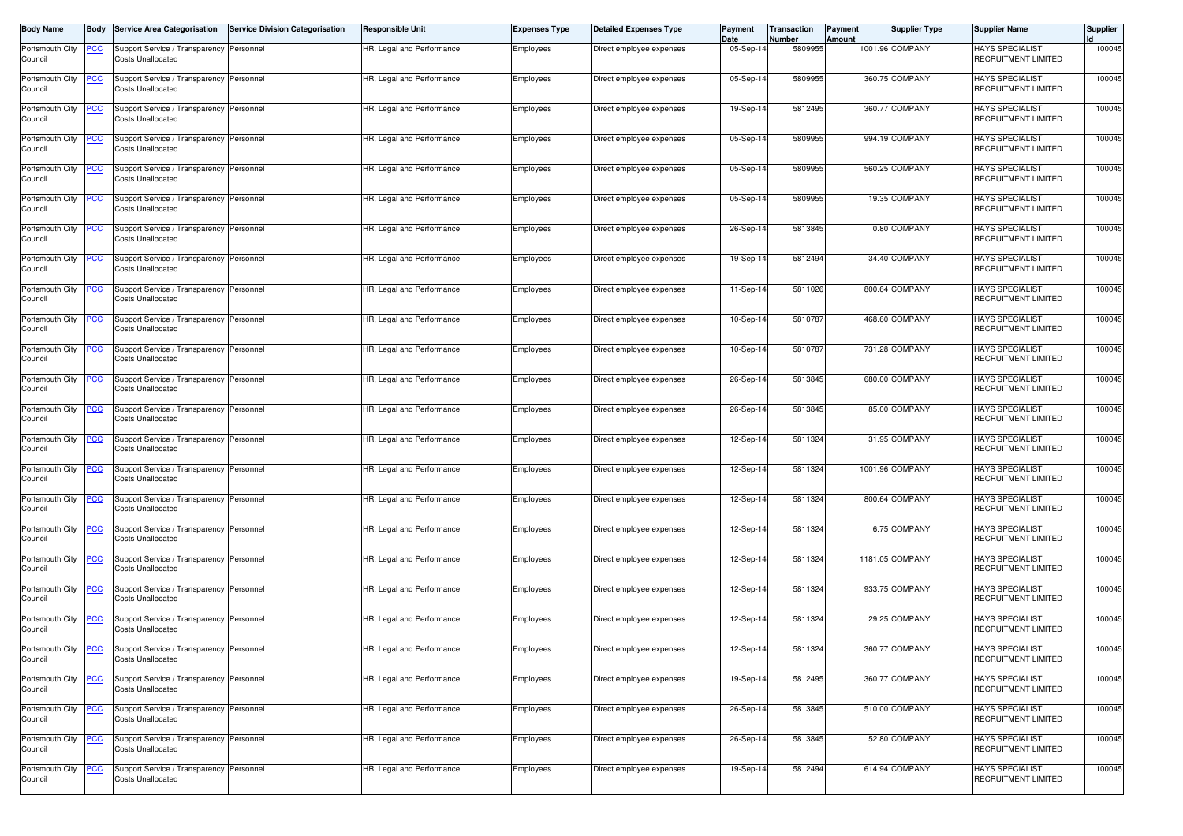| Body Name | Body | Service Area Categorisation | Service Division Categorisation | Responsible Unit | Expenses Type | Detailed Expenses Type | Payment Date | Transaction Number | Payment Amount | Supplier Type | Supplier Name | Supplier Id |
|---|---|---|---|---|---|---|---|---|---|---|---|---|
| Portsmouth City Council | PCC | Support Service / Transparency Costs Unallocated | Personnel | HR, Legal and Performance | Employees | Direct employee expenses | 05-Sep-14 | 5809955 | 1001.96 | COMPANY | HAYS SPECIALIST RECRUITMENT LIMITED | 100045 |
| Portsmouth City Council | PCC | Support Service / Transparency Costs Unallocated | Personnel | HR, Legal and Performance | Employees | Direct employee expenses | 05-Sep-14 | 5809955 | 360.75 | COMPANY | HAYS SPECIALIST RECRUITMENT LIMITED | 100045 |
| Portsmouth City Council | PCC | Support Service / Transparency Costs Unallocated | Personnel | HR, Legal and Performance | Employees | Direct employee expenses | 19-Sep-14 | 5812495 | 360.77 | COMPANY | HAYS SPECIALIST RECRUITMENT LIMITED | 100045 |
| Portsmouth City Council | PCC | Support Service / Transparency Costs Unallocated | Personnel | HR, Legal and Performance | Employees | Direct employee expenses | 05-Sep-14 | 5809955 | 994.19 | COMPANY | HAYS SPECIALIST RECRUITMENT LIMITED | 100045 |
| Portsmouth City Council | PCC | Support Service / Transparency Costs Unallocated | Personnel | HR, Legal and Performance | Employees | Direct employee expenses | 05-Sep-14 | 5809955 | 560.25 | COMPANY | HAYS SPECIALIST RECRUITMENT LIMITED | 100045 |
| Portsmouth City Council | PCC | Support Service / Transparency Costs Unallocated | Personnel | HR, Legal and Performance | Employees | Direct employee expenses | 05-Sep-14 | 5809955 | 19.35 | COMPANY | HAYS SPECIALIST RECRUITMENT LIMITED | 100045 |
| Portsmouth City Council | PCC | Support Service / Transparency Costs Unallocated | Personnel | HR, Legal and Performance | Employees | Direct employee expenses | 26-Sep-14 | 5813845 | 0.80 | COMPANY | HAYS SPECIALIST RECRUITMENT LIMITED | 100045 |
| Portsmouth City Council | PCC | Support Service / Transparency Costs Unallocated | Personnel | HR, Legal and Performance | Employees | Direct employee expenses | 19-Sep-14 | 5812494 | 34.40 | COMPANY | HAYS SPECIALIST RECRUITMENT LIMITED | 100045 |
| Portsmouth City Council | PCC | Support Service / Transparency Costs Unallocated | Personnel | HR, Legal and Performance | Employees | Direct employee expenses | 11-Sep-14 | 5811026 | 800.64 | COMPANY | HAYS SPECIALIST RECRUITMENT LIMITED | 100045 |
| Portsmouth City Council | PCC | Support Service / Transparency Costs Unallocated | Personnel | HR, Legal and Performance | Employees | Direct employee expenses | 10-Sep-14 | 5810787 | 468.60 | COMPANY | HAYS SPECIALIST RECRUITMENT LIMITED | 100045 |
| Portsmouth City Council | PCC | Support Service / Transparency Costs Unallocated | Personnel | HR, Legal and Performance | Employees | Direct employee expenses | 10-Sep-14 | 5810787 | 731.28 | COMPANY | HAYS SPECIALIST RECRUITMENT LIMITED | 100045 |
| Portsmouth City Council | PCC | Support Service / Transparency Costs Unallocated | Personnel | HR, Legal and Performance | Employees | Direct employee expenses | 26-Sep-14 | 5813845 | 680.00 | COMPANY | HAYS SPECIALIST RECRUITMENT LIMITED | 100045 |
| Portsmouth City Council | PCC | Support Service / Transparency Costs Unallocated | Personnel | HR, Legal and Performance | Employees | Direct employee expenses | 26-Sep-14 | 5813845 | 85.00 | COMPANY | HAYS SPECIALIST RECRUITMENT LIMITED | 100045 |
| Portsmouth City Council | PCC | Support Service / Transparency Costs Unallocated | Personnel | HR, Legal and Performance | Employees | Direct employee expenses | 12-Sep-14 | 5811324 | 31.95 | COMPANY | HAYS SPECIALIST RECRUITMENT LIMITED | 100045 |
| Portsmouth City Council | PCC | Support Service / Transparency Costs Unallocated | Personnel | HR, Legal and Performance | Employees | Direct employee expenses | 12-Sep-14 | 5811324 | 1001.96 | COMPANY | HAYS SPECIALIST RECRUITMENT LIMITED | 100045 |
| Portsmouth City Council | PCC | Support Service / Transparency Costs Unallocated | Personnel | HR, Legal and Performance | Employees | Direct employee expenses | 12-Sep-14 | 5811324 | 800.64 | COMPANY | HAYS SPECIALIST RECRUITMENT LIMITED | 100045 |
| Portsmouth City Council | PCC | Support Service / Transparency Costs Unallocated | Personnel | HR, Legal and Performance | Employees | Direct employee expenses | 12-Sep-14 | 5811324 | 6.75 | COMPANY | HAYS SPECIALIST RECRUITMENT LIMITED | 100045 |
| Portsmouth City Council | PCC | Support Service / Transparency Costs Unallocated | Personnel | HR, Legal and Performance | Employees | Direct employee expenses | 12-Sep-14 | 5811324 | 1181.05 | COMPANY | HAYS SPECIALIST RECRUITMENT LIMITED | 100045 |
| Portsmouth City Council | PCC | Support Service / Transparency Costs Unallocated | Personnel | HR, Legal and Performance | Employees | Direct employee expenses | 12-Sep-14 | 5811324 | 933.75 | COMPANY | HAYS SPECIALIST RECRUITMENT LIMITED | 100045 |
| Portsmouth City Council | PCC | Support Service / Transparency Costs Unallocated | Personnel | HR, Legal and Performance | Employees | Direct employee expenses | 12-Sep-14 | 5811324 | 29.25 | COMPANY | HAYS SPECIALIST RECRUITMENT LIMITED | 100045 |
| Portsmouth City Council | PCC | Support Service / Transparency Costs Unallocated | Personnel | HR, Legal and Performance | Employees | Direct employee expenses | 12-Sep-14 | 5811324 | 360.77 | COMPANY | HAYS SPECIALIST RECRUITMENT LIMITED | 100045 |
| Portsmouth City Council | PCC | Support Service / Transparency Costs Unallocated | Personnel | HR, Legal and Performance | Employees | Direct employee expenses | 19-Sep-14 | 5812495 | 360.77 | COMPANY | HAYS SPECIALIST RECRUITMENT LIMITED | 100045 |
| Portsmouth City Council | PCC | Support Service / Transparency Costs Unallocated | Personnel | HR, Legal and Performance | Employees | Direct employee expenses | 26-Sep-14 | 5813845 | 510.00 | COMPANY | HAYS SPECIALIST RECRUITMENT LIMITED | 100045 |
| Portsmouth City Council | PCC | Support Service / Transparency Costs Unallocated | Personnel | HR, Legal and Performance | Employees | Direct employee expenses | 26-Sep-14 | 5813845 | 52.80 | COMPANY | HAYS SPECIALIST RECRUITMENT LIMITED | 100045 |
| Portsmouth City Council | PCC | Support Service / Transparency Costs Unallocated | Personnel | HR, Legal and Performance | Employees | Direct employee expenses | 19-Sep-14 | 5812494 | 614.94 | COMPANY | HAYS SPECIALIST RECRUITMENT LIMITED | 100045 |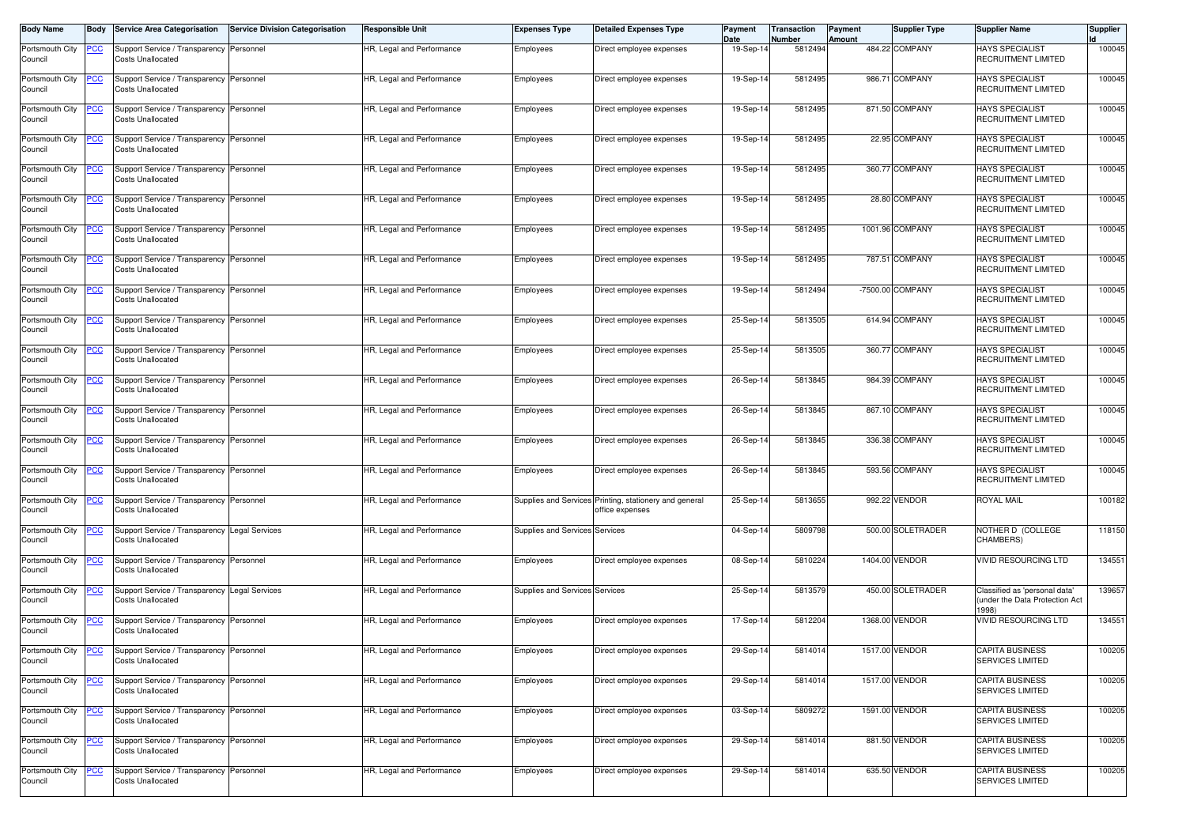| Body Name | Body | Service Area Categorisation | Service Division Categorisation | Responsible Unit | Expenses Type | Detailed Expenses Type | Payment Date | Transaction Number | Payment Amount | Supplier Type | Supplier Name | Supplier Id |
|---|---|---|---|---|---|---|---|---|---|---|---|---|
| Portsmouth City Council | PCC | Support Service / Transparency Costs Unallocated | Personnel | HR, Legal and Performance | Employees | Direct employee expenses | 19-Sep-14 | 5812494 | 484.22 | COMPANY | HAYS SPECIALIST RECRUITMENT LIMITED | 100045 |
| Portsmouth City Council | PCC | Support Service / Transparency Costs Unallocated | Personnel | HR, Legal and Performance | Employees | Direct employee expenses | 19-Sep-14 | 5812495 | 986.71 | COMPANY | HAYS SPECIALIST RECRUITMENT LIMITED | 100045 |
| Portsmouth City Council | PCC | Support Service / Transparency Costs Unallocated | Personnel | HR, Legal and Performance | Employees | Direct employee expenses | 19-Sep-14 | 5812495 | 871.50 | COMPANY | HAYS SPECIALIST RECRUITMENT LIMITED | 100045 |
| Portsmouth City Council | PCC | Support Service / Transparency Costs Unallocated | Personnel | HR, Legal and Performance | Employees | Direct employee expenses | 19-Sep-14 | 5812495 | 22.95 | COMPANY | HAYS SPECIALIST RECRUITMENT LIMITED | 100045 |
| Portsmouth City Council | PCC | Support Service / Transparency Costs Unallocated | Personnel | HR, Legal and Performance | Employees | Direct employee expenses | 19-Sep-14 | 5812495 | 360.77 | COMPANY | HAYS SPECIALIST RECRUITMENT LIMITED | 100045 |
| Portsmouth City Council | PCC | Support Service / Transparency Costs Unallocated | Personnel | HR, Legal and Performance | Employees | Direct employee expenses | 19-Sep-14 | 5812495 | 28.80 | COMPANY | HAYS SPECIALIST RECRUITMENT LIMITED | 100045 |
| Portsmouth City Council | PCC | Support Service / Transparency Costs Unallocated | Personnel | HR, Legal and Performance | Employees | Direct employee expenses | 19-Sep-14 | 5812495 | 1001.96 | COMPANY | HAYS SPECIALIST RECRUITMENT LIMITED | 100045 |
| Portsmouth City Council | PCC | Support Service / Transparency Costs Unallocated | Personnel | HR, Legal and Performance | Employees | Direct employee expenses | 19-Sep-14 | 5812495 | 787.51 | COMPANY | HAYS SPECIALIST RECRUITMENT LIMITED | 100045 |
| Portsmouth City Council | PCC | Support Service / Transparency Costs Unallocated | Personnel | HR, Legal and Performance | Employees | Direct employee expenses | 19-Sep-14 | 5812494 | -7500.00 | COMPANY | HAYS SPECIALIST RECRUITMENT LIMITED | 100045 |
| Portsmouth City Council | PCC | Support Service / Transparency Costs Unallocated | Personnel | HR, Legal and Performance | Employees | Direct employee expenses | 25-Sep-14 | 5813505 | 614.94 | COMPANY | HAYS SPECIALIST RECRUITMENT LIMITED | 100045 |
| Portsmouth City Council | PCC | Support Service / Transparency Costs Unallocated | Personnel | HR, Legal and Performance | Employees | Direct employee expenses | 25-Sep-14 | 5813505 | 360.77 | COMPANY | HAYS SPECIALIST RECRUITMENT LIMITED | 100045 |
| Portsmouth City Council | PCC | Support Service / Transparency Costs Unallocated | Personnel | HR, Legal and Performance | Employees | Direct employee expenses | 26-Sep-14 | 5813845 | 984.39 | COMPANY | HAYS SPECIALIST RECRUITMENT LIMITED | 100045 |
| Portsmouth City Council | PCC | Support Service / Transparency Costs Unallocated | Personnel | HR, Legal and Performance | Employees | Direct employee expenses | 26-Sep-14 | 5813845 | 867.10 | COMPANY | HAYS SPECIALIST RECRUITMENT LIMITED | 100045 |
| Portsmouth City Council | PCC | Support Service / Transparency Costs Unallocated | Personnel | HR, Legal and Performance | Employees | Direct employee expenses | 26-Sep-14 | 5813845 | 336.38 | COMPANY | HAYS SPECIALIST RECRUITMENT LIMITED | 100045 |
| Portsmouth City Council | PCC | Support Service / Transparency Costs Unallocated | Personnel | HR, Legal and Performance | Employees | Direct employee expenses | 26-Sep-14 | 5813845 | 593.56 | COMPANY | HAYS SPECIALIST RECRUITMENT LIMITED | 100045 |
| Portsmouth City Council | PCC | Support Service / Transparency Costs Unallocated | Personnel | HR, Legal and Performance | Supplies and Services | Printing, stationery and general office expenses | 25-Sep-14 | 5813655 | 992.22 | VENDOR | ROYAL MAIL | 100182 |
| Portsmouth City Council | PCC | Support Service / Transparency Costs Unallocated | Legal Services | HR, Legal and Performance | Supplies and Services | Services | 04-Sep-14 | 5809798 | 500.00 | SOLETRADER | NOTHER D (COLLEGE CHAMBERS) | 118150 |
| Portsmouth City Council | PCC | Support Service / Transparency Costs Unallocated | Personnel | HR, Legal and Performance | Employees | Direct employee expenses | 08-Sep-14 | 5810224 | 1404.00 | VENDOR | VIVID RESOURCING LTD | 134551 |
| Portsmouth City Council | PCC | Support Service / Transparency Costs Unallocated | Legal Services | HR, Legal and Performance | Supplies and Services | Services | 25-Sep-14 | 5813579 | 450.00 | SOLETRADER | Classified as 'personal data' (under the Data Protection Act 1998) | 139657 |
| Portsmouth City Council | PCC | Support Service / Transparency Costs Unallocated | Personnel | HR, Legal and Performance | Employees | Direct employee expenses | 17-Sep-14 | 5812204 | 1368.00 | VENDOR | VIVID RESOURCING LTD | 134551 |
| Portsmouth City Council | PCC | Support Service / Transparency Costs Unallocated | Personnel | HR, Legal and Performance | Employees | Direct employee expenses | 29-Sep-14 | 5814014 | 1517.00 | VENDOR | CAPITA BUSINESS SERVICES LIMITED | 100205 |
| Portsmouth City Council | PCC | Support Service / Transparency Costs Unallocated | Personnel | HR, Legal and Performance | Employees | Direct employee expenses | 29-Sep-14 | 5814014 | 1517.00 | VENDOR | CAPITA BUSINESS SERVICES LIMITED | 100205 |
| Portsmouth City Council | PCC | Support Service / Transparency Costs Unallocated | Personnel | HR, Legal and Performance | Employees | Direct employee expenses | 03-Sep-14 | 5809272 | 1591.00 | VENDOR | CAPITA BUSINESS SERVICES LIMITED | 100205 |
| Portsmouth City Council | PCC | Support Service / Transparency Costs Unallocated | Personnel | HR, Legal and Performance | Employees | Direct employee expenses | 29-Sep-14 | 5814014 | 881.50 | VENDOR | CAPITA BUSINESS SERVICES LIMITED | 100205 |
| Portsmouth City Council | PCC | Support Service / Transparency Costs Unallocated | Personnel | HR, Legal and Performance | Employees | Direct employee expenses | 29-Sep-14 | 5814014 | 635.50 | VENDOR | CAPITA BUSINESS SERVICES LIMITED | 100205 |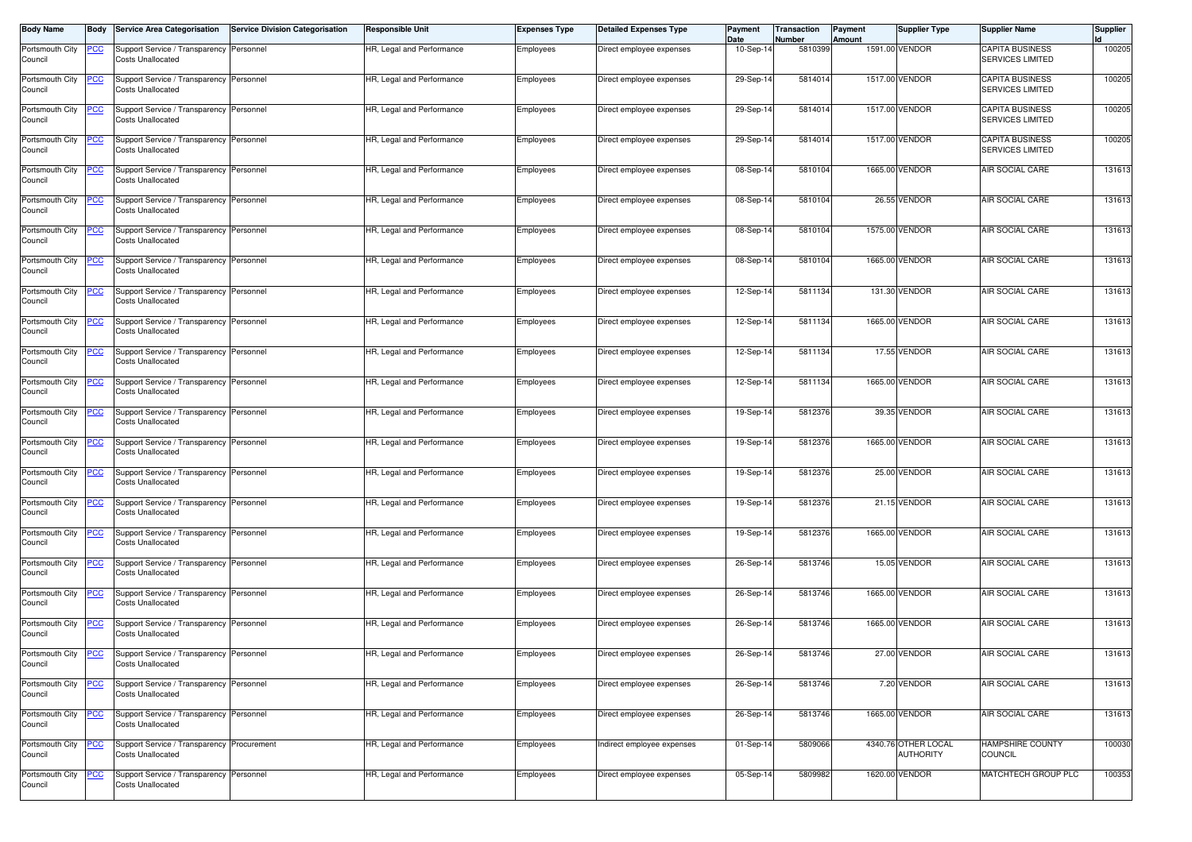| Body Name | Body | Service Area Categorisation | Service Division Categorisation | Responsible Unit | Expenses Type | Detailed Expenses Type | Payment Date | Transaction Number | Payment Amount | Supplier Type | Supplier Name | Supplier Id |
|---|---|---|---|---|---|---|---|---|---|---|---|---|
| Portsmouth City Council | PCC | Support Service / Transparency Costs Unallocated | Personnel | HR, Legal and Performance | Employees | Direct employee expenses | 10-Sep-14 | 5810399 | 1591.00 | VENDOR | CAPITA BUSINESS SERVICES LIMITED | 100205 |
| Portsmouth City Council | PCC | Support Service / Transparency Costs Unallocated | Personnel | HR, Legal and Performance | Employees | Direct employee expenses | 29-Sep-14 | 5814014 | 1517.00 | VENDOR | CAPITA BUSINESS SERVICES LIMITED | 100205 |
| Portsmouth City Council | PCC | Support Service / Transparency Costs Unallocated | Personnel | HR, Legal and Performance | Employees | Direct employee expenses | 29-Sep-14 | 5814014 | 1517.00 | VENDOR | CAPITA BUSINESS SERVICES LIMITED | 100205 |
| Portsmouth City Council | PCC | Support Service / Transparency Costs Unallocated | Personnel | HR, Legal and Performance | Employees | Direct employee expenses | 29-Sep-14 | 5814014 | 1517.00 | VENDOR | CAPITA BUSINESS SERVICES LIMITED | 100205 |
| Portsmouth City Council | PCC | Support Service / Transparency Costs Unallocated | Personnel | HR, Legal and Performance | Employees | Direct employee expenses | 08-Sep-14 | 5810104 | 1665.00 | VENDOR | AIR SOCIAL CARE | 131613 |
| Portsmouth City Council | PCC | Support Service / Transparency Costs Unallocated | Personnel | HR, Legal and Performance | Employees | Direct employee expenses | 08-Sep-14 | 5810104 | 26.55 | VENDOR | AIR SOCIAL CARE | 131613 |
| Portsmouth City Council | PCC | Support Service / Transparency Costs Unallocated | Personnel | HR, Legal and Performance | Employees | Direct employee expenses | 08-Sep-14 | 5810104 | 1575.00 | VENDOR | AIR SOCIAL CARE | 131613 |
| Portsmouth City Council | PCC | Support Service / Transparency Costs Unallocated | Personnel | HR, Legal and Performance | Employees | Direct employee expenses | 08-Sep-14 | 5810104 | 1665.00 | VENDOR | AIR SOCIAL CARE | 131613 |
| Portsmouth City Council | PCC | Support Service / Transparency Costs Unallocated | Personnel | HR, Legal and Performance | Employees | Direct employee expenses | 12-Sep-14 | 5811134 | 131.30 | VENDOR | AIR SOCIAL CARE | 131613 |
| Portsmouth City Council | PCC | Support Service / Transparency Costs Unallocated | Personnel | HR, Legal and Performance | Employees | Direct employee expenses | 12-Sep-14 | 5811134 | 1665.00 | VENDOR | AIR SOCIAL CARE | 131613 |
| Portsmouth City Council | PCC | Support Service / Transparency Costs Unallocated | Personnel | HR, Legal and Performance | Employees | Direct employee expenses | 12-Sep-14 | 5811134 | 17.55 | VENDOR | AIR SOCIAL CARE | 131613 |
| Portsmouth City Council | PCC | Support Service / Transparency Costs Unallocated | Personnel | HR, Legal and Performance | Employees | Direct employee expenses | 12-Sep-14 | 5811134 | 1665.00 | VENDOR | AIR SOCIAL CARE | 131613 |
| Portsmouth City Council | PCC | Support Service / Transparency Costs Unallocated | Personnel | HR, Legal and Performance | Employees | Direct employee expenses | 19-Sep-14 | 5812376 | 39.35 | VENDOR | AIR SOCIAL CARE | 131613 |
| Portsmouth City Council | PCC | Support Service / Transparency Costs Unallocated | Personnel | HR, Legal and Performance | Employees | Direct employee expenses | 19-Sep-14 | 5812376 | 1665.00 | VENDOR | AIR SOCIAL CARE | 131613 |
| Portsmouth City Council | PCC | Support Service / Transparency Costs Unallocated | Personnel | HR, Legal and Performance | Employees | Direct employee expenses | 19-Sep-14 | 5812376 | 25.00 | VENDOR | AIR SOCIAL CARE | 131613 |
| Portsmouth City Council | PCC | Support Service / Transparency Costs Unallocated | Personnel | HR, Legal and Performance | Employees | Direct employee expenses | 19-Sep-14 | 5812376 | 21.15 | VENDOR | AIR SOCIAL CARE | 131613 |
| Portsmouth City Council | PCC | Support Service / Transparency Costs Unallocated | Personnel | HR, Legal and Performance | Employees | Direct employee expenses | 19-Sep-14 | 5812376 | 1665.00 | VENDOR | AIR SOCIAL CARE | 131613 |
| Portsmouth City Council | PCC | Support Service / Transparency Costs Unallocated | Personnel | HR, Legal and Performance | Employees | Direct employee expenses | 26-Sep-14 | 5813746 | 15.05 | VENDOR | AIR SOCIAL CARE | 131613 |
| Portsmouth City Council | PCC | Support Service / Transparency Costs Unallocated | Personnel | HR, Legal and Performance | Employees | Direct employee expenses | 26-Sep-14 | 5813746 | 1665.00 | VENDOR | AIR SOCIAL CARE | 131613 |
| Portsmouth City Council | PCC | Support Service / Transparency Costs Unallocated | Personnel | HR, Legal and Performance | Employees | Direct employee expenses | 26-Sep-14 | 5813746 | 1665.00 | VENDOR | AIR SOCIAL CARE | 131613 |
| Portsmouth City Council | PCC | Support Service / Transparency Costs Unallocated | Personnel | HR, Legal and Performance | Employees | Direct employee expenses | 26-Sep-14 | 5813746 | 27.00 | VENDOR | AIR SOCIAL CARE | 131613 |
| Portsmouth City Council | PCC | Support Service / Transparency Costs Unallocated | Personnel | HR, Legal and Performance | Employees | Direct employee expenses | 26-Sep-14 | 5813746 | 7.20 | VENDOR | AIR SOCIAL CARE | 131613 |
| Portsmouth City Council | PCC | Support Service / Transparency Costs Unallocated | Personnel | HR, Legal and Performance | Employees | Direct employee expenses | 26-Sep-14 | 5813746 | 1665.00 | VENDOR | AIR SOCIAL CARE | 131613 |
| Portsmouth City Council | PCC | Support Service / Transparency Costs Unallocated | Procurement | HR, Legal and Performance | Employees | Indirect employee expenses | 01-Sep-14 | 5809066 | 4340.76 | OTHER LOCAL AUTHORITY | HAMPSHIRE COUNTY COUNCIL | 100030 |
| Portsmouth City Council | PCC | Support Service / Transparency Costs Unallocated | Personnel | HR, Legal and Performance | Employees | Direct employee expenses | 05-Sep-14 | 5809982 | 1620.00 | VENDOR | MATCHTECH GROUP PLC | 100353 |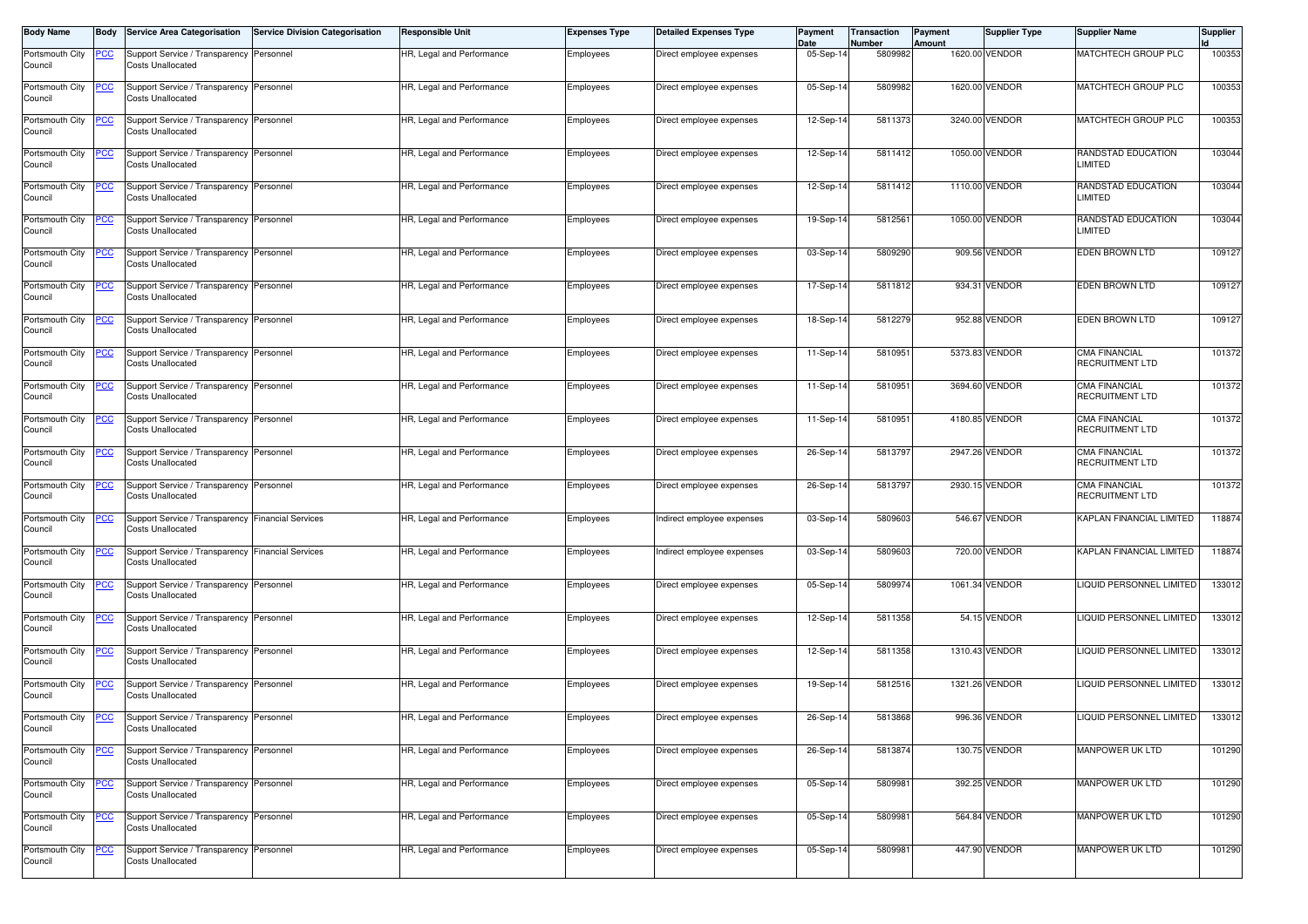| Body Name | Body | Service Area Categorisation | Service Division Categorisation | Responsible Unit | Expenses Type | Detailed Expenses Type | Payment Date | Transaction Number | Payment Amount | Supplier Type | Supplier Name | Supplier Id |
|---|---|---|---|---|---|---|---|---|---|---|---|---|
| Portsmouth City Council | PCC | Support Service / Transparency Costs Unallocated | Personnel | HR, Legal and Performance | Employees | Direct employee expenses | 05-Sep-14 | 5809982 | 1620.00 | VENDOR | MATCHTECH GROUP PLC | 100353 |
| Portsmouth City Council | PCC | Support Service / Transparency Costs Unallocated | Personnel | HR, Legal and Performance | Employees | Direct employee expenses | 05-Sep-14 | 5809982 | 1620.00 | VENDOR | MATCHTECH GROUP PLC | 100353 |
| Portsmouth City Council | PCC | Support Service / Transparency Costs Unallocated | Personnel | HR, Legal and Performance | Employees | Direct employee expenses | 12-Sep-14 | 5811373 | 3240.00 | VENDOR | MATCHTECH GROUP PLC | 100353 |
| Portsmouth City Council | PCC | Support Service / Transparency Costs Unallocated | Personnel | HR, Legal and Performance | Employees | Direct employee expenses | 12-Sep-14 | 5811412 | 1050.00 | VENDOR | RANDSTAD EDUCATION LIMITED | 103044 |
| Portsmouth City Council | PCC | Support Service / Transparency Costs Unallocated | Personnel | HR, Legal and Performance | Employees | Direct employee expenses | 12-Sep-14 | 5811412 | 1110.00 | VENDOR | RANDSTAD EDUCATION LIMITED | 103044 |
| Portsmouth City Council | PCC | Support Service / Transparency Costs Unallocated | Personnel | HR, Legal and Performance | Employees | Direct employee expenses | 19-Sep-14 | 5812561 | 1050.00 | VENDOR | RANDSTAD EDUCATION LIMITED | 103044 |
| Portsmouth City Council | PCC | Support Service / Transparency Costs Unallocated | Personnel | HR, Legal and Performance | Employees | Direct employee expenses | 03-Sep-14 | 5809290 | 909.56 | VENDOR | EDEN BROWN LTD | 109127 |
| Portsmouth City Council | PCC | Support Service / Transparency Costs Unallocated | Personnel | HR, Legal and Performance | Employees | Direct employee expenses | 17-Sep-14 | 5811812 | 934.31 | VENDOR | EDEN BROWN LTD | 109127 |
| Portsmouth City Council | PCC | Support Service / Transparency Costs Unallocated | Personnel | HR, Legal and Performance | Employees | Direct employee expenses | 18-Sep-14 | 5812279 | 952.88 | VENDOR | EDEN BROWN LTD | 109127 |
| Portsmouth City Council | PCC | Support Service / Transparency Costs Unallocated | Personnel | HR, Legal and Performance | Employees | Direct employee expenses | 11-Sep-14 | 5810951 | 5373.83 | VENDOR | CMA FINANCIAL RECRUITMENT LTD | 101372 |
| Portsmouth City Council | PCC | Support Service / Transparency Costs Unallocated | Personnel | HR, Legal and Performance | Employees | Direct employee expenses | 11-Sep-14 | 5810951 | 3694.60 | VENDOR | CMA FINANCIAL RECRUITMENT LTD | 101372 |
| Portsmouth City Council | PCC | Support Service / Transparency Costs Unallocated | Personnel | HR, Legal and Performance | Employees | Direct employee expenses | 11-Sep-14 | 5810951 | 4180.85 | VENDOR | CMA FINANCIAL RECRUITMENT LTD | 101372 |
| Portsmouth City Council | PCC | Support Service / Transparency Costs Unallocated | Personnel | HR, Legal and Performance | Employees | Direct employee expenses | 26-Sep-14 | 5813797 | 2947.26 | VENDOR | CMA FINANCIAL RECRUITMENT LTD | 101372 |
| Portsmouth City Council | PCC | Support Service / Transparency Costs Unallocated | Personnel | HR, Legal and Performance | Employees | Direct employee expenses | 26-Sep-14 | 5813797 | 2930.15 | VENDOR | CMA FINANCIAL RECRUITMENT LTD | 101372 |
| Portsmouth City Council | PCC | Support Service / Transparency Costs Unallocated | Financial Services | HR, Legal and Performance | Employees | Indirect employee expenses | 03-Sep-14 | 5809603 | 546.67 | VENDOR | KAPLAN FINANCIAL LIMITED | 118874 |
| Portsmouth City Council | PCC | Support Service / Transparency Costs Unallocated | Financial Services | HR, Legal and Performance | Employees | Indirect employee expenses | 03-Sep-14 | 5809603 | 720.00 | VENDOR | KAPLAN FINANCIAL LIMITED | 118874 |
| Portsmouth City Council | PCC | Support Service / Transparency Costs Unallocated | Personnel | HR, Legal and Performance | Employees | Direct employee expenses | 05-Sep-14 | 5809974 | 1061.34 | VENDOR | LIQUID PERSONNEL LIMITED | 133012 |
| Portsmouth City Council | PCC | Support Service / Transparency Costs Unallocated | Personnel | HR, Legal and Performance | Employees | Direct employee expenses | 12-Sep-14 | 5811358 | 54.15 | VENDOR | LIQUID PERSONNEL LIMITED | 133012 |
| Portsmouth City Council | PCC | Support Service / Transparency Costs Unallocated | Personnel | HR, Legal and Performance | Employees | Direct employee expenses | 12-Sep-14 | 5811358 | 1310.43 | VENDOR | LIQUID PERSONNEL LIMITED | 133012 |
| Portsmouth City Council | PCC | Support Service / Transparency Costs Unallocated | Personnel | HR, Legal and Performance | Employees | Direct employee expenses | 19-Sep-14 | 5812516 | 1321.26 | VENDOR | LIQUID PERSONNEL LIMITED | 133012 |
| Portsmouth City Council | PCC | Support Service / Transparency Costs Unallocated | Personnel | HR, Legal and Performance | Employees | Direct employee expenses | 26-Sep-14 | 5813868 | 996.36 | VENDOR | LIQUID PERSONNEL LIMITED | 133012 |
| Portsmouth City Council | PCC | Support Service / Transparency Costs Unallocated | Personnel | HR, Legal and Performance | Employees | Direct employee expenses | 26-Sep-14 | 5813874 | 130.75 | VENDOR | MANPOWER UK LTD | 101290 |
| Portsmouth City Council | PCC | Support Service / Transparency Costs Unallocated | Personnel | HR, Legal and Performance | Employees | Direct employee expenses | 05-Sep-14 | 5809981 | 392.25 | VENDOR | MANPOWER UK LTD | 101290 |
| Portsmouth City Council | PCC | Support Service / Transparency Costs Unallocated | Personnel | HR, Legal and Performance | Employees | Direct employee expenses | 05-Sep-14 | 5809981 | 564.84 | VENDOR | MANPOWER UK LTD | 101290 |
| Portsmouth City Council | PCC | Support Service / Transparency Costs Unallocated | Personnel | HR, Legal and Performance | Employees | Direct employee expenses | 05-Sep-14 | 5809981 | 447.90 | VENDOR | MANPOWER UK LTD | 101290 |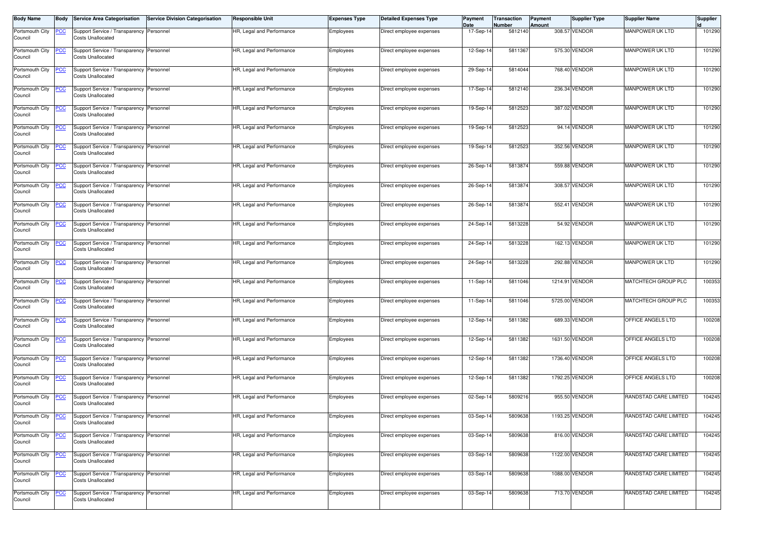| Body Name | Body | Service Area Categorisation | Service Division Categorisation | Responsible Unit | Expenses Type | Detailed Expenses Type | Payment Date | Transaction Number | Payment Amount | Supplier Type | Supplier Name | Supplier Id |
|---|---|---|---|---|---|---|---|---|---|---|---|---|
| Portsmouth City Council | PCC | Support Service / Transparency Costs Unallocated | Personnel | HR, Legal and Performance | Employees | Direct employee expenses | 17-Sep-14 | 5812140 | 308.57 | VENDOR | MANPOWER UK LTD | 101290 |
| Portsmouth City Council | PCC | Support Service / Transparency Costs Unallocated | Personnel | HR, Legal and Performance | Employees | Direct employee expenses | 12-Sep-14 | 5811367 | 575.30 | VENDOR | MANPOWER UK LTD | 101290 |
| Portsmouth City Council | PCC | Support Service / Transparency Costs Unallocated | Personnel | HR, Legal and Performance | Employees | Direct employee expenses | 29-Sep-14 | 5814044 | 768.40 | VENDOR | MANPOWER UK LTD | 101290 |
| Portsmouth City Council | PCC | Support Service / Transparency Costs Unallocated | Personnel | HR, Legal and Performance | Employees | Direct employee expenses | 17-Sep-14 | 5812140 | 236.34 | VENDOR | MANPOWER UK LTD | 101290 |
| Portsmouth City Council | PCC | Support Service / Transparency Costs Unallocated | Personnel | HR, Legal and Performance | Employees | Direct employee expenses | 19-Sep-14 | 5812523 | 387.02 | VENDOR | MANPOWER UK LTD | 101290 |
| Portsmouth City Council | PCC | Support Service / Transparency Costs Unallocated | Personnel | HR, Legal and Performance | Employees | Direct employee expenses | 19-Sep-14 | 5812523 | 94.14 | VENDOR | MANPOWER UK LTD | 101290 |
| Portsmouth City Council | PCC | Support Service / Transparency Costs Unallocated | Personnel | HR, Legal and Performance | Employees | Direct employee expenses | 19-Sep-14 | 5812523 | 352.56 | VENDOR | MANPOWER UK LTD | 101290 |
| Portsmouth City Council | PCC | Support Service / Transparency Costs Unallocated | Personnel | HR, Legal and Performance | Employees | Direct employee expenses | 26-Sep-14 | 5813874 | 559.88 | VENDOR | MANPOWER UK LTD | 101290 |
| Portsmouth City Council | PCC | Support Service / Transparency Costs Unallocated | Personnel | HR, Legal and Performance | Employees | Direct employee expenses | 26-Sep-14 | 5813874 | 308.57 | VENDOR | MANPOWER UK LTD | 101290 |
| Portsmouth City Council | PCC | Support Service / Transparency Costs Unallocated | Personnel | HR, Legal and Performance | Employees | Direct employee expenses | 26-Sep-14 | 5813874 | 552.41 | VENDOR | MANPOWER UK LTD | 101290 |
| Portsmouth City Council | PCC | Support Service / Transparency Costs Unallocated | Personnel | HR, Legal and Performance | Employees | Direct employee expenses | 24-Sep-14 | 5813228 | 54.92 | VENDOR | MANPOWER UK LTD | 101290 |
| Portsmouth City Council | PCC | Support Service / Transparency Costs Unallocated | Personnel | HR, Legal and Performance | Employees | Direct employee expenses | 24-Sep-14 | 5813228 | 162.13 | VENDOR | MANPOWER UK LTD | 101290 |
| Portsmouth City Council | PCC | Support Service / Transparency Costs Unallocated | Personnel | HR, Legal and Performance | Employees | Direct employee expenses | 24-Sep-14 | 5813228 | 292.88 | VENDOR | MANPOWER UK LTD | 101290 |
| Portsmouth City Council | PCC | Support Service / Transparency Costs Unallocated | Personnel | HR, Legal and Performance | Employees | Direct employee expenses | 11-Sep-14 | 5811046 | 1214.91 | VENDOR | MATCHTECH GROUP PLC | 100353 |
| Portsmouth City Council | PCC | Support Service / Transparency Costs Unallocated | Personnel | HR, Legal and Performance | Employees | Direct employee expenses | 11-Sep-14 | 5811046 | 5725.00 | VENDOR | MATCHTECH GROUP PLC | 100353 |
| Portsmouth City Council | PCC | Support Service / Transparency Costs Unallocated | Personnel | HR, Legal and Performance | Employees | Direct employee expenses | 12-Sep-14 | 5811382 | 689.33 | VENDOR | OFFICE ANGELS LTD | 100208 |
| Portsmouth City Council | PCC | Support Service / Transparency Costs Unallocated | Personnel | HR, Legal and Performance | Employees | Direct employee expenses | 12-Sep-14 | 5811382 | 1631.50 | VENDOR | OFFICE ANGELS LTD | 100208 |
| Portsmouth City Council | PCC | Support Service / Transparency Costs Unallocated | Personnel | HR, Legal and Performance | Employees | Direct employee expenses | 12-Sep-14 | 5811382 | 1736.40 | VENDOR | OFFICE ANGELS LTD | 100208 |
| Portsmouth City Council | PCC | Support Service / Transparency Costs Unallocated | Personnel | HR, Legal and Performance | Employees | Direct employee expenses | 12-Sep-14 | 5811382 | 1792.25 | VENDOR | OFFICE ANGELS LTD | 100208 |
| Portsmouth City Council | PCC | Support Service / Transparency Costs Unallocated | Personnel | HR, Legal and Performance | Employees | Direct employee expenses | 02-Sep-14 | 5809216 | 955.50 | VENDOR | RANDSTAD CARE LIMITED | 104245 |
| Portsmouth City Council | PCC | Support Service / Transparency Costs Unallocated | Personnel | HR, Legal and Performance | Employees | Direct employee expenses | 03-Sep-14 | 5809638 | 1193.25 | VENDOR | RANDSTAD CARE LIMITED | 104245 |
| Portsmouth City Council | PCC | Support Service / Transparency Costs Unallocated | Personnel | HR, Legal and Performance | Employees | Direct employee expenses | 03-Sep-14 | 5809638 | 816.00 | VENDOR | RANDSTAD CARE LIMITED | 104245 |
| Portsmouth City Council | PCC | Support Service / Transparency Costs Unallocated | Personnel | HR, Legal and Performance | Employees | Direct employee expenses | 03-Sep-14 | 5809638 | 1122.00 | VENDOR | RANDSTAD CARE LIMITED | 104245 |
| Portsmouth City Council | PCC | Support Service / Transparency Costs Unallocated | Personnel | HR, Legal and Performance | Employees | Direct employee expenses | 03-Sep-14 | 5809638 | 1088.00 | VENDOR | RANDSTAD CARE LIMITED | 104245 |
| Portsmouth City Council | PCC | Support Service / Transparency Costs Unallocated | Personnel | HR, Legal and Performance | Employees | Direct employee expenses | 03-Sep-14 | 5809638 | 713.70 | VENDOR | RANDSTAD CARE LIMITED | 104245 |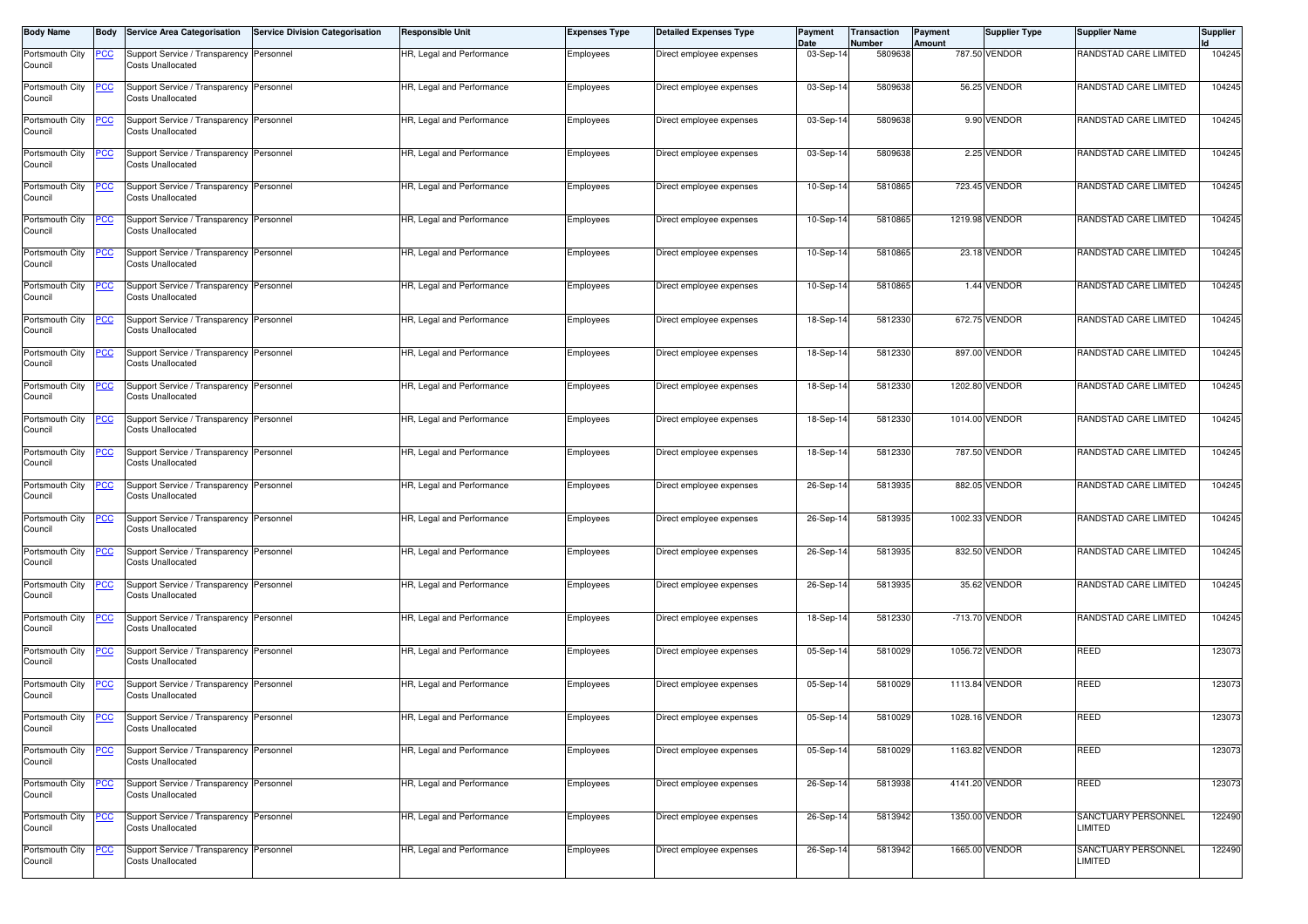| Body Name | Body | Service Area Categorisation | Service Division Categorisation | Responsible Unit | Expenses Type | Detailed Expenses Type | Payment Date | Transaction Number | Payment Amount | Supplier Type | Supplier Name | Supplier Id |
|---|---|---|---|---|---|---|---|---|---|---|---|---|
| Portsmouth City Council | PCC | Support Service / Transparency Costs Unallocated | Personnel | HR, Legal and Performance | Employees | Direct employee expenses | 03-Sep-14 | 5809638 | 787.50 | VENDOR | RANDSTAD CARE LIMITED | 104245 |
| Portsmouth City Council | PCC | Support Service / Transparency Costs Unallocated | Personnel | HR, Legal and Performance | Employees | Direct employee expenses | 03-Sep-14 | 5809638 | 56.25 | VENDOR | RANDSTAD CARE LIMITED | 104245 |
| Portsmouth City Council | PCC | Support Service / Transparency Costs Unallocated | Personnel | HR, Legal and Performance | Employees | Direct employee expenses | 03-Sep-14 | 5809638 | 9.90 | VENDOR | RANDSTAD CARE LIMITED | 104245 |
| Portsmouth City Council | PCC | Support Service / Transparency Costs Unallocated | Personnel | HR, Legal and Performance | Employees | Direct employee expenses | 03-Sep-14 | 5809638 | 2.25 | VENDOR | RANDSTAD CARE LIMITED | 104245 |
| Portsmouth City Council | PCC | Support Service / Transparency Costs Unallocated | Personnel | HR, Legal and Performance | Employees | Direct employee expenses | 10-Sep-14 | 5810865 | 723.45 | VENDOR | RANDSTAD CARE LIMITED | 104245 |
| Portsmouth City Council | PCC | Support Service / Transparency Costs Unallocated | Personnel | HR, Legal and Performance | Employees | Direct employee expenses | 10-Sep-14 | 5810865 | 1219.98 | VENDOR | RANDSTAD CARE LIMITED | 104245 |
| Portsmouth City Council | PCC | Support Service / Transparency Costs Unallocated | Personnel | HR, Legal and Performance | Employees | Direct employee expenses | 10-Sep-14 | 5810865 | 23.18 | VENDOR | RANDSTAD CARE LIMITED | 104245 |
| Portsmouth City Council | PCC | Support Service / Transparency Costs Unallocated | Personnel | HR, Legal and Performance | Employees | Direct employee expenses | 10-Sep-14 | 5810865 | 1.44 | VENDOR | RANDSTAD CARE LIMITED | 104245 |
| Portsmouth City Council | PCC | Support Service / Transparency Costs Unallocated | Personnel | HR, Legal and Performance | Employees | Direct employee expenses | 18-Sep-14 | 5812330 | 672.75 | VENDOR | RANDSTAD CARE LIMITED | 104245 |
| Portsmouth City Council | PCC | Support Service / Transparency Costs Unallocated | Personnel | HR, Legal and Performance | Employees | Direct employee expenses | 18-Sep-14 | 5812330 | 897.00 | VENDOR | RANDSTAD CARE LIMITED | 104245 |
| Portsmouth City Council | PCC | Support Service / Transparency Costs Unallocated | Personnel | HR, Legal and Performance | Employees | Direct employee expenses | 18-Sep-14 | 5812330 | 1202.80 | VENDOR | RANDSTAD CARE LIMITED | 104245 |
| Portsmouth City Council | PCC | Support Service / Transparency Costs Unallocated | Personnel | HR, Legal and Performance | Employees | Direct employee expenses | 18-Sep-14 | 5812330 | 1014.00 | VENDOR | RANDSTAD CARE LIMITED | 104245 |
| Portsmouth City Council | PCC | Support Service / Transparency Costs Unallocated | Personnel | HR, Legal and Performance | Employees | Direct employee expenses | 18-Sep-14 | 5812330 | 787.50 | VENDOR | RANDSTAD CARE LIMITED | 104245 |
| Portsmouth City Council | PCC | Support Service / Transparency Costs Unallocated | Personnel | HR, Legal and Performance | Employees | Direct employee expenses | 26-Sep-14 | 5813935 | 882.05 | VENDOR | RANDSTAD CARE LIMITED | 104245 |
| Portsmouth City Council | PCC | Support Service / Transparency Costs Unallocated | Personnel | HR, Legal and Performance | Employees | Direct employee expenses | 26-Sep-14 | 5813935 | 1002.33 | VENDOR | RANDSTAD CARE LIMITED | 104245 |
| Portsmouth City Council | PCC | Support Service / Transparency Costs Unallocated | Personnel | HR, Legal and Performance | Employees | Direct employee expenses | 26-Sep-14 | 5813935 | 832.50 | VENDOR | RANDSTAD CARE LIMITED | 104245 |
| Portsmouth City Council | PCC | Support Service / Transparency Costs Unallocated | Personnel | HR, Legal and Performance | Employees | Direct employee expenses | 26-Sep-14 | 5813935 | 35.62 | VENDOR | RANDSTAD CARE LIMITED | 104245 |
| Portsmouth City Council | PCC | Support Service / Transparency Costs Unallocated | Personnel | HR, Legal and Performance | Employees | Direct employee expenses | 18-Sep-14 | 5812330 | -713.70 | VENDOR | RANDSTAD CARE LIMITED | 104245 |
| Portsmouth City Council | PCC | Support Service / Transparency Costs Unallocated | Personnel | HR, Legal and Performance | Employees | Direct employee expenses | 05-Sep-14 | 5810029 | 1056.72 | VENDOR | REED | 123073 |
| Portsmouth City Council | PCC | Support Service / Transparency Costs Unallocated | Personnel | HR, Legal and Performance | Employees | Direct employee expenses | 05-Sep-14 | 5810029 | 1113.84 | VENDOR | REED | 123073 |
| Portsmouth City Council | PCC | Support Service / Transparency Costs Unallocated | Personnel | HR, Legal and Performance | Employees | Direct employee expenses | 05-Sep-14 | 5810029 | 1028.16 | VENDOR | REED | 123073 |
| Portsmouth City Council | PCC | Support Service / Transparency Costs Unallocated | Personnel | HR, Legal and Performance | Employees | Direct employee expenses | 05-Sep-14 | 5810029 | 1163.82 | VENDOR | REED | 123073 |
| Portsmouth City Council | PCC | Support Service / Transparency Costs Unallocated | Personnel | HR, Legal and Performance | Employees | Direct employee expenses | 26-Sep-14 | 5813938 | 4141.20 | VENDOR | REED | 123073 |
| Portsmouth City Council | PCC | Support Service / Transparency Costs Unallocated | Personnel | HR, Legal and Performance | Employees | Direct employee expenses | 26-Sep-14 | 5813942 | 1350.00 | VENDOR | SANCTUARY PERSONNEL LIMITED | 122490 |
| Portsmouth City Council | PCC | Support Service / Transparency Costs Unallocated | Personnel | HR, Legal and Performance | Employees | Direct employee expenses | 26-Sep-14 | 5813942 | 1665.00 | VENDOR | SANCTUARY PERSONNEL LIMITED | 122490 |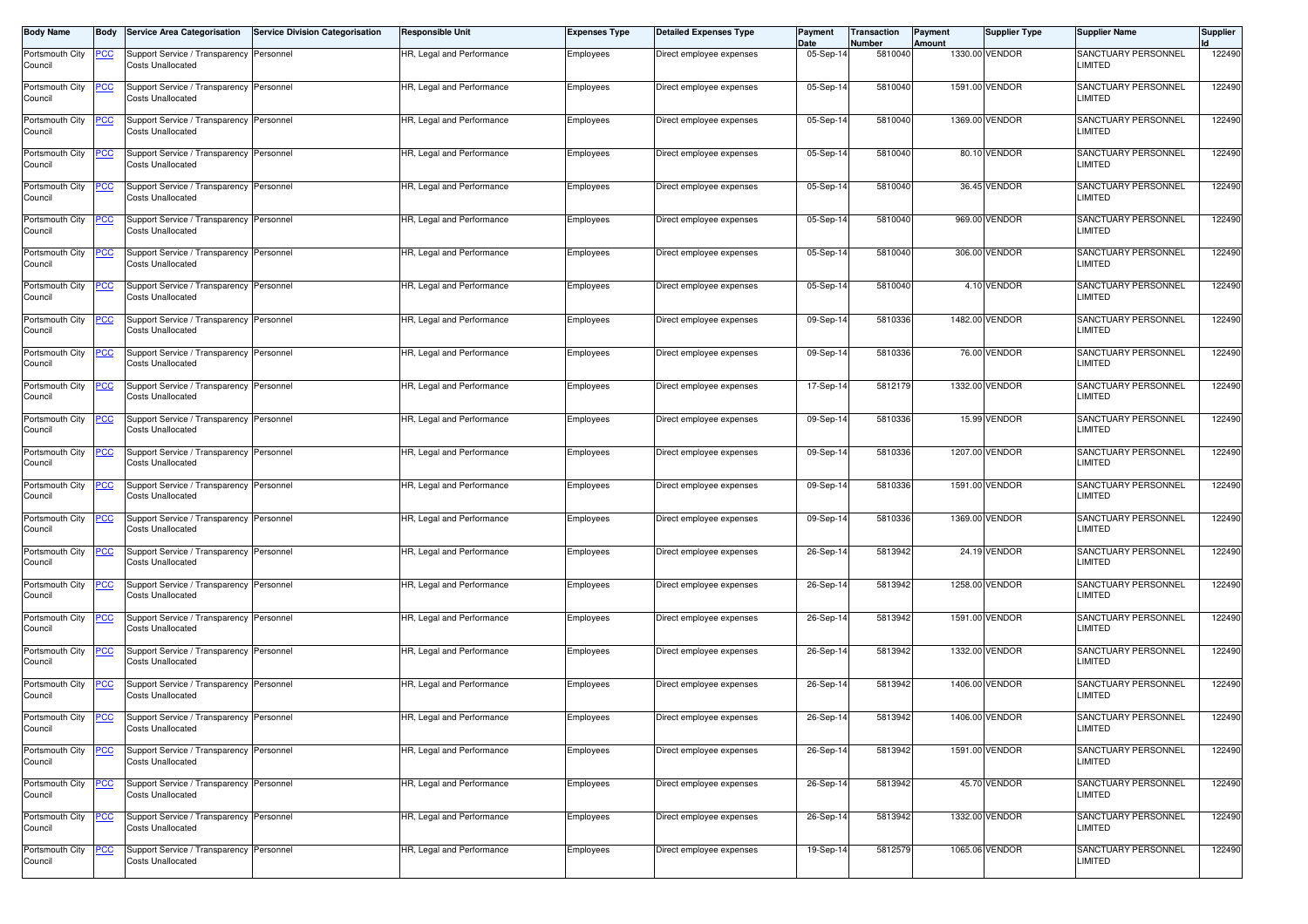| Body Name | Body | Service Area Categorisation | Service Division Categorisation | Responsible Unit | Expenses Type | Detailed Expenses Type | Payment Date | Transaction Number | Payment Amount | Supplier Type | Supplier Name | Supplier Id |
|---|---|---|---|---|---|---|---|---|---|---|---|---|
| Portsmouth City Council | PCC | Support Service / Transparency Costs Unallocated | Personnel | HR, Legal and Performance | Employees | Direct employee expenses | 05-Sep-14 | 5810040 | 1330.00 | VENDOR | SANCTUARY PERSONNEL LIMITED | 122490 |
| Portsmouth City Council | PCC | Support Service / Transparency Costs Unallocated | Personnel | HR, Legal and Performance | Employees | Direct employee expenses | 05-Sep-14 | 5810040 | 1591.00 | VENDOR | SANCTUARY PERSONNEL LIMITED | 122490 |
| Portsmouth City Council | PCC | Support Service / Transparency Costs Unallocated | Personnel | HR, Legal and Performance | Employees | Direct employee expenses | 05-Sep-14 | 5810040 | 1369.00 | VENDOR | SANCTUARY PERSONNEL LIMITED | 122490 |
| Portsmouth City Council | PCC | Support Service / Transparency Costs Unallocated | Personnel | HR, Legal and Performance | Employees | Direct employee expenses | 05-Sep-14 | 5810040 | 80.10 | VENDOR | SANCTUARY PERSONNEL LIMITED | 122490 |
| Portsmouth City Council | PCC | Support Service / Transparency Costs Unallocated | Personnel | HR, Legal and Performance | Employees | Direct employee expenses | 05-Sep-14 | 5810040 | 36.45 | VENDOR | SANCTUARY PERSONNEL LIMITED | 122490 |
| Portsmouth City Council | PCC | Support Service / Transparency Costs Unallocated | Personnel | HR, Legal and Performance | Employees | Direct employee expenses | 05-Sep-14 | 5810040 | 969.00 | VENDOR | SANCTUARY PERSONNEL LIMITED | 122490 |
| Portsmouth City Council | PCC | Support Service / Transparency Costs Unallocated | Personnel | HR, Legal and Performance | Employees | Direct employee expenses | 05-Sep-14 | 5810040 | 306.00 | VENDOR | SANCTUARY PERSONNEL LIMITED | 122490 |
| Portsmouth City Council | PCC | Support Service / Transparency Costs Unallocated | Personnel | HR, Legal and Performance | Employees | Direct employee expenses | 05-Sep-14 | 5810040 | 4.10 | VENDOR | SANCTUARY PERSONNEL LIMITED | 122490 |
| Portsmouth City Council | PCC | Support Service / Transparency Costs Unallocated | Personnel | HR, Legal and Performance | Employees | Direct employee expenses | 09-Sep-14 | 5810336 | 1482.00 | VENDOR | SANCTUARY PERSONNEL LIMITED | 122490 |
| Portsmouth City Council | PCC | Support Service / Transparency Costs Unallocated | Personnel | HR, Legal and Performance | Employees | Direct employee expenses | 09-Sep-14 | 5810336 | 76.00 | VENDOR | SANCTUARY PERSONNEL LIMITED | 122490 |
| Portsmouth City Council | PCC | Support Service / Transparency Costs Unallocated | Personnel | HR, Legal and Performance | Employees | Direct employee expenses | 17-Sep-14 | 5812179 | 1332.00 | VENDOR | SANCTUARY PERSONNEL LIMITED | 122490 |
| Portsmouth City Council | PCC | Support Service / Transparency Costs Unallocated | Personnel | HR, Legal and Performance | Employees | Direct employee expenses | 09-Sep-14 | 5810336 | 15.99 | VENDOR | SANCTUARY PERSONNEL LIMITED | 122490 |
| Portsmouth City Council | PCC | Support Service / Transparency Costs Unallocated | Personnel | HR, Legal and Performance | Employees | Direct employee expenses | 09-Sep-14 | 5810336 | 1207.00 | VENDOR | SANCTUARY PERSONNEL LIMITED | 122490 |
| Portsmouth City Council | PCC | Support Service / Transparency Costs Unallocated | Personnel | HR, Legal and Performance | Employees | Direct employee expenses | 09-Sep-14 | 5810336 | 1591.00 | VENDOR | SANCTUARY PERSONNEL LIMITED | 122490 |
| Portsmouth City Council | PCC | Support Service / Transparency Costs Unallocated | Personnel | HR, Legal and Performance | Employees | Direct employee expenses | 09-Sep-14 | 5810336 | 1369.00 | VENDOR | SANCTUARY PERSONNEL LIMITED | 122490 |
| Portsmouth City Council | PCC | Support Service / Transparency Costs Unallocated | Personnel | HR, Legal and Performance | Employees | Direct employee expenses | 26-Sep-14 | 5813942 | 24.19 | VENDOR | SANCTUARY PERSONNEL LIMITED | 122490 |
| Portsmouth City Council | PCC | Support Service / Transparency Costs Unallocated | Personnel | HR, Legal and Performance | Employees | Direct employee expenses | 26-Sep-14 | 5813942 | 1258.00 | VENDOR | SANCTUARY PERSONNEL LIMITED | 122490 |
| Portsmouth City Council | PCC | Support Service / Transparency Costs Unallocated | Personnel | HR, Legal and Performance | Employees | Direct employee expenses | 26-Sep-14 | 5813942 | 1591.00 | VENDOR | SANCTUARY PERSONNEL LIMITED | 122490 |
| Portsmouth City Council | PCC | Support Service / Transparency Costs Unallocated | Personnel | HR, Legal and Performance | Employees | Direct employee expenses | 26-Sep-14 | 5813942 | 1332.00 | VENDOR | SANCTUARY PERSONNEL LIMITED | 122490 |
| Portsmouth City Council | PCC | Support Service / Transparency Costs Unallocated | Personnel | HR, Legal and Performance | Employees | Direct employee expenses | 26-Sep-14 | 5813942 | 1406.00 | VENDOR | SANCTUARY PERSONNEL LIMITED | 122490 |
| Portsmouth City Council | PCC | Support Service / Transparency Costs Unallocated | Personnel | HR, Legal and Performance | Employees | Direct employee expenses | 26-Sep-14 | 5813942 | 1406.00 | VENDOR | SANCTUARY PERSONNEL LIMITED | 122490 |
| Portsmouth City Council | PCC | Support Service / Transparency Costs Unallocated | Personnel | HR, Legal and Performance | Employees | Direct employee expenses | 26-Sep-14 | 5813942 | 1591.00 | VENDOR | SANCTUARY PERSONNEL LIMITED | 122490 |
| Portsmouth City Council | PCC | Support Service / Transparency Costs Unallocated | Personnel | HR, Legal and Performance | Employees | Direct employee expenses | 26-Sep-14 | 5813942 | 45.70 | VENDOR | SANCTUARY PERSONNEL LIMITED | 122490 |
| Portsmouth City Council | PCC | Support Service / Transparency Costs Unallocated | Personnel | HR, Legal and Performance | Employees | Direct employee expenses | 26-Sep-14 | 5813942 | 1332.00 | VENDOR | SANCTUARY PERSONNEL LIMITED | 122490 |
| Portsmouth City Council | PCC | Support Service / Transparency Costs Unallocated | Personnel | HR, Legal and Performance | Employees | Direct employee expenses | 19-Sep-14 | 5812579 | 1065.06 | VENDOR | SANCTUARY PERSONNEL LIMITED | 122490 |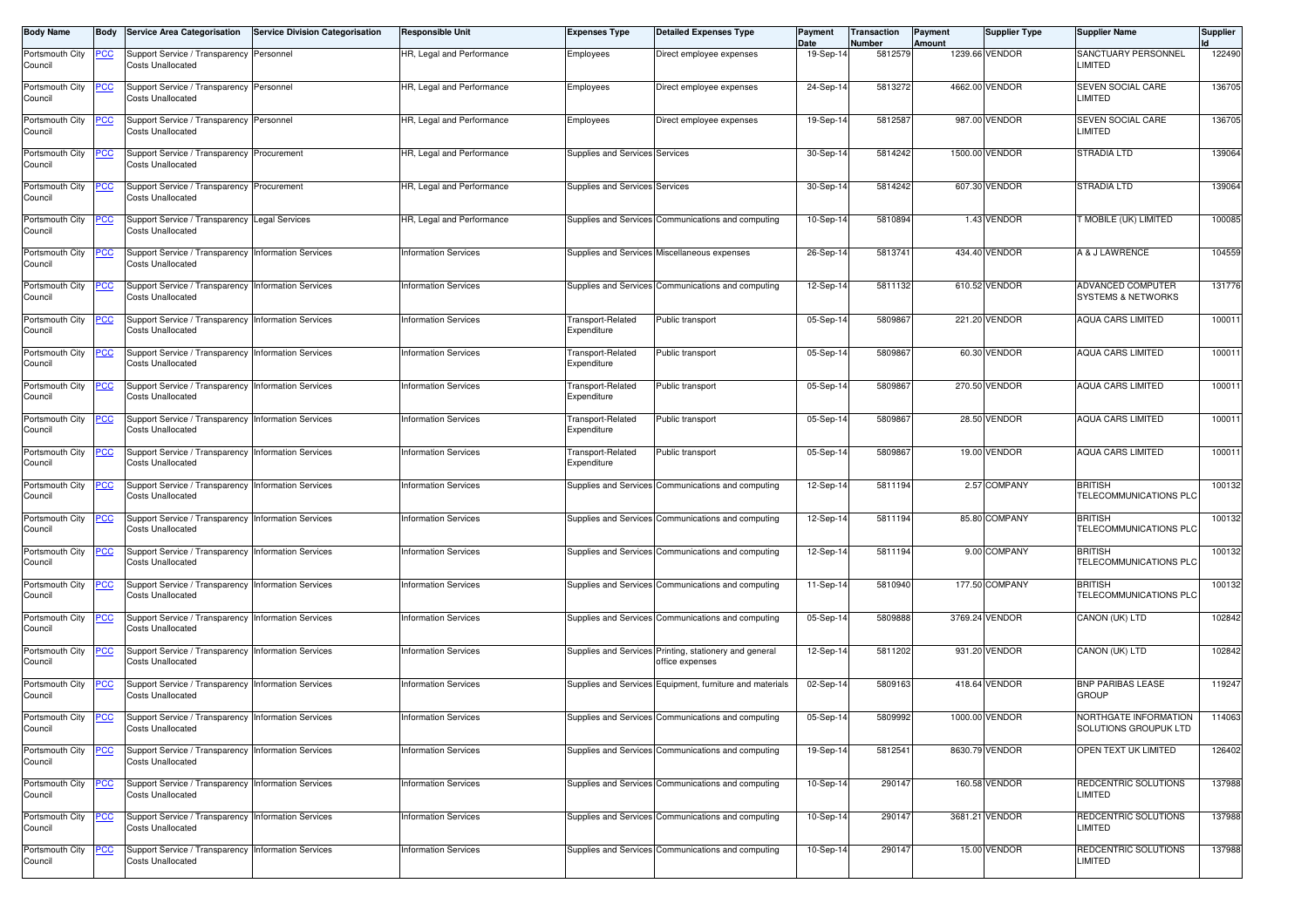| Body Name | Body | Service Area Categorisation | Service Division Categorisation | Responsible Unit | Expenses Type | Detailed Expenses Type | Payment Date | Transaction Number | Payment Amount | Supplier Type | Supplier Name | Supplier Id |
|---|---|---|---|---|---|---|---|---|---|---|---|---|
| Portsmouth City Council | PCC | Support Service / Transparency Costs Unallocated | Personnel | HR, Legal and Performance | Employees | Direct employee expenses | 19-Sep-14 | 5812579 | 1239.66 | VENDOR | SANCTUARY PERSONNEL LIMITED | 122490 |
| Portsmouth City Council | PCC | Support Service / Transparency Costs Unallocated | Personnel | HR, Legal and Performance | Employees | Direct employee expenses | 24-Sep-14 | 5813272 | 4662.00 | VENDOR | SEVEN SOCIAL CARE LIMITED | 136705 |
| Portsmouth City Council | PCC | Support Service / Transparency Costs Unallocated | Personnel | HR, Legal and Performance | Employees | Direct employee expenses | 19-Sep-14 | 5812587 | 987.00 | VENDOR | SEVEN SOCIAL CARE LIMITED | 136705 |
| Portsmouth City Council | PCC | Support Service / Transparency Costs Unallocated | Procurement | HR, Legal and Performance | Supplies and Services | Services | 30-Sep-14 | 5814242 | 1500.00 | VENDOR | STRADIA LTD | 139064 |
| Portsmouth City Council | PCC | Support Service / Transparency Costs Unallocated | Procurement | HR, Legal and Performance | Supplies and Services | Services | 30-Sep-14 | 5814242 | 607.30 | VENDOR | STRADIA LTD | 139064 |
| Portsmouth City Council | PCC | Support Service / Transparency Costs Unallocated | Legal Services | HR, Legal and Performance | Supplies and Services | Communications and computing | 10-Sep-14 | 5810894 | 1.43 | VENDOR | T MOBILE (UK) LIMITED | 100085 |
| Portsmouth City Council | PCC | Support Service / Transparency Costs Unallocated | Information Services | Information Services | Supplies and Services | Miscellaneous expenses | 26-Sep-14 | 5813741 | 434.40 | VENDOR | A & J LAWRENCE | 104559 |
| Portsmouth City Council | PCC | Support Service / Transparency Costs Unallocated | Information Services | Information Services | Supplies and Services | Communications and computing | 12-Sep-14 | 5811132 | 610.52 | VENDOR | ADVANCED COMPUTER SYSTEMS & NETWORKS | 131776 |
| Portsmouth City Council | PCC | Support Service / Transparency Costs Unallocated | Information Services | Information Services | Transport-Related Expenditure | Public transport | 05-Sep-14 | 5809867 | 221.20 | VENDOR | AQUA CARS LIMITED | 100011 |
| Portsmouth City Council | PCC | Support Service / Transparency Costs Unallocated | Information Services | Information Services | Transport-Related Expenditure | Public transport | 05-Sep-14 | 5809867 | 60.30 | VENDOR | AQUA CARS LIMITED | 100011 |
| Portsmouth City Council | PCC | Support Service / Transparency Costs Unallocated | Information Services | Information Services | Transport-Related Expenditure | Public transport | 05-Sep-14 | 5809867 | 270.50 | VENDOR | AQUA CARS LIMITED | 100011 |
| Portsmouth City Council | PCC | Support Service / Transparency Costs Unallocated | Information Services | Information Services | Transport-Related Expenditure | Public transport | 05-Sep-14 | 5809867 | 28.50 | VENDOR | AQUA CARS LIMITED | 100011 |
| Portsmouth City Council | PCC | Support Service / Transparency Costs Unallocated | Information Services | Information Services | Transport-Related Expenditure | Public transport | 05-Sep-14 | 5809867 | 19.00 | VENDOR | AQUA CARS LIMITED | 100011 |
| Portsmouth City Council | PCC | Support Service / Transparency Costs Unallocated | Information Services | Information Services | Supplies and Services | Communications and computing | 12-Sep-14 | 5811194 | 2.57 | COMPANY | BRITISH TELECOMMUNICATIONS PLC | 100132 |
| Portsmouth City Council | PCC | Support Service / Transparency Costs Unallocated | Information Services | Information Services | Supplies and Services | Communications and computing | 12-Sep-14 | 5811194 | 85.80 | COMPANY | BRITISH TELECOMMUNICATIONS PLC | 100132 |
| Portsmouth City Council | PCC | Support Service / Transparency Costs Unallocated | Information Services | Information Services | Supplies and Services | Communications and computing | 12-Sep-14 | 5811194 | 9.00 | COMPANY | BRITISH TELECOMMUNICATIONS PLC | 100132 |
| Portsmouth City Council | PCC | Support Service / Transparency Costs Unallocated | Information Services | Information Services | Supplies and Services | Communications and computing | 11-Sep-14 | 5810940 | 177.50 | COMPANY | BRITISH TELECOMMUNICATIONS PLC | 100132 |
| Portsmouth City Council | PCC | Support Service / Transparency Costs Unallocated | Information Services | Information Services | Supplies and Services | Communications and computing | 05-Sep-14 | 5809888 | 3769.24 | VENDOR | CANON (UK) LTD | 102842 |
| Portsmouth City Council | PCC | Support Service / Transparency Costs Unallocated | Information Services | Information Services | Supplies and Services | Printing, stationery and general office expenses | 12-Sep-14 | 5811202 | 931.20 | VENDOR | CANON (UK) LTD | 102842 |
| Portsmouth City Council | PCC | Support Service / Transparency Costs Unallocated | Information Services | Information Services | Supplies and Services | Equipment, furniture and materials | 02-Sep-14 | 5809163 | 418.64 | VENDOR | BNP PARIBAS LEASE GROUP | 119247 |
| Portsmouth City Council | PCC | Support Service / Transparency Costs Unallocated | Information Services | Information Services | Supplies and Services | Communications and computing | 05-Sep-14 | 5809992 | 1000.00 | VENDOR | NORTHGATE INFORMATION SOLUTIONS GROUPUK LTD | 114063 |
| Portsmouth City Council | PCC | Support Service / Transparency Costs Unallocated | Information Services | Information Services | Supplies and Services | Communications and computing | 19-Sep-14 | 5812541 | 8630.79 | VENDOR | OPEN TEXT UK LIMITED | 126402 |
| Portsmouth City Council | PCC | Support Service / Transparency Costs Unallocated | Information Services | Information Services | Supplies and Services | Communications and computing | 10-Sep-14 | 290147 | 160.58 | VENDOR | REDCENTRIC SOLUTIONS LIMITED | 137988 |
| Portsmouth City Council | PCC | Support Service / Transparency Costs Unallocated | Information Services | Information Services | Supplies and Services | Communications and computing | 10-Sep-14 | 290147 | 3681.21 | VENDOR | REDCENTRIC SOLUTIONS LIMITED | 137988 |
| Portsmouth City Council | PCC | Support Service / Transparency Costs Unallocated | Information Services | Information Services | Supplies and Services | Communications and computing | 10-Sep-14 | 290147 | 15.00 | VENDOR | REDCENTRIC SOLUTIONS LIMITED | 137988 |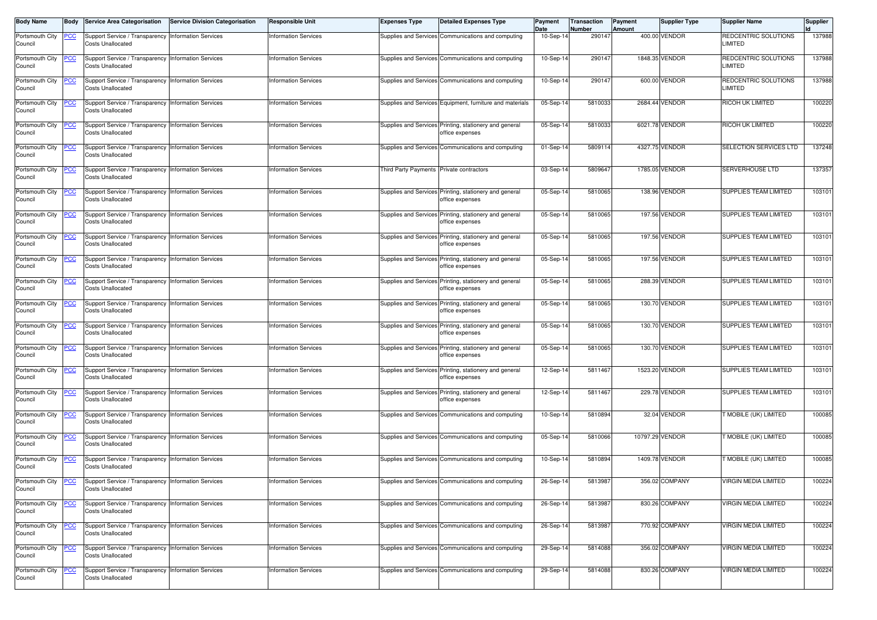| Body Name | Body | Service Area Categorisation | Service Division Categorisation | Responsible Unit | Expenses Type | Detailed Expenses Type | Payment Date | Transaction Number | Payment Amount | Supplier Type | Supplier Name | Supplier Id |
|---|---|---|---|---|---|---|---|---|---|---|---|---|
| Portsmouth City Council | PCC | Support Service / Transparency Costs Unallocated | Information Services | Information Services | Supplies and Services | Communications and computing | 10-Sep-14 | 290147 | 400.00 | VENDOR | REDCENTRIC SOLUTIONS LIMITED | 137988 |
| Portsmouth City Council | PCC | Support Service / Transparency Costs Unallocated | Information Services | Information Services | Supplies and Services | Communications and computing | 10-Sep-14 | 290147 | 1848.35 | VENDOR | REDCENTRIC SOLUTIONS LIMITED | 137988 |
| Portsmouth City Council | PCC | Support Service / Transparency Costs Unallocated | Information Services | Information Services | Supplies and Services | Communications and computing | 10-Sep-14 | 290147 | 600.00 | VENDOR | REDCENTRIC SOLUTIONS LIMITED | 137988 |
| Portsmouth City Council | PCC | Support Service / Transparency Costs Unallocated | Information Services | Information Services | Supplies and Services | Equipment, furniture and materials | 05-Sep-14 | 5810033 | 2684.44 | VENDOR | RICOH UK LIMITED | 100220 |
| Portsmouth City Council | PCC | Support Service / Transparency Costs Unallocated | Information Services | Information Services | Supplies and Services | Printing, stationery and general office expenses | 05-Sep-14 | 5810033 | 6021.78 | VENDOR | RICOH UK LIMITED | 100220 |
| Portsmouth City Council | PCC | Support Service / Transparency Costs Unallocated | Information Services | Information Services | Supplies and Services | Communications and computing | 01-Sep-14 | 5809114 | 4327.75 | VENDOR | SELECTION SERVICES LTD | 137248 |
| Portsmouth City Council | PCC | Support Service / Transparency Costs Unallocated | Information Services | Information Services | Third Party Payments | Private contractors | 03-Sep-14 | 5809647 | 1785.05 | VENDOR | SERVERHOUSE LTD | 137357 |
| Portsmouth City Council | PCC | Support Service / Transparency Costs Unallocated | Information Services | Information Services | Supplies and Services | Printing, stationery and general office expenses | 05-Sep-14 | 5810065 | 138.96 | VENDOR | SUPPLIES TEAM LIMITED | 103101 |
| Portsmouth City Council | PCC | Support Service / Transparency Costs Unallocated | Information Services | Information Services | Supplies and Services | Printing, stationery and general office expenses | 05-Sep-14 | 5810065 | 197.56 | VENDOR | SUPPLIES TEAM LIMITED | 103101 |
| Portsmouth City Council | PCC | Support Service / Transparency Costs Unallocated | Information Services | Information Services | Supplies and Services | Printing, stationery and general office expenses | 05-Sep-14 | 5810065 | 197.56 | VENDOR | SUPPLIES TEAM LIMITED | 103101 |
| Portsmouth City Council | PCC | Support Service / Transparency Costs Unallocated | Information Services | Information Services | Supplies and Services | Printing, stationery and general office expenses | 05-Sep-14 | 5810065 | 197.56 | VENDOR | SUPPLIES TEAM LIMITED | 103101 |
| Portsmouth City Council | PCC | Support Service / Transparency Costs Unallocated | Information Services | Information Services | Supplies and Services | Printing, stationery and general office expenses | 05-Sep-14 | 5810065 | 288.39 | VENDOR | SUPPLIES TEAM LIMITED | 103101 |
| Portsmouth City Council | PCC | Support Service / Transparency Costs Unallocated | Information Services | Information Services | Supplies and Services | Printing, stationery and general office expenses | 05-Sep-14 | 5810065 | 130.70 | VENDOR | SUPPLIES TEAM LIMITED | 103101 |
| Portsmouth City Council | PCC | Support Service / Transparency Costs Unallocated | Information Services | Information Services | Supplies and Services | Printing, stationery and general office expenses | 05-Sep-14 | 5810065 | 130.70 | VENDOR | SUPPLIES TEAM LIMITED | 103101 |
| Portsmouth City Council | PCC | Support Service / Transparency Costs Unallocated | Information Services | Information Services | Supplies and Services | Printing, stationery and general office expenses | 05-Sep-14 | 5810065 | 130.70 | VENDOR | SUPPLIES TEAM LIMITED | 103101 |
| Portsmouth City Council | PCC | Support Service / Transparency Costs Unallocated | Information Services | Information Services | Supplies and Services | Printing, stationery and general office expenses | 12-Sep-14 | 5811467 | 1523.20 | VENDOR | SUPPLIES TEAM LIMITED | 103101 |
| Portsmouth City Council | PCC | Support Service / Transparency Costs Unallocated | Information Services | Information Services | Supplies and Services | Printing, stationery and general office expenses | 12-Sep-14 | 5811467 | 229.78 | VENDOR | SUPPLIES TEAM LIMITED | 103101 |
| Portsmouth City Council | PCC | Support Service / Transparency Costs Unallocated | Information Services | Information Services | Supplies and Services | Communications and computing | 10-Sep-14 | 5810894 | 32.04 | VENDOR | T MOBILE (UK) LIMITED | 100085 |
| Portsmouth City Council | PCC | Support Service / Transparency Costs Unallocated | Information Services | Information Services | Supplies and Services | Communications and computing | 05-Sep-14 | 5810066 | 10797.29 | VENDOR | T MOBILE (UK) LIMITED | 100085 |
| Portsmouth City Council | PCC | Support Service / Transparency Costs Unallocated | Information Services | Information Services | Supplies and Services | Communications and computing | 10-Sep-14 | 5810894 | 1409.78 | VENDOR | T MOBILE (UK) LIMITED | 100085 |
| Portsmouth City Council | PCC | Support Service / Transparency Costs Unallocated | Information Services | Information Services | Supplies and Services | Communications and computing | 26-Sep-14 | 5813987 | 356.02 | COMPANY | VIRGIN MEDIA LIMITED | 100224 |
| Portsmouth City Council | PCC | Support Service / Transparency Costs Unallocated | Information Services | Information Services | Supplies and Services | Communications and computing | 26-Sep-14 | 5813987 | 830.26 | COMPANY | VIRGIN MEDIA LIMITED | 100224 |
| Portsmouth City Council | PCC | Support Service / Transparency Costs Unallocated | Information Services | Information Services | Supplies and Services | Communications and computing | 26-Sep-14 | 5813987 | 770.92 | COMPANY | VIRGIN MEDIA LIMITED | 100224 |
| Portsmouth City Council | PCC | Support Service / Transparency Costs Unallocated | Information Services | Information Services | Supplies and Services | Communications and computing | 29-Sep-14 | 5814088 | 356.02 | COMPANY | VIRGIN MEDIA LIMITED | 100224 |
| Portsmouth City Council | PCC | Support Service / Transparency Costs Unallocated | Information Services | Information Services | Supplies and Services | Communications and computing | 29-Sep-14 | 5814088 | 830.26 | COMPANY | VIRGIN MEDIA LIMITED | 100224 |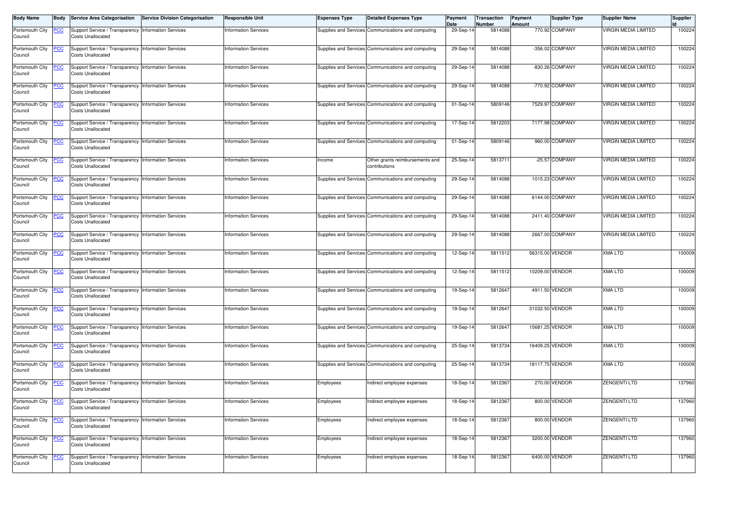| Body Name | Body | Service Area Categorisation | Service Division Categorisation | Responsible Unit | Expenses Type | Detailed Expenses Type | Payment Date | Transaction Number | Payment Amount | Supplier Type | Supplier Name | Supplier Id |
|---|---|---|---|---|---|---|---|---|---|---|---|---|
| Portsmouth City Council | PCC | Support Service / Transparency Costs Unallocated | Information Services | Information Services | Supplies and Services | Communications and computing | 29-Sep-14 | 5814088 | 770.92 | COMPANY | VIRGIN MEDIA LIMITED | 100224 |
| Portsmouth City Council | PCC | Support Service / Transparency Costs Unallocated | Information Services | Information Services | Supplies and Services | Communications and computing | 29-Sep-14 | 5814088 | -356.02 | COMPANY | VIRGIN MEDIA LIMITED | 100224 |
| Portsmouth City Council | PCC | Support Service / Transparency Costs Unallocated | Information Services | Information Services | Supplies and Services | Communications and computing | 29-Sep-14 | 5814088 | -830.26 | COMPANY | VIRGIN MEDIA LIMITED | 100224 |
| Portsmouth City Council | PCC | Support Service / Transparency Costs Unallocated | Information Services | Information Services | Supplies and Services | Communications and computing | 29-Sep-14 | 5814088 | -770.92 | COMPANY | VIRGIN MEDIA LIMITED | 100224 |
| Portsmouth City Council | PCC | Support Service / Transparency Costs Unallocated | Information Services | Information Services | Supplies and Services | Communications and computing | 01-Sep-14 | 5809146 | 7529.97 | COMPANY | VIRGIN MEDIA LIMITED | 100224 |
| Portsmouth City Council | PCC | Support Service / Transparency Costs Unallocated | Information Services | Information Services | Supplies and Services | Communications and computing | 17-Sep-14 | 5812203 | 7177.98 | COMPANY | VIRGIN MEDIA LIMITED | 100224 |
| Portsmouth City Council | PCC | Support Service / Transparency Costs Unallocated | Information Services | Information Services | Supplies and Services | Communications and computing | 01-Sep-14 | 5809146 | 960.00 | COMPANY | VIRGIN MEDIA LIMITED | 100224 |
| Portsmouth City Council | PCC | Support Service / Transparency Costs Unallocated | Information Services | Information Services | Income | Other grants reimbursements and contributions | 25-Sep-14 | 5813711 | -25.57 | COMPANY | VIRGIN MEDIA LIMITED | 100224 |
| Portsmouth City Council | PCC | Support Service / Transparency Costs Unallocated | Information Services | Information Services | Supplies and Services | Communications and computing | 29-Sep-14 | 5814088 | 1015.23 | COMPANY | VIRGIN MEDIA LIMITED | 100224 |
| Portsmouth City Council | PCC | Support Service / Transparency Costs Unallocated | Information Services | Information Services | Supplies and Services | Communications and computing | 29-Sep-14 | 5814088 | 6144.00 | COMPANY | VIRGIN MEDIA LIMITED | 100224 |
| Portsmouth City Council | PCC | Support Service / Transparency Costs Unallocated | Information Services | Information Services | Supplies and Services | Communications and computing | 29-Sep-14 | 5814088 | 2411.40 | COMPANY | VIRGIN MEDIA LIMITED | 100224 |
| Portsmouth City Council | PCC | Support Service / Transparency Costs Unallocated | Information Services | Information Services | Supplies and Services | Communications and computing | 29-Sep-14 | 5814088 | 2667.00 | COMPANY | VIRGIN MEDIA LIMITED | 100224 |
| Portsmouth City Council | PCC | Support Service / Transparency Costs Unallocated | Information Services | Information Services | Supplies and Services | Communications and computing | 12-Sep-14 | 5811512 | 56315.00 | VENDOR | XMA LTD | 100009 |
| Portsmouth City Council | PCC | Support Service / Transparency Costs Unallocated | Information Services | Information Services | Supplies and Services | Communications and computing | 12-Sep-14 | 5811512 | 10209.00 | VENDOR | XMA LTD | 100009 |
| Portsmouth City Council | PCC | Support Service / Transparency Costs Unallocated | Information Services | Information Services | Supplies and Services | Communications and computing | 19-Sep-14 | 5812647 | 4911.50 | VENDOR | XMA LTD | 100009 |
| Portsmouth City Council | PCC | Support Service / Transparency Costs Unallocated | Information Services | Information Services | Supplies and Services | Communications and computing | 19-Sep-14 | 5812647 | 31032.50 | VENDOR | XMA LTD | 100009 |
| Portsmouth City Council | PCC | Support Service / Transparency Costs Unallocated | Information Services | Information Services | Supplies and Services | Communications and computing | 19-Sep-14 | 5812647 | 15681.25 | VENDOR | XMA LTD | 100009 |
| Portsmouth City Council | PCC | Support Service / Transparency Costs Unallocated | Information Services | Information Services | Supplies and Services | Communications and computing | 25-Sep-14 | 5813734 | 16409.25 | VENDOR | XMA LTD | 100009 |
| Portsmouth City Council | PCC | Support Service / Transparency Costs Unallocated | Information Services | Information Services | Supplies and Services | Communications and computing | 25-Sep-14 | 5813734 | 18117.75 | VENDOR | XMA LTD | 100009 |
| Portsmouth City Council | PCC | Support Service / Transparency Costs Unallocated | Information Services | Information Services | Employees | Indirect employee expenses | 18-Sep-14 | 5812367 | 270.00 | VENDOR | ZENGENTI LTD | 137960 |
| Portsmouth City Council | PCC | Support Service / Transparency Costs Unallocated | Information Services | Information Services | Employees | Indirect employee expenses | 18-Sep-14 | 5812367 | 800.00 | VENDOR | ZENGENTI LTD | 137960 |
| Portsmouth City Council | PCC | Support Service / Transparency Costs Unallocated | Information Services | Information Services | Employees | Indirect employee expenses | 18-Sep-14 | 5812367 | 800.00 | VENDOR | ZENGENTI LTD | 137960 |
| Portsmouth City Council | PCC | Support Service / Transparency Costs Unallocated | Information Services | Information Services | Employees | Indirect employee expenses | 18-Sep-14 | 5812367 | 3200.00 | VENDOR | ZENGENTI LTD | 137960 |
| Portsmouth City Council | PCC | Support Service / Transparency Costs Unallocated | Information Services | Information Services | Employees | Indirect employee expenses | 18-Sep-14 | 5812367 | 6400.00 | VENDOR | ZENGENTI LTD | 137960 |